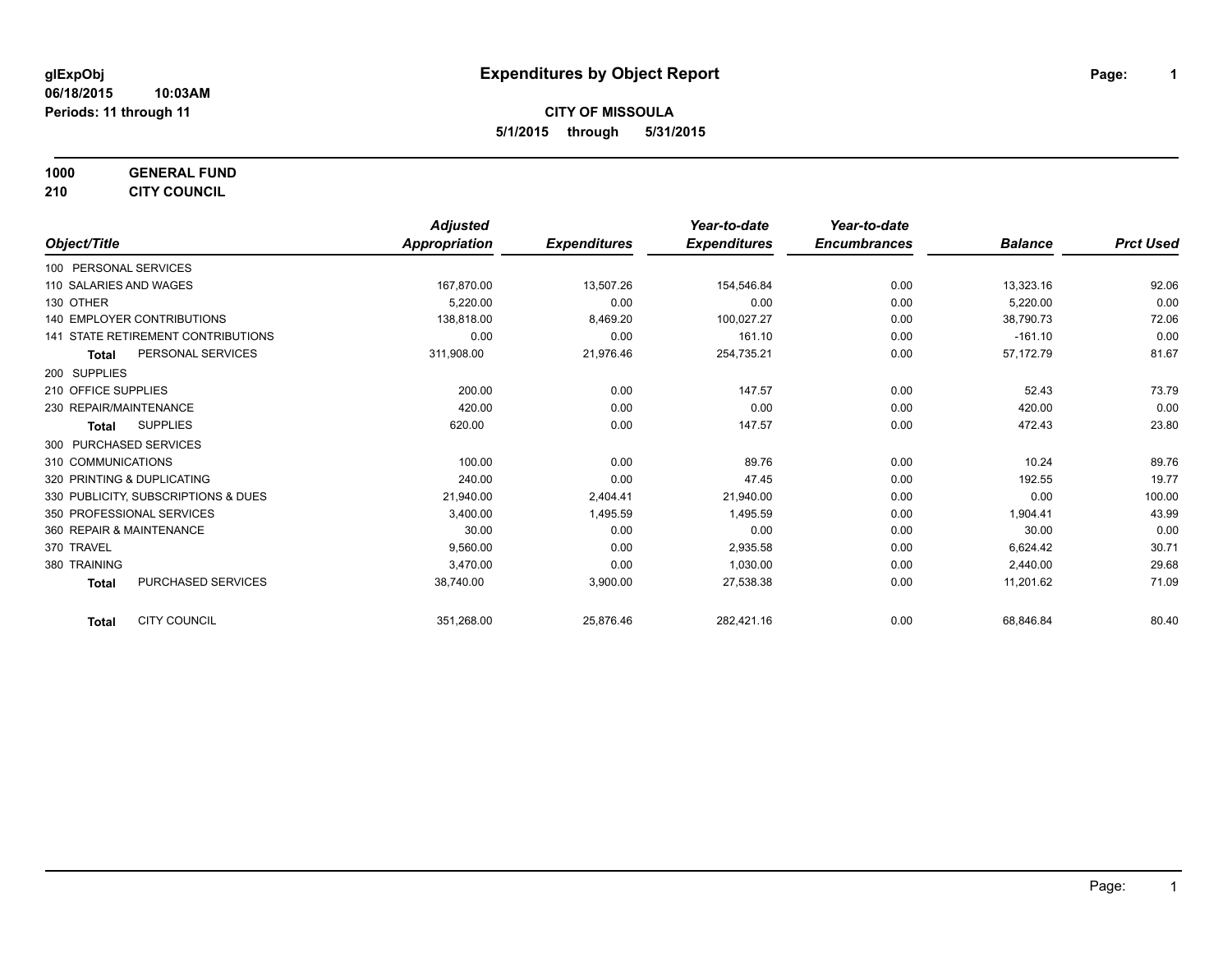**glExpObj** | **Expenditures by Object Report**

**06/18/2015 10:03AM**

**Periods: 11 through 11**

**CITY OF MISSOULA**

**5/1/2015 through 5/31/2015**

**1000 GENERAL FUND**

**210 CITY COUNCIL**

| Object/Title | | Adjusted Appropriation | Expenditures | Year-to-date Expenditures | Year-to-date Encumbrances | Balance | Prct Used |
|---|---|---|---|---|---|---|---|
| 100 PERSONAL SERVICES | | | | | | | |
| 110 SALARIES AND WAGES | | 167,870.00 | 13,507.26 | 154,546.84 | 0.00 | 13,323.16 | 92.06 |
| 130 OTHER | | 5,220.00 | 0.00 | 0.00 | 0.00 | 5,220.00 | 0.00 |
| 140 EMPLOYER CONTRIBUTIONS | | 138,818.00 | 8,469.20 | 100,027.27 | 0.00 | 38,790.73 | 72.06 |
| 141 STATE RETIREMENT CONTRIBUTIONS | | 0.00 | 0.00 | 161.10 | 0.00 | -161.10 | 0.00 |
| **Total** | PERSONAL SERVICES | 311,908.00 | 21,976.46 | 254,735.21 | 0.00 | 57,172.79 | 81.67 |
| 200 SUPPLIES | | | | | | | |
| 210 OFFICE SUPPLIES | | 200.00 | 0.00 | 147.57 | 0.00 | 52.43 | 73.79 |
| 230 REPAIR/MAINTENANCE | | 420.00 | 0.00 | 0.00 | 0.00 | 420.00 | 0.00 |
| **Total** | SUPPLIES | 620.00 | 0.00 | 147.57 | 0.00 | 472.43 | 23.80 |
| 300 PURCHASED SERVICES | | | | | | | |
| 310 COMMUNICATIONS | | 100.00 | 0.00 | 89.76 | 0.00 | 10.24 | 89.76 |
| 320 PRINTING & DUPLICATING | | 240.00 | 0.00 | 47.45 | 0.00 | 192.55 | 19.77 |
| 330 PUBLICITY, SUBSCRIPTIONS & DUES | | 21,940.00 | 2,404.41 | 21,940.00 | 0.00 | 0.00 | 100.00 |
| 350 PROFESSIONAL SERVICES | | 3,400.00 | 1,495.59 | 1,495.59 | 0.00 | 1,904.41 | 43.99 |
| 360 REPAIR & MAINTENANCE | | 30.00 | 0.00 | 0.00 | 0.00 | 30.00 | 0.00 |
| 370 TRAVEL | | 9,560.00 | 0.00 | 2,935.58 | 0.00 | 6,624.42 | 30.71 |
| 380 TRAINING | | 3,470.00 | 0.00 | 1,030.00 | 0.00 | 2,440.00 | 29.68 |
| **Total** | PURCHASED SERVICES | 38,740.00 | 3,900.00 | 27,538.38 | 0.00 | 11,201.62 | 71.09 |
| **Total** | CITY COUNCIL | 351,268.00 | 25,876.46 | 282,421.16 | 0.00 | 68,846.84 | 80.40 |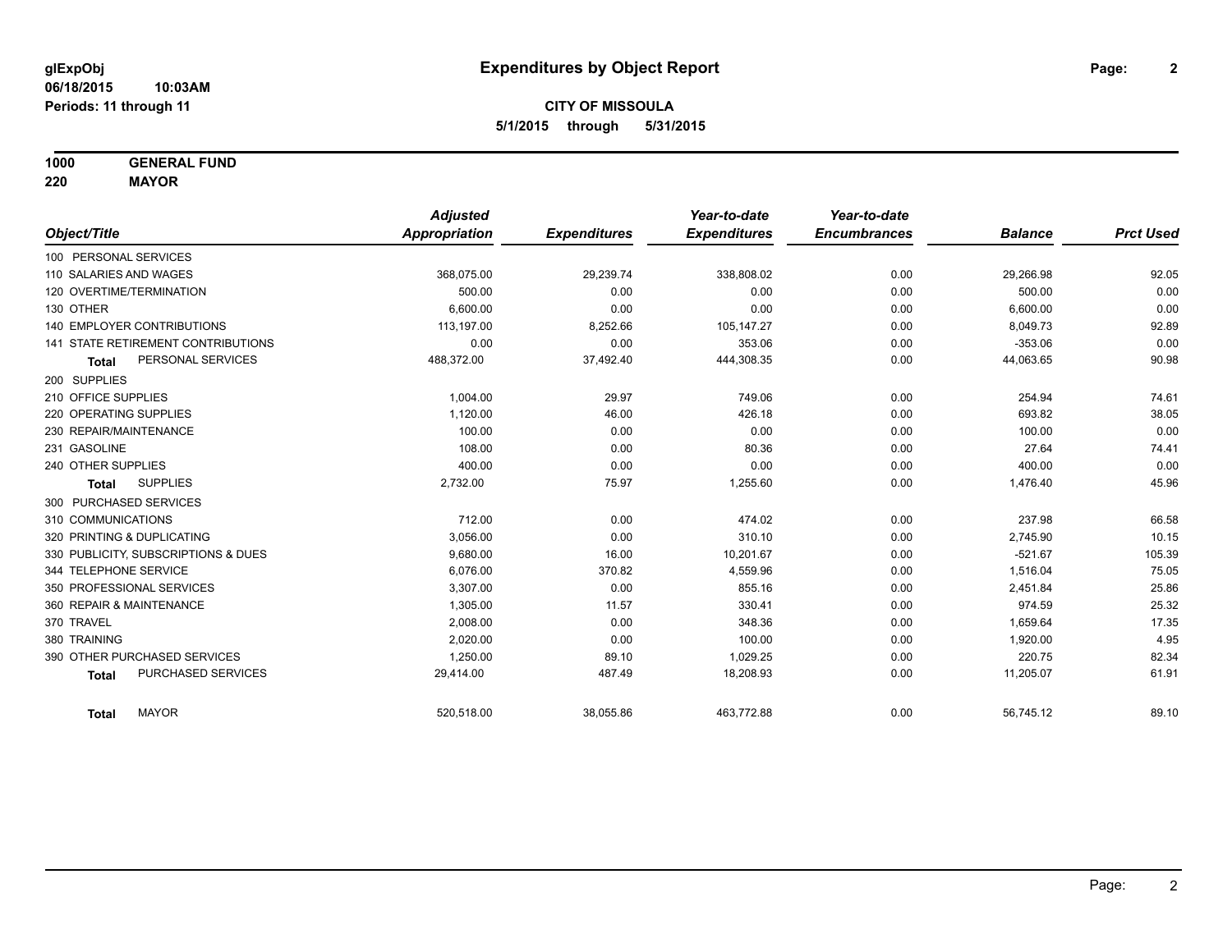# Expenditures by Object Report

glExpObj
06/18/2015 10:03AM
Periods: 11 through 11

**CITY OF MISSOULA**
**5/1/2015 through 5/31/2015**

**1000 GENERAL FUND**
**220 MAYOR**

| Object/Title | Adjusted Appropriation | Expenditures | Year-to-date Expenditures | Year-to-date Encumbrances | Balance | Prct Used |
|---|---|---|---|---|---|---|
| 100 PERSONAL SERVICES | | | | | | |
| 110 SALARIES AND WAGES | 368,075.00 | 29,239.74 | 338,808.02 | 0.00 | 29,266.98 | 92.05 |
| 120 OVERTIME/TERMINATION | 500.00 | 0.00 | 0.00 | 0.00 | 500.00 | 0.00 |
| 130 OTHER | 6,600.00 | 0.00 | 0.00 | 0.00 | 6,600.00 | 0.00 |
| 140 EMPLOYER CONTRIBUTIONS | 113,197.00 | 8,252.66 | 105,147.27 | 0.00 | 8,049.73 | 92.89 |
| 141 STATE RETIREMENT CONTRIBUTIONS | 0.00 | 0.00 | 353.06 | 0.00 | -353.06 | 0.00 |
| **Total** PERSONAL SERVICES | 488,372.00 | 37,492.40 | 444,308.35 | 0.00 | 44,063.65 | 90.98 |
| 200 SUPPLIES | | | | | | |
| 210 OFFICE SUPPLIES | 1,004.00 | 29.97 | 749.06 | 0.00 | 254.94 | 74.61 |
| 220 OPERATING SUPPLIES | 1,120.00 | 46.00 | 426.18 | 0.00 | 693.82 | 38.05 |
| 230 REPAIR/MAINTENANCE | 100.00 | 0.00 | 0.00 | 0.00 | 100.00 | 0.00 |
| 231 GASOLINE | 108.00 | 0.00 | 80.36 | 0.00 | 27.64 | 74.41 |
| 240 OTHER SUPPLIES | 400.00 | 0.00 | 0.00 | 0.00 | 400.00 | 0.00 |
| **Total** SUPPLIES | 2,732.00 | 75.97 | 1,255.60 | 0.00 | 1,476.40 | 45.96 |
| 300 PURCHASED SERVICES | | | | | | |
| 310 COMMUNICATIONS | 712.00 | 0.00 | 474.02 | 0.00 | 237.98 | 66.58 |
| 320 PRINTING & DUPLICATING | 3,056.00 | 0.00 | 310.10 | 0.00 | 2,745.90 | 10.15 |
| 330 PUBLICITY, SUBSCRIPTIONS & DUES | 9,680.00 | 16.00 | 10,201.67 | 0.00 | -521.67 | 105.39 |
| 344 TELEPHONE SERVICE | 6,076.00 | 370.82 | 4,559.96 | 0.00 | 1,516.04 | 75.05 |
| 350 PROFESSIONAL SERVICES | 3,307.00 | 0.00 | 855.16 | 0.00 | 2,451.84 | 25.86 |
| 360 REPAIR & MAINTENANCE | 1,305.00 | 11.57 | 330.41 | 0.00 | 974.59 | 25.32 |
| 370 TRAVEL | 2,008.00 | 0.00 | 348.36 | 0.00 | 1,659.64 | 17.35 |
| 380 TRAINING | 2,020.00 | 0.00 | 100.00 | 0.00 | 1,920.00 | 4.95 |
| 390 OTHER PURCHASED SERVICES | 1,250.00 | 89.10 | 1,029.25 | 0.00 | 220.75 | 82.34 |
| **Total** PURCHASED SERVICES | 29,414.00 | 487.49 | 18,208.93 | 0.00 | 11,205.07 | 61.91 |
| **Total** MAYOR | 520,518.00 | 38,055.86 | 463,772.88 | 0.00 | 56,745.12 | 89.10 |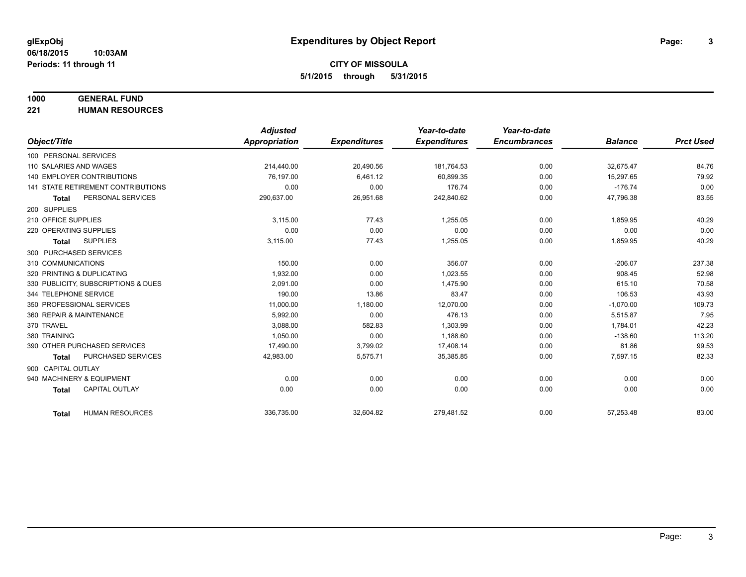# Expenditures by Object Report

glExpObj
06/18/2015 10:03AM
Periods: 11 through 11

**CITY OF MISSOULA**
**5/1/2015 through 5/31/2015**

## 1000 GENERAL FUND
## 221 HUMAN RESOURCES

| Object/Title | Adjusted Appropriation | Expenditures | Year-to-date Expenditures | Year-to-date Encumbrances | Balance | Prct Used |
|---|---|---|---|---|---|---|
| 100 PERSONAL SERVICES | | | | | | |
| 110 SALARIES AND WAGES | 214,440.00 | 20,490.56 | 181,764.53 | 0.00 | 32,675.47 | 84.76 |
| 140 EMPLOYER CONTRIBUTIONS | 76,197.00 | 6,461.12 | 60,899.35 | 0.00 | 15,297.65 | 79.92 |
| 141 STATE RETIREMENT CONTRIBUTIONS | 0.00 | 0.00 | 176.74 | 0.00 | -176.74 | 0.00 |
| **Total** PERSONAL SERVICES | 290,637.00 | 26,951.68 | 242,840.62 | 0.00 | 47,796.38 | 83.55 |
| 200 SUPPLIES | | | | | | |
| 210 OFFICE SUPPLIES | 3,115.00 | 77.43 | 1,255.05 | 0.00 | 1,859.95 | 40.29 |
| 220 OPERATING SUPPLIES | 0.00 | 0.00 | 0.00 | 0.00 | 0.00 | 0.00 |
| **Total** SUPPLIES | 3,115.00 | 77.43 | 1,255.05 | 0.00 | 1,859.95 | 40.29 |
| 300 PURCHASED SERVICES | | | | | | |
| 310 COMMUNICATIONS | 150.00 | 0.00 | 356.07 | 0.00 | -206.07 | 237.38 |
| 320 PRINTING & DUPLICATING | 1,932.00 | 0.00 | 1,023.55 | 0.00 | 908.45 | 52.98 |
| 330 PUBLICITY, SUBSCRIPTIONS & DUES | 2,091.00 | 0.00 | 1,475.90 | 0.00 | 615.10 | 70.58 |
| 344 TELEPHONE SERVICE | 190.00 | 13.86 | 83.47 | 0.00 | 106.53 | 43.93 |
| 350 PROFESSIONAL SERVICES | 11,000.00 | 1,180.00 | 12,070.00 | 0.00 | -1,070.00 | 109.73 |
| 360 REPAIR & MAINTENANCE | 5,992.00 | 0.00 | 476.13 | 0.00 | 5,515.87 | 7.95 |
| 370 TRAVEL | 3,088.00 | 582.83 | 1,303.99 | 0.00 | 1,784.01 | 42.23 |
| 380 TRAINING | 1,050.00 | 0.00 | 1,188.60 | 0.00 | -138.60 | 113.20 |
| 390 OTHER PURCHASED SERVICES | 17,490.00 | 3,799.02 | 17,408.14 | 0.00 | 81.86 | 99.53 |
| **Total** PURCHASED SERVICES | 42,983.00 | 5,575.71 | 35,385.85 | 0.00 | 7,597.15 | 82.33 |
| 900 CAPITAL OUTLAY | | | | | | |
| 940 MACHINERY & EQUIPMENT | 0.00 | 0.00 | 0.00 | 0.00 | 0.00 | 0.00 |
| **Total** CAPITAL OUTLAY | 0.00 | 0.00 | 0.00 | 0.00 | 0.00 | 0.00 |
| **Total** HUMAN RESOURCES | 336,735.00 | 32,604.82 | 279,481.52 | 0.00 | 57,253.48 | 83.00 |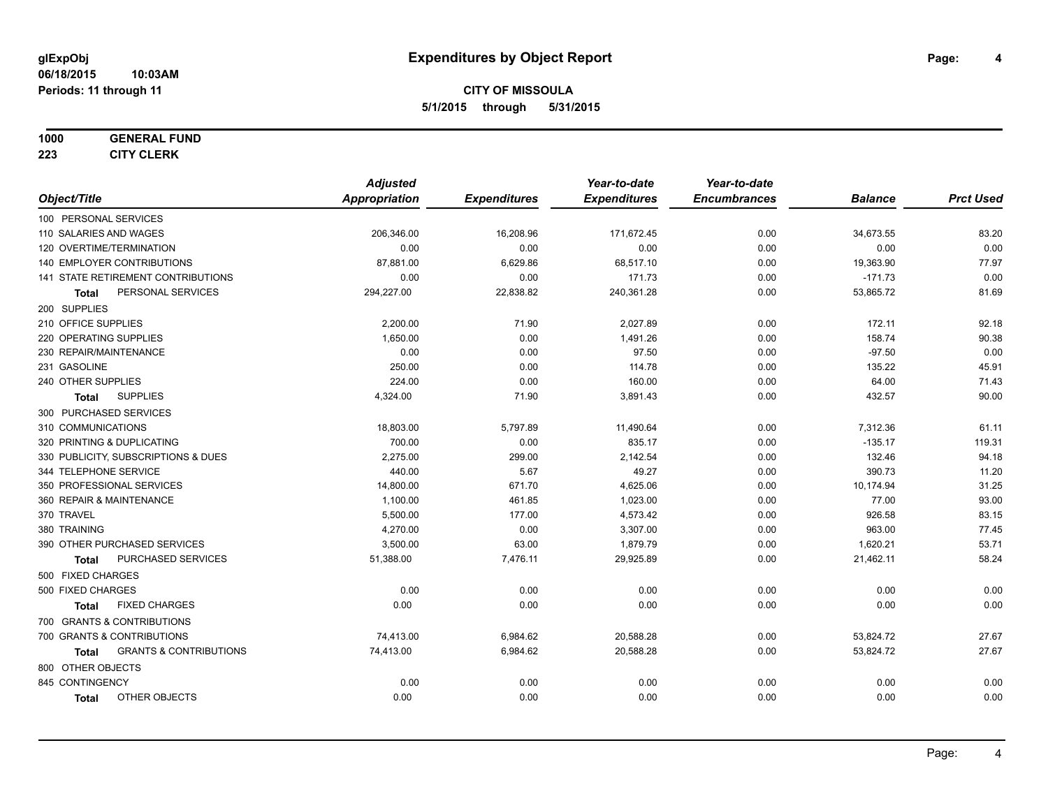# Expenditures by Object Report

glExpObj
06/18/2015 10:03AM
Periods: 11 through 11

**CITY OF MISSOULA**
**5/1/2015 through 5/31/2015**

**1000 GENERAL FUND**
**223 CITY CLERK**

| Object/Title | Adjusted Appropriation | Expenditures | Year-to-date Expenditures | Year-to-date Encumbrances | Balance | Prct Used |
|---|---|---|---|---|---|---|
| 100 PERSONAL SERVICES | | | | | | |
| 110 SALARIES AND WAGES | 206,346.00 | 16,208.96 | 171,672.45 | 0.00 | 34,673.55 | 83.20 |
| 120 OVERTIME/TERMINATION | 0.00 | 0.00 | 0.00 | 0.00 | 0.00 | 0.00 |
| 140 EMPLOYER CONTRIBUTIONS | 87,881.00 | 6,629.86 | 68,517.10 | 0.00 | 19,363.90 | 77.97 |
| 141 STATE RETIREMENT CONTRIBUTIONS | 0.00 | 0.00 | 171.73 | 0.00 | -171.73 | 0.00 |
| **Total** PERSONAL SERVICES | 294,227.00 | 22,838.82 | 240,361.28 | 0.00 | 53,865.72 | 81.69 |
| 200 SUPPLIES | | | | | | |
| 210 OFFICE SUPPLIES | 2,200.00 | 71.90 | 2,027.89 | 0.00 | 172.11 | 92.18 |
| 220 OPERATING SUPPLIES | 1,650.00 | 0.00 | 1,491.26 | 0.00 | 158.74 | 90.38 |
| 230 REPAIR/MAINTENANCE | 0.00 | 0.00 | 97.50 | 0.00 | -97.50 | 0.00 |
| 231 GASOLINE | 250.00 | 0.00 | 114.78 | 0.00 | 135.22 | 45.91 |
| 240 OTHER SUPPLIES | 224.00 | 0.00 | 160.00 | 0.00 | 64.00 | 71.43 |
| **Total** SUPPLIES | 4,324.00 | 71.90 | 3,891.43 | 0.00 | 432.57 | 90.00 |
| 300 PURCHASED SERVICES | | | | | | |
| 310 COMMUNICATIONS | 18,803.00 | 5,797.89 | 11,490.64 | 0.00 | 7,312.36 | 61.11 |
| 320 PRINTING & DUPLICATING | 700.00 | 0.00 | 835.17 | 0.00 | -135.17 | 119.31 |
| 330 PUBLICITY, SUBSCRIPTIONS & DUES | 2,275.00 | 299.00 | 2,142.54 | 0.00 | 132.46 | 94.18 |
| 344 TELEPHONE SERVICE | 440.00 | 5.67 | 49.27 | 0.00 | 390.73 | 11.20 |
| 350 PROFESSIONAL SERVICES | 14,800.00 | 671.70 | 4,625.06 | 0.00 | 10,174.94 | 31.25 |
| 360 REPAIR & MAINTENANCE | 1,100.00 | 461.85 | 1,023.00 | 0.00 | 77.00 | 93.00 |
| 370 TRAVEL | 5,500.00 | 177.00 | 4,573.42 | 0.00 | 926.58 | 83.15 |
| 380 TRAINING | 4,270.00 | 0.00 | 3,307.00 | 0.00 | 963.00 | 77.45 |
| 390 OTHER PURCHASED SERVICES | 3,500.00 | 63.00 | 1,879.79 | 0.00 | 1,620.21 | 53.71 |
| **Total** PURCHASED SERVICES | 51,388.00 | 7,476.11 | 29,925.89 | 0.00 | 21,462.11 | 58.24 |
| 500 FIXED CHARGES | | | | | | |
| 500 FIXED CHARGES | 0.00 | 0.00 | 0.00 | 0.00 | 0.00 | 0.00 |
| **Total** FIXED CHARGES | 0.00 | 0.00 | 0.00 | 0.00 | 0.00 | 0.00 |
| 700 GRANTS & CONTRIBUTIONS | | | | | | |
| 700 GRANTS & CONTRIBUTIONS | 74,413.00 | 6,984.62 | 20,588.28 | 0.00 | 53,824.72 | 27.67 |
| **Total** GRANTS & CONTRIBUTIONS | 74,413.00 | 6,984.62 | 20,588.28 | 0.00 | 53,824.72 | 27.67 |
| 800 OTHER OBJECTS | | | | | | |
| 845 CONTINGENCY | 0.00 | 0.00 | 0.00 | 0.00 | 0.00 | 0.00 |
| **Total** OTHER OBJECTS | 0.00 | 0.00 | 0.00 | 0.00 | 0.00 | 0.00 |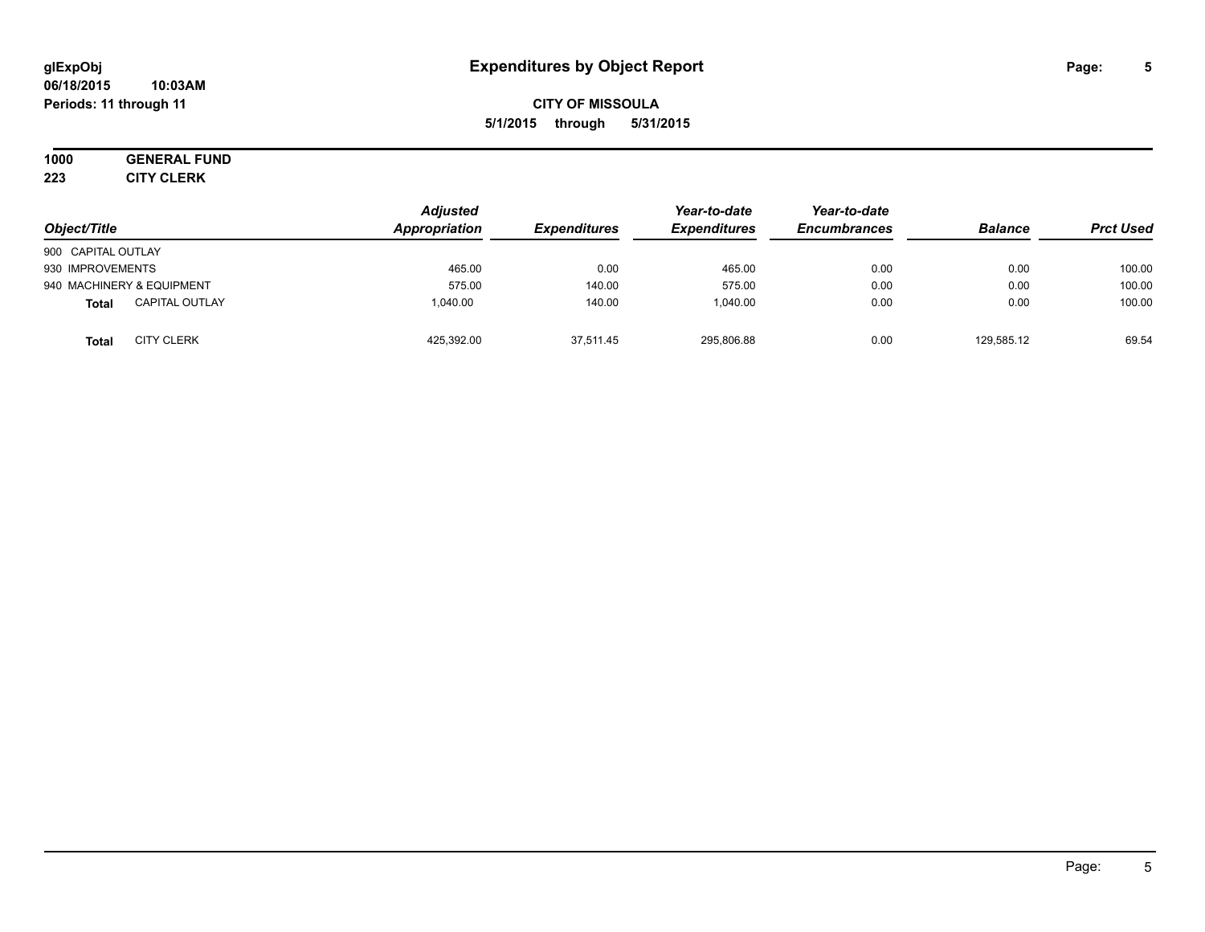**glExpObj**
**06/18/2015 10:03AM**
**Periods: 11 through 11**

# Expenditures by Object Report

**CITY OF MISSOULA**
**5/1/2015 through 5/31/2015**

**1000 GENERAL FUND**
**223 CITY CLERK**

| Object/Title | | Adjusted Appropriation | Expenditures | Year-to-date Expenditures | Year-to-date Encumbrances | Balance | Prct Used |
|---|---|---|---|---|---|---|---|
| 900 CAPITAL OUTLAY | | | | | | | |
| 930 IMPROVEMENTS | | 465.00 | 0.00 | 465.00 | 0.00 | 0.00 | 100.00 |
| 940 MACHINERY & EQUIPMENT | | 575.00 | 140.00 | 575.00 | 0.00 | 0.00 | 100.00 |
| **Total** | CAPITAL OUTLAY | 1,040.00 | 140.00 | 1,040.00 | 0.00 | 0.00 | 100.00 |
| **Total** | CITY CLERK | 425,392.00 | 37,511.45 | 295,806.88 | 0.00 | 129,585.12 | 69.54 |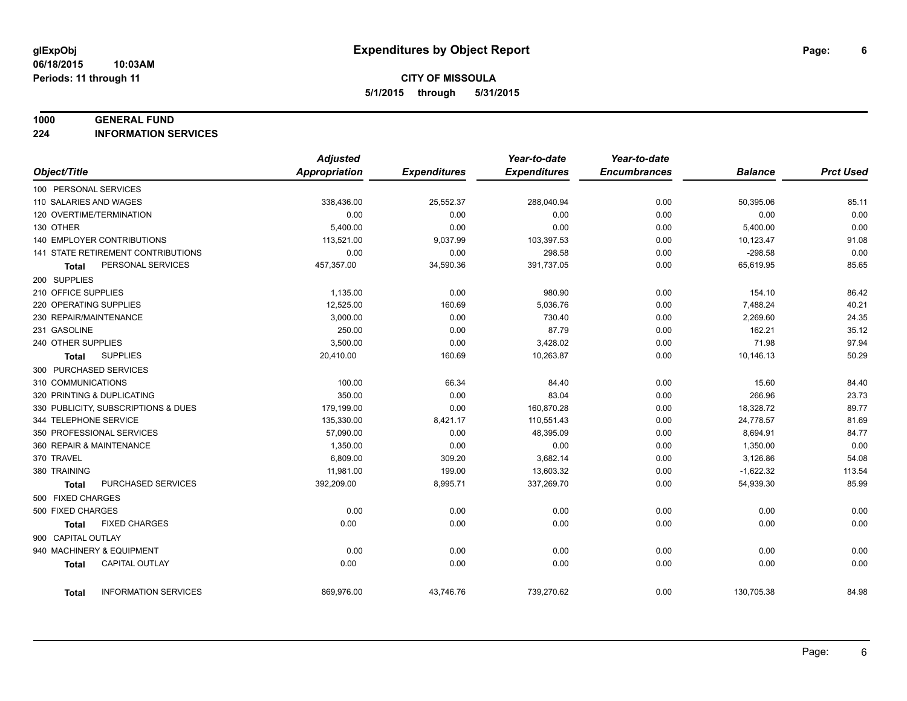glExpObj
06/18/2015 10:03AM
Periods: 11 through 11

# Expenditures by Object Report

**CITY OF MISSOULA**
**5/1/2015 through 5/31/2015**

**1000 GENERAL FUND**
**224 INFORMATION SERVICES**

| Object/Title | Adjusted Appropriation | Expenditures | Year-to-date Expenditures | Year-to-date Encumbrances | Balance | Prct Used |
|---|---|---|---|---|---|---|
| 100 PERSONAL SERVICES | | | | | | |
| 110 SALARIES AND WAGES | 338,436.00 | 25,552.37 | 288,040.94 | 0.00 | 50,395.06 | 85.11 |
| 120 OVERTIME/TERMINATION | 0.00 | 0.00 | 0.00 | 0.00 | 0.00 | 0.00 |
| 130 OTHER | 5,400.00 | 0.00 | 0.00 | 0.00 | 5,400.00 | 0.00 |
| 140 EMPLOYER CONTRIBUTIONS | 113,521.00 | 9,037.99 | 103,397.53 | 0.00 | 10,123.47 | 91.08 |
| 141 STATE RETIREMENT CONTRIBUTIONS | 0.00 | 0.00 | 298.58 | 0.00 | -298.58 | 0.00 |
| **Total** PERSONAL SERVICES | 457,357.00 | 34,590.36 | 391,737.05 | 0.00 | 65,619.95 | 85.65 |
| 200 SUPPLIES | | | | | | |
| 210 OFFICE SUPPLIES | 1,135.00 | 0.00 | 980.90 | 0.00 | 154.10 | 86.42 |
| 220 OPERATING SUPPLIES | 12,525.00 | 160.69 | 5,036.76 | 0.00 | 7,488.24 | 40.21 |
| 230 REPAIR/MAINTENANCE | 3,000.00 | 0.00 | 730.40 | 0.00 | 2,269.60 | 24.35 |
| 231 GASOLINE | 250.00 | 0.00 | 87.79 | 0.00 | 162.21 | 35.12 |
| 240 OTHER SUPPLIES | 3,500.00 | 0.00 | 3,428.02 | 0.00 | 71.98 | 97.94 |
| **Total** SUPPLIES | 20,410.00 | 160.69 | 10,263.87 | 0.00 | 10,146.13 | 50.29 |
| 300 PURCHASED SERVICES | | | | | | |
| 310 COMMUNICATIONS | 100.00 | 66.34 | 84.40 | 0.00 | 15.60 | 84.40 |
| 320 PRINTING & DUPLICATING | 350.00 | 0.00 | 83.04 | 0.00 | 266.96 | 23.73 |
| 330 PUBLICITY, SUBSCRIPTIONS & DUES | 179,199.00 | 0.00 | 160,870.28 | 0.00 | 18,328.72 | 89.77 |
| 344 TELEPHONE SERVICE | 135,330.00 | 8,421.17 | 110,551.43 | 0.00 | 24,778.57 | 81.69 |
| 350 PROFESSIONAL SERVICES | 57,090.00 | 0.00 | 48,395.09 | 0.00 | 8,694.91 | 84.77 |
| 360 REPAIR & MAINTENANCE | 1,350.00 | 0.00 | 0.00 | 0.00 | 1,350.00 | 0.00 |
| 370 TRAVEL | 6,809.00 | 309.20 | 3,682.14 | 0.00 | 3,126.86 | 54.08 |
| 380 TRAINING | 11,981.00 | 199.00 | 13,603.32 | 0.00 | -1,622.32 | 113.54 |
| **Total** PURCHASED SERVICES | 392,209.00 | 8,995.71 | 337,269.70 | 0.00 | 54,939.30 | 85.99 |
| 500 FIXED CHARGES | | | | | | |
| 500 FIXED CHARGES | 0.00 | 0.00 | 0.00 | 0.00 | 0.00 | 0.00 |
| **Total** FIXED CHARGES | 0.00 | 0.00 | 0.00 | 0.00 | 0.00 | 0.00 |
| 900 CAPITAL OUTLAY | | | | | | |
| 940 MACHINERY & EQUIPMENT | 0.00 | 0.00 | 0.00 | 0.00 | 0.00 | 0.00 |
| **Total** CAPITAL OUTLAY | 0.00 | 0.00 | 0.00 | 0.00 | 0.00 | 0.00 |
| **Total** INFORMATION SERVICES | 869,976.00 | 43,746.76 | 739,270.62 | 0.00 | 130,705.38 | 84.98 |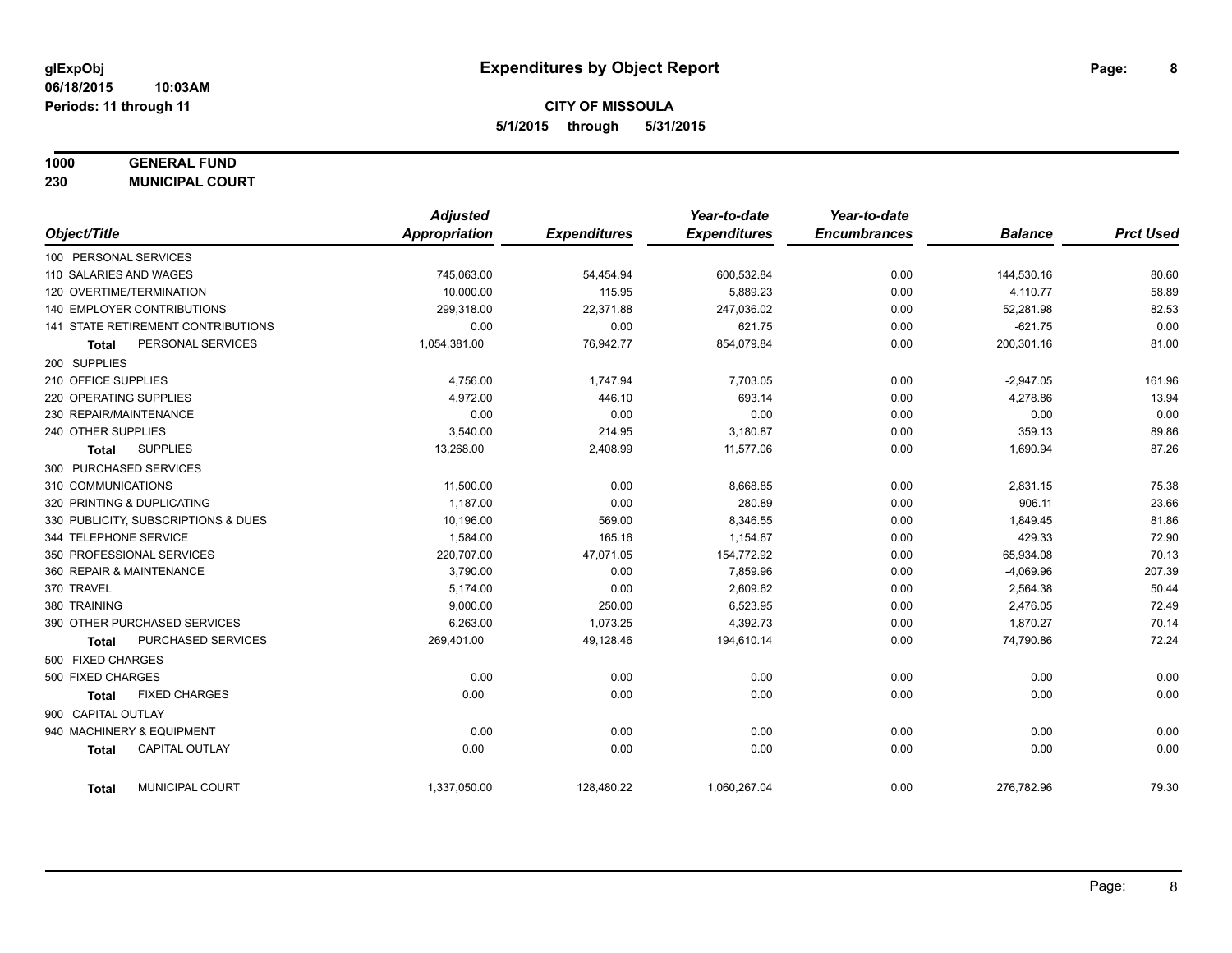**glExpObj**
**06/18/2015 10:03AM**
**Periods: 11 through 11**

# Expenditures by Object Report

**CITY OF MISSOULA**
**5/1/2015 through 5/31/2015**

**1000 GENERAL FUND**
**230 MUNICIPAL COURT**

| Object/Title | Adjusted Appropriation | Expenditures | Year-to-date Expenditures | Year-to-date Encumbrances | Balance | Prct Used |
|---|---|---|---|---|---|---|
| 100 PERSONAL SERVICES | | | | | | |
| 110 SALARIES AND WAGES | 745,063.00 | 54,454.94 | 600,532.84 | 0.00 | 144,530.16 | 80.60 |
| 120 OVERTIME/TERMINATION | 10,000.00 | 115.95 | 5,889.23 | 0.00 | 4,110.77 | 58.89 |
| 140 EMPLOYER CONTRIBUTIONS | 299,318.00 | 22,371.88 | 247,036.02 | 0.00 | 52,281.98 | 82.53 |
| 141 STATE RETIREMENT CONTRIBUTIONS | 0.00 | 0.00 | 621.75 | 0.00 | -621.75 | 0.00 |
| **Total** PERSONAL SERVICES | 1,054,381.00 | 76,942.77 | 854,079.84 | 0.00 | 200,301.16 | 81.00 |
| 200 SUPPLIES | | | | | | |
| 210 OFFICE SUPPLIES | 4,756.00 | 1,747.94 | 7,703.05 | 0.00 | -2,947.05 | 161.96 |
| 220 OPERATING SUPPLIES | 4,972.00 | 446.10 | 693.14 | 0.00 | 4,278.86 | 13.94 |
| 230 REPAIR/MAINTENANCE | 0.00 | 0.00 | 0.00 | 0.00 | 0.00 | 0.00 |
| 240 OTHER SUPPLIES | 3,540.00 | 214.95 | 3,180.87 | 0.00 | 359.13 | 89.86 |
| **Total** SUPPLIES | 13,268.00 | 2,408.99 | 11,577.06 | 0.00 | 1,690.94 | 87.26 |
| 300 PURCHASED SERVICES | | | | | | |
| 310 COMMUNICATIONS | 11,500.00 | 0.00 | 8,668.85 | 0.00 | 2,831.15 | 75.38 |
| 320 PRINTING & DUPLICATING | 1,187.00 | 0.00 | 280.89 | 0.00 | 906.11 | 23.66 |
| 330 PUBLICITY, SUBSCRIPTIONS & DUES | 10,196.00 | 569.00 | 8,346.55 | 0.00 | 1,849.45 | 81.86 |
| 344 TELEPHONE SERVICE | 1,584.00 | 165.16 | 1,154.67 | 0.00 | 429.33 | 72.90 |
| 350 PROFESSIONAL SERVICES | 220,707.00 | 47,071.05 | 154,772.92 | 0.00 | 65,934.08 | 70.13 |
| 360 REPAIR & MAINTENANCE | 3,790.00 | 0.00 | 7,859.96 | 0.00 | -4,069.96 | 207.39 |
| 370 TRAVEL | 5,174.00 | 0.00 | 2,609.62 | 0.00 | 2,564.38 | 50.44 |
| 380 TRAINING | 9,000.00 | 250.00 | 6,523.95 | 0.00 | 2,476.05 | 72.49 |
| 390 OTHER PURCHASED SERVICES | 6,263.00 | 1,073.25 | 4,392.73 | 0.00 | 1,870.27 | 70.14 |
| **Total** PURCHASED SERVICES | 269,401.00 | 49,128.46 | 194,610.14 | 0.00 | 74,790.86 | 72.24 |
| 500 FIXED CHARGES | | | | | | |
| 500 FIXED CHARGES | 0.00 | 0.00 | 0.00 | 0.00 | 0.00 | 0.00 |
| **Total** FIXED CHARGES | 0.00 | 0.00 | 0.00 | 0.00 | 0.00 | 0.00 |
| 900 CAPITAL OUTLAY | | | | | | |
| 940 MACHINERY & EQUIPMENT | 0.00 | 0.00 | 0.00 | 0.00 | 0.00 | 0.00 |
| **Total** CAPITAL OUTLAY | 0.00 | 0.00 | 0.00 | 0.00 | 0.00 | 0.00 |
| **Total** MUNICIPAL COURT | 1,337,050.00 | 128,480.22 | 1,060,267.04 | 0.00 | 276,782.96 | 79.30 |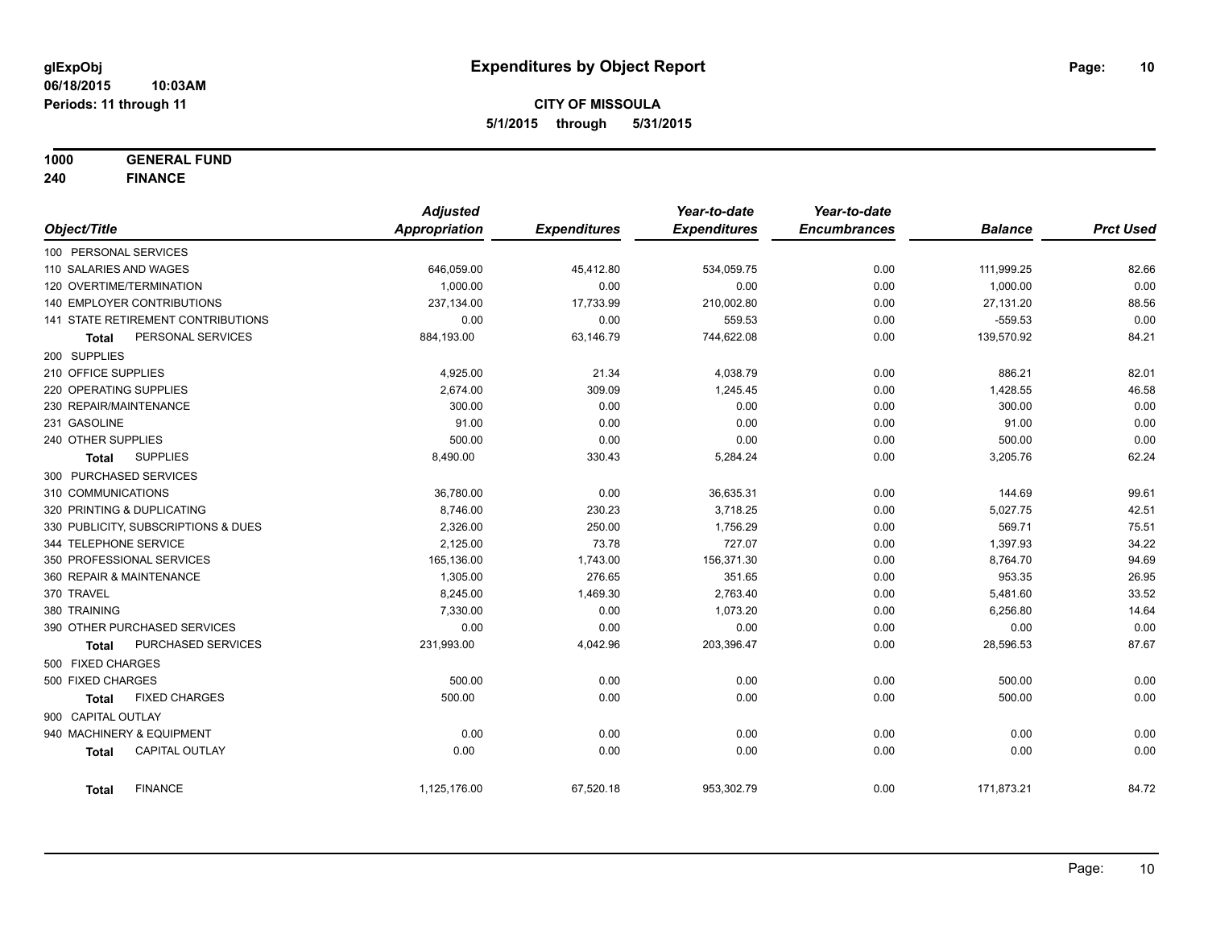**glExpObj** **Expenditures by Object Report**

**06/18/2015 10:03AM**

**Periods: 11 through 11**

**CITY OF MISSOULA**

**5/1/2015 through 5/31/2015**

**1000 GENERAL FUND**

**240 FINANCE**

| Object/Title | Adjusted Appropriation | Expenditures | Year-to-date Expenditures | Year-to-date Encumbrances | Balance | Prct Used |
|---|---|---|---|---|---|---|
| 100 PERSONAL SERVICES | | | | | | |
| 110 SALARIES AND WAGES | 646,059.00 | 45,412.80 | 534,059.75 | 0.00 | 111,999.25 | 82.66 |
| 120 OVERTIME/TERMINATION | 1,000.00 | 0.00 | 0.00 | 0.00 | 1,000.00 | 0.00 |
| 140 EMPLOYER CONTRIBUTIONS | 237,134.00 | 17,733.99 | 210,002.80 | 0.00 | 27,131.20 | 88.56 |
| 141 STATE RETIREMENT CONTRIBUTIONS | 0.00 | 0.00 | 559.53 | 0.00 | -559.53 | 0.00 |
| **Total** PERSONAL SERVICES | 884,193.00 | 63,146.79 | 744,622.08 | 0.00 | 139,570.92 | 84.21 |
| 200 SUPPLIES | | | | | | |
| 210 OFFICE SUPPLIES | 4,925.00 | 21.34 | 4,038.79 | 0.00 | 886.21 | 82.01 |
| 220 OPERATING SUPPLIES | 2,674.00 | 309.09 | 1,245.45 | 0.00 | 1,428.55 | 46.58 |
| 230 REPAIR/MAINTENANCE | 300.00 | 0.00 | 0.00 | 0.00 | 300.00 | 0.00 |
| 231 GASOLINE | 91.00 | 0.00 | 0.00 | 0.00 | 91.00 | 0.00 |
| 240 OTHER SUPPLIES | 500.00 | 0.00 | 0.00 | 0.00 | 500.00 | 0.00 |
| **Total** SUPPLIES | 8,490.00 | 330.43 | 5,284.24 | 0.00 | 3,205.76 | 62.24 |
| 300 PURCHASED SERVICES | | | | | | |
| 310 COMMUNICATIONS | 36,780.00 | 0.00 | 36,635.31 | 0.00 | 144.69 | 99.61 |
| 320 PRINTING & DUPLICATING | 8,746.00 | 230.23 | 3,718.25 | 0.00 | 5,027.75 | 42.51 |
| 330 PUBLICITY, SUBSCRIPTIONS & DUES | 2,326.00 | 250.00 | 1,756.29 | 0.00 | 569.71 | 75.51 |
| 344 TELEPHONE SERVICE | 2,125.00 | 73.78 | 727.07 | 0.00 | 1,397.93 | 34.22 |
| 350 PROFESSIONAL SERVICES | 165,136.00 | 1,743.00 | 156,371.30 | 0.00 | 8,764.70 | 94.69 |
| 360 REPAIR & MAINTENANCE | 1,305.00 | 276.65 | 351.65 | 0.00 | 953.35 | 26.95 |
| 370 TRAVEL | 8,245.00 | 1,469.30 | 2,763.40 | 0.00 | 5,481.60 | 33.52 |
| 380 TRAINING | 7,330.00 | 0.00 | 1,073.20 | 0.00 | 6,256.80 | 14.64 |
| 390 OTHER PURCHASED SERVICES | 0.00 | 0.00 | 0.00 | 0.00 | 0.00 | 0.00 |
| **Total** PURCHASED SERVICES | 231,993.00 | 4,042.96 | 203,396.47 | 0.00 | 28,596.53 | 87.67 |
| 500 FIXED CHARGES | | | | | | |
| 500 FIXED CHARGES | 500.00 | 0.00 | 0.00 | 0.00 | 500.00 | 0.00 |
| **Total** FIXED CHARGES | 500.00 | 0.00 | 0.00 | 0.00 | 500.00 | 0.00 |
| 900 CAPITAL OUTLAY | | | | | | |
| 940 MACHINERY & EQUIPMENT | 0.00 | 0.00 | 0.00 | 0.00 | 0.00 | 0.00 |
| **Total** CAPITAL OUTLAY | 0.00 | 0.00 | 0.00 | 0.00 | 0.00 | 0.00 |
| **Total** FINANCE | 1,125,176.00 | 67,520.18 | 953,302.79 | 0.00 | 171,873.21 | 84.72 |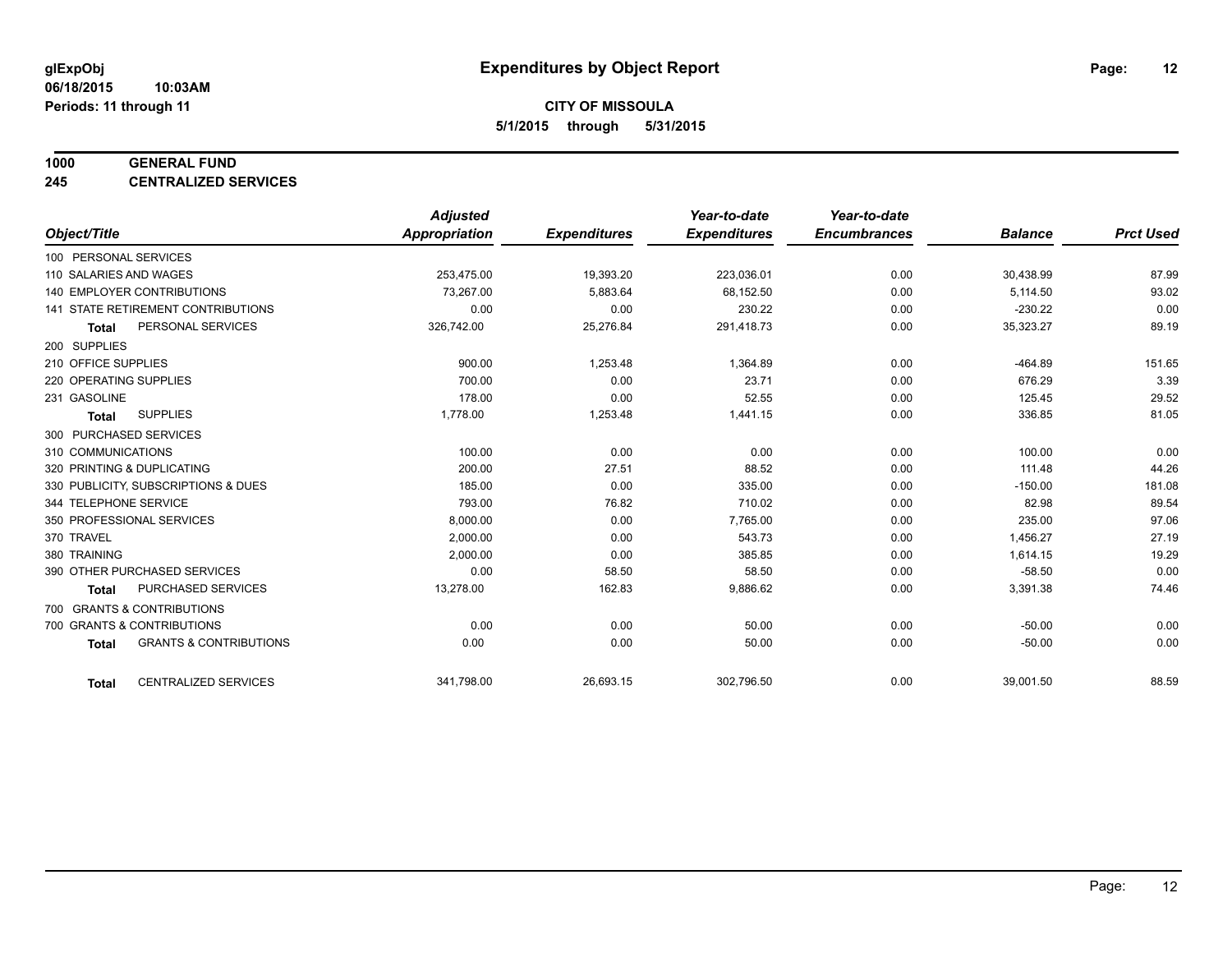**glExpObj**
**06/18/2015 10:03AM**
**Periods: 11 through 11**

# Expenditures by Object Report

**CITY OF MISSOULA**
**5/1/2015 through 5/31/2015**

**1000 GENERAL FUND**
**245 CENTRALIZED SERVICES**

| Object/Title | Adjusted Appropriation | Expenditures | Year-to-date Expenditures | Year-to-date Encumbrances | Balance | Prct Used |
|---|---|---|---|---|---|---|
| 100 PERSONAL SERVICES | | | | | | |
| 110 SALARIES AND WAGES | 253,475.00 | 19,393.20 | 223,036.01 | 0.00 | 30,438.99 | 87.99 |
| 140 EMPLOYER CONTRIBUTIONS | 73,267.00 | 5,883.64 | 68,152.50 | 0.00 | 5,114.50 | 93.02 |
| 141 STATE RETIREMENT CONTRIBUTIONS | 0.00 | 0.00 | 230.22 | 0.00 | -230.22 | 0.00 |
| **Total** PERSONAL SERVICES | 326,742.00 | 25,276.84 | 291,418.73 | 0.00 | 35,323.27 | 89.19 |
| 200 SUPPLIES | | | | | | |
| 210 OFFICE SUPPLIES | 900.00 | 1,253.48 | 1,364.89 | 0.00 | -464.89 | 151.65 |
| 220 OPERATING SUPPLIES | 700.00 | 0.00 | 23.71 | 0.00 | 676.29 | 3.39 |
| 231 GASOLINE | 178.00 | 0.00 | 52.55 | 0.00 | 125.45 | 29.52 |
| **Total** SUPPLIES | 1,778.00 | 1,253.48 | 1,441.15 | 0.00 | 336.85 | 81.05 |
| 300 PURCHASED SERVICES | | | | | | |
| 310 COMMUNICATIONS | 100.00 | 0.00 | 0.00 | 0.00 | 100.00 | 0.00 |
| 320 PRINTING & DUPLICATING | 200.00 | 27.51 | 88.52 | 0.00 | 111.48 | 44.26 |
| 330 PUBLICITY, SUBSCRIPTIONS & DUES | 185.00 | 0.00 | 335.00 | 0.00 | -150.00 | 181.08 |
| 344 TELEPHONE SERVICE | 793.00 | 76.82 | 710.02 | 0.00 | 82.98 | 89.54 |
| 350 PROFESSIONAL SERVICES | 8,000.00 | 0.00 | 7,765.00 | 0.00 | 235.00 | 97.06 |
| 370 TRAVEL | 2,000.00 | 0.00 | 543.73 | 0.00 | 1,456.27 | 27.19 |
| 380 TRAINING | 2,000.00 | 0.00 | 385.85 | 0.00 | 1,614.15 | 19.29 |
| 390 OTHER PURCHASED SERVICES | 0.00 | 58.50 | 58.50 | 0.00 | -58.50 | 0.00 |
| **Total** PURCHASED SERVICES | 13,278.00 | 162.83 | 9,886.62 | 0.00 | 3,391.38 | 74.46 |
| 700 GRANTS & CONTRIBUTIONS | | | | | | |
| 700 GRANTS & CONTRIBUTIONS | 0.00 | 0.00 | 50.00 | 0.00 | -50.00 | 0.00 |
| **Total** GRANTS & CONTRIBUTIONS | 0.00 | 0.00 | 50.00 | 0.00 | -50.00 | 0.00 |
| **Total** CENTRALIZED SERVICES | 341,798.00 | 26,693.15 | 302,796.50 | 0.00 | 39,001.50 | 88.59 |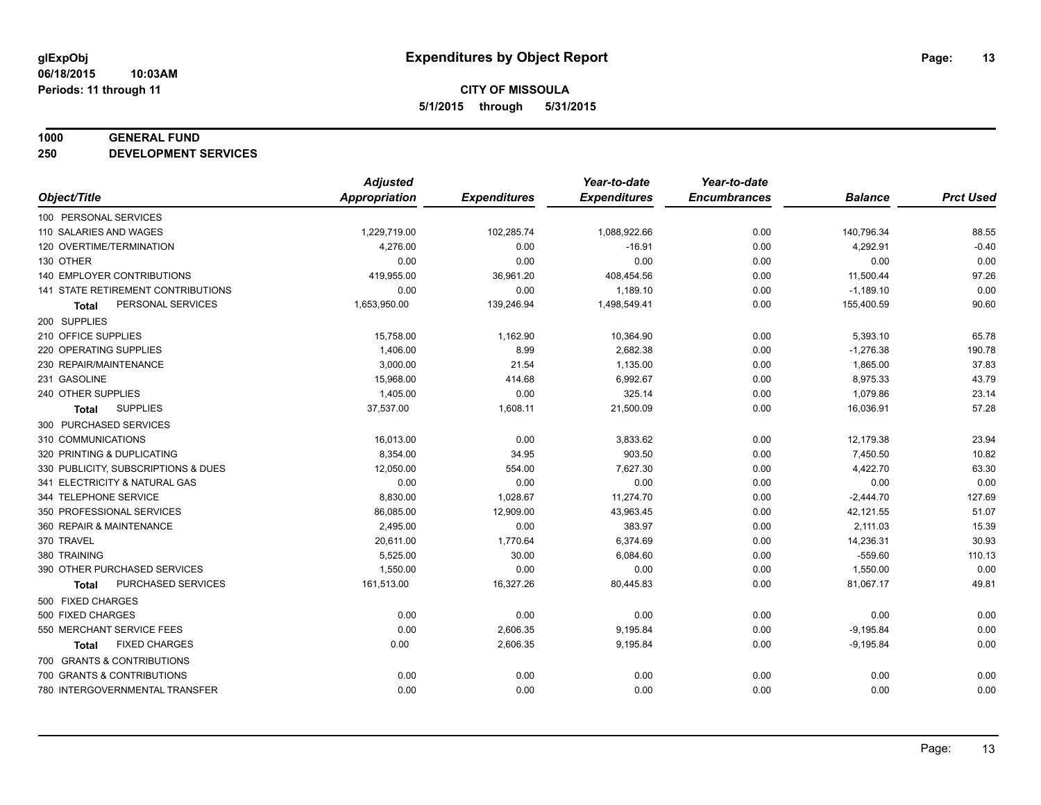**glExpObj** **Expenditures by Object Report**

**06/18/2015 10:03AM**

**Periods: 11 through 11**

**CITY OF MISSOULA**

**5/1/2015 through 5/31/2015**

**1000 GENERAL FUND**

**250 DEVELOPMENT SERVICES**

| Object/Title | Adjusted Appropriation | Expenditures | Year-to-date Expenditures | Year-to-date Encumbrances | Balance | Prct Used |
|---|---|---|---|---|---|---|
| 100 PERSONAL SERVICES | | | | | | |
| 110 SALARIES AND WAGES | 1,229,719.00 | 102,285.74 | 1,088,922.66 | 0.00 | 140,796.34 | 88.55 |
| 120 OVERTIME/TERMINATION | 4,276.00 | 0.00 | -16.91 | 0.00 | 4,292.91 | -0.40 |
| 130 OTHER | 0.00 | 0.00 | 0.00 | 0.00 | 0.00 | 0.00 |
| 140 EMPLOYER CONTRIBUTIONS | 419,955.00 | 36,961.20 | 408,454.56 | 0.00 | 11,500.44 | 97.26 |
| 141 STATE RETIREMENT CONTRIBUTIONS | 0.00 | 0.00 | 1,189.10 | 0.00 | -1,189.10 | 0.00 |
| **Total** PERSONAL SERVICES | 1,653,950.00 | 139,246.94 | 1,498,549.41 | 0.00 | 155,400.59 | 90.60 |
| 200 SUPPLIES | | | | | | |
| 210 OFFICE SUPPLIES | 15,758.00 | 1,162.90 | 10,364.90 | 0.00 | 5,393.10 | 65.78 |
| 220 OPERATING SUPPLIES | 1,406.00 | 8.99 | 2,682.38 | 0.00 | -1,276.38 | 190.78 |
| 230 REPAIR/MAINTENANCE | 3,000.00 | 21.54 | 1,135.00 | 0.00 | 1,865.00 | 37.83 |
| 231 GASOLINE | 15,968.00 | 414.68 | 6,992.67 | 0.00 | 8,975.33 | 43.79 |
| 240 OTHER SUPPLIES | 1,405.00 | 0.00 | 325.14 | 0.00 | 1,079.86 | 23.14 |
| **Total** SUPPLIES | 37,537.00 | 1,608.11 | 21,500.09 | 0.00 | 16,036.91 | 57.28 |
| 300 PURCHASED SERVICES | | | | | | |
| 310 COMMUNICATIONS | 16,013.00 | 0.00 | 3,833.62 | 0.00 | 12,179.38 | 23.94 |
| 320 PRINTING & DUPLICATING | 8,354.00 | 34.95 | 903.50 | 0.00 | 7,450.50 | 10.82 |
| 330 PUBLICITY, SUBSCRIPTIONS & DUES | 12,050.00 | 554.00 | 7,627.30 | 0.00 | 4,422.70 | 63.30 |
| 341 ELECTRICITY & NATURAL GAS | 0.00 | 0.00 | 0.00 | 0.00 | 0.00 | 0.00 |
| 344 TELEPHONE SERVICE | 8,830.00 | 1,028.67 | 11,274.70 | 0.00 | -2,444.70 | 127.69 |
| 350 PROFESSIONAL SERVICES | 86,085.00 | 12,909.00 | 43,963.45 | 0.00 | 42,121.55 | 51.07 |
| 360 REPAIR & MAINTENANCE | 2,495.00 | 0.00 | 383.97 | 0.00 | 2,111.03 | 15.39 |
| 370 TRAVEL | 20,611.00 | 1,770.64 | 6,374.69 | 0.00 | 14,236.31 | 30.93 |
| 380 TRAINING | 5,525.00 | 30.00 | 6,084.60 | 0.00 | -559.60 | 110.13 |
| 390 OTHER PURCHASED SERVICES | 1,550.00 | 0.00 | 0.00 | 0.00 | 1,550.00 | 0.00 |
| **Total** PURCHASED SERVICES | 161,513.00 | 16,327.26 | 80,445.83 | 0.00 | 81,067.17 | 49.81 |
| 500 FIXED CHARGES | | | | | | |
| 500 FIXED CHARGES | 0.00 | 0.00 | 0.00 | 0.00 | 0.00 | 0.00 |
| 550 MERCHANT SERVICE FEES | 0.00 | 2,606.35 | 9,195.84 | 0.00 | -9,195.84 | 0.00 |
| **Total** FIXED CHARGES | 0.00 | 2,606.35 | 9,195.84 | 0.00 | -9,195.84 | 0.00 |
| 700 GRANTS & CONTRIBUTIONS | | | | | | |
| 700 GRANTS & CONTRIBUTIONS | 0.00 | 0.00 | 0.00 | 0.00 | 0.00 | 0.00 |
| 780 INTERGOVERNMENTAL TRANSFER | 0.00 | 0.00 | 0.00 | 0.00 | 0.00 | 0.00 |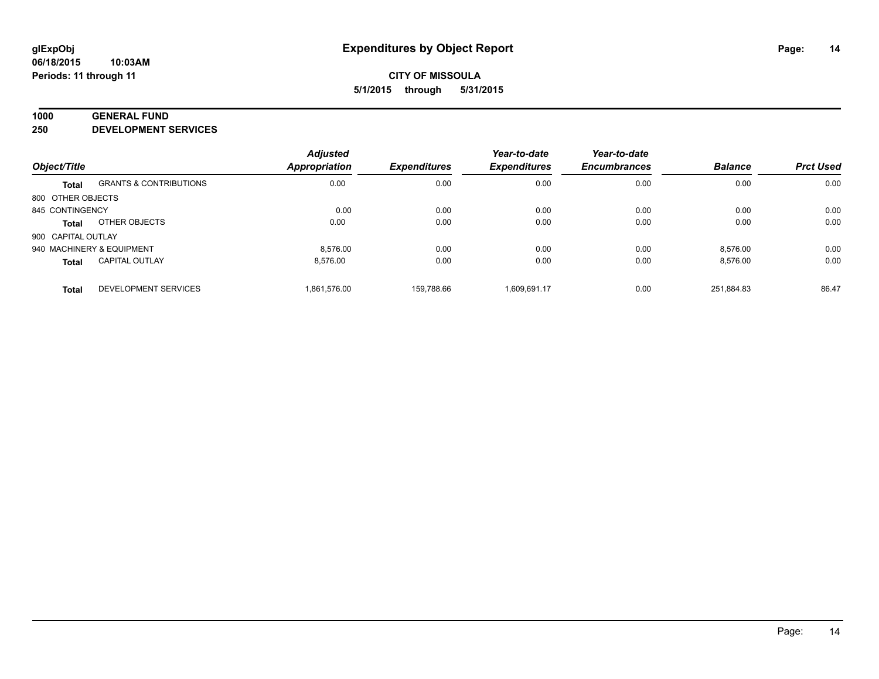**glExpObj**
**06/18/2015 10:03AM**
**Periods: 11 through 11**

# Expenditures by Object Report

**CITY OF MISSOULA**
**5/1/2015 through 5/31/2015**

**1000 GENERAL FUND**
**250 DEVELOPMENT SERVICES**

| Object/Title | | Adjusted Appropriation | Expenditures | Year-to-date Expenditures | Year-to-date Encumbrances | Balance | Prct Used |
|---|---|---|---|---|---|---|---|
| **Total** | GRANTS & CONTRIBUTIONS | 0.00 | 0.00 | 0.00 | 0.00 | 0.00 | 0.00 |
| 800 OTHER OBJECTS | | | | | | | |
| 845 CONTINGENCY | | 0.00 | 0.00 | 0.00 | 0.00 | 0.00 | 0.00 |
| **Total** | OTHER OBJECTS | 0.00 | 0.00 | 0.00 | 0.00 | 0.00 | 0.00 |
| 900 CAPITAL OUTLAY | | | | | | | |
| 940 MACHINERY & EQUIPMENT | | 8,576.00 | 0.00 | 0.00 | 0.00 | 8,576.00 | 0.00 |
| **Total** | CAPITAL OUTLAY | 8,576.00 | 0.00 | 0.00 | 0.00 | 8,576.00 | 0.00 |
| **Total** | DEVELOPMENT SERVICES | 1,861,576.00 | 159,788.66 | 1,609,691.17 | 0.00 | 251,884.83 | 86.47 |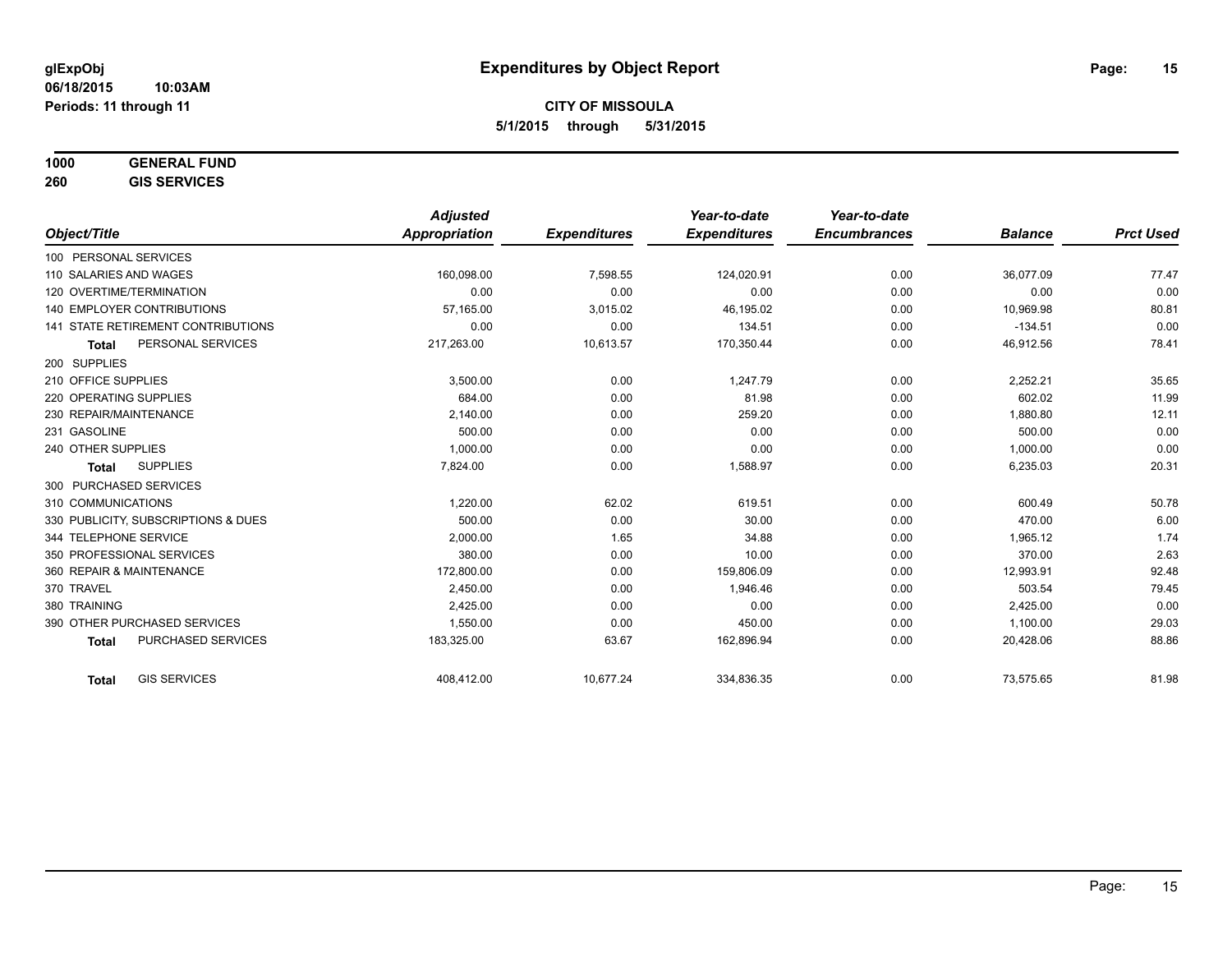**glExpObj**
**06/18/2015 10:03AM**
**Periods: 11 through 11**

# Expenditures by Object Report

**CITY OF MISSOULA**
**5/1/2015 through 5/31/2015**

**1000 GENERAL FUND**
**260 GIS SERVICES**

| Object/Title | Adjusted Appropriation | Expenditures | Year-to-date Expenditures | Year-to-date Encumbrances | Balance | Prct Used |
|---|---|---|---|---|---|---|
| 100 PERSONAL SERVICES | | | | | | |
| 110 SALARIES AND WAGES | 160,098.00 | 7,598.55 | 124,020.91 | 0.00 | 36,077.09 | 77.47 |
| 120 OVERTIME/TERMINATION | 0.00 | 0.00 | 0.00 | 0.00 | 0.00 | 0.00 |
| 140 EMPLOYER CONTRIBUTIONS | 57,165.00 | 3,015.02 | 46,195.02 | 0.00 | 10,969.98 | 80.81 |
| 141 STATE RETIREMENT CONTRIBUTIONS | 0.00 | 0.00 | 134.51 | 0.00 | -134.51 | 0.00 |
| **Total** PERSONAL SERVICES | 217,263.00 | 10,613.57 | 170,350.44 | 0.00 | 46,912.56 | 78.41 |
| 200 SUPPLIES | | | | | | |
| 210 OFFICE SUPPLIES | 3,500.00 | 0.00 | 1,247.79 | 0.00 | 2,252.21 | 35.65 |
| 220 OPERATING SUPPLIES | 684.00 | 0.00 | 81.98 | 0.00 | 602.02 | 11.99 |
| 230 REPAIR/MAINTENANCE | 2,140.00 | 0.00 | 259.20 | 0.00 | 1,880.80 | 12.11 |
| 231 GASOLINE | 500.00 | 0.00 | 0.00 | 0.00 | 500.00 | 0.00 |
| 240 OTHER SUPPLIES | 1,000.00 | 0.00 | 0.00 | 0.00 | 1,000.00 | 0.00 |
| **Total** SUPPLIES | 7,824.00 | 0.00 | 1,588.97 | 0.00 | 6,235.03 | 20.31 |
| 300 PURCHASED SERVICES | | | | | | |
| 310 COMMUNICATIONS | 1,220.00 | 62.02 | 619.51 | 0.00 | 600.49 | 50.78 |
| 330 PUBLICITY, SUBSCRIPTIONS & DUES | 500.00 | 0.00 | 30.00 | 0.00 | 470.00 | 6.00 |
| 344 TELEPHONE SERVICE | 2,000.00 | 1.65 | 34.88 | 0.00 | 1,965.12 | 1.74 |
| 350 PROFESSIONAL SERVICES | 380.00 | 0.00 | 10.00 | 0.00 | 370.00 | 2.63 |
| 360 REPAIR & MAINTENANCE | 172,800.00 | 0.00 | 159,806.09 | 0.00 | 12,993.91 | 92.48 |
| 370 TRAVEL | 2,450.00 | 0.00 | 1,946.46 | 0.00 | 503.54 | 79.45 |
| 380 TRAINING | 2,425.00 | 0.00 | 0.00 | 0.00 | 2,425.00 | 0.00 |
| 390 OTHER PURCHASED SERVICES | 1,550.00 | 0.00 | 450.00 | 0.00 | 1,100.00 | 29.03 |
| **Total** PURCHASED SERVICES | 183,325.00 | 63.67 | 162,896.94 | 0.00 | 20,428.06 | 88.86 |
| **Total** GIS SERVICES | 408,412.00 | 10,677.24 | 334,836.35 | 0.00 | 73,575.65 | 81.98 |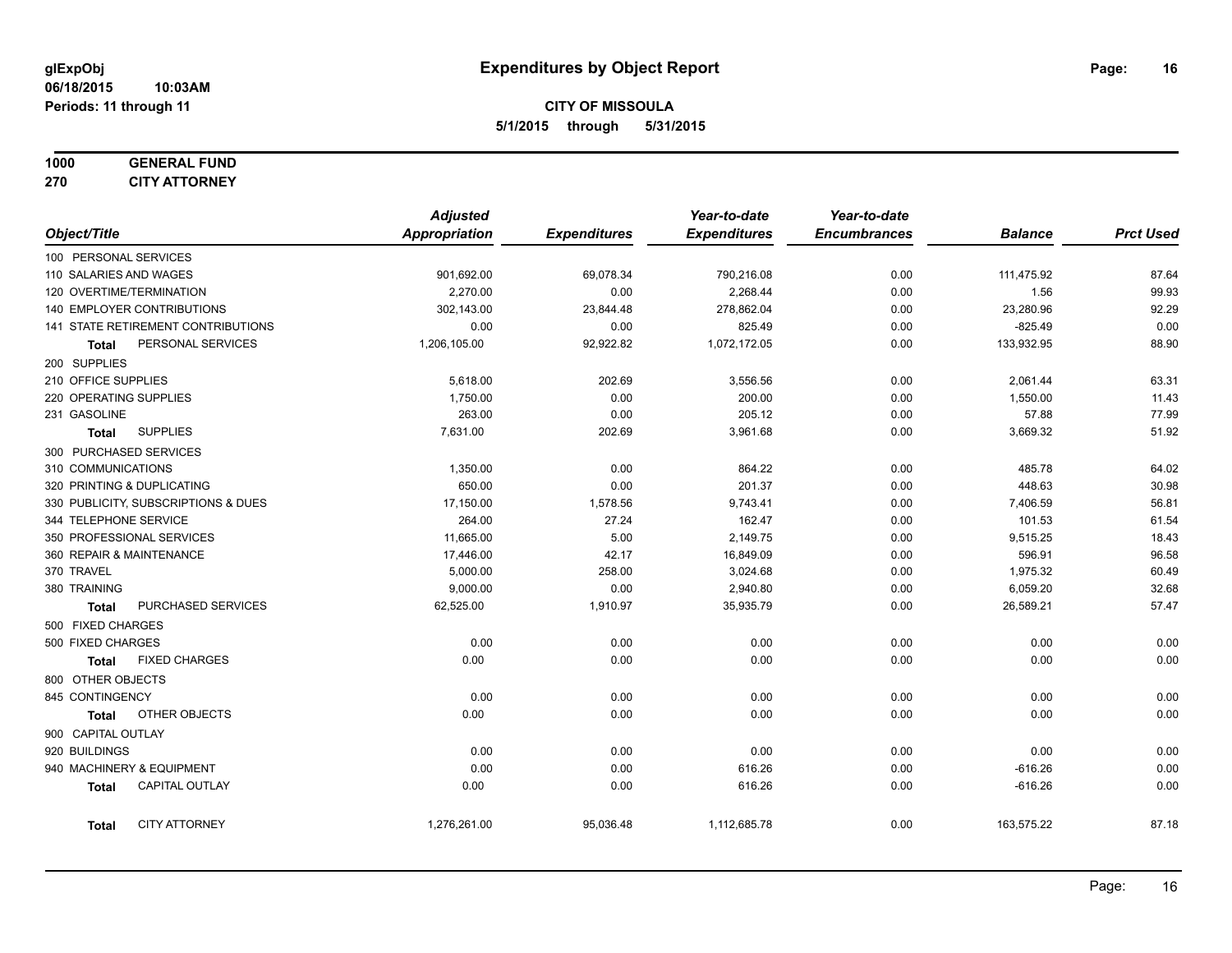# Expenditures by Object Report

glExpObj
06/18/2015 10:03AM
Periods: 11 through 11

**CITY OF MISSOULA**
**5/1/2015 through 5/31/2015**

**1000 GENERAL FUND**
**270 CITY ATTORNEY**

| Object/Title | Adjusted Appropriation | Expenditures | Year-to-date Expenditures | Year-to-date Encumbrances | Balance | Prct Used |
|---|---|---|---|---|---|---|
| 100 PERSONAL SERVICES | | | | | | |
| 110 SALARIES AND WAGES | 901,692.00 | 69,078.34 | 790,216.08 | 0.00 | 111,475.92 | 87.64 |
| 120 OVERTIME/TERMINATION | 2,270.00 | 0.00 | 2,268.44 | 0.00 | 1.56 | 99.93 |
| 140 EMPLOYER CONTRIBUTIONS | 302,143.00 | 23,844.48 | 278,862.04 | 0.00 | 23,280.96 | 92.29 |
| 141 STATE RETIREMENT CONTRIBUTIONS | 0.00 | 0.00 | 825.49 | 0.00 | -825.49 | 0.00 |
| **Total** PERSONAL SERVICES | 1,206,105.00 | 92,922.82 | 1,072,172.05 | 0.00 | 133,932.95 | 88.90 |
| 200 SUPPLIES | | | | | | |
| 210 OFFICE SUPPLIES | 5,618.00 | 202.69 | 3,556.56 | 0.00 | 2,061.44 | 63.31 |
| 220 OPERATING SUPPLIES | 1,750.00 | 0.00 | 200.00 | 0.00 | 1,550.00 | 11.43 |
| 231 GASOLINE | 263.00 | 0.00 | 205.12 | 0.00 | 57.88 | 77.99 |
| **Total** SUPPLIES | 7,631.00 | 202.69 | 3,961.68 | 0.00 | 3,669.32 | 51.92 |
| 300 PURCHASED SERVICES | | | | | | |
| 310 COMMUNICATIONS | 1,350.00 | 0.00 | 864.22 | 0.00 | 485.78 | 64.02 |
| 320 PRINTING & DUPLICATING | 650.00 | 0.00 | 201.37 | 0.00 | 448.63 | 30.98 |
| 330 PUBLICITY, SUBSCRIPTIONS & DUES | 17,150.00 | 1,578.56 | 9,743.41 | 0.00 | 7,406.59 | 56.81 |
| 344 TELEPHONE SERVICE | 264.00 | 27.24 | 162.47 | 0.00 | 101.53 | 61.54 |
| 350 PROFESSIONAL SERVICES | 11,665.00 | 5.00 | 2,149.75 | 0.00 | 9,515.25 | 18.43 |
| 360 REPAIR & MAINTENANCE | 17,446.00 | 42.17 | 16,849.09 | 0.00 | 596.91 | 96.58 |
| 370 TRAVEL | 5,000.00 | 258.00 | 3,024.68 | 0.00 | 1,975.32 | 60.49 |
| 380 TRAINING | 9,000.00 | 0.00 | 2,940.80 | 0.00 | 6,059.20 | 32.68 |
| **Total** PURCHASED SERVICES | 62,525.00 | 1,910.97 | 35,935.79 | 0.00 | 26,589.21 | 57.47 |
| 500 FIXED CHARGES | | | | | | |
| 500 FIXED CHARGES | 0.00 | 0.00 | 0.00 | 0.00 | 0.00 | 0.00 |
| **Total** FIXED CHARGES | 0.00 | 0.00 | 0.00 | 0.00 | 0.00 | 0.00 |
| 800 OTHER OBJECTS | | | | | | |
| 845 CONTINGENCY | 0.00 | 0.00 | 0.00 | 0.00 | 0.00 | 0.00 |
| **Total** OTHER OBJECTS | 0.00 | 0.00 | 0.00 | 0.00 | 0.00 | 0.00 |
| 900 CAPITAL OUTLAY | | | | | | |
| 920 BUILDINGS | 0.00 | 0.00 | 0.00 | 0.00 | 0.00 | 0.00 |
| 940 MACHINERY & EQUIPMENT | 0.00 | 0.00 | 616.26 | 0.00 | -616.26 | 0.00 |
| **Total** CAPITAL OUTLAY | 0.00 | 0.00 | 616.26 | 0.00 | -616.26 | 0.00 |
| **Total** CITY ATTORNEY | 1,276,261.00 | 95,036.48 | 1,112,685.78 | 0.00 | 163,575.22 | 87.18 |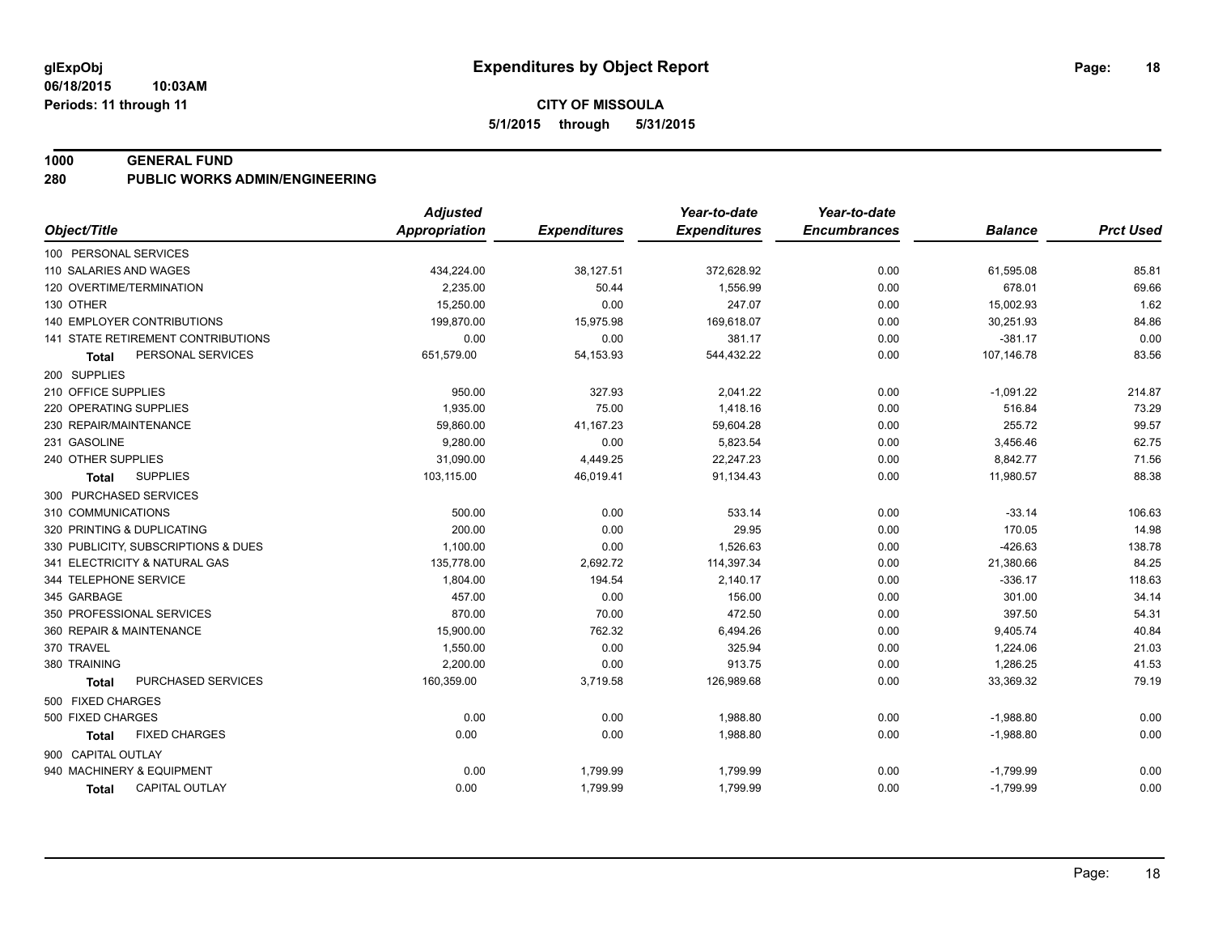# Expenditures by Object Report

glExpObj
06/18/2015 10:03AM
Periods: 11 through 11

**CITY OF MISSOULA**
**5/1/2015 through 5/31/2015**

## 1000 GENERAL FUND
## 280 PUBLIC WORKS ADMIN/ENGINEERING

| Object/Title | Adjusted Appropriation | Expenditures | Year-to-date Expenditures | Year-to-date Encumbrances | Balance | Prct Used |
|---|---|---|---|---|---|---|
| 100 PERSONAL SERVICES | | | | | | |
| 110 SALARIES AND WAGES | 434,224.00 | 38,127.51 | 372,628.92 | 0.00 | 61,595.08 | 85.81 |
| 120 OVERTIME/TERMINATION | 2,235.00 | 50.44 | 1,556.99 | 0.00 | 678.01 | 69.66 |
| 130 OTHER | 15,250.00 | 0.00 | 247.07 | 0.00 | 15,002.93 | 1.62 |
| 140 EMPLOYER CONTRIBUTIONS | 199,870.00 | 15,975.98 | 169,618.07 | 0.00 | 30,251.93 | 84.86 |
| 141 STATE RETIREMENT CONTRIBUTIONS | 0.00 | 0.00 | 381.17 | 0.00 | -381.17 | 0.00 |
| **Total** PERSONAL SERVICES | 651,579.00 | 54,153.93 | 544,432.22 | 0.00 | 107,146.78 | 83.56 |
| 200 SUPPLIES | | | | | | |
| 210 OFFICE SUPPLIES | 950.00 | 327.93 | 2,041.22 | 0.00 | -1,091.22 | 214.87 |
| 220 OPERATING SUPPLIES | 1,935.00 | 75.00 | 1,418.16 | 0.00 | 516.84 | 73.29 |
| 230 REPAIR/MAINTENANCE | 59,860.00 | 41,167.23 | 59,604.28 | 0.00 | 255.72 | 99.57 |
| 231 GASOLINE | 9,280.00 | 0.00 | 5,823.54 | 0.00 | 3,456.46 | 62.75 |
| 240 OTHER SUPPLIES | 31,090.00 | 4,449.25 | 22,247.23 | 0.00 | 8,842.77 | 71.56 |
| **Total** SUPPLIES | 103,115.00 | 46,019.41 | 91,134.43 | 0.00 | 11,980.57 | 88.38 |
| 300 PURCHASED SERVICES | | | | | | |
| 310 COMMUNICATIONS | 500.00 | 0.00 | 533.14 | 0.00 | -33.14 | 106.63 |
| 320 PRINTING & DUPLICATING | 200.00 | 0.00 | 29.95 | 0.00 | 170.05 | 14.98 |
| 330 PUBLICITY, SUBSCRIPTIONS & DUES | 1,100.00 | 0.00 | 1,526.63 | 0.00 | -426.63 | 138.78 |
| 341 ELECTRICITY & NATURAL GAS | 135,778.00 | 2,692.72 | 114,397.34 | 0.00 | 21,380.66 | 84.25 |
| 344 TELEPHONE SERVICE | 1,804.00 | 194.54 | 2,140.17 | 0.00 | -336.17 | 118.63 |
| 345 GARBAGE | 457.00 | 0.00 | 156.00 | 0.00 | 301.00 | 34.14 |
| 350 PROFESSIONAL SERVICES | 870.00 | 70.00 | 472.50 | 0.00 | 397.50 | 54.31 |
| 360 REPAIR & MAINTENANCE | 15,900.00 | 762.32 | 6,494.26 | 0.00 | 9,405.74 | 40.84 |
| 370 TRAVEL | 1,550.00 | 0.00 | 325.94 | 0.00 | 1,224.06 | 21.03 |
| 380 TRAINING | 2,200.00 | 0.00 | 913.75 | 0.00 | 1,286.25 | 41.53 |
| **Total** PURCHASED SERVICES | 160,359.00 | 3,719.58 | 126,989.68 | 0.00 | 33,369.32 | 79.19 |
| 500 FIXED CHARGES | | | | | | |
| 500 FIXED CHARGES | 0.00 | 0.00 | 1,988.80 | 0.00 | -1,988.80 | 0.00 |
| **Total** FIXED CHARGES | 0.00 | 0.00 | 1,988.80 | 0.00 | -1,988.80 | 0.00 |
| 900 CAPITAL OUTLAY | | | | | | |
| 940 MACHINERY & EQUIPMENT | 0.00 | 1,799.99 | 1,799.99 | 0.00 | -1,799.99 | 0.00 |
| **Total** CAPITAL OUTLAY | 0.00 | 1,799.99 | 1,799.99 | 0.00 | -1,799.99 | 0.00 |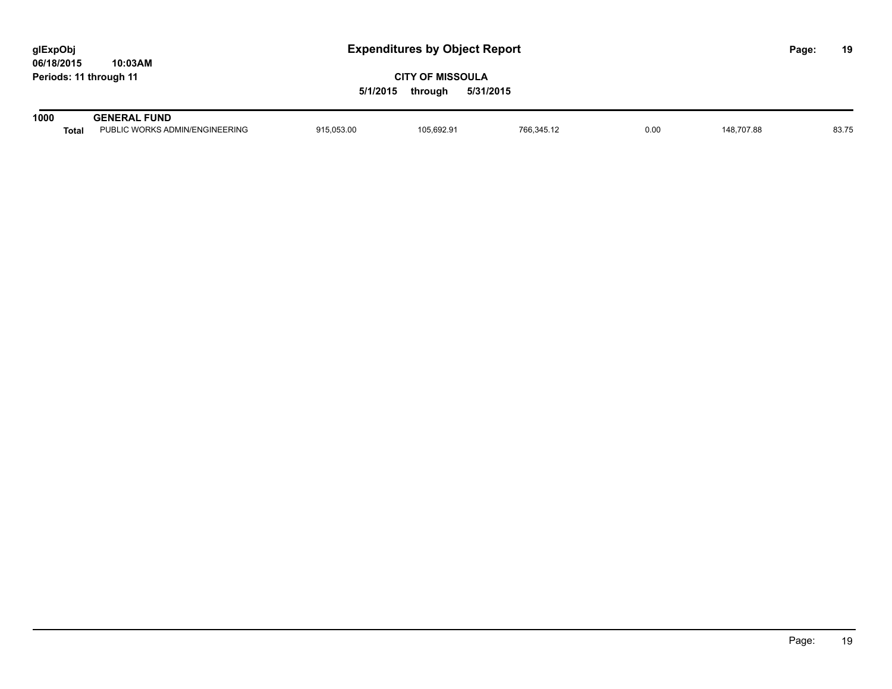**glExpObj**
**06/18/2015 10:03AM**
**Periods: 11 through 11**

# Expenditures by Object Report

**CITY OF MISSOULA**

**5/1/2015 through 5/31/2015**

**1000 GENERAL FUND**

| | | | | | | | |
|---|---|---|---|---|---|---|---|
| **Total** | PUBLIC WORKS ADMIN/ENGINEERING | 915,053.00 | 105,692.91 | 766,345.12 | 0.00 | 148,707.88 | 83.75 |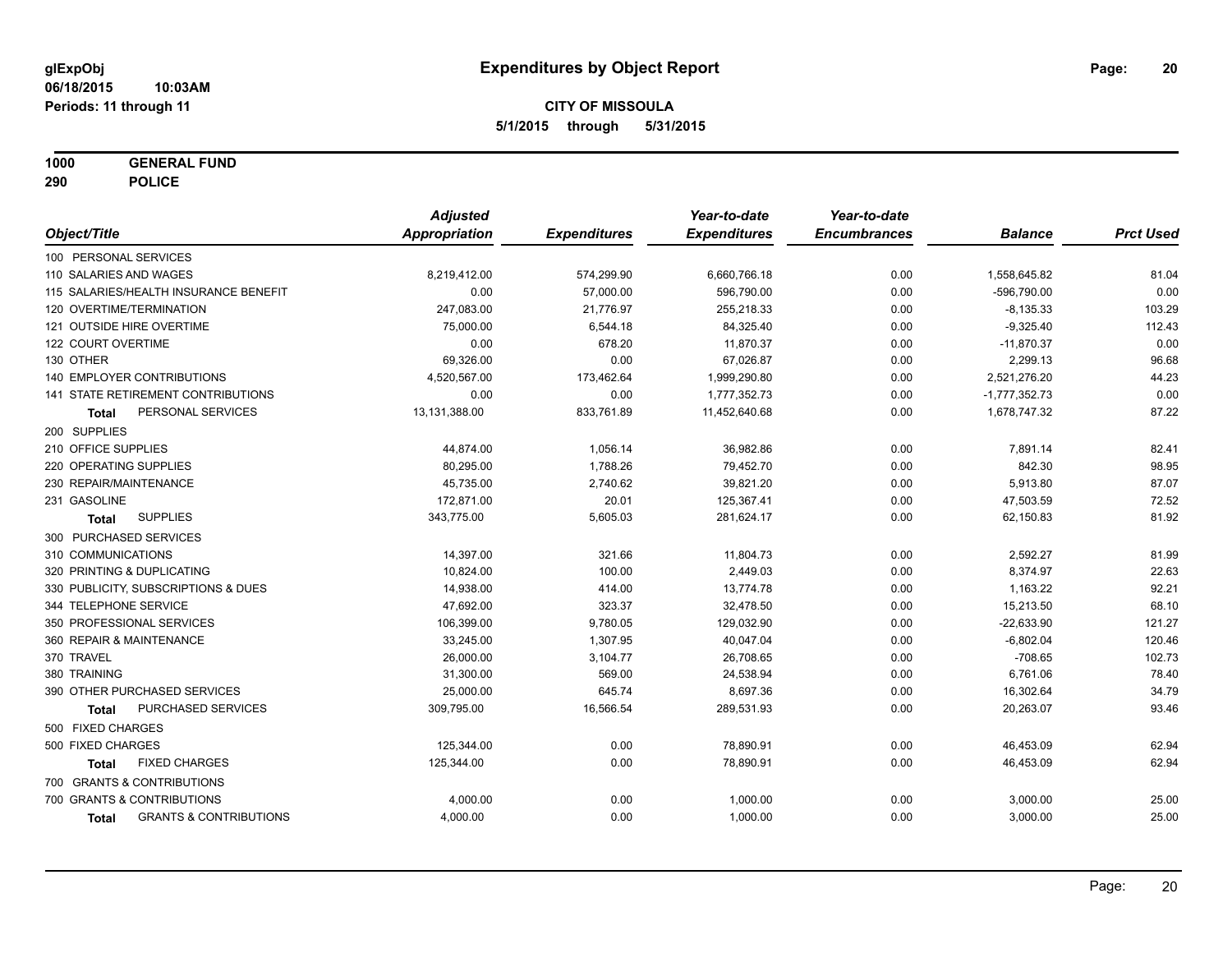**glExpObj**
**06/18/2015 10:03AM**
**Periods: 11 through 11**

# Expenditures by Object Report

**CITY OF MISSOULA**
**5/1/2015 through 5/31/2015**

**1000 GENERAL FUND**
**290 POLICE**

| Object/Title | Adjusted Appropriation | Expenditures | Year-to-date Expenditures | Year-to-date Encumbrances | Balance | Prct Used |
|---|---|---|---|---|---|---|
| 100 PERSONAL SERVICES | | | | | | |
| 110 SALARIES AND WAGES | 8,219,412.00 | 574,299.90 | 6,660,766.18 | 0.00 | 1,558,645.82 | 81.04 |
| 115 SALARIES/HEALTH INSURANCE BENEFIT | 0.00 | 57,000.00 | 596,790.00 | 0.00 | -596,790.00 | 0.00 |
| 120 OVERTIME/TERMINATION | 247,083.00 | 21,776.97 | 255,218.33 | 0.00 | -8,135.33 | 103.29 |
| 121 OUTSIDE HIRE OVERTIME | 75,000.00 | 6,544.18 | 84,325.40 | 0.00 | -9,325.40 | 112.43 |
| 122 COURT OVERTIME | 0.00 | 678.20 | 11,870.37 | 0.00 | -11,870.37 | 0.00 |
| 130 OTHER | 69,326.00 | 0.00 | 67,026.87 | 0.00 | 2,299.13 | 96.68 |
| 140 EMPLOYER CONTRIBUTIONS | 4,520,567.00 | 173,462.64 | 1,999,290.80 | 0.00 | 2,521,276.20 | 44.23 |
| 141 STATE RETIREMENT CONTRIBUTIONS | 0.00 | 0.00 | 1,777,352.73 | 0.00 | -1,777,352.73 | 0.00 |
| **Total** PERSONAL SERVICES | 13,131,388.00 | 833,761.89 | 11,452,640.68 | 0.00 | 1,678,747.32 | 87.22 |
| 200 SUPPLIES | | | | | | |
| 210 OFFICE SUPPLIES | 44,874.00 | 1,056.14 | 36,982.86 | 0.00 | 7,891.14 | 82.41 |
| 220 OPERATING SUPPLIES | 80,295.00 | 1,788.26 | 79,452.70 | 0.00 | 842.30 | 98.95 |
| 230 REPAIR/MAINTENANCE | 45,735.00 | 2,740.62 | 39,821.20 | 0.00 | 5,913.80 | 87.07 |
| 231 GASOLINE | 172,871.00 | 20.01 | 125,367.41 | 0.00 | 47,503.59 | 72.52 |
| **Total** SUPPLIES | 343,775.00 | 5,605.03 | 281,624.17 | 0.00 | 62,150.83 | 81.92 |
| 300 PURCHASED SERVICES | | | | | | |
| 310 COMMUNICATIONS | 14,397.00 | 321.66 | 11,804.73 | 0.00 | 2,592.27 | 81.99 |
| 320 PRINTING & DUPLICATING | 10,824.00 | 100.00 | 2,449.03 | 0.00 | 8,374.97 | 22.63 |
| 330 PUBLICITY, SUBSCRIPTIONS & DUES | 14,938.00 | 414.00 | 13,774.78 | 0.00 | 1,163.22 | 92.21 |
| 344 TELEPHONE SERVICE | 47,692.00 | 323.37 | 32,478.50 | 0.00 | 15,213.50 | 68.10 |
| 350 PROFESSIONAL SERVICES | 106,399.00 | 9,780.05 | 129,032.90 | 0.00 | -22,633.90 | 121.27 |
| 360 REPAIR & MAINTENANCE | 33,245.00 | 1,307.95 | 40,047.04 | 0.00 | -6,802.04 | 120.46 |
| 370 TRAVEL | 26,000.00 | 3,104.77 | 26,708.65 | 0.00 | -708.65 | 102.73 |
| 380 TRAINING | 31,300.00 | 569.00 | 24,538.94 | 0.00 | 6,761.06 | 78.40 |
| 390 OTHER PURCHASED SERVICES | 25,000.00 | 645.74 | 8,697.36 | 0.00 | 16,302.64 | 34.79 |
| **Total** PURCHASED SERVICES | 309,795.00 | 16,566.54 | 289,531.93 | 0.00 | 20,263.07 | 93.46 |
| 500 FIXED CHARGES | | | | | | |
| 500 FIXED CHARGES | 125,344.00 | 0.00 | 78,890.91 | 0.00 | 46,453.09 | 62.94 |
| **Total** FIXED CHARGES | 125,344.00 | 0.00 | 78,890.91 | 0.00 | 46,453.09 | 62.94 |
| 700 GRANTS & CONTRIBUTIONS | | | | | | |
| 700 GRANTS & CONTRIBUTIONS | 4,000.00 | 0.00 | 1,000.00 | 0.00 | 3,000.00 | 25.00 |
| **Total** GRANTS & CONTRIBUTIONS | 4,000.00 | 0.00 | 1,000.00 | 0.00 | 3,000.00 | 25.00 |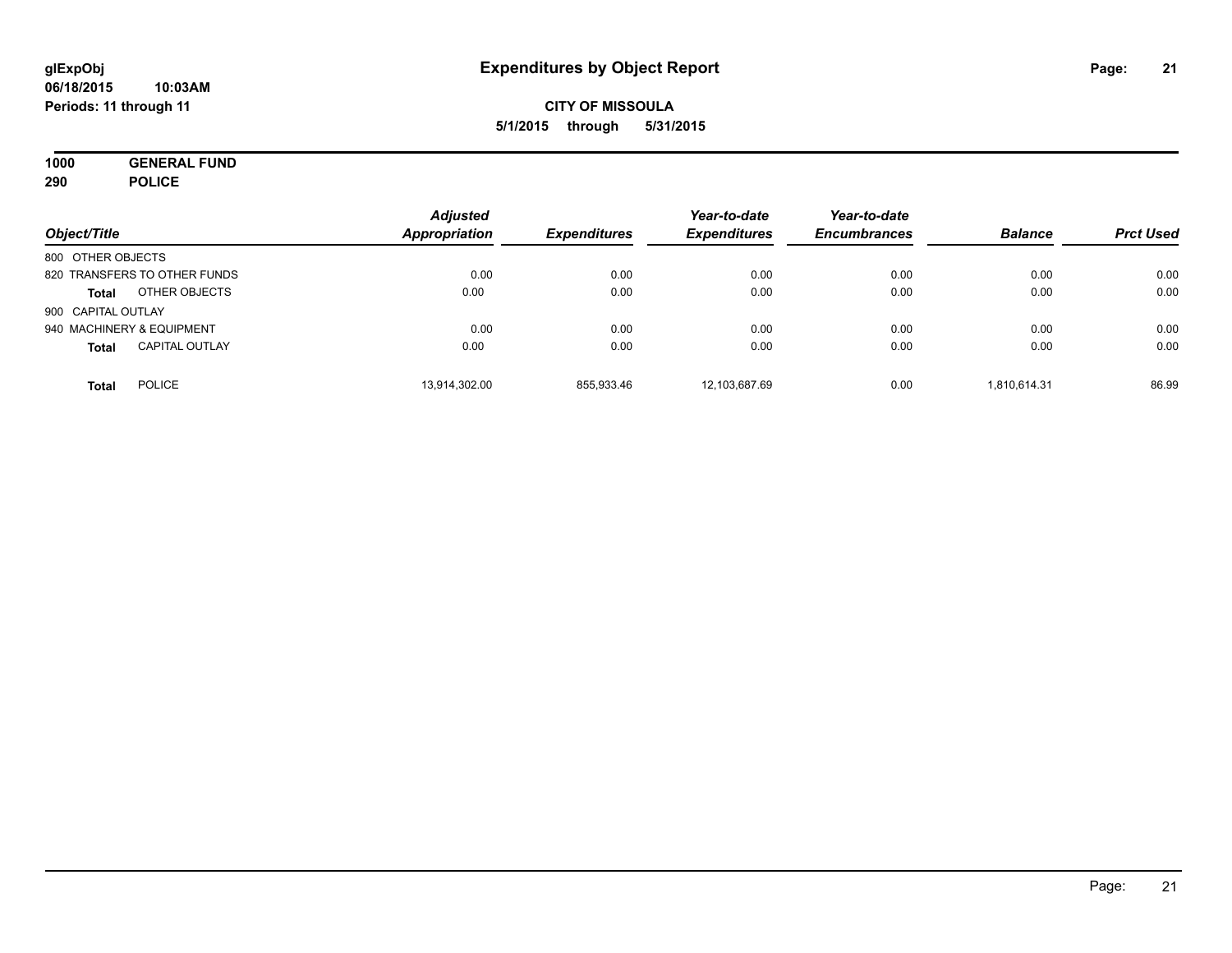**glExpObj**
**06/18/2015 10:03AM**
**Periods: 11 through 11**

# Expenditures by Object Report

**CITY OF MISSOULA**
**5/1/2015 through 5/31/2015**

**1000 GENERAL FUND**
**290 POLICE**

| Object/Title | | Adjusted Appropriation | Expenditures | Year-to-date Expenditures | Year-to-date Encumbrances | Balance | Prct Used |
|---|---|---|---|---|---|---|---|
| 800 OTHER OBJECTS | | | | | | | |
| 820 TRANSFERS TO OTHER FUNDS | | 0.00 | 0.00 | 0.00 | 0.00 | 0.00 | 0.00 |
| **Total** | OTHER OBJECTS | 0.00 | 0.00 | 0.00 | 0.00 | 0.00 | 0.00 |
| 900 CAPITAL OUTLAY | | | | | | | |
| 940 MACHINERY & EQUIPMENT | | 0.00 | 0.00 | 0.00 | 0.00 | 0.00 | 0.00 |
| **Total** | CAPITAL OUTLAY | 0.00 | 0.00 | 0.00 | 0.00 | 0.00 | 0.00 |
| **Total** | POLICE | 13,914,302.00 | 855,933.46 | 12,103,687.69 | 0.00 | 1,810,614.31 | 86.99 |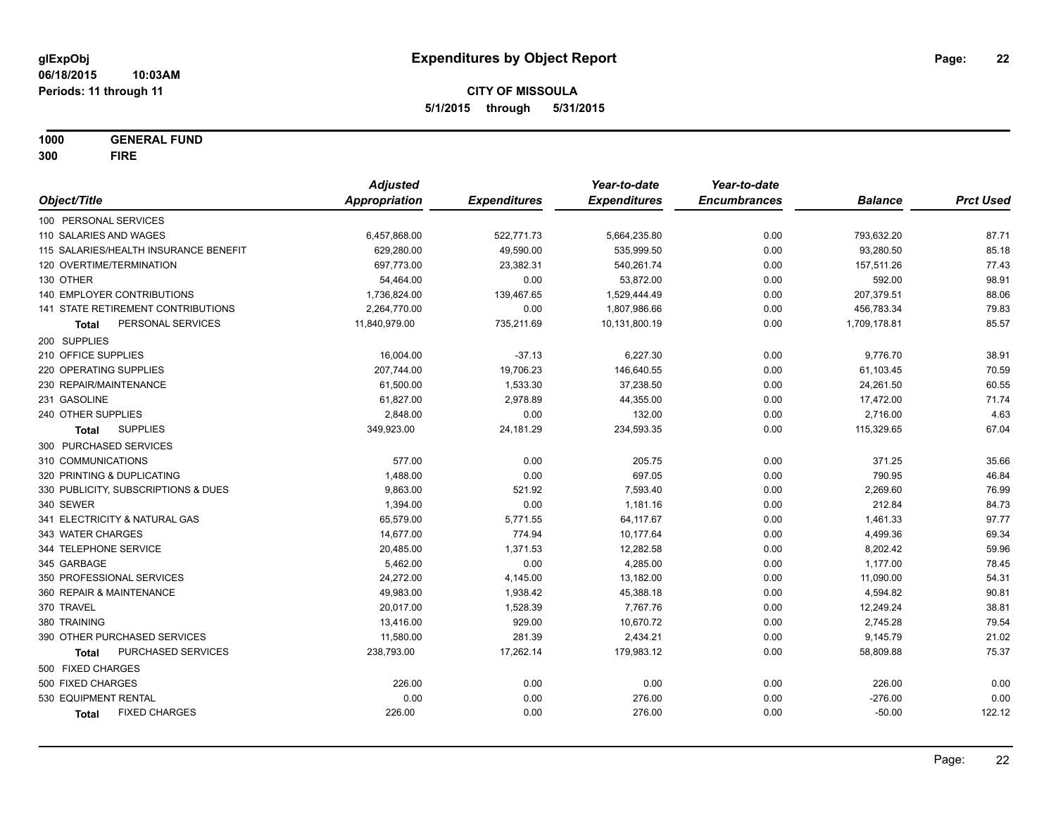**glExpObj**
**06/18/2015 10:03AM**
**Periods: 11 through 11**

# Expenditures by Object Report

**CITY OF MISSOULA**
**5/1/2015 through 5/31/2015**

**1000 GENERAL FUND**
**300 FIRE**

| Object/Title | Adjusted Appropriation | Expenditures | Year-to-date Expenditures | Year-to-date Encumbrances | Balance | Prct Used |
|---|---|---|---|---|---|---|
| 100 PERSONAL SERVICES | | | | | | |
| 110 SALARIES AND WAGES | 6,457,868.00 | 522,771.73 | 5,664,235.80 | 0.00 | 793,632.20 | 87.71 |
| 115 SALARIES/HEALTH INSURANCE BENEFIT | 629,280.00 | 49,590.00 | 535,999.50 | 0.00 | 93,280.50 | 85.18 |
| 120 OVERTIME/TERMINATION | 697,773.00 | 23,382.31 | 540,261.74 | 0.00 | 157,511.26 | 77.43 |
| 130 OTHER | 54,464.00 | 0.00 | 53,872.00 | 0.00 | 592.00 | 98.91 |
| 140 EMPLOYER CONTRIBUTIONS | 1,736,824.00 | 139,467.65 | 1,529,444.49 | 0.00 | 207,379.51 | 88.06 |
| 141 STATE RETIREMENT CONTRIBUTIONS | 2,264,770.00 | 0.00 | 1,807,986.66 | 0.00 | 456,783.34 | 79.83 |
| **Total** PERSONAL SERVICES | 11,840,979.00 | 735,211.69 | 10,131,800.19 | 0.00 | 1,709,178.81 | 85.57 |
| 200 SUPPLIES | | | | | | |
| 210 OFFICE SUPPLIES | 16,004.00 | -37.13 | 6,227.30 | 0.00 | 9,776.70 | 38.91 |
| 220 OPERATING SUPPLIES | 207,744.00 | 19,706.23 | 146,640.55 | 0.00 | 61,103.45 | 70.59 |
| 230 REPAIR/MAINTENANCE | 61,500.00 | 1,533.30 | 37,238.50 | 0.00 | 24,261.50 | 60.55 |
| 231 GASOLINE | 61,827.00 | 2,978.89 | 44,355.00 | 0.00 | 17,472.00 | 71.74 |
| 240 OTHER SUPPLIES | 2,848.00 | 0.00 | 132.00 | 0.00 | 2,716.00 | 4.63 |
| **Total** SUPPLIES | 349,923.00 | 24,181.29 | 234,593.35 | 0.00 | 115,329.65 | 67.04 |
| 300 PURCHASED SERVICES | | | | | | |
| 310 COMMUNICATIONS | 577.00 | 0.00 | 205.75 | 0.00 | 371.25 | 35.66 |
| 320 PRINTING & DUPLICATING | 1,488.00 | 0.00 | 697.05 | 0.00 | 790.95 | 46.84 |
| 330 PUBLICITY, SUBSCRIPTIONS & DUES | 9,863.00 | 521.92 | 7,593.40 | 0.00 | 2,269.60 | 76.99 |
| 340 SEWER | 1,394.00 | 0.00 | 1,181.16 | 0.00 | 212.84 | 84.73 |
| 341 ELECTRICITY & NATURAL GAS | 65,579.00 | 5,771.55 | 64,117.67 | 0.00 | 1,461.33 | 97.77 |
| 343 WATER CHARGES | 14,677.00 | 774.94 | 10,177.64 | 0.00 | 4,499.36 | 69.34 |
| 344 TELEPHONE SERVICE | 20,485.00 | 1,371.53 | 12,282.58 | 0.00 | 8,202.42 | 59.96 |
| 345 GARBAGE | 5,462.00 | 0.00 | 4,285.00 | 0.00 | 1,177.00 | 78.45 |
| 350 PROFESSIONAL SERVICES | 24,272.00 | 4,145.00 | 13,182.00 | 0.00 | 11,090.00 | 54.31 |
| 360 REPAIR & MAINTENANCE | 49,983.00 | 1,938.42 | 45,388.18 | 0.00 | 4,594.82 | 90.81 |
| 370 TRAVEL | 20,017.00 | 1,528.39 | 7,767.76 | 0.00 | 12,249.24 | 38.81 |
| 380 TRAINING | 13,416.00 | 929.00 | 10,670.72 | 0.00 | 2,745.28 | 79.54 |
| 390 OTHER PURCHASED SERVICES | 11,580.00 | 281.39 | 2,434.21 | 0.00 | 9,145.79 | 21.02 |
| **Total** PURCHASED SERVICES | 238,793.00 | 17,262.14 | 179,983.12 | 0.00 | 58,809.88 | 75.37 |
| 500 FIXED CHARGES | | | | | | |
| 500 FIXED CHARGES | 226.00 | 0.00 | 0.00 | 0.00 | 226.00 | 0.00 |
| 530 EQUIPMENT RENTAL | 0.00 | 0.00 | 276.00 | 0.00 | -276.00 | 0.00 |
| **Total** FIXED CHARGES | 226.00 | 0.00 | 276.00 | 0.00 | -50.00 | 122.12 |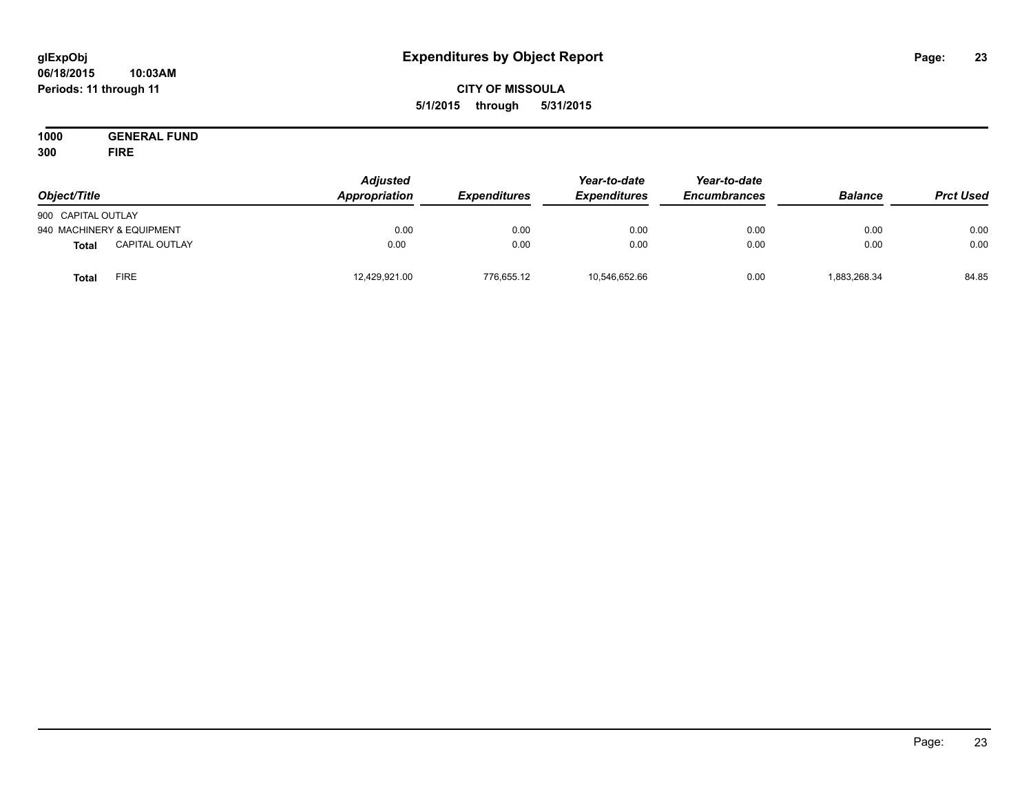# Expenditures by Object Report

glExpObj
06/18/2015 10:03AM
Periods: 11 through 11

**CITY OF MISSOULA**
**5/1/2015 through 5/31/2015**

**1000 GENERAL FUND**
**300 FIRE**

| Object/Title | | Adjusted Appropriation | Expenditures | Year-to-date Expenditures | Year-to-date Encumbrances | Balance | Prct Used |
|---|---|---|---|---|---|---|---|
| 900 CAPITAL OUTLAY | | | | | | | |
| 940 MACHINERY & EQUIPMENT | | 0.00 | 0.00 | 0.00 | 0.00 | 0.00 | 0.00 |
| **Total** | CAPITAL OUTLAY | 0.00 | 0.00 | 0.00 | 0.00 | 0.00 | 0.00 |
| **Total** | FIRE | 12,429,921.00 | 776,655.12 | 10,546,652.66 | 0.00 | 1,883,268.34 | 84.85 |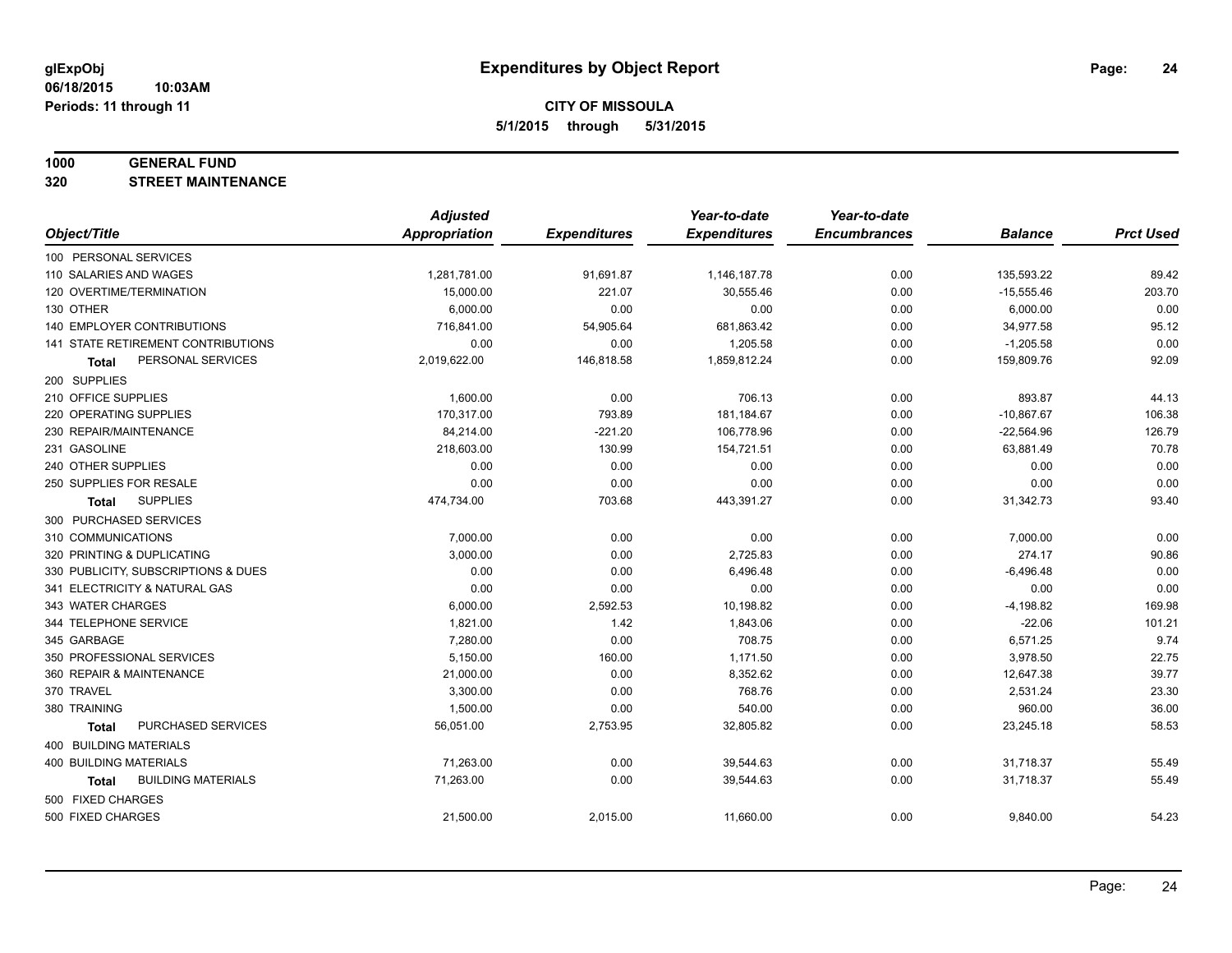glExpObj
06/18/2015 10:03AM
Periods: 11 through 11

# Expenditures by Object Report

**CITY OF MISSOULA**
**5/1/2015 through 5/31/2015**

**1000 GENERAL FUND**
**320 STREET MAINTENANCE**

| Object/Title | Adjusted Appropriation | Expenditures | Year-to-date Expenditures | Year-to-date Encumbrances | Balance | Prct Used |
|---|---|---|---|---|---|---|
| 100 PERSONAL SERVICES | | | | | | |
| 110 SALARIES AND WAGES | 1,281,781.00 | 91,691.87 | 1,146,187.78 | 0.00 | 135,593.22 | 89.42 |
| 120 OVERTIME/TERMINATION | 15,000.00 | 221.07 | 30,555.46 | 0.00 | -15,555.46 | 203.70 |
| 130 OTHER | 6,000.00 | 0.00 | 0.00 | 0.00 | 6,000.00 | 0.00 |
| 140 EMPLOYER CONTRIBUTIONS | 716,841.00 | 54,905.64 | 681,863.42 | 0.00 | 34,977.58 | 95.12 |
| 141 STATE RETIREMENT CONTRIBUTIONS | 0.00 | 0.00 | 1,205.58 | 0.00 | -1,205.58 | 0.00 |
| **Total** PERSONAL SERVICES | 2,019,622.00 | 146,818.58 | 1,859,812.24 | 0.00 | 159,809.76 | 92.09 |
| 200 SUPPLIES | | | | | | |
| 210 OFFICE SUPPLIES | 1,600.00 | 0.00 | 706.13 | 0.00 | 893.87 | 44.13 |
| 220 OPERATING SUPPLIES | 170,317.00 | 793.89 | 181,184.67 | 0.00 | -10,867.67 | 106.38 |
| 230 REPAIR/MAINTENANCE | 84,214.00 | -221.20 | 106,778.96 | 0.00 | -22,564.96 | 126.79 |
| 231 GASOLINE | 218,603.00 | 130.99 | 154,721.51 | 0.00 | 63,881.49 | 70.78 |
| 240 OTHER SUPPLIES | 0.00 | 0.00 | 0.00 | 0.00 | 0.00 | 0.00 |
| 250 SUPPLIES FOR RESALE | 0.00 | 0.00 | 0.00 | 0.00 | 0.00 | 0.00 |
| **Total** SUPPLIES | 474,734.00 | 703.68 | 443,391.27 | 0.00 | 31,342.73 | 93.40 |
| 300 PURCHASED SERVICES | | | | | | |
| 310 COMMUNICATIONS | 7,000.00 | 0.00 | 0.00 | 0.00 | 7,000.00 | 0.00 |
| 320 PRINTING & DUPLICATING | 3,000.00 | 0.00 | 2,725.83 | 0.00 | 274.17 | 90.86 |
| 330 PUBLICITY, SUBSCRIPTIONS & DUES | 0.00 | 0.00 | 6,496.48 | 0.00 | -6,496.48 | 0.00 |
| 341 ELECTRICITY & NATURAL GAS | 0.00 | 0.00 | 0.00 | 0.00 | 0.00 | 0.00 |
| 343 WATER CHARGES | 6,000.00 | 2,592.53 | 10,198.82 | 0.00 | -4,198.82 | 169.98 |
| 344 TELEPHONE SERVICE | 1,821.00 | 1.42 | 1,843.06 | 0.00 | -22.06 | 101.21 |
| 345 GARBAGE | 7,280.00 | 0.00 | 708.75 | 0.00 | 6,571.25 | 9.74 |
| 350 PROFESSIONAL SERVICES | 5,150.00 | 160.00 | 1,171.50 | 0.00 | 3,978.50 | 22.75 |
| 360 REPAIR & MAINTENANCE | 21,000.00 | 0.00 | 8,352.62 | 0.00 | 12,647.38 | 39.77 |
| 370 TRAVEL | 3,300.00 | 0.00 | 768.76 | 0.00 | 2,531.24 | 23.30 |
| 380 TRAINING | 1,500.00 | 0.00 | 540.00 | 0.00 | 960.00 | 36.00 |
| **Total** PURCHASED SERVICES | 56,051.00 | 2,753.95 | 32,805.82 | 0.00 | 23,245.18 | 58.53 |
| 400 BUILDING MATERIALS | | | | | | |
| 400 BUILDING MATERIALS | 71,263.00 | 0.00 | 39,544.63 | 0.00 | 31,718.37 | 55.49 |
| **Total** BUILDING MATERIALS | 71,263.00 | 0.00 | 39,544.63 | 0.00 | 31,718.37 | 55.49 |
| 500 FIXED CHARGES | | | | | | |
| 500 FIXED CHARGES | 21,500.00 | 2,015.00 | 11,660.00 | 0.00 | 9,840.00 | 54.23 |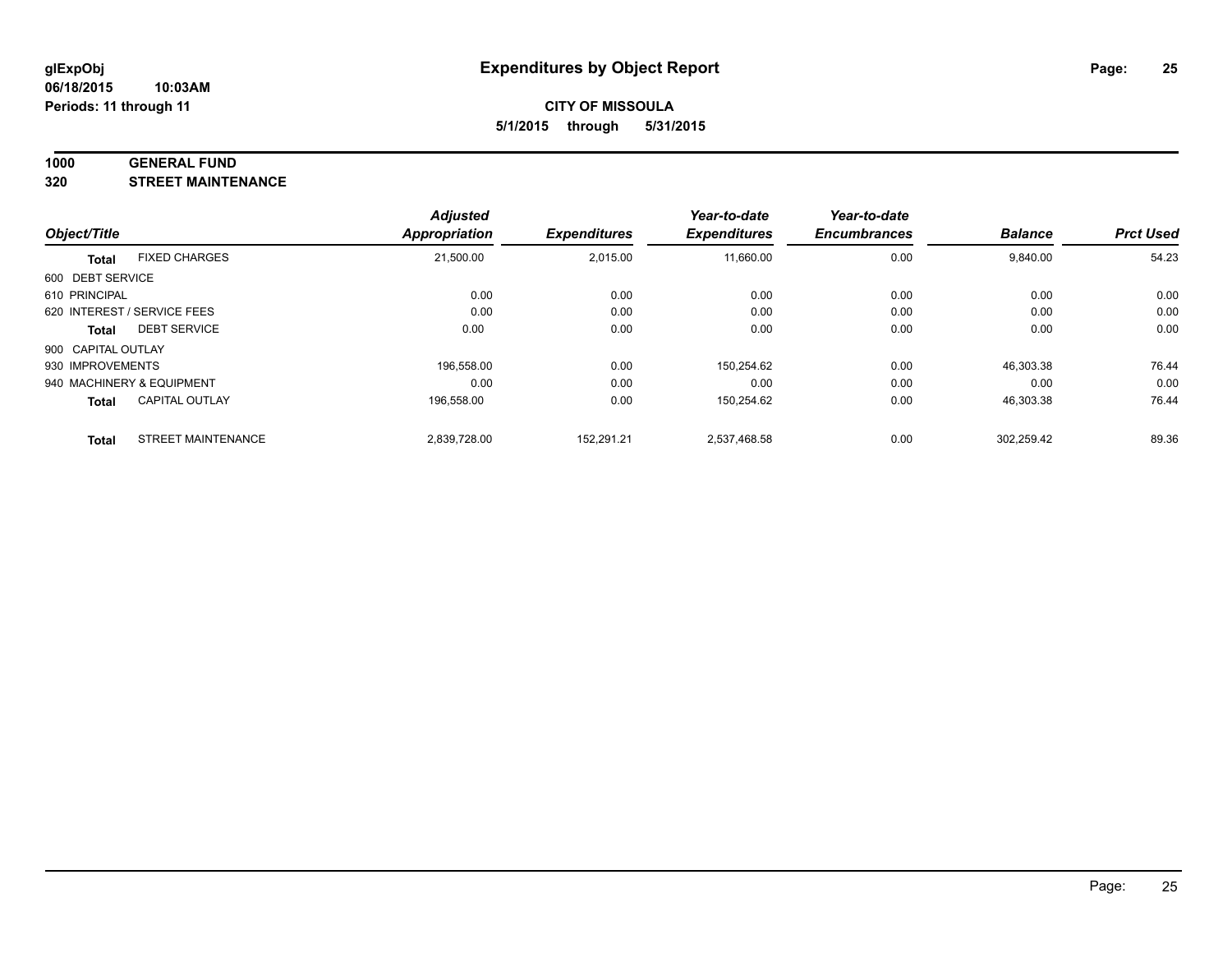# Expenditures by Object Report

**glExpObj**
**06/18/2015 10:03AM**
**Periods: 11 through 11**

**CITY OF MISSOULA**
**5/1/2015 through 5/31/2015**

**1000 GENERAL FUND**
**320 STREET MAINTENANCE**

| Object/Title | Adjusted Appropriation | Expenditures | Year-to-date Expenditures | Year-to-date Encumbrances | Balance | Prct Used |
|---|---|---|---|---|---|---|
| **Total** FIXED CHARGES | 21,500.00 | 2,015.00 | 11,660.00 | 0.00 | 9,840.00 | 54.23 |
| 600 DEBT SERVICE | | | | | | |
| 610 PRINCIPAL | 0.00 | 0.00 | 0.00 | 0.00 | 0.00 | 0.00 |
| 620 INTEREST / SERVICE FEES | 0.00 | 0.00 | 0.00 | 0.00 | 0.00 | 0.00 |
| **Total** DEBT SERVICE | 0.00 | 0.00 | 0.00 | 0.00 | 0.00 | 0.00 |
| 900 CAPITAL OUTLAY | | | | | | |
| 930 IMPROVEMENTS | 196,558.00 | 0.00 | 150,254.62 | 0.00 | 46,303.38 | 76.44 |
| 940 MACHINERY & EQUIPMENT | 0.00 | 0.00 | 0.00 | 0.00 | 0.00 | 0.00 |
| **Total** CAPITAL OUTLAY | 196,558.00 | 0.00 | 150,254.62 | 0.00 | 46,303.38 | 76.44 |
| **Total** STREET MAINTENANCE | 2,839,728.00 | 152,291.21 | 2,537,468.58 | 0.00 | 302,259.42 | 89.36 |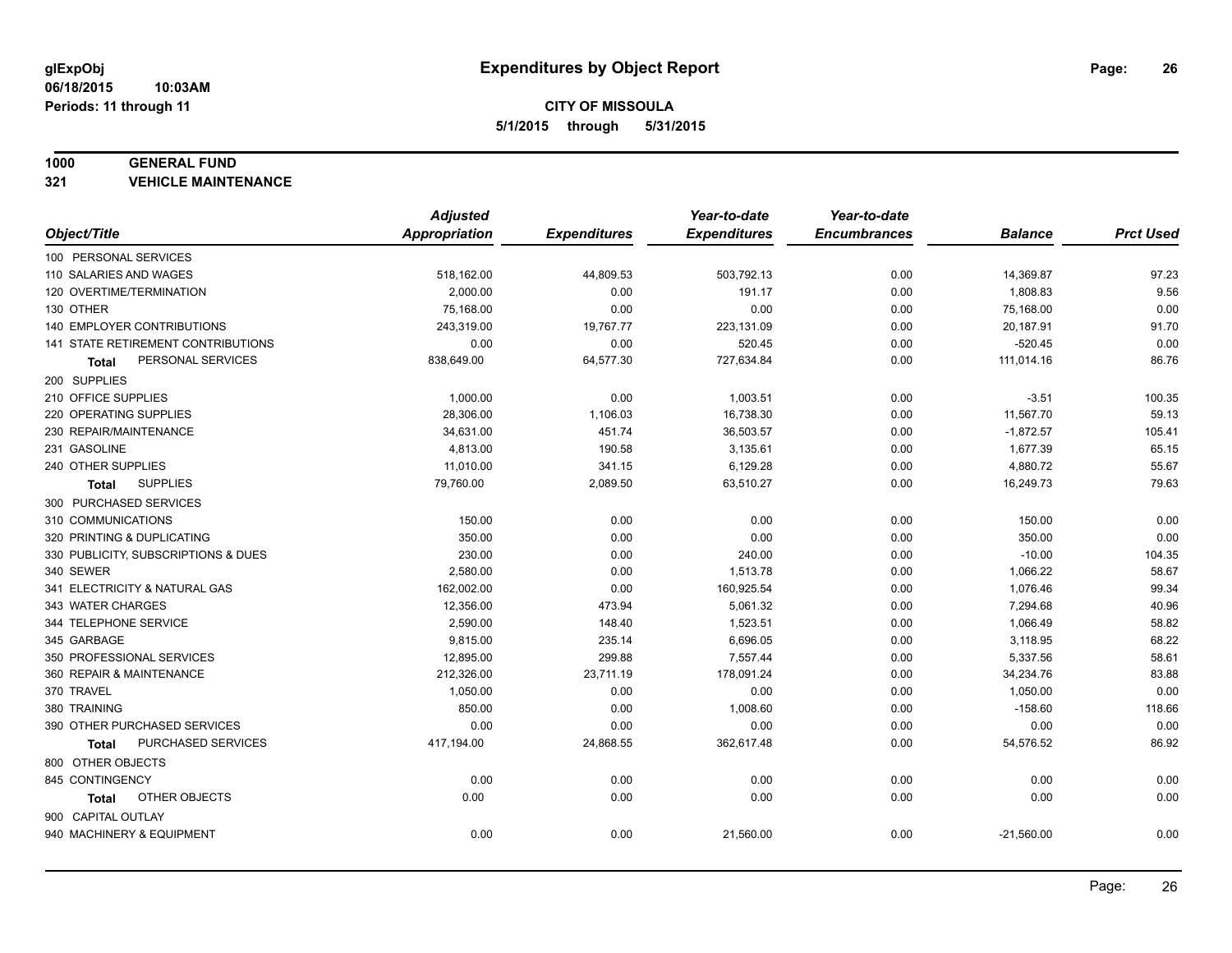# Expenditures by Object Report

glExpObj
06/18/2015 10:03AM
Periods: 11 through 11

**CITY OF MISSOULA**
**5/1/2015 through 5/31/2015**

**1000 GENERAL FUND**
**321 VEHICLE MAINTENANCE**

| Object/Title | Adjusted Appropriation | Expenditures | Year-to-date Expenditures | Year-to-date Encumbrances | Balance | Prct Used |
|---|---|---|---|---|---|---|
| 100 PERSONAL SERVICES | | | | | | |
| 110 SALARIES AND WAGES | 518,162.00 | 44,809.53 | 503,792.13 | 0.00 | 14,369.87 | 97.23 |
| 120 OVERTIME/TERMINATION | 2,000.00 | 0.00 | 191.17 | 0.00 | 1,808.83 | 9.56 |
| 130 OTHER | 75,168.00 | 0.00 | 0.00 | 0.00 | 75,168.00 | 0.00 |
| 140 EMPLOYER CONTRIBUTIONS | 243,319.00 | 19,767.77 | 223,131.09 | 0.00 | 20,187.91 | 91.70 |
| 141 STATE RETIREMENT CONTRIBUTIONS | 0.00 | 0.00 | 520.45 | 0.00 | -520.45 | 0.00 |
| **Total** PERSONAL SERVICES | 838,649.00 | 64,577.30 | 727,634.84 | 0.00 | 111,014.16 | 86.76 |
| 200 SUPPLIES | | | | | | |
| 210 OFFICE SUPPLIES | 1,000.00 | 0.00 | 1,003.51 | 0.00 | -3.51 | 100.35 |
| 220 OPERATING SUPPLIES | 28,306.00 | 1,106.03 | 16,738.30 | 0.00 | 11,567.70 | 59.13 |
| 230 REPAIR/MAINTENANCE | 34,631.00 | 451.74 | 36,503.57 | 0.00 | -1,872.57 | 105.41 |
| 231 GASOLINE | 4,813.00 | 190.58 | 3,135.61 | 0.00 | 1,677.39 | 65.15 |
| 240 OTHER SUPPLIES | 11,010.00 | 341.15 | 6,129.28 | 0.00 | 4,880.72 | 55.67 |
| **Total** SUPPLIES | 79,760.00 | 2,089.50 | 63,510.27 | 0.00 | 16,249.73 | 79.63 |
| 300 PURCHASED SERVICES | | | | | | |
| 310 COMMUNICATIONS | 150.00 | 0.00 | 0.00 | 0.00 | 150.00 | 0.00 |
| 320 PRINTING & DUPLICATING | 350.00 | 0.00 | 0.00 | 0.00 | 350.00 | 0.00 |
| 330 PUBLICITY, SUBSCRIPTIONS & DUES | 230.00 | 0.00 | 240.00 | 0.00 | -10.00 | 104.35 |
| 340 SEWER | 2,580.00 | 0.00 | 1,513.78 | 0.00 | 1,066.22 | 58.67 |
| 341 ELECTRICITY & NATURAL GAS | 162,002.00 | 0.00 | 160,925.54 | 0.00 | 1,076.46 | 99.34 |
| 343 WATER CHARGES | 12,356.00 | 473.94 | 5,061.32 | 0.00 | 7,294.68 | 40.96 |
| 344 TELEPHONE SERVICE | 2,590.00 | 148.40 | 1,523.51 | 0.00 | 1,066.49 | 58.82 |
| 345 GARBAGE | 9,815.00 | 235.14 | 6,696.05 | 0.00 | 3,118.95 | 68.22 |
| 350 PROFESSIONAL SERVICES | 12,895.00 | 299.88 | 7,557.44 | 0.00 | 5,337.56 | 58.61 |
| 360 REPAIR & MAINTENANCE | 212,326.00 | 23,711.19 | 178,091.24 | 0.00 | 34,234.76 | 83.88 |
| 370 TRAVEL | 1,050.00 | 0.00 | 0.00 | 0.00 | 1,050.00 | 0.00 |
| 380 TRAINING | 850.00 | 0.00 | 1,008.60 | 0.00 | -158.60 | 118.66 |
| 390 OTHER PURCHASED SERVICES | 0.00 | 0.00 | 0.00 | 0.00 | 0.00 | 0.00 |
| **Total** PURCHASED SERVICES | 417,194.00 | 24,868.55 | 362,617.48 | 0.00 | 54,576.52 | 86.92 |
| 800 OTHER OBJECTS | | | | | | |
| 845 CONTINGENCY | 0.00 | 0.00 | 0.00 | 0.00 | 0.00 | 0.00 |
| **Total** OTHER OBJECTS | 0.00 | 0.00 | 0.00 | 0.00 | 0.00 | 0.00 |
| 900 CAPITAL OUTLAY | | | | | | |
| 940 MACHINERY & EQUIPMENT | 0.00 | 0.00 | 21,560.00 | 0.00 | -21,560.00 | 0.00 |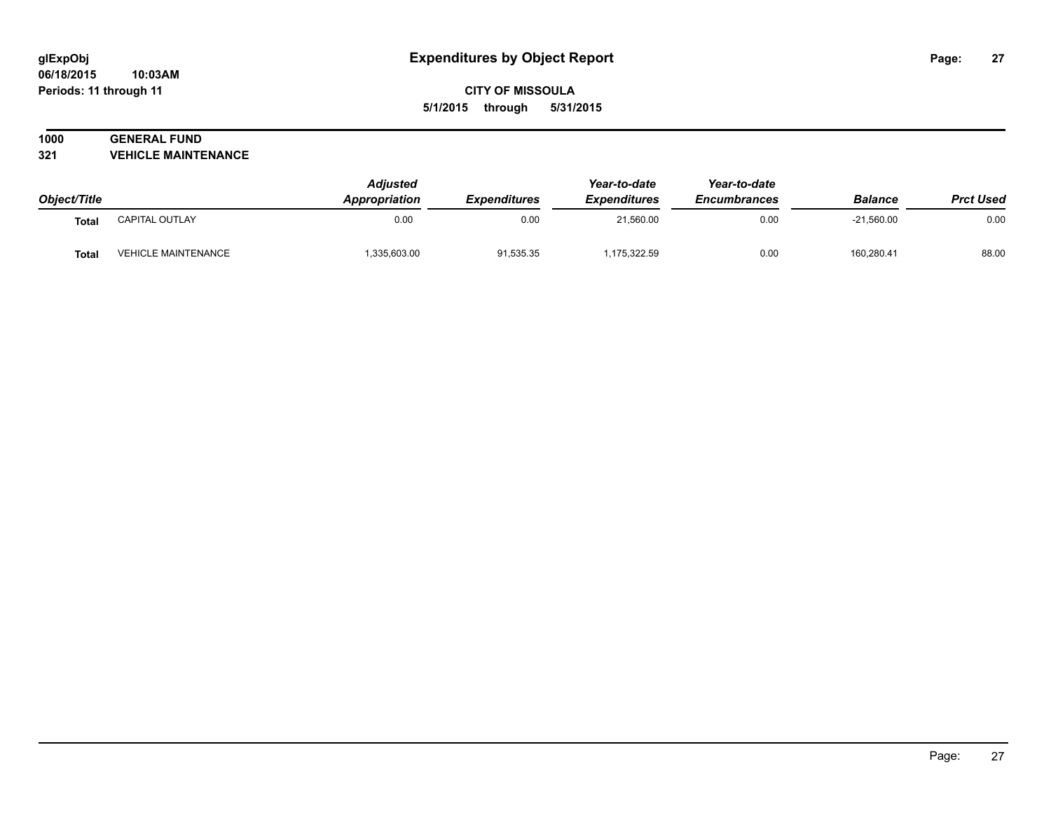**glExpObj** **Expenditures by Object Report**

**06/18/2015 10:03AM**

**Periods: 11 through 11**

**CITY OF MISSOULA**

**5/1/2015 through 5/31/2015**

**1000 GENERAL FUND**

**321 VEHICLE MAINTENANCE**

| Object/Title | | Adjusted Appropriation | Expenditures | Year-to-date Expenditures | Year-to-date Encumbrances | Balance | Prct Used |
|---|---|---|---|---|---|---|---|
| **Total** | CAPITAL OUTLAY | 0.00 | 0.00 | 21,560.00 | 0.00 | -21,560.00 | 0.00 |
| **Total** | VEHICLE MAINTENANCE | 1,335,603.00 | 91,535.35 | 1,175,322.59 | 0.00 | 160,280.41 | 88.00 |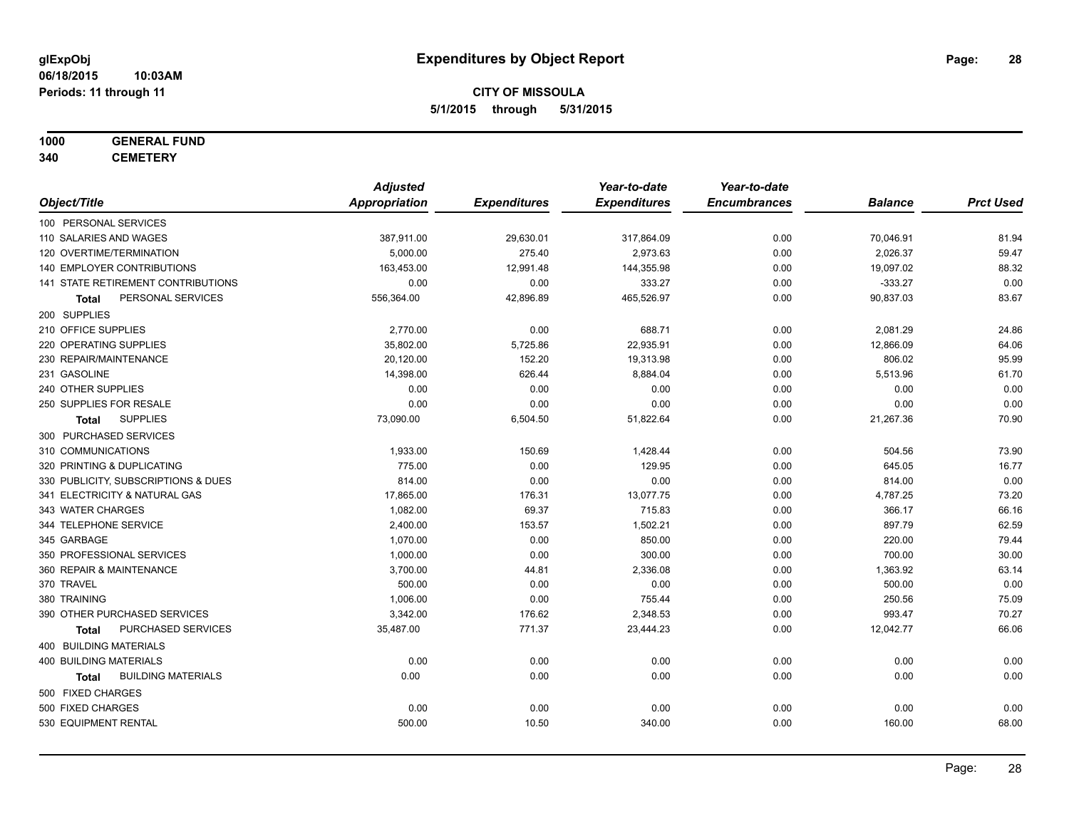**glExpObj**
**06/18/2015 10:03AM**
**Periods: 11 through 11**

# Expenditures by Object Report

**CITY OF MISSOULA**
**5/1/2015 through 5/31/2015**

**1000 GENERAL FUND**
**340 CEMETERY**

| Object/Title | Adjusted Appropriation | Expenditures | Year-to-date Expenditures | Year-to-date Encumbrances | Balance | Prct Used |
|---|---|---|---|---|---|---|
| 100 PERSONAL SERVICES | | | | | | |
| 110 SALARIES AND WAGES | 387,911.00 | 29,630.01 | 317,864.09 | 0.00 | 70,046.91 | 81.94 |
| 120 OVERTIME/TERMINATION | 5,000.00 | 275.40 | 2,973.63 | 0.00 | 2,026.37 | 59.47 |
| 140 EMPLOYER CONTRIBUTIONS | 163,453.00 | 12,991.48 | 144,355.98 | 0.00 | 19,097.02 | 88.32 |
| 141 STATE RETIREMENT CONTRIBUTIONS | 0.00 | 0.00 | 333.27 | 0.00 | -333.27 | 0.00 |
| **Total** PERSONAL SERVICES | 556,364.00 | 42,896.89 | 465,526.97 | 0.00 | 90,837.03 | 83.67 |
| 200 SUPPLIES | | | | | | |
| 210 OFFICE SUPPLIES | 2,770.00 | 0.00 | 688.71 | 0.00 | 2,081.29 | 24.86 |
| 220 OPERATING SUPPLIES | 35,802.00 | 5,725.86 | 22,935.91 | 0.00 | 12,866.09 | 64.06 |
| 230 REPAIR/MAINTENANCE | 20,120.00 | 152.20 | 19,313.98 | 0.00 | 806.02 | 95.99 |
| 231 GASOLINE | 14,398.00 | 626.44 | 8,884.04 | 0.00 | 5,513.96 | 61.70 |
| 240 OTHER SUPPLIES | 0.00 | 0.00 | 0.00 | 0.00 | 0.00 | 0.00 |
| 250 SUPPLIES FOR RESALE | 0.00 | 0.00 | 0.00 | 0.00 | 0.00 | 0.00 |
| **Total** SUPPLIES | 73,090.00 | 6,504.50 | 51,822.64 | 0.00 | 21,267.36 | 70.90 |
| 300 PURCHASED SERVICES | | | | | | |
| 310 COMMUNICATIONS | 1,933.00 | 150.69 | 1,428.44 | 0.00 | 504.56 | 73.90 |
| 320 PRINTING & DUPLICATING | 775.00 | 0.00 | 129.95 | 0.00 | 645.05 | 16.77 |
| 330 PUBLICITY, SUBSCRIPTIONS & DUES | 814.00 | 0.00 | 0.00 | 0.00 | 814.00 | 0.00 |
| 341 ELECTRICITY & NATURAL GAS | 17,865.00 | 176.31 | 13,077.75 | 0.00 | 4,787.25 | 73.20 |
| 343 WATER CHARGES | 1,082.00 | 69.37 | 715.83 | 0.00 | 366.17 | 66.16 |
| 344 TELEPHONE SERVICE | 2,400.00 | 153.57 | 1,502.21 | 0.00 | 897.79 | 62.59 |
| 345 GARBAGE | 1,070.00 | 0.00 | 850.00 | 0.00 | 220.00 | 79.44 |
| 350 PROFESSIONAL SERVICES | 1,000.00 | 0.00 | 300.00 | 0.00 | 700.00 | 30.00 |
| 360 REPAIR & MAINTENANCE | 3,700.00 | 44.81 | 2,336.08 | 0.00 | 1,363.92 | 63.14 |
| 370 TRAVEL | 500.00 | 0.00 | 0.00 | 0.00 | 500.00 | 0.00 |
| 380 TRAINING | 1,006.00 | 0.00 | 755.44 | 0.00 | 250.56 | 75.09 |
| 390 OTHER PURCHASED SERVICES | 3,342.00 | 176.62 | 2,348.53 | 0.00 | 993.47 | 70.27 |
| **Total** PURCHASED SERVICES | 35,487.00 | 771.37 | 23,444.23 | 0.00 | 12,042.77 | 66.06 |
| 400 BUILDING MATERIALS | | | | | | |
| 400 BUILDING MATERIALS | 0.00 | 0.00 | 0.00 | 0.00 | 0.00 | 0.00 |
| **Total** BUILDING MATERIALS | 0.00 | 0.00 | 0.00 | 0.00 | 0.00 | 0.00 |
| 500 FIXED CHARGES | | | | | | |
| 500 FIXED CHARGES | 0.00 | 0.00 | 0.00 | 0.00 | 0.00 | 0.00 |
| 530 EQUIPMENT RENTAL | 500.00 | 10.50 | 340.00 | 0.00 | 160.00 | 68.00 |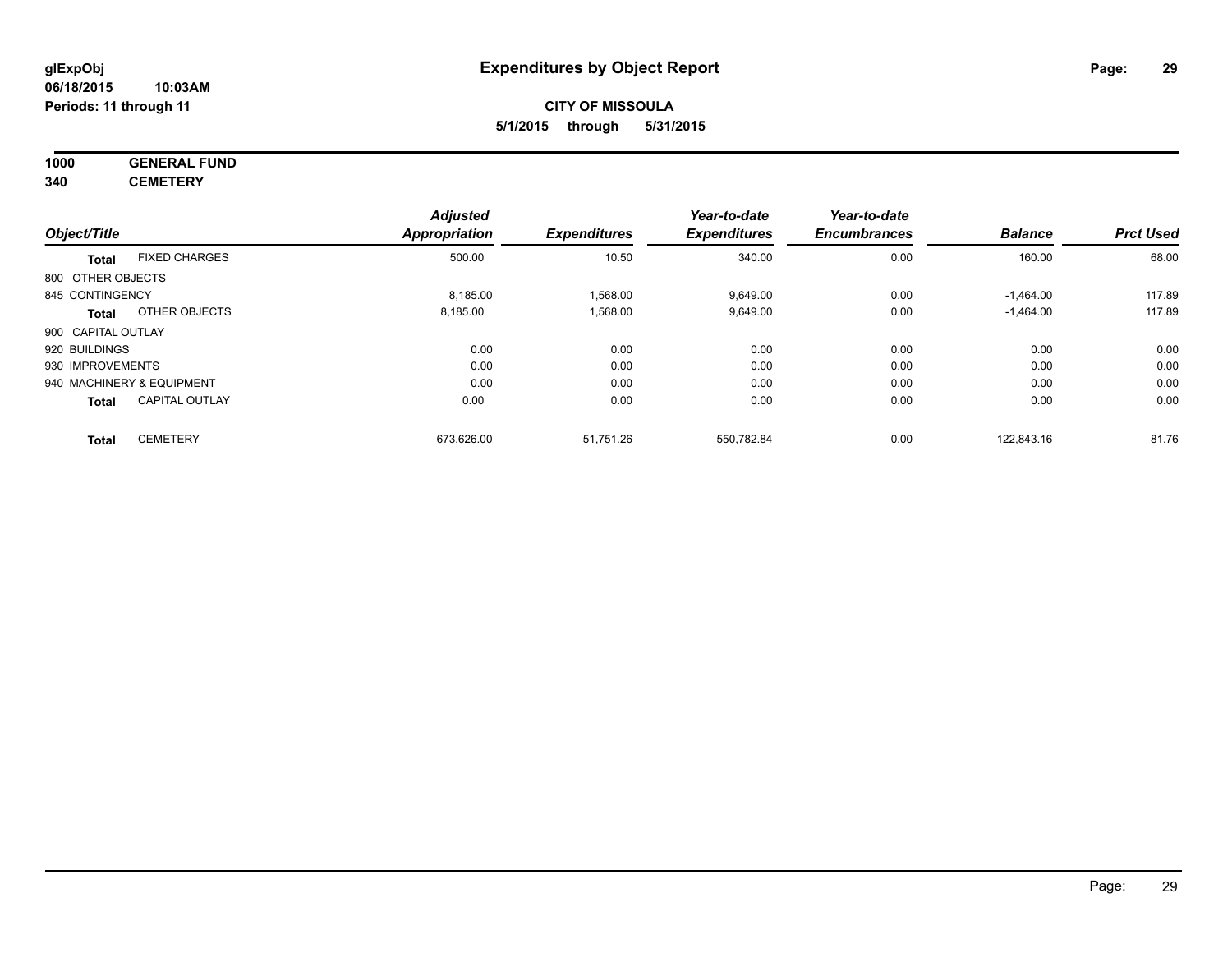**glExpObj**
**06/18/2015 10:03AM**
**Periods: 11 through 11**

# Expenditures by Object Report

**CITY OF MISSOULA**
**5/1/2015 through 5/31/2015**

**1000 GENERAL FUND**
**340 CEMETERY**

| Object/Title | | Adjusted Appropriation | Expenditures | Year-to-date Expenditures | Year-to-date Encumbrances | Balance | Prct Used |
|---|---|---|---|---|---|---|---|
| **Total** | FIXED CHARGES | 500.00 | 10.50 | 340.00 | 0.00 | 160.00 | 68.00 |
| 800 OTHER OBJECTS | | | | | | | |
| 845 CONTINGENCY | | 8,185.00 | 1,568.00 | 9,649.00 | 0.00 | -1,464.00 | 117.89 |
| **Total** | OTHER OBJECTS | 8,185.00 | 1,568.00 | 9,649.00 | 0.00 | -1,464.00 | 117.89 |
| 900 CAPITAL OUTLAY | | | | | | | |
| 920 BUILDINGS | | 0.00 | 0.00 | 0.00 | 0.00 | 0.00 | 0.00 |
| 930 IMPROVEMENTS | | 0.00 | 0.00 | 0.00 | 0.00 | 0.00 | 0.00 |
| 940 MACHINERY & EQUIPMENT | | 0.00 | 0.00 | 0.00 | 0.00 | 0.00 | 0.00 |
| **Total** | CAPITAL OUTLAY | 0.00 | 0.00 | 0.00 | 0.00 | 0.00 | 0.00 |
| **Total** | CEMETERY | 673,626.00 | 51,751.26 | 550,782.84 | 0.00 | 122,843.16 | 81.76 |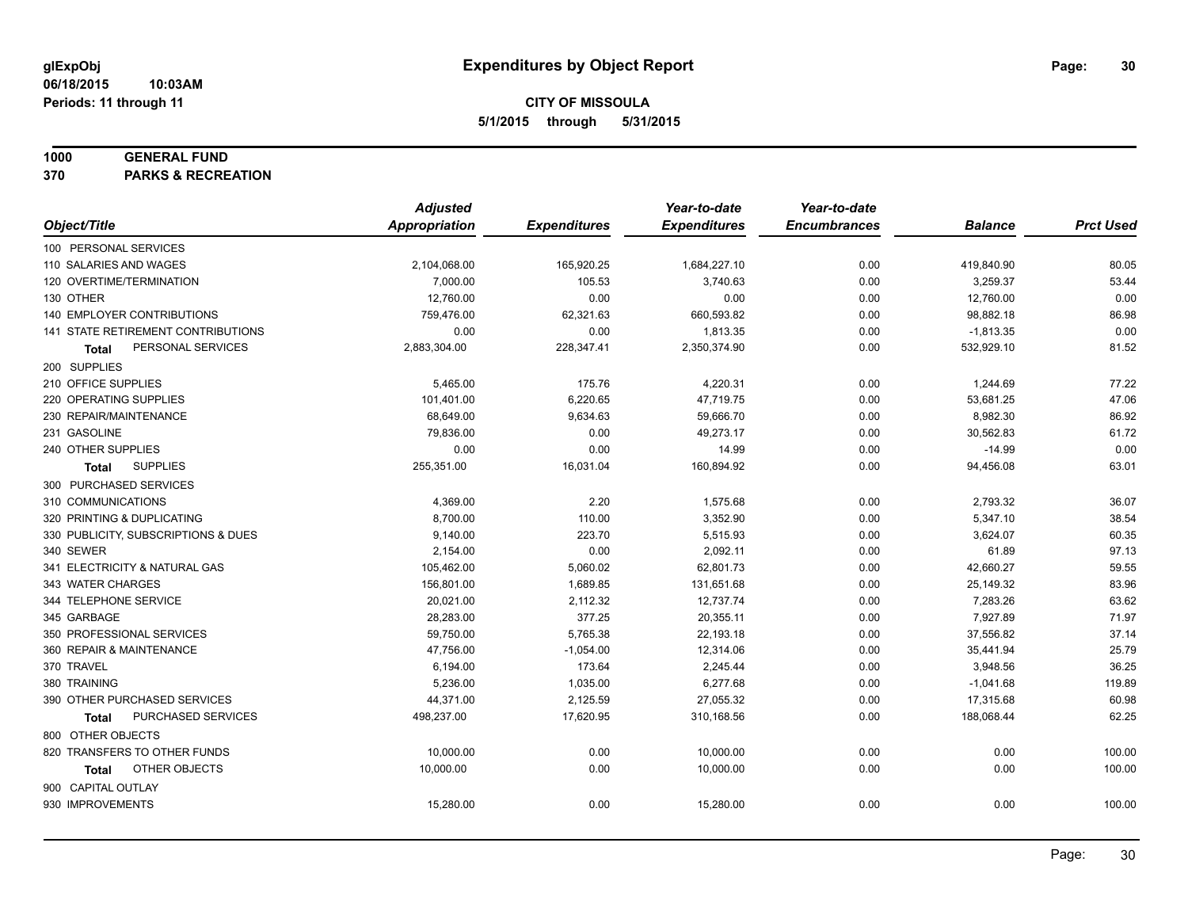# Expenditures by Object Report

glExpObj
06/18/2015 10:03AM
Periods: 11 through 11

**CITY OF MISSOULA**
**5/1/2015 through 5/31/2015**

**1000 GENERAL FUND**
**370 PARKS & RECREATION**

| Object/Title | Adjusted Appropriation | Expenditures | Year-to-date Expenditures | Year-to-date Encumbrances | Balance | Prct Used |
|---|---|---|---|---|---|---|
| 100 PERSONAL SERVICES | | | | | | |
| 110 SALARIES AND WAGES | 2,104,068.00 | 165,920.25 | 1,684,227.10 | 0.00 | 419,840.90 | 80.05 |
| 120 OVERTIME/TERMINATION | 7,000.00 | 105.53 | 3,740.63 | 0.00 | 3,259.37 | 53.44 |
| 130 OTHER | 12,760.00 | 0.00 | 0.00 | 0.00 | 12,760.00 | 0.00 |
| 140 EMPLOYER CONTRIBUTIONS | 759,476.00 | 62,321.63 | 660,593.82 | 0.00 | 98,882.18 | 86.98 |
| 141 STATE RETIREMENT CONTRIBUTIONS | 0.00 | 0.00 | 1,813.35 | 0.00 | -1,813.35 | 0.00 |
| **Total** PERSONAL SERVICES | 2,883,304.00 | 228,347.41 | 2,350,374.90 | 0.00 | 532,929.10 | 81.52 |
| 200 SUPPLIES | | | | | | |
| 210 OFFICE SUPPLIES | 5,465.00 | 175.76 | 4,220.31 | 0.00 | 1,244.69 | 77.22 |
| 220 OPERATING SUPPLIES | 101,401.00 | 6,220.65 | 47,719.75 | 0.00 | 53,681.25 | 47.06 |
| 230 REPAIR/MAINTENANCE | 68,649.00 | 9,634.63 | 59,666.70 | 0.00 | 8,982.30 | 86.92 |
| 231 GASOLINE | 79,836.00 | 0.00 | 49,273.17 | 0.00 | 30,562.83 | 61.72 |
| 240 OTHER SUPPLIES | 0.00 | 0.00 | 14.99 | 0.00 | -14.99 | 0.00 |
| **Total** SUPPLIES | 255,351.00 | 16,031.04 | 160,894.92 | 0.00 | 94,456.08 | 63.01 |
| 300 PURCHASED SERVICES | | | | | | |
| 310 COMMUNICATIONS | 4,369.00 | 2.20 | 1,575.68 | 0.00 | 2,793.32 | 36.07 |
| 320 PRINTING & DUPLICATING | 8,700.00 | 110.00 | 3,352.90 | 0.00 | 5,347.10 | 38.54 |
| 330 PUBLICITY, SUBSCRIPTIONS & DUES | 9,140.00 | 223.70 | 5,515.93 | 0.00 | 3,624.07 | 60.35 |
| 340 SEWER | 2,154.00 | 0.00 | 2,092.11 | 0.00 | 61.89 | 97.13 |
| 341 ELECTRICITY & NATURAL GAS | 105,462.00 | 5,060.02 | 62,801.73 | 0.00 | 42,660.27 | 59.55 |
| 343 WATER CHARGES | 156,801.00 | 1,689.85 | 131,651.68 | 0.00 | 25,149.32 | 83.96 |
| 344 TELEPHONE SERVICE | 20,021.00 | 2,112.32 | 12,737.74 | 0.00 | 7,283.26 | 63.62 |
| 345 GARBAGE | 28,283.00 | 377.25 | 20,355.11 | 0.00 | 7,927.89 | 71.97 |
| 350 PROFESSIONAL SERVICES | 59,750.00 | 5,765.38 | 22,193.18 | 0.00 | 37,556.82 | 37.14 |
| 360 REPAIR & MAINTENANCE | 47,756.00 | -1,054.00 | 12,314.06 | 0.00 | 35,441.94 | 25.79 |
| 370 TRAVEL | 6,194.00 | 173.64 | 2,245.44 | 0.00 | 3,948.56 | 36.25 |
| 380 TRAINING | 5,236.00 | 1,035.00 | 6,277.68 | 0.00 | -1,041.68 | 119.89 |
| 390 OTHER PURCHASED SERVICES | 44,371.00 | 2,125.59 | 27,055.32 | 0.00 | 17,315.68 | 60.98 |
| **Total** PURCHASED SERVICES | 498,237.00 | 17,620.95 | 310,168.56 | 0.00 | 188,068.44 | 62.25 |
| 800 OTHER OBJECTS | | | | | | |
| 820 TRANSFERS TO OTHER FUNDS | 10,000.00 | 0.00 | 10,000.00 | 0.00 | 0.00 | 100.00 |
| **Total** OTHER OBJECTS | 10,000.00 | 0.00 | 10,000.00 | 0.00 | 0.00 | 100.00 |
| 900 CAPITAL OUTLAY | | | | | | |
| 930 IMPROVEMENTS | 15,280.00 | 0.00 | 15,280.00 | 0.00 | 0.00 | 100.00 |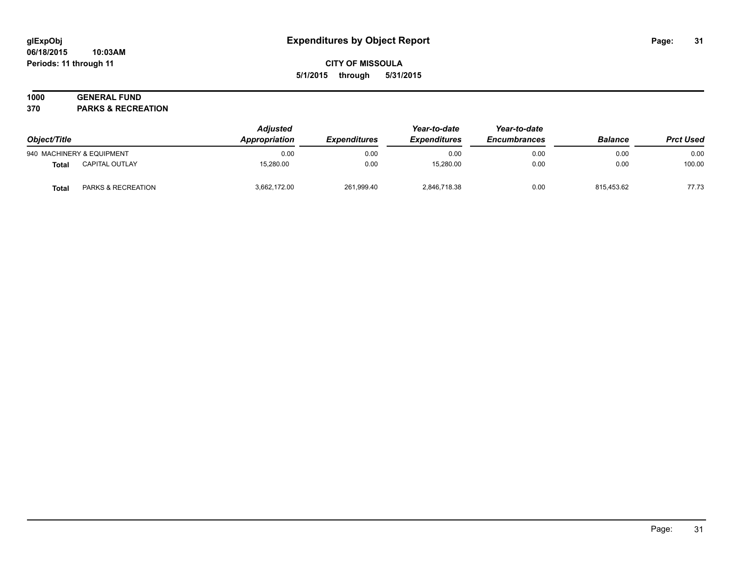# Expenditures by Object Report

glExpObj
06/18/2015 10:03AM
Periods: 11 through 11

**CITY OF MISSOULA**
**5/1/2015 through 5/31/2015**

**1000 GENERAL FUND**
**370 PARKS & RECREATION**

| Object/Title | | *Adjusted Appropriation* | *Expenditures* | *Year-to-date Expenditures* | *Year-to-date Encumbrances* | *Balance* | *Prct Used* |
|---|---|---|---|---|---|---|---|
| 940 MACHINERY & EQUIPMENT | | 0.00 | 0.00 | 0.00 | 0.00 | 0.00 | 0.00 |
| **Total** | CAPITAL OUTLAY | 15,280.00 | 0.00 | 15,280.00 | 0.00 | 0.00 | 100.00 |
| **Total** | PARKS & RECREATION | 3,662,172.00 | 261,999.40 | 2,846,718.38 | 0.00 | 815,453.62 | 77.73 |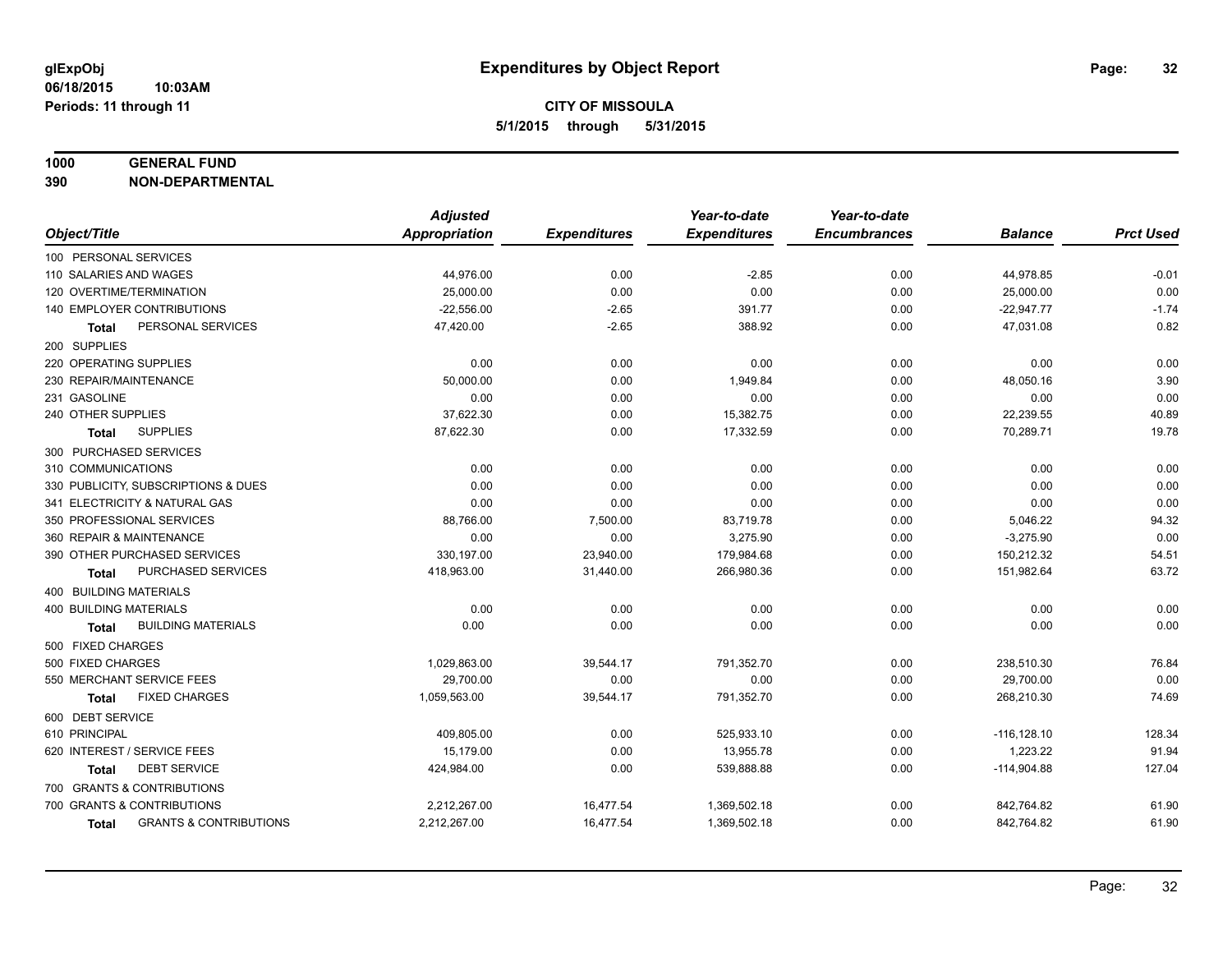glExpObj
06/18/2015 10:03AM
Periods: 11 through 11

# Expenditures by Object Report

**CITY OF MISSOULA**

**5/1/2015 through 5/31/2015**

**1000 GENERAL FUND**

**390 NON-DEPARTMENTAL**

| Object/Title | Adjusted Appropriation | Expenditures | Year-to-date Expenditures | Year-to-date Encumbrances | Balance | Prct Used |
|---|---|---|---|---|---|---|
| 100 PERSONAL SERVICES | | | | | | |
| 110 SALARIES AND WAGES | 44,976.00 | 0.00 | -2.85 | 0.00 | 44,978.85 | -0.01 |
| 120 OVERTIME/TERMINATION | 25,000.00 | 0.00 | 0.00 | 0.00 | 25,000.00 | 0.00 |
| 140 EMPLOYER CONTRIBUTIONS | -22,556.00 | -2.65 | 391.77 | 0.00 | -22,947.77 | -1.74 |
| **Total** PERSONAL SERVICES | 47,420.00 | -2.65 | 388.92 | 0.00 | 47,031.08 | 0.82 |
| 200 SUPPLIES | | | | | | |
| 220 OPERATING SUPPLIES | 0.00 | 0.00 | 0.00 | 0.00 | 0.00 | 0.00 |
| 230 REPAIR/MAINTENANCE | 50,000.00 | 0.00 | 1,949.84 | 0.00 | 48,050.16 | 3.90 |
| 231 GASOLINE | 0.00 | 0.00 | 0.00 | 0.00 | 0.00 | 0.00 |
| 240 OTHER SUPPLIES | 37,622.30 | 0.00 | 15,382.75 | 0.00 | 22,239.55 | 40.89 |
| **Total** SUPPLIES | 87,622.30 | 0.00 | 17,332.59 | 0.00 | 70,289.71 | 19.78 |
| 300 PURCHASED SERVICES | | | | | | |
| 310 COMMUNICATIONS | 0.00 | 0.00 | 0.00 | 0.00 | 0.00 | 0.00 |
| 330 PUBLICITY, SUBSCRIPTIONS & DUES | 0.00 | 0.00 | 0.00 | 0.00 | 0.00 | 0.00 |
| 341 ELECTRICITY & NATURAL GAS | 0.00 | 0.00 | 0.00 | 0.00 | 0.00 | 0.00 |
| 350 PROFESSIONAL SERVICES | 88,766.00 | 7,500.00 | 83,719.78 | 0.00 | 5,046.22 | 94.32 |
| 360 REPAIR & MAINTENANCE | 0.00 | 0.00 | 3,275.90 | 0.00 | -3,275.90 | 0.00 |
| 390 OTHER PURCHASED SERVICES | 330,197.00 | 23,940.00 | 179,984.68 | 0.00 | 150,212.32 | 54.51 |
| **Total** PURCHASED SERVICES | 418,963.00 | 31,440.00 | 266,980.36 | 0.00 | 151,982.64 | 63.72 |
| 400 BUILDING MATERIALS | | | | | | |
| 400 BUILDING MATERIALS | 0.00 | 0.00 | 0.00 | 0.00 | 0.00 | 0.00 |
| **Total** BUILDING MATERIALS | 0.00 | 0.00 | 0.00 | 0.00 | 0.00 | 0.00 |
| 500 FIXED CHARGES | | | | | | |
| 500 FIXED CHARGES | 1,029,863.00 | 39,544.17 | 791,352.70 | 0.00 | 238,510.30 | 76.84 |
| 550 MERCHANT SERVICE FEES | 29,700.00 | 0.00 | 0.00 | 0.00 | 29,700.00 | 0.00 |
| **Total** FIXED CHARGES | 1,059,563.00 | 39,544.17 | 791,352.70 | 0.00 | 268,210.30 | 74.69 |
| 600 DEBT SERVICE | | | | | | |
| 610 PRINCIPAL | 409,805.00 | 0.00 | 525,933.10 | 0.00 | -116,128.10 | 128.34 |
| 620 INTEREST / SERVICE FEES | 15,179.00 | 0.00 | 13,955.78 | 0.00 | 1,223.22 | 91.94 |
| **Total** DEBT SERVICE | 424,984.00 | 0.00 | 539,888.88 | 0.00 | -114,904.88 | 127.04 |
| 700 GRANTS & CONTRIBUTIONS | | | | | | |
| 700 GRANTS & CONTRIBUTIONS | 2,212,267.00 | 16,477.54 | 1,369,502.18 | 0.00 | 842,764.82 | 61.90 |
| **Total** GRANTS & CONTRIBUTIONS | 2,212,267.00 | 16,477.54 | 1,369,502.18 | 0.00 | 842,764.82 | 61.90 |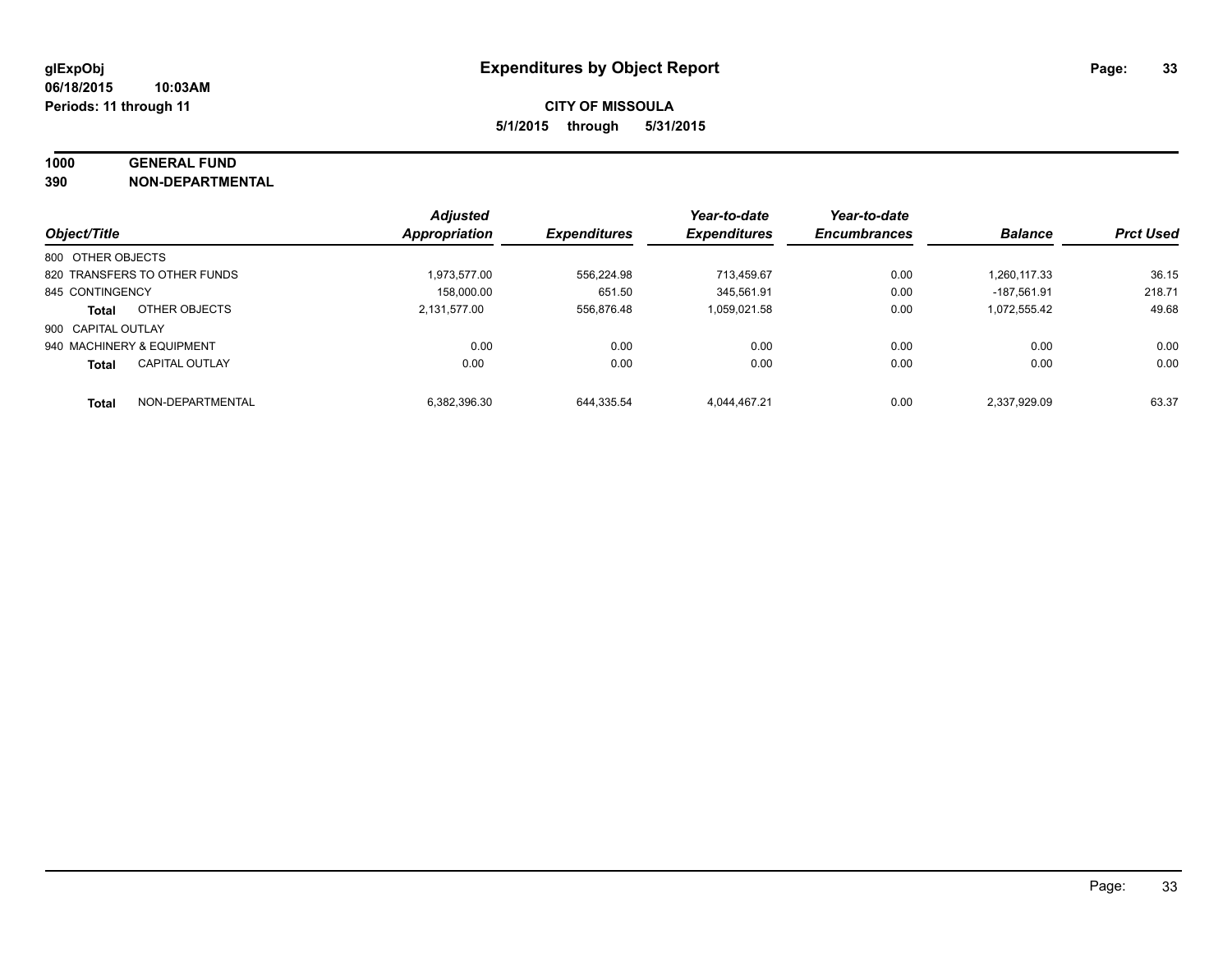**glExpObj** **Expenditures by Object Report**

**06/18/2015 10:03AM**

**Periods: 11 through 11**

**CITY OF MISSOULA**

**5/1/2015 through 5/31/2015**

**1000 GENERAL FUND**

**390 NON-DEPARTMENTAL**

| Object/Title | | Adjusted Appropriation | Expenditures | Year-to-date Expenditures | Year-to-date Encumbrances | Balance | Prct Used |
|---|---|---|---|---|---|---|---|
| 800 OTHER OBJECTS | | | | | | | |
| 820 TRANSFERS TO OTHER FUNDS | | 1,973,577.00 | 556,224.98 | 713,459.67 | 0.00 | 1,260,117.33 | 36.15 |
| 845 CONTINGENCY | | 158,000.00 | 651.50 | 345,561.91 | 0.00 | -187,561.91 | 218.71 |
| **Total** | OTHER OBJECTS | 2,131,577.00 | 556,876.48 | 1,059,021.58 | 0.00 | 1,072,555.42 | 49.68 |
| 900 CAPITAL OUTLAY | | | | | | | |
| 940 MACHINERY & EQUIPMENT | | 0.00 | 0.00 | 0.00 | 0.00 | 0.00 | 0.00 |
| **Total** | CAPITAL OUTLAY | 0.00 | 0.00 | 0.00 | 0.00 | 0.00 | 0.00 |
| **Total** | NON-DEPARTMENTAL | 6,382,396.30 | 644,335.54 | 4,044,467.21 | 0.00 | 2,337,929.09 | 63.37 |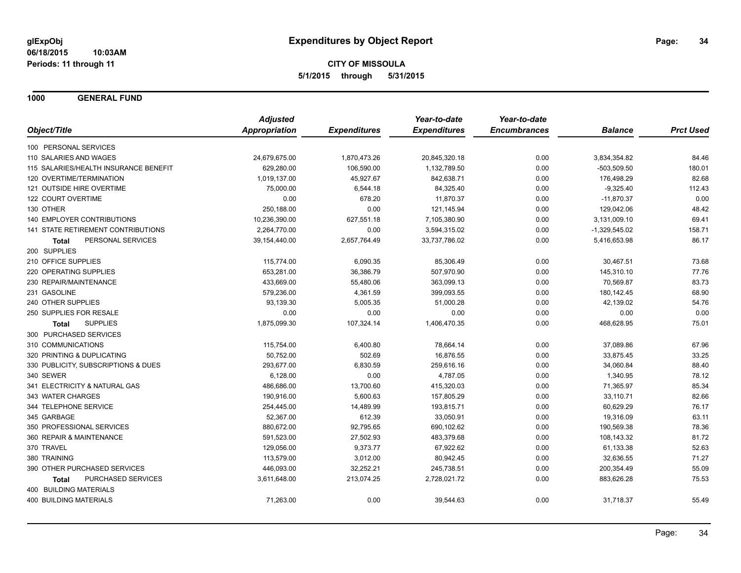**glExpObj**
**06/18/2015 10:03AM**
**Periods: 11 through 11**

# Expenditures by Object Report

**CITY OF MISSOULA**
**5/1/2015 through 5/31/2015**

## 1000 GENERAL FUND

| Object/Title | Adjusted Appropriation | Expenditures | Year-to-date Expenditures | Year-to-date Encumbrances | Balance | Prct Used |
|---|---|---|---|---|---|---|
| 100 PERSONAL SERVICES | | | | | | |
| 110 SALARIES AND WAGES | 24,679,675.00 | 1,870,473.26 | 20,845,320.18 | 0.00 | 3,834,354.82 | 84.46 |
| 115 SALARIES/HEALTH INSURANCE BENEFIT | 629,280.00 | 106,590.00 | 1,132,789.50 | 0.00 | -503,509.50 | 180.01 |
| 120 OVERTIME/TERMINATION | 1,019,137.00 | 45,927.67 | 842,638.71 | 0.00 | 176,498.29 | 82.68 |
| 121 OUTSIDE HIRE OVERTIME | 75,000.00 | 6,544.18 | 84,325.40 | 0.00 | -9,325.40 | 112.43 |
| 122 COURT OVERTIME | 0.00 | 678.20 | 11,870.37 | 0.00 | -11,870.37 | 0.00 |
| 130 OTHER | 250,188.00 | 0.00 | 121,145.94 | 0.00 | 129,042.06 | 48.42 |
| 140 EMPLOYER CONTRIBUTIONS | 10,236,390.00 | 627,551.18 | 7,105,380.90 | 0.00 | 3,131,009.10 | 69.41 |
| 141 STATE RETIREMENT CONTRIBUTIONS | 2,264,770.00 | 0.00 | 3,594,315.02 | 0.00 | -1,329,545.02 | 158.71 |
| **Total** PERSONAL SERVICES | 39,154,440.00 | 2,657,764.49 | 33,737,786.02 | 0.00 | 5,416,653.98 | 86.17 |
| 200 SUPPLIES | | | | | | |
| 210 OFFICE SUPPLIES | 115,774.00 | 6,090.35 | 85,306.49 | 0.00 | 30,467.51 | 73.68 |
| 220 OPERATING SUPPLIES | 653,281.00 | 36,386.79 | 507,970.90 | 0.00 | 145,310.10 | 77.76 |
| 230 REPAIR/MAINTENANCE | 433,669.00 | 55,480.06 | 363,099.13 | 0.00 | 70,569.87 | 83.73 |
| 231 GASOLINE | 579,236.00 | 4,361.59 | 399,093.55 | 0.00 | 180,142.45 | 68.90 |
| 240 OTHER SUPPLIES | 93,139.30 | 5,005.35 | 51,000.28 | 0.00 | 42,139.02 | 54.76 |
| 250 SUPPLIES FOR RESALE | 0.00 | 0.00 | 0.00 | 0.00 | 0.00 | 0.00 |
| **Total** SUPPLIES | 1,875,099.30 | 107,324.14 | 1,406,470.35 | 0.00 | 468,628.95 | 75.01 |
| 300 PURCHASED SERVICES | | | | | | |
| 310 COMMUNICATIONS | 115,754.00 | 6,400.80 | 78,664.14 | 0.00 | 37,089.86 | 67.96 |
| 320 PRINTING & DUPLICATING | 50,752.00 | 502.69 | 16,876.55 | 0.00 | 33,875.45 | 33.25 |
| 330 PUBLICITY, SUBSCRIPTIONS & DUES | 293,677.00 | 6,830.59 | 259,616.16 | 0.00 | 34,060.84 | 88.40 |
| 340 SEWER | 6,128.00 | 0.00 | 4,787.05 | 0.00 | 1,340.95 | 78.12 |
| 341 ELECTRICITY & NATURAL GAS | 486,686.00 | 13,700.60 | 415,320.03 | 0.00 | 71,365.97 | 85.34 |
| 343 WATER CHARGES | 190,916.00 | 5,600.63 | 157,805.29 | 0.00 | 33,110.71 | 82.66 |
| 344 TELEPHONE SERVICE | 254,445.00 | 14,489.99 | 193,815.71 | 0.00 | 60,629.29 | 76.17 |
| 345 GARBAGE | 52,367.00 | 612.39 | 33,050.91 | 0.00 | 19,316.09 | 63.11 |
| 350 PROFESSIONAL SERVICES | 880,672.00 | 92,795.65 | 690,102.62 | 0.00 | 190,569.38 | 78.36 |
| 360 REPAIR & MAINTENANCE | 591,523.00 | 27,502.93 | 483,379.68 | 0.00 | 108,143.32 | 81.72 |
| 370 TRAVEL | 129,056.00 | 9,373.77 | 67,922.62 | 0.00 | 61,133.38 | 52.63 |
| 380 TRAINING | 113,579.00 | 3,012.00 | 80,942.45 | 0.00 | 32,636.55 | 71.27 |
| 390 OTHER PURCHASED SERVICES | 446,093.00 | 32,252.21 | 245,738.51 | 0.00 | 200,354.49 | 55.09 |
| **Total** PURCHASED SERVICES | 3,611,648.00 | 213,074.25 | 2,728,021.72 | 0.00 | 883,626.28 | 75.53 |
| 400 BUILDING MATERIALS | | | | | | |
| 400 BUILDING MATERIALS | 71,263.00 | 0.00 | 39,544.63 | 0.00 | 31,718.37 | 55.49 |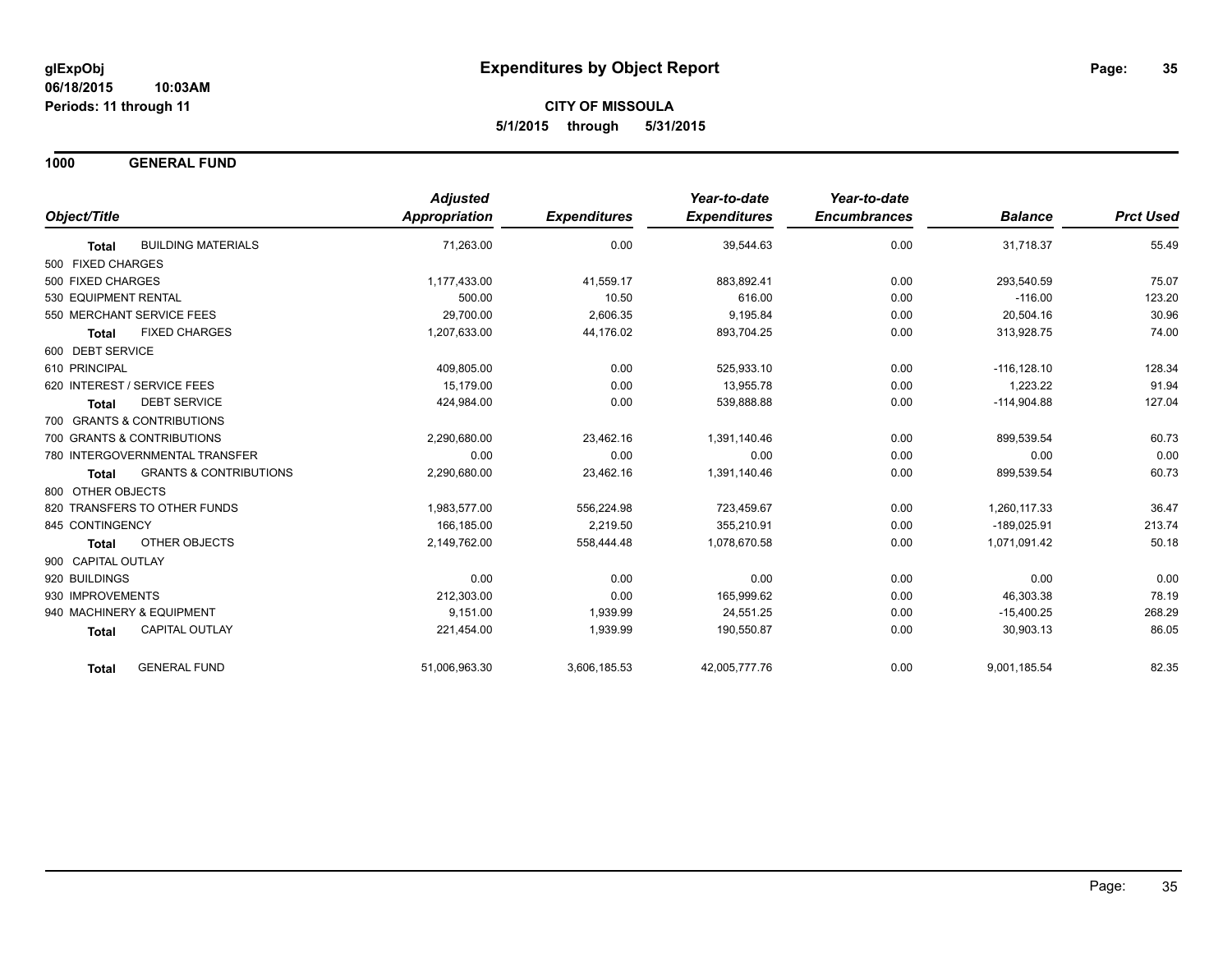**glExpObj**
**06/18/2015 10:03AM**
**Periods: 11 through 11**

# Expenditures by Object Report

**CITY OF MISSOULA**
**5/1/2015 through 5/31/2015**

## 1000 GENERAL FUND

| Object/Title | Adjusted Appropriation | Expenditures | Year-to-date Expenditures | Year-to-date Encumbrances | Balance | Prct Used |
|---|---|---|---|---|---|---|
| **Total** BUILDING MATERIALS | 71,263.00 | 0.00 | 39,544.63 | 0.00 | 31,718.37 | 55.49 |
| 500 FIXED CHARGES | | | | | | |
| 500 FIXED CHARGES | 1,177,433.00 | 41,559.17 | 883,892.41 | 0.00 | 293,540.59 | 75.07 |
| 530 EQUIPMENT RENTAL | 500.00 | 10.50 | 616.00 | 0.00 | -116.00 | 123.20 |
| 550 MERCHANT SERVICE FEES | 29,700.00 | 2,606.35 | 9,195.84 | 0.00 | 20,504.16 | 30.96 |
| **Total** FIXED CHARGES | 1,207,633.00 | 44,176.02 | 893,704.25 | 0.00 | 313,928.75 | 74.00 |
| 600 DEBT SERVICE | | | | | | |
| 610 PRINCIPAL | 409,805.00 | 0.00 | 525,933.10 | 0.00 | -116,128.10 | 128.34 |
| 620 INTEREST / SERVICE FEES | 15,179.00 | 0.00 | 13,955.78 | 0.00 | 1,223.22 | 91.94 |
| **Total** DEBT SERVICE | 424,984.00 | 0.00 | 539,888.88 | 0.00 | -114,904.88 | 127.04 |
| 700 GRANTS & CONTRIBUTIONS | | | | | | |
| 700 GRANTS & CONTRIBUTIONS | 2,290,680.00 | 23,462.16 | 1,391,140.46 | 0.00 | 899,539.54 | 60.73 |
| 780 INTERGOVERNMENTAL TRANSFER | 0.00 | 0.00 | 0.00 | 0.00 | 0.00 | 0.00 |
| **Total** GRANTS & CONTRIBUTIONS | 2,290,680.00 | 23,462.16 | 1,391,140.46 | 0.00 | 899,539.54 | 60.73 |
| 800 OTHER OBJECTS | | | | | | |
| 820 TRANSFERS TO OTHER FUNDS | 1,983,577.00 | 556,224.98 | 723,459.67 | 0.00 | 1,260,117.33 | 36.47 |
| 845 CONTINGENCY | 166,185.00 | 2,219.50 | 355,210.91 | 0.00 | -189,025.91 | 213.74 |
| **Total** OTHER OBJECTS | 2,149,762.00 | 558,444.48 | 1,078,670.58 | 0.00 | 1,071,091.42 | 50.18 |
| 900 CAPITAL OUTLAY | | | | | | |
| 920 BUILDINGS | 0.00 | 0.00 | 0.00 | 0.00 | 0.00 | 0.00 |
| 930 IMPROVEMENTS | 212,303.00 | 0.00 | 165,999.62 | 0.00 | 46,303.38 | 78.19 |
| 940 MACHINERY & EQUIPMENT | 9,151.00 | 1,939.99 | 24,551.25 | 0.00 | -15,400.25 | 268.29 |
| **Total** CAPITAL OUTLAY | 221,454.00 | 1,939.99 | 190,550.87 | 0.00 | 30,903.13 | 86.05 |
| **Total** GENERAL FUND | 51,006,963.30 | 3,606,185.53 | 42,005,777.76 | 0.00 | 9,001,185.54 | 82.35 |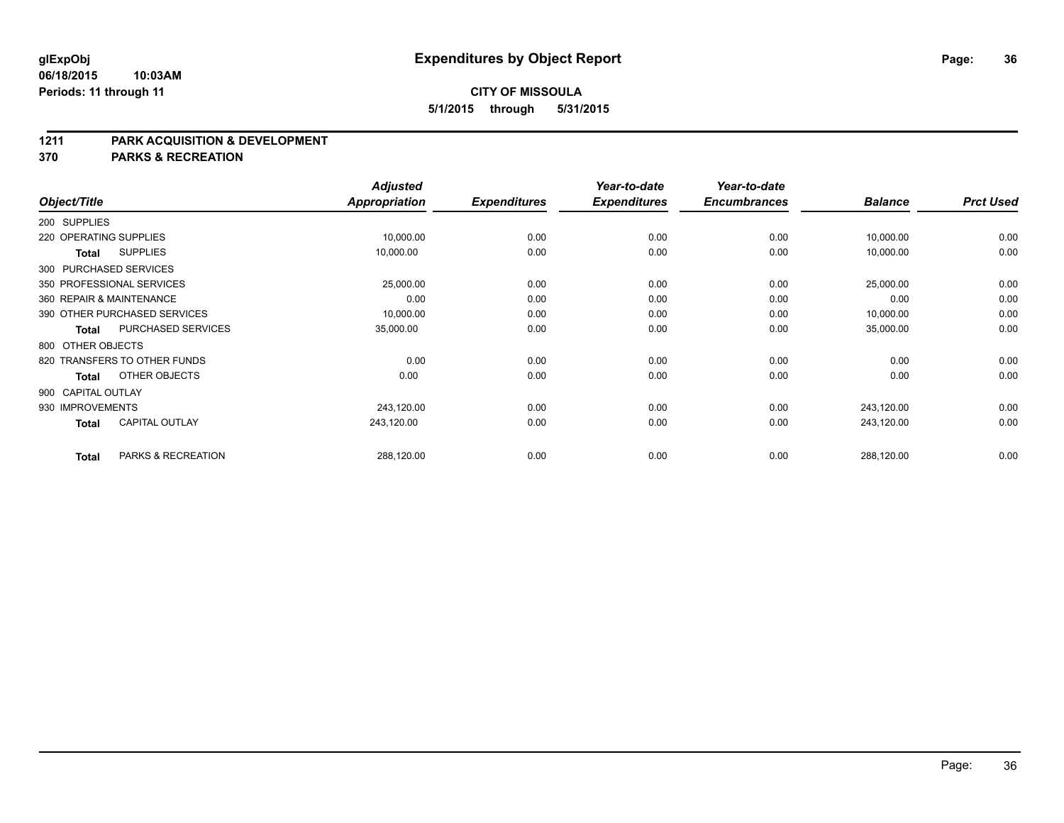**glExpObj**
**06/18/2015 10:03AM**
**Periods: 11 through 11**

# Expenditures by Object Report

**CITY OF MISSOULA**
**5/1/2015 through 5/31/2015**

## 1211 PARK ACQUISITION & DEVELOPMENT
## 370 PARKS & RECREATION

| Object/Title | | Adjusted Appropriation | Expenditures | Year-to-date Expenditures | Year-to-date Encumbrances | Balance | Prct Used |
|---|---|---|---|---|---|---|---|
| 200 SUPPLIES | | | | | | | |
| 220 OPERATING SUPPLIES | | 10,000.00 | 0.00 | 0.00 | 0.00 | 10,000.00 | 0.00 |
| **Total** | SUPPLIES | 10,000.00 | 0.00 | 0.00 | 0.00 | 10,000.00 | 0.00 |
| 300 PURCHASED SERVICES | | | | | | | |
| 350 PROFESSIONAL SERVICES | | 25,000.00 | 0.00 | 0.00 | 0.00 | 25,000.00 | 0.00 |
| 360 REPAIR & MAINTENANCE | | 0.00 | 0.00 | 0.00 | 0.00 | 0.00 | 0.00 |
| 390 OTHER PURCHASED SERVICES | | 10,000.00 | 0.00 | 0.00 | 0.00 | 10,000.00 | 0.00 |
| **Total** | PURCHASED SERVICES | 35,000.00 | 0.00 | 0.00 | 0.00 | 35,000.00 | 0.00 |
| 800 OTHER OBJECTS | | | | | | | |
| 820 TRANSFERS TO OTHER FUNDS | | 0.00 | 0.00 | 0.00 | 0.00 | 0.00 | 0.00 |
| **Total** | OTHER OBJECTS | 0.00 | 0.00 | 0.00 | 0.00 | 0.00 | 0.00 |
| 900 CAPITAL OUTLAY | | | | | | | |
| 930 IMPROVEMENTS | | 243,120.00 | 0.00 | 0.00 | 0.00 | 243,120.00 | 0.00 |
| **Total** | CAPITAL OUTLAY | 243,120.00 | 0.00 | 0.00 | 0.00 | 243,120.00 | 0.00 |
| **Total** | PARKS & RECREATION | 288,120.00 | 0.00 | 0.00 | 0.00 | 288,120.00 | 0.00 |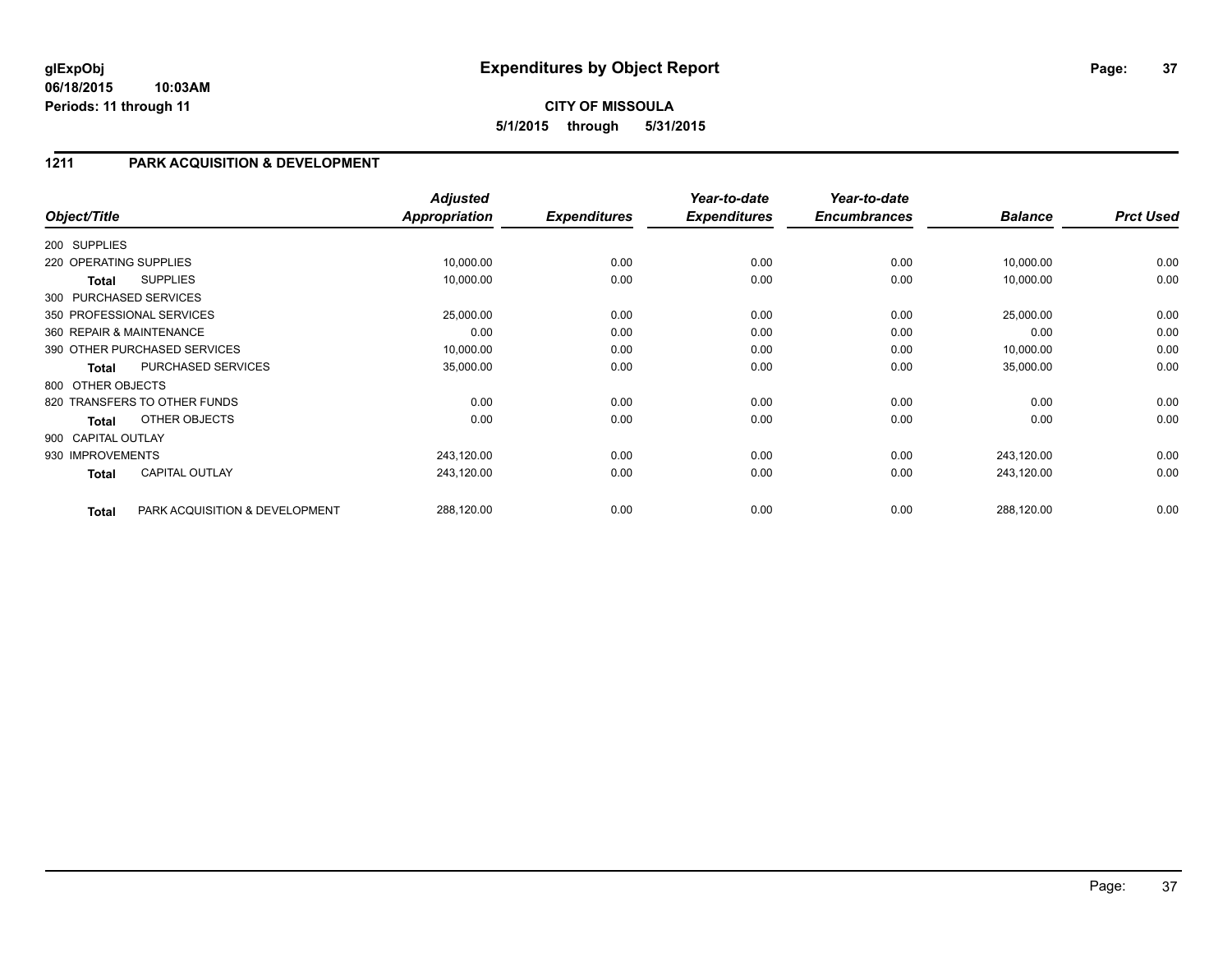# Expenditures by Object Report

glExpObj
06/18/2015 10:03AM
Periods: 11 through 11

**CITY OF MISSOULA**
**5/1/2015 through 5/31/2015**

## 1211 PARK ACQUISITION & DEVELOPMENT

| Object/Title | | Adjusted Appropriation | Expenditures | Year-to-date Expenditures | Year-to-date Encumbrances | Balance | Prct Used |
|---|---|---|---|---|---|---|---|
| 200 SUPPLIES | | | | | | | |
| 220 OPERATING SUPPLIES | | 10,000.00 | 0.00 | 0.00 | 0.00 | 10,000.00 | 0.00 |
| **Total** | SUPPLIES | 10,000.00 | 0.00 | 0.00 | 0.00 | 10,000.00 | 0.00 |
| 300 PURCHASED SERVICES | | | | | | | |
| 350 PROFESSIONAL SERVICES | | 25,000.00 | 0.00 | 0.00 | 0.00 | 25,000.00 | 0.00 |
| 360 REPAIR & MAINTENANCE | | 0.00 | 0.00 | 0.00 | 0.00 | 0.00 | 0.00 |
| 390 OTHER PURCHASED SERVICES | | 10,000.00 | 0.00 | 0.00 | 0.00 | 10,000.00 | 0.00 |
| **Total** | PURCHASED SERVICES | 35,000.00 | 0.00 | 0.00 | 0.00 | 35,000.00 | 0.00 |
| 800 OTHER OBJECTS | | | | | | | |
| 820 TRANSFERS TO OTHER FUNDS | | 0.00 | 0.00 | 0.00 | 0.00 | 0.00 | 0.00 |
| **Total** | OTHER OBJECTS | 0.00 | 0.00 | 0.00 | 0.00 | 0.00 | 0.00 |
| 900 CAPITAL OUTLAY | | | | | | | |
| 930 IMPROVEMENTS | | 243,120.00 | 0.00 | 0.00 | 0.00 | 243,120.00 | 0.00 |
| **Total** | CAPITAL OUTLAY | 243,120.00 | 0.00 | 0.00 | 0.00 | 243,120.00 | 0.00 |
| **Total** | PARK ACQUISITION & DEVELOPMENT | 288,120.00 | 0.00 | 0.00 | 0.00 | 288,120.00 | 0.00 |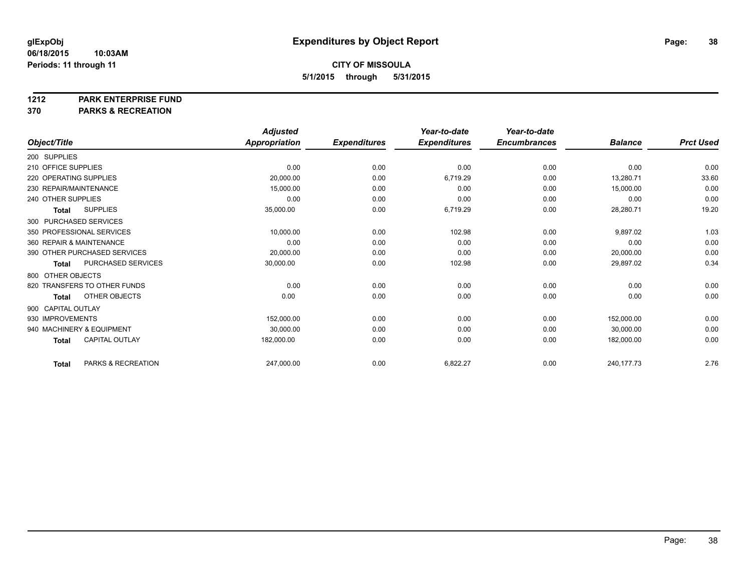**glExpObj** **Expenditures by Object Report**

**06/18/2015 10:03AM**

**Periods: 11 through 11**

**CITY OF MISSOULA**

**5/1/2015 through 5/31/2015**

**1212 PARK ENTERPRISE FUND**

**370 PARKS & RECREATION**

| Object/Title | Adjusted Appropriation | Expenditures | Year-to-date Expenditures | Year-to-date Encumbrances | Balance | Prct Used |
|---|---|---|---|---|---|---|
| 200 SUPPLIES | | | | | | |
| 210 OFFICE SUPPLIES | 0.00 | 0.00 | 0.00 | 0.00 | 0.00 | 0.00 |
| 220 OPERATING SUPPLIES | 20,000.00 | 0.00 | 6,719.29 | 0.00 | 13,280.71 | 33.60 |
| 230 REPAIR/MAINTENANCE | 15,000.00 | 0.00 | 0.00 | 0.00 | 15,000.00 | 0.00 |
| 240 OTHER SUPPLIES | 0.00 | 0.00 | 0.00 | 0.00 | 0.00 | 0.00 |
| **Total** SUPPLIES | 35,000.00 | 0.00 | 6,719.29 | 0.00 | 28,280.71 | 19.20 |
| 300 PURCHASED SERVICES | | | | | | |
| 350 PROFESSIONAL SERVICES | 10,000.00 | 0.00 | 102.98 | 0.00 | 9,897.02 | 1.03 |
| 360 REPAIR & MAINTENANCE | 0.00 | 0.00 | 0.00 | 0.00 | 0.00 | 0.00 |
| 390 OTHER PURCHASED SERVICES | 20,000.00 | 0.00 | 0.00 | 0.00 | 20,000.00 | 0.00 |
| **Total** PURCHASED SERVICES | 30,000.00 | 0.00 | 102.98 | 0.00 | 29,897.02 | 0.34 |
| 800 OTHER OBJECTS | | | | | | |
| 820 TRANSFERS TO OTHER FUNDS | 0.00 | 0.00 | 0.00 | 0.00 | 0.00 | 0.00 |
| **Total** OTHER OBJECTS | 0.00 | 0.00 | 0.00 | 0.00 | 0.00 | 0.00 |
| 900 CAPITAL OUTLAY | | | | | | |
| 930 IMPROVEMENTS | 152,000.00 | 0.00 | 0.00 | 0.00 | 152,000.00 | 0.00 |
| 940 MACHINERY & EQUIPMENT | 30,000.00 | 0.00 | 0.00 | 0.00 | 30,000.00 | 0.00 |
| **Total** CAPITAL OUTLAY | 182,000.00 | 0.00 | 0.00 | 0.00 | 182,000.00 | 0.00 |
| **Total** PARKS & RECREATION | 247,000.00 | 0.00 | 6,822.27 | 0.00 | 240,177.73 | 2.76 |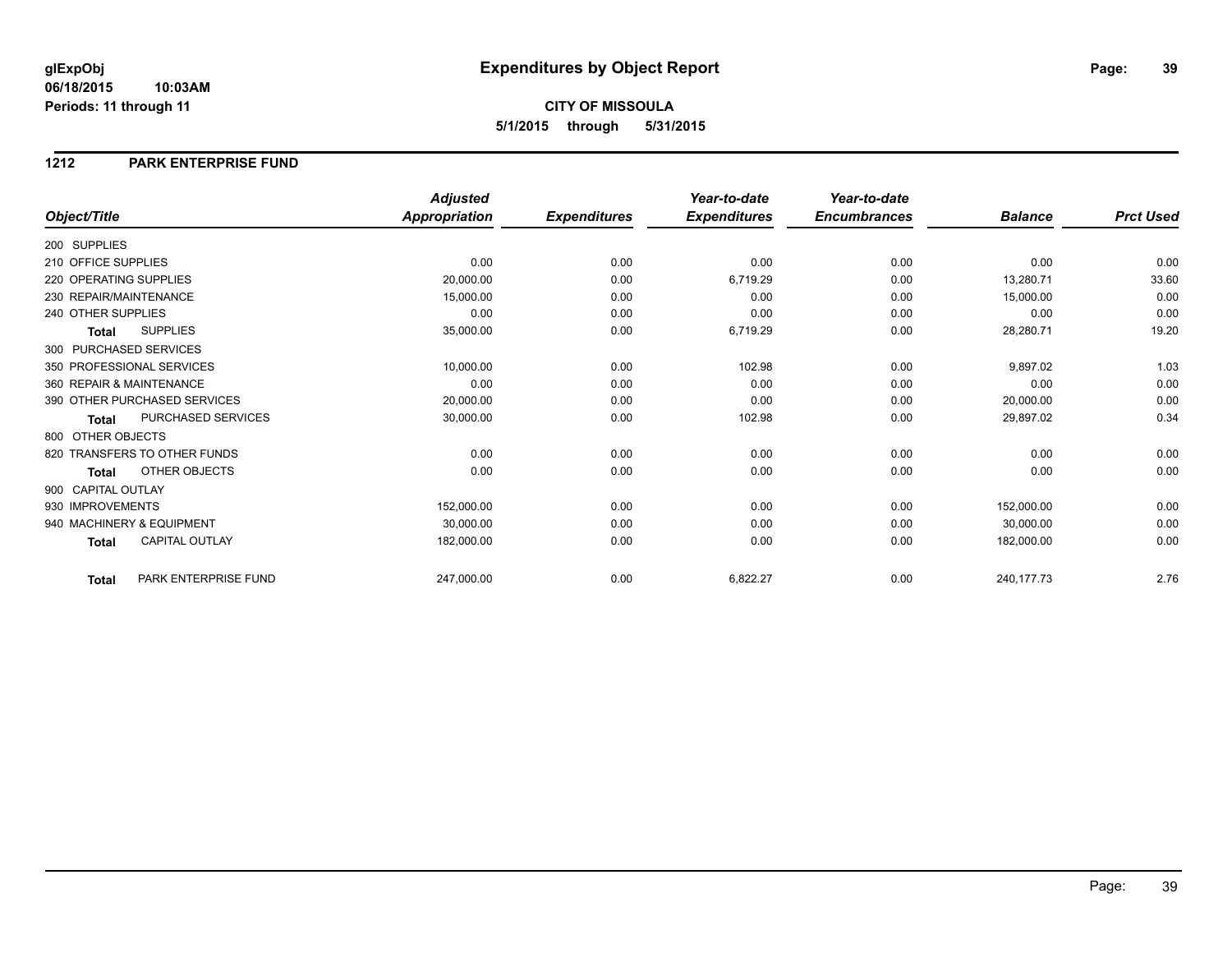**glExpObj** **Expenditures by Object Report**

**06/18/2015 10:03AM**

**Periods: 11 through 11**

**CITY OF MISSOULA**

**5/1/2015 through 5/31/2015**

## 1212 PARK ENTERPRISE FUND

| Object/Title | Adjusted Appropriation | Expenditures | Year-to-date Expenditures | Year-to-date Encumbrances | Balance | Prct Used |
|---|---|---|---|---|---|---|
| 200 SUPPLIES | | | | | | |
| 210 OFFICE SUPPLIES | 0.00 | 0.00 | 0.00 | 0.00 | 0.00 | 0.00 |
| 220 OPERATING SUPPLIES | 20,000.00 | 0.00 | 6,719.29 | 0.00 | 13,280.71 | 33.60 |
| 230 REPAIR/MAINTENANCE | 15,000.00 | 0.00 | 0.00 | 0.00 | 15,000.00 | 0.00 |
| 240 OTHER SUPPLIES | 0.00 | 0.00 | 0.00 | 0.00 | 0.00 | 0.00 |
| **Total** SUPPLIES | 35,000.00 | 0.00 | 6,719.29 | 0.00 | 28,280.71 | 19.20 |
| 300 PURCHASED SERVICES | | | | | | |
| 350 PROFESSIONAL SERVICES | 10,000.00 | 0.00 | 102.98 | 0.00 | 9,897.02 | 1.03 |
| 360 REPAIR & MAINTENANCE | 0.00 | 0.00 | 0.00 | 0.00 | 0.00 | 0.00 |
| 390 OTHER PURCHASED SERVICES | 20,000.00 | 0.00 | 0.00 | 0.00 | 20,000.00 | 0.00 |
| **Total** PURCHASED SERVICES | 30,000.00 | 0.00 | 102.98 | 0.00 | 29,897.02 | 0.34 |
| 800 OTHER OBJECTS | | | | | | |
| 820 TRANSFERS TO OTHER FUNDS | 0.00 | 0.00 | 0.00 | 0.00 | 0.00 | 0.00 |
| **Total** OTHER OBJECTS | 0.00 | 0.00 | 0.00 | 0.00 | 0.00 | 0.00 |
| 900 CAPITAL OUTLAY | | | | | | |
| 930 IMPROVEMENTS | 152,000.00 | 0.00 | 0.00 | 0.00 | 152,000.00 | 0.00 |
| 940 MACHINERY & EQUIPMENT | 30,000.00 | 0.00 | 0.00 | 0.00 | 30,000.00 | 0.00 |
| **Total** CAPITAL OUTLAY | 182,000.00 | 0.00 | 0.00 | 0.00 | 182,000.00 | 0.00 |
| **Total** PARK ENTERPRISE FUND | 247,000.00 | 0.00 | 6,822.27 | 0.00 | 240,177.73 | 2.76 |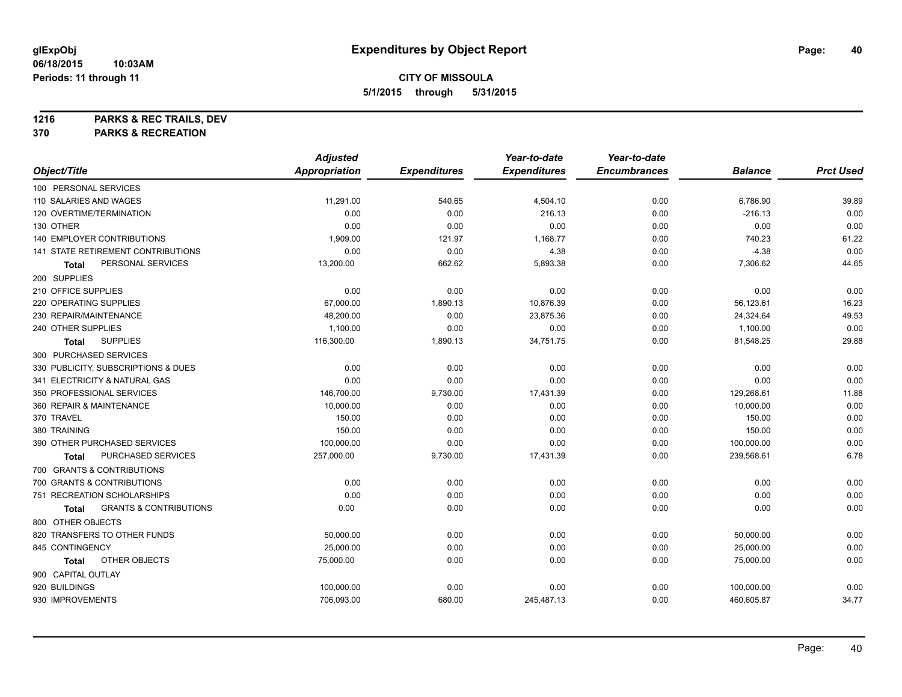# Expenditures by Object Report

glExpObj
06/18/2015 10:03AM
Periods: 11 through 11

**CITY OF MISSOULA**
**5/1/2015 through 5/31/2015**

**1216 PARKS & REC TRAILS, DEV**
**370 PARKS & RECREATION**

| Object/Title | Adjusted Appropriation | Expenditures | Year-to-date Expenditures | Year-to-date Encumbrances | Balance | Prct Used |
|---|---|---|---|---|---|---|
| 100 PERSONAL SERVICES | | | | | | |
| 110 SALARIES AND WAGES | 11,291.00 | 540.65 | 4,504.10 | 0.00 | 6,786.90 | 39.89 |
| 120 OVERTIME/TERMINATION | 0.00 | 0.00 | 216.13 | 0.00 | -216.13 | 0.00 |
| 130 OTHER | 0.00 | 0.00 | 0.00 | 0.00 | 0.00 | 0.00 |
| 140 EMPLOYER CONTRIBUTIONS | 1,909.00 | 121.97 | 1,168.77 | 0.00 | 740.23 | 61.22 |
| 141 STATE RETIREMENT CONTRIBUTIONS | 0.00 | 0.00 | 4.38 | 0.00 | -4.38 | 0.00 |
| **Total** PERSONAL SERVICES | 13,200.00 | 662.62 | 5,893.38 | 0.00 | 7,306.62 | 44.65 |
| 200 SUPPLIES | | | | | | |
| 210 OFFICE SUPPLIES | 0.00 | 0.00 | 0.00 | 0.00 | 0.00 | 0.00 |
| 220 OPERATING SUPPLIES | 67,000.00 | 1,890.13 | 10,876.39 | 0.00 | 56,123.61 | 16.23 |
| 230 REPAIR/MAINTENANCE | 48,200.00 | 0.00 | 23,875.36 | 0.00 | 24,324.64 | 49.53 |
| 240 OTHER SUPPLIES | 1,100.00 | 0.00 | 0.00 | 0.00 | 1,100.00 | 0.00 |
| **Total** SUPPLIES | 116,300.00 | 1,890.13 | 34,751.75 | 0.00 | 81,548.25 | 29.88 |
| 300 PURCHASED SERVICES | | | | | | |
| 330 PUBLICITY, SUBSCRIPTIONS & DUES | 0.00 | 0.00 | 0.00 | 0.00 | 0.00 | 0.00 |
| 341 ELECTRICITY & NATURAL GAS | 0.00 | 0.00 | 0.00 | 0.00 | 0.00 | 0.00 |
| 350 PROFESSIONAL SERVICES | 146,700.00 | 9,730.00 | 17,431.39 | 0.00 | 129,268.61 | 11.88 |
| 360 REPAIR & MAINTENANCE | 10,000.00 | 0.00 | 0.00 | 0.00 | 10,000.00 | 0.00 |
| 370 TRAVEL | 150.00 | 0.00 | 0.00 | 0.00 | 150.00 | 0.00 |
| 380 TRAINING | 150.00 | 0.00 | 0.00 | 0.00 | 150.00 | 0.00 |
| 390 OTHER PURCHASED SERVICES | 100,000.00 | 0.00 | 0.00 | 0.00 | 100,000.00 | 0.00 |
| **Total** PURCHASED SERVICES | 257,000.00 | 9,730.00 | 17,431.39 | 0.00 | 239,568.61 | 6.78 |
| 700 GRANTS & CONTRIBUTIONS | | | | | | |
| 700 GRANTS & CONTRIBUTIONS | 0.00 | 0.00 | 0.00 | 0.00 | 0.00 | 0.00 |
| 751 RECREATION SCHOLARSHIPS | 0.00 | 0.00 | 0.00 | 0.00 | 0.00 | 0.00 |
| **Total** GRANTS & CONTRIBUTIONS | 0.00 | 0.00 | 0.00 | 0.00 | 0.00 | 0.00 |
| 800 OTHER OBJECTS | | | | | | |
| 820 TRANSFERS TO OTHER FUNDS | 50,000.00 | 0.00 | 0.00 | 0.00 | 50,000.00 | 0.00 |
| 845 CONTINGENCY | 25,000.00 | 0.00 | 0.00 | 0.00 | 25,000.00 | 0.00 |
| **Total** OTHER OBJECTS | 75,000.00 | 0.00 | 0.00 | 0.00 | 75,000.00 | 0.00 |
| 900 CAPITAL OUTLAY | | | | | | |
| 920 BUILDINGS | 100,000.00 | 0.00 | 0.00 | 0.00 | 100,000.00 | 0.00 |
| 930 IMPROVEMENTS | 706,093.00 | 680.00 | 245,487.13 | 0.00 | 460,605.87 | 34.77 |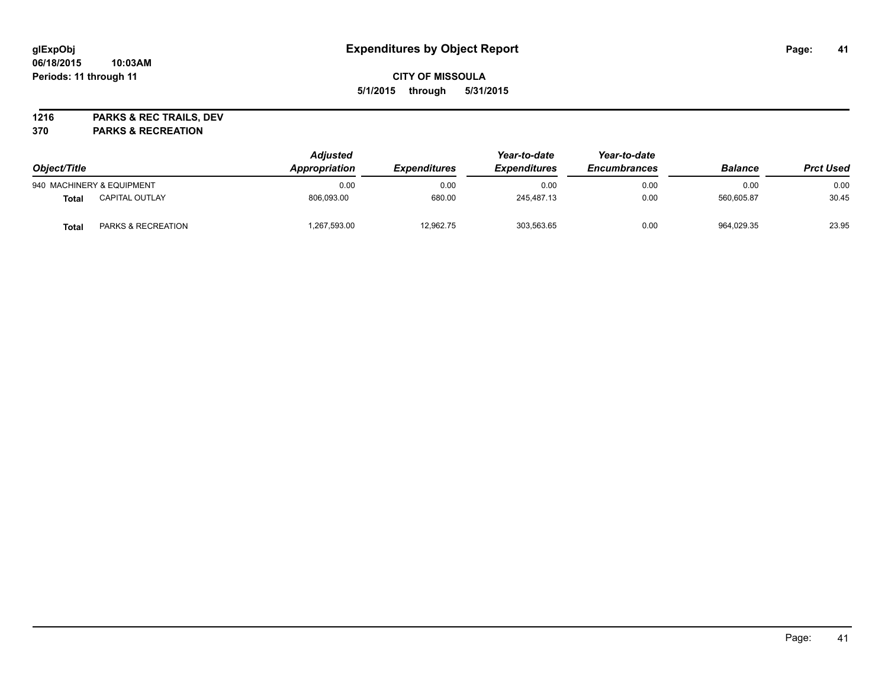**CITY OF MISSOULA**

**5/1/2015 through 5/31/2015**

**1216 PARKS & REC TRAILS, DEV**

**370 PARKS & RECREATION**

| Object/Title | | Adjusted Appropriation | Expenditures | Year-to-date Expenditures | Year-to-date Encumbrances | Balance | Prct Used |
|---|---|---|---|---|---|---|---|
| 940 MACHINERY & EQUIPMENT | | 0.00 | 0.00 | 0.00 | 0.00 | 0.00 | 0.00 |
| **Total** | CAPITAL OUTLAY | 806,093.00 | 680.00 | 245,487.13 | 0.00 | 560,605.87 | 30.45 |
| **Total** | PARKS & RECREATION | 1,267,593.00 | 12,962.75 | 303,563.65 | 0.00 | 964,029.35 | 23.95 |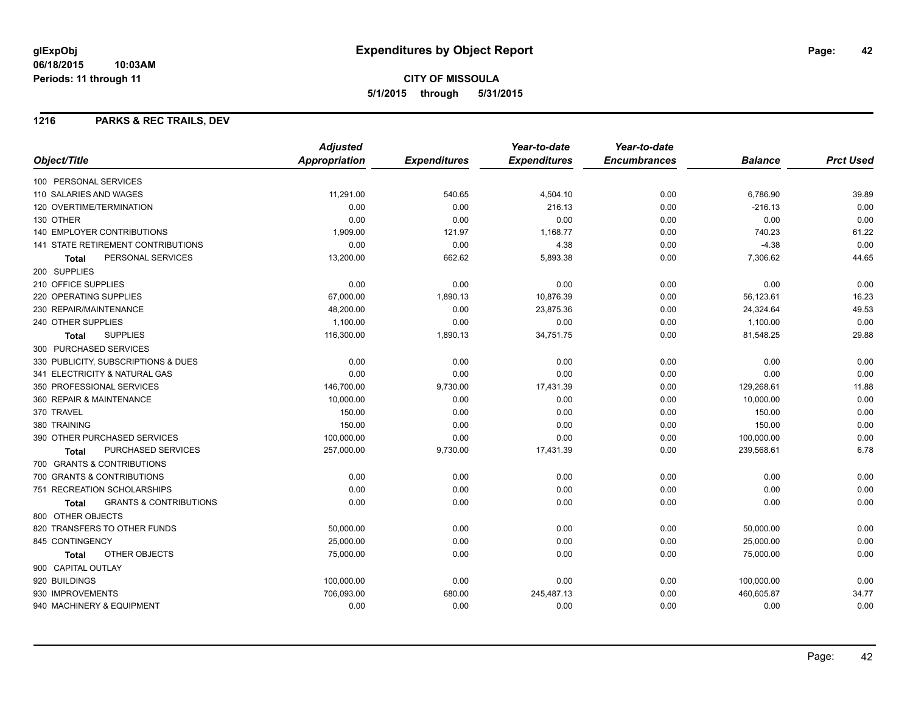# Expenditures by Object Report

glExpObj
06/18/2015 10:03AM
Periods: 11 through 11

**CITY OF MISSOULA**
**5/1/2015 through 5/31/2015**

## 1216 PARKS & REC TRAILS, DEV

| Object/Title | Adjusted Appropriation | Expenditures | Year-to-date Expenditures | Year-to-date Encumbrances | Balance | Prct Used |
|---|---|---|---|---|---|---|
| 100 PERSONAL SERVICES | | | | | | |
| 110 SALARIES AND WAGES | 11,291.00 | 540.65 | 4,504.10 | 0.00 | 6,786.90 | 39.89 |
| 120 OVERTIME/TERMINATION | 0.00 | 0.00 | 216.13 | 0.00 | -216.13 | 0.00 |
| 130 OTHER | 0.00 | 0.00 | 0.00 | 0.00 | 0.00 | 0.00 |
| 140 EMPLOYER CONTRIBUTIONS | 1,909.00 | 121.97 | 1,168.77 | 0.00 | 740.23 | 61.22 |
| 141 STATE RETIREMENT CONTRIBUTIONS | 0.00 | 0.00 | 4.38 | 0.00 | -4.38 | 0.00 |
| **Total** PERSONAL SERVICES | 13,200.00 | 662.62 | 5,893.38 | 0.00 | 7,306.62 | 44.65 |
| 200 SUPPLIES | | | | | | |
| 210 OFFICE SUPPLIES | 0.00 | 0.00 | 0.00 | 0.00 | 0.00 | 0.00 |
| 220 OPERATING SUPPLIES | 67,000.00 | 1,890.13 | 10,876.39 | 0.00 | 56,123.61 | 16.23 |
| 230 REPAIR/MAINTENANCE | 48,200.00 | 0.00 | 23,875.36 | 0.00 | 24,324.64 | 49.53 |
| 240 OTHER SUPPLIES | 1,100.00 | 0.00 | 0.00 | 0.00 | 1,100.00 | 0.00 |
| **Total** SUPPLIES | 116,300.00 | 1,890.13 | 34,751.75 | 0.00 | 81,548.25 | 29.88 |
| 300 PURCHASED SERVICES | | | | | | |
| 330 PUBLICITY, SUBSCRIPTIONS & DUES | 0.00 | 0.00 | 0.00 | 0.00 | 0.00 | 0.00 |
| 341 ELECTRICITY & NATURAL GAS | 0.00 | 0.00 | 0.00 | 0.00 | 0.00 | 0.00 |
| 350 PROFESSIONAL SERVICES | 146,700.00 | 9,730.00 | 17,431.39 | 0.00 | 129,268.61 | 11.88 |
| 360 REPAIR & MAINTENANCE | 10,000.00 | 0.00 | 0.00 | 0.00 | 10,000.00 | 0.00 |
| 370 TRAVEL | 150.00 | 0.00 | 0.00 | 0.00 | 150.00 | 0.00 |
| 380 TRAINING | 150.00 | 0.00 | 0.00 | 0.00 | 150.00 | 0.00 |
| 390 OTHER PURCHASED SERVICES | 100,000.00 | 0.00 | 0.00 | 0.00 | 100,000.00 | 0.00 |
| **Total** PURCHASED SERVICES | 257,000.00 | 9,730.00 | 17,431.39 | 0.00 | 239,568.61 | 6.78 |
| 700 GRANTS & CONTRIBUTIONS | | | | | | |
| 700 GRANTS & CONTRIBUTIONS | 0.00 | 0.00 | 0.00 | 0.00 | 0.00 | 0.00 |
| 751 RECREATION SCHOLARSHIPS | 0.00 | 0.00 | 0.00 | 0.00 | 0.00 | 0.00 |
| **Total** GRANTS & CONTRIBUTIONS | 0.00 | 0.00 | 0.00 | 0.00 | 0.00 | 0.00 |
| 800 OTHER OBJECTS | | | | | | |
| 820 TRANSFERS TO OTHER FUNDS | 50,000.00 | 0.00 | 0.00 | 0.00 | 50,000.00 | 0.00 |
| 845 CONTINGENCY | 25,000.00 | 0.00 | 0.00 | 0.00 | 25,000.00 | 0.00 |
| **Total** OTHER OBJECTS | 75,000.00 | 0.00 | 0.00 | 0.00 | 75,000.00 | 0.00 |
| 900 CAPITAL OUTLAY | | | | | | |
| 920 BUILDINGS | 100,000.00 | 0.00 | 0.00 | 0.00 | 100,000.00 | 0.00 |
| 930 IMPROVEMENTS | 706,093.00 | 680.00 | 245,487.13 | 0.00 | 460,605.87 | 34.77 |
| 940 MACHINERY & EQUIPMENT | 0.00 | 0.00 | 0.00 | 0.00 | 0.00 | 0.00 |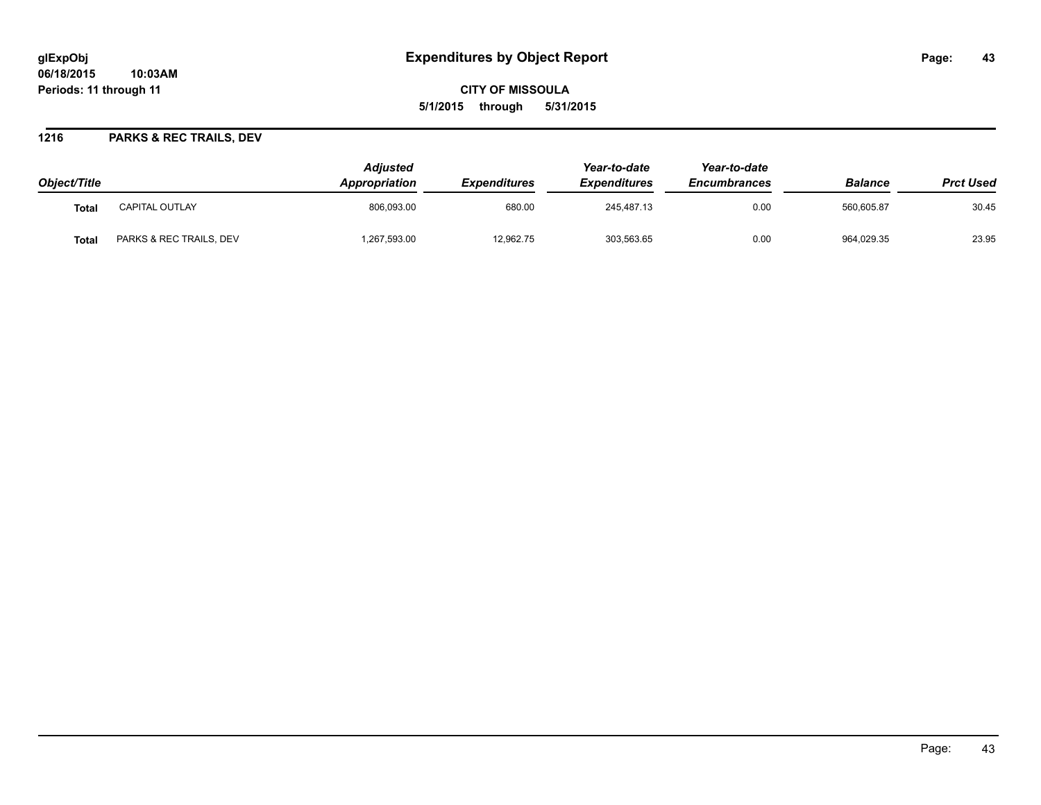# Expenditures by Object Report

glExpObj
06/18/2015 10:03AM
Periods: 11 through 11

**CITY OF MISSOULA**
**5/1/2015 through 5/31/2015**

## 1216 PARKS & REC TRAILS, DEV

| Object/Title | | Adjusted Appropriation | Expenditures | Year-to-date Expenditures | Year-to-date Encumbrances | Balance | Prct Used |
|---|---|---|---|---|---|---|---|
| **Total** | CAPITAL OUTLAY | 806,093.00 | 680.00 | 245,487.13 | 0.00 | 560,605.87 | 30.45 |
| **Total** | PARKS & REC TRAILS, DEV | 1,267,593.00 | 12,962.75 | 303,563.65 | 0.00 | 964,029.35 | 23.95 |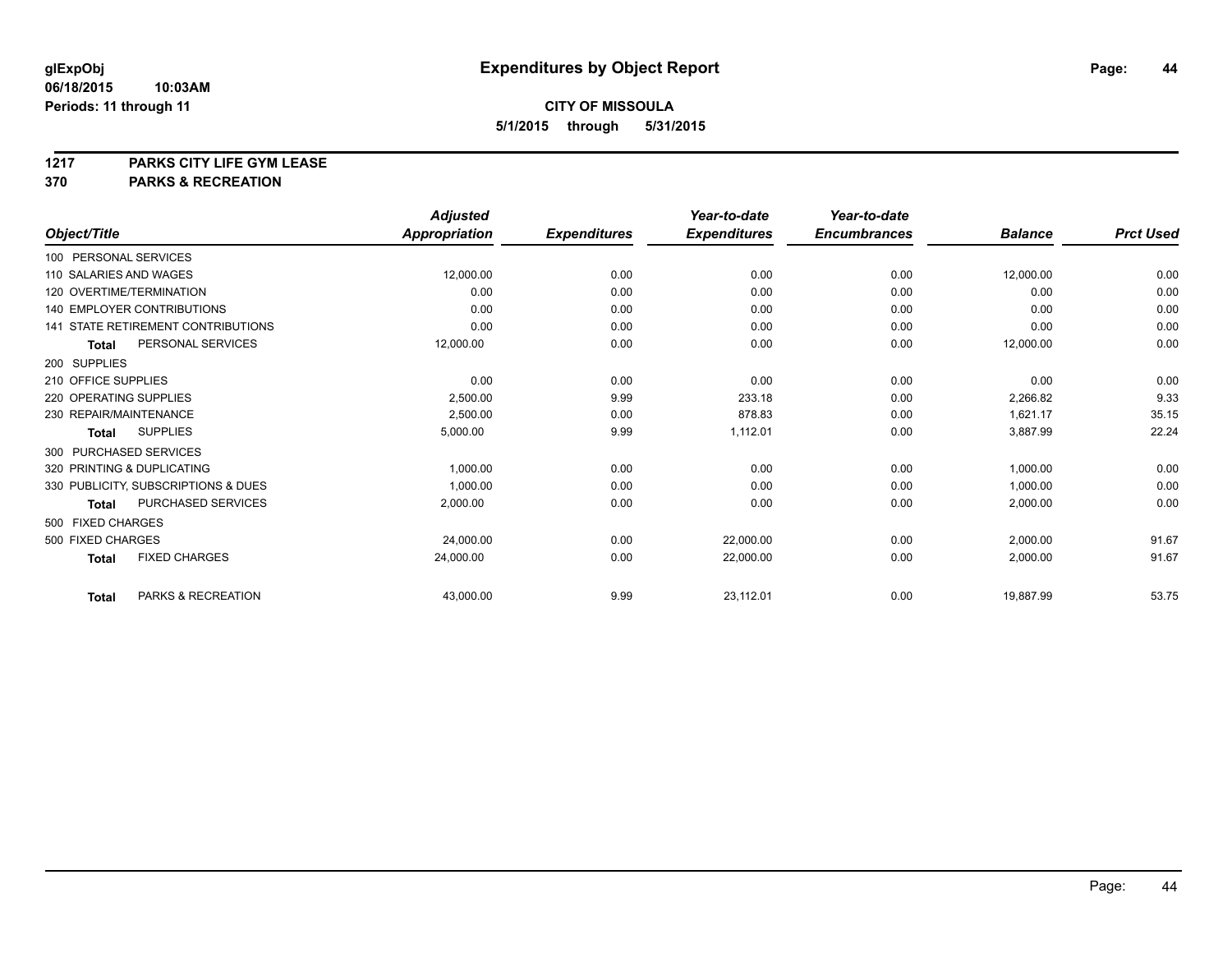**glExpObj** **Expenditures by Object Report**

**06/18/2015 10:03AM**

**Periods: 11 through 11**

**CITY OF MISSOULA**

**5/1/2015 through 5/31/2015**

**1217 PARKS CITY LIFE GYM LEASE**

**370 PARKS & RECREATION**

| Object/Title | Adjusted Appropriation | Expenditures | Year-to-date Expenditures | Year-to-date Encumbrances | Balance | Prct Used |
|---|---|---|---|---|---|---|
| 100 PERSONAL SERVICES | | | | | | |
| 110 SALARIES AND WAGES | 12,000.00 | 0.00 | 0.00 | 0.00 | 12,000.00 | 0.00 |
| 120 OVERTIME/TERMINATION | 0.00 | 0.00 | 0.00 | 0.00 | 0.00 | 0.00 |
| 140 EMPLOYER CONTRIBUTIONS | 0.00 | 0.00 | 0.00 | 0.00 | 0.00 | 0.00 |
| 141 STATE RETIREMENT CONTRIBUTIONS | 0.00 | 0.00 | 0.00 | 0.00 | 0.00 | 0.00 |
| **Total** PERSONAL SERVICES | 12,000.00 | 0.00 | 0.00 | 0.00 | 12,000.00 | 0.00 |
| 200 SUPPLIES | | | | | | |
| 210 OFFICE SUPPLIES | 0.00 | 0.00 | 0.00 | 0.00 | 0.00 | 0.00 |
| 220 OPERATING SUPPLIES | 2,500.00 | 9.99 | 233.18 | 0.00 | 2,266.82 | 9.33 |
| 230 REPAIR/MAINTENANCE | 2,500.00 | 0.00 | 878.83 | 0.00 | 1,621.17 | 35.15 |
| **Total** SUPPLIES | 5,000.00 | 9.99 | 1,112.01 | 0.00 | 3,887.99 | 22.24 |
| 300 PURCHASED SERVICES | | | | | | |
| 320 PRINTING & DUPLICATING | 1,000.00 | 0.00 | 0.00 | 0.00 | 1,000.00 | 0.00 |
| 330 PUBLICITY, SUBSCRIPTIONS & DUES | 1,000.00 | 0.00 | 0.00 | 0.00 | 1,000.00 | 0.00 |
| **Total** PURCHASED SERVICES | 2,000.00 | 0.00 | 0.00 | 0.00 | 2,000.00 | 0.00 |
| 500 FIXED CHARGES | | | | | | |
| 500 FIXED CHARGES | 24,000.00 | 0.00 | 22,000.00 | 0.00 | 2,000.00 | 91.67 |
| **Total** FIXED CHARGES | 24,000.00 | 0.00 | 22,000.00 | 0.00 | 2,000.00 | 91.67 |
| **Total** PARKS & RECREATION | 43,000.00 | 9.99 | 23,112.01 | 0.00 | 19,887.99 | 53.75 |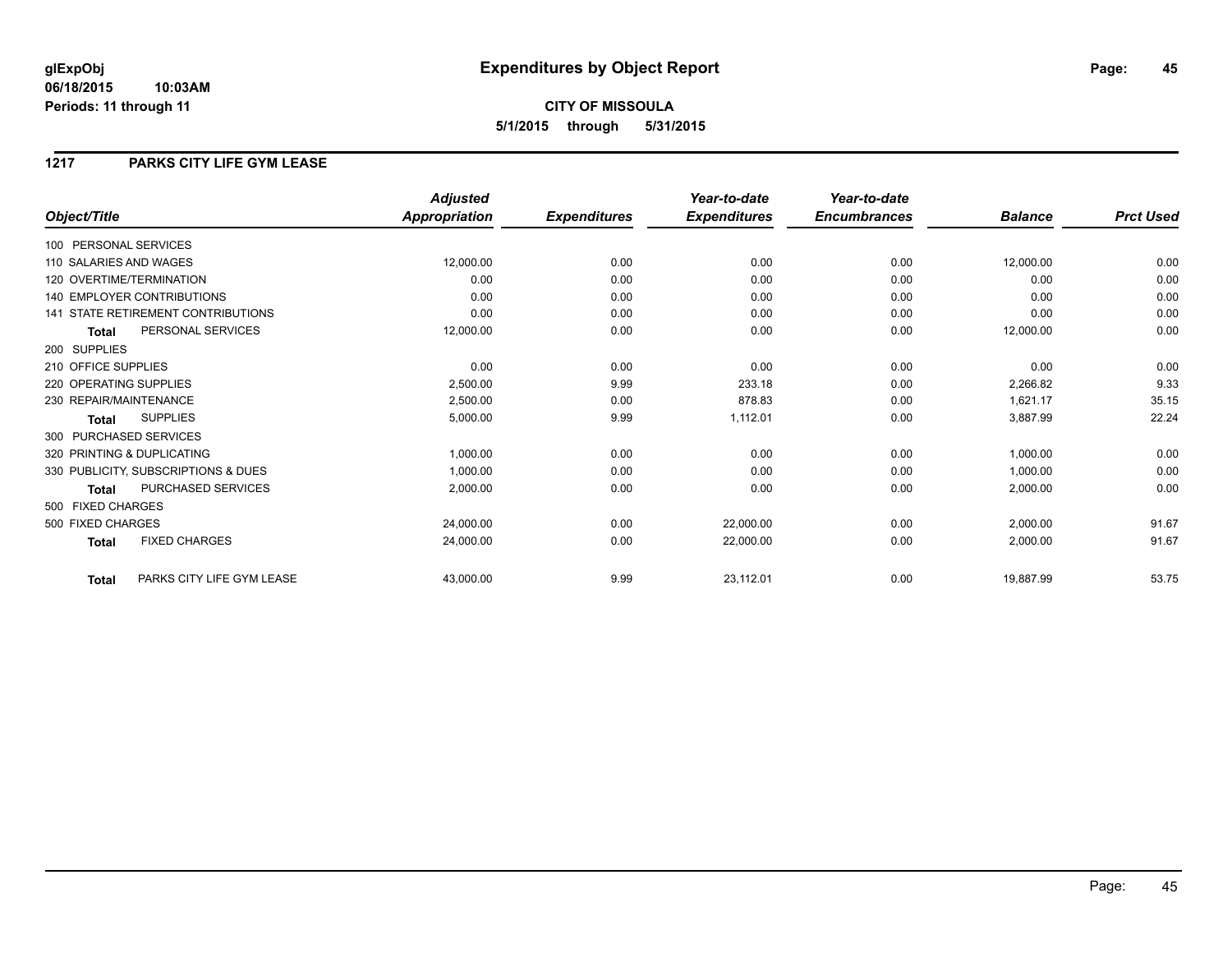**glExpObj** **Expenditures by Object Report**

**06/18/2015 10:03AM**

**Periods: 11 through 11**

**CITY OF MISSOULA**

**5/1/2015 through 5/31/2015**

## 1217 PARKS CITY LIFE GYM LEASE

| Object/Title | | Adjusted Appropriation | Expenditures | Year-to-date Expenditures | Year-to-date Encumbrances | Balance | Prct Used |
|---|---|---|---|---|---|---|---|
| 100 PERSONAL SERVICES | | | | | | | |
| 110 SALARIES AND WAGES | | 12,000.00 | 0.00 | 0.00 | 0.00 | 12,000.00 | 0.00 |
| 120 OVERTIME/TERMINATION | | 0.00 | 0.00 | 0.00 | 0.00 | 0.00 | 0.00 |
| 140 EMPLOYER CONTRIBUTIONS | | 0.00 | 0.00 | 0.00 | 0.00 | 0.00 | 0.00 |
| 141 STATE RETIREMENT CONTRIBUTIONS | | 0.00 | 0.00 | 0.00 | 0.00 | 0.00 | 0.00 |
| **Total** | PERSONAL SERVICES | 12,000.00 | 0.00 | 0.00 | 0.00 | 12,000.00 | 0.00 |
| 200 SUPPLIES | | | | | | | |
| 210 OFFICE SUPPLIES | | 0.00 | 0.00 | 0.00 | 0.00 | 0.00 | 0.00 |
| 220 OPERATING SUPPLIES | | 2,500.00 | 9.99 | 233.18 | 0.00 | 2,266.82 | 9.33 |
| 230 REPAIR/MAINTENANCE | | 2,500.00 | 0.00 | 878.83 | 0.00 | 1,621.17 | 35.15 |
| **Total** | SUPPLIES | 5,000.00 | 9.99 | 1,112.01 | 0.00 | 3,887.99 | 22.24 |
| 300 PURCHASED SERVICES | | | | | | | |
| 320 PRINTING & DUPLICATING | | 1,000.00 | 0.00 | 0.00 | 0.00 | 1,000.00 | 0.00 |
| 330 PUBLICITY, SUBSCRIPTIONS & DUES | | 1,000.00 | 0.00 | 0.00 | 0.00 | 1,000.00 | 0.00 |
| **Total** | PURCHASED SERVICES | 2,000.00 | 0.00 | 0.00 | 0.00 | 2,000.00 | 0.00 |
| 500 FIXED CHARGES | | | | | | | |
| 500 FIXED CHARGES | | 24,000.00 | 0.00 | 22,000.00 | 0.00 | 2,000.00 | 91.67 |
| **Total** | FIXED CHARGES | 24,000.00 | 0.00 | 22,000.00 | 0.00 | 2,000.00 | 91.67 |
| **Total** | PARKS CITY LIFE GYM LEASE | 43,000.00 | 9.99 | 23,112.01 | 0.00 | 19,887.99 | 53.75 |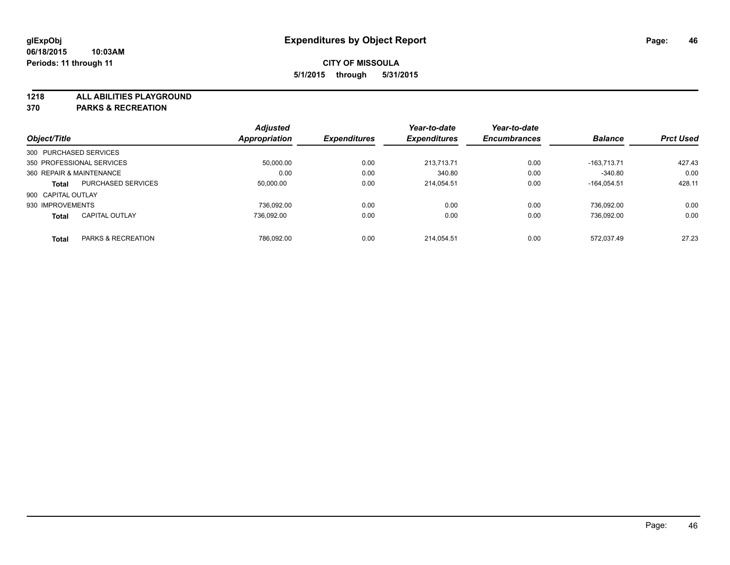**glExpObj**
**06/18/2015 10:03AM**
**Periods: 11 through 11**

# Expenditures by Object Report

**CITY OF MISSOULA**
**5/1/2015 through 5/31/2015**

**1218 ALL ABILITIES PLAYGROUND**
**370 PARKS & RECREATION**

| Object/Title | | Adjusted Appropriation | Expenditures | Year-to-date Expenditures | Year-to-date Encumbrances | Balance | Prct Used |
|---|---|---|---|---|---|---|---|
| 300 PURCHASED SERVICES | | | | | | | |
| 350 PROFESSIONAL SERVICES | | 50,000.00 | 0.00 | 213,713.71 | 0.00 | -163,713.71 | 427.43 |
| 360 REPAIR & MAINTENANCE | | 0.00 | 0.00 | 340.80 | 0.00 | -340.80 | 0.00 |
| **Total** | PURCHASED SERVICES | 50,000.00 | 0.00 | 214,054.51 | 0.00 | -164,054.51 | 428.11 |
| 900 CAPITAL OUTLAY | | | | | | | |
| 930 IMPROVEMENTS | | 736,092.00 | 0.00 | 0.00 | 0.00 | 736,092.00 | 0.00 |
| **Total** | CAPITAL OUTLAY | 736,092.00 | 0.00 | 0.00 | 0.00 | 736,092.00 | 0.00 |
| **Total** | PARKS & RECREATION | 786,092.00 | 0.00 | 214,054.51 | 0.00 | 572,037.49 | 27.23 |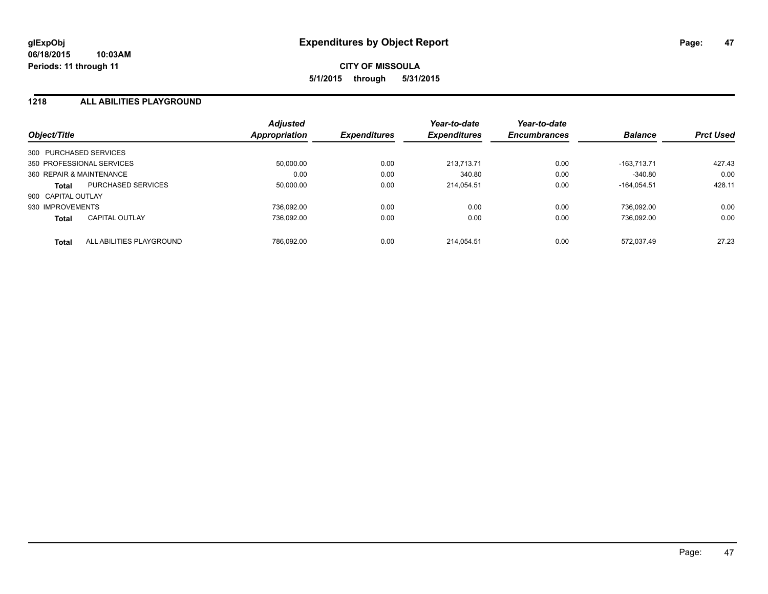# Expenditures by Object Report

glExpObj
06/18/2015 10:03AM
Periods: 11 through 11

**CITY OF MISSOULA**
**5/1/2015 through 5/31/2015**

## 1218 ALL ABILITIES PLAYGROUND

| Object/Title | | Adjusted Appropriation | Expenditures | Year-to-date Expenditures | Year-to-date Encumbrances | Balance | Prct Used |
|---|---|---|---|---|---|---|---|
| 300 PURCHASED SERVICES | | | | | | | |
| 350 PROFESSIONAL SERVICES | | 50,000.00 | 0.00 | 213,713.71 | 0.00 | -163,713.71 | 427.43 |
| 360 REPAIR & MAINTENANCE | | 0.00 | 0.00 | 340.80 | 0.00 | -340.80 | 0.00 |
| **Total** | PURCHASED SERVICES | 50,000.00 | 0.00 | 214,054.51 | 0.00 | -164,054.51 | 428.11 |
| 900 CAPITAL OUTLAY | | | | | | | |
| 930 IMPROVEMENTS | | 736,092.00 | 0.00 | 0.00 | 0.00 | 736,092.00 | 0.00 |
| **Total** | CAPITAL OUTLAY | 736,092.00 | 0.00 | 0.00 | 0.00 | 736,092.00 | 0.00 |
| **Total** | ALL ABILITIES PLAYGROUND | 786,092.00 | 0.00 | 214,054.51 | 0.00 | 572,037.49 | 27.23 |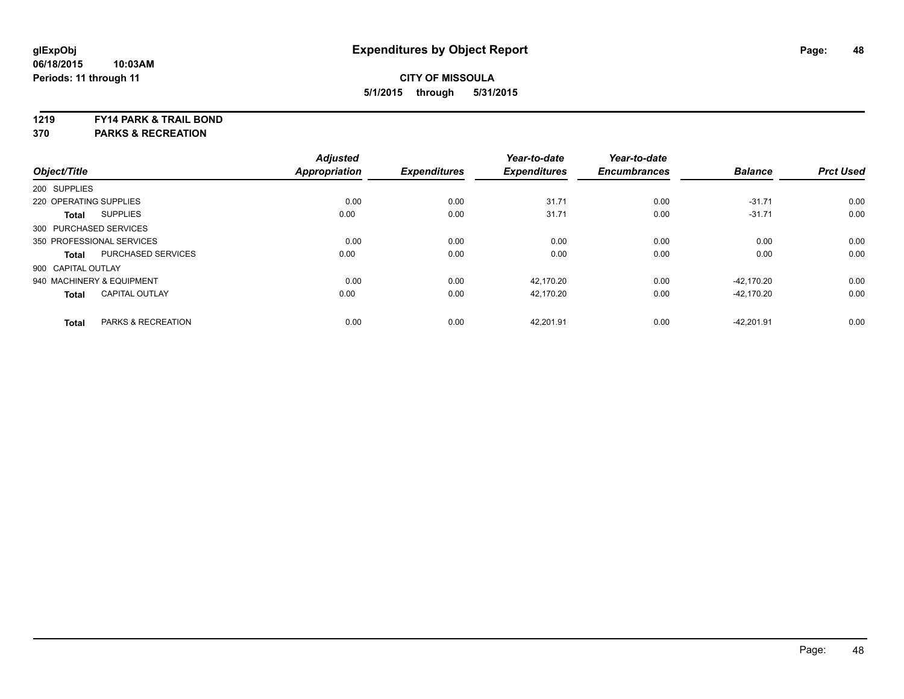# Expenditures by Object Report

**glExpObj**
**06/18/2015 10:03AM**
**Periods: 11 through 11**

**CITY OF MISSOULA**
**5/1/2015 through 5/31/2015**

**1219 FY14 PARK & TRAIL BOND**
**370 PARKS & RECREATION**

| Object/Title | | Adjusted Appropriation | Expenditures | Year-to-date Expenditures | Year-to-date Encumbrances | Balance | Prct Used |
|---|---|---|---|---|---|---|---|
| 200 SUPPLIES | | | | | | | |
| 220 OPERATING SUPPLIES | | 0.00 | 0.00 | 31.71 | 0.00 | -31.71 | 0.00 |
| **Total** | SUPPLIES | 0.00 | 0.00 | 31.71 | 0.00 | -31.71 | 0.00 |
| 300 PURCHASED SERVICES | | | | | | | |
| 350 PROFESSIONAL SERVICES | | 0.00 | 0.00 | 0.00 | 0.00 | 0.00 | 0.00 |
| **Total** | PURCHASED SERVICES | 0.00 | 0.00 | 0.00 | 0.00 | 0.00 | 0.00 |
| 900 CAPITAL OUTLAY | | | | | | | |
| 940 MACHINERY & EQUIPMENT | | 0.00 | 0.00 | 42,170.20 | 0.00 | -42,170.20 | 0.00 |
| **Total** | CAPITAL OUTLAY | 0.00 | 0.00 | 42,170.20 | 0.00 | -42,170.20 | 0.00 |
| **Total** | PARKS & RECREATION | 0.00 | 0.00 | 42,201.91 | 0.00 | -42,201.91 | 0.00 |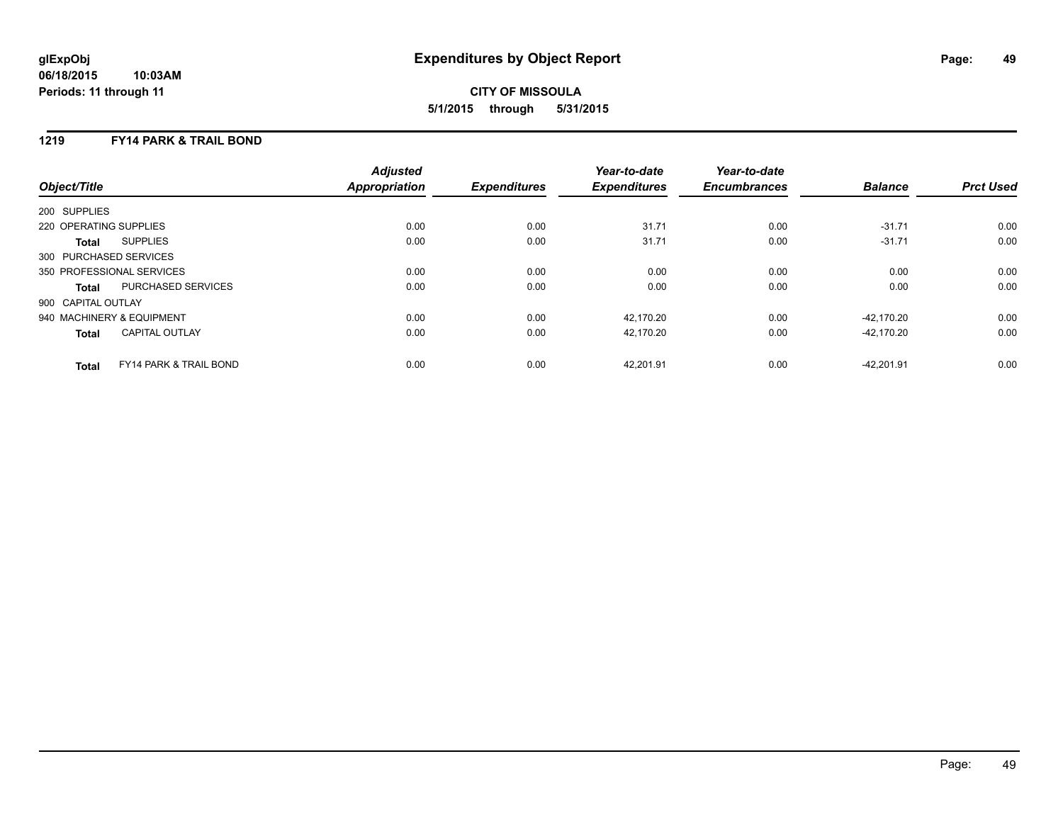**glExpObj**
**06/18/2015 10:03AM**
**Periods: 11 through 11**

# Expenditures by Object Report

**CITY OF MISSOULA**
**5/1/2015 through 5/31/2015**

## 1219 FY14 PARK & TRAIL BOND

| Object/Title | Adjusted Appropriation | Expenditures | Year-to-date Expenditures | Year-to-date Encumbrances | Balance | Prct Used |
|---|---|---|---|---|---|---|
| 200 SUPPLIES | | | | | | |
| 220 OPERATING SUPPLIES | 0.00 | 0.00 | 31.71 | 0.00 | -31.71 | 0.00 |
| **Total** SUPPLIES | 0.00 | 0.00 | 31.71 | 0.00 | -31.71 | 0.00 |
| 300 PURCHASED SERVICES | | | | | | |
| 350 PROFESSIONAL SERVICES | 0.00 | 0.00 | 0.00 | 0.00 | 0.00 | 0.00 |
| **Total** PURCHASED SERVICES | 0.00 | 0.00 | 0.00 | 0.00 | 0.00 | 0.00 |
| 900 CAPITAL OUTLAY | | | | | | |
| 940 MACHINERY & EQUIPMENT | 0.00 | 0.00 | 42,170.20 | 0.00 | -42,170.20 | 0.00 |
| **Total** CAPITAL OUTLAY | 0.00 | 0.00 | 42,170.20 | 0.00 | -42,170.20 | 0.00 |
| **Total** FY14 PARK & TRAIL BOND | 0.00 | 0.00 | 42,201.91 | 0.00 | -42,201.91 | 0.00 |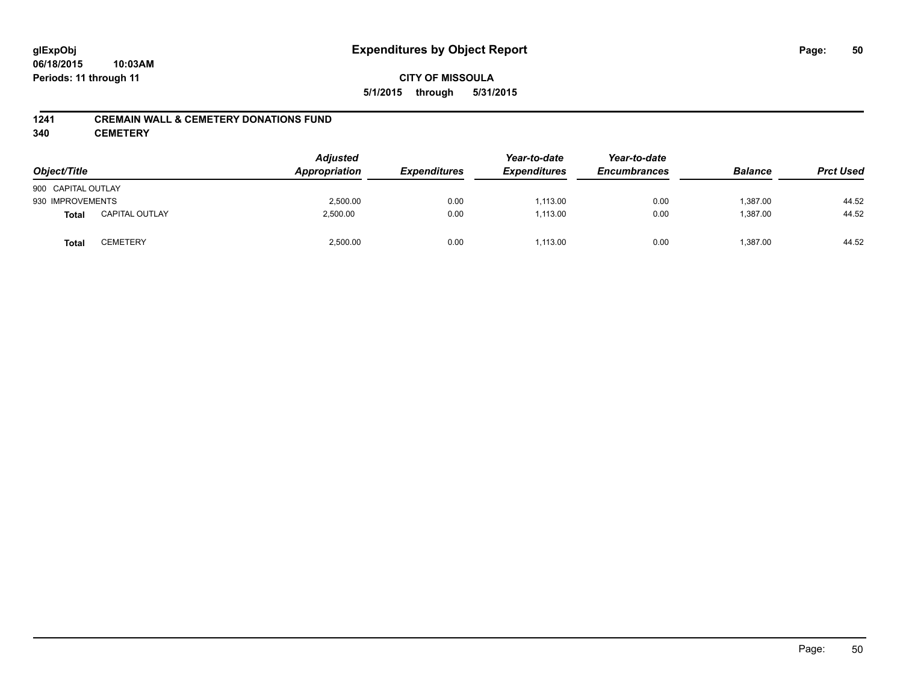glExpObj
06/18/2015 10:03AM
Periods: 11 through 11

# Expenditures by Object Report

**CITY OF MISSOULA**

**5/1/2015 through 5/31/2015**

**1241 CREMAIN WALL & CEMETERY DONATIONS FUND**

**340 CEMETERY**

| Object/Title | | Adjusted Appropriation | Expenditures | Year-to-date Expenditures | Year-to-date Encumbrances | Balance | Prct Used |
|---|---|---|---|---|---|---|---|
| 900 CAPITAL OUTLAY | | | | | | | |
| 930 IMPROVEMENTS | | 2,500.00 | 0.00 | 1,113.00 | 0.00 | 1,387.00 | 44.52 |
| **Total** | CAPITAL OUTLAY | 2,500.00 | 0.00 | 1,113.00 | 0.00 | 1,387.00 | 44.52 |
| **Total** | CEMETERY | 2,500.00 | 0.00 | 1,113.00 | 0.00 | 1,387.00 | 44.52 |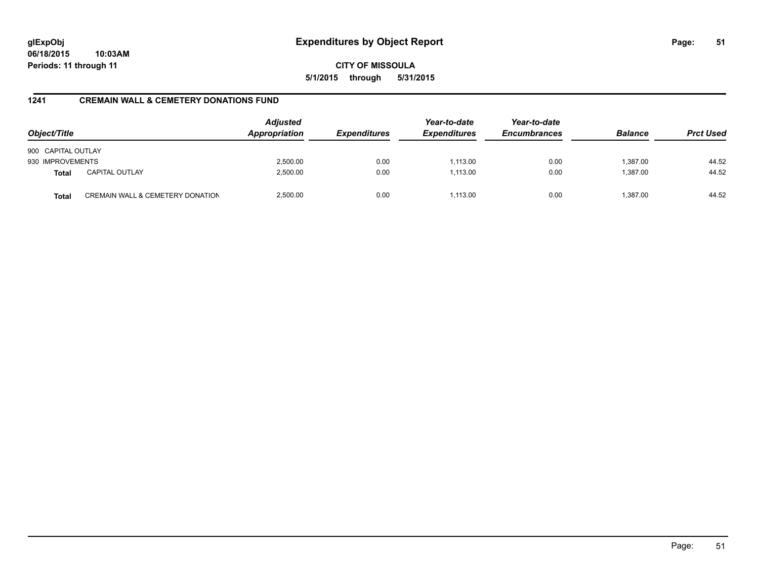**glExpObj**
**06/18/2015 10:03AM**
**Periods: 11 through 11**

# Expenditures by Object Report

**CITY OF MISSOULA**
**5/1/2015 through 5/31/2015**

## 1241 CREMAIN WALL & CEMETERY DONATIONS FUND

| Object/Title | | *Adjusted Appropriation* | *Expenditures* | *Year-to-date Expenditures* | *Year-to-date Encumbrances* | *Balance* | *Prct Used* |
|---|---|---|---|---|---|---|---|
| 900 CAPITAL OUTLAY | | | | | | | |
| 930 IMPROVEMENTS | | 2,500.00 | 0.00 | 1,113.00 | 0.00 | 1,387.00 | 44.52 |
| **Total** | CAPITAL OUTLAY | 2,500.00 | 0.00 | 1,113.00 | 0.00 | 1,387.00 | 44.52 |
| **Total** | CREMAIN WALL & CEMETERY DONATION | 2,500.00 | 0.00 | 1,113.00 | 0.00 | 1,387.00 | 44.52 |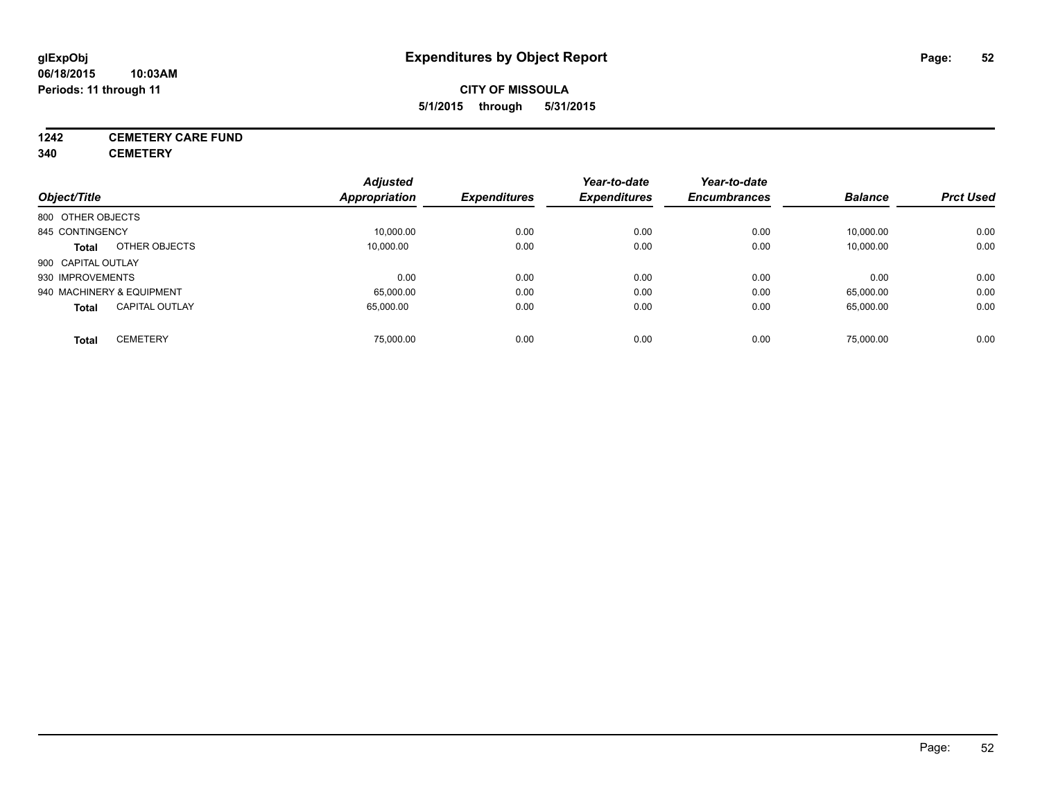# Expenditures by Object Report

glExpObj
06/18/2015 10:03AM
Periods: 11 through 11

**CITY OF MISSOULA**
**5/1/2015 through 5/31/2015**

**1242 CEMETERY CARE FUND**
**340 CEMETERY**

| Object/Title | Adjusted Appropriation | Expenditures | Year-to-date Expenditures | Year-to-date Encumbrances | Balance | Prct Used |
|---|---|---|---|---|---|---|
| 800 OTHER OBJECTS | | | | | | |
| 845 CONTINGENCY | 10,000.00 | 0.00 | 0.00 | 0.00 | 10,000.00 | 0.00 |
| **Total** OTHER OBJECTS | 10,000.00 | 0.00 | 0.00 | 0.00 | 10,000.00 | 0.00 |
| 900 CAPITAL OUTLAY | | | | | | |
| 930 IMPROVEMENTS | 0.00 | 0.00 | 0.00 | 0.00 | 0.00 | 0.00 |
| 940 MACHINERY & EQUIPMENT | 65,000.00 | 0.00 | 0.00 | 0.00 | 65,000.00 | 0.00 |
| **Total** CAPITAL OUTLAY | 65,000.00 | 0.00 | 0.00 | 0.00 | 65,000.00 | 0.00 |
| **Total** CEMETERY | 75,000.00 | 0.00 | 0.00 | 0.00 | 75,000.00 | 0.00 |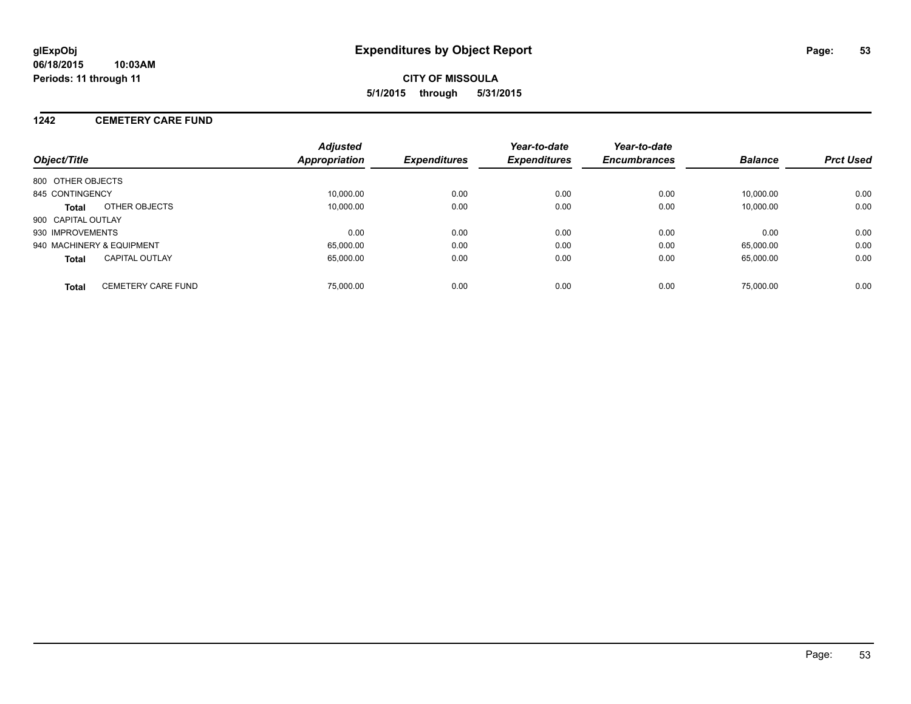**glExpObj**
**06/18/2015 10:03AM**
**Periods: 11 through 11**

# Expenditures by Object Report

**CITY OF MISSOULA**
**5/1/2015 through 5/31/2015**

## 1242 CEMETERY CARE FUND

| Object/Title | Adjusted Appropriation | Expenditures | Year-to-date Expenditures | Year-to-date Encumbrances | Balance | Prct Used |
|---|---|---|---|---|---|---|
| 800 OTHER OBJECTS | | | | | | |
| 845 CONTINGENCY | 10,000.00 | 0.00 | 0.00 | 0.00 | 10,000.00 | 0.00 |
| **Total** OTHER OBJECTS | 10,000.00 | 0.00 | 0.00 | 0.00 | 10,000.00 | 0.00 |
| 900 CAPITAL OUTLAY | | | | | | |
| 930 IMPROVEMENTS | 0.00 | 0.00 | 0.00 | 0.00 | 0.00 | 0.00 |
| 940 MACHINERY & EQUIPMENT | 65,000.00 | 0.00 | 0.00 | 0.00 | 65,000.00 | 0.00 |
| **Total** CAPITAL OUTLAY | 65,000.00 | 0.00 | 0.00 | 0.00 | 65,000.00 | 0.00 |
| **Total** CEMETERY CARE FUND | 75,000.00 | 0.00 | 0.00 | 0.00 | 75,000.00 | 0.00 |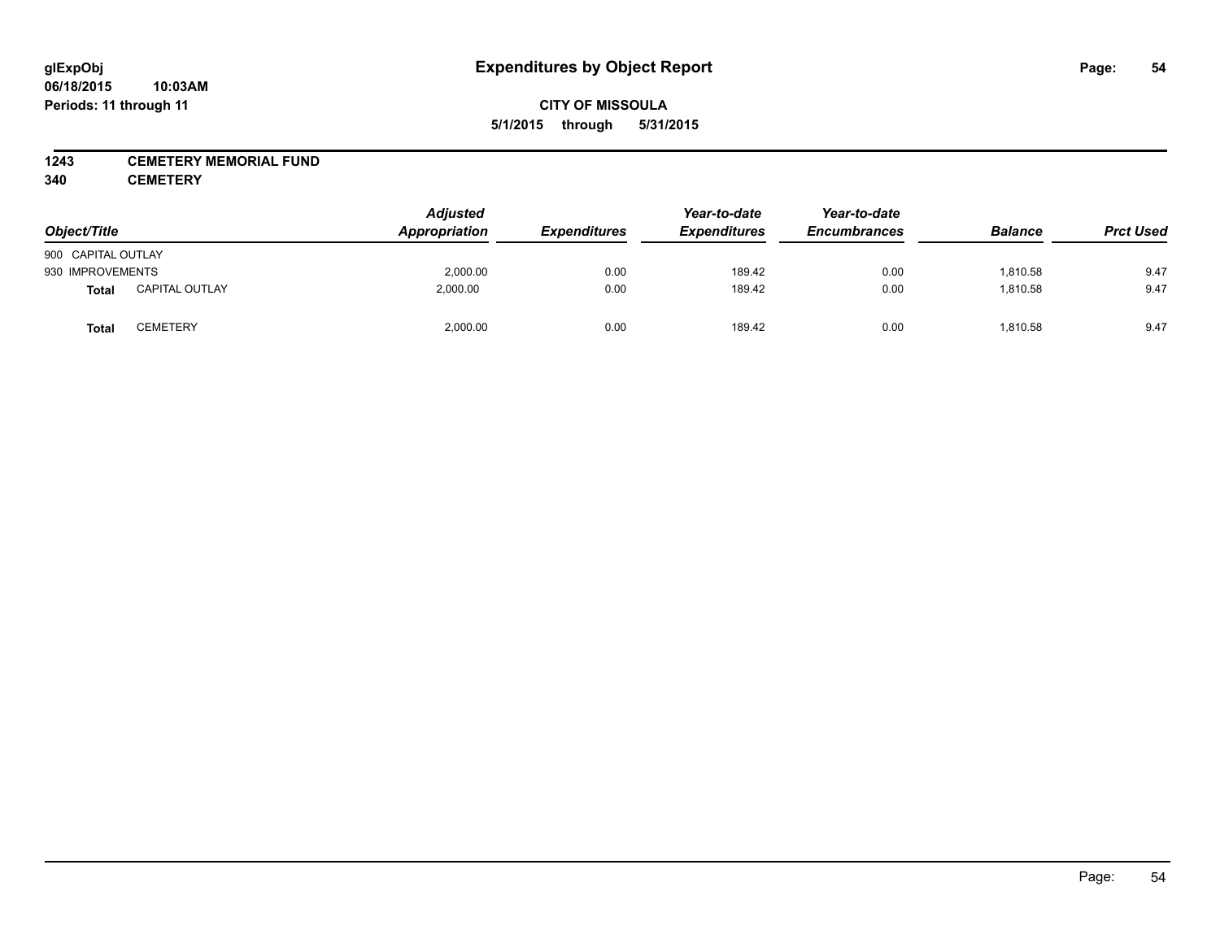glExpObj
06/18/2015 10:03AM
Periods: 11 through 11

# Expenditures by Object Report

**CITY OF MISSOULA**
**5/1/2015 through 5/31/2015**

**1243 CEMETERY MEMORIAL FUND**
**340 CEMETERY**

| Object/Title | | Adjusted Appropriation | Expenditures | Year-to-date Expenditures | Year-to-date Encumbrances | Balance | Prct Used |
|---|---|---|---|---|---|---|---|
| 900 CAPITAL OUTLAY | | | | | | | |
| 930 IMPROVEMENTS | | 2,000.00 | 0.00 | 189.42 | 0.00 | 1,810.58 | 9.47 |
| **Total** | CAPITAL OUTLAY | 2,000.00 | 0.00 | 189.42 | 0.00 | 1,810.58 | 9.47 |
| **Total** | CEMETERY | 2,000.00 | 0.00 | 189.42 | 0.00 | 1,810.58 | 9.47 |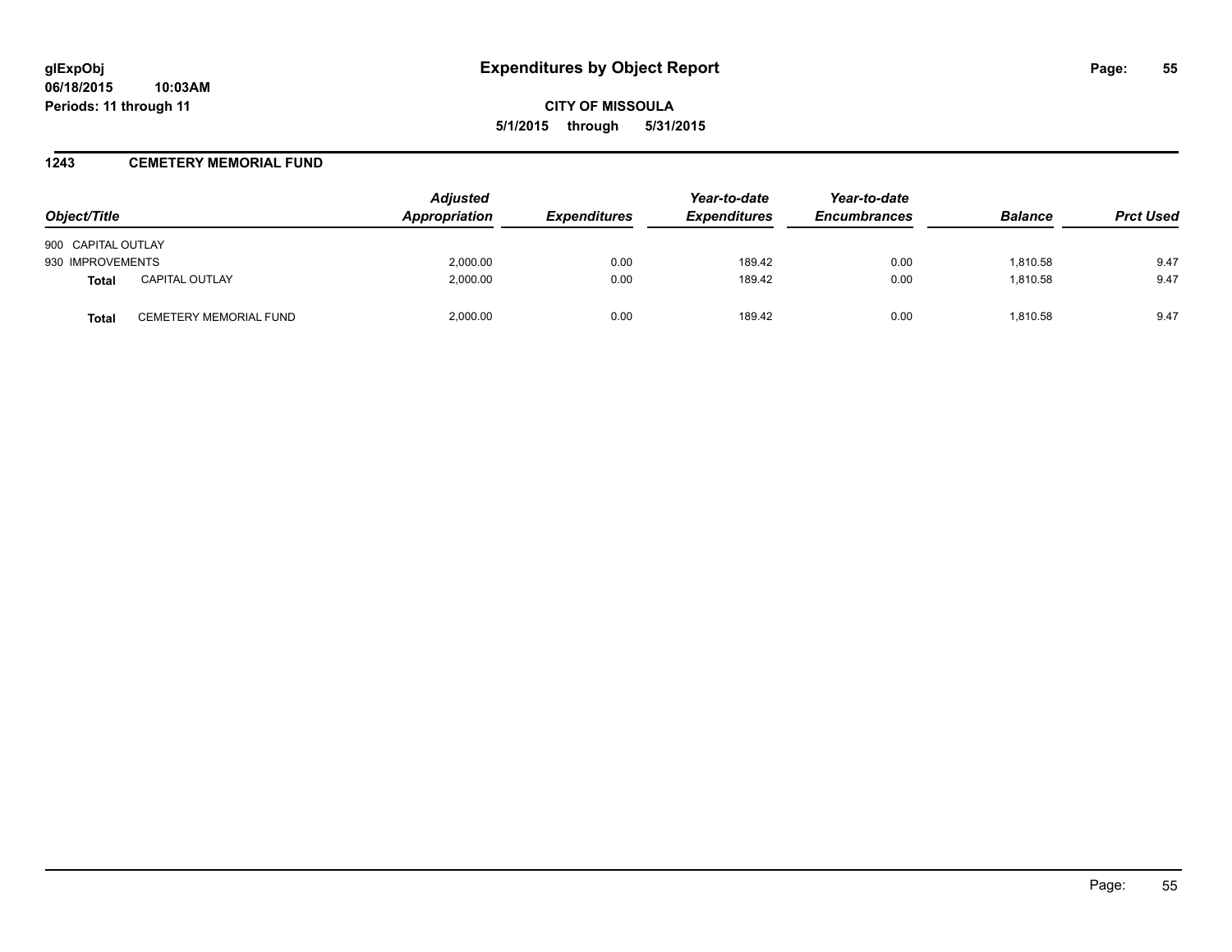# Expenditures by Object Report

glExpObj
06/18/2015 10:03AM
Periods: 11 through 11

**CITY OF MISSOULA**
**5/1/2015 through 5/31/2015**

## 1243 CEMETERY MEMORIAL FUND

| Object/Title | | Adjusted Appropriation | Expenditures | Year-to-date Expenditures | Year-to-date Encumbrances | Balance | Prct Used |
|---|---|---|---|---|---|---|---|
| 900 CAPITAL OUTLAY | | | | | | | |
| 930 IMPROVEMENTS | | 2,000.00 | 0.00 | 189.42 | 0.00 | 1,810.58 | 9.47 |
| **Total** | CAPITAL OUTLAY | 2,000.00 | 0.00 | 189.42 | 0.00 | 1,810.58 | 9.47 |
| **Total** | CEMETERY MEMORIAL FUND | 2,000.00 | 0.00 | 189.42 | 0.00 | 1,810.58 | 9.47 |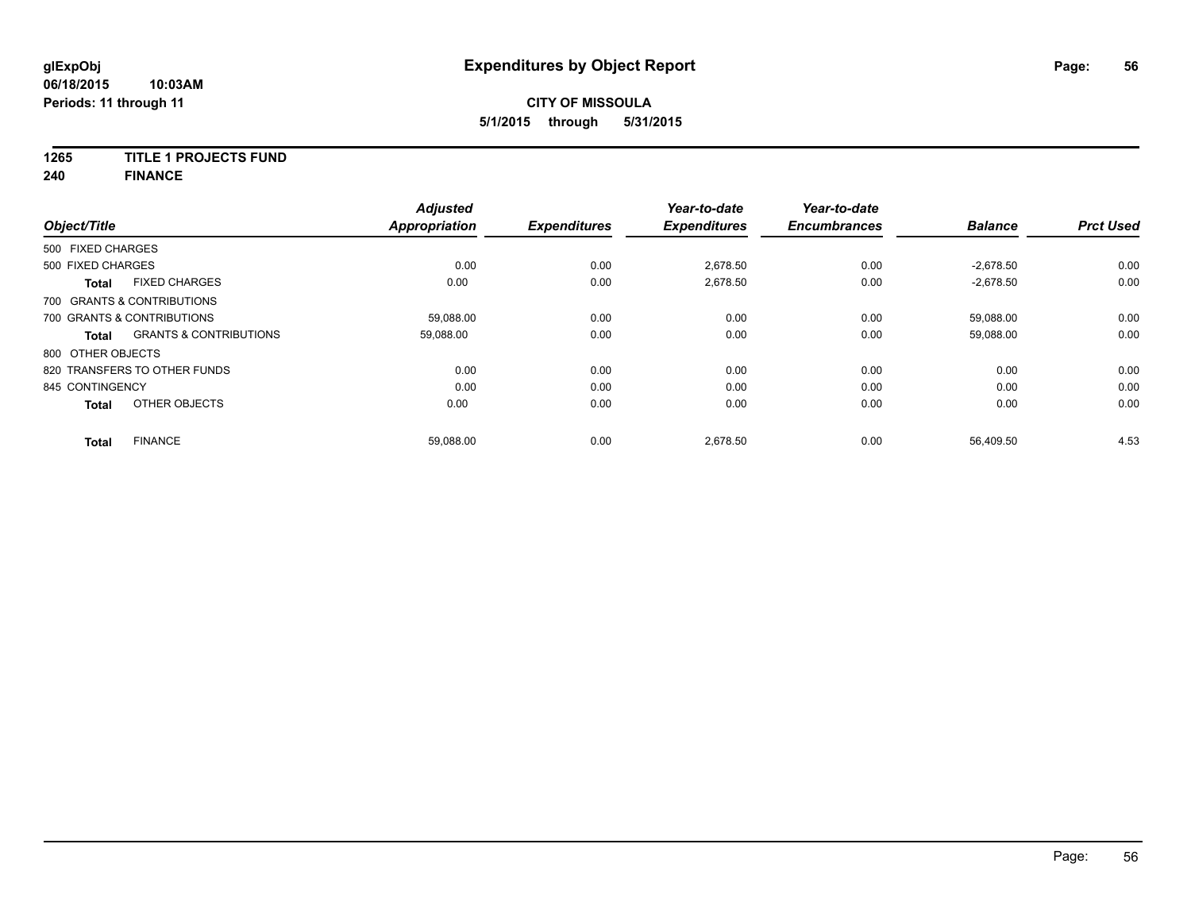**glExpObj**
**06/18/2015 10:03AM**
**Periods: 11 through 11**

# Expenditures by Object Report

**CITY OF MISSOULA**
**5/1/2015 through 5/31/2015**

**1265 TITLE 1 PROJECTS FUND**
**240 FINANCE**

| Object/Title | | Adjusted Appropriation | Expenditures | Year-to-date Expenditures | Year-to-date Encumbrances | Balance | Prct Used |
|---|---|---|---|---|---|---|---|
| 500 FIXED CHARGES | | | | | | | |
| 500 FIXED CHARGES | | 0.00 | 0.00 | 2,678.50 | 0.00 | -2,678.50 | 0.00 |
| **Total** | FIXED CHARGES | 0.00 | 0.00 | 2,678.50 | 0.00 | -2,678.50 | 0.00 |
| 700 GRANTS & CONTRIBUTIONS | | | | | | | |
| 700 GRANTS & CONTRIBUTIONS | | 59,088.00 | 0.00 | 0.00 | 0.00 | 59,088.00 | 0.00 |
| **Total** | GRANTS & CONTRIBUTIONS | 59,088.00 | 0.00 | 0.00 | 0.00 | 59,088.00 | 0.00 |
| 800 OTHER OBJECTS | | | | | | | |
| 820 TRANSFERS TO OTHER FUNDS | | 0.00 | 0.00 | 0.00 | 0.00 | 0.00 | 0.00 |
| 845 CONTINGENCY | | 0.00 | 0.00 | 0.00 | 0.00 | 0.00 | 0.00 |
| **Total** | OTHER OBJECTS | 0.00 | 0.00 | 0.00 | 0.00 | 0.00 | 0.00 |
| **Total** | FINANCE | 59,088.00 | 0.00 | 2,678.50 | 0.00 | 56,409.50 | 4.53 |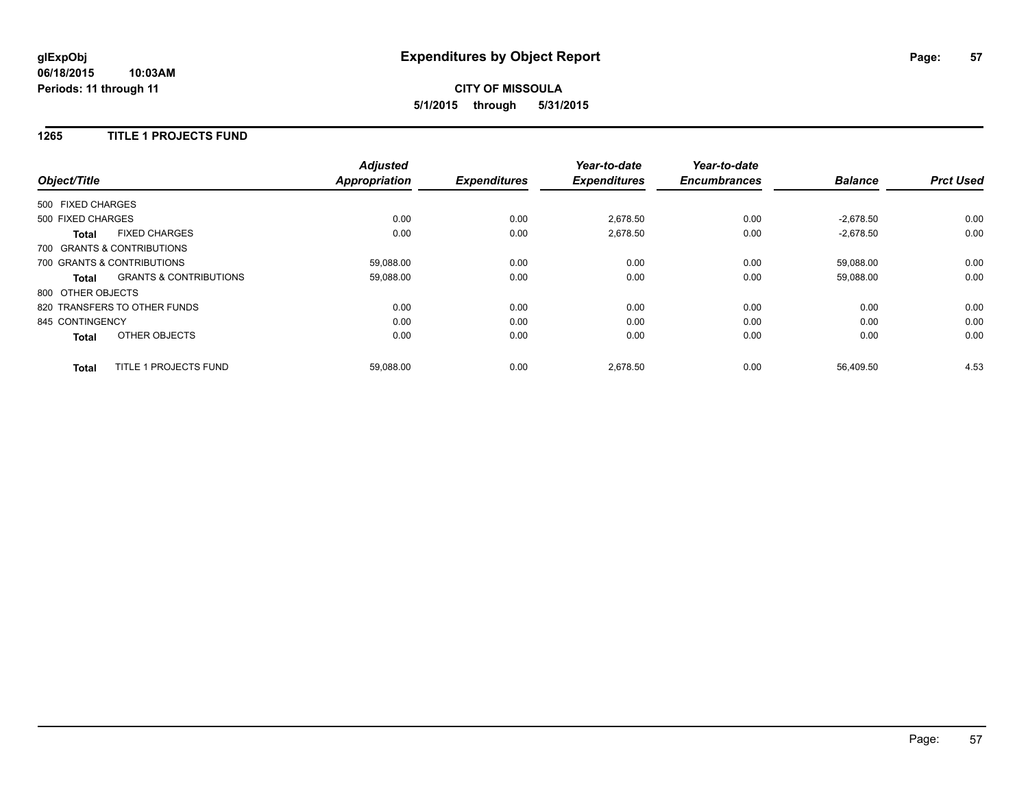**glExpObj**
**06/18/2015 10:03AM**
**Periods: 11 through 11**

# Expenditures by Object Report

**CITY OF MISSOULA**
**5/1/2015 through 5/31/2015**

## 1265 TITLE 1 PROJECTS FUND

| Object/Title | | Adjusted Appropriation | Expenditures | Year-to-date Expenditures | Year-to-date Encumbrances | Balance | Prct Used |
|---|---|---|---|---|---|---|---|
| 500 FIXED CHARGES | | | | | | | |
| 500 FIXED CHARGES | | 0.00 | 0.00 | 2,678.50 | 0.00 | -2,678.50 | 0.00 |
| **Total** | FIXED CHARGES | 0.00 | 0.00 | 2,678.50 | 0.00 | -2,678.50 | 0.00 |
| 700 GRANTS & CONTRIBUTIONS | | | | | | | |
| 700 GRANTS & CONTRIBUTIONS | | 59,088.00 | 0.00 | 0.00 | 0.00 | 59,088.00 | 0.00 |
| **Total** | GRANTS & CONTRIBUTIONS | 59,088.00 | 0.00 | 0.00 | 0.00 | 59,088.00 | 0.00 |
| 800 OTHER OBJECTS | | | | | | | |
| 820 TRANSFERS TO OTHER FUNDS | | 0.00 | 0.00 | 0.00 | 0.00 | 0.00 | 0.00 |
| 845 CONTINGENCY | | 0.00 | 0.00 | 0.00 | 0.00 | 0.00 | 0.00 |
| **Total** | OTHER OBJECTS | 0.00 | 0.00 | 0.00 | 0.00 | 0.00 | 0.00 |
| **Total** | TITLE 1 PROJECTS FUND | 59,088.00 | 0.00 | 2,678.50 | 0.00 | 56,409.50 | 4.53 |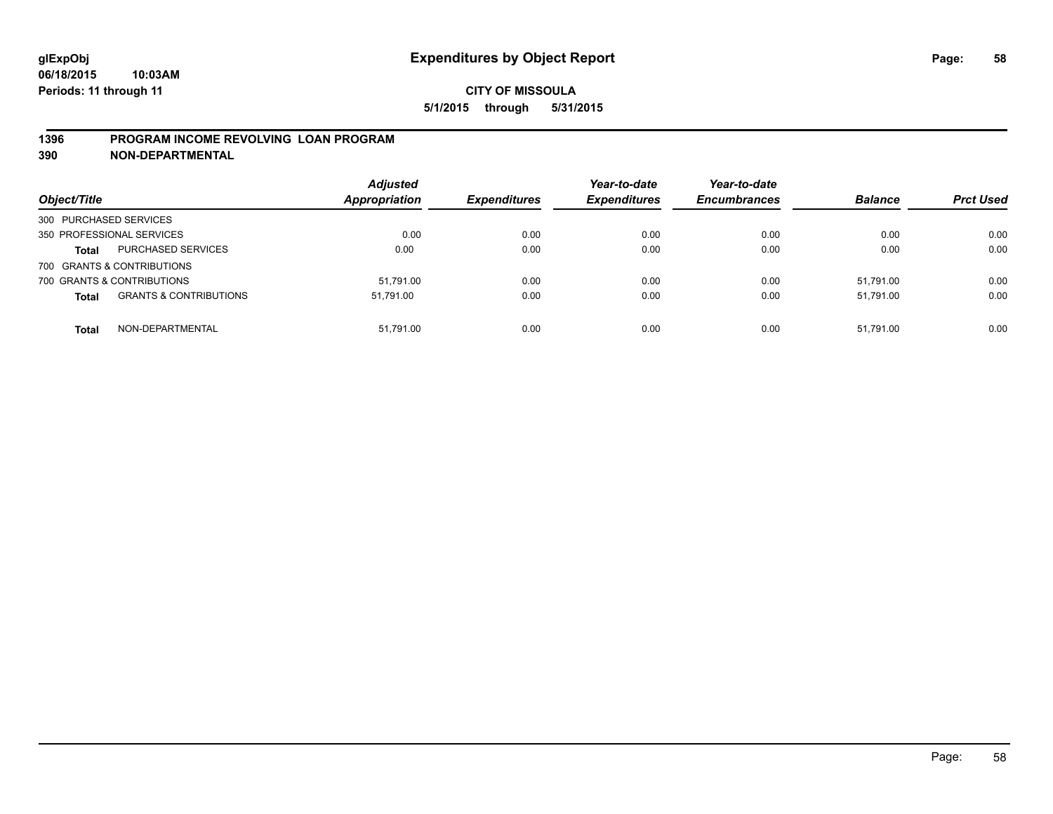**glExpObj** **Expenditures by Object Report**

**06/18/2015 10:03AM**

**Periods: 11 through 11**

**CITY OF MISSOULA**

**5/1/2015 through 5/31/2015**

## 1396 PROGRAM INCOME REVOLVING LOAN PROGRAM

## 390 NON-DEPARTMENTAL

| Object/Title | | Adjusted Appropriation | Expenditures | Year-to-date Expenditures | Year-to-date Encumbrances | Balance | Prct Used |
|---|---|---|---|---|---|---|---|
| 300 PURCHASED SERVICES | | | | | | | |
| 350 PROFESSIONAL SERVICES | | 0.00 | 0.00 | 0.00 | 0.00 | 0.00 | 0.00 |
| **Total** | PURCHASED SERVICES | 0.00 | 0.00 | 0.00 | 0.00 | 0.00 | 0.00 |
| 700 GRANTS & CONTRIBUTIONS | | | | | | | |
| 700 GRANTS & CONTRIBUTIONS | | 51,791.00 | 0.00 | 0.00 | 0.00 | 51,791.00 | 0.00 |
| **Total** | GRANTS & CONTRIBUTIONS | 51,791.00 | 0.00 | 0.00 | 0.00 | 51,791.00 | 0.00 |
| **Total** | NON-DEPARTMENTAL | 51,791.00 | 0.00 | 0.00 | 0.00 | 51,791.00 | 0.00 |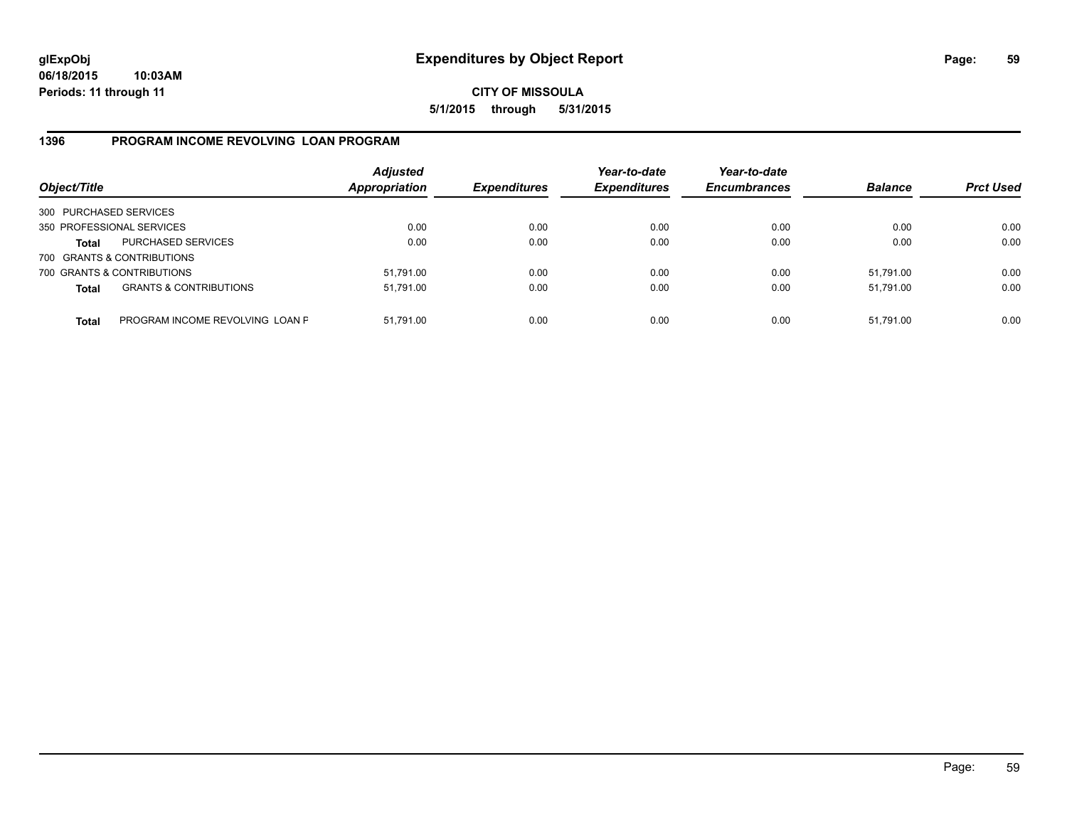**glExpObj**
**06/18/2015 10:03AM**
**Periods: 11 through 11**

# Expenditures by Object Report

**CITY OF MISSOULA**
**5/1/2015 through 5/31/2015**

## 1396 PROGRAM INCOME REVOLVING LOAN PROGRAM

| Object/Title | | Adjusted Appropriation | Expenditures | Year-to-date Expenditures | Year-to-date Encumbrances | Balance | Prct Used |
|---|---|---|---|---|---|---|---|
| 300 PURCHASED SERVICES | | | | | | | |
| 350 PROFESSIONAL SERVICES | | 0.00 | 0.00 | 0.00 | 0.00 | 0.00 | 0.00 |
| **Total** | PURCHASED SERVICES | 0.00 | 0.00 | 0.00 | 0.00 | 0.00 | 0.00 |
| 700 GRANTS & CONTRIBUTIONS | | | | | | | |
| 700 GRANTS & CONTRIBUTIONS | | 51,791.00 | 0.00 | 0.00 | 0.00 | 51,791.00 | 0.00 |
| **Total** | GRANTS & CONTRIBUTIONS | 51,791.00 | 0.00 | 0.00 | 0.00 | 51,791.00 | 0.00 |
| **Total** | PROGRAM INCOME REVOLVING LOAN F | 51,791.00 | 0.00 | 0.00 | 0.00 | 51,791.00 | 0.00 |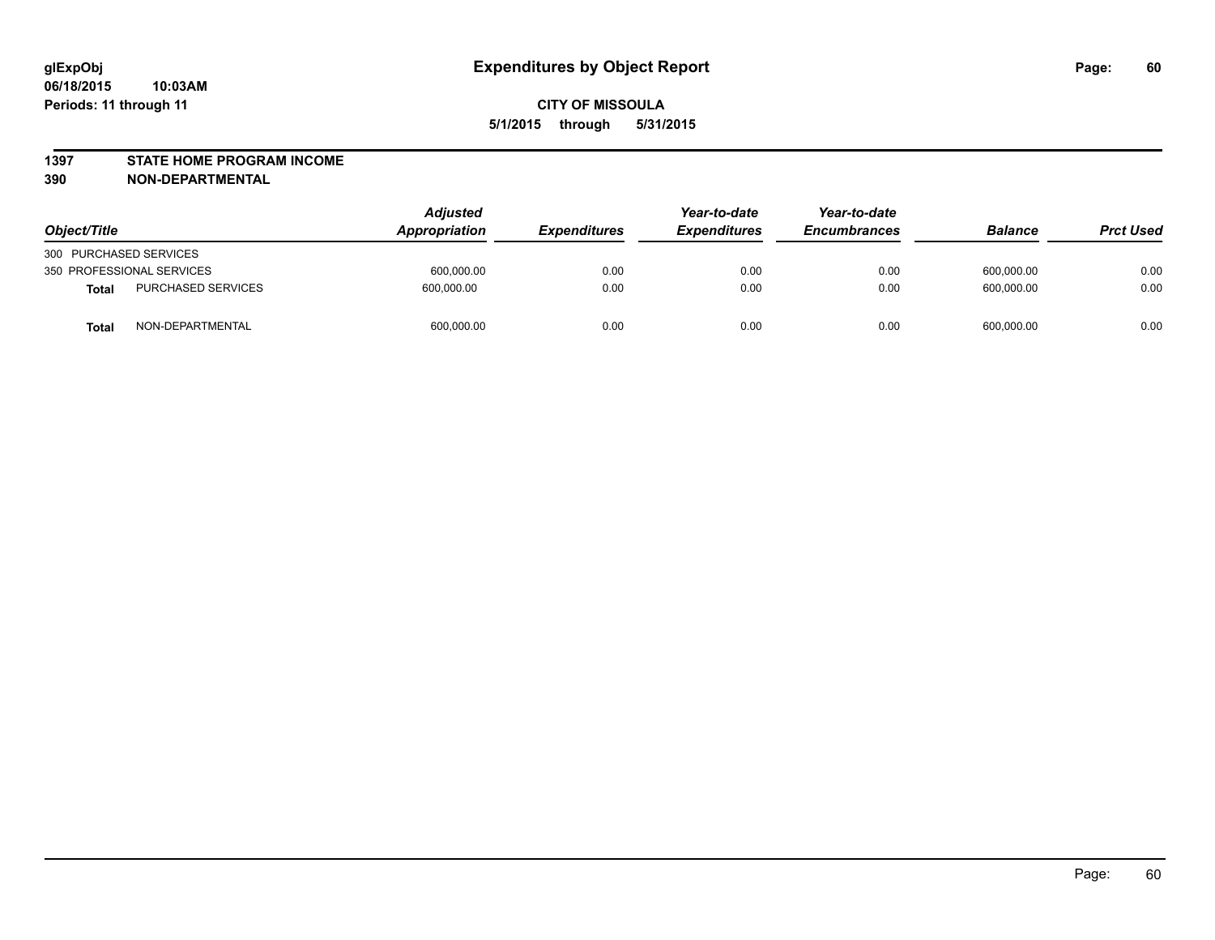**glExpObj**
**06/18/2015 10:03AM**
**Periods: 11 through 11**

# Expenditures by Object Report

**CITY OF MISSOULA**
**5/1/2015 through 5/31/2015**

**1397 STATE HOME PROGRAM INCOME**
**390 NON-DEPARTMENTAL**

| Object/Title | | Adjusted Appropriation | Expenditures | Year-to-date Expenditures | Year-to-date Encumbrances | Balance | Prct Used |
|---|---|---|---|---|---|---|---|
| 300 PURCHASED SERVICES | | | | | | | |
| 350 PROFESSIONAL SERVICES | | 600,000.00 | 0.00 | 0.00 | 0.00 | 600,000.00 | 0.00 |
| **Total** | PURCHASED SERVICES | 600,000.00 | 0.00 | 0.00 | 0.00 | 600,000.00 | 0.00 |
| **Total** | NON-DEPARTMENTAL | 600,000.00 | 0.00 | 0.00 | 0.00 | 600,000.00 | 0.00 |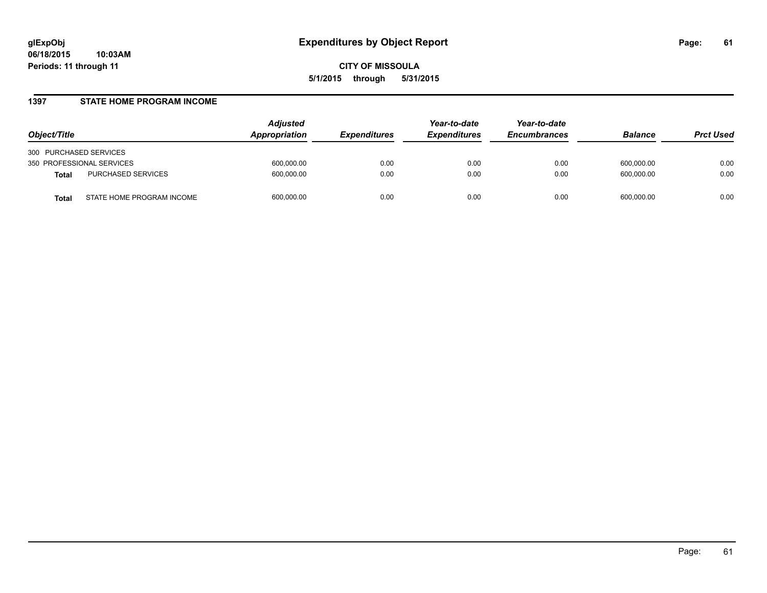# Expenditures by Object Report

glExpObj
06/18/2015 10:03AM
Periods: 11 through 11

**CITY OF MISSOULA**
**5/1/2015 through 5/31/2015**

## 1397 STATE HOME PROGRAM INCOME

| Object/Title | | Adjusted Appropriation | Expenditures | Year-to-date Expenditures | Year-to-date Encumbrances | Balance | Prct Used |
|---|---|---|---|---|---|---|---|
| 300 PURCHASED SERVICES | | | | | | | |
| 350 PROFESSIONAL SERVICES | | 600,000.00 | 0.00 | 0.00 | 0.00 | 600,000.00 | 0.00 |
| **Total** | PURCHASED SERVICES | 600,000.00 | 0.00 | 0.00 | 0.00 | 600,000.00 | 0.00 |
| **Total** | STATE HOME PROGRAM INCOME | 600,000.00 | 0.00 | 0.00 | 0.00 | 600,000.00 | 0.00 |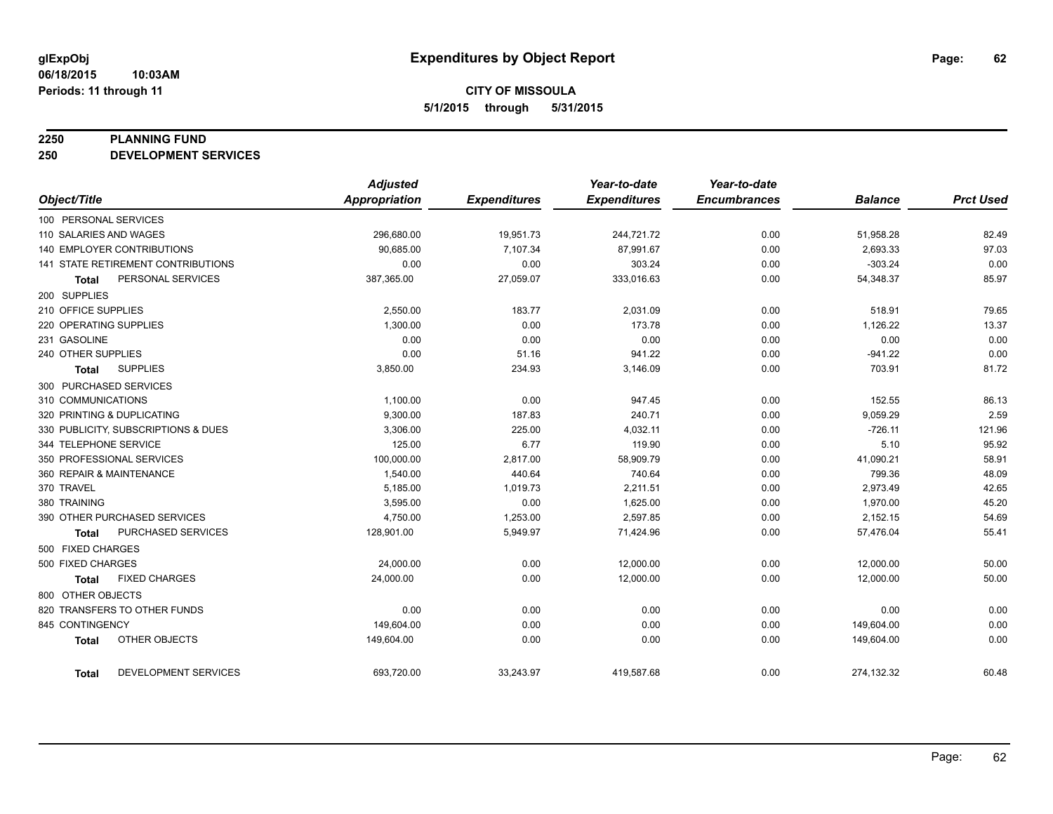**glExpObj**
**06/18/2015 10:03AM**
**Periods: 11 through 11**

# Expenditures by Object Report

**CITY OF MISSOULA**
**5/1/2015 through 5/31/2015**

## 2250 PLANNING FUND
## 250 DEVELOPMENT SERVICES

| Object/Title | Adjusted Appropriation | Expenditures | Year-to-date Expenditures | Year-to-date Encumbrances | Balance | Prct Used |
|---|---|---|---|---|---|---|
| 100 PERSONAL SERVICES | | | | | | |
| 110 SALARIES AND WAGES | 296,680.00 | 19,951.73 | 244,721.72 | 0.00 | 51,958.28 | 82.49 |
| 140 EMPLOYER CONTRIBUTIONS | 90,685.00 | 7,107.34 | 87,991.67 | 0.00 | 2,693.33 | 97.03 |
| 141 STATE RETIREMENT CONTRIBUTIONS | 0.00 | 0.00 | 303.24 | 0.00 | -303.24 | 0.00 |
| **Total** PERSONAL SERVICES | 387,365.00 | 27,059.07 | 333,016.63 | 0.00 | 54,348.37 | 85.97 |
| 200 SUPPLIES | | | | | | |
| 210 OFFICE SUPPLIES | 2,550.00 | 183.77 | 2,031.09 | 0.00 | 518.91 | 79.65 |
| 220 OPERATING SUPPLIES | 1,300.00 | 0.00 | 173.78 | 0.00 | 1,126.22 | 13.37 |
| 231 GASOLINE | 0.00 | 0.00 | 0.00 | 0.00 | 0.00 | 0.00 |
| 240 OTHER SUPPLIES | 0.00 | 51.16 | 941.22 | 0.00 | -941.22 | 0.00 |
| **Total** SUPPLIES | 3,850.00 | 234.93 | 3,146.09 | 0.00 | 703.91 | 81.72 |
| 300 PURCHASED SERVICES | | | | | | |
| 310 COMMUNICATIONS | 1,100.00 | 0.00 | 947.45 | 0.00 | 152.55 | 86.13 |
| 320 PRINTING & DUPLICATING | 9,300.00 | 187.83 | 240.71 | 0.00 | 9,059.29 | 2.59 |
| 330 PUBLICITY, SUBSCRIPTIONS & DUES | 3,306.00 | 225.00 | 4,032.11 | 0.00 | -726.11 | 121.96 |
| 344 TELEPHONE SERVICE | 125.00 | 6.77 | 119.90 | 0.00 | 5.10 | 95.92 |
| 350 PROFESSIONAL SERVICES | 100,000.00 | 2,817.00 | 58,909.79 | 0.00 | 41,090.21 | 58.91 |
| 360 REPAIR & MAINTENANCE | 1,540.00 | 440.64 | 740.64 | 0.00 | 799.36 | 48.09 |
| 370 TRAVEL | 5,185.00 | 1,019.73 | 2,211.51 | 0.00 | 2,973.49 | 42.65 |
| 380 TRAINING | 3,595.00 | 0.00 | 1,625.00 | 0.00 | 1,970.00 | 45.20 |
| 390 OTHER PURCHASED SERVICES | 4,750.00 | 1,253.00 | 2,597.85 | 0.00 | 2,152.15 | 54.69 |
| **Total** PURCHASED SERVICES | 128,901.00 | 5,949.97 | 71,424.96 | 0.00 | 57,476.04 | 55.41 |
| 500 FIXED CHARGES | | | | | | |
| 500 FIXED CHARGES | 24,000.00 | 0.00 | 12,000.00 | 0.00 | 12,000.00 | 50.00 |
| **Total** FIXED CHARGES | 24,000.00 | 0.00 | 12,000.00 | 0.00 | 12,000.00 | 50.00 |
| 800 OTHER OBJECTS | | | | | | |
| 820 TRANSFERS TO OTHER FUNDS | 0.00 | 0.00 | 0.00 | 0.00 | 0.00 | 0.00 |
| 845 CONTINGENCY | 149,604.00 | 0.00 | 0.00 | 0.00 | 149,604.00 | 0.00 |
| **Total** OTHER OBJECTS | 149,604.00 | 0.00 | 0.00 | 0.00 | 149,604.00 | 0.00 |
| **Total** DEVELOPMENT SERVICES | 693,720.00 | 33,243.97 | 419,587.68 | 0.00 | 274,132.32 | 60.48 |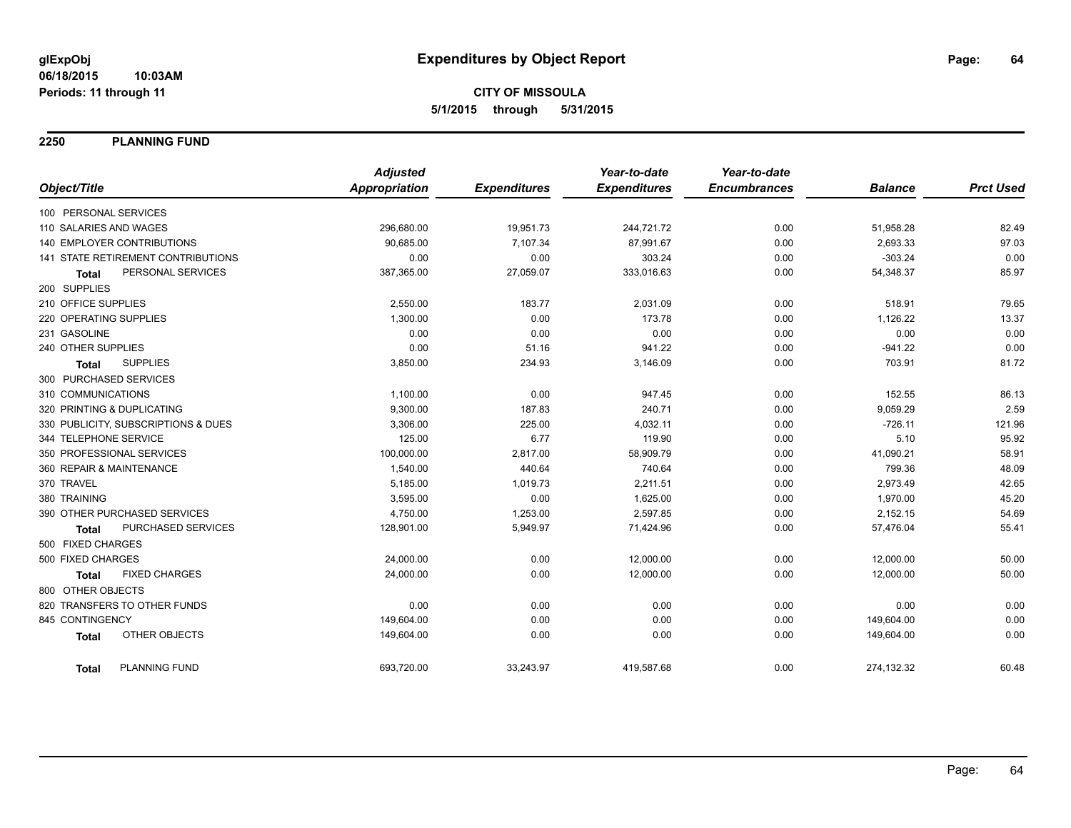**glExpObj**
**06/18/2015 10:03AM**
**Periods: 11 through 11**

# Expenditures by Object Report

**CITY OF MISSOULA**
**5/1/2015 through 5/31/2015**

## 2250 PLANNING FUND

| Object/Title | Adjusted Appropriation | Expenditures | Year-to-date Expenditures | Year-to-date Encumbrances | Balance | Prct Used |
|---|---|---|---|---|---|---|
| 100 PERSONAL SERVICES | | | | | | |
| 110 SALARIES AND WAGES | 296,680.00 | 19,951.73 | 244,721.72 | 0.00 | 51,958.28 | 82.49 |
| 140 EMPLOYER CONTRIBUTIONS | 90,685.00 | 7,107.34 | 87,991.67 | 0.00 | 2,693.33 | 97.03 |
| 141 STATE RETIREMENT CONTRIBUTIONS | 0.00 | 0.00 | 303.24 | 0.00 | -303.24 | 0.00 |
| **Total** PERSONAL SERVICES | 387,365.00 | 27,059.07 | 333,016.63 | 0.00 | 54,348.37 | 85.97 |
| 200 SUPPLIES | | | | | | |
| 210 OFFICE SUPPLIES | 2,550.00 | 183.77 | 2,031.09 | 0.00 | 518.91 | 79.65 |
| 220 OPERATING SUPPLIES | 1,300.00 | 0.00 | 173.78 | 0.00 | 1,126.22 | 13.37 |
| 231 GASOLINE | 0.00 | 0.00 | 0.00 | 0.00 | 0.00 | 0.00 |
| 240 OTHER SUPPLIES | 0.00 | 51.16 | 941.22 | 0.00 | -941.22 | 0.00 |
| **Total** SUPPLIES | 3,850.00 | 234.93 | 3,146.09 | 0.00 | 703.91 | 81.72 |
| 300 PURCHASED SERVICES | | | | | | |
| 310 COMMUNICATIONS | 1,100.00 | 0.00 | 947.45 | 0.00 | 152.55 | 86.13 |
| 320 PRINTING & DUPLICATING | 9,300.00 | 187.83 | 240.71 | 0.00 | 9,059.29 | 2.59 |
| 330 PUBLICITY, SUBSCRIPTIONS & DUES | 3,306.00 | 225.00 | 4,032.11 | 0.00 | -726.11 | 121.96 |
| 344 TELEPHONE SERVICE | 125.00 | 6.77 | 119.90 | 0.00 | 5.10 | 95.92 |
| 350 PROFESSIONAL SERVICES | 100,000.00 | 2,817.00 | 58,909.79 | 0.00 | 41,090.21 | 58.91 |
| 360 REPAIR & MAINTENANCE | 1,540.00 | 440.64 | 740.64 | 0.00 | 799.36 | 48.09 |
| 370 TRAVEL | 5,185.00 | 1,019.73 | 2,211.51 | 0.00 | 2,973.49 | 42.65 |
| 380 TRAINING | 3,595.00 | 0.00 | 1,625.00 | 0.00 | 1,970.00 | 45.20 |
| 390 OTHER PURCHASED SERVICES | 4,750.00 | 1,253.00 | 2,597.85 | 0.00 | 2,152.15 | 54.69 |
| **Total** PURCHASED SERVICES | 128,901.00 | 5,949.97 | 71,424.96 | 0.00 | 57,476.04 | 55.41 |
| 500 FIXED CHARGES | | | | | | |
| 500 FIXED CHARGES | 24,000.00 | 0.00 | 12,000.00 | 0.00 | 12,000.00 | 50.00 |
| **Total** FIXED CHARGES | 24,000.00 | 0.00 | 12,000.00 | 0.00 | 12,000.00 | 50.00 |
| 800 OTHER OBJECTS | | | | | | |
| 820 TRANSFERS TO OTHER FUNDS | 0.00 | 0.00 | 0.00 | 0.00 | 0.00 | 0.00 |
| 845 CONTINGENCY | 149,604.00 | 0.00 | 0.00 | 0.00 | 149,604.00 | 0.00 |
| **Total** OTHER OBJECTS | 149,604.00 | 0.00 | 0.00 | 0.00 | 149,604.00 | 0.00 |
| **Total** PLANNING FUND | 693,720.00 | 33,243.97 | 419,587.68 | 0.00 | 274,132.32 | 60.48 |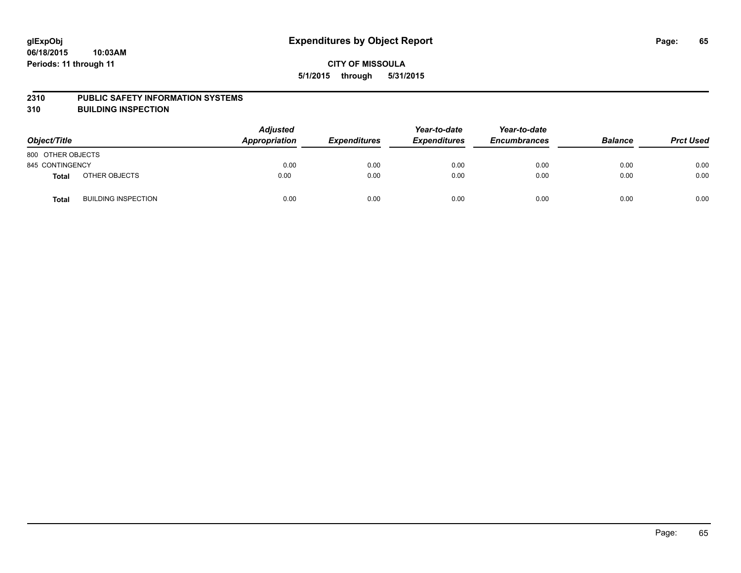glExpObj
06/18/2015 10:03AM
Periods: 11 through 11

# Expenditures by Object Report

**CITY OF MISSOULA**

**5/1/2015 through 5/31/2015**

## 2310 PUBLIC SAFETY INFORMATION SYSTEMS
## 310 BUILDING INSPECTION

| Object/Title | | Adjusted Appropriation | Expenditures | Year-to-date Expenditures | Year-to-date Encumbrances | Balance | Prct Used |
|---|---|---|---|---|---|---|---|
| 800 OTHER OBJECTS | | | | | | | |
| 845 CONTINGENCY | | 0.00 | 0.00 | 0.00 | 0.00 | 0.00 | 0.00 |
| **Total** | OTHER OBJECTS | 0.00 | 0.00 | 0.00 | 0.00 | 0.00 | 0.00 |
| **Total** | BUILDING INSPECTION | 0.00 | 0.00 | 0.00 | 0.00 | 0.00 | 0.00 |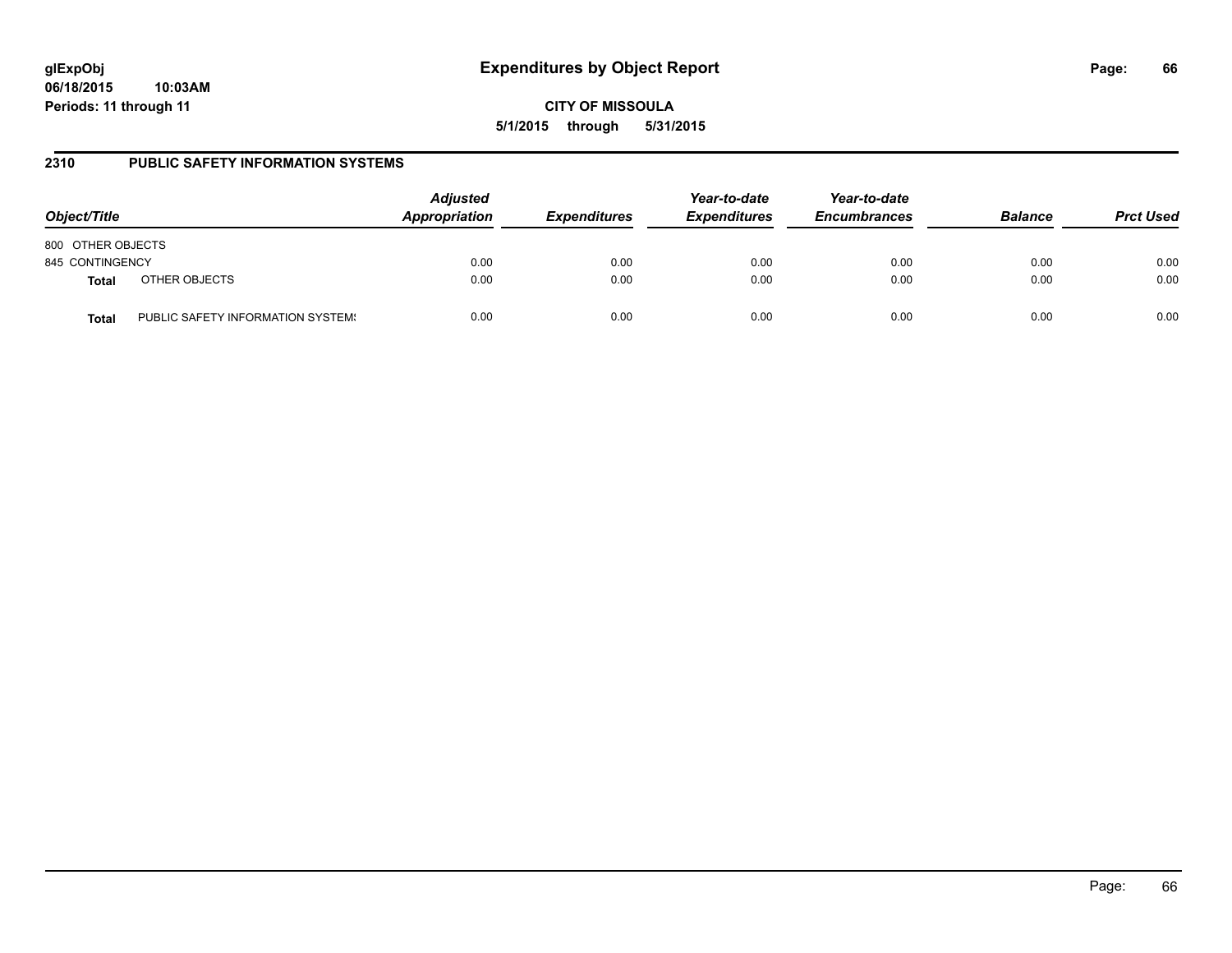glExpObj
06/18/2015 10:03AM
Periods: 11 through 11

# Expenditures by Object Report

CITY OF MISSOULA

5/1/2015 through 5/31/2015

## 2310 PUBLIC SAFETY INFORMATION SYSTEMS

| Object/Title | | Adjusted Appropriation | Expenditures | Year-to-date Expenditures | Year-to-date Encumbrances | Balance | Prct Used |
|---|---|---|---|---|---|---|---|
| 800 OTHER OBJECTS | | | | | | | |
| 845 CONTINGENCY | | 0.00 | 0.00 | 0.00 | 0.00 | 0.00 | 0.00 |
| **Total** | OTHER OBJECTS | 0.00 | 0.00 | 0.00 | 0.00 | 0.00 | 0.00 |
| **Total** | PUBLIC SAFETY INFORMATION SYSTEMS | 0.00 | 0.00 | 0.00 | 0.00 | 0.00 | 0.00 |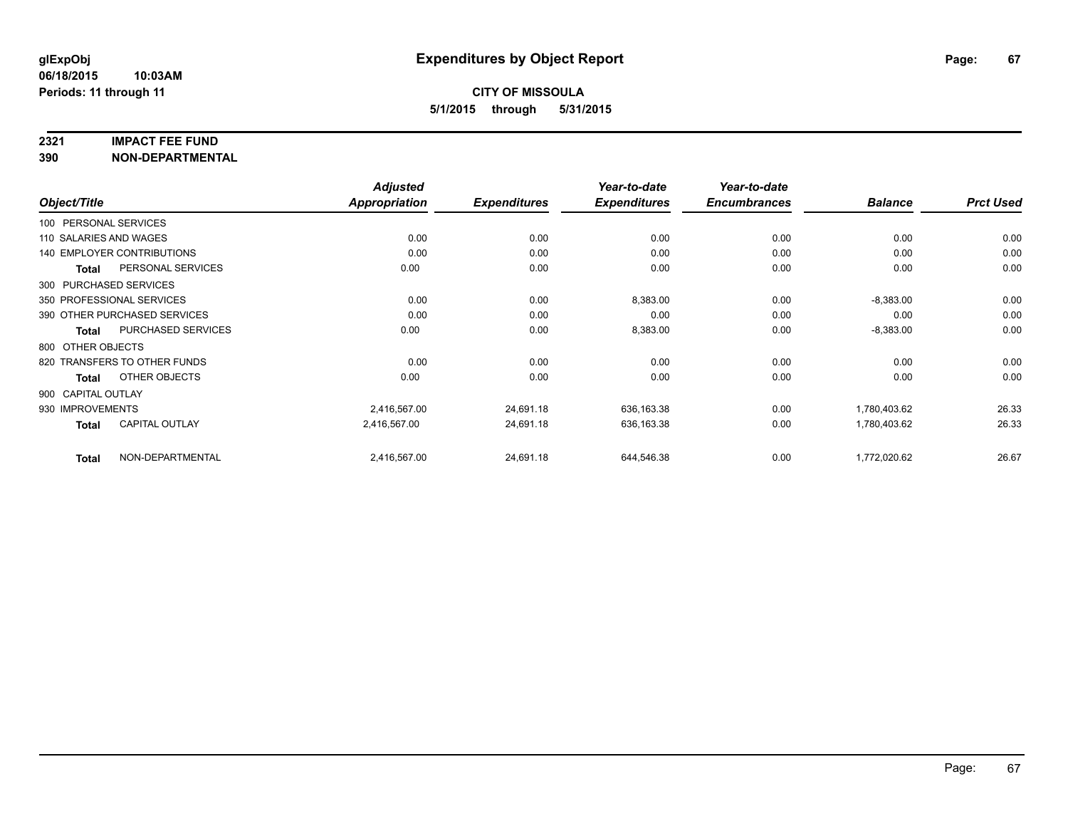# Expenditures by Object Report

glExpObj
06/18/2015 10:03AM
Periods: 11 through 11

**CITY OF MISSOULA**
**5/1/2015 through 5/31/2015**

## 2321 IMPACT FEE FUND
## 390 NON-DEPARTMENTAL

| Object/Title | Adjusted Appropriation | Expenditures | Year-to-date Expenditures | Year-to-date Encumbrances | Balance | Prct Used |
|---|---|---|---|---|---|---|
| 100 PERSONAL SERVICES | | | | | | |
| 110 SALARIES AND WAGES | 0.00 | 0.00 | 0.00 | 0.00 | 0.00 | 0.00 |
| 140 EMPLOYER CONTRIBUTIONS | 0.00 | 0.00 | 0.00 | 0.00 | 0.00 | 0.00 |
| **Total** PERSONAL SERVICES | 0.00 | 0.00 | 0.00 | 0.00 | 0.00 | 0.00 |
| 300 PURCHASED SERVICES | | | | | | |
| 350 PROFESSIONAL SERVICES | 0.00 | 0.00 | 8,383.00 | 0.00 | -8,383.00 | 0.00 |
| 390 OTHER PURCHASED SERVICES | 0.00 | 0.00 | 0.00 | 0.00 | 0.00 | 0.00 |
| **Total** PURCHASED SERVICES | 0.00 | 0.00 | 8,383.00 | 0.00 | -8,383.00 | 0.00 |
| 800 OTHER OBJECTS | | | | | | |
| 820 TRANSFERS TO OTHER FUNDS | 0.00 | 0.00 | 0.00 | 0.00 | 0.00 | 0.00 |
| **Total** OTHER OBJECTS | 0.00 | 0.00 | 0.00 | 0.00 | 0.00 | 0.00 |
| 900 CAPITAL OUTLAY | | | | | | |
| 930 IMPROVEMENTS | 2,416,567.00 | 24,691.18 | 636,163.38 | 0.00 | 1,780,403.62 | 26.33 |
| **Total** CAPITAL OUTLAY | 2,416,567.00 | 24,691.18 | 636,163.38 | 0.00 | 1,780,403.62 | 26.33 |
| **Total** NON-DEPARTMENTAL | 2,416,567.00 | 24,691.18 | 644,546.38 | 0.00 | 1,772,020.62 | 26.67 |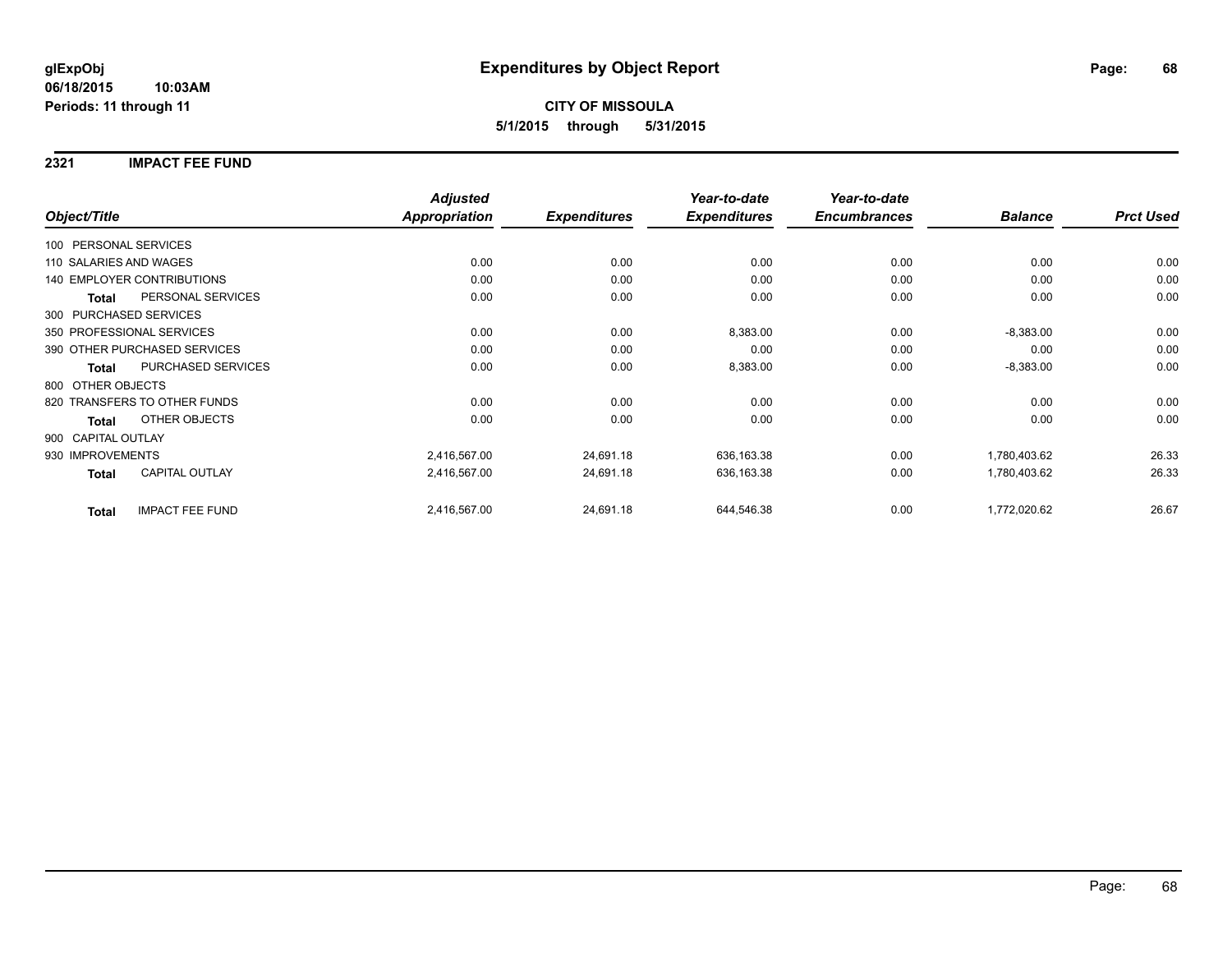# Expenditures by Object Report

glExpObj
06/18/2015 10:03AM
Periods: 11 through 11

**CITY OF MISSOULA**
**5/1/2015 through 5/31/2015**

## 2321 IMPACT FEE FUND

| Object/Title | | Adjusted Appropriation | Expenditures | Year-to-date Expenditures | Year-to-date Encumbrances | Balance | Prct Used |
|---|---|---|---|---|---|---|---|
| 100 PERSONAL SERVICES | | | | | | | |
| 110 SALARIES AND WAGES | | 0.00 | 0.00 | 0.00 | 0.00 | 0.00 | 0.00 |
| 140 EMPLOYER CONTRIBUTIONS | | 0.00 | 0.00 | 0.00 | 0.00 | 0.00 | 0.00 |
| **Total** | PERSONAL SERVICES | 0.00 | 0.00 | 0.00 | 0.00 | 0.00 | 0.00 |
| 300 PURCHASED SERVICES | | | | | | | |
| 350 PROFESSIONAL SERVICES | | 0.00 | 0.00 | 8,383.00 | 0.00 | -8,383.00 | 0.00 |
| 390 OTHER PURCHASED SERVICES | | 0.00 | 0.00 | 0.00 | 0.00 | 0.00 | 0.00 |
| **Total** | PURCHASED SERVICES | 0.00 | 0.00 | 8,383.00 | 0.00 | -8,383.00 | 0.00 |
| 800 OTHER OBJECTS | | | | | | | |
| 820 TRANSFERS TO OTHER FUNDS | | 0.00 | 0.00 | 0.00 | 0.00 | 0.00 | 0.00 |
| **Total** | OTHER OBJECTS | 0.00 | 0.00 | 0.00 | 0.00 | 0.00 | 0.00 |
| 900 CAPITAL OUTLAY | | | | | | | |
| 930 IMPROVEMENTS | | 2,416,567.00 | 24,691.18 | 636,163.38 | 0.00 | 1,780,403.62 | 26.33 |
| **Total** | CAPITAL OUTLAY | 2,416,567.00 | 24,691.18 | 636,163.38 | 0.00 | 1,780,403.62 | 26.33 |
| **Total** | IMPACT FEE FUND | 2,416,567.00 | 24,691.18 | 644,546.38 | 0.00 | 1,772,020.62 | 26.67 |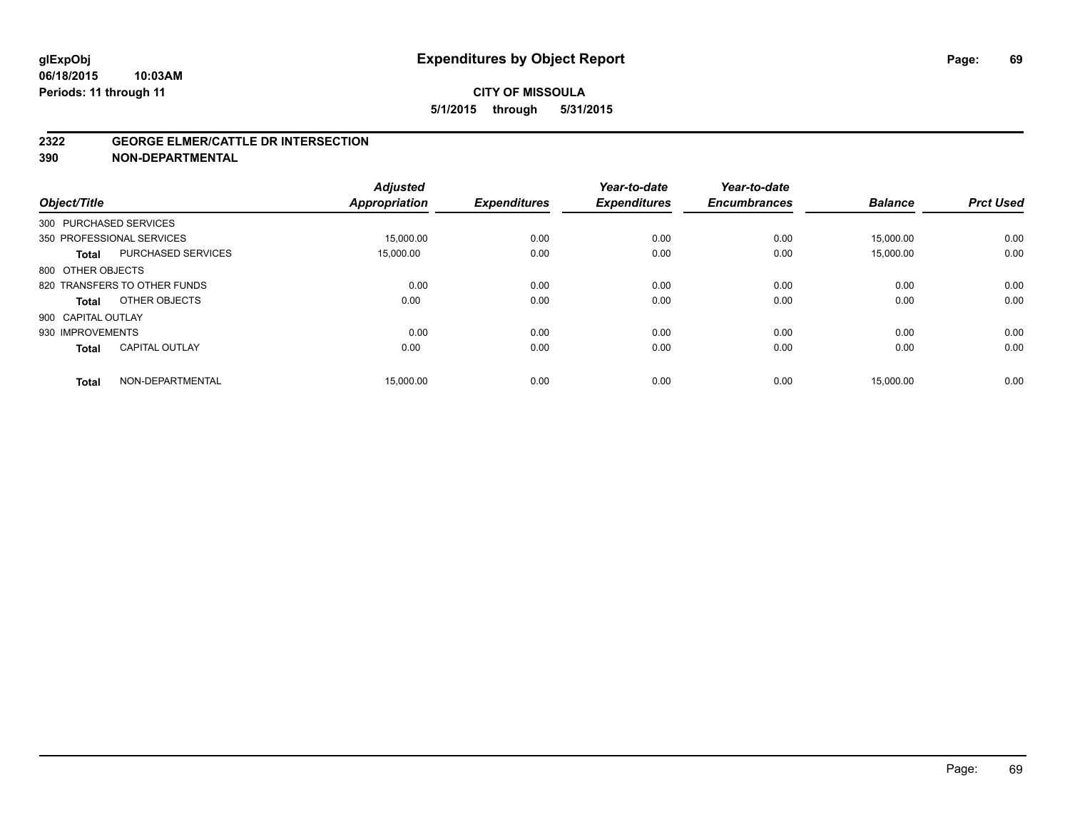# Expenditures by Object Report

glExpObj
06/18/2015 10:03AM
Periods: 11 through 11

**CITY OF MISSOULA**
**5/1/2015 through 5/31/2015**

## 2322 GEORGE ELMER/CATTLE DR INTERSECTION
## 390 NON-DEPARTMENTAL

| Object/Title | | Adjusted Appropriation | Expenditures | Year-to-date Expenditures | Year-to-date Encumbrances | Balance | Prct Used |
|---|---|---|---|---|---|---|---|
| 300 PURCHASED SERVICES | | | | | | | |
| 350 PROFESSIONAL SERVICES | | 15,000.00 | 0.00 | 0.00 | 0.00 | 15,000.00 | 0.00 |
| **Total** | PURCHASED SERVICES | 15,000.00 | 0.00 | 0.00 | 0.00 | 15,000.00 | 0.00 |
| 800 OTHER OBJECTS | | | | | | | |
| 820 TRANSFERS TO OTHER FUNDS | | 0.00 | 0.00 | 0.00 | 0.00 | 0.00 | 0.00 |
| **Total** | OTHER OBJECTS | 0.00 | 0.00 | 0.00 | 0.00 | 0.00 | 0.00 |
| 900 CAPITAL OUTLAY | | | | | | | |
| 930 IMPROVEMENTS | | 0.00 | 0.00 | 0.00 | 0.00 | 0.00 | 0.00 |
| **Total** | CAPITAL OUTLAY | 0.00 | 0.00 | 0.00 | 0.00 | 0.00 | 0.00 |
| **Total** | NON-DEPARTMENTAL | 15,000.00 | 0.00 | 0.00 | 0.00 | 15,000.00 | 0.00 |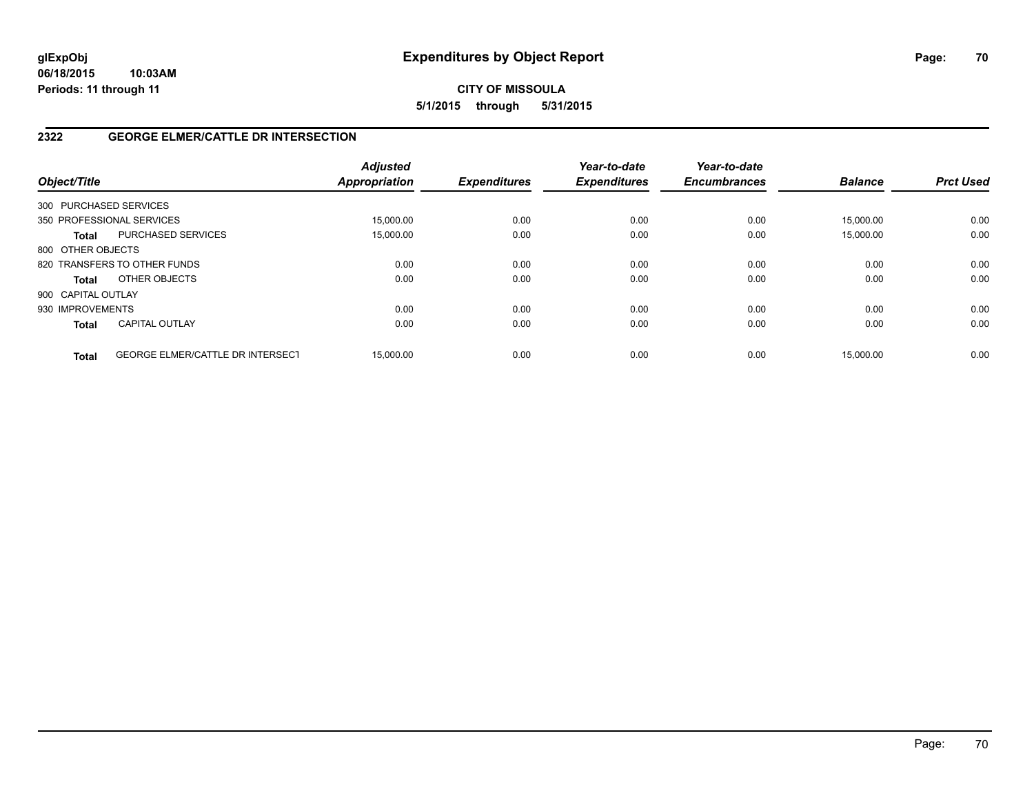# Expenditures by Object Report

glExpObj
06/18/2015 10:03AM
Periods: 11 through 11

**CITY OF MISSOULA**

**5/1/2015 through 5/31/2015**

## 2322 GEORGE ELMER/CATTLE DR INTERSECTION

| Object/Title | | Adjusted Appropriation | Expenditures | Year-to-date Expenditures | Year-to-date Encumbrances | Balance | Prct Used |
|---|---|---|---|---|---|---|---|
| 300 PURCHASED SERVICES | | | | | | | |
| 350 PROFESSIONAL SERVICES | | 15,000.00 | 0.00 | 0.00 | 0.00 | 15,000.00 | 0.00 |
| **Total** | PURCHASED SERVICES | 15,000.00 | 0.00 | 0.00 | 0.00 | 15,000.00 | 0.00 |
| 800 OTHER OBJECTS | | | | | | | |
| 820 TRANSFERS TO OTHER FUNDS | | 0.00 | 0.00 | 0.00 | 0.00 | 0.00 | 0.00 |
| **Total** | OTHER OBJECTS | 0.00 | 0.00 | 0.00 | 0.00 | 0.00 | 0.00 |
| 900 CAPITAL OUTLAY | | | | | | | |
| 930 IMPROVEMENTS | | 0.00 | 0.00 | 0.00 | 0.00 | 0.00 | 0.00 |
| **Total** | CAPITAL OUTLAY | 0.00 | 0.00 | 0.00 | 0.00 | 0.00 | 0.00 |
| **Total** | GEORGE ELMER/CATTLE DR INTERSECT | 15,000.00 | 0.00 | 0.00 | 0.00 | 15,000.00 | 0.00 |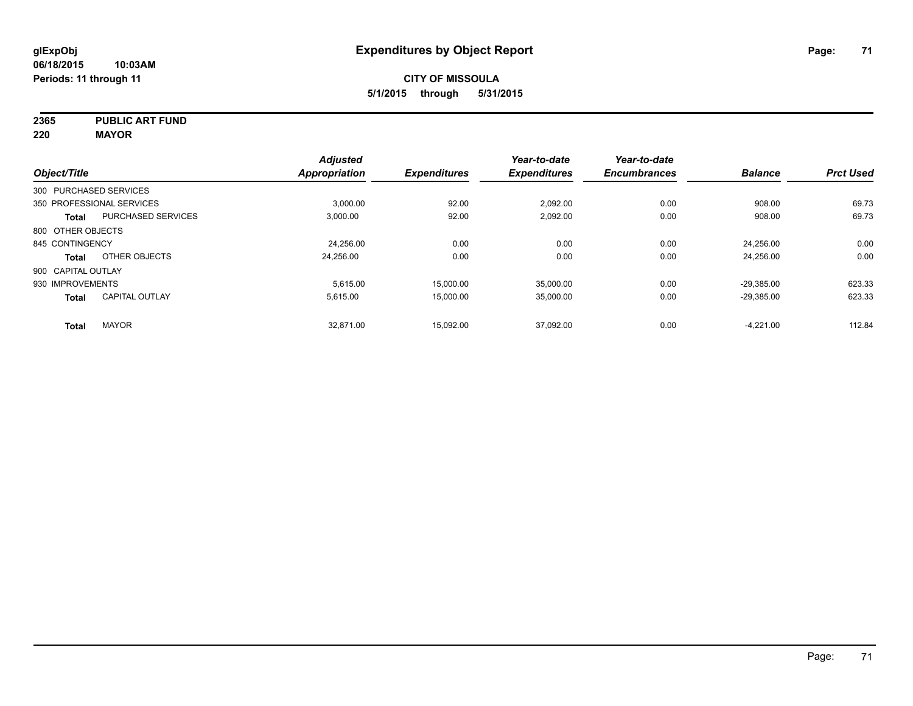**glExpObj**
**06/18/2015 10:03AM**
**Periods: 11 through 11**

# Expenditures by Object Report

**CITY OF MISSOULA**
**5/1/2015 through 5/31/2015**

**2365 PUBLIC ART FUND**
**220 MAYOR**

| Object/Title | | Adjusted Appropriation | Expenditures | Year-to-date Expenditures | Year-to-date Encumbrances | Balance | Prct Used |
|---|---|---|---|---|---|---|---|
| 300 PURCHASED SERVICES | | | | | | | |
| 350 PROFESSIONAL SERVICES | | 3,000.00 | 92.00 | 2,092.00 | 0.00 | 908.00 | 69.73 |
| **Total** | PURCHASED SERVICES | 3,000.00 | 92.00 | 2,092.00 | 0.00 | 908.00 | 69.73 |
| 800 OTHER OBJECTS | | | | | | | |
| 845 CONTINGENCY | | 24,256.00 | 0.00 | 0.00 | 0.00 | 24,256.00 | 0.00 |
| **Total** | OTHER OBJECTS | 24,256.00 | 0.00 | 0.00 | 0.00 | 24,256.00 | 0.00 |
| 900 CAPITAL OUTLAY | | | | | | | |
| 930 IMPROVEMENTS | | 5,615.00 | 15,000.00 | 35,000.00 | 0.00 | -29,385.00 | 623.33 |
| **Total** | CAPITAL OUTLAY | 5,615.00 | 15,000.00 | 35,000.00 | 0.00 | -29,385.00 | 623.33 |
| **Total** | MAYOR | 32,871.00 | 15,092.00 | 37,092.00 | 0.00 | -4,221.00 | 112.84 |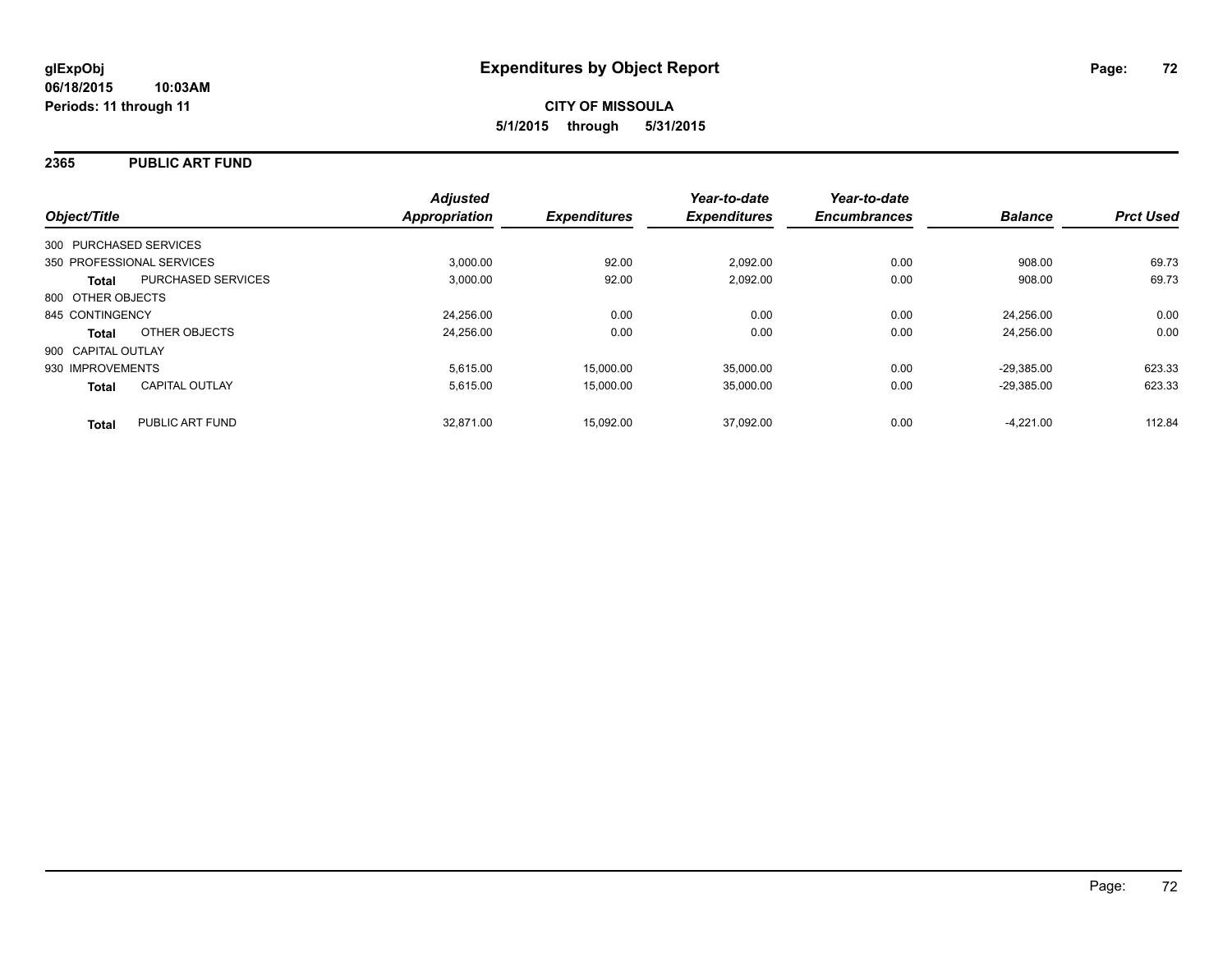**glExpObj**
**06/18/2015 10:03AM**
**Periods: 11 through 11**

# Expenditures by Object Report

**CITY OF MISSOULA**
**5/1/2015 through 5/31/2015**

## 2365 PUBLIC ART FUND

| Object/Title | | Adjusted Appropriation | Expenditures | Year-to-date Expenditures | Year-to-date Encumbrances | Balance | Prct Used |
|---|---|---|---|---|---|---|---|
| 300 PURCHASED SERVICES | | | | | | | |
| 350 PROFESSIONAL SERVICES | | 3,000.00 | 92.00 | 2,092.00 | 0.00 | 908.00 | 69.73 |
| **Total** | PURCHASED SERVICES | 3,000.00 | 92.00 | 2,092.00 | 0.00 | 908.00 | 69.73 |
| 800 OTHER OBJECTS | | | | | | | |
| 845 CONTINGENCY | | 24,256.00 | 0.00 | 0.00 | 0.00 | 24,256.00 | 0.00 |
| **Total** | OTHER OBJECTS | 24,256.00 | 0.00 | 0.00 | 0.00 | 24,256.00 | 0.00 |
| 900 CAPITAL OUTLAY | | | | | | | |
| 930 IMPROVEMENTS | | 5,615.00 | 15,000.00 | 35,000.00 | 0.00 | -29,385.00 | 623.33 |
| **Total** | CAPITAL OUTLAY | 5,615.00 | 15,000.00 | 35,000.00 | 0.00 | -29,385.00 | 623.33 |
| **Total** | PUBLIC ART FUND | 32,871.00 | 15,092.00 | 37,092.00 | 0.00 | -4,221.00 | 112.84 |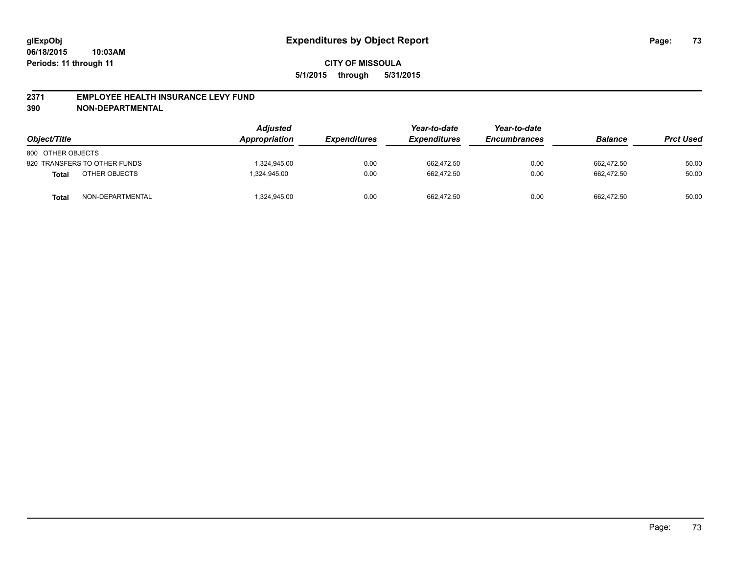glExpObj
06/18/2015 10:03AM
Periods: 11 through 11

# Expenditures by Object Report

CITY OF MISSOULA

5/1/2015 through 5/31/2015

## 2371 EMPLOYEE HEALTH INSURANCE LEVY FUND
## 390 NON-DEPARTMENTAL

| Object/Title | | Adjusted Appropriation | Expenditures | Year-to-date Expenditures | Year-to-date Encumbrances | Balance | Prct Used |
|---|---|---|---|---|---|---|---|
| 800 OTHER OBJECTS | | | | | | | |
| 820 TRANSFERS TO OTHER FUNDS | | 1,324,945.00 | 0.00 | 662,472.50 | 0.00 | 662,472.50 | 50.00 |
| **Total** | OTHER OBJECTS | 1,324,945.00 | 0.00 | 662,472.50 | 0.00 | 662,472.50 | 50.00 |
| **Total** | NON-DEPARTMENTAL | 1,324,945.00 | 0.00 | 662,472.50 | 0.00 | 662,472.50 | 50.00 |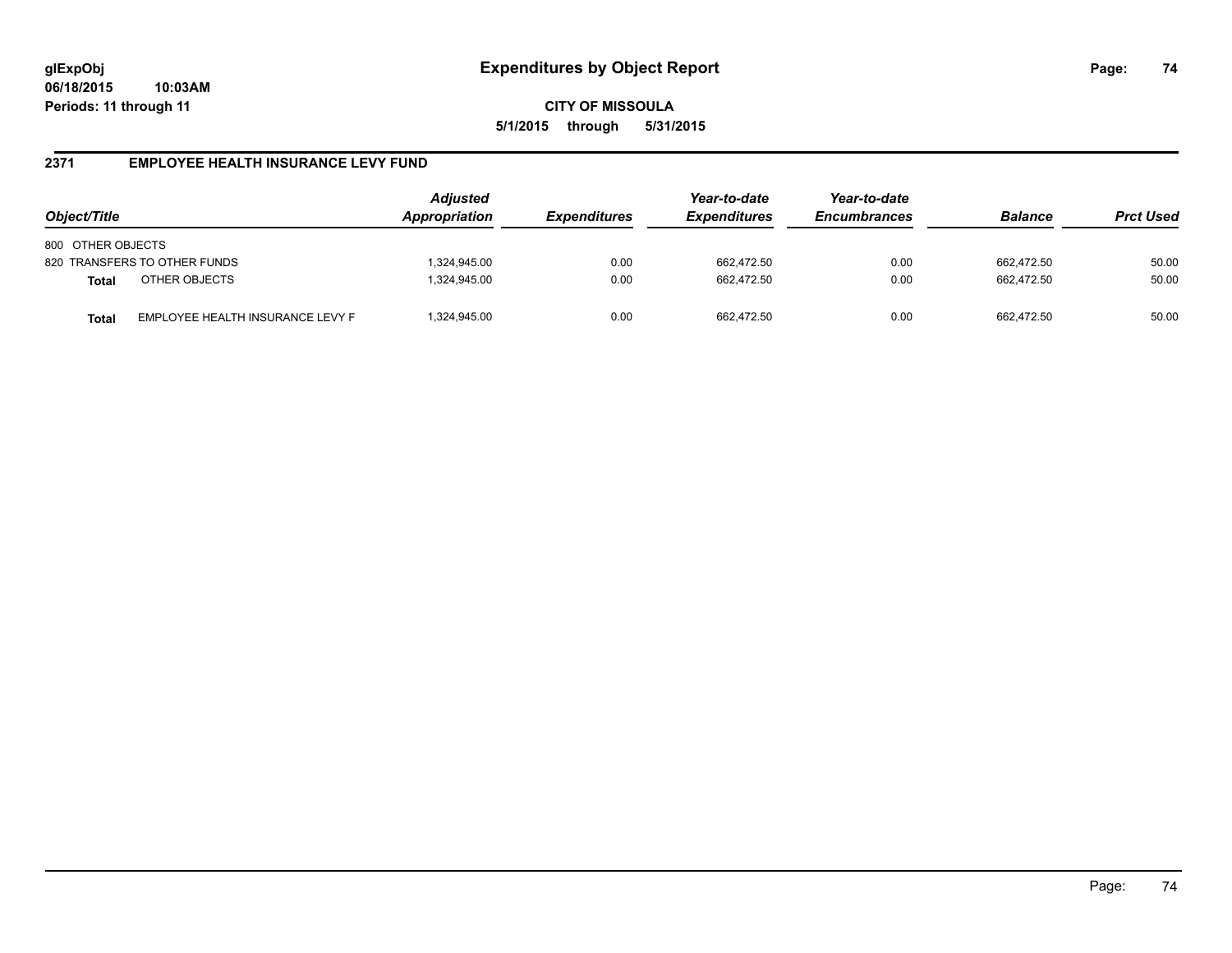**glExpObj** 
**06/18/2015 10:03AM** 
**Periods: 11 through 11**

# Expenditures by Object Report

**CITY OF MISSOULA** 
**5/1/2015 through 5/31/2015**

## 2371 EMPLOYEE HEALTH INSURANCE LEVY FUND

| Object/Title | | Adjusted Appropriation | Expenditures | Year-to-date Expenditures | Year-to-date Encumbrances | Balance | Prct Used |
|---|---|---|---|---|---|---|---|
| 800 OTHER OBJECTS | | | | | | | |
| 820 TRANSFERS TO OTHER FUNDS | | 1,324,945.00 | 0.00 | 662,472.50 | 0.00 | 662,472.50 | 50.00 |
| **Total** | OTHER OBJECTS | 1,324,945.00 | 0.00 | 662,472.50 | 0.00 | 662,472.50 | 50.00 |
| **Total** | EMPLOYEE HEALTH INSURANCE LEVY F | 1,324,945.00 | 0.00 | 662,472.50 | 0.00 | 662,472.50 | 50.00 |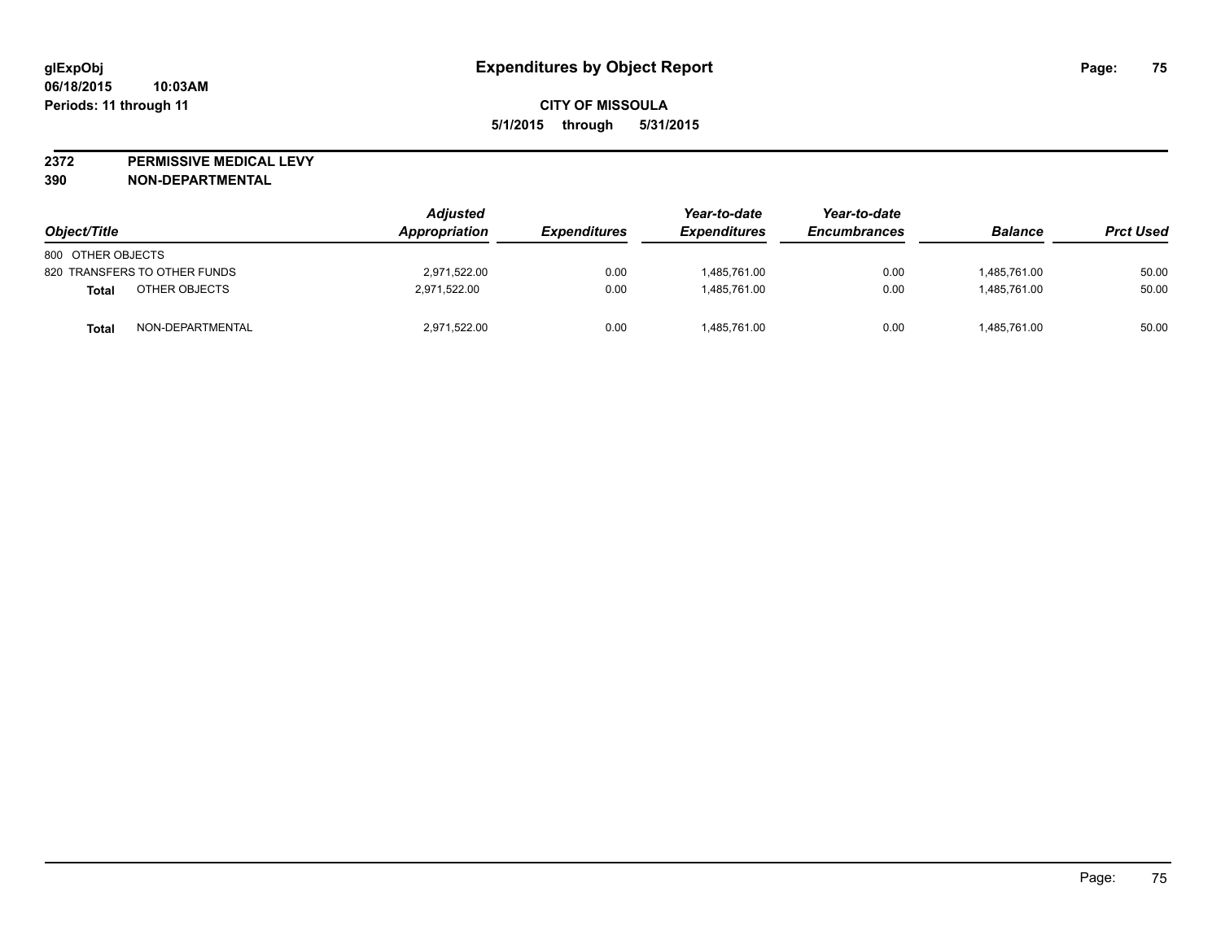glExpObj
06/18/2015 10:03AM
Periods: 11 through 11

# Expenditures by Object Report

**CITY OF MISSOULA**
**5/1/2015 through 5/31/2015**

**2372 PERMISSIVE MEDICAL LEVY**
**390 NON-DEPARTMENTAL**

| Object/Title | | Adjusted Appropriation | Expenditures | Year-to-date Expenditures | Year-to-date Encumbrances | Balance | Prct Used |
|---|---|---|---|---|---|---|---|
| 800 OTHER OBJECTS | | | | | | | |
| 820 TRANSFERS TO OTHER FUNDS | | 2,971,522.00 | 0.00 | 1,485,761.00 | 0.00 | 1,485,761.00 | 50.00 |
| **Total** | OTHER OBJECTS | 2,971,522.00 | 0.00 | 1,485,761.00 | 0.00 | 1,485,761.00 | 50.00 |
| **Total** | NON-DEPARTMENTAL | 2,971,522.00 | 0.00 | 1,485,761.00 | 0.00 | 1,485,761.00 | 50.00 |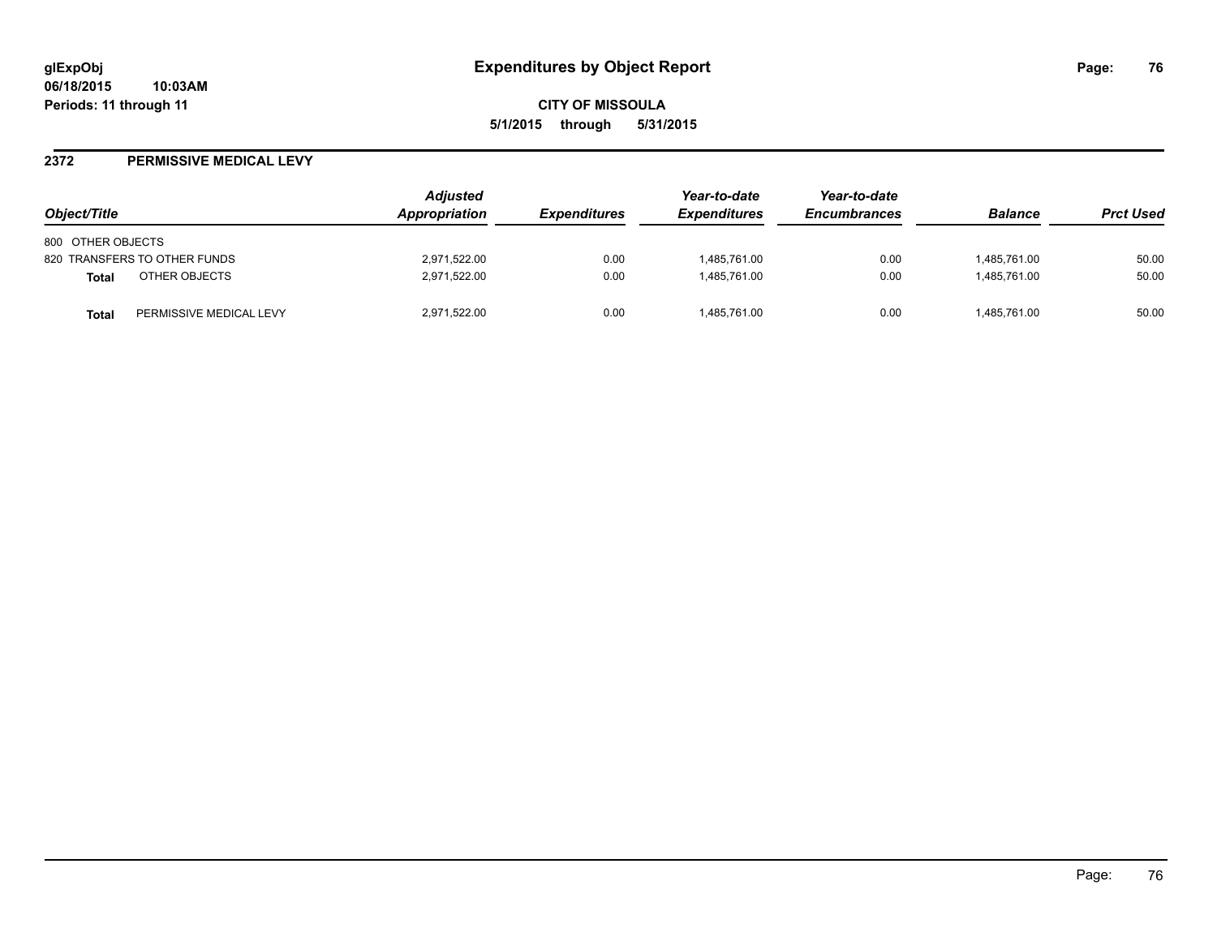**glExpObj** **Expenditures by Object Report**

**06/18/2015 10:03AM**

**Periods: 11 through 11**

**CITY OF MISSOULA**

**5/1/2015 through 5/31/2015**

## 2372 PERMISSIVE MEDICAL LEVY

| Object/Title | | Adjusted Appropriation | Expenditures | Year-to-date Expenditures | Year-to-date Encumbrances | Balance | Prct Used |
|---|---|---|---|---|---|---|---|
| 800 OTHER OBJECTS | | | | | | | |
| 820 TRANSFERS TO OTHER FUNDS | | 2,971,522.00 | 0.00 | 1,485,761.00 | 0.00 | 1,485,761.00 | 50.00 |
| **Total** | OTHER OBJECTS | 2,971,522.00 | 0.00 | 1,485,761.00 | 0.00 | 1,485,761.00 | 50.00 |
| **Total** | PERMISSIVE MEDICAL LEVY | 2,971,522.00 | 0.00 | 1,485,761.00 | 0.00 | 1,485,761.00 | 50.00 |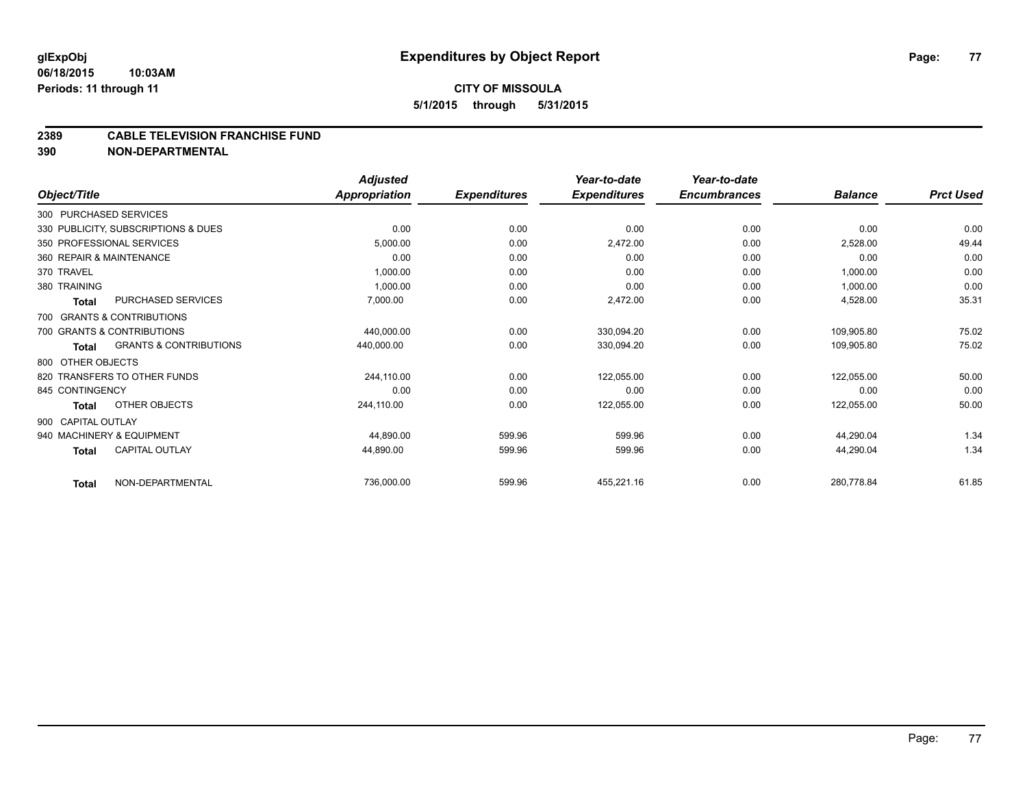glExpObj
06/18/2015 10:03AM
Periods: 11 through 11

# Expenditures by Object Report

**CITY OF MISSOULA**
**5/1/2015 through 5/31/2015**

**2389 CABLE TELEVISION FRANCHISE FUND**
**390 NON-DEPARTMENTAL**

| Object/Title | | Adjusted Appropriation | Expenditures | Year-to-date Expenditures | Year-to-date Encumbrances | Balance | Prct Used |
|---|---|---|---|---|---|---|---|
| 300 PURCHASED SERVICES | | | | | | | |
| 330 PUBLICITY, SUBSCRIPTIONS & DUES | | 0.00 | 0.00 | 0.00 | 0.00 | 0.00 | 0.00 |
| 350 PROFESSIONAL SERVICES | | 5,000.00 | 0.00 | 2,472.00 | 0.00 | 2,528.00 | 49.44 |
| 360 REPAIR & MAINTENANCE | | 0.00 | 0.00 | 0.00 | 0.00 | 0.00 | 0.00 |
| 370 TRAVEL | | 1,000.00 | 0.00 | 0.00 | 0.00 | 1,000.00 | 0.00 |
| 380 TRAINING | | 1,000.00 | 0.00 | 0.00 | 0.00 | 1,000.00 | 0.00 |
| **Total** | PURCHASED SERVICES | 7,000.00 | 0.00 | 2,472.00 | 0.00 | 4,528.00 | 35.31 |
| 700 GRANTS & CONTRIBUTIONS | | | | | | | |
| 700 GRANTS & CONTRIBUTIONS | | 440,000.00 | 0.00 | 330,094.20 | 0.00 | 109,905.80 | 75.02 |
| **Total** | GRANTS & CONTRIBUTIONS | 440,000.00 | 0.00 | 330,094.20 | 0.00 | 109,905.80 | 75.02 |
| 800 OTHER OBJECTS | | | | | | | |
| 820 TRANSFERS TO OTHER FUNDS | | 244,110.00 | 0.00 | 122,055.00 | 0.00 | 122,055.00 | 50.00 |
| 845 CONTINGENCY | | 0.00 | 0.00 | 0.00 | 0.00 | 0.00 | 0.00 |
| **Total** | OTHER OBJECTS | 244,110.00 | 0.00 | 122,055.00 | 0.00 | 122,055.00 | 50.00 |
| 900 CAPITAL OUTLAY | | | | | | | |
| 940 MACHINERY & EQUIPMENT | | 44,890.00 | 599.96 | 599.96 | 0.00 | 44,290.04 | 1.34 |
| **Total** | CAPITAL OUTLAY | 44,890.00 | 599.96 | 599.96 | 0.00 | 44,290.04 | 1.34 |
| **Total** | NON-DEPARTMENTAL | 736,000.00 | 599.96 | 455,221.16 | 0.00 | 280,778.84 | 61.85 |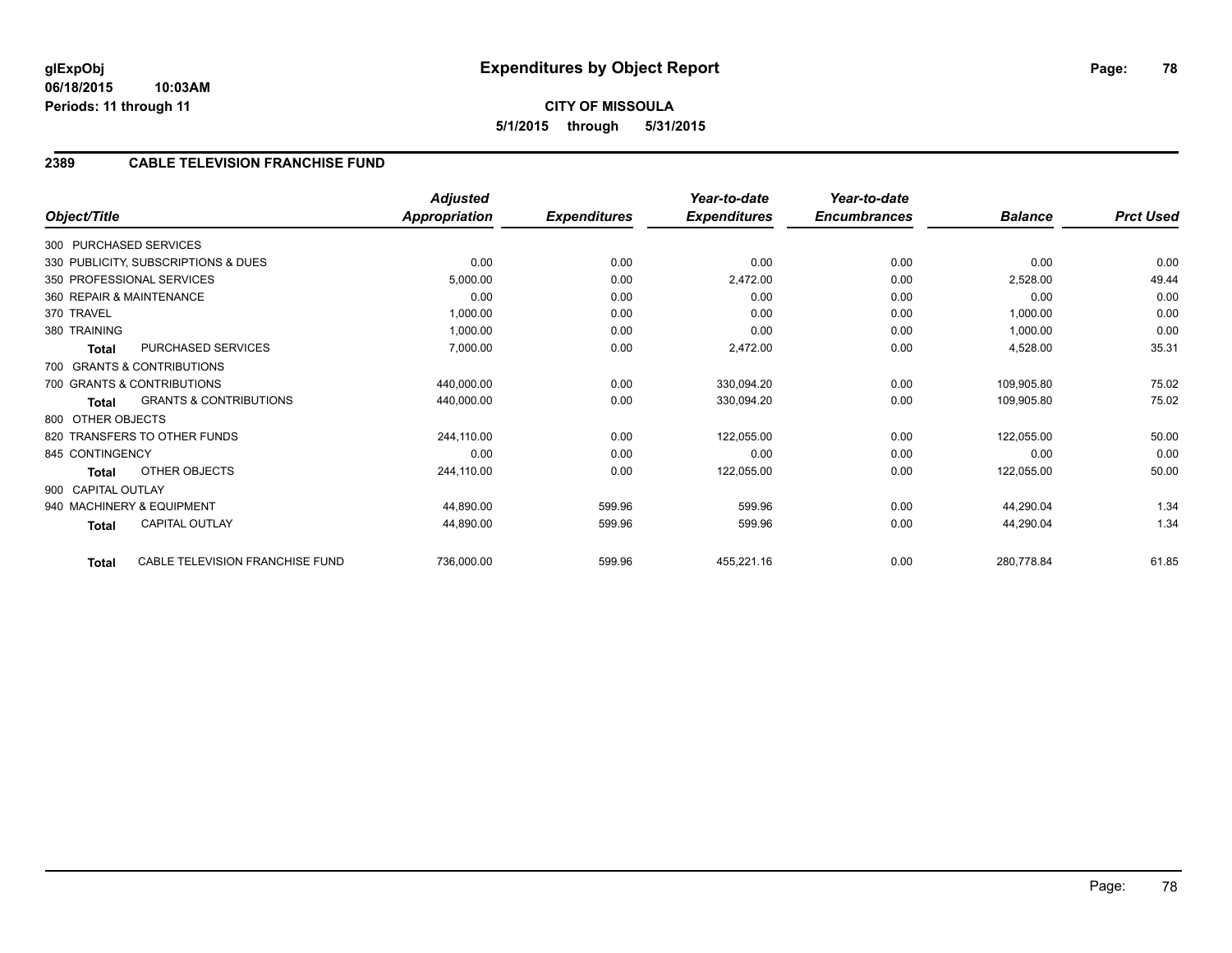**glExpObj**
**06/18/2015 10:03AM**
**Periods: 11 through 11**

# Expenditures by Object Report

**CITY OF MISSOULA**
**5/1/2015 through 5/31/2015**

## 2389 CABLE TELEVISION FRANCHISE FUND

| Object/Title | | Adjusted Appropriation | Expenditures | Year-to-date Expenditures | Year-to-date Encumbrances | Balance | Prct Used |
|---|---|---|---|---|---|---|---|
| 300 PURCHASED SERVICES | | | | | | | |
| 330 PUBLICITY, SUBSCRIPTIONS & DUES | | 0.00 | 0.00 | 0.00 | 0.00 | 0.00 | 0.00 |
| 350 PROFESSIONAL SERVICES | | 5,000.00 | 0.00 | 2,472.00 | 0.00 | 2,528.00 | 49.44 |
| 360 REPAIR & MAINTENANCE | | 0.00 | 0.00 | 0.00 | 0.00 | 0.00 | 0.00 |
| 370 TRAVEL | | 1,000.00 | 0.00 | 0.00 | 0.00 | 1,000.00 | 0.00 |
| 380 TRAINING | | 1,000.00 | 0.00 | 0.00 | 0.00 | 1,000.00 | 0.00 |
| **Total** | PURCHASED SERVICES | 7,000.00 | 0.00 | 2,472.00 | 0.00 | 4,528.00 | 35.31 |
| 700 GRANTS & CONTRIBUTIONS | | | | | | | |
| 700 GRANTS & CONTRIBUTIONS | | 440,000.00 | 0.00 | 330,094.20 | 0.00 | 109,905.80 | 75.02 |
| **Total** | GRANTS & CONTRIBUTIONS | 440,000.00 | 0.00 | 330,094.20 | 0.00 | 109,905.80 | 75.02 |
| 800 OTHER OBJECTS | | | | | | | |
| 820 TRANSFERS TO OTHER FUNDS | | 244,110.00 | 0.00 | 122,055.00 | 0.00 | 122,055.00 | 50.00 |
| 845 CONTINGENCY | | 0.00 | 0.00 | 0.00 | 0.00 | 0.00 | 0.00 |
| **Total** | OTHER OBJECTS | 244,110.00 | 0.00 | 122,055.00 | 0.00 | 122,055.00 | 50.00 |
| 900 CAPITAL OUTLAY | | | | | | | |
| 940 MACHINERY & EQUIPMENT | | 44,890.00 | 599.96 | 599.96 | 0.00 | 44,290.04 | 1.34 |
| **Total** | CAPITAL OUTLAY | 44,890.00 | 599.96 | 599.96 | 0.00 | 44,290.04 | 1.34 |
| **Total** | CABLE TELEVISION FRANCHISE FUND | 736,000.00 | 599.96 | 455,221.16 | 0.00 | 280,778.84 | 61.85 |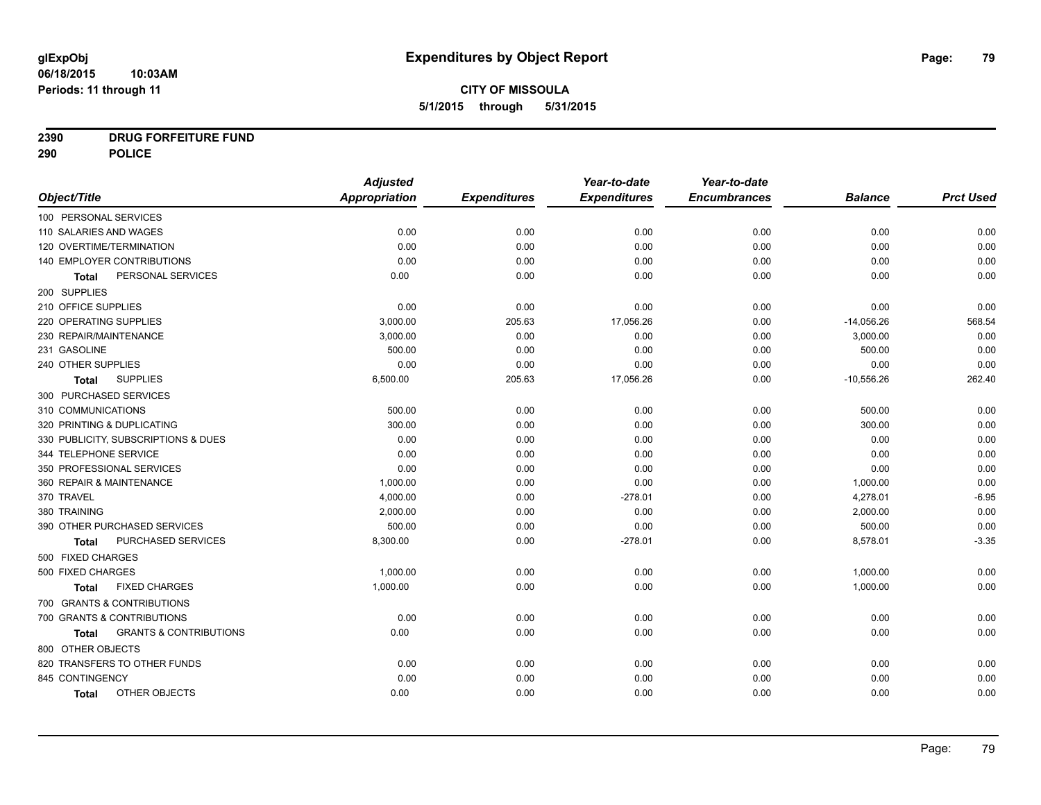**glExpObj**
**06/18/2015 10:03AM**
**Periods: 11 through 11**

# Expenditures by Object Report

**CITY OF MISSOULA**
**5/1/2015 through 5/31/2015**

## 2390 DRUG FORFEITURE FUND
## 290 POLICE

| Object/Title | Adjusted Appropriation | Expenditures | Year-to-date Expenditures | Year-to-date Encumbrances | Balance | Prct Used |
|---|---|---|---|---|---|---|
| 100 PERSONAL SERVICES | | | | | | |
| 110 SALARIES AND WAGES | 0.00 | 0.00 | 0.00 | 0.00 | 0.00 | 0.00 |
| 120 OVERTIME/TERMINATION | 0.00 | 0.00 | 0.00 | 0.00 | 0.00 | 0.00 |
| 140 EMPLOYER CONTRIBUTIONS | 0.00 | 0.00 | 0.00 | 0.00 | 0.00 | 0.00 |
| **Total** PERSONAL SERVICES | 0.00 | 0.00 | 0.00 | 0.00 | 0.00 | 0.00 |
| 200 SUPPLIES | | | | | | |
| 210 OFFICE SUPPLIES | 0.00 | 0.00 | 0.00 | 0.00 | 0.00 | 0.00 |
| 220 OPERATING SUPPLIES | 3,000.00 | 205.63 | 17,056.26 | 0.00 | -14,056.26 | 568.54 |
| 230 REPAIR/MAINTENANCE | 3,000.00 | 0.00 | 0.00 | 0.00 | 3,000.00 | 0.00 |
| 231 GASOLINE | 500.00 | 0.00 | 0.00 | 0.00 | 500.00 | 0.00 |
| 240 OTHER SUPPLIES | 0.00 | 0.00 | 0.00 | 0.00 | 0.00 | 0.00 |
| **Total** SUPPLIES | 6,500.00 | 205.63 | 17,056.26 | 0.00 | -10,556.26 | 262.40 |
| 300 PURCHASED SERVICES | | | | | | |
| 310 COMMUNICATIONS | 500.00 | 0.00 | 0.00 | 0.00 | 500.00 | 0.00 |
| 320 PRINTING & DUPLICATING | 300.00 | 0.00 | 0.00 | 0.00 | 300.00 | 0.00 |
| 330 PUBLICITY, SUBSCRIPTIONS & DUES | 0.00 | 0.00 | 0.00 | 0.00 | 0.00 | 0.00 |
| 344 TELEPHONE SERVICE | 0.00 | 0.00 | 0.00 | 0.00 | 0.00 | 0.00 |
| 350 PROFESSIONAL SERVICES | 0.00 | 0.00 | 0.00 | 0.00 | 0.00 | 0.00 |
| 360 REPAIR & MAINTENANCE | 1,000.00 | 0.00 | 0.00 | 0.00 | 1,000.00 | 0.00 |
| 370 TRAVEL | 4,000.00 | 0.00 | -278.01 | 0.00 | 4,278.01 | -6.95 |
| 380 TRAINING | 2,000.00 | 0.00 | 0.00 | 0.00 | 2,000.00 | 0.00 |
| 390 OTHER PURCHASED SERVICES | 500.00 | 0.00 | 0.00 | 0.00 | 500.00 | 0.00 |
| **Total** PURCHASED SERVICES | 8,300.00 | 0.00 | -278.01 | 0.00 | 8,578.01 | -3.35 |
| 500 FIXED CHARGES | | | | | | |
| 500 FIXED CHARGES | 1,000.00 | 0.00 | 0.00 | 0.00 | 1,000.00 | 0.00 |
| **Total** FIXED CHARGES | 1,000.00 | 0.00 | 0.00 | 0.00 | 1,000.00 | 0.00 |
| 700 GRANTS & CONTRIBUTIONS | | | | | | |
| 700 GRANTS & CONTRIBUTIONS | 0.00 | 0.00 | 0.00 | 0.00 | 0.00 | 0.00 |
| **Total** GRANTS & CONTRIBUTIONS | 0.00 | 0.00 | 0.00 | 0.00 | 0.00 | 0.00 |
| 800 OTHER OBJECTS | | | | | | |
| 820 TRANSFERS TO OTHER FUNDS | 0.00 | 0.00 | 0.00 | 0.00 | 0.00 | 0.00 |
| 845 CONTINGENCY | 0.00 | 0.00 | 0.00 | 0.00 | 0.00 | 0.00 |
| **Total** OTHER OBJECTS | 0.00 | 0.00 | 0.00 | 0.00 | 0.00 | 0.00 |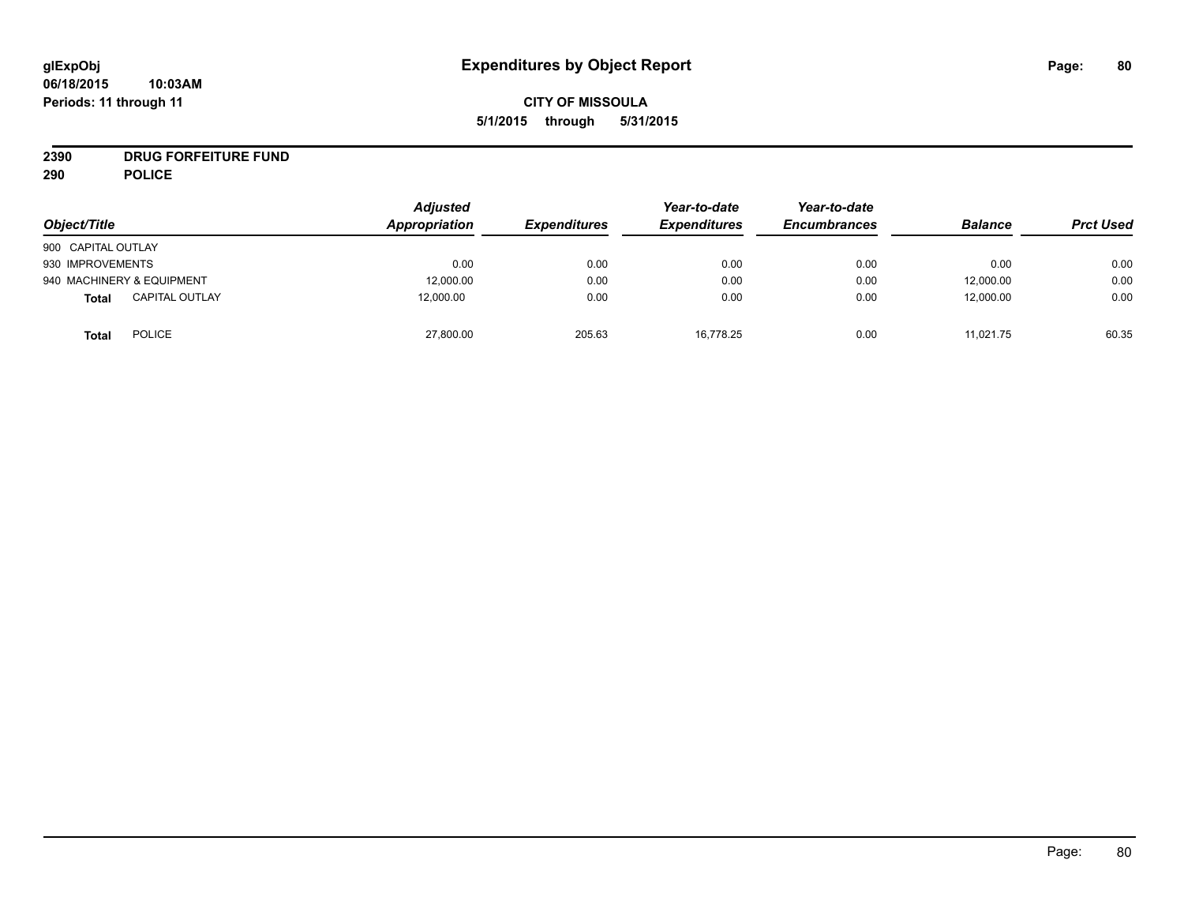**glExpObj**
**06/18/2015 10:03AM**
**Periods: 11 through 11**

# Expenditures by Object Report

**CITY OF MISSOULA**
**5/1/2015 through 5/31/2015**

**2390 DRUG FORFEITURE FUND**
**290 POLICE**

| Object/Title | Adjusted Appropriation | Expenditures | Year-to-date Expenditures | Year-to-date Encumbrances | Balance | Prct Used |
|---|---|---|---|---|---|---|
| 900 CAPITAL OUTLAY | | | | | | |
| 930 IMPROVEMENTS | 0.00 | 0.00 | 0.00 | 0.00 | 0.00 | 0.00 |
| 940 MACHINERY & EQUIPMENT | 12,000.00 | 0.00 | 0.00 | 0.00 | 12,000.00 | 0.00 |
| **Total** CAPITAL OUTLAY | 12,000.00 | 0.00 | 0.00 | 0.00 | 12,000.00 | 0.00 |
| **Total** POLICE | 27,800.00 | 205.63 | 16,778.25 | 0.00 | 11,021.75 | 60.35 |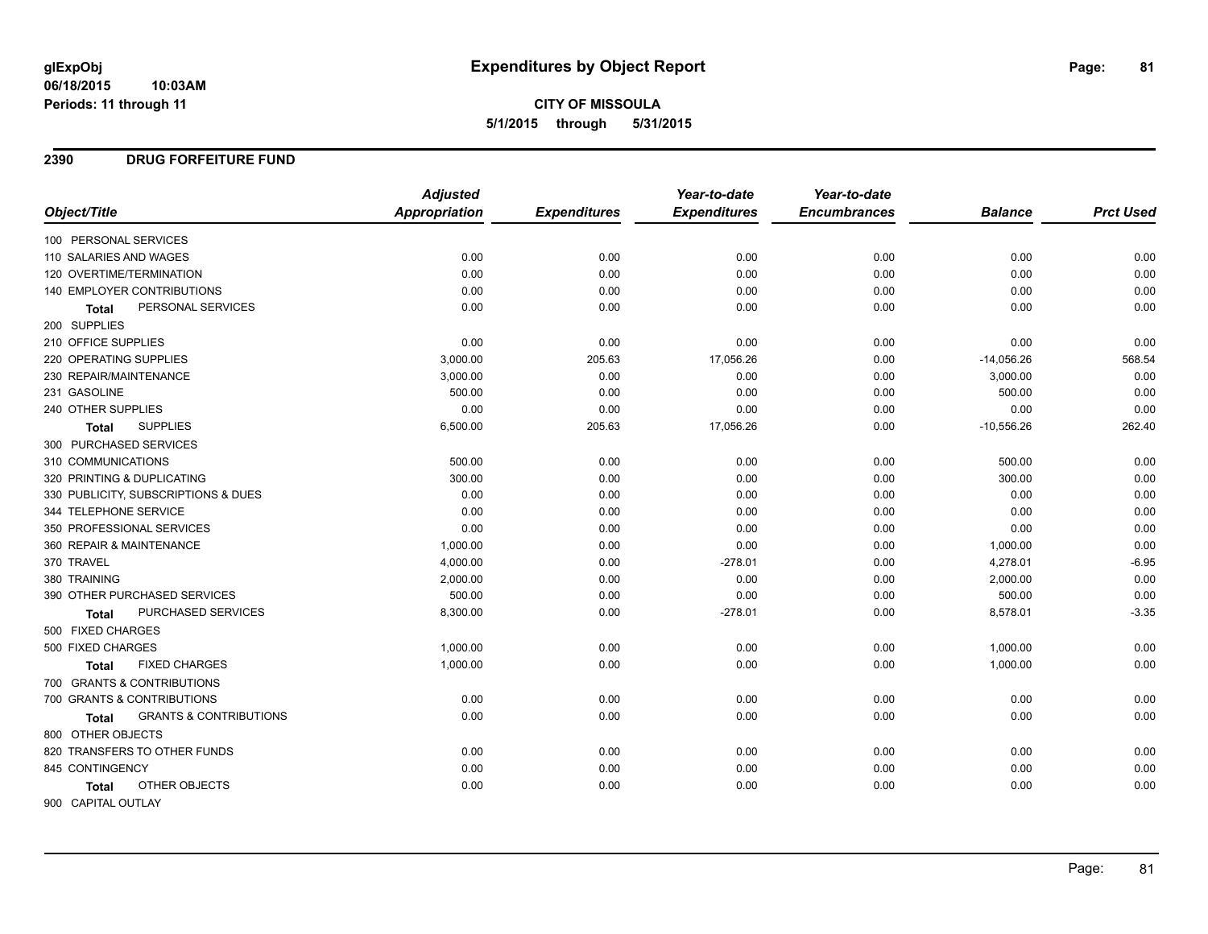**glExpObj**
**06/18/2015 10:03AM**
**Periods: 11 through 11**

# Expenditures by Object Report

**CITY OF MISSOULA**
**5/1/2015 through 5/31/2015**

## 2390 DRUG FORFEITURE FUND

| Object/Title | Adjusted Appropriation | Expenditures | Year-to-date Expenditures | Year-to-date Encumbrances | Balance | Prct Used |
|---|---|---|---|---|---|---|
| 100 PERSONAL SERVICES | | | | | | |
| 110 SALARIES AND WAGES | 0.00 | 0.00 | 0.00 | 0.00 | 0.00 | 0.00 |
| 120 OVERTIME/TERMINATION | 0.00 | 0.00 | 0.00 | 0.00 | 0.00 | 0.00 |
| 140 EMPLOYER CONTRIBUTIONS | 0.00 | 0.00 | 0.00 | 0.00 | 0.00 | 0.00 |
| **Total** PERSONAL SERVICES | 0.00 | 0.00 | 0.00 | 0.00 | 0.00 | 0.00 |
| 200 SUPPLIES | | | | | | |
| 210 OFFICE SUPPLIES | 0.00 | 0.00 | 0.00 | 0.00 | 0.00 | 0.00 |
| 220 OPERATING SUPPLIES | 3,000.00 | 205.63 | 17,056.26 | 0.00 | -14,056.26 | 568.54 |
| 230 REPAIR/MAINTENANCE | 3,000.00 | 0.00 | 0.00 | 0.00 | 3,000.00 | 0.00 |
| 231 GASOLINE | 500.00 | 0.00 | 0.00 | 0.00 | 500.00 | 0.00 |
| 240 OTHER SUPPLIES | 0.00 | 0.00 | 0.00 | 0.00 | 0.00 | 0.00 |
| **Total** SUPPLIES | 6,500.00 | 205.63 | 17,056.26 | 0.00 | -10,556.26 | 262.40 |
| 300 PURCHASED SERVICES | | | | | | |
| 310 COMMUNICATIONS | 500.00 | 0.00 | 0.00 | 0.00 | 500.00 | 0.00 |
| 320 PRINTING & DUPLICATING | 300.00 | 0.00 | 0.00 | 0.00 | 300.00 | 0.00 |
| 330 PUBLICITY, SUBSCRIPTIONS & DUES | 0.00 | 0.00 | 0.00 | 0.00 | 0.00 | 0.00 |
| 344 TELEPHONE SERVICE | 0.00 | 0.00 | 0.00 | 0.00 | 0.00 | 0.00 |
| 350 PROFESSIONAL SERVICES | 0.00 | 0.00 | 0.00 | 0.00 | 0.00 | 0.00 |
| 360 REPAIR & MAINTENANCE | 1,000.00 | 0.00 | 0.00 | 0.00 | 1,000.00 | 0.00 |
| 370 TRAVEL | 4,000.00 | 0.00 | -278.01 | 0.00 | 4,278.01 | -6.95 |
| 380 TRAINING | 2,000.00 | 0.00 | 0.00 | 0.00 | 2,000.00 | 0.00 |
| 390 OTHER PURCHASED SERVICES | 500.00 | 0.00 | 0.00 | 0.00 | 500.00 | 0.00 |
| **Total** PURCHASED SERVICES | 8,300.00 | 0.00 | -278.01 | 0.00 | 8,578.01 | -3.35 |
| 500 FIXED CHARGES | | | | | | |
| 500 FIXED CHARGES | 1,000.00 | 0.00 | 0.00 | 0.00 | 1,000.00 | 0.00 |
| **Total** FIXED CHARGES | 1,000.00 | 0.00 | 0.00 | 0.00 | 1,000.00 | 0.00 |
| 700 GRANTS & CONTRIBUTIONS | | | | | | |
| 700 GRANTS & CONTRIBUTIONS | 0.00 | 0.00 | 0.00 | 0.00 | 0.00 | 0.00 |
| **Total** GRANTS & CONTRIBUTIONS | 0.00 | 0.00 | 0.00 | 0.00 | 0.00 | 0.00 |
| 800 OTHER OBJECTS | | | | | | |
| 820 TRANSFERS TO OTHER FUNDS | 0.00 | 0.00 | 0.00 | 0.00 | 0.00 | 0.00 |
| 845 CONTINGENCY | 0.00 | 0.00 | 0.00 | 0.00 | 0.00 | 0.00 |
| **Total** OTHER OBJECTS | 0.00 | 0.00 | 0.00 | 0.00 | 0.00 | 0.00 |
| 900 CAPITAL OUTLAY | | | | | | |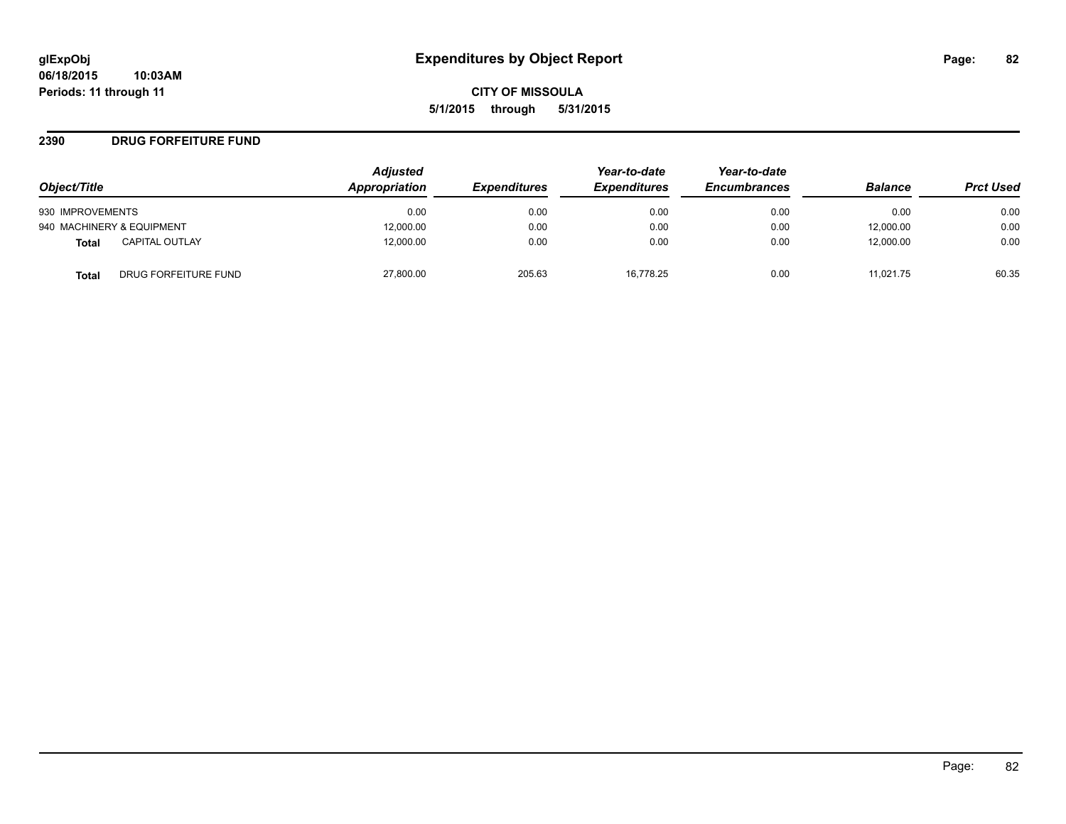# Expenditures by Object Report

glExpObj
06/18/2015 10:03AM
Periods: 11 through 11

**CITY OF MISSOULA**
**5/1/2015 through 5/31/2015**

## 2390 DRUG FORFEITURE FUND

| Object/Title | | Adjusted Appropriation | Expenditures | Year-to-date Expenditures | Year-to-date Encumbrances | Balance | Prct Used |
|---|---|---|---|---|---|---|---|
| 930 IMPROVEMENTS | | 0.00 | 0.00 | 0.00 | 0.00 | 0.00 | 0.00 |
| 940 MACHINERY & EQUIPMENT | | 12,000.00 | 0.00 | 0.00 | 0.00 | 12,000.00 | 0.00 |
| **Total** | CAPITAL OUTLAY | 12,000.00 | 0.00 | 0.00 | 0.00 | 12,000.00 | 0.00 |
| **Total** | DRUG FORFEITURE FUND | 27,800.00 | 205.63 | 16,778.25 | 0.00 | 11,021.75 | 60.35 |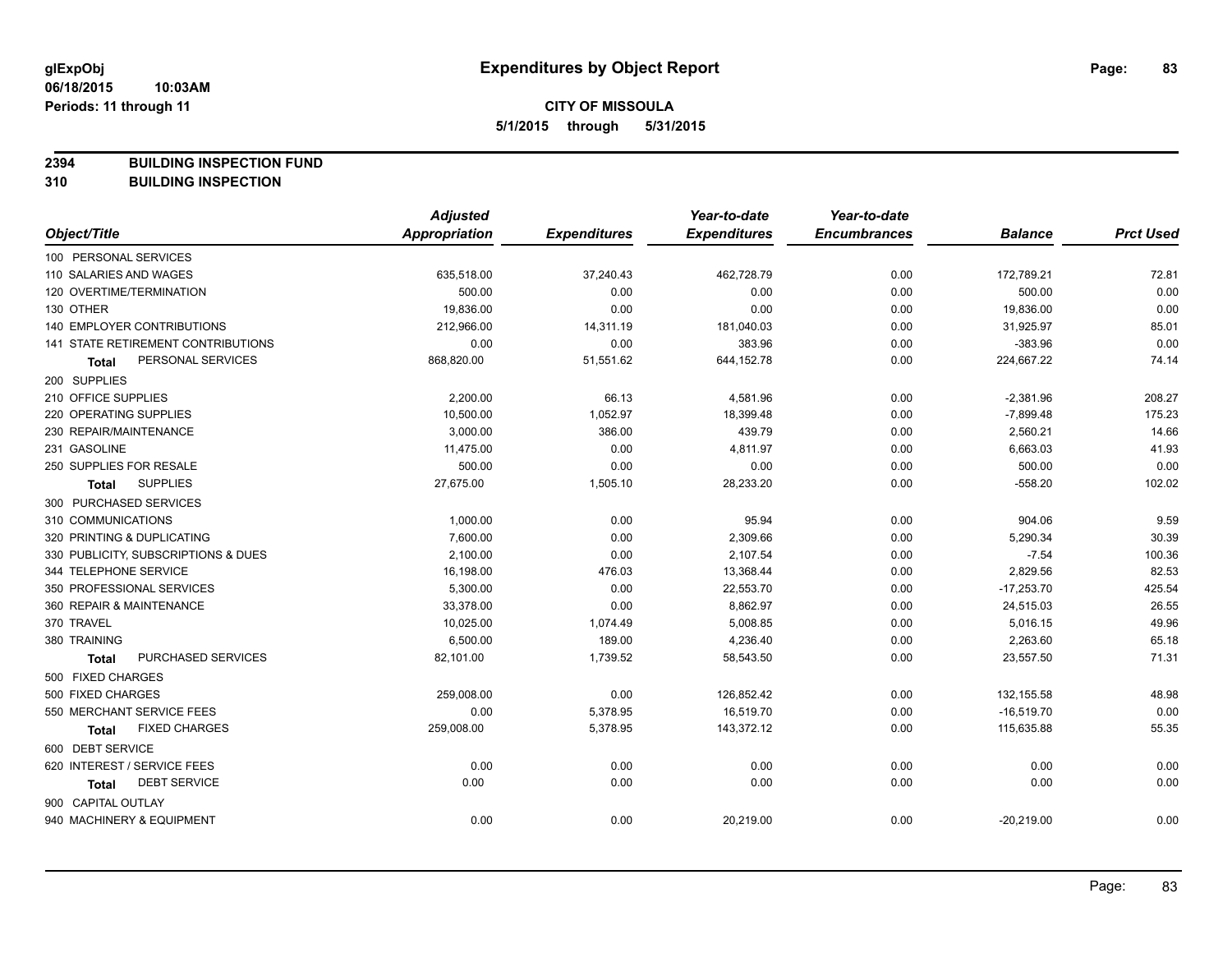**glExpObj**
**06/18/2015 10:03AM**
**Periods: 11 through 11**

# Expenditures by Object Report

**CITY OF MISSOULA**
**5/1/2015 through 5/31/2015**

**2394 BUILDING INSPECTION FUND**
**310 BUILDING INSPECTION**

| Object/Title | Adjusted Appropriation | Expenditures | Year-to-date Expenditures | Year-to-date Encumbrances | Balance | Prct Used |
|---|---|---|---|---|---|---|
| 100 PERSONAL SERVICES | | | | | | |
| 110 SALARIES AND WAGES | 635,518.00 | 37,240.43 | 462,728.79 | 0.00 | 172,789.21 | 72.81 |
| 120 OVERTIME/TERMINATION | 500.00 | 0.00 | 0.00 | 0.00 | 500.00 | 0.00 |
| 130 OTHER | 19,836.00 | 0.00 | 0.00 | 0.00 | 19,836.00 | 0.00 |
| 140 EMPLOYER CONTRIBUTIONS | 212,966.00 | 14,311.19 | 181,040.03 | 0.00 | 31,925.97 | 85.01 |
| 141 STATE RETIREMENT CONTRIBUTIONS | 0.00 | 0.00 | 383.96 | 0.00 | -383.96 | 0.00 |
| **Total** PERSONAL SERVICES | 868,820.00 | 51,551.62 | 644,152.78 | 0.00 | 224,667.22 | 74.14 |
| 200 SUPPLIES | | | | | | |
| 210 OFFICE SUPPLIES | 2,200.00 | 66.13 | 4,581.96 | 0.00 | -2,381.96 | 208.27 |
| 220 OPERATING SUPPLIES | 10,500.00 | 1,052.97 | 18,399.48 | 0.00 | -7,899.48 | 175.23 |
| 230 REPAIR/MAINTENANCE | 3,000.00 | 386.00 | 439.79 | 0.00 | 2,560.21 | 14.66 |
| 231 GASOLINE | 11,475.00 | 0.00 | 4,811.97 | 0.00 | 6,663.03 | 41.93 |
| 250 SUPPLIES FOR RESALE | 500.00 | 0.00 | 0.00 | 0.00 | 500.00 | 0.00 |
| **Total** SUPPLIES | 27,675.00 | 1,505.10 | 28,233.20 | 0.00 | -558.20 | 102.02 |
| 300 PURCHASED SERVICES | | | | | | |
| 310 COMMUNICATIONS | 1,000.00 | 0.00 | 95.94 | 0.00 | 904.06 | 9.59 |
| 320 PRINTING & DUPLICATING | 7,600.00 | 0.00 | 2,309.66 | 0.00 | 5,290.34 | 30.39 |
| 330 PUBLICITY, SUBSCRIPTIONS & DUES | 2,100.00 | 0.00 | 2,107.54 | 0.00 | -7.54 | 100.36 |
| 344 TELEPHONE SERVICE | 16,198.00 | 476.03 | 13,368.44 | 0.00 | 2,829.56 | 82.53 |
| 350 PROFESSIONAL SERVICES | 5,300.00 | 0.00 | 22,553.70 | 0.00 | -17,253.70 | 425.54 |
| 360 REPAIR & MAINTENANCE | 33,378.00 | 0.00 | 8,862.97 | 0.00 | 24,515.03 | 26.55 |
| 370 TRAVEL | 10,025.00 | 1,074.49 | 5,008.85 | 0.00 | 5,016.15 | 49.96 |
| 380 TRAINING | 6,500.00 | 189.00 | 4,236.40 | 0.00 | 2,263.60 | 65.18 |
| **Total** PURCHASED SERVICES | 82,101.00 | 1,739.52 | 58,543.50 | 0.00 | 23,557.50 | 71.31 |
| 500 FIXED CHARGES | | | | | | |
| 500 FIXED CHARGES | 259,008.00 | 0.00 | 126,852.42 | 0.00 | 132,155.58 | 48.98 |
| 550 MERCHANT SERVICE FEES | 0.00 | 5,378.95 | 16,519.70 | 0.00 | -16,519.70 | 0.00 |
| **Total** FIXED CHARGES | 259,008.00 | 5,378.95 | 143,372.12 | 0.00 | 115,635.88 | 55.35 |
| 600 DEBT SERVICE | | | | | | |
| 620 INTEREST / SERVICE FEES | 0.00 | 0.00 | 0.00 | 0.00 | 0.00 | 0.00 |
| **Total** DEBT SERVICE | 0.00 | 0.00 | 0.00 | 0.00 | 0.00 | 0.00 |
| 900 CAPITAL OUTLAY | | | | | | |
| 940 MACHINERY & EQUIPMENT | 0.00 | 0.00 | 20,219.00 | 0.00 | -20,219.00 | 0.00 |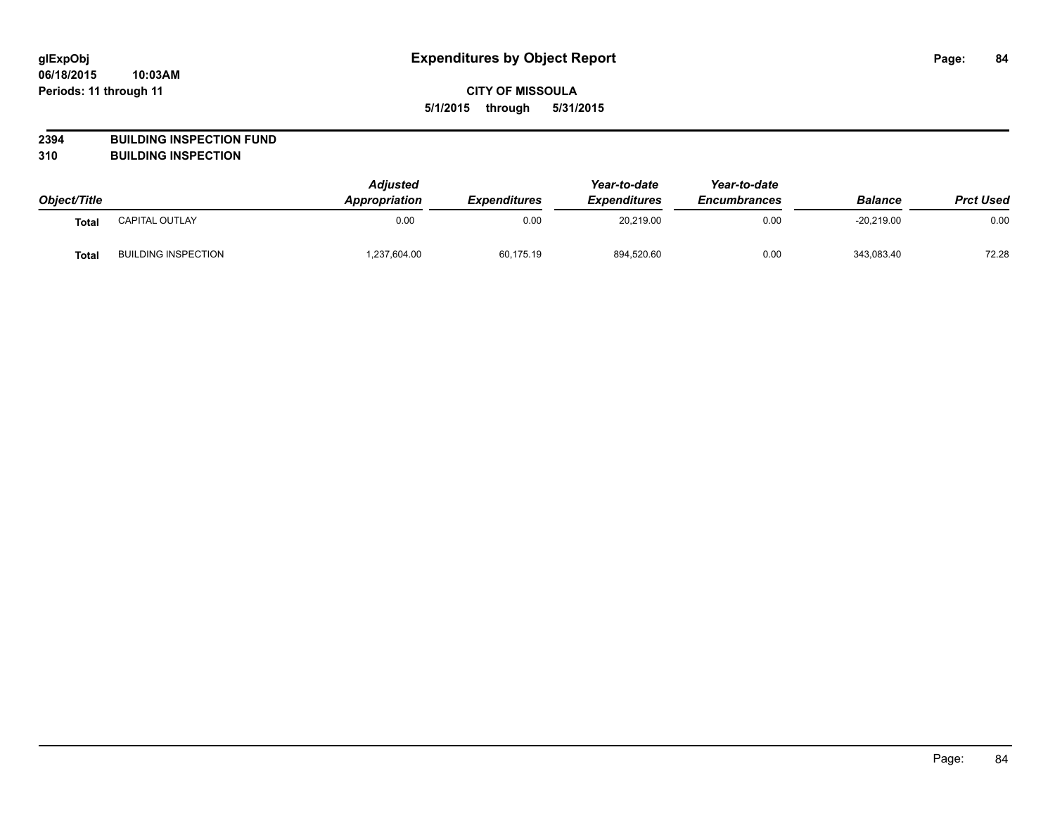**glExpObj** **Expenditures by Object Report**

**06/18/2015 10:03AM**

**Periods: 11 through 11**

**CITY OF MISSOULA**

**5/1/2015 through 5/31/2015**

**2394 BUILDING INSPECTION FUND**

**310 BUILDING INSPECTION**

| Object/Title | | Adjusted Appropriation | Expenditures | Year-to-date Expenditures | Year-to-date Encumbrances | Balance | Prct Used |
|---|---|---|---|---|---|---|---|
| **Total** | CAPITAL OUTLAY | 0.00 | 0.00 | 20,219.00 | 0.00 | -20,219.00 | 0.00 |
| **Total** | BUILDING INSPECTION | 1,237,604.00 | 60,175.19 | 894,520.60 | 0.00 | 343,083.40 | 72.28 |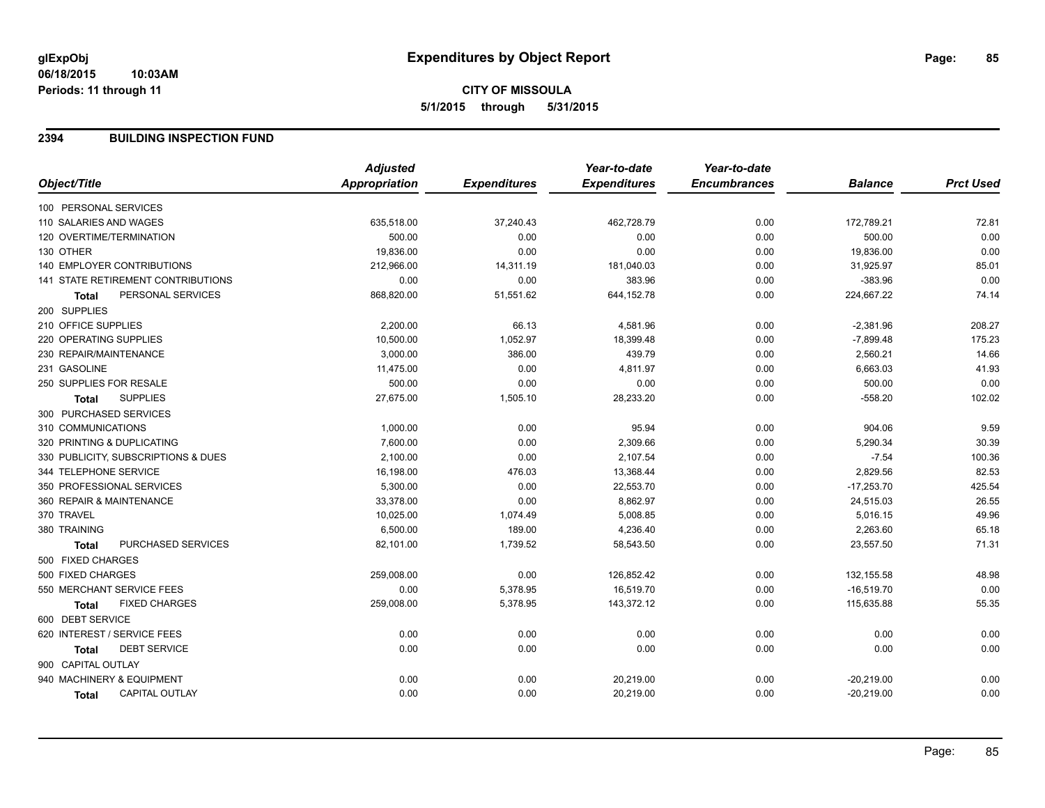# Expenditures by Object Report

glExpObj
06/18/2015 10:03AM
Periods: 11 through 11

**CITY OF MISSOULA**
**5/1/2015 through 5/31/2015**

## 2394 BUILDING INSPECTION FUND

| Object/Title | Adjusted Appropriation | Expenditures | Year-to-date Expenditures | Year-to-date Encumbrances | Balance | Prct Used |
|---|---|---|---|---|---|---|
| 100 PERSONAL SERVICES | | | | | | |
| 110 SALARIES AND WAGES | 635,518.00 | 37,240.43 | 462,728.79 | 0.00 | 172,789.21 | 72.81 |
| 120 OVERTIME/TERMINATION | 500.00 | 0.00 | 0.00 | 0.00 | 500.00 | 0.00 |
| 130 OTHER | 19,836.00 | 0.00 | 0.00 | 0.00 | 19,836.00 | 0.00 |
| 140 EMPLOYER CONTRIBUTIONS | 212,966.00 | 14,311.19 | 181,040.03 | 0.00 | 31,925.97 | 85.01 |
| 141 STATE RETIREMENT CONTRIBUTIONS | 0.00 | 0.00 | 383.96 | 0.00 | -383.96 | 0.00 |
| **Total** PERSONAL SERVICES | 868,820.00 | 51,551.62 | 644,152.78 | 0.00 | 224,667.22 | 74.14 |
| 200 SUPPLIES | | | | | | |
| 210 OFFICE SUPPLIES | 2,200.00 | 66.13 | 4,581.96 | 0.00 | -2,381.96 | 208.27 |
| 220 OPERATING SUPPLIES | 10,500.00 | 1,052.97 | 18,399.48 | 0.00 | -7,899.48 | 175.23 |
| 230 REPAIR/MAINTENANCE | 3,000.00 | 386.00 | 439.79 | 0.00 | 2,560.21 | 14.66 |
| 231 GASOLINE | 11,475.00 | 0.00 | 4,811.97 | 0.00 | 6,663.03 | 41.93 |
| 250 SUPPLIES FOR RESALE | 500.00 | 0.00 | 0.00 | 0.00 | 500.00 | 0.00 |
| **Total** SUPPLIES | 27,675.00 | 1,505.10 | 28,233.20 | 0.00 | -558.20 | 102.02 |
| 300 PURCHASED SERVICES | | | | | | |
| 310 COMMUNICATIONS | 1,000.00 | 0.00 | 95.94 | 0.00 | 904.06 | 9.59 |
| 320 PRINTING & DUPLICATING | 7,600.00 | 0.00 | 2,309.66 | 0.00 | 5,290.34 | 30.39 |
| 330 PUBLICITY, SUBSCRIPTIONS & DUES | 2,100.00 | 0.00 | 2,107.54 | 0.00 | -7.54 | 100.36 |
| 344 TELEPHONE SERVICE | 16,198.00 | 476.03 | 13,368.44 | 0.00 | 2,829.56 | 82.53 |
| 350 PROFESSIONAL SERVICES | 5,300.00 | 0.00 | 22,553.70 | 0.00 | -17,253.70 | 425.54 |
| 360 REPAIR & MAINTENANCE | 33,378.00 | 0.00 | 8,862.97 | 0.00 | 24,515.03 | 26.55 |
| 370 TRAVEL | 10,025.00 | 1,074.49 | 5,008.85 | 0.00 | 5,016.15 | 49.96 |
| 380 TRAINING | 6,500.00 | 189.00 | 4,236.40 | 0.00 | 2,263.60 | 65.18 |
| **Total** PURCHASED SERVICES | 82,101.00 | 1,739.52 | 58,543.50 | 0.00 | 23,557.50 | 71.31 |
| 500 FIXED CHARGES | | | | | | |
| 500 FIXED CHARGES | 259,008.00 | 0.00 | 126,852.42 | 0.00 | 132,155.58 | 48.98 |
| 550 MERCHANT SERVICE FEES | 0.00 | 5,378.95 | 16,519.70 | 0.00 | -16,519.70 | 0.00 |
| **Total** FIXED CHARGES | 259,008.00 | 5,378.95 | 143,372.12 | 0.00 | 115,635.88 | 55.35 |
| 600 DEBT SERVICE | | | | | | |
| 620 INTEREST / SERVICE FEES | 0.00 | 0.00 | 0.00 | 0.00 | 0.00 | 0.00 |
| **Total** DEBT SERVICE | 0.00 | 0.00 | 0.00 | 0.00 | 0.00 | 0.00 |
| 900 CAPITAL OUTLAY | | | | | | |
| 940 MACHINERY & EQUIPMENT | 0.00 | 0.00 | 20,219.00 | 0.00 | -20,219.00 | 0.00 |
| **Total** CAPITAL OUTLAY | 0.00 | 0.00 | 20,219.00 | 0.00 | -20,219.00 | 0.00 |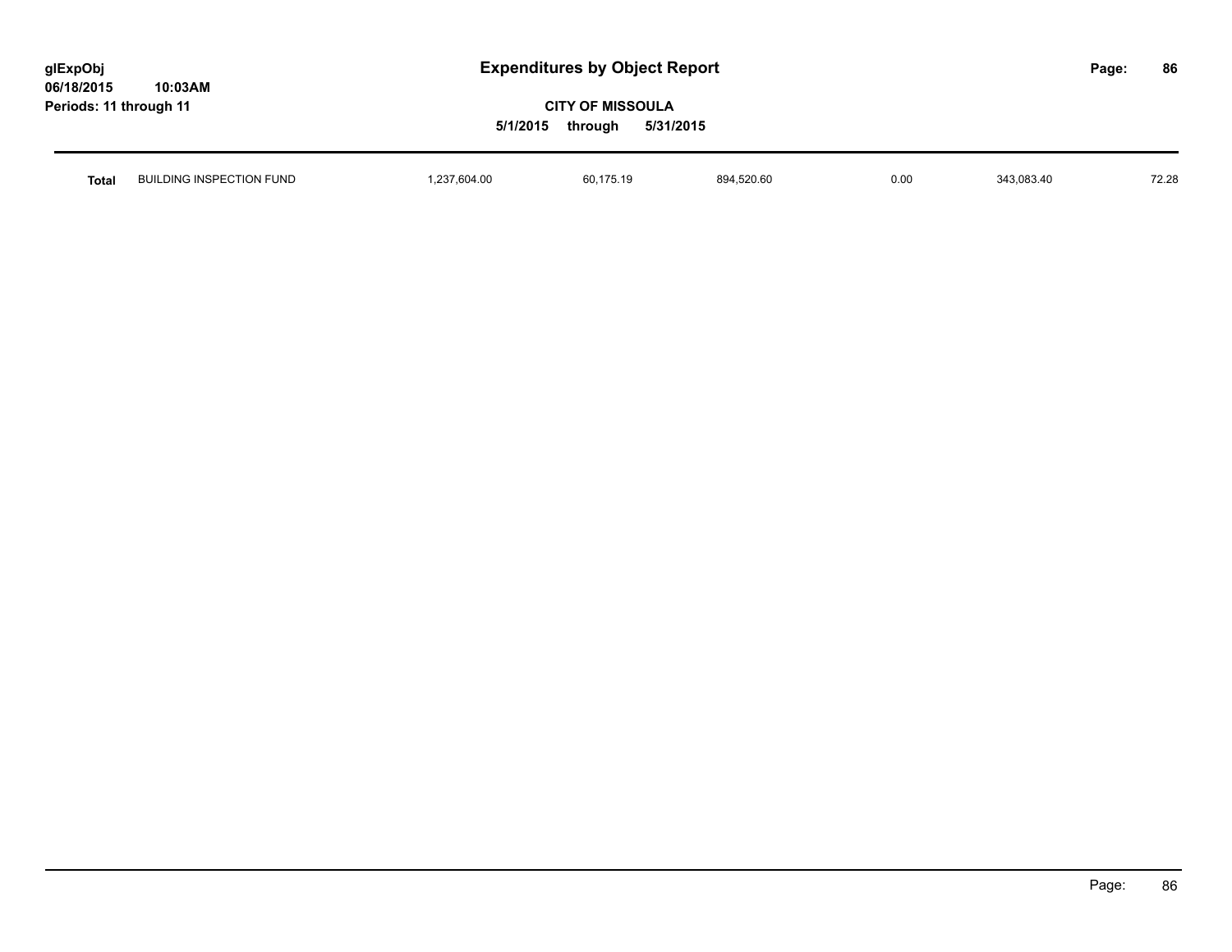| Total | BUILDING INSPECTION FUND | 1,237,604.00 | 60,175.19 | 894,520.60 | 0.00 | 343,083.40 | 72.28 |
|---|---|---|---|---|---|---|---|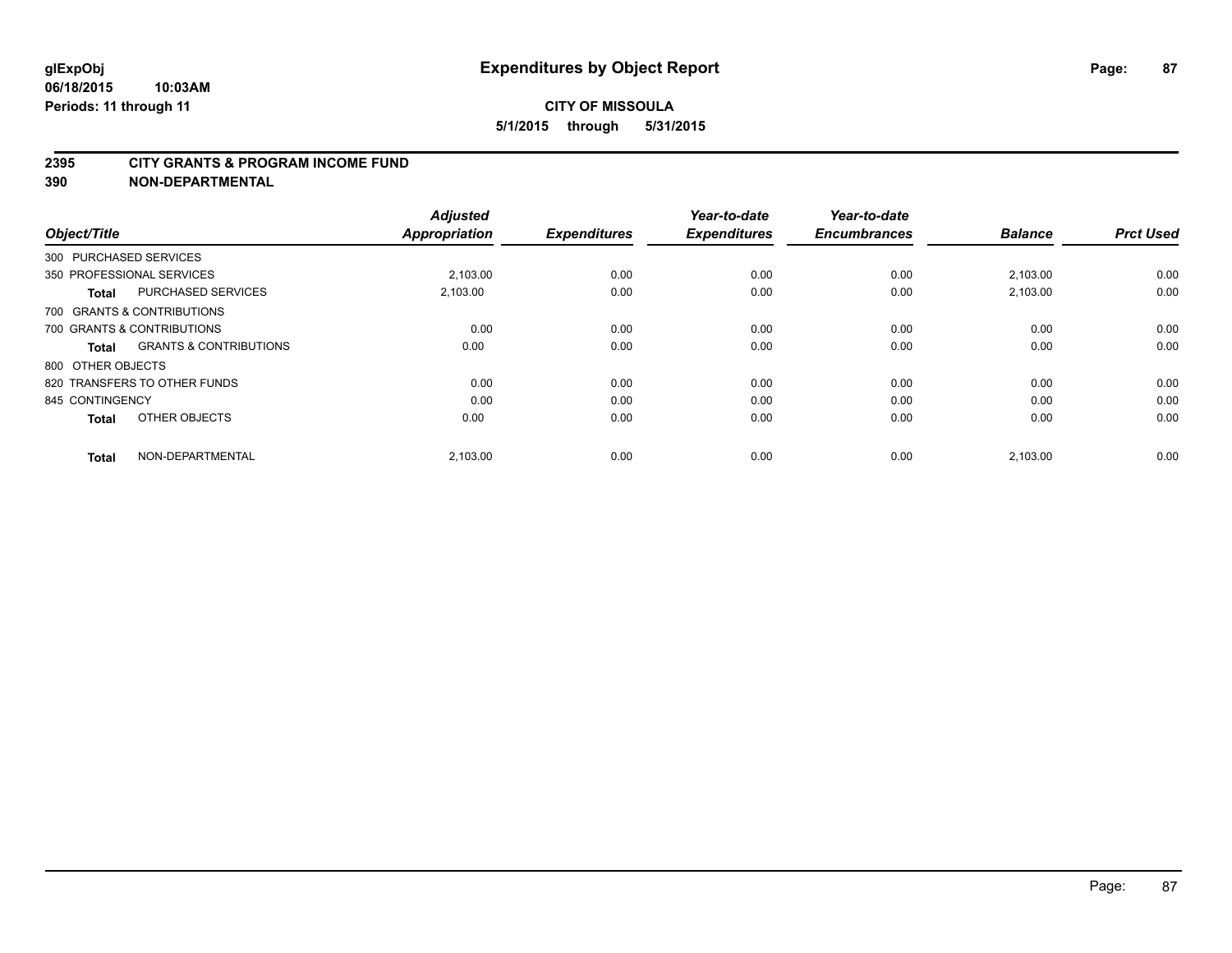# Expenditures by Object Report

glExpObj
06/18/2015 10:03AM
Periods: 11 through 11

**CITY OF MISSOULA**
**5/1/2015 through 5/31/2015**

## 2395 CITY GRANTS & PROGRAM INCOME FUND
## 390 NON-DEPARTMENTAL

| Object/Title | Adjusted Appropriation | Expenditures | Year-to-date Expenditures | Year-to-date Encumbrances | Balance | Prct Used |
|---|---|---|---|---|---|---|
| 300 PURCHASED SERVICES | | | | | | |
| 350 PROFESSIONAL SERVICES | 2,103.00 | 0.00 | 0.00 | 0.00 | 2,103.00 | 0.00 |
| **Total** PURCHASED SERVICES | 2,103.00 | 0.00 | 0.00 | 0.00 | 2,103.00 | 0.00 |
| 700 GRANTS & CONTRIBUTIONS | | | | | | |
| 700 GRANTS & CONTRIBUTIONS | 0.00 | 0.00 | 0.00 | 0.00 | 0.00 | 0.00 |
| **Total** GRANTS & CONTRIBUTIONS | 0.00 | 0.00 | 0.00 | 0.00 | 0.00 | 0.00 |
| 800 OTHER OBJECTS | | | | | | |
| 820 TRANSFERS TO OTHER FUNDS | 0.00 | 0.00 | 0.00 | 0.00 | 0.00 | 0.00 |
| 845 CONTINGENCY | 0.00 | 0.00 | 0.00 | 0.00 | 0.00 | 0.00 |
| **Total** OTHER OBJECTS | 0.00 | 0.00 | 0.00 | 0.00 | 0.00 | 0.00 |
| **Total** NON-DEPARTMENTAL | 2,103.00 | 0.00 | 0.00 | 0.00 | 2,103.00 | 0.00 |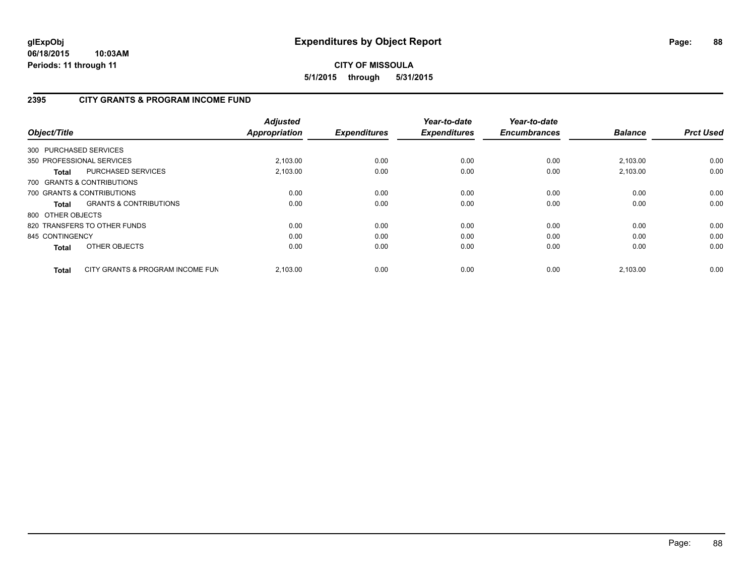**glExpObj**
**06/18/2015 10:03AM**
**Periods: 11 through 11**

# Expenditures by Object Report

**CITY OF MISSOULA**
**5/1/2015 through 5/31/2015**

## 2395 CITY GRANTS & PROGRAM INCOME FUND

| Object/Title | | Adjusted Appropriation | Expenditures | Year-to-date Expenditures | Year-to-date Encumbrances | Balance | Prct Used |
|---|---|---|---|---|---|---|---|
| 300 PURCHASED SERVICES | | | | | | | |
| 350 PROFESSIONAL SERVICES | | 2,103.00 | 0.00 | 0.00 | 0.00 | 2,103.00 | 0.00 |
| **Total** | PURCHASED SERVICES | 2,103.00 | 0.00 | 0.00 | 0.00 | 2,103.00 | 0.00 |
| 700 GRANTS & CONTRIBUTIONS | | | | | | | |
| 700 GRANTS & CONTRIBUTIONS | | 0.00 | 0.00 | 0.00 | 0.00 | 0.00 | 0.00 |
| **Total** | GRANTS & CONTRIBUTIONS | 0.00 | 0.00 | 0.00 | 0.00 | 0.00 | 0.00 |
| 800 OTHER OBJECTS | | | | | | | |
| 820 TRANSFERS TO OTHER FUNDS | | 0.00 | 0.00 | 0.00 | 0.00 | 0.00 | 0.00 |
| 845 CONTINGENCY | | 0.00 | 0.00 | 0.00 | 0.00 | 0.00 | 0.00 |
| **Total** | OTHER OBJECTS | 0.00 | 0.00 | 0.00 | 0.00 | 0.00 | 0.00 |
| **Total** | CITY GRANTS & PROGRAM INCOME FUN | 2,103.00 | 0.00 | 0.00 | 0.00 | 2,103.00 | 0.00 |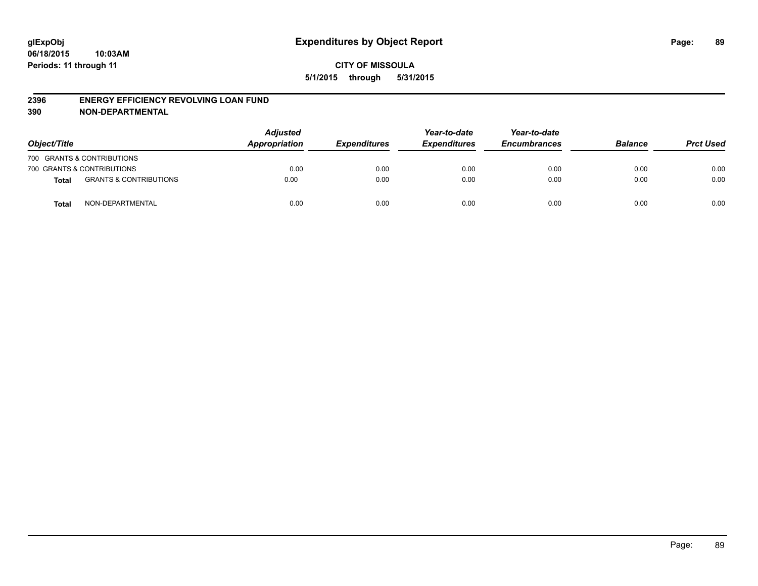# Expenditures by Object Report

glExpObj
06/18/2015 10:03AM
Periods: 11 through 11

CITY OF MISSOULA
5/1/2015 through 5/31/2015

## 2396 ENERGY EFFICIENCY REVOLVING LOAN FUND
## 390 NON-DEPARTMENTAL

| Object/Title | | Adjusted Appropriation | Expenditures | Year-to-date Expenditures | Year-to-date Encumbrances | Balance | Prct Used |
|---|---|---|---|---|---|---|---|
| 700 GRANTS & CONTRIBUTIONS | | | | | | | |
| 700 GRANTS & CONTRIBUTIONS | | 0.00 | 0.00 | 0.00 | 0.00 | 0.00 | 0.00 |
| **Total** | GRANTS & CONTRIBUTIONS | 0.00 | 0.00 | 0.00 | 0.00 | 0.00 | 0.00 |
| **Total** | NON-DEPARTMENTAL | 0.00 | 0.00 | 0.00 | 0.00 | 0.00 | 0.00 |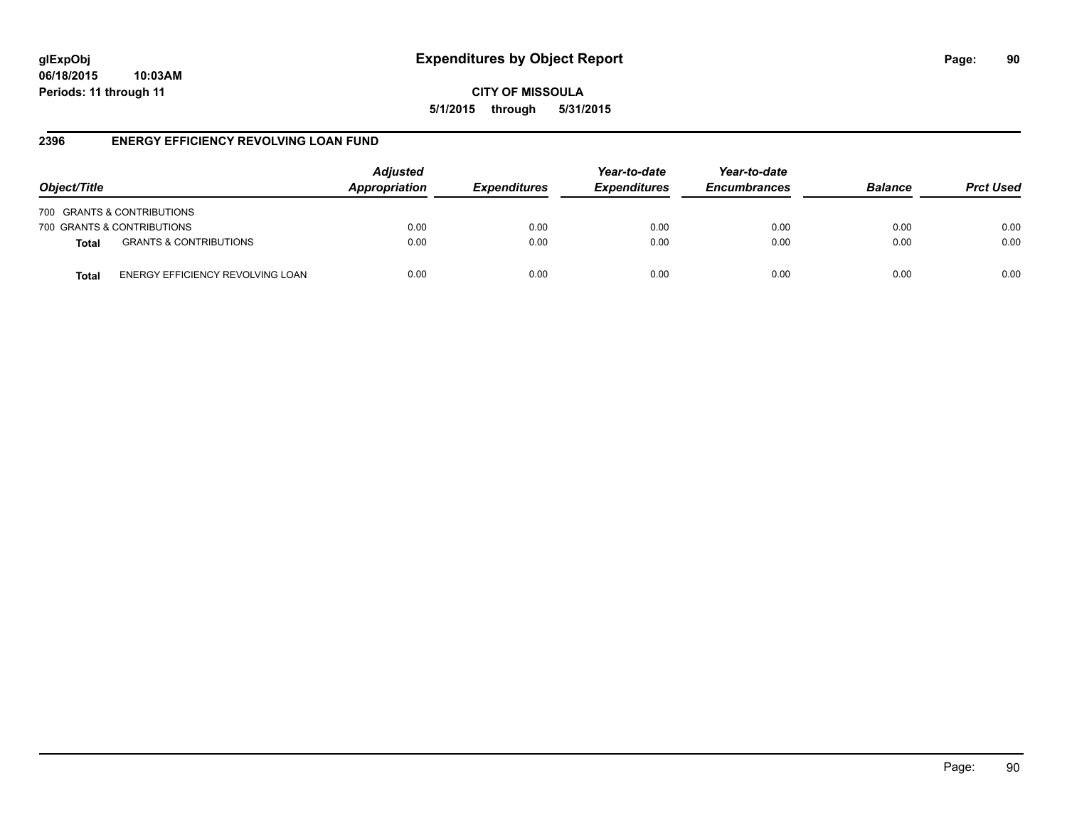**glExpObj**
**06/18/2015 10:03AM**
**Periods: 11 through 11**

# Expenditures by Object Report

**CITY OF MISSOULA**
**5/1/2015 through 5/31/2015**

## 2396 ENERGY EFFICIENCY REVOLVING LOAN FUND

| Object/Title | | Adjusted Appropriation | Expenditures | Year-to-date Expenditures | Year-to-date Encumbrances | Balance | Prct Used |
|---|---|---|---|---|---|---|---|
| 700 GRANTS & CONTRIBUTIONS | | | | | | | |
| 700 GRANTS & CONTRIBUTIONS | | 0.00 | 0.00 | 0.00 | 0.00 | 0.00 | 0.00 |
| **Total** | GRANTS & CONTRIBUTIONS | 0.00 | 0.00 | 0.00 | 0.00 | 0.00 | 0.00 |
| **Total** | ENERGY EFFICIENCY REVOLVING LOAN | 0.00 | 0.00 | 0.00 | 0.00 | 0.00 | 0.00 |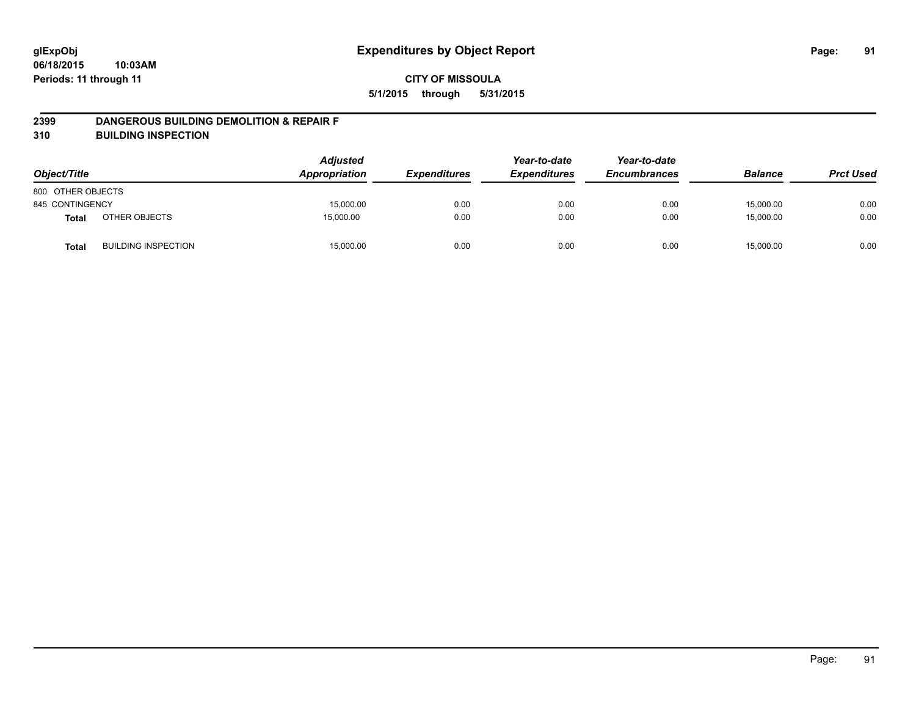# Expenditures by Object Report

glExpObj
06/18/2015 10:03AM
Periods: 11 through 11

**CITY OF MISSOULA**

**5/1/2015 through 5/31/2015**

## 2399 DANGEROUS BUILDING DEMOLITION & REPAIR F
## 310 BUILDING INSPECTION

| Object/Title | | Adjusted Appropriation | Expenditures | Year-to-date Expenditures | Year-to-date Encumbrances | Balance | Prct Used |
|---|---|---|---|---|---|---|---|
| 800 OTHER OBJECTS | | | | | | | |
| 845 CONTINGENCY | | 15,000.00 | 0.00 | 0.00 | 0.00 | 15,000.00 | 0.00 |
| **Total** | OTHER OBJECTS | 15,000.00 | 0.00 | 0.00 | 0.00 | 15,000.00 | 0.00 |
| **Total** | BUILDING INSPECTION | 15,000.00 | 0.00 | 0.00 | 0.00 | 15,000.00 | 0.00 |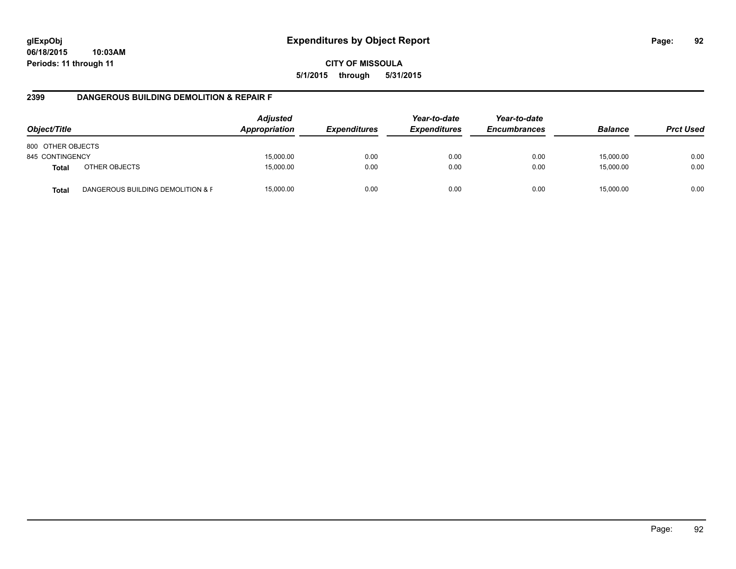# Expenditures by Object Report

glExpObj
06/18/2015 10:03AM
Periods: 11 through 11

**CITY OF MISSOULA**
**5/1/2015 through 5/31/2015**

## 2399 DANGEROUS BUILDING DEMOLITION & REPAIR F

| Object/Title | | Adjusted Appropriation | Expenditures | Year-to-date Expenditures | Year-to-date Encumbrances | Balance | Prct Used |
|---|---|---|---|---|---|---|---|
| 800 OTHER OBJECTS | | | | | | | |
| 845 CONTINGENCY | | 15,000.00 | 0.00 | 0.00 | 0.00 | 15,000.00 | 0.00 |
| **Total** | OTHER OBJECTS | 15,000.00 | 0.00 | 0.00 | 0.00 | 15,000.00 | 0.00 |
| **Total** | DANGEROUS BUILDING DEMOLITION & F | 15,000.00 | 0.00 | 0.00 | 0.00 | 15,000.00 | 0.00 |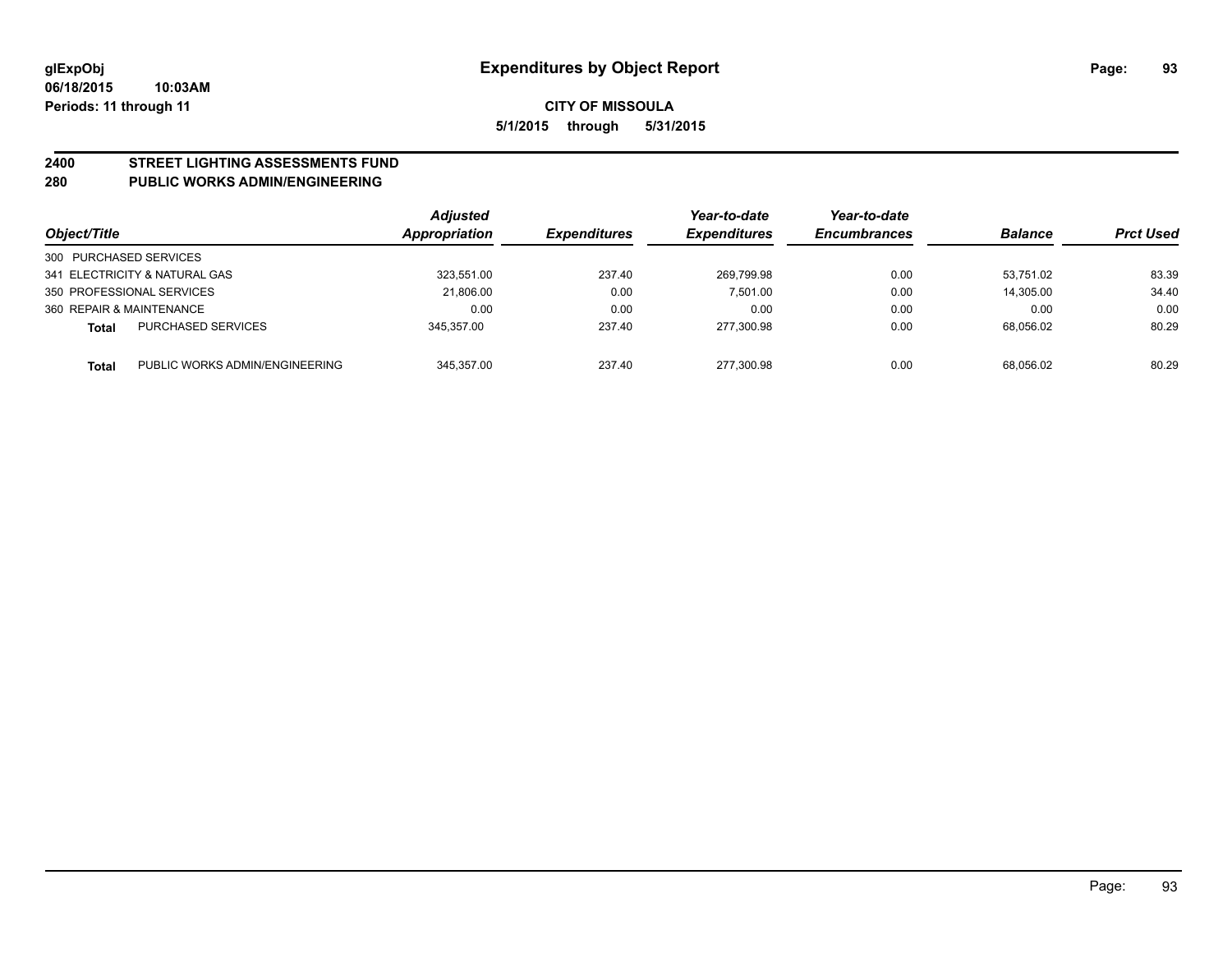# Expenditures by Object Report

glExpObj
06/18/2015 10:03AM
Periods: 11 through 11

**CITY OF MISSOULA**
**5/1/2015 through 5/31/2015**

## 2400 STREET LIGHTING ASSESSMENTS FUND
## 280 PUBLIC WORKS ADMIN/ENGINEERING

| Object/Title | | Adjusted Appropriation | Expenditures | Year-to-date Expenditures | Year-to-date Encumbrances | Balance | Prct Used |
|---|---|---|---|---|---|---|---|
| 300 PURCHASED SERVICES | | | | | | | |
| 341 ELECTRICITY & NATURAL GAS | | 323,551.00 | 237.40 | 269,799.98 | 0.00 | 53,751.02 | 83.39 |
| 350 PROFESSIONAL SERVICES | | 21,806.00 | 0.00 | 7,501.00 | 0.00 | 14,305.00 | 34.40 |
| 360 REPAIR & MAINTENANCE | | 0.00 | 0.00 | 0.00 | 0.00 | 0.00 | 0.00 |
| **Total** | PURCHASED SERVICES | 345,357.00 | 237.40 | 277,300.98 | 0.00 | 68,056.02 | 80.29 |
| **Total** | PUBLIC WORKS ADMIN/ENGINEERING | 345,357.00 | 237.40 | 277,300.98 | 0.00 | 68,056.02 | 80.29 |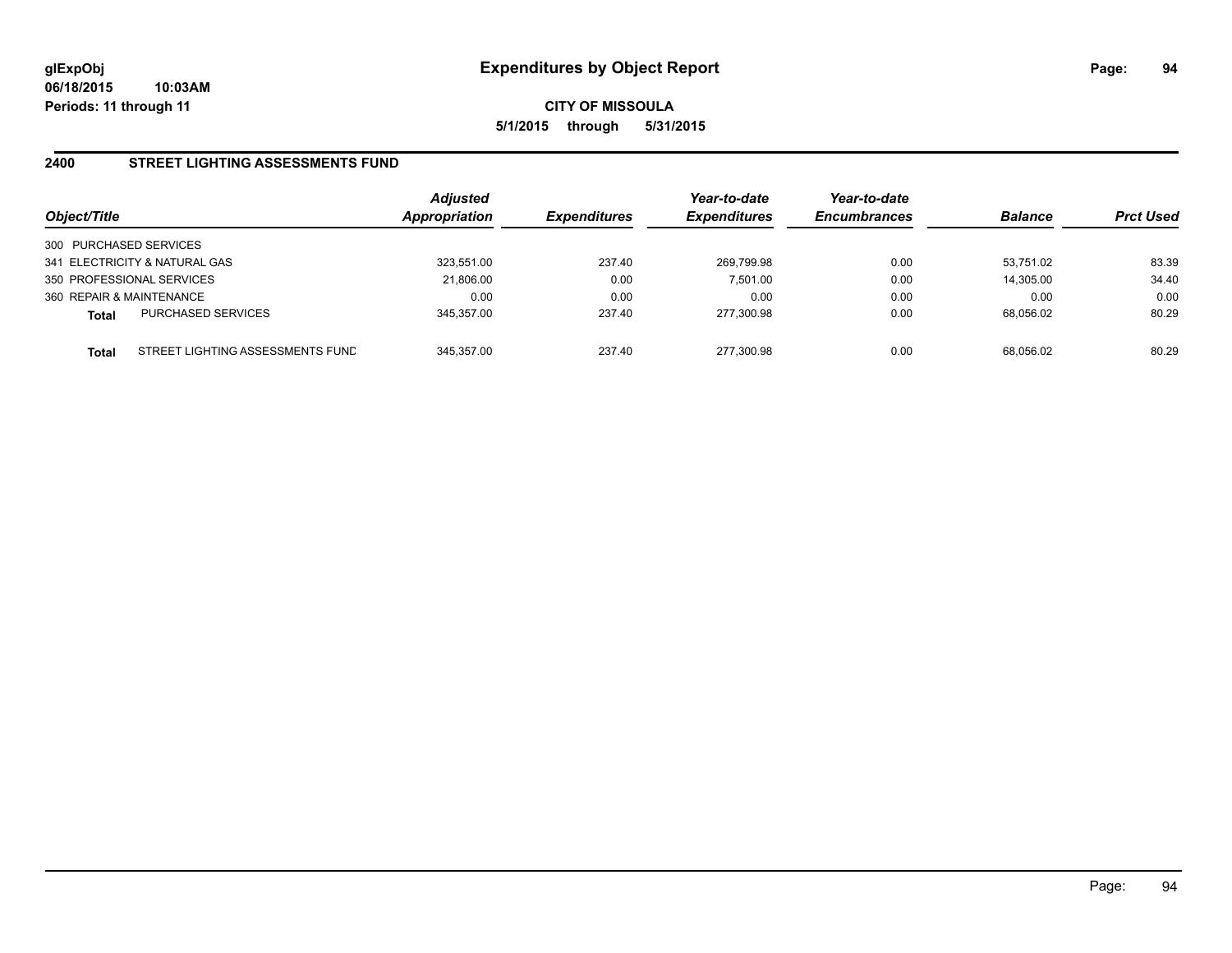**glExpObj** **Expenditures by Object Report**

**06/18/2015 10:03AM**

**Periods: 11 through 11**

**CITY OF MISSOULA**

**5/1/2015 through 5/31/2015**

## 2400 STREET LIGHTING ASSESSMENTS FUND

| Object/Title | | *Adjusted Appropriation* | *Expenditures* | *Year-to-date Expenditures* | *Year-to-date Encumbrances* | *Balance* | *Prct Used* |
|---|---|---|---|---|---|---|---|
| 300 PURCHASED SERVICES | | | | | | | |
| 341 ELECTRICITY & NATURAL GAS | | 323,551.00 | 237.40 | 269,799.98 | 0.00 | 53,751.02 | 83.39 |
| 350 PROFESSIONAL SERVICES | | 21,806.00 | 0.00 | 7,501.00 | 0.00 | 14,305.00 | 34.40 |
| 360 REPAIR & MAINTENANCE | | 0.00 | 0.00 | 0.00 | 0.00 | 0.00 | 0.00 |
| **Total** | PURCHASED SERVICES | 345,357.00 | 237.40 | 277,300.98 | 0.00 | 68,056.02 | 80.29 |
| **Total** | STREET LIGHTING ASSESSMENTS FUND | 345,357.00 | 237.40 | 277,300.98 | 0.00 | 68,056.02 | 80.29 |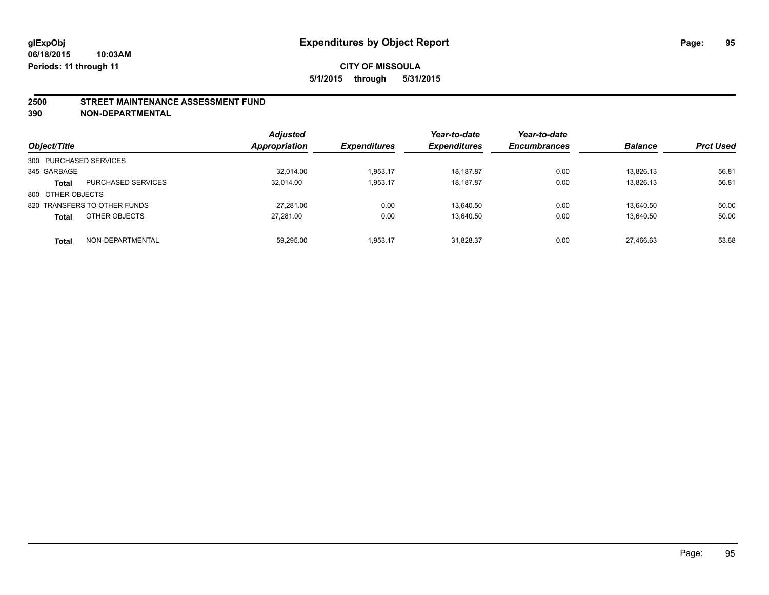**glExpObj**
**06/18/2015 10:03AM**
**Periods: 11 through 11**

# Expenditures by Object Report

**CITY OF MISSOULA**
**5/1/2015 through 5/31/2015**

## 2500 STREET MAINTENANCE ASSESSMENT FUND
## 390 NON-DEPARTMENTAL

| Object/Title | | Adjusted Appropriation | Expenditures | Year-to-date Expenditures | Year-to-date Encumbrances | Balance | Prct Used |
|---|---|---|---|---|---|---|---|
| 300 PURCHASED SERVICES | | | | | | | |
| 345 GARBAGE | | 32,014.00 | 1,953.17 | 18,187.87 | 0.00 | 13,826.13 | 56.81 |
| **Total** | PURCHASED SERVICES | 32,014.00 | 1,953.17 | 18,187.87 | 0.00 | 13,826.13 | 56.81 |
| 800 OTHER OBJECTS | | | | | | | |
| 820 TRANSFERS TO OTHER FUNDS | | 27,281.00 | 0.00 | 13,640.50 | 0.00 | 13,640.50 | 50.00 |
| **Total** | OTHER OBJECTS | 27,281.00 | 0.00 | 13,640.50 | 0.00 | 13,640.50 | 50.00 |
| **Total** | NON-DEPARTMENTAL | 59,295.00 | 1,953.17 | 31,828.37 | 0.00 | 27,466.63 | 53.68 |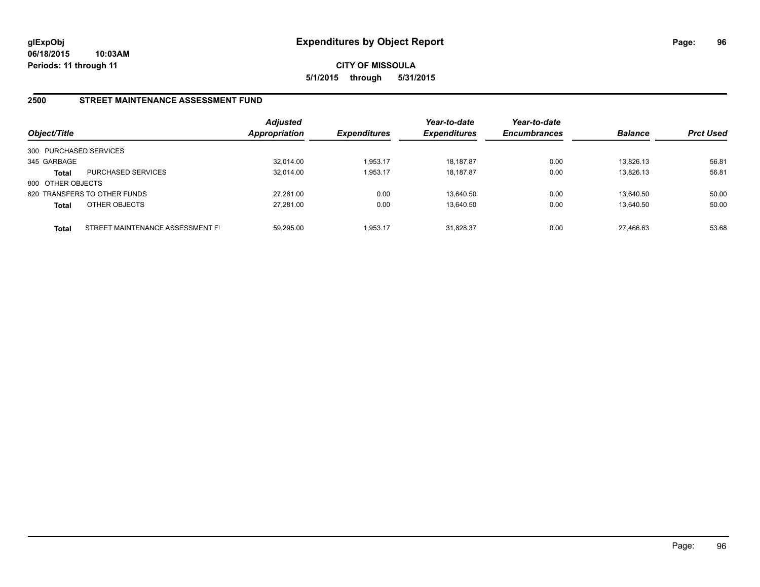# Expenditures by Object Report

glExpObj
06/18/2015 10:03AM
Periods: 11 through 11

**CITY OF MISSOULA**
**5/1/2015 through 5/31/2015**

## 2500 STREET MAINTENANCE ASSESSMENT FUND

| Object/Title | | Adjusted Appropriation | Expenditures | Year-to-date Expenditures | Year-to-date Encumbrances | Balance | Prct Used |
|---|---|---|---|---|---|---|---|
| 300 PURCHASED SERVICES | | | | | | | |
| 345 GARBAGE | | 32,014.00 | 1,953.17 | 18,187.87 | 0.00 | 13,826.13 | 56.81 |
| **Total** | PURCHASED SERVICES | 32,014.00 | 1,953.17 | 18,187.87 | 0.00 | 13,826.13 | 56.81 |
| 800 OTHER OBJECTS | | | | | | | |
| 820 TRANSFERS TO OTHER FUNDS | | 27,281.00 | 0.00 | 13,640.50 | 0.00 | 13,640.50 | 50.00 |
| **Total** | OTHER OBJECTS | 27,281.00 | 0.00 | 13,640.50 | 0.00 | 13,640.50 | 50.00 |
| **Total** | STREET MAINTENANCE ASSESSMENT FI | 59,295.00 | 1,953.17 | 31,828.37 | 0.00 | 27,466.63 | 53.68 |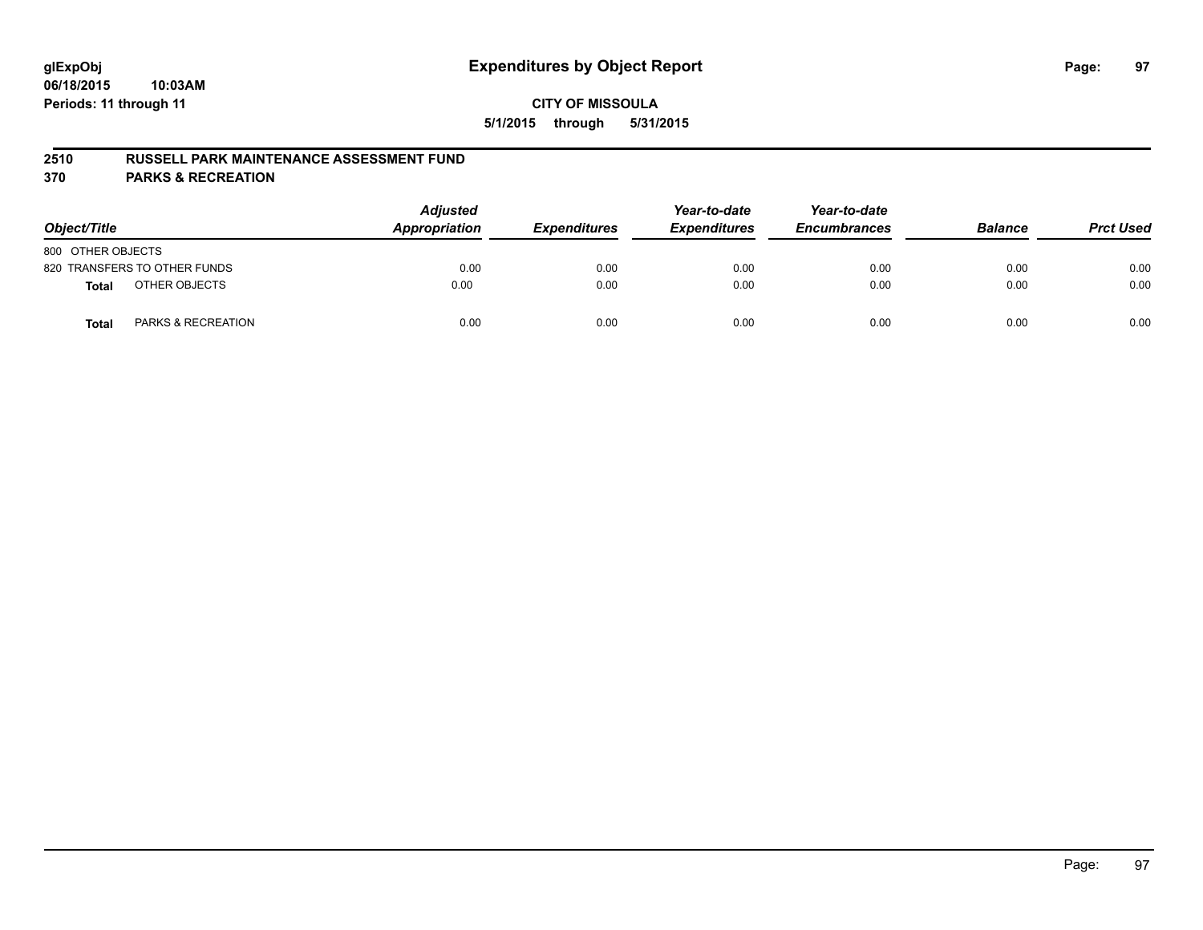glExpObj
06/18/2015 10:03AM
Periods: 11 through 11

# Expenditures by Object Report

**CITY OF MISSOULA**

**5/1/2015 through 5/31/2015**

## 2510 RUSSELL PARK MAINTENANCE ASSESSMENT FUND
## 370 PARKS & RECREATION

| Object/Title | Adjusted Appropriation | Expenditures | Year-to-date Expenditures | Year-to-date Encumbrances | Balance | Prct Used |
|---|---|---|---|---|---|---|
| 800 OTHER OBJECTS | | | | | | |
| 820 TRANSFERS TO OTHER FUNDS | 0.00 | 0.00 | 0.00 | 0.00 | 0.00 | 0.00 |
| **Total** OTHER OBJECTS | 0.00 | 0.00 | 0.00 | 0.00 | 0.00 | 0.00 |
| **Total** PARKS & RECREATION | 0.00 | 0.00 | 0.00 | 0.00 | 0.00 | 0.00 |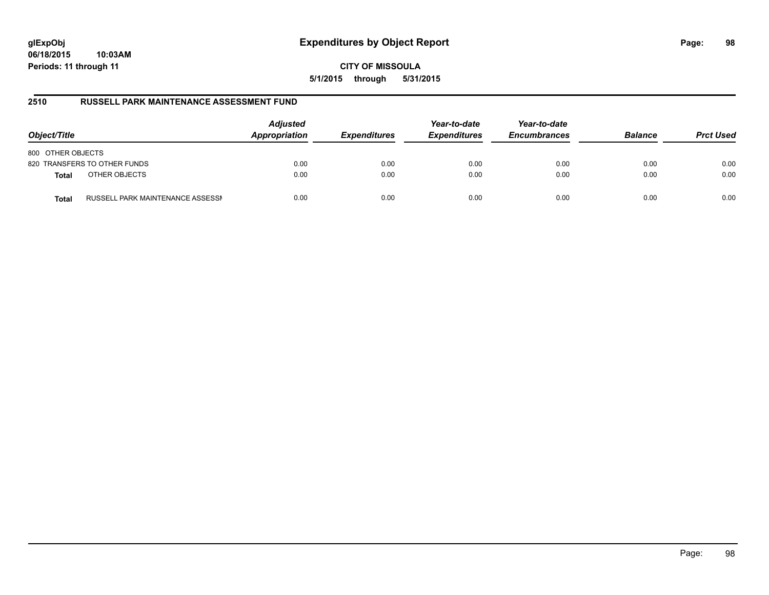**glExpObj** **Expenditures by Object Report**

**06/18/2015 10:03AM**

**Periods: 11 through 11**

**CITY OF MISSOULA**

**5/1/2015 through 5/31/2015**

## 2510 RUSSELL PARK MAINTENANCE ASSESSMENT FUND

| Object/Title | | *Adjusted Appropriation* | *Expenditures* | *Year-to-date Expenditures* | *Year-to-date Encumbrances* | *Balance* | *Prct Used* |
|---|---|---|---|---|---|---|---|
| 800 OTHER OBJECTS | | | | | | | |
| 820 TRANSFERS TO OTHER FUNDS | | 0.00 | 0.00 | 0.00 | 0.00 | 0.00 | 0.00 |
| **Total** | OTHER OBJECTS | 0.00 | 0.00 | 0.00 | 0.00 | 0.00 | 0.00 |
| **Total** | RUSSELL PARK MAINTENANCE ASSESSI | 0.00 | 0.00 | 0.00 | 0.00 | 0.00 | 0.00 |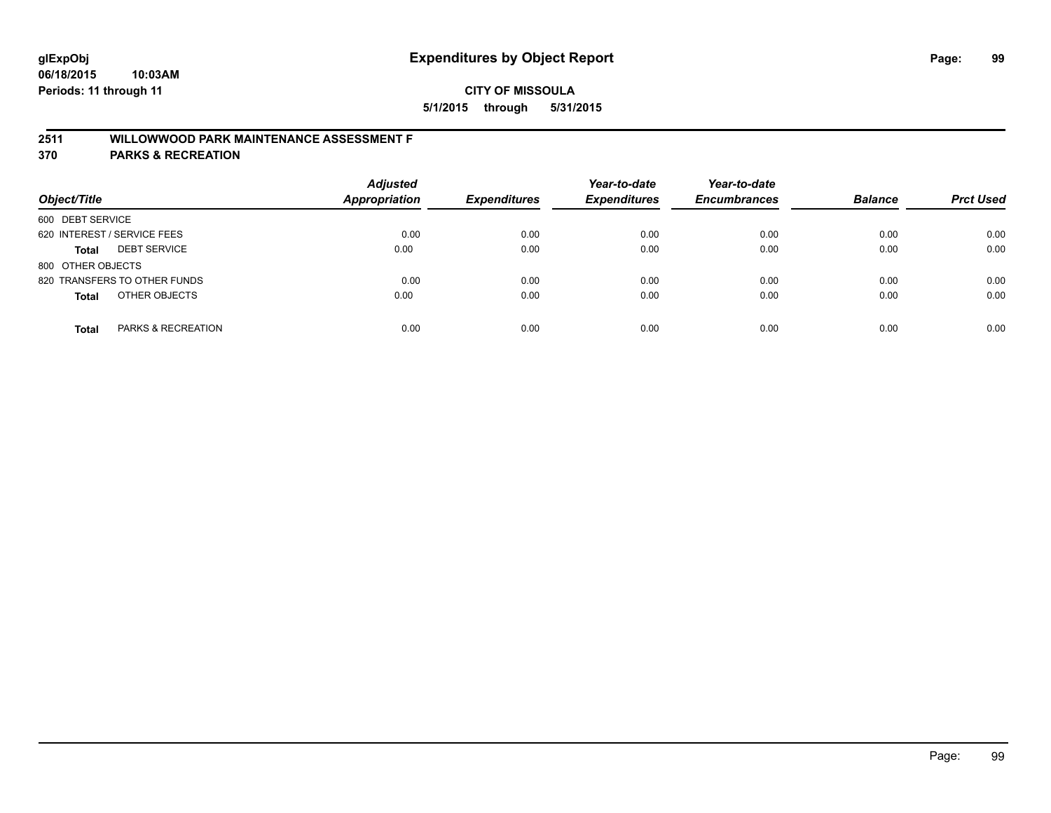**glExpObj** **Expenditures by Object Report**
**06/18/2015 10:03AM**
**Periods: 11 through 11**

**CITY OF MISSOULA**
**5/1/2015 through 5/31/2015**

## 2511 WILLOWWOOD PARK MAINTENANCE ASSESSMENT F
## 370 PARKS & RECREATION

| Object/Title | Adjusted Appropriation | Expenditures | Year-to-date Expenditures | Year-to-date Encumbrances | Balance | Prct Used |
|---|---|---|---|---|---|---|
| 600 DEBT SERVICE | | | | | | |
| 620 INTEREST / SERVICE FEES | 0.00 | 0.00 | 0.00 | 0.00 | 0.00 | 0.00 |
| **Total** DEBT SERVICE | 0.00 | 0.00 | 0.00 | 0.00 | 0.00 | 0.00 |
| 800 OTHER OBJECTS | | | | | | |
| 820 TRANSFERS TO OTHER FUNDS | 0.00 | 0.00 | 0.00 | 0.00 | 0.00 | 0.00 |
| **Total** OTHER OBJECTS | 0.00 | 0.00 | 0.00 | 0.00 | 0.00 | 0.00 |
| **Total** PARKS & RECREATION | 0.00 | 0.00 | 0.00 | 0.00 | 0.00 | 0.00 |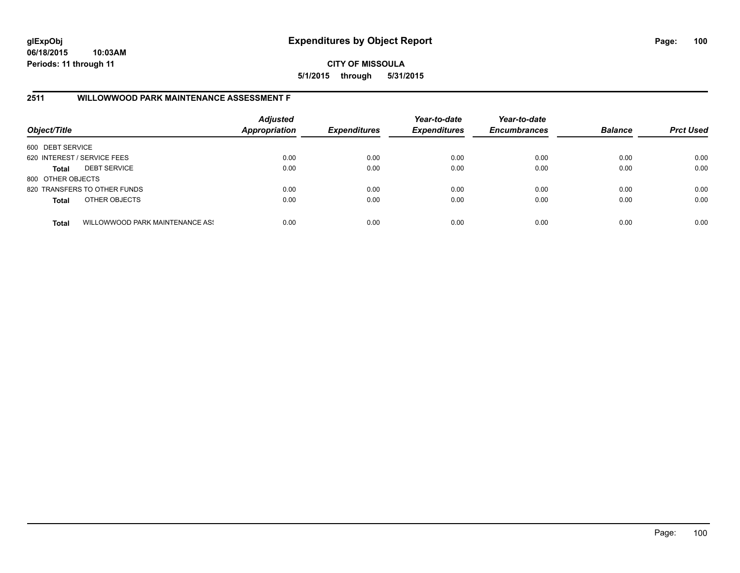# Expenditures by Object Report

glExpObj
06/18/2015 10:03AM
Periods: 11 through 11

CITY OF MISSOULA
5/1/2015 through 5/31/2015

## 2511 WILLOWWOOD PARK MAINTENANCE ASSESSMENT F

| Object/Title | | Adjusted Appropriation | Expenditures | Year-to-date Expenditures | Year-to-date Encumbrances | Balance | Prct Used |
|---|---|---|---|---|---|---|---|
| 600 DEBT SERVICE | | | | | | | |
| 620 INTEREST / SERVICE FEES | | 0.00 | 0.00 | 0.00 | 0.00 | 0.00 | 0.00 |
| **Total** | DEBT SERVICE | 0.00 | 0.00 | 0.00 | 0.00 | 0.00 | 0.00 |
| 800 OTHER OBJECTS | | | | | | | |
| 820 TRANSFERS TO OTHER FUNDS | | 0.00 | 0.00 | 0.00 | 0.00 | 0.00 | 0.00 |
| **Total** | OTHER OBJECTS | 0.00 | 0.00 | 0.00 | 0.00 | 0.00 | 0.00 |
| **Total** | WILLOWWOOD PARK MAINTENANCE ASS | 0.00 | 0.00 | 0.00 | 0.00 | 0.00 | 0.00 |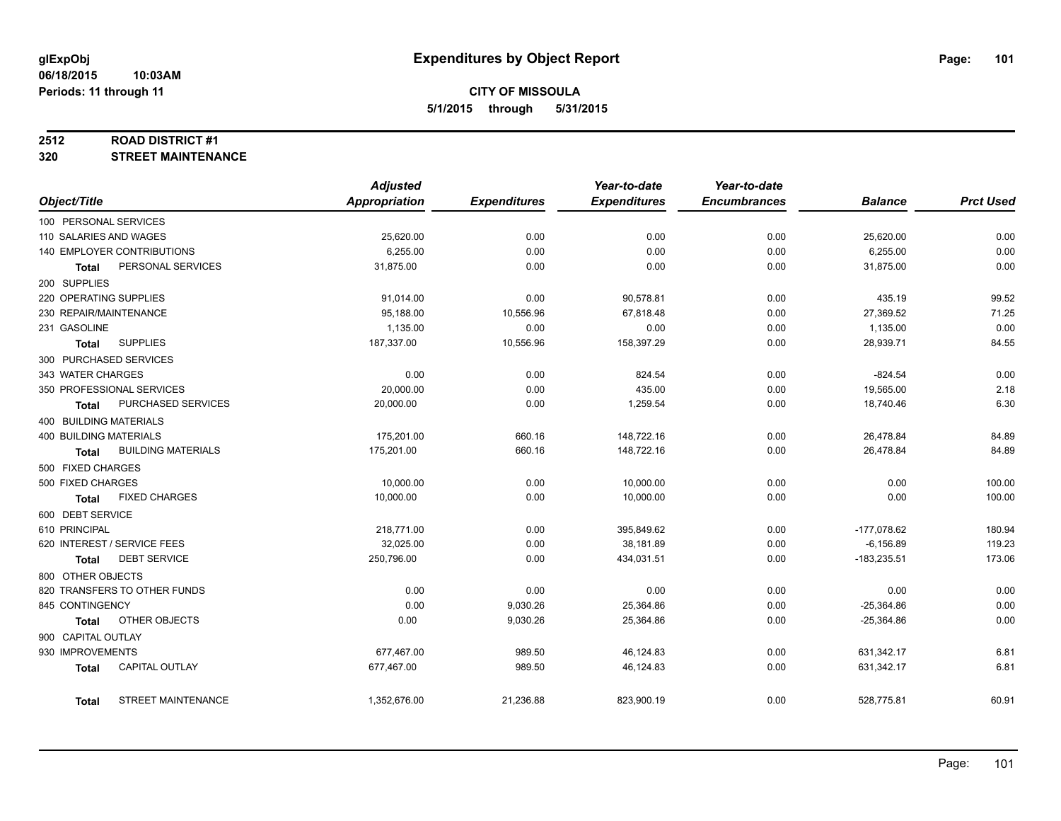**glExpObj** **Expenditures by Object Report**
**06/18/2015 10:03AM**
**Periods: 11 through 11**

**CITY OF MISSOULA**
**5/1/2015 through 5/31/2015**

## 2512 ROAD DISTRICT #1
## 320 STREET MAINTENANCE

| Object/Title | Adjusted Appropriation | Expenditures | Year-to-date Expenditures | Year-to-date Encumbrances | Balance | Prct Used |
|---|---|---|---|---|---|---|
| 100 PERSONAL SERVICES | | | | | | |
| 110 SALARIES AND WAGES | 25,620.00 | 0.00 | 0.00 | 0.00 | 25,620.00 | 0.00 |
| 140 EMPLOYER CONTRIBUTIONS | 6,255.00 | 0.00 | 0.00 | 0.00 | 6,255.00 | 0.00 |
| **Total** PERSONAL SERVICES | 31,875.00 | 0.00 | 0.00 | 0.00 | 31,875.00 | 0.00 |
| 200 SUPPLIES | | | | | | |
| 220 OPERATING SUPPLIES | 91,014.00 | 0.00 | 90,578.81 | 0.00 | 435.19 | 99.52 |
| 230 REPAIR/MAINTENANCE | 95,188.00 | 10,556.96 | 67,818.48 | 0.00 | 27,369.52 | 71.25 |
| 231 GASOLINE | 1,135.00 | 0.00 | 0.00 | 0.00 | 1,135.00 | 0.00 |
| **Total** SUPPLIES | 187,337.00 | 10,556.96 | 158,397.29 | 0.00 | 28,939.71 | 84.55 |
| 300 PURCHASED SERVICES | | | | | | |
| 343 WATER CHARGES | 0.00 | 0.00 | 824.54 | 0.00 | -824.54 | 0.00 |
| 350 PROFESSIONAL SERVICES | 20,000.00 | 0.00 | 435.00 | 0.00 | 19,565.00 | 2.18 |
| **Total** PURCHASED SERVICES | 20,000.00 | 0.00 | 1,259.54 | 0.00 | 18,740.46 | 6.30 |
| 400 BUILDING MATERIALS | | | | | | |
| 400 BUILDING MATERIALS | 175,201.00 | 660.16 | 148,722.16 | 0.00 | 26,478.84 | 84.89 |
| **Total** BUILDING MATERIALS | 175,201.00 | 660.16 | 148,722.16 | 0.00 | 26,478.84 | 84.89 |
| 500 FIXED CHARGES | | | | | | |
| 500 FIXED CHARGES | 10,000.00 | 0.00 | 10,000.00 | 0.00 | 0.00 | 100.00 |
| **Total** FIXED CHARGES | 10,000.00 | 0.00 | 10,000.00 | 0.00 | 0.00 | 100.00 |
| 600 DEBT SERVICE | | | | | | |
| 610 PRINCIPAL | 218,771.00 | 0.00 | 395,849.62 | 0.00 | -177,078.62 | 180.94 |
| 620 INTEREST / SERVICE FEES | 32,025.00 | 0.00 | 38,181.89 | 0.00 | -6,156.89 | 119.23 |
| **Total** DEBT SERVICE | 250,796.00 | 0.00 | 434,031.51 | 0.00 | -183,235.51 | 173.06 |
| 800 OTHER OBJECTS | | | | | | |
| 820 TRANSFERS TO OTHER FUNDS | 0.00 | 0.00 | 0.00 | 0.00 | 0.00 | 0.00 |
| 845 CONTINGENCY | 0.00 | 9,030.26 | 25,364.86 | 0.00 | -25,364.86 | 0.00 |
| **Total** OTHER OBJECTS | 0.00 | 9,030.26 | 25,364.86 | 0.00 | -25,364.86 | 0.00 |
| 900 CAPITAL OUTLAY | | | | | | |
| 930 IMPROVEMENTS | 677,467.00 | 989.50 | 46,124.83 | 0.00 | 631,342.17 | 6.81 |
| **Total** CAPITAL OUTLAY | 677,467.00 | 989.50 | 46,124.83 | 0.00 | 631,342.17 | 6.81 |
| **Total** STREET MAINTENANCE | 1,352,676.00 | 21,236.88 | 823,900.19 | 0.00 | 528,775.81 | 60.91 |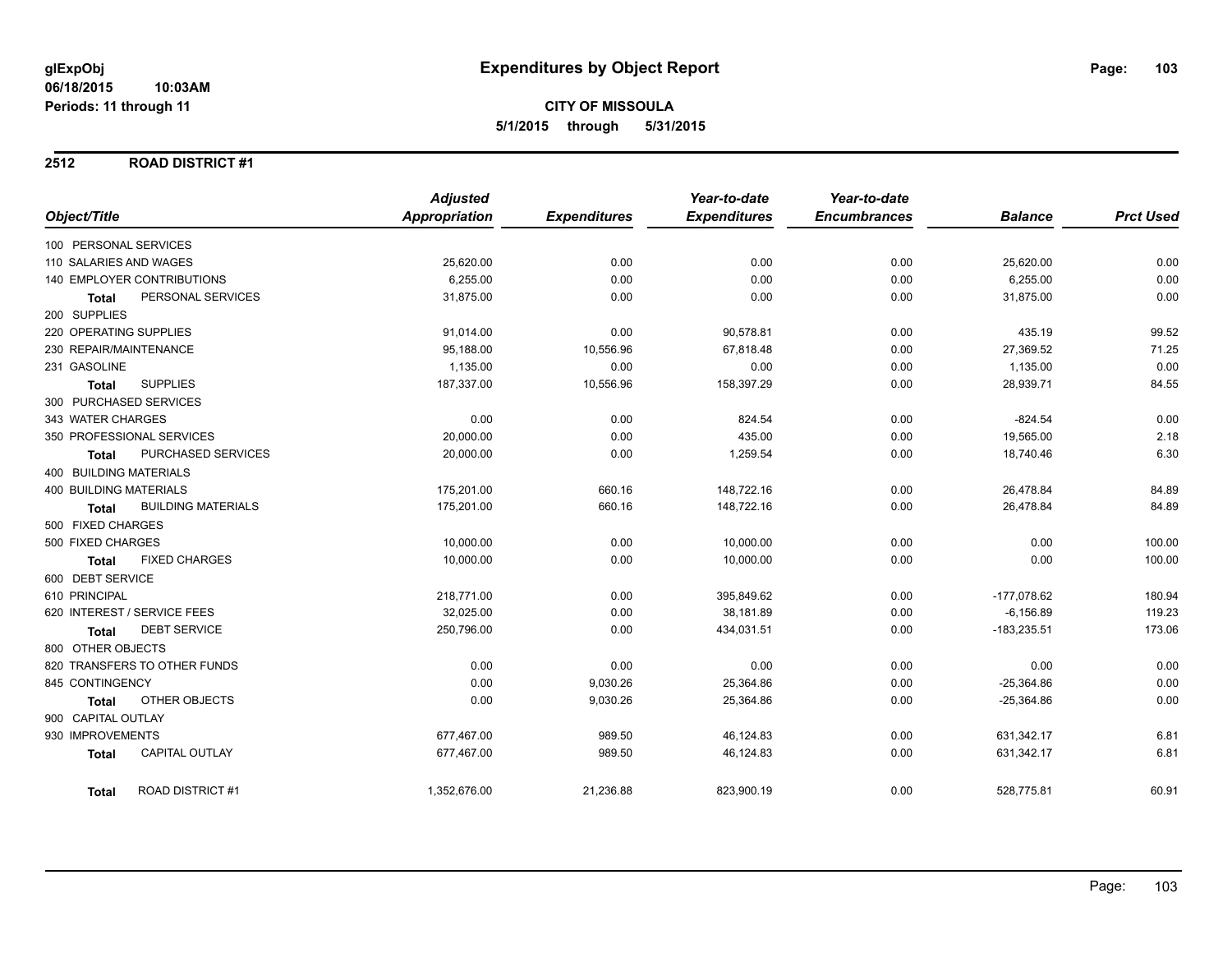**glExpObj** **Expenditures by Object Report**

**06/18/2015 10:03AM**

**Periods: 11 through 11**

**CITY OF MISSOULA**

**5/1/2015 through 5/31/2015**

## 2512 ROAD DISTRICT #1

| Object/Title | Adjusted Appropriation | Expenditures | Year-to-date Expenditures | Year-to-date Encumbrances | Balance | Prct Used |
|---|---|---|---|---|---|---|
| 100 PERSONAL SERVICES | | | | | | |
| 110 SALARIES AND WAGES | 25,620.00 | 0.00 | 0.00 | 0.00 | 25,620.00 | 0.00 |
| 140 EMPLOYER CONTRIBUTIONS | 6,255.00 | 0.00 | 0.00 | 0.00 | 6,255.00 | 0.00 |
| **Total** PERSONAL SERVICES | 31,875.00 | 0.00 | 0.00 | 0.00 | 31,875.00 | 0.00 |
| 200 SUPPLIES | | | | | | |
| 220 OPERATING SUPPLIES | 91,014.00 | 0.00 | 90,578.81 | 0.00 | 435.19 | 99.52 |
| 230 REPAIR/MAINTENANCE | 95,188.00 | 10,556.96 | 67,818.48 | 0.00 | 27,369.52 | 71.25 |
| 231 GASOLINE | 1,135.00 | 0.00 | 0.00 | 0.00 | 1,135.00 | 0.00 |
| **Total** SUPPLIES | 187,337.00 | 10,556.96 | 158,397.29 | 0.00 | 28,939.71 | 84.55 |
| 300 PURCHASED SERVICES | | | | | | |
| 343 WATER CHARGES | 0.00 | 0.00 | 824.54 | 0.00 | -824.54 | 0.00 |
| 350 PROFESSIONAL SERVICES | 20,000.00 | 0.00 | 435.00 | 0.00 | 19,565.00 | 2.18 |
| **Total** PURCHASED SERVICES | 20,000.00 | 0.00 | 1,259.54 | 0.00 | 18,740.46 | 6.30 |
| 400 BUILDING MATERIALS | | | | | | |
| 400 BUILDING MATERIALS | 175,201.00 | 660.16 | 148,722.16 | 0.00 | 26,478.84 | 84.89 |
| **Total** BUILDING MATERIALS | 175,201.00 | 660.16 | 148,722.16 | 0.00 | 26,478.84 | 84.89 |
| 500 FIXED CHARGES | | | | | | |
| 500 FIXED CHARGES | 10,000.00 | 0.00 | 10,000.00 | 0.00 | 0.00 | 100.00 |
| **Total** FIXED CHARGES | 10,000.00 | 0.00 | 10,000.00 | 0.00 | 0.00 | 100.00 |
| 600 DEBT SERVICE | | | | | | |
| 610 PRINCIPAL | 218,771.00 | 0.00 | 395,849.62 | 0.00 | -177,078.62 | 180.94 |
| 620 INTEREST / SERVICE FEES | 32,025.00 | 0.00 | 38,181.89 | 0.00 | -6,156.89 | 119.23 |
| **Total** DEBT SERVICE | 250,796.00 | 0.00 | 434,031.51 | 0.00 | -183,235.51 | 173.06 |
| 800 OTHER OBJECTS | | | | | | |
| 820 TRANSFERS TO OTHER FUNDS | 0.00 | 0.00 | 0.00 | 0.00 | 0.00 | 0.00 |
| 845 CONTINGENCY | 0.00 | 9,030.26 | 25,364.86 | 0.00 | -25,364.86 | 0.00 |
| **Total** OTHER OBJECTS | 0.00 | 9,030.26 | 25,364.86 | 0.00 | -25,364.86 | 0.00 |
| 900 CAPITAL OUTLAY | | | | | | |
| 930 IMPROVEMENTS | 677,467.00 | 989.50 | 46,124.83 | 0.00 | 631,342.17 | 6.81 |
| **Total** CAPITAL OUTLAY | 677,467.00 | 989.50 | 46,124.83 | 0.00 | 631,342.17 | 6.81 |
| **Total** ROAD DISTRICT #1 | 1,352,676.00 | 21,236.88 | 823,900.19 | 0.00 | 528,775.81 | 60.91 |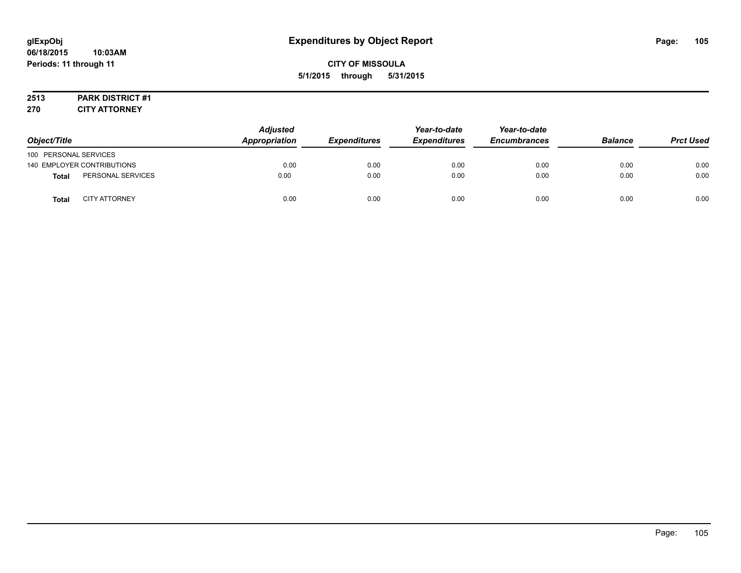glExpObj
06/18/2015 10:03AM
Periods: 11 through 11

# Expenditures by Object Report

**CITY OF MISSOULA**
**5/1/2015 through 5/31/2015**

**2513 PARK DISTRICT #1**
**270 CITY ATTORNEY**

| Object/Title | | Adjusted Appropriation | Expenditures | Year-to-date Expenditures | Year-to-date Encumbrances | Balance | Prct Used |
|---|---|---|---|---|---|---|---|
| 100 PERSONAL SERVICES | | | | | | | |
| 140 EMPLOYER CONTRIBUTIONS | | 0.00 | 0.00 | 0.00 | 0.00 | 0.00 | 0.00 |
| **Total** | PERSONAL SERVICES | 0.00 | 0.00 | 0.00 | 0.00 | 0.00 | 0.00 |
| **Total** | CITY ATTORNEY | 0.00 | 0.00 | 0.00 | 0.00 | 0.00 | 0.00 |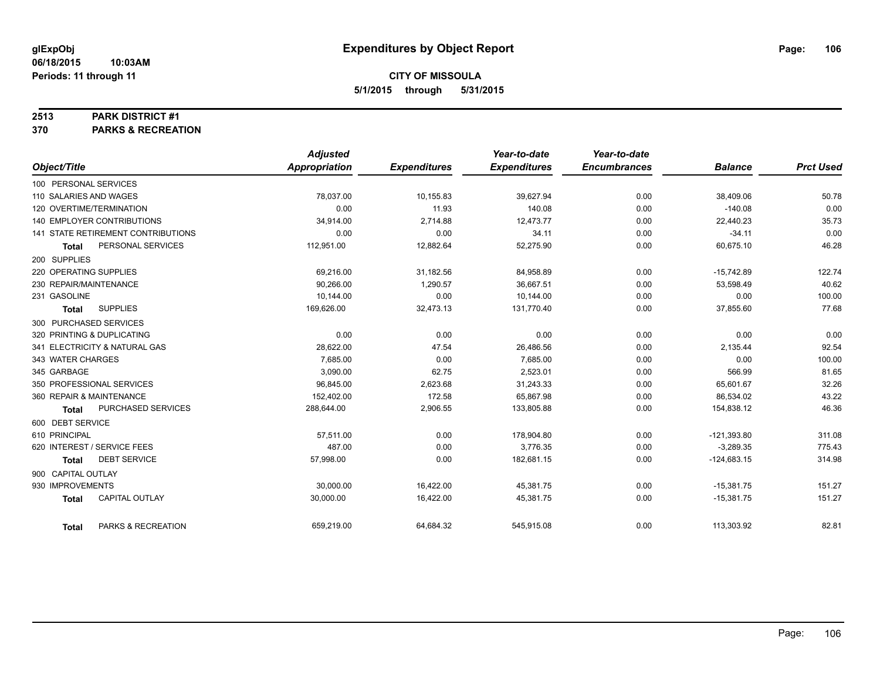**glExpObj** **Expenditures by Object Report**

**06/18/2015 10:03AM**

**Periods: 11 through 11**

**CITY OF MISSOULA**

**5/1/2015 through 5/31/2015**

**2513 PARK DISTRICT #1**

**370 PARKS & RECREATION**

| Object/Title | Adjusted Appropriation | Expenditures | Year-to-date Expenditures | Year-to-date Encumbrances | Balance | Prct Used |
|---|---|---|---|---|---|---|
| 100 PERSONAL SERVICES | | | | | | |
| 110 SALARIES AND WAGES | 78,037.00 | 10,155.83 | 39,627.94 | 0.00 | 38,409.06 | 50.78 |
| 120 OVERTIME/TERMINATION | 0.00 | 11.93 | 140.08 | 0.00 | -140.08 | 0.00 |
| 140 EMPLOYER CONTRIBUTIONS | 34,914.00 | 2,714.88 | 12,473.77 | 0.00 | 22,440.23 | 35.73 |
| 141 STATE RETIREMENT CONTRIBUTIONS | 0.00 | 0.00 | 34.11 | 0.00 | -34.11 | 0.00 |
| **Total** PERSONAL SERVICES | 112,951.00 | 12,882.64 | 52,275.90 | 0.00 | 60,675.10 | 46.28 |
| 200 SUPPLIES | | | | | | |
| 220 OPERATING SUPPLIES | 69,216.00 | 31,182.56 | 84,958.89 | 0.00 | -15,742.89 | 122.74 |
| 230 REPAIR/MAINTENANCE | 90,266.00 | 1,290.57 | 36,667.51 | 0.00 | 53,598.49 | 40.62 |
| 231 GASOLINE | 10,144.00 | 0.00 | 10,144.00 | 0.00 | 0.00 | 100.00 |
| **Total** SUPPLIES | 169,626.00 | 32,473.13 | 131,770.40 | 0.00 | 37,855.60 | 77.68 |
| 300 PURCHASED SERVICES | | | | | | |
| 320 PRINTING & DUPLICATING | 0.00 | 0.00 | 0.00 | 0.00 | 0.00 | 0.00 |
| 341 ELECTRICITY & NATURAL GAS | 28,622.00 | 47.54 | 26,486.56 | 0.00 | 2,135.44 | 92.54 |
| 343 WATER CHARGES | 7,685.00 | 0.00 | 7,685.00 | 0.00 | 0.00 | 100.00 |
| 345 GARBAGE | 3,090.00 | 62.75 | 2,523.01 | 0.00 | 566.99 | 81.65 |
| 350 PROFESSIONAL SERVICES | 96,845.00 | 2,623.68 | 31,243.33 | 0.00 | 65,601.67 | 32.26 |
| 360 REPAIR & MAINTENANCE | 152,402.00 | 172.58 | 65,867.98 | 0.00 | 86,534.02 | 43.22 |
| **Total** PURCHASED SERVICES | 288,644.00 | 2,906.55 | 133,805.88 | 0.00 | 154,838.12 | 46.36 |
| 600 DEBT SERVICE | | | | | | |
| 610 PRINCIPAL | 57,511.00 | 0.00 | 178,904.80 | 0.00 | -121,393.80 | 311.08 |
| 620 INTEREST / SERVICE FEES | 487.00 | 0.00 | 3,776.35 | 0.00 | -3,289.35 | 775.43 |
| **Total** DEBT SERVICE | 57,998.00 | 0.00 | 182,681.15 | 0.00 | -124,683.15 | 314.98 |
| 900 CAPITAL OUTLAY | | | | | | |
| 930 IMPROVEMENTS | 30,000.00 | 16,422.00 | 45,381.75 | 0.00 | -15,381.75 | 151.27 |
| **Total** CAPITAL OUTLAY | 30,000.00 | 16,422.00 | 45,381.75 | 0.00 | -15,381.75 | 151.27 |
| **Total** PARKS & RECREATION | 659,219.00 | 64,684.32 | 545,915.08 | 0.00 | 113,303.92 | 82.81 |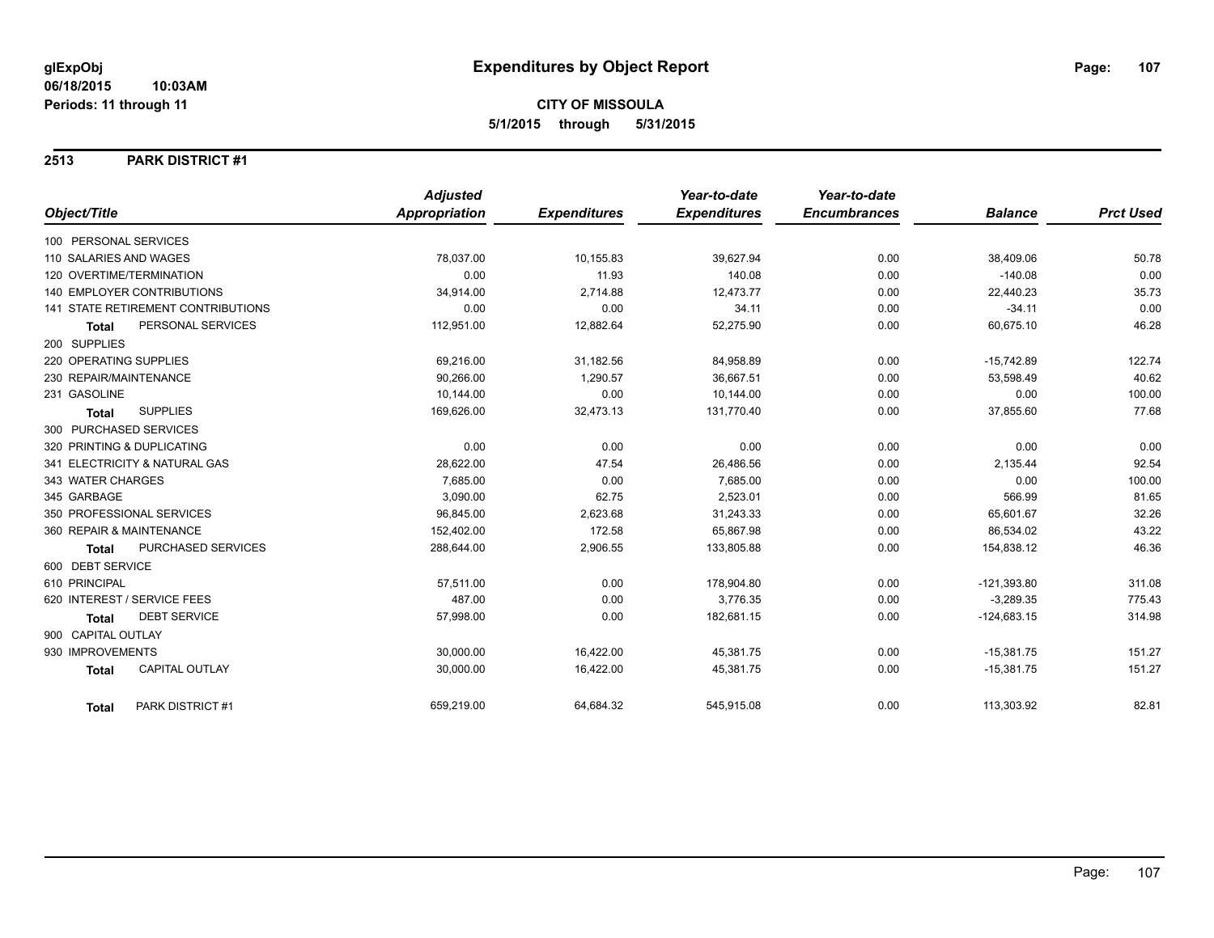**glExpObj**
**06/18/2015 10:03AM**
**Periods: 11 through 11**

# Expenditures by Object Report

**CITY OF MISSOULA**
**5/1/2015 through 5/31/2015**

## 2513 PARK DISTRICT #1

| Object/Title | Adjusted Appropriation | Expenditures | Year-to-date Expenditures | Year-to-date Encumbrances | Balance | Prct Used |
|---|---|---|---|---|---|---|
| 100 PERSONAL SERVICES | | | | | | |
| 110 SALARIES AND WAGES | 78,037.00 | 10,155.83 | 39,627.94 | 0.00 | 38,409.06 | 50.78 |
| 120 OVERTIME/TERMINATION | 0.00 | 11.93 | 140.08 | 0.00 | -140.08 | 0.00 |
| 140 EMPLOYER CONTRIBUTIONS | 34,914.00 | 2,714.88 | 12,473.77 | 0.00 | 22,440.23 | 35.73 |
| 141 STATE RETIREMENT CONTRIBUTIONS | 0.00 | 0.00 | 34.11 | 0.00 | -34.11 | 0.00 |
| **Total** PERSONAL SERVICES | 112,951.00 | 12,882.64 | 52,275.90 | 0.00 | 60,675.10 | 46.28 |
| 200 SUPPLIES | | | | | | |
| 220 OPERATING SUPPLIES | 69,216.00 | 31,182.56 | 84,958.89 | 0.00 | -15,742.89 | 122.74 |
| 230 REPAIR/MAINTENANCE | 90,266.00 | 1,290.57 | 36,667.51 | 0.00 | 53,598.49 | 40.62 |
| 231 GASOLINE | 10,144.00 | 0.00 | 10,144.00 | 0.00 | 0.00 | 100.00 |
| **Total** SUPPLIES | 169,626.00 | 32,473.13 | 131,770.40 | 0.00 | 37,855.60 | 77.68 |
| 300 PURCHASED SERVICES | | | | | | |
| 320 PRINTING & DUPLICATING | 0.00 | 0.00 | 0.00 | 0.00 | 0.00 | 0.00 |
| 341 ELECTRICITY & NATURAL GAS | 28,622.00 | 47.54 | 26,486.56 | 0.00 | 2,135.44 | 92.54 |
| 343 WATER CHARGES | 7,685.00 | 0.00 | 7,685.00 | 0.00 | 0.00 | 100.00 |
| 345 GARBAGE | 3,090.00 | 62.75 | 2,523.01 | 0.00 | 566.99 | 81.65 |
| 350 PROFESSIONAL SERVICES | 96,845.00 | 2,623.68 | 31,243.33 | 0.00 | 65,601.67 | 32.26 |
| 360 REPAIR & MAINTENANCE | 152,402.00 | 172.58 | 65,867.98 | 0.00 | 86,534.02 | 43.22 |
| **Total** PURCHASED SERVICES | 288,644.00 | 2,906.55 | 133,805.88 | 0.00 | 154,838.12 | 46.36 |
| 600 DEBT SERVICE | | | | | | |
| 610 PRINCIPAL | 57,511.00 | 0.00 | 178,904.80 | 0.00 | -121,393.80 | 311.08 |
| 620 INTEREST / SERVICE FEES | 487.00 | 0.00 | 3,776.35 | 0.00 | -3,289.35 | 775.43 |
| **Total** DEBT SERVICE | 57,998.00 | 0.00 | 182,681.15 | 0.00 | -124,683.15 | 314.98 |
| 900 CAPITAL OUTLAY | | | | | | |
| 930 IMPROVEMENTS | 30,000.00 | 16,422.00 | 45,381.75 | 0.00 | -15,381.75 | 151.27 |
| **Total** CAPITAL OUTLAY | 30,000.00 | 16,422.00 | 45,381.75 | 0.00 | -15,381.75 | 151.27 |
| **Total** PARK DISTRICT #1 | 659,219.00 | 64,684.32 | 545,915.08 | 0.00 | 113,303.92 | 82.81 |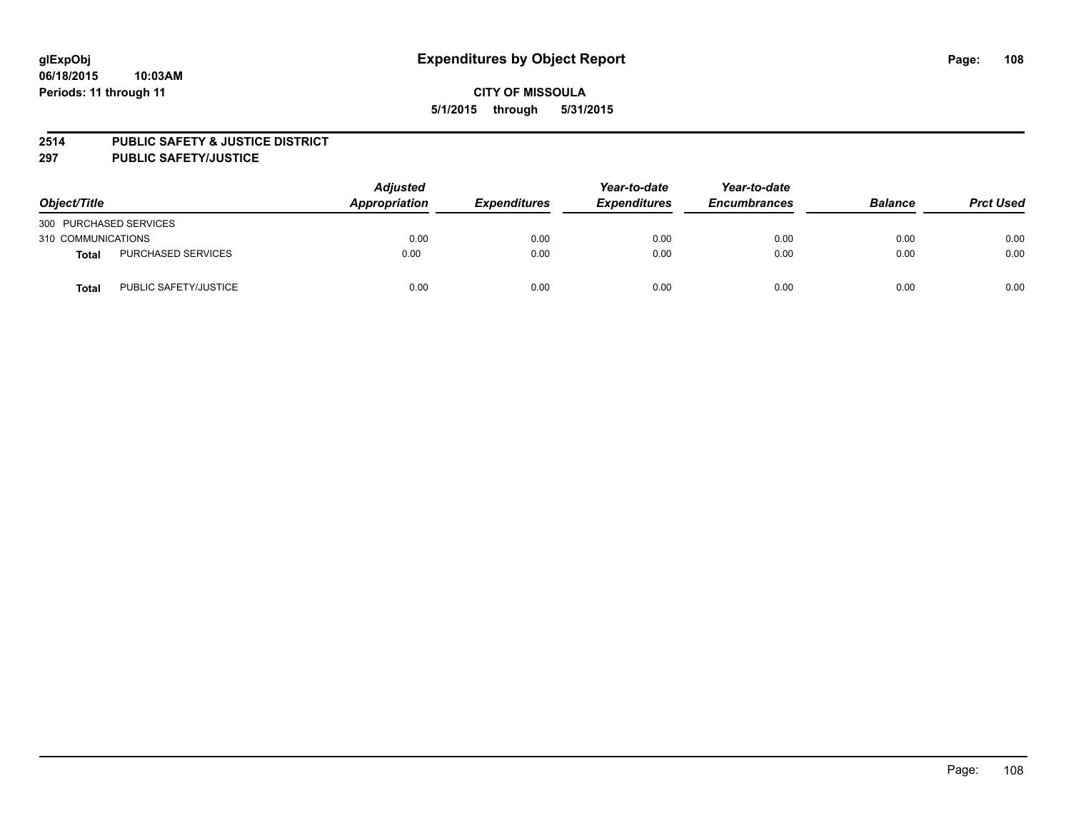**glExpObj**
**06/18/2015 10:03AM**
**Periods: 11 through 11**

# Expenditures by Object Report

**CITY OF MISSOULA**
**5/1/2015 through 5/31/2015**

## 2514 PUBLIC SAFETY & JUSTICE DISTRICT
## 297 PUBLIC SAFETY/JUSTICE

| Object/Title | | Adjusted Appropriation | Expenditures | Year-to-date Expenditures | Year-to-date Encumbrances | Balance | Prct Used |
|---|---|---|---|---|---|---|---|
| 300 PURCHASED SERVICES | | | | | | | |
| 310 COMMUNICATIONS | | 0.00 | 0.00 | 0.00 | 0.00 | 0.00 | 0.00 |
| **Total** | PURCHASED SERVICES | 0.00 | 0.00 | 0.00 | 0.00 | 0.00 | 0.00 |
| **Total** | PUBLIC SAFETY/JUSTICE | 0.00 | 0.00 | 0.00 | 0.00 | 0.00 | 0.00 |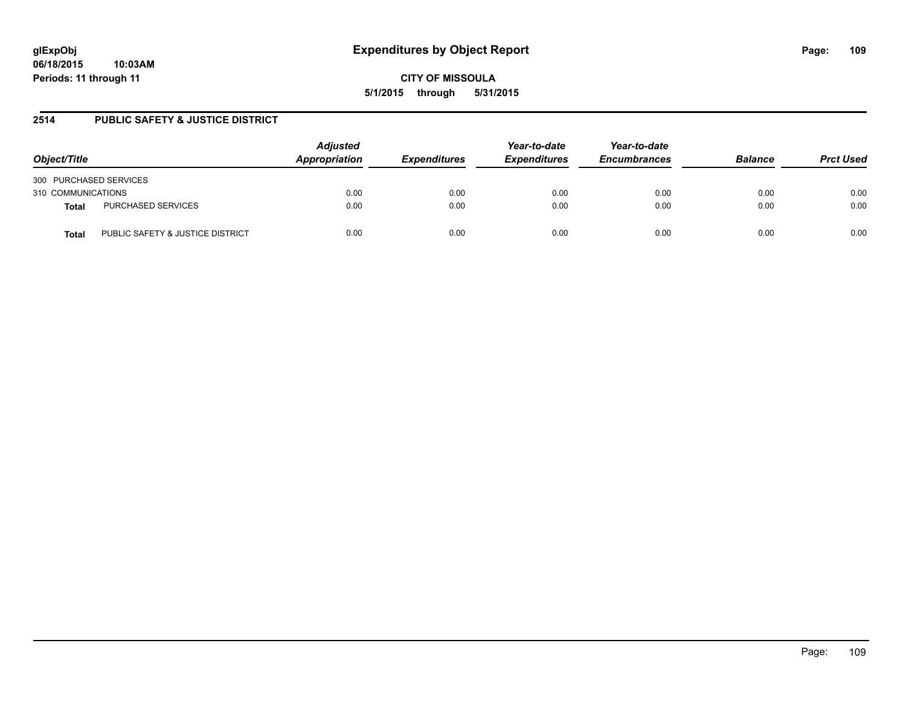glExpObj
06/18/2015 10:03AM
Periods: 11 through 11

# Expenditures by Object Report

**CITY OF MISSOULA**

**5/1/2015 through 5/31/2015**

## 2514 PUBLIC SAFETY & JUSTICE DISTRICT

| Object/Title | | Adjusted Appropriation | Expenditures | Year-to-date Expenditures | Year-to-date Encumbrances | Balance | Prct Used |
|---|---|---|---|---|---|---|---|
| 300 PURCHASED SERVICES | | | | | | | |
| 310 COMMUNICATIONS | | 0.00 | 0.00 | 0.00 | 0.00 | 0.00 | 0.00 |
| **Total** | PURCHASED SERVICES | 0.00 | 0.00 | 0.00 | 0.00 | 0.00 | 0.00 |
| **Total** | PUBLIC SAFETY & JUSTICE DISTRICT | 0.00 | 0.00 | 0.00 | 0.00 | 0.00 | 0.00 |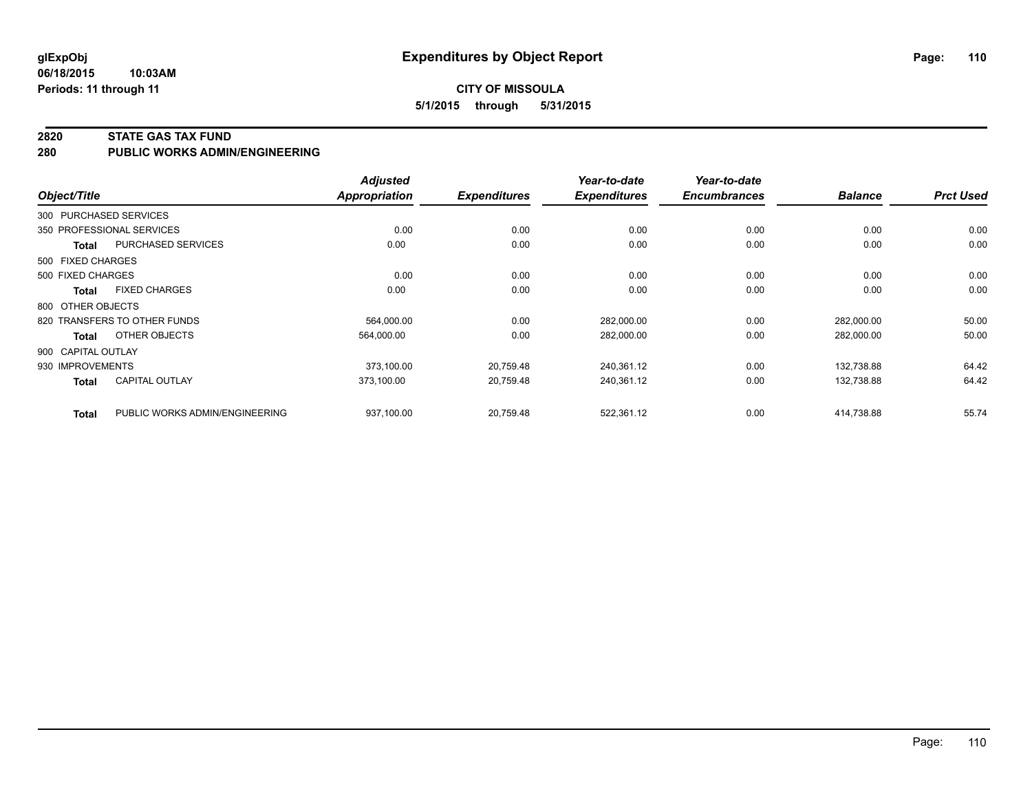glExpObj
06/18/2015 10:03AM
Periods: 11 through 11

# Expenditures by Object Report

**CITY OF MISSOULA**
**5/1/2015 through 5/31/2015**

## 2820 STATE GAS TAX FUND
## 280 PUBLIC WORKS ADMIN/ENGINEERING

| Object/Title | | Adjusted Appropriation | Expenditures | Year-to-date Expenditures | Year-to-date Encumbrances | Balance | Prct Used |
|---|---|---|---|---|---|---|---|
| 300 PURCHASED SERVICES | | | | | | | |
| 350 PROFESSIONAL SERVICES | | 0.00 | 0.00 | 0.00 | 0.00 | 0.00 | 0.00 |
| **Total** | PURCHASED SERVICES | 0.00 | 0.00 | 0.00 | 0.00 | 0.00 | 0.00 |
| 500 FIXED CHARGES | | | | | | | |
| 500 FIXED CHARGES | | 0.00 | 0.00 | 0.00 | 0.00 | 0.00 | 0.00 |
| **Total** | FIXED CHARGES | 0.00 | 0.00 | 0.00 | 0.00 | 0.00 | 0.00 |
| 800 OTHER OBJECTS | | | | | | | |
| 820 TRANSFERS TO OTHER FUNDS | | 564,000.00 | 0.00 | 282,000.00 | 0.00 | 282,000.00 | 50.00 |
| **Total** | OTHER OBJECTS | 564,000.00 | 0.00 | 282,000.00 | 0.00 | 282,000.00 | 50.00 |
| 900 CAPITAL OUTLAY | | | | | | | |
| 930 IMPROVEMENTS | | 373,100.00 | 20,759.48 | 240,361.12 | 0.00 | 132,738.88 | 64.42 |
| **Total** | CAPITAL OUTLAY | 373,100.00 | 20,759.48 | 240,361.12 | 0.00 | 132,738.88 | 64.42 |
| **Total** | PUBLIC WORKS ADMIN/ENGINEERING | 937,100.00 | 20,759.48 | 522,361.12 | 0.00 | 414,738.88 | 55.74 |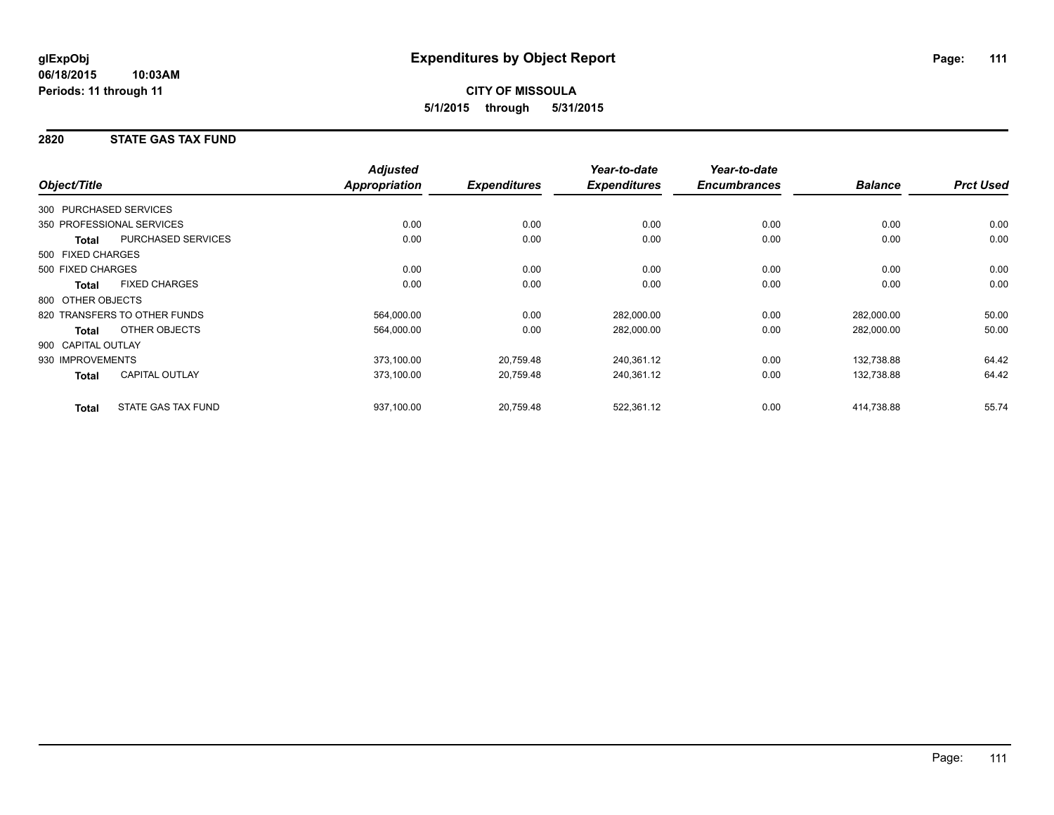**glExpObj**
**06/18/2015 10:03AM**
**Periods: 11 through 11**

# Expenditures by Object Report

**CITY OF MISSOULA**
**5/1/2015 through 5/31/2015**

## 2820 STATE GAS TAX FUND

| Object/Title | | Adjusted Appropriation | Expenditures | Year-to-date Expenditures | Year-to-date Encumbrances | Balance | Prct Used |
|---|---|---|---|---|---|---|---|
| 300 PURCHASED SERVICES | | | | | | | |
| 350 PROFESSIONAL SERVICES | | 0.00 | 0.00 | 0.00 | 0.00 | 0.00 | 0.00 |
| **Total** | PURCHASED SERVICES | 0.00 | 0.00 | 0.00 | 0.00 | 0.00 | 0.00 |
| 500 FIXED CHARGES | | | | | | | |
| 500 FIXED CHARGES | | 0.00 | 0.00 | 0.00 | 0.00 | 0.00 | 0.00 |
| **Total** | FIXED CHARGES | 0.00 | 0.00 | 0.00 | 0.00 | 0.00 | 0.00 |
| 800 OTHER OBJECTS | | | | | | | |
| 820 TRANSFERS TO OTHER FUNDS | | 564,000.00 | 0.00 | 282,000.00 | 0.00 | 282,000.00 | 50.00 |
| **Total** | OTHER OBJECTS | 564,000.00 | 0.00 | 282,000.00 | 0.00 | 282,000.00 | 50.00 |
| 900 CAPITAL OUTLAY | | | | | | | |
| 930 IMPROVEMENTS | | 373,100.00 | 20,759.48 | 240,361.12 | 0.00 | 132,738.88 | 64.42 |
| **Total** | CAPITAL OUTLAY | 373,100.00 | 20,759.48 | 240,361.12 | 0.00 | 132,738.88 | 64.42 |
| **Total** | STATE GAS TAX FUND | 937,100.00 | 20,759.48 | 522,361.12 | 0.00 | 414,738.88 | 55.74 |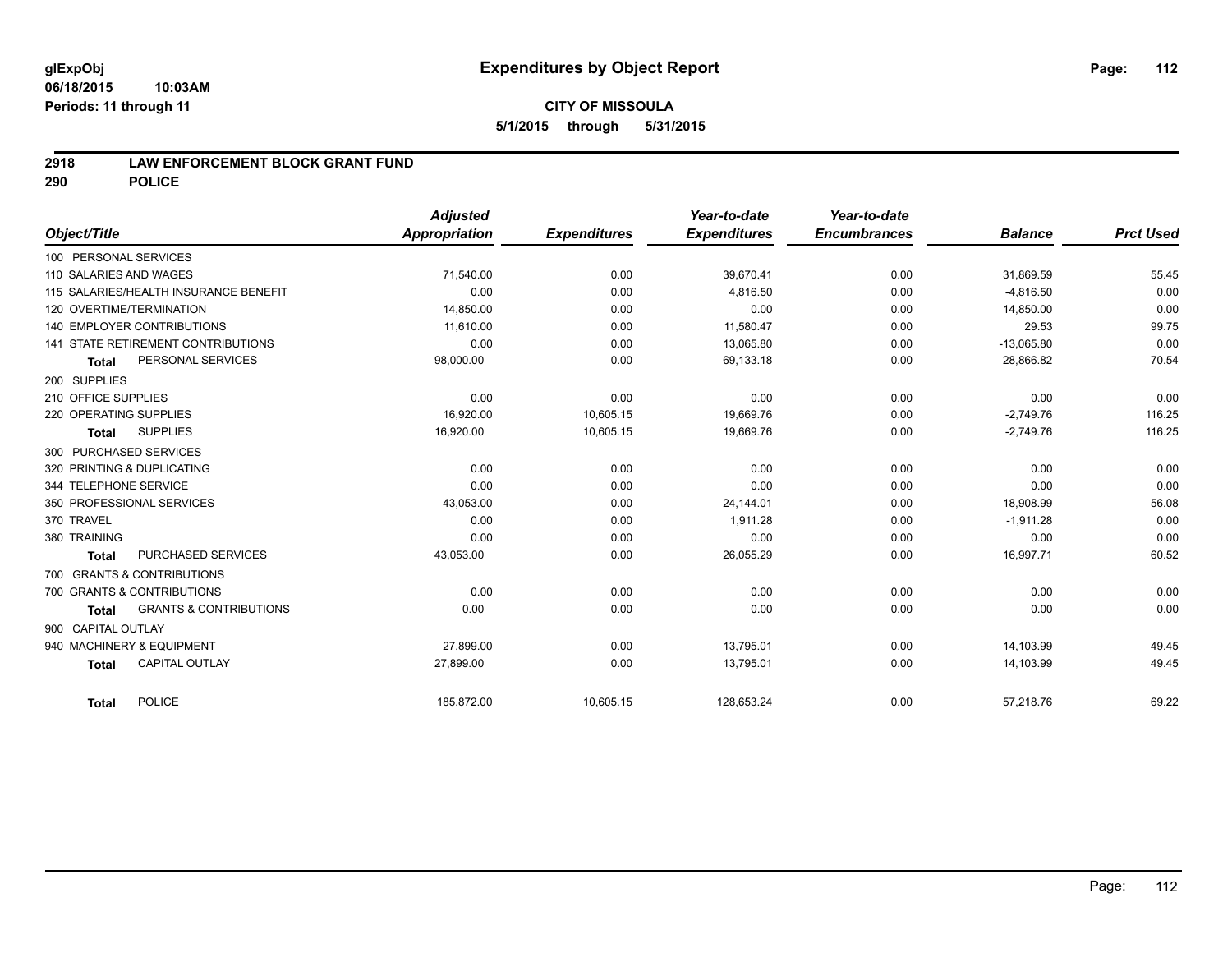**glExpObj**
**06/18/2015 10:03AM**
**Periods: 11 through 11**

# Expenditures by Object Report

**CITY OF MISSOULA**
**5/1/2015 through 5/31/2015**

## 2918 LAW ENFORCEMENT BLOCK GRANT FUND
## 290 POLICE

| Object/Title | Adjusted Appropriation | Expenditures | Year-to-date Expenditures | Year-to-date Encumbrances | Balance | Prct Used |
|---|---|---|---|---|---|---|
| 100 PERSONAL SERVICES | | | | | | |
| 110 SALARIES AND WAGES | 71,540.00 | 0.00 | 39,670.41 | 0.00 | 31,869.59 | 55.45 |
| 115 SALARIES/HEALTH INSURANCE BENEFIT | 0.00 | 0.00 | 4,816.50 | 0.00 | -4,816.50 | 0.00 |
| 120 OVERTIME/TERMINATION | 14,850.00 | 0.00 | 0.00 | 0.00 | 14,850.00 | 0.00 |
| 140 EMPLOYER CONTRIBUTIONS | 11,610.00 | 0.00 | 11,580.47 | 0.00 | 29.53 | 99.75 |
| 141 STATE RETIREMENT CONTRIBUTIONS | 0.00 | 0.00 | 13,065.80 | 0.00 | -13,065.80 | 0.00 |
| **Total** PERSONAL SERVICES | 98,000.00 | 0.00 | 69,133.18 | 0.00 | 28,866.82 | 70.54 |
| 200 SUPPLIES | | | | | | |
| 210 OFFICE SUPPLIES | 0.00 | 0.00 | 0.00 | 0.00 | 0.00 | 0.00 |
| 220 OPERATING SUPPLIES | 16,920.00 | 10,605.15 | 19,669.76 | 0.00 | -2,749.76 | 116.25 |
| **Total** SUPPLIES | 16,920.00 | 10,605.15 | 19,669.76 | 0.00 | -2,749.76 | 116.25 |
| 300 PURCHASED SERVICES | | | | | | |
| 320 PRINTING & DUPLICATING | 0.00 | 0.00 | 0.00 | 0.00 | 0.00 | 0.00 |
| 344 TELEPHONE SERVICE | 0.00 | 0.00 | 0.00 | 0.00 | 0.00 | 0.00 |
| 350 PROFESSIONAL SERVICES | 43,053.00 | 0.00 | 24,144.01 | 0.00 | 18,908.99 | 56.08 |
| 370 TRAVEL | 0.00 | 0.00 | 1,911.28 | 0.00 | -1,911.28 | 0.00 |
| 380 TRAINING | 0.00 | 0.00 | 0.00 | 0.00 | 0.00 | 0.00 |
| **Total** PURCHASED SERVICES | 43,053.00 | 0.00 | 26,055.29 | 0.00 | 16,997.71 | 60.52 |
| 700 GRANTS & CONTRIBUTIONS | | | | | | |
| 700 GRANTS & CONTRIBUTIONS | 0.00 | 0.00 | 0.00 | 0.00 | 0.00 | 0.00 |
| **Total** GRANTS & CONTRIBUTIONS | 0.00 | 0.00 | 0.00 | 0.00 | 0.00 | 0.00 |
| 900 CAPITAL OUTLAY | | | | | | |
| 940 MACHINERY & EQUIPMENT | 27,899.00 | 0.00 | 13,795.01 | 0.00 | 14,103.99 | 49.45 |
| **Total** CAPITAL OUTLAY | 27,899.00 | 0.00 | 13,795.01 | 0.00 | 14,103.99 | 49.45 |
| **Total** POLICE | 185,872.00 | 10,605.15 | 128,653.24 | 0.00 | 57,218.76 | 69.22 |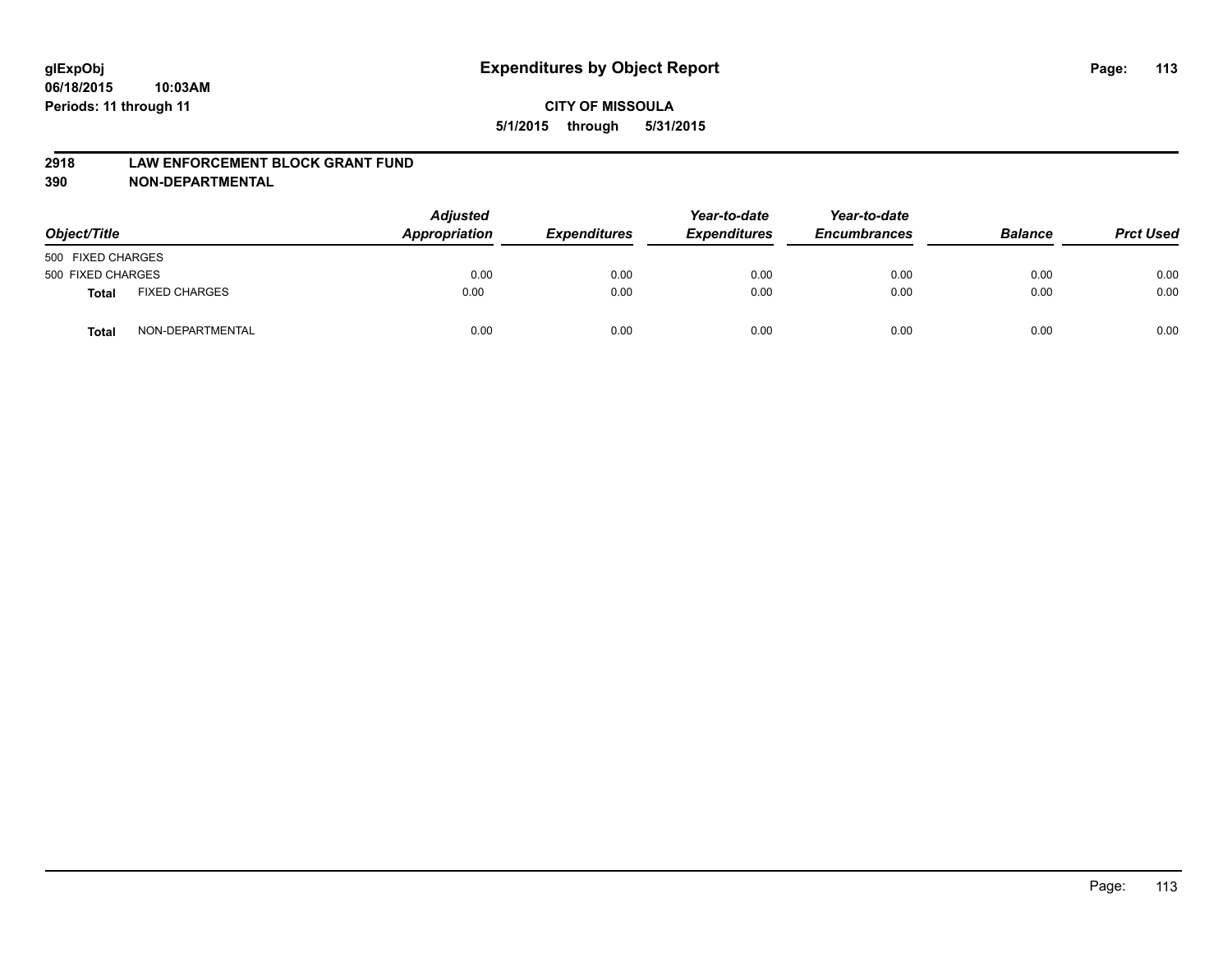**glExpObj**
**06/18/2015 10:03AM**
**Periods: 11 through 11**

# Expenditures by Object Report

**CITY OF MISSOULA**
**5/1/2015 through 5/31/2015**

**2918 LAW ENFORCEMENT BLOCK GRANT FUND**
**390 NON-DEPARTMENTAL**

| Object/Title | | Adjusted Appropriation | Expenditures | Year-to-date Expenditures | Year-to-date Encumbrances | Balance | Prct Used |
|---|---|---|---|---|---|---|---|
| 500 FIXED CHARGES | | | | | | | |
| 500 FIXED CHARGES | | 0.00 | 0.00 | 0.00 | 0.00 | 0.00 | 0.00 |
| **Total** | FIXED CHARGES | 0.00 | 0.00 | 0.00 | 0.00 | 0.00 | 0.00 |
| **Total** | NON-DEPARTMENTAL | 0.00 | 0.00 | 0.00 | 0.00 | 0.00 | 0.00 |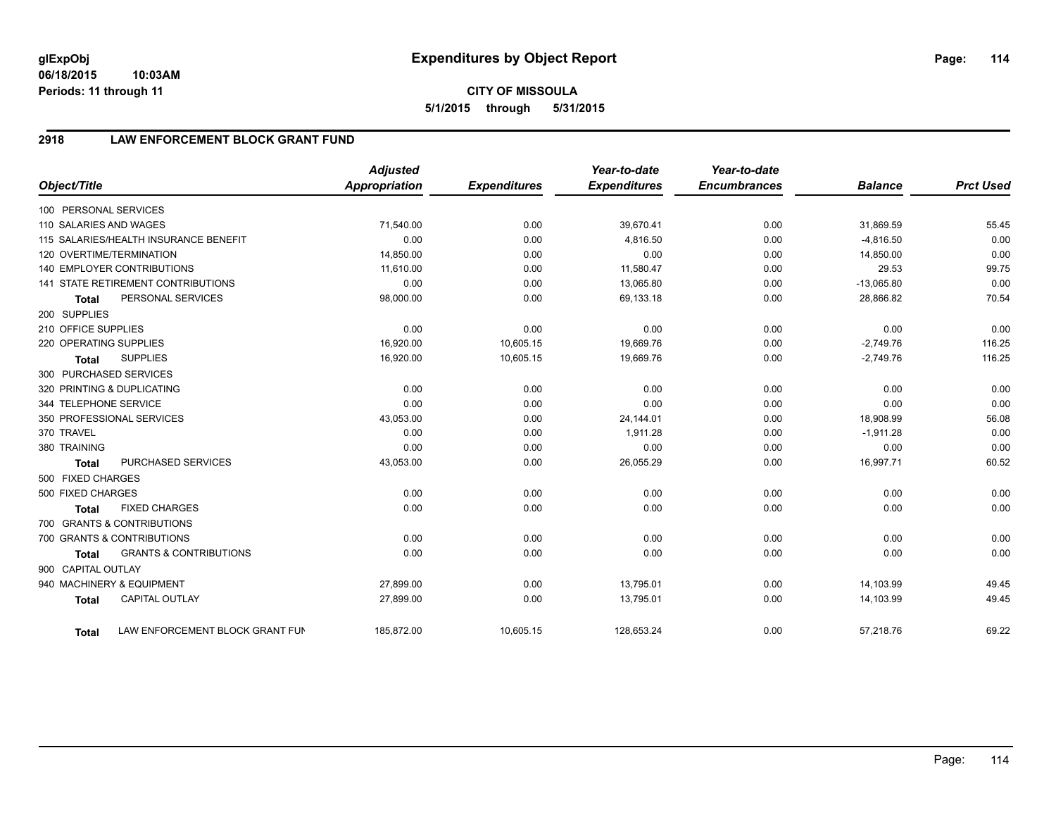**glExpObj**
**06/18/2015 10:03AM**
**Periods: 11 through 11**

# Expenditures by Object Report

**CITY OF MISSOULA**
**5/1/2015 through 5/31/2015**

## 2918 LAW ENFORCEMENT BLOCK GRANT FUND

| Object/Title | Adjusted Appropriation | Expenditures | Year-to-date Expenditures | Year-to-date Encumbrances | Balance | Prct Used |
|---|---|---|---|---|---|---|
| 100 PERSONAL SERVICES | | | | | | |
| 110 SALARIES AND WAGES | 71,540.00 | 0.00 | 39,670.41 | 0.00 | 31,869.59 | 55.45 |
| 115 SALARIES/HEALTH INSURANCE BENEFIT | 0.00 | 0.00 | 4,816.50 | 0.00 | -4,816.50 | 0.00 |
| 120 OVERTIME/TERMINATION | 14,850.00 | 0.00 | 0.00 | 0.00 | 14,850.00 | 0.00 |
| 140 EMPLOYER CONTRIBUTIONS | 11,610.00 | 0.00 | 11,580.47 | 0.00 | 29.53 | 99.75 |
| 141 STATE RETIREMENT CONTRIBUTIONS | 0.00 | 0.00 | 13,065.80 | 0.00 | -13,065.80 | 0.00 |
| **Total** PERSONAL SERVICES | 98,000.00 | 0.00 | 69,133.18 | 0.00 | 28,866.82 | 70.54 |
| 200 SUPPLIES | | | | | | |
| 210 OFFICE SUPPLIES | 0.00 | 0.00 | 0.00 | 0.00 | 0.00 | 0.00 |
| 220 OPERATING SUPPLIES | 16,920.00 | 10,605.15 | 19,669.76 | 0.00 | -2,749.76 | 116.25 |
| **Total** SUPPLIES | 16,920.00 | 10,605.15 | 19,669.76 | 0.00 | -2,749.76 | 116.25 |
| 300 PURCHASED SERVICES | | | | | | |
| 320 PRINTING & DUPLICATING | 0.00 | 0.00 | 0.00 | 0.00 | 0.00 | 0.00 |
| 344 TELEPHONE SERVICE | 0.00 | 0.00 | 0.00 | 0.00 | 0.00 | 0.00 |
| 350 PROFESSIONAL SERVICES | 43,053.00 | 0.00 | 24,144.01 | 0.00 | 18,908.99 | 56.08 |
| 370 TRAVEL | 0.00 | 0.00 | 1,911.28 | 0.00 | -1,911.28 | 0.00 |
| 380 TRAINING | 0.00 | 0.00 | 0.00 | 0.00 | 0.00 | 0.00 |
| **Total** PURCHASED SERVICES | 43,053.00 | 0.00 | 26,055.29 | 0.00 | 16,997.71 | 60.52 |
| 500 FIXED CHARGES | | | | | | |
| 500 FIXED CHARGES | 0.00 | 0.00 | 0.00 | 0.00 | 0.00 | 0.00 |
| **Total** FIXED CHARGES | 0.00 | 0.00 | 0.00 | 0.00 | 0.00 | 0.00 |
| 700 GRANTS & CONTRIBUTIONS | | | | | | |
| 700 GRANTS & CONTRIBUTIONS | 0.00 | 0.00 | 0.00 | 0.00 | 0.00 | 0.00 |
| **Total** GRANTS & CONTRIBUTIONS | 0.00 | 0.00 | 0.00 | 0.00 | 0.00 | 0.00 |
| 900 CAPITAL OUTLAY | | | | | | |
| 940 MACHINERY & EQUIPMENT | 27,899.00 | 0.00 | 13,795.01 | 0.00 | 14,103.99 | 49.45 |
| **Total** CAPITAL OUTLAY | 27,899.00 | 0.00 | 13,795.01 | 0.00 | 14,103.99 | 49.45 |
| **Total** LAW ENFORCEMENT BLOCK GRANT FUN | 185,872.00 | 10,605.15 | 128,653.24 | 0.00 | 57,218.76 | 69.22 |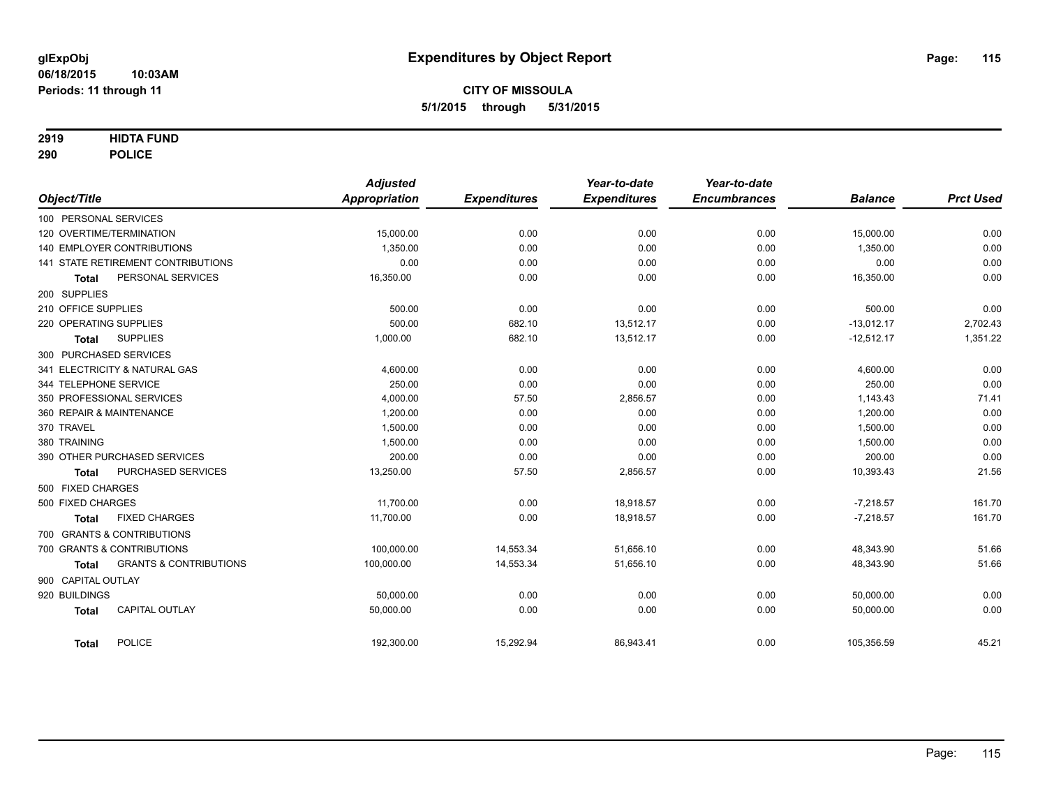# Expenditures by Object Report

glExpObj
06/18/2015 10:03AM
Periods: 11 through 11

**CITY OF MISSOULA**
**5/1/2015 through 5/31/2015**

**2919 HIDTA FUND**
**290 POLICE**

| Object/Title | Adjusted Appropriation | Expenditures | Year-to-date Expenditures | Year-to-date Encumbrances | Balance | Prct Used |
|---|---|---|---|---|---|---|
| 100 PERSONAL SERVICES | | | | | | |
| 120 OVERTIME/TERMINATION | 15,000.00 | 0.00 | 0.00 | 0.00 | 15,000.00 | 0.00 |
| 140 EMPLOYER CONTRIBUTIONS | 1,350.00 | 0.00 | 0.00 | 0.00 | 1,350.00 | 0.00 |
| 141 STATE RETIREMENT CONTRIBUTIONS | 0.00 | 0.00 | 0.00 | 0.00 | 0.00 | 0.00 |
| **Total** PERSONAL SERVICES | 16,350.00 | 0.00 | 0.00 | 0.00 | 16,350.00 | 0.00 |
| 200 SUPPLIES | | | | | | |
| 210 OFFICE SUPPLIES | 500.00 | 0.00 | 0.00 | 0.00 | 500.00 | 0.00 |
| 220 OPERATING SUPPLIES | 500.00 | 682.10 | 13,512.17 | 0.00 | -13,012.17 | 2,702.43 |
| **Total** SUPPLIES | 1,000.00 | 682.10 | 13,512.17 | 0.00 | -12,512.17 | 1,351.22 |
| 300 PURCHASED SERVICES | | | | | | |
| 341 ELECTRICITY & NATURAL GAS | 4,600.00 | 0.00 | 0.00 | 0.00 | 4,600.00 | 0.00 |
| 344 TELEPHONE SERVICE | 250.00 | 0.00 | 0.00 | 0.00 | 250.00 | 0.00 |
| 350 PROFESSIONAL SERVICES | 4,000.00 | 57.50 | 2,856.57 | 0.00 | 1,143.43 | 71.41 |
| 360 REPAIR & MAINTENANCE | 1,200.00 | 0.00 | 0.00 | 0.00 | 1,200.00 | 0.00 |
| 370 TRAVEL | 1,500.00 | 0.00 | 0.00 | 0.00 | 1,500.00 | 0.00 |
| 380 TRAINING | 1,500.00 | 0.00 | 0.00 | 0.00 | 1,500.00 | 0.00 |
| 390 OTHER PURCHASED SERVICES | 200.00 | 0.00 | 0.00 | 0.00 | 200.00 | 0.00 |
| **Total** PURCHASED SERVICES | 13,250.00 | 57.50 | 2,856.57 | 0.00 | 10,393.43 | 21.56 |
| 500 FIXED CHARGES | | | | | | |
| 500 FIXED CHARGES | 11,700.00 | 0.00 | 18,918.57 | 0.00 | -7,218.57 | 161.70 |
| **Total** FIXED CHARGES | 11,700.00 | 0.00 | 18,918.57 | 0.00 | -7,218.57 | 161.70 |
| 700 GRANTS & CONTRIBUTIONS | | | | | | |
| 700 GRANTS & CONTRIBUTIONS | 100,000.00 | 14,553.34 | 51,656.10 | 0.00 | 48,343.90 | 51.66 |
| **Total** GRANTS & CONTRIBUTIONS | 100,000.00 | 14,553.34 | 51,656.10 | 0.00 | 48,343.90 | 51.66 |
| 900 CAPITAL OUTLAY | | | | | | |
| 920 BUILDINGS | 50,000.00 | 0.00 | 0.00 | 0.00 | 50,000.00 | 0.00 |
| **Total** CAPITAL OUTLAY | 50,000.00 | 0.00 | 0.00 | 0.00 | 50,000.00 | 0.00 |
| **Total** POLICE | 192,300.00 | 15,292.94 | 86,943.41 | 0.00 | 105,356.59 | 45.21 |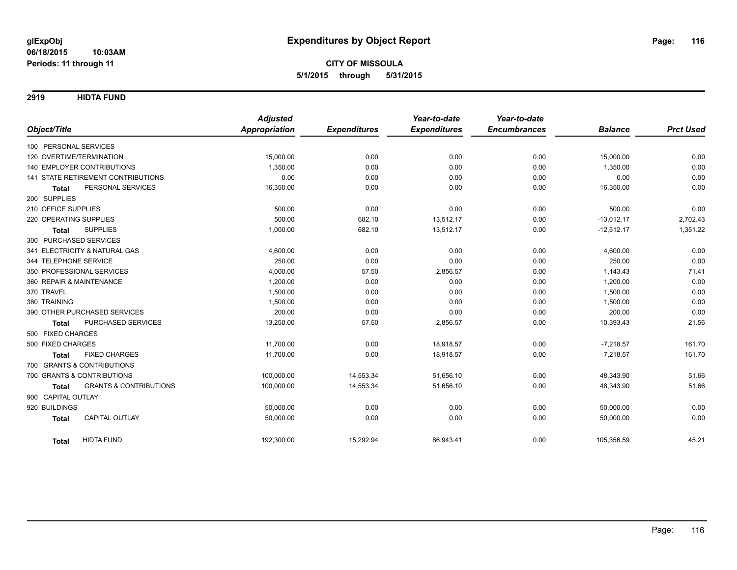# Expenditures by Object Report

glExpObj
06/18/2015 10:03AM
Periods: 11 through 11

**CITY OF MISSOULA**
**5/1/2015 through 5/31/2015**

## 2919 HIDTA FUND

| Object/Title | | Adjusted Appropriation | Expenditures | Year-to-date Expenditures | Year-to-date Encumbrances | Balance | Prct Used |
|---|---|---|---|---|---|---|---|
| 100 PERSONAL SERVICES | | | | | | | |
| 120 OVERTIME/TERMINATION | | 15,000.00 | 0.00 | 0.00 | 0.00 | 15,000.00 | 0.00 |
| 140 EMPLOYER CONTRIBUTIONS | | 1,350.00 | 0.00 | 0.00 | 0.00 | 1,350.00 | 0.00 |
| 141 STATE RETIREMENT CONTRIBUTIONS | | 0.00 | 0.00 | 0.00 | 0.00 | 0.00 | 0.00 |
| Total | PERSONAL SERVICES | 16,350.00 | 0.00 | 0.00 | 0.00 | 16,350.00 | 0.00 |
| 200 SUPPLIES | | | | | | | |
| 210 OFFICE SUPPLIES | | 500.00 | 0.00 | 0.00 | 0.00 | 500.00 | 0.00 |
| 220 OPERATING SUPPLIES | | 500.00 | 682.10 | 13,512.17 | 0.00 | -13,012.17 | 2,702.43 |
| Total | SUPPLIES | 1,000.00 | 682.10 | 13,512.17 | 0.00 | -12,512.17 | 1,351.22 |
| 300 PURCHASED SERVICES | | | | | | | |
| 341 ELECTRICITY & NATURAL GAS | | 4,600.00 | 0.00 | 0.00 | 0.00 | 4,600.00 | 0.00 |
| 344 TELEPHONE SERVICE | | 250.00 | 0.00 | 0.00 | 0.00 | 250.00 | 0.00 |
| 350 PROFESSIONAL SERVICES | | 4,000.00 | 57.50 | 2,856.57 | 0.00 | 1,143.43 | 71.41 |
| 360 REPAIR & MAINTENANCE | | 1,200.00 | 0.00 | 0.00 | 0.00 | 1,200.00 | 0.00 |
| 370 TRAVEL | | 1,500.00 | 0.00 | 0.00 | 0.00 | 1,500.00 | 0.00 |
| 380 TRAINING | | 1,500.00 | 0.00 | 0.00 | 0.00 | 1,500.00 | 0.00 |
| 390 OTHER PURCHASED SERVICES | | 200.00 | 0.00 | 0.00 | 0.00 | 200.00 | 0.00 |
| Total | PURCHASED SERVICES | 13,250.00 | 57.50 | 2,856.57 | 0.00 | 10,393.43 | 21.56 |
| 500 FIXED CHARGES | | | | | | | |
| 500 FIXED CHARGES | | 11,700.00 | 0.00 | 18,918.57 | 0.00 | -7,218.57 | 161.70 |
| Total | FIXED CHARGES | 11,700.00 | 0.00 | 18,918.57 | 0.00 | -7,218.57 | 161.70 |
| 700 GRANTS & CONTRIBUTIONS | | | | | | | |
| 700 GRANTS & CONTRIBUTIONS | | 100,000.00 | 14,553.34 | 51,656.10 | 0.00 | 48,343.90 | 51.66 |
| Total | GRANTS & CONTRIBUTIONS | 100,000.00 | 14,553.34 | 51,656.10 | 0.00 | 48,343.90 | 51.66 |
| 900 CAPITAL OUTLAY | | | | | | | |
| 920 BUILDINGS | | 50,000.00 | 0.00 | 0.00 | 0.00 | 50,000.00 | 0.00 |
| Total | CAPITAL OUTLAY | 50,000.00 | 0.00 | 0.00 | 0.00 | 50,000.00 | 0.00 |
| Total | HIDTA FUND | 192,300.00 | 15,292.94 | 86,943.41 | 0.00 | 105,356.59 | 45.21 |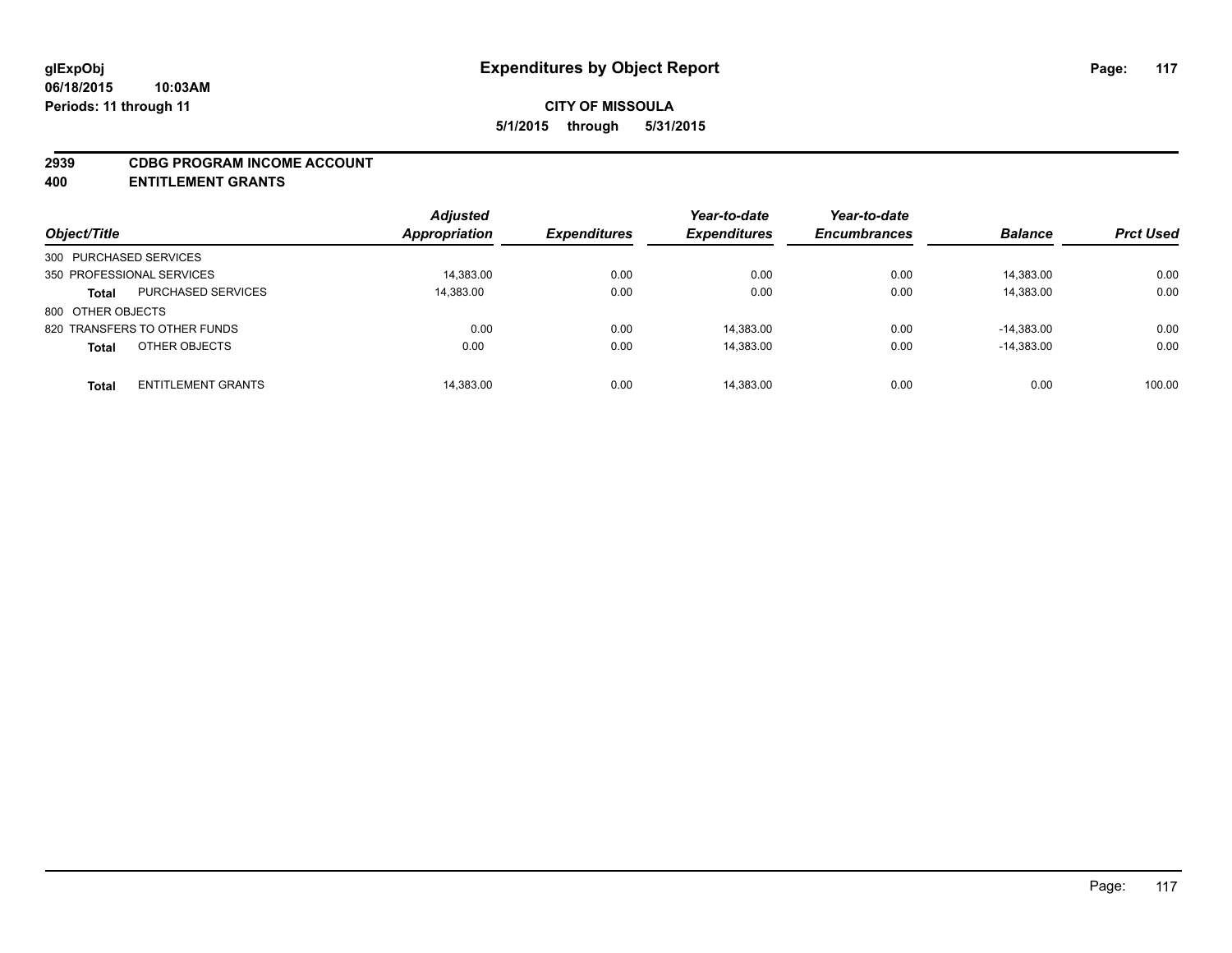glExpObj
06/18/2015 10:03AM
Periods: 11 through 11

# Expenditures by Object Report

**CITY OF MISSOULA**

**5/1/2015 through 5/31/2015**

**2939 CDBG PROGRAM INCOME ACCOUNT**
**400 ENTITLEMENT GRANTS**

| Object/Title | | Adjusted Appropriation | Expenditures | Year-to-date Expenditures | Year-to-date Encumbrances | Balance | Prct Used |
|---|---|---|---|---|---|---|---|
| 300 PURCHASED SERVICES | | | | | | | |
| 350 PROFESSIONAL SERVICES | | 14,383.00 | 0.00 | 0.00 | 0.00 | 14,383.00 | 0.00 |
| **Total** | PURCHASED SERVICES | 14,383.00 | 0.00 | 0.00 | 0.00 | 14,383.00 | 0.00 |
| 800 OTHER OBJECTS | | | | | | | |
| 820 TRANSFERS TO OTHER FUNDS | | 0.00 | 0.00 | 14,383.00 | 0.00 | -14,383.00 | 0.00 |
| **Total** | OTHER OBJECTS | 0.00 | 0.00 | 14,383.00 | 0.00 | -14,383.00 | 0.00 |
| **Total** | ENTITLEMENT GRANTS | 14,383.00 | 0.00 | 14,383.00 | 0.00 | 0.00 | 100.00 |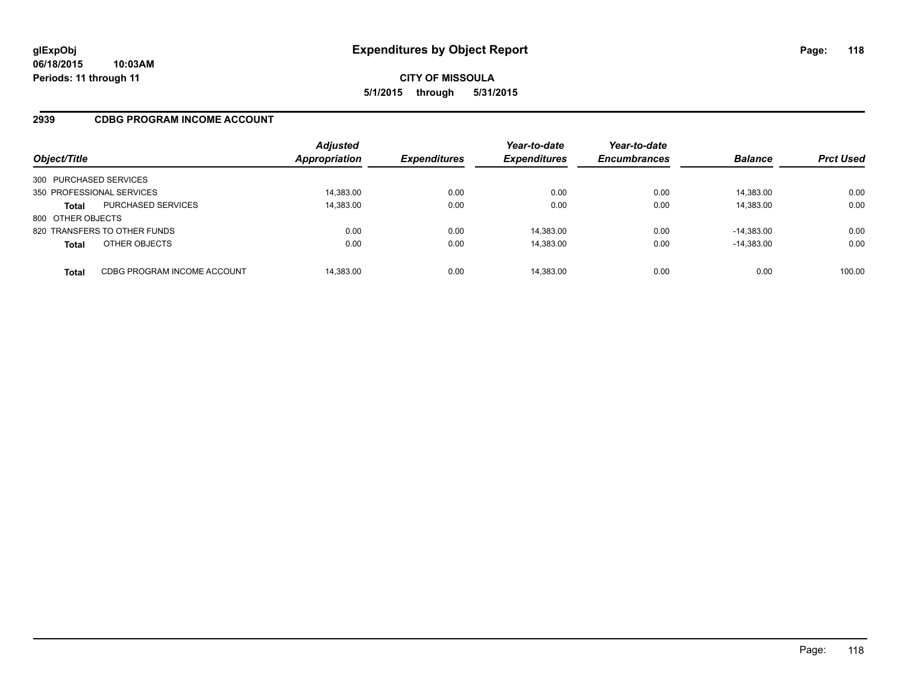**glExpObj**
**06/18/2015 10:03AM**
**Periods: 11 through 11**

# Expenditures by Object Report

**CITY OF MISSOULA**
**5/1/2015 through 5/31/2015**

## 2939 CDBG PROGRAM INCOME ACCOUNT

| Object/Title | | *Adjusted Appropriation* | *Expenditures* | *Year-to-date Expenditures* | *Year-to-date Encumbrances* | *Balance* | *Prct Used* |
|---|---|---|---|---|---|---|---|
| 300 PURCHASED SERVICES | | | | | | | |
| 350 PROFESSIONAL SERVICES | | 14,383.00 | 0.00 | 0.00 | 0.00 | 14,383.00 | 0.00 |
| **Total** | PURCHASED SERVICES | 14,383.00 | 0.00 | 0.00 | 0.00 | 14,383.00 | 0.00 |
| 800 OTHER OBJECTS | | | | | | | |
| 820 TRANSFERS TO OTHER FUNDS | | 0.00 | 0.00 | 14,383.00 | 0.00 | -14,383.00 | 0.00 |
| **Total** | OTHER OBJECTS | 0.00 | 0.00 | 14,383.00 | 0.00 | -14,383.00 | 0.00 |
| **Total** | CDBG PROGRAM INCOME ACCOUNT | 14,383.00 | 0.00 | 14,383.00 | 0.00 | 0.00 | 100.00 |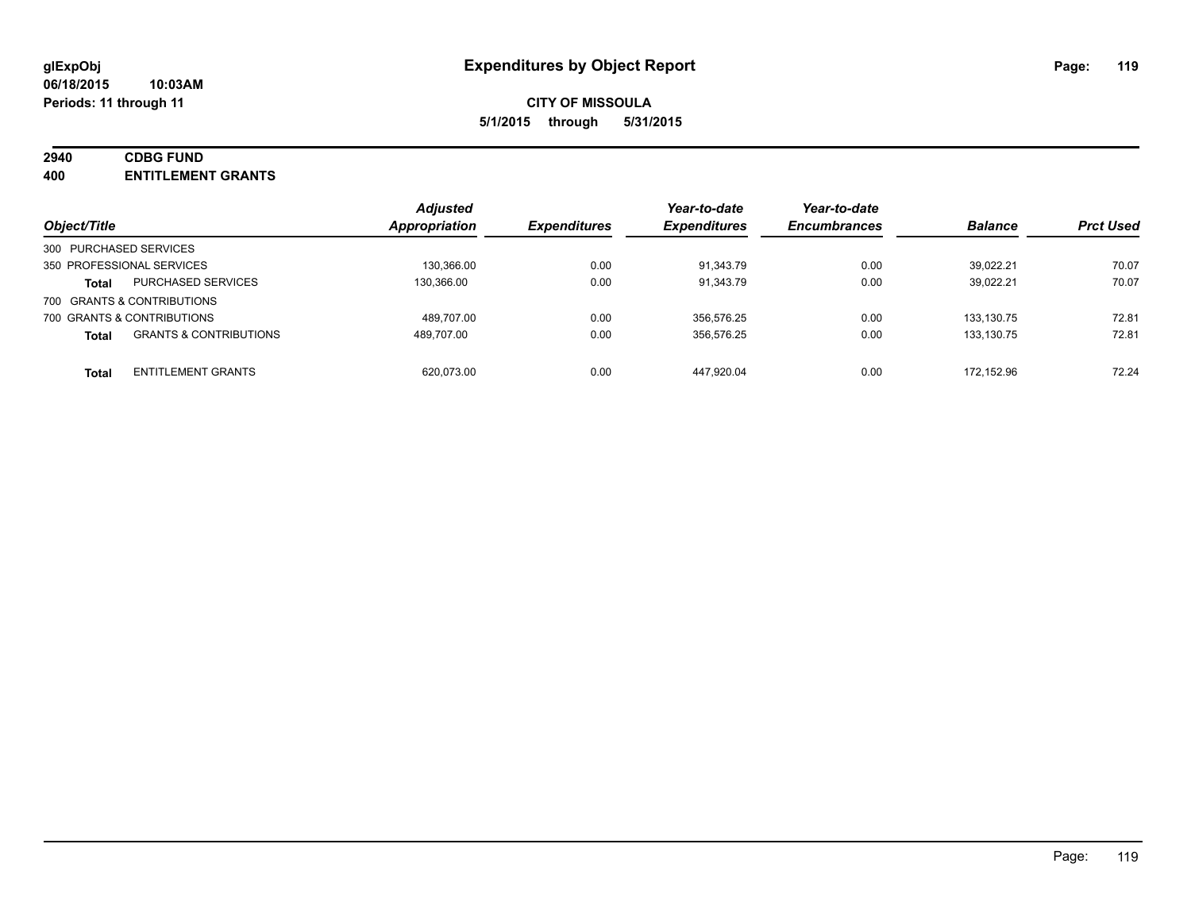# Expenditures by Object Report

**glExpObj**
**06/18/2015 10:03AM**
**Periods: 11 through 11**

**CITY OF MISSOULA**
**5/1/2015 through 5/31/2015**

**2940 CDBG FUND**
**400 ENTITLEMENT GRANTS**

| Object/Title | | Adjusted Appropriation | Expenditures | Year-to-date Expenditures | Year-to-date Encumbrances | Balance | Prct Used |
|---|---|---|---|---|---|---|---|
| 300 PURCHASED SERVICES | | | | | | | |
| 350 PROFESSIONAL SERVICES | | 130,366.00 | 0.00 | 91,343.79 | 0.00 | 39,022.21 | 70.07 |
| **Total** | PURCHASED SERVICES | 130,366.00 | 0.00 | 91,343.79 | 0.00 | 39,022.21 | 70.07 |
| 700 GRANTS & CONTRIBUTIONS | | | | | | | |
| 700 GRANTS & CONTRIBUTIONS | | 489,707.00 | 0.00 | 356,576.25 | 0.00 | 133,130.75 | 72.81 |
| **Total** | GRANTS & CONTRIBUTIONS | 489,707.00 | 0.00 | 356,576.25 | 0.00 | 133,130.75 | 72.81 |
| **Total** | ENTITLEMENT GRANTS | 620,073.00 | 0.00 | 447,920.04 | 0.00 | 172,152.96 | 72.24 |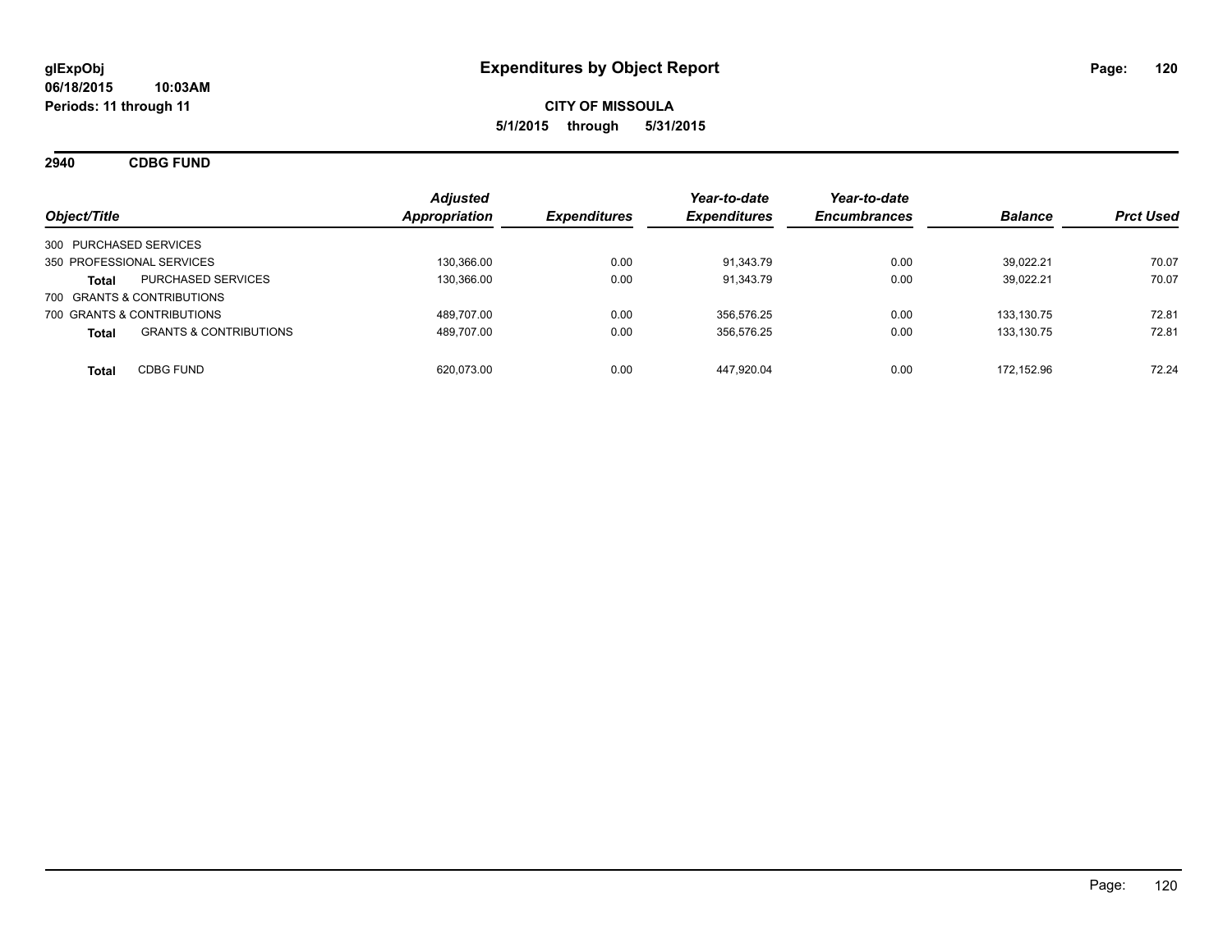# Expenditures by Object Report

glExpObj
06/18/2015 10:03AM
Periods: 11 through 11

**CITY OF MISSOULA**
**5/1/2015 through 5/31/2015**

## 2940 CDBG FUND

| Object/Title | | Adjusted Appropriation | Expenditures | Year-to-date Expenditures | Year-to-date Encumbrances | Balance | Prct Used |
|---|---|---|---|---|---|---|---|
| 300 PURCHASED SERVICES | | | | | | | |
| 350 PROFESSIONAL SERVICES | | 130,366.00 | 0.00 | 91,343.79 | 0.00 | 39,022.21 | 70.07 |
| **Total** | PURCHASED SERVICES | 130,366.00 | 0.00 | 91,343.79 | 0.00 | 39,022.21 | 70.07 |
| 700 GRANTS & CONTRIBUTIONS | | | | | | | |
| 700 GRANTS & CONTRIBUTIONS | | 489,707.00 | 0.00 | 356,576.25 | 0.00 | 133,130.75 | 72.81 |
| **Total** | GRANTS & CONTRIBUTIONS | 489,707.00 | 0.00 | 356,576.25 | 0.00 | 133,130.75 | 72.81 |
| **Total** | CDBG FUND | 620,073.00 | 0.00 | 447,920.04 | 0.00 | 172,152.96 | 72.24 |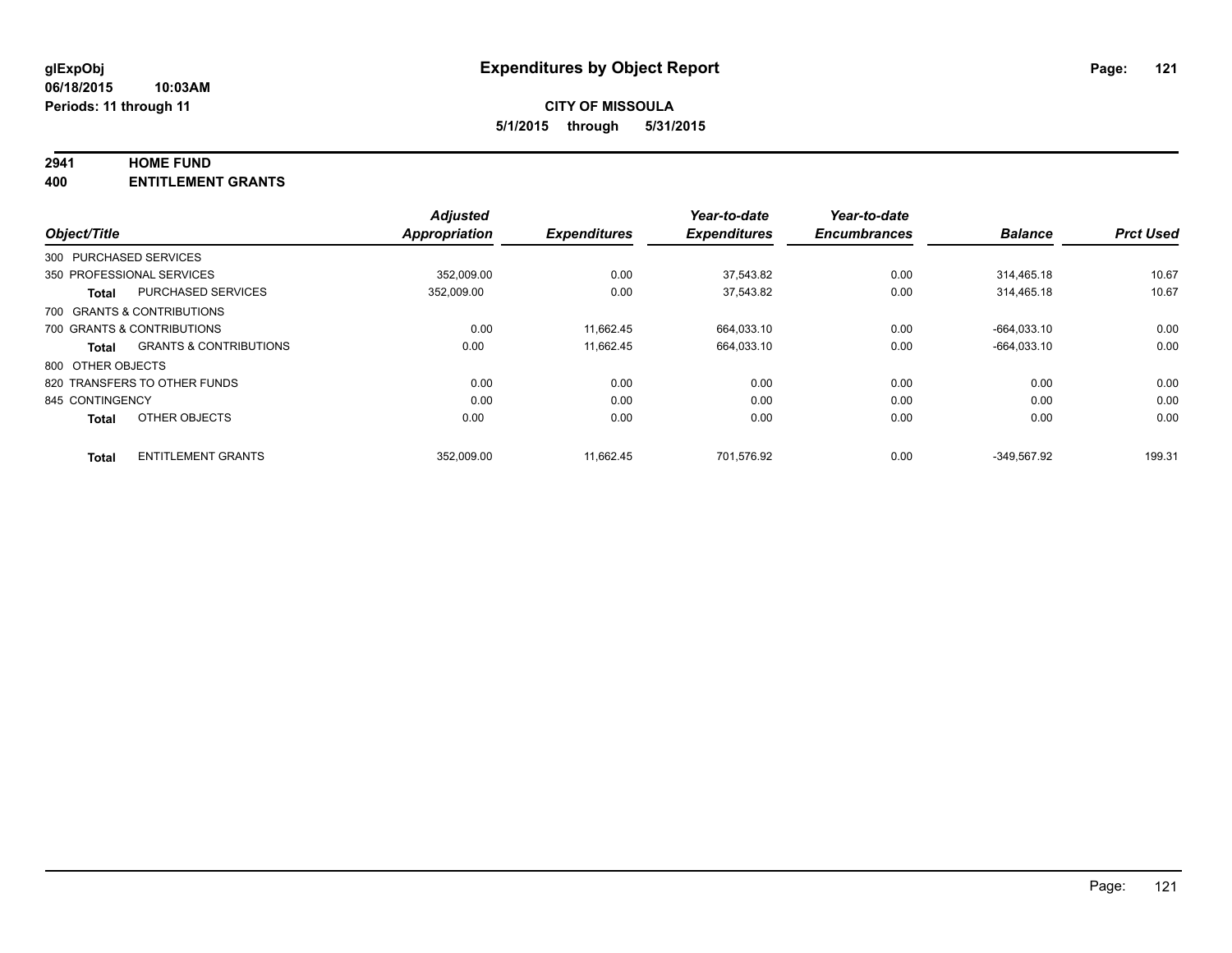**glExpObj**
**06/18/2015 10:03AM**
**Periods: 11 through 11**

# Expenditures by Object Report

**CITY OF MISSOULA**
**5/1/2015 through 5/31/2015**

## 2941 HOME FUND
## 400 ENTITLEMENT GRANTS

| Object/Title | | Adjusted Appropriation | Expenditures | Year-to-date Expenditures | Year-to-date Encumbrances | Balance | Prct Used |
|---|---|---|---|---|---|---|---|
| 300 PURCHASED SERVICES | | | | | | | |
| 350 PROFESSIONAL SERVICES | | 352,009.00 | 0.00 | 37,543.82 | 0.00 | 314,465.18 | 10.67 |
| **Total** | PURCHASED SERVICES | 352,009.00 | 0.00 | 37,543.82 | 0.00 | 314,465.18 | 10.67 |
| 700 GRANTS & CONTRIBUTIONS | | | | | | | |
| 700 GRANTS & CONTRIBUTIONS | | 0.00 | 11,662.45 | 664,033.10 | 0.00 | -664,033.10 | 0.00 |
| **Total** | GRANTS & CONTRIBUTIONS | 0.00 | 11,662.45 | 664,033.10 | 0.00 | -664,033.10 | 0.00 |
| 800 OTHER OBJECTS | | | | | | | |
| 820 TRANSFERS TO OTHER FUNDS | | 0.00 | 0.00 | 0.00 | 0.00 | 0.00 | 0.00 |
| 845 CONTINGENCY | | 0.00 | 0.00 | 0.00 | 0.00 | 0.00 | 0.00 |
| **Total** | OTHER OBJECTS | 0.00 | 0.00 | 0.00 | 0.00 | 0.00 | 0.00 |
| **Total** | ENTITLEMENT GRANTS | 352,009.00 | 11,662.45 | 701,576.92 | 0.00 | -349,567.92 | 199.31 |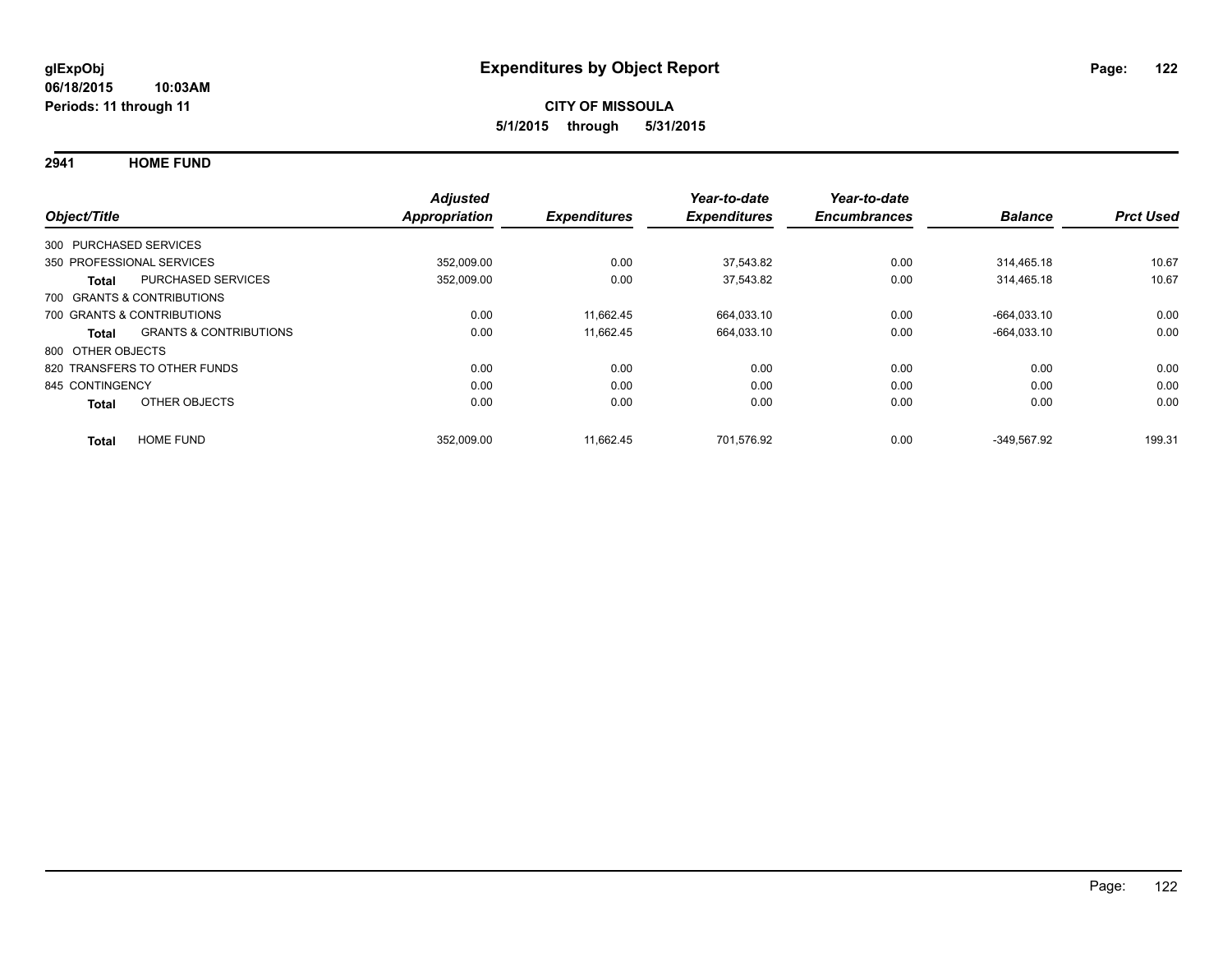**glExpObj**
**06/18/2015 10:03AM**
**Periods: 11 through 11**

# Expenditures by Object Report

**CITY OF MISSOULA**
**5/1/2015 through 5/31/2015**

## 2941 HOME FUND

| Object/Title | | Adjusted Appropriation | Expenditures | Year-to-date Expenditures | Year-to-date Encumbrances | Balance | Prct Used |
|---|---|---|---|---|---|---|---|
| 300 PURCHASED SERVICES | | | | | | | |
| 350 PROFESSIONAL SERVICES | | 352,009.00 | 0.00 | 37,543.82 | 0.00 | 314,465.18 | 10.67 |
| **Total** | PURCHASED SERVICES | 352,009.00 | 0.00 | 37,543.82 | 0.00 | 314,465.18 | 10.67 |
| 700 GRANTS & CONTRIBUTIONS | | | | | | | |
| 700 GRANTS & CONTRIBUTIONS | | 0.00 | 11,662.45 | 664,033.10 | 0.00 | -664,033.10 | 0.00 |
| **Total** | GRANTS & CONTRIBUTIONS | 0.00 | 11,662.45 | 664,033.10 | 0.00 | -664,033.10 | 0.00 |
| 800 OTHER OBJECTS | | | | | | | |
| 820 TRANSFERS TO OTHER FUNDS | | 0.00 | 0.00 | 0.00 | 0.00 | 0.00 | 0.00 |
| 845 CONTINGENCY | | 0.00 | 0.00 | 0.00 | 0.00 | 0.00 | 0.00 |
| **Total** | OTHER OBJECTS | 0.00 | 0.00 | 0.00 | 0.00 | 0.00 | 0.00 |
| **Total** | HOME FUND | 352,009.00 | 11,662.45 | 701,576.92 | 0.00 | -349,567.92 | 199.31 |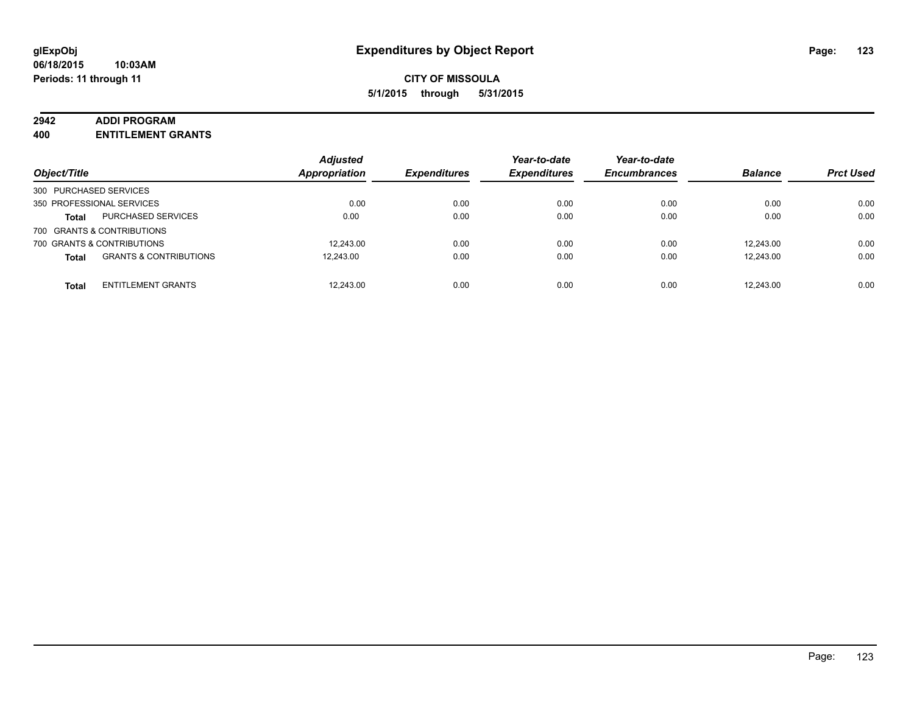glExpObj
06/18/2015 10:03AM
Periods: 11 through 11

# Expenditures by Object Report

**CITY OF MISSOULA**
**5/1/2015 through 5/31/2015**

**2942 ADDI PROGRAM**
**400 ENTITLEMENT GRANTS**

| Object/Title | | Adjusted Appropriation | Expenditures | Year-to-date Expenditures | Year-to-date Encumbrances | Balance | Prct Used |
|---|---|---|---|---|---|---|---|
| 300 PURCHASED SERVICES | | | | | | | |
| 350 PROFESSIONAL SERVICES | | 0.00 | 0.00 | 0.00 | 0.00 | 0.00 | 0.00 |
| **Total** | PURCHASED SERVICES | 0.00 | 0.00 | 0.00 | 0.00 | 0.00 | 0.00 |
| 700 GRANTS & CONTRIBUTIONS | | | | | | | |
| 700 GRANTS & CONTRIBUTIONS | | 12,243.00 | 0.00 | 0.00 | 0.00 | 12,243.00 | 0.00 |
| **Total** | GRANTS & CONTRIBUTIONS | 12,243.00 | 0.00 | 0.00 | 0.00 | 12,243.00 | 0.00 |
| **Total** | ENTITLEMENT GRANTS | 12,243.00 | 0.00 | 0.00 | 0.00 | 12,243.00 | 0.00 |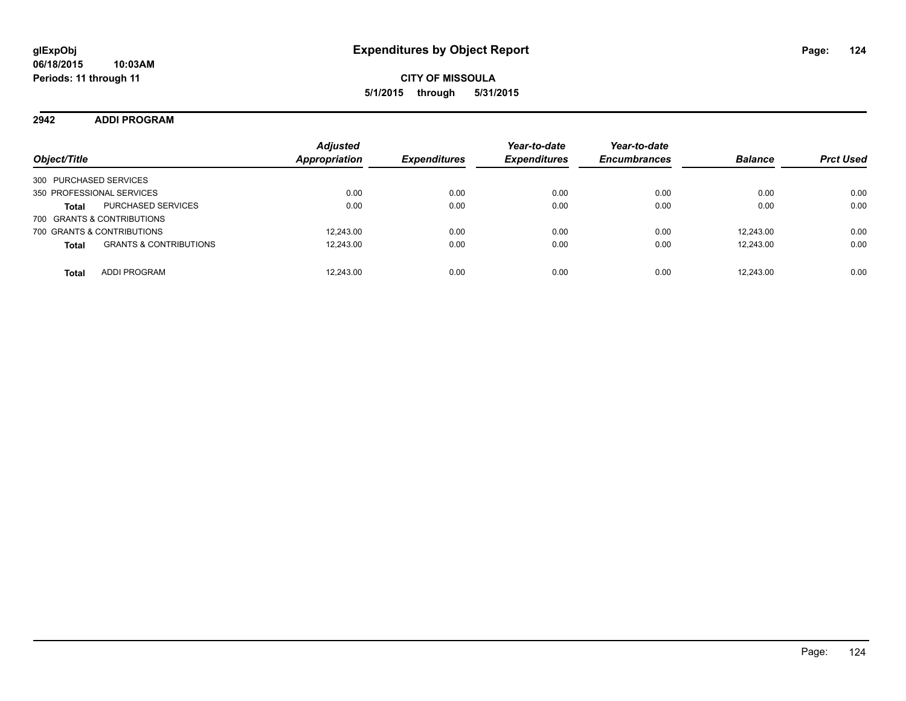# Expenditures by Object Report

glExpObj
06/18/2015 10:03AM
Periods: 11 through 11

**CITY OF MISSOULA**
**5/1/2015 through 5/31/2015**

## 2942 ADDI PROGRAM

| Object/Title | | Adjusted Appropriation | Expenditures | Year-to-date Expenditures | Year-to-date Encumbrances | Balance | Prct Used |
|---|---|---|---|---|---|---|---|
| 300 PURCHASED SERVICES | | | | | | | |
| 350 PROFESSIONAL SERVICES | | 0.00 | 0.00 | 0.00 | 0.00 | 0.00 | 0.00 |
| **Total** | PURCHASED SERVICES | 0.00 | 0.00 | 0.00 | 0.00 | 0.00 | 0.00 |
| 700 GRANTS & CONTRIBUTIONS | | | | | | | |
| 700 GRANTS & CONTRIBUTIONS | | 12,243.00 | 0.00 | 0.00 | 0.00 | 12,243.00 | 0.00 |
| **Total** | GRANTS & CONTRIBUTIONS | 12,243.00 | 0.00 | 0.00 | 0.00 | 12,243.00 | 0.00 |
| **Total** | ADDI PROGRAM | 12,243.00 | 0.00 | 0.00 | 0.00 | 12,243.00 | 0.00 |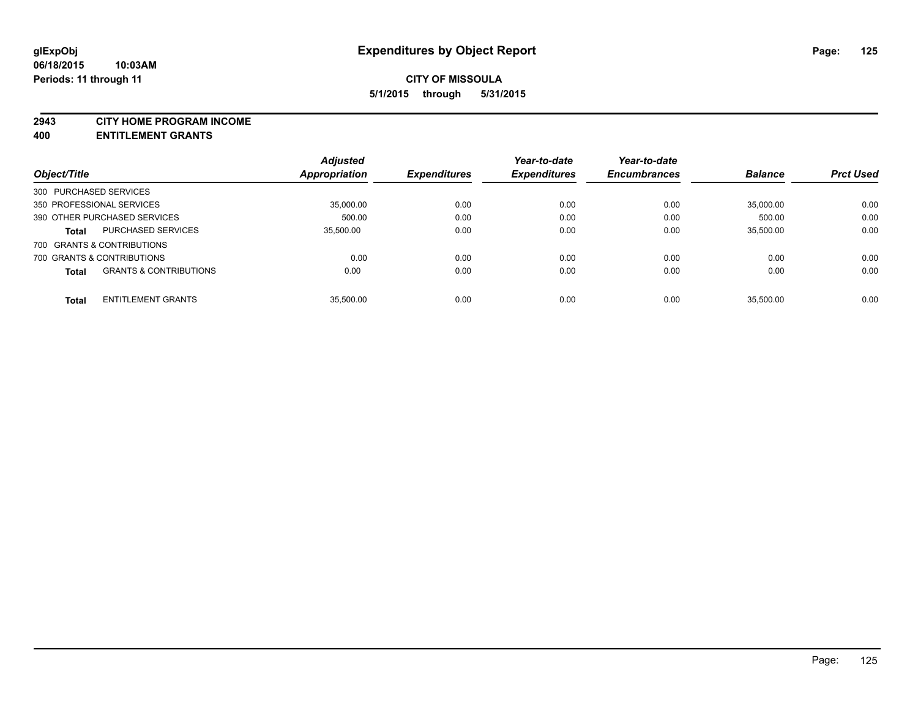# Expenditures by Object Report

glExpObj
06/18/2015 10:03AM
Periods: 11 through 11

**CITY OF MISSOULA**
**5/1/2015 through 5/31/2015**

**2943 CITY HOME PROGRAM INCOME**
**400 ENTITLEMENT GRANTS**

| Object/Title | | Adjusted Appropriation | Expenditures | Year-to-date Expenditures | Year-to-date Encumbrances | Balance | Prct Used |
|---|---|---|---|---|---|---|---|
| 300 PURCHASED SERVICES | | | | | | | |
| 350 PROFESSIONAL SERVICES | | 35,000.00 | 0.00 | 0.00 | 0.00 | 35,000.00 | 0.00 |
| 390 OTHER PURCHASED SERVICES | | 500.00 | 0.00 | 0.00 | 0.00 | 500.00 | 0.00 |
| **Total** | PURCHASED SERVICES | 35,500.00 | 0.00 | 0.00 | 0.00 | 35,500.00 | 0.00 |
| 700 GRANTS & CONTRIBUTIONS | | | | | | | |
| 700 GRANTS & CONTRIBUTIONS | | 0.00 | 0.00 | 0.00 | 0.00 | 0.00 | 0.00 |
| **Total** | GRANTS & CONTRIBUTIONS | 0.00 | 0.00 | 0.00 | 0.00 | 0.00 | 0.00 |
| **Total** | ENTITLEMENT GRANTS | 35,500.00 | 0.00 | 0.00 | 0.00 | 35,500.00 | 0.00 |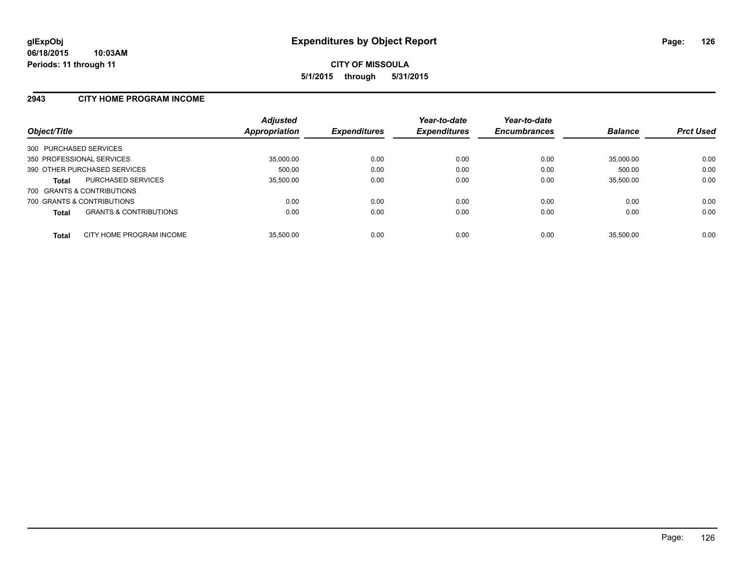glExpObj
06/18/2015 10:03AM
Periods: 11 through 11

# Expenditures by Object Report

**CITY OF MISSOULA**
**5/1/2015 through 5/31/2015**

## 2943 CITY HOME PROGRAM INCOME

| Object/Title | | Adjusted Appropriation | Expenditures | Year-to-date Expenditures | Year-to-date Encumbrances | Balance | Prct Used |
|---|---|---|---|---|---|---|---|
| 300 PURCHASED SERVICES | | | | | | | |
| 350 PROFESSIONAL SERVICES | | 35,000.00 | 0.00 | 0.00 | 0.00 | 35,000.00 | 0.00 |
| 390 OTHER PURCHASED SERVICES | | 500.00 | 0.00 | 0.00 | 0.00 | 500.00 | 0.00 |
| **Total** | PURCHASED SERVICES | 35,500.00 | 0.00 | 0.00 | 0.00 | 35,500.00 | 0.00 |
| 700 GRANTS & CONTRIBUTIONS | | | | | | | |
| 700 GRANTS & CONTRIBUTIONS | | 0.00 | 0.00 | 0.00 | 0.00 | 0.00 | 0.00 |
| **Total** | GRANTS & CONTRIBUTIONS | 0.00 | 0.00 | 0.00 | 0.00 | 0.00 | 0.00 |
| **Total** | CITY HOME PROGRAM INCOME | 35,500.00 | 0.00 | 0.00 | 0.00 | 35,500.00 | 0.00 |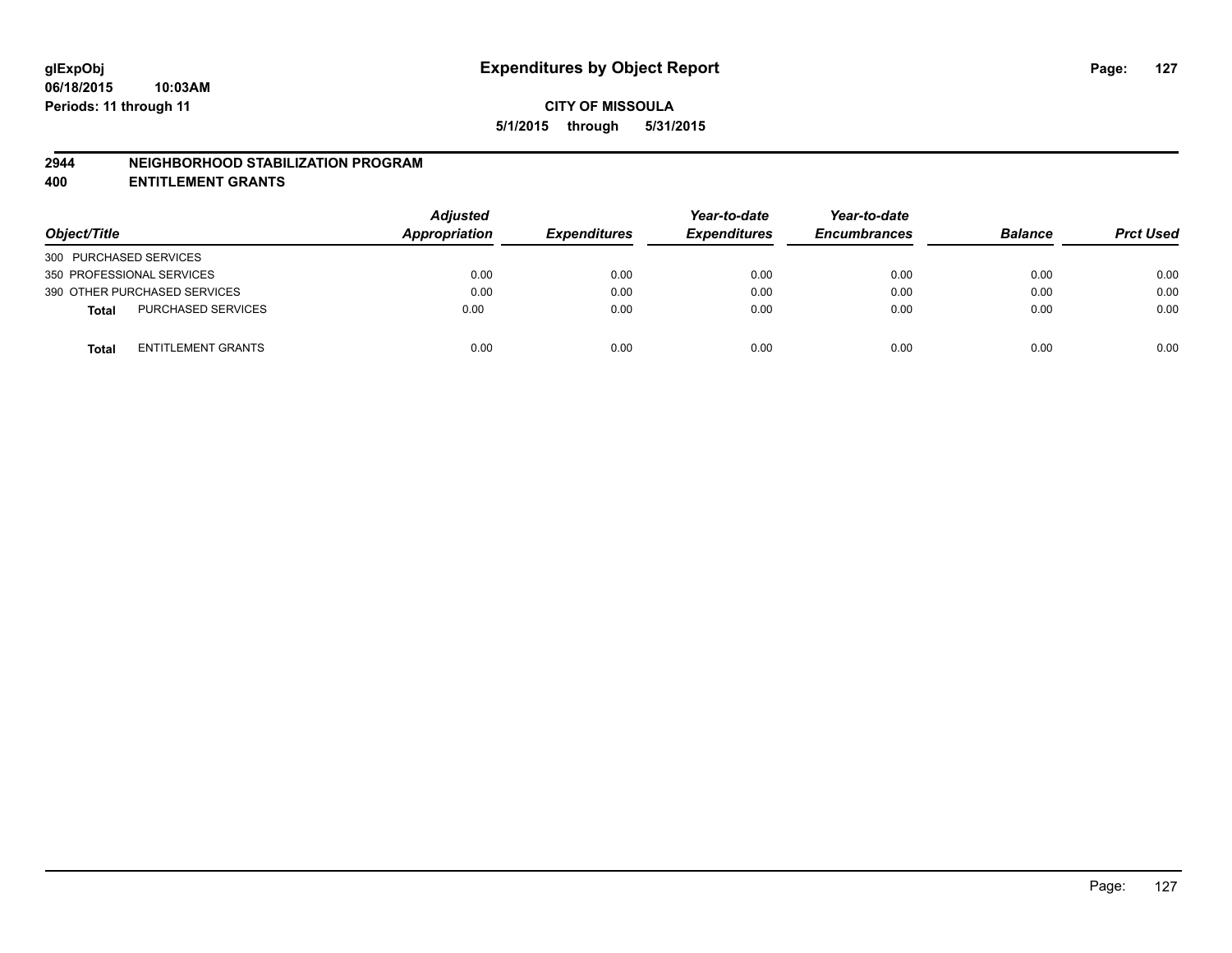**glExpObj**
**06/18/2015 10:03AM**
**Periods: 11 through 11**

# Expenditures by Object Report

**CITY OF MISSOULA**
**5/1/2015 through 5/31/2015**

## 2944 NEIGHBORHOOD STABILIZATION PROGRAM
## 400 ENTITLEMENT GRANTS

| Object/Title | | *Adjusted Appropriation* | *Expenditures* | *Year-to-date Expenditures* | *Year-to-date Encumbrances* | *Balance* | *Prct Used* |
|---|---|---|---|---|---|---|---|
| 300 PURCHASED SERVICES | | | | | | | |
| 350 PROFESSIONAL SERVICES | | 0.00 | 0.00 | 0.00 | 0.00 | 0.00 | 0.00 |
| 390 OTHER PURCHASED SERVICES | | 0.00 | 0.00 | 0.00 | 0.00 | 0.00 | 0.00 |
| **Total** | PURCHASED SERVICES | 0.00 | 0.00 | 0.00 | 0.00 | 0.00 | 0.00 |
| **Total** | ENTITLEMENT GRANTS | 0.00 | 0.00 | 0.00 | 0.00 | 0.00 | 0.00 |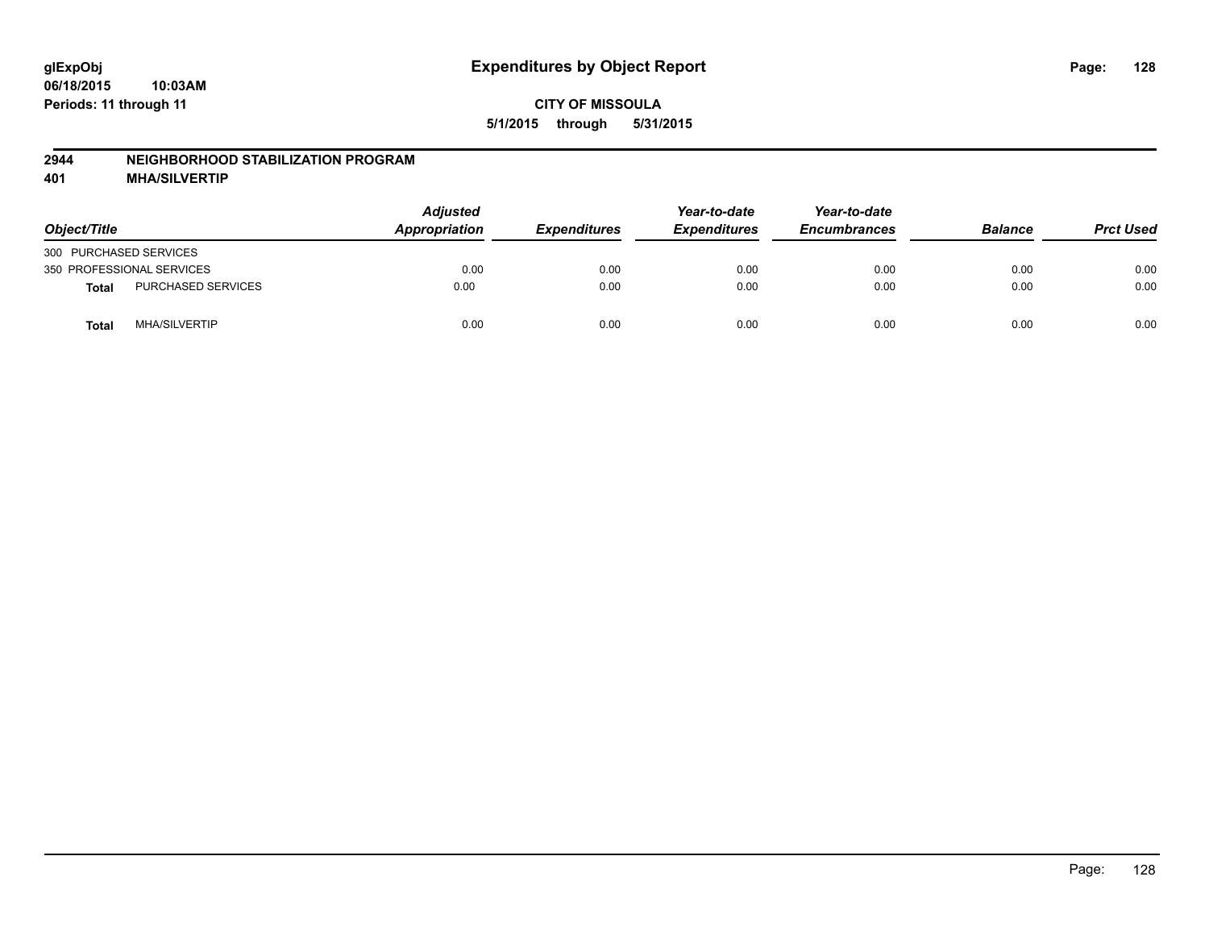## 2944 NEIGHBORHOOD STABILIZATION PROGRAM

### 401 MHA/SILVERTIP

**CITY OF MISSOULA**

**5/1/2015 through 5/31/2015**

| Object/Title | | Adjusted Appropriation | Expenditures | Year-to-date Expenditures | Year-to-date Encumbrances | Balance | Prct Used |
|---|---|---|---|---|---|---|---|
| 300 PURCHASED SERVICES | | | | | | | |
| 350 PROFESSIONAL SERVICES | | 0.00 | 0.00 | 0.00 | 0.00 | 0.00 | 0.00 |
| **Total** | PURCHASED SERVICES | 0.00 | 0.00 | 0.00 | 0.00 | 0.00 | 0.00 |
| **Total** | MHA/SILVERTIP | 0.00 | 0.00 | 0.00 | 0.00 | 0.00 | 0.00 |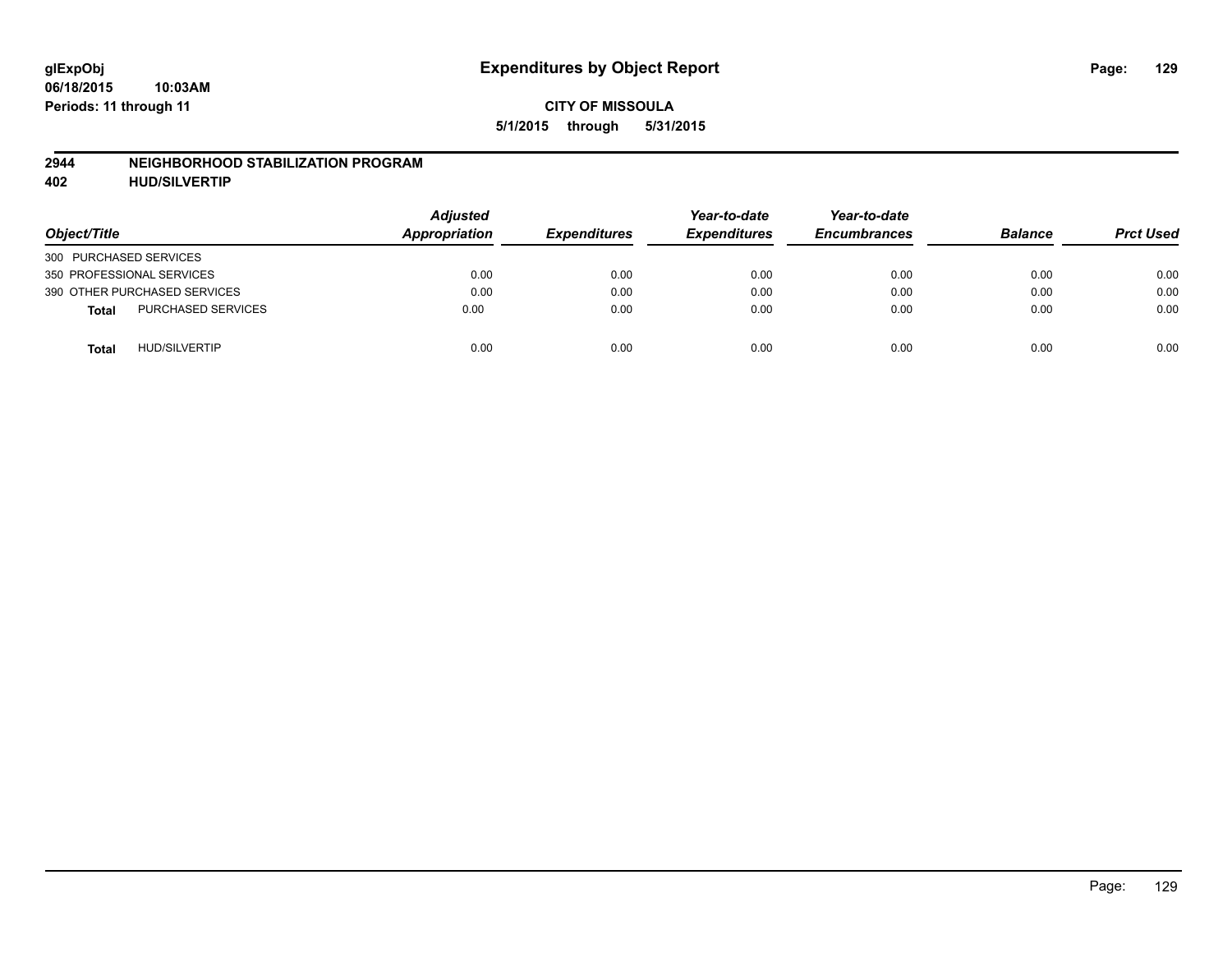**glExpObj**
**06/18/2015 10:03AM**
**Periods: 11 through 11**

# Expenditures by Object Report

**CITY OF MISSOULA**
**5/1/2015 through 5/31/2015**

## 2944 NEIGHBORHOOD STABILIZATION PROGRAM
## 402 HUD/SILVERTIP

| Object/Title | Adjusted Appropriation | Expenditures | Year-to-date Expenditures | Year-to-date Encumbrances | Balance | Prct Used |
|---|---|---|---|---|---|---|
| 300 PURCHASED SERVICES | | | | | | |
| 350 PROFESSIONAL SERVICES | 0.00 | 0.00 | 0.00 | 0.00 | 0.00 | 0.00 |
| 390 OTHER PURCHASED SERVICES | 0.00 | 0.00 | 0.00 | 0.00 | 0.00 | 0.00 |
| **Total** PURCHASED SERVICES | 0.00 | 0.00 | 0.00 | 0.00 | 0.00 | 0.00 |
| **Total** HUD/SILVERTIP | 0.00 | 0.00 | 0.00 | 0.00 | 0.00 | 0.00 |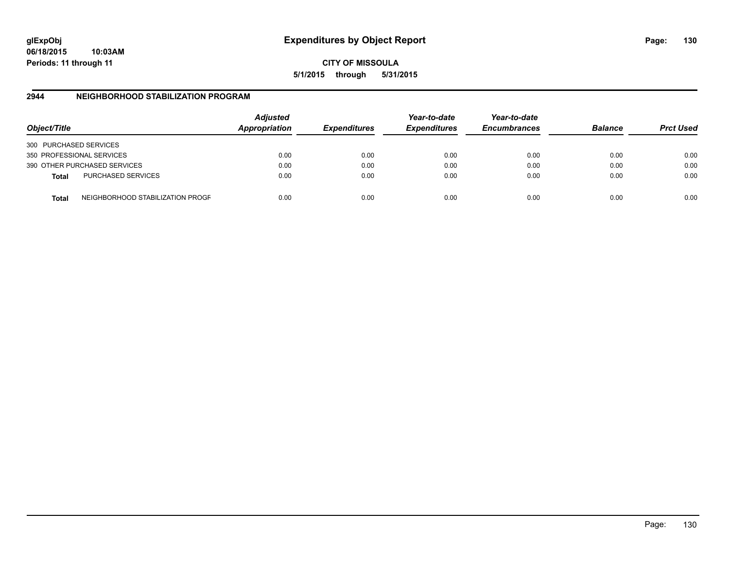glExpObj
06/18/2015 10:03AM
Periods: 11 through 11

# Expenditures by Object Report

CITY OF MISSOULA

5/1/2015 through 5/31/2015

## 2944 NEIGHBORHOOD STABILIZATION PROGRAM

| Object/Title | | Adjusted Appropriation | Expenditures | Year-to-date Expenditures | Year-to-date Encumbrances | Balance | Prct Used |
|---|---|---|---|---|---|---|---|
| 300 PURCHASED SERVICES | | | | | | | |
| 350 PROFESSIONAL SERVICES | | 0.00 | 0.00 | 0.00 | 0.00 | 0.00 | 0.00 |
| 390 OTHER PURCHASED SERVICES | | 0.00 | 0.00 | 0.00 | 0.00 | 0.00 | 0.00 |
| **Total** | PURCHASED SERVICES | 0.00 | 0.00 | 0.00 | 0.00 | 0.00 | 0.00 |
| **Total** | NEIGHBORHOOD STABILIZATION PROGR | 0.00 | 0.00 | 0.00 | 0.00 | 0.00 | 0.00 |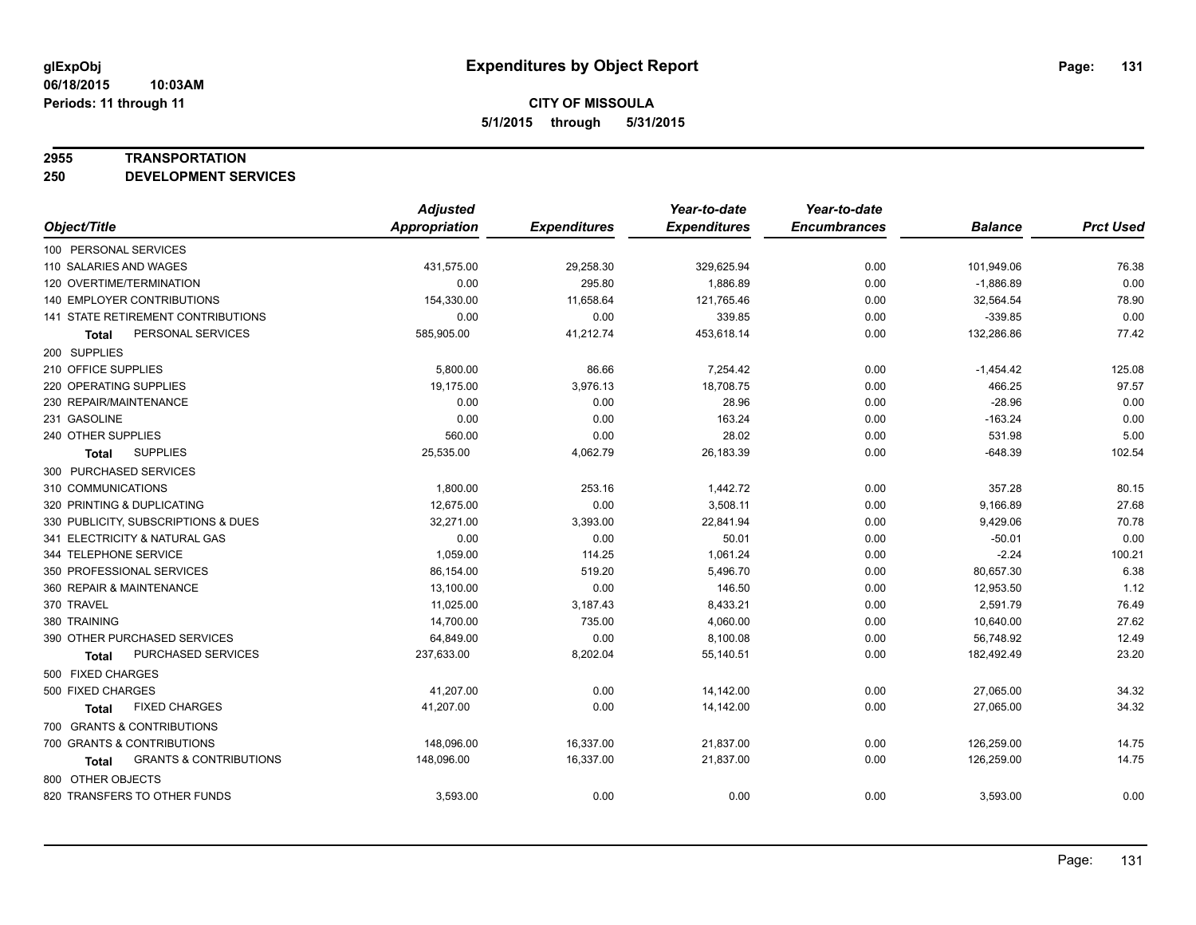# Expenditures by Object Report

glExpObj
06/18/2015 10:03AM
Periods: 11 through 11

**CITY OF MISSOULA**
5/1/2015 through 5/31/2015

**2955 TRANSPORTATION**
**250 DEVELOPMENT SERVICES**

| Object/Title | Adjusted Appropriation | Expenditures | Year-to-date Expenditures | Year-to-date Encumbrances | Balance | Prct Used |
|---|---|---|---|---|---|---|
| 100 PERSONAL SERVICES | | | | | | |
| 110 SALARIES AND WAGES | 431,575.00 | 29,258.30 | 329,625.94 | 0.00 | 101,949.06 | 76.38 |
| 120 OVERTIME/TERMINATION | 0.00 | 295.80 | 1,886.89 | 0.00 | -1,886.89 | 0.00 |
| 140 EMPLOYER CONTRIBUTIONS | 154,330.00 | 11,658.64 | 121,765.46 | 0.00 | 32,564.54 | 78.90 |
| 141 STATE RETIREMENT CONTRIBUTIONS | 0.00 | 0.00 | 339.85 | 0.00 | -339.85 | 0.00 |
| **Total** PERSONAL SERVICES | 585,905.00 | 41,212.74 | 453,618.14 | 0.00 | 132,286.86 | 77.42 |
| 200 SUPPLIES | | | | | | |
| 210 OFFICE SUPPLIES | 5,800.00 | 86.66 | 7,254.42 | 0.00 | -1,454.42 | 125.08 |
| 220 OPERATING SUPPLIES | 19,175.00 | 3,976.13 | 18,708.75 | 0.00 | 466.25 | 97.57 |
| 230 REPAIR/MAINTENANCE | 0.00 | 0.00 | 28.96 | 0.00 | -28.96 | 0.00 |
| 231 GASOLINE | 0.00 | 0.00 | 163.24 | 0.00 | -163.24 | 0.00 |
| 240 OTHER SUPPLIES | 560.00 | 0.00 | 28.02 | 0.00 | 531.98 | 5.00 |
| **Total** SUPPLIES | 25,535.00 | 4,062.79 | 26,183.39 | 0.00 | -648.39 | 102.54 |
| 300 PURCHASED SERVICES | | | | | | |
| 310 COMMUNICATIONS | 1,800.00 | 253.16 | 1,442.72 | 0.00 | 357.28 | 80.15 |
| 320 PRINTING & DUPLICATING | 12,675.00 | 0.00 | 3,508.11 | 0.00 | 9,166.89 | 27.68 |
| 330 PUBLICITY, SUBSCRIPTIONS & DUES | 32,271.00 | 3,393.00 | 22,841.94 | 0.00 | 9,429.06 | 70.78 |
| 341 ELECTRICITY & NATURAL GAS | 0.00 | 0.00 | 50.01 | 0.00 | -50.01 | 0.00 |
| 344 TELEPHONE SERVICE | 1,059.00 | 114.25 | 1,061.24 | 0.00 | -2.24 | 100.21 |
| 350 PROFESSIONAL SERVICES | 86,154.00 | 519.20 | 5,496.70 | 0.00 | 80,657.30 | 6.38 |
| 360 REPAIR & MAINTENANCE | 13,100.00 | 0.00 | 146.50 | 0.00 | 12,953.50 | 1.12 |
| 370 TRAVEL | 11,025.00 | 3,187.43 | 8,433.21 | 0.00 | 2,591.79 | 76.49 |
| 380 TRAINING | 14,700.00 | 735.00 | 4,060.00 | 0.00 | 10,640.00 | 27.62 |
| 390 OTHER PURCHASED SERVICES | 64,849.00 | 0.00 | 8,100.08 | 0.00 | 56,748.92 | 12.49 |
| **Total** PURCHASED SERVICES | 237,633.00 | 8,202.04 | 55,140.51 | 0.00 | 182,492.49 | 23.20 |
| 500 FIXED CHARGES | | | | | | |
| 500 FIXED CHARGES | 41,207.00 | 0.00 | 14,142.00 | 0.00 | 27,065.00 | 34.32 |
| **Total** FIXED CHARGES | 41,207.00 | 0.00 | 14,142.00 | 0.00 | 27,065.00 | 34.32 |
| 700 GRANTS & CONTRIBUTIONS | | | | | | |
| 700 GRANTS & CONTRIBUTIONS | 148,096.00 | 16,337.00 | 21,837.00 | 0.00 | 126,259.00 | 14.75 |
| **Total** GRANTS & CONTRIBUTIONS | 148,096.00 | 16,337.00 | 21,837.00 | 0.00 | 126,259.00 | 14.75 |
| 800 OTHER OBJECTS | | | | | | |
| 820 TRANSFERS TO OTHER FUNDS | 3,593.00 | 0.00 | 0.00 | 0.00 | 3,593.00 | 0.00 |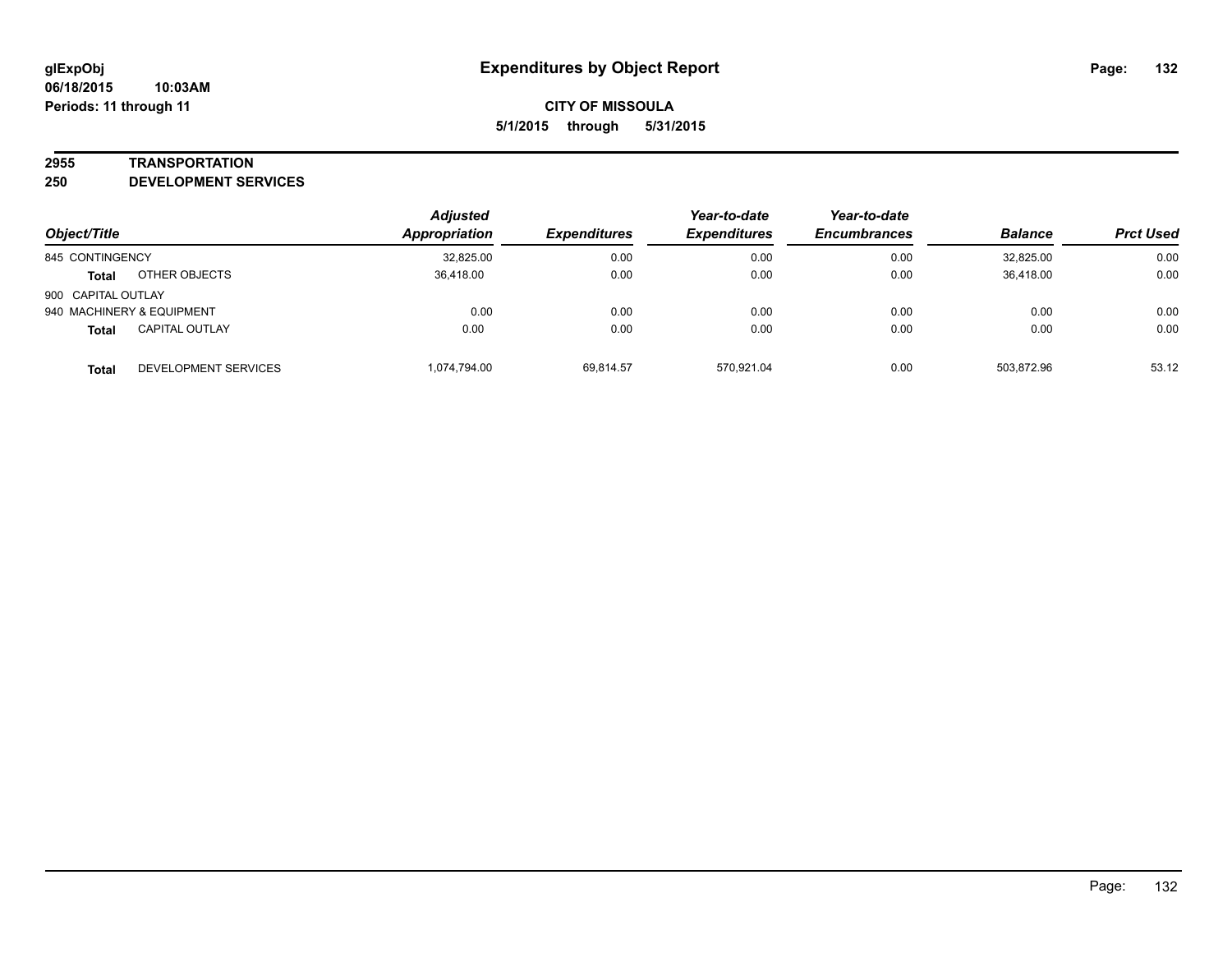# Expenditures by Object Report

glExpObj
06/18/2015 10:03AM
Periods: 11 through 11

**CITY OF MISSOULA**
**5/1/2015 through 5/31/2015**

## 2955 TRANSPORTATION
## 250 DEVELOPMENT SERVICES

| Object/Title | | Adjusted Appropriation | Expenditures | Year-to-date Expenditures | Year-to-date Encumbrances | Balance | Prct Used |
|---|---|---|---|---|---|---|---|
| 845 CONTINGENCY | | 32,825.00 | 0.00 | 0.00 | 0.00 | 32,825.00 | 0.00 |
| **Total** | OTHER OBJECTS | 36,418.00 | 0.00 | 0.00 | 0.00 | 36,418.00 | 0.00 |
| 900 CAPITAL OUTLAY | | | | | | | |
| 940 MACHINERY & EQUIPMENT | | 0.00 | 0.00 | 0.00 | 0.00 | 0.00 | 0.00 |
| **Total** | CAPITAL OUTLAY | 0.00 | 0.00 | 0.00 | 0.00 | 0.00 | 0.00 |
| **Total** | DEVELOPMENT SERVICES | 1,074,794.00 | 69,814.57 | 570,921.04 | 0.00 | 503,872.96 | 53.12 |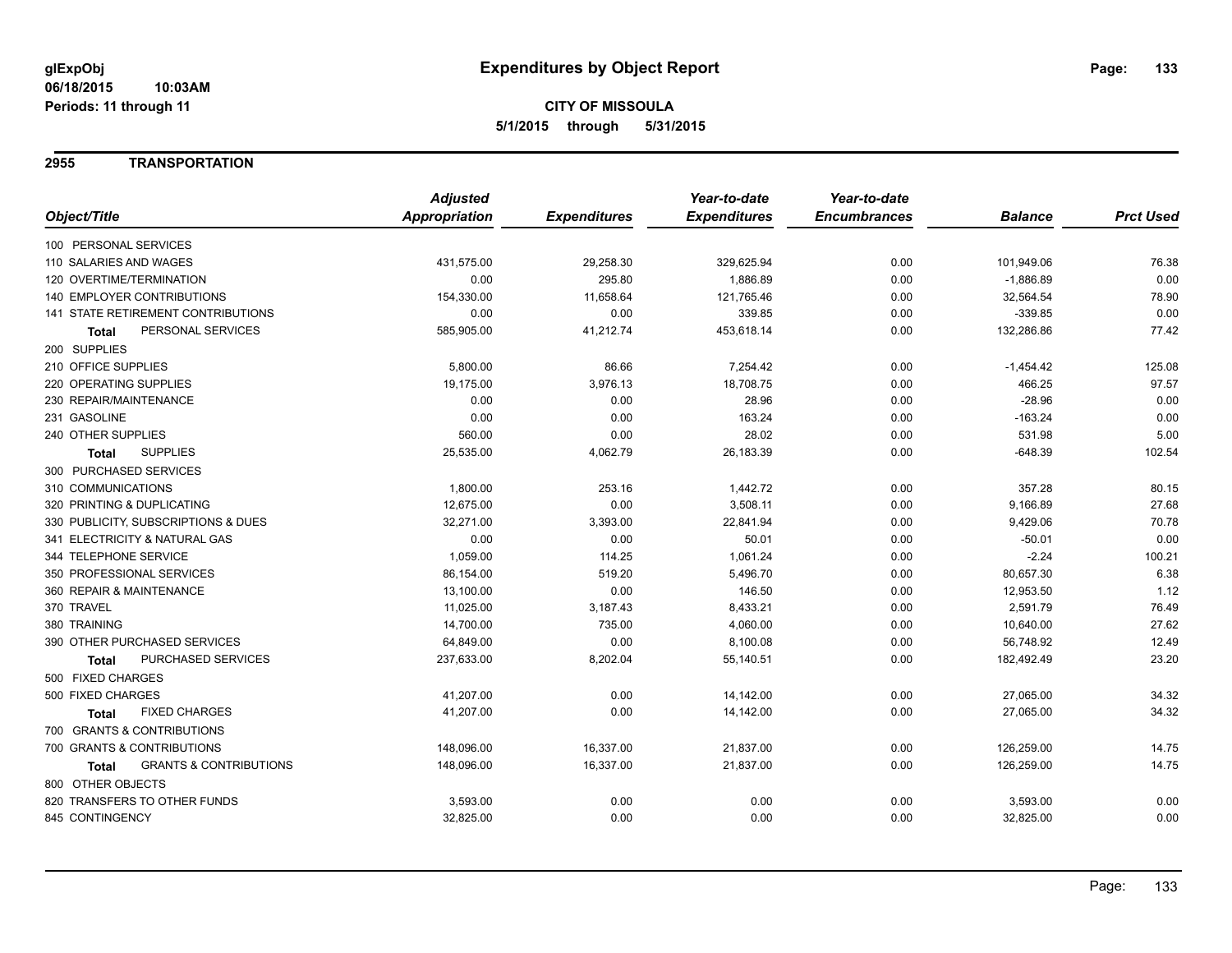**glExpObj**
**06/18/2015 10:03AM**
**Periods: 11 through 11**

# Expenditures by Object Report

**CITY OF MISSOULA**
**5/1/2015 through 5/31/2015**

## 2955 TRANSPORTATION

| Object/Title | Adjusted Appropriation | Expenditures | Year-to-date Expenditures | Year-to-date Encumbrances | Balance | Prct Used |
|---|---|---|---|---|---|---|
| 100 PERSONAL SERVICES | | | | | | |
| 110 SALARIES AND WAGES | 431,575.00 | 29,258.30 | 329,625.94 | 0.00 | 101,949.06 | 76.38 |
| 120 OVERTIME/TERMINATION | 0.00 | 295.80 | 1,886.89 | 0.00 | -1,886.89 | 0.00 |
| 140 EMPLOYER CONTRIBUTIONS | 154,330.00 | 11,658.64 | 121,765.46 | 0.00 | 32,564.54 | 78.90 |
| 141 STATE RETIREMENT CONTRIBUTIONS | 0.00 | 0.00 | 339.85 | 0.00 | -339.85 | 0.00 |
| **Total** PERSONAL SERVICES | 585,905.00 | 41,212.74 | 453,618.14 | 0.00 | 132,286.86 | 77.42 |
| 200 SUPPLIES | | | | | | |
| 210 OFFICE SUPPLIES | 5,800.00 | 86.66 | 7,254.42 | 0.00 | -1,454.42 | 125.08 |
| 220 OPERATING SUPPLIES | 19,175.00 | 3,976.13 | 18,708.75 | 0.00 | 466.25 | 97.57 |
| 230 REPAIR/MAINTENANCE | 0.00 | 0.00 | 28.96 | 0.00 | -28.96 | 0.00 |
| 231 GASOLINE | 0.00 | 0.00 | 163.24 | 0.00 | -163.24 | 0.00 |
| 240 OTHER SUPPLIES | 560.00 | 0.00 | 28.02 | 0.00 | 531.98 | 5.00 |
| **Total** SUPPLIES | 25,535.00 | 4,062.79 | 26,183.39 | 0.00 | -648.39 | 102.54 |
| 300 PURCHASED SERVICES | | | | | | |
| 310 COMMUNICATIONS | 1,800.00 | 253.16 | 1,442.72 | 0.00 | 357.28 | 80.15 |
| 320 PRINTING & DUPLICATING | 12,675.00 | 0.00 | 3,508.11 | 0.00 | 9,166.89 | 27.68 |
| 330 PUBLICITY, SUBSCRIPTIONS & DUES | 32,271.00 | 3,393.00 | 22,841.94 | 0.00 | 9,429.06 | 70.78 |
| 341 ELECTRICITY & NATURAL GAS | 0.00 | 0.00 | 50.01 | 0.00 | -50.01 | 0.00 |
| 344 TELEPHONE SERVICE | 1,059.00 | 114.25 | 1,061.24 | 0.00 | -2.24 | 100.21 |
| 350 PROFESSIONAL SERVICES | 86,154.00 | 519.20 | 5,496.70 | 0.00 | 80,657.30 | 6.38 |
| 360 REPAIR & MAINTENANCE | 13,100.00 | 0.00 | 146.50 | 0.00 | 12,953.50 | 1.12 |
| 370 TRAVEL | 11,025.00 | 3,187.43 | 8,433.21 | 0.00 | 2,591.79 | 76.49 |
| 380 TRAINING | 14,700.00 | 735.00 | 4,060.00 | 0.00 | 10,640.00 | 27.62 |
| 390 OTHER PURCHASED SERVICES | 64,849.00 | 0.00 | 8,100.08 | 0.00 | 56,748.92 | 12.49 |
| **Total** PURCHASED SERVICES | 237,633.00 | 8,202.04 | 55,140.51 | 0.00 | 182,492.49 | 23.20 |
| 500 FIXED CHARGES | | | | | | |
| 500 FIXED CHARGES | 41,207.00 | 0.00 | 14,142.00 | 0.00 | 27,065.00 | 34.32 |
| **Total** FIXED CHARGES | 41,207.00 | 0.00 | 14,142.00 | 0.00 | 27,065.00 | 34.32 |
| 700 GRANTS & CONTRIBUTIONS | | | | | | |
| 700 GRANTS & CONTRIBUTIONS | 148,096.00 | 16,337.00 | 21,837.00 | 0.00 | 126,259.00 | 14.75 |
| **Total** GRANTS & CONTRIBUTIONS | 148,096.00 | 16,337.00 | 21,837.00 | 0.00 | 126,259.00 | 14.75 |
| 800 OTHER OBJECTS | | | | | | |
| 820 TRANSFERS TO OTHER FUNDS | 3,593.00 | 0.00 | 0.00 | 0.00 | 3,593.00 | 0.00 |
| 845 CONTINGENCY | 32,825.00 | 0.00 | 0.00 | 0.00 | 32,825.00 | 0.00 |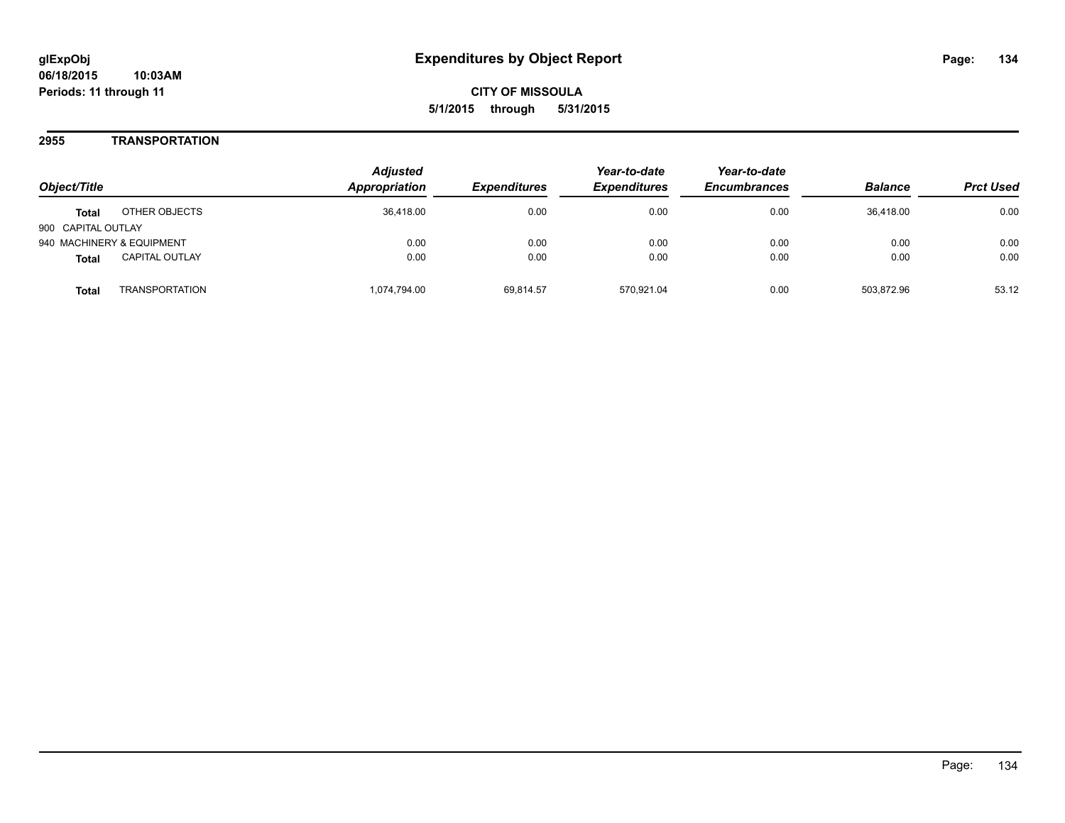# Expenditures by Object Report

glExpObj
06/18/2015 10:03AM
Periods: 11 through 11

**CITY OF MISSOULA**
**5/1/2015 through 5/31/2015**

## 2955 TRANSPORTATION

| Object/Title | | Adjusted Appropriation | Expenditures | Year-to-date Expenditures | Year-to-date Encumbrances | Balance | Prct Used |
|---|---|---|---|---|---|---|---|
| **Total** | OTHER OBJECTS | 36,418.00 | 0.00 | 0.00 | 0.00 | 36,418.00 | 0.00 |
| 900 CAPITAL OUTLAY | | | | | | | |
| 940 MACHINERY & EQUIPMENT | | 0.00 | 0.00 | 0.00 | 0.00 | 0.00 | 0.00 |
| **Total** | CAPITAL OUTLAY | 0.00 | 0.00 | 0.00 | 0.00 | 0.00 | 0.00 |
| **Total** | TRANSPORTATION | 1,074,794.00 | 69,814.57 | 570,921.04 | 0.00 | 503,872.96 | 53.12 |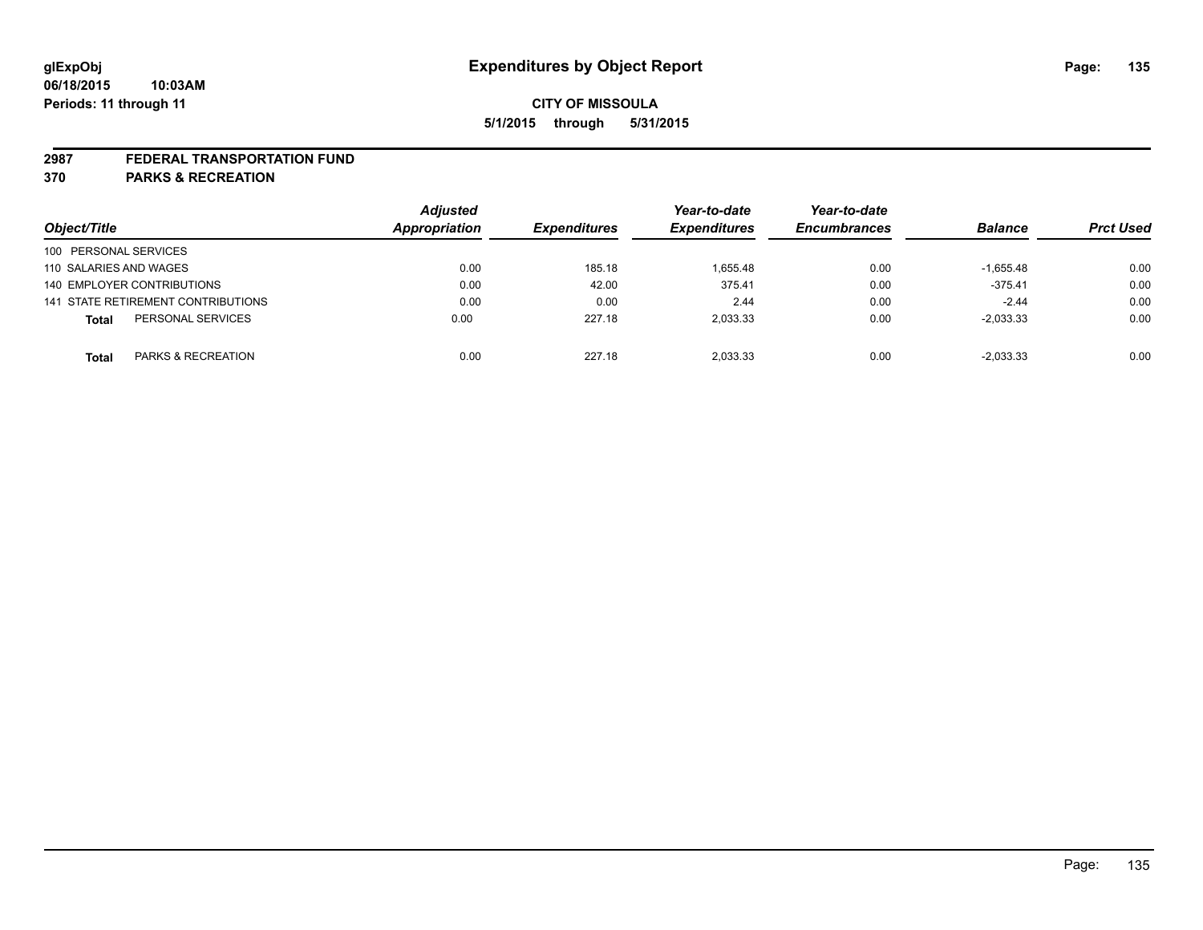**glExpObj**
**06/18/2015 10:03AM**
**Periods: 11 through 11**

# Expenditures by Object Report

**CITY OF MISSOULA**
**5/1/2015 through 5/31/2015**

## 2987 FEDERAL TRANSPORTATION FUND
## 370 PARKS & RECREATION

| Object/Title | Adjusted Appropriation | Expenditures | Year-to-date Expenditures | Year-to-date Encumbrances | Balance | Prct Used |
|---|---|---|---|---|---|---|
| 100 PERSONAL SERVICES | | | | | | |
| 110 SALARIES AND WAGES | 0.00 | 185.18 | 1,655.48 | 0.00 | -1,655.48 | 0.00 |
| 140 EMPLOYER CONTRIBUTIONS | 0.00 | 42.00 | 375.41 | 0.00 | -375.41 | 0.00 |
| 141 STATE RETIREMENT CONTRIBUTIONS | 0.00 | 0.00 | 2.44 | 0.00 | -2.44 | 0.00 |
| **Total** PERSONAL SERVICES | 0.00 | 227.18 | 2,033.33 | 0.00 | -2,033.33 | 0.00 |
| **Total** PARKS & RECREATION | 0.00 | 227.18 | 2,033.33 | 0.00 | -2,033.33 | 0.00 |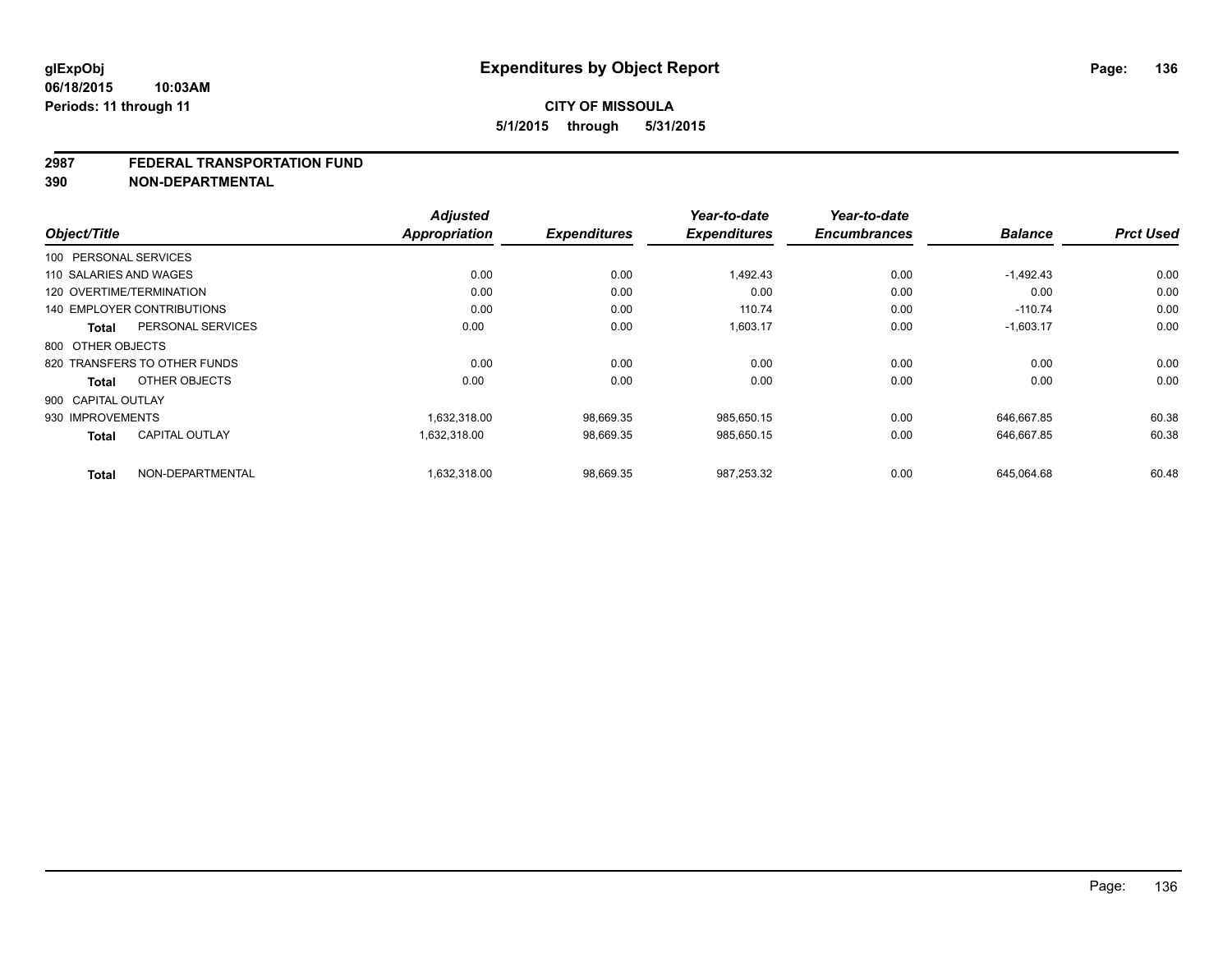**glExpObj** **Expenditures by Object Report**

**06/18/2015 10:03AM**

**Periods: 11 through 11**

**CITY OF MISSOULA**

**5/1/2015 through 5/31/2015**

## 2987 FEDERAL TRANSPORTATION FUND
## 390 NON-DEPARTMENTAL

| Object/Title | Adjusted Appropriation | Expenditures | Year-to-date Expenditures | Year-to-date Encumbrances | Balance | Prct Used |
|---|---|---|---|---|---|---|
| 100 PERSONAL SERVICES | | | | | | |
| 110 SALARIES AND WAGES | 0.00 | 0.00 | 1,492.43 | 0.00 | -1,492.43 | 0.00 |
| 120 OVERTIME/TERMINATION | 0.00 | 0.00 | 0.00 | 0.00 | 0.00 | 0.00 |
| 140 EMPLOYER CONTRIBUTIONS | 0.00 | 0.00 | 110.74 | 0.00 | -110.74 | 0.00 |
| **Total** PERSONAL SERVICES | 0.00 | 0.00 | 1,603.17 | 0.00 | -1,603.17 | 0.00 |
| 800 OTHER OBJECTS | | | | | | |
| 820 TRANSFERS TO OTHER FUNDS | 0.00 | 0.00 | 0.00 | 0.00 | 0.00 | 0.00 |
| **Total** OTHER OBJECTS | 0.00 | 0.00 | 0.00 | 0.00 | 0.00 | 0.00 |
| 900 CAPITAL OUTLAY | | | | | | |
| 930 IMPROVEMENTS | 1,632,318.00 | 98,669.35 | 985,650.15 | 0.00 | 646,667.85 | 60.38 |
| **Total** CAPITAL OUTLAY | 1,632,318.00 | 98,669.35 | 985,650.15 | 0.00 | 646,667.85 | 60.38 |
| **Total** NON-DEPARTMENTAL | 1,632,318.00 | 98,669.35 | 987,253.32 | 0.00 | 645,064.68 | 60.48 |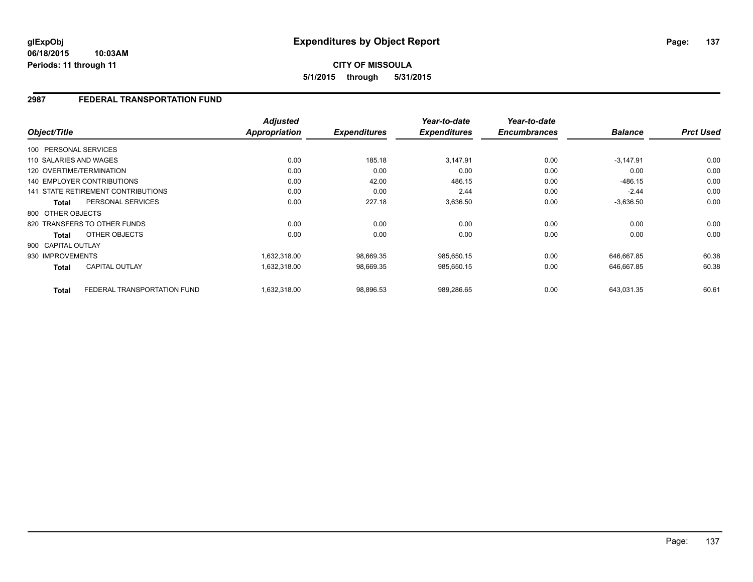**glExpObj**
**06/18/2015 10:03AM**
**Periods: 11 through 11**

# Expenditures by Object Report

**CITY OF MISSOULA**
**5/1/2015 through 5/31/2015**

## 2987 FEDERAL TRANSPORTATION FUND

| Object/Title | Adjusted Appropriation | Expenditures | Year-to-date Expenditures | Year-to-date Encumbrances | Balance | Prct Used |
|---|---|---|---|---|---|---|
| 100 PERSONAL SERVICES | | | | | | |
| 110 SALARIES AND WAGES | 0.00 | 185.18 | 3,147.91 | 0.00 | -3,147.91 | 0.00 |
| 120 OVERTIME/TERMINATION | 0.00 | 0.00 | 0.00 | 0.00 | 0.00 | 0.00 |
| 140 EMPLOYER CONTRIBUTIONS | 0.00 | 42.00 | 486.15 | 0.00 | -486.15 | 0.00 |
| 141 STATE RETIREMENT CONTRIBUTIONS | 0.00 | 0.00 | 2.44 | 0.00 | -2.44 | 0.00 |
| **Total** PERSONAL SERVICES | 0.00 | 227.18 | 3,636.50 | 0.00 | -3,636.50 | 0.00 |
| 800 OTHER OBJECTS | | | | | | |
| 820 TRANSFERS TO OTHER FUNDS | 0.00 | 0.00 | 0.00 | 0.00 | 0.00 | 0.00 |
| **Total** OTHER OBJECTS | 0.00 | 0.00 | 0.00 | 0.00 | 0.00 | 0.00 |
| 900 CAPITAL OUTLAY | | | | | | |
| 930 IMPROVEMENTS | 1,632,318.00 | 98,669.35 | 985,650.15 | 0.00 | 646,667.85 | 60.38 |
| **Total** CAPITAL OUTLAY | 1,632,318.00 | 98,669.35 | 985,650.15 | 0.00 | 646,667.85 | 60.38 |
| **Total** FEDERAL TRANSPORTATION FUND | 1,632,318.00 | 98,896.53 | 989,286.65 | 0.00 | 643,031.35 | 60.61 |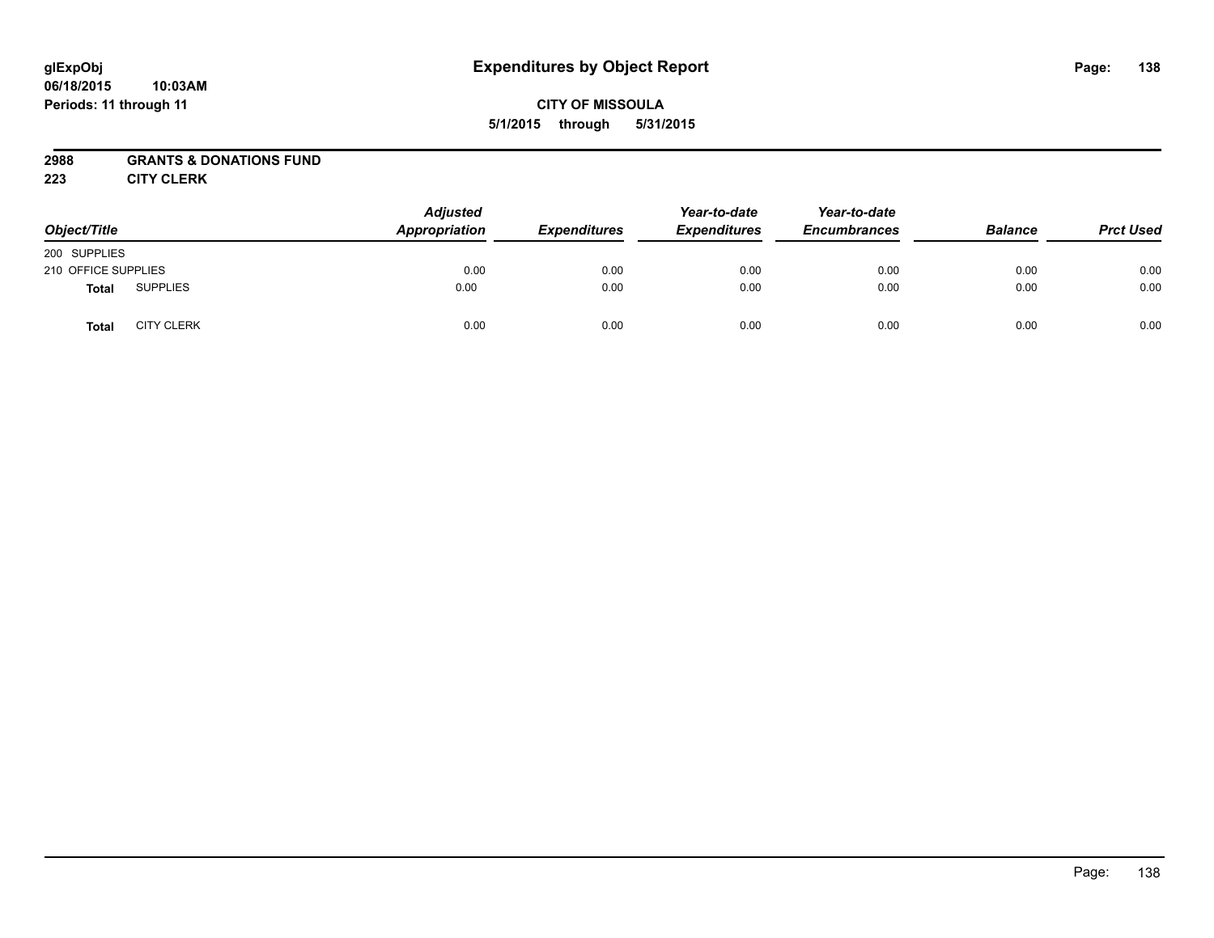# Expenditures by Object Report

glExpObj
06/18/2015 10:03AM
Periods: 11 through 11

**CITY OF MISSOULA**
**5/1/2015 through 5/31/2015**

**2988 GRANTS & DONATIONS FUND**
**223 CITY CLERK**

| Object/Title | | Adjusted Appropriation | Expenditures | Year-to-date Expenditures | Year-to-date Encumbrances | Balance | Prct Used |
|---|---|---|---|---|---|---|---|
| 200 SUPPLIES | | | | | | | |
| 210 OFFICE SUPPLIES | | 0.00 | 0.00 | 0.00 | 0.00 | 0.00 | 0.00 |
| **Total** | SUPPLIES | 0.00 | 0.00 | 0.00 | 0.00 | 0.00 | 0.00 |
| **Total** | CITY CLERK | 0.00 | 0.00 | 0.00 | 0.00 | 0.00 | 0.00 |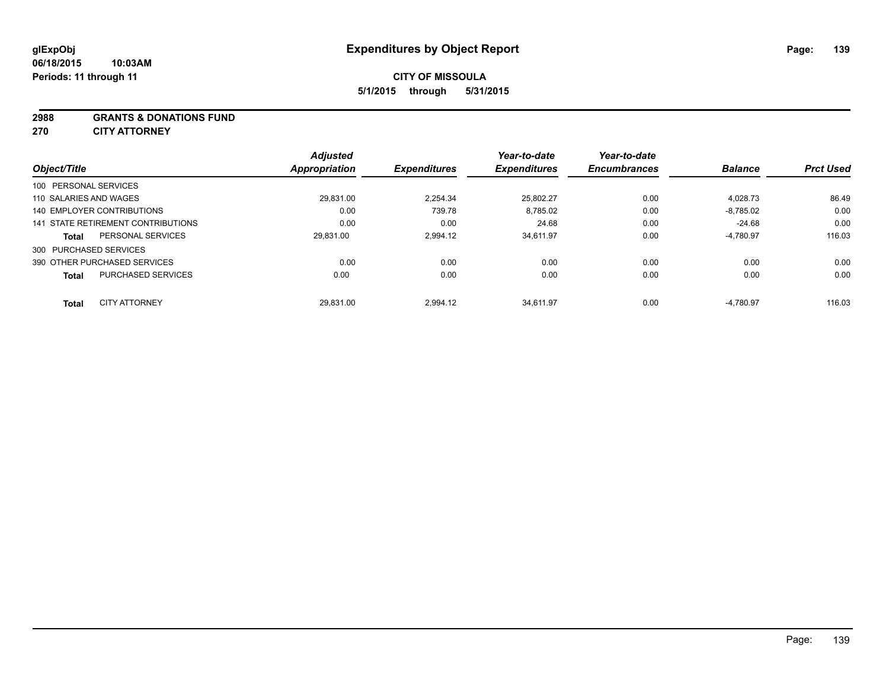**glExpObj** **Expenditures by Object Report**

**06/18/2015 10:03AM**

**Periods: 11 through 11**

**CITY OF MISSOULA**

**5/1/2015 through 5/31/2015**

**2988 GRANTS & DONATIONS FUND**

**270 CITY ATTORNEY**

| Object/Title | | Adjusted Appropriation | Expenditures | Year-to-date Expenditures | Year-to-date Encumbrances | Balance | Prct Used |
|---|---|---|---|---|---|---|---|
| 100 PERSONAL SERVICES | | | | | | | |
| 110 SALARIES AND WAGES | | 29,831.00 | 2,254.34 | 25,802.27 | 0.00 | 4,028.73 | 86.49 |
| 140 EMPLOYER CONTRIBUTIONS | | 0.00 | 739.78 | 8,785.02 | 0.00 | -8,785.02 | 0.00 |
| 141 STATE RETIREMENT CONTRIBUTIONS | | 0.00 | 0.00 | 24.68 | 0.00 | -24.68 | 0.00 |
| **Total** | PERSONAL SERVICES | 29,831.00 | 2,994.12 | 34,611.97 | 0.00 | -4,780.97 | 116.03 |
| 300 PURCHASED SERVICES | | | | | | | |
| 390 OTHER PURCHASED SERVICES | | 0.00 | 0.00 | 0.00 | 0.00 | 0.00 | 0.00 |
| **Total** | PURCHASED SERVICES | 0.00 | 0.00 | 0.00 | 0.00 | 0.00 | 0.00 |
| **Total** | CITY ATTORNEY | 29,831.00 | 2,994.12 | 34,611.97 | 0.00 | -4,780.97 | 116.03 |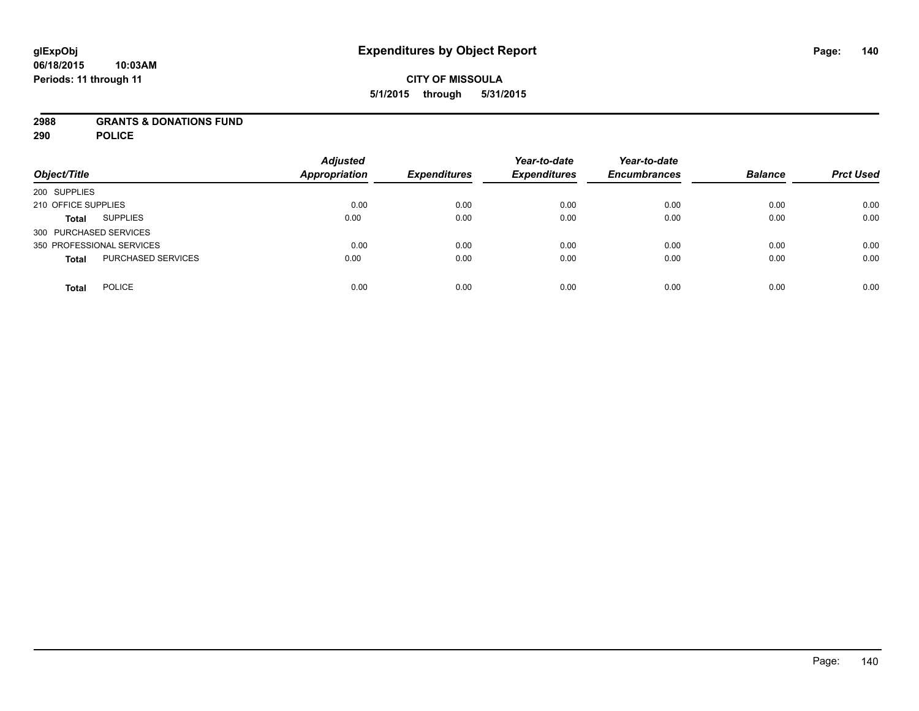**glExpObj**
**06/18/2015 10:03AM**
**Periods: 11 through 11**

# Expenditures by Object Report

**CITY OF MISSOULA**
**5/1/2015 through 5/31/2015**

**2988 GRANTS & DONATIONS FUND**
**290 POLICE**

| Object/Title | | Adjusted Appropriation | Expenditures | Year-to-date Expenditures | Year-to-date Encumbrances | Balance | Prct Used |
|---|---|---|---|---|---|---|---|
| 200 SUPPLIES | | | | | | | |
| 210 OFFICE SUPPLIES | | 0.00 | 0.00 | 0.00 | 0.00 | 0.00 | 0.00 |
| **Total** | SUPPLIES | 0.00 | 0.00 | 0.00 | 0.00 | 0.00 | 0.00 |
| 300 PURCHASED SERVICES | | | | | | | |
| 350 PROFESSIONAL SERVICES | | 0.00 | 0.00 | 0.00 | 0.00 | 0.00 | 0.00 |
| **Total** | PURCHASED SERVICES | 0.00 | 0.00 | 0.00 | 0.00 | 0.00 | 0.00 |
| **Total** | POLICE | 0.00 | 0.00 | 0.00 | 0.00 | 0.00 | 0.00 |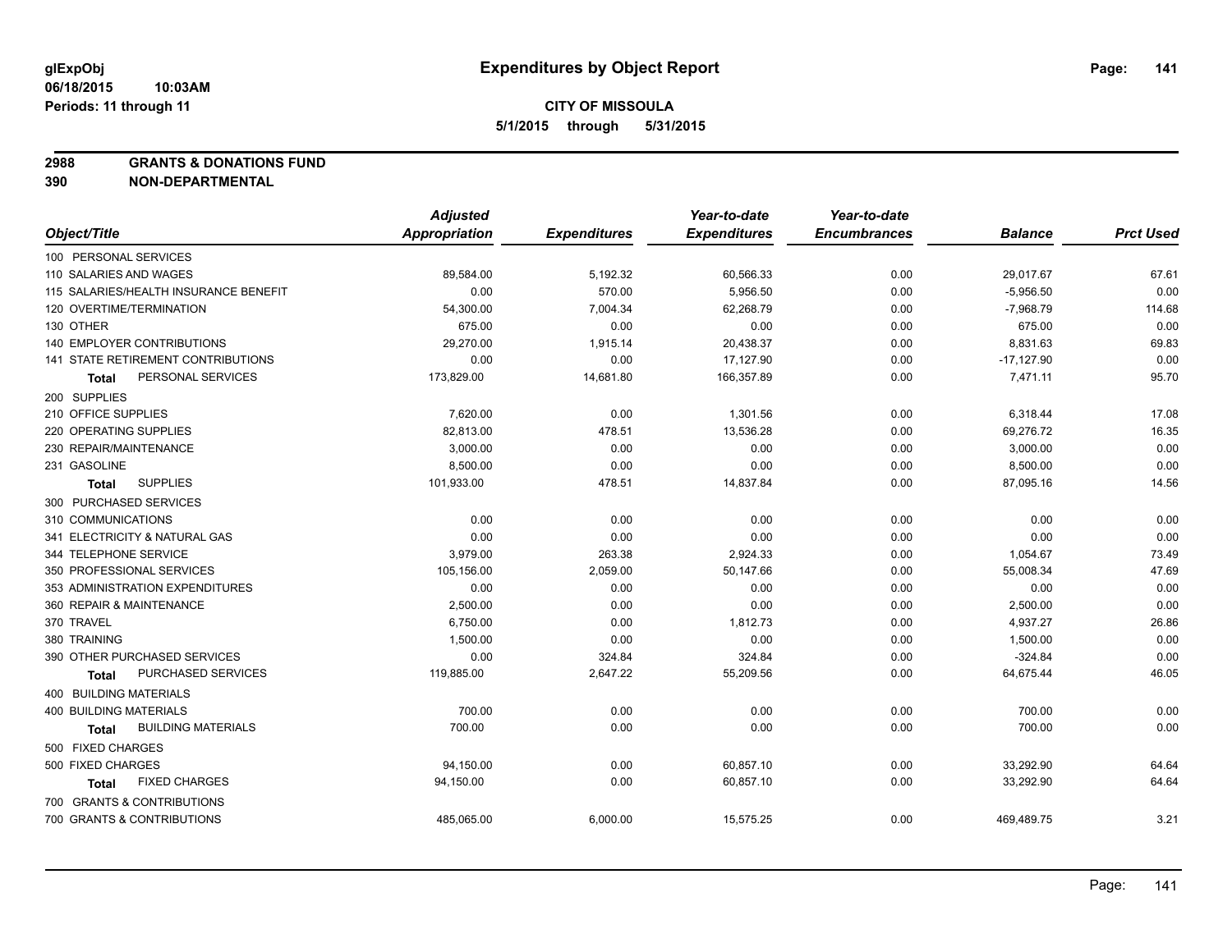**glExpObj**
**06/18/2015 10:03AM**
**Periods: 11 through 11**

# Expenditures by Object Report

**CITY OF MISSOULA**
**5/1/2015 through 5/31/2015**

**2988 GRANTS & DONATIONS FUND**
**390 NON-DEPARTMENTAL**

| Object/Title | Adjusted Appropriation | Expenditures | Year-to-date Expenditures | Year-to-date Encumbrances | Balance | Prct Used |
|---|---|---|---|---|---|---|
| 100 PERSONAL SERVICES | | | | | | |
| 110 SALARIES AND WAGES | 89,584.00 | 5,192.32 | 60,566.33 | 0.00 | 29,017.67 | 67.61 |
| 115 SALARIES/HEALTH INSURANCE BENEFIT | 0.00 | 570.00 | 5,956.50 | 0.00 | -5,956.50 | 0.00 |
| 120 OVERTIME/TERMINATION | 54,300.00 | 7,004.34 | 62,268.79 | 0.00 | -7,968.79 | 114.68 |
| 130 OTHER | 675.00 | 0.00 | 0.00 | 0.00 | 675.00 | 0.00 |
| 140 EMPLOYER CONTRIBUTIONS | 29,270.00 | 1,915.14 | 20,438.37 | 0.00 | 8,831.63 | 69.83 |
| 141 STATE RETIREMENT CONTRIBUTIONS | 0.00 | 0.00 | 17,127.90 | 0.00 | -17,127.90 | 0.00 |
| **Total** PERSONAL SERVICES | 173,829.00 | 14,681.80 | 166,357.89 | 0.00 | 7,471.11 | 95.70 |
| 200 SUPPLIES | | | | | | |
| 210 OFFICE SUPPLIES | 7,620.00 | 0.00 | 1,301.56 | 0.00 | 6,318.44 | 17.08 |
| 220 OPERATING SUPPLIES | 82,813.00 | 478.51 | 13,536.28 | 0.00 | 69,276.72 | 16.35 |
| 230 REPAIR/MAINTENANCE | 3,000.00 | 0.00 | 0.00 | 0.00 | 3,000.00 | 0.00 |
| 231 GASOLINE | 8,500.00 | 0.00 | 0.00 | 0.00 | 8,500.00 | 0.00 |
| **Total** SUPPLIES | 101,933.00 | 478.51 | 14,837.84 | 0.00 | 87,095.16 | 14.56 |
| 300 PURCHASED SERVICES | | | | | | |
| 310 COMMUNICATIONS | 0.00 | 0.00 | 0.00 | 0.00 | 0.00 | 0.00 |
| 341 ELECTRICITY & NATURAL GAS | 0.00 | 0.00 | 0.00 | 0.00 | 0.00 | 0.00 |
| 344 TELEPHONE SERVICE | 3,979.00 | 263.38 | 2,924.33 | 0.00 | 1,054.67 | 73.49 |
| 350 PROFESSIONAL SERVICES | 105,156.00 | 2,059.00 | 50,147.66 | 0.00 | 55,008.34 | 47.69 |
| 353 ADMINISTRATION EXPENDITURES | 0.00 | 0.00 | 0.00 | 0.00 | 0.00 | 0.00 |
| 360 REPAIR & MAINTENANCE | 2,500.00 | 0.00 | 0.00 | 0.00 | 2,500.00 | 0.00 |
| 370 TRAVEL | 6,750.00 | 0.00 | 1,812.73 | 0.00 | 4,937.27 | 26.86 |
| 380 TRAINING | 1,500.00 | 0.00 | 0.00 | 0.00 | 1,500.00 | 0.00 |
| 390 OTHER PURCHASED SERVICES | 0.00 | 324.84 | 324.84 | 0.00 | -324.84 | 0.00 |
| **Total** PURCHASED SERVICES | 119,885.00 | 2,647.22 | 55,209.56 | 0.00 | 64,675.44 | 46.05 |
| 400 BUILDING MATERIALS | | | | | | |
| 400 BUILDING MATERIALS | 700.00 | 0.00 | 0.00 | 0.00 | 700.00 | 0.00 |
| **Total** BUILDING MATERIALS | 700.00 | 0.00 | 0.00 | 0.00 | 700.00 | 0.00 |
| 500 FIXED CHARGES | | | | | | |
| 500 FIXED CHARGES | 94,150.00 | 0.00 | 60,857.10 | 0.00 | 33,292.90 | 64.64 |
| **Total** FIXED CHARGES | 94,150.00 | 0.00 | 60,857.10 | 0.00 | 33,292.90 | 64.64 |
| 700 GRANTS & CONTRIBUTIONS | | | | | | |
| 700 GRANTS & CONTRIBUTIONS | 485,065.00 | 6,000.00 | 15,575.25 | 0.00 | 469,489.75 | 3.21 |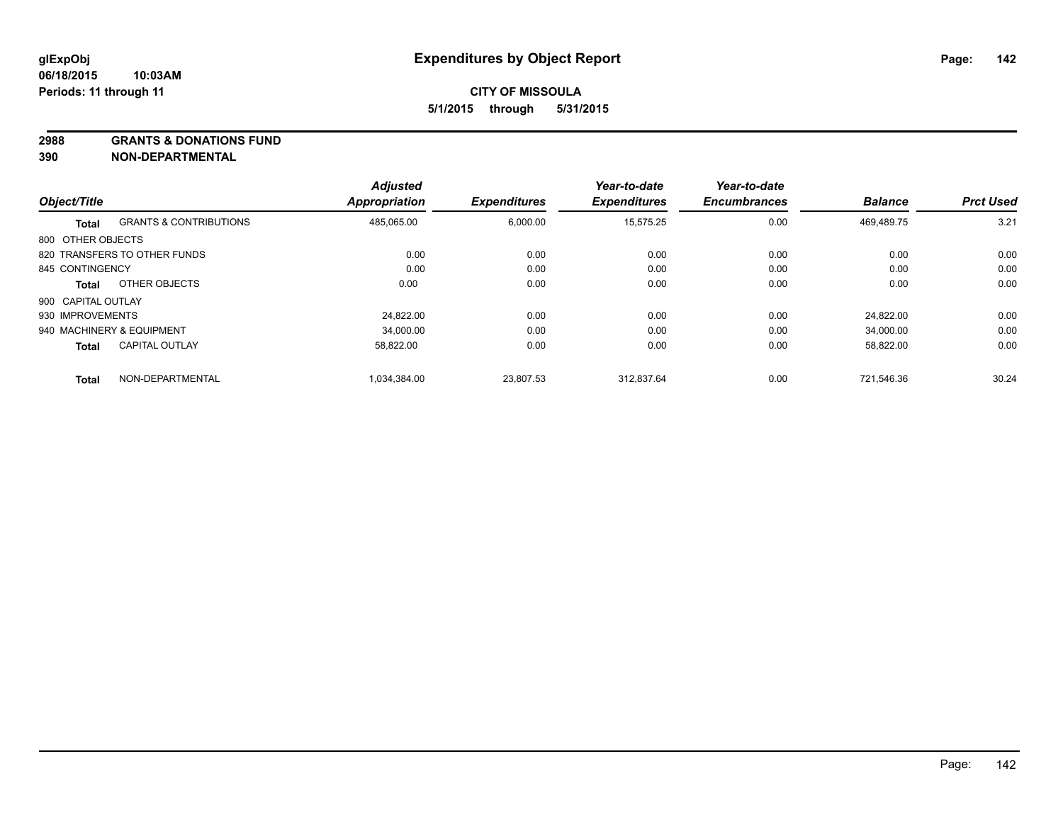# Expenditures by Object Report

glExpObj
06/18/2015 10:03AM
Periods: 11 through 11

**CITY OF MISSOULA**
**5/1/2015 through 5/31/2015**

**2988 GRANTS & DONATIONS FUND**
**390 NON-DEPARTMENTAL**

| Object/Title | | Adjusted Appropriation | Expenditures | Year-to-date Expenditures | Year-to-date Encumbrances | Balance | Prct Used |
|---|---|---|---|---|---|---|---|
| **Total** | GRANTS & CONTRIBUTIONS | 485,065.00 | 6,000.00 | 15,575.25 | 0.00 | 469,489.75 | 3.21 |
| 800 OTHER OBJECTS | | | | | | | |
| 820 TRANSFERS TO OTHER FUNDS | | 0.00 | 0.00 | 0.00 | 0.00 | 0.00 | 0.00 |
| 845 CONTINGENCY | | 0.00 | 0.00 | 0.00 | 0.00 | 0.00 | 0.00 |
| **Total** | OTHER OBJECTS | 0.00 | 0.00 | 0.00 | 0.00 | 0.00 | 0.00 |
| 900 CAPITAL OUTLAY | | | | | | | |
| 930 IMPROVEMENTS | | 24,822.00 | 0.00 | 0.00 | 0.00 | 24,822.00 | 0.00 |
| 940 MACHINERY & EQUIPMENT | | 34,000.00 | 0.00 | 0.00 | 0.00 | 34,000.00 | 0.00 |
| **Total** | CAPITAL OUTLAY | 58,822.00 | 0.00 | 0.00 | 0.00 | 58,822.00 | 0.00 |
| **Total** | NON-DEPARTMENTAL | 1,034,384.00 | 23,807.53 | 312,837.64 | 0.00 | 721,546.36 | 30.24 |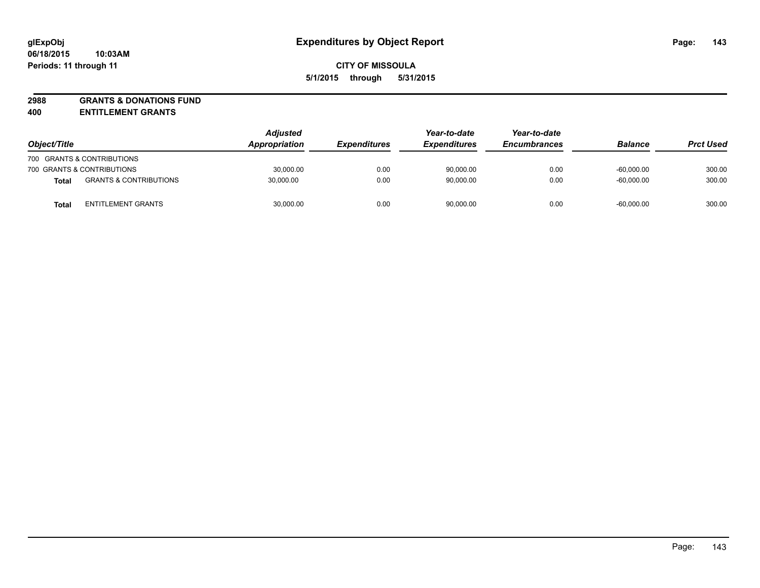**glExpObj**
**06/18/2015 10:03AM**
**Periods: 11 through 11**

# Expenditures by Object Report

**CITY OF MISSOULA**
**5/1/2015 through 5/31/2015**

**2988 GRANTS & DONATIONS FUND**
**400 ENTITLEMENT GRANTS**

| Object/Title | | Adjusted Appropriation | Expenditures | Year-to-date Expenditures | Year-to-date Encumbrances | Balance | Prct Used |
|---|---|---|---|---|---|---|---|
| 700 GRANTS & CONTRIBUTIONS | | | | | | | |
| 700 GRANTS & CONTRIBUTIONS | | 30,000.00 | 0.00 | 90,000.00 | 0.00 | -60,000.00 | 300.00 |
| **Total** | GRANTS & CONTRIBUTIONS | 30,000.00 | 0.00 | 90,000.00 | 0.00 | -60,000.00 | 300.00 |
| **Total** | ENTITLEMENT GRANTS | 30,000.00 | 0.00 | 90,000.00 | 0.00 | -60,000.00 | 300.00 |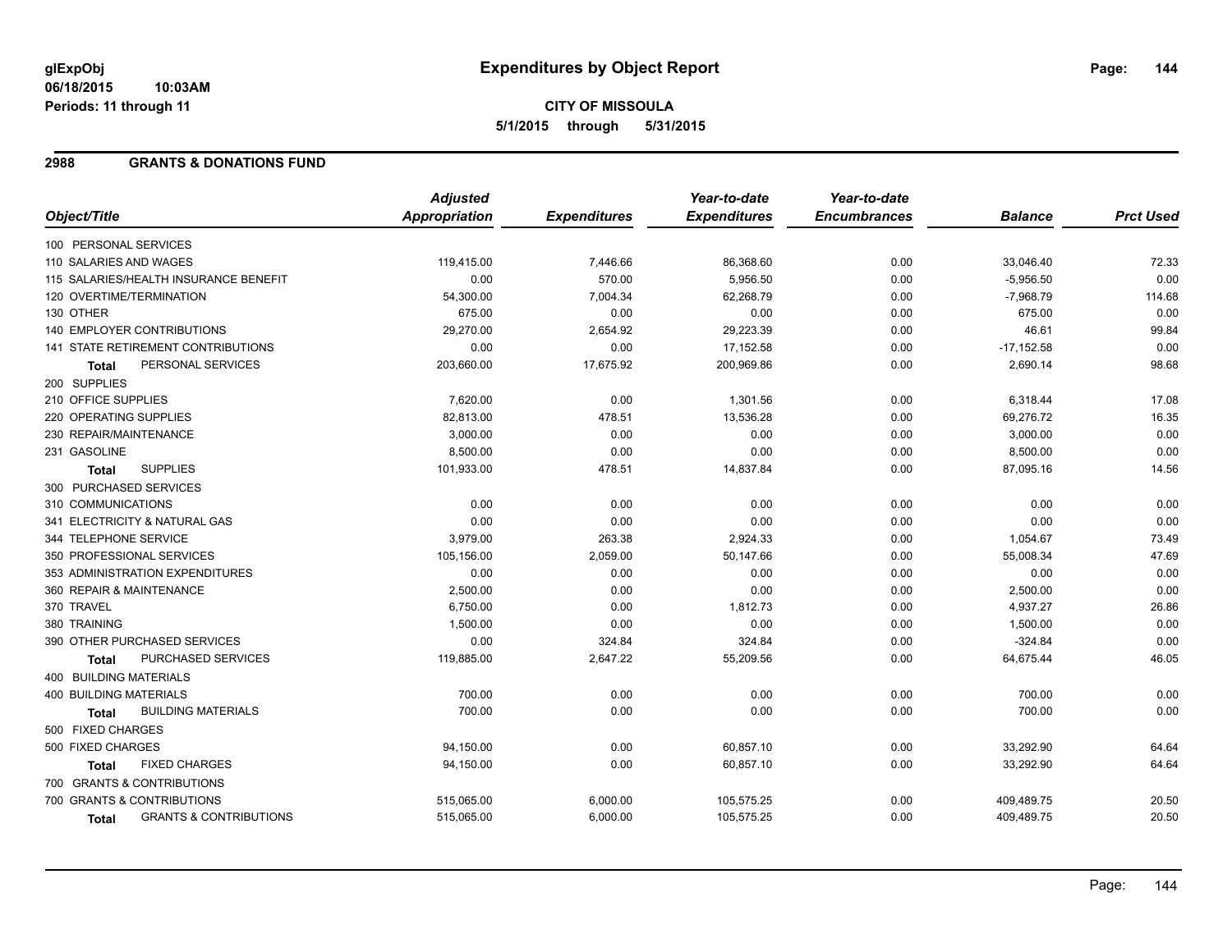glExpObj
06/18/2015 10:03AM
Periods: 11 through 11

# Expenditures by Object Report

**CITY OF MISSOULA**
**5/1/2015 through 5/31/2015**

## 2988 GRANTS & DONATIONS FUND

| Object/Title | Adjusted Appropriation | Expenditures | Year-to-date Expenditures | Year-to-date Encumbrances | Balance | Prct Used |
|---|---|---|---|---|---|---|
| 100 PERSONAL SERVICES | | | | | | |
| 110 SALARIES AND WAGES | 119,415.00 | 7,446.66 | 86,368.60 | 0.00 | 33,046.40 | 72.33 |
| 115 SALARIES/HEALTH INSURANCE BENEFIT | 0.00 | 570.00 | 5,956.50 | 0.00 | -5,956.50 | 0.00 |
| 120 OVERTIME/TERMINATION | 54,300.00 | 7,004.34 | 62,268.79 | 0.00 | -7,968.79 | 114.68 |
| 130 OTHER | 675.00 | 0.00 | 0.00 | 0.00 | 675.00 | 0.00 |
| 140 EMPLOYER CONTRIBUTIONS | 29,270.00 | 2,654.92 | 29,223.39 | 0.00 | 46.61 | 99.84 |
| 141 STATE RETIREMENT CONTRIBUTIONS | 0.00 | 0.00 | 17,152.58 | 0.00 | -17,152.58 | 0.00 |
| **Total** PERSONAL SERVICES | 203,660.00 | 17,675.92 | 200,969.86 | 0.00 | 2,690.14 | 98.68 |
| 200 SUPPLIES | | | | | | |
| 210 OFFICE SUPPLIES | 7,620.00 | 0.00 | 1,301.56 | 0.00 | 6,318.44 | 17.08 |
| 220 OPERATING SUPPLIES | 82,813.00 | 478.51 | 13,536.28 | 0.00 | 69,276.72 | 16.35 |
| 230 REPAIR/MAINTENANCE | 3,000.00 | 0.00 | 0.00 | 0.00 | 3,000.00 | 0.00 |
| 231 GASOLINE | 8,500.00 | 0.00 | 0.00 | 0.00 | 8,500.00 | 0.00 |
| **Total** SUPPLIES | 101,933.00 | 478.51 | 14,837.84 | 0.00 | 87,095.16 | 14.56 |
| 300 PURCHASED SERVICES | | | | | | |
| 310 COMMUNICATIONS | 0.00 | 0.00 | 0.00 | 0.00 | 0.00 | 0.00 |
| 341 ELECTRICITY & NATURAL GAS | 0.00 | 0.00 | 0.00 | 0.00 | 0.00 | 0.00 |
| 344 TELEPHONE SERVICE | 3,979.00 | 263.38 | 2,924.33 | 0.00 | 1,054.67 | 73.49 |
| 350 PROFESSIONAL SERVICES | 105,156.00 | 2,059.00 | 50,147.66 | 0.00 | 55,008.34 | 47.69 |
| 353 ADMINISTRATION EXPENDITURES | 0.00 | 0.00 | 0.00 | 0.00 | 0.00 | 0.00 |
| 360 REPAIR & MAINTENANCE | 2,500.00 | 0.00 | 0.00 | 0.00 | 2,500.00 | 0.00 |
| 370 TRAVEL | 6,750.00 | 0.00 | 1,812.73 | 0.00 | 4,937.27 | 26.86 |
| 380 TRAINING | 1,500.00 | 0.00 | 0.00 | 0.00 | 1,500.00 | 0.00 |
| 390 OTHER PURCHASED SERVICES | 0.00 | 324.84 | 324.84 | 0.00 | -324.84 | 0.00 |
| **Total** PURCHASED SERVICES | 119,885.00 | 2,647.22 | 55,209.56 | 0.00 | 64,675.44 | 46.05 |
| 400 BUILDING MATERIALS | | | | | | |
| 400 BUILDING MATERIALS | 700.00 | 0.00 | 0.00 | 0.00 | 700.00 | 0.00 |
| **Total** BUILDING MATERIALS | 700.00 | 0.00 | 0.00 | 0.00 | 700.00 | 0.00 |
| 500 FIXED CHARGES | | | | | | |
| 500 FIXED CHARGES | 94,150.00 | 0.00 | 60,857.10 | 0.00 | 33,292.90 | 64.64 |
| **Total** FIXED CHARGES | 94,150.00 | 0.00 | 60,857.10 | 0.00 | 33,292.90 | 64.64 |
| 700 GRANTS & CONTRIBUTIONS | | | | | | |
| 700 GRANTS & CONTRIBUTIONS | 515,065.00 | 6,000.00 | 105,575.25 | 0.00 | 409,489.75 | 20.50 |
| **Total** GRANTS & CONTRIBUTIONS | 515,065.00 | 6,000.00 | 105,575.25 | 0.00 | 409,489.75 | 20.50 |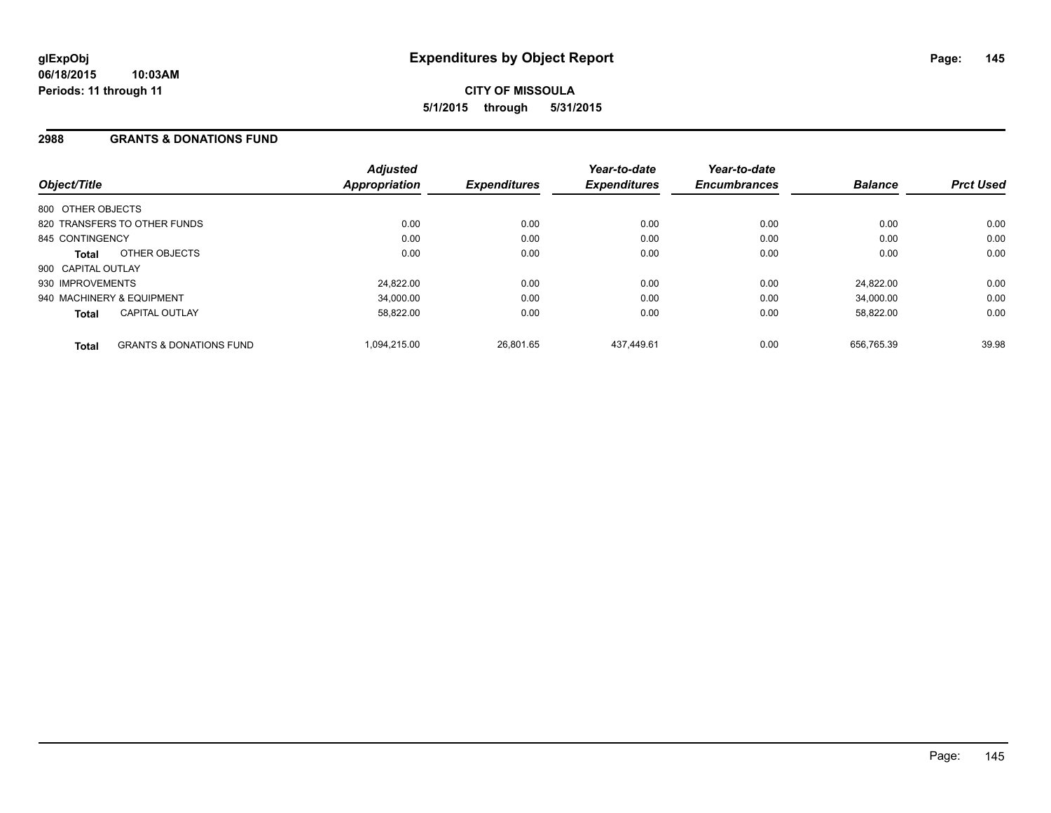glExpObj
06/18/2015 10:03AM
Periods: 11 through 11

# Expenditures by Object Report

CITY OF MISSOULA

5/1/2015 through 5/31/2015

## 2988 GRANTS & DONATIONS FUND

| Object/Title | | Adjusted Appropriation | Expenditures | Year-to-date Expenditures | Year-to-date Encumbrances | Balance | Prct Used |
|---|---|---|---|---|---|---|---|
| 800 OTHER OBJECTS | | | | | | | |
| 820 TRANSFERS TO OTHER FUNDS | | 0.00 | 0.00 | 0.00 | 0.00 | 0.00 | 0.00 |
| 845 CONTINGENCY | | 0.00 | 0.00 | 0.00 | 0.00 | 0.00 | 0.00 |
| **Total** | OTHER OBJECTS | 0.00 | 0.00 | 0.00 | 0.00 | 0.00 | 0.00 |
| 900 CAPITAL OUTLAY | | | | | | | |
| 930 IMPROVEMENTS | | 24,822.00 | 0.00 | 0.00 | 0.00 | 24,822.00 | 0.00 |
| 940 MACHINERY & EQUIPMENT | | 34,000.00 | 0.00 | 0.00 | 0.00 | 34,000.00 | 0.00 |
| **Total** | CAPITAL OUTLAY | 58,822.00 | 0.00 | 0.00 | 0.00 | 58,822.00 | 0.00 |
| **Total** | GRANTS & DONATIONS FUND | 1,094,215.00 | 26,801.65 | 437,449.61 | 0.00 | 656,765.39 | 39.98 |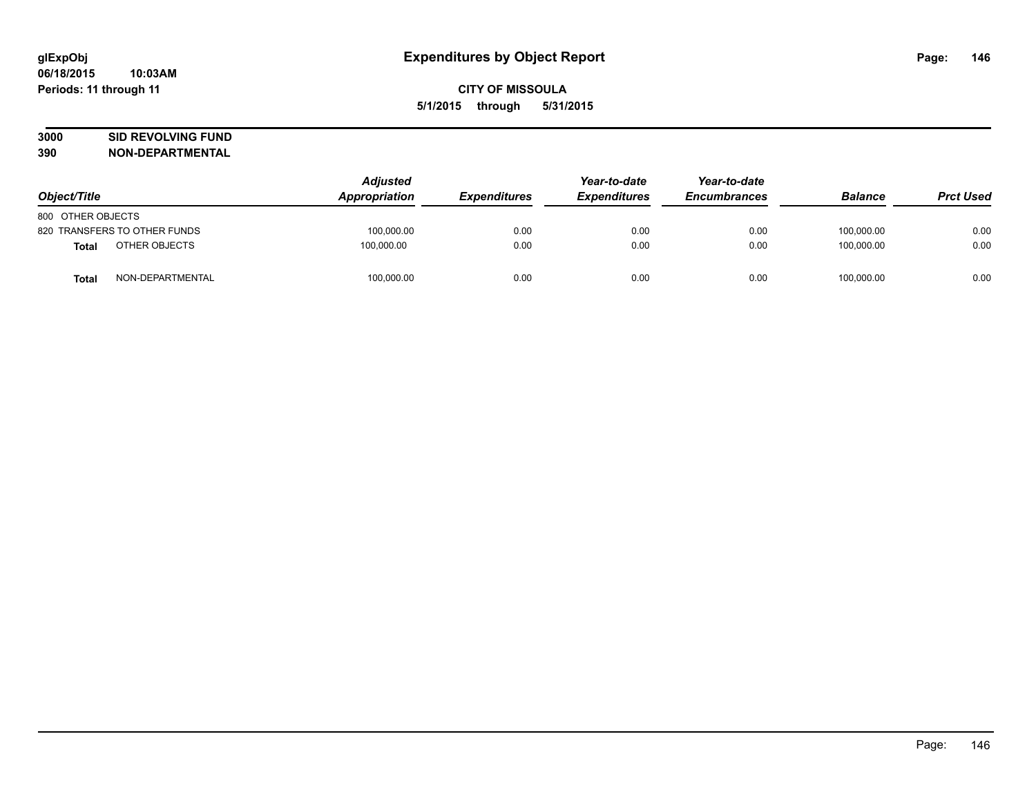# Expenditures by Object Report

glExpObj
06/18/2015 10:03AM
Periods: 11 through 11

**CITY OF MISSOULA**
**5/1/2015 through 5/31/2015**

**3000 SID REVOLVING FUND**
**390 NON-DEPARTMENTAL**

| Object/Title | | Adjusted Appropriation | Expenditures | Year-to-date Expenditures | Year-to-date Encumbrances | Balance | Prct Used |
|---|---|---|---|---|---|---|---|
| 800 OTHER OBJECTS | | | | | | | |
| 820 TRANSFERS TO OTHER FUNDS | | 100,000.00 | 0.00 | 0.00 | 0.00 | 100,000.00 | 0.00 |
| **Total** | OTHER OBJECTS | 100,000.00 | 0.00 | 0.00 | 0.00 | 100,000.00 | 0.00 |
| **Total** | NON-DEPARTMENTAL | 100,000.00 | 0.00 | 0.00 | 0.00 | 100,000.00 | 0.00 |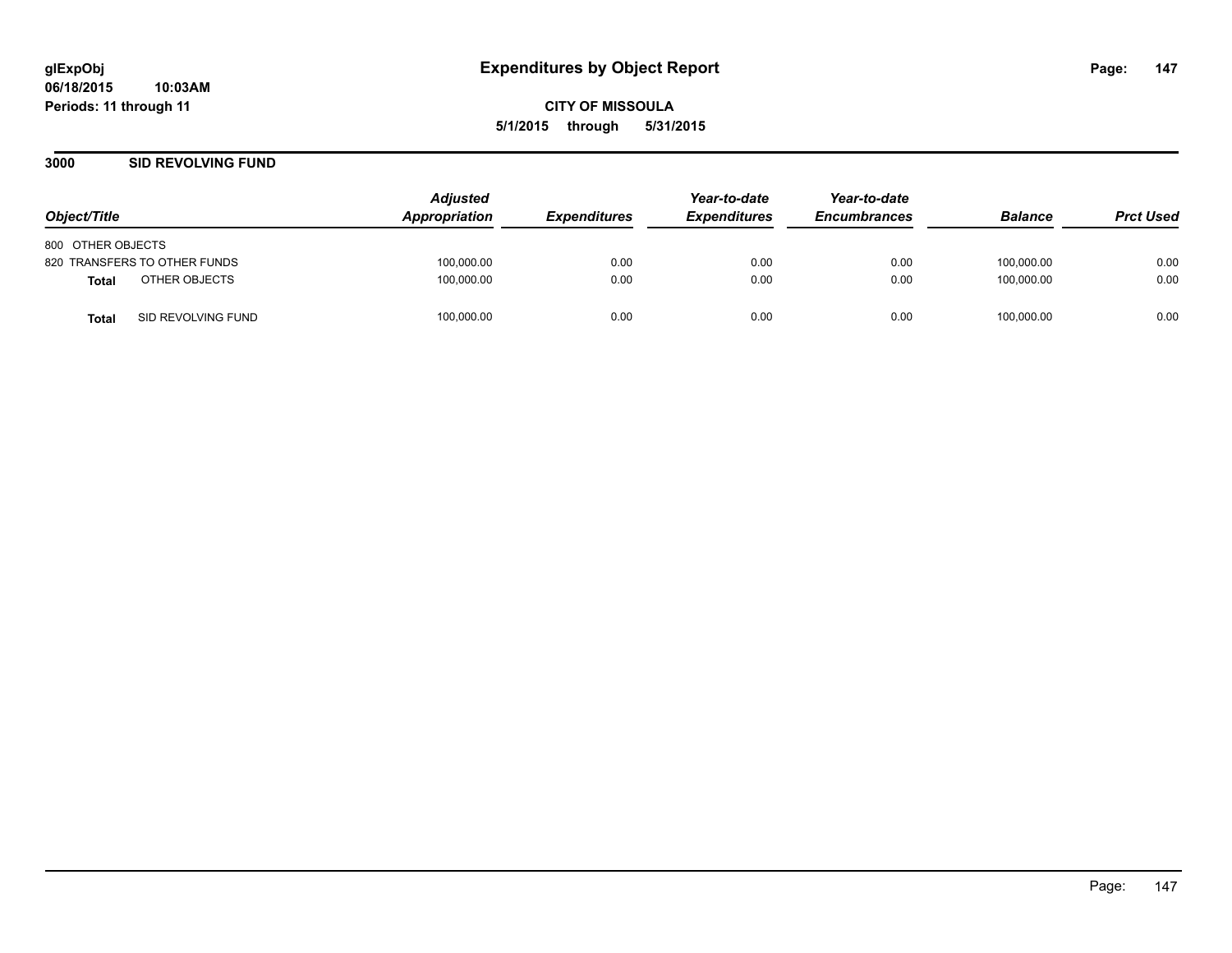**glExpObj**
**06/18/2015 10:03AM**
**Periods: 11 through 11**

# Expenditures by Object Report

**CITY OF MISSOULA**
**5/1/2015 through 5/31/2015**

## 3000 SID REVOLVING FUND

| Object/Title | | Adjusted Appropriation | Expenditures | Year-to-date Expenditures | Year-to-date Encumbrances | Balance | Prct Used |
|---|---|---|---|---|---|---|---|
| 800 OTHER OBJECTS | | | | | | | |
| 820 TRANSFERS TO OTHER FUNDS | | 100,000.00 | 0.00 | 0.00 | 0.00 | 100,000.00 | 0.00 |
| **Total** | OTHER OBJECTS | 100,000.00 | 0.00 | 0.00 | 0.00 | 100,000.00 | 0.00 |
| **Total** | SID REVOLVING FUND | 100,000.00 | 0.00 | 0.00 | 0.00 | 100,000.00 | 0.00 |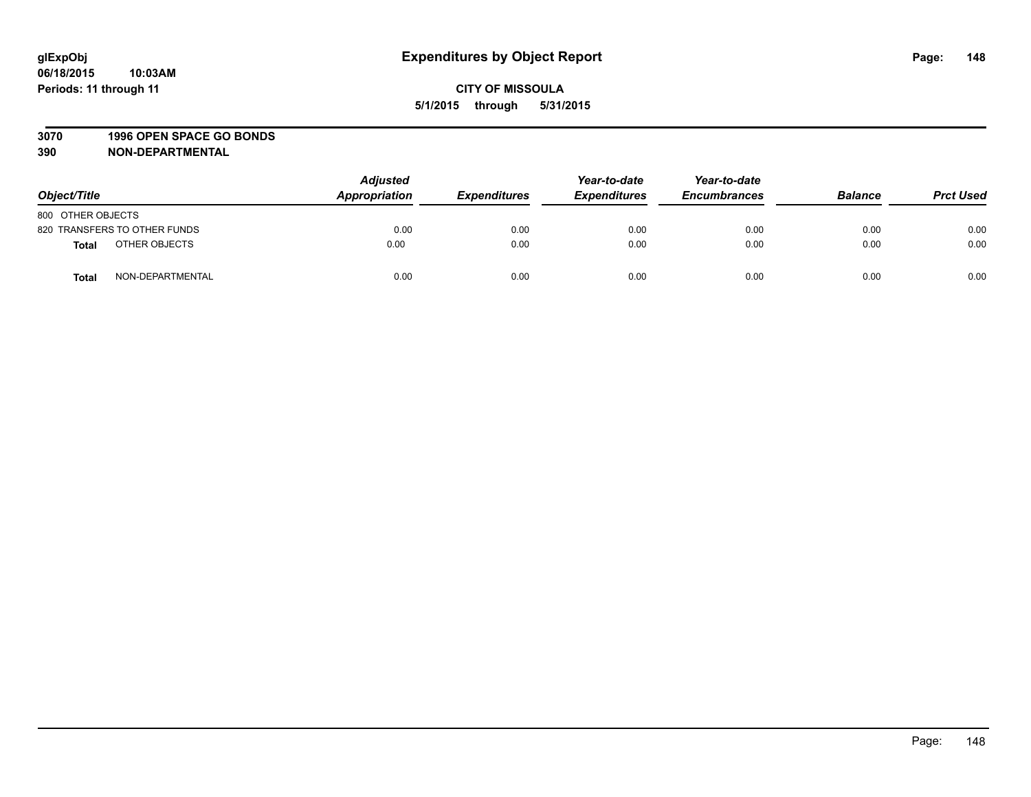**glExpObj**
**06/18/2015 10:03AM**
**Periods: 11 through 11**

# Expenditures by Object Report

**CITY OF MISSOULA**
**5/1/2015 through 5/31/2015**

**3070 1996 OPEN SPACE GO BONDS**
**390 NON-DEPARTMENTAL**

| Object/Title | Adjusted Appropriation | Expenditures | Year-to-date Expenditures | Year-to-date Encumbrances | Balance | Prct Used |
|---|---|---|---|---|---|---|
| 800 OTHER OBJECTS | | | | | | |
| 820 TRANSFERS TO OTHER FUNDS | 0.00 | 0.00 | 0.00 | 0.00 | 0.00 | 0.00 |
| **Total** OTHER OBJECTS | 0.00 | 0.00 | 0.00 | 0.00 | 0.00 | 0.00 |
| **Total** NON-DEPARTMENTAL | 0.00 | 0.00 | 0.00 | 0.00 | 0.00 | 0.00 |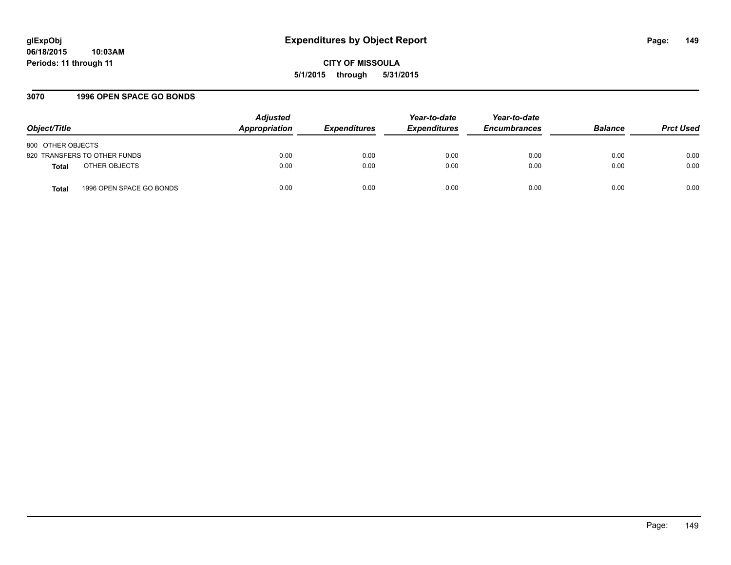**glExpObj** **Expenditures by Object Report**
**06/18/2015 10:03AM**
**Periods: 11 through 11**

**CITY OF MISSOULA**
**5/1/2015 through 5/31/2015**

## 3070 1996 OPEN SPACE GO BONDS

| Object/Title | Adjusted Appropriation | Expenditures | Year-to-date Expenditures | Year-to-date Encumbrances | Balance | Prct Used |
|---|---|---|---|---|---|---|
| 800 OTHER OBJECTS | | | | | | |
| 820 TRANSFERS TO OTHER FUNDS | 0.00 | 0.00 | 0.00 | 0.00 | 0.00 | 0.00 |
| **Total** OTHER OBJECTS | 0.00 | 0.00 | 0.00 | 0.00 | 0.00 | 0.00 |
| **Total** 1996 OPEN SPACE GO BONDS | 0.00 | 0.00 | 0.00 | 0.00 | 0.00 | 0.00 |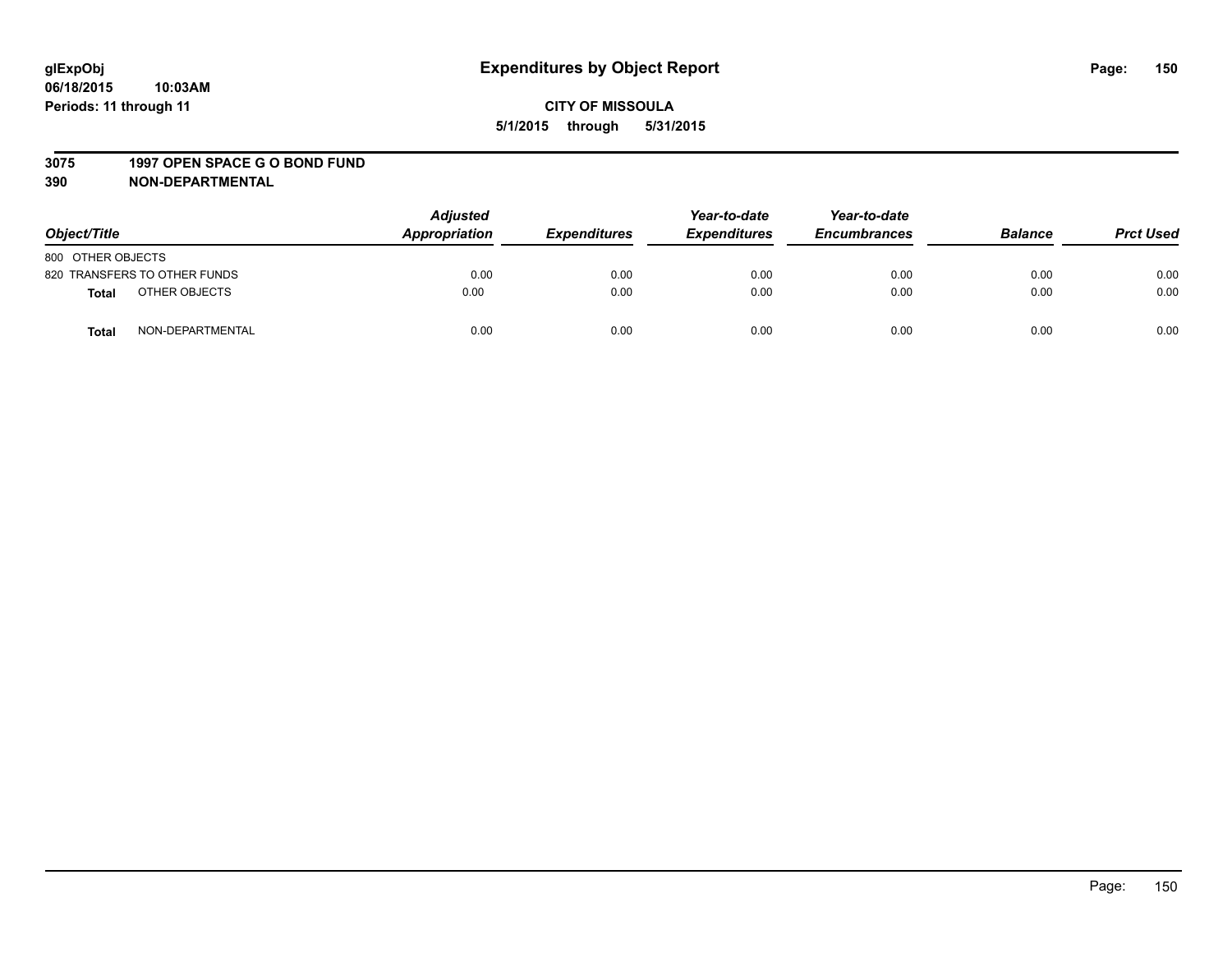glExpObj
06/18/2015 10:03AM
Periods: 11 through 11

# Expenditures by Object Report

**CITY OF MISSOULA**

**5/1/2015 through 5/31/2015**

**3075 1997 OPEN SPACE G O BOND FUND**

**390 NON-DEPARTMENTAL**

| Object/Title | | Adjusted Appropriation | Expenditures | Year-to-date Expenditures | Year-to-date Encumbrances | Balance | Prct Used |
|---|---|---|---|---|---|---|---|
| 800 OTHER OBJECTS | | | | | | | |
| 820 TRANSFERS TO OTHER FUNDS | | 0.00 | 0.00 | 0.00 | 0.00 | 0.00 | 0.00 |
| **Total** | OTHER OBJECTS | 0.00 | 0.00 | 0.00 | 0.00 | 0.00 | 0.00 |
| **Total** | NON-DEPARTMENTAL | 0.00 | 0.00 | 0.00 | 0.00 | 0.00 | 0.00 |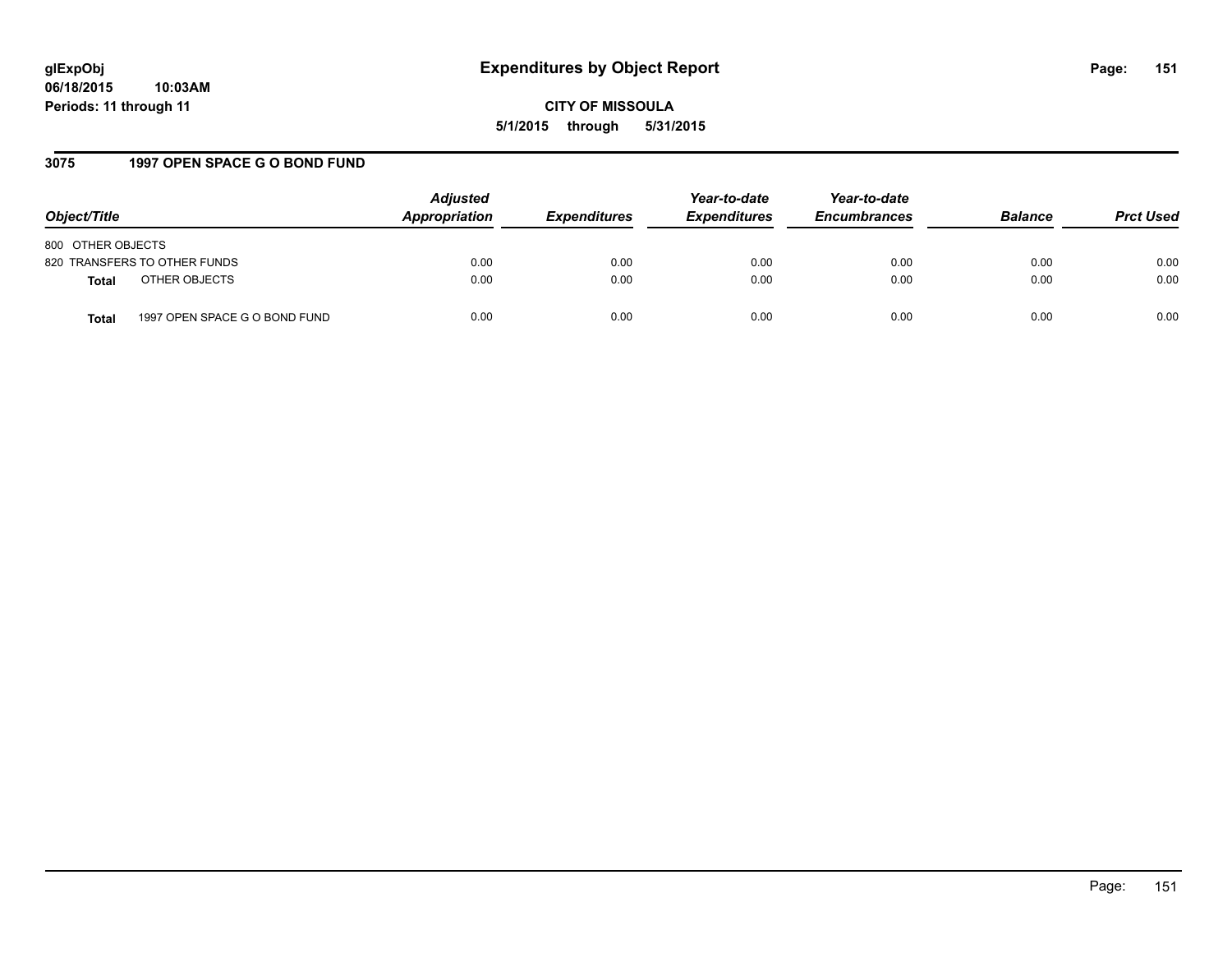**glExpObj** **Expenditures by Object Report**

**06/18/2015 10:03AM**

**Periods: 11 through 11**

**CITY OF MISSOULA**

**5/1/2015 through 5/31/2015**

## 3075 1997 OPEN SPACE G O BOND FUND

| Object/Title | | Adjusted Appropriation | Expenditures | Year-to-date Expenditures | Year-to-date Encumbrances | Balance | Prct Used |
|---|---|---|---|---|---|---|---|
| 800 OTHER OBJECTS | | | | | | | |
| 820 TRANSFERS TO OTHER FUNDS | | 0.00 | 0.00 | 0.00 | 0.00 | 0.00 | 0.00 |
| **Total** | OTHER OBJECTS | 0.00 | 0.00 | 0.00 | 0.00 | 0.00 | 0.00 |
| **Total** | 1997 OPEN SPACE G O BOND FUND | 0.00 | 0.00 | 0.00 | 0.00 | 0.00 | 0.00 |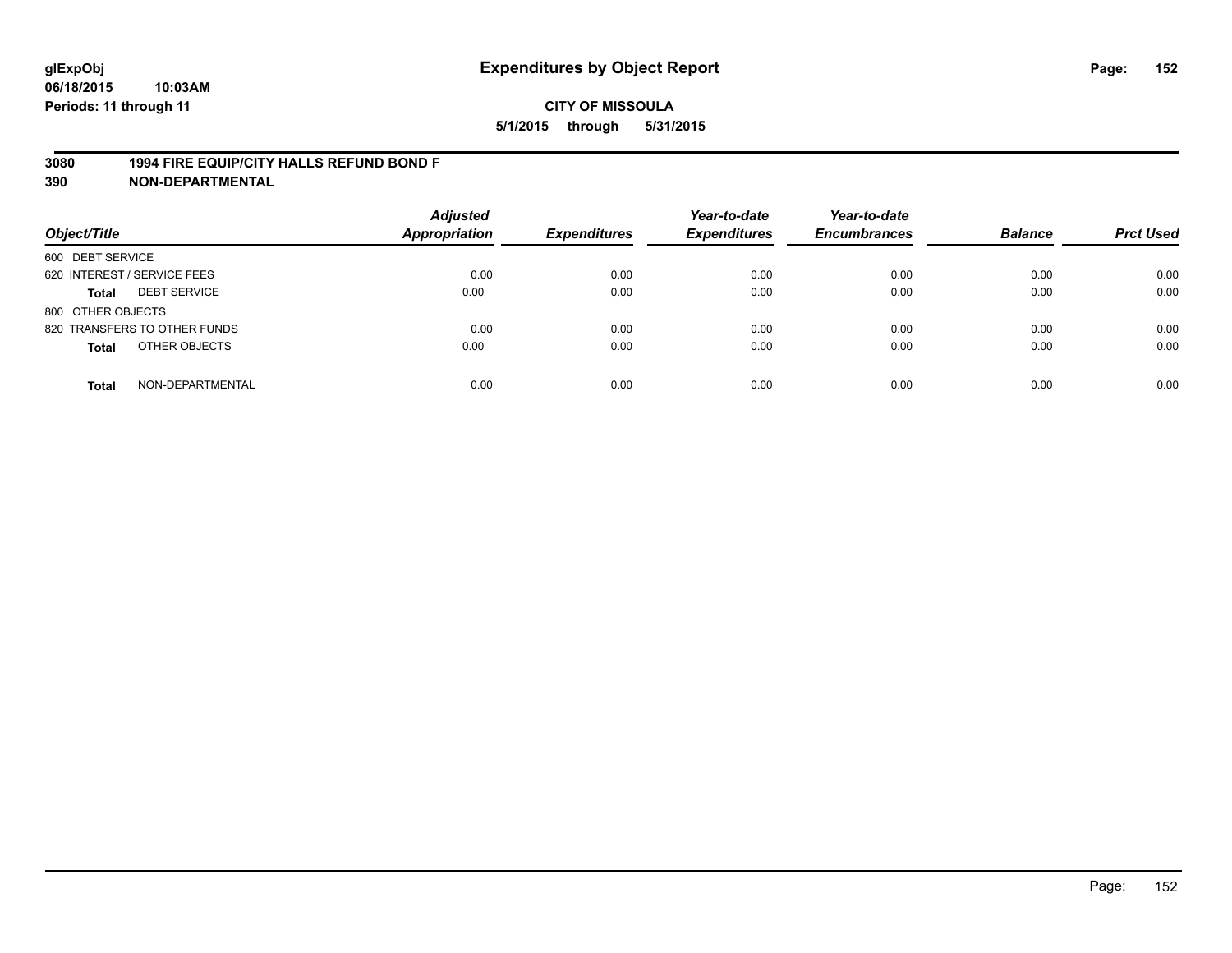**glExpObj** **Expenditures by Object Report**

**06/18/2015 10:03AM**

**Periods: 11 through 11**

**CITY OF MISSOULA**

**5/1/2015 through 5/31/2015**

**3080 1994 FIRE EQUIP/CITY HALLS REFUND BOND F**

**390 NON-DEPARTMENTAL**

| Object/Title | | Adjusted Appropriation | Expenditures | Year-to-date Expenditures | Year-to-date Encumbrances | Balance | Prct Used |
|---|---|---|---|---|---|---|---|
| 600 DEBT SERVICE | | | | | | | |
| 620 INTEREST / SERVICE FEES | | 0.00 | 0.00 | 0.00 | 0.00 | 0.00 | 0.00 |
| **Total** | DEBT SERVICE | 0.00 | 0.00 | 0.00 | 0.00 | 0.00 | 0.00 |
| 800 OTHER OBJECTS | | | | | | | |
| 820 TRANSFERS TO OTHER FUNDS | | 0.00 | 0.00 | 0.00 | 0.00 | 0.00 | 0.00 |
| **Total** | OTHER OBJECTS | 0.00 | 0.00 | 0.00 | 0.00 | 0.00 | 0.00 |
| **Total** | NON-DEPARTMENTAL | 0.00 | 0.00 | 0.00 | 0.00 | 0.00 | 0.00 |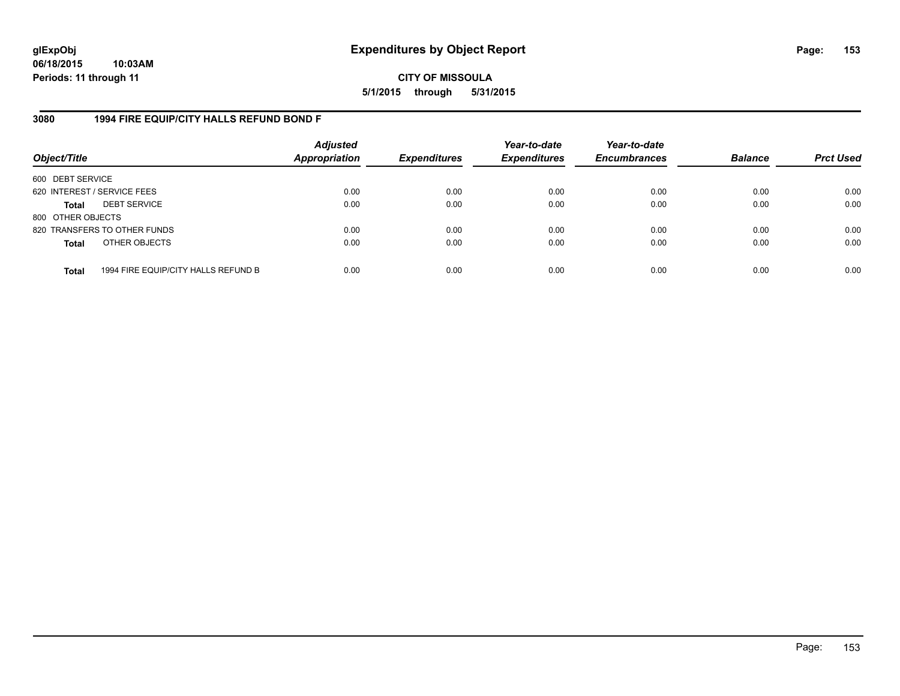# Expenditures by Object Report

glExpObj
06/18/2015 10:03AM
Periods: 11 through 11

**CITY OF MISSOULA**
**5/1/2015 through 5/31/2015**

## 3080 1994 FIRE EQUIP/CITY HALLS REFUND BOND F

| Object/Title | | Adjusted Appropriation | Expenditures | Year-to-date Expenditures | Year-to-date Encumbrances | Balance | Prct Used |
|---|---|---|---|---|---|---|---|
| 600 DEBT SERVICE | | | | | | | |
| 620 INTEREST / SERVICE FEES | | 0.00 | 0.00 | 0.00 | 0.00 | 0.00 | 0.00 |
| **Total** | DEBT SERVICE | 0.00 | 0.00 | 0.00 | 0.00 | 0.00 | 0.00 |
| 800 OTHER OBJECTS | | | | | | | |
| 820 TRANSFERS TO OTHER FUNDS | | 0.00 | 0.00 | 0.00 | 0.00 | 0.00 | 0.00 |
| **Total** | OTHER OBJECTS | 0.00 | 0.00 | 0.00 | 0.00 | 0.00 | 0.00 |
| **Total** | 1994 FIRE EQUIP/CITY HALLS REFUND B | 0.00 | 0.00 | 0.00 | 0.00 | 0.00 | 0.00 |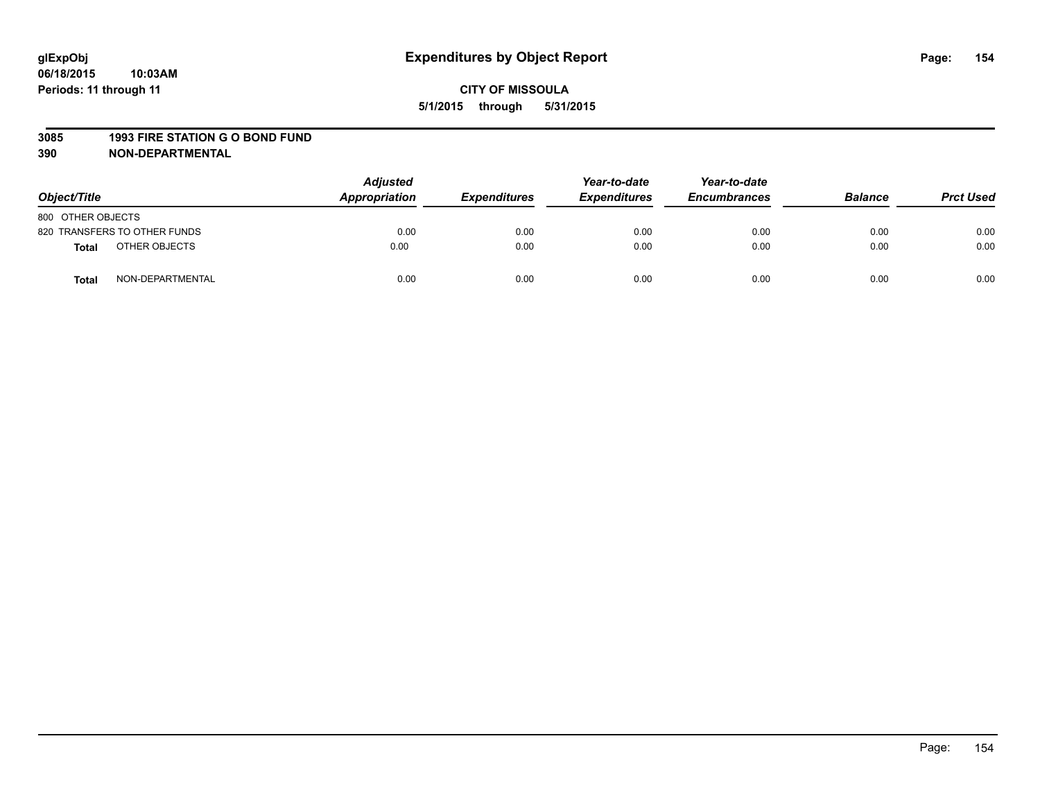glExpObj
06/18/2015 10:03AM
Periods: 11 through 11

# Expenditures by Object Report

**CITY OF MISSOULA**
**5/1/2015 through 5/31/2015**

**3085 1993 FIRE STATION G O BOND FUND**
**390 NON-DEPARTMENTAL**

| Object/Title | Adjusted Appropriation | Expenditures | Year-to-date Expenditures | Year-to-date Encumbrances | Balance | Prct Used |
|---|---|---|---|---|---|---|
| 800 OTHER OBJECTS | | | | | | |
| 820 TRANSFERS TO OTHER FUNDS | 0.00 | 0.00 | 0.00 | 0.00 | 0.00 | 0.00 |
| **Total** OTHER OBJECTS | 0.00 | 0.00 | 0.00 | 0.00 | 0.00 | 0.00 |
| **Total** NON-DEPARTMENTAL | 0.00 | 0.00 | 0.00 | 0.00 | 0.00 | 0.00 |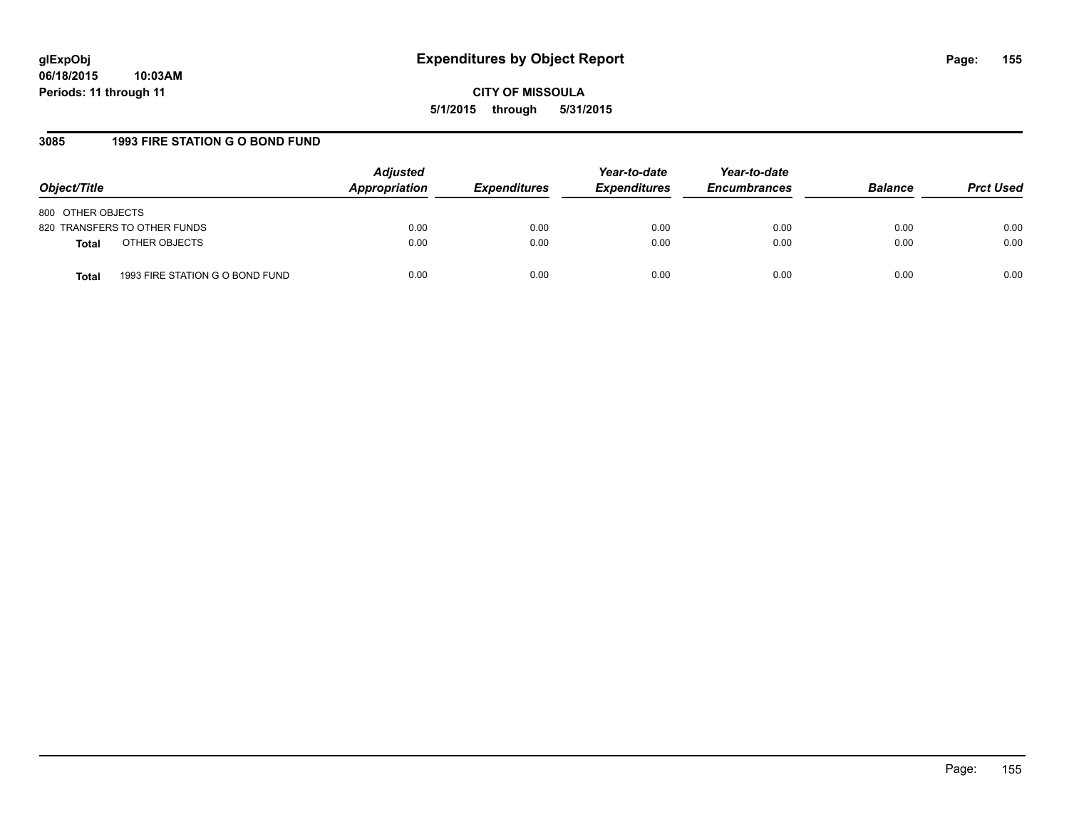**glExpObj**
**06/18/2015 10:03AM**
**Periods: 11 through 11**

# Expenditures by Object Report

**CITY OF MISSOULA**
**5/1/2015 through 5/31/2015**

### 3085 1993 FIRE STATION G O BOND FUND

| Object/Title | | Adjusted Appropriation | Expenditures | Year-to-date Expenditures | Year-to-date Encumbrances | Balance | Prct Used |
|---|---|---|---|---|---|---|---|
| 800 OTHER OBJECTS | | | | | | | |
| 820 TRANSFERS TO OTHER FUNDS | | 0.00 | 0.00 | 0.00 | 0.00 | 0.00 | 0.00 |
| **Total** | OTHER OBJECTS | 0.00 | 0.00 | 0.00 | 0.00 | 0.00 | 0.00 |
| **Total** | 1993 FIRE STATION G O BOND FUND | 0.00 | 0.00 | 0.00 | 0.00 | 0.00 | 0.00 |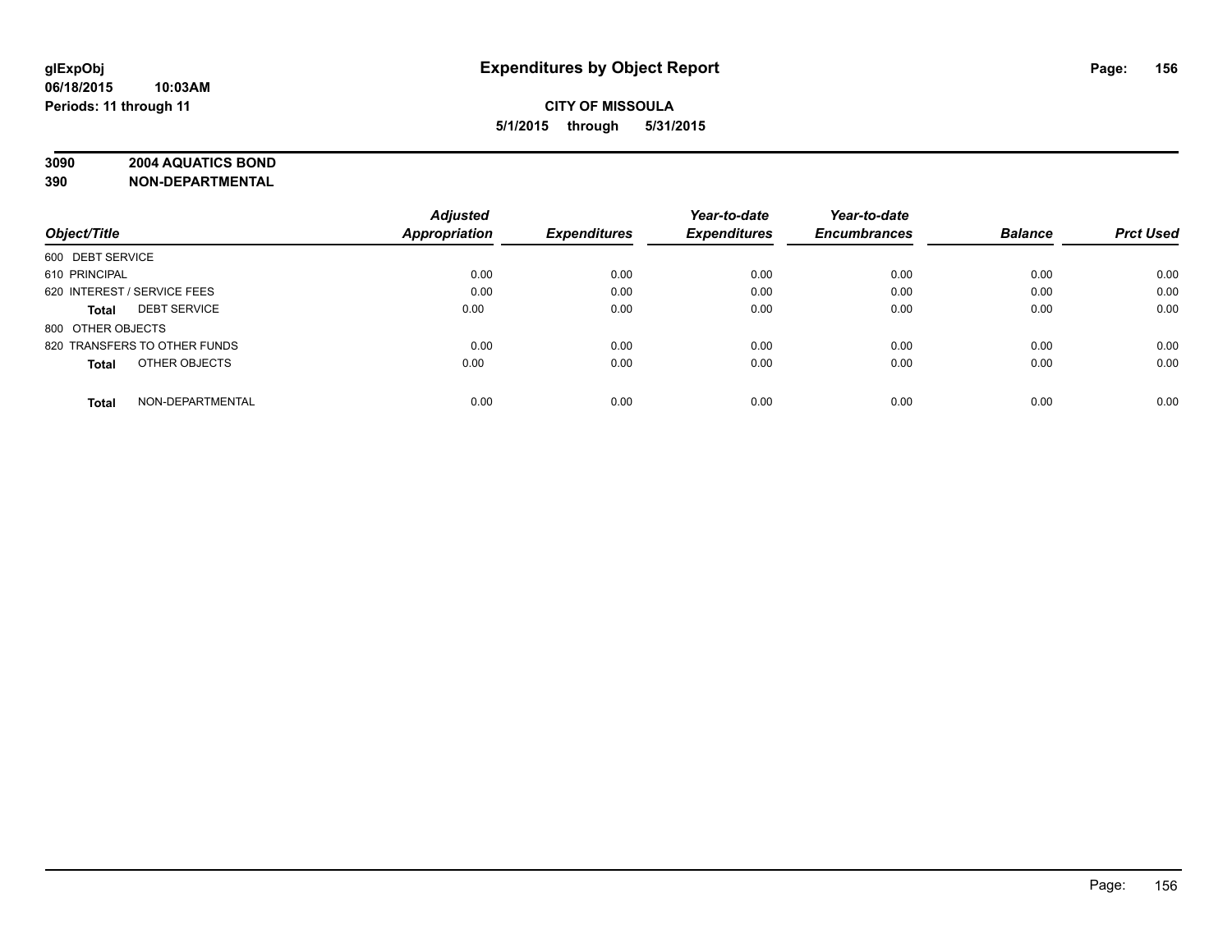# Expenditures by Object Report

glExpObj
06/18/2015 10:03AM
Periods: 11 through 11

**CITY OF MISSOULA**
**5/1/2015 through 5/31/2015**

**3090 2004 AQUATICS BOND**
**390 NON-DEPARTMENTAL**

| Object/Title | | Adjusted Appropriation | Expenditures | Year-to-date Expenditures | Year-to-date Encumbrances | Balance | Prct Used |
|---|---|---|---|---|---|---|---|
| 600 DEBT SERVICE | | | | | | | |
| 610 PRINCIPAL | | 0.00 | 0.00 | 0.00 | 0.00 | 0.00 | 0.00 |
| 620 INTEREST / SERVICE FEES | | 0.00 | 0.00 | 0.00 | 0.00 | 0.00 | 0.00 |
| Total | DEBT SERVICE | 0.00 | 0.00 | 0.00 | 0.00 | 0.00 | 0.00 |
| 800 OTHER OBJECTS | | | | | | | |
| 820 TRANSFERS TO OTHER FUNDS | | 0.00 | 0.00 | 0.00 | 0.00 | 0.00 | 0.00 |
| Total | OTHER OBJECTS | 0.00 | 0.00 | 0.00 | 0.00 | 0.00 | 0.00 |
| Total | NON-DEPARTMENTAL | 0.00 | 0.00 | 0.00 | 0.00 | 0.00 | 0.00 |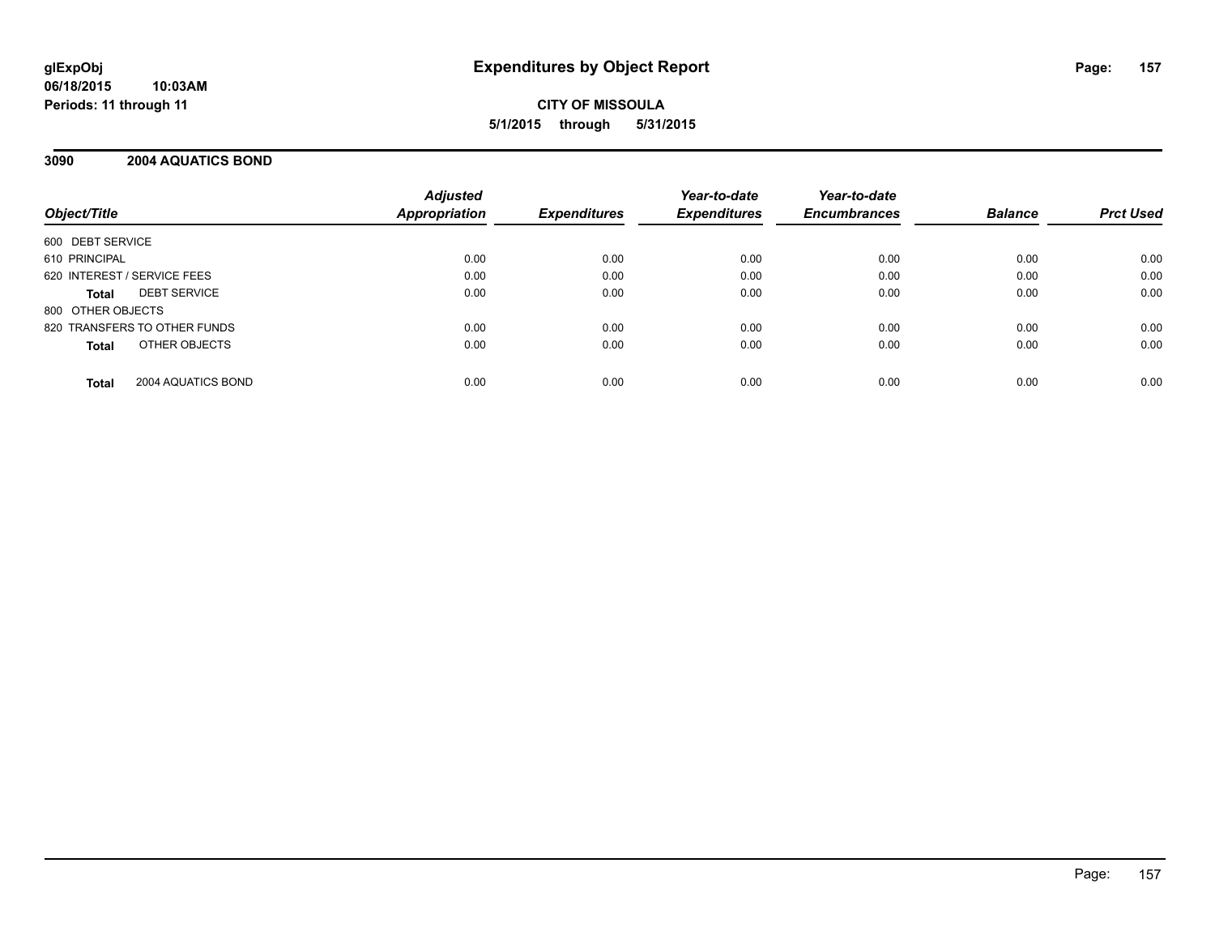**glExpObj**
**06/18/2015 10:03AM**
**Periods: 11 through 11**

# Expenditures by Object Report

**CITY OF MISSOULA**
**5/1/2015 through 5/31/2015**

## 3090 2004 AQUATICS BOND

| Object/Title | Adjusted Appropriation | Expenditures | Year-to-date Expenditures | Year-to-date Encumbrances | Balance | Prct Used |
|---|---|---|---|---|---|---|
| 600 DEBT SERVICE | | | | | | |
| 610 PRINCIPAL | 0.00 | 0.00 | 0.00 | 0.00 | 0.00 | 0.00 |
| 620 INTEREST / SERVICE FEES | 0.00 | 0.00 | 0.00 | 0.00 | 0.00 | 0.00 |
| **Total** DEBT SERVICE | 0.00 | 0.00 | 0.00 | 0.00 | 0.00 | 0.00 |
| 800 OTHER OBJECTS | | | | | | |
| 820 TRANSFERS TO OTHER FUNDS | 0.00 | 0.00 | 0.00 | 0.00 | 0.00 | 0.00 |
| **Total** OTHER OBJECTS | 0.00 | 0.00 | 0.00 | 0.00 | 0.00 | 0.00 |
| **Total** 2004 AQUATICS BOND | 0.00 | 0.00 | 0.00 | 0.00 | 0.00 | 0.00 |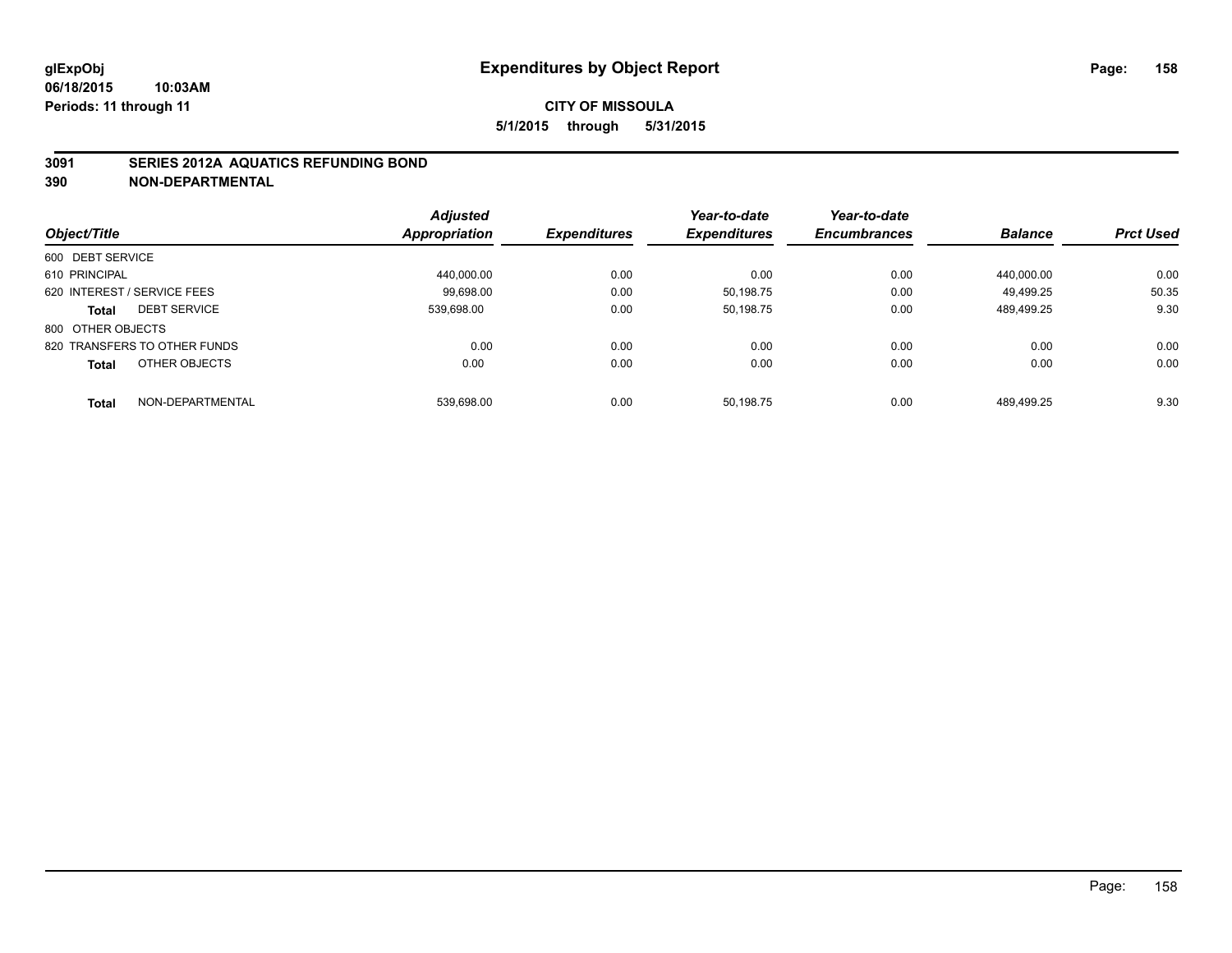glExpObj
06/18/2015 10:03AM
Periods: 11 through 11

# Expenditures by Object Report

**CITY OF MISSOULA**
**5/1/2015 through 5/31/2015**

**3091 SERIES 2012A AQUATICS REFUNDING BOND**
**390 NON-DEPARTMENTAL**

| Object/Title | Adjusted Appropriation | Expenditures | Year-to-date Expenditures | Year-to-date Encumbrances | Balance | Prct Used |
|---|---|---|---|---|---|---|
| 600 DEBT SERVICE | | | | | | |
| 610 PRINCIPAL | 440,000.00 | 0.00 | 0.00 | 0.00 | 440,000.00 | 0.00 |
| 620 INTEREST / SERVICE FEES | 99,698.00 | 0.00 | 50,198.75 | 0.00 | 49,499.25 | 50.35 |
| **Total** DEBT SERVICE | 539,698.00 | 0.00 | 50,198.75 | 0.00 | 489,499.25 | 9.30 |
| 800 OTHER OBJECTS | | | | | | |
| 820 TRANSFERS TO OTHER FUNDS | 0.00 | 0.00 | 0.00 | 0.00 | 0.00 | 0.00 |
| **Total** OTHER OBJECTS | 0.00 | 0.00 | 0.00 | 0.00 | 0.00 | 0.00 |
| **Total** NON-DEPARTMENTAL | 539,698.00 | 0.00 | 50,198.75 | 0.00 | 489,499.25 | 9.30 |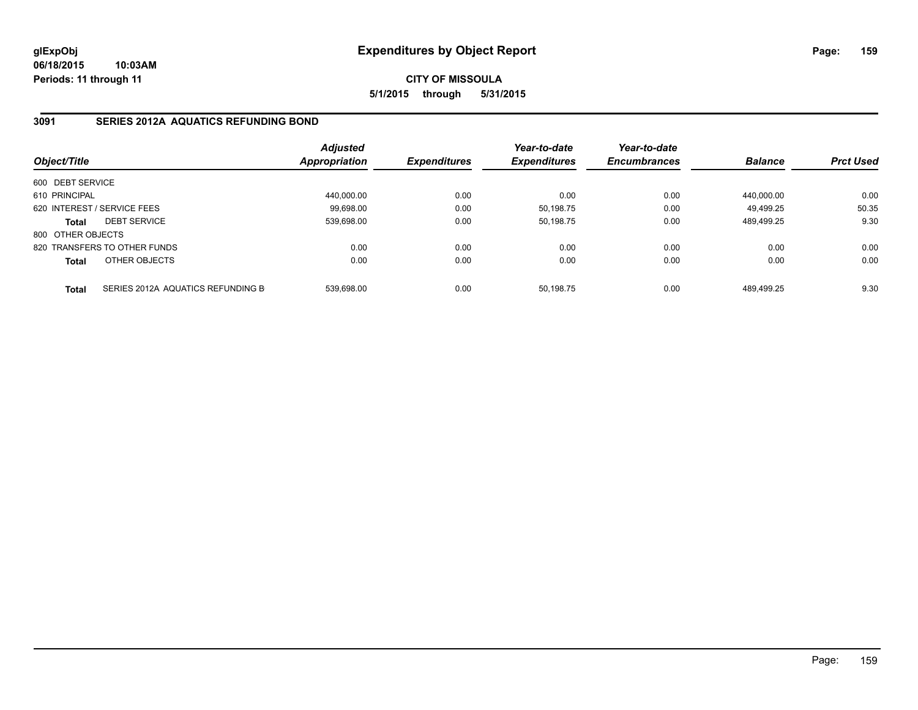**CITY OF MISSOULA**

**5/1/2015 through 5/31/2015**

## 3091 SERIES 2012A AQUATICS REFUNDING BOND

| Object/Title | | Adjusted Appropriation | Expenditures | Year-to-date Expenditures | Year-to-date Encumbrances | Balance | Prct Used |
|---|---|---|---|---|---|---|---|
| 600 DEBT SERVICE | | | | | | | |
| 610 PRINCIPAL | | 440,000.00 | 0.00 | 0.00 | 0.00 | 440,000.00 | 0.00 |
| 620 INTEREST / SERVICE FEES | | 99,698.00 | 0.00 | 50,198.75 | 0.00 | 49,499.25 | 50.35 |
| **Total** | DEBT SERVICE | 539,698.00 | 0.00 | 50,198.75 | 0.00 | 489,499.25 | 9.30 |
| 800 OTHER OBJECTS | | | | | | | |
| 820 TRANSFERS TO OTHER FUNDS | | 0.00 | 0.00 | 0.00 | 0.00 | 0.00 | 0.00 |
| **Total** | OTHER OBJECTS | 0.00 | 0.00 | 0.00 | 0.00 | 0.00 | 0.00 |
| **Total** | SERIES 2012A AQUATICS REFUNDING B | 539,698.00 | 0.00 | 50,198.75 | 0.00 | 489,499.25 | 9.30 |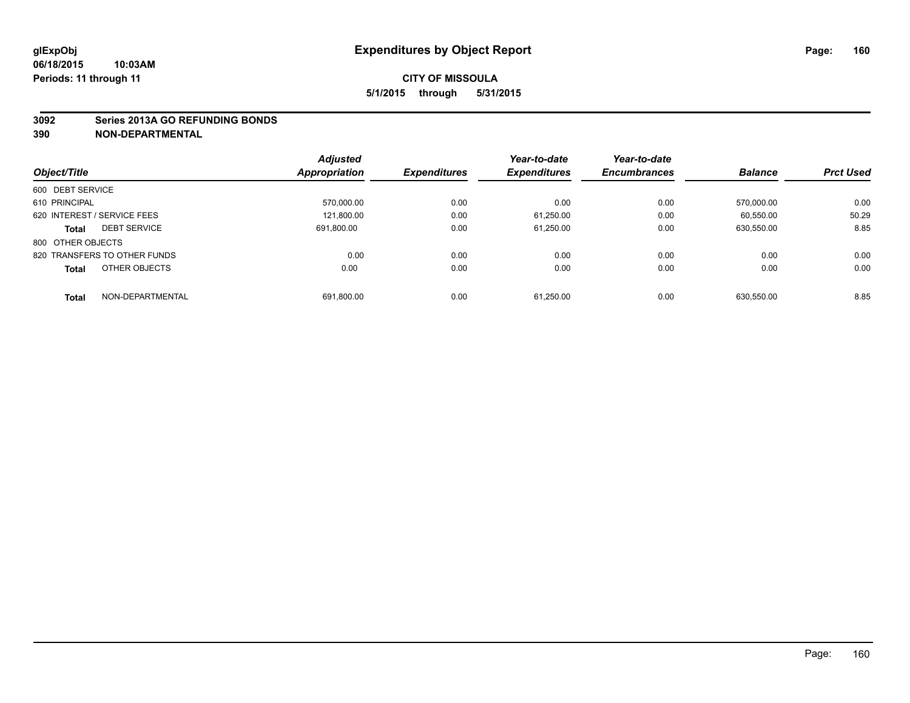glExpObj
06/18/2015 10:03AM
Periods: 11 through 11

# Expenditures by Object Report

**CITY OF MISSOULA**

**5/1/2015 through 5/31/2015**

**3092 Series 2013A GO REFUNDING BONDS**
**390 NON-DEPARTMENTAL**

| Object/Title | | Adjusted Appropriation | Expenditures | Year-to-date Expenditures | Year-to-date Encumbrances | Balance | Prct Used |
|---|---|---|---|---|---|---|---|
| 600 DEBT SERVICE | | | | | | | |
| 610 PRINCIPAL | | 570,000.00 | 0.00 | 0.00 | 0.00 | 570,000.00 | 0.00 |
| 620 INTEREST / SERVICE FEES | | 121,800.00 | 0.00 | 61,250.00 | 0.00 | 60,550.00 | 50.29 |
| **Total** | DEBT SERVICE | 691,800.00 | 0.00 | 61,250.00 | 0.00 | 630,550.00 | 8.85 |
| 800 OTHER OBJECTS | | | | | | | |
| 820 TRANSFERS TO OTHER FUNDS | | 0.00 | 0.00 | 0.00 | 0.00 | 0.00 | 0.00 |
| **Total** | OTHER OBJECTS | 0.00 | 0.00 | 0.00 | 0.00 | 0.00 | 0.00 |
| **Total** | NON-DEPARTMENTAL | 691,800.00 | 0.00 | 61,250.00 | 0.00 | 630,550.00 | 8.85 |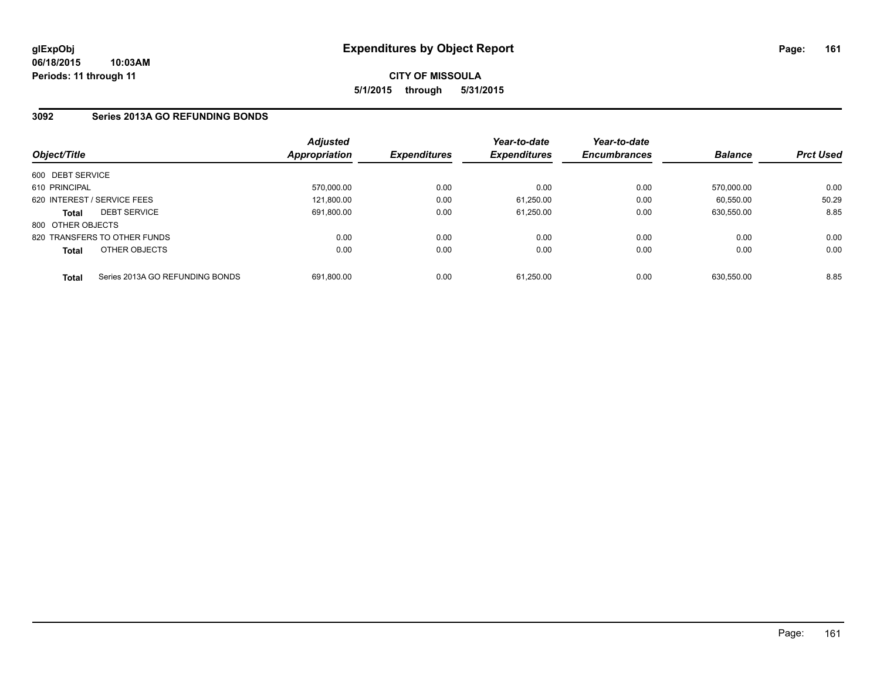**glExpObj** 
**06/18/2015 10:03AM** 
**Periods: 11 through 11**

# Expenditures by Object Report

**CITY OF MISSOULA** 
**5/1/2015 through 5/31/2015**

## 3092 Series 2013A GO REFUNDING BONDS

| Object/Title | | Adjusted Appropriation | Expenditures | Year-to-date Expenditures | Year-to-date Encumbrances | Balance | Prct Used |
|---|---|---|---|---|---|---|---|
| 600 DEBT SERVICE | | | | | | | |
| 610 PRINCIPAL | | 570,000.00 | 0.00 | 0.00 | 0.00 | 570,000.00 | 0.00 |
| 620 INTEREST / SERVICE FEES | | 121,800.00 | 0.00 | 61,250.00 | 0.00 | 60,550.00 | 50.29 |
| **Total** | DEBT SERVICE | 691,800.00 | 0.00 | 61,250.00 | 0.00 | 630,550.00 | 8.85 |
| 800 OTHER OBJECTS | | | | | | | |
| 820 TRANSFERS TO OTHER FUNDS | | 0.00 | 0.00 | 0.00 | 0.00 | 0.00 | 0.00 |
| **Total** | OTHER OBJECTS | 0.00 | 0.00 | 0.00 | 0.00 | 0.00 | 0.00 |
| **Total** | Series 2013A GO REFUNDING BONDS | 691,800.00 | 0.00 | 61,250.00 | 0.00 | 630,550.00 | 8.85 |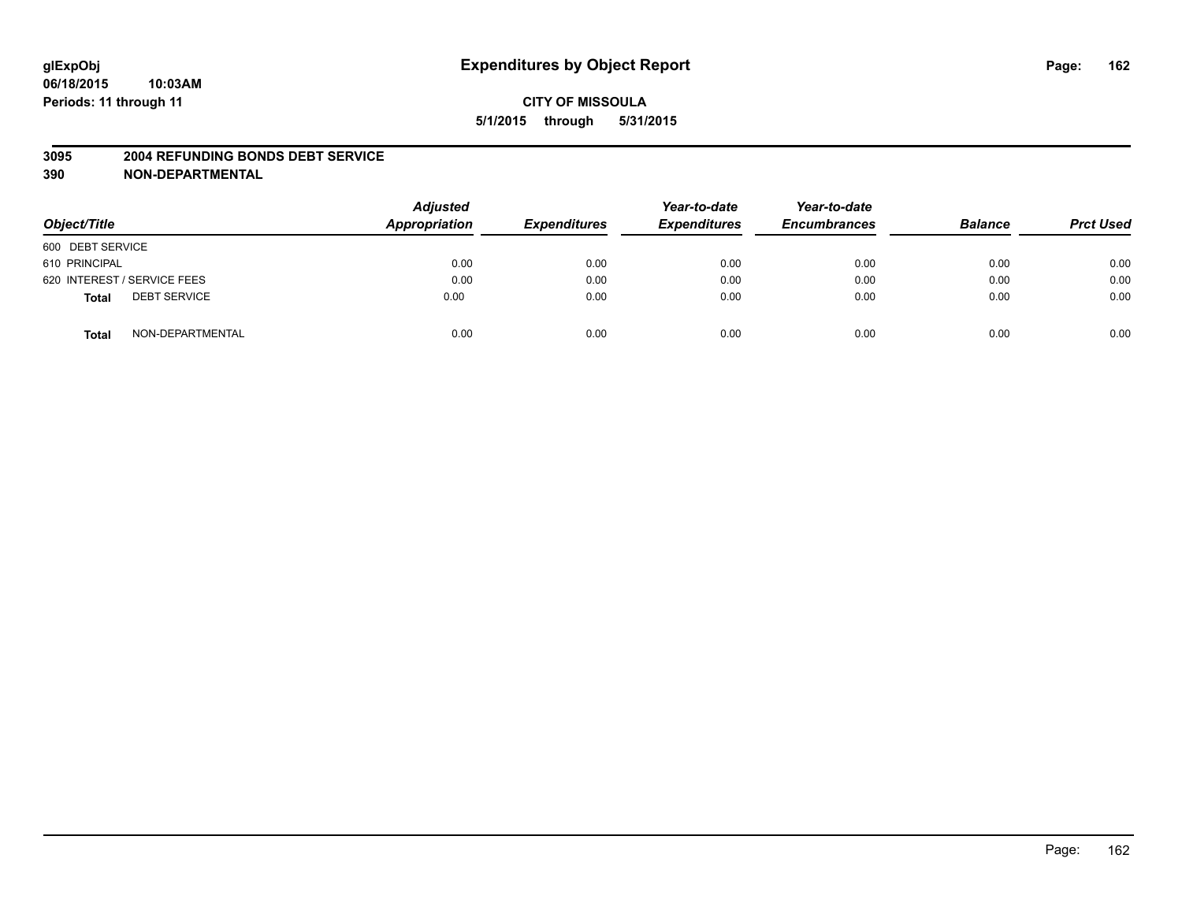glExpObj
06/18/2015 10:03AM
Periods: 11 through 11

# Expenditures by Object Report

**CITY OF MISSOULA**

**5/1/2015 through 5/31/2015**

**3095 2004 REFUNDING BONDS DEBT SERVICE**
**390 NON-DEPARTMENTAL**

| Object/Title | Adjusted Appropriation | Expenditures | Year-to-date Expenditures | Year-to-date Encumbrances | Balance | Prct Used |
|---|---|---|---|---|---|---|
| 600 DEBT SERVICE | | | | | | |
| 610 PRINCIPAL | 0.00 | 0.00 | 0.00 | 0.00 | 0.00 | 0.00 |
| 620 INTEREST / SERVICE FEES | 0.00 | 0.00 | 0.00 | 0.00 | 0.00 | 0.00 |
| **Total** DEBT SERVICE | 0.00 | 0.00 | 0.00 | 0.00 | 0.00 | 0.00 |
| **Total** NON-DEPARTMENTAL | 0.00 | 0.00 | 0.00 | 0.00 | 0.00 | 0.00 |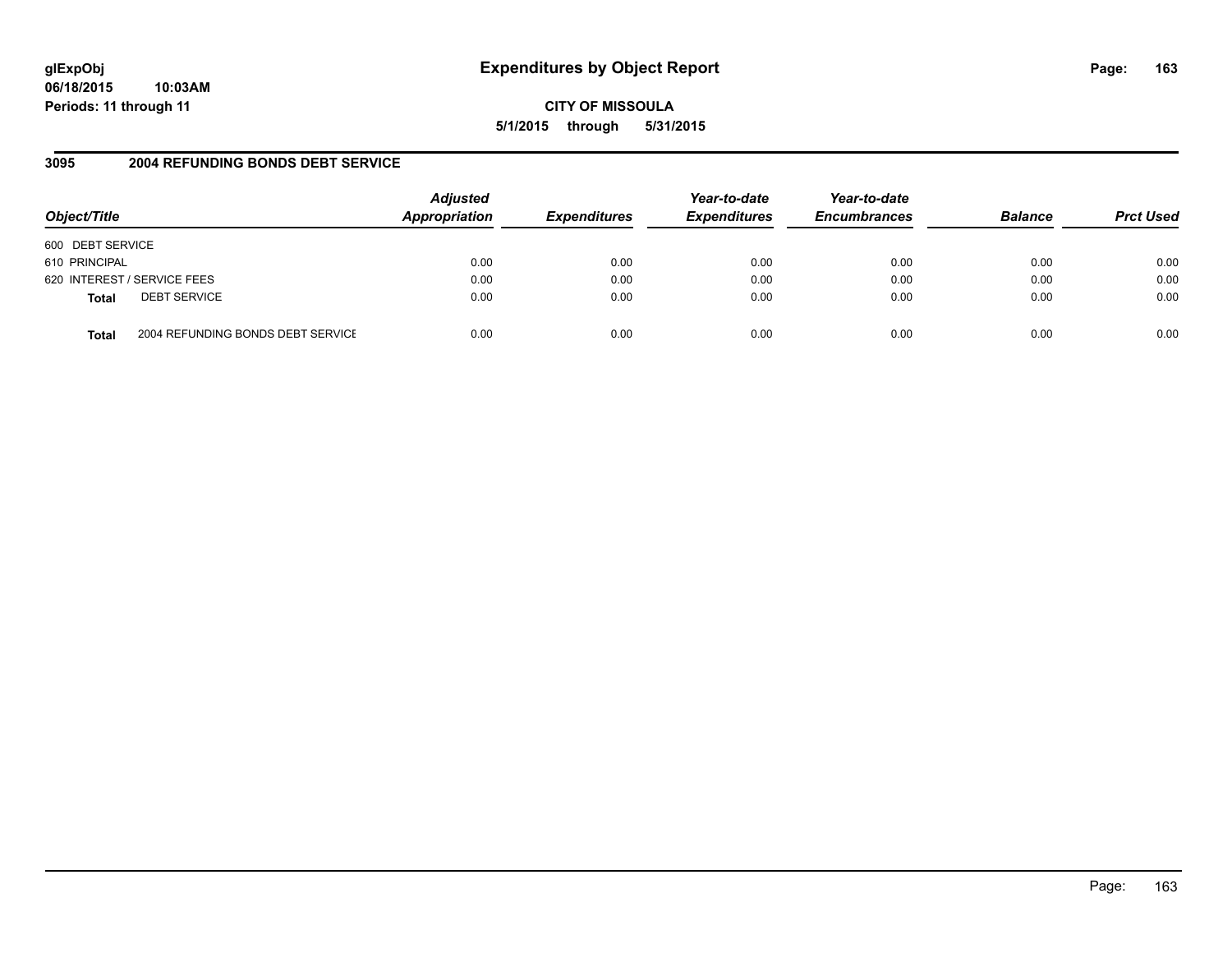**glExpObj**
**06/18/2015 10:03AM**
**Periods: 11 through 11**

# Expenditures by Object Report

**CITY OF MISSOULA**
**5/1/2015 through 5/31/2015**

## 3095 2004 REFUNDING BONDS DEBT SERVICE

| Object/Title | Adjusted Appropriation | Expenditures | Year-to-date Expenditures | Year-to-date Encumbrances | Balance | Prct Used |
|---|---|---|---|---|---|---|
| 600 DEBT SERVICE | | | | | | |
| 610 PRINCIPAL | 0.00 | 0.00 | 0.00 | 0.00 | 0.00 | 0.00 |
| 620 INTEREST / SERVICE FEES | 0.00 | 0.00 | 0.00 | 0.00 | 0.00 | 0.00 |
| **Total** DEBT SERVICE | 0.00 | 0.00 | 0.00 | 0.00 | 0.00 | 0.00 |
| **Total** 2004 REFUNDING BONDS DEBT SERVICE | 0.00 | 0.00 | 0.00 | 0.00 | 0.00 | 0.00 |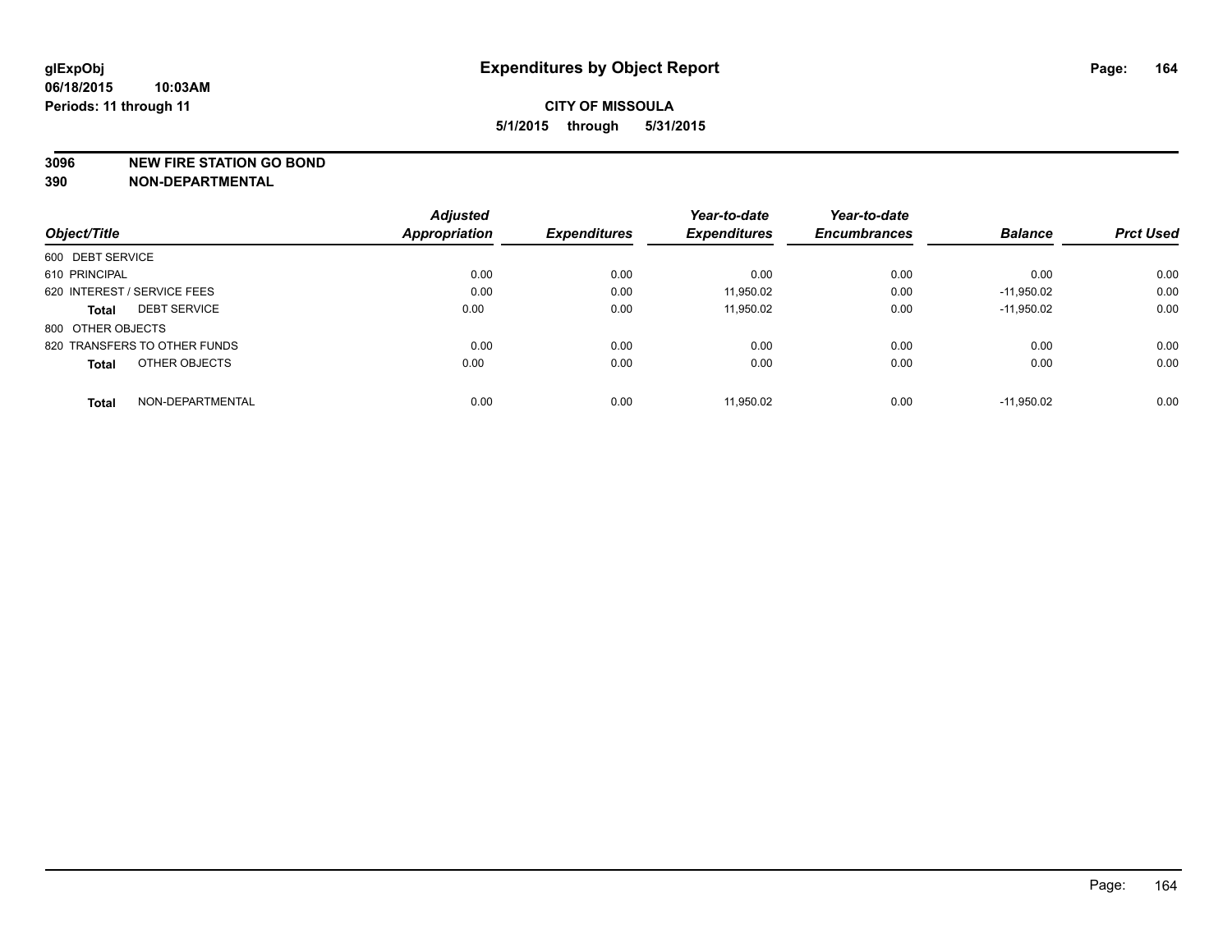**glExpObj**
**06/18/2015 10:03AM**
**Periods: 11 through 11**

# Expenditures by Object Report

**CITY OF MISSOULA**
**5/1/2015 through 5/31/2015**

**3096 NEW FIRE STATION GO BOND**
**390 NON-DEPARTMENTAL**

| Object/Title | Adjusted Appropriation | Expenditures | Year-to-date Expenditures | Year-to-date Encumbrances | Balance | Prct Used |
|---|---|---|---|---|---|---|
| 600 DEBT SERVICE | | | | | | |
| 610 PRINCIPAL | 0.00 | 0.00 | 0.00 | 0.00 | 0.00 | 0.00 |
| 620 INTEREST / SERVICE FEES | 0.00 | 0.00 | 11,950.02 | 0.00 | -11,950.02 | 0.00 |
| **Total** DEBT SERVICE | 0.00 | 0.00 | 11,950.02 | 0.00 | -11,950.02 | 0.00 |
| 800 OTHER OBJECTS | | | | | | |
| 820 TRANSFERS TO OTHER FUNDS | 0.00 | 0.00 | 0.00 | 0.00 | 0.00 | 0.00 |
| **Total** OTHER OBJECTS | 0.00 | 0.00 | 0.00 | 0.00 | 0.00 | 0.00 |
| **Total** NON-DEPARTMENTAL | 0.00 | 0.00 | 11,950.02 | 0.00 | -11,950.02 | 0.00 |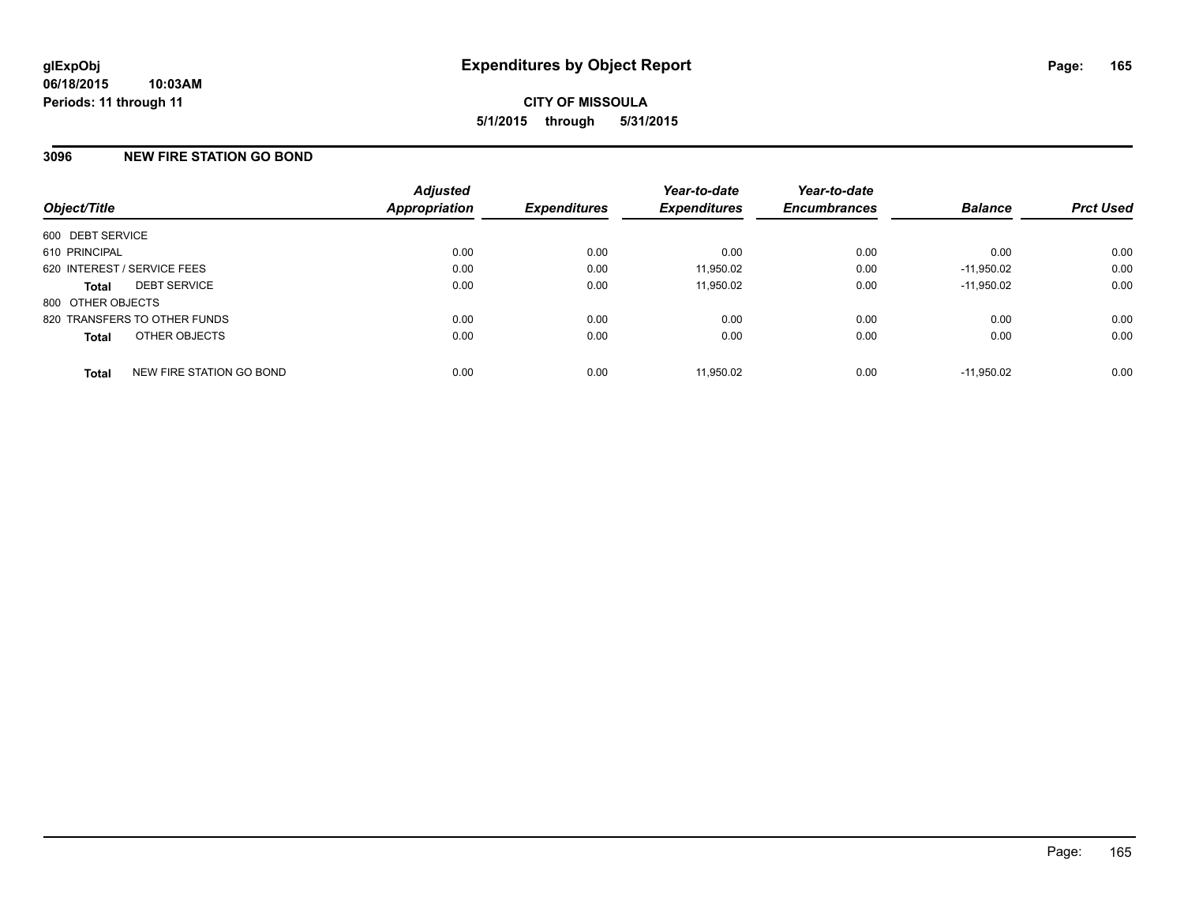# Expenditures by Object Report

glExpObj
06/18/2015 10:03AM
Periods: 11 through 11

**CITY OF MISSOULA**
**5/1/2015 through 5/31/2015**

## 3096 NEW FIRE STATION GO BOND

| Object/Title | Adjusted Appropriation | Expenditures | Year-to-date Expenditures | Year-to-date Encumbrances | Balance | Prct Used |
|---|---|---|---|---|---|---|
| 600 DEBT SERVICE | | | | | | |
| 610 PRINCIPAL | 0.00 | 0.00 | 0.00 | 0.00 | 0.00 | 0.00 |
| 620 INTEREST / SERVICE FEES | 0.00 | 0.00 | 11,950.02 | 0.00 | -11,950.02 | 0.00 |
| **Total** DEBT SERVICE | 0.00 | 0.00 | 11,950.02 | 0.00 | -11,950.02 | 0.00 |
| 800 OTHER OBJECTS | | | | | | |
| 820 TRANSFERS TO OTHER FUNDS | 0.00 | 0.00 | 0.00 | 0.00 | 0.00 | 0.00 |
| **Total** OTHER OBJECTS | 0.00 | 0.00 | 0.00 | 0.00 | 0.00 | 0.00 |
| **Total** NEW FIRE STATION GO BOND | 0.00 | 0.00 | 11,950.02 | 0.00 | -11,950.02 | 0.00 |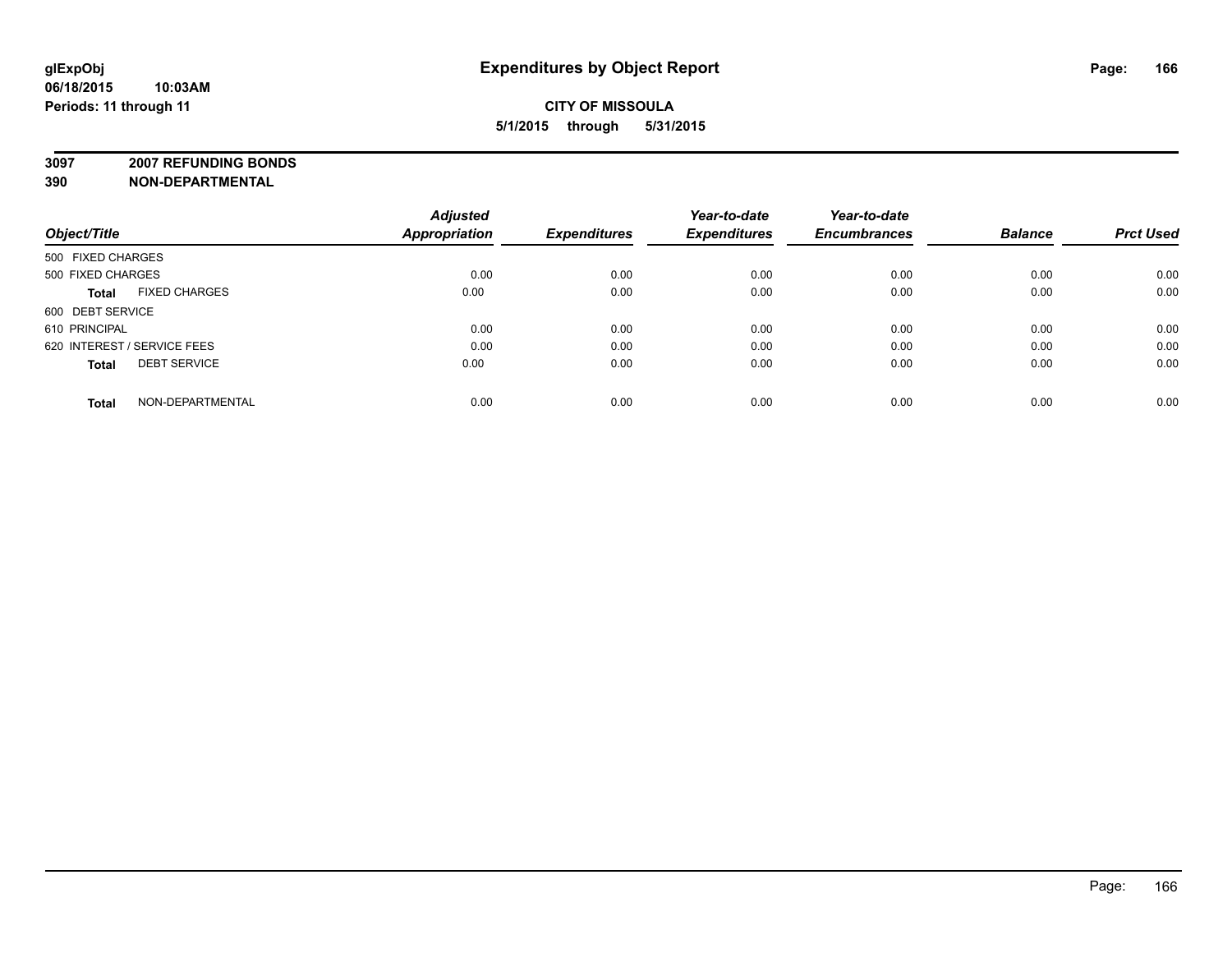# Expenditures by Object Report

glExpObj
06/18/2015 10:03AM
Periods: 11 through 11

**CITY OF MISSOULA**
**5/1/2015 through 5/31/2015**

**3097 2007 REFUNDING BONDS**
**390 NON-DEPARTMENTAL**

| Object/Title | | Adjusted Appropriation | Expenditures | Year-to-date Expenditures | Year-to-date Encumbrances | Balance | Prct Used |
|---|---|---|---|---|---|---|---|
| 500 FIXED CHARGES | | | | | | | |
| 500 FIXED CHARGES | | 0.00 | 0.00 | 0.00 | 0.00 | 0.00 | 0.00 |
| **Total** | FIXED CHARGES | 0.00 | 0.00 | 0.00 | 0.00 | 0.00 | 0.00 |
| 600 DEBT SERVICE | | | | | | | |
| 610 PRINCIPAL | | 0.00 | 0.00 | 0.00 | 0.00 | 0.00 | 0.00 |
| 620 INTEREST / SERVICE FEES | | 0.00 | 0.00 | 0.00 | 0.00 | 0.00 | 0.00 |
| **Total** | DEBT SERVICE | 0.00 | 0.00 | 0.00 | 0.00 | 0.00 | 0.00 |
| **Total** | NON-DEPARTMENTAL | 0.00 | 0.00 | 0.00 | 0.00 | 0.00 | 0.00 |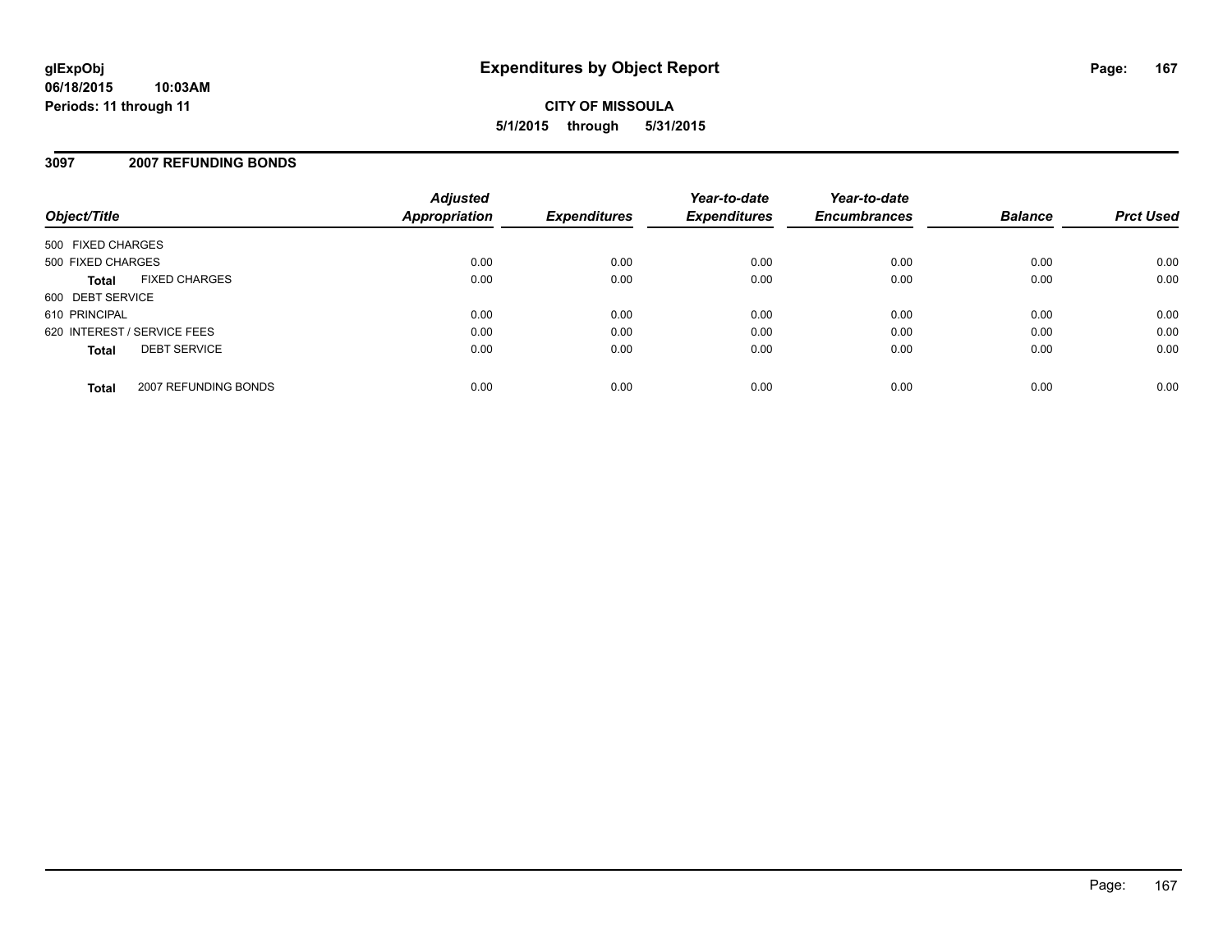**glExpObj**
**06/18/2015 10:03AM**
**Periods: 11 through 11**

# Expenditures by Object Report

**CITY OF MISSOULA**
**5/1/2015 through 5/31/2015**

## 3097 2007 REFUNDING BONDS

| Object/Title | | Adjusted Appropriation | Expenditures | Year-to-date Expenditures | Year-to-date Encumbrances | Balance | Prct Used |
|---|---|---|---|---|---|---|---|
| 500 FIXED CHARGES | | | | | | | |
| 500 FIXED CHARGES | | 0.00 | 0.00 | 0.00 | 0.00 | 0.00 | 0.00 |
| **Total** | FIXED CHARGES | 0.00 | 0.00 | 0.00 | 0.00 | 0.00 | 0.00 |
| 600 DEBT SERVICE | | | | | | | |
| 610 PRINCIPAL | | 0.00 | 0.00 | 0.00 | 0.00 | 0.00 | 0.00 |
| 620 INTEREST / SERVICE FEES | | 0.00 | 0.00 | 0.00 | 0.00 | 0.00 | 0.00 |
| **Total** | DEBT SERVICE | 0.00 | 0.00 | 0.00 | 0.00 | 0.00 | 0.00 |
| **Total** | 2007 REFUNDING BONDS | 0.00 | 0.00 | 0.00 | 0.00 | 0.00 | 0.00 |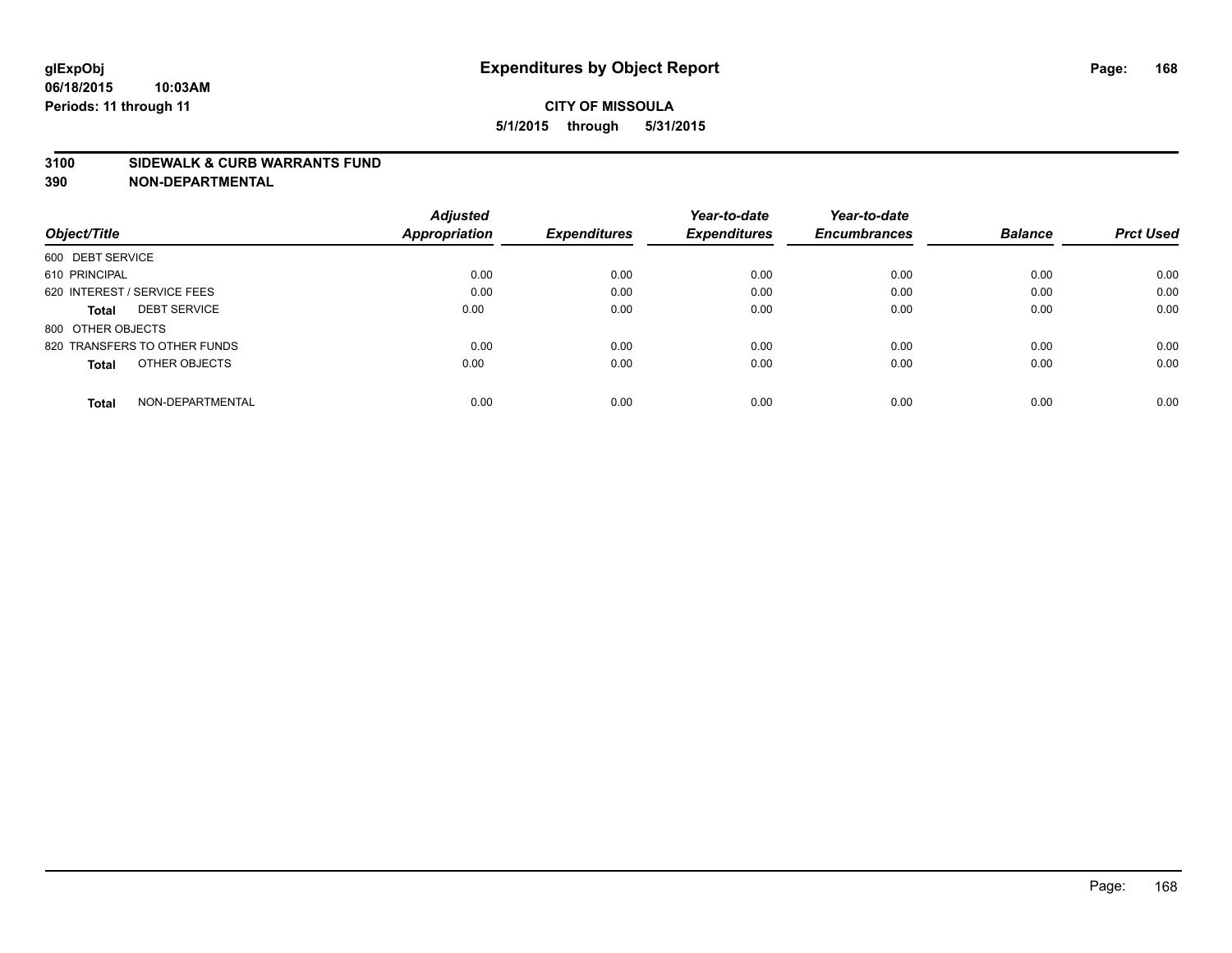glExpObj
06/18/2015 10:03AM
Periods: 11 through 11

# Expenditures by Object Report

**CITY OF MISSOULA**

**5/1/2015 through 5/31/2015**

**3100 SIDEWALK & CURB WARRANTS FUND**

**390 NON-DEPARTMENTAL**

| Object/Title | | Adjusted Appropriation | Expenditures | Year-to-date Expenditures | Year-to-date Encumbrances | Balance | Prct Used |
|---|---|---|---|---|---|---|---|
| 600 DEBT SERVICE | | | | | | | |
| 610 PRINCIPAL | | 0.00 | 0.00 | 0.00 | 0.00 | 0.00 | 0.00 |
| 620 INTEREST / SERVICE FEES | | 0.00 | 0.00 | 0.00 | 0.00 | 0.00 | 0.00 |
| **Total** | DEBT SERVICE | 0.00 | 0.00 | 0.00 | 0.00 | 0.00 | 0.00 |
| 800 OTHER OBJECTS | | | | | | | |
| 820 TRANSFERS TO OTHER FUNDS | | 0.00 | 0.00 | 0.00 | 0.00 | 0.00 | 0.00 |
| **Total** | OTHER OBJECTS | 0.00 | 0.00 | 0.00 | 0.00 | 0.00 | 0.00 |
| **Total** | NON-DEPARTMENTAL | 0.00 | 0.00 | 0.00 | 0.00 | 0.00 | 0.00 |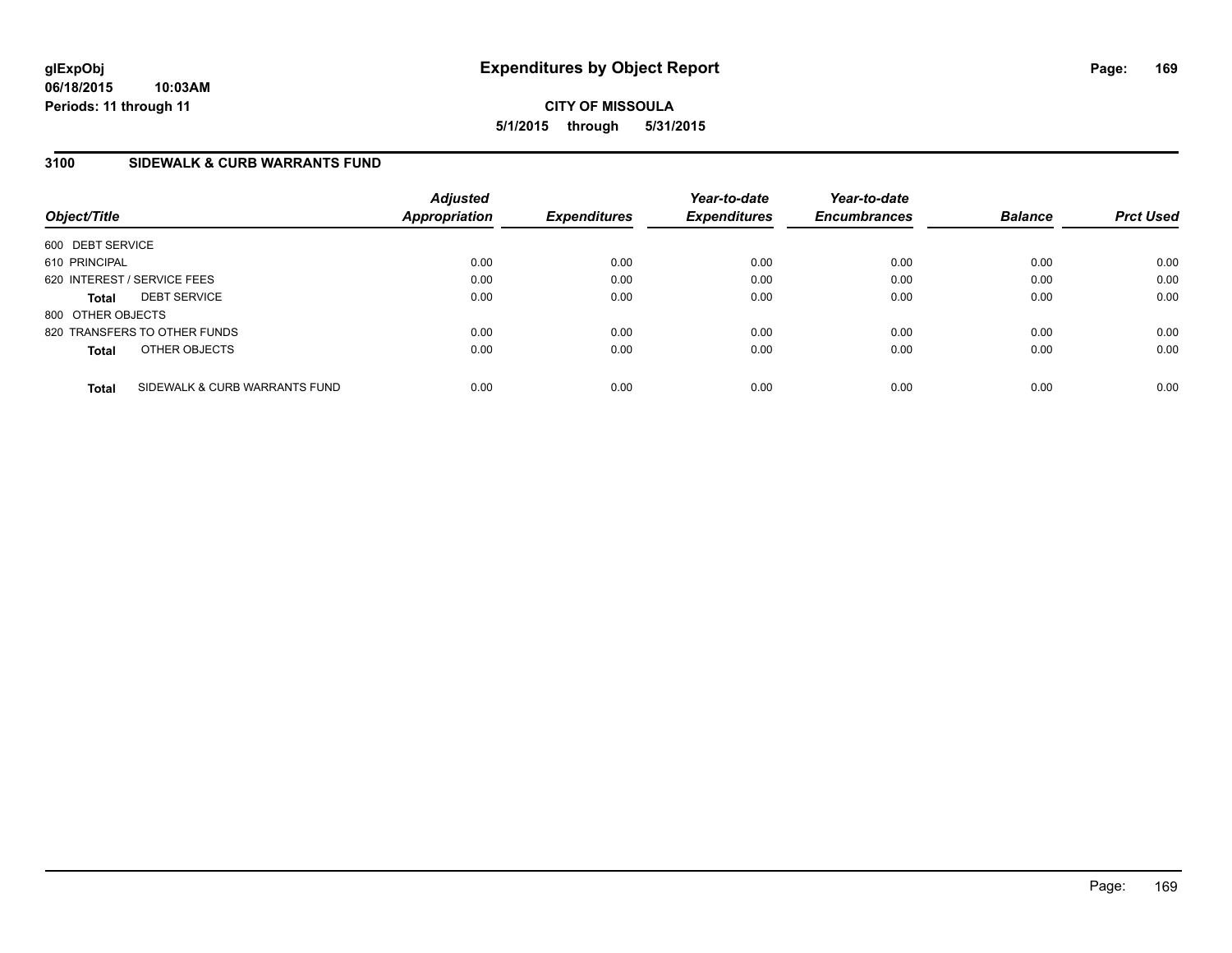**glExpObj** **Expenditures by Object Report**

**06/18/2015 10:03AM**

**Periods: 11 through 11**

**CITY OF MISSOULA**

**5/1/2015 through 5/31/2015**

## 3100 SIDEWALK & CURB WARRANTS FUND

| Object/Title | Adjusted Appropriation | Expenditures | Year-to-date Expenditures | Year-to-date Encumbrances | Balance | Prct Used |
|---|---|---|---|---|---|---|
| 600 DEBT SERVICE | | | | | | |
| 610 PRINCIPAL | 0.00 | 0.00 | 0.00 | 0.00 | 0.00 | 0.00 |
| 620 INTEREST / SERVICE FEES | 0.00 | 0.00 | 0.00 | 0.00 | 0.00 | 0.00 |
| **Total** DEBT SERVICE | 0.00 | 0.00 | 0.00 | 0.00 | 0.00 | 0.00 |
| 800 OTHER OBJECTS | | | | | | |
| 820 TRANSFERS TO OTHER FUNDS | 0.00 | 0.00 | 0.00 | 0.00 | 0.00 | 0.00 |
| **Total** OTHER OBJECTS | 0.00 | 0.00 | 0.00 | 0.00 | 0.00 | 0.00 |
| **Total** SIDEWALK & CURB WARRANTS FUND | 0.00 | 0.00 | 0.00 | 0.00 | 0.00 | 0.00 |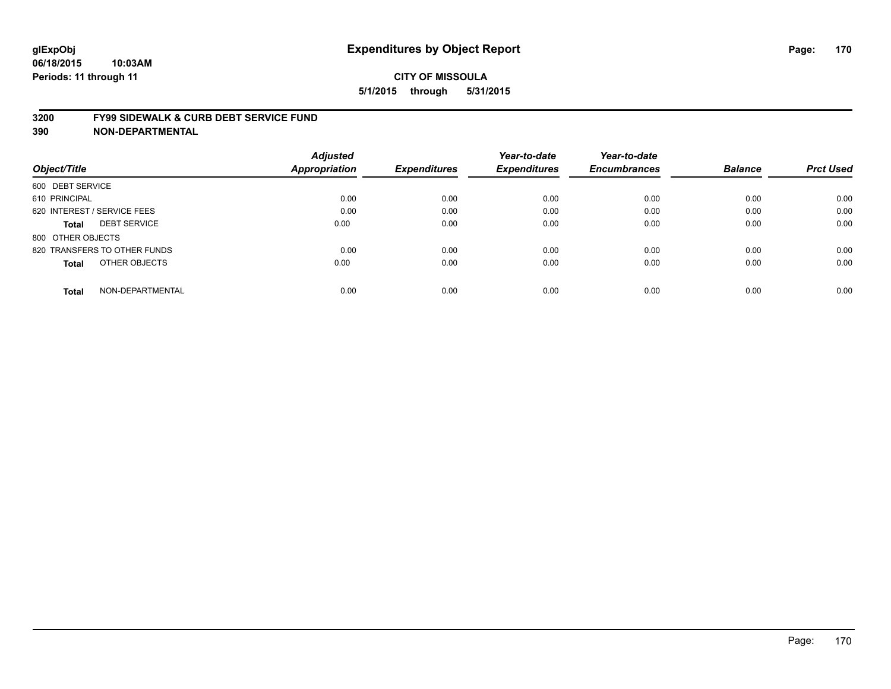**glExpObj**
**06/18/2015 10:03AM**
**Periods: 11 through 11**

# Expenditures by Object Report

**CITY OF MISSOULA**
**5/1/2015 through 5/31/2015**

## 3200 FY99 SIDEWALK & CURB DEBT SERVICE FUND
## 390 NON-DEPARTMENTAL

| Object/Title | Adjusted Appropriation | Expenditures | Year-to-date Expenditures | Year-to-date Encumbrances | Balance | Prct Used |
|---|---|---|---|---|---|---|
| 600 DEBT SERVICE | | | | | | |
| 610 PRINCIPAL | 0.00 | 0.00 | 0.00 | 0.00 | 0.00 | 0.00 |
| 620 INTEREST / SERVICE FEES | 0.00 | 0.00 | 0.00 | 0.00 | 0.00 | 0.00 |
| **Total** DEBT SERVICE | 0.00 | 0.00 | 0.00 | 0.00 | 0.00 | 0.00 |
| 800 OTHER OBJECTS | | | | | | |
| 820 TRANSFERS TO OTHER FUNDS | 0.00 | 0.00 | 0.00 | 0.00 | 0.00 | 0.00 |
| **Total** OTHER OBJECTS | 0.00 | 0.00 | 0.00 | 0.00 | 0.00 | 0.00 |
| **Total** NON-DEPARTMENTAL | 0.00 | 0.00 | 0.00 | 0.00 | 0.00 | 0.00 |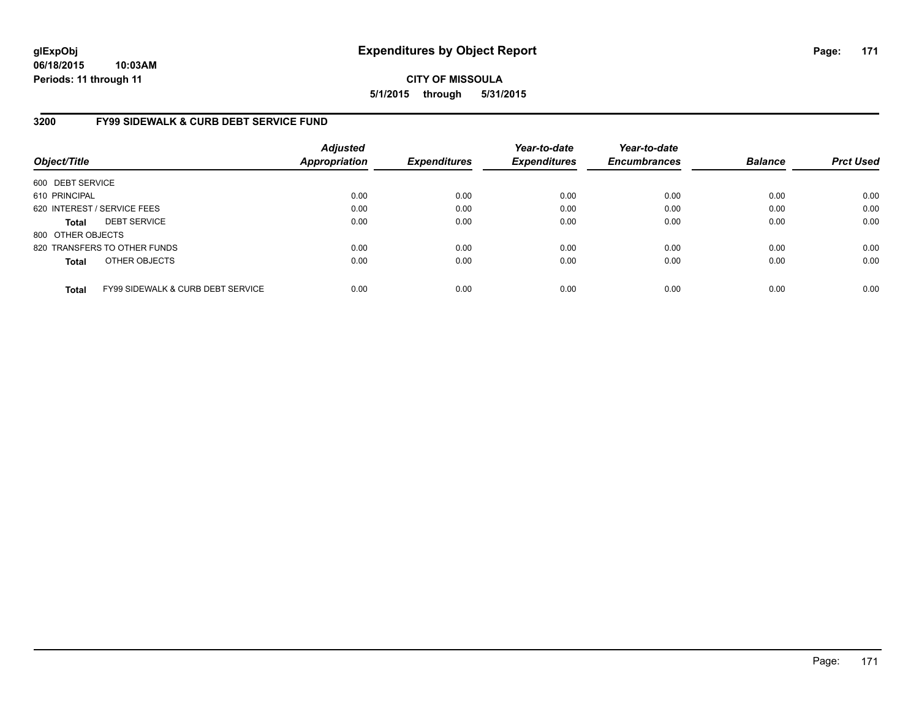**glExpObj**
**06/18/2015 10:03AM**
**Periods: 11 through 11**

# Expenditures by Object Report

**CITY OF MISSOULA**
**5/1/2015 through 5/31/2015**

## 3200 FY99 SIDEWALK & CURB DEBT SERVICE FUND

| Object/Title | Adjusted Appropriation | Expenditures | Year-to-date Expenditures | Year-to-date Encumbrances | Balance | Prct Used |
|---|---|---|---|---|---|---|
| 600 DEBT SERVICE | | | | | | |
| 610 PRINCIPAL | 0.00 | 0.00 | 0.00 | 0.00 | 0.00 | 0.00 |
| 620 INTEREST / SERVICE FEES | 0.00 | 0.00 | 0.00 | 0.00 | 0.00 | 0.00 |
| **Total** DEBT SERVICE | 0.00 | 0.00 | 0.00 | 0.00 | 0.00 | 0.00 |
| 800 OTHER OBJECTS | | | | | | |
| 820 TRANSFERS TO OTHER FUNDS | 0.00 | 0.00 | 0.00 | 0.00 | 0.00 | 0.00 |
| **Total** OTHER OBJECTS | 0.00 | 0.00 | 0.00 | 0.00 | 0.00 | 0.00 |
| **Total** FY99 SIDEWALK & CURB DEBT SERVICE | 0.00 | 0.00 | 0.00 | 0.00 | 0.00 | 0.00 |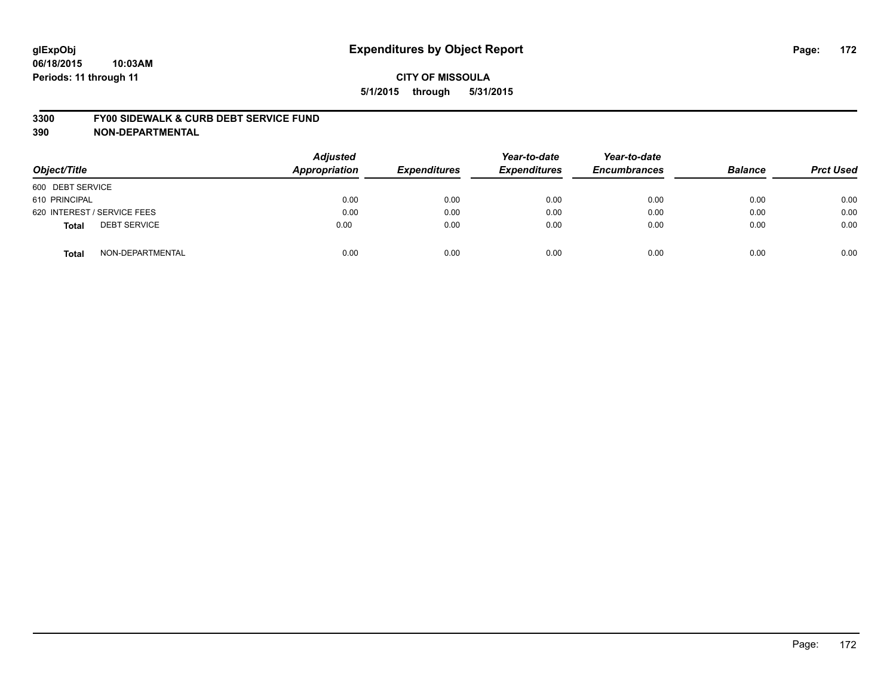glExpObj
06/18/2015 10:03AM
Periods: 11 through 11

# Expenditures by Object Report

**CITY OF MISSOULA**

**5/1/2015 through 5/31/2015**

## 3300 FY00 SIDEWALK & CURB DEBT SERVICE FUND
## 390 NON-DEPARTMENTAL

| Object/Title | | Adjusted Appropriation | Expenditures | Year-to-date Expenditures | Year-to-date Encumbrances | Balance | Prct Used |
|---|---|---|---|---|---|---|---|
| 600 DEBT SERVICE | | | | | | | |
| 610 PRINCIPAL | | 0.00 | 0.00 | 0.00 | 0.00 | 0.00 | 0.00 |
| 620 INTEREST / SERVICE FEES | | 0.00 | 0.00 | 0.00 | 0.00 | 0.00 | 0.00 |
| **Total** | DEBT SERVICE | 0.00 | 0.00 | 0.00 | 0.00 | 0.00 | 0.00 |
| **Total** | NON-DEPARTMENTAL | 0.00 | 0.00 | 0.00 | 0.00 | 0.00 | 0.00 |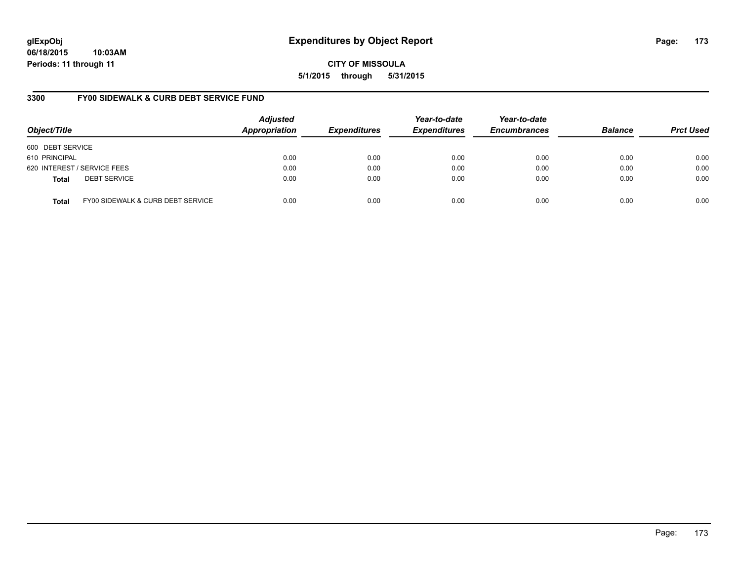glExpObj
06/18/2015 10:03AM
Periods: 11 through 11

# Expenditures by Object Report

CITY OF MISSOULA
5/1/2015 through 5/31/2015

## 3300 FY00 SIDEWALK & CURB DEBT SERVICE FUND

| Object/Title | Adjusted Appropriation | Expenditures | Year-to-date Expenditures | Year-to-date Encumbrances | Balance | Prct Used |
|---|---|---|---|---|---|---|
| 600 DEBT SERVICE | | | | | | |
| 610 PRINCIPAL | 0.00 | 0.00 | 0.00 | 0.00 | 0.00 | 0.00 |
| 620 INTEREST / SERVICE FEES | 0.00 | 0.00 | 0.00 | 0.00 | 0.00 | 0.00 |
| **Total** DEBT SERVICE | 0.00 | 0.00 | 0.00 | 0.00 | 0.00 | 0.00 |
| **Total** FY00 SIDEWALK & CURB DEBT SERVICE | 0.00 | 0.00 | 0.00 | 0.00 | 0.00 | 0.00 |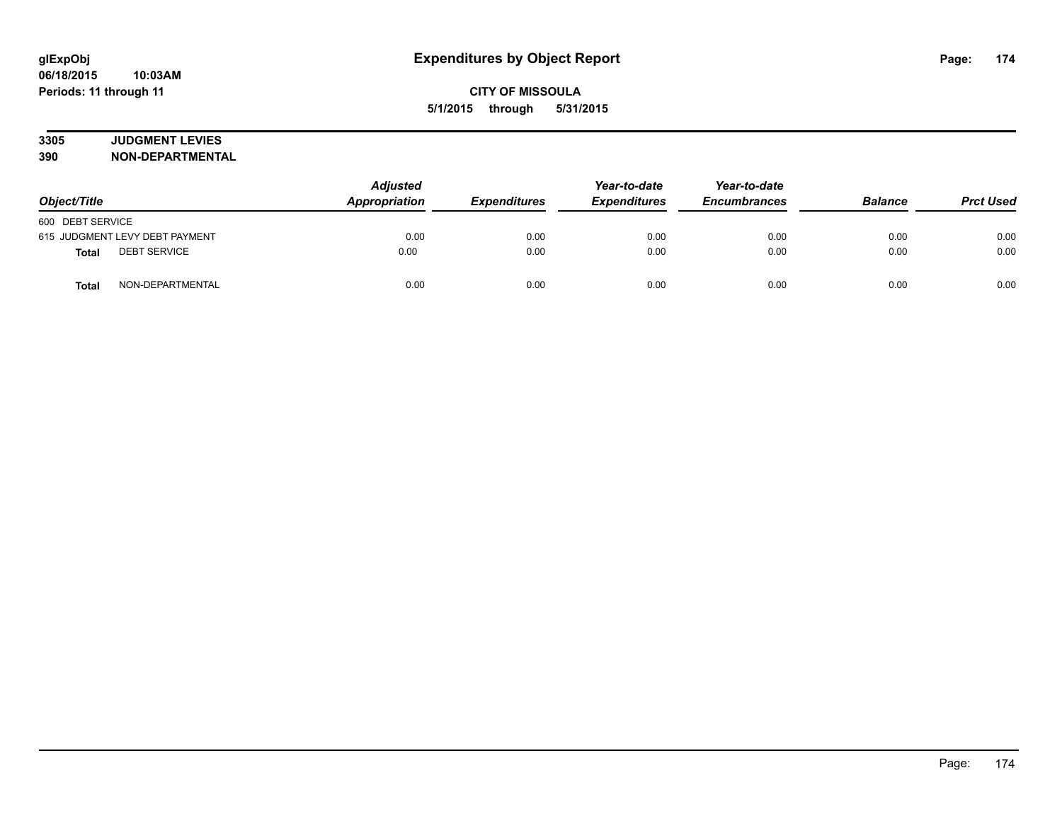# Expenditures by Object Report

glExpObj
06/18/2015 10:03AM
Periods: 11 through 11

**CITY OF MISSOULA**
**5/1/2015 through 5/31/2015**

**3305 JUDGMENT LEVIES**
**390 NON-DEPARTMENTAL**

| Object/Title | Adjusted Appropriation | Expenditures | Year-to-date Expenditures | Year-to-date Encumbrances | Balance | Prct Used |
|---|---|---|---|---|---|---|
| 600 DEBT SERVICE | | | | | | |
| 615 JUDGMENT LEVY DEBT PAYMENT | 0.00 | 0.00 | 0.00 | 0.00 | 0.00 | 0.00 |
| **Total** DEBT SERVICE | 0.00 | 0.00 | 0.00 | 0.00 | 0.00 | 0.00 |
| **Total** NON-DEPARTMENTAL | 0.00 | 0.00 | 0.00 | 0.00 | 0.00 | 0.00 |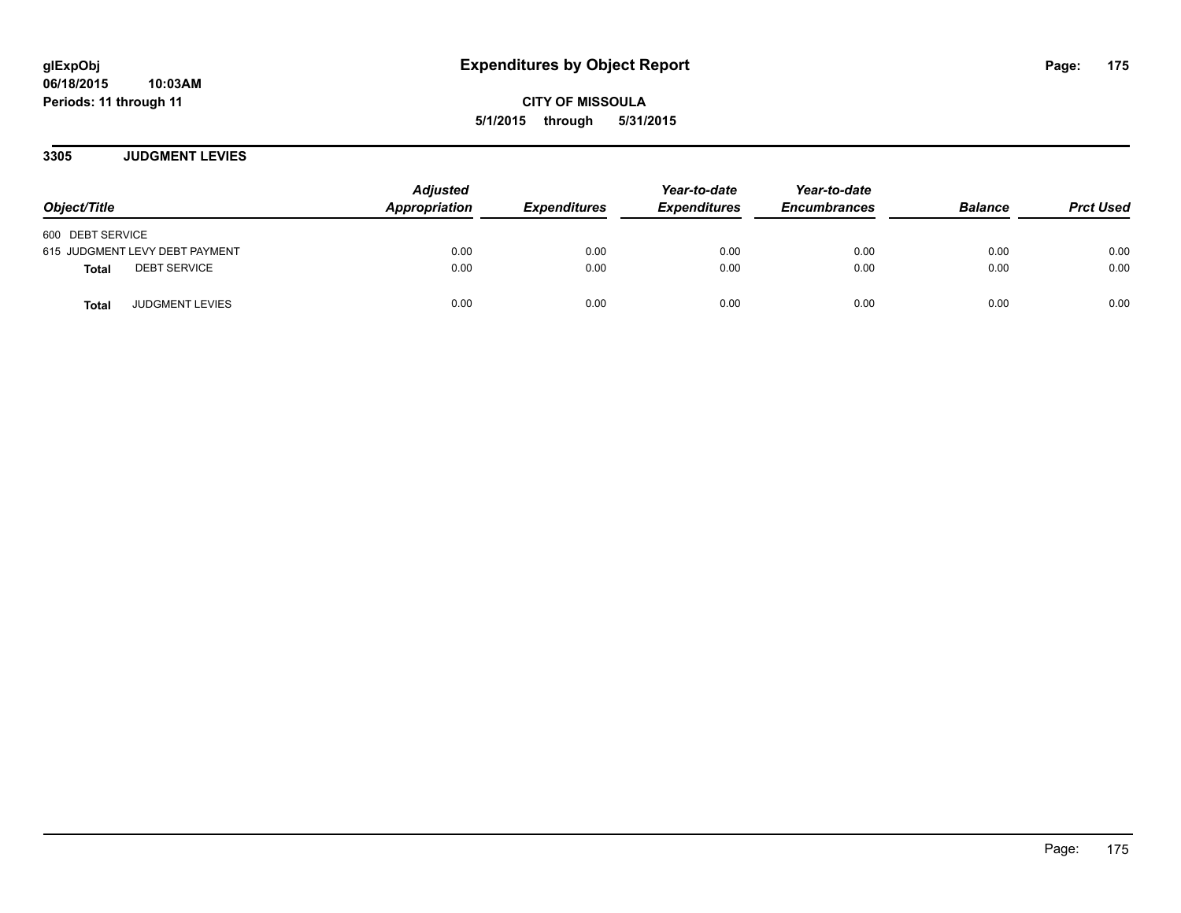# Expenditures by Object Report

glExpObj
06/18/2015 10:03AM
Periods: 11 through 11

**CITY OF MISSOULA**
**5/1/2015 through 5/31/2015**

## 3305 JUDGMENT LEVIES

| Object/Title | Adjusted Appropriation | Expenditures | Year-to-date Expenditures | Year-to-date Encumbrances | Balance | Prct Used |
|---|---|---|---|---|---|---|
| 600 DEBT SERVICE | | | | | | |
| 615 JUDGMENT LEVY DEBT PAYMENT | 0.00 | 0.00 | 0.00 | 0.00 | 0.00 | 0.00 |
| **Total** DEBT SERVICE | 0.00 | 0.00 | 0.00 | 0.00 | 0.00 | 0.00 |
| **Total** JUDGMENT LEVIES | 0.00 | 0.00 | 0.00 | 0.00 | 0.00 | 0.00 |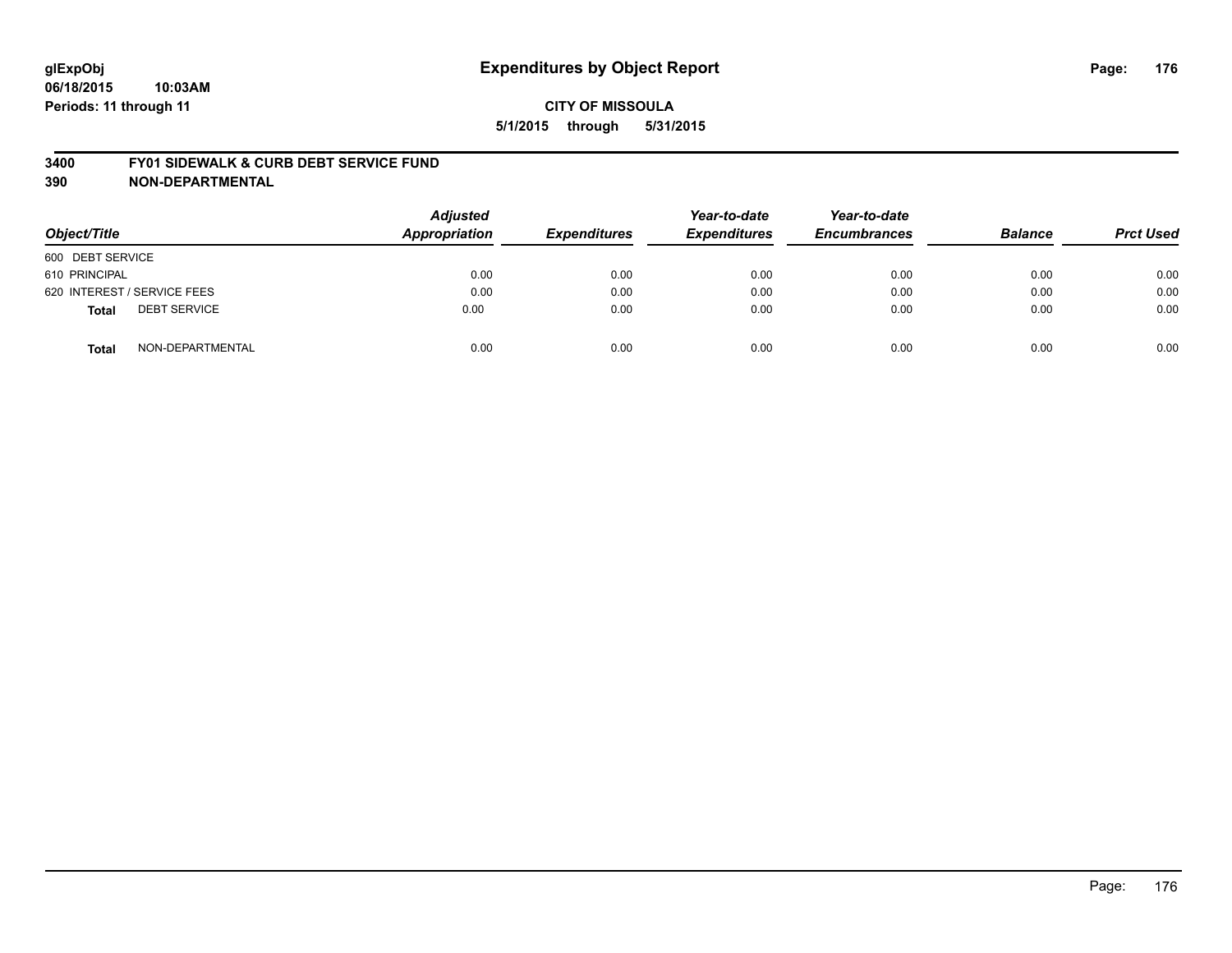glExpObj
06/18/2015 10:03AM
Periods: 11 through 11

# Expenditures by Object Report

**CITY OF MISSOULA**

**5/1/2015 through 5/31/2015**

**3400 FY01 SIDEWALK & CURB DEBT SERVICE FUND**
**390 NON-DEPARTMENTAL**

| Object/Title | | Adjusted Appropriation | Expenditures | Year-to-date Expenditures | Year-to-date Encumbrances | Balance | Prct Used |
|---|---|---|---|---|---|---|---|
| 600 DEBT SERVICE | | | | | | | |
| 610 PRINCIPAL | | 0.00 | 0.00 | 0.00 | 0.00 | 0.00 | 0.00 |
| 620 INTEREST / SERVICE FEES | | 0.00 | 0.00 | 0.00 | 0.00 | 0.00 | 0.00 |
| **Total** | DEBT SERVICE | 0.00 | 0.00 | 0.00 | 0.00 | 0.00 | 0.00 |
| **Total** | NON-DEPARTMENTAL | 0.00 | 0.00 | 0.00 | 0.00 | 0.00 | 0.00 |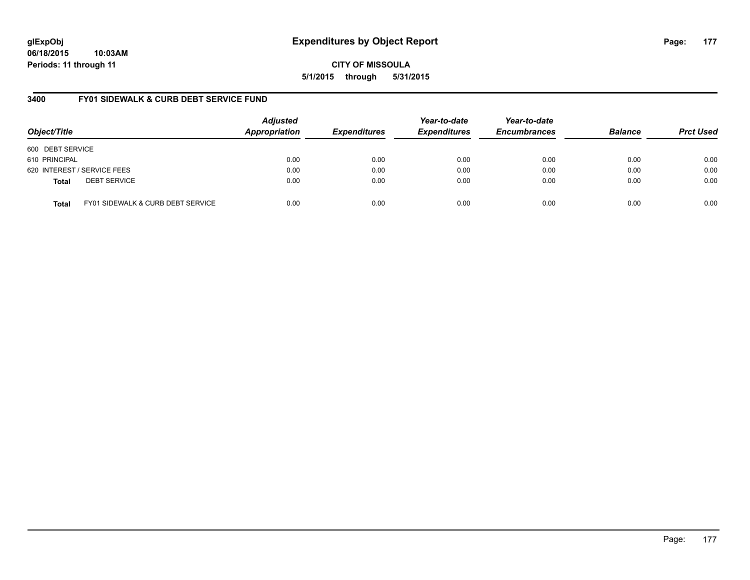**glExpObj**
**06/18/2015 10:03AM**
**Periods: 11 through 11**

# Expenditures by Object Report

**CITY OF MISSOULA**
**5/1/2015 through 5/31/2015**

## 3400 FY01 SIDEWALK & CURB DEBT SERVICE FUND

| Object/Title | Adjusted Appropriation | Expenditures | Year-to-date Expenditures | Year-to-date Encumbrances | Balance | Prct Used |
|---|---|---|---|---|---|---|
| 600 DEBT SERVICE | | | | | | |
| 610 PRINCIPAL | 0.00 | 0.00 | 0.00 | 0.00 | 0.00 | 0.00 |
| 620 INTEREST / SERVICE FEES | 0.00 | 0.00 | 0.00 | 0.00 | 0.00 | 0.00 |
| **Total** DEBT SERVICE | 0.00 | 0.00 | 0.00 | 0.00 | 0.00 | 0.00 |
| **Total** FY01 SIDEWALK & CURB DEBT SERVICE | 0.00 | 0.00 | 0.00 | 0.00 | 0.00 | 0.00 |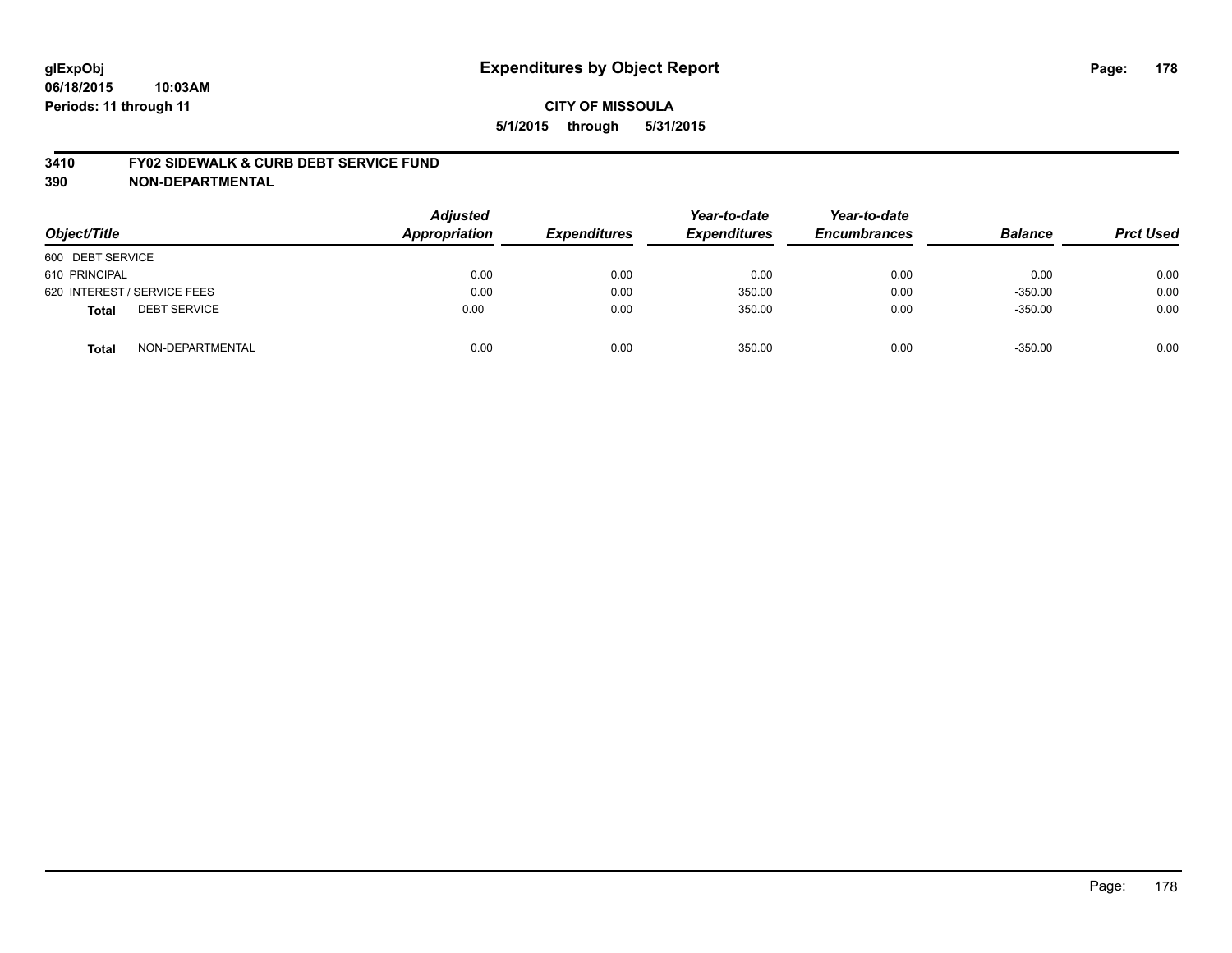# Expenditures by Object Report

glExpObj
06/18/2015 10:03AM
Periods: 11 through 11

**CITY OF MISSOULA**
**5/1/2015 through 5/31/2015**

**3410 FY02 SIDEWALK & CURB DEBT SERVICE FUND**
**390 NON-DEPARTMENTAL**

| Object/Title | Adjusted Appropriation | Expenditures | Year-to-date Expenditures | Year-to-date Encumbrances | Balance | Prct Used |
|---|---|---|---|---|---|---|
| 600 DEBT SERVICE | | | | | | |
| 610 PRINCIPAL | 0.00 | 0.00 | 0.00 | 0.00 | 0.00 | 0.00 |
| 620 INTEREST / SERVICE FEES | 0.00 | 0.00 | 350.00 | 0.00 | -350.00 | 0.00 |
| **Total** DEBT SERVICE | 0.00 | 0.00 | 350.00 | 0.00 | -350.00 | 0.00 |
| **Total** NON-DEPARTMENTAL | 0.00 | 0.00 | 350.00 | 0.00 | -350.00 | 0.00 |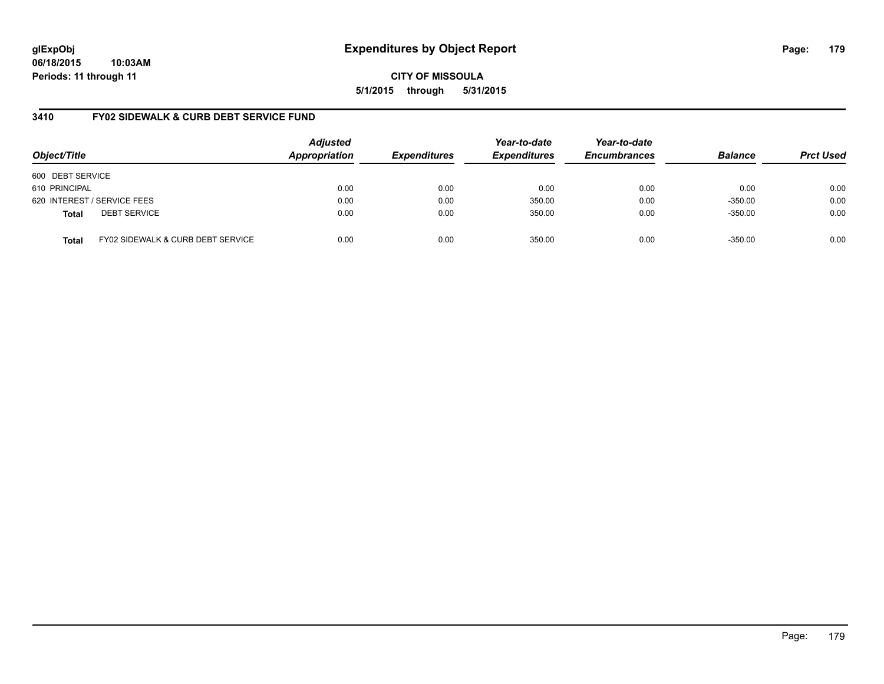# Expenditures by Object Report

**CITY OF MISSOULA**

**5/1/2015 through 5/31/2015**

glExpObj
06/18/2015 10:03AM
Periods: 11 through 11

## 3410 FY02 SIDEWALK & CURB DEBT SERVICE FUND

| Object/Title | Adjusted Appropriation | Expenditures | Year-to-date Expenditures | Year-to-date Encumbrances | Balance | Prct Used |
|---|---|---|---|---|---|---|
| 600 DEBT SERVICE | | | | | | |
| 610 PRINCIPAL | 0.00 | 0.00 | 0.00 | 0.00 | 0.00 | 0.00 |
| 620 INTEREST / SERVICE FEES | 0.00 | 0.00 | 350.00 | 0.00 | -350.00 | 0.00 |
| **Total** DEBT SERVICE | 0.00 | 0.00 | 350.00 | 0.00 | -350.00 | 0.00 |
| **Total** FY02 SIDEWALK & CURB DEBT SERVICE | 0.00 | 0.00 | 350.00 | 0.00 | -350.00 | 0.00 |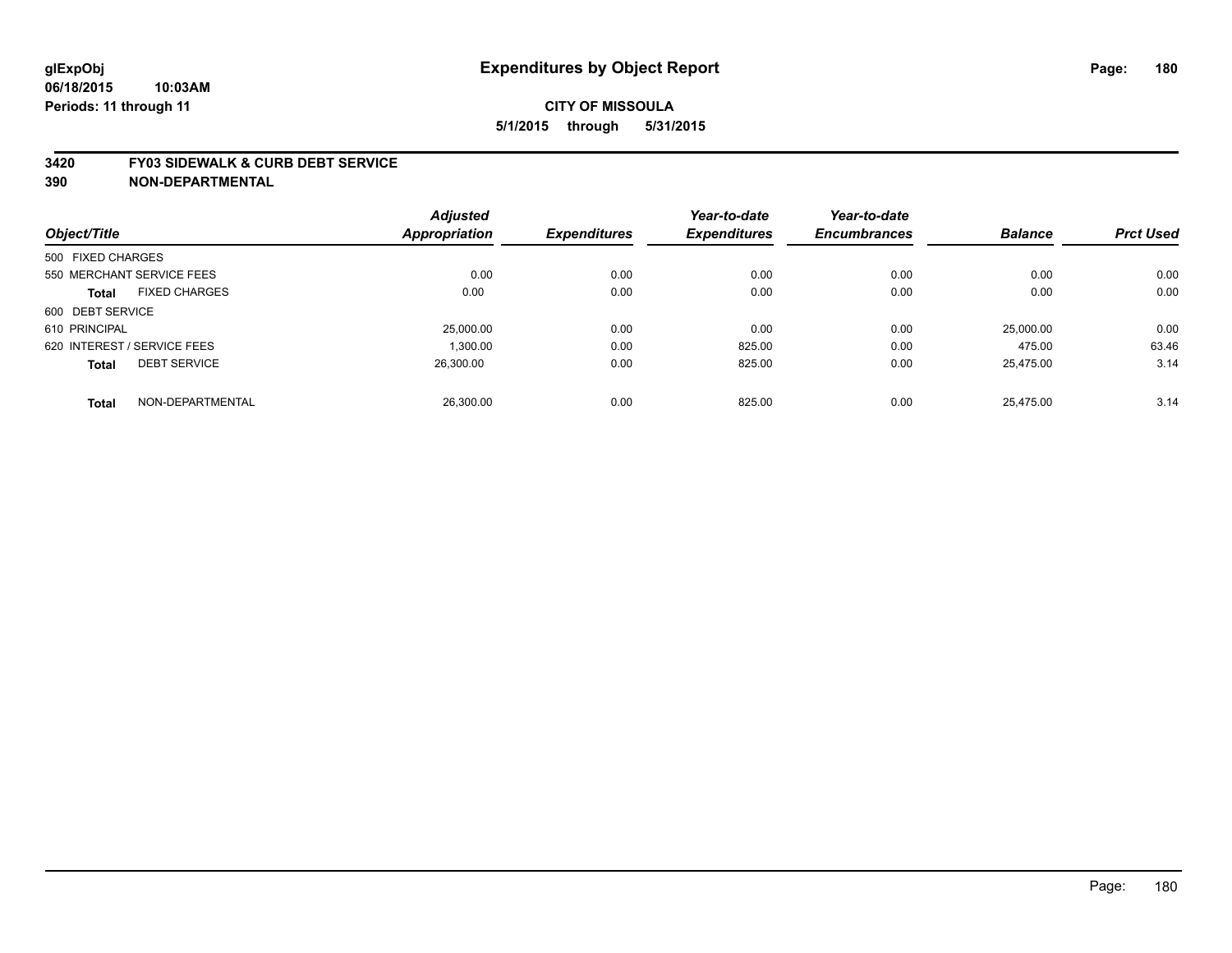glExpObj
06/18/2015 10:03AM
Periods: 11 through 11

# Expenditures by Object Report

**CITY OF MISSOULA**

**5/1/2015 through 5/31/2015**

**3420 FY03 SIDEWALK & CURB DEBT SERVICE**
**390 NON-DEPARTMENTAL**

| Object/Title | | Adjusted Appropriation | Expenditures | Year-to-date Expenditures | Year-to-date Encumbrances | Balance | Prct Used |
|---|---|---|---|---|---|---|---|
| 500 FIXED CHARGES | | | | | | | |
| 550 MERCHANT SERVICE FEES | | 0.00 | 0.00 | 0.00 | 0.00 | 0.00 | 0.00 |
| **Total** | FIXED CHARGES | 0.00 | 0.00 | 0.00 | 0.00 | 0.00 | 0.00 |
| 600 DEBT SERVICE | | | | | | | |
| 610 PRINCIPAL | | 25,000.00 | 0.00 | 0.00 | 0.00 | 25,000.00 | 0.00 |
| 620 INTEREST / SERVICE FEES | | 1,300.00 | 0.00 | 825.00 | 0.00 | 475.00 | 63.46 |
| **Total** | DEBT SERVICE | 26,300.00 | 0.00 | 825.00 | 0.00 | 25,475.00 | 3.14 |
| **Total** | NON-DEPARTMENTAL | 26,300.00 | 0.00 | 825.00 | 0.00 | 25,475.00 | 3.14 |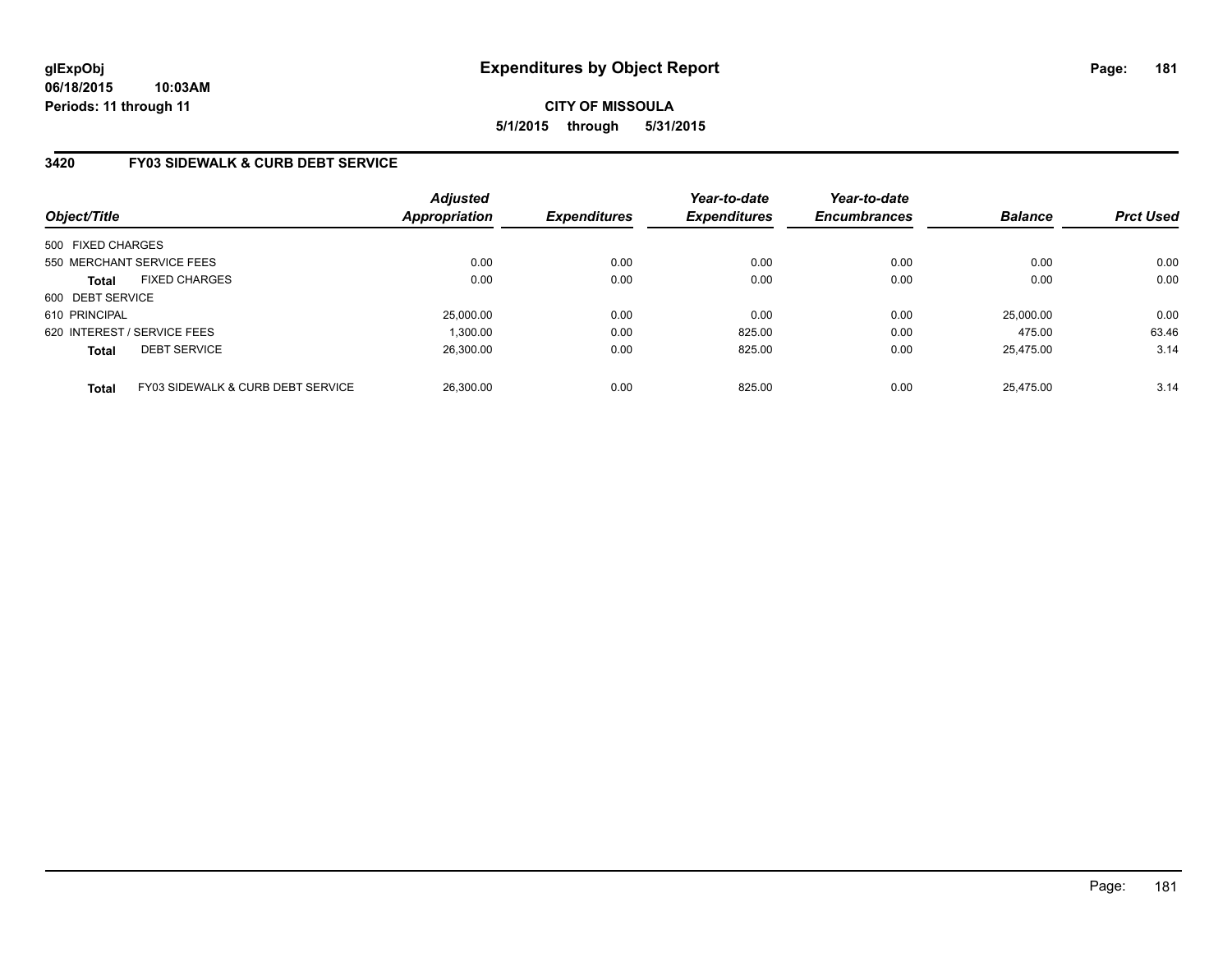**glExpObj**
**06/18/2015 10:03AM**
**Periods: 11 through 11**

# Expenditures by Object Report

**CITY OF MISSOULA**
**5/1/2015 through 5/31/2015**

## 3420 FY03 SIDEWALK & CURB DEBT SERVICE

| Object/Title | | Adjusted Appropriation | Expenditures | Year-to-date Expenditures | Year-to-date Encumbrances | Balance | Prct Used |
|---|---|---|---|---|---|---|---|
| 500 FIXED CHARGES | | | | | | | |
| 550 MERCHANT SERVICE FEES | | 0.00 | 0.00 | 0.00 | 0.00 | 0.00 | 0.00 |
| **Total** | FIXED CHARGES | 0.00 | 0.00 | 0.00 | 0.00 | 0.00 | 0.00 |
| 600 DEBT SERVICE | | | | | | | |
| 610 PRINCIPAL | | 25,000.00 | 0.00 | 0.00 | 0.00 | 25,000.00 | 0.00 |
| 620 INTEREST / SERVICE FEES | | 1,300.00 | 0.00 | 825.00 | 0.00 | 475.00 | 63.46 |
| **Total** | DEBT SERVICE | 26,300.00 | 0.00 | 825.00 | 0.00 | 25,475.00 | 3.14 |
| **Total** | FY03 SIDEWALK & CURB DEBT SERVICE | 26,300.00 | 0.00 | 825.00 | 0.00 | 25,475.00 | 3.14 |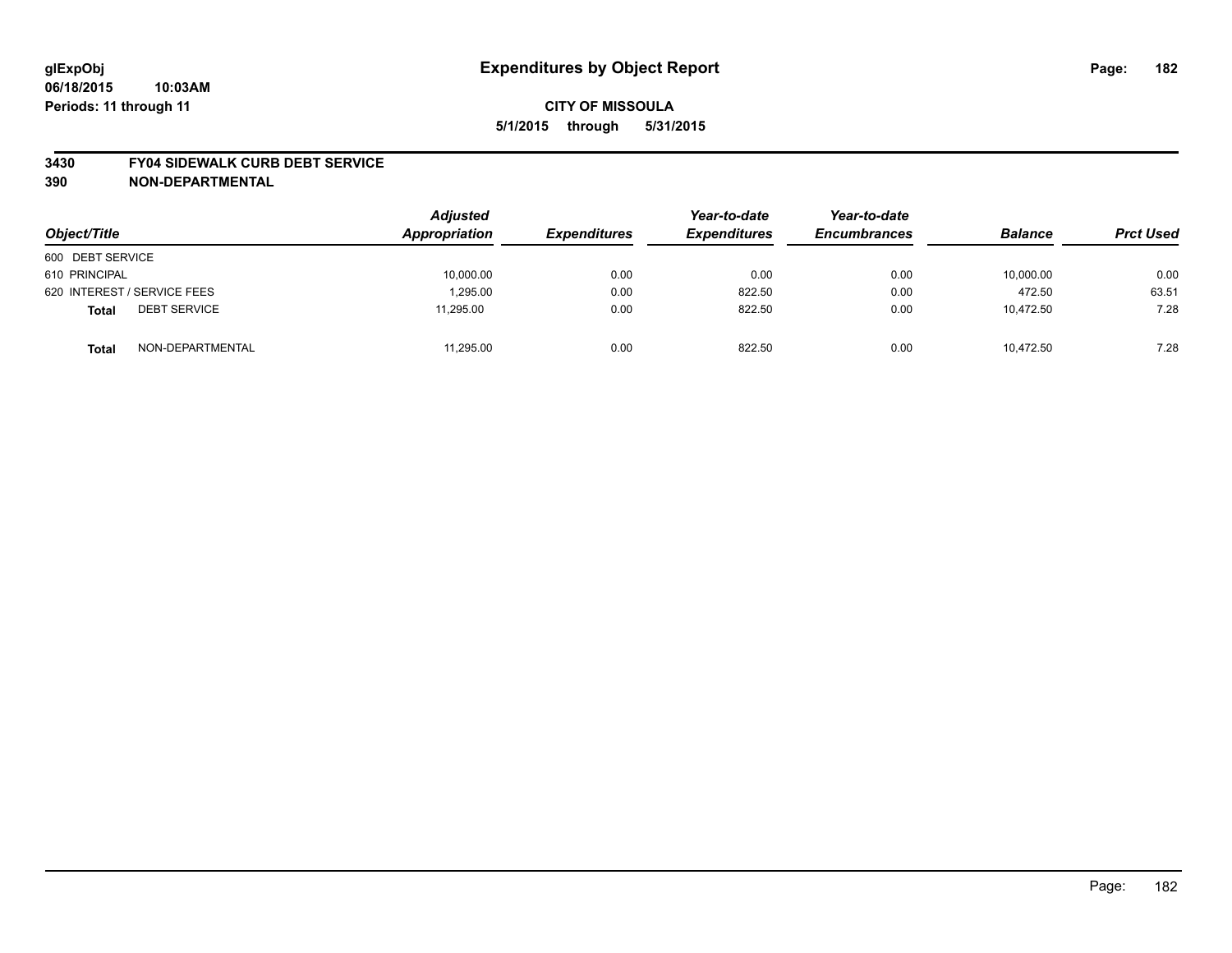**glExpObj**
**06/18/2015 10:03AM**
**Periods: 11 through 11**

# Expenditures by Object Report

**CITY OF MISSOULA**
**5/1/2015 through 5/31/2015**

**3430 FY04 SIDEWALK CURB DEBT SERVICE**
**390 NON-DEPARTMENTAL**

| Object/Title | Adjusted Appropriation | Expenditures | Year-to-date Expenditures | Year-to-date Encumbrances | Balance | Prct Used |
|---|---|---|---|---|---|---|
| 600 DEBT SERVICE | | | | | | |
| 610 PRINCIPAL | 10,000.00 | 0.00 | 0.00 | 0.00 | 10,000.00 | 0.00 |
| 620 INTEREST / SERVICE FEES | 1,295.00 | 0.00 | 822.50 | 0.00 | 472.50 | 63.51 |
| **Total** DEBT SERVICE | 11,295.00 | 0.00 | 822.50 | 0.00 | 10,472.50 | 7.28 |
| **Total** NON-DEPARTMENTAL | 11,295.00 | 0.00 | 822.50 | 0.00 | 10,472.50 | 7.28 |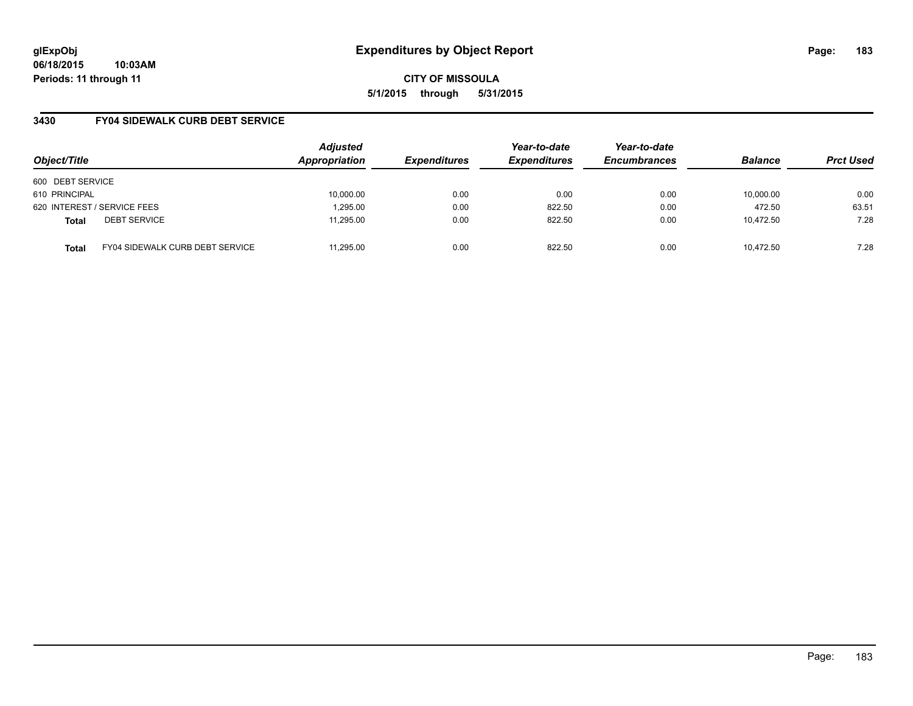glExpObj
06/18/2015 10:03AM
Periods: 11 through 11

# Expenditures by Object Report

CITY OF MISSOULA

5/1/2015 through 5/31/2015

## 3430 FY04 SIDEWALK CURB DEBT SERVICE

| Object/Title | | Adjusted Appropriation | Expenditures | Year-to-date Expenditures | Year-to-date Encumbrances | Balance | Prct Used |
|---|---|---|---|---|---|---|---|
| 600 DEBT SERVICE | | | | | | | |
| 610 PRINCIPAL | | 10,000.00 | 0.00 | 0.00 | 0.00 | 10,000.00 | 0.00 |
| 620 INTEREST / SERVICE FEES | | 1,295.00 | 0.00 | 822.50 | 0.00 | 472.50 | 63.51 |
| **Total** | DEBT SERVICE | 11,295.00 | 0.00 | 822.50 | 0.00 | 10,472.50 | 7.28 |
| **Total** | FY04 SIDEWALK CURB DEBT SERVICE | 11,295.00 | 0.00 | 822.50 | 0.00 | 10,472.50 | 7.28 |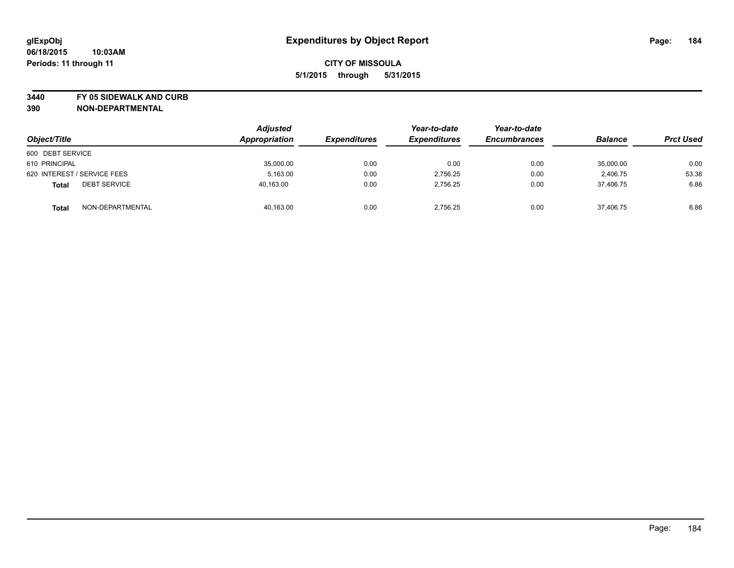# Expenditures by Object Report

glExpObj
06/18/2015 10:03AM
Periods: 11 through 11

**CITY OF MISSOULA**
**5/1/2015 through 5/31/2015**

**3440 FY 05 SIDEWALK AND CURB**
**390 NON-DEPARTMENTAL**

| Object/Title | Adjusted Appropriation | Expenditures | Year-to-date Expenditures | Year-to-date Encumbrances | Balance | Prct Used |
|---|---|---|---|---|---|---|
| 600 DEBT SERVICE | | | | | | |
| 610 PRINCIPAL | 35,000.00 | 0.00 | 0.00 | 0.00 | 35,000.00 | 0.00 |
| 620 INTEREST / SERVICE FEES | 5,163.00 | 0.00 | 2,756.25 | 0.00 | 2,406.75 | 53.38 |
| **Total** DEBT SERVICE | 40,163.00 | 0.00 | 2,756.25 | 0.00 | 37,406.75 | 6.86 |
| **Total** NON-DEPARTMENTAL | 40,163.00 | 0.00 | 2,756.25 | 0.00 | 37,406.75 | 6.86 |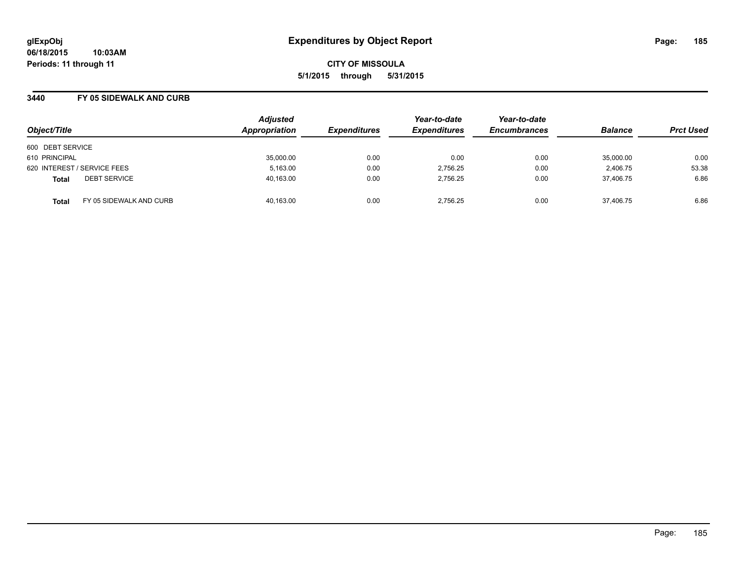**glExpObj**
**06/18/2015 10:03AM**
**Periods: 11 through 11**

# Expenditures by Object Report

**CITY OF MISSOULA**
**5/1/2015 through 5/31/2015**

## 3440 FY 05 SIDEWALK AND CURB

| Object/Title | | Adjusted Appropriation | Expenditures | Year-to-date Expenditures | Year-to-date Encumbrances | Balance | Prct Used |
|---|---|---|---|---|---|---|---|
| 600 DEBT SERVICE | | | | | | | |
| 610 PRINCIPAL | | 35,000.00 | 0.00 | 0.00 | 0.00 | 35,000.00 | 0.00 |
| 620 INTEREST / SERVICE FEES | | 5,163.00 | 0.00 | 2,756.25 | 0.00 | 2,406.75 | 53.38 |
| **Total** | DEBT SERVICE | 40,163.00 | 0.00 | 2,756.25 | 0.00 | 37,406.75 | 6.86 |
| **Total** | FY 05 SIDEWALK AND CURB | 40,163.00 | 0.00 | 2,756.25 | 0.00 | 37,406.75 | 6.86 |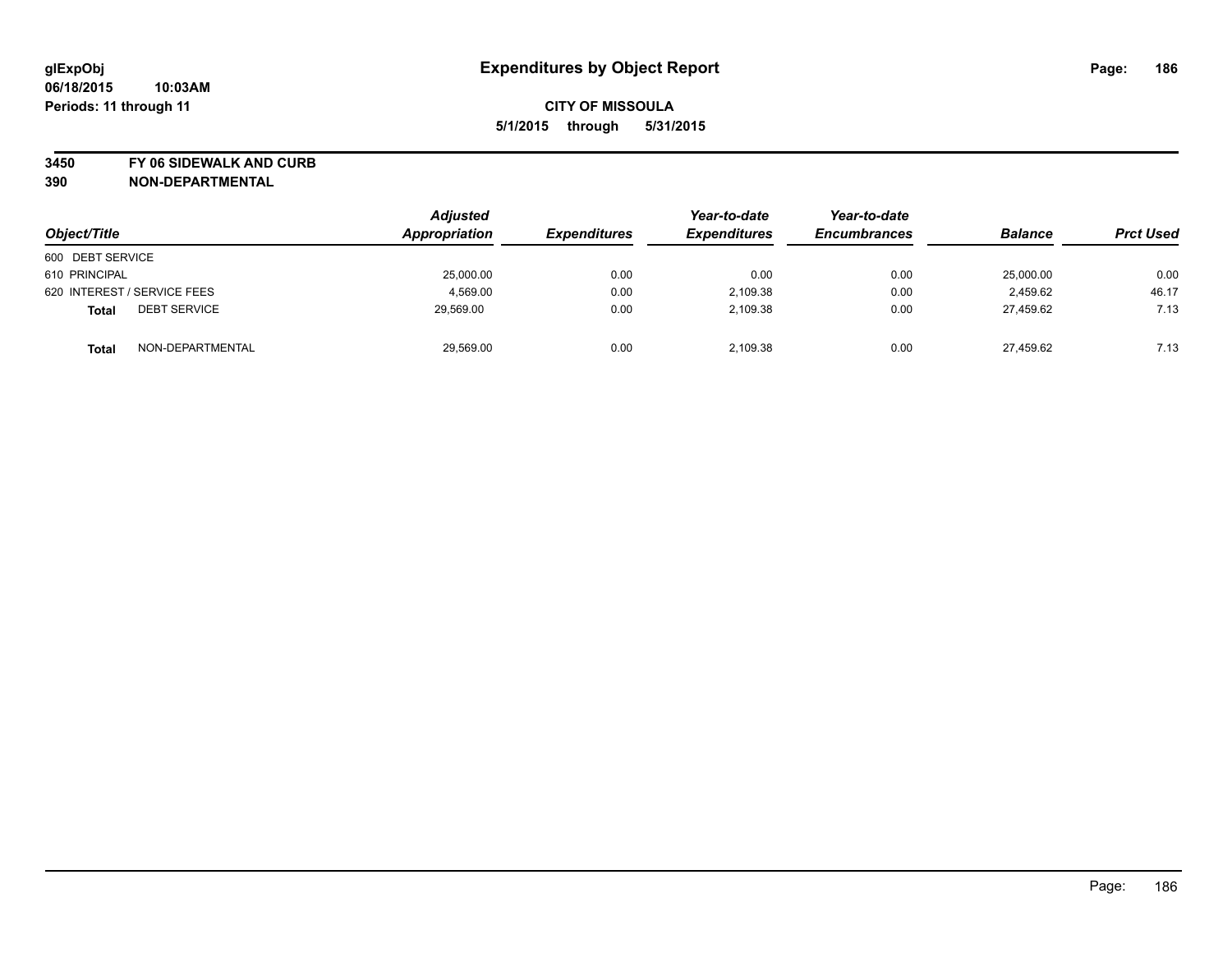# Expenditures by Object Report

glExpObj
06/18/2015 10:03AM
Periods: 11 through 11

**CITY OF MISSOULA**
**5/1/2015 through 5/31/2015**

**3450 FY 06 SIDEWALK AND CURB**
**390 NON-DEPARTMENTAL**

| Object/Title | Adjusted Appropriation | Expenditures | Year-to-date Expenditures | Year-to-date Encumbrances | Balance | Prct Used |
|---|---|---|---|---|---|---|
| 600 DEBT SERVICE | | | | | | |
| 610 PRINCIPAL | 25,000.00 | 0.00 | 0.00 | 0.00 | 25,000.00 | 0.00 |
| 620 INTEREST / SERVICE FEES | 4,569.00 | 0.00 | 2,109.38 | 0.00 | 2,459.62 | 46.17 |
| **Total** DEBT SERVICE | 29,569.00 | 0.00 | 2,109.38 | 0.00 | 27,459.62 | 7.13 |
| **Total** NON-DEPARTMENTAL | 29,569.00 | 0.00 | 2,109.38 | 0.00 | 27,459.62 | 7.13 |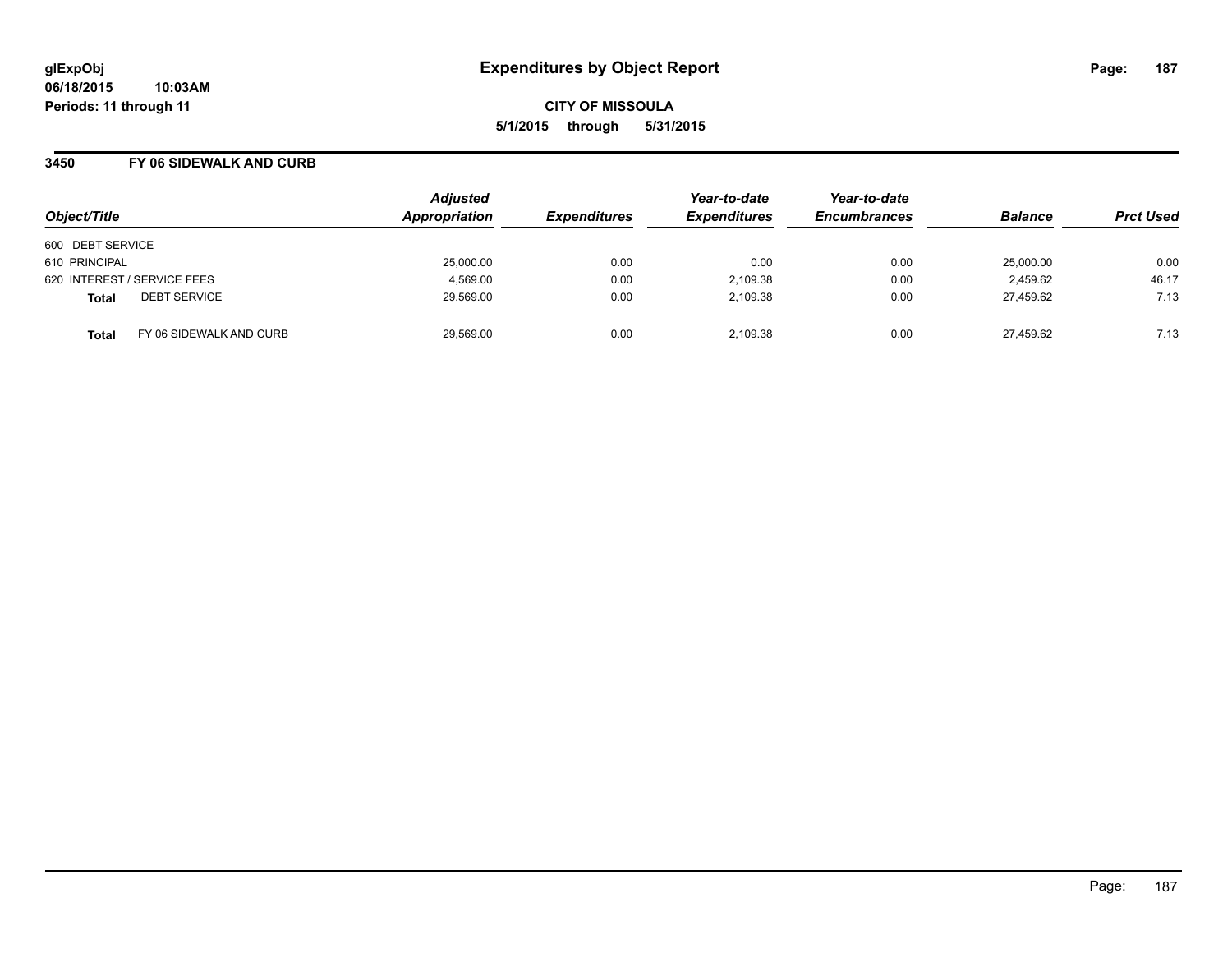**glExpObj**
**06/18/2015 10:03AM**
**Periods: 11 through 11**

# Expenditures by Object Report

**CITY OF MISSOULA**
**5/1/2015 through 5/31/2015**

## 3450 FY 06 SIDEWALK AND CURB

| Object/Title | Adjusted Appropriation | Expenditures | Year-to-date Expenditures | Year-to-date Encumbrances | Balance | Prct Used |
|---|---|---|---|---|---|---|
| 600 DEBT SERVICE | | | | | | |
| 610 PRINCIPAL | 25,000.00 | 0.00 | 0.00 | 0.00 | 25,000.00 | 0.00 |
| 620 INTEREST / SERVICE FEES | 4,569.00 | 0.00 | 2,109.38 | 0.00 | 2,459.62 | 46.17 |
| **Total** DEBT SERVICE | 29,569.00 | 0.00 | 2,109.38 | 0.00 | 27,459.62 | 7.13 |
| **Total** FY 06 SIDEWALK AND CURB | 29,569.00 | 0.00 | 2,109.38 | 0.00 | 27,459.62 | 7.13 |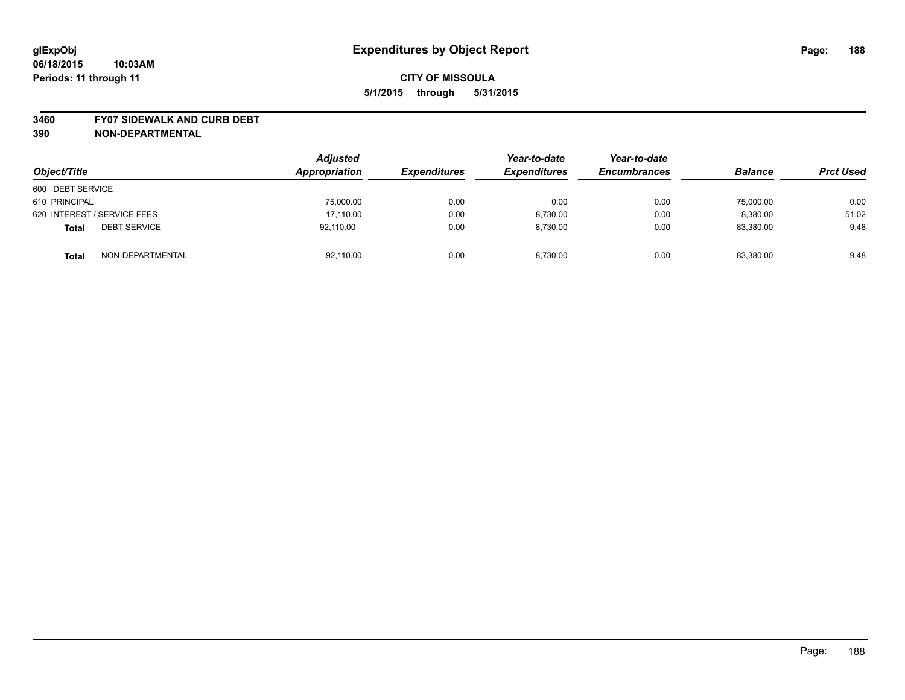# Expenditures by Object Report

**CITY OF MISSOULA**

**5/1/2015 through 5/31/2015**

glExpObj
06/18/2015 10:03AM
Periods: 11 through 11

**3460 FY07 SIDEWALK AND CURB DEBT**
**390 NON-DEPARTMENTAL**

| Object/Title | Adjusted Appropriation | Expenditures | Year-to-date Expenditures | Year-to-date Encumbrances | Balance | Prct Used |
|---|---|---|---|---|---|---|
| 600 DEBT SERVICE | | | | | | |
| 610 PRINCIPAL | 75,000.00 | 0.00 | 0.00 | 0.00 | 75,000.00 | 0.00 |
| 620 INTEREST / SERVICE FEES | 17,110.00 | 0.00 | 8,730.00 | 0.00 | 8,380.00 | 51.02 |
| **Total** DEBT SERVICE | 92,110.00 | 0.00 | 8,730.00 | 0.00 | 83,380.00 | 9.48 |
| **Total** NON-DEPARTMENTAL | 92,110.00 | 0.00 | 8,730.00 | 0.00 | 83,380.00 | 9.48 |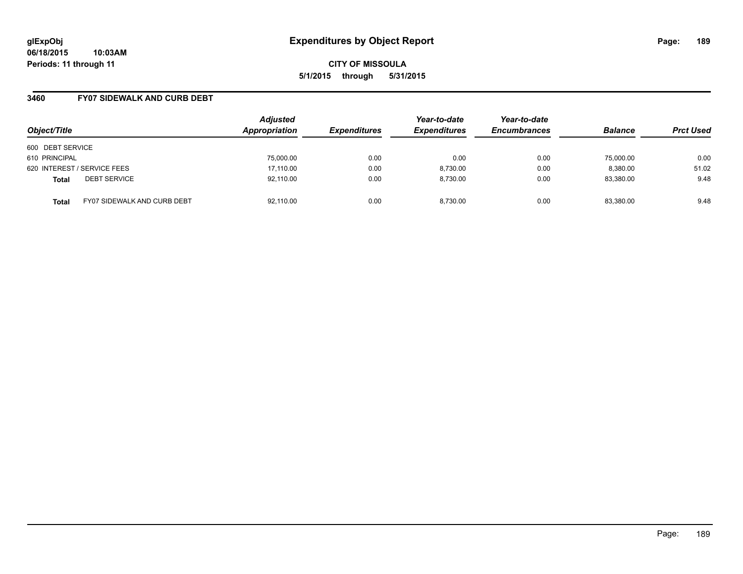# Expenditures by Object Report

**CITY OF MISSOULA**

**5/1/2015 through 5/31/2015**

glExpObj
06/18/2015 10:03AM
Periods: 11 through 11

## 3460 FY07 SIDEWALK AND CURB DEBT

| Object/Title | | Adjusted Appropriation | Expenditures | Year-to-date Expenditures | Year-to-date Encumbrances | Balance | Prct Used |
|---|---|---|---|---|---|---|---|
| 600 DEBT SERVICE | | | | | | | |
| 610 PRINCIPAL | | 75,000.00 | 0.00 | 0.00 | 0.00 | 75,000.00 | 0.00 |
| 620 INTEREST / SERVICE FEES | | 17,110.00 | 0.00 | 8,730.00 | 0.00 | 8,380.00 | 51.02 |
| **Total** | DEBT SERVICE | 92,110.00 | 0.00 | 8,730.00 | 0.00 | 83,380.00 | 9.48 |
| **Total** | FY07 SIDEWALK AND CURB DEBT | 92,110.00 | 0.00 | 8,730.00 | 0.00 | 83,380.00 | 9.48 |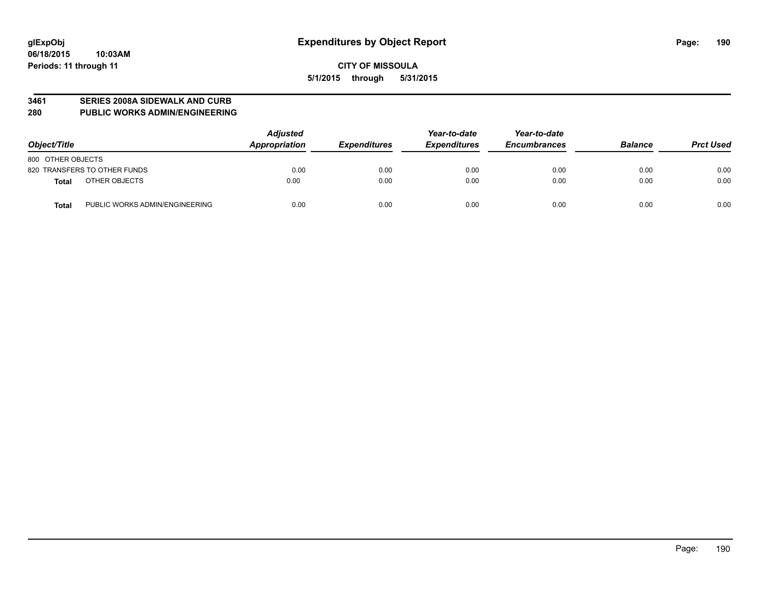glExpObj
06/18/2015 10:03AM
Periods: 11 through 11

# Expenditures by Object Report

**CITY OF MISSOULA**

**5/1/2015 through 5/31/2015**

## 3461 SERIES 2008A SIDEWALK AND CURB
## 280 PUBLIC WORKS ADMIN/ENGINEERING

| Object/Title | | Adjusted Appropriation | Expenditures | Year-to-date Expenditures | Year-to-date Encumbrances | Balance | Prct Used |
|---|---|---|---|---|---|---|---|
| 800 OTHER OBJECTS | | | | | | | |
| 820 TRANSFERS TO OTHER FUNDS | | 0.00 | 0.00 | 0.00 | 0.00 | 0.00 | 0.00 |
| **Total** | OTHER OBJECTS | 0.00 | 0.00 | 0.00 | 0.00 | 0.00 | 0.00 |
| **Total** | PUBLIC WORKS ADMIN/ENGINEERING | 0.00 | 0.00 | 0.00 | 0.00 | 0.00 | 0.00 |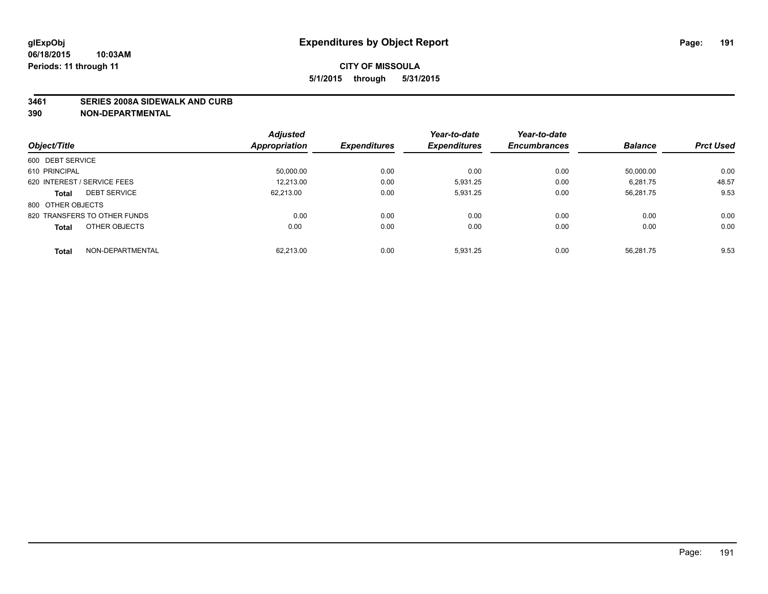glExpObj
06/18/2015 10:03AM
Periods: 11 through 11

# Expenditures by Object Report

**CITY OF MISSOULA**

**5/1/2015 through 5/31/2015**

**3461 SERIES 2008A SIDEWALK AND CURB**
**390 NON-DEPARTMENTAL**

| Object/Title | Adjusted Appropriation | Expenditures | Year-to-date Expenditures | Year-to-date Encumbrances | Balance | Prct Used |
|---|---|---|---|---|---|---|
| 600 DEBT SERVICE | | | | | | |
| 610 PRINCIPAL | 50,000.00 | 0.00 | 0.00 | 0.00 | 50,000.00 | 0.00 |
| 620 INTEREST / SERVICE FEES | 12,213.00 | 0.00 | 5,931.25 | 0.00 | 6,281.75 | 48.57 |
| **Total** DEBT SERVICE | 62,213.00 | 0.00 | 5,931.25 | 0.00 | 56,281.75 | 9.53 |
| 800 OTHER OBJECTS | | | | | | |
| 820 TRANSFERS TO OTHER FUNDS | 0.00 | 0.00 | 0.00 | 0.00 | 0.00 | 0.00 |
| **Total** OTHER OBJECTS | 0.00 | 0.00 | 0.00 | 0.00 | 0.00 | 0.00 |
| **Total** NON-DEPARTMENTAL | 62,213.00 | 0.00 | 5,931.25 | 0.00 | 56,281.75 | 9.53 |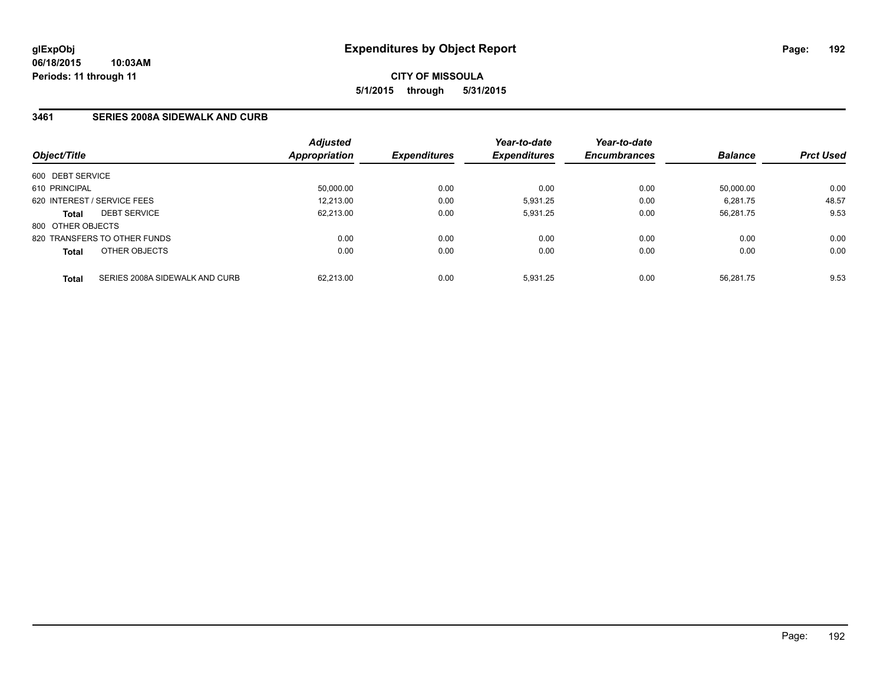# Expenditures by Object Report

glExpObj
06/18/2015 10:03AM
Periods: 11 through 11

CITY OF MISSOULA
5/1/2015 through 5/31/2015

## 3461 SERIES 2008A SIDEWALK AND CURB

| Object/Title | Adjusted Appropriation | Expenditures | Year-to-date Expenditures | Year-to-date Encumbrances | Balance | Prct Used |
|---|---|---|---|---|---|---|
| 600 DEBT SERVICE | | | | | | |
| 610 PRINCIPAL | 50,000.00 | 0.00 | 0.00 | 0.00 | 50,000.00 | 0.00 |
| 620 INTEREST / SERVICE FEES | 12,213.00 | 0.00 | 5,931.25 | 0.00 | 6,281.75 | 48.57 |
| **Total** DEBT SERVICE | 62,213.00 | 0.00 | 5,931.25 | 0.00 | 56,281.75 | 9.53 |
| 800 OTHER OBJECTS | | | | | | |
| 820 TRANSFERS TO OTHER FUNDS | 0.00 | 0.00 | 0.00 | 0.00 | 0.00 | 0.00 |
| **Total** OTHER OBJECTS | 0.00 | 0.00 | 0.00 | 0.00 | 0.00 | 0.00 |
| **Total** SERIES 2008A SIDEWALK AND CURB | 62,213.00 | 0.00 | 5,931.25 | 0.00 | 56,281.75 | 9.53 |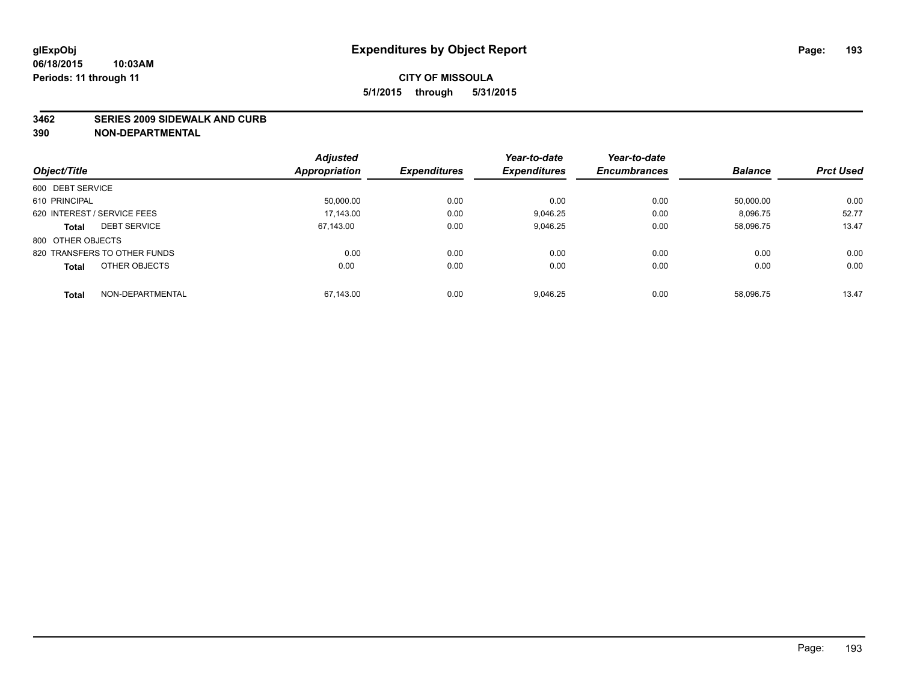glExpObj
06/18/2015 10:03AM
Periods: 11 through 11

# Expenditures by Object Report

**CITY OF MISSOULA**

**5/1/2015 through 5/31/2015**

**3462 SERIES 2009 SIDEWALK AND CURB**
**390 NON-DEPARTMENTAL**

| Object/Title | Adjusted Appropriation | Expenditures | Year-to-date Expenditures | Year-to-date Encumbrances | Balance | Prct Used |
|---|---|---|---|---|---|---|
| 600 DEBT SERVICE | | | | | | |
| 610 PRINCIPAL | 50,000.00 | 0.00 | 0.00 | 0.00 | 50,000.00 | 0.00 |
| 620 INTEREST / SERVICE FEES | 17,143.00 | 0.00 | 9,046.25 | 0.00 | 8,096.75 | 52.77 |
| **Total** DEBT SERVICE | 67,143.00 | 0.00 | 9,046.25 | 0.00 | 58,096.75 | 13.47 |
| 800 OTHER OBJECTS | | | | | | |
| 820 TRANSFERS TO OTHER FUNDS | 0.00 | 0.00 | 0.00 | 0.00 | 0.00 | 0.00 |
| **Total** OTHER OBJECTS | 0.00 | 0.00 | 0.00 | 0.00 | 0.00 | 0.00 |
| **Total** NON-DEPARTMENTAL | 67,143.00 | 0.00 | 9,046.25 | 0.00 | 58,096.75 | 13.47 |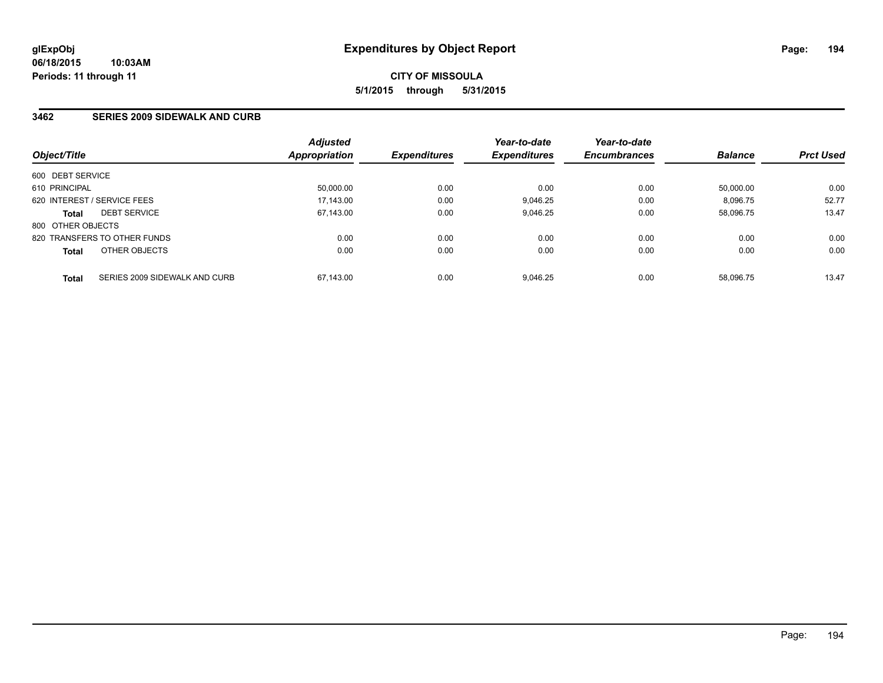# Expenditures by Object Report

glExpObj
06/18/2015 10:03AM
Periods: 11 through 11

**CITY OF MISSOULA**
**5/1/2015 through 5/31/2015**

## 3462 SERIES 2009 SIDEWALK AND CURB

| Object/Title | Adjusted Appropriation | Expenditures | Year-to-date Expenditures | Year-to-date Encumbrances | Balance | Prct Used |
|---|---|---|---|---|---|---|
| 600 DEBT SERVICE | | | | | | |
| 610 PRINCIPAL | 50,000.00 | 0.00 | 0.00 | 0.00 | 50,000.00 | 0.00 |
| 620 INTEREST / SERVICE FEES | 17,143.00 | 0.00 | 9,046.25 | 0.00 | 8,096.75 | 52.77 |
| **Total** DEBT SERVICE | 67,143.00 | 0.00 | 9,046.25 | 0.00 | 58,096.75 | 13.47 |
| 800 OTHER OBJECTS | | | | | | |
| 820 TRANSFERS TO OTHER FUNDS | 0.00 | 0.00 | 0.00 | 0.00 | 0.00 | 0.00 |
| **Total** OTHER OBJECTS | 0.00 | 0.00 | 0.00 | 0.00 | 0.00 | 0.00 |
| **Total** SERIES 2009 SIDEWALK AND CURB | 67,143.00 | 0.00 | 9,046.25 | 0.00 | 58,096.75 | 13.47 |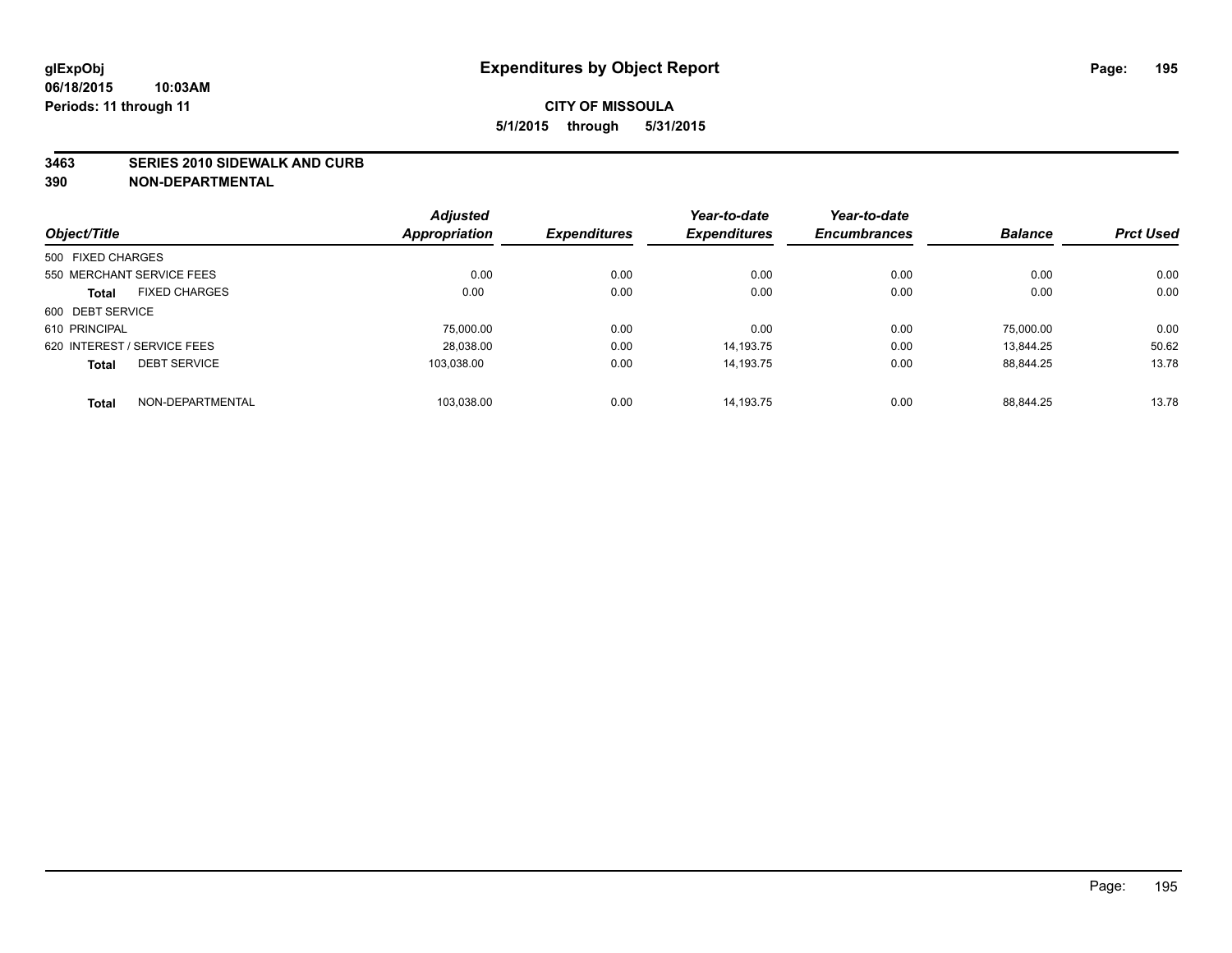glExpObj
06/18/2015 10:03AM
Periods: 11 through 11

# Expenditures by Object Report

**CITY OF MISSOULA**
**5/1/2015 through 5/31/2015**

**3463 SERIES 2010 SIDEWALK AND CURB**
**390 NON-DEPARTMENTAL**

| Object/Title | Adjusted Appropriation | Expenditures | Year-to-date Expenditures | Year-to-date Encumbrances | Balance | Prct Used |
|---|---|---|---|---|---|---|
| 500 FIXED CHARGES | | | | | | |
| 550 MERCHANT SERVICE FEES | 0.00 | 0.00 | 0.00 | 0.00 | 0.00 | 0.00 |
| **Total** FIXED CHARGES | 0.00 | 0.00 | 0.00 | 0.00 | 0.00 | 0.00 |
| 600 DEBT SERVICE | | | | | | |
| 610 PRINCIPAL | 75,000.00 | 0.00 | 0.00 | 0.00 | 75,000.00 | 0.00 |
| 620 INTEREST / SERVICE FEES | 28,038.00 | 0.00 | 14,193.75 | 0.00 | 13,844.25 | 50.62 |
| **Total** DEBT SERVICE | 103,038.00 | 0.00 | 14,193.75 | 0.00 | 88,844.25 | 13.78 |
| **Total** NON-DEPARTMENTAL | 103,038.00 | 0.00 | 14,193.75 | 0.00 | 88,844.25 | 13.78 |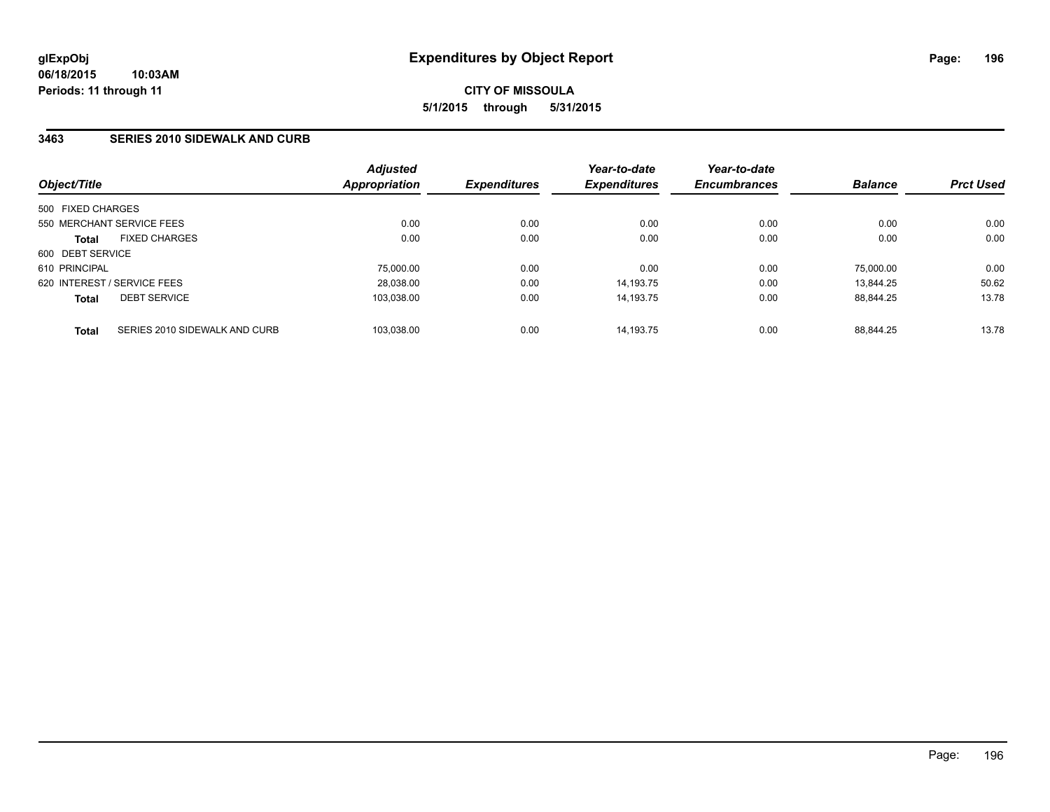# Expenditures by Object Report

glExpObj
06/18/2015 10:03AM
Periods: 11 through 11

**CITY OF MISSOULA**
**5/1/2015 through 5/31/2015**

## 3463 SERIES 2010 SIDEWALK AND CURB

| Object/Title | | Adjusted Appropriation | Expenditures | Year-to-date Expenditures | Year-to-date Encumbrances | Balance | Prct Used |
|---|---|---|---|---|---|---|---|
| 500 FIXED CHARGES | | | | | | | |
| 550 MERCHANT SERVICE FEES | | 0.00 | 0.00 | 0.00 | 0.00 | 0.00 | 0.00 |
| **Total** | FIXED CHARGES | 0.00 | 0.00 | 0.00 | 0.00 | 0.00 | 0.00 |
| 600 DEBT SERVICE | | | | | | | |
| 610 PRINCIPAL | | 75,000.00 | 0.00 | 0.00 | 0.00 | 75,000.00 | 0.00 |
| 620 INTEREST / SERVICE FEES | | 28,038.00 | 0.00 | 14,193.75 | 0.00 | 13,844.25 | 50.62 |
| **Total** | DEBT SERVICE | 103,038.00 | 0.00 | 14,193.75 | 0.00 | 88,844.25 | 13.78 |
| **Total** | SERIES 2010 SIDEWALK AND CURB | 103,038.00 | 0.00 | 14,193.75 | 0.00 | 88,844.25 | 13.78 |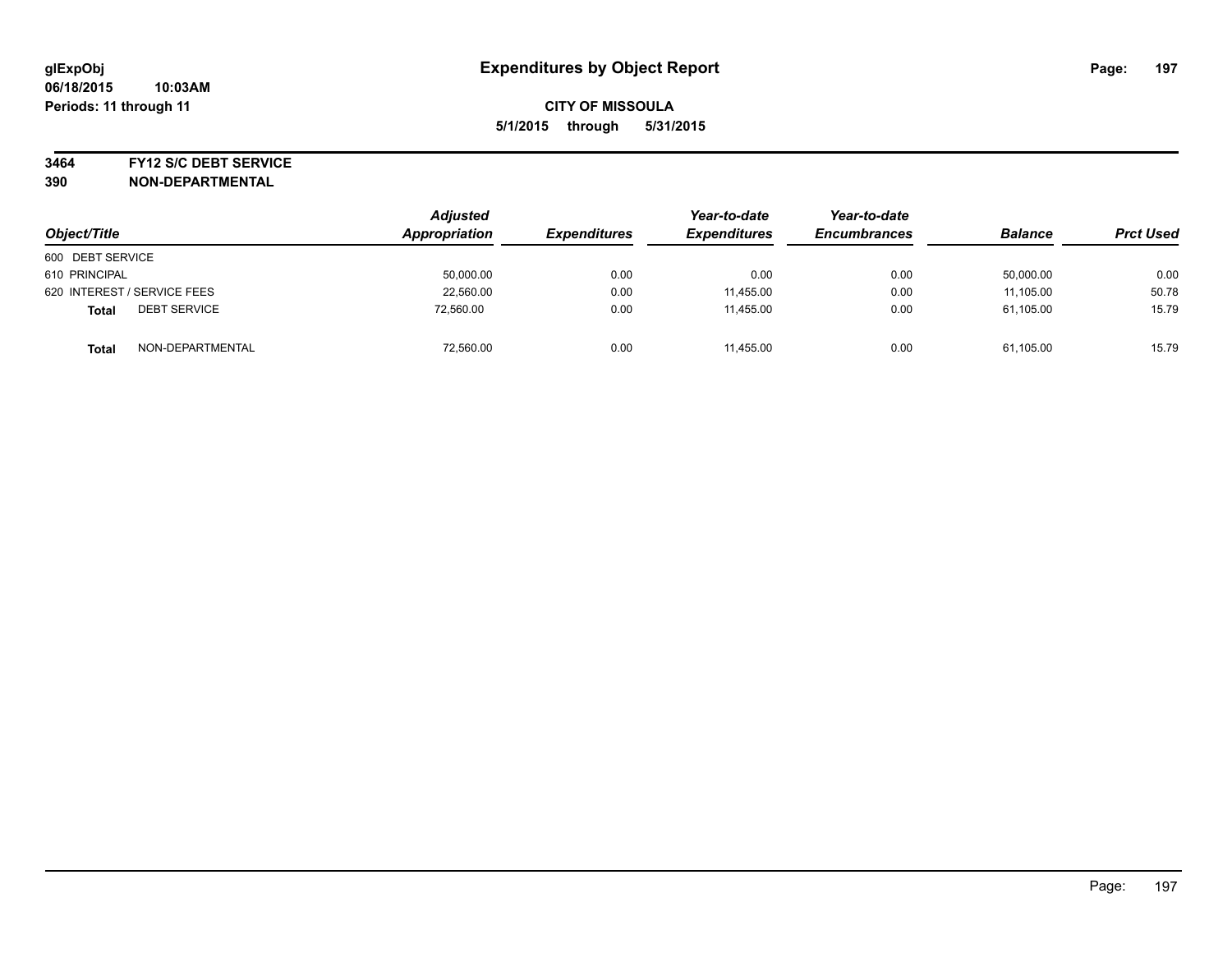# Expenditures by Object Report

**CITY OF MISSOULA**

**5/1/2015 through 5/31/2015**

glExpObj
06/18/2015 10:03AM
Periods: 11 through 11

**3464 FY12 S/C DEBT SERVICE**
**390 NON-DEPARTMENTAL**

| Object/Title | Adjusted Appropriation | Expenditures | Year-to-date Expenditures | Year-to-date Encumbrances | Balance | Prct Used |
|---|---|---|---|---|---|---|
| 600 DEBT SERVICE | | | | | | |
| 610 PRINCIPAL | 50,000.00 | 0.00 | 0.00 | 0.00 | 50,000.00 | 0.00 |
| 620 INTEREST / SERVICE FEES | 22,560.00 | 0.00 | 11,455.00 | 0.00 | 11,105.00 | 50.78 |
| **Total** DEBT SERVICE | 72,560.00 | 0.00 | 11,455.00 | 0.00 | 61,105.00 | 15.79 |
| **Total** NON-DEPARTMENTAL | 72,560.00 | 0.00 | 11,455.00 | 0.00 | 61,105.00 | 15.79 |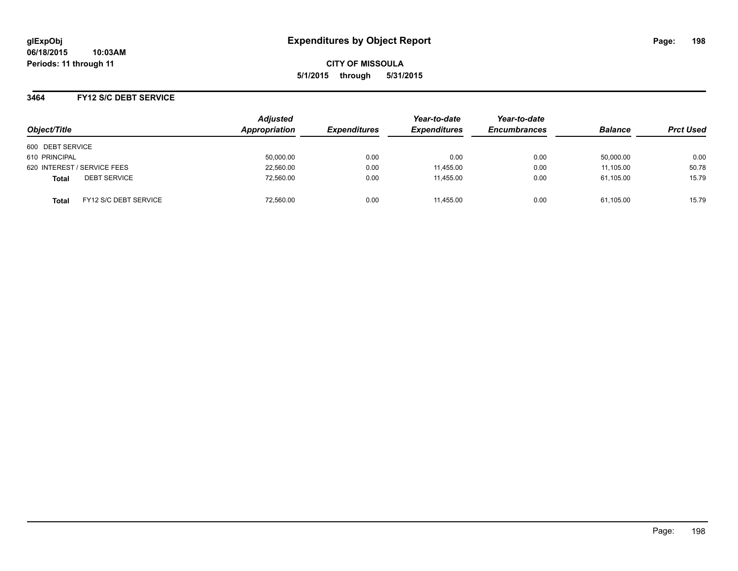# Expenditures by Object Report

glExpObj
06/18/2015 10:03AM
Periods: 11 through 11

**CITY OF MISSOULA**
**5/1/2015 through 5/31/2015**

## 3464 FY12 S/C DEBT SERVICE

| Object/Title | Adjusted Appropriation | Expenditures | Year-to-date Expenditures | Year-to-date Encumbrances | Balance | Prct Used |
|---|---|---|---|---|---|---|
| 600 DEBT SERVICE | | | | | | |
| 610 PRINCIPAL | 50,000.00 | 0.00 | 0.00 | 0.00 | 50,000.00 | 0.00 |
| 620 INTEREST / SERVICE FEES | 22,560.00 | 0.00 | 11,455.00 | 0.00 | 11,105.00 | 50.78 |
| **Total** DEBT SERVICE | 72,560.00 | 0.00 | 11,455.00 | 0.00 | 61,105.00 | 15.79 |
| **Total** FY12 S/C DEBT SERVICE | 72,560.00 | 0.00 | 11,455.00 | 0.00 | 61,105.00 | 15.79 |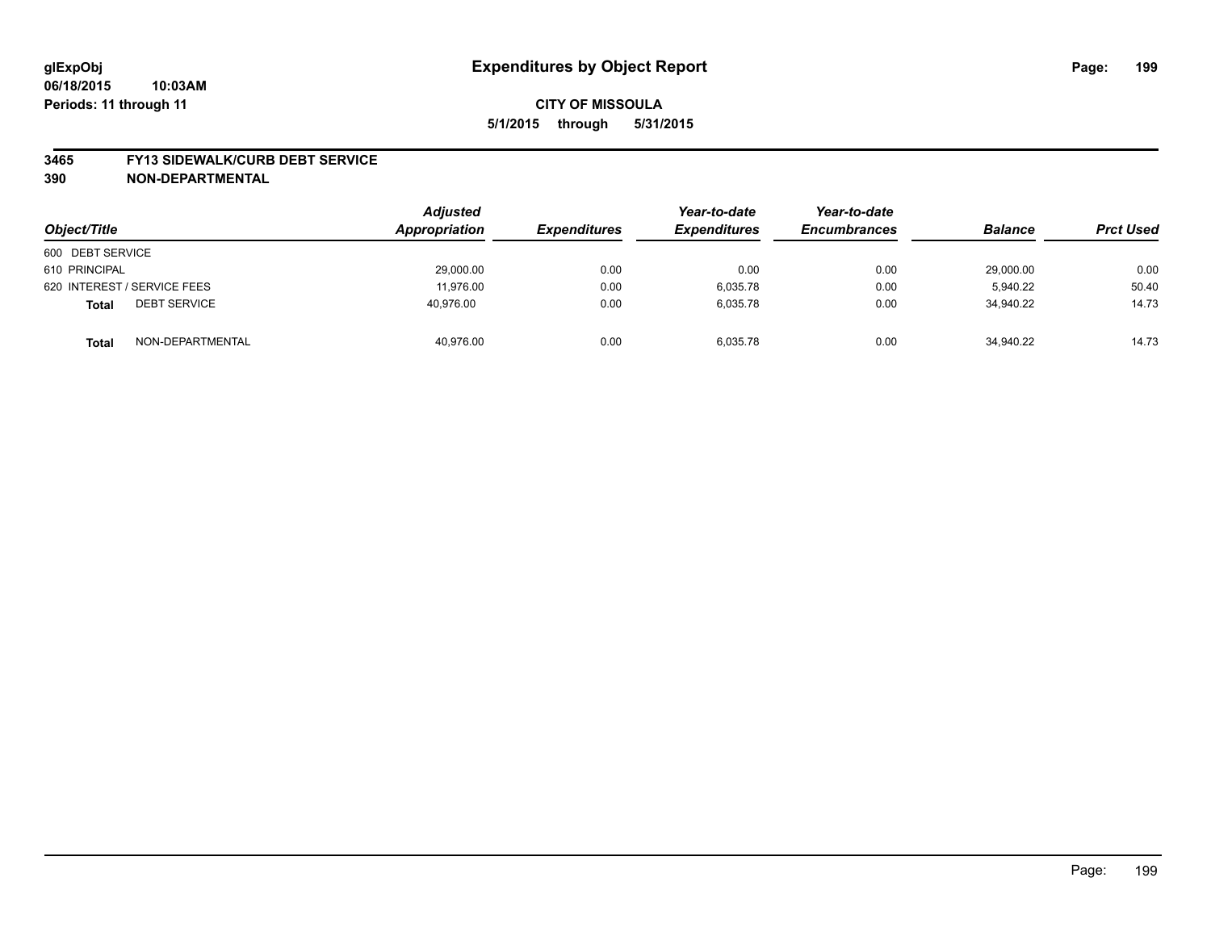# Expenditures by Object Report

**glExpObj**
**06/18/2015 10:03AM**
**Periods: 11 through 11**

**CITY OF MISSOULA**
**5/1/2015 through 5/31/2015**

**3465 FY13 SIDEWALK/CURB DEBT SERVICE**
**390 NON-DEPARTMENTAL**

| Object/Title | Adjusted Appropriation | Expenditures | Year-to-date Expenditures | Year-to-date Encumbrances | Balance | Prct Used |
|---|---|---|---|---|---|---|
| 600 DEBT SERVICE | | | | | | |
| 610 PRINCIPAL | 29,000.00 | 0.00 | 0.00 | 0.00 | 29,000.00 | 0.00 |
| 620 INTEREST / SERVICE FEES | 11,976.00 | 0.00 | 6,035.78 | 0.00 | 5,940.22 | 50.40 |
| **Total** DEBT SERVICE | 40,976.00 | 0.00 | 6,035.78 | 0.00 | 34,940.22 | 14.73 |
| **Total** NON-DEPARTMENTAL | 40,976.00 | 0.00 | 6,035.78 | 0.00 | 34,940.22 | 14.73 |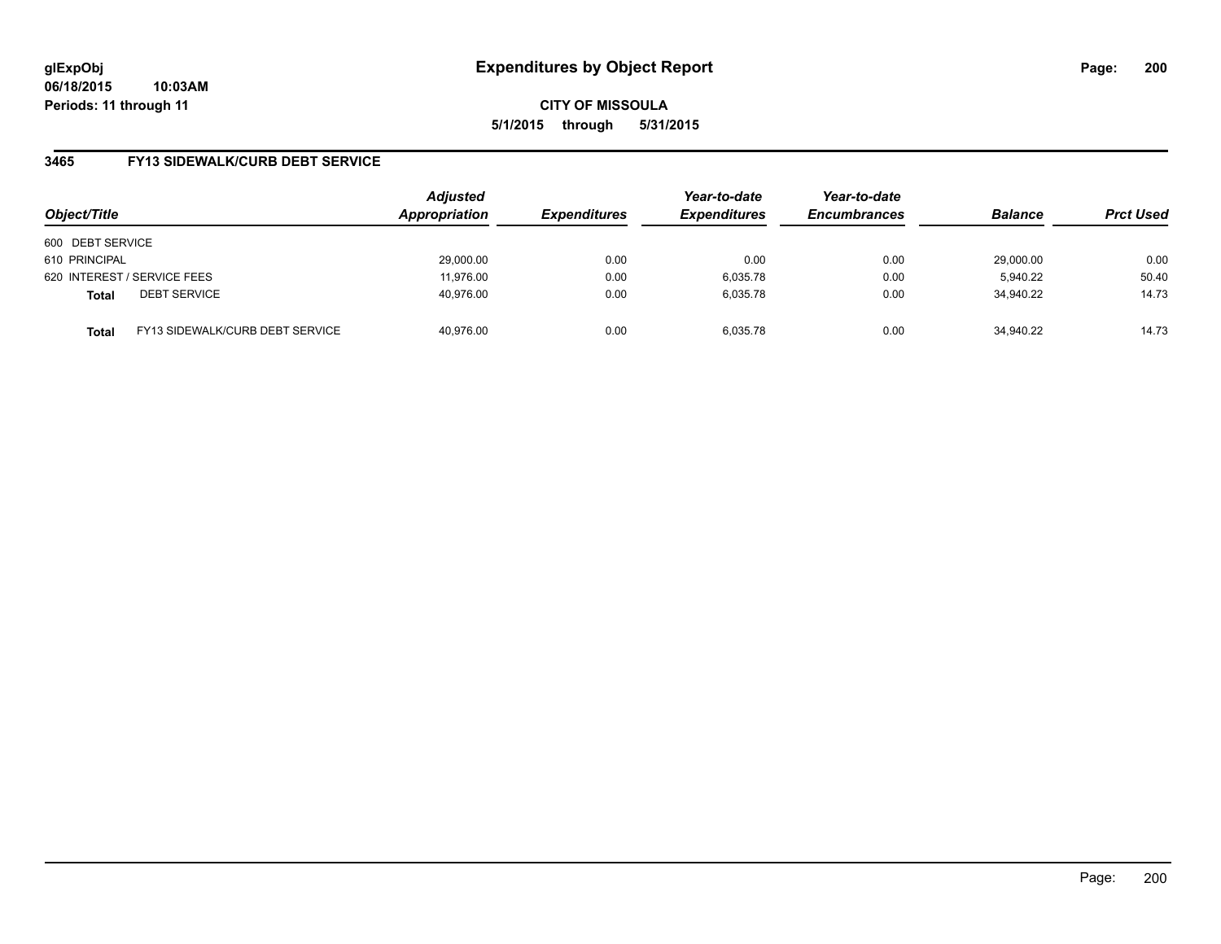**glExpObj**
**06/18/2015 10:03AM**
**Periods: 11 through 11**

# Expenditures by Object Report

**CITY OF MISSOULA**
**5/1/2015 through 5/31/2015**

## 3465 FY13 SIDEWALK/CURB DEBT SERVICE

| Object/Title | | Adjusted Appropriation | Expenditures | Year-to-date Expenditures | Year-to-date Encumbrances | Balance | Prct Used |
|---|---|---|---|---|---|---|---|
| 600 DEBT SERVICE | | | | | | | |
| 610 PRINCIPAL | | 29,000.00 | 0.00 | 0.00 | 0.00 | 29,000.00 | 0.00 |
| 620 INTEREST / SERVICE FEES | | 11,976.00 | 0.00 | 6,035.78 | 0.00 | 5,940.22 | 50.40 |
| **Total** | DEBT SERVICE | 40,976.00 | 0.00 | 6,035.78 | 0.00 | 34,940.22 | 14.73 |
| **Total** | FY13 SIDEWALK/CURB DEBT SERVICE | 40,976.00 | 0.00 | 6,035.78 | 0.00 | 34,940.22 | 14.73 |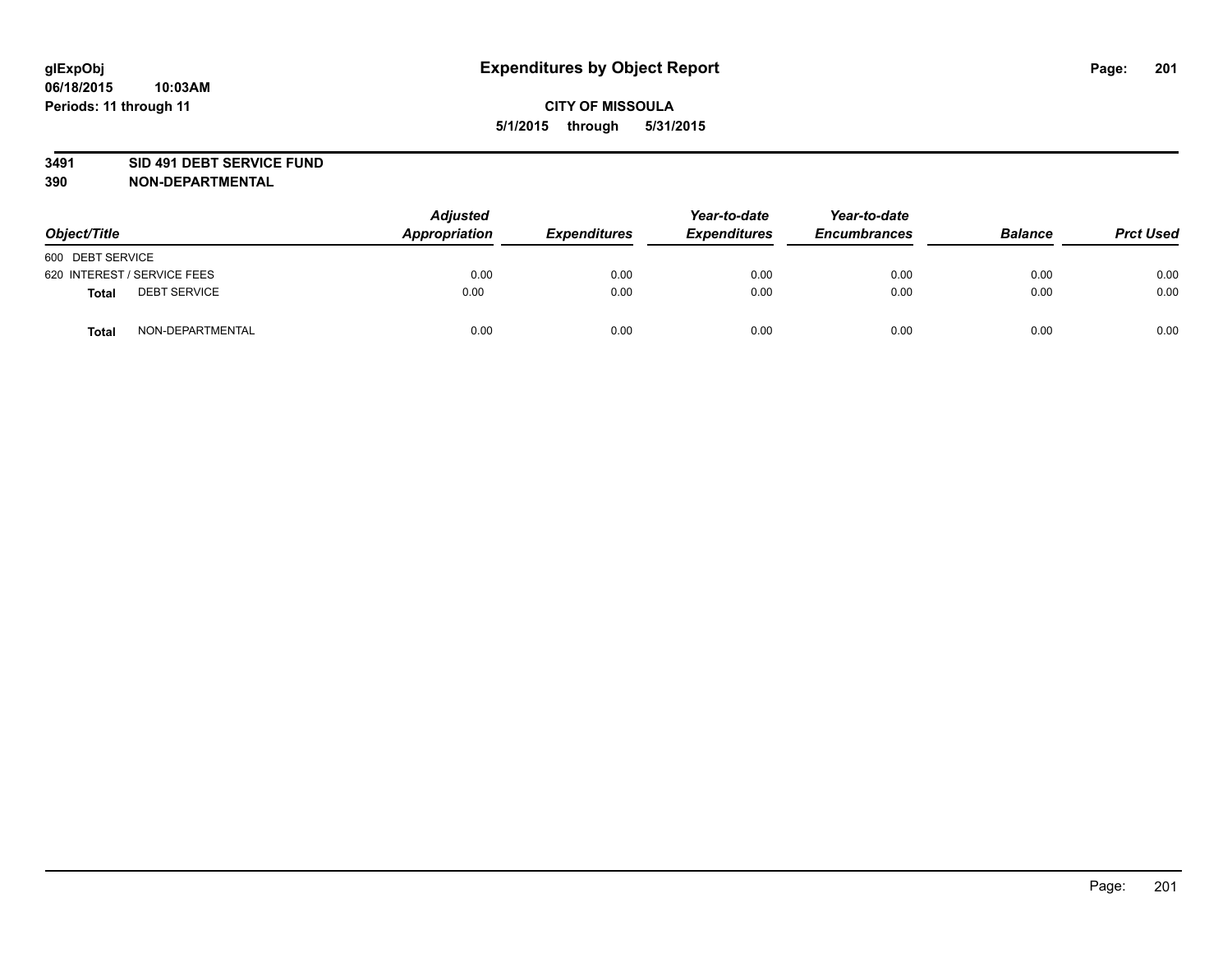**glExpObj** **Expenditures by Object Report**
**06/18/2015 10:03AM**
**Periods: 11 through 11**

**CITY OF MISSOULA**
**5/1/2015 through 5/31/2015**

**3491 SID 491 DEBT SERVICE FUND**
**390 NON-DEPARTMENTAL**

| Object/Title | | Adjusted Appropriation | Expenditures | Year-to-date Expenditures | Year-to-date Encumbrances | Balance | Prct Used |
|---|---|---|---|---|---|---|---|
| 600 DEBT SERVICE | | | | | | | |
| 620 INTEREST / SERVICE FEES | | 0.00 | 0.00 | 0.00 | 0.00 | 0.00 | 0.00 |
| **Total** | DEBT SERVICE | 0.00 | 0.00 | 0.00 | 0.00 | 0.00 | 0.00 |
| **Total** | NON-DEPARTMENTAL | 0.00 | 0.00 | 0.00 | 0.00 | 0.00 | 0.00 |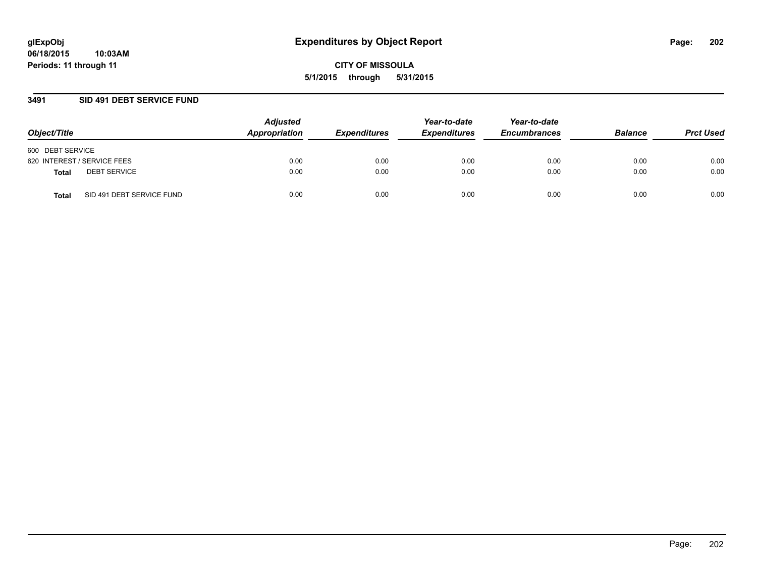glExpObj
06/18/2015 10:03AM
Periods: 11 through 11

# Expenditures by Object Report

**CITY OF MISSOULA**
**5/1/2015 through 5/31/2015**

## 3491 SID 491 DEBT SERVICE FUND

| Object/Title | Adjusted Appropriation | Expenditures | Year-to-date Expenditures | Year-to-date Encumbrances | Balance | Prct Used |
|---|---|---|---|---|---|---|
| 600 DEBT SERVICE | | | | | | |
| 620 INTEREST / SERVICE FEES | 0.00 | 0.00 | 0.00 | 0.00 | 0.00 | 0.00 |
| **Total** DEBT SERVICE | 0.00 | 0.00 | 0.00 | 0.00 | 0.00 | 0.00 |
| **Total** SID 491 DEBT SERVICE FUND | 0.00 | 0.00 | 0.00 | 0.00 | 0.00 | 0.00 |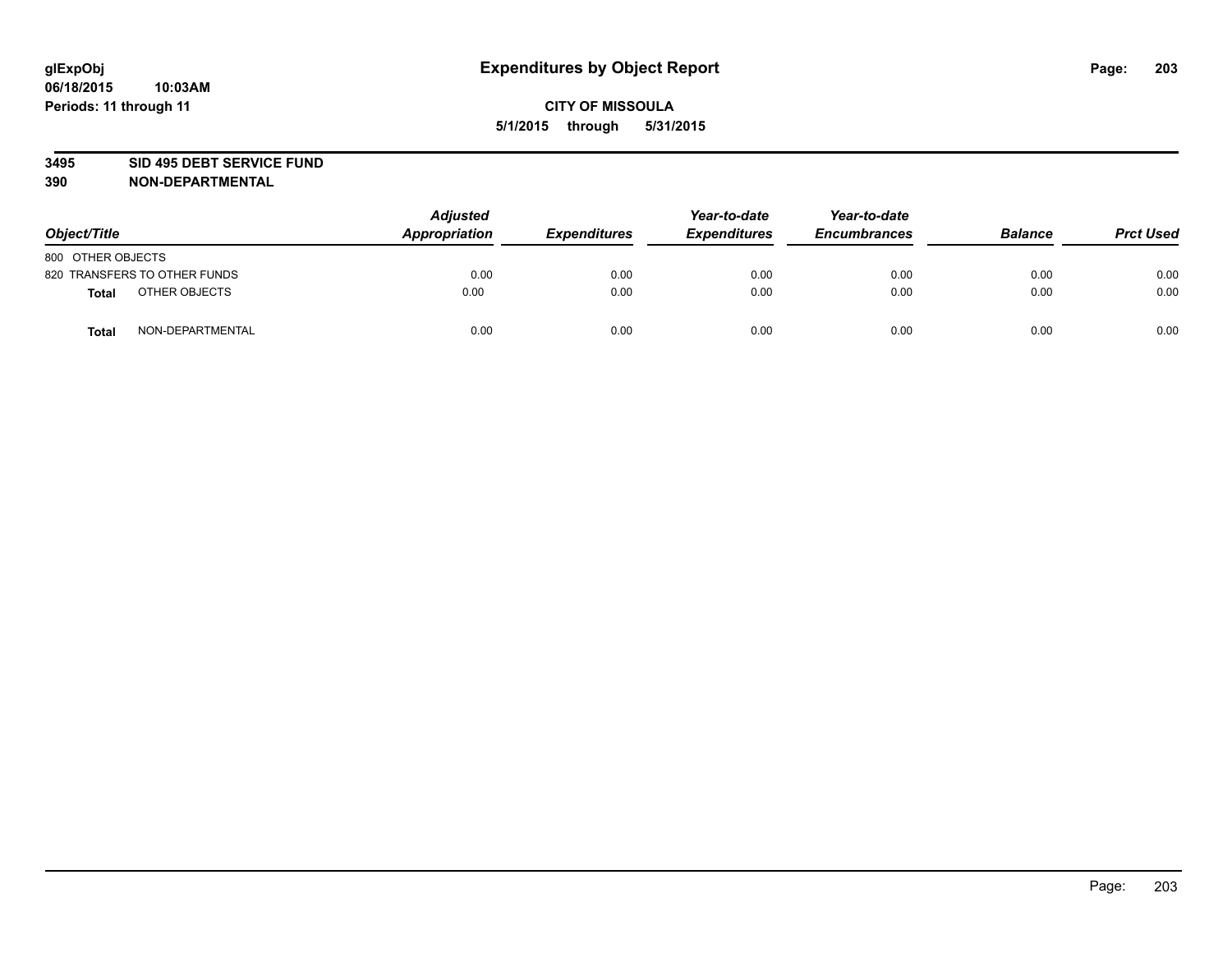# Expenditures by Object Report

glExpObj
06/18/2015 10:03AM
Periods: 11 through 11

**CITY OF MISSOULA**
**5/1/2015 through 5/31/2015**

**3495 SID 495 DEBT SERVICE FUND**
**390 NON-DEPARTMENTAL**

| Object/Title | Adjusted Appropriation | Expenditures | Year-to-date Expenditures | Year-to-date Encumbrances | Balance | Prct Used |
|---|---|---|---|---|---|---|
| 800 OTHER OBJECTS | | | | | | |
| 820 TRANSFERS TO OTHER FUNDS | 0.00 | 0.00 | 0.00 | 0.00 | 0.00 | 0.00 |
| **Total** OTHER OBJECTS | 0.00 | 0.00 | 0.00 | 0.00 | 0.00 | 0.00 |
| **Total** NON-DEPARTMENTAL | 0.00 | 0.00 | 0.00 | 0.00 | 0.00 | 0.00 |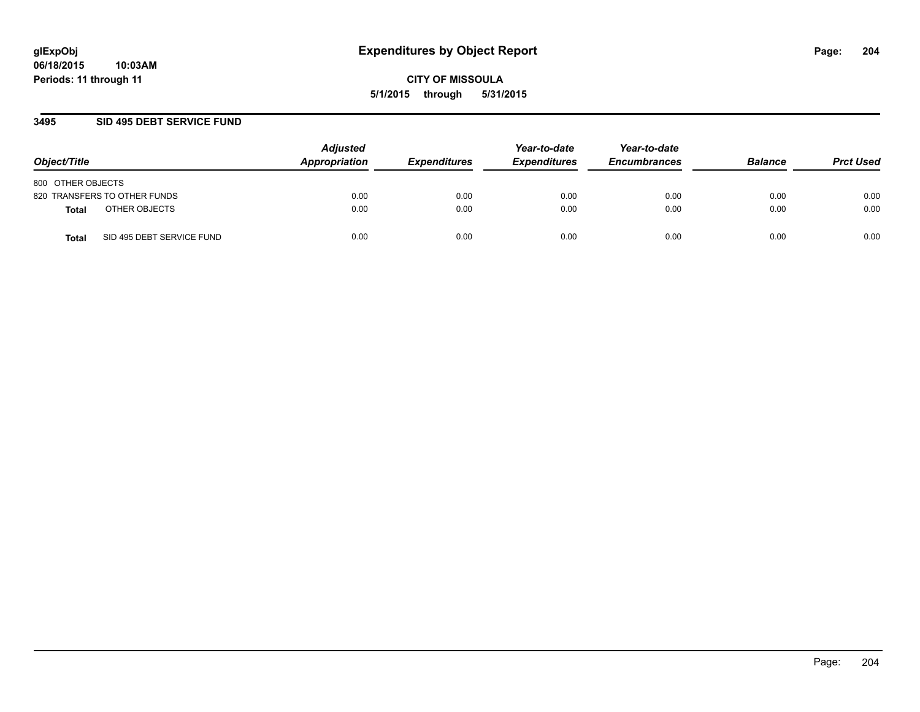# Expenditures by Object Report

**CITY OF MISSOULA**

**5/1/2015 through 5/31/2015**

glExpObj
06/18/2015 10:03AM
Periods: 11 through 11

## 3495 SID 495 DEBT SERVICE FUND

| Object/Title | | Adjusted Appropriation | Expenditures | Year-to-date Expenditures | Year-to-date Encumbrances | Balance | Prct Used |
|---|---|---|---|---|---|---|---|
| 800 OTHER OBJECTS | | | | | | | |
| 820 TRANSFERS TO OTHER FUNDS | | 0.00 | 0.00 | 0.00 | 0.00 | 0.00 | 0.00 |
| **Total** | OTHER OBJECTS | 0.00 | 0.00 | 0.00 | 0.00 | 0.00 | 0.00 |
| **Total** | SID 495 DEBT SERVICE FUND | 0.00 | 0.00 | 0.00 | 0.00 | 0.00 | 0.00 |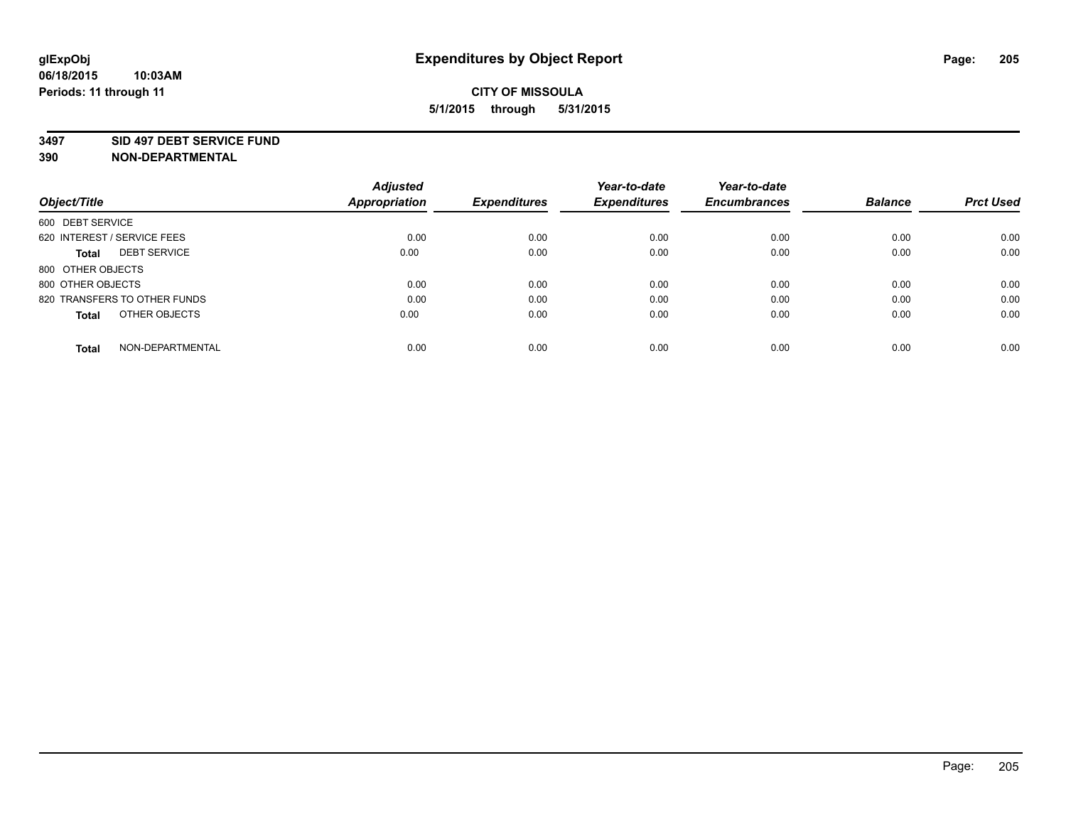**glExpObj** **Expenditures by Object Report**

06/18/2015 10:03AM

Periods: 11 through 11

**CITY OF MISSOULA**

**5/1/2015 through 5/31/2015**

**3497 SID 497 DEBT SERVICE FUND**

**390 NON-DEPARTMENTAL**

| Object/Title | Adjusted Appropriation | Expenditures | Year-to-date Expenditures | Year-to-date Encumbrances | Balance | Prct Used |
|---|---|---|---|---|---|---|
| 600 DEBT SERVICE | | | | | | |
| 620 INTEREST / SERVICE FEES | 0.00 | 0.00 | 0.00 | 0.00 | 0.00 | 0.00 |
| **Total** DEBT SERVICE | 0.00 | 0.00 | 0.00 | 0.00 | 0.00 | 0.00 |
| 800 OTHER OBJECTS | | | | | | |
| 800 OTHER OBJECTS | 0.00 | 0.00 | 0.00 | 0.00 | 0.00 | 0.00 |
| 820 TRANSFERS TO OTHER FUNDS | 0.00 | 0.00 | 0.00 | 0.00 | 0.00 | 0.00 |
| **Total** OTHER OBJECTS | 0.00 | 0.00 | 0.00 | 0.00 | 0.00 | 0.00 |
| **Total** NON-DEPARTMENTAL | 0.00 | 0.00 | 0.00 | 0.00 | 0.00 | 0.00 |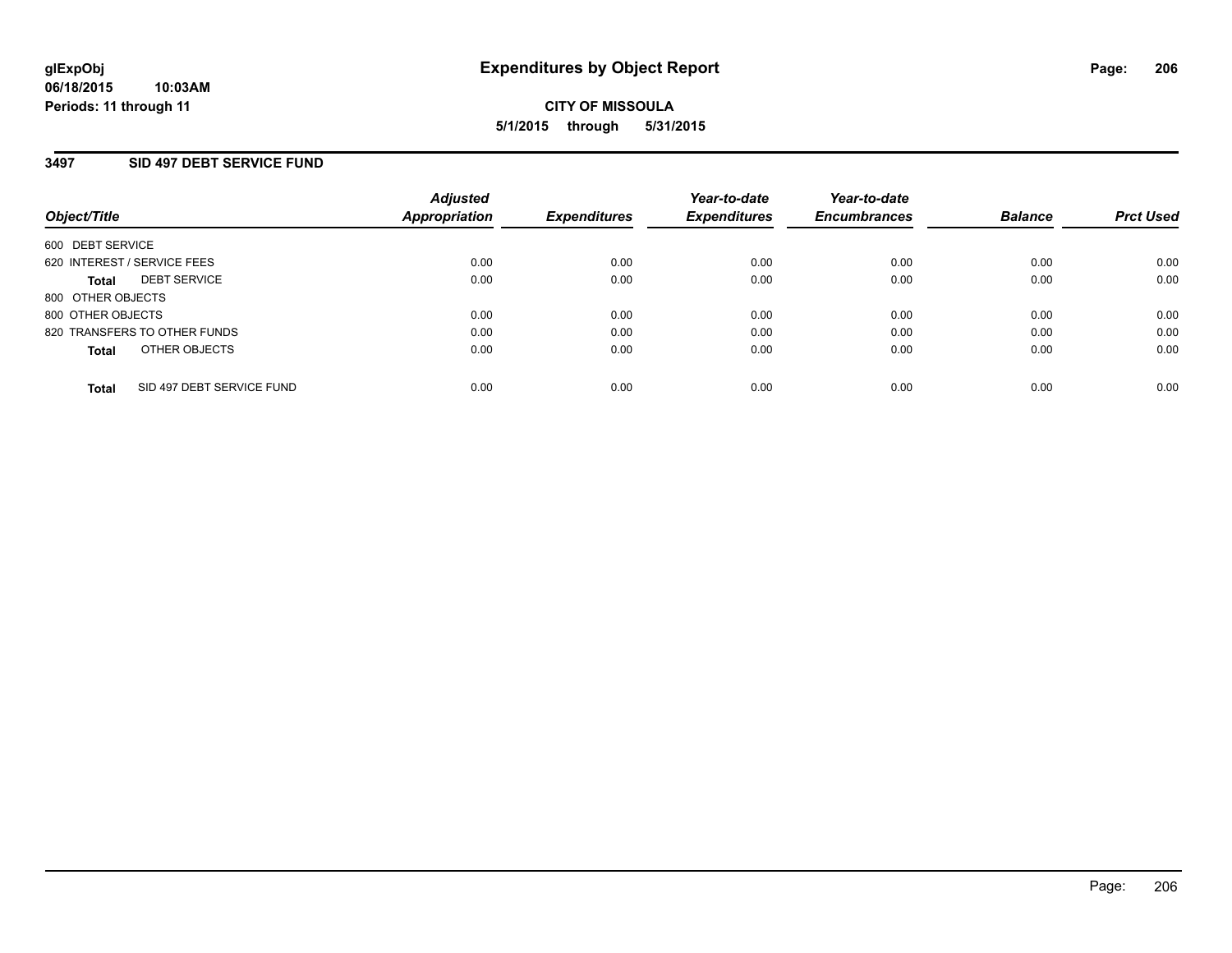**glExpObj**
**06/18/2015 10:03AM**
**Periods: 11 through 11**

# Expenditures by Object Report

**CITY OF MISSOULA**
**5/1/2015 through 5/31/2015**

## 3497 SID 497 DEBT SERVICE FUND

| Object/Title | | Adjusted Appropriation | Expenditures | Year-to-date Expenditures | Year-to-date Encumbrances | Balance | Prct Used |
|---|---|---|---|---|---|---|---|
| 600 DEBT SERVICE | | | | | | | |
| 620 INTEREST / SERVICE FEES | | 0.00 | 0.00 | 0.00 | 0.00 | 0.00 | 0.00 |
| **Total** | DEBT SERVICE | 0.00 | 0.00 | 0.00 | 0.00 | 0.00 | 0.00 |
| 800 OTHER OBJECTS | | | | | | | |
| 800 OTHER OBJECTS | | 0.00 | 0.00 | 0.00 | 0.00 | 0.00 | 0.00 |
| 820 TRANSFERS TO OTHER FUNDS | | 0.00 | 0.00 | 0.00 | 0.00 | 0.00 | 0.00 |
| **Total** | OTHER OBJECTS | 0.00 | 0.00 | 0.00 | 0.00 | 0.00 | 0.00 |
| **Total** | SID 497 DEBT SERVICE FUND | 0.00 | 0.00 | 0.00 | 0.00 | 0.00 | 0.00 |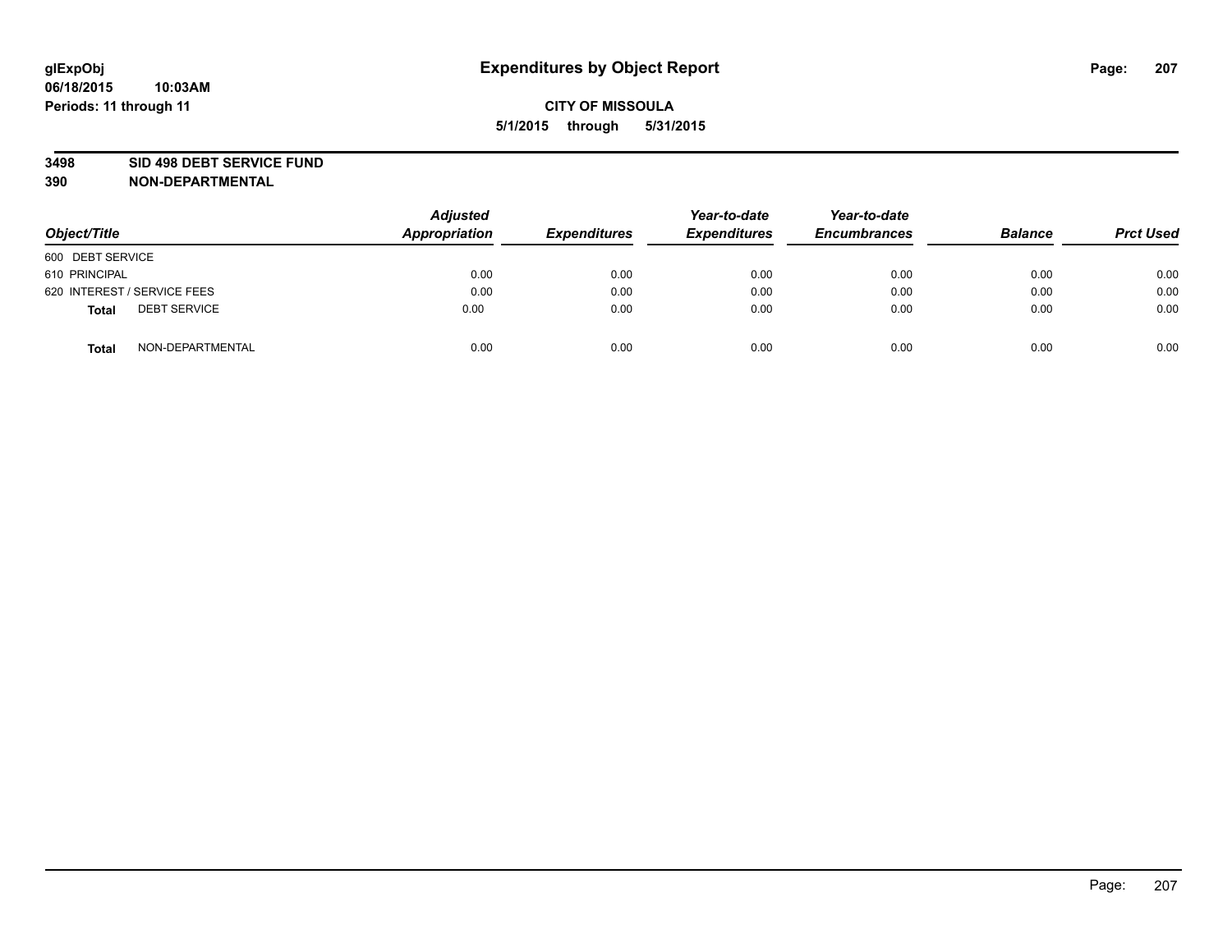**glExpObj**
**06/18/2015 10:03AM**
**Periods: 11 through 11**

# Expenditures by Object Report

**CITY OF MISSOULA**
**5/1/2015 through 5/31/2015**

**3498 SID 498 DEBT SERVICE FUND**
**390 NON-DEPARTMENTAL**

| Object/Title | Adjusted Appropriation | Expenditures | Year-to-date Expenditures | Year-to-date Encumbrances | Balance | Prct Used |
|---|---|---|---|---|---|---|
| 600 DEBT SERVICE | | | | | | |
| 610 PRINCIPAL | 0.00 | 0.00 | 0.00 | 0.00 | 0.00 | 0.00 |
| 620 INTEREST / SERVICE FEES | 0.00 | 0.00 | 0.00 | 0.00 | 0.00 | 0.00 |
| **Total** DEBT SERVICE | 0.00 | 0.00 | 0.00 | 0.00 | 0.00 | 0.00 |
| **Total** NON-DEPARTMENTAL | 0.00 | 0.00 | 0.00 | 0.00 | 0.00 | 0.00 |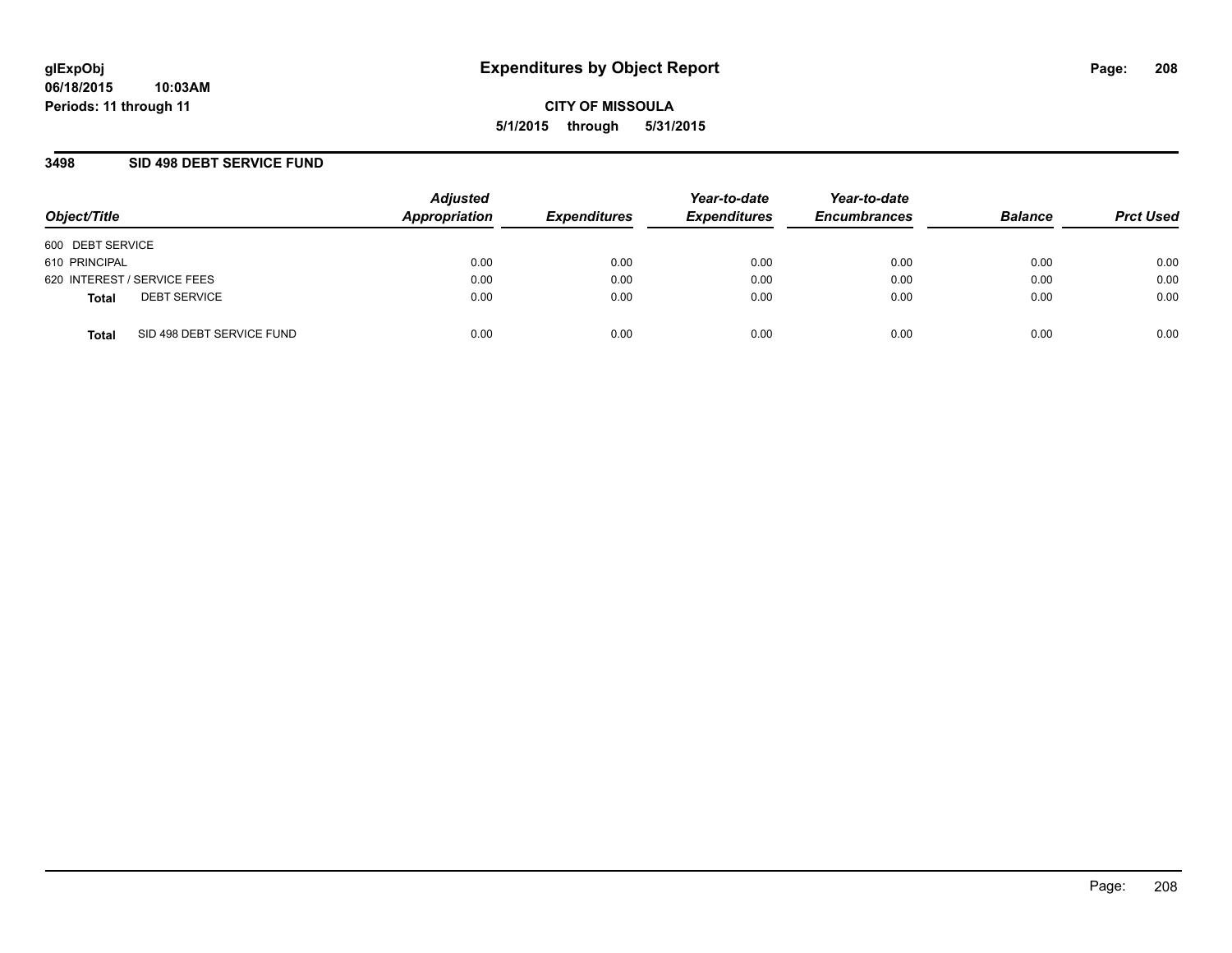**glExpObj**
**06/18/2015 10:03AM**
**Periods: 11 through 11**

# Expenditures by Object Report

**CITY OF MISSOULA**
**5/1/2015 through 5/31/2015**

## 3498 SID 498 DEBT SERVICE FUND

| Object/Title | Adjusted Appropriation | Expenditures | Year-to-date Expenditures | Year-to-date Encumbrances | Balance | Prct Used |
|---|---|---|---|---|---|---|
| 600 DEBT SERVICE | | | | | | |
| 610 PRINCIPAL | 0.00 | 0.00 | 0.00 | 0.00 | 0.00 | 0.00 |
| 620 INTEREST / SERVICE FEES | 0.00 | 0.00 | 0.00 | 0.00 | 0.00 | 0.00 |
| **Total** DEBT SERVICE | 0.00 | 0.00 | 0.00 | 0.00 | 0.00 | 0.00 |
| **Total** SID 498 DEBT SERVICE FUND | 0.00 | 0.00 | 0.00 | 0.00 | 0.00 | 0.00 |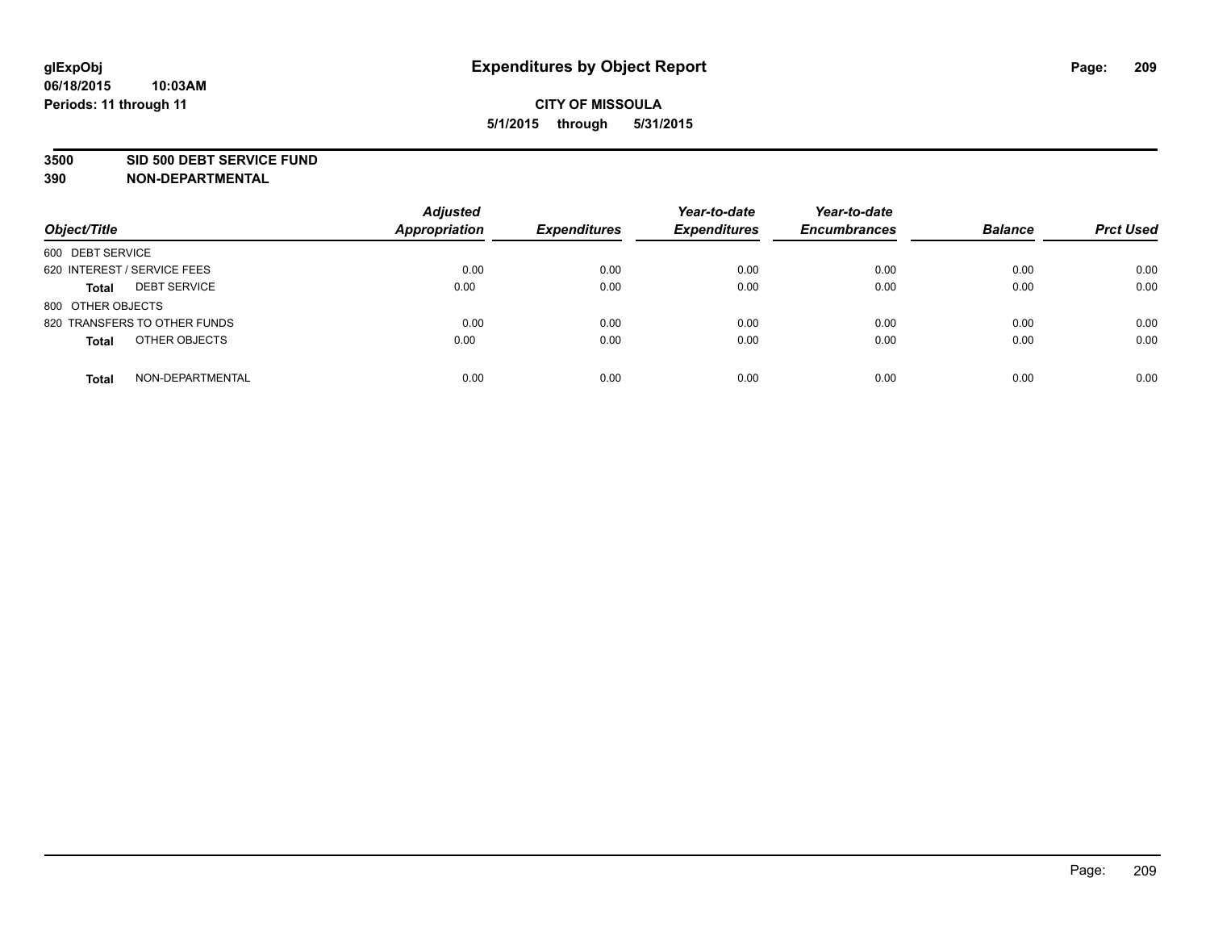**glExpObj** **Expenditures by Object Report**

**06/18/2015 10:03AM**

**Periods: 11 through 11**

**CITY OF MISSOULA**

**5/1/2015 through 5/31/2015**

## 3500 SID 500 DEBT SERVICE FUND
## 390 NON-DEPARTMENTAL

| Object/Title | Adjusted Appropriation | Expenditures | Year-to-date Expenditures | Year-to-date Encumbrances | Balance | Prct Used |
|---|---|---|---|---|---|---|
| 600 DEBT SERVICE | | | | | | |
| 620 INTEREST / SERVICE FEES | 0.00 | 0.00 | 0.00 | 0.00 | 0.00 | 0.00 |
| **Total** DEBT SERVICE | 0.00 | 0.00 | 0.00 | 0.00 | 0.00 | 0.00 |
| 800 OTHER OBJECTS | | | | | | |
| 820 TRANSFERS TO OTHER FUNDS | 0.00 | 0.00 | 0.00 | 0.00 | 0.00 | 0.00 |
| **Total** OTHER OBJECTS | 0.00 | 0.00 | 0.00 | 0.00 | 0.00 | 0.00 |
| **Total** NON-DEPARTMENTAL | 0.00 | 0.00 | 0.00 | 0.00 | 0.00 | 0.00 |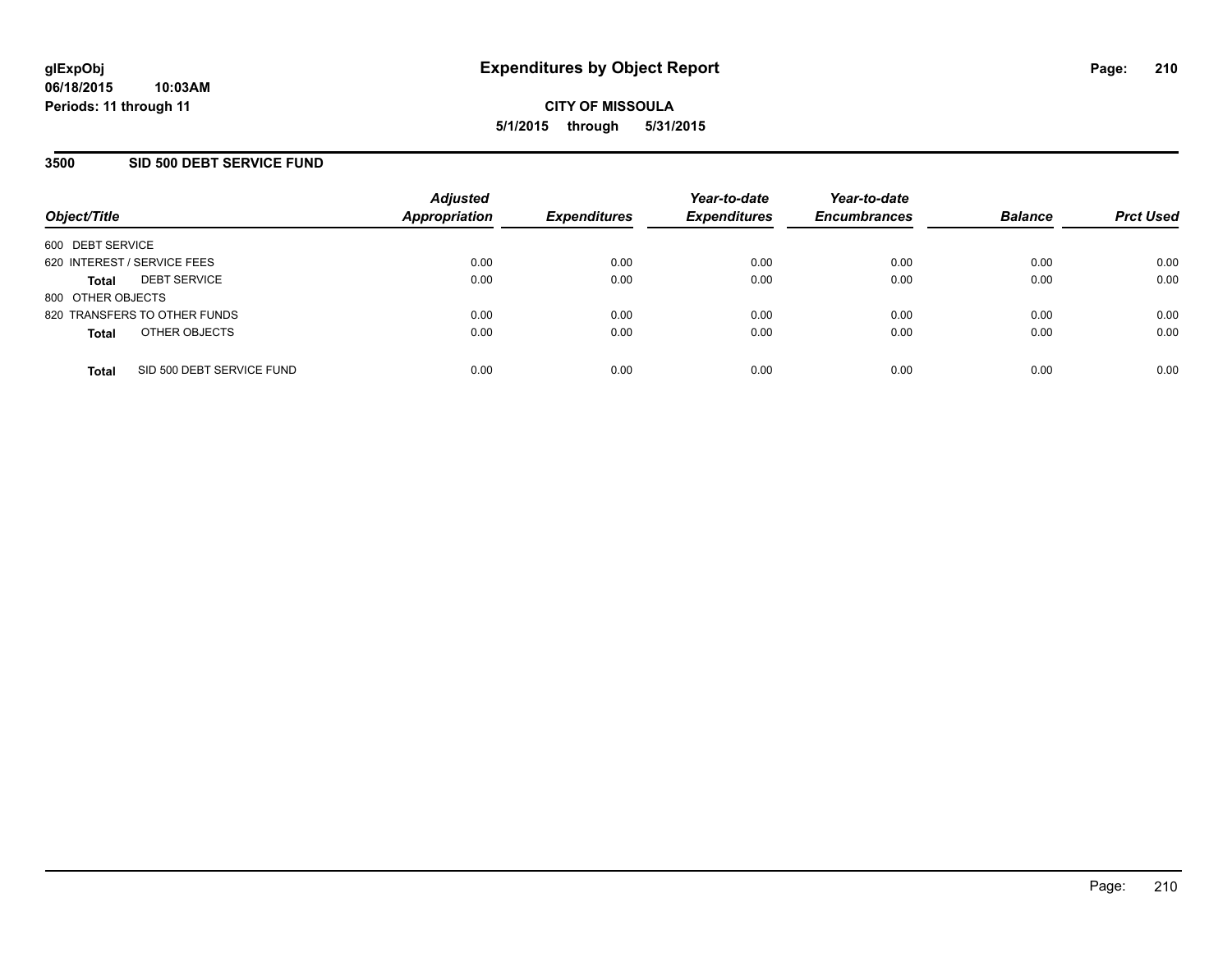glExpObj 06/18/2015 10:03AM
Periods: 11 through 11

# Expenditures by Object Report

**CITY OF MISSOULA**
**5/1/2015 through 5/31/2015**

## 3500 SID 500 DEBT SERVICE FUND

| Object/Title | | Adjusted Appropriation | Expenditures | Year-to-date Expenditures | Year-to-date Encumbrances | Balance | Prct Used |
|---|---|---|---|---|---|---|---|
| 600 DEBT SERVICE | | | | | | | |
| 620 INTEREST / SERVICE FEES | | 0.00 | 0.00 | 0.00 | 0.00 | 0.00 | 0.00 |
| **Total** | DEBT SERVICE | 0.00 | 0.00 | 0.00 | 0.00 | 0.00 | 0.00 |
| 800 OTHER OBJECTS | | | | | | | |
| 820 TRANSFERS TO OTHER FUNDS | | 0.00 | 0.00 | 0.00 | 0.00 | 0.00 | 0.00 |
| **Total** | OTHER OBJECTS | 0.00 | 0.00 | 0.00 | 0.00 | 0.00 | 0.00 |
| **Total** | SID 500 DEBT SERVICE FUND | 0.00 | 0.00 | 0.00 | 0.00 | 0.00 | 0.00 |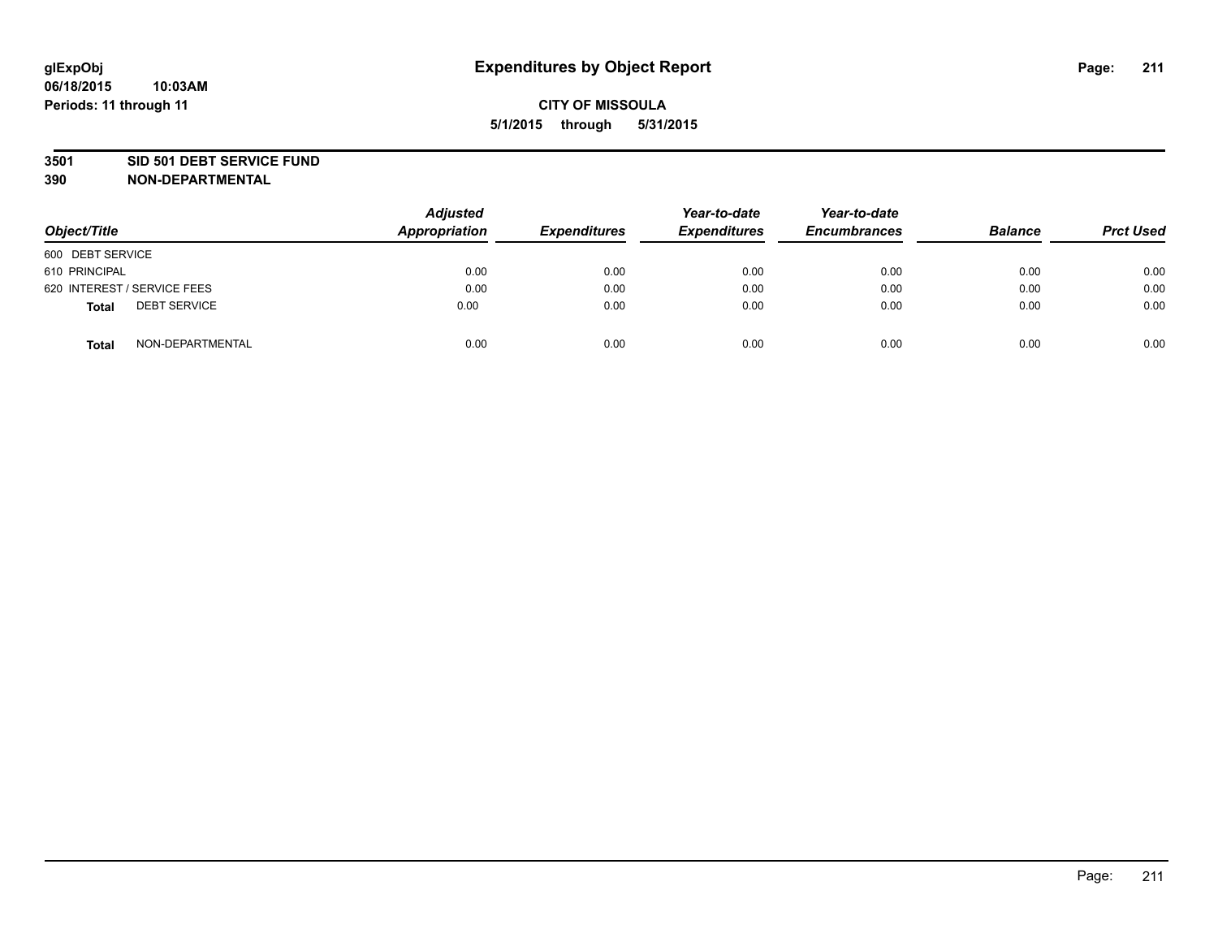# Expenditures by Object Report

glExpObj
06/18/2015 10:03AM
Periods: 11 through 11

**CITY OF MISSOULA**
**5/1/2015 through 5/31/2015**

## 3501 SID 501 DEBT SERVICE FUND
## 390 NON-DEPARTMENTAL

| Object/Title | Adjusted Appropriation | Expenditures | Year-to-date Expenditures | Year-to-date Encumbrances | Balance | Prct Used |
|---|---|---|---|---|---|---|
| 600 DEBT SERVICE | | | | | | |
| 610 PRINCIPAL | 0.00 | 0.00 | 0.00 | 0.00 | 0.00 | 0.00 |
| 620 INTEREST / SERVICE FEES | 0.00 | 0.00 | 0.00 | 0.00 | 0.00 | 0.00 |
| **Total** DEBT SERVICE | 0.00 | 0.00 | 0.00 | 0.00 | 0.00 | 0.00 |
| **Total** NON-DEPARTMENTAL | 0.00 | 0.00 | 0.00 | 0.00 | 0.00 | 0.00 |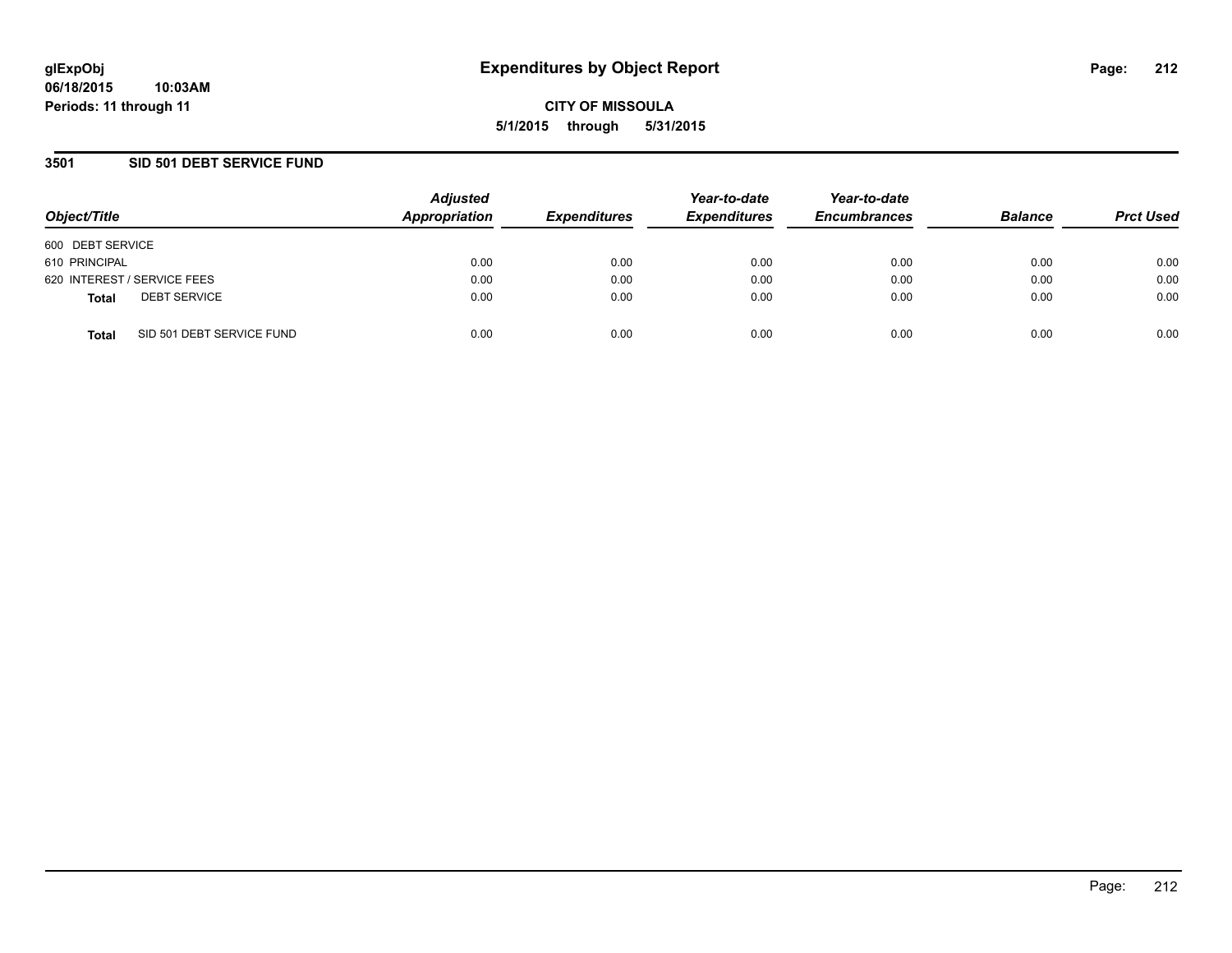# Expenditures by Object Report

glExpObj
06/18/2015 10:03AM
Periods: 11 through 11

**CITY OF MISSOULA**
**5/1/2015 through 5/31/2015**

## 3501 SID 501 DEBT SERVICE FUND

| Object/Title | Adjusted Appropriation | Expenditures | Year-to-date Expenditures | Year-to-date Encumbrances | Balance | Prct Used |
|---|---|---|---|---|---|---|
| 600 DEBT SERVICE | | | | | | |
| 610 PRINCIPAL | 0.00 | 0.00 | 0.00 | 0.00 | 0.00 | 0.00 |
| 620 INTEREST / SERVICE FEES | 0.00 | 0.00 | 0.00 | 0.00 | 0.00 | 0.00 |
| **Total** DEBT SERVICE | 0.00 | 0.00 | 0.00 | 0.00 | 0.00 | 0.00 |
| **Total** SID 501 DEBT SERVICE FUND | 0.00 | 0.00 | 0.00 | 0.00 | 0.00 | 0.00 |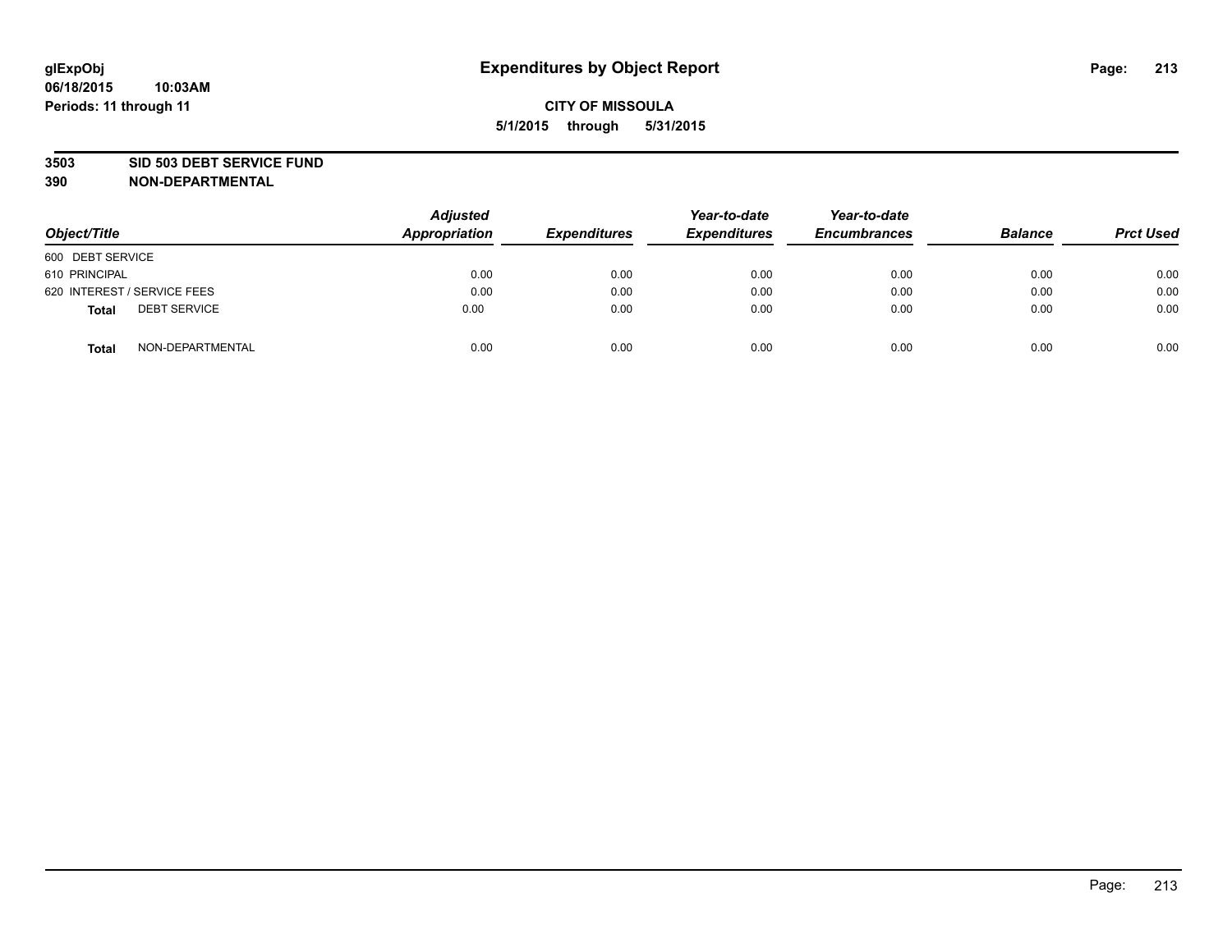# Expenditures by Object Report

**CITY OF MISSOULA**

**5/1/2015 through 5/31/2015**

glExpObj
06/18/2015 10:03AM
Periods: 11 through 11

**3503 SID 503 DEBT SERVICE FUND**
**390 NON-DEPARTMENTAL**

| Object/Title | Adjusted Appropriation | Expenditures | Year-to-date Expenditures | Year-to-date Encumbrances | Balance | Prct Used |
|---|---|---|---|---|---|---|
| 600 DEBT SERVICE | | | | | | |
| 610 PRINCIPAL | 0.00 | 0.00 | 0.00 | 0.00 | 0.00 | 0.00 |
| 620 INTEREST / SERVICE FEES | 0.00 | 0.00 | 0.00 | 0.00 | 0.00 | 0.00 |
| **Total** DEBT SERVICE | 0.00 | 0.00 | 0.00 | 0.00 | 0.00 | 0.00 |
| **Total** NON-DEPARTMENTAL | 0.00 | 0.00 | 0.00 | 0.00 | 0.00 | 0.00 |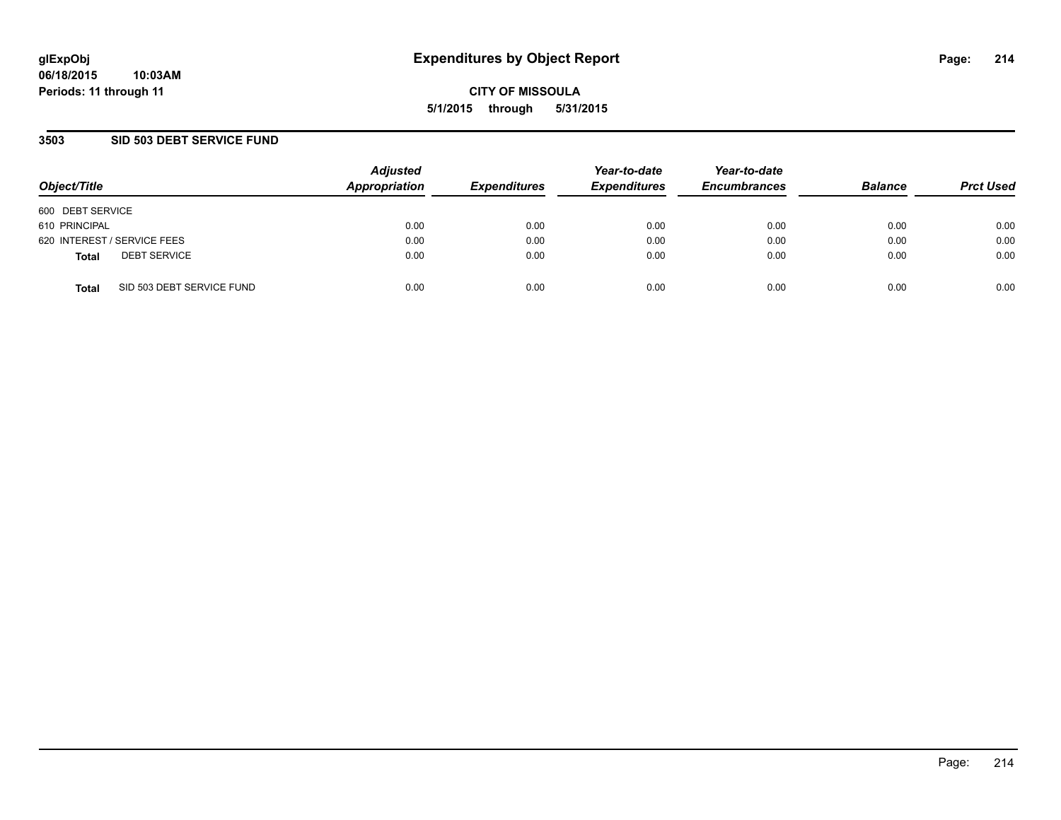# Expenditures by Object Report

glExpObj
06/18/2015 10:03AM
Periods: 11 through 11

CITY OF MISSOULA
5/1/2015 through 5/31/2015

## 3503 SID 503 DEBT SERVICE FUND

| Object/Title | Adjusted Appropriation | Expenditures | Year-to-date Expenditures | Year-to-date Encumbrances | Balance | Prct Used |
|---|---|---|---|---|---|---|
| 600 DEBT SERVICE | | | | | | |
| 610 PRINCIPAL | 0.00 | 0.00 | 0.00 | 0.00 | 0.00 | 0.00 |
| 620 INTEREST / SERVICE FEES | 0.00 | 0.00 | 0.00 | 0.00 | 0.00 | 0.00 |
| **Total** DEBT SERVICE | 0.00 | 0.00 | 0.00 | 0.00 | 0.00 | 0.00 |
| **Total** SID 503 DEBT SERVICE FUND | 0.00 | 0.00 | 0.00 | 0.00 | 0.00 | 0.00 |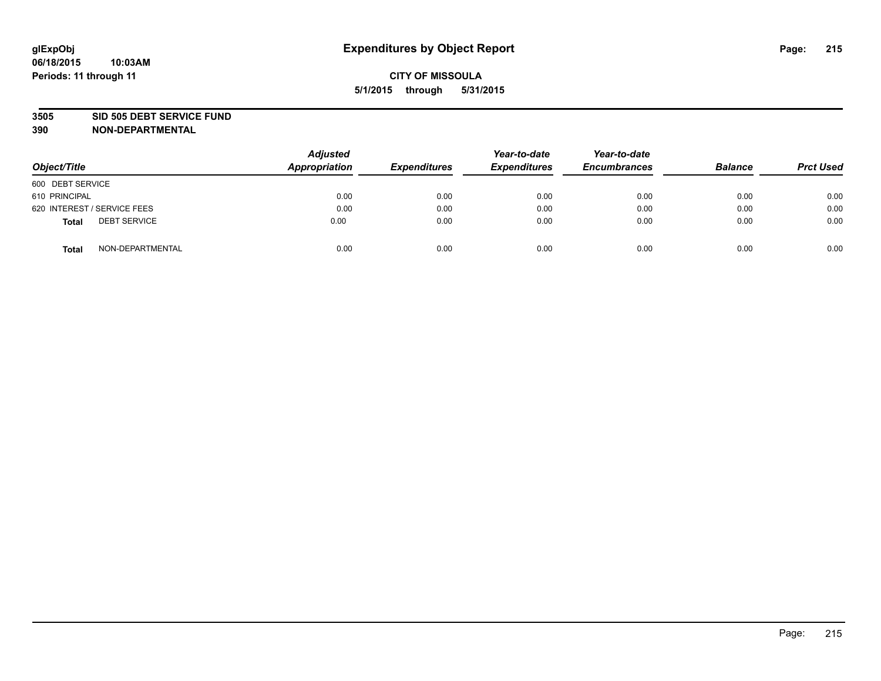glExpObj
06/18/2015 10:03AM
Periods: 11 through 11

# Expenditures by Object Report

**CITY OF MISSOULA**
**5/1/2015 through 5/31/2015**

**3505 SID 505 DEBT SERVICE FUND**
**390 NON-DEPARTMENTAL**

| Object/Title | Adjusted Appropriation | Expenditures | Year-to-date Expenditures | Year-to-date Encumbrances | Balance | Prct Used |
|---|---|---|---|---|---|---|
| 600 DEBT SERVICE | | | | | | |
| 610 PRINCIPAL | 0.00 | 0.00 | 0.00 | 0.00 | 0.00 | 0.00 |
| 620 INTEREST / SERVICE FEES | 0.00 | 0.00 | 0.00 | 0.00 | 0.00 | 0.00 |
| **Total** DEBT SERVICE | 0.00 | 0.00 | 0.00 | 0.00 | 0.00 | 0.00 |
| **Total** NON-DEPARTMENTAL | 0.00 | 0.00 | 0.00 | 0.00 | 0.00 | 0.00 |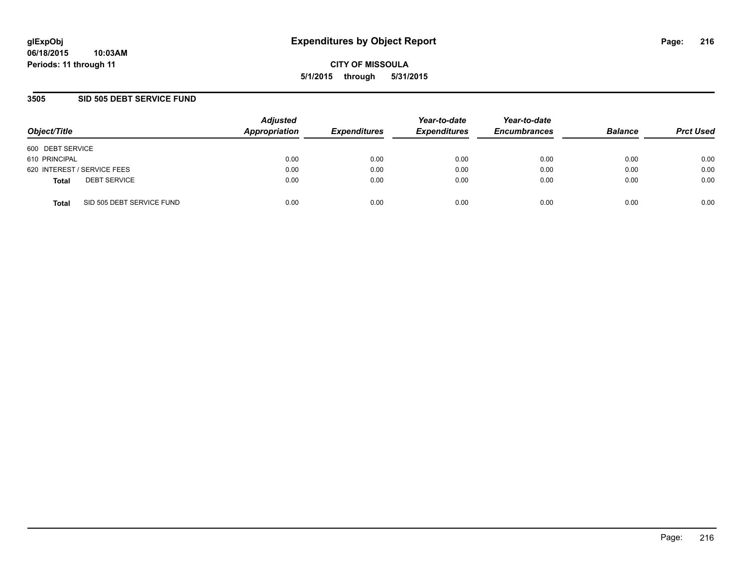# Expenditures by Object Report

glExpObj
06/18/2015 10:03AM
Periods: 11 through 11

**CITY OF MISSOULA**
**5/1/2015 through 5/31/2015**

## 3505 SID 505 DEBT SERVICE FUND

| Object/Title | Adjusted Appropriation | Expenditures | Year-to-date Expenditures | Year-to-date Encumbrances | Balance | Prct Used |
|---|---|---|---|---|---|---|
| 600 DEBT SERVICE | | | | | | |
| 610 PRINCIPAL | 0.00 | 0.00 | 0.00 | 0.00 | 0.00 | 0.00 |
| 620 INTEREST / SERVICE FEES | 0.00 | 0.00 | 0.00 | 0.00 | 0.00 | 0.00 |
| **Total** DEBT SERVICE | 0.00 | 0.00 | 0.00 | 0.00 | 0.00 | 0.00 |
| **Total** SID 505 DEBT SERVICE FUND | 0.00 | 0.00 | 0.00 | 0.00 | 0.00 | 0.00 |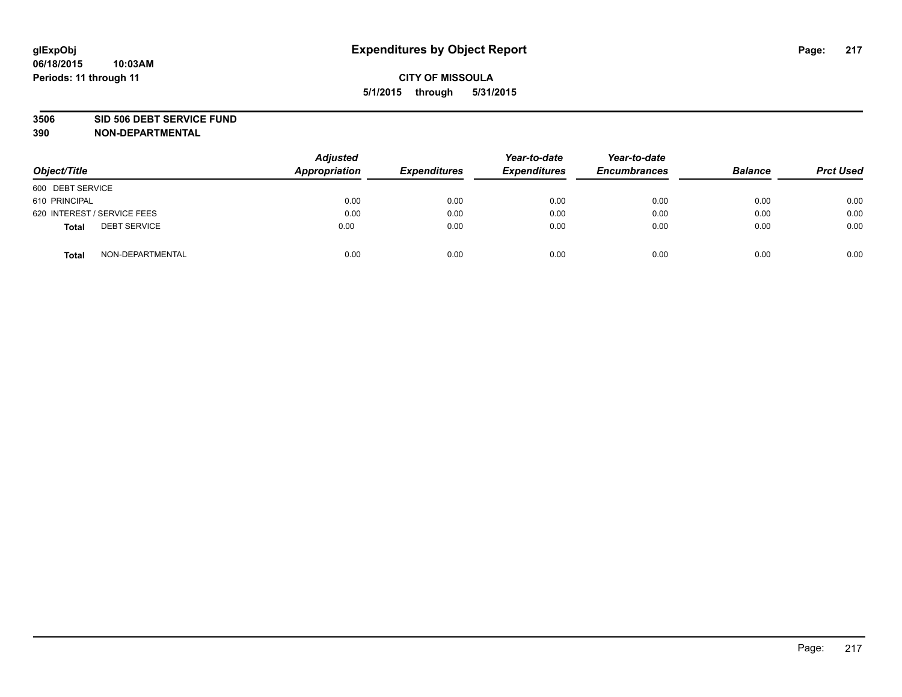**glExpObj**
**06/18/2015 10:03AM**
**Periods: 11 through 11**

# Expenditures by Object Report

**CITY OF MISSOULA**
**5/1/2015 through 5/31/2015**

**3506 SID 506 DEBT SERVICE FUND**
**390 NON-DEPARTMENTAL**

| Object/Title | Adjusted Appropriation | Expenditures | Year-to-date Expenditures | Year-to-date Encumbrances | Balance | Prct Used |
|---|---|---|---|---|---|---|
| 600 DEBT SERVICE | | | | | | |
| 610 PRINCIPAL | 0.00 | 0.00 | 0.00 | 0.00 | 0.00 | 0.00 |
| 620 INTEREST / SERVICE FEES | 0.00 | 0.00 | 0.00 | 0.00 | 0.00 | 0.00 |
| **Total** DEBT SERVICE | 0.00 | 0.00 | 0.00 | 0.00 | 0.00 | 0.00 |
| **Total** NON-DEPARTMENTAL | 0.00 | 0.00 | 0.00 | 0.00 | 0.00 | 0.00 |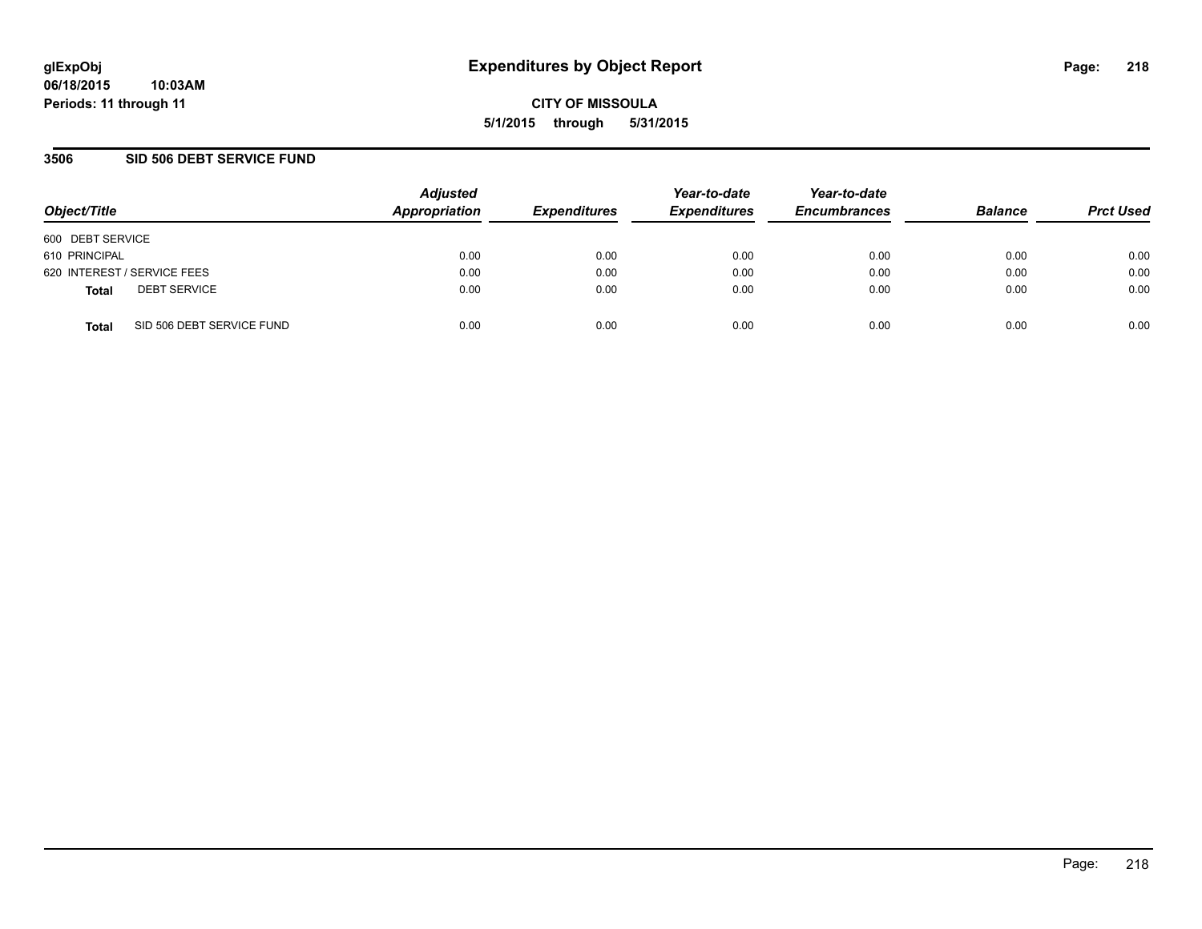glExpObj
06/18/2015 10:03AM
Periods: 11 through 11

# Expenditures by Object Report

CITY OF MISSOULA

5/1/2015 through 5/31/2015

## 3506 SID 506 DEBT SERVICE FUND

| Object/Title | Adjusted Appropriation | Expenditures | Year-to-date Expenditures | Year-to-date Encumbrances | Balance | Prct Used |
|---|---|---|---|---|---|---|
| 600 DEBT SERVICE | | | | | | |
| 610 PRINCIPAL | 0.00 | 0.00 | 0.00 | 0.00 | 0.00 | 0.00 |
| 620 INTEREST / SERVICE FEES | 0.00 | 0.00 | 0.00 | 0.00 | 0.00 | 0.00 |
| **Total** DEBT SERVICE | 0.00 | 0.00 | 0.00 | 0.00 | 0.00 | 0.00 |
| **Total** SID 506 DEBT SERVICE FUND | 0.00 | 0.00 | 0.00 | 0.00 | 0.00 | 0.00 |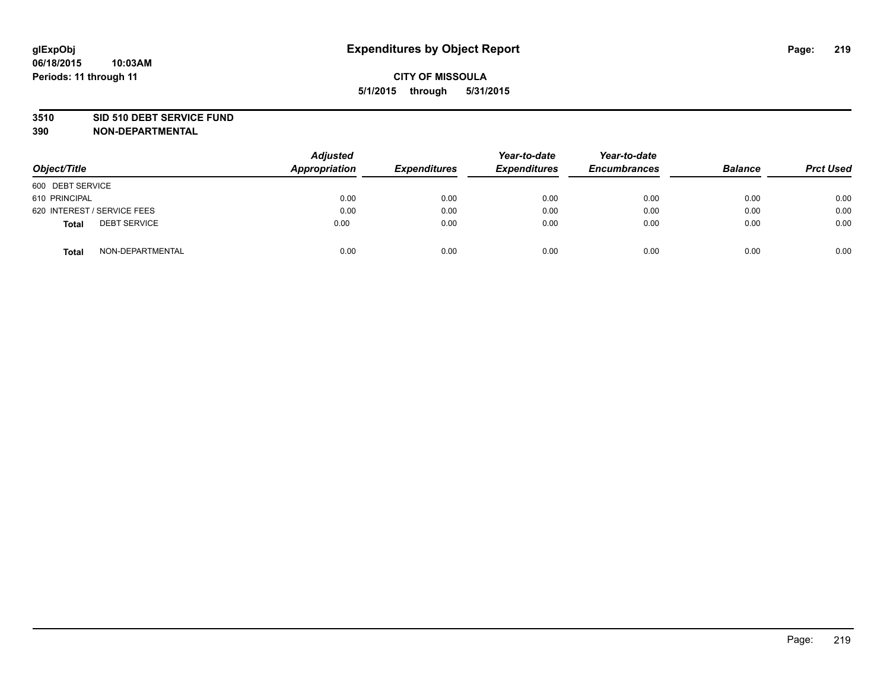**glExpObj**
**06/18/2015 10:03AM**
**Periods: 11 through 11**

# Expenditures by Object Report

**CITY OF MISSOULA**
**5/1/2015 through 5/31/2015**

**3510 SID 510 DEBT SERVICE FUND**
**390 NON-DEPARTMENTAL**

| Object/Title | Adjusted Appropriation | Expenditures | Year-to-date Expenditures | Year-to-date Encumbrances | Balance | Prct Used |
|---|---|---|---|---|---|---|
| 600 DEBT SERVICE | | | | | | |
| 610 PRINCIPAL | 0.00 | 0.00 | 0.00 | 0.00 | 0.00 | 0.00 |
| 620 INTEREST / SERVICE FEES | 0.00 | 0.00 | 0.00 | 0.00 | 0.00 | 0.00 |
| **Total** DEBT SERVICE | 0.00 | 0.00 | 0.00 | 0.00 | 0.00 | 0.00 |
| **Total** NON-DEPARTMENTAL | 0.00 | 0.00 | 0.00 | 0.00 | 0.00 | 0.00 |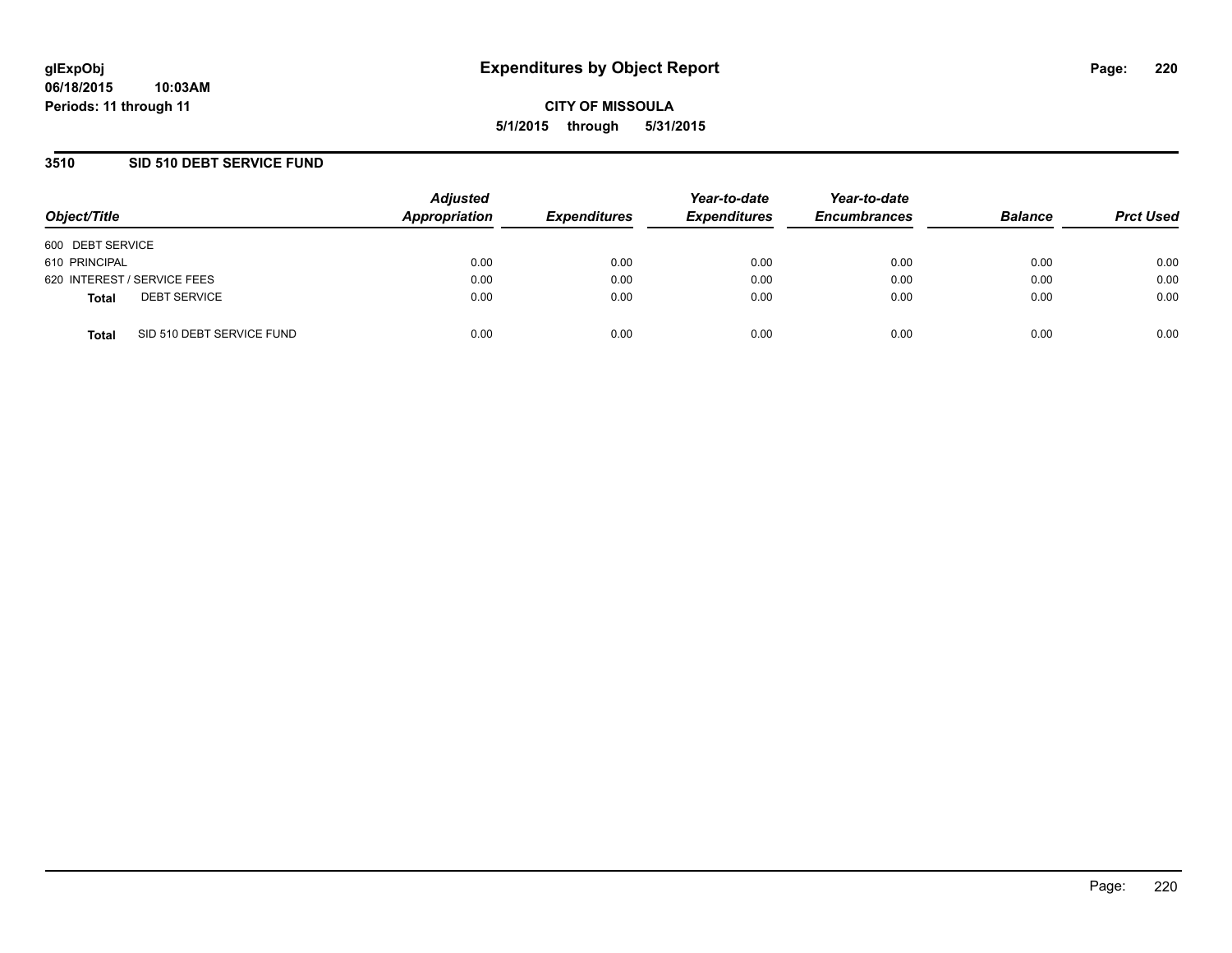glExpObj
06/18/2015 10:03AM
Periods: 11 through 11

# Expenditures by Object Report

**CITY OF MISSOULA**
**5/1/2015 through 5/31/2015**

## 3510 SID 510 DEBT SERVICE FUND

| Object/Title | Adjusted Appropriation | Expenditures | Year-to-date Expenditures | Year-to-date Encumbrances | Balance | Prct Used |
|---|---|---|---|---|---|---|
| 600 DEBT SERVICE | | | | | | |
| 610 PRINCIPAL | 0.00 | 0.00 | 0.00 | 0.00 | 0.00 | 0.00 |
| 620 INTEREST / SERVICE FEES | 0.00 | 0.00 | 0.00 | 0.00 | 0.00 | 0.00 |
| **Total** DEBT SERVICE | 0.00 | 0.00 | 0.00 | 0.00 | 0.00 | 0.00 |
| **Total** SID 510 DEBT SERVICE FUND | 0.00 | 0.00 | 0.00 | 0.00 | 0.00 | 0.00 |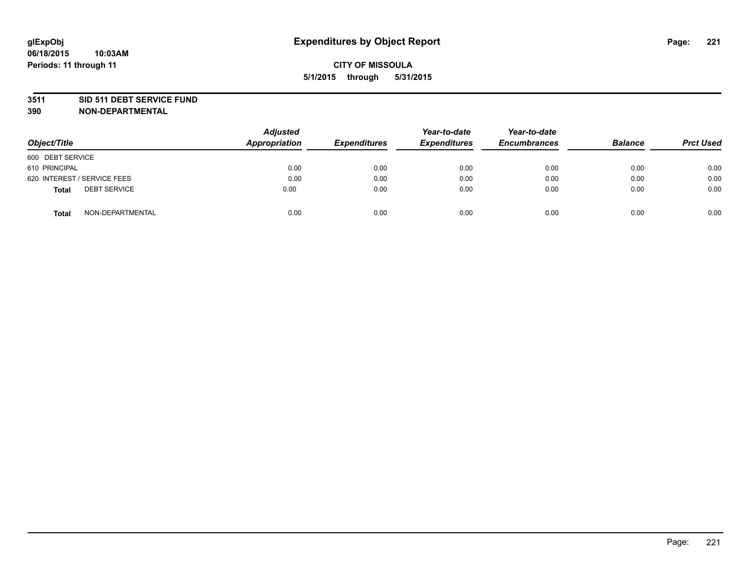glExpObj
06/18/2015 10:03AM
Periods: 11 through 11

# Expenditures by Object Report

**CITY OF MISSOULA**
**5/1/2015 through 5/31/2015**

**3511 SID 511 DEBT SERVICE FUND**
**390 NON-DEPARTMENTAL**

| Object/Title | Adjusted Appropriation | Expenditures | Year-to-date Expenditures | Year-to-date Encumbrances | Balance | Prct Used |
|---|---|---|---|---|---|---|
| 600 DEBT SERVICE | | | | | | |
| 610 PRINCIPAL | 0.00 | 0.00 | 0.00 | 0.00 | 0.00 | 0.00 |
| 620 INTEREST / SERVICE FEES | 0.00 | 0.00 | 0.00 | 0.00 | 0.00 | 0.00 |
| **Total** DEBT SERVICE | 0.00 | 0.00 | 0.00 | 0.00 | 0.00 | 0.00 |
| **Total** NON-DEPARTMENTAL | 0.00 | 0.00 | 0.00 | 0.00 | 0.00 | 0.00 |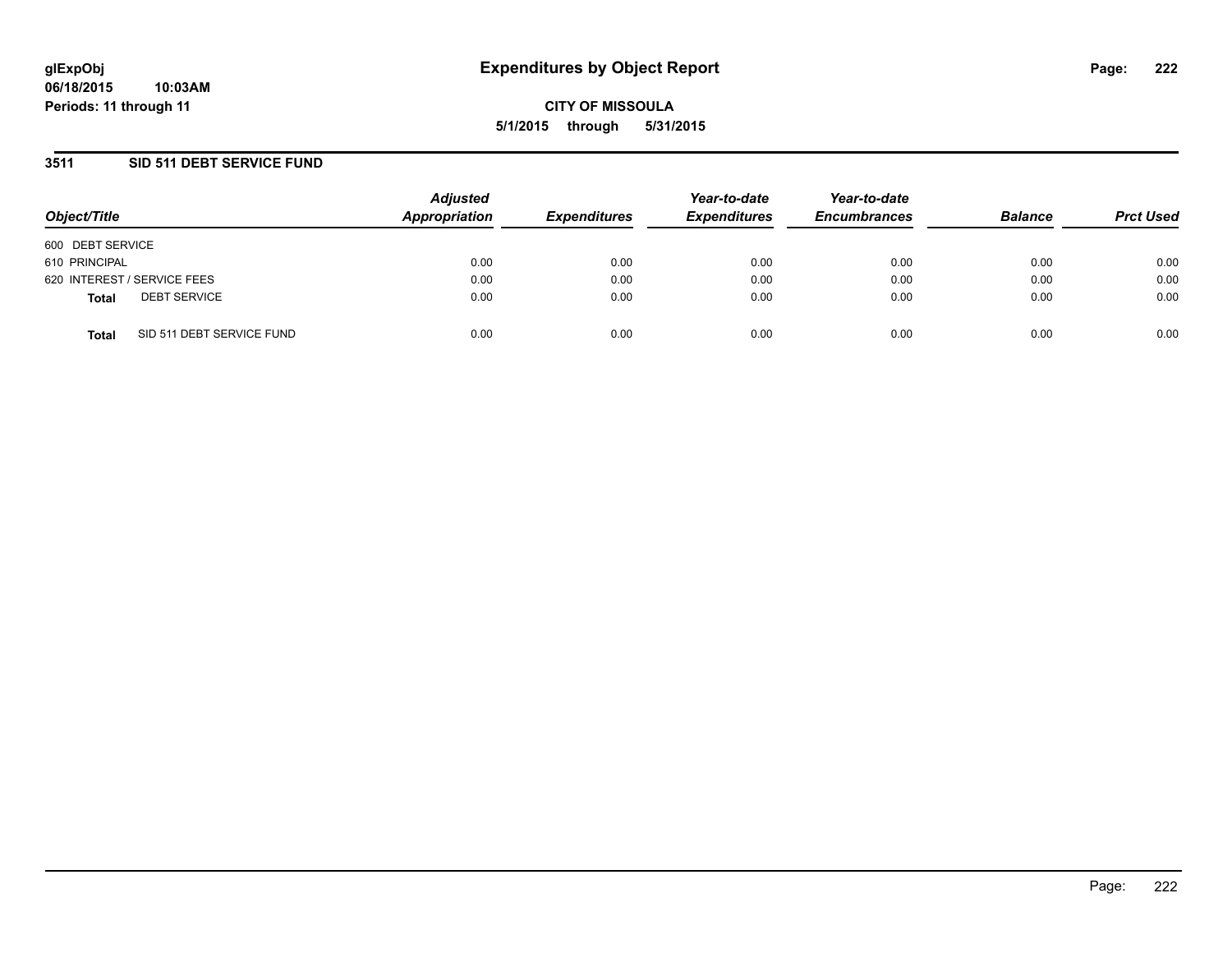glExpObj
06/18/2015 10:03AM
Periods: 11 through 11

# Expenditures by Object Report

CITY OF MISSOULA
5/1/2015 through 5/31/2015

## 3511 SID 511 DEBT SERVICE FUND

| Object/Title | | Adjusted Appropriation | Expenditures | Year-to-date Expenditures | Year-to-date Encumbrances | Balance | Prct Used |
|---|---|---|---|---|---|---|---|
| 600 DEBT SERVICE | | | | | | | |
| 610 PRINCIPAL | | 0.00 | 0.00 | 0.00 | 0.00 | 0.00 | 0.00 |
| 620 INTEREST / SERVICE FEES | | 0.00 | 0.00 | 0.00 | 0.00 | 0.00 | 0.00 |
| **Total** | DEBT SERVICE | 0.00 | 0.00 | 0.00 | 0.00 | 0.00 | 0.00 |
| **Total** | SID 511 DEBT SERVICE FUND | 0.00 | 0.00 | 0.00 | 0.00 | 0.00 | 0.00 |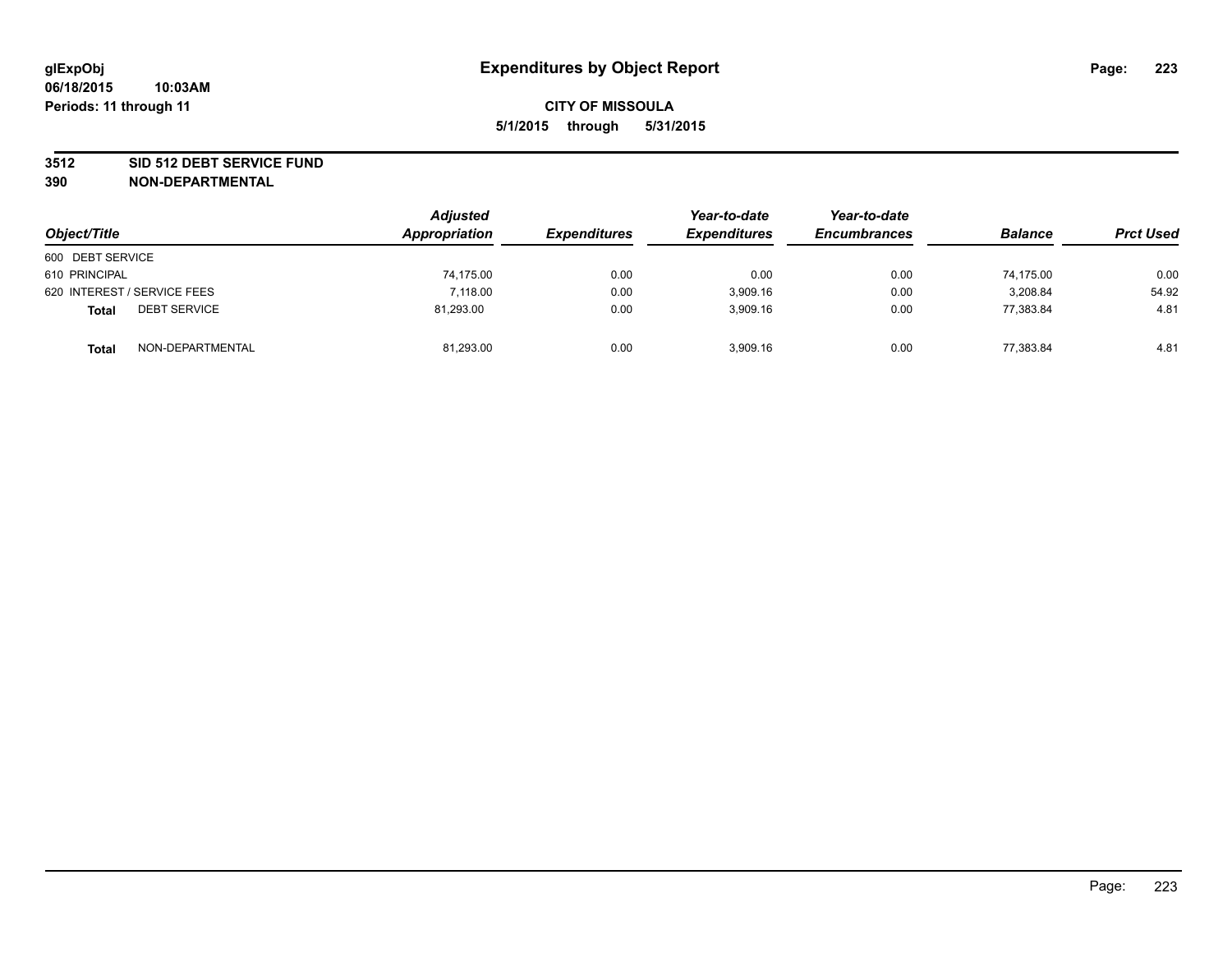# Expenditures by Object Report

glExpObj
06/18/2015 10:03AM
Periods: 11 through 11

**CITY OF MISSOULA**
**5/1/2015 through 5/31/2015**

## 3512 SID 512 DEBT SERVICE FUND
## 390 NON-DEPARTMENTAL

| Object/Title | Adjusted Appropriation | Expenditures | Year-to-date Expenditures | Year-to-date Encumbrances | Balance | Prct Used |
|---|---|---|---|---|---|---|
| 600 DEBT SERVICE | | | | | | |
| 610 PRINCIPAL | 74,175.00 | 0.00 | 0.00 | 0.00 | 74,175.00 | 0.00 |
| 620 INTEREST / SERVICE FEES | 7,118.00 | 0.00 | 3,909.16 | 0.00 | 3,208.84 | 54.92 |
| **Total** DEBT SERVICE | 81,293.00 | 0.00 | 3,909.16 | 0.00 | 77,383.84 | 4.81 |
| **Total** NON-DEPARTMENTAL | 81,293.00 | 0.00 | 3,909.16 | 0.00 | 77,383.84 | 4.81 |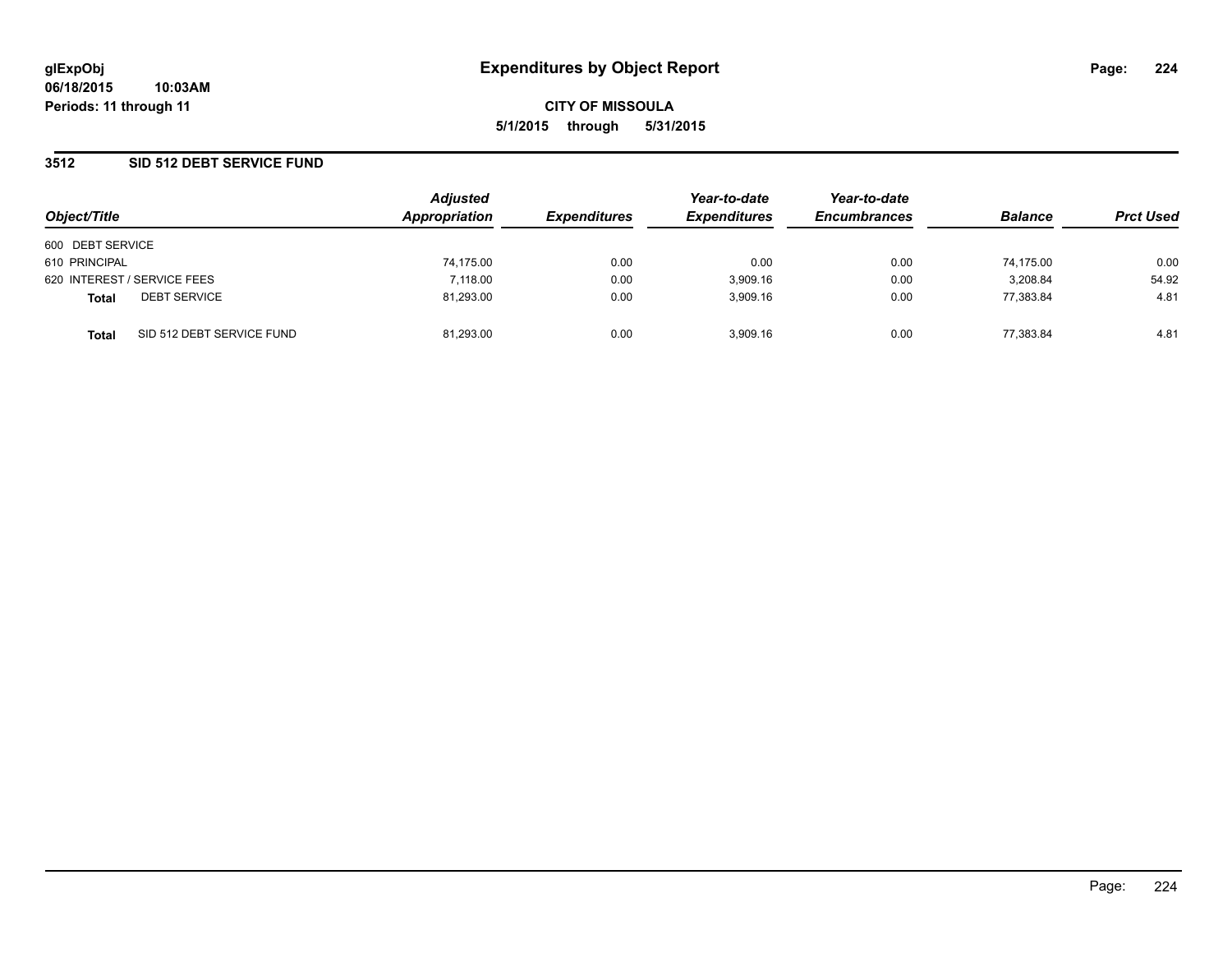**glExpObj** **Expenditures by Object Report**

**06/18/2015 10:03AM**

**Periods: 11 through 11**

**CITY OF MISSOULA**

**5/1/2015 through 5/31/2015**

## 3512 SID 512 DEBT SERVICE FUND

| Object/Title | Adjusted Appropriation | Expenditures | Year-to-date Expenditures | Year-to-date Encumbrances | Balance | Prct Used |
|---|---|---|---|---|---|---|
| 600 DEBT SERVICE | | | | | | |
| 610 PRINCIPAL | 74,175.00 | 0.00 | 0.00 | 0.00 | 74,175.00 | 0.00 |
| 620 INTEREST / SERVICE FEES | 7,118.00 | 0.00 | 3,909.16 | 0.00 | 3,208.84 | 54.92 |
| **Total** DEBT SERVICE | 81,293.00 | 0.00 | 3,909.16 | 0.00 | 77,383.84 | 4.81 |
| **Total** SID 512 DEBT SERVICE FUND | 81,293.00 | 0.00 | 3,909.16 | 0.00 | 77,383.84 | 4.81 |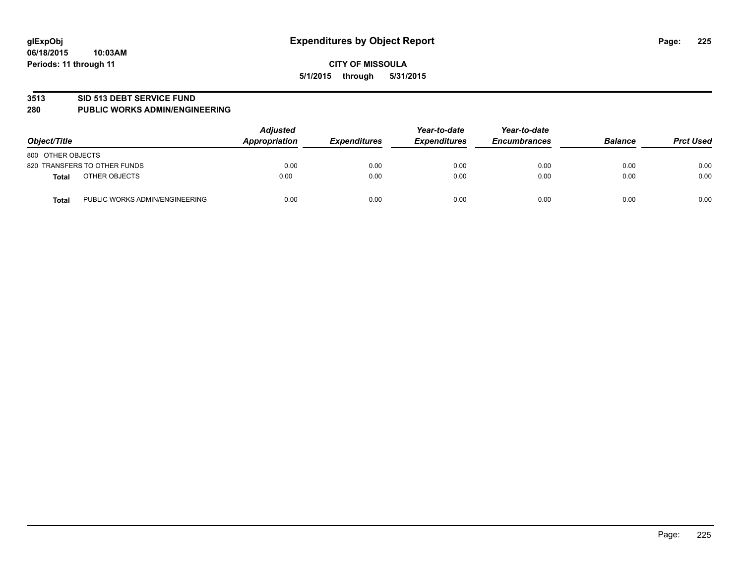glExpObj
06/18/2015 10:03AM
Periods: 11 through 11

# Expenditures by Object Report

**CITY OF MISSOULA**
**5/1/2015 through 5/31/2015**

**3513 SID 513 DEBT SERVICE FUND**
**280 PUBLIC WORKS ADMIN/ENGINEERING**

| Object/Title | | Adjusted Appropriation | Expenditures | Year-to-date Expenditures | Year-to-date Encumbrances | Balance | Prct Used |
|---|---|---|---|---|---|---|---|
| 800 OTHER OBJECTS | | | | | | | |
| 820 TRANSFERS TO OTHER FUNDS | | 0.00 | 0.00 | 0.00 | 0.00 | 0.00 | 0.00 |
| **Total** | OTHER OBJECTS | 0.00 | 0.00 | 0.00 | 0.00 | 0.00 | 0.00 |
| **Total** | PUBLIC WORKS ADMIN/ENGINEERING | 0.00 | 0.00 | 0.00 | 0.00 | 0.00 | 0.00 |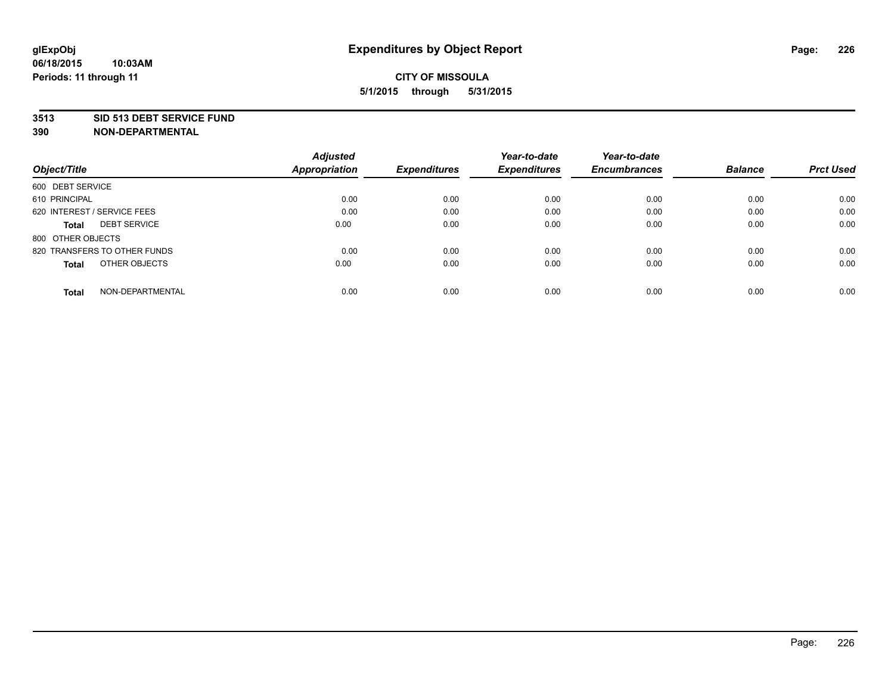# Expenditures by Object Report

glExpObj
06/18/2015 10:03AM
Periods: 11 through 11

**CITY OF MISSOULA**
**5/1/2015 through 5/31/2015**

**3513 SID 513 DEBT SERVICE FUND**
**390 NON-DEPARTMENTAL**

| Object/Title | Adjusted Appropriation | Expenditures | Year-to-date Expenditures | Year-to-date Encumbrances | Balance | Prct Used |
|---|---|---|---|---|---|---|
| 600 DEBT SERVICE | | | | | | |
| 610 PRINCIPAL | 0.00 | 0.00 | 0.00 | 0.00 | 0.00 | 0.00 |
| 620 INTEREST / SERVICE FEES | 0.00 | 0.00 | 0.00 | 0.00 | 0.00 | 0.00 |
| **Total** DEBT SERVICE | 0.00 | 0.00 | 0.00 | 0.00 | 0.00 | 0.00 |
| 800 OTHER OBJECTS | | | | | | |
| 820 TRANSFERS TO OTHER FUNDS | 0.00 | 0.00 | 0.00 | 0.00 | 0.00 | 0.00 |
| **Total** OTHER OBJECTS | 0.00 | 0.00 | 0.00 | 0.00 | 0.00 | 0.00 |
| **Total** NON-DEPARTMENTAL | 0.00 | 0.00 | 0.00 | 0.00 | 0.00 | 0.00 |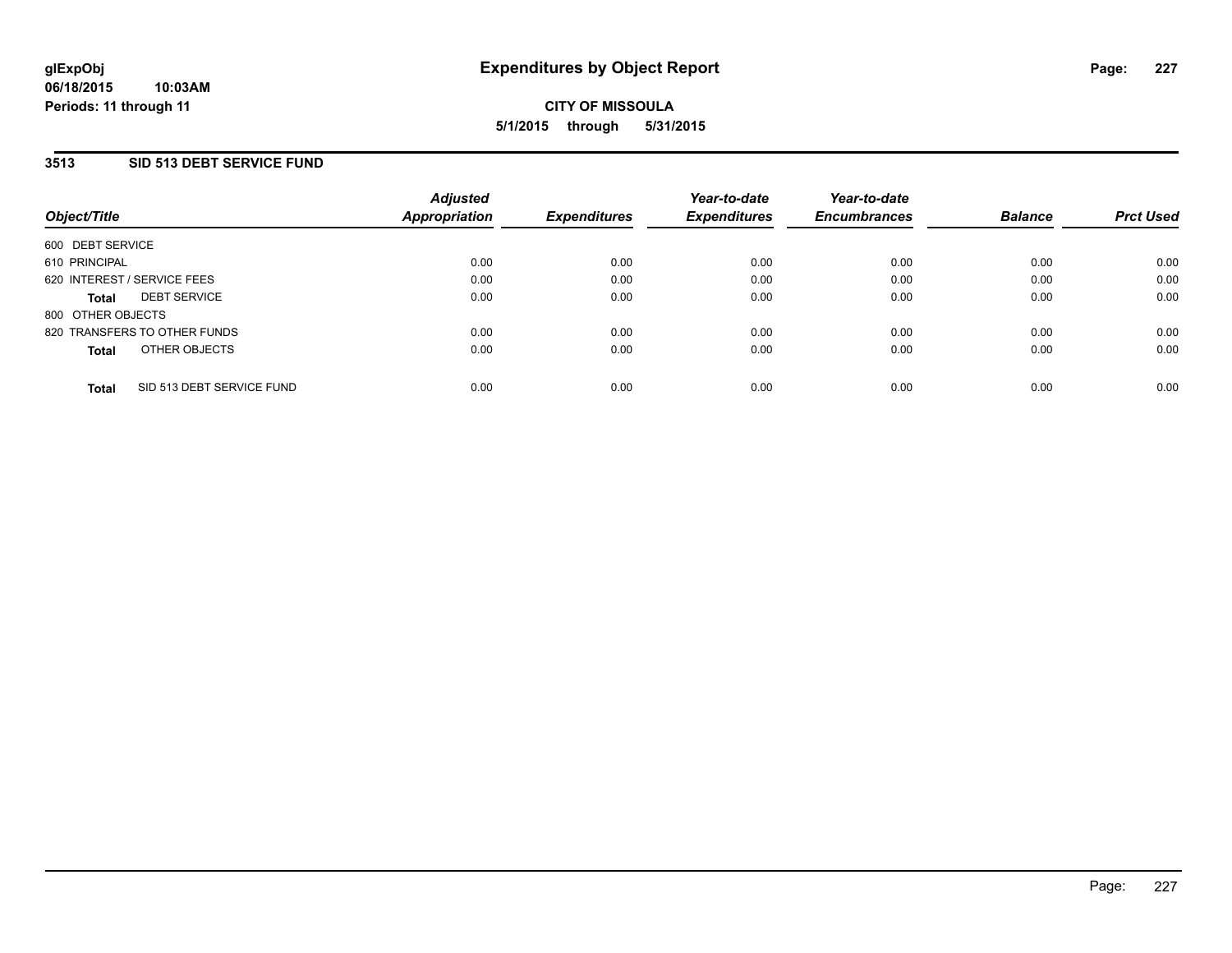# Expenditures by Object Report

glExpObj
06/18/2015 10:03AM
Periods: 11 through 11

**CITY OF MISSOULA**
**5/1/2015 through 5/31/2015**

## 3513 SID 513 DEBT SERVICE FUND

| Object/Title | Adjusted Appropriation | Expenditures | Year-to-date Expenditures | Year-to-date Encumbrances | Balance | Prct Used |
|---|---|---|---|---|---|---|
| 600 DEBT SERVICE | | | | | | |
| 610 PRINCIPAL | 0.00 | 0.00 | 0.00 | 0.00 | 0.00 | 0.00 |
| 620 INTEREST / SERVICE FEES | 0.00 | 0.00 | 0.00 | 0.00 | 0.00 | 0.00 |
| **Total** DEBT SERVICE | 0.00 | 0.00 | 0.00 | 0.00 | 0.00 | 0.00 |
| 800 OTHER OBJECTS | | | | | | |
| 820 TRANSFERS TO OTHER FUNDS | 0.00 | 0.00 | 0.00 | 0.00 | 0.00 | 0.00 |
| **Total** OTHER OBJECTS | 0.00 | 0.00 | 0.00 | 0.00 | 0.00 | 0.00 |
| **Total** SID 513 DEBT SERVICE FUND | 0.00 | 0.00 | 0.00 | 0.00 | 0.00 | 0.00 |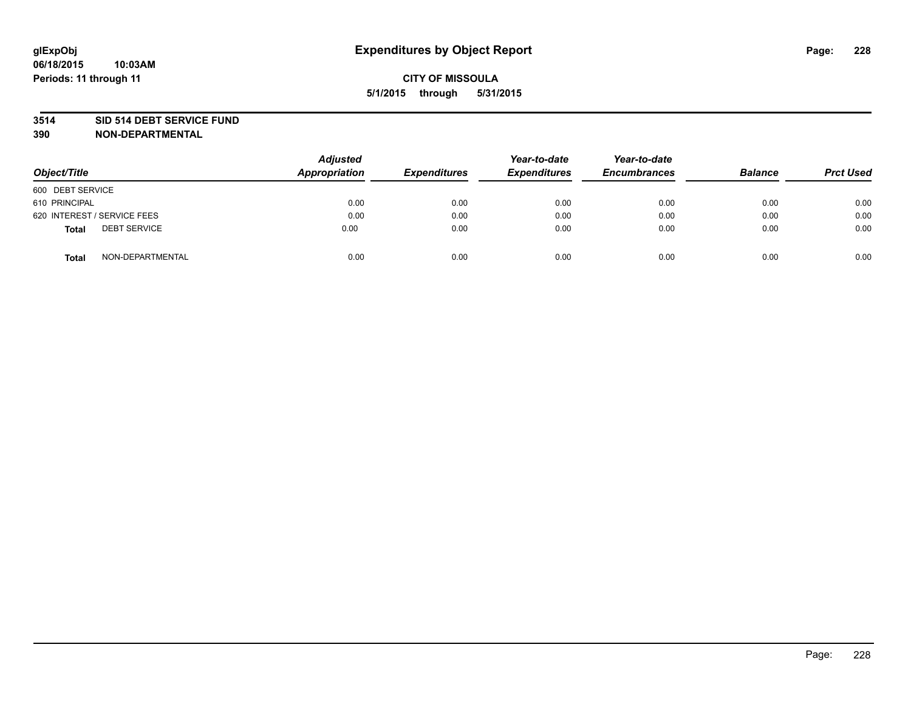glExpObj
06/18/2015 10:03AM
Periods: 11 through 11

# Expenditures by Object Report

**CITY OF MISSOULA**
**5/1/2015 through 5/31/2015**

**3514 SID 514 DEBT SERVICE FUND**
**390 NON-DEPARTMENTAL**

| Object/Title | Adjusted Appropriation | Expenditures | Year-to-date Expenditures | Year-to-date Encumbrances | Balance | Prct Used |
|---|---|---|---|---|---|---|
| 600 DEBT SERVICE | | | | | | |
| 610 PRINCIPAL | 0.00 | 0.00 | 0.00 | 0.00 | 0.00 | 0.00 |
| 620 INTEREST / SERVICE FEES | 0.00 | 0.00 | 0.00 | 0.00 | 0.00 | 0.00 |
| **Total** DEBT SERVICE | 0.00 | 0.00 | 0.00 | 0.00 | 0.00 | 0.00 |
| **Total** NON-DEPARTMENTAL | 0.00 | 0.00 | 0.00 | 0.00 | 0.00 | 0.00 |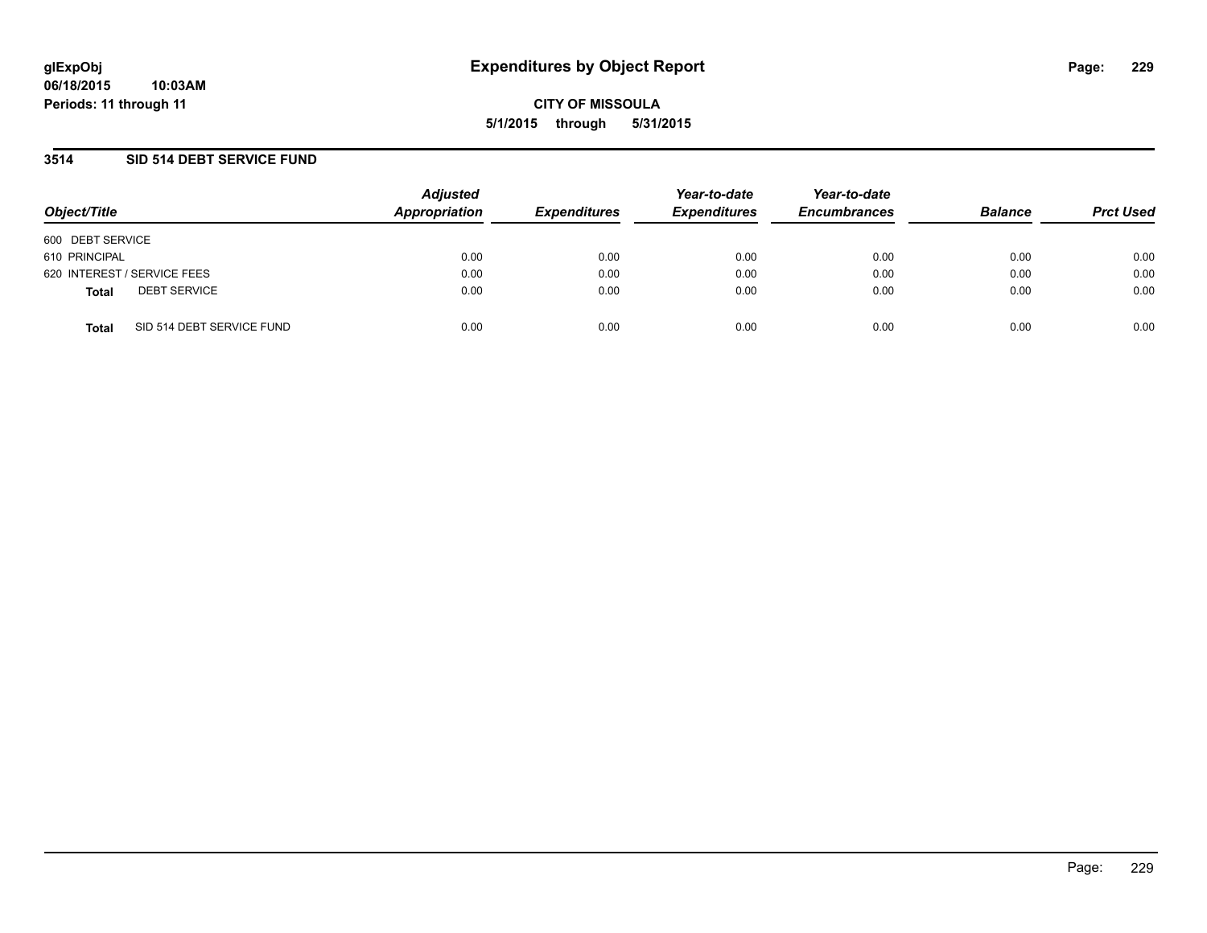glExpObj
06/18/2015 10:03AM
Periods: 11 through 11

# Expenditures by Object Report

CITY OF MISSOULA
5/1/2015 through 5/31/2015

## 3514 SID 514 DEBT SERVICE FUND

| Object/Title | Adjusted Appropriation | Expenditures | Year-to-date Expenditures | Year-to-date Encumbrances | Balance | Prct Used |
|---|---|---|---|---|---|---|
| 600 DEBT SERVICE | | | | | | |
| 610 PRINCIPAL | 0.00 | 0.00 | 0.00 | 0.00 | 0.00 | 0.00 |
| 620 INTEREST / SERVICE FEES | 0.00 | 0.00 | 0.00 | 0.00 | 0.00 | 0.00 |
| **Total** DEBT SERVICE | 0.00 | 0.00 | 0.00 | 0.00 | 0.00 | 0.00 |
| **Total** SID 514 DEBT SERVICE FUND | 0.00 | 0.00 | 0.00 | 0.00 | 0.00 | 0.00 |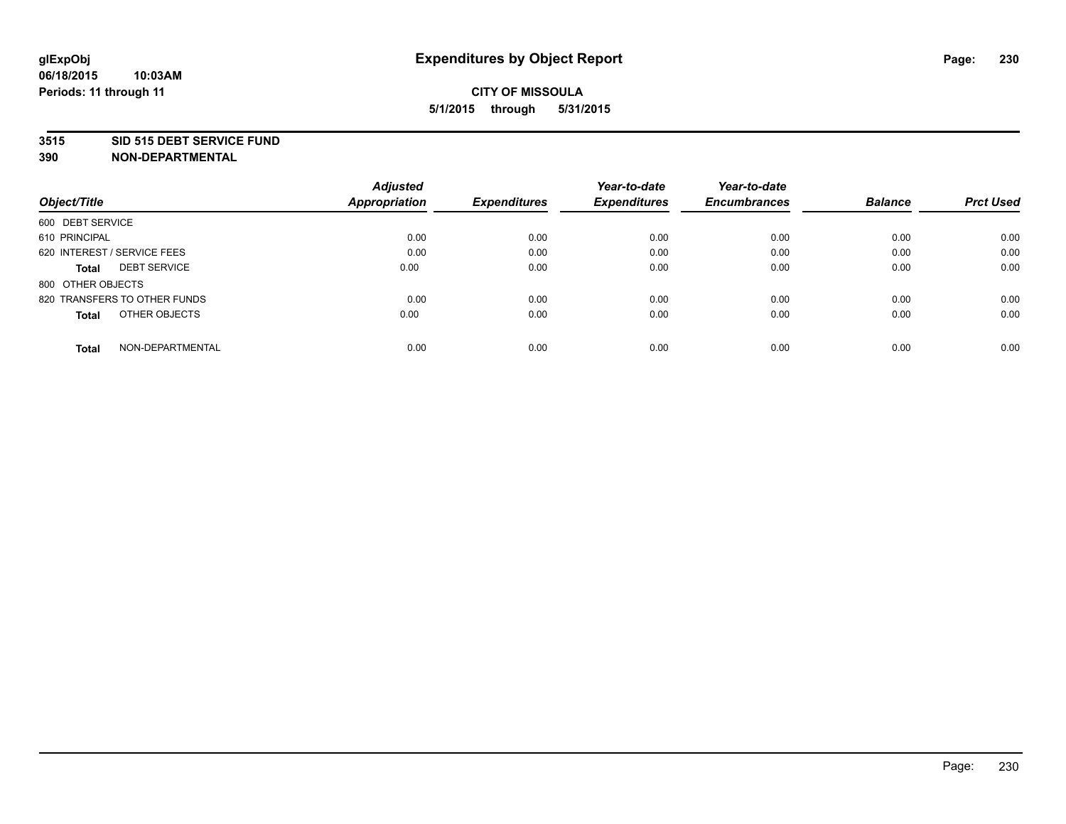# Expenditures by Object Report

**glExpObj**
**06/18/2015 10:03AM**
**Periods: 11 through 11**

**CITY OF MISSOULA**
**5/1/2015 through 5/31/2015**

**3515 SID 515 DEBT SERVICE FUND**
**390 NON-DEPARTMENTAL**

| Object/Title | Adjusted Appropriation | Expenditures | Year-to-date Expenditures | Year-to-date Encumbrances | Balance | Prct Used |
|---|---|---|---|---|---|---|
| 600 DEBT SERVICE | | | | | | |
| 610 PRINCIPAL | 0.00 | 0.00 | 0.00 | 0.00 | 0.00 | 0.00 |
| 620 INTEREST / SERVICE FEES | 0.00 | 0.00 | 0.00 | 0.00 | 0.00 | 0.00 |
| **Total** DEBT SERVICE | 0.00 | 0.00 | 0.00 | 0.00 | 0.00 | 0.00 |
| 800 OTHER OBJECTS | | | | | | |
| 820 TRANSFERS TO OTHER FUNDS | 0.00 | 0.00 | 0.00 | 0.00 | 0.00 | 0.00 |
| **Total** OTHER OBJECTS | 0.00 | 0.00 | 0.00 | 0.00 | 0.00 | 0.00 |
| **Total** NON-DEPARTMENTAL | 0.00 | 0.00 | 0.00 | 0.00 | 0.00 | 0.00 |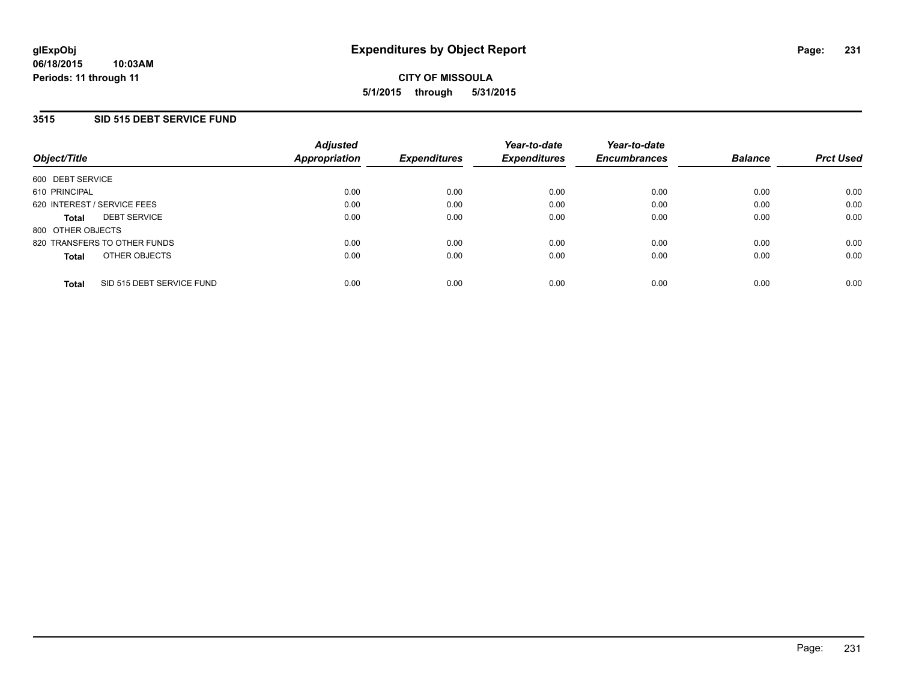**glExpObj** **Expenditures by Object Report**

**06/18/2015 10:03AM**

**Periods: 11 through 11**

**CITY OF MISSOULA**

**5/1/2015 through 5/31/2015**

## 3515 SID 515 DEBT SERVICE FUND

| Object/Title | Adjusted Appropriation | Expenditures | Year-to-date Expenditures | Year-to-date Encumbrances | Balance | Prct Used |
|---|---|---|---|---|---|---|
| 600 DEBT SERVICE | | | | | | |
| 610 PRINCIPAL | 0.00 | 0.00 | 0.00 | 0.00 | 0.00 | 0.00 |
| 620 INTEREST / SERVICE FEES | 0.00 | 0.00 | 0.00 | 0.00 | 0.00 | 0.00 |
| **Total** DEBT SERVICE | 0.00 | 0.00 | 0.00 | 0.00 | 0.00 | 0.00 |
| 800 OTHER OBJECTS | | | | | | |
| 820 TRANSFERS TO OTHER FUNDS | 0.00 | 0.00 | 0.00 | 0.00 | 0.00 | 0.00 |
| **Total** OTHER OBJECTS | 0.00 | 0.00 | 0.00 | 0.00 | 0.00 | 0.00 |
| **Total** SID 515 DEBT SERVICE FUND | 0.00 | 0.00 | 0.00 | 0.00 | 0.00 | 0.00 |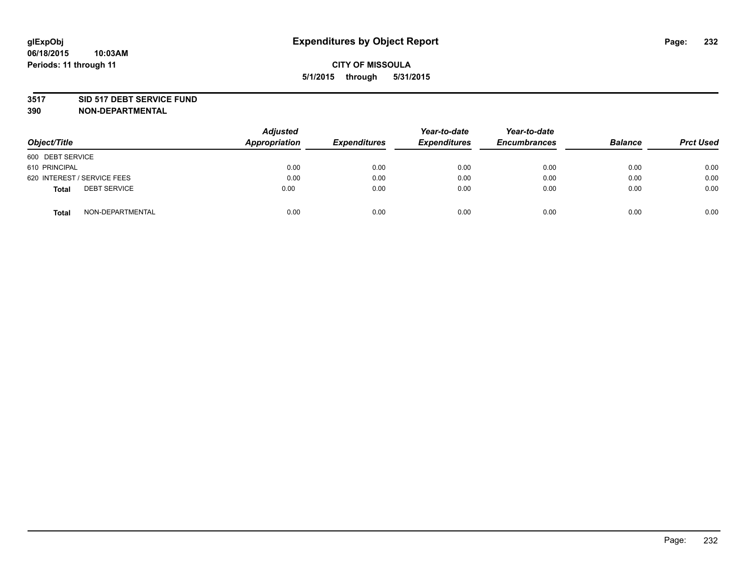# Expenditures by Object Report

glExpObj
06/18/2015 10:03AM
Periods: 11 through 11

**CITY OF MISSOULA**
**5/1/2015 through 5/31/2015**

**3517 SID 517 DEBT SERVICE FUND**
**390 NON-DEPARTMENTAL**

| Object/Title | Adjusted Appropriation | Expenditures | Year-to-date Expenditures | Year-to-date Encumbrances | Balance | Prct Used |
|---|---|---|---|---|---|---|
| 600 DEBT SERVICE | | | | | | |
| 610 PRINCIPAL | 0.00 | 0.00 | 0.00 | 0.00 | 0.00 | 0.00 |
| 620 INTEREST / SERVICE FEES | 0.00 | 0.00 | 0.00 | 0.00 | 0.00 | 0.00 |
| **Total** DEBT SERVICE | 0.00 | 0.00 | 0.00 | 0.00 | 0.00 | 0.00 |
| **Total** NON-DEPARTMENTAL | 0.00 | 0.00 | 0.00 | 0.00 | 0.00 | 0.00 |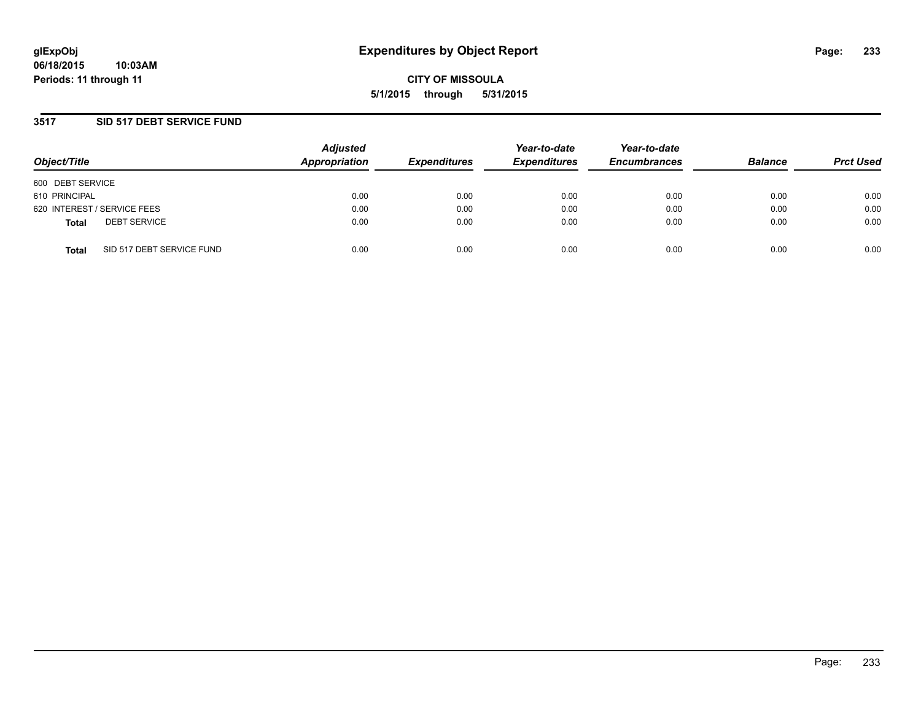glExpObj
06/18/2015 10:03AM
Periods: 11 through 11

# Expenditures by Object Report

CITY OF MISSOULA

5/1/2015 through 5/31/2015

## 3517 SID 517 DEBT SERVICE FUND

| Object/Title | Adjusted Appropriation | Expenditures | Year-to-date Expenditures | Year-to-date Encumbrances | Balance | Prct Used |
|---|---|---|---|---|---|---|
| 600 DEBT SERVICE | | | | | | |
| 610 PRINCIPAL | 0.00 | 0.00 | 0.00 | 0.00 | 0.00 | 0.00 |
| 620 INTEREST / SERVICE FEES | 0.00 | 0.00 | 0.00 | 0.00 | 0.00 | 0.00 |
| **Total** DEBT SERVICE | 0.00 | 0.00 | 0.00 | 0.00 | 0.00 | 0.00 |
| **Total** SID 517 DEBT SERVICE FUND | 0.00 | 0.00 | 0.00 | 0.00 | 0.00 | 0.00 |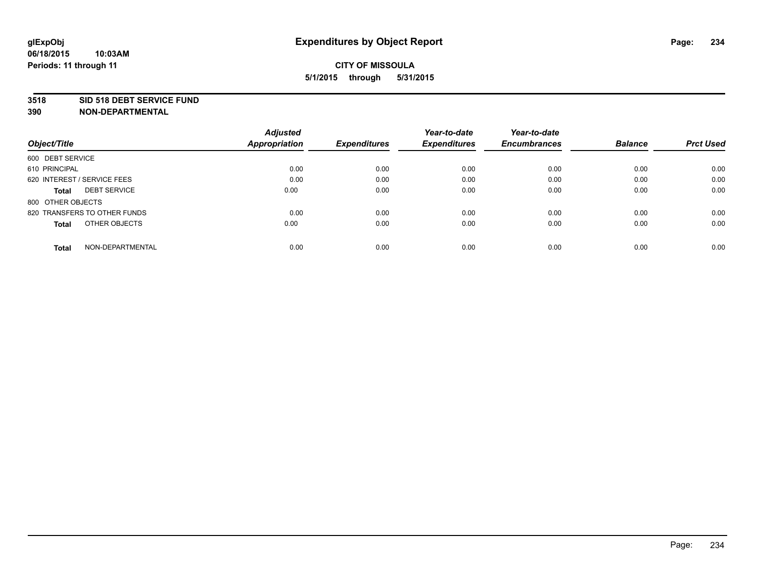glExpObj
06/18/2015 10:03AM
Periods: 11 through 11

# Expenditures by Object Report

**CITY OF MISSOULA**
**5/1/2015 through 5/31/2015**

**3518 SID 518 DEBT SERVICE FUND**
**390 NON-DEPARTMENTAL**

| Object/Title | Adjusted Appropriation | Expenditures | Year-to-date Expenditures | Year-to-date Encumbrances | Balance | Prct Used |
|---|---|---|---|---|---|---|
| 600 DEBT SERVICE | | | | | | |
| 610 PRINCIPAL | 0.00 | 0.00 | 0.00 | 0.00 | 0.00 | 0.00 |
| 620 INTEREST / SERVICE FEES | 0.00 | 0.00 | 0.00 | 0.00 | 0.00 | 0.00 |
| **Total** DEBT SERVICE | 0.00 | 0.00 | 0.00 | 0.00 | 0.00 | 0.00 |
| 800 OTHER OBJECTS | | | | | | |
| 820 TRANSFERS TO OTHER FUNDS | 0.00 | 0.00 | 0.00 | 0.00 | 0.00 | 0.00 |
| **Total** OTHER OBJECTS | 0.00 | 0.00 | 0.00 | 0.00 | 0.00 | 0.00 |
| **Total** NON-DEPARTMENTAL | 0.00 | 0.00 | 0.00 | 0.00 | 0.00 | 0.00 |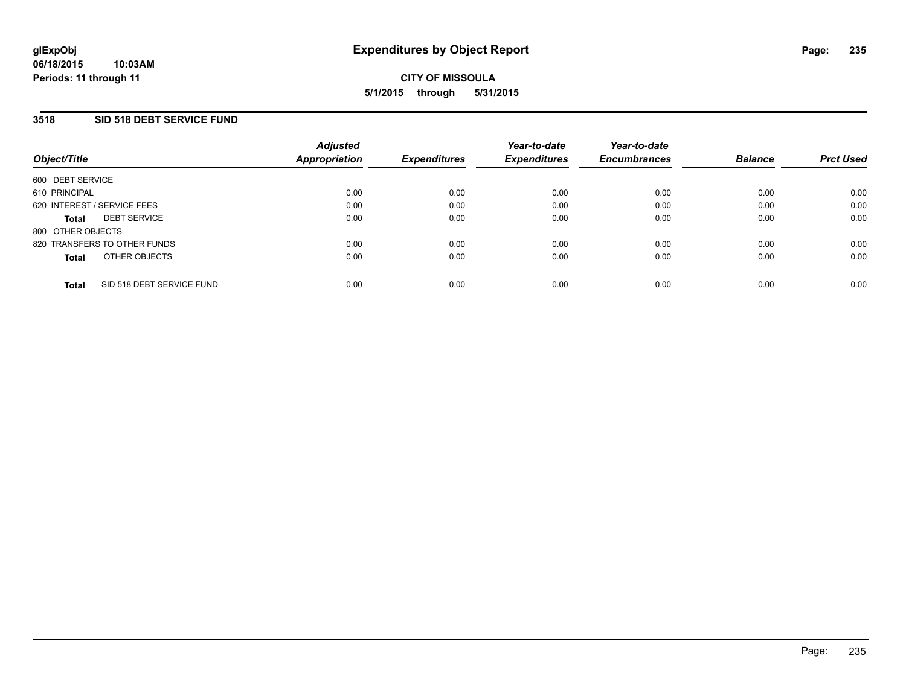# Expenditures by Object Report

glExpObj
06/18/2015 10:03AM
Periods: 11 through 11

**CITY OF MISSOULA**
**5/1/2015 through 5/31/2015**

## 3518 SID 518 DEBT SERVICE FUND

| Object/Title | Adjusted Appropriation | Expenditures | Year-to-date Expenditures | Year-to-date Encumbrances | Balance | Prct Used |
|---|---|---|---|---|---|---|
| 600 DEBT SERVICE | | | | | | |
| 610 PRINCIPAL | 0.00 | 0.00 | 0.00 | 0.00 | 0.00 | 0.00 |
| 620 INTEREST / SERVICE FEES | 0.00 | 0.00 | 0.00 | 0.00 | 0.00 | 0.00 |
| **Total** DEBT SERVICE | 0.00 | 0.00 | 0.00 | 0.00 | 0.00 | 0.00 |
| 800 OTHER OBJECTS | | | | | | |
| 820 TRANSFERS TO OTHER FUNDS | 0.00 | 0.00 | 0.00 | 0.00 | 0.00 | 0.00 |
| **Total** OTHER OBJECTS | 0.00 | 0.00 | 0.00 | 0.00 | 0.00 | 0.00 |
| **Total** SID 518 DEBT SERVICE FUND | 0.00 | 0.00 | 0.00 | 0.00 | 0.00 | 0.00 |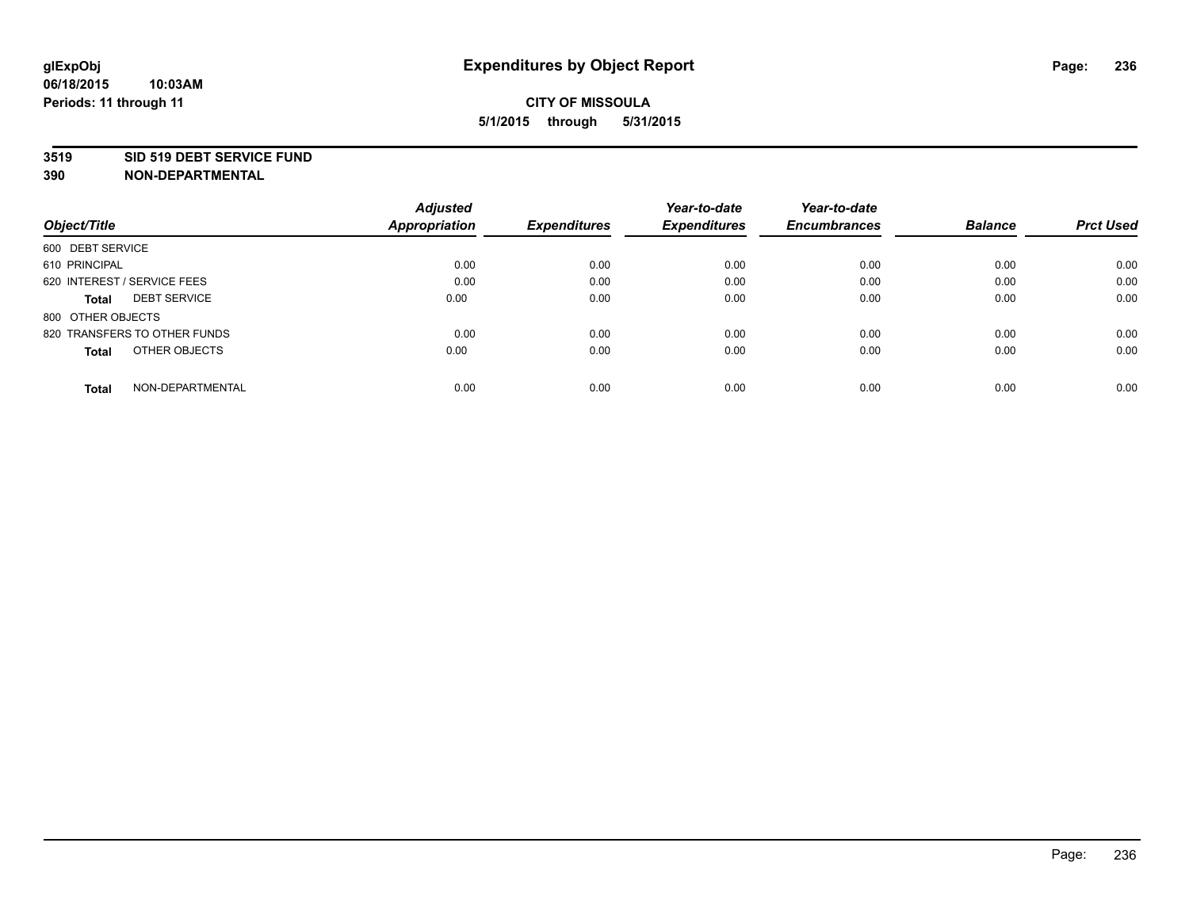# Expenditures by Object Report

glExpObj
06/18/2015 10:03AM
Periods: 11 through 11

**CITY OF MISSOULA**
**5/1/2015 through 5/31/2015**

**3519 SID 519 DEBT SERVICE FUND**
**390 NON-DEPARTMENTAL**

| Object/Title | Adjusted Appropriation | Expenditures | Year-to-date Expenditures | Year-to-date Encumbrances | Balance | Prct Used |
|---|---|---|---|---|---|---|
| 600 DEBT SERVICE | | | | | | |
| 610 PRINCIPAL | 0.00 | 0.00 | 0.00 | 0.00 | 0.00 | 0.00 |
| 620 INTEREST / SERVICE FEES | 0.00 | 0.00 | 0.00 | 0.00 | 0.00 | 0.00 |
| **Total** DEBT SERVICE | 0.00 | 0.00 | 0.00 | 0.00 | 0.00 | 0.00 |
| 800 OTHER OBJECTS | | | | | | |
| 820 TRANSFERS TO OTHER FUNDS | 0.00 | 0.00 | 0.00 | 0.00 | 0.00 | 0.00 |
| **Total** OTHER OBJECTS | 0.00 | 0.00 | 0.00 | 0.00 | 0.00 | 0.00 |
| **Total** NON-DEPARTMENTAL | 0.00 | 0.00 | 0.00 | 0.00 | 0.00 | 0.00 |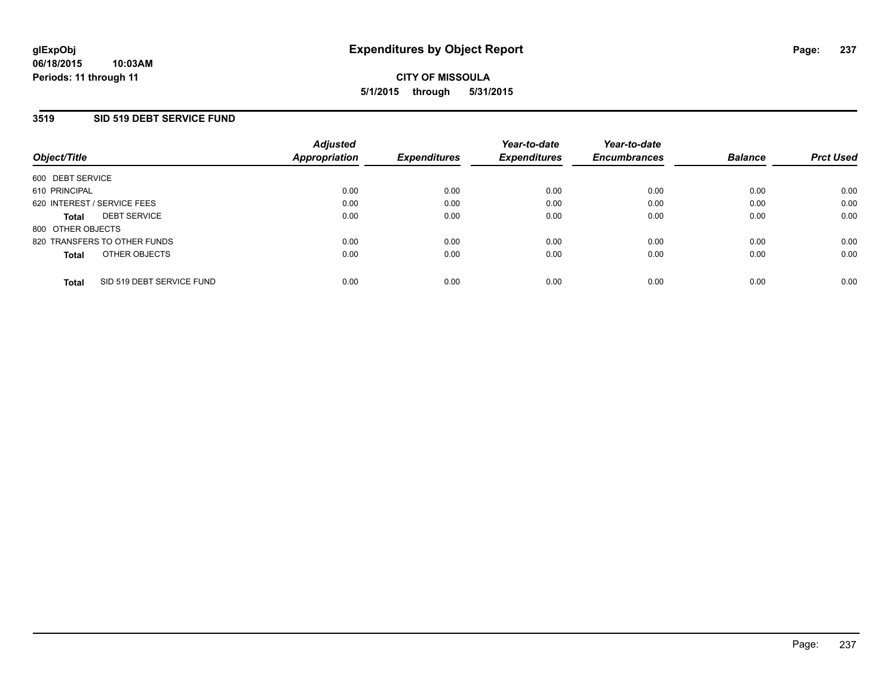**glExpObj** **Expenditures by Object Report**
**06/18/2015 10:03AM**
**Periods: 11 through 11**

**CITY OF MISSOULA**
**5/1/2015 through 5/31/2015**

## 3519 SID 519 DEBT SERVICE FUND

| Object/Title | Adjusted Appropriation | Expenditures | Year-to-date Expenditures | Year-to-date Encumbrances | Balance | Prct Used |
|---|---|---|---|---|---|---|
| 600 DEBT SERVICE | | | | | | |
| 610 PRINCIPAL | 0.00 | 0.00 | 0.00 | 0.00 | 0.00 | 0.00 |
| 620 INTEREST / SERVICE FEES | 0.00 | 0.00 | 0.00 | 0.00 | 0.00 | 0.00 |
| **Total** DEBT SERVICE | 0.00 | 0.00 | 0.00 | 0.00 | 0.00 | 0.00 |
| 800 OTHER OBJECTS | | | | | | |
| 820 TRANSFERS TO OTHER FUNDS | 0.00 | 0.00 | 0.00 | 0.00 | 0.00 | 0.00 |
| **Total** OTHER OBJECTS | 0.00 | 0.00 | 0.00 | 0.00 | 0.00 | 0.00 |
| **Total** SID 519 DEBT SERVICE FUND | 0.00 | 0.00 | 0.00 | 0.00 | 0.00 | 0.00 |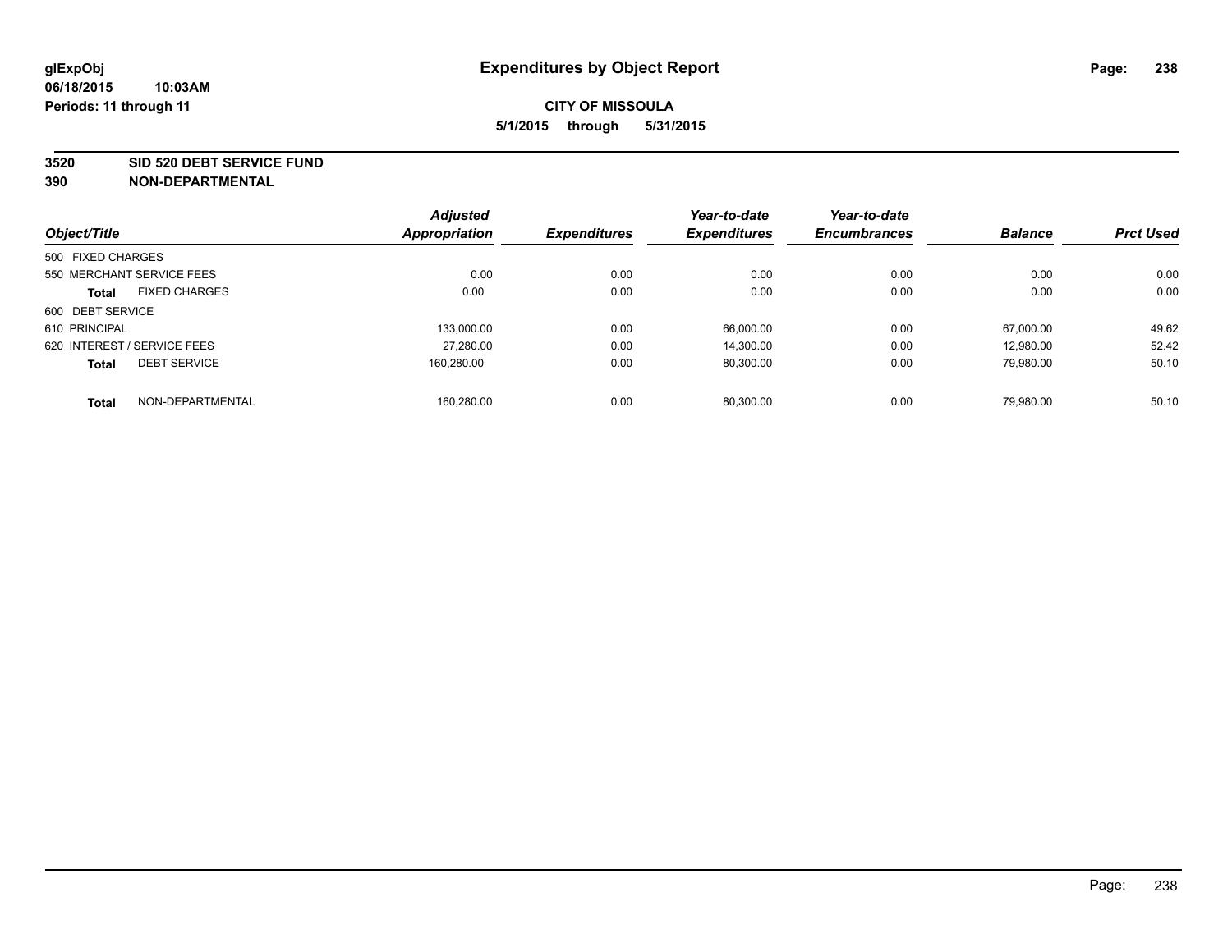# Expenditures by Object Report

glExpObj
06/18/2015 10:03AM
Periods: 11 through 11

**CITY OF MISSOULA**
**5/1/2015 through 5/31/2015**

**3520 SID 520 DEBT SERVICE FUND**
**390 NON-DEPARTMENTAL**

| Object/Title | Adjusted Appropriation | Expenditures | Year-to-date Expenditures | Year-to-date Encumbrances | Balance | Prct Used |
|---|---|---|---|---|---|---|
| 500 FIXED CHARGES | | | | | | |
| 550 MERCHANT SERVICE FEES | 0.00 | 0.00 | 0.00 | 0.00 | 0.00 | 0.00 |
| **Total** FIXED CHARGES | 0.00 | 0.00 | 0.00 | 0.00 | 0.00 | 0.00 |
| 600 DEBT SERVICE | | | | | | |
| 610 PRINCIPAL | 133,000.00 | 0.00 | 66,000.00 | 0.00 | 67,000.00 | 49.62 |
| 620 INTEREST / SERVICE FEES | 27,280.00 | 0.00 | 14,300.00 | 0.00 | 12,980.00 | 52.42 |
| **Total** DEBT SERVICE | 160,280.00 | 0.00 | 80,300.00 | 0.00 | 79,980.00 | 50.10 |
| **Total** NON-DEPARTMENTAL | 160,280.00 | 0.00 | 80,300.00 | 0.00 | 79,980.00 | 50.10 |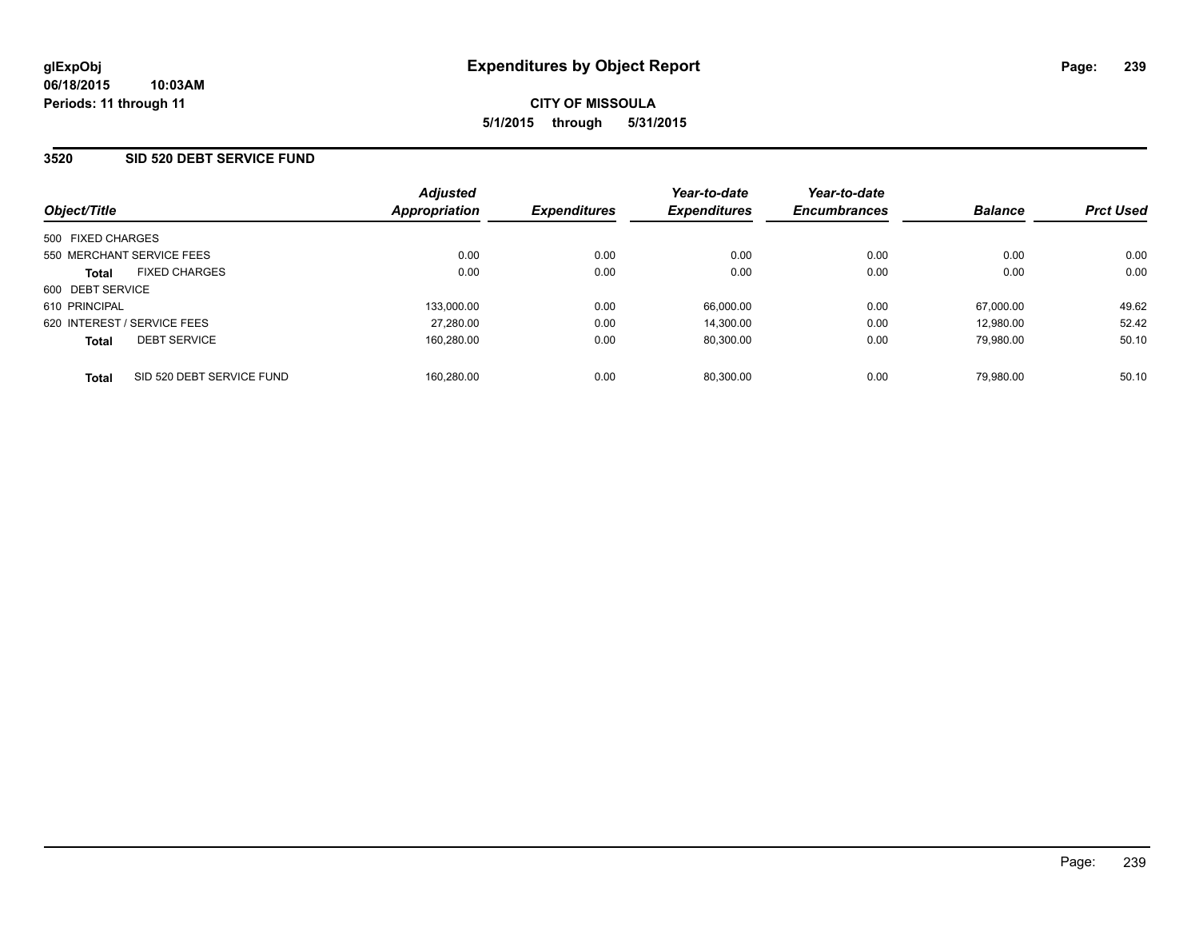**glExpObj**
**06/18/2015 10:03AM**
**Periods: 11 through 11**

# Expenditures by Object Report

**CITY OF MISSOULA**
**5/1/2015 through 5/31/2015**

## 3520 SID 520 DEBT SERVICE FUND

| Object/Title | Adjusted Appropriation | Expenditures | Year-to-date Expenditures | Year-to-date Encumbrances | Balance | Prct Used |
|---|---|---|---|---|---|---|
| 500 FIXED CHARGES | | | | | | |
| 550 MERCHANT SERVICE FEES | 0.00 | 0.00 | 0.00 | 0.00 | 0.00 | 0.00 |
| **Total** FIXED CHARGES | 0.00 | 0.00 | 0.00 | 0.00 | 0.00 | 0.00 |
| 600 DEBT SERVICE | | | | | | |
| 610 PRINCIPAL | 133,000.00 | 0.00 | 66,000.00 | 0.00 | 67,000.00 | 49.62 |
| 620 INTEREST / SERVICE FEES | 27,280.00 | 0.00 | 14,300.00 | 0.00 | 12,980.00 | 52.42 |
| **Total** DEBT SERVICE | 160,280.00 | 0.00 | 80,300.00 | 0.00 | 79,980.00 | 50.10 |
| **Total** SID 520 DEBT SERVICE FUND | 160,280.00 | 0.00 | 80,300.00 | 0.00 | 79,980.00 | 50.10 |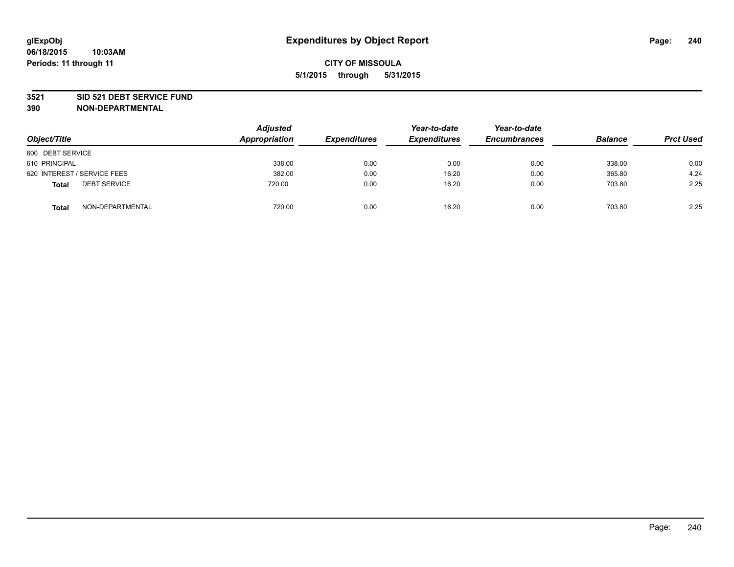# Expenditures by Object Report

glExpObj
06/18/2015 10:03AM
Periods: 11 through 11

**CITY OF MISSOULA**
**5/1/2015 through 5/31/2015**

**3521 SID 521 DEBT SERVICE FUND**
**390 NON-DEPARTMENTAL**

| Object/Title | Adjusted Appropriation | Expenditures | Year-to-date Expenditures | Year-to-date Encumbrances | Balance | Prct Used |
|---|---|---|---|---|---|---|
| 600 DEBT SERVICE | | | | | | |
| 610 PRINCIPAL | 338.00 | 0.00 | 0.00 | 0.00 | 338.00 | 0.00 |
| 620 INTEREST / SERVICE FEES | 382.00 | 0.00 | 16.20 | 0.00 | 365.80 | 4.24 |
| **Total** DEBT SERVICE | 720.00 | 0.00 | 16.20 | 0.00 | 703.80 | 2.25 |
| **Total** NON-DEPARTMENTAL | 720.00 | 0.00 | 16.20 | 0.00 | 703.80 | 2.25 |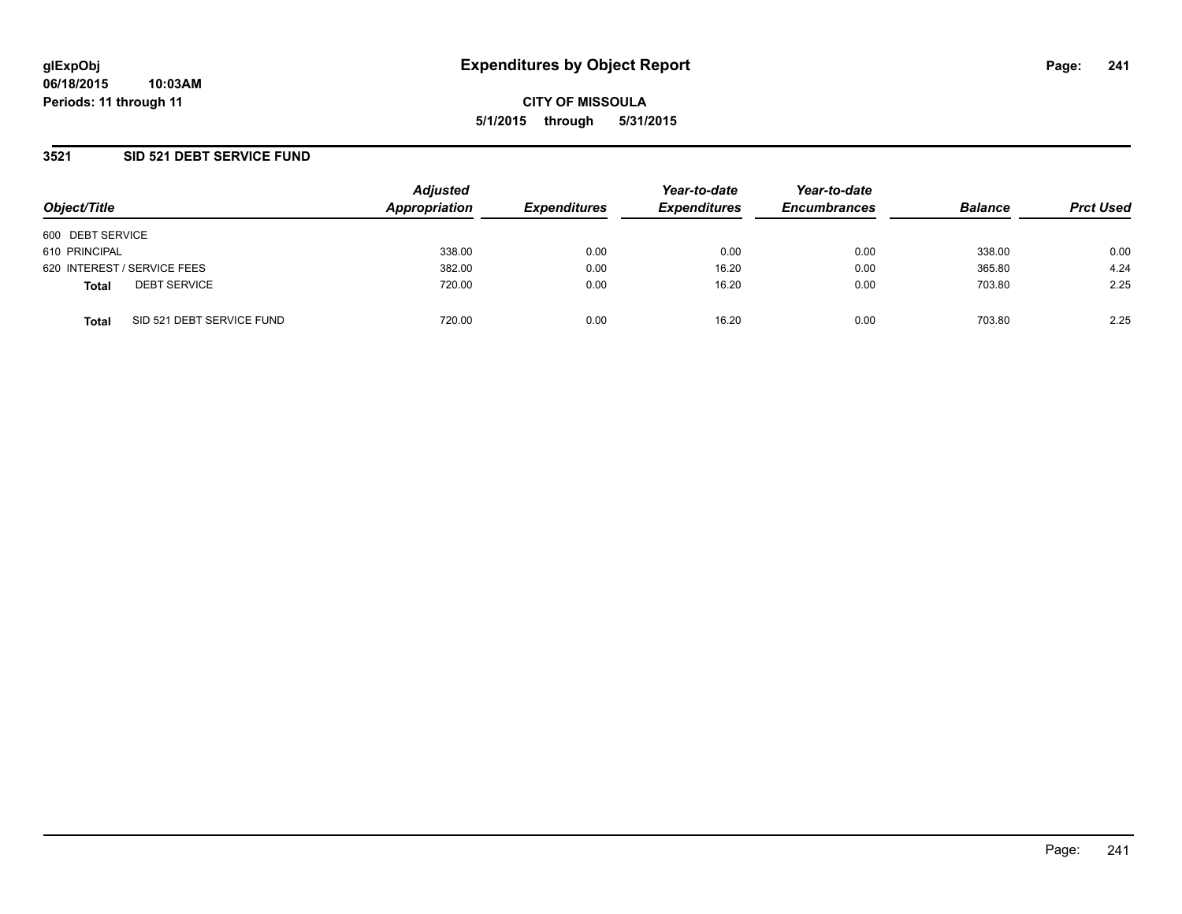glExpObj
06/18/2015 10:03AM
Periods: 11 through 11

# Expenditures by Object Report

**CITY OF MISSOULA**
**5/1/2015 through 5/31/2015**

## 3521 SID 521 DEBT SERVICE FUND

| Object/Title | | Adjusted Appropriation | Expenditures | Year-to-date Expenditures | Year-to-date Encumbrances | Balance | Prct Used |
|---|---|---|---|---|---|---|---|
| 600 DEBT SERVICE | | | | | | | |
| 610 PRINCIPAL | | 338.00 | 0.00 | 0.00 | 0.00 | 338.00 | 0.00 |
| 620 INTEREST / SERVICE FEES | | 382.00 | 0.00 | 16.20 | 0.00 | 365.80 | 4.24 |
| **Total** | DEBT SERVICE | 720.00 | 0.00 | 16.20 | 0.00 | 703.80 | 2.25 |
| **Total** | SID 521 DEBT SERVICE FUND | 720.00 | 0.00 | 16.20 | 0.00 | 703.80 | 2.25 |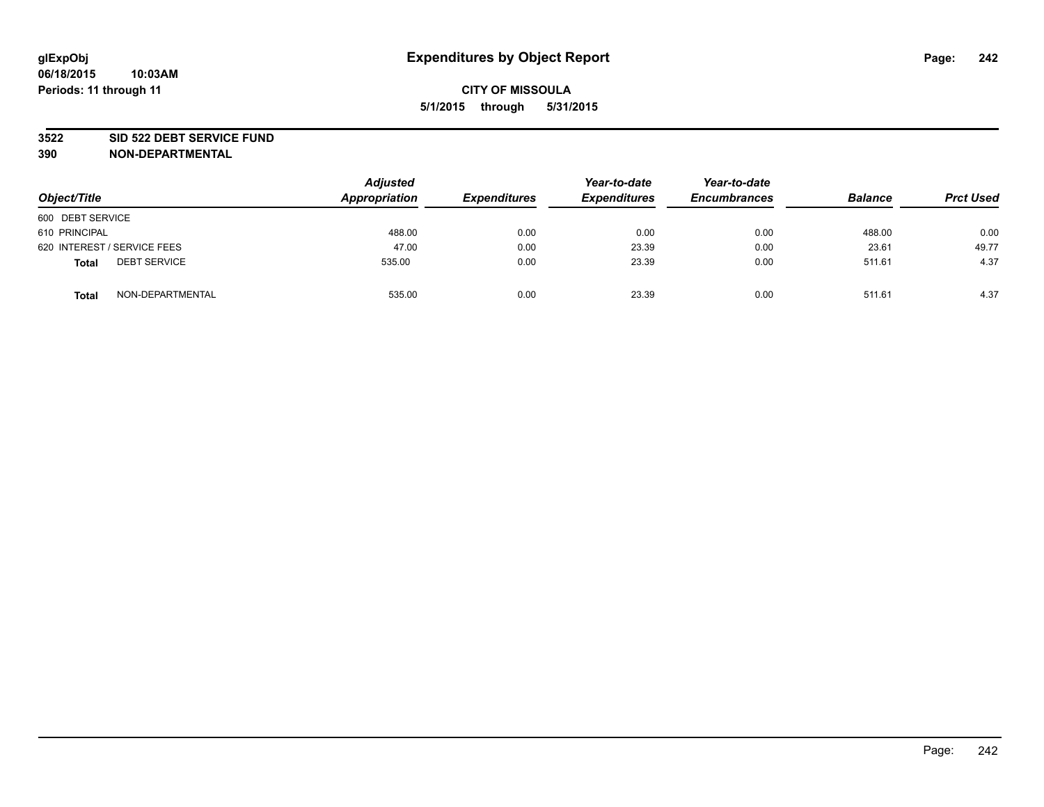# Expenditures by Object Report

glExpObj
06/18/2015 10:03AM
Periods: 11 through 11

**CITY OF MISSOULA**
**5/1/2015 through 5/31/2015**

**3522 SID 522 DEBT SERVICE FUND**
**390 NON-DEPARTMENTAL**

| Object/Title | Adjusted Appropriation | Expenditures | Year-to-date Expenditures | Year-to-date Encumbrances | Balance | Prct Used |
|---|---|---|---|---|---|---|
| 600 DEBT SERVICE | | | | | | |
| 610 PRINCIPAL | 488.00 | 0.00 | 0.00 | 0.00 | 488.00 | 0.00 |
| 620 INTEREST / SERVICE FEES | 47.00 | 0.00 | 23.39 | 0.00 | 23.61 | 49.77 |
| **Total** DEBT SERVICE | 535.00 | 0.00 | 23.39 | 0.00 | 511.61 | 4.37 |
| **Total** NON-DEPARTMENTAL | 535.00 | 0.00 | 23.39 | 0.00 | 511.61 | 4.37 |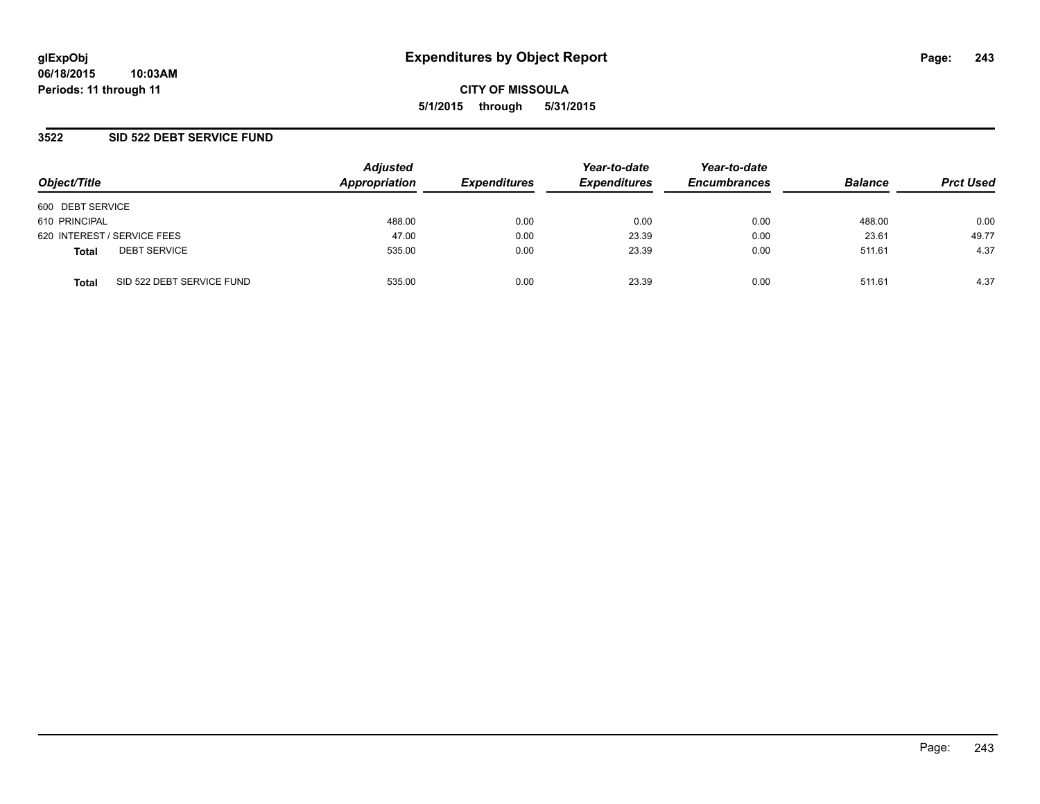glExpObj
06/18/2015 10:03AM
Periods: 11 through 11

# Expenditures by Object Report

CITY OF MISSOULA

5/1/2015 through 5/31/2015

## 3522 SID 522 DEBT SERVICE FUND

| Object/Title | | Adjusted Appropriation | Expenditures | Year-to-date Expenditures | Year-to-date Encumbrances | Balance | Prct Used |
|---|---|---|---|---|---|---|---|
| 600 DEBT SERVICE | | | | | | | |
| 610 PRINCIPAL | | 488.00 | 0.00 | 0.00 | 0.00 | 488.00 | 0.00 |
| 620 INTEREST / SERVICE FEES | | 47.00 | 0.00 | 23.39 | 0.00 | 23.61 | 49.77 |
| **Total** | DEBT SERVICE | 535.00 | 0.00 | 23.39 | 0.00 | 511.61 | 4.37 |
| **Total** | SID 522 DEBT SERVICE FUND | 535.00 | 0.00 | 23.39 | 0.00 | 511.61 | 4.37 |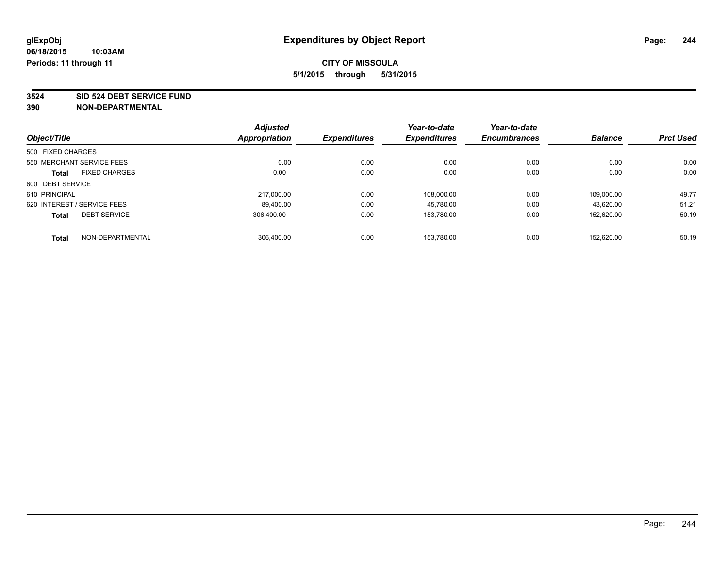glExpObj
06/18/2015 10:03AM
Periods: 11 through 11

# Expenditures by Object Report

**CITY OF MISSOULA**
**5/1/2015 through 5/31/2015**

**3524 SID 524 DEBT SERVICE FUND**
**390 NON-DEPARTMENTAL**

| Object/Title | | Adjusted Appropriation | Expenditures | Year-to-date Expenditures | Year-to-date Encumbrances | Balance | Prct Used |
|---|---|---|---|---|---|---|---|
| 500 FIXED CHARGES | | | | | | | |
| 550 MERCHANT SERVICE FEES | | 0.00 | 0.00 | 0.00 | 0.00 | 0.00 | 0.00 |
| **Total** | FIXED CHARGES | 0.00 | 0.00 | 0.00 | 0.00 | 0.00 | 0.00 |
| 600 DEBT SERVICE | | | | | | | |
| 610 PRINCIPAL | | 217,000.00 | 0.00 | 108,000.00 | 0.00 | 109,000.00 | 49.77 |
| 620 INTEREST / SERVICE FEES | | 89,400.00 | 0.00 | 45,780.00 | 0.00 | 43,620.00 | 51.21 |
| **Total** | DEBT SERVICE | 306,400.00 | 0.00 | 153,780.00 | 0.00 | 152,620.00 | 50.19 |
| **Total** | NON-DEPARTMENTAL | 306,400.00 | 0.00 | 153,780.00 | 0.00 | 152,620.00 | 50.19 |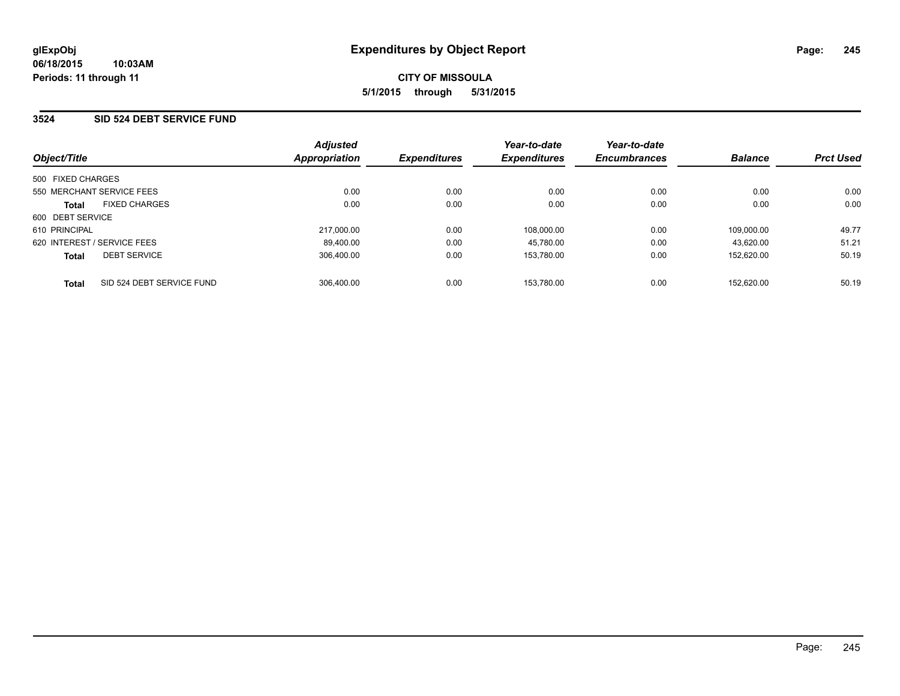# Expenditures by Object Report

glExpObj
06/18/2015 10:03AM
Periods: 11 through 11

**CITY OF MISSOULA**
**5/1/2015 through 5/31/2015**

## 3524 SID 524 DEBT SERVICE FUND

| Object/Title | Adjusted Appropriation | Expenditures | Year-to-date Expenditures | Year-to-date Encumbrances | Balance | Prct Used |
|---|---|---|---|---|---|---|
| 500 FIXED CHARGES | | | | | | |
| 550 MERCHANT SERVICE FEES | 0.00 | 0.00 | 0.00 | 0.00 | 0.00 | 0.00 |
| **Total** FIXED CHARGES | 0.00 | 0.00 | 0.00 | 0.00 | 0.00 | 0.00 |
| 600 DEBT SERVICE | | | | | | |
| 610 PRINCIPAL | 217,000.00 | 0.00 | 108,000.00 | 0.00 | 109,000.00 | 49.77 |
| 620 INTEREST / SERVICE FEES | 89,400.00 | 0.00 | 45,780.00 | 0.00 | 43,620.00 | 51.21 |
| **Total** DEBT SERVICE | 306,400.00 | 0.00 | 153,780.00 | 0.00 | 152,620.00 | 50.19 |
| **Total** SID 524 DEBT SERVICE FUND | 306,400.00 | 0.00 | 153,780.00 | 0.00 | 152,620.00 | 50.19 |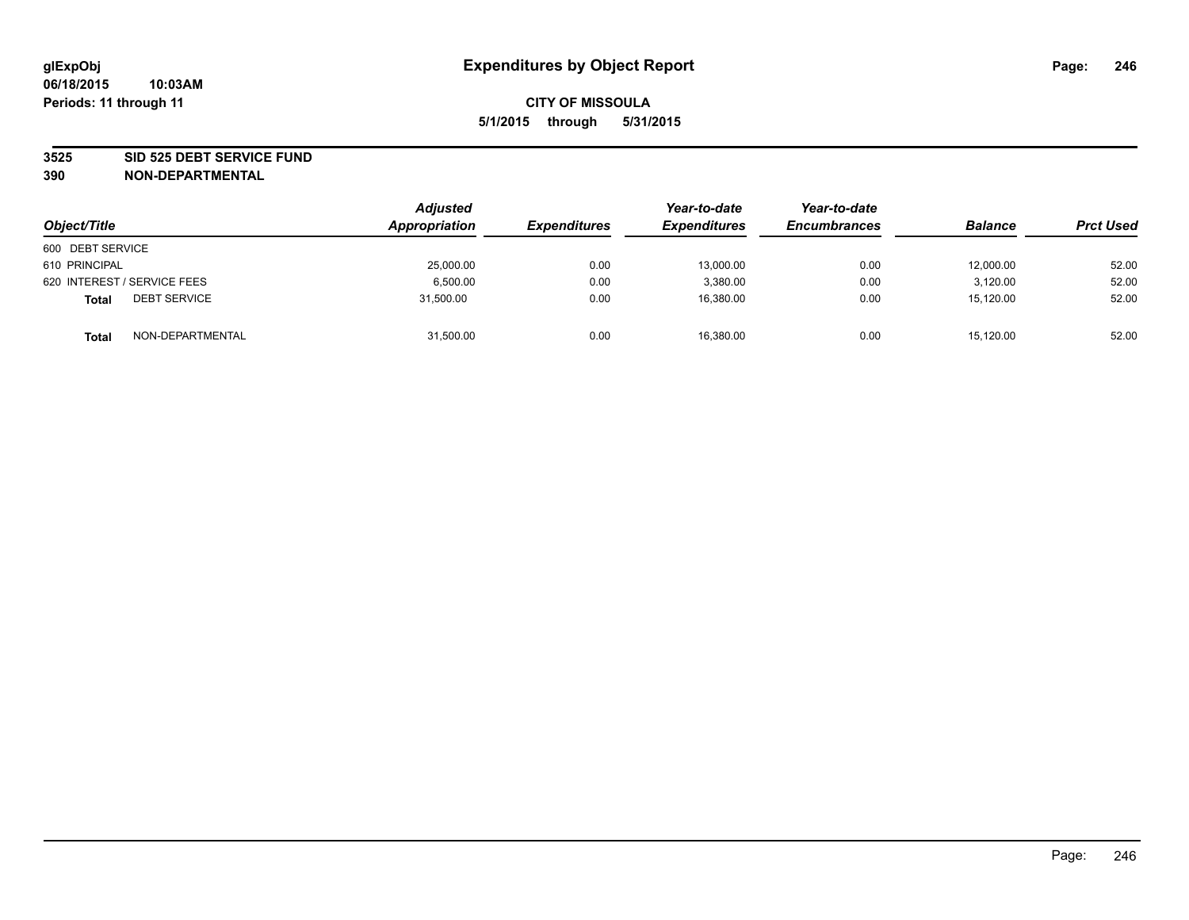**glExpObj** **Expenditures by Object Report**

**06/18/2015 10:03AM**

**Periods: 11 through 11**

**CITY OF MISSOULA**

**5/1/2015 through 5/31/2015**

**3525 SID 525 DEBT SERVICE FUND**

**390 NON-DEPARTMENTAL**

| Object/Title | | Adjusted Appropriation | Expenditures | Year-to-date Expenditures | Year-to-date Encumbrances | Balance | Prct Used |
|---|---|---|---|---|---|---|---|
| 600 DEBT SERVICE | | | | | | | |
| 610 PRINCIPAL | | 25,000.00 | 0.00 | 13,000.00 | 0.00 | 12,000.00 | 52.00 |
| 620 INTEREST / SERVICE FEES | | 6,500.00 | 0.00 | 3,380.00 | 0.00 | 3,120.00 | 52.00 |
| **Total** | DEBT SERVICE | 31,500.00 | 0.00 | 16,380.00 | 0.00 | 15,120.00 | 52.00 |
| **Total** | NON-DEPARTMENTAL | 31,500.00 | 0.00 | 16,380.00 | 0.00 | 15,120.00 | 52.00 |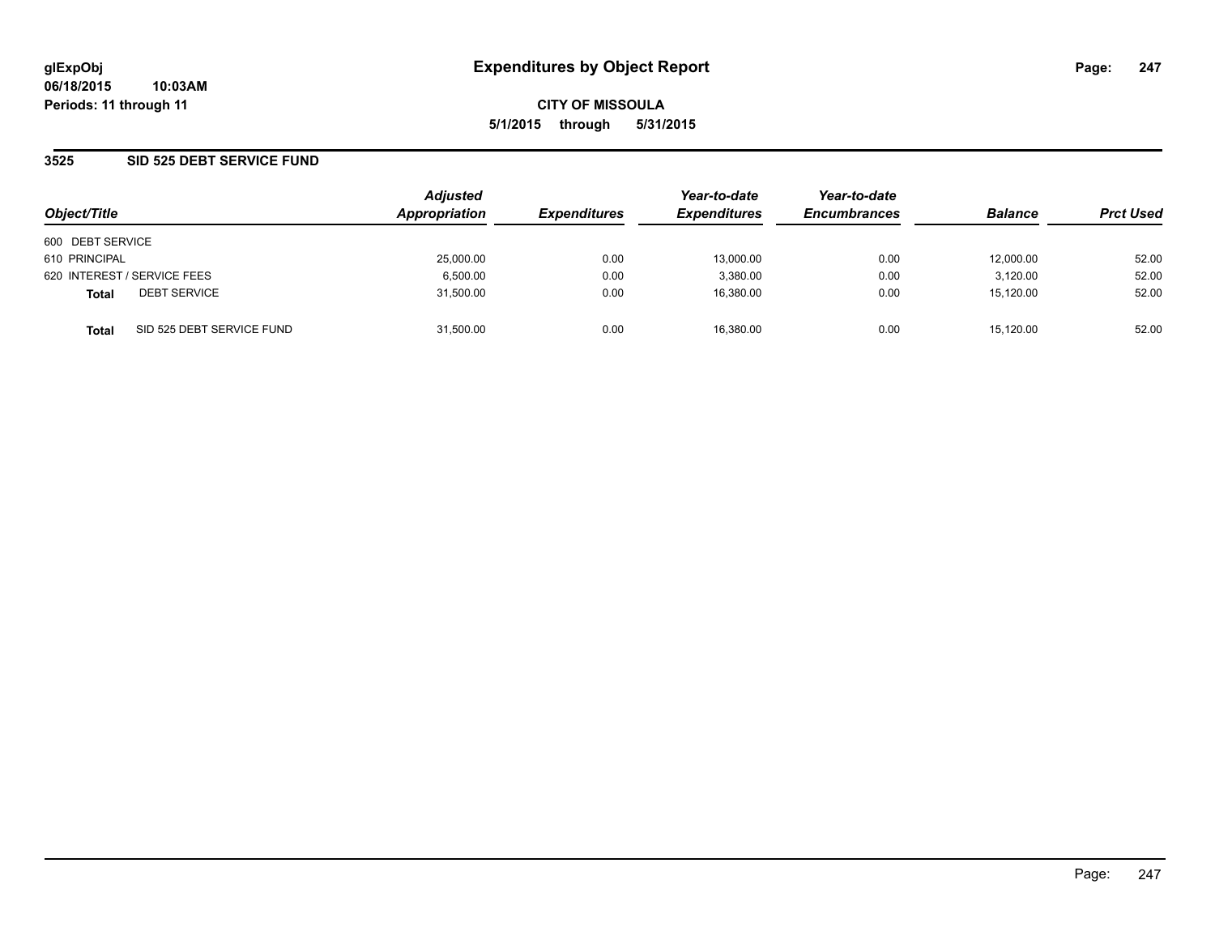# Expenditures by Object Report

glExpObj
06/18/2015 10:03AM
Periods: 11 through 11

**CITY OF MISSOULA**
**5/1/2015 through 5/31/2015**

## 3525 SID 525 DEBT SERVICE FUND

| Object/Title | | Adjusted Appropriation | Expenditures | Year-to-date Expenditures | Year-to-date Encumbrances | Balance | Prct Used |
|---|---|---|---|---|---|---|---|
| 600 DEBT SERVICE | | | | | | | |
| 610 PRINCIPAL | | 25,000.00 | 0.00 | 13,000.00 | 0.00 | 12,000.00 | 52.00 |
| 620 INTEREST / SERVICE FEES | | 6,500.00 | 0.00 | 3,380.00 | 0.00 | 3,120.00 | 52.00 |
| **Total** | DEBT SERVICE | 31,500.00 | 0.00 | 16,380.00 | 0.00 | 15,120.00 | 52.00 |
| **Total** | SID 525 DEBT SERVICE FUND | 31,500.00 | 0.00 | 16,380.00 | 0.00 | 15,120.00 | 52.00 |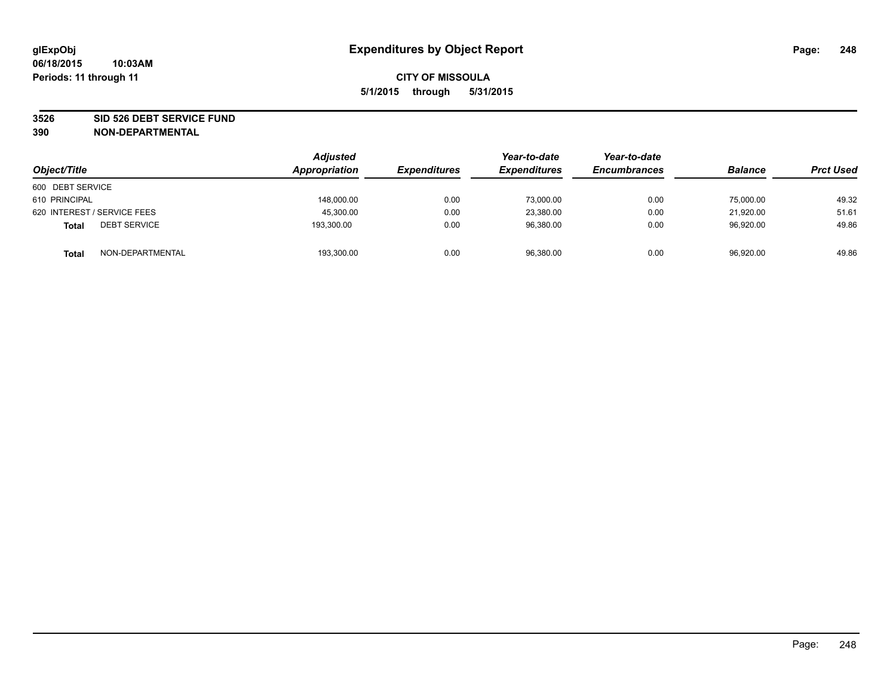# Expenditures by Object Report

glExpObj
06/18/2015 10:03AM
Periods: 11 through 11

**CITY OF MISSOULA**
**5/1/2015 through 5/31/2015**

**3526 SID 526 DEBT SERVICE FUND**
**390 NON-DEPARTMENTAL**

| Object/Title | Adjusted Appropriation | Expenditures | Year-to-date Expenditures | Year-to-date Encumbrances | Balance | Prct Used |
|---|---|---|---|---|---|---|
| 600 DEBT SERVICE | | | | | | |
| 610 PRINCIPAL | 148,000.00 | 0.00 | 73,000.00 | 0.00 | 75,000.00 | 49.32 |
| 620 INTEREST / SERVICE FEES | 45,300.00 | 0.00 | 23,380.00 | 0.00 | 21,920.00 | 51.61 |
| **Total** DEBT SERVICE | 193,300.00 | 0.00 | 96,380.00 | 0.00 | 96,920.00 | 49.86 |
| **Total** NON-DEPARTMENTAL | 193,300.00 | 0.00 | 96,380.00 | 0.00 | 96,920.00 | 49.86 |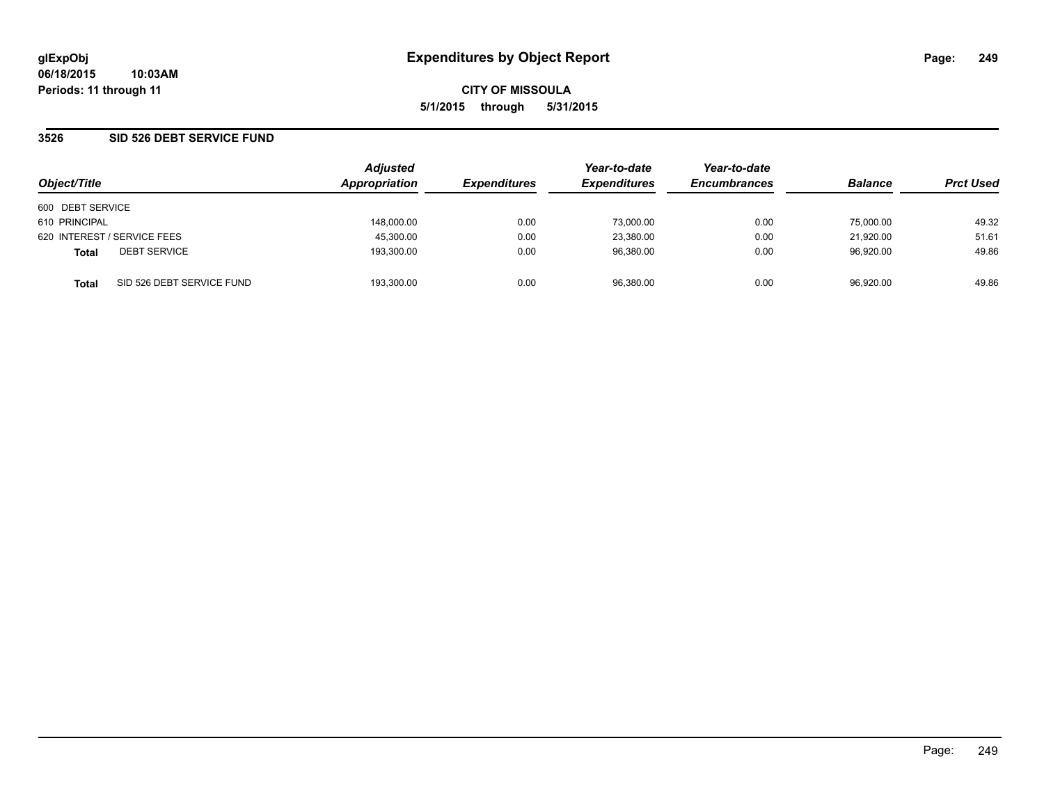glExpObj
06/18/2015 10:03AM
Periods: 11 through 11

# Expenditures by Object Report

CITY OF MISSOULA

5/1/2015 through 5/31/2015

## 3526 SID 526 DEBT SERVICE FUND

| Object/Title | | Adjusted Appropriation | Expenditures | Year-to-date Expenditures | Year-to-date Encumbrances | Balance | Prct Used |
|---|---|---|---|---|---|---|---|
| 600 DEBT SERVICE | | | | | | | |
| 610 PRINCIPAL | | 148,000.00 | 0.00 | 73,000.00 | 0.00 | 75,000.00 | 49.32 |
| 620 INTEREST / SERVICE FEES | | 45,300.00 | 0.00 | 23,380.00 | 0.00 | 21,920.00 | 51.61 |
| **Total** | DEBT SERVICE | 193,300.00 | 0.00 | 96,380.00 | 0.00 | 96,920.00 | 49.86 |
| **Total** | SID 526 DEBT SERVICE FUND | 193,300.00 | 0.00 | 96,380.00 | 0.00 | 96,920.00 | 49.86 |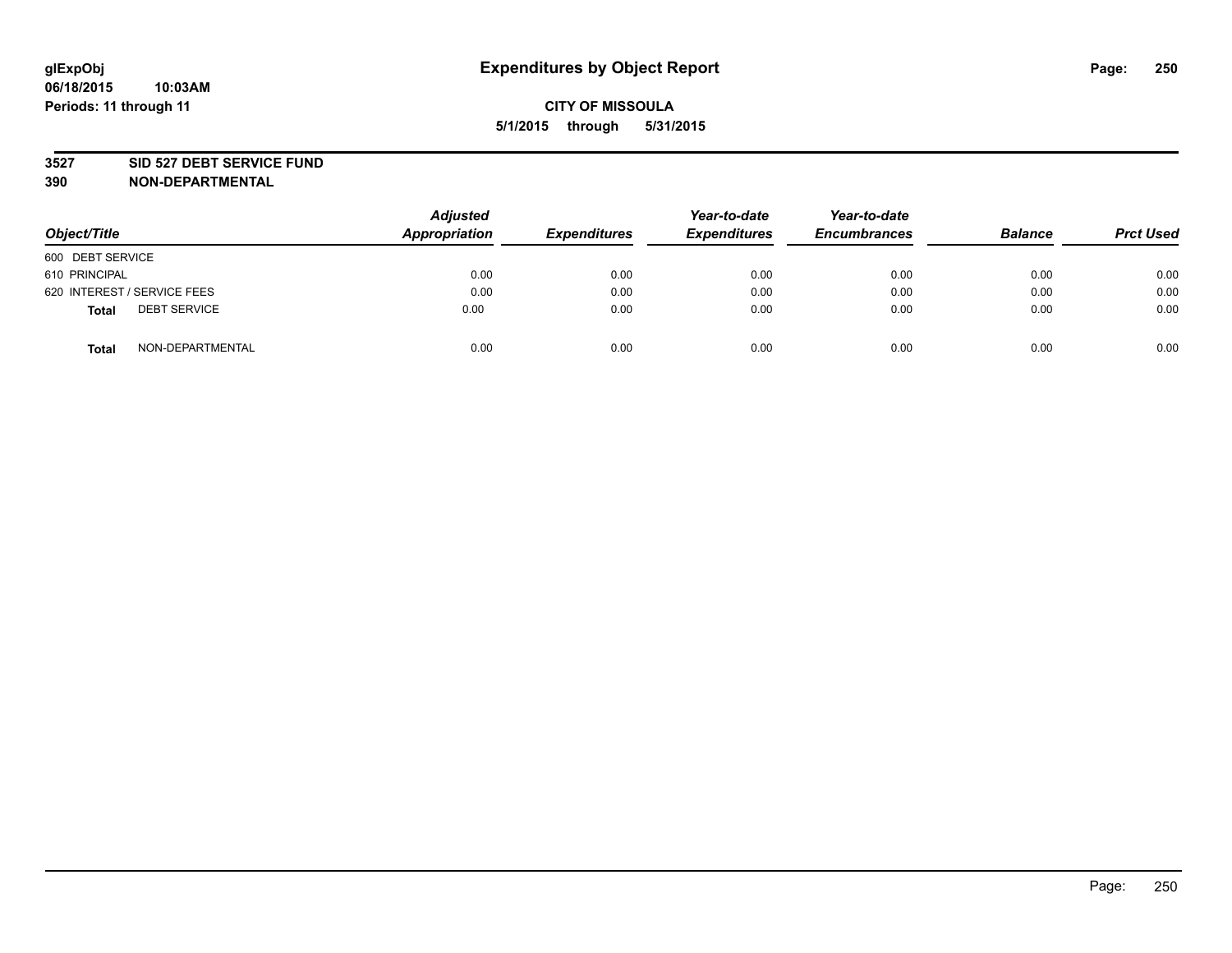# Expenditures by Object Report

glExpObj
06/18/2015 10:03AM
Periods: 11 through 11

**CITY OF MISSOULA**
**5/1/2015 through 5/31/2015**

**3527 SID 527 DEBT SERVICE FUND**
**390 NON-DEPARTMENTAL**

| Object/Title | Adjusted Appropriation | Expenditures | Year-to-date Expenditures | Year-to-date Encumbrances | Balance | Prct Used |
|---|---|---|---|---|---|---|
| 600 DEBT SERVICE | | | | | | |
| 610 PRINCIPAL | 0.00 | 0.00 | 0.00 | 0.00 | 0.00 | 0.00 |
| 620 INTEREST / SERVICE FEES | 0.00 | 0.00 | 0.00 | 0.00 | 0.00 | 0.00 |
| **Total** DEBT SERVICE | 0.00 | 0.00 | 0.00 | 0.00 | 0.00 | 0.00 |
| **Total** NON-DEPARTMENTAL | 0.00 | 0.00 | 0.00 | 0.00 | 0.00 | 0.00 |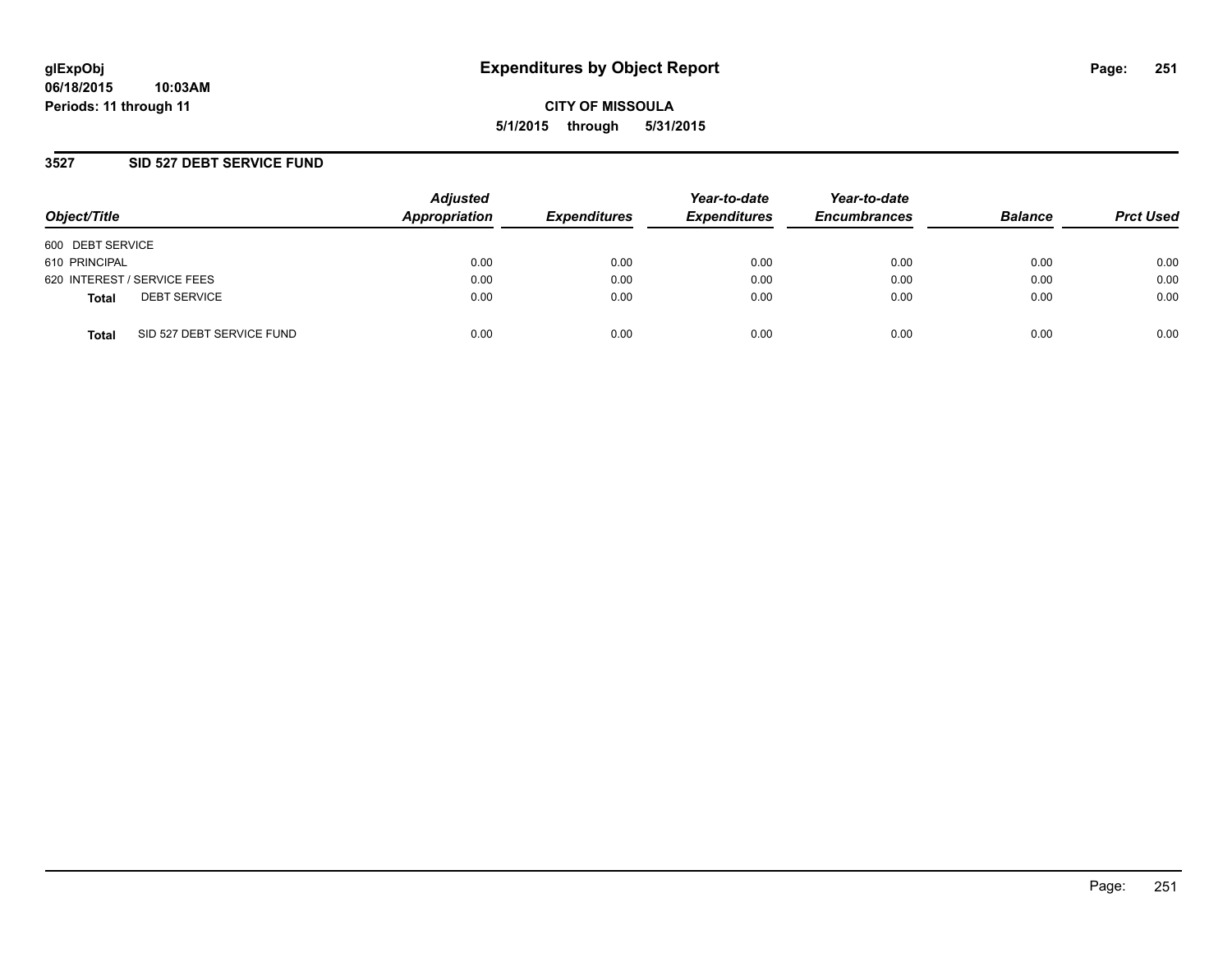# Expenditures by Object Report

glExpObj
06/18/2015 10:03AM
Periods: 11 through 11

**CITY OF MISSOULA**
**5/1/2015 through 5/31/2015**

## 3527 SID 527 DEBT SERVICE FUND

| Object/Title | Adjusted Appropriation | Expenditures | Year-to-date Expenditures | Year-to-date Encumbrances | Balance | Prct Used |
|---|---|---|---|---|---|---|
| 600 DEBT SERVICE | | | | | | |
| 610 PRINCIPAL | 0.00 | 0.00 | 0.00 | 0.00 | 0.00 | 0.00 |
| 620 INTEREST / SERVICE FEES | 0.00 | 0.00 | 0.00 | 0.00 | 0.00 | 0.00 |
| **Total** DEBT SERVICE | 0.00 | 0.00 | 0.00 | 0.00 | 0.00 | 0.00 |
| **Total** SID 527 DEBT SERVICE FUND | 0.00 | 0.00 | 0.00 | 0.00 | 0.00 | 0.00 |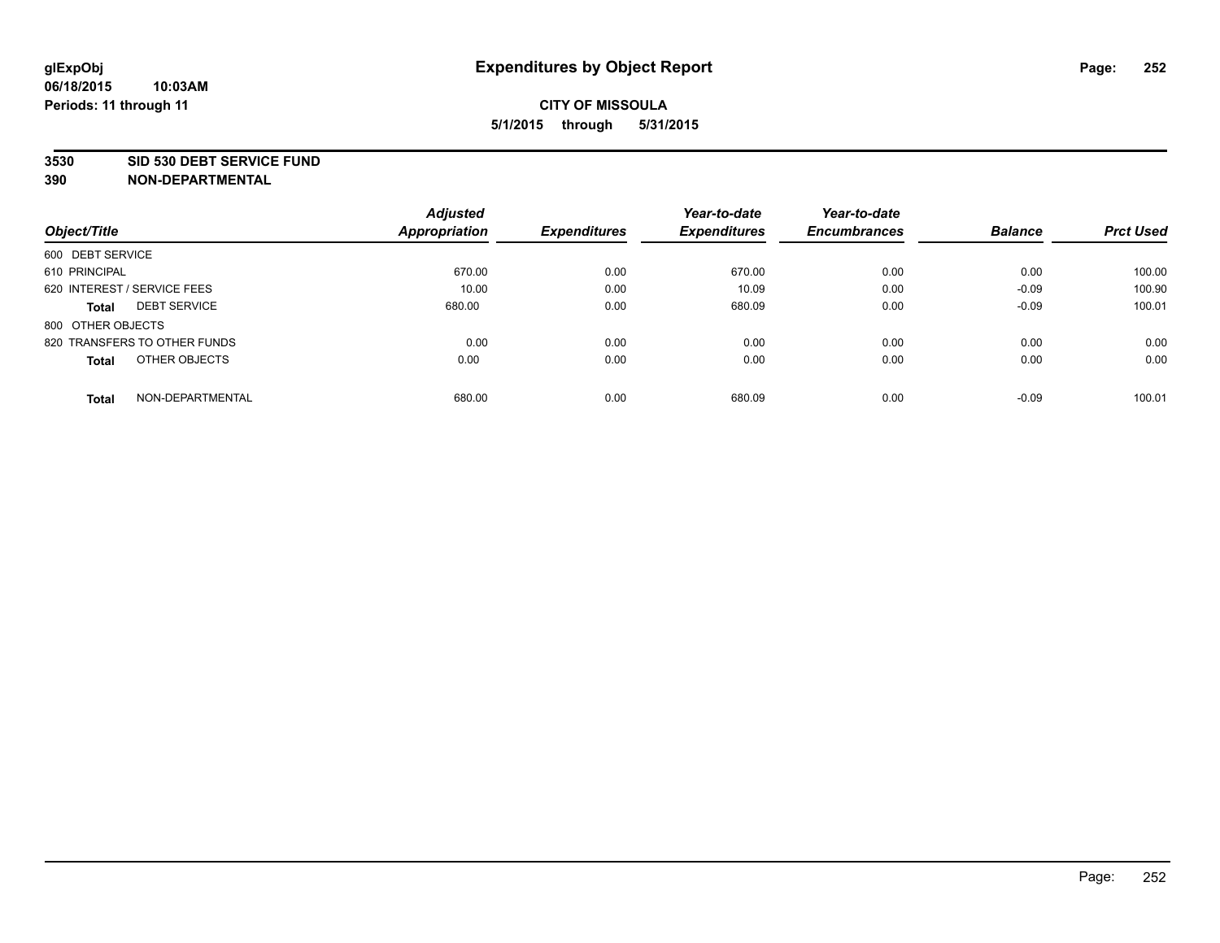glExpObj
06/18/2015 10:03AM
Periods: 11 through 11

# Expenditures by Object Report

**CITY OF MISSOULA**
**5/1/2015 through 5/31/2015**

**3530 SID 530 DEBT SERVICE FUND**
**390 NON-DEPARTMENTAL**

| Object/Title | Adjusted Appropriation | Expenditures | Year-to-date Expenditures | Year-to-date Encumbrances | Balance | Prct Used |
|---|---|---|---|---|---|---|
| 600 DEBT SERVICE | | | | | | |
| 610 PRINCIPAL | 670.00 | 0.00 | 670.00 | 0.00 | 0.00 | 100.00 |
| 620 INTEREST / SERVICE FEES | 10.00 | 0.00 | 10.09 | 0.00 | -0.09 | 100.90 |
| **Total** DEBT SERVICE | 680.00 | 0.00 | 680.09 | 0.00 | -0.09 | 100.01 |
| 800 OTHER OBJECTS | | | | | | |
| 820 TRANSFERS TO OTHER FUNDS | 0.00 | 0.00 | 0.00 | 0.00 | 0.00 | 0.00 |
| **Total** OTHER OBJECTS | 0.00 | 0.00 | 0.00 | 0.00 | 0.00 | 0.00 |
| **Total** NON-DEPARTMENTAL | 680.00 | 0.00 | 680.09 | 0.00 | -0.09 | 100.01 |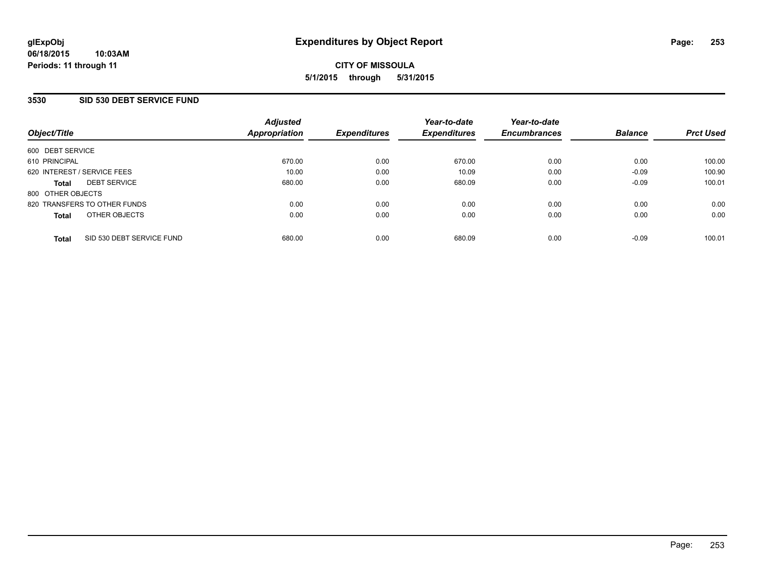**glExpObj**
**06/18/2015 10:03AM**
**Periods: 11 through 11**

# Expenditures by Object Report

**CITY OF MISSOULA**
**5/1/2015 through 5/31/2015**

## 3530 SID 530 DEBT SERVICE FUND

| Object/Title | Adjusted Appropriation | Expenditures | Year-to-date Expenditures | Year-to-date Encumbrances | Balance | Prct Used |
|---|---|---|---|---|---|---|
| 600 DEBT SERVICE | | | | | | |
| 610 PRINCIPAL | 670.00 | 0.00 | 670.00 | 0.00 | 0.00 | 100.00 |
| 620 INTEREST / SERVICE FEES | 10.00 | 0.00 | 10.09 | 0.00 | -0.09 | 100.90 |
| **Total** DEBT SERVICE | 680.00 | 0.00 | 680.09 | 0.00 | -0.09 | 100.01 |
| 800 OTHER OBJECTS | | | | | | |
| 820 TRANSFERS TO OTHER FUNDS | 0.00 | 0.00 | 0.00 | 0.00 | 0.00 | 0.00 |
| **Total** OTHER OBJECTS | 0.00 | 0.00 | 0.00 | 0.00 | 0.00 | 0.00 |
| **Total** SID 530 DEBT SERVICE FUND | 680.00 | 0.00 | 680.09 | 0.00 | -0.09 | 100.01 |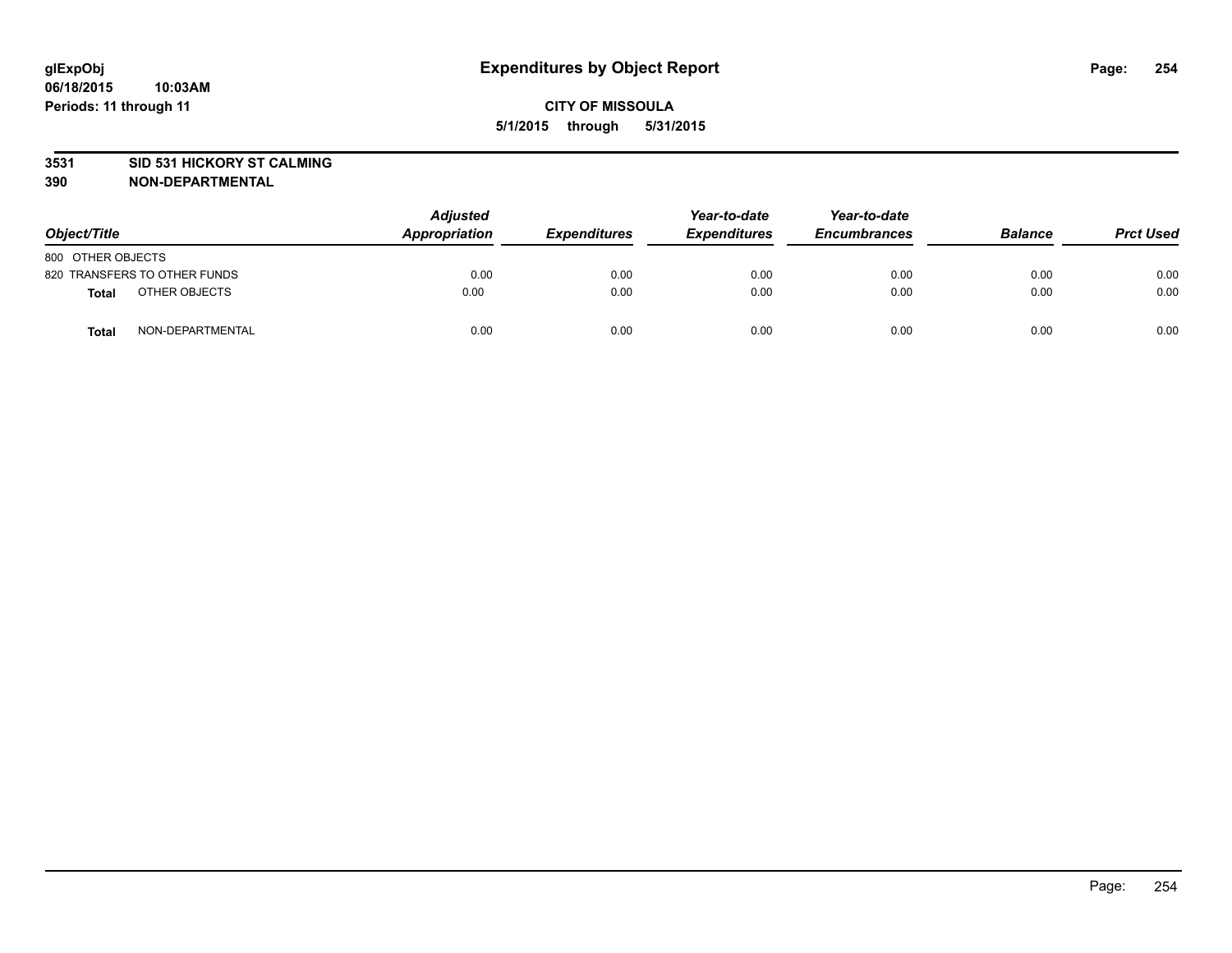glExpObj
06/18/2015 10:03AM
Periods: 11 through 11

# Expenditures by Object Report

**CITY OF MISSOULA**
**5/1/2015 through 5/31/2015**

**3531 SID 531 HICKORY ST CALMING**
**390 NON-DEPARTMENTAL**

| Object/Title | Adjusted Appropriation | Expenditures | Year-to-date Expenditures | Year-to-date Encumbrances | Balance | Prct Used |
|---|---|---|---|---|---|---|
| 800 OTHER OBJECTS | | | | | | |
| 820 TRANSFERS TO OTHER FUNDS | 0.00 | 0.00 | 0.00 | 0.00 | 0.00 | 0.00 |
| **Total** OTHER OBJECTS | 0.00 | 0.00 | 0.00 | 0.00 | 0.00 | 0.00 |
| **Total** NON-DEPARTMENTAL | 0.00 | 0.00 | 0.00 | 0.00 | 0.00 | 0.00 |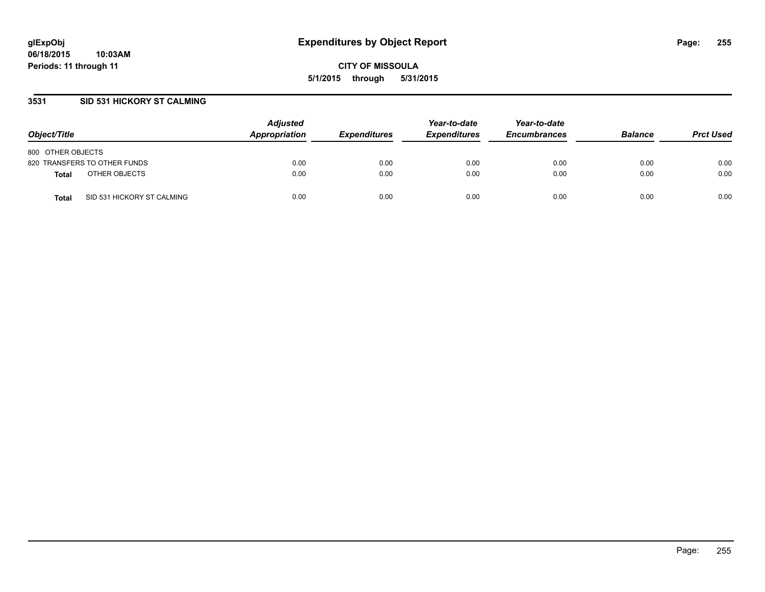**glExpObj**
**06/18/2015 10:03AM**
**Periods: 11 through 11**

# Expenditures by Object Report

**CITY OF MISSOULA**
**5/1/2015 through 5/31/2015**

## 3531 SID 531 HICKORY ST CALMING

| Object/Title | | Adjusted Appropriation | Expenditures | Year-to-date Expenditures | Year-to-date Encumbrances | Balance | Prct Used |
|---|---|---|---|---|---|---|---|
| 800 OTHER OBJECTS | | | | | | | |
| 820 TRANSFERS TO OTHER FUNDS | | 0.00 | 0.00 | 0.00 | 0.00 | 0.00 | 0.00 |
| **Total** | OTHER OBJECTS | 0.00 | 0.00 | 0.00 | 0.00 | 0.00 | 0.00 |
| **Total** | SID 531 HICKORY ST CALMING | 0.00 | 0.00 | 0.00 | 0.00 | 0.00 | 0.00 |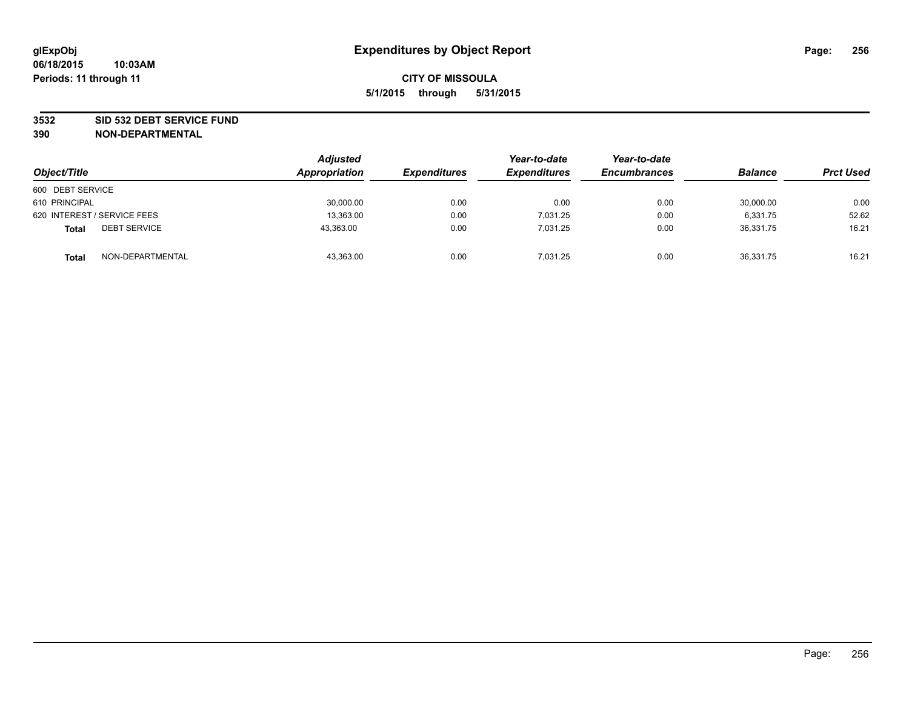# Expenditures by Object Report

glExpObj
06/18/2015 10:03AM
Periods: 11 through 11

**CITY OF MISSOULA**
**5/1/2015 through 5/31/2015**

**3532 SID 532 DEBT SERVICE FUND**
**390 NON-DEPARTMENTAL**

| Object/Title | Adjusted Appropriation | Expenditures | Year-to-date Expenditures | Year-to-date Encumbrances | Balance | Prct Used |
|---|---|---|---|---|---|---|
| 600 DEBT SERVICE | | | | | | |
| 610 PRINCIPAL | 30,000.00 | 0.00 | 0.00 | 0.00 | 30,000.00 | 0.00 |
| 620 INTEREST / SERVICE FEES | 13,363.00 | 0.00 | 7,031.25 | 0.00 | 6,331.75 | 52.62 |
| **Total** DEBT SERVICE | 43,363.00 | 0.00 | 7,031.25 | 0.00 | 36,331.75 | 16.21 |
| **Total** NON-DEPARTMENTAL | 43,363.00 | 0.00 | 7,031.25 | 0.00 | 36,331.75 | 16.21 |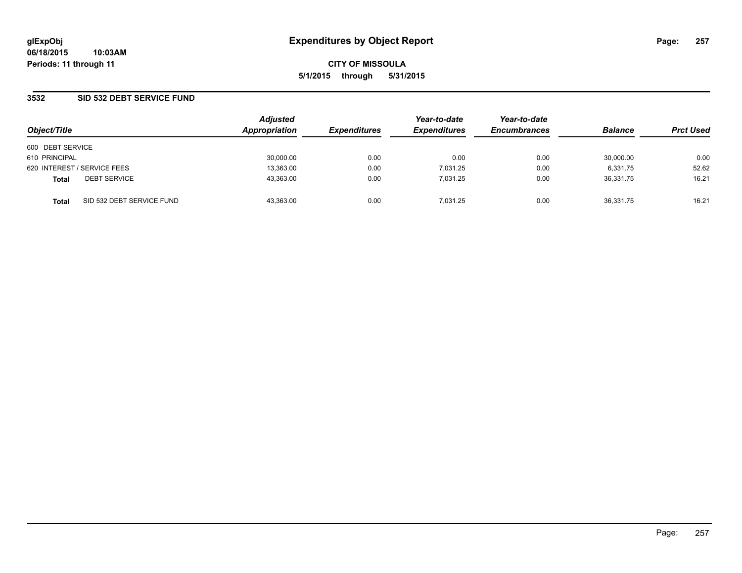glExpObj
06/18/2015 10:03AM
Periods: 11 through 11

# Expenditures by Object Report

CITY OF MISSOULA
5/1/2015 through 5/31/2015

## 3532 SID 532 DEBT SERVICE FUND

| Object/Title | | Adjusted Appropriation | Expenditures | Year-to-date Expenditures | Year-to-date Encumbrances | Balance | Prct Used |
|---|---|---|---|---|---|---|---|
| 600 DEBT SERVICE | | | | | | | |
| 610 PRINCIPAL | | 30,000.00 | 0.00 | 0.00 | 0.00 | 30,000.00 | 0.00 |
| 620 INTEREST / SERVICE FEES | | 13,363.00 | 0.00 | 7,031.25 | 0.00 | 6,331.75 | 52.62 |
| **Total** | DEBT SERVICE | 43,363.00 | 0.00 | 7,031.25 | 0.00 | 36,331.75 | 16.21 |
| **Total** | SID 532 DEBT SERVICE FUND | 43,363.00 | 0.00 | 7,031.25 | 0.00 | 36,331.75 | 16.21 |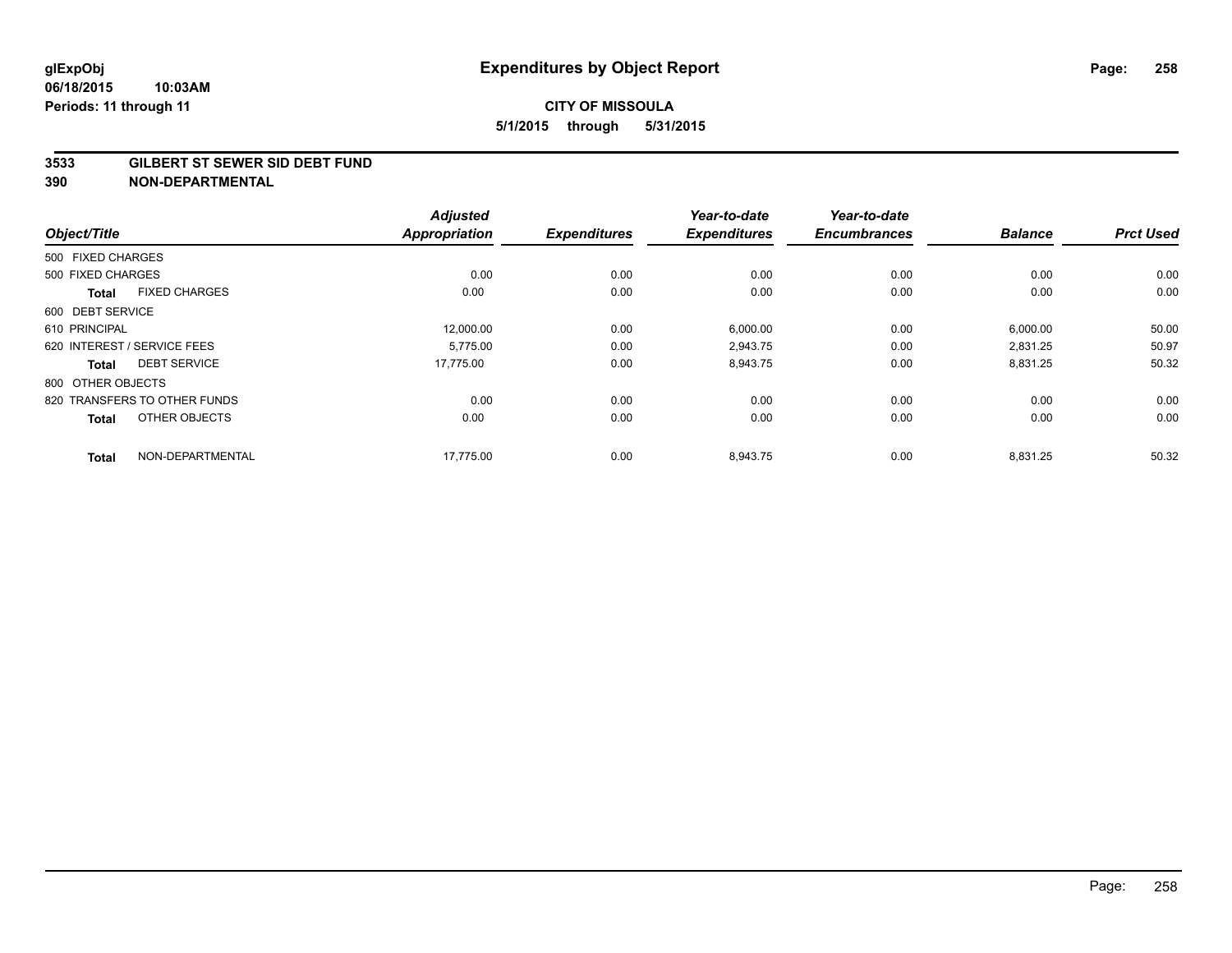glExpObj
06/18/2015 10:03AM
Periods: 11 through 11

# Expenditures by Object Report

**CITY OF MISSOULA**
**5/1/2015 through 5/31/2015**

**3533 GILBERT ST SEWER SID DEBT FUND**
**390 NON-DEPARTMENTAL**

| Object/Title | | Adjusted Appropriation | Expenditures | Year-to-date Expenditures | Year-to-date Encumbrances | Balance | Prct Used |
|---|---|---|---|---|---|---|---|
| 500 FIXED CHARGES | | | | | | | |
| 500 FIXED CHARGES | | 0.00 | 0.00 | 0.00 | 0.00 | 0.00 | 0.00 |
| **Total** | FIXED CHARGES | 0.00 | 0.00 | 0.00 | 0.00 | 0.00 | 0.00 |
| 600 DEBT SERVICE | | | | | | | |
| 610 PRINCIPAL | | 12,000.00 | 0.00 | 6,000.00 | 0.00 | 6,000.00 | 50.00 |
| 620 INTEREST / SERVICE FEES | | 5,775.00 | 0.00 | 2,943.75 | 0.00 | 2,831.25 | 50.97 |
| **Total** | DEBT SERVICE | 17,775.00 | 0.00 | 8,943.75 | 0.00 | 8,831.25 | 50.32 |
| 800 OTHER OBJECTS | | | | | | | |
| 820 TRANSFERS TO OTHER FUNDS | | 0.00 | 0.00 | 0.00 | 0.00 | 0.00 | 0.00 |
| **Total** | OTHER OBJECTS | 0.00 | 0.00 | 0.00 | 0.00 | 0.00 | 0.00 |
| **Total** | NON-DEPARTMENTAL | 17,775.00 | 0.00 | 8,943.75 | 0.00 | 8,831.25 | 50.32 |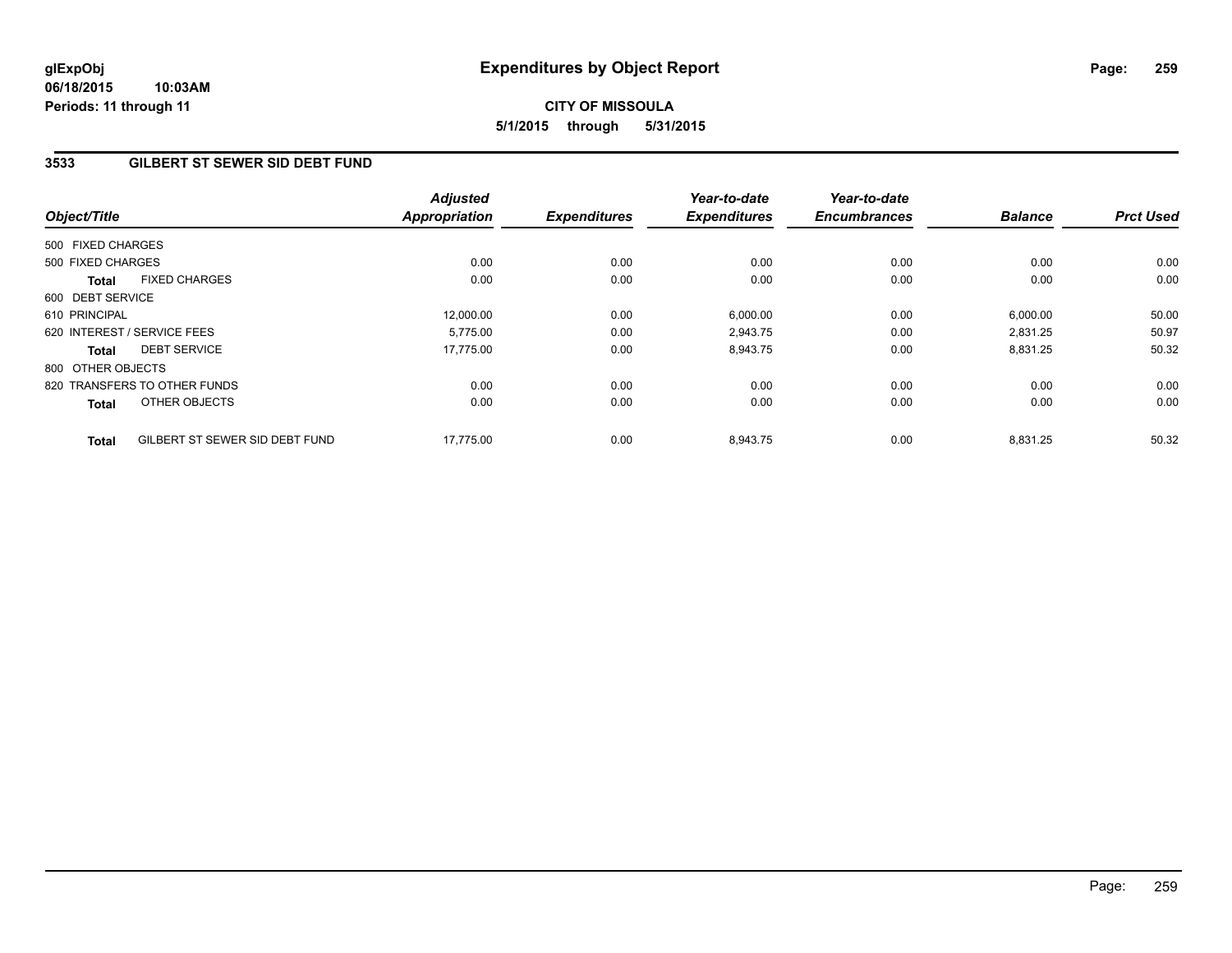**glExpObj**
**06/18/2015 10:03AM**
**Periods: 11 through 11**

# Expenditures by Object Report

**CITY OF MISSOULA**
**5/1/2015 through 5/31/2015**

## 3533 GILBERT ST SEWER SID DEBT FUND

| Object/Title | Adjusted Appropriation | Expenditures | Year-to-date Expenditures | Year-to-date Encumbrances | Balance | Prct Used |
|---|---|---|---|---|---|---|
| 500 FIXED CHARGES | | | | | | |
| 500 FIXED CHARGES | 0.00 | 0.00 | 0.00 | 0.00 | 0.00 | 0.00 |
| **Total** FIXED CHARGES | 0.00 | 0.00 | 0.00 | 0.00 | 0.00 | 0.00 |
| 600 DEBT SERVICE | | | | | | |
| 610 PRINCIPAL | 12,000.00 | 0.00 | 6,000.00 | 0.00 | 6,000.00 | 50.00 |
| 620 INTEREST / SERVICE FEES | 5,775.00 | 0.00 | 2,943.75 | 0.00 | 2,831.25 | 50.97 |
| **Total** DEBT SERVICE | 17,775.00 | 0.00 | 8,943.75 | 0.00 | 8,831.25 | 50.32 |
| 800 OTHER OBJECTS | | | | | | |
| 820 TRANSFERS TO OTHER FUNDS | 0.00 | 0.00 | 0.00 | 0.00 | 0.00 | 0.00 |
| **Total** OTHER OBJECTS | 0.00 | 0.00 | 0.00 | 0.00 | 0.00 | 0.00 |
| **Total** GILBERT ST SEWER SID DEBT FUND | 17,775.00 | 0.00 | 8,943.75 | 0.00 | 8,831.25 | 50.32 |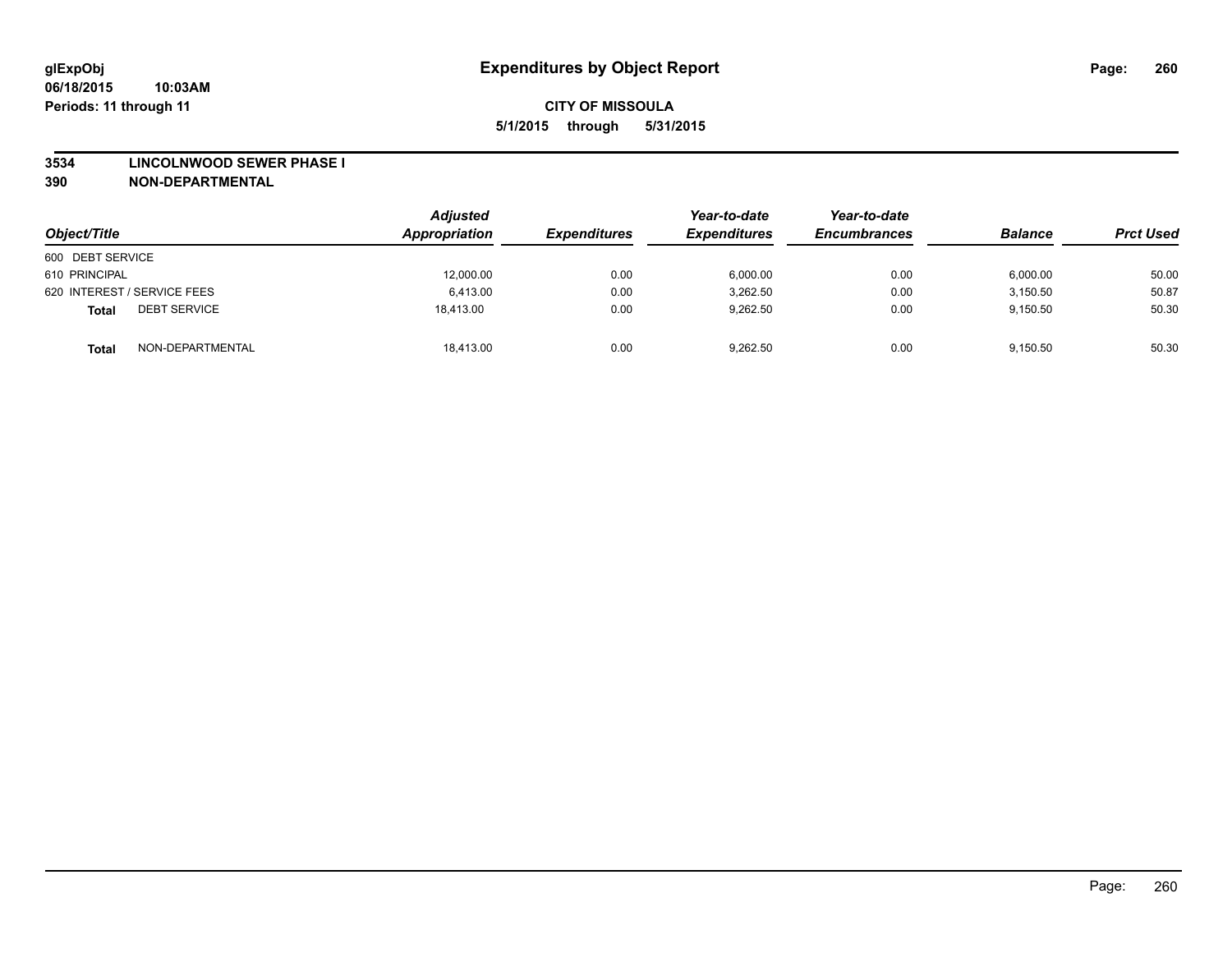**glExpObj** **Expenditures by Object Report**

**06/18/2015 10:03AM**

**Periods: 11 through 11**

**CITY OF MISSOULA**

**5/1/2015 through 5/31/2015**

**3534 LINCOLNWOOD SEWER PHASE I**

**390 NON-DEPARTMENTAL**

| Object/Title | Adjusted Appropriation | Expenditures | Year-to-date Expenditures | Year-to-date Encumbrances | Balance | Prct Used |
|---|---|---|---|---|---|---|
| 600 DEBT SERVICE | | | | | | |
| 610 PRINCIPAL | 12,000.00 | 0.00 | 6,000.00 | 0.00 | 6,000.00 | 50.00 |
| 620 INTEREST / SERVICE FEES | 6,413.00 | 0.00 | 3,262.50 | 0.00 | 3,150.50 | 50.87 |
| **Total** DEBT SERVICE | 18,413.00 | 0.00 | 9,262.50 | 0.00 | 9,150.50 | 50.30 |
| **Total** NON-DEPARTMENTAL | 18,413.00 | 0.00 | 9,262.50 | 0.00 | 9,150.50 | 50.30 |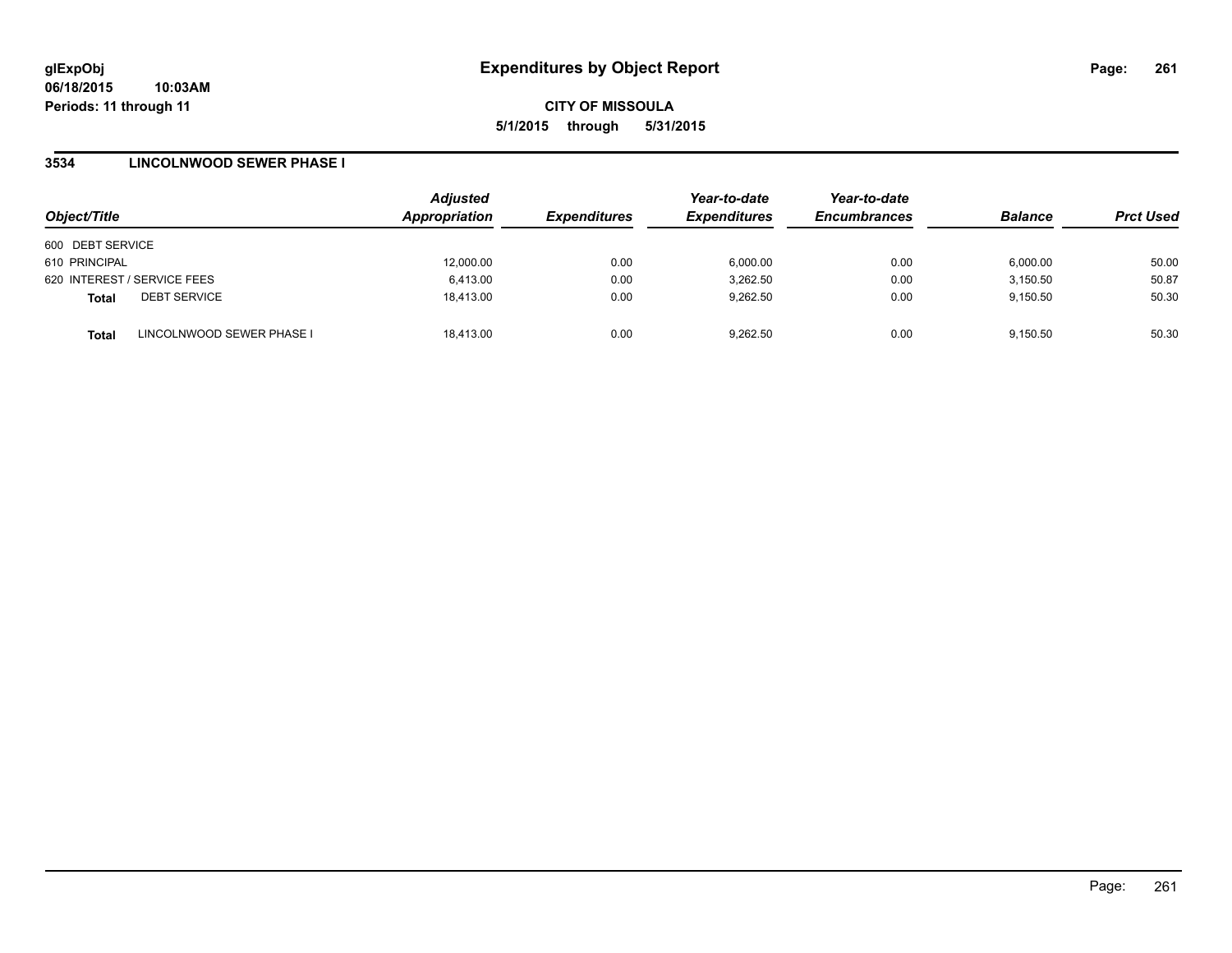**glExpObj** **Expenditures by Object Report**
**06/18/2015 10:03AM**
**Periods: 11 through 11**

**CITY OF MISSOULA**
**5/1/2015 through 5/31/2015**

## 3534 LINCOLNWOOD SEWER PHASE I

| Object/Title | | Adjusted Appropriation | Expenditures | Year-to-date Expenditures | Year-to-date Encumbrances | Balance | Prct Used |
|---|---|---|---|---|---|---|---|
| 600 DEBT SERVICE | | | | | | | |
| 610 PRINCIPAL | | 12,000.00 | 0.00 | 6,000.00 | 0.00 | 6,000.00 | 50.00 |
| 620 INTEREST / SERVICE FEES | | 6,413.00 | 0.00 | 3,262.50 | 0.00 | 3,150.50 | 50.87 |
| **Total** | DEBT SERVICE | 18,413.00 | 0.00 | 9,262.50 | 0.00 | 9,150.50 | 50.30 |
| **Total** | LINCOLNWOOD SEWER PHASE I | 18,413.00 | 0.00 | 9,262.50 | 0.00 | 9,150.50 | 50.30 |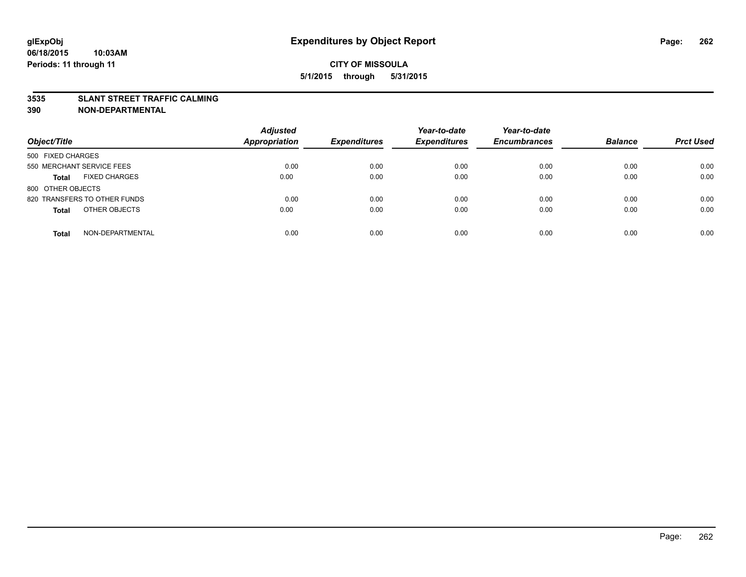**glExpObj**
**06/18/2015 10:03AM**
**Periods: 11 through 11**

# Expenditures by Object Report

**CITY OF MISSOULA**
**5/1/2015 through 5/31/2015**

**3535 SLANT STREET TRAFFIC CALMING**
**390 NON-DEPARTMENTAL**

| Object/Title | Adjusted Appropriation | Expenditures | Year-to-date Expenditures | Year-to-date Encumbrances | Balance | Prct Used |
|---|---|---|---|---|---|---|
| 500 FIXED CHARGES | | | | | | |
| 550 MERCHANT SERVICE FEES | 0.00 | 0.00 | 0.00 | 0.00 | 0.00 | 0.00 |
| **Total** FIXED CHARGES | 0.00 | 0.00 | 0.00 | 0.00 | 0.00 | 0.00 |
| 800 OTHER OBJECTS | | | | | | |
| 820 TRANSFERS TO OTHER FUNDS | 0.00 | 0.00 | 0.00 | 0.00 | 0.00 | 0.00 |
| **Total** OTHER OBJECTS | 0.00 | 0.00 | 0.00 | 0.00 | 0.00 | 0.00 |
| **Total** NON-DEPARTMENTAL | 0.00 | 0.00 | 0.00 | 0.00 | 0.00 | 0.00 |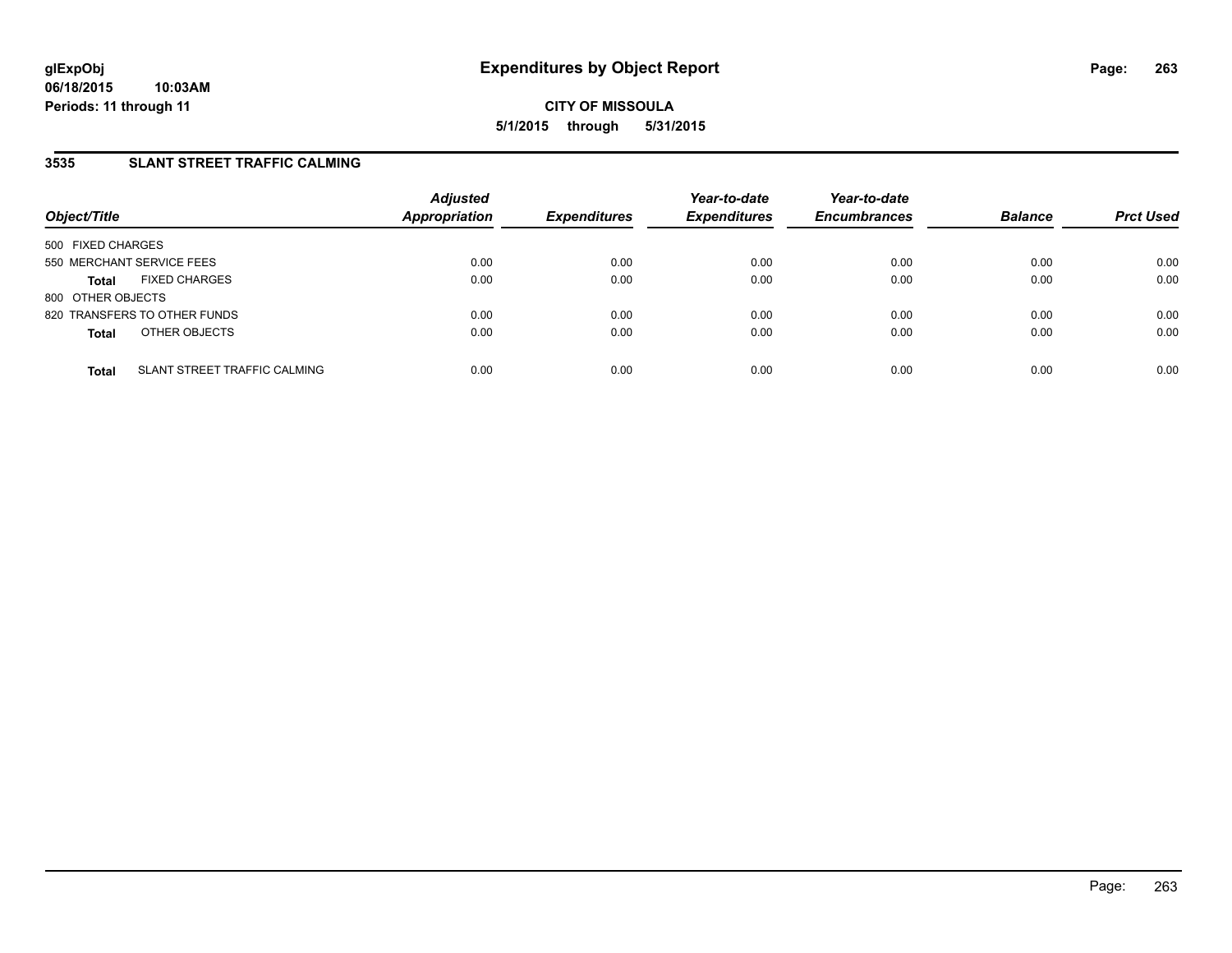**glExpObj**
**06/18/2015 10:03AM**
**Periods: 11 through 11**

# Expenditures by Object Report

**CITY OF MISSOULA**
**5/1/2015 through 5/31/2015**

## 3535 SLANT STREET TRAFFIC CALMING

| Object/Title | | Adjusted Appropriation | Expenditures | Year-to-date Expenditures | Year-to-date Encumbrances | Balance | Prct Used |
|---|---|---|---|---|---|---|---|
| 500 FIXED CHARGES | | | | | | | |
| 550 MERCHANT SERVICE FEES | | 0.00 | 0.00 | 0.00 | 0.00 | 0.00 | 0.00 |
| **Total** | FIXED CHARGES | 0.00 | 0.00 | 0.00 | 0.00 | 0.00 | 0.00 |
| 800 OTHER OBJECTS | | | | | | | |
| 820 TRANSFERS TO OTHER FUNDS | | 0.00 | 0.00 | 0.00 | 0.00 | 0.00 | 0.00 |
| **Total** | OTHER OBJECTS | 0.00 | 0.00 | 0.00 | 0.00 | 0.00 | 0.00 |
| **Total** | SLANT STREET TRAFFIC CALMING | 0.00 | 0.00 | 0.00 | 0.00 | 0.00 | 0.00 |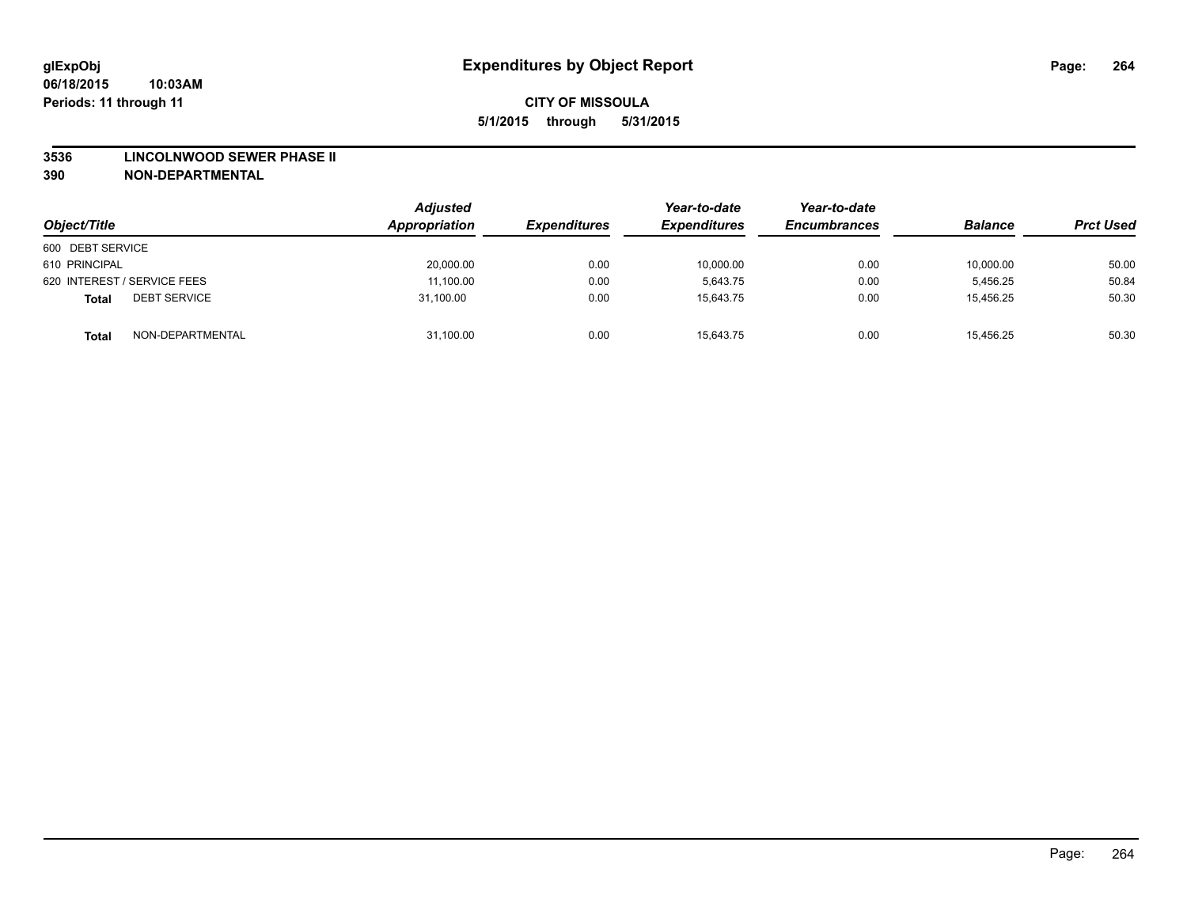glExpObj
06/18/2015 10:03AM
Periods: 11 through 11

# Expenditures by Object Report

**CITY OF MISSOULA**

**5/1/2015 through 5/31/2015**

**3536 LINCOLNWOOD SEWER PHASE II**
**390 NON-DEPARTMENTAL**

| Object/Title | | Adjusted Appropriation | Expenditures | Year-to-date Expenditures | Year-to-date Encumbrances | Balance | Prct Used |
|---|---|---|---|---|---|---|---|
| 600 DEBT SERVICE | | | | | | | |
| 610 PRINCIPAL | | 20,000.00 | 0.00 | 10,000.00 | 0.00 | 10,000.00 | 50.00 |
| 620 INTEREST / SERVICE FEES | | 11,100.00 | 0.00 | 5,643.75 | 0.00 | 5,456.25 | 50.84 |
| **Total** | DEBT SERVICE | 31,100.00 | 0.00 | 15,643.75 | 0.00 | 15,456.25 | 50.30 |
| **Total** | NON-DEPARTMENTAL | 31,100.00 | 0.00 | 15,643.75 | 0.00 | 15,456.25 | 50.30 |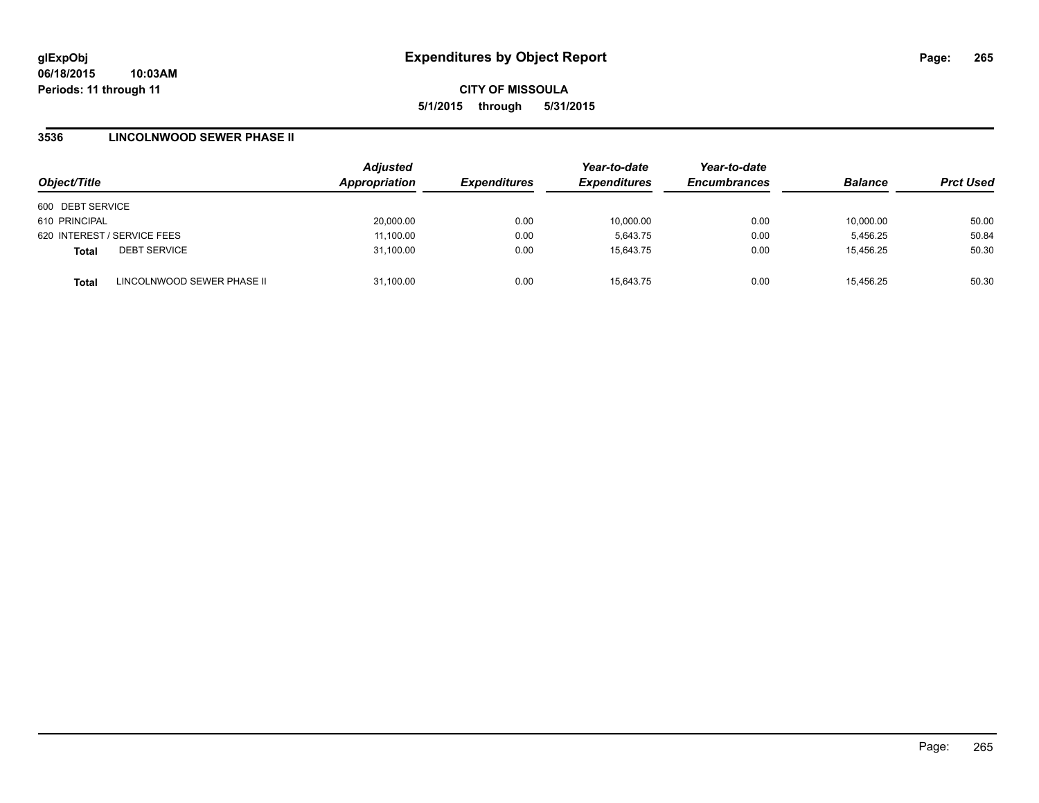# Expenditures by Object Report

glExpObj
06/18/2015 10:03AM
Periods: 11 through 11

**CITY OF MISSOULA**
**5/1/2015 through 5/31/2015**

## 3536 LINCOLNWOOD SEWER PHASE II

| Object/Title | Adjusted Appropriation | Expenditures | Year-to-date Expenditures | Year-to-date Encumbrances | Balance | Prct Used |
|---|---|---|---|---|---|---|
| 600 DEBT SERVICE | | | | | | |
| 610 PRINCIPAL | 20,000.00 | 0.00 | 10,000.00 | 0.00 | 10,000.00 | 50.00 |
| 620 INTEREST / SERVICE FEES | 11,100.00 | 0.00 | 5,643.75 | 0.00 | 5,456.25 | 50.84 |
| **Total** DEBT SERVICE | 31,100.00 | 0.00 | 15,643.75 | 0.00 | 15,456.25 | 50.30 |
| **Total** LINCOLNWOOD SEWER PHASE II | 31,100.00 | 0.00 | 15,643.75 | 0.00 | 15,456.25 | 50.30 |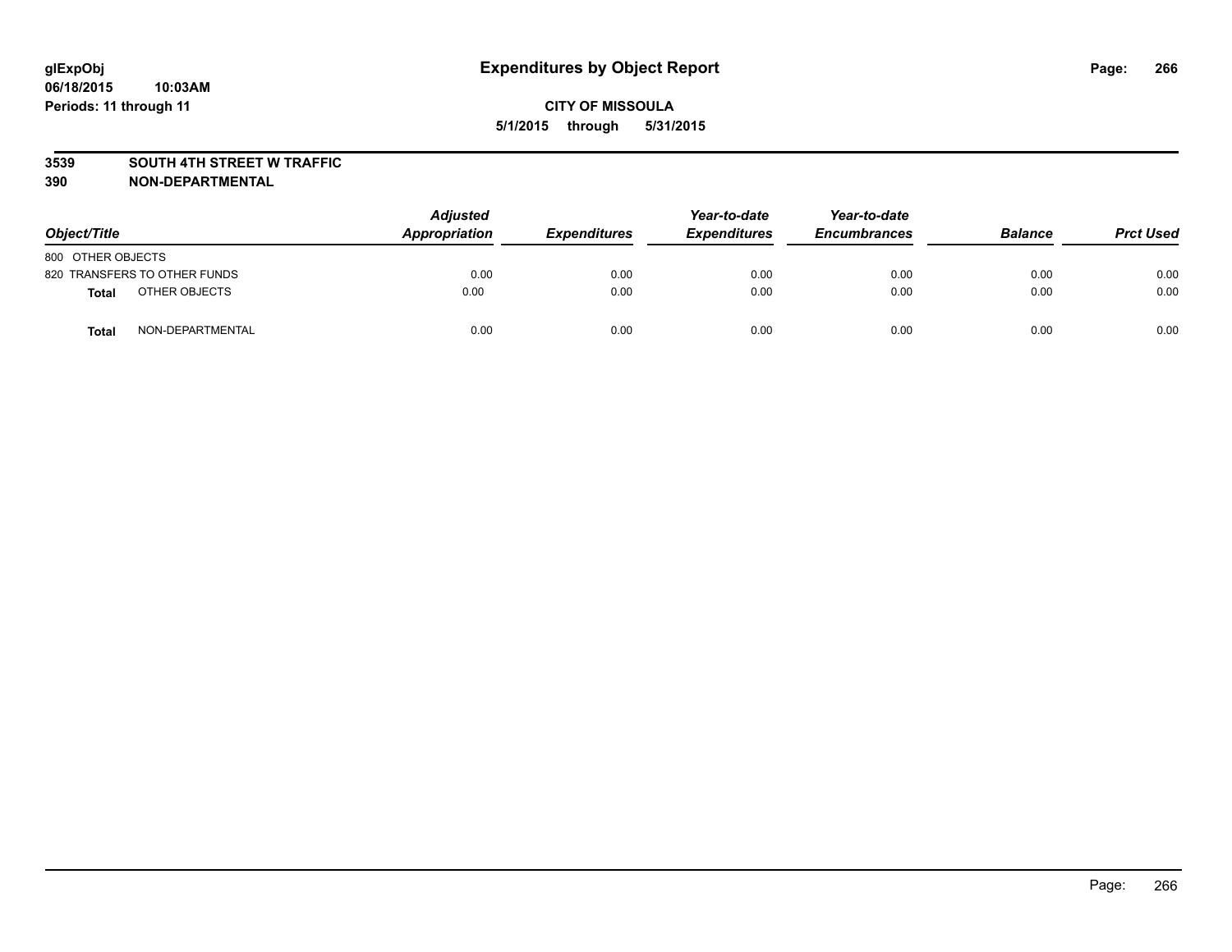**glExpObj**
**06/18/2015 10:03AM**
**Periods: 11 through 11**

# Expenditures by Object Report

**CITY OF MISSOULA**
**5/1/2015 through 5/31/2015**

**3539 SOUTH 4TH STREET W TRAFFIC**
**390 NON-DEPARTMENTAL**

| Object/Title | | Adjusted Appropriation | Expenditures | Year-to-date Expenditures | Year-to-date Encumbrances | Balance | Prct Used |
|---|---|---|---|---|---|---|---|
| 800 OTHER OBJECTS | | | | | | | |
| 820 TRANSFERS TO OTHER FUNDS | | 0.00 | 0.00 | 0.00 | 0.00 | 0.00 | 0.00 |
| **Total** | OTHER OBJECTS | 0.00 | 0.00 | 0.00 | 0.00 | 0.00 | 0.00 |
| **Total** | NON-DEPARTMENTAL | 0.00 | 0.00 | 0.00 | 0.00 | 0.00 | 0.00 |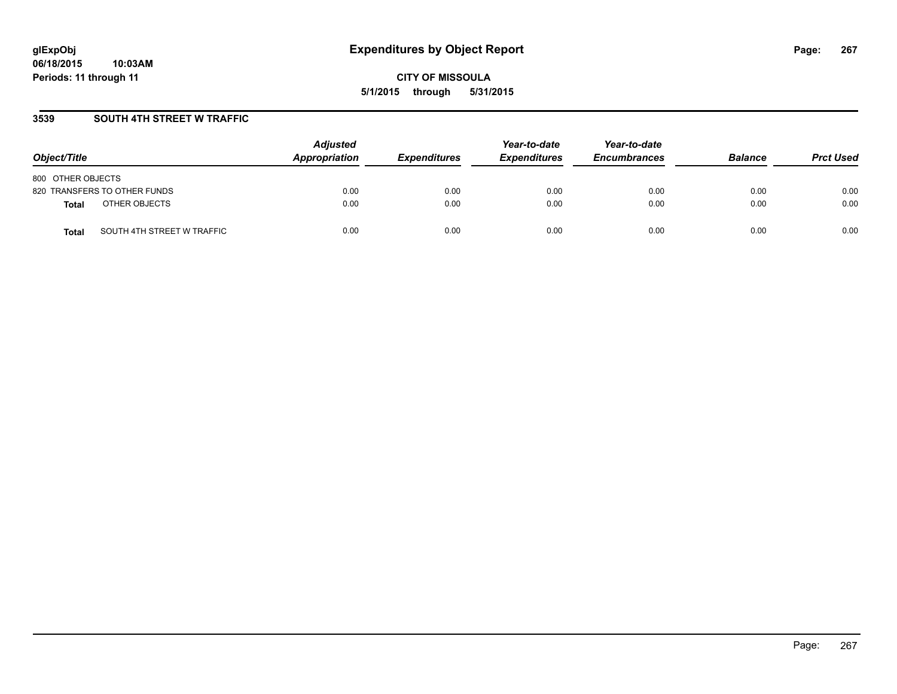# Expenditures by Object Report

glExpObj
06/18/2015 10:03AM
Periods: 11 through 11

**CITY OF MISSOULA**
**5/1/2015 through 5/31/2015**

## 3539 SOUTH 4TH STREET W TRAFFIC

| Object/Title | Adjusted Appropriation | Expenditures | Year-to-date Expenditures | Year-to-date Encumbrances | Balance | Prct Used |
|---|---|---|---|---|---|---|
| 800 OTHER OBJECTS | | | | | | |
| 820 TRANSFERS TO OTHER FUNDS | 0.00 | 0.00 | 0.00 | 0.00 | 0.00 | 0.00 |
| **Total** OTHER OBJECTS | 0.00 | 0.00 | 0.00 | 0.00 | 0.00 | 0.00 |
| **Total** SOUTH 4TH STREET W TRAFFIC | 0.00 | 0.00 | 0.00 | 0.00 | 0.00 | 0.00 |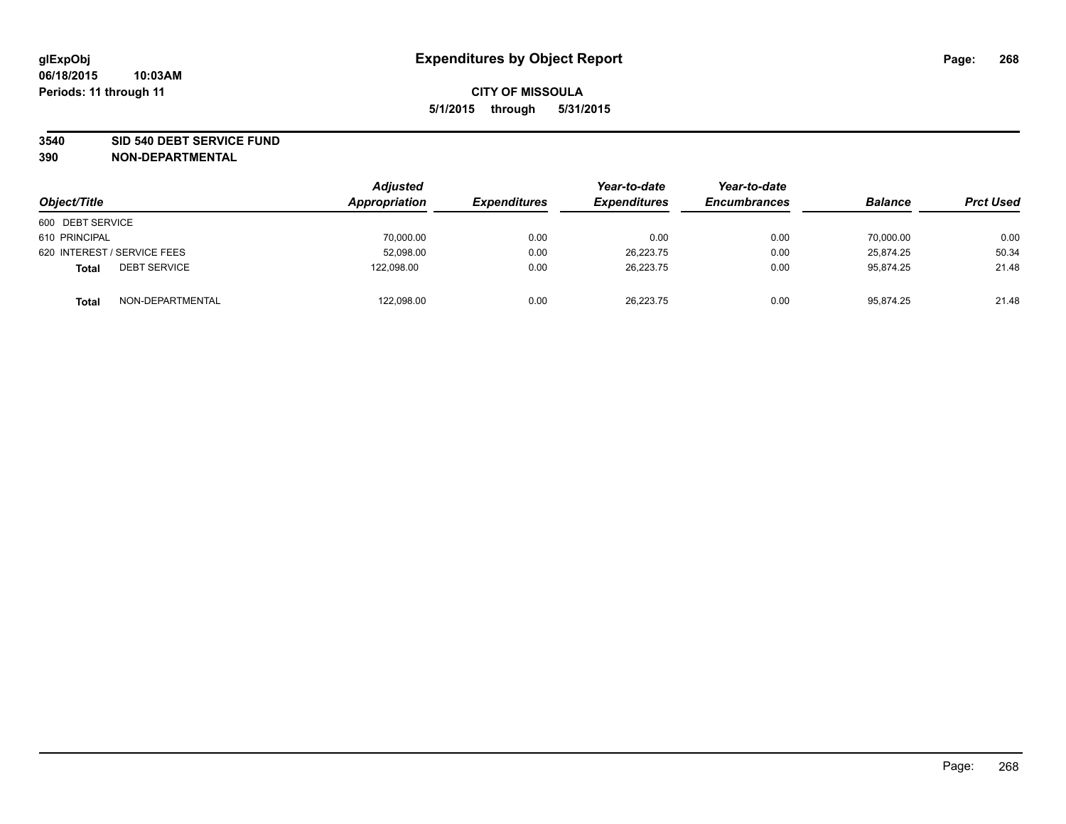**glExpObj**
**06/18/2015 10:03AM**
**Periods: 11 through 11**

# Expenditures by Object Report

**CITY OF MISSOULA**
**5/1/2015 through 5/31/2015**

**3540 SID 540 DEBT SERVICE FUND**
**390 NON-DEPARTMENTAL**

| Object/Title | Adjusted Appropriation | Expenditures | Year-to-date Expenditures | Year-to-date Encumbrances | Balance | Prct Used |
|---|---|---|---|---|---|---|
| 600 DEBT SERVICE | | | | | | |
| 610 PRINCIPAL | 70,000.00 | 0.00 | 0.00 | 0.00 | 70,000.00 | 0.00 |
| 620 INTEREST / SERVICE FEES | 52,098.00 | 0.00 | 26,223.75 | 0.00 | 25,874.25 | 50.34 |
| **Total** DEBT SERVICE | 122,098.00 | 0.00 | 26,223.75 | 0.00 | 95,874.25 | 21.48 |
| **Total** NON-DEPARTMENTAL | 122,098.00 | 0.00 | 26,223.75 | 0.00 | 95,874.25 | 21.48 |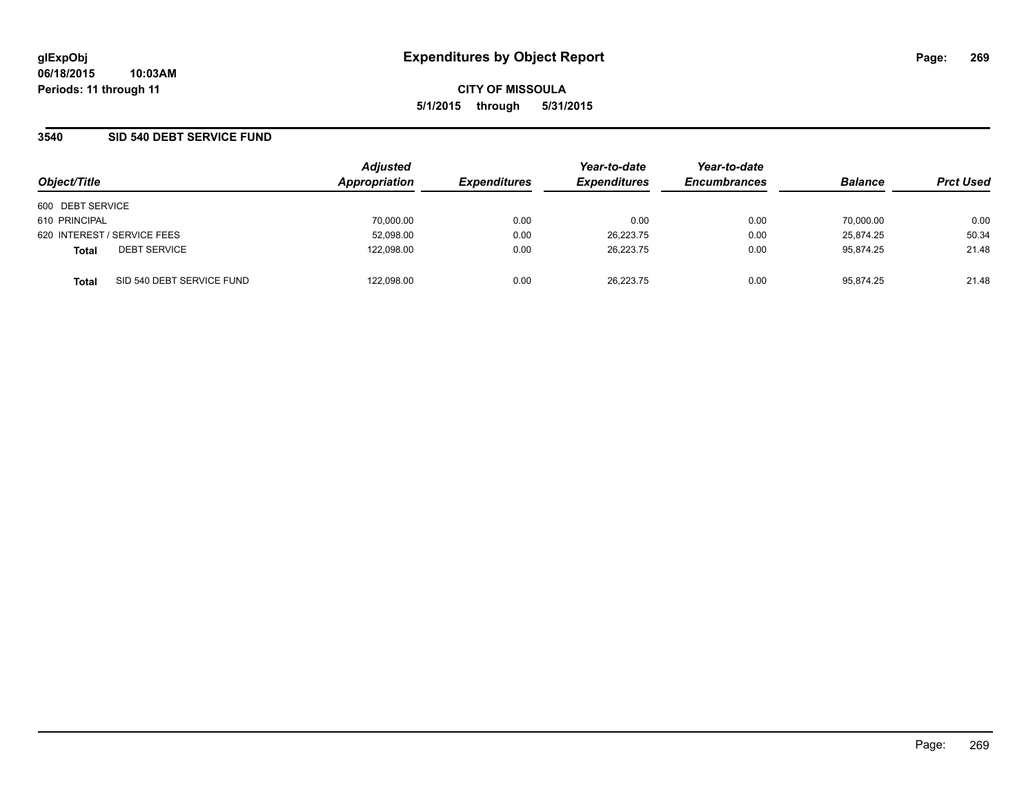# Expenditures by Object Report

glExpObj
06/18/2015 10:03AM
Periods: 11 through 11

**CITY OF MISSOULA**
**5/1/2015 through 5/31/2015**

## 3540 SID 540 DEBT SERVICE FUND

| Object/Title | | Adjusted Appropriation | Expenditures | Year-to-date Expenditures | Year-to-date Encumbrances | Balance | Prct Used |
|---|---|---|---|---|---|---|---|
| 600 DEBT SERVICE | | | | | | | |
| 610 PRINCIPAL | | 70,000.00 | 0.00 | 0.00 | 0.00 | 70,000.00 | 0.00 |
| 620 INTEREST / SERVICE FEES | | 52,098.00 | 0.00 | 26,223.75 | 0.00 | 25,874.25 | 50.34 |
| **Total** | DEBT SERVICE | 122,098.00 | 0.00 | 26,223.75 | 0.00 | 95,874.25 | 21.48 |
| **Total** | SID 540 DEBT SERVICE FUND | 122,098.00 | 0.00 | 26,223.75 | 0.00 | 95,874.25 | 21.48 |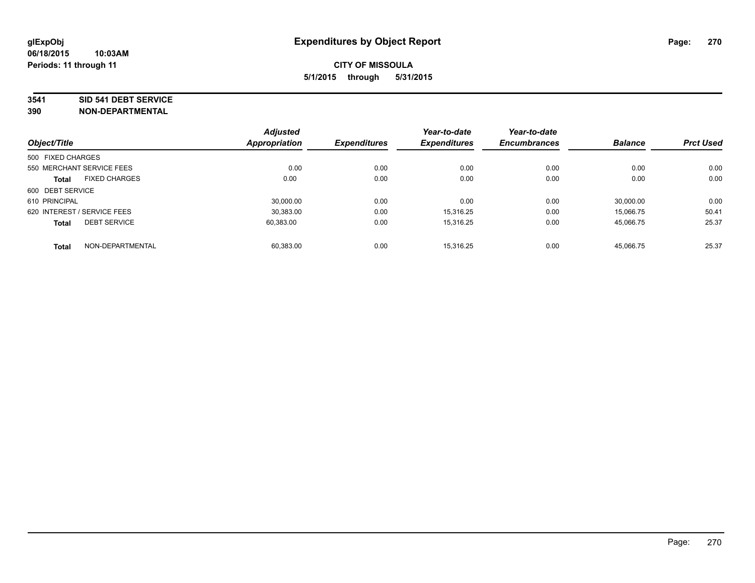glExpObj
06/18/2015 10:03AM
Periods: 11 through 11

# Expenditures by Object Report

**CITY OF MISSOULA**
**5/1/2015 through 5/31/2015**

**3541 SID 541 DEBT SERVICE**
**390 NON-DEPARTMENTAL**

| Object/Title | Adjusted Appropriation | Expenditures | Year-to-date Expenditures | Year-to-date Encumbrances | Balance | Prct Used |
|---|---|---|---|---|---|---|
| 500 FIXED CHARGES | | | | | | |
| 550 MERCHANT SERVICE FEES | 0.00 | 0.00 | 0.00 | 0.00 | 0.00 | 0.00 |
| **Total** FIXED CHARGES | 0.00 | 0.00 | 0.00 | 0.00 | 0.00 | 0.00 |
| 600 DEBT SERVICE | | | | | | |
| 610 PRINCIPAL | 30,000.00 | 0.00 | 0.00 | 0.00 | 30,000.00 | 0.00 |
| 620 INTEREST / SERVICE FEES | 30,383.00 | 0.00 | 15,316.25 | 0.00 | 15,066.75 | 50.41 |
| **Total** DEBT SERVICE | 60,383.00 | 0.00 | 15,316.25 | 0.00 | 45,066.75 | 25.37 |
| **Total** NON-DEPARTMENTAL | 60,383.00 | 0.00 | 15,316.25 | 0.00 | 45,066.75 | 25.37 |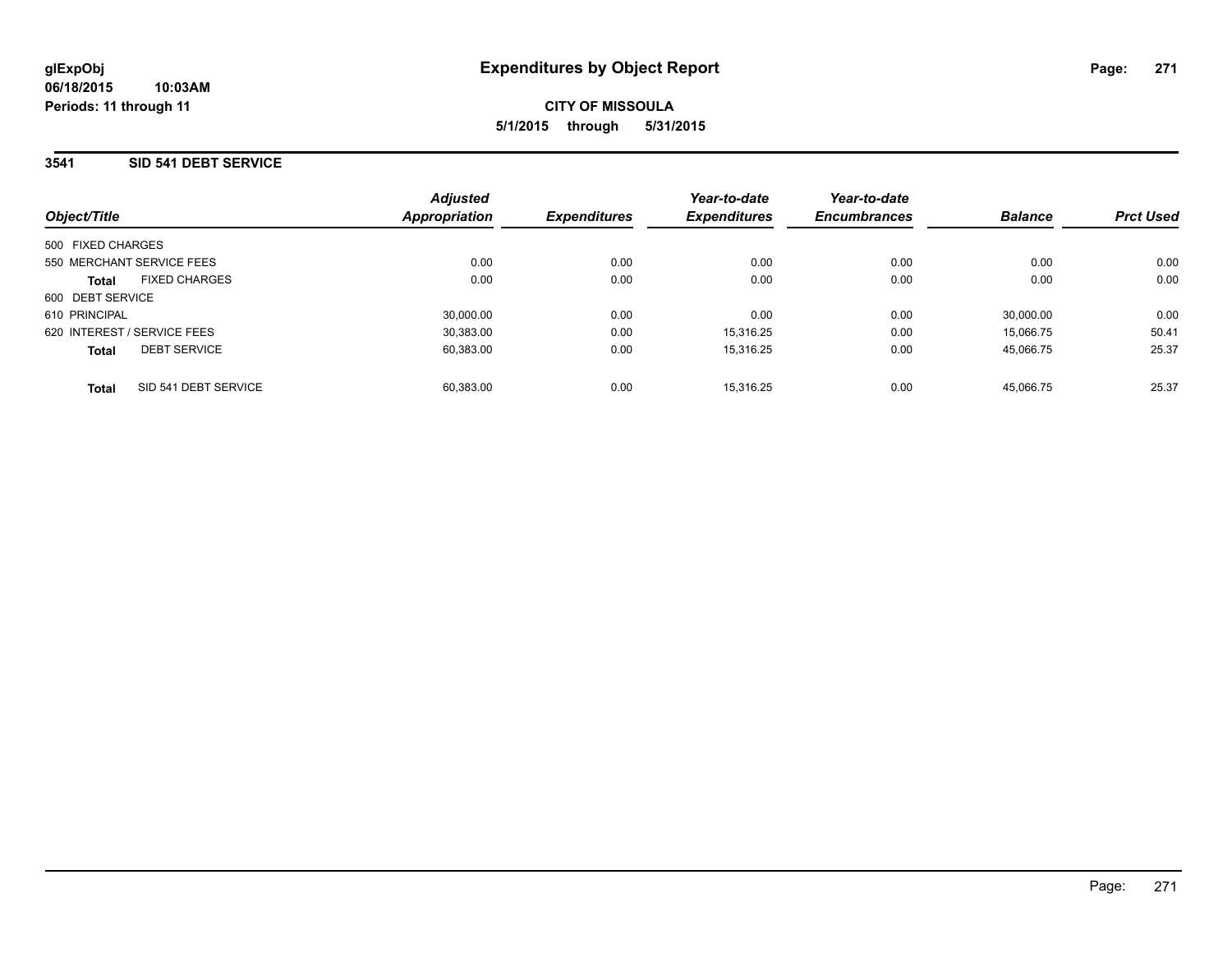glExpObj
06/18/2015 10:03AM
Periods: 11 through 11

# Expenditures by Object Report

**CITY OF MISSOULA**
**5/1/2015 through 5/31/2015**

## 3541 SID 541 DEBT SERVICE

| Object/Title | Adjusted Appropriation | Expenditures | Year-to-date Expenditures | Year-to-date Encumbrances | Balance | Prct Used |
|---|---|---|---|---|---|---|
| 500 FIXED CHARGES | | | | | | |
| 550 MERCHANT SERVICE FEES | 0.00 | 0.00 | 0.00 | 0.00 | 0.00 | 0.00 |
| **Total** FIXED CHARGES | 0.00 | 0.00 | 0.00 | 0.00 | 0.00 | 0.00 |
| 600 DEBT SERVICE | | | | | | |
| 610 PRINCIPAL | 30,000.00 | 0.00 | 0.00 | 0.00 | 30,000.00 | 0.00 |
| 620 INTEREST / SERVICE FEES | 30,383.00 | 0.00 | 15,316.25 | 0.00 | 15,066.75 | 50.41 |
| **Total** DEBT SERVICE | 60,383.00 | 0.00 | 15,316.25 | 0.00 | 45,066.75 | 25.37 |
| **Total** SID 541 DEBT SERVICE | 60,383.00 | 0.00 | 15,316.25 | 0.00 | 45,066.75 | 25.37 |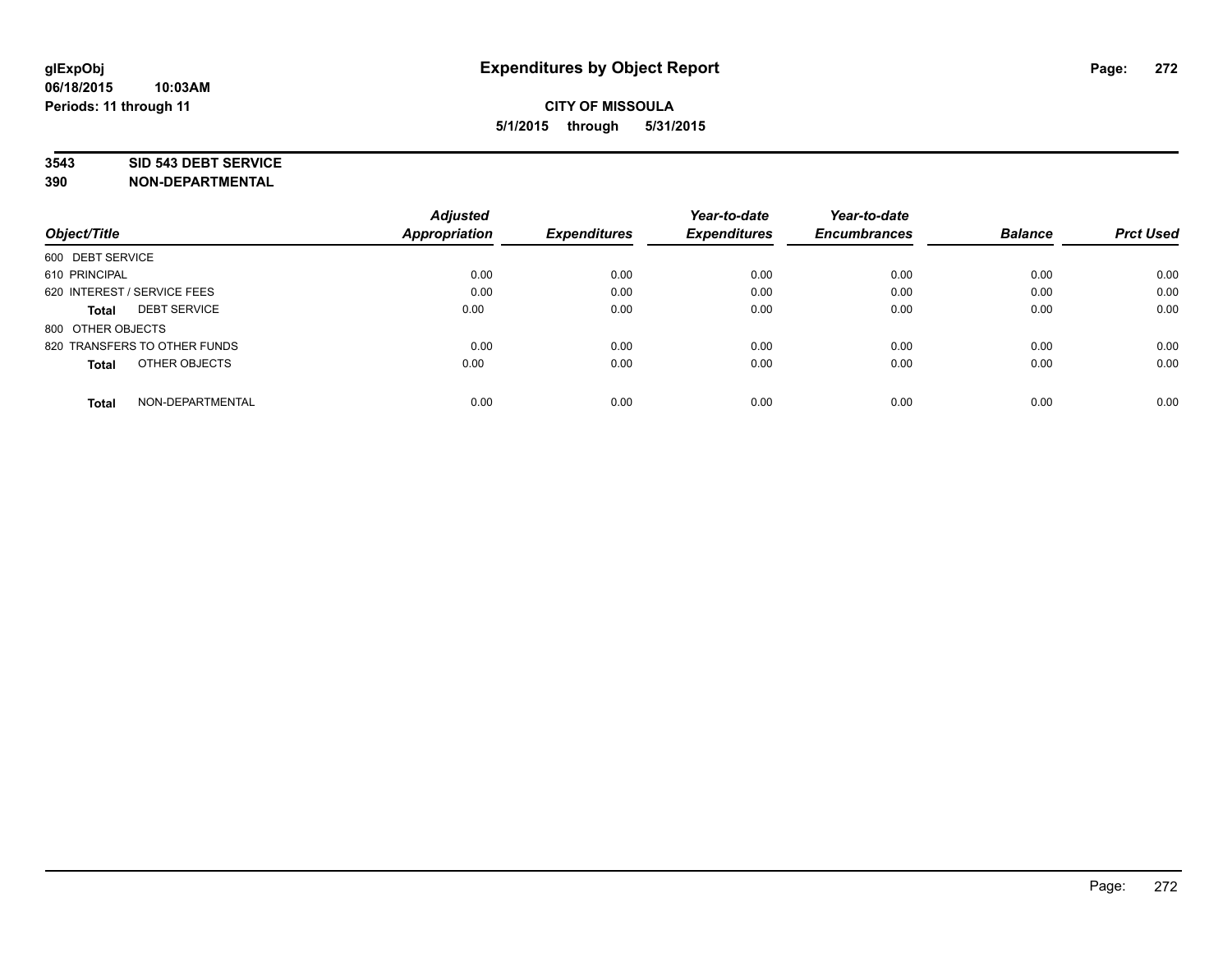**glExpObj**
**06/18/2015 10:03AM**
**Periods: 11 through 11**

# Expenditures by Object Report

**CITY OF MISSOULA**
**5/1/2015 through 5/31/2015**

**3543 SID 543 DEBT SERVICE**
**390 NON-DEPARTMENTAL**

| Object/Title | | Adjusted Appropriation | Expenditures | Year-to-date Expenditures | Year-to-date Encumbrances | Balance | Prct Used |
|---|---|---|---|---|---|---|---|
| 600 DEBT SERVICE | | | | | | | |
| 610 PRINCIPAL | | 0.00 | 0.00 | 0.00 | 0.00 | 0.00 | 0.00 |
| 620 INTEREST / SERVICE FEES | | 0.00 | 0.00 | 0.00 | 0.00 | 0.00 | 0.00 |
| **Total** | DEBT SERVICE | 0.00 | 0.00 | 0.00 | 0.00 | 0.00 | 0.00 |
| 800 OTHER OBJECTS | | | | | | | |
| 820 TRANSFERS TO OTHER FUNDS | | 0.00 | 0.00 | 0.00 | 0.00 | 0.00 | 0.00 |
| **Total** | OTHER OBJECTS | 0.00 | 0.00 | 0.00 | 0.00 | 0.00 | 0.00 |
| **Total** | NON-DEPARTMENTAL | 0.00 | 0.00 | 0.00 | 0.00 | 0.00 | 0.00 |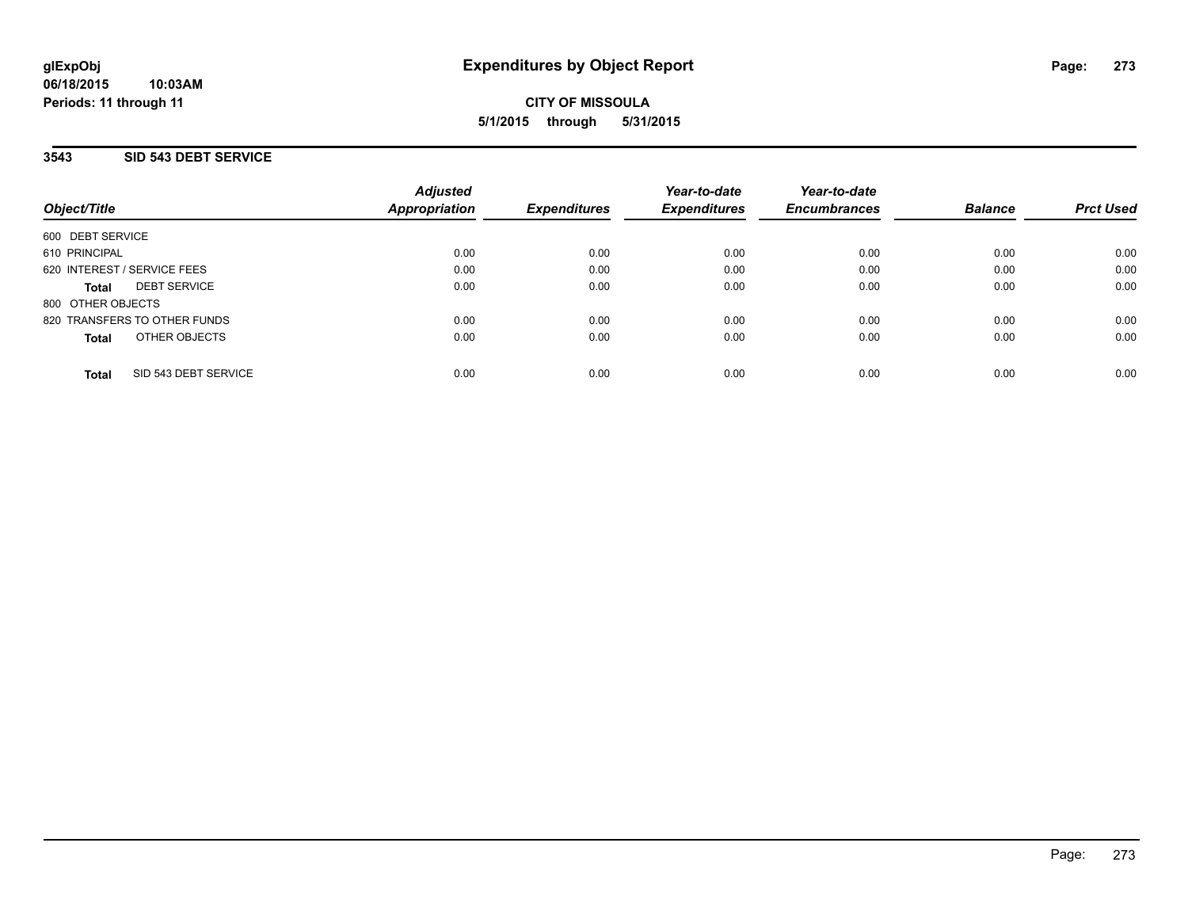# Expenditures by Object Report

glExpObj
06/18/2015 10:03AM
Periods: 11 through 11

**CITY OF MISSOULA**
**5/1/2015 through 5/31/2015**

## 3543 SID 543 DEBT SERVICE

| Object/Title | Adjusted Appropriation | Expenditures | Year-to-date Expenditures | Year-to-date Encumbrances | Balance | Prct Used |
|---|---|---|---|---|---|---|
| 600 DEBT SERVICE | | | | | | |
| 610 PRINCIPAL | 0.00 | 0.00 | 0.00 | 0.00 | 0.00 | 0.00 |
| 620 INTEREST / SERVICE FEES | 0.00 | 0.00 | 0.00 | 0.00 | 0.00 | 0.00 |
| **Total** DEBT SERVICE | 0.00 | 0.00 | 0.00 | 0.00 | 0.00 | 0.00 |
| 800 OTHER OBJECTS | | | | | | |
| 820 TRANSFERS TO OTHER FUNDS | 0.00 | 0.00 | 0.00 | 0.00 | 0.00 | 0.00 |
| **Total** OTHER OBJECTS | 0.00 | 0.00 | 0.00 | 0.00 | 0.00 | 0.00 |
| **Total** SID 543 DEBT SERVICE | 0.00 | 0.00 | 0.00 | 0.00 | 0.00 | 0.00 |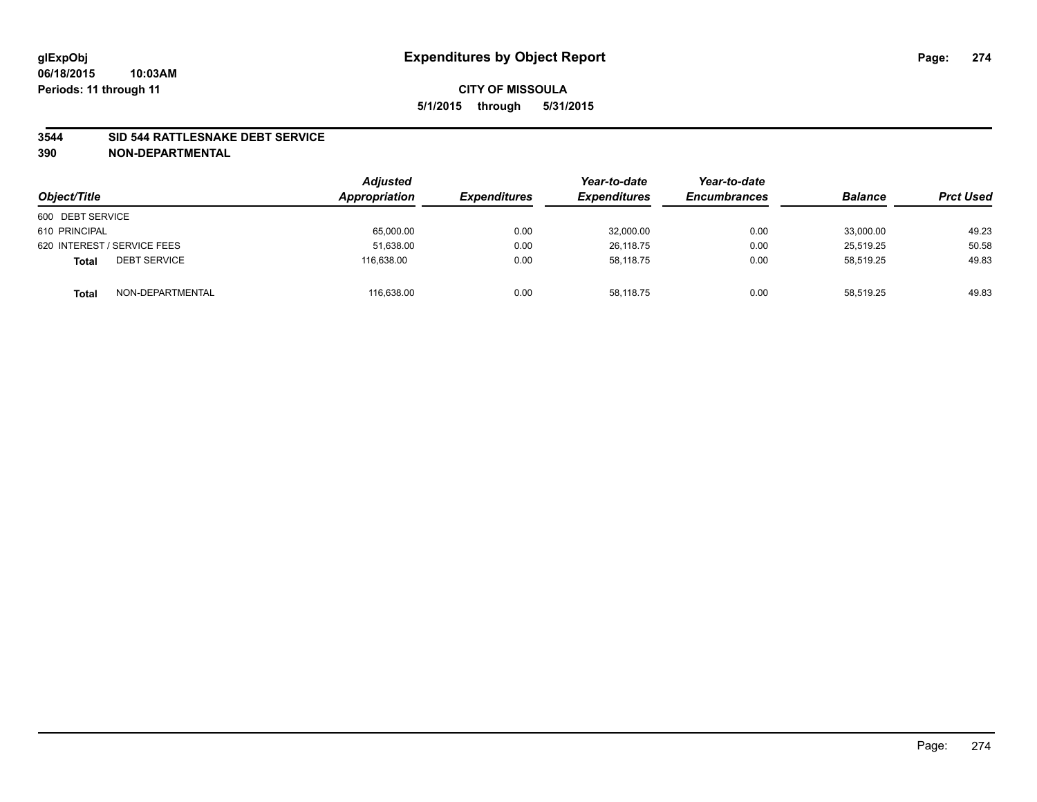# Expenditures by Object Report

glExpObj
06/18/2015 10:03AM
Periods: 11 through 11

**CITY OF MISSOULA**
**5/1/2015 through 5/31/2015**

## 3544 SID 544 RATTLESNAKE DEBT SERVICE
## 390 NON-DEPARTMENTAL

| Object/Title | | Adjusted Appropriation | Expenditures | Year-to-date Expenditures | Year-to-date Encumbrances | Balance | Prct Used |
|---|---|---|---|---|---|---|---|
| 600 DEBT SERVICE | | | | | | | |
| 610 PRINCIPAL | | 65,000.00 | 0.00 | 32,000.00 | 0.00 | 33,000.00 | 49.23 |
| 620 INTEREST / SERVICE FEES | | 51,638.00 | 0.00 | 26,118.75 | 0.00 | 25,519.25 | 50.58 |
| **Total** | DEBT SERVICE | 116,638.00 | 0.00 | 58,118.75 | 0.00 | 58,519.25 | 49.83 |
| **Total** | NON-DEPARTMENTAL | 116,638.00 | 0.00 | 58,118.75 | 0.00 | 58,519.25 | 49.83 |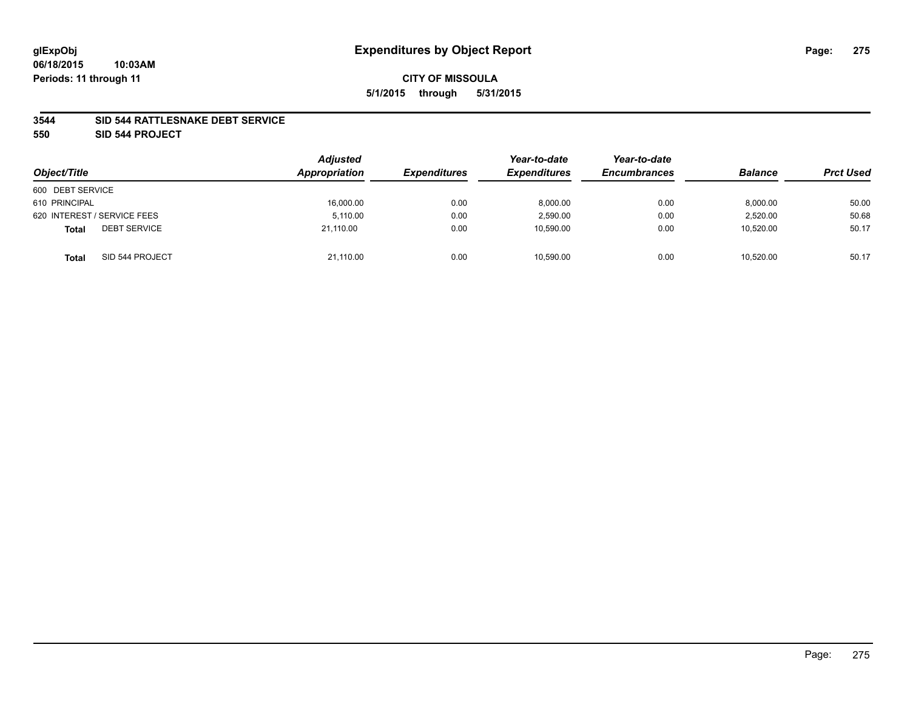glExpObj
06/18/2015 10:03AM
Periods: 11 through 11

# Expenditures by Object Report

**CITY OF MISSOULA**

**5/1/2015 through 5/31/2015**

**3544 SID 544 RATTLESNAKE DEBT SERVICE**

**550 SID 544 PROJECT**

| Object/Title | Adjusted Appropriation | Expenditures | Year-to-date Expenditures | Year-to-date Encumbrances | Balance | Prct Used |
|---|---|---|---|---|---|---|
| 600 DEBT SERVICE | | | | | | |
| 610 PRINCIPAL | 16,000.00 | 0.00 | 8,000.00 | 0.00 | 8,000.00 | 50.00 |
| 620 INTEREST / SERVICE FEES | 5,110.00 | 0.00 | 2,590.00 | 0.00 | 2,520.00 | 50.68 |
| **Total** DEBT SERVICE | 21,110.00 | 0.00 | 10,590.00 | 0.00 | 10,520.00 | 50.17 |
| **Total** SID 544 PROJECT | 21,110.00 | 0.00 | 10,590.00 | 0.00 | 10,520.00 | 50.17 |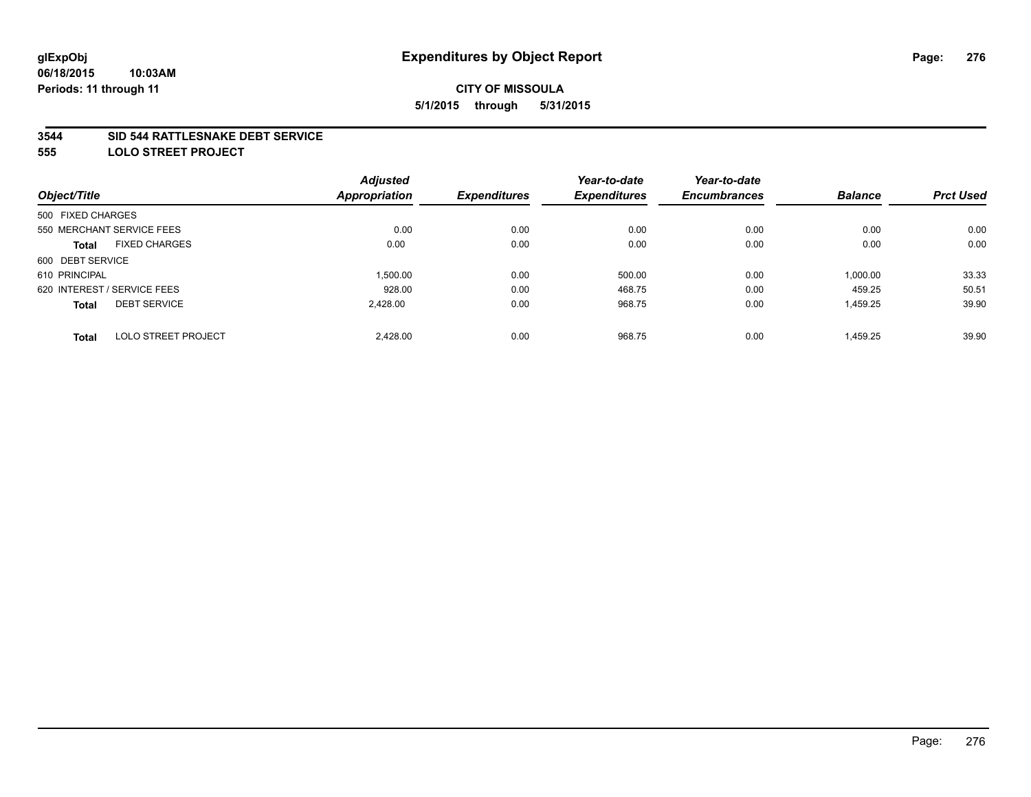**glExpObj**
**06/18/2015 10:03AM**
**Periods: 11 through 11**

# Expenditures by Object Report

**CITY OF MISSOULA**
**5/1/2015 through 5/31/2015**

**3544 SID 544 RATTLESNAKE DEBT SERVICE**
**555 LOLO STREET PROJECT**

| Object/Title | Adjusted Appropriation | Expenditures | Year-to-date Expenditures | Year-to-date Encumbrances | Balance | Prct Used |
|---|---|---|---|---|---|---|
| 500 FIXED CHARGES | | | | | | |
| 550 MERCHANT SERVICE FEES | 0.00 | 0.00 | 0.00 | 0.00 | 0.00 | 0.00 |
| **Total** FIXED CHARGES | 0.00 | 0.00 | 0.00 | 0.00 | 0.00 | 0.00 |
| 600 DEBT SERVICE | | | | | | |
| 610 PRINCIPAL | 1,500.00 | 0.00 | 500.00 | 0.00 | 1,000.00 | 33.33 |
| 620 INTEREST / SERVICE FEES | 928.00 | 0.00 | 468.75 | 0.00 | 459.25 | 50.51 |
| **Total** DEBT SERVICE | 2,428.00 | 0.00 | 968.75 | 0.00 | 1,459.25 | 39.90 |
| **Total** LOLO STREET PROJECT | 2,428.00 | 0.00 | 968.75 | 0.00 | 1,459.25 | 39.90 |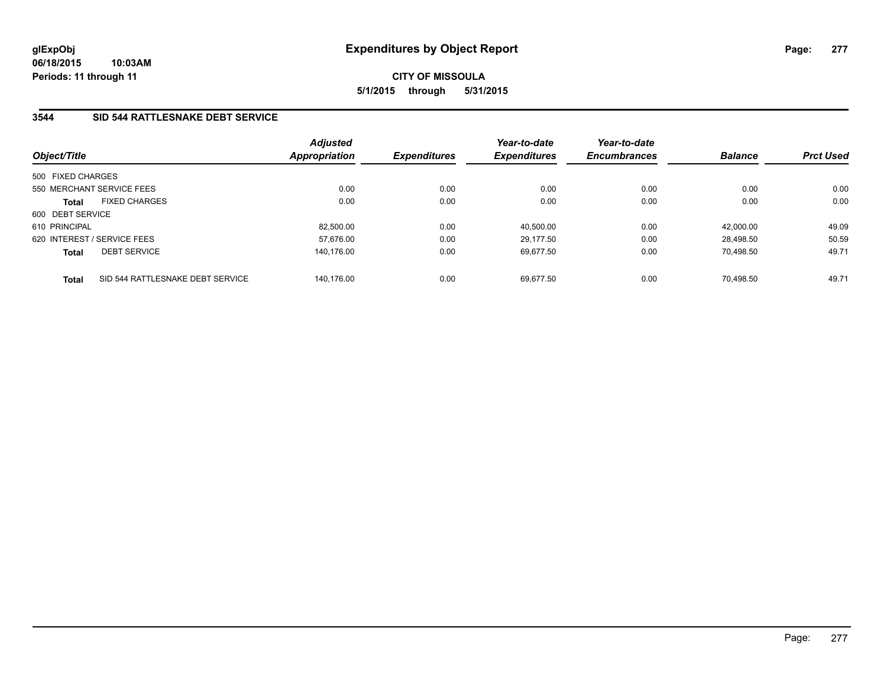# Expenditures by Object Report

glExpObj
06/18/2015 10:03AM
Periods: 11 through 11

**CITY OF MISSOULA**
**5/1/2015 through 5/31/2015**

## 3544 SID 544 RATTLESNAKE DEBT SERVICE

| Object/Title | Adjusted Appropriation | Expenditures | Year-to-date Expenditures | Year-to-date Encumbrances | Balance | Prct Used |
|---|---|---|---|---|---|---|
| 500 FIXED CHARGES | | | | | | |
| 550 MERCHANT SERVICE FEES | 0.00 | 0.00 | 0.00 | 0.00 | 0.00 | 0.00 |
| **Total** FIXED CHARGES | 0.00 | 0.00 | 0.00 | 0.00 | 0.00 | 0.00 |
| 600 DEBT SERVICE | | | | | | |
| 610 PRINCIPAL | 82,500.00 | 0.00 | 40,500.00 | 0.00 | 42,000.00 | 49.09 |
| 620 INTEREST / SERVICE FEES | 57,676.00 | 0.00 | 29,177.50 | 0.00 | 28,498.50 | 50.59 |
| **Total** DEBT SERVICE | 140,176.00 | 0.00 | 69,677.50 | 0.00 | 70,498.50 | 49.71 |
| **Total** SID 544 RATTLESNAKE DEBT SERVICE | 140,176.00 | 0.00 | 69,677.50 | 0.00 | 70,498.50 | 49.71 |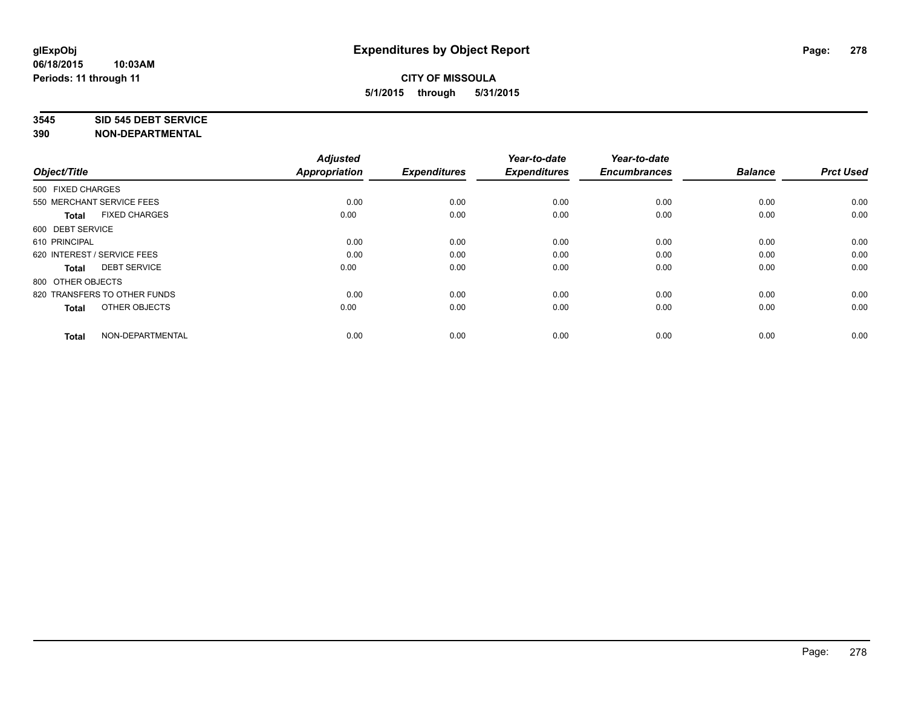**glExpObj**
**06/18/2015 10:03AM**
**Periods: 11 through 11**

# Expenditures by Object Report

**CITY OF MISSOULA**
**5/1/2015 through 5/31/2015**

**3545 SID 545 DEBT SERVICE**
**390 NON-DEPARTMENTAL**

| Object/Title | Adjusted Appropriation | Expenditures | Year-to-date Expenditures | Year-to-date Encumbrances | Balance | Prct Used |
|---|---|---|---|---|---|---|
| 500 FIXED CHARGES | | | | | | |
| 550 MERCHANT SERVICE FEES | 0.00 | 0.00 | 0.00 | 0.00 | 0.00 | 0.00 |
| **Total** FIXED CHARGES | 0.00 | 0.00 | 0.00 | 0.00 | 0.00 | 0.00 |
| 600 DEBT SERVICE | | | | | | |
| 610 PRINCIPAL | 0.00 | 0.00 | 0.00 | 0.00 | 0.00 | 0.00 |
| 620 INTEREST / SERVICE FEES | 0.00 | 0.00 | 0.00 | 0.00 | 0.00 | 0.00 |
| **Total** DEBT SERVICE | 0.00 | 0.00 | 0.00 | 0.00 | 0.00 | 0.00 |
| 800 OTHER OBJECTS | | | | | | |
| 820 TRANSFERS TO OTHER FUNDS | 0.00 | 0.00 | 0.00 | 0.00 | 0.00 | 0.00 |
| **Total** OTHER OBJECTS | 0.00 | 0.00 | 0.00 | 0.00 | 0.00 | 0.00 |
| **Total** NON-DEPARTMENTAL | 0.00 | 0.00 | 0.00 | 0.00 | 0.00 | 0.00 |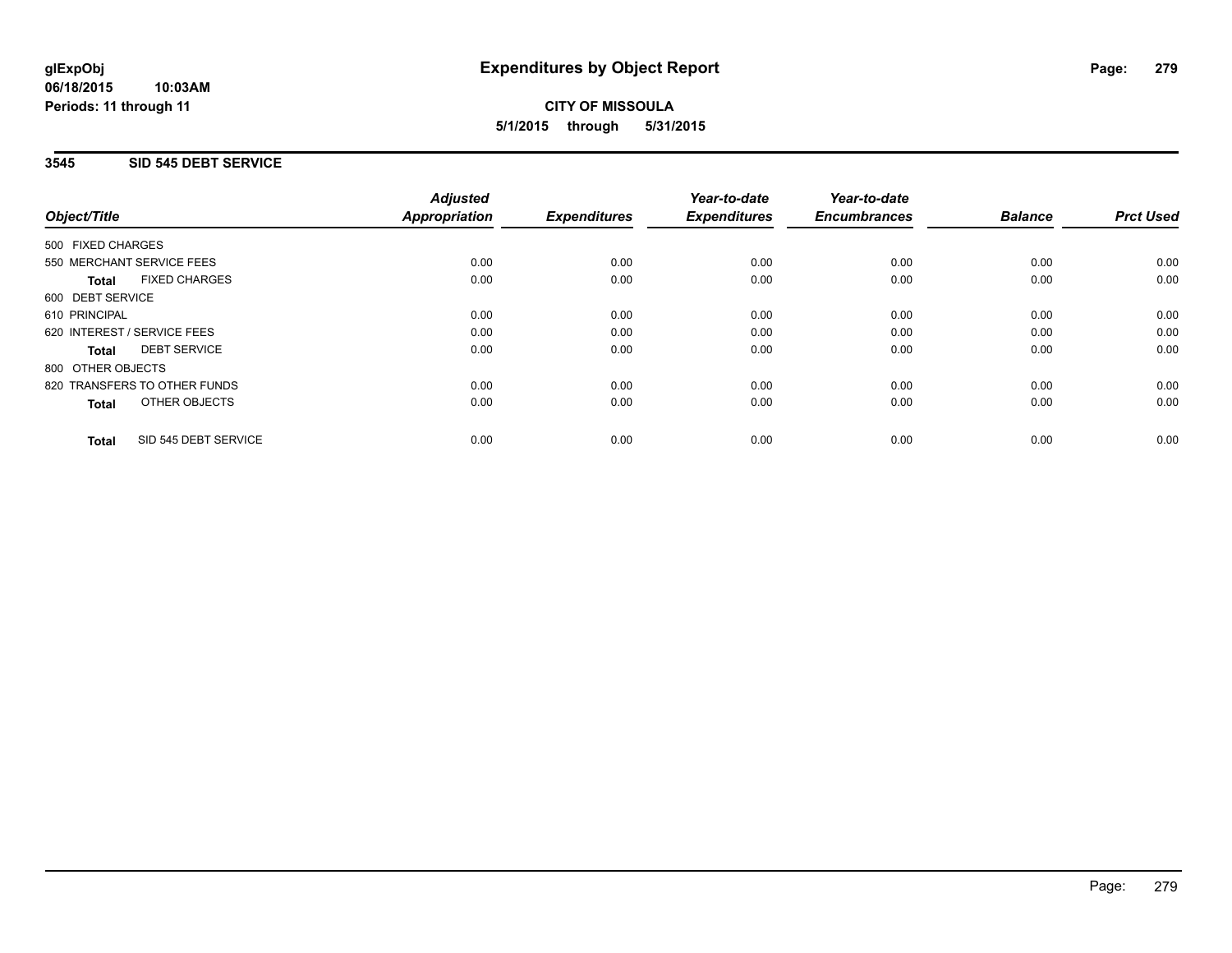# Expenditures by Object Report

glExpObj
06/18/2015 10:03AM
Periods: 11 through 11

**CITY OF MISSOULA**
**5/1/2015 through 5/31/2015**

## 3545 SID 545 DEBT SERVICE

| Object/Title | Adjusted Appropriation | Expenditures | Year-to-date Expenditures | Year-to-date Encumbrances | Balance | Prct Used |
|---|---|---|---|---|---|---|
| 500 FIXED CHARGES | | | | | | |
| 550 MERCHANT SERVICE FEES | 0.00 | 0.00 | 0.00 | 0.00 | 0.00 | 0.00 |
| **Total** FIXED CHARGES | 0.00 | 0.00 | 0.00 | 0.00 | 0.00 | 0.00 |
| 600 DEBT SERVICE | | | | | | |
| 610 PRINCIPAL | 0.00 | 0.00 | 0.00 | 0.00 | 0.00 | 0.00 |
| 620 INTEREST / SERVICE FEES | 0.00 | 0.00 | 0.00 | 0.00 | 0.00 | 0.00 |
| **Total** DEBT SERVICE | 0.00 | 0.00 | 0.00 | 0.00 | 0.00 | 0.00 |
| 800 OTHER OBJECTS | | | | | | |
| 820 TRANSFERS TO OTHER FUNDS | 0.00 | 0.00 | 0.00 | 0.00 | 0.00 | 0.00 |
| **Total** OTHER OBJECTS | 0.00 | 0.00 | 0.00 | 0.00 | 0.00 | 0.00 |
| **Total** SID 545 DEBT SERVICE | 0.00 | 0.00 | 0.00 | 0.00 | 0.00 | 0.00 |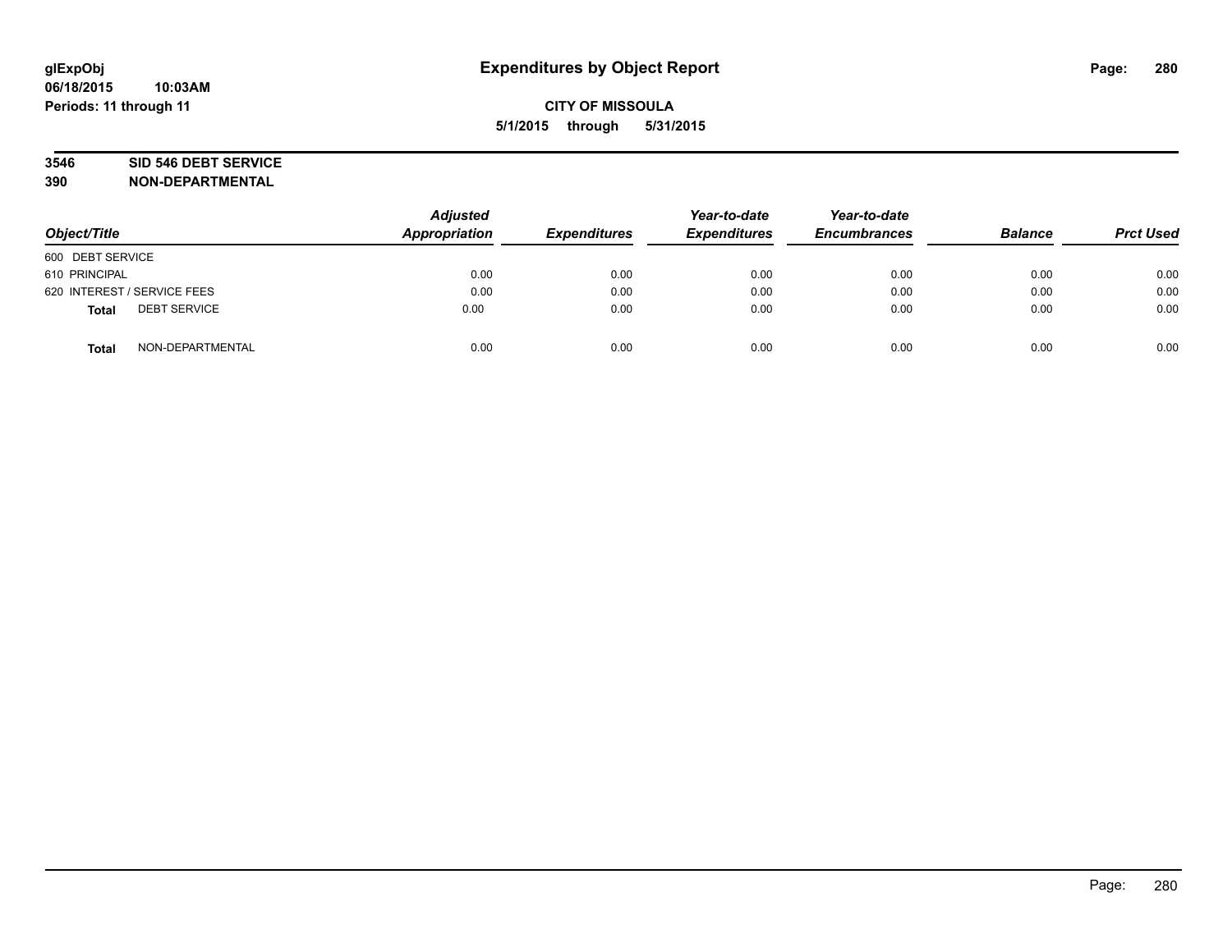glExpObj
06/18/2015 10:03AM
Periods: 11 through 11

# Expenditures by Object Report

**CITY OF MISSOULA**
**5/1/2015 through 5/31/2015**

**3546 SID 546 DEBT SERVICE**
**390 NON-DEPARTMENTAL**

| Object/Title | | Adjusted Appropriation | Expenditures | Year-to-date Expenditures | Year-to-date Encumbrances | Balance | Prct Used |
|---|---|---|---|---|---|---|---|
| 600 DEBT SERVICE | | | | | | | |
| 610 PRINCIPAL | | 0.00 | 0.00 | 0.00 | 0.00 | 0.00 | 0.00 |
| 620 INTEREST / SERVICE FEES | | 0.00 | 0.00 | 0.00 | 0.00 | 0.00 | 0.00 |
| **Total** | DEBT SERVICE | 0.00 | 0.00 | 0.00 | 0.00 | 0.00 | 0.00 |
| **Total** | NON-DEPARTMENTAL | 0.00 | 0.00 | 0.00 | 0.00 | 0.00 | 0.00 |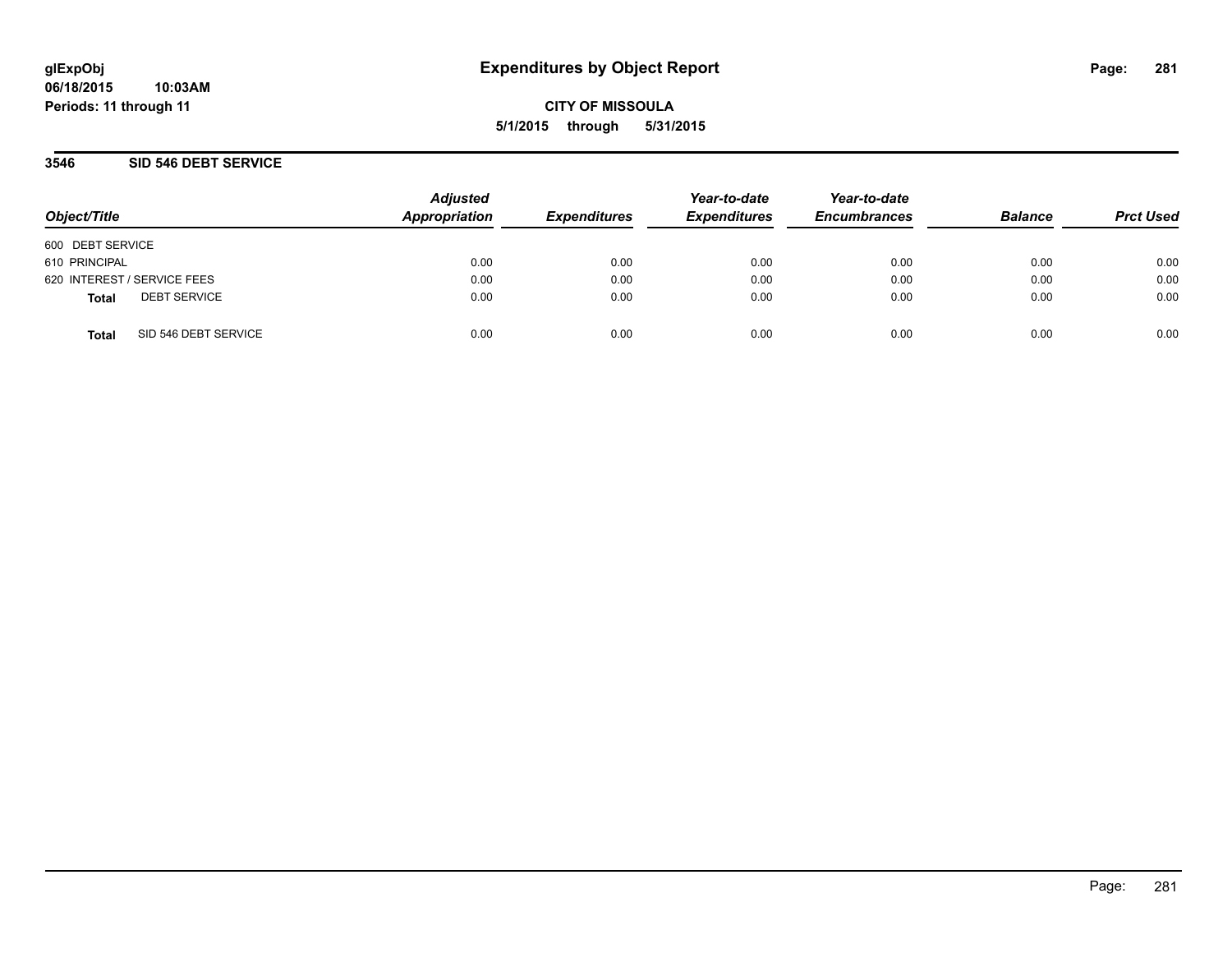# Expenditures by Object Report

glExpObj
06/18/2015 10:03AM
Periods: 11 through 11

**CITY OF MISSOULA**
**5/1/2015 through 5/31/2015**

## 3546 SID 546 DEBT SERVICE

| Object/Title | Adjusted Appropriation | Expenditures | Year-to-date Expenditures | Year-to-date Encumbrances | Balance | Prct Used |
|---|---|---|---|---|---|---|
| 600 DEBT SERVICE | | | | | | |
| 610 PRINCIPAL | 0.00 | 0.00 | 0.00 | 0.00 | 0.00 | 0.00 |
| 620 INTEREST / SERVICE FEES | 0.00 | 0.00 | 0.00 | 0.00 | 0.00 | 0.00 |
| **Total** DEBT SERVICE | 0.00 | 0.00 | 0.00 | 0.00 | 0.00 | 0.00 |
| **Total** SID 546 DEBT SERVICE | 0.00 | 0.00 | 0.00 | 0.00 | 0.00 | 0.00 |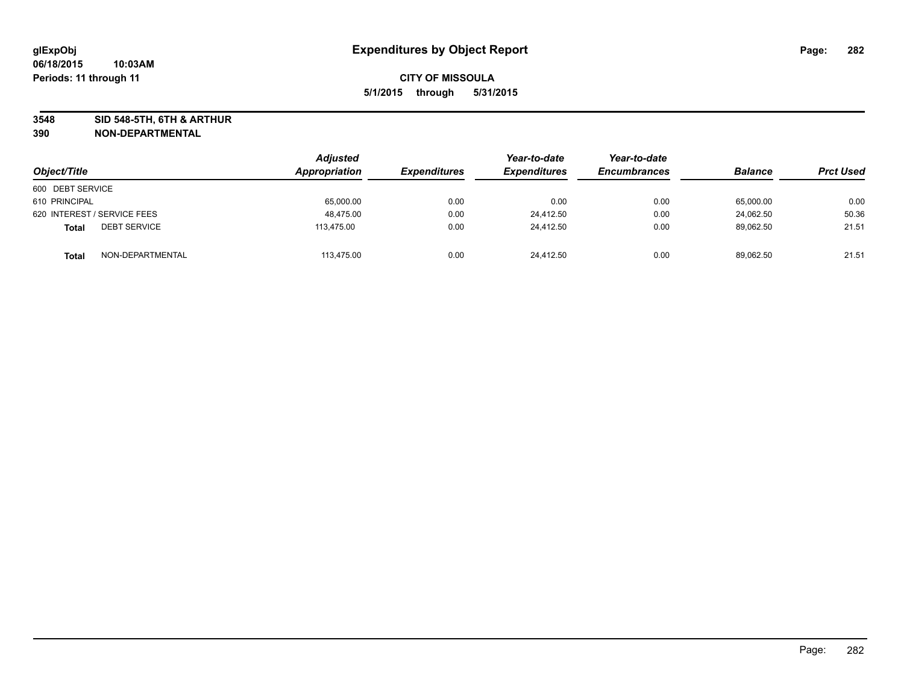**CITY OF MISSOULA**

**5/1/2015 through 5/31/2015**

**3548 SID 548-5TH, 6TH & ARTHUR**

**390 NON-DEPARTMENTAL**

| Object/Title | | Adjusted Appropriation | Expenditures | Year-to-date Expenditures | Year-to-date Encumbrances | Balance | Prct Used |
|---|---|---|---|---|---|---|---|
| 600 DEBT SERVICE | | | | | | | |
| 610 PRINCIPAL | | 65,000.00 | 0.00 | 0.00 | 0.00 | 65,000.00 | 0.00 |
| 620 INTEREST / SERVICE FEES | | 48,475.00 | 0.00 | 24,412.50 | 0.00 | 24,062.50 | 50.36 |
| **Total** | DEBT SERVICE | 113,475.00 | 0.00 | 24,412.50 | 0.00 | 89,062.50 | 21.51 |
| **Total** | NON-DEPARTMENTAL | 113,475.00 | 0.00 | 24,412.50 | 0.00 | 89,062.50 | 21.51 |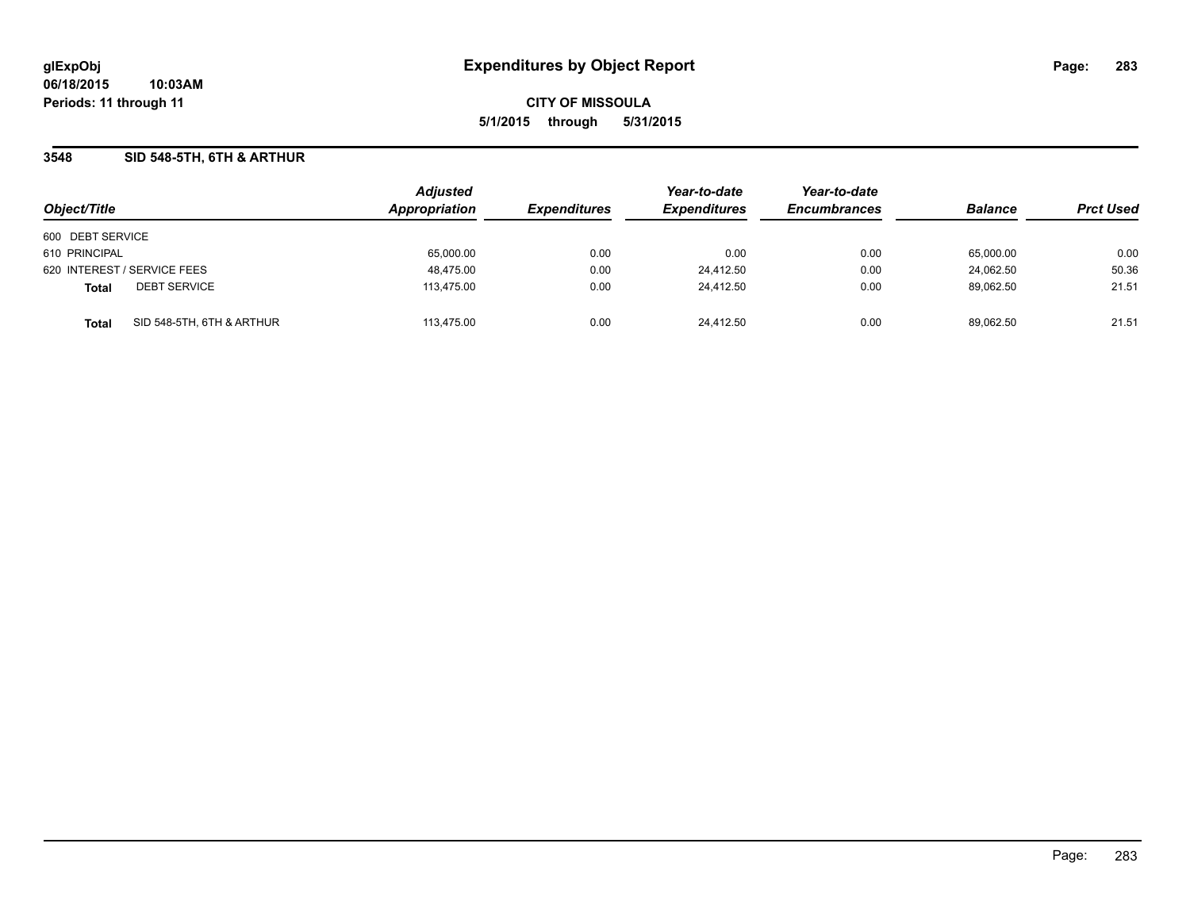**glExpObj**
**06/18/2015 10:03AM**
**Periods: 11 through 11**

# Expenditures by Object Report

**CITY OF MISSOULA**
**5/1/2015 through 5/31/2015**

## 3548 SID 548-5TH, 6TH & ARTHUR

| Object/Title | Adjusted Appropriation | Expenditures | Year-to-date Expenditures | Year-to-date Encumbrances | Balance | Prct Used |
|---|---|---|---|---|---|---|
| 600 DEBT SERVICE | | | | | | |
| 610 PRINCIPAL | 65,000.00 | 0.00 | 0.00 | 0.00 | 65,000.00 | 0.00 |
| 620 INTEREST / SERVICE FEES | 48,475.00 | 0.00 | 24,412.50 | 0.00 | 24,062.50 | 50.36 |
| **Total** DEBT SERVICE | 113,475.00 | 0.00 | 24,412.50 | 0.00 | 89,062.50 | 21.51 |
| **Total** SID 548-5TH, 6TH & ARTHUR | 113,475.00 | 0.00 | 24,412.50 | 0.00 | 89,062.50 | 21.51 |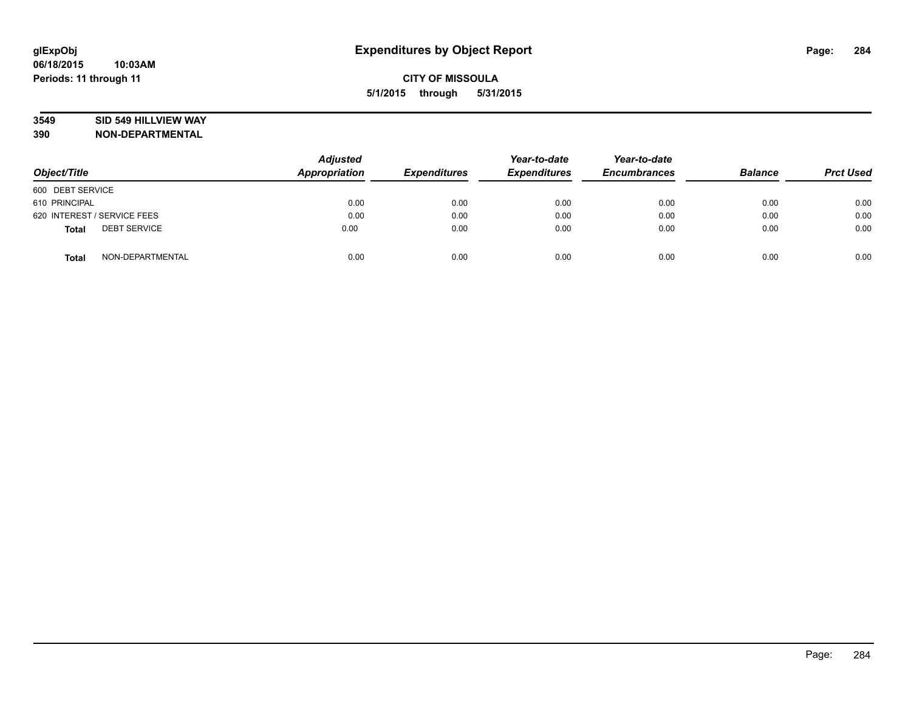# Expenditures by Object Report

glExpObj
06/18/2015 10:03AM
Periods: 11 through 11

**CITY OF MISSOULA**
**5/1/2015 through 5/31/2015**

**3549 SID 549 HILLVIEW WAY**
**390 NON-DEPARTMENTAL**

| Object/Title | Adjusted Appropriation | Expenditures | Year-to-date Expenditures | Year-to-date Encumbrances | Balance | Prct Used |
|---|---|---|---|---|---|---|
| 600 DEBT SERVICE | | | | | | |
| 610 PRINCIPAL | 0.00 | 0.00 | 0.00 | 0.00 | 0.00 | 0.00 |
| 620 INTEREST / SERVICE FEES | 0.00 | 0.00 | 0.00 | 0.00 | 0.00 | 0.00 |
| **Total** DEBT SERVICE | 0.00 | 0.00 | 0.00 | 0.00 | 0.00 | 0.00 |
| **Total** NON-DEPARTMENTAL | 0.00 | 0.00 | 0.00 | 0.00 | 0.00 | 0.00 |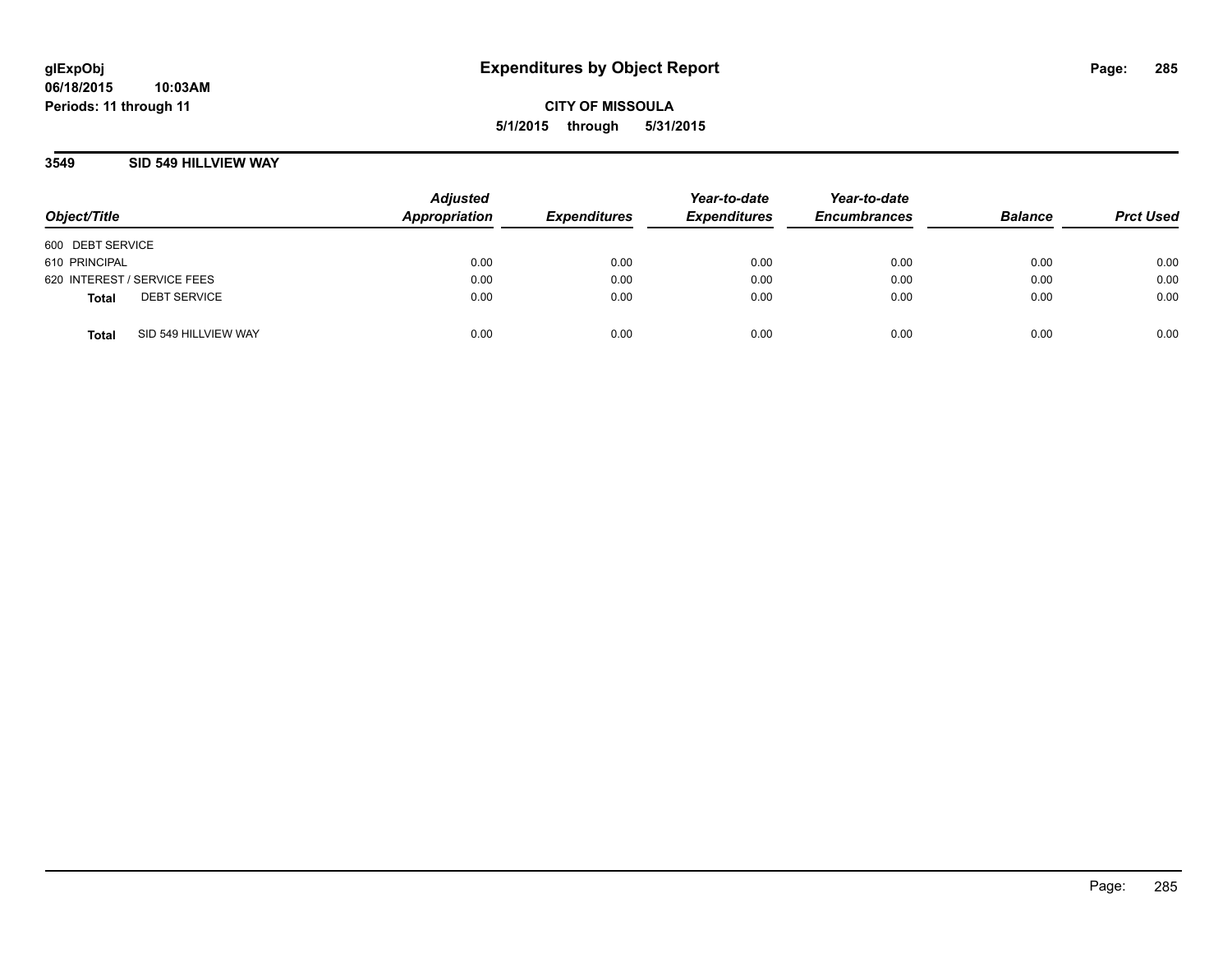**CITY OF MISSOULA**

**5/1/2015 through 5/31/2015**

## 3549 SID 549 HILLVIEW WAY

| Object/Title | Adjusted Appropriation | Expenditures | Year-to-date Expenditures | Year-to-date Encumbrances | Balance | Prct Used |
|---|---|---|---|---|---|---|
| 600 DEBT SERVICE | | | | | | |
| 610 PRINCIPAL | 0.00 | 0.00 | 0.00 | 0.00 | 0.00 | 0.00 |
| 620 INTEREST / SERVICE FEES | 0.00 | 0.00 | 0.00 | 0.00 | 0.00 | 0.00 |
| **Total** DEBT SERVICE | 0.00 | 0.00 | 0.00 | 0.00 | 0.00 | 0.00 |
| **Total** SID 549 HILLVIEW WAY | 0.00 | 0.00 | 0.00 | 0.00 | 0.00 | 0.00 |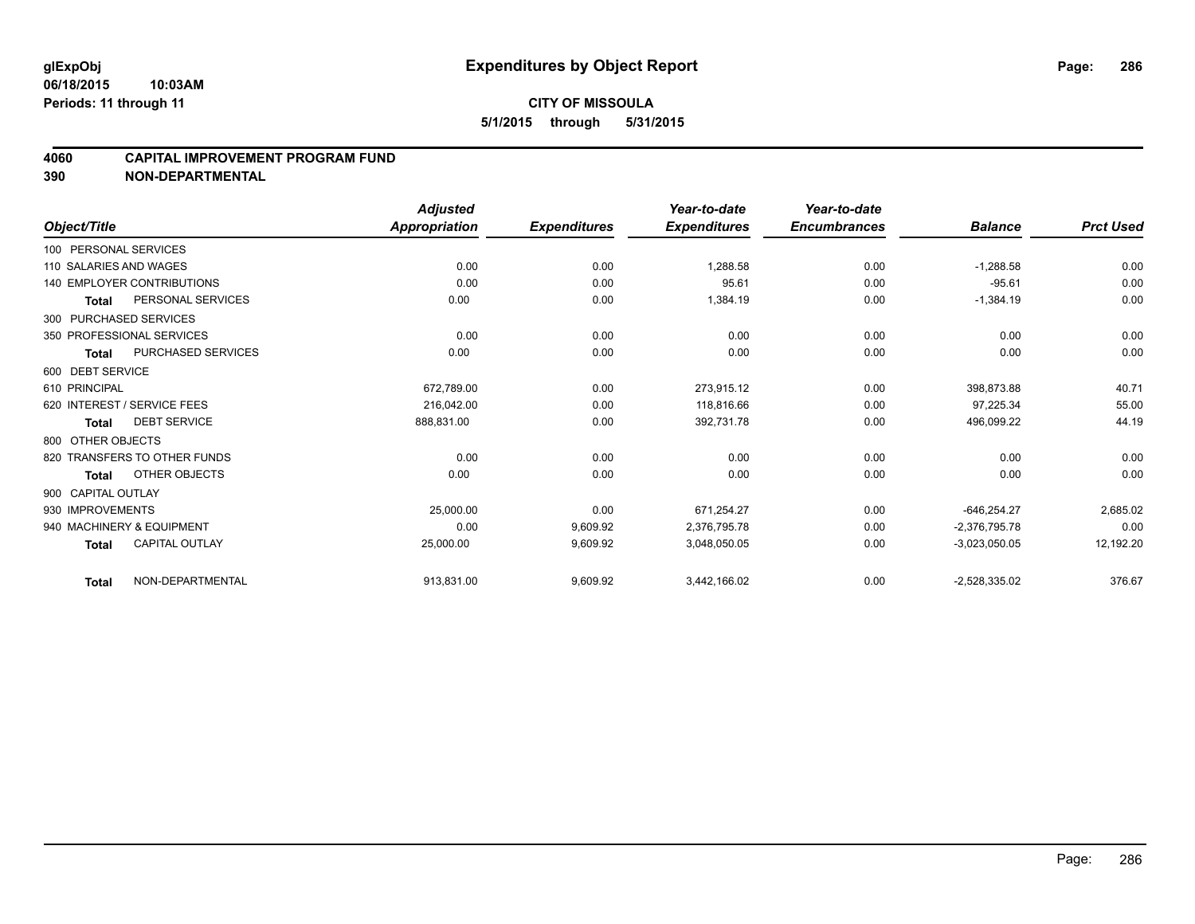**glExpObj**
**06/18/2015 10:03AM**
**Periods: 11 through 11**

# Expenditures by Object Report

**CITY OF MISSOULA**
**5/1/2015 through 5/31/2015**

## 4060 CAPITAL IMPROVEMENT PROGRAM FUND
## 390 NON-DEPARTMENTAL

| Object/Title | | Adjusted Appropriation | Expenditures | Year-to-date Expenditures | Year-to-date Encumbrances | Balance | Prct Used |
|---|---|---|---|---|---|---|---|
| 100 PERSONAL SERVICES | | | | | | | |
| 110 SALARIES AND WAGES | | 0.00 | 0.00 | 1,288.58 | 0.00 | -1,288.58 | 0.00 |
| 140 EMPLOYER CONTRIBUTIONS | | 0.00 | 0.00 | 95.61 | 0.00 | -95.61 | 0.00 |
| **Total** | PERSONAL SERVICES | 0.00 | 0.00 | 1,384.19 | 0.00 | -1,384.19 | 0.00 |
| 300 PURCHASED SERVICES | | | | | | | |
| 350 PROFESSIONAL SERVICES | | 0.00 | 0.00 | 0.00 | 0.00 | 0.00 | 0.00 |
| **Total** | PURCHASED SERVICES | 0.00 | 0.00 | 0.00 | 0.00 | 0.00 | 0.00 |
| 600 DEBT SERVICE | | | | | | | |
| 610 PRINCIPAL | | 672,789.00 | 0.00 | 273,915.12 | 0.00 | 398,873.88 | 40.71 |
| 620 INTEREST / SERVICE FEES | | 216,042.00 | 0.00 | 118,816.66 | 0.00 | 97,225.34 | 55.00 |
| **Total** | DEBT SERVICE | 888,831.00 | 0.00 | 392,731.78 | 0.00 | 496,099.22 | 44.19 |
| 800 OTHER OBJECTS | | | | | | | |
| 820 TRANSFERS TO OTHER FUNDS | | 0.00 | 0.00 | 0.00 | 0.00 | 0.00 | 0.00 |
| **Total** | OTHER OBJECTS | 0.00 | 0.00 | 0.00 | 0.00 | 0.00 | 0.00 |
| 900 CAPITAL OUTLAY | | | | | | | |
| 930 IMPROVEMENTS | | 25,000.00 | 0.00 | 671,254.27 | 0.00 | -646,254.27 | 2,685.02 |
| 940 MACHINERY & EQUIPMENT | | 0.00 | 9,609.92 | 2,376,795.78 | 0.00 | -2,376,795.78 | 0.00 |
| **Total** | CAPITAL OUTLAY | 25,000.00 | 9,609.92 | 3,048,050.05 | 0.00 | -3,023,050.05 | 12,192.20 |
| **Total** | NON-DEPARTMENTAL | 913,831.00 | 9,609.92 | 3,442,166.02 | 0.00 | -2,528,335.02 | 376.67 |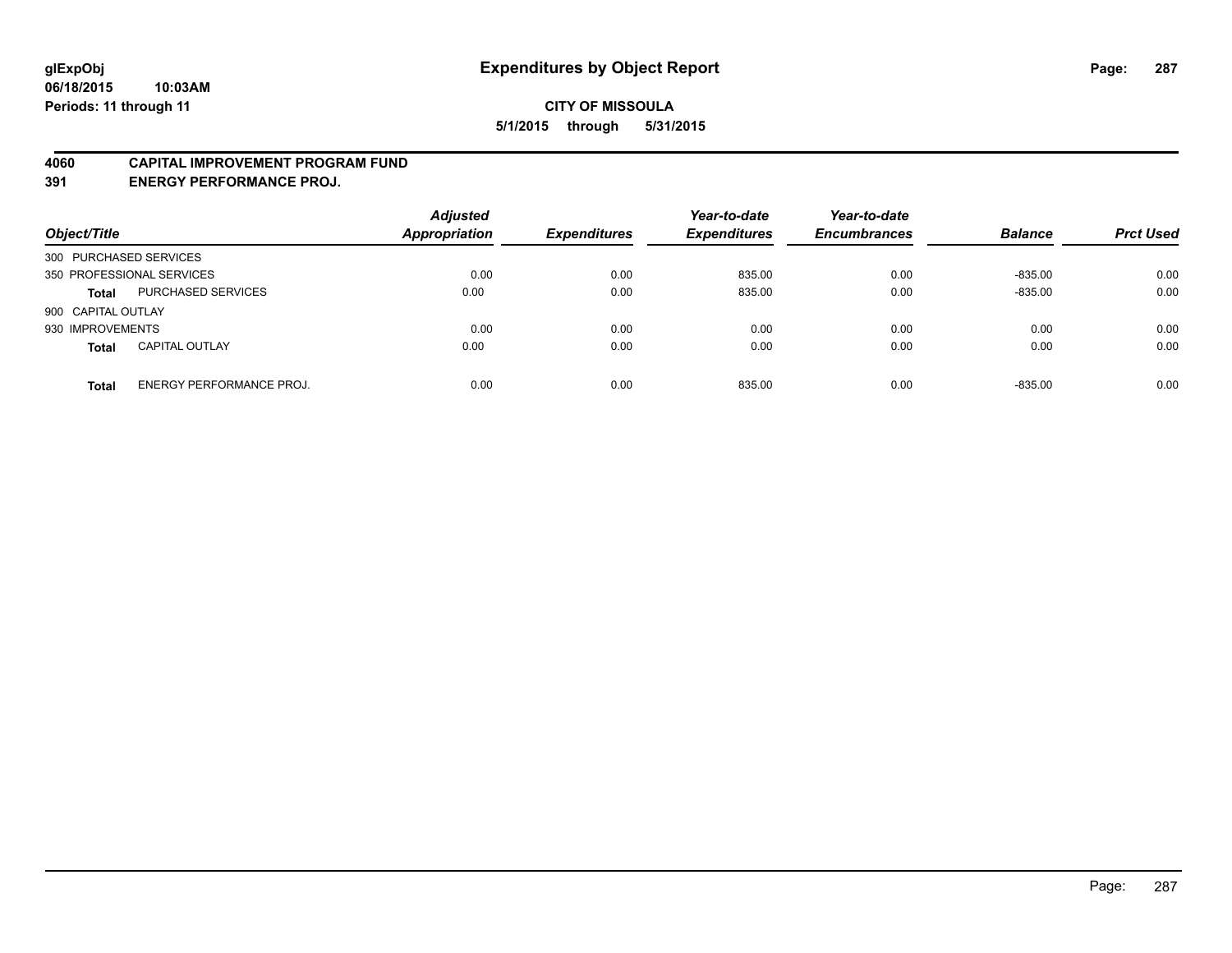**glExpObj** **Expenditures by Object Report**
**06/18/2015 10:03AM**
**Periods: 11 through 11**

**CITY OF MISSOULA**
**5/1/2015 through 5/31/2015**

**4060 CAPITAL IMPROVEMENT PROGRAM FUND**
**391 ENERGY PERFORMANCE PROJ.**

| Object/Title | | *Adjusted Appropriation* | *Expenditures* | *Year-to-date Expenditures* | *Year-to-date Encumbrances* | *Balance* | *Prct Used* |
|---|---|---|---|---|---|---|---|
| 300 PURCHASED SERVICES | | | | | | | |
| 350 PROFESSIONAL SERVICES | | 0.00 | 0.00 | 835.00 | 0.00 | -835.00 | 0.00 |
| **Total** | PURCHASED SERVICES | 0.00 | 0.00 | 835.00 | 0.00 | -835.00 | 0.00 |
| 900 CAPITAL OUTLAY | | | | | | | |
| 930 IMPROVEMENTS | | 0.00 | 0.00 | 0.00 | 0.00 | 0.00 | 0.00 |
| **Total** | CAPITAL OUTLAY | 0.00 | 0.00 | 0.00 | 0.00 | 0.00 | 0.00 |
| **Total** | ENERGY PERFORMANCE PROJ. | 0.00 | 0.00 | 835.00 | 0.00 | -835.00 | 0.00 |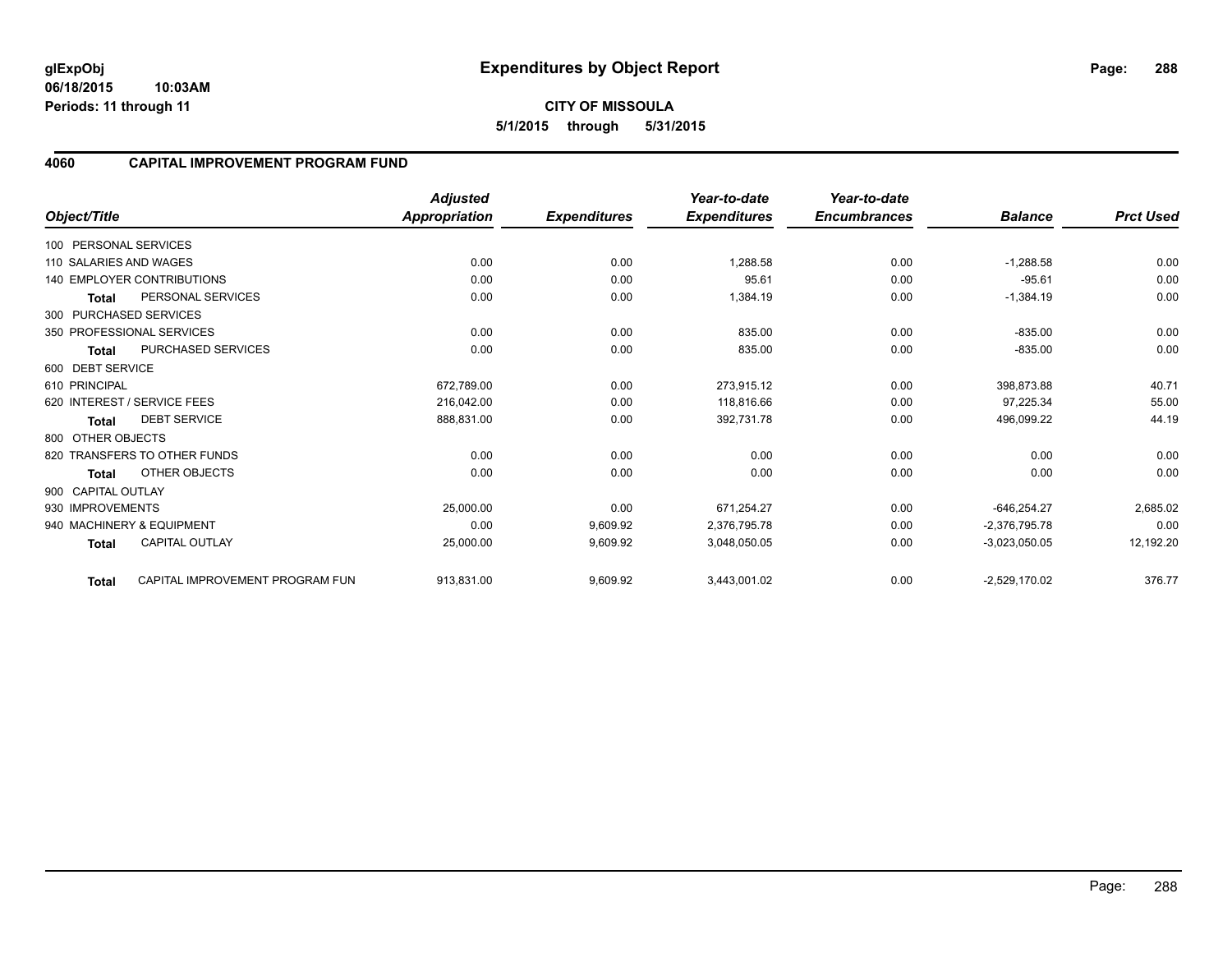**glExpObj**
**06/18/2015 10:03AM**
**Periods: 11 through 11**

# Expenditures by Object Report

**CITY OF MISSOULA**
**5/1/2015 through 5/31/2015**

## 4060 CAPITAL IMPROVEMENT PROGRAM FUND

| Object/Title | | Adjusted Appropriation | Expenditures | Year-to-date Expenditures | Year-to-date Encumbrances | Balance | Prct Used |
|---|---|---|---|---|---|---|---|
| 100 PERSONAL SERVICES | | | | | | | |
| 110 SALARIES AND WAGES | | 0.00 | 0.00 | 1,288.58 | 0.00 | -1,288.58 | 0.00 |
| 140 EMPLOYER CONTRIBUTIONS | | 0.00 | 0.00 | 95.61 | 0.00 | -95.61 | 0.00 |
| **Total** | PERSONAL SERVICES | 0.00 | 0.00 | 1,384.19 | 0.00 | -1,384.19 | 0.00 |
| 300 PURCHASED SERVICES | | | | | | | |
| 350 PROFESSIONAL SERVICES | | 0.00 | 0.00 | 835.00 | 0.00 | -835.00 | 0.00 |
| **Total** | PURCHASED SERVICES | 0.00 | 0.00 | 835.00 | 0.00 | -835.00 | 0.00 |
| 600 DEBT SERVICE | | | | | | | |
| 610 PRINCIPAL | | 672,789.00 | 0.00 | 273,915.12 | 0.00 | 398,873.88 | 40.71 |
| 620 INTEREST / SERVICE FEES | | 216,042.00 | 0.00 | 118,816.66 | 0.00 | 97,225.34 | 55.00 |
| **Total** | DEBT SERVICE | 888,831.00 | 0.00 | 392,731.78 | 0.00 | 496,099.22 | 44.19 |
| 800 OTHER OBJECTS | | | | | | | |
| 820 TRANSFERS TO OTHER FUNDS | | 0.00 | 0.00 | 0.00 | 0.00 | 0.00 | 0.00 |
| **Total** | OTHER OBJECTS | 0.00 | 0.00 | 0.00 | 0.00 | 0.00 | 0.00 |
| 900 CAPITAL OUTLAY | | | | | | | |
| 930 IMPROVEMENTS | | 25,000.00 | 0.00 | 671,254.27 | 0.00 | -646,254.27 | 2,685.02 |
| 940 MACHINERY & EQUIPMENT | | 0.00 | 9,609.92 | 2,376,795.78 | 0.00 | -2,376,795.78 | 0.00 |
| **Total** | CAPITAL OUTLAY | 25,000.00 | 9,609.92 | 3,048,050.05 | 0.00 | -3,023,050.05 | 12,192.20 |
| **Total** | CAPITAL IMPROVEMENT PROGRAM FUN | 913,831.00 | 9,609.92 | 3,443,001.02 | 0.00 | -2,529,170.02 | 376.77 |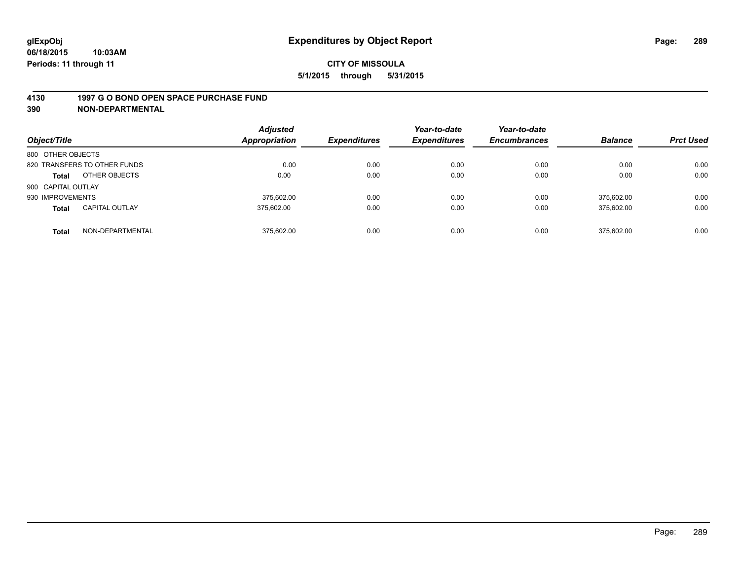**glExpObj** **Expenditures by Object Report**

**06/18/2015 10:03AM**

**Periods: 11 through 11**

**CITY OF MISSOULA**

**5/1/2015 through 5/31/2015**

## 4130 1997 G O BOND OPEN SPACE PURCHASE FUND

## 390 NON-DEPARTMENTAL

| *Object/Title* | *Adjusted Appropriation* | *Expenditures* | *Year-to-date Expenditures* | *Year-to-date Encumbrances* | *Balance* | *Prct Used* |
|---|---|---|---|---|---|---|
| 800 OTHER OBJECTS | | | | | | |
| 820 TRANSFERS TO OTHER FUNDS | 0.00 | 0.00 | 0.00 | 0.00 | 0.00 | 0.00 |
| **Total** OTHER OBJECTS | 0.00 | 0.00 | 0.00 | 0.00 | 0.00 | 0.00 |
| 900 CAPITAL OUTLAY | | | | | | |
| 930 IMPROVEMENTS | 375,602.00 | 0.00 | 0.00 | 0.00 | 375,602.00 | 0.00 |
| **Total** CAPITAL OUTLAY | 375,602.00 | 0.00 | 0.00 | 0.00 | 375,602.00 | 0.00 |
| **Total** NON-DEPARTMENTAL | 375,602.00 | 0.00 | 0.00 | 0.00 | 375,602.00 | 0.00 |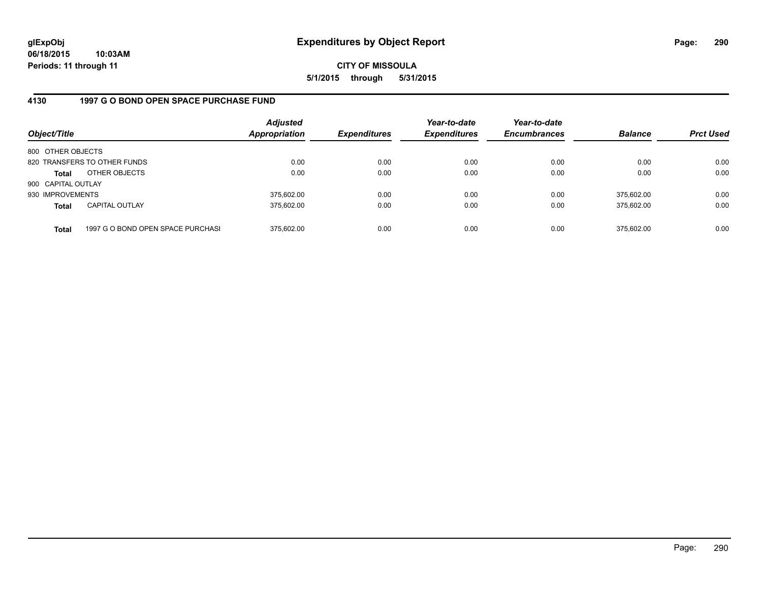**glExpObj**
**06/18/2015 10:03AM**
**Periods: 11 through 11**

# Expenditures by Object Report

**CITY OF MISSOULA**
**5/1/2015 through 5/31/2015**

## 4130 1997 G O BOND OPEN SPACE PURCHASE FUND

| Object/Title | | *Adjusted Appropriation* | *Expenditures* | *Year-to-date Expenditures* | *Year-to-date Encumbrances* | *Balance* | *Prct Used* |
|---|---|---|---|---|---|---|---|
| 800 OTHER OBJECTS | | | | | | | |
| 820 TRANSFERS TO OTHER FUNDS | | 0.00 | 0.00 | 0.00 | 0.00 | 0.00 | 0.00 |
| **Total** | OTHER OBJECTS | 0.00 | 0.00 | 0.00 | 0.00 | 0.00 | 0.00 |
| 900 CAPITAL OUTLAY | | | | | | | |
| 930 IMPROVEMENTS | | 375,602.00 | 0.00 | 0.00 | 0.00 | 375,602.00 | 0.00 |
| **Total** | CAPITAL OUTLAY | 375,602.00 | 0.00 | 0.00 | 0.00 | 375,602.00 | 0.00 |
| **Total** | 1997 G O BOND OPEN SPACE PURCHASI | 375,602.00 | 0.00 | 0.00 | 0.00 | 375,602.00 | 0.00 |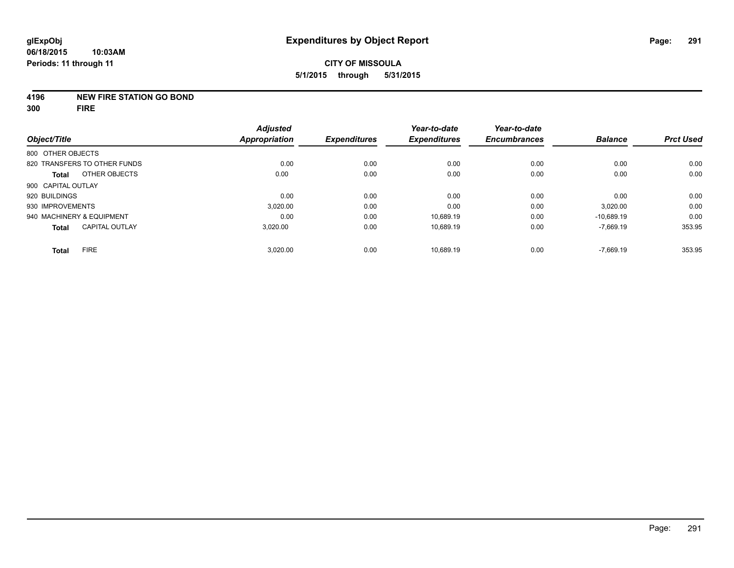**glExpObj**
**06/18/2015 10:03AM**
**Periods: 11 through 11**

# Expenditures by Object Report

**CITY OF MISSOULA**
**5/1/2015 through 5/31/2015**

**4196 NEW FIRE STATION GO BOND**
**300 FIRE**

| Object/Title | Adjusted Appropriation | Expenditures | Year-to-date Expenditures | Year-to-date Encumbrances | Balance | Prct Used |
|---|---|---|---|---|---|---|
| 800 OTHER OBJECTS | | | | | | |
| 820 TRANSFERS TO OTHER FUNDS | 0.00 | 0.00 | 0.00 | 0.00 | 0.00 | 0.00 |
| **Total** OTHER OBJECTS | 0.00 | 0.00 | 0.00 | 0.00 | 0.00 | 0.00 |
| 900 CAPITAL OUTLAY | | | | | | |
| 920 BUILDINGS | 0.00 | 0.00 | 0.00 | 0.00 | 0.00 | 0.00 |
| 930 IMPROVEMENTS | 3,020.00 | 0.00 | 0.00 | 0.00 | 3,020.00 | 0.00 |
| 940 MACHINERY & EQUIPMENT | 0.00 | 0.00 | 10,689.19 | 0.00 | -10,689.19 | 0.00 |
| **Total** CAPITAL OUTLAY | 3,020.00 | 0.00 | 10,689.19 | 0.00 | -7,669.19 | 353.95 |
| **Total** FIRE | 3,020.00 | 0.00 | 10,689.19 | 0.00 | -7,669.19 | 353.95 |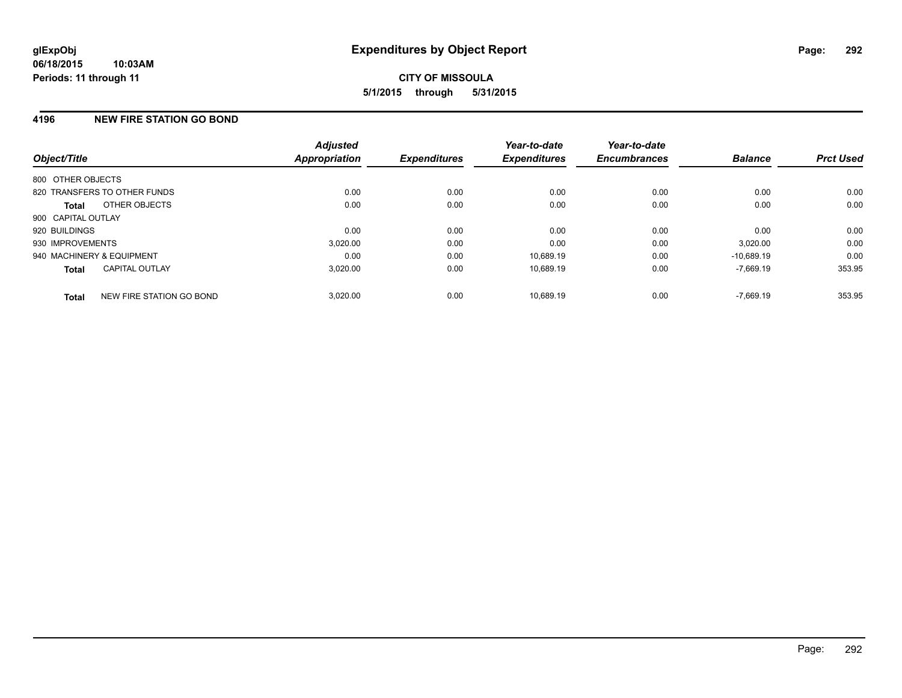**glExpObj**
**06/18/2015 10:03AM**
**Periods: 11 through 11**

# Expenditures by Object Report

**CITY OF MISSOULA**
**5/1/2015 through 5/31/2015**

## 4196 NEW FIRE STATION GO BOND

| Object/Title | Adjusted Appropriation | Expenditures | Year-to-date Expenditures | Year-to-date Encumbrances | Balance | Prct Used |
|---|---|---|---|---|---|---|
| 800 OTHER OBJECTS | | | | | | |
| 820 TRANSFERS TO OTHER FUNDS | 0.00 | 0.00 | 0.00 | 0.00 | 0.00 | 0.00 |
| **Total** OTHER OBJECTS | 0.00 | 0.00 | 0.00 | 0.00 | 0.00 | 0.00 |
| 900 CAPITAL OUTLAY | | | | | | |
| 920 BUILDINGS | 0.00 | 0.00 | 0.00 | 0.00 | 0.00 | 0.00 |
| 930 IMPROVEMENTS | 3,020.00 | 0.00 | 0.00 | 0.00 | 3,020.00 | 0.00 |
| 940 MACHINERY & EQUIPMENT | 0.00 | 0.00 | 10,689.19 | 0.00 | -10,689.19 | 0.00 |
| **Total** CAPITAL OUTLAY | 3,020.00 | 0.00 | 10,689.19 | 0.00 | -7,669.19 | 353.95 |
| **Total** NEW FIRE STATION GO BOND | 3,020.00 | 0.00 | 10,689.19 | 0.00 | -7,669.19 | 353.95 |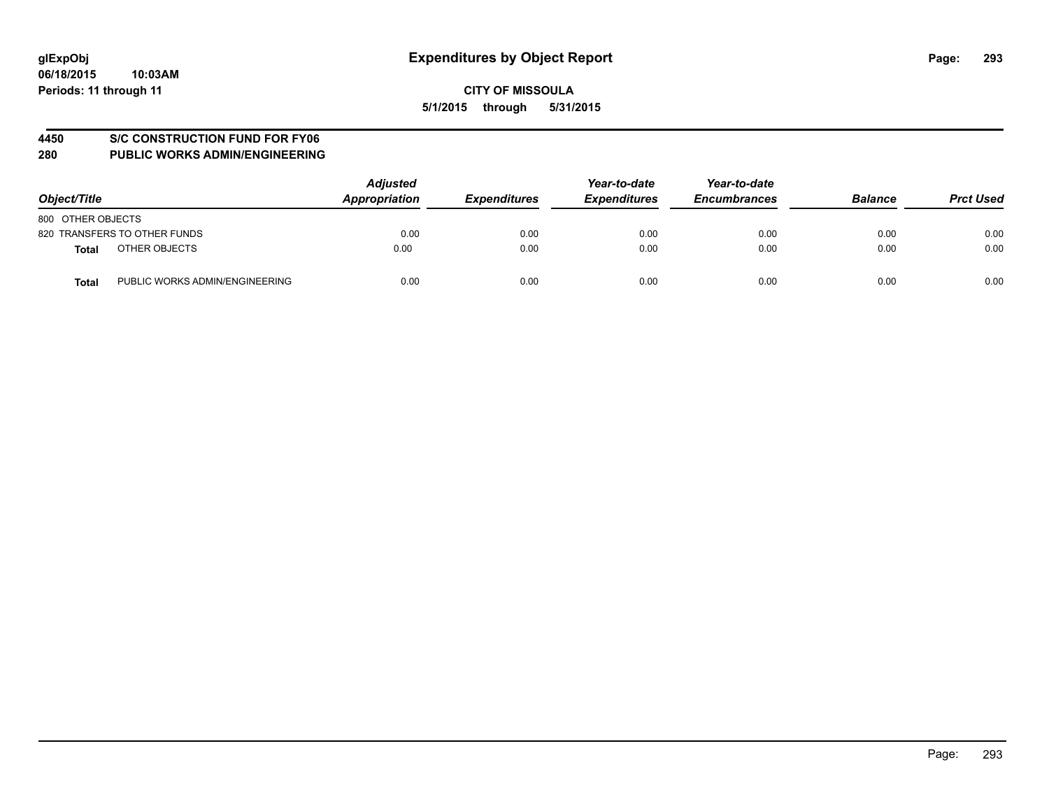glExpObj
06/18/2015 10:03AM
Periods: 11 through 11

# Expenditures by Object Report

**CITY OF MISSOULA**

**5/1/2015 through 5/31/2015**

## 4450 S/C CONSTRUCTION FUND FOR FY06
## 280 PUBLIC WORKS ADMIN/ENGINEERING

| Object/Title | | Adjusted Appropriation | Expenditures | Year-to-date Expenditures | Year-to-date Encumbrances | Balance | Prct Used |
|---|---|---|---|---|---|---|---|
| 800 OTHER OBJECTS | | | | | | | |
| 820 TRANSFERS TO OTHER FUNDS | | 0.00 | 0.00 | 0.00 | 0.00 | 0.00 | 0.00 |
| **Total** | OTHER OBJECTS | 0.00 | 0.00 | 0.00 | 0.00 | 0.00 | 0.00 |
| **Total** | PUBLIC WORKS ADMIN/ENGINEERING | 0.00 | 0.00 | 0.00 | 0.00 | 0.00 | 0.00 |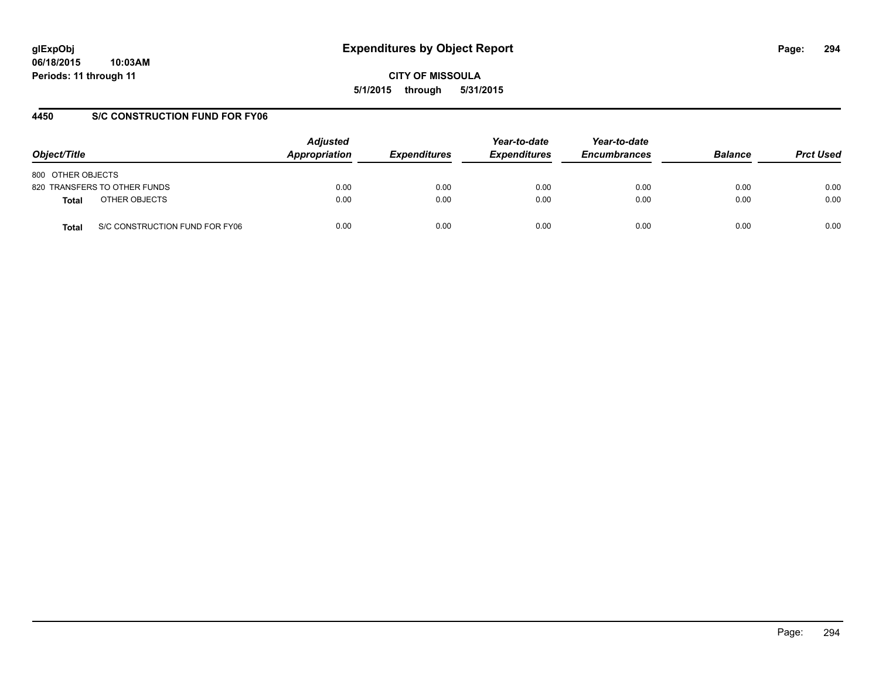**glExpObj**
**06/18/2015 10:03AM**
**Periods: 11 through 11**

# Expenditures by Object Report

**CITY OF MISSOULA**
**5/1/2015 through 5/31/2015**

## 4450 S/C CONSTRUCTION FUND FOR FY06

| Object/Title | Adjusted Appropriation | Expenditures | Year-to-date Expenditures | Year-to-date Encumbrances | Balance | Prct Used |
|---|---|---|---|---|---|---|
| 800 OTHER OBJECTS | | | | | | |
| 820 TRANSFERS TO OTHER FUNDS | 0.00 | 0.00 | 0.00 | 0.00 | 0.00 | 0.00 |
| **Total** OTHER OBJECTS | 0.00 | 0.00 | 0.00 | 0.00 | 0.00 | 0.00 |
| **Total** S/C CONSTRUCTION FUND FOR FY06 | 0.00 | 0.00 | 0.00 | 0.00 | 0.00 | 0.00 |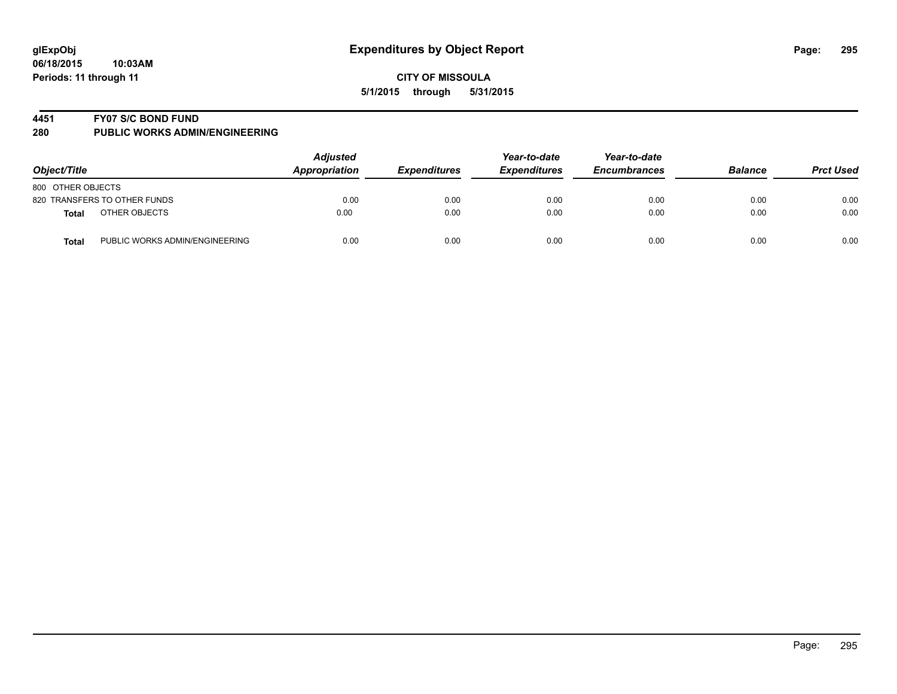**glExpObj**
**06/18/2015 10:03AM**
**Periods: 11 through 11**

# Expenditures by Object Report

**CITY OF MISSOULA**
**5/1/2015 through 5/31/2015**

**4451 FY07 S/C BOND FUND**
**280 PUBLIC WORKS ADMIN/ENGINEERING**

| Object/Title | | Adjusted Appropriation | Expenditures | Year-to-date Expenditures | Year-to-date Encumbrances | Balance | Prct Used |
|---|---|---|---|---|---|---|---|
| 800 OTHER OBJECTS | | | | | | | |
| 820 TRANSFERS TO OTHER FUNDS | | 0.00 | 0.00 | 0.00 | 0.00 | 0.00 | 0.00 |
| **Total** | OTHER OBJECTS | 0.00 | 0.00 | 0.00 | 0.00 | 0.00 | 0.00 |
| **Total** | PUBLIC WORKS ADMIN/ENGINEERING | 0.00 | 0.00 | 0.00 | 0.00 | 0.00 | 0.00 |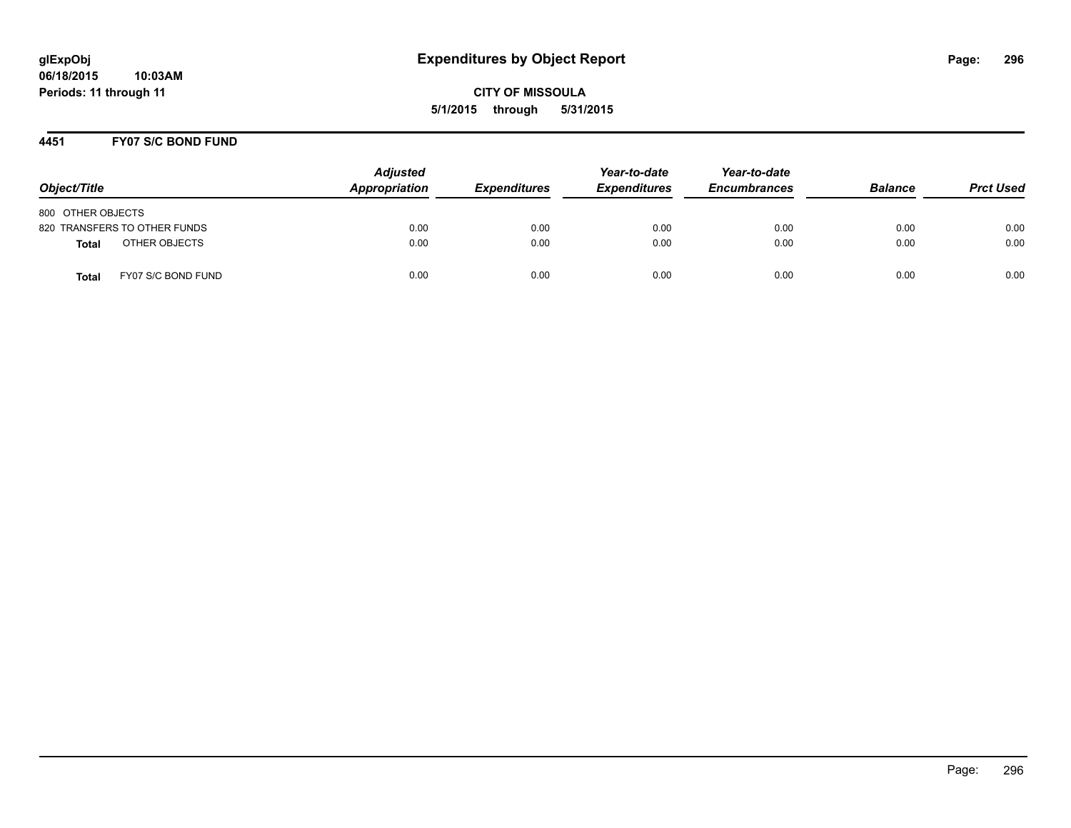**glExpObj**
**06/18/2015 10:03AM**
**Periods: 11 through 11**

# Expenditures by Object Report

**CITY OF MISSOULA**
**5/1/2015 through 5/31/2015**

## 4451 FY07 S/C BOND FUND

| Object/Title | Adjusted Appropriation | Expenditures | Year-to-date Expenditures | Year-to-date Encumbrances | Balance | Prct Used |
|---|---|---|---|---|---|---|
| 800 OTHER OBJECTS | | | | | | |
| 820 TRANSFERS TO OTHER FUNDS | 0.00 | 0.00 | 0.00 | 0.00 | 0.00 | 0.00 |
| **Total** OTHER OBJECTS | 0.00 | 0.00 | 0.00 | 0.00 | 0.00 | 0.00 |
| **Total** FY07 S/C BOND FUND | 0.00 | 0.00 | 0.00 | 0.00 | 0.00 | 0.00 |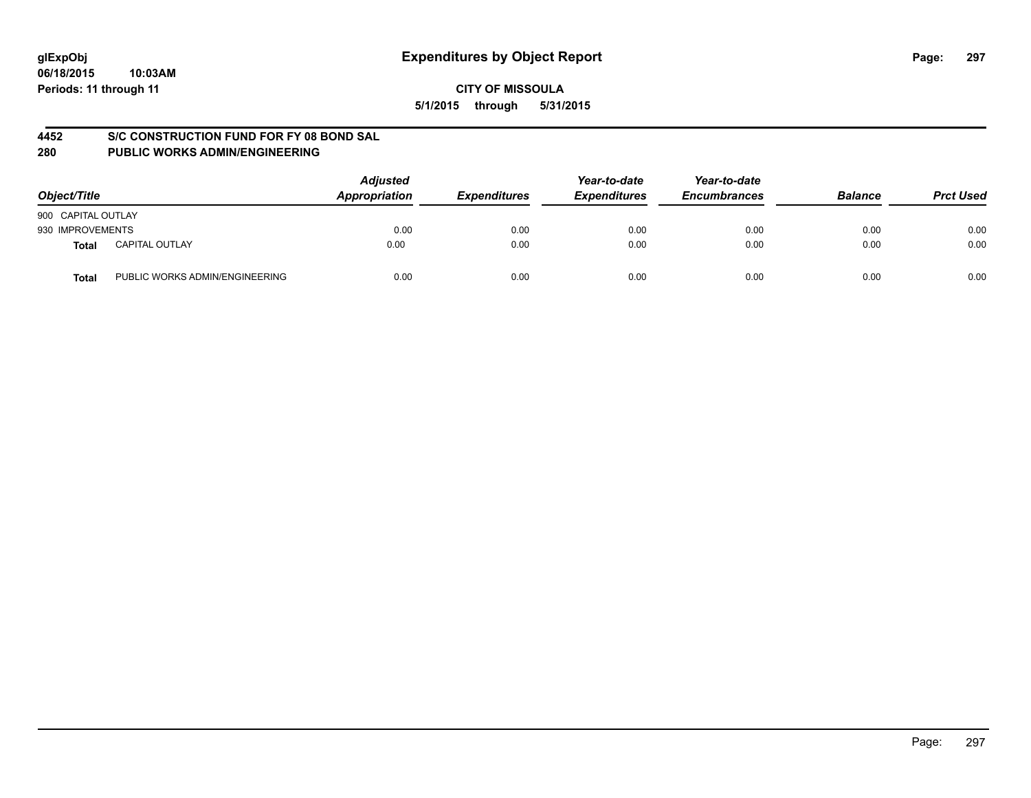**glExpObj**
**06/18/2015 10:03AM**
**Periods: 11 through 11**

# Expenditures by Object Report

**CITY OF MISSOULA**
**5/1/2015 through 5/31/2015**

## 4452 S/C CONSTRUCTION FUND FOR FY 08 BOND SAL
## 280 PUBLIC WORKS ADMIN/ENGINEERING

| Object/Title | | Adjusted Appropriation | Expenditures | Year-to-date Expenditures | Year-to-date Encumbrances | Balance | Prct Used |
|---|---|---|---|---|---|---|---|
| 900 CAPITAL OUTLAY | | | | | | | |
| 930 IMPROVEMENTS | | 0.00 | 0.00 | 0.00 | 0.00 | 0.00 | 0.00 |
| **Total** | CAPITAL OUTLAY | 0.00 | 0.00 | 0.00 | 0.00 | 0.00 | 0.00 |
| **Total** | PUBLIC WORKS ADMIN/ENGINEERING | 0.00 | 0.00 | 0.00 | 0.00 | 0.00 | 0.00 |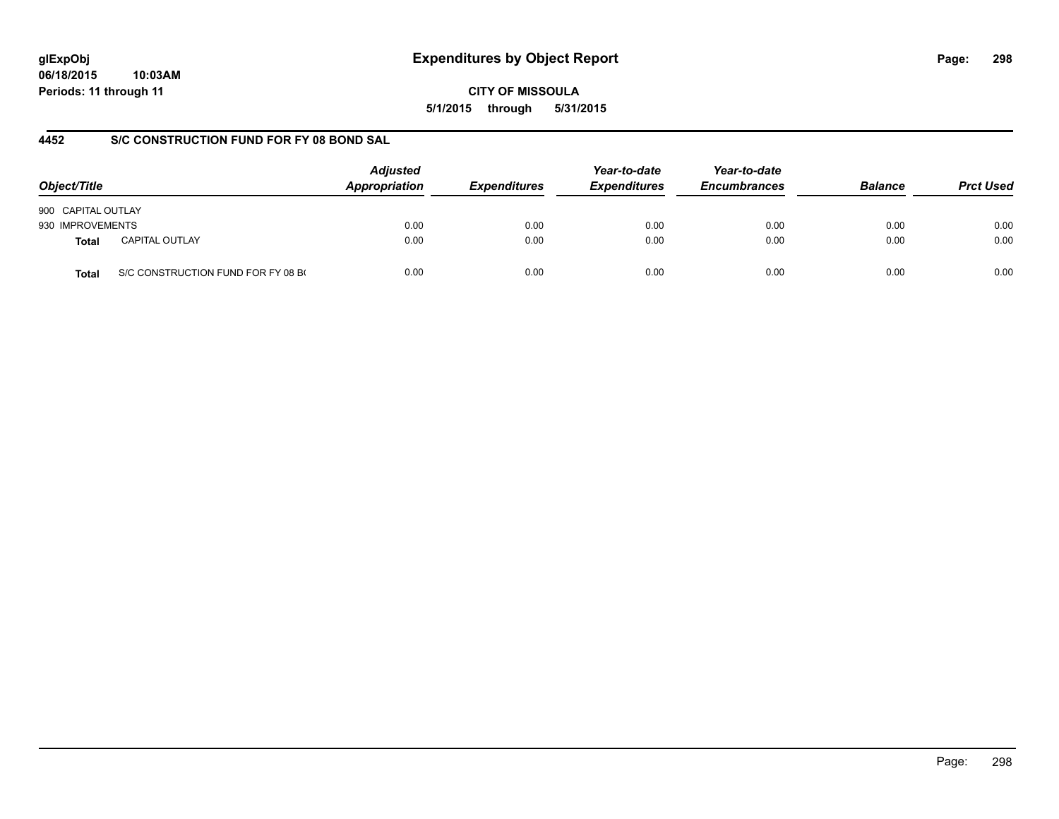**glExpObj**
**06/18/2015 10:03AM**
**Periods: 11 through 11**

# Expenditures by Object Report

**CITY OF MISSOULA**
**5/1/2015 through 5/31/2015**

## 4452 S/C CONSTRUCTION FUND FOR FY 08 BOND SAL

| Object/Title | | Adjusted Appropriation | Expenditures | Year-to-date Expenditures | Year-to-date Encumbrances | Balance | Prct Used |
|---|---|---|---|---|---|---|---|
| 900 CAPITAL OUTLAY | | | | | | | |
| 930 IMPROVEMENTS | | 0.00 | 0.00 | 0.00 | 0.00 | 0.00 | 0.00 |
| **Total** | CAPITAL OUTLAY | 0.00 | 0.00 | 0.00 | 0.00 | 0.00 | 0.00 |
| **Total** | S/C CONSTRUCTION FUND FOR FY 08 B( | 0.00 | 0.00 | 0.00 | 0.00 | 0.00 | 0.00 |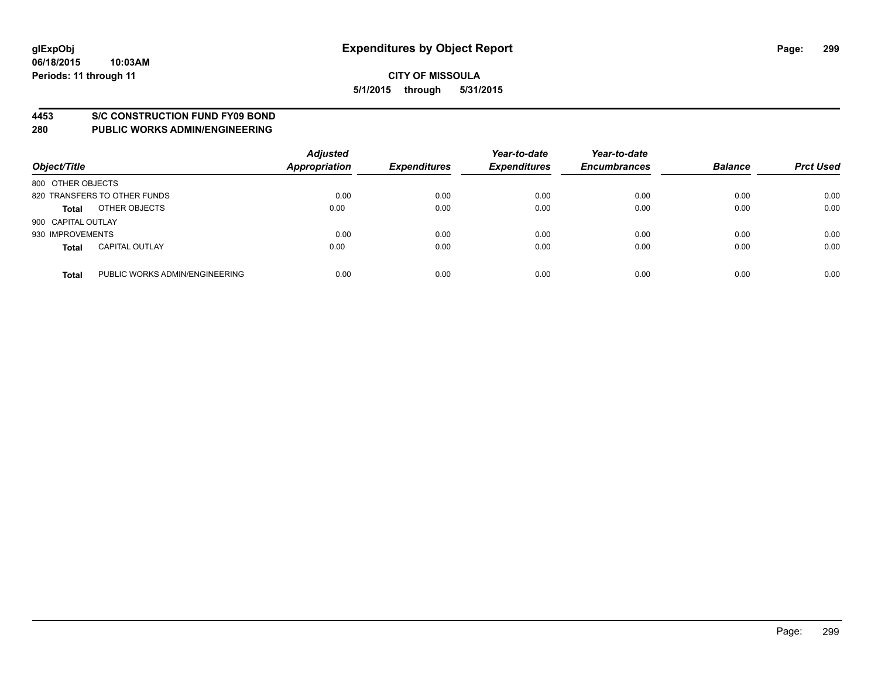# Expenditures by Object Report

glExpObj
06/18/2015 10:03AM
Periods: 11 through 11

**CITY OF MISSOULA**
**5/1/2015 through 5/31/2015**

**4453 S/C CONSTRUCTION FUND FY09 BOND**
**280 PUBLIC WORKS ADMIN/ENGINEERING**

| Object/Title | | Adjusted Appropriation | Expenditures | Year-to-date Expenditures | Year-to-date Encumbrances | Balance | Prct Used |
|---|---|---|---|---|---|---|---|
| 800 OTHER OBJECTS | | | | | | | |
| 820 TRANSFERS TO OTHER FUNDS | | 0.00 | 0.00 | 0.00 | 0.00 | 0.00 | 0.00 |
| **Total** | OTHER OBJECTS | 0.00 | 0.00 | 0.00 | 0.00 | 0.00 | 0.00 |
| 900 CAPITAL OUTLAY | | | | | | | |
| 930 IMPROVEMENTS | | 0.00 | 0.00 | 0.00 | 0.00 | 0.00 | 0.00 |
| **Total** | CAPITAL OUTLAY | 0.00 | 0.00 | 0.00 | 0.00 | 0.00 | 0.00 |
| **Total** | PUBLIC WORKS ADMIN/ENGINEERING | 0.00 | 0.00 | 0.00 | 0.00 | 0.00 | 0.00 |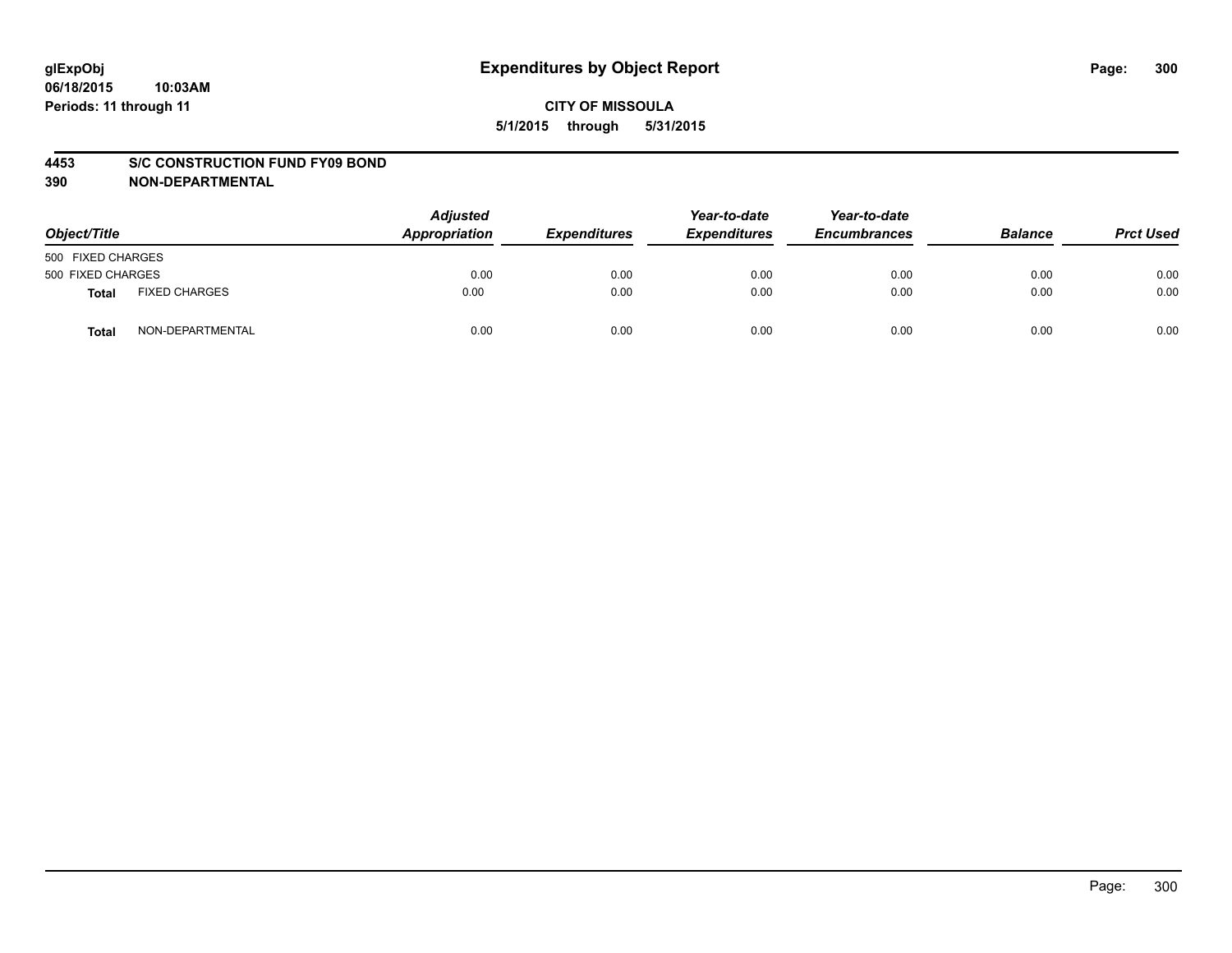**glExpObj**
**06/18/2015 10:03AM**
**Periods: 11 through 11**

# Expenditures by Object Report

**CITY OF MISSOULA**
**5/1/2015 through 5/31/2015**

**4453 S/C CONSTRUCTION FUND FY09 BOND**
**390 NON-DEPARTMENTAL**

| Object/Title | | Adjusted Appropriation | Expenditures | Year-to-date Expenditures | Year-to-date Encumbrances | Balance | Prct Used |
|---|---|---|---|---|---|---|---|
| 500 FIXED CHARGES | | | | | | | |
| 500 FIXED CHARGES | | 0.00 | 0.00 | 0.00 | 0.00 | 0.00 | 0.00 |
| **Total** | FIXED CHARGES | 0.00 | 0.00 | 0.00 | 0.00 | 0.00 | 0.00 |
| **Total** | NON-DEPARTMENTAL | 0.00 | 0.00 | 0.00 | 0.00 | 0.00 | 0.00 |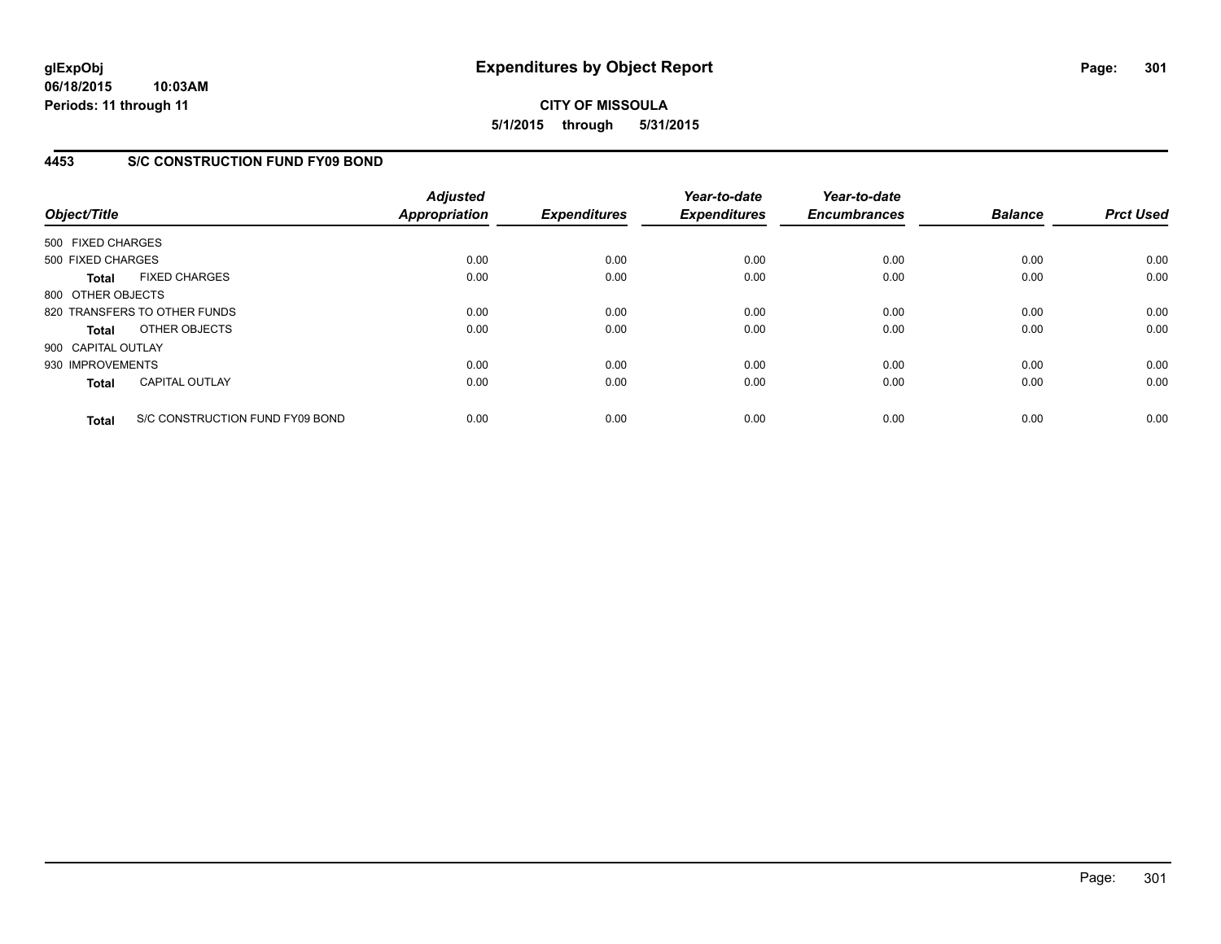# Expenditures by Object Report

glExpObj
06/18/2015 10:03AM
Periods: 11 through 11

**CITY OF MISSOULA**
**5/1/2015 through 5/31/2015**

## 4453 S/C CONSTRUCTION FUND FY09 BOND

| Object/Title | | Adjusted Appropriation | Expenditures | Year-to-date Expenditures | Year-to-date Encumbrances | Balance | Prct Used |
|---|---|---|---|---|---|---|---|
| 500 FIXED CHARGES | | | | | | | |
| 500 FIXED CHARGES | | 0.00 | 0.00 | 0.00 | 0.00 | 0.00 | 0.00 |
| **Total** | FIXED CHARGES | 0.00 | 0.00 | 0.00 | 0.00 | 0.00 | 0.00 |
| 800 OTHER OBJECTS | | | | | | | |
| 820 TRANSFERS TO OTHER FUNDS | | 0.00 | 0.00 | 0.00 | 0.00 | 0.00 | 0.00 |
| **Total** | OTHER OBJECTS | 0.00 | 0.00 | 0.00 | 0.00 | 0.00 | 0.00 |
| 900 CAPITAL OUTLAY | | | | | | | |
| 930 IMPROVEMENTS | | 0.00 | 0.00 | 0.00 | 0.00 | 0.00 | 0.00 |
| **Total** | CAPITAL OUTLAY | 0.00 | 0.00 | 0.00 | 0.00 | 0.00 | 0.00 |
| **Total** | S/C CONSTRUCTION FUND FY09 BOND | 0.00 | 0.00 | 0.00 | 0.00 | 0.00 | 0.00 |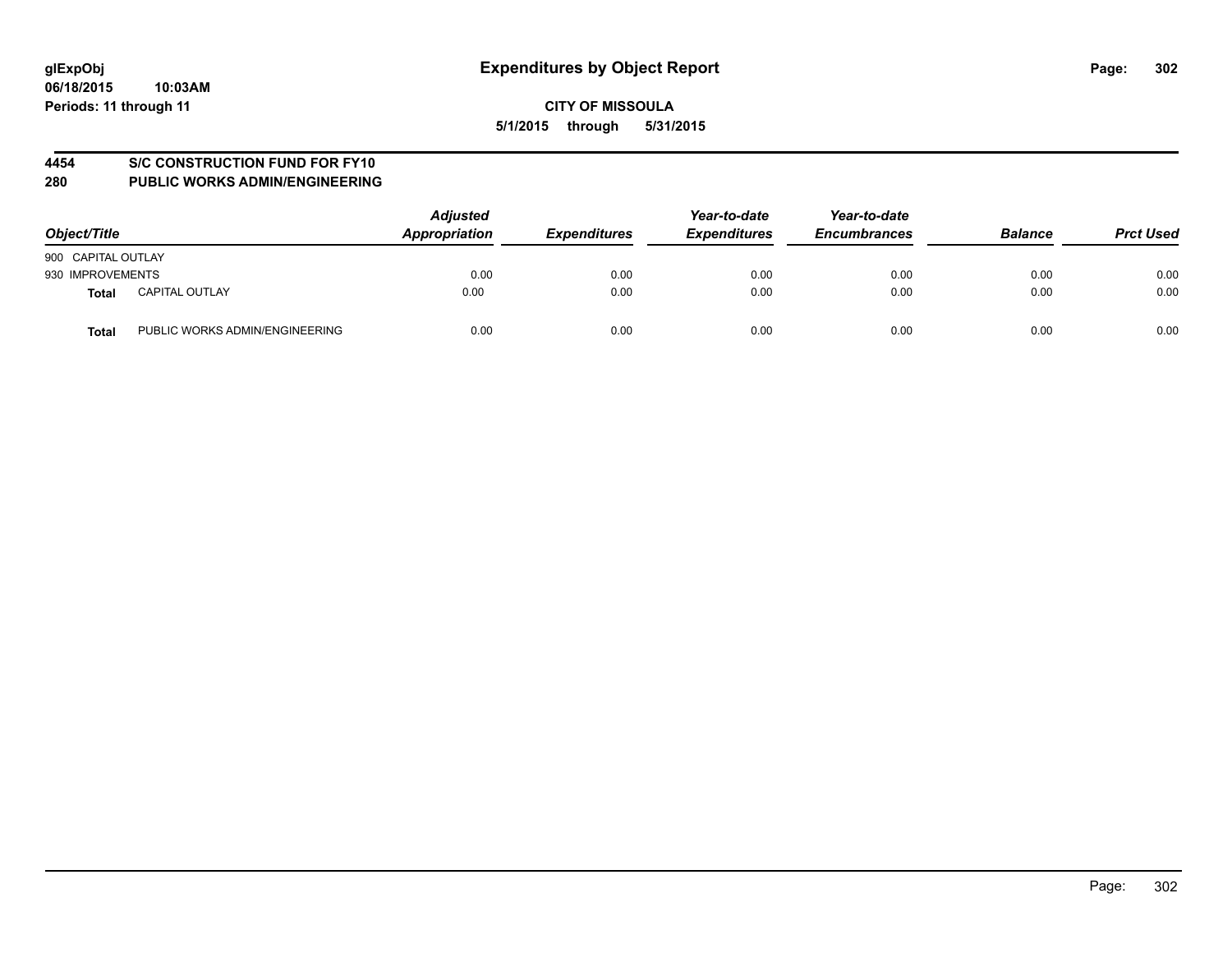glExpObj
06/18/2015 10:03AM
Periods: 11 through 11

# Expenditures by Object Report

**CITY OF MISSOULA**
**5/1/2015 through 5/31/2015**

## 4454 S/C CONSTRUCTION FUND FOR FY10
## 280 PUBLIC WORKS ADMIN/ENGINEERING

| Object/Title | | Adjusted Appropriation | Expenditures | Year-to-date Expenditures | Year-to-date Encumbrances | Balance | Prct Used |
|---|---|---|---|---|---|---|---|
| 900 CAPITAL OUTLAY | | | | | | | |
| 930 IMPROVEMENTS | | 0.00 | 0.00 | 0.00 | 0.00 | 0.00 | 0.00 |
| **Total** | CAPITAL OUTLAY | 0.00 | 0.00 | 0.00 | 0.00 | 0.00 | 0.00 |
| **Total** | PUBLIC WORKS ADMIN/ENGINEERING | 0.00 | 0.00 | 0.00 | 0.00 | 0.00 | 0.00 |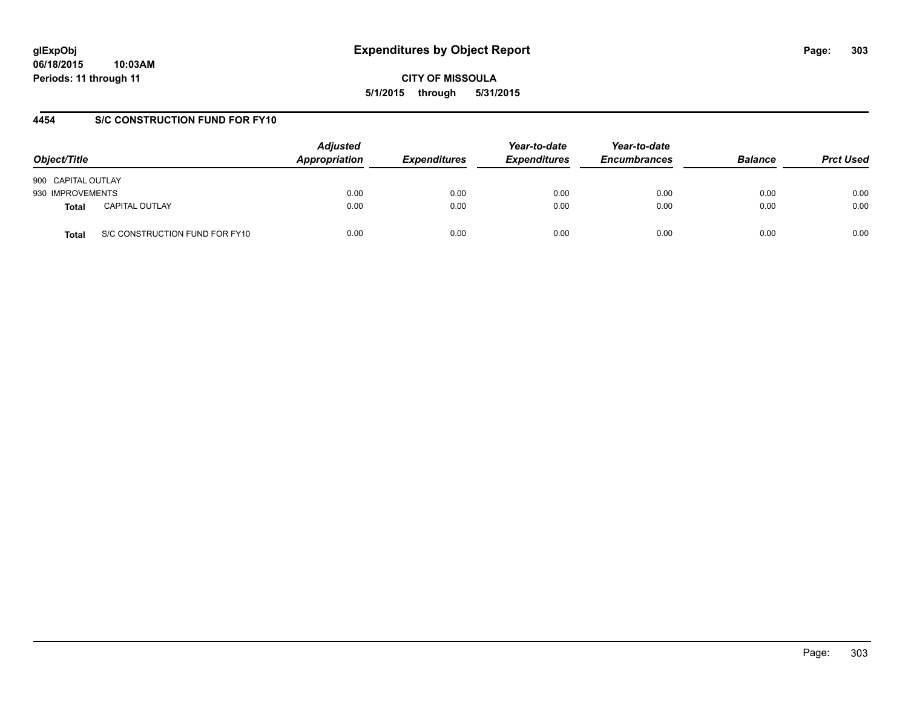# Expenditures by Object Report

glExpObj
06/18/2015 10:03AM
Periods: 11 through 11

**CITY OF MISSOULA**
**5/1/2015 through 5/31/2015**

## 4454 S/C CONSTRUCTION FUND FOR FY10

| Object/Title | | Adjusted Appropriation | Expenditures | Year-to-date Expenditures | Year-to-date Encumbrances | Balance | Prct Used |
|---|---|---|---|---|---|---|---|
| 900 CAPITAL OUTLAY | | | | | | | |
| 930 IMPROVEMENTS | | 0.00 | 0.00 | 0.00 | 0.00 | 0.00 | 0.00 |
| **Total** | CAPITAL OUTLAY | 0.00 | 0.00 | 0.00 | 0.00 | 0.00 | 0.00 |
| **Total** | S/C CONSTRUCTION FUND FOR FY10 | 0.00 | 0.00 | 0.00 | 0.00 | 0.00 | 0.00 |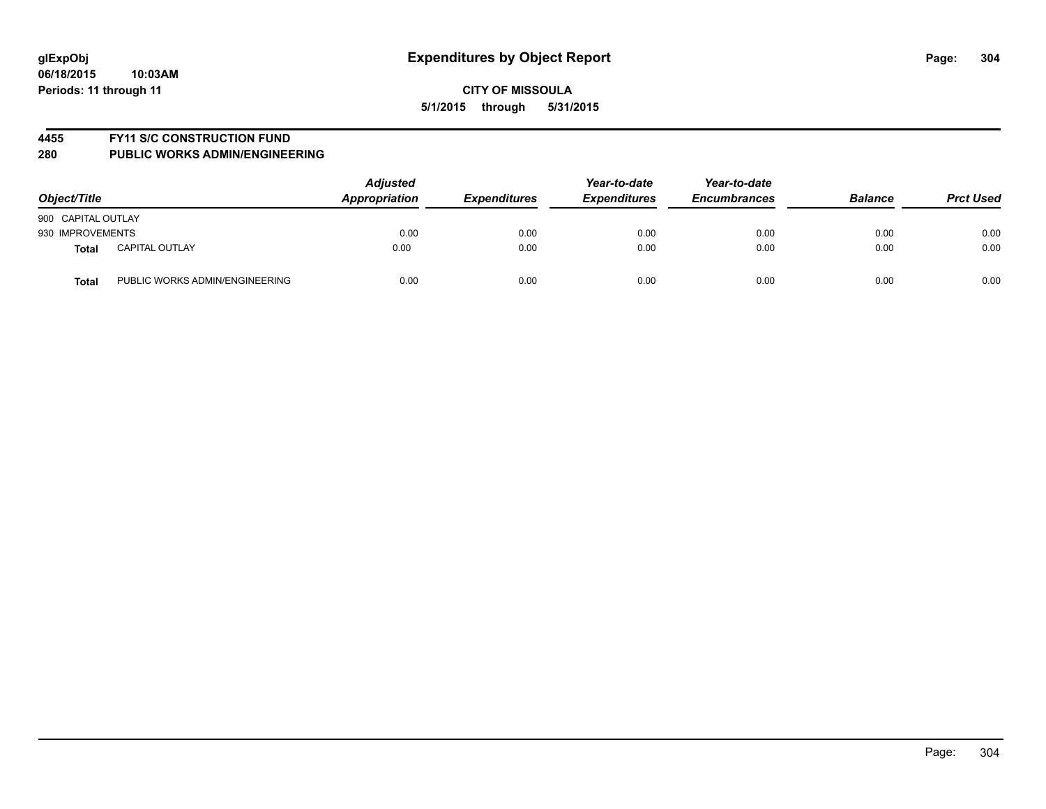**glExpObj**
**06/18/2015 10:03AM**
**Periods: 11 through 11**

# Expenditures by Object Report

**CITY OF MISSOULA**
**5/1/2015 through 5/31/2015**

## 4455 FY11 S/C CONSTRUCTION FUND
## 280 PUBLIC WORKS ADMIN/ENGINEERING

| Object/Title | | Adjusted Appropriation | Expenditures | Year-to-date Expenditures | Year-to-date Encumbrances | Balance | Prct Used |
|---|---|---|---|---|---|---|---|
| 900 CAPITAL OUTLAY | | | | | | | |
| 930 IMPROVEMENTS | | 0.00 | 0.00 | 0.00 | 0.00 | 0.00 | 0.00 |
| **Total** | CAPITAL OUTLAY | 0.00 | 0.00 | 0.00 | 0.00 | 0.00 | 0.00 |
| **Total** | PUBLIC WORKS ADMIN/ENGINEERING | 0.00 | 0.00 | 0.00 | 0.00 | 0.00 | 0.00 |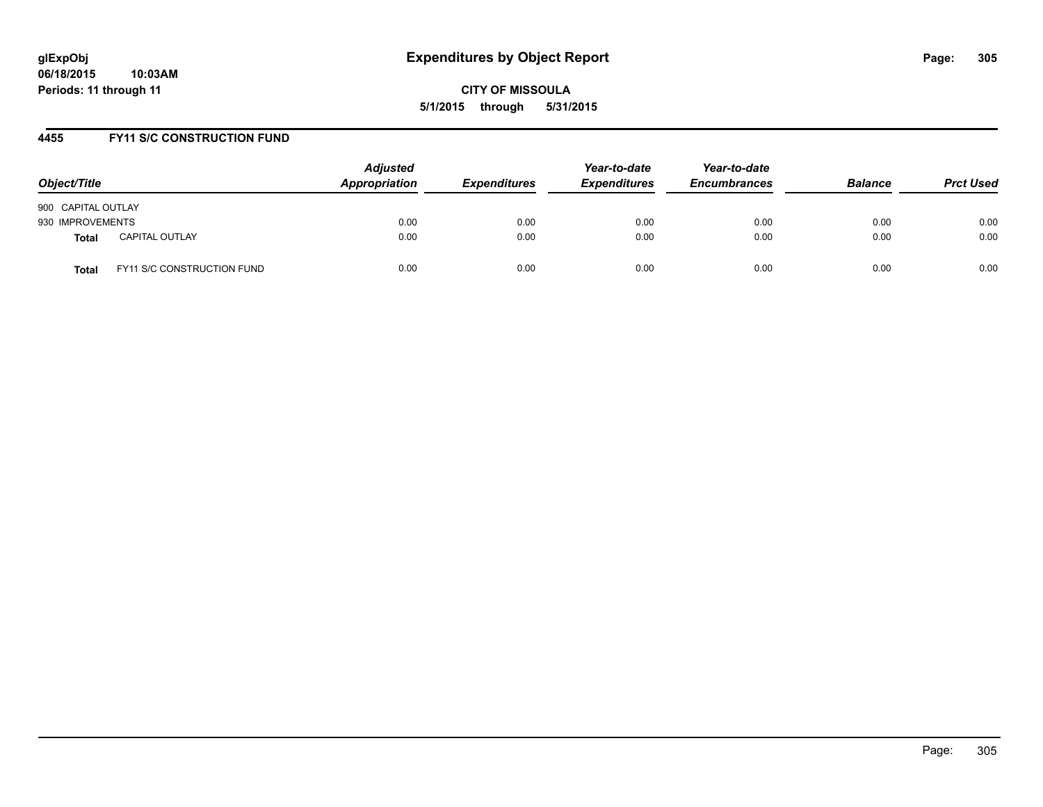glExpObj
06/18/2015 10:03AM
Periods: 11 through 11

# Expenditures by Object Report

CITY OF MISSOULA

5/1/2015 through 5/31/2015

## 4455 FY11 S/C CONSTRUCTION FUND

| Object/Title | | *Adjusted Appropriation* | *Expenditures* | *Year-to-date Expenditures* | *Year-to-date Encumbrances* | *Balance* | *Prct Used* |
|---|---|---|---|---|---|---|---|
| 900 CAPITAL OUTLAY | | | | | | | |
| 930 IMPROVEMENTS | | 0.00 | 0.00 | 0.00 | 0.00 | 0.00 | 0.00 |
| **Total** | CAPITAL OUTLAY | 0.00 | 0.00 | 0.00 | 0.00 | 0.00 | 0.00 |
| **Total** | FY11 S/C CONSTRUCTION FUND | 0.00 | 0.00 | 0.00 | 0.00 | 0.00 | 0.00 |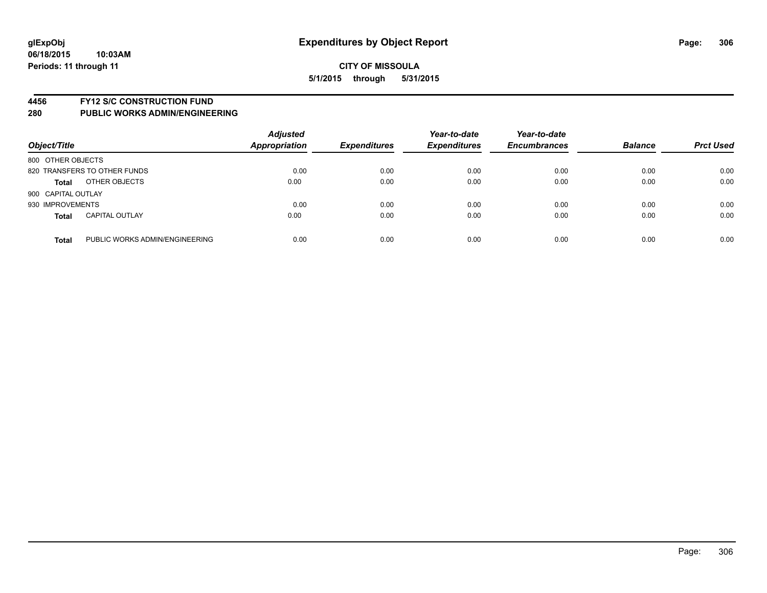glExpObj
06/18/2015 10:03AM
Periods: 11 through 11

# Expenditures by Object Report

**CITY OF MISSOULA**

**5/1/2015 through 5/31/2015**

**4456 FY12 S/C CONSTRUCTION FUND**
**280 PUBLIC WORKS ADMIN/ENGINEERING**

| Object/Title | | Adjusted Appropriation | Expenditures | Year-to-date Expenditures | Year-to-date Encumbrances | Balance | Prct Used |
|---|---|---|---|---|---|---|---|
| 800 OTHER OBJECTS | | | | | | | |
| 820 TRANSFERS TO OTHER FUNDS | | 0.00 | 0.00 | 0.00 | 0.00 | 0.00 | 0.00 |
| **Total** | OTHER OBJECTS | 0.00 | 0.00 | 0.00 | 0.00 | 0.00 | 0.00 |
| 900 CAPITAL OUTLAY | | | | | | | |
| 930 IMPROVEMENTS | | 0.00 | 0.00 | 0.00 | 0.00 | 0.00 | 0.00 |
| **Total** | CAPITAL OUTLAY | 0.00 | 0.00 | 0.00 | 0.00 | 0.00 | 0.00 |
| **Total** | PUBLIC WORKS ADMIN/ENGINEERING | 0.00 | 0.00 | 0.00 | 0.00 | 0.00 | 0.00 |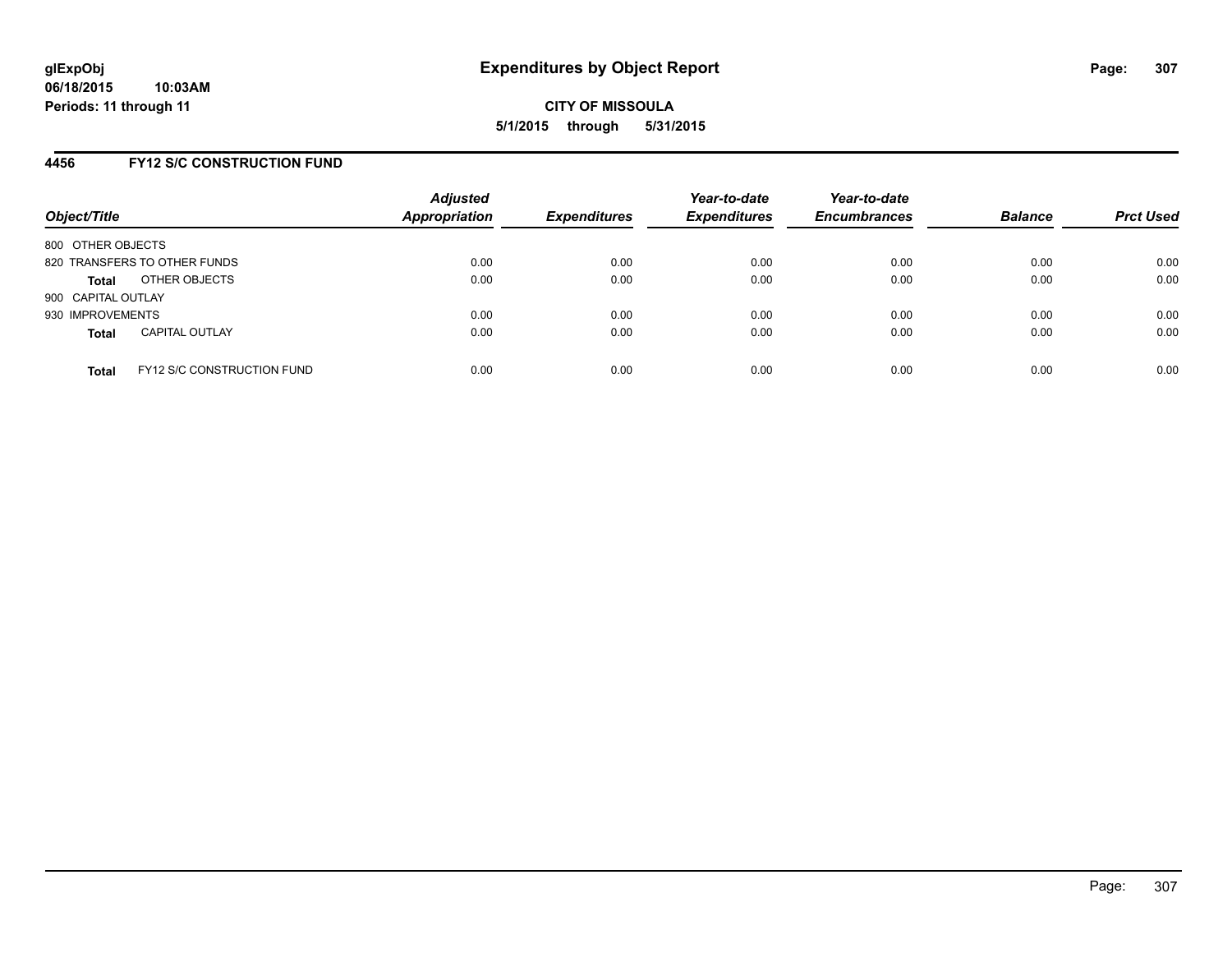**CITY OF MISSOULA**

**5/1/2015 through 5/31/2015**

## 4456 FY12 S/C CONSTRUCTION FUND

| Object/Title | | Adjusted Appropriation | Expenditures | Year-to-date Expenditures | Year-to-date Encumbrances | Balance | Prct Used |
|---|---|---|---|---|---|---|---|
| 800 OTHER OBJECTS | | | | | | | |
| 820 TRANSFERS TO OTHER FUNDS | | 0.00 | 0.00 | 0.00 | 0.00 | 0.00 | 0.00 |
| **Total** | OTHER OBJECTS | 0.00 | 0.00 | 0.00 | 0.00 | 0.00 | 0.00 |
| 900 CAPITAL OUTLAY | | | | | | | |
| 930 IMPROVEMENTS | | 0.00 | 0.00 | 0.00 | 0.00 | 0.00 | 0.00 |
| **Total** | CAPITAL OUTLAY | 0.00 | 0.00 | 0.00 | 0.00 | 0.00 | 0.00 |
| **Total** | FY12 S/C CONSTRUCTION FUND | 0.00 | 0.00 | 0.00 | 0.00 | 0.00 | 0.00 |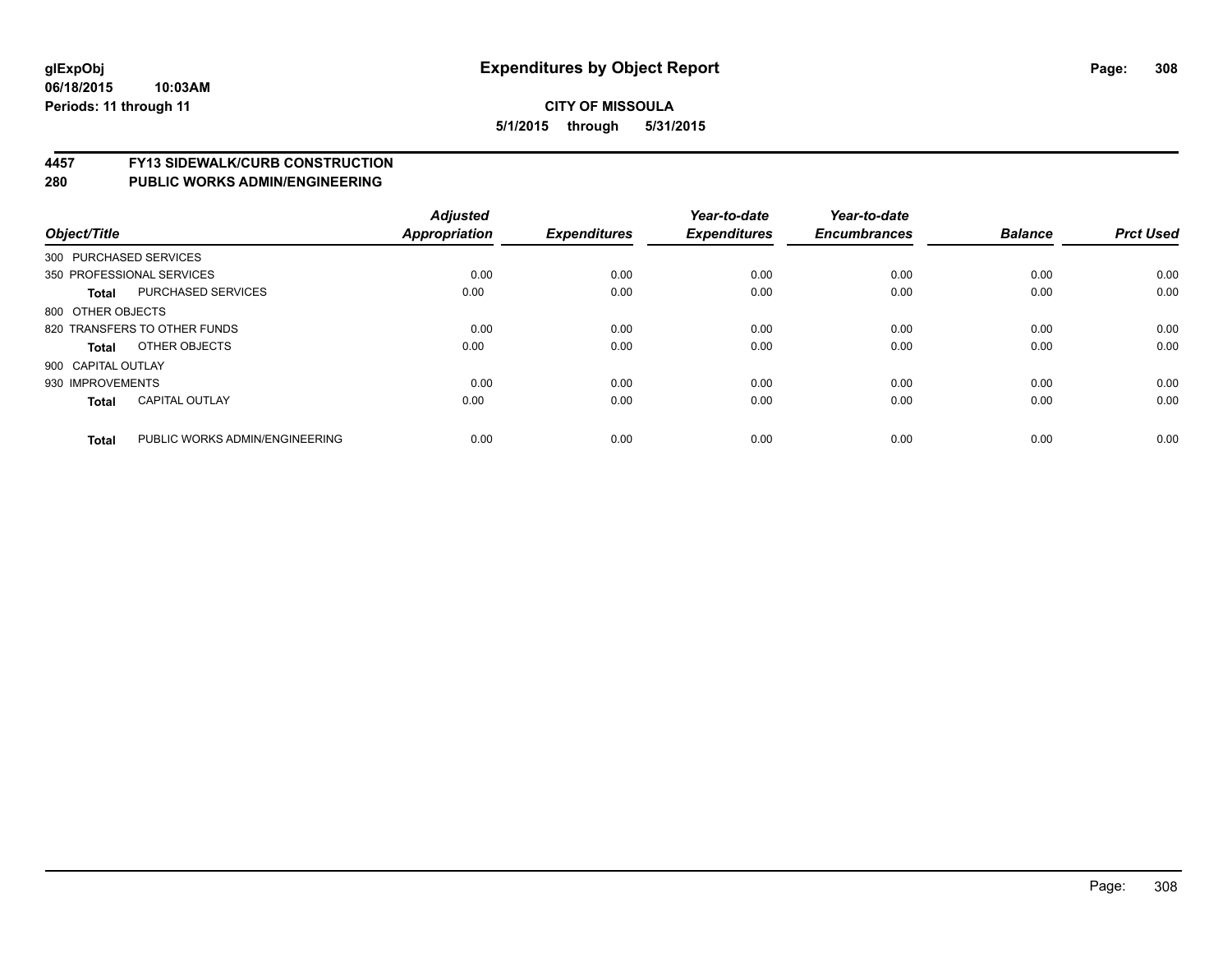# Expenditures by Object Report

glExpObj
06/18/2015 10:03AM
Periods: 11 through 11

**CITY OF MISSOULA**
**5/1/2015 through 5/31/2015**

## 4457 FY13 SIDEWALK/CURB CONSTRUCTION
## 280 PUBLIC WORKS ADMIN/ENGINEERING

| Object/Title | | Adjusted Appropriation | Expenditures | Year-to-date Expenditures | Year-to-date Encumbrances | Balance | Prct Used |
|---|---|---|---|---|---|---|---|
| 300 PURCHASED SERVICES | | | | | | | |
| 350 PROFESSIONAL SERVICES | | 0.00 | 0.00 | 0.00 | 0.00 | 0.00 | 0.00 |
| **Total** | PURCHASED SERVICES | 0.00 | 0.00 | 0.00 | 0.00 | 0.00 | 0.00 |
| 800 OTHER OBJECTS | | | | | | | |
| 820 TRANSFERS TO OTHER FUNDS | | 0.00 | 0.00 | 0.00 | 0.00 | 0.00 | 0.00 |
| **Total** | OTHER OBJECTS | 0.00 | 0.00 | 0.00 | 0.00 | 0.00 | 0.00 |
| 900 CAPITAL OUTLAY | | | | | | | |
| 930 IMPROVEMENTS | | 0.00 | 0.00 | 0.00 | 0.00 | 0.00 | 0.00 |
| **Total** | CAPITAL OUTLAY | 0.00 | 0.00 | 0.00 | 0.00 | 0.00 | 0.00 |
| **Total** | PUBLIC WORKS ADMIN/ENGINEERING | 0.00 | 0.00 | 0.00 | 0.00 | 0.00 | 0.00 |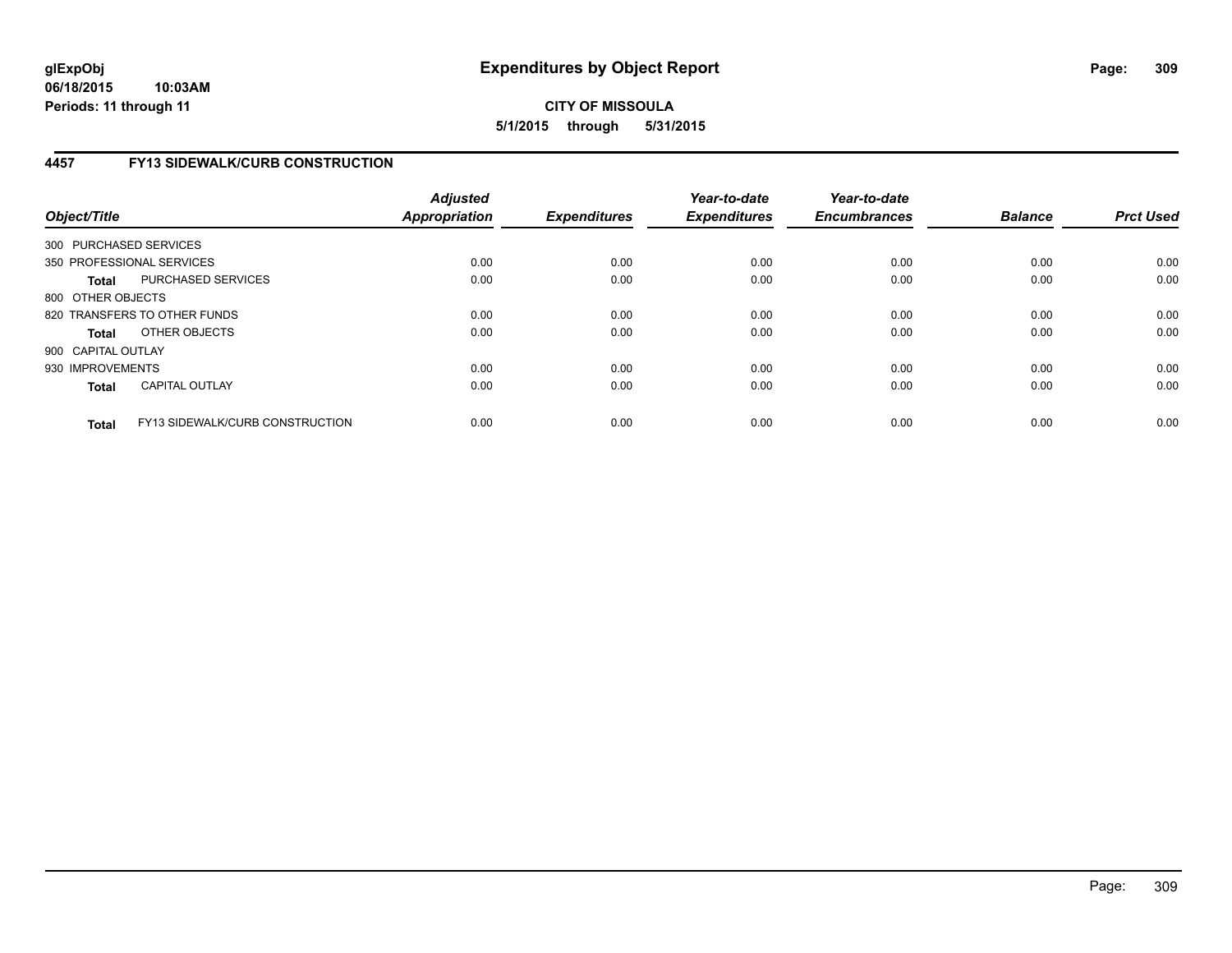**glExpObj** **Expenditures by Object Report**

**06/18/2015 10:03AM**

**Periods: 11 through 11**

**CITY OF MISSOULA**

**5/1/2015 through 5/31/2015**

## 4457 FY13 SIDEWALK/CURB CONSTRUCTION

| Object/Title | | Adjusted Appropriation | Expenditures | Year-to-date Expenditures | Year-to-date Encumbrances | Balance | Prct Used |
|---|---|---|---|---|---|---|---|
| 300 PURCHASED SERVICES | | | | | | | |
| 350 PROFESSIONAL SERVICES | | 0.00 | 0.00 | 0.00 | 0.00 | 0.00 | 0.00 |
| **Total** | PURCHASED SERVICES | 0.00 | 0.00 | 0.00 | 0.00 | 0.00 | 0.00 |
| 800 OTHER OBJECTS | | | | | | | |
| 820 TRANSFERS TO OTHER FUNDS | | 0.00 | 0.00 | 0.00 | 0.00 | 0.00 | 0.00 |
| **Total** | OTHER OBJECTS | 0.00 | 0.00 | 0.00 | 0.00 | 0.00 | 0.00 |
| 900 CAPITAL OUTLAY | | | | | | | |
| 930 IMPROVEMENTS | | 0.00 | 0.00 | 0.00 | 0.00 | 0.00 | 0.00 |
| **Total** | CAPITAL OUTLAY | 0.00 | 0.00 | 0.00 | 0.00 | 0.00 | 0.00 |
| **Total** | FY13 SIDEWALK/CURB CONSTRUCTION | 0.00 | 0.00 | 0.00 | 0.00 | 0.00 | 0.00 |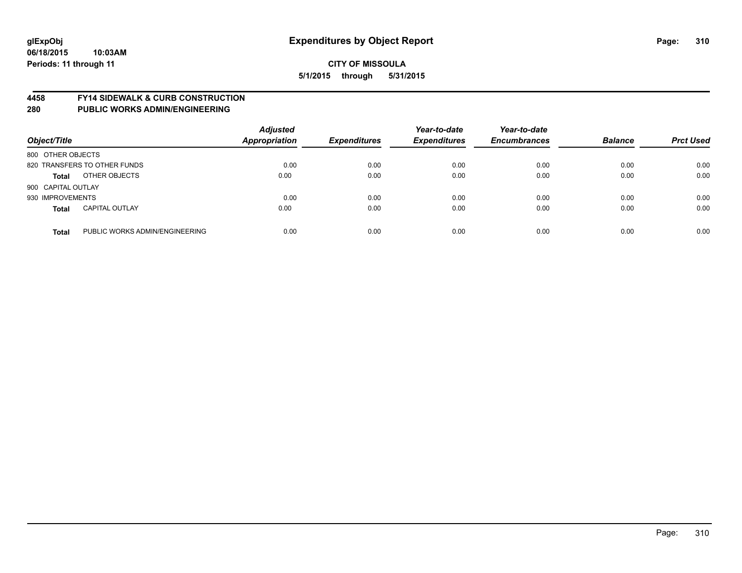**glExpObj**
**06/18/2015 10:03AM**
**Periods: 11 through 11**

# Expenditures by Object Report

**CITY OF MISSOULA**
**5/1/2015 through 5/31/2015**

## 4458 FY14 SIDEWALK & CURB CONSTRUCTION
## 280 PUBLIC WORKS ADMIN/ENGINEERING

| Object/Title | | Adjusted Appropriation | Expenditures | Year-to-date Expenditures | Year-to-date Encumbrances | Balance | Prct Used |
|---|---|---|---|---|---|---|---|
| 800 OTHER OBJECTS | | | | | | | |
| 820 TRANSFERS TO OTHER FUNDS | | 0.00 | 0.00 | 0.00 | 0.00 | 0.00 | 0.00 |
| **Total** | OTHER OBJECTS | 0.00 | 0.00 | 0.00 | 0.00 | 0.00 | 0.00 |
| 900 CAPITAL OUTLAY | | | | | | | |
| 930 IMPROVEMENTS | | 0.00 | 0.00 | 0.00 | 0.00 | 0.00 | 0.00 |
| **Total** | CAPITAL OUTLAY | 0.00 | 0.00 | 0.00 | 0.00 | 0.00 | 0.00 |
| **Total** | PUBLIC WORKS ADMIN/ENGINEERING | 0.00 | 0.00 | 0.00 | 0.00 | 0.00 | 0.00 |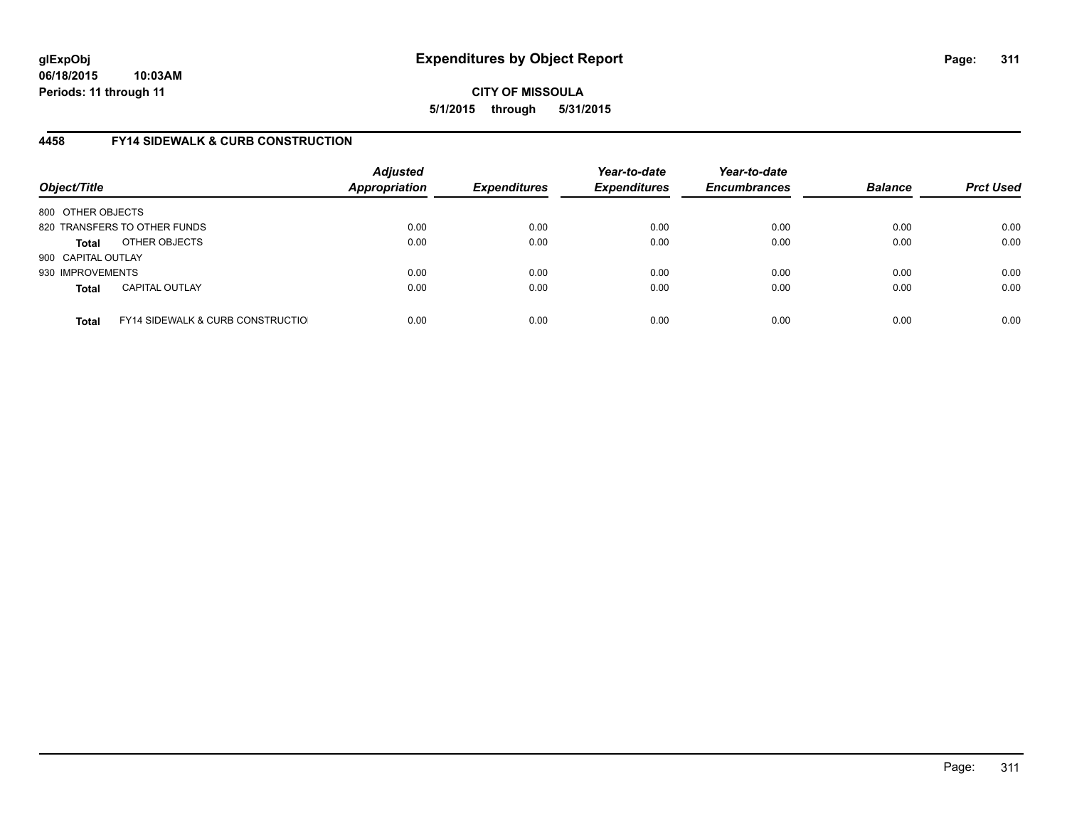# Expenditures by Object Report

glExpObj
06/18/2015 10:03AM
Periods: 11 through 11

**CITY OF MISSOULA**
**5/1/2015 through 5/31/2015**

## 4458 FY14 SIDEWALK & CURB CONSTRUCTION

| Object/Title | Adjusted Appropriation | Expenditures | Year-to-date Expenditures | Year-to-date Encumbrances | Balance | Prct Used |
|---|---|---|---|---|---|---|
| 800 OTHER OBJECTS | | | | | | |
| 820 TRANSFERS TO OTHER FUNDS | 0.00 | 0.00 | 0.00 | 0.00 | 0.00 | 0.00 |
| **Total** OTHER OBJECTS | 0.00 | 0.00 | 0.00 | 0.00 | 0.00 | 0.00 |
| 900 CAPITAL OUTLAY | | | | | | |
| 930 IMPROVEMENTS | 0.00 | 0.00 | 0.00 | 0.00 | 0.00 | 0.00 |
| **Total** CAPITAL OUTLAY | 0.00 | 0.00 | 0.00 | 0.00 | 0.00 | 0.00 |
| **Total** FY14 SIDEWALK & CURB CONSTRUCTIO | 0.00 | 0.00 | 0.00 | 0.00 | 0.00 | 0.00 |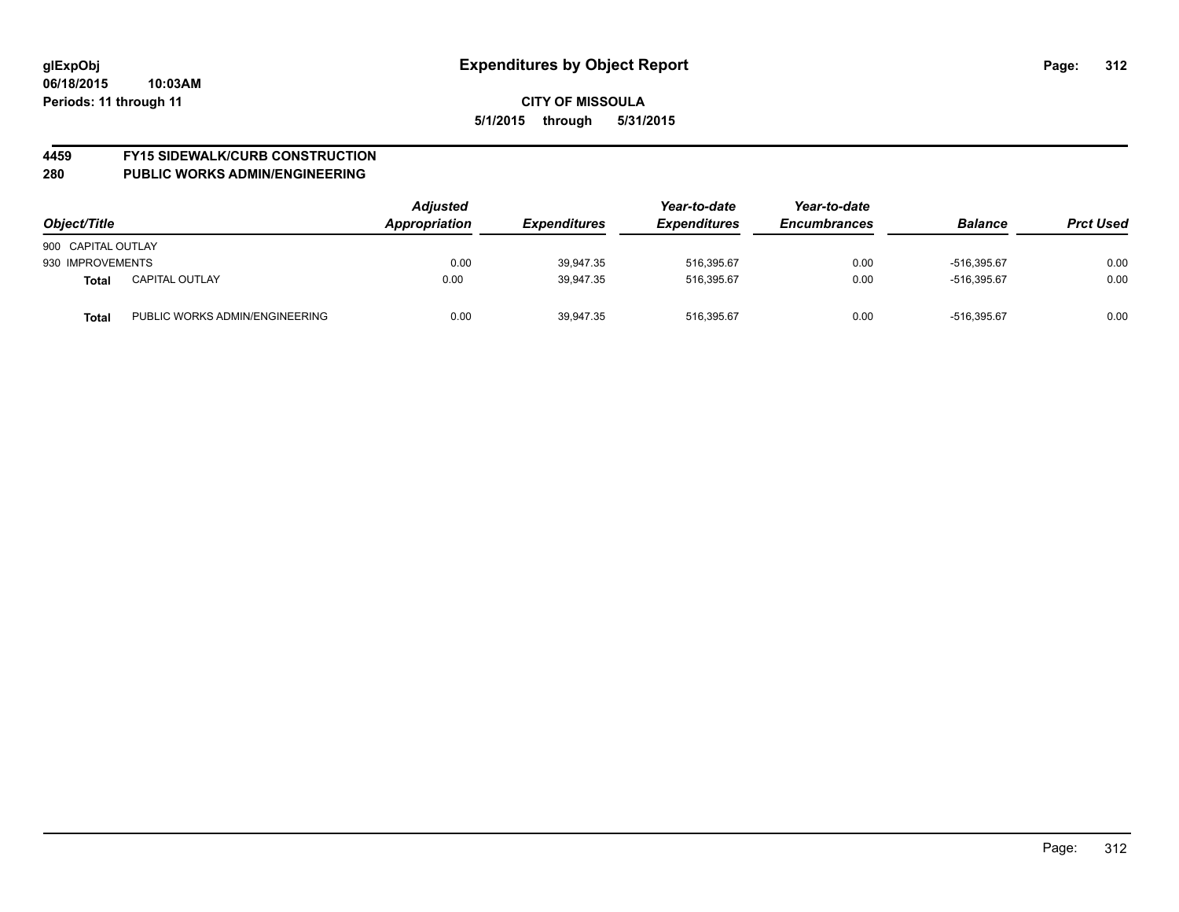**glExpObj**
**06/18/2015 10:03AM**
**Periods: 11 through 11**

# Expenditures by Object Report

**CITY OF MISSOULA**

**5/1/2015 through 5/31/2015**

## 4459 FY15 SIDEWALK/CURB CONSTRUCTION
## 280 PUBLIC WORKS ADMIN/ENGINEERING

| Object/Title | | Adjusted Appropriation | Expenditures | Year-to-date Expenditures | Year-to-date Encumbrances | Balance | Prct Used |
|---|---|---|---|---|---|---|---|
| 900 CAPITAL OUTLAY | | | | | | | |
| 930 IMPROVEMENTS | | 0.00 | 39,947.35 | 516,395.67 | 0.00 | -516,395.67 | 0.00 |
| **Total** | CAPITAL OUTLAY | 0.00 | 39,947.35 | 516,395.67 | 0.00 | -516,395.67 | 0.00 |
| **Total** | PUBLIC WORKS ADMIN/ENGINEERING | 0.00 | 39,947.35 | 516,395.67 | 0.00 | -516,395.67 | 0.00 |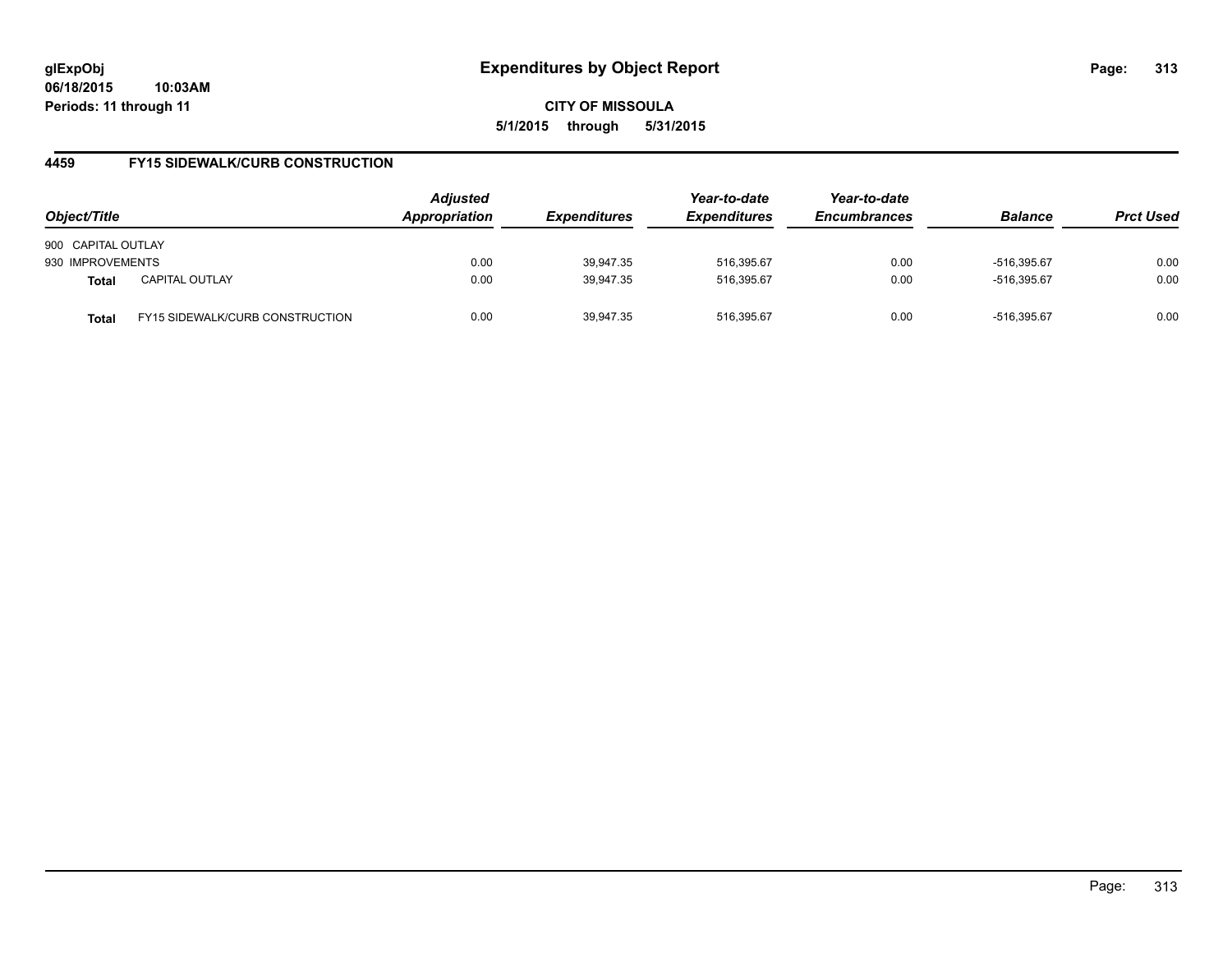**glExpObj** **Expenditures by Object Report**
**06/18/2015 10:03AM**
**Periods: 11 through 11**

**CITY OF MISSOULA**
**5/1/2015 through 5/31/2015**

## 4459 FY15 SIDEWALK/CURB CONSTRUCTION

| Object/Title | | Adjusted Appropriation | Expenditures | Year-to-date Expenditures | Year-to-date Encumbrances | Balance | Prct Used |
|---|---|---|---|---|---|---|---|
| 900 CAPITAL OUTLAY | | | | | | | |
| 930 IMPROVEMENTS | | 0.00 | 39,947.35 | 516,395.67 | 0.00 | -516,395.67 | 0.00 |
| **Total** | CAPITAL OUTLAY | 0.00 | 39,947.35 | 516,395.67 | 0.00 | -516,395.67 | 0.00 |
| **Total** | FY15 SIDEWALK/CURB CONSTRUCTION | 0.00 | 39,947.35 | 516,395.67 | 0.00 | -516,395.67 | 0.00 |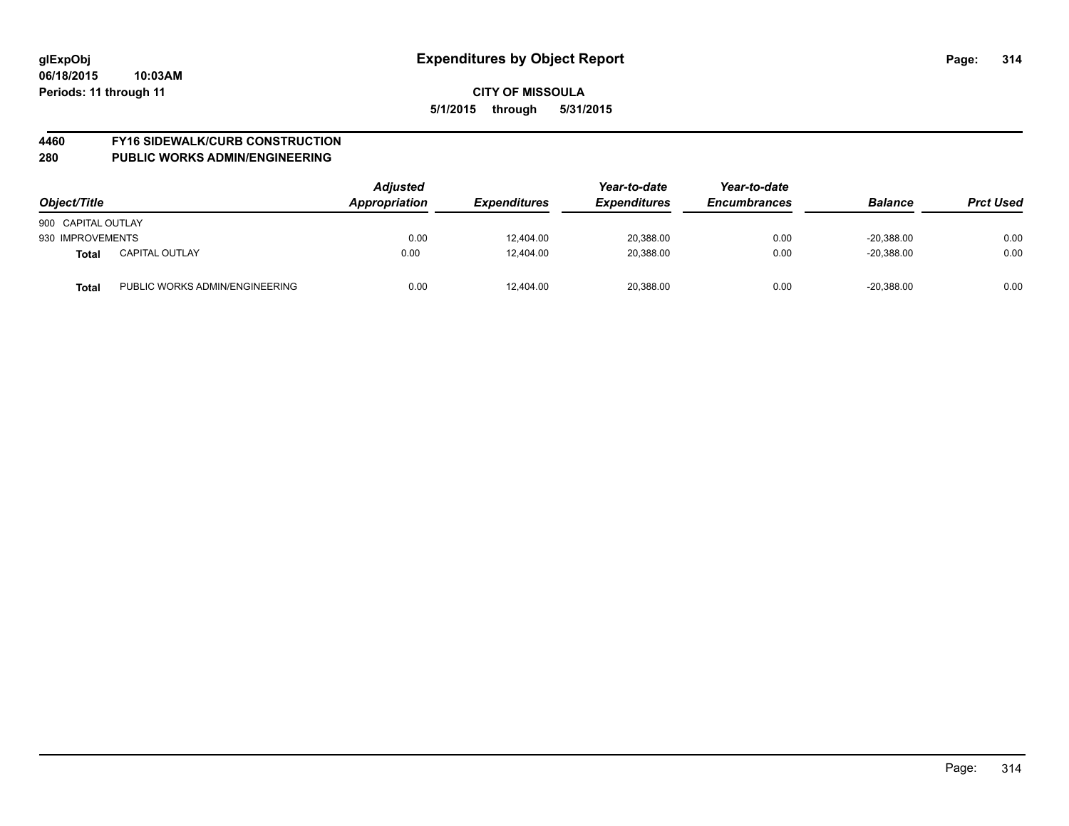**glExpObj**
**06/18/2015 10:03AM**
**Periods: 11 through 11**

# Expenditures by Object Report

**CITY OF MISSOULA**
**5/1/2015 through 5/31/2015**

## 4460 FY16 SIDEWALK/CURB CONSTRUCTION
## 280 PUBLIC WORKS ADMIN/ENGINEERING

| Object/Title | | Adjusted Appropriation | Expenditures | Year-to-date Expenditures | Year-to-date Encumbrances | Balance | Prct Used |
|---|---|---|---|---|---|---|---|
| 900 CAPITAL OUTLAY | | | | | | | |
| 930 IMPROVEMENTS | | 0.00 | 12,404.00 | 20,388.00 | 0.00 | -20,388.00 | 0.00 |
| **Total** | CAPITAL OUTLAY | 0.00 | 12,404.00 | 20,388.00 | 0.00 | -20,388.00 | 0.00 |
| **Total** | PUBLIC WORKS ADMIN/ENGINEERING | 0.00 | 12,404.00 | 20,388.00 | 0.00 | -20,388.00 | 0.00 |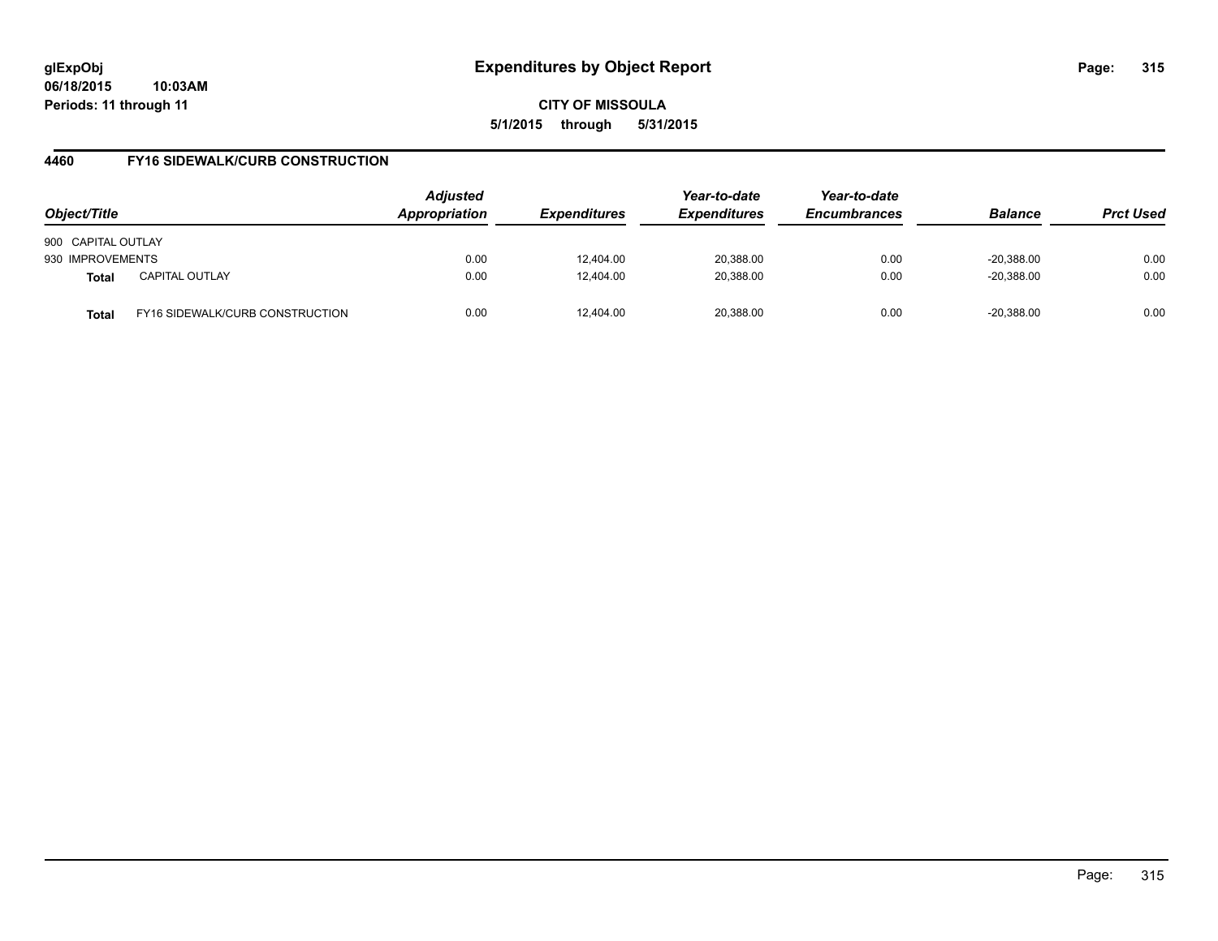glExpObj
06/18/2015 10:03AM
Periods: 11 through 11

# Expenditures by Object Report

**CITY OF MISSOULA**
**5/1/2015 through 5/31/2015**

## 4460 FY16 SIDEWALK/CURB CONSTRUCTION

| Object/Title | | Adjusted Appropriation | Expenditures | Year-to-date Expenditures | Year-to-date Encumbrances | Balance | Prct Used |
|---|---|---|---|---|---|---|---|
| 900 CAPITAL OUTLAY | | | | | | | |
| 930 IMPROVEMENTS | | 0.00 | 12,404.00 | 20,388.00 | 0.00 | -20,388.00 | 0.00 |
| **Total** | CAPITAL OUTLAY | 0.00 | 12,404.00 | 20,388.00 | 0.00 | -20,388.00 | 0.00 |
| **Total** | FY16 SIDEWALK/CURB CONSTRUCTION | 0.00 | 12,404.00 | 20,388.00 | 0.00 | -20,388.00 | 0.00 |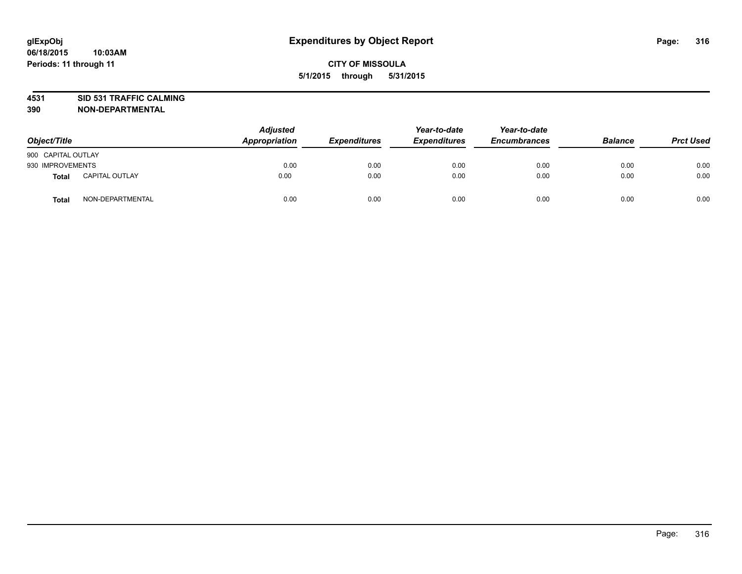# Expenditures by Object Report

**glExpObj**
**06/18/2015 10:03AM**
**Periods: 11 through 11**

**CITY OF MISSOULA**
**5/1/2015 through 5/31/2015**

**4531 SID 531 TRAFFIC CALMING**
**390 NON-DEPARTMENTAL**

| Object/Title | | Adjusted Appropriation | Expenditures | Year-to-date Expenditures | Year-to-date Encumbrances | Balance | Prct Used |
|---|---|---|---|---|---|---|---|
| 900 CAPITAL OUTLAY | | | | | | | |
| 930 IMPROVEMENTS | | 0.00 | 0.00 | 0.00 | 0.00 | 0.00 | 0.00 |
| **Total** | CAPITAL OUTLAY | 0.00 | 0.00 | 0.00 | 0.00 | 0.00 | 0.00 |
| **Total** | NON-DEPARTMENTAL | 0.00 | 0.00 | 0.00 | 0.00 | 0.00 | 0.00 |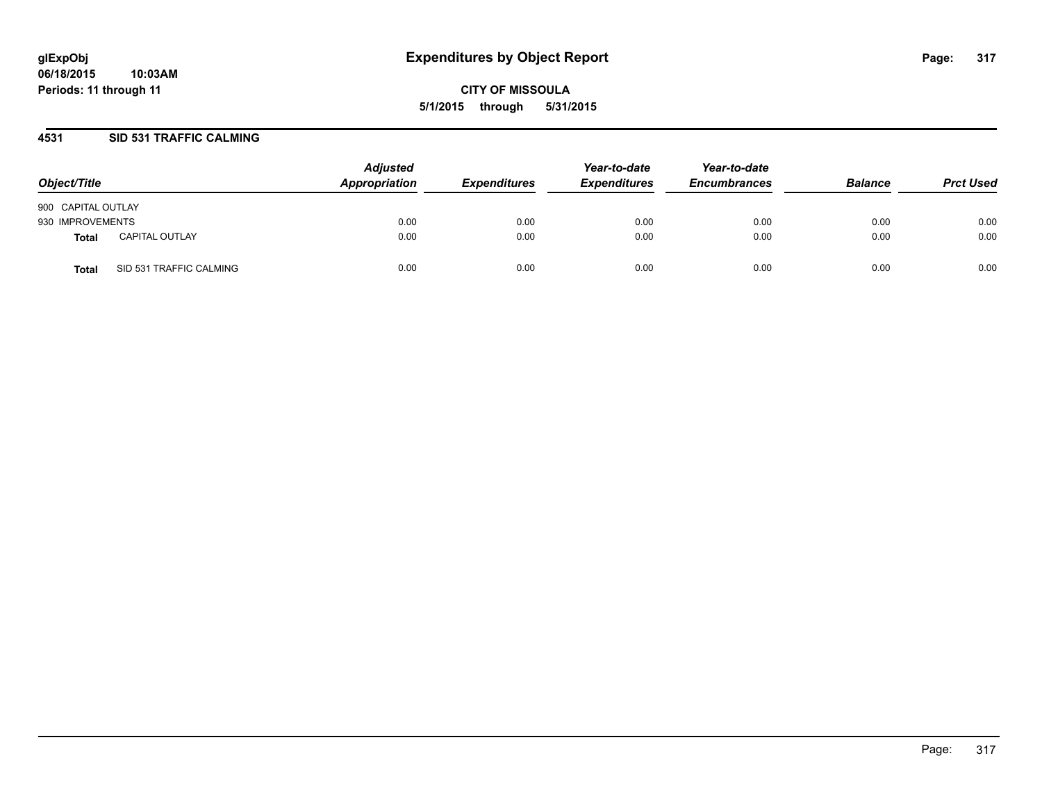# Expenditures by Object Report

glExpObj
06/18/2015 10:03AM
Periods: 11 through 11

**CITY OF MISSOULA**
**5/1/2015 through 5/31/2015**

## 4531 SID 531 TRAFFIC CALMING

| Object/Title | | Adjusted Appropriation | Expenditures | Year-to-date Expenditures | Year-to-date Encumbrances | Balance | Prct Used |
|---|---|---|---|---|---|---|---|
| 900 CAPITAL OUTLAY | | | | | | | |
| 930 IMPROVEMENTS | | 0.00 | 0.00 | 0.00 | 0.00 | 0.00 | 0.00 |
| **Total** | CAPITAL OUTLAY | 0.00 | 0.00 | 0.00 | 0.00 | 0.00 | 0.00 |
| **Total** | SID 531 TRAFFIC CALMING | 0.00 | 0.00 | 0.00 | 0.00 | 0.00 | 0.00 |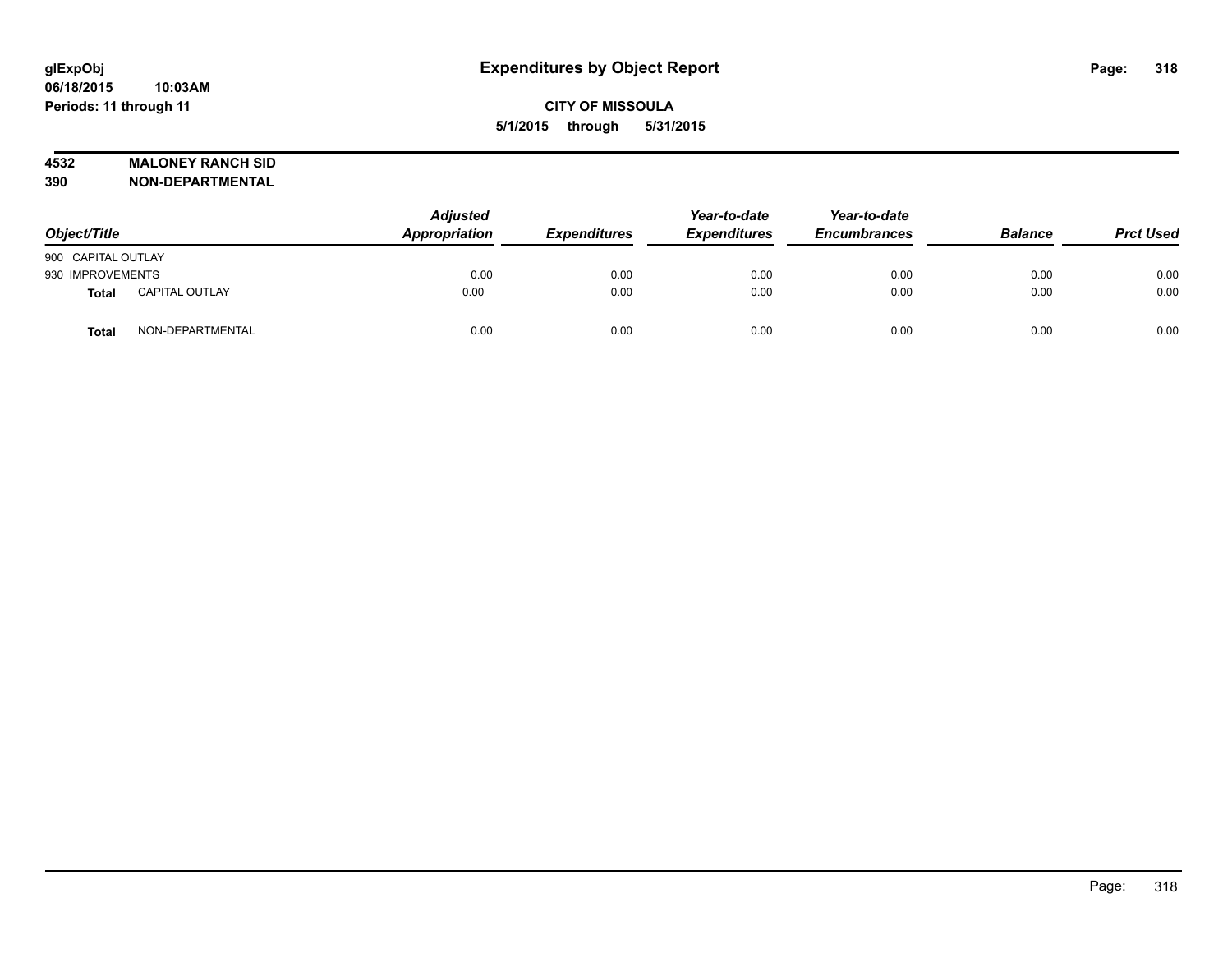**glExpObj**
**06/18/2015 10:03AM**
**Periods: 11 through 11**

# Expenditures by Object Report

**CITY OF MISSOULA**
**5/1/2015 through 5/31/2015**

**4532 MALONEY RANCH SID**
**390 NON-DEPARTMENTAL**

| Object/Title | | *Adjusted Appropriation* | *Expenditures* | *Year-to-date Expenditures* | *Year-to-date Encumbrances* | *Balance* | *Prct Used* |
|---|---|---|---|---|---|---|---|
| 900 CAPITAL OUTLAY | | | | | | | |
| 930 IMPROVEMENTS | | 0.00 | 0.00 | 0.00 | 0.00 | 0.00 | 0.00 |
| **Total** | CAPITAL OUTLAY | 0.00 | 0.00 | 0.00 | 0.00 | 0.00 | 0.00 |
| **Total** | NON-DEPARTMENTAL | 0.00 | 0.00 | 0.00 | 0.00 | 0.00 | 0.00 |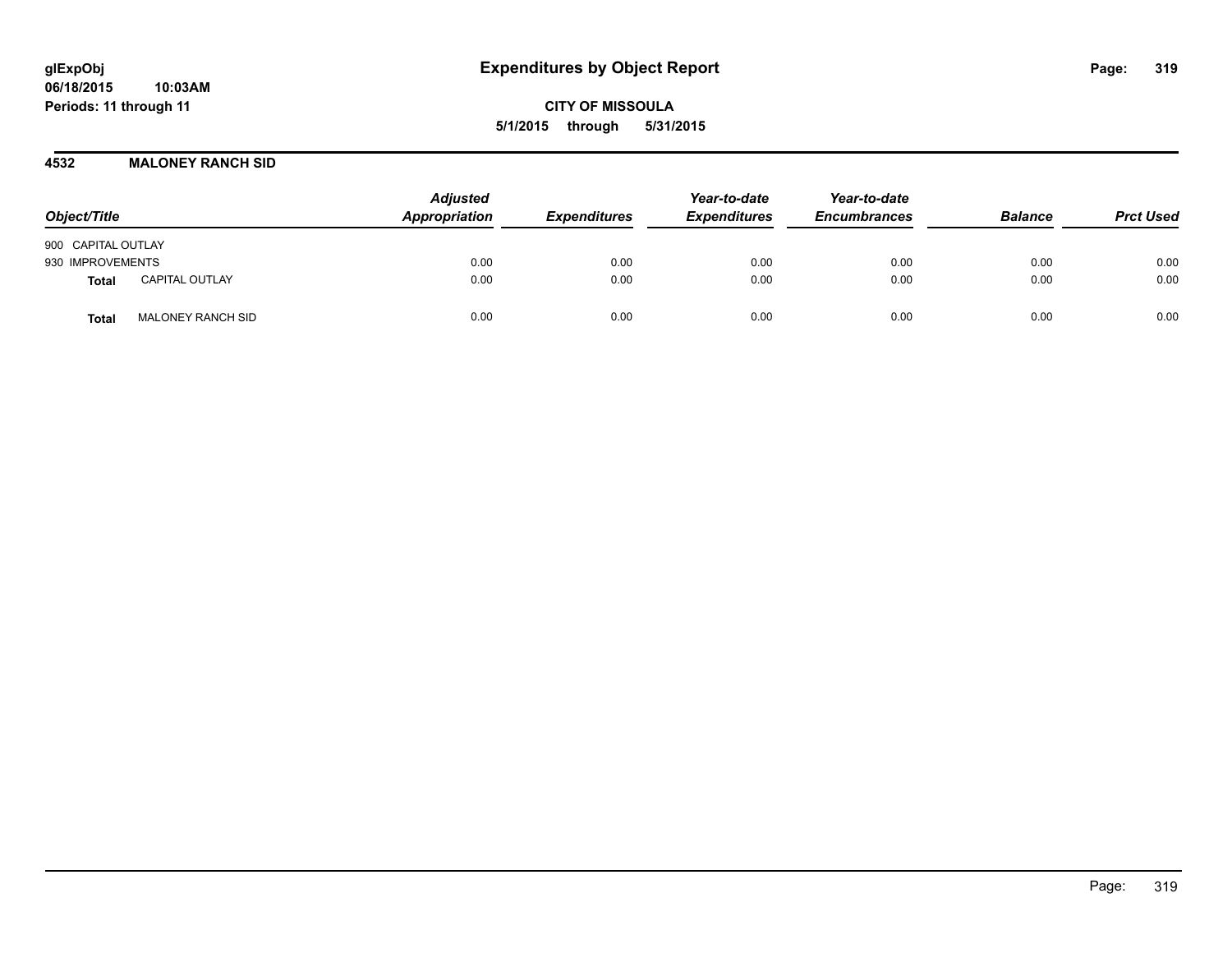glExpObj **Expenditures by Object Report**
06/18/2015 10:03AM
Periods: 11 through 11

**CITY OF MISSOULA**
**5/1/2015 through 5/31/2015**

## 4532 MALONEY RANCH SID

| Object/Title | | Adjusted Appropriation | Expenditures | Year-to-date Expenditures | Year-to-date Encumbrances | Balance | Prct Used |
|---|---|---|---|---|---|---|---|
| 900 CAPITAL OUTLAY | | | | | | | |
| 930 IMPROVEMENTS | | 0.00 | 0.00 | 0.00 | 0.00 | 0.00 | 0.00 |
| **Total** | CAPITAL OUTLAY | 0.00 | 0.00 | 0.00 | 0.00 | 0.00 | 0.00 |
| **Total** | MALONEY RANCH SID | 0.00 | 0.00 | 0.00 | 0.00 | 0.00 | 0.00 |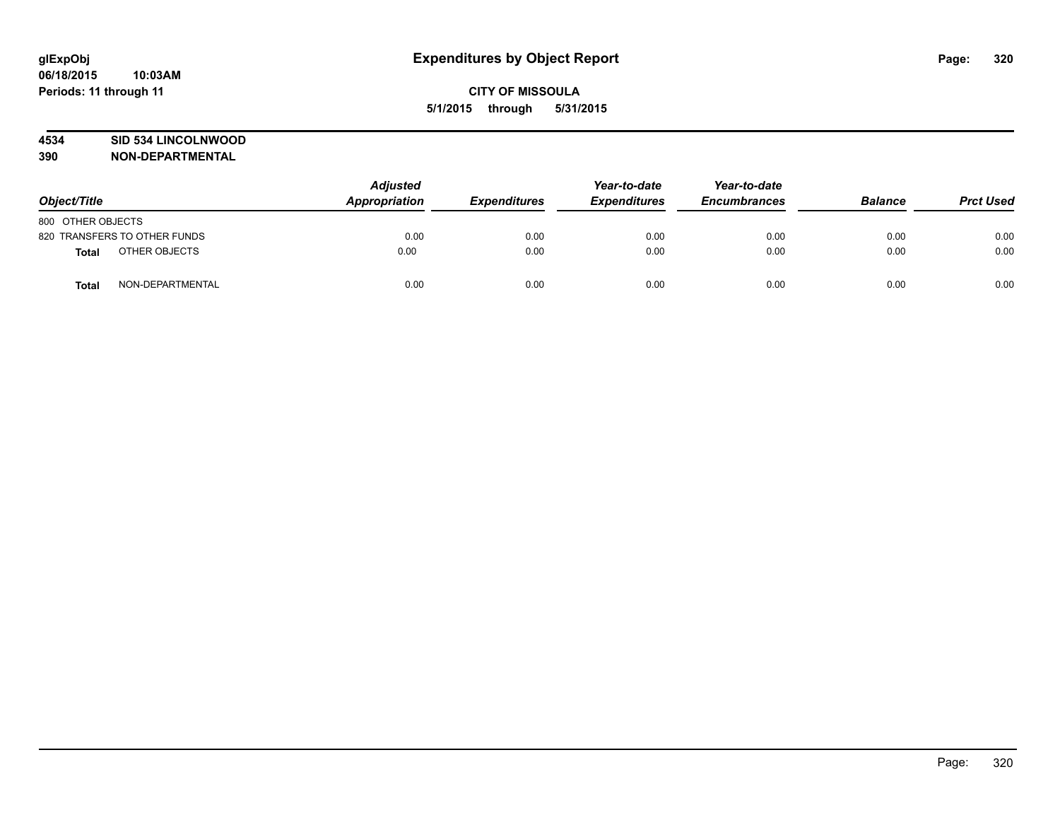**glExpObj**
**06/18/2015 10:03AM**
**Periods: 11 through 11**

# Expenditures by Object Report

**CITY OF MISSOULA**
**5/1/2015 through 5/31/2015**

**4534 SID 534 LINCOLNWOOD**
**390 NON-DEPARTMENTAL**

| Object/Title | | Adjusted Appropriation | Expenditures | Year-to-date Expenditures | Year-to-date Encumbrances | Balance | Prct Used |
|---|---|---|---|---|---|---|---|
| 800 OTHER OBJECTS | | | | | | | |
| 820 TRANSFERS TO OTHER FUNDS | | 0.00 | 0.00 | 0.00 | 0.00 | 0.00 | 0.00 |
| **Total** | OTHER OBJECTS | 0.00 | 0.00 | 0.00 | 0.00 | 0.00 | 0.00 |
| **Total** | NON-DEPARTMENTAL | 0.00 | 0.00 | 0.00 | 0.00 | 0.00 | 0.00 |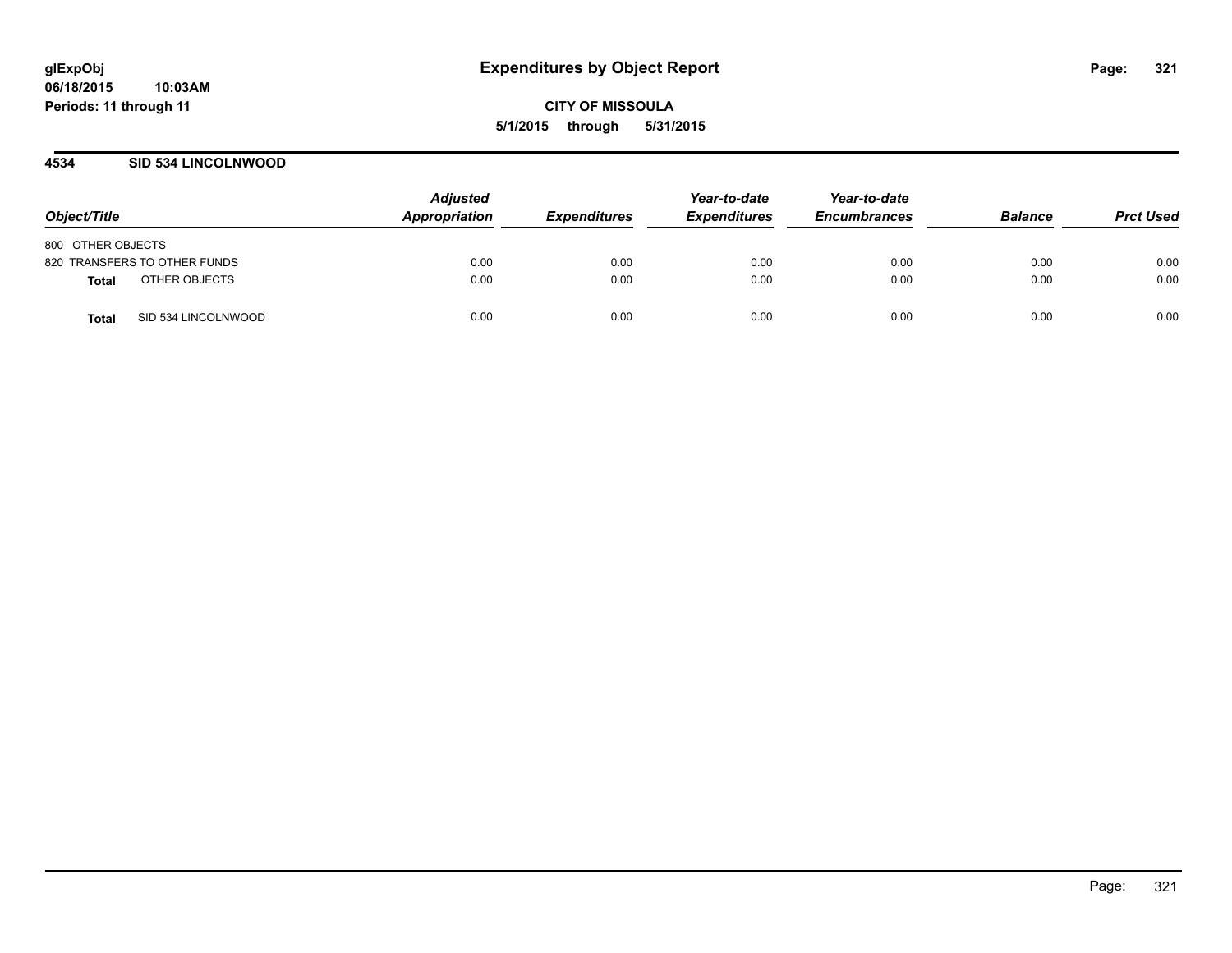**glExpObj** **Expenditures by Object Report**

**06/18/2015 10:03AM**

**Periods: 11 through 11**

**CITY OF MISSOULA**

**5/1/2015 through 5/31/2015**

**4534 SID 534 LINCOLNWOOD**

| Object/Title | Adjusted Appropriation | Expenditures | Year-to-date Expenditures | Year-to-date Encumbrances | Balance | Prct Used |
|---|---|---|---|---|---|---|
| 800 OTHER OBJECTS | | | | | | |
| 820 TRANSFERS TO OTHER FUNDS | 0.00 | 0.00 | 0.00 | 0.00 | 0.00 | 0.00 |
| **Total** OTHER OBJECTS | 0.00 | 0.00 | 0.00 | 0.00 | 0.00 | 0.00 |
| **Total** SID 534 LINCOLNWOOD | 0.00 | 0.00 | 0.00 | 0.00 | 0.00 | 0.00 |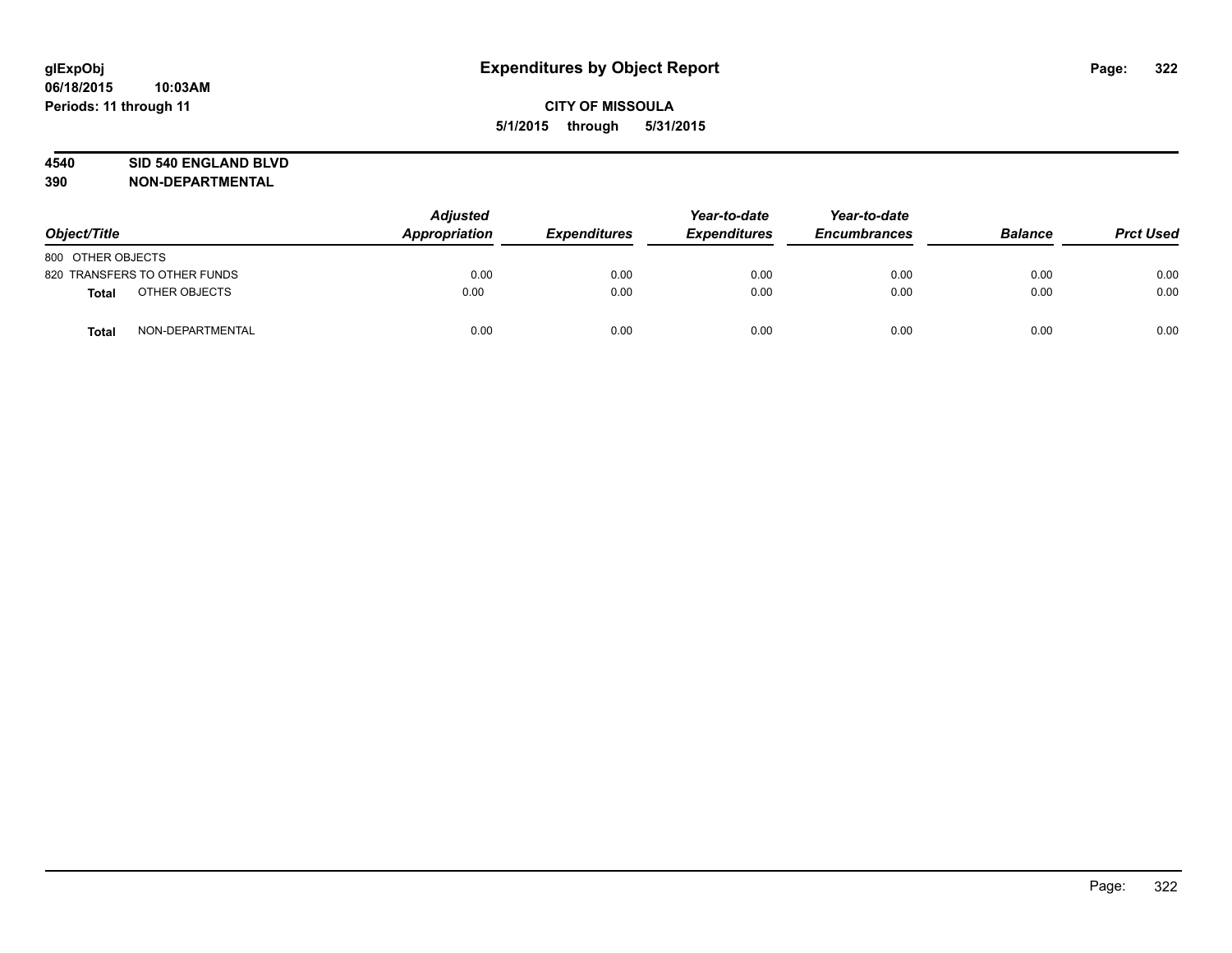# Expenditures by Object Report

glExpObj
06/18/2015 10:03AM
Periods: 11 through 11

**CITY OF MISSOULA**
**5/1/2015 through 5/31/2015**

**4540 SID 540 ENGLAND BLVD**
**390 NON-DEPARTMENTAL**

| Object/Title | Adjusted Appropriation | Expenditures | Year-to-date Expenditures | Year-to-date Encumbrances | Balance | Prct Used |
|---|---|---|---|---|---|---|
| 800 OTHER OBJECTS | | | | | | |
| 820 TRANSFERS TO OTHER FUNDS | 0.00 | 0.00 | 0.00 | 0.00 | 0.00 | 0.00 |
| **Total** OTHER OBJECTS | 0.00 | 0.00 | 0.00 | 0.00 | 0.00 | 0.00 |
| **Total** NON-DEPARTMENTAL | 0.00 | 0.00 | 0.00 | 0.00 | 0.00 | 0.00 |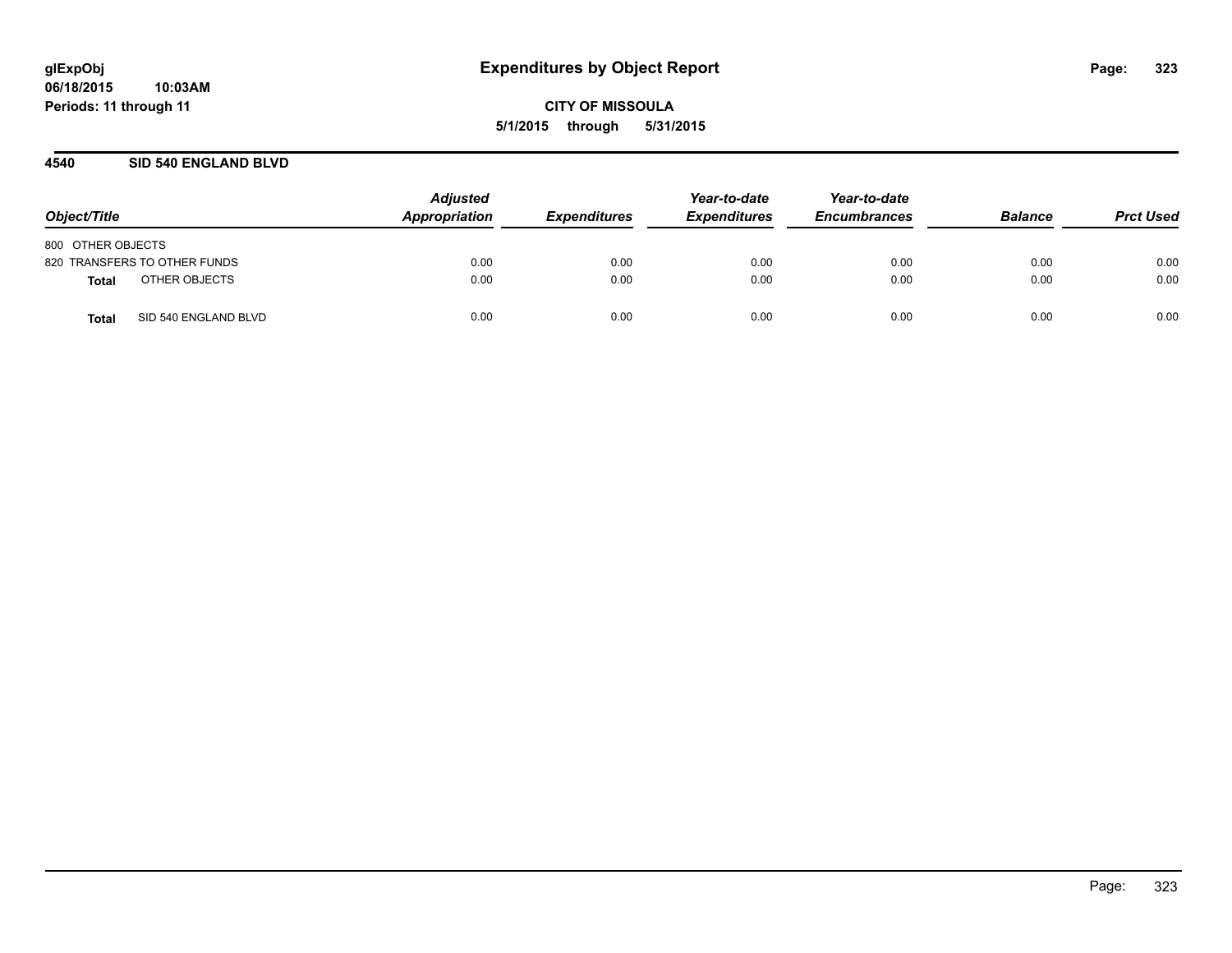glExpObj
06/18/2015 10:03AM
Periods: 11 through 11

# Expenditures by Object Report

CITY OF MISSOULA

5/1/2015 through 5/31/2015

## 4540 SID 540 ENGLAND BLVD

| Object/Title | Adjusted Appropriation | Expenditures | Year-to-date Expenditures | Year-to-date Encumbrances | Balance | Prct Used |
|---|---|---|---|---|---|---|
| 800 OTHER OBJECTS | | | | | | |
| 820 TRANSFERS TO OTHER FUNDS | 0.00 | 0.00 | 0.00 | 0.00 | 0.00 | 0.00 |
| **Total** OTHER OBJECTS | 0.00 | 0.00 | 0.00 | 0.00 | 0.00 | 0.00 |
| **Total** SID 540 ENGLAND BLVD | 0.00 | 0.00 | 0.00 | 0.00 | 0.00 | 0.00 |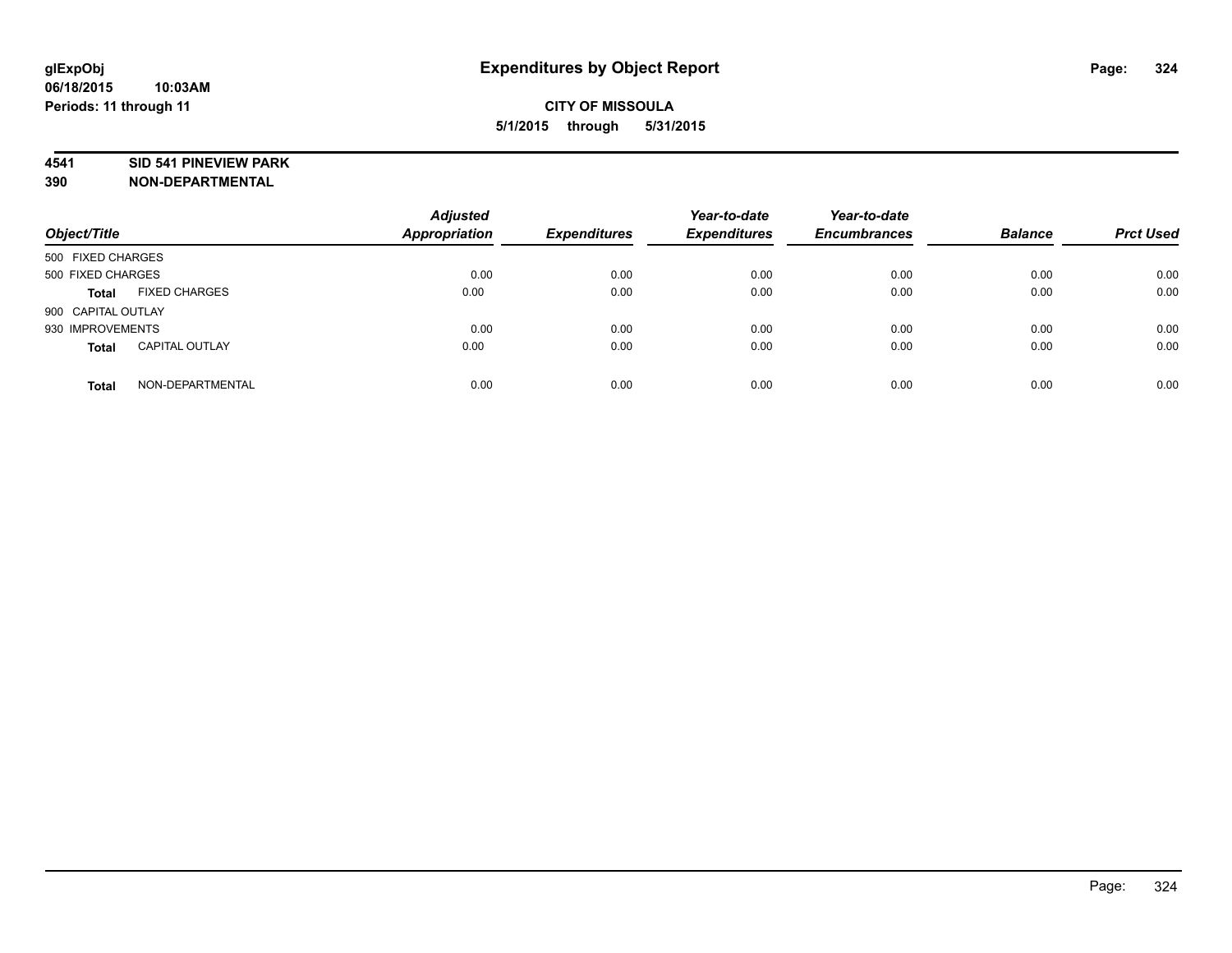**glExpObj**
**06/18/2015 10:03AM**
**Periods: 11 through 11**

# Expenditures by Object Report

**CITY OF MISSOULA**
**5/1/2015 through 5/31/2015**

**4541 SID 541 PINEVIEW PARK**
**390 NON-DEPARTMENTAL**

| Object/Title | | Adjusted Appropriation | Expenditures | Year-to-date Expenditures | Year-to-date Encumbrances | Balance | Prct Used |
|---|---|---|---|---|---|---|---|
| 500 FIXED CHARGES | | | | | | | |
| 500 FIXED CHARGES | | 0.00 | 0.00 | 0.00 | 0.00 | 0.00 | 0.00 |
| **Total** | FIXED CHARGES | 0.00 | 0.00 | 0.00 | 0.00 | 0.00 | 0.00 |
| 900 CAPITAL OUTLAY | | | | | | | |
| 930 IMPROVEMENTS | | 0.00 | 0.00 | 0.00 | 0.00 | 0.00 | 0.00 |
| **Total** | CAPITAL OUTLAY | 0.00 | 0.00 | 0.00 | 0.00 | 0.00 | 0.00 |
| **Total** | NON-DEPARTMENTAL | 0.00 | 0.00 | 0.00 | 0.00 | 0.00 | 0.00 |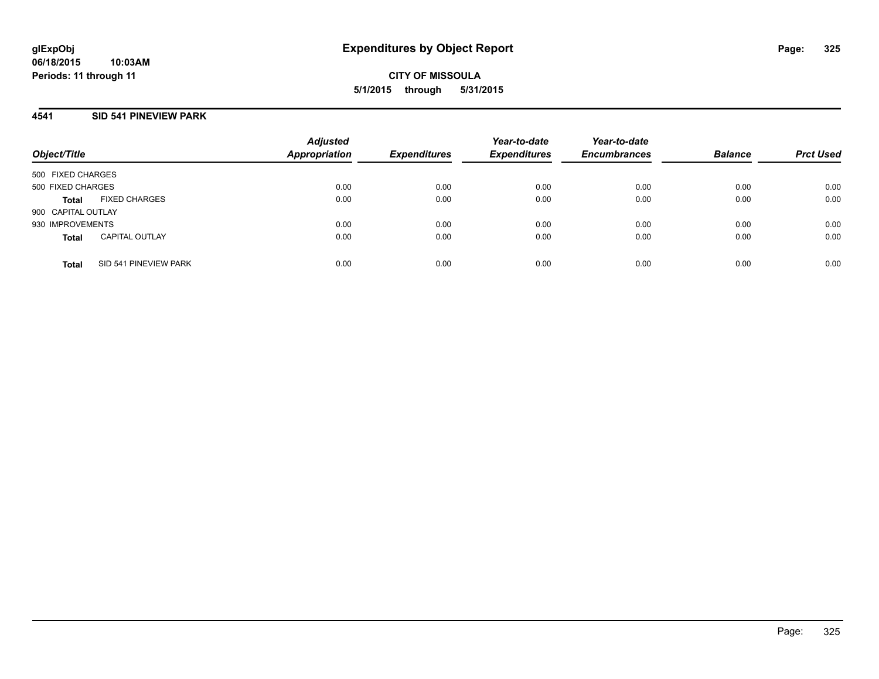**glExpObj**
**06/18/2015 10:03AM**
**Periods: 11 through 11**

# Expenditures by Object Report

**CITY OF MISSOULA**
**5/1/2015 through 5/31/2015**

## 4541 SID 541 PINEVIEW PARK

| Object/Title | | Adjusted Appropriation | Expenditures | Year-to-date Expenditures | Year-to-date Encumbrances | Balance | Prct Used |
|---|---|---|---|---|---|---|---|
| 500 FIXED CHARGES | | | | | | | |
| 500 FIXED CHARGES | | 0.00 | 0.00 | 0.00 | 0.00 | 0.00 | 0.00 |
| **Total** | FIXED CHARGES | 0.00 | 0.00 | 0.00 | 0.00 | 0.00 | 0.00 |
| 900 CAPITAL OUTLAY | | | | | | | |
| 930 IMPROVEMENTS | | 0.00 | 0.00 | 0.00 | 0.00 | 0.00 | 0.00 |
| **Total** | CAPITAL OUTLAY | 0.00 | 0.00 | 0.00 | 0.00 | 0.00 | 0.00 |
| **Total** | SID 541 PINEVIEW PARK | 0.00 | 0.00 | 0.00 | 0.00 | 0.00 | 0.00 |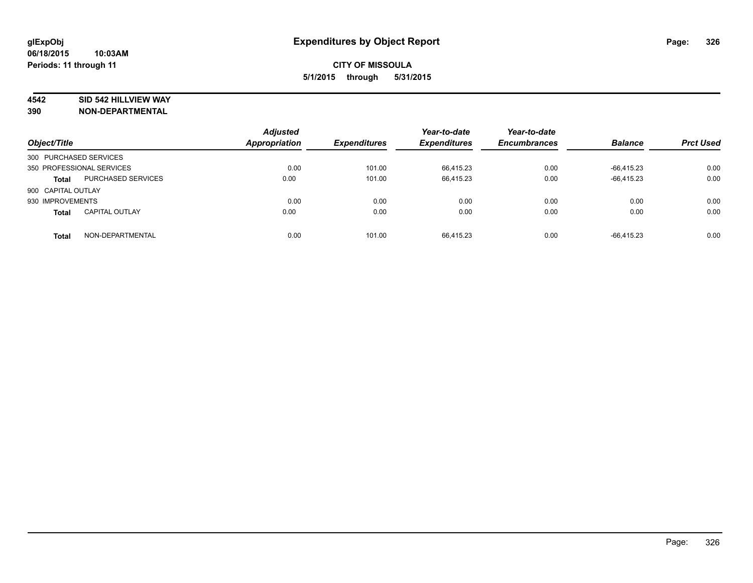**glExpObj**
**06/18/2015 10:03AM**
**Periods: 11 through 11**

# Expenditures by Object Report

**CITY OF MISSOULA**
**5/1/2015 through 5/31/2015**

**4542 SID 542 HILLVIEW WAY**
**390 NON-DEPARTMENTAL**

| Object/Title | | Adjusted Appropriation | Expenditures | Year-to-date Expenditures | Year-to-date Encumbrances | Balance | Prct Used |
|---|---|---|---|---|---|---|---|
| 300 PURCHASED SERVICES | | | | | | | |
| 350 PROFESSIONAL SERVICES | | 0.00 | 101.00 | 66,415.23 | 0.00 | -66,415.23 | 0.00 |
| **Total** | PURCHASED SERVICES | 0.00 | 101.00 | 66,415.23 | 0.00 | -66,415.23 | 0.00 |
| 900 CAPITAL OUTLAY | | | | | | | |
| 930 IMPROVEMENTS | | 0.00 | 0.00 | 0.00 | 0.00 | 0.00 | 0.00 |
| **Total** | CAPITAL OUTLAY | 0.00 | 0.00 | 0.00 | 0.00 | 0.00 | 0.00 |
| **Total** | NON-DEPARTMENTAL | 0.00 | 101.00 | 66,415.23 | 0.00 | -66,415.23 | 0.00 |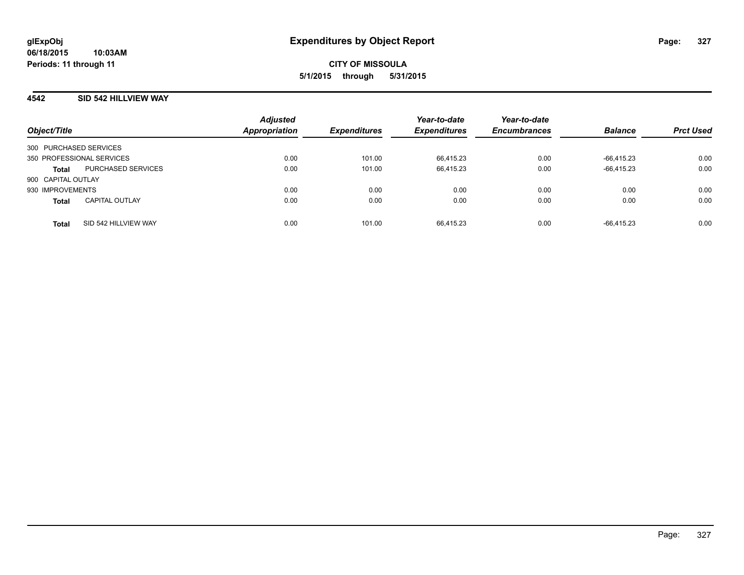# Expenditures by Object Report

glExpObj
06/18/2015 10:03AM
Periods: 11 through 11

**CITY OF MISSOULA**
**5/1/2015 through 5/31/2015**

## 4542 SID 542 HILLVIEW WAY

| Object/Title | | Adjusted Appropriation | Expenditures | Year-to-date Expenditures | Year-to-date Encumbrances | Balance | Prct Used |
|---|---|---|---|---|---|---|---|
| 300 PURCHASED SERVICES | | | | | | | |
| 350 PROFESSIONAL SERVICES | | 0.00 | 101.00 | 66,415.23 | 0.00 | -66,415.23 | 0.00 |
| **Total** | PURCHASED SERVICES | 0.00 | 101.00 | 66,415.23 | 0.00 | -66,415.23 | 0.00 |
| 900 CAPITAL OUTLAY | | | | | | | |
| 930 IMPROVEMENTS | | 0.00 | 0.00 | 0.00 | 0.00 | 0.00 | 0.00 |
| **Total** | CAPITAL OUTLAY | 0.00 | 0.00 | 0.00 | 0.00 | 0.00 | 0.00 |
| **Total** | SID 542 HILLVIEW WAY | 0.00 | 101.00 | 66,415.23 | 0.00 | -66,415.23 | 0.00 |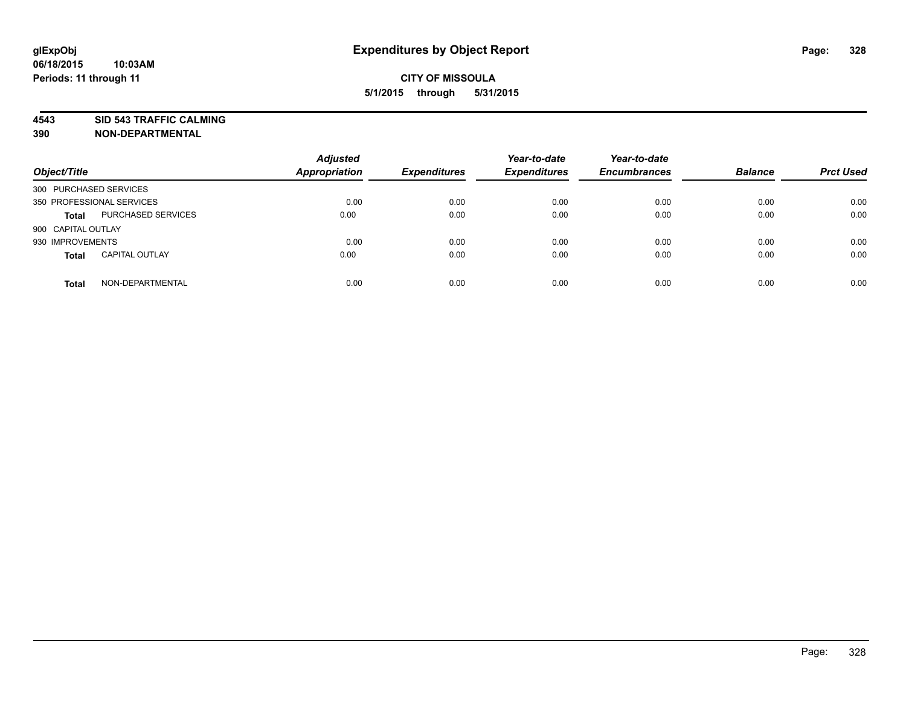# Expenditures by Object Report

**glExpObj**
**06/18/2015 10:03AM**
**Periods: 11 through 11**

**CITY OF MISSOULA**
**5/1/2015 through 5/31/2015**

**4543 SID 543 TRAFFIC CALMING**
**390 NON-DEPARTMENTAL**

| Object/Title | | *Adjusted Appropriation* | *Expenditures* | *Year-to-date Expenditures* | *Year-to-date Encumbrances* | *Balance* | *Prct Used* |
|---|---|---|---|---|---|---|---|
| 300 PURCHASED SERVICES | | | | | | | |
| 350 PROFESSIONAL SERVICES | | 0.00 | 0.00 | 0.00 | 0.00 | 0.00 | 0.00 |
| **Total** | PURCHASED SERVICES | 0.00 | 0.00 | 0.00 | 0.00 | 0.00 | 0.00 |
| 900 CAPITAL OUTLAY | | | | | | | |
| 930 IMPROVEMENTS | | 0.00 | 0.00 | 0.00 | 0.00 | 0.00 | 0.00 |
| **Total** | CAPITAL OUTLAY | 0.00 | 0.00 | 0.00 | 0.00 | 0.00 | 0.00 |
| **Total** | NON-DEPARTMENTAL | 0.00 | 0.00 | 0.00 | 0.00 | 0.00 | 0.00 |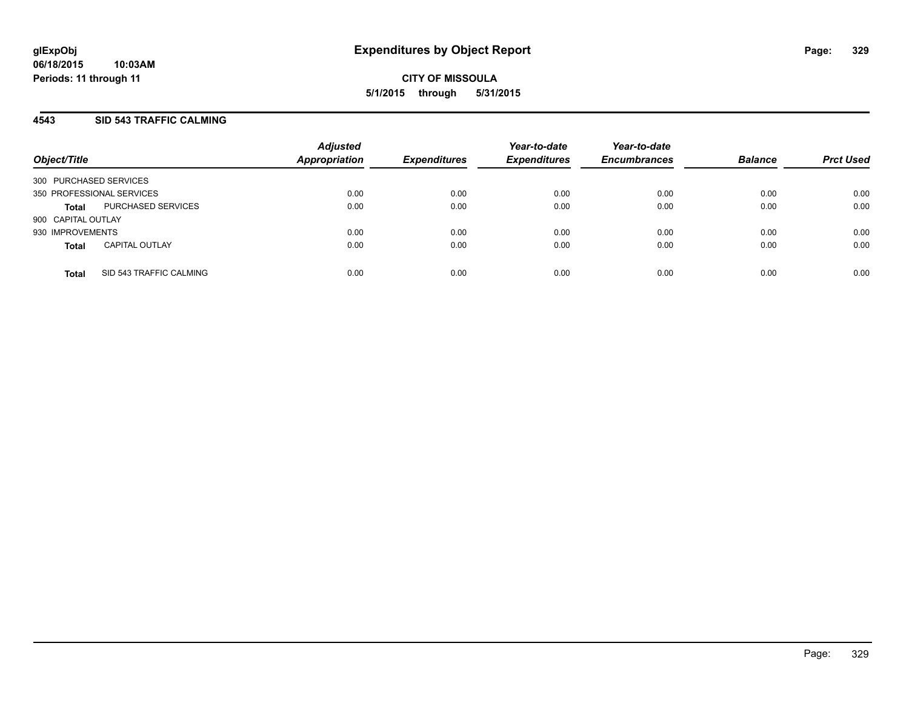# Expenditures by Object Report

**glExpObj**
**06/18/2015 10:03AM**
**Periods: 11 through 11**

**CITY OF MISSOULA**
**5/1/2015 through 5/31/2015**

## 4543 SID 543 TRAFFIC CALMING

| Object/Title | | Adjusted Appropriation | Expenditures | Year-to-date Expenditures | Year-to-date Encumbrances | Balance | Prct Used |
|---|---|---|---|---|---|---|---|
| 300 PURCHASED SERVICES | | | | | | | |
| 350 PROFESSIONAL SERVICES | | 0.00 | 0.00 | 0.00 | 0.00 | 0.00 | 0.00 |
| **Total** | PURCHASED SERVICES | 0.00 | 0.00 | 0.00 | 0.00 | 0.00 | 0.00 |
| 900 CAPITAL OUTLAY | | | | | | | |
| 930 IMPROVEMENTS | | 0.00 | 0.00 | 0.00 | 0.00 | 0.00 | 0.00 |
| **Total** | CAPITAL OUTLAY | 0.00 | 0.00 | 0.00 | 0.00 | 0.00 | 0.00 |
| **Total** | SID 543 TRAFFIC CALMING | 0.00 | 0.00 | 0.00 | 0.00 | 0.00 | 0.00 |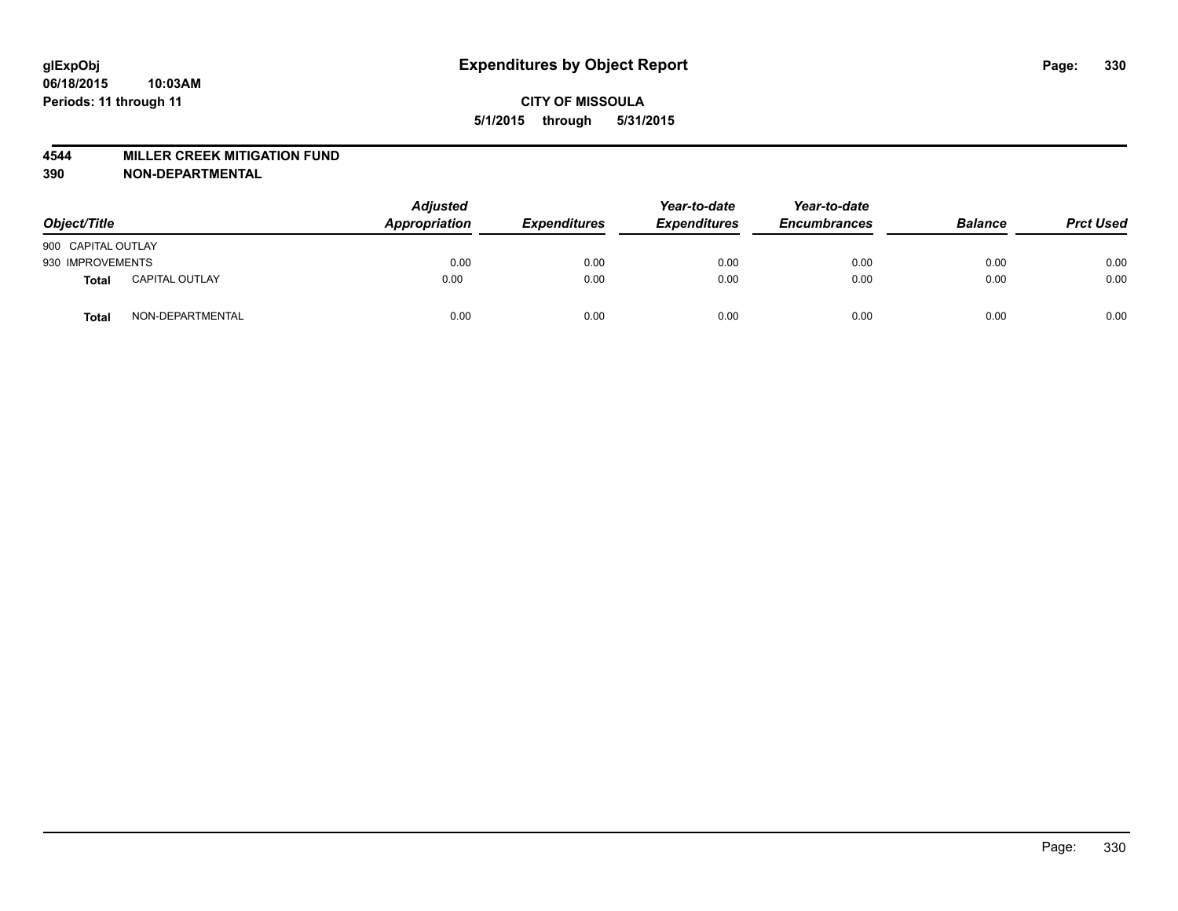glExpObj
06/18/2015 10:03AM
Periods: 11 through 11

# Expenditures by Object Report

**CITY OF MISSOULA**
**5/1/2015 through 5/31/2015**

**4544 MILLER CREEK MITIGATION FUND**
**390 NON-DEPARTMENTAL**

| Object/Title | | Adjusted Appropriation | Expenditures | Year-to-date Expenditures | Year-to-date Encumbrances | Balance | Prct Used |
|---|---|---|---|---|---|---|---|
| 900 CAPITAL OUTLAY | | | | | | | |
| 930 IMPROVEMENTS | | 0.00 | 0.00 | 0.00 | 0.00 | 0.00 | 0.00 |
| **Total** | CAPITAL OUTLAY | 0.00 | 0.00 | 0.00 | 0.00 | 0.00 | 0.00 |
| **Total** | NON-DEPARTMENTAL | 0.00 | 0.00 | 0.00 | 0.00 | 0.00 | 0.00 |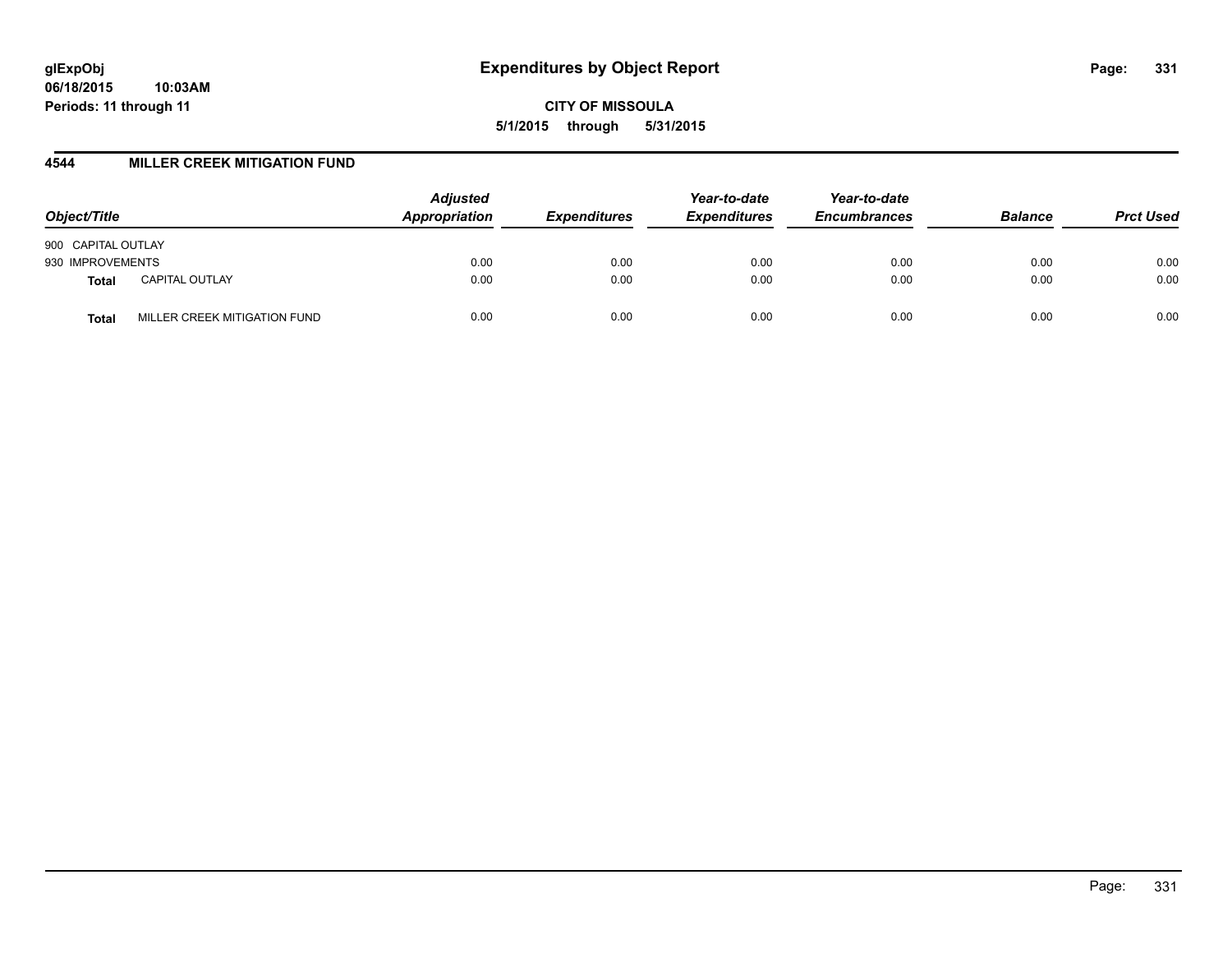**CITY OF MISSOULA**

**5/1/2015 through 5/31/2015**

## 4544 MILLER CREEK MITIGATION FUND

| Object/Title | | Adjusted Appropriation | Expenditures | Year-to-date Expenditures | Year-to-date Encumbrances | Balance | Prct Used |
|---|---|---|---|---|---|---|---|
| 900 CAPITAL OUTLAY | | | | | | | |
| 930 IMPROVEMENTS | | 0.00 | 0.00 | 0.00 | 0.00 | 0.00 | 0.00 |
| **Total** | CAPITAL OUTLAY | 0.00 | 0.00 | 0.00 | 0.00 | 0.00 | 0.00 |
| **Total** | MILLER CREEK MITIGATION FUND | 0.00 | 0.00 | 0.00 | 0.00 | 0.00 | 0.00 |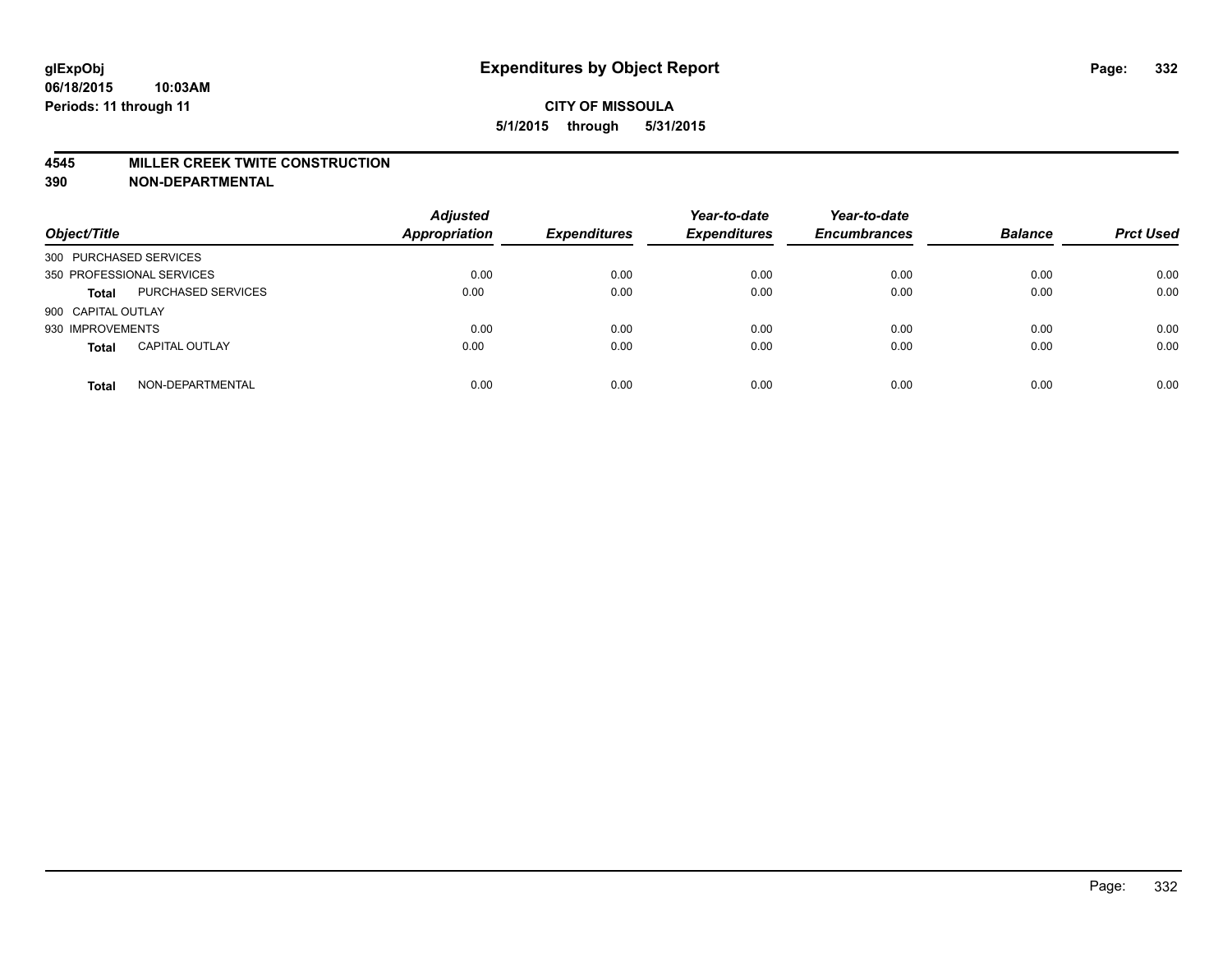glExpObj **Expenditures by Object Report**
06/18/2015 10:03AM
Periods: 11 through 11

**CITY OF MISSOULA**
**5/1/2015 through 5/31/2015**

**4545 MILLER CREEK TWITE CONSTRUCTION**
**390 NON-DEPARTMENTAL**

| Object/Title | Adjusted Appropriation | Expenditures | Year-to-date Expenditures | Year-to-date Encumbrances | Balance | Prct Used |
|---|---|---|---|---|---|---|
| 300 PURCHASED SERVICES | | | | | | |
| 350 PROFESSIONAL SERVICES | 0.00 | 0.00 | 0.00 | 0.00 | 0.00 | 0.00 |
| **Total** PURCHASED SERVICES | 0.00 | 0.00 | 0.00 | 0.00 | 0.00 | 0.00 |
| 900 CAPITAL OUTLAY | | | | | | |
| 930 IMPROVEMENTS | 0.00 | 0.00 | 0.00 | 0.00 | 0.00 | 0.00 |
| **Total** CAPITAL OUTLAY | 0.00 | 0.00 | 0.00 | 0.00 | 0.00 | 0.00 |
| **Total** NON-DEPARTMENTAL | 0.00 | 0.00 | 0.00 | 0.00 | 0.00 | 0.00 |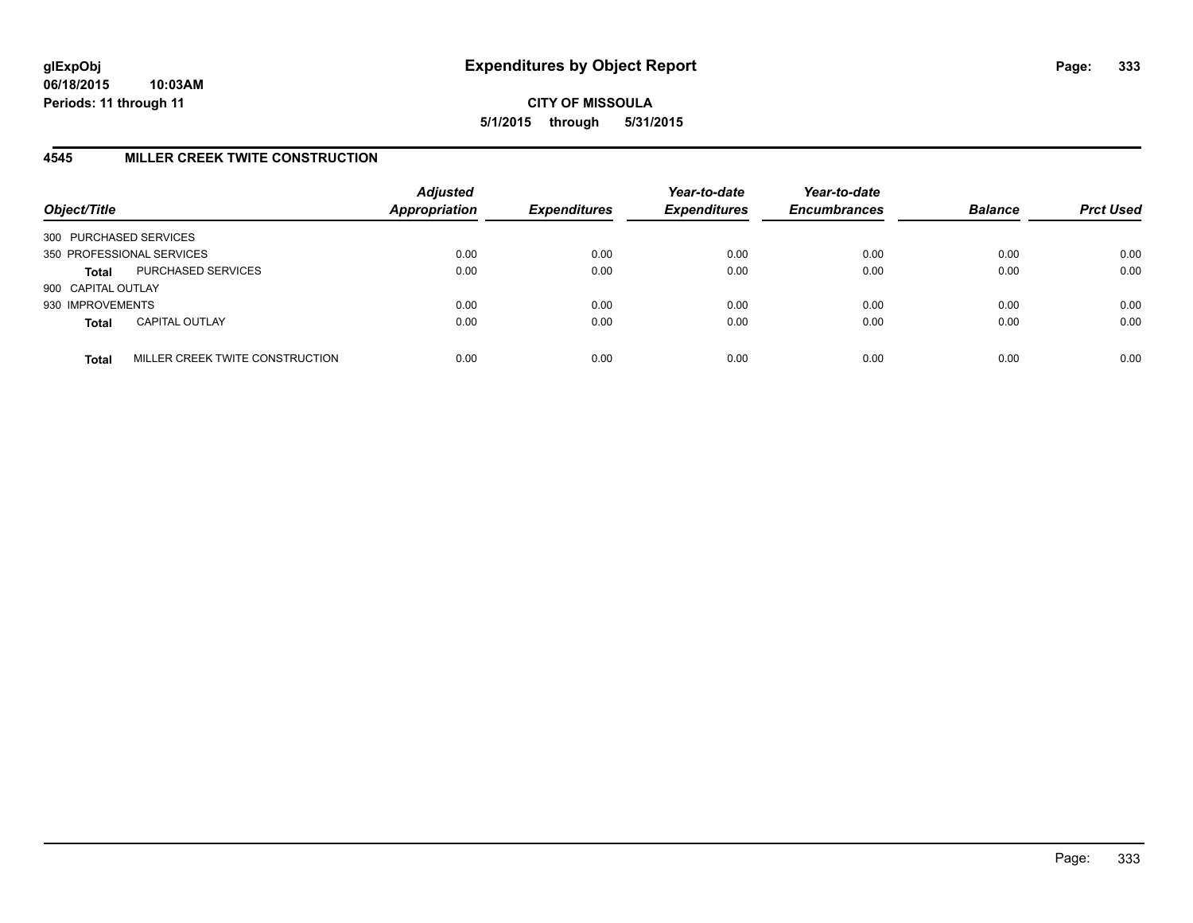# Expenditures by Object Report

glExpObj
06/18/2015 10:03AM
Periods: 11 through 11

**CITY OF MISSOULA**
**5/1/2015 through 5/31/2015**

## 4545 MILLER CREEK TWITE CONSTRUCTION

| Object/Title | | Adjusted Appropriation | Expenditures | Year-to-date Expenditures | Year-to-date Encumbrances | Balance | Prct Used |
|---|---|---|---|---|---|---|---|
| 300 PURCHASED SERVICES | | | | | | | |
| 350 PROFESSIONAL SERVICES | | 0.00 | 0.00 | 0.00 | 0.00 | 0.00 | 0.00 |
| **Total** | PURCHASED SERVICES | 0.00 | 0.00 | 0.00 | 0.00 | 0.00 | 0.00 |
| 900 CAPITAL OUTLAY | | | | | | | |
| 930 IMPROVEMENTS | | 0.00 | 0.00 | 0.00 | 0.00 | 0.00 | 0.00 |
| **Total** | CAPITAL OUTLAY | 0.00 | 0.00 | 0.00 | 0.00 | 0.00 | 0.00 |
| **Total** | MILLER CREEK TWITE CONSTRUCTION | 0.00 | 0.00 | 0.00 | 0.00 | 0.00 | 0.00 |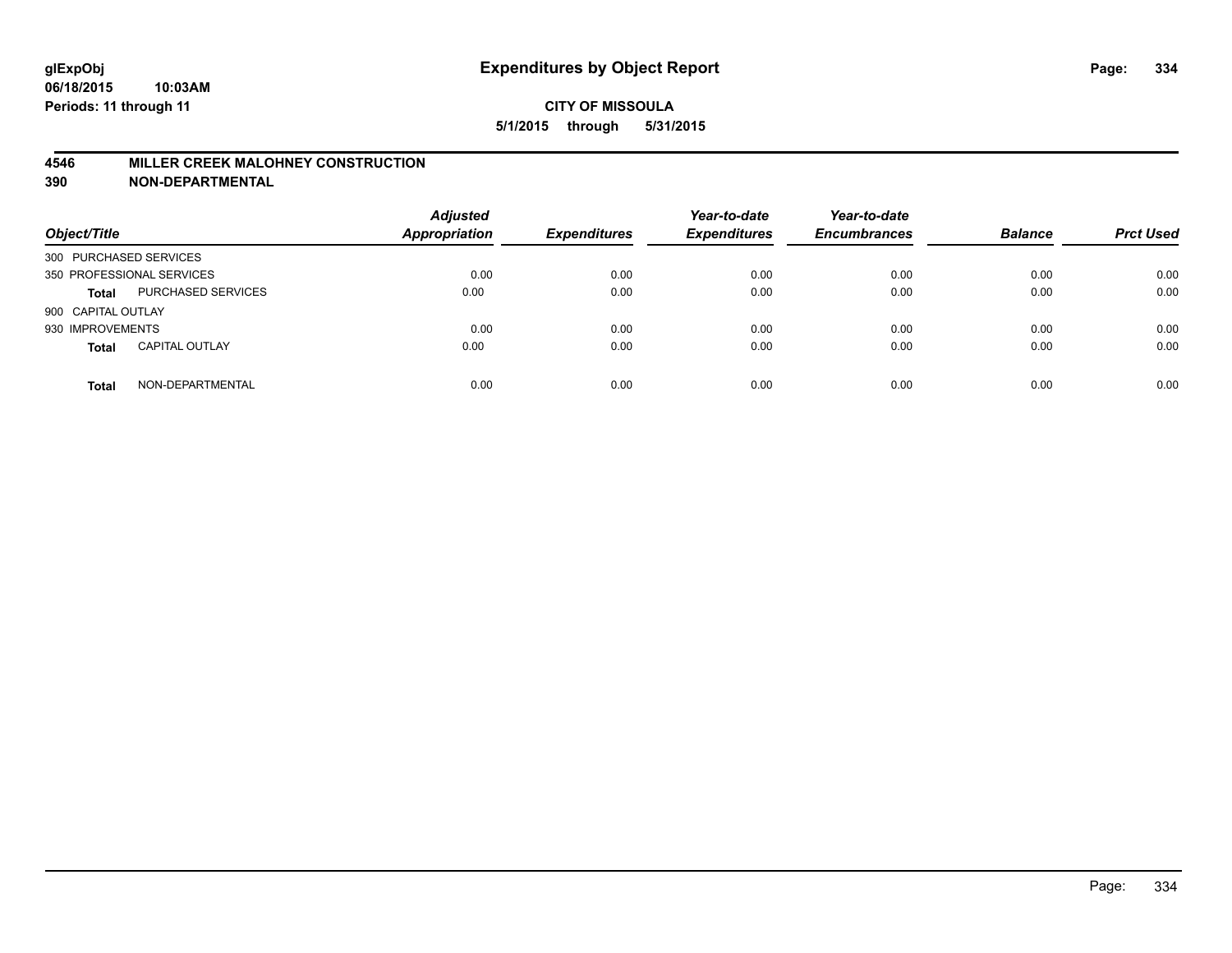**glExpObj** **Expenditures by Object Report**

**06/18/2015 10:03AM**

**Periods: 11 through 11**

**CITY OF MISSOULA**

**5/1/2015 through 5/31/2015**

## 4546 MILLER CREEK MALOHNEY CONSTRUCTION
## 390 NON-DEPARTMENTAL

| Object/Title | | Adjusted Appropriation | Expenditures | Year-to-date Expenditures | Year-to-date Encumbrances | Balance | Prct Used |
|---|---|---|---|---|---|---|---|
| 300 PURCHASED SERVICES | | | | | | | |
| 350 PROFESSIONAL SERVICES | | 0.00 | 0.00 | 0.00 | 0.00 | 0.00 | 0.00 |
| **Total** | PURCHASED SERVICES | 0.00 | 0.00 | 0.00 | 0.00 | 0.00 | 0.00 |
| 900 CAPITAL OUTLAY | | | | | | | |
| 930 IMPROVEMENTS | | 0.00 | 0.00 | 0.00 | 0.00 | 0.00 | 0.00 |
| **Total** | CAPITAL OUTLAY | 0.00 | 0.00 | 0.00 | 0.00 | 0.00 | 0.00 |
| **Total** | NON-DEPARTMENTAL | 0.00 | 0.00 | 0.00 | 0.00 | 0.00 | 0.00 |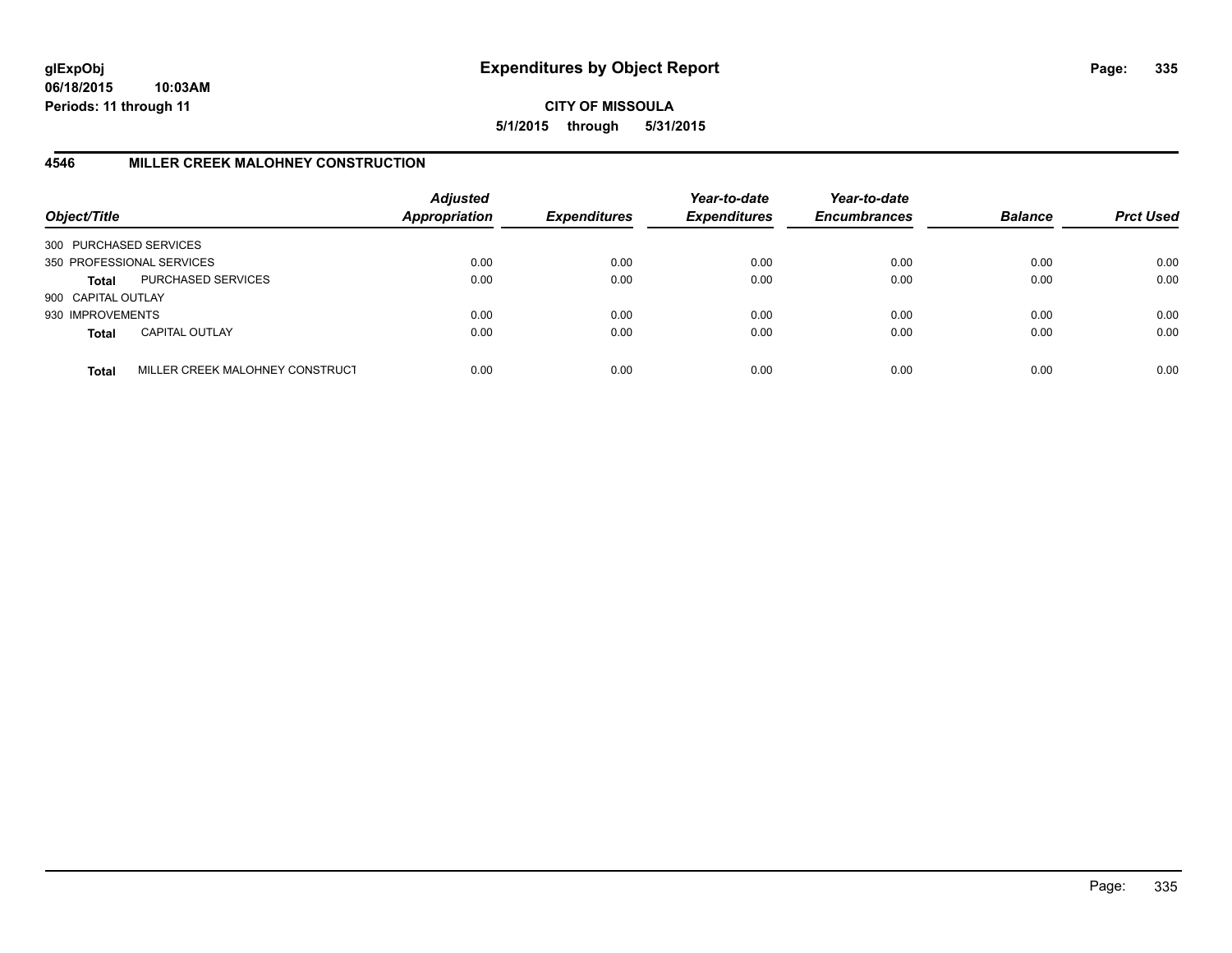**glExpObj**
**06/18/2015 10:03AM**
**Periods: 11 through 11**

# Expenditures by Object Report

**CITY OF MISSOULA**
**5/1/2015 through 5/31/2015**

## 4546 MILLER CREEK MALOHNEY CONSTRUCTION

| Object/Title | | Adjusted Appropriation | Expenditures | Year-to-date Expenditures | Year-to-date Encumbrances | Balance | Prct Used |
|---|---|---|---|---|---|---|---|
| 300 PURCHASED SERVICES | | | | | | | |
| 350 PROFESSIONAL SERVICES | | 0.00 | 0.00 | 0.00 | 0.00 | 0.00 | 0.00 |
| **Total** | PURCHASED SERVICES | 0.00 | 0.00 | 0.00 | 0.00 | 0.00 | 0.00 |
| 900 CAPITAL OUTLAY | | | | | | | |
| 930 IMPROVEMENTS | | 0.00 | 0.00 | 0.00 | 0.00 | 0.00 | 0.00 |
| **Total** | CAPITAL OUTLAY | 0.00 | 0.00 | 0.00 | 0.00 | 0.00 | 0.00 |
| **Total** | MILLER CREEK MALOHNEY CONSTRUCT | 0.00 | 0.00 | 0.00 | 0.00 | 0.00 | 0.00 |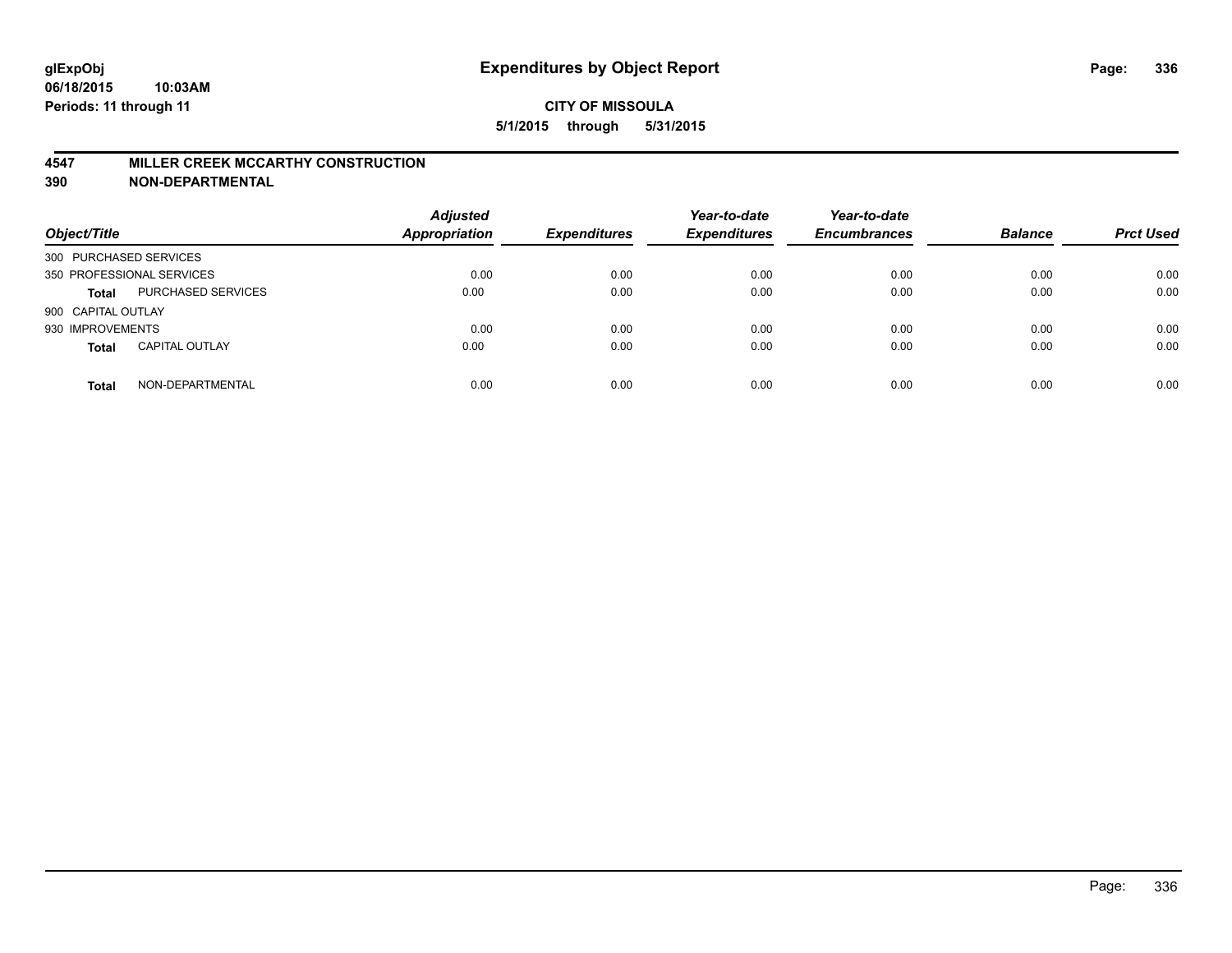# Expenditures by Object Report

glExpObj
06/18/2015 10:03AM
Periods: 11 through 11

**CITY OF MISSOULA**
**5/1/2015 through 5/31/2015**

**4547 MILLER CREEK MCCARTHY CONSTRUCTION**
**390 NON-DEPARTMENTAL**

| Object/Title | | Adjusted Appropriation | Expenditures | Year-to-date Expenditures | Year-to-date Encumbrances | Balance | Prct Used |
|---|---|---|---|---|---|---|---|
| 300 PURCHASED SERVICES | | | | | | | |
| 350 PROFESSIONAL SERVICES | | 0.00 | 0.00 | 0.00 | 0.00 | 0.00 | 0.00 |
| **Total** | PURCHASED SERVICES | 0.00 | 0.00 | 0.00 | 0.00 | 0.00 | 0.00 |
| 900 CAPITAL OUTLAY | | | | | | | |
| 930 IMPROVEMENTS | | 0.00 | 0.00 | 0.00 | 0.00 | 0.00 | 0.00 |
| **Total** | CAPITAL OUTLAY | 0.00 | 0.00 | 0.00 | 0.00 | 0.00 | 0.00 |
| **Total** | NON-DEPARTMENTAL | 0.00 | 0.00 | 0.00 | 0.00 | 0.00 | 0.00 |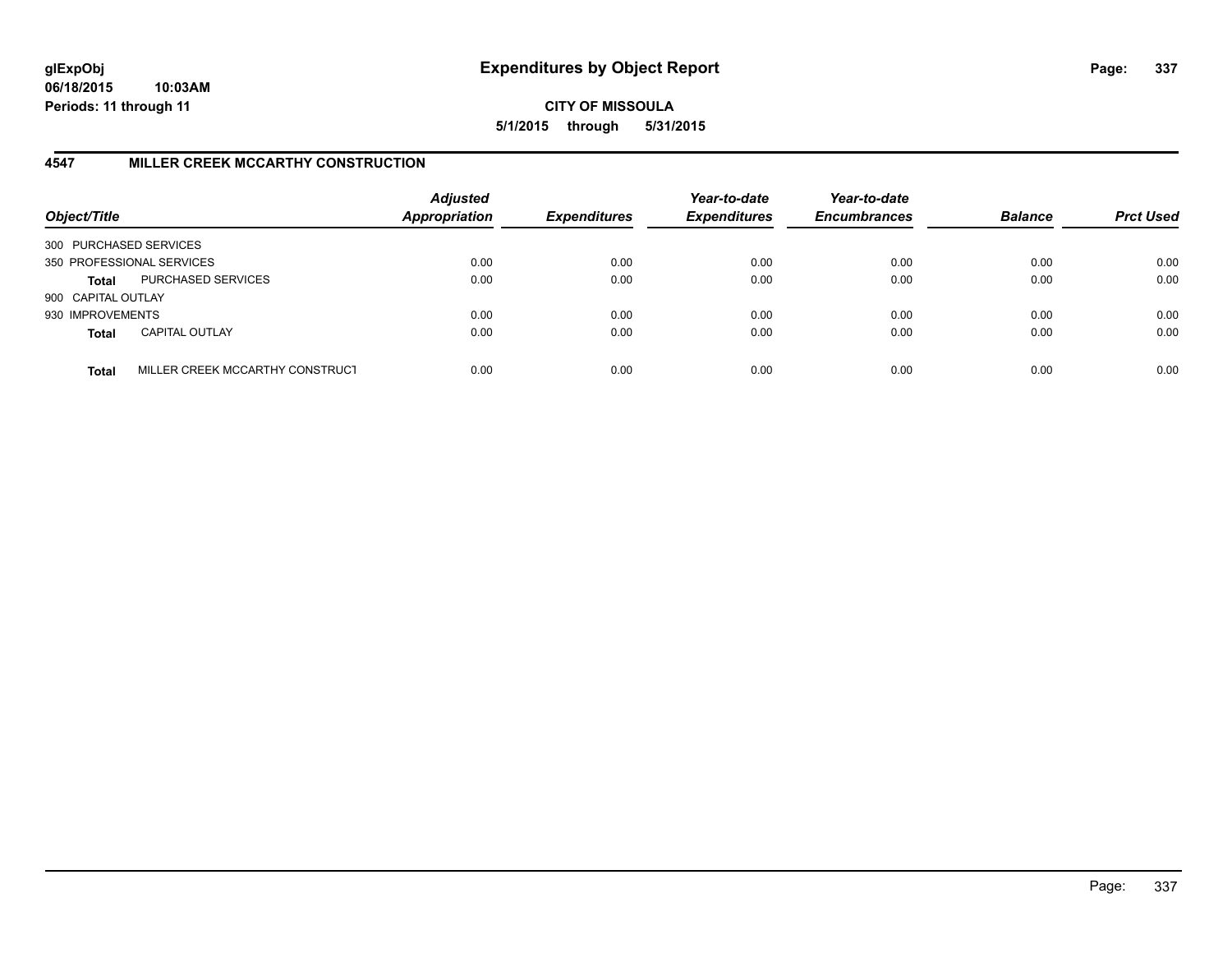**glExpObj**
**06/18/2015 10:03AM**
**Periods: 11 through 11**

# Expenditures by Object Report

**CITY OF MISSOULA**
**5/1/2015 through 5/31/2015**

## 4547 MILLER CREEK MCCARTHY CONSTRUCTION

| Object/Title | | Adjusted Appropriation | Expenditures | Year-to-date Expenditures | Year-to-date Encumbrances | Balance | Prct Used |
|---|---|---|---|---|---|---|---|
| 300 PURCHASED SERVICES | | | | | | | |
| 350 PROFESSIONAL SERVICES | | 0.00 | 0.00 | 0.00 | 0.00 | 0.00 | 0.00 |
| **Total** | PURCHASED SERVICES | 0.00 | 0.00 | 0.00 | 0.00 | 0.00 | 0.00 |
| 900 CAPITAL OUTLAY | | | | | | | |
| 930 IMPROVEMENTS | | 0.00 | 0.00 | 0.00 | 0.00 | 0.00 | 0.00 |
| **Total** | CAPITAL OUTLAY | 0.00 | 0.00 | 0.00 | 0.00 | 0.00 | 0.00 |
| **Total** | MILLER CREEK MCCARTHY CONSTRUCT | 0.00 | 0.00 | 0.00 | 0.00 | 0.00 | 0.00 |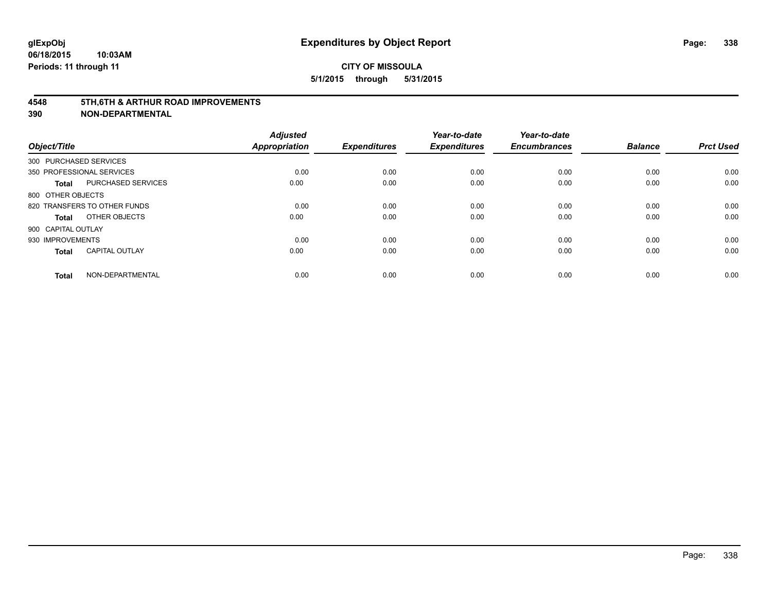**CITY OF MISSOULA**

**5/1/2015 through 5/31/2015**

**Expenditures by Object Report**

glExpObj
06/18/2015 10:03AM
Periods: 11 through 11

## 4548 5TH,6TH & ARTHUR ROAD IMPROVEMENTS
## 390 NON-DEPARTMENTAL

| Object/Title | | Adjusted Appropriation | Expenditures | Year-to-date Expenditures | Year-to-date Encumbrances | Balance | Prct Used |
|---|---|---|---|---|---|---|---|
| 300 PURCHASED SERVICES | | | | | | | |
| 350 PROFESSIONAL SERVICES | | 0.00 | 0.00 | 0.00 | 0.00 | 0.00 | 0.00 |
| **Total** | PURCHASED SERVICES | 0.00 | 0.00 | 0.00 | 0.00 | 0.00 | 0.00 |
| 800 OTHER OBJECTS | | | | | | | |
| 820 TRANSFERS TO OTHER FUNDS | | 0.00 | 0.00 | 0.00 | 0.00 | 0.00 | 0.00 |
| **Total** | OTHER OBJECTS | 0.00 | 0.00 | 0.00 | 0.00 | 0.00 | 0.00 |
| 900 CAPITAL OUTLAY | | | | | | | |
| 930 IMPROVEMENTS | | 0.00 | 0.00 | 0.00 | 0.00 | 0.00 | 0.00 |
| **Total** | CAPITAL OUTLAY | 0.00 | 0.00 | 0.00 | 0.00 | 0.00 | 0.00 |
| **Total** | NON-DEPARTMENTAL | 0.00 | 0.00 | 0.00 | 0.00 | 0.00 | 0.00 |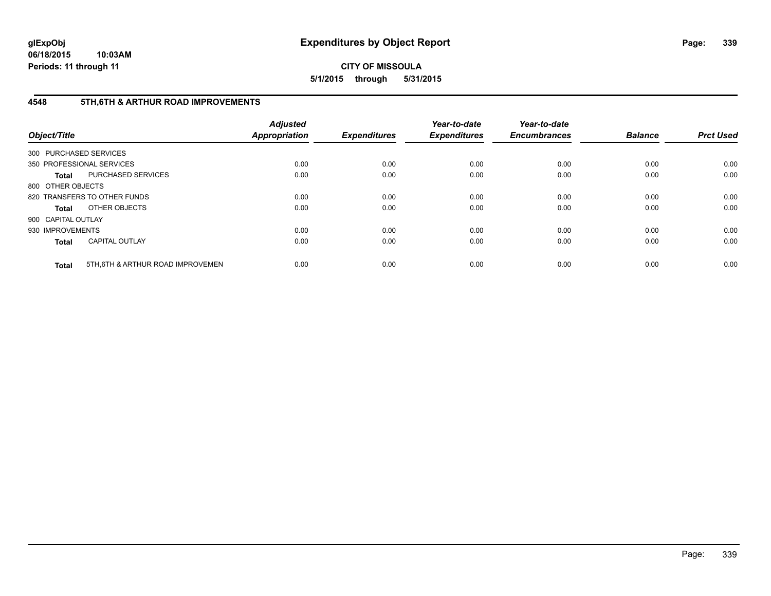**glExpObj**
**06/18/2015 10:03AM**
**Periods: 11 through 11**

# Expenditures by Object Report

**CITY OF MISSOULA**
**5/1/2015 through 5/31/2015**

## 4548 5TH,6TH & ARTHUR ROAD IMPROVEMENTS

| Object/Title | Adjusted Appropriation | Expenditures | Year-to-date Expenditures | Year-to-date Encumbrances | Balance | Prct Used |
|---|---|---|---|---|---|---|
| 300 PURCHASED SERVICES | | | | | | |
| 350 PROFESSIONAL SERVICES | 0.00 | 0.00 | 0.00 | 0.00 | 0.00 | 0.00 |
| **Total** PURCHASED SERVICES | 0.00 | 0.00 | 0.00 | 0.00 | 0.00 | 0.00 |
| 800 OTHER OBJECTS | | | | | | |
| 820 TRANSFERS TO OTHER FUNDS | 0.00 | 0.00 | 0.00 | 0.00 | 0.00 | 0.00 |
| **Total** OTHER OBJECTS | 0.00 | 0.00 | 0.00 | 0.00 | 0.00 | 0.00 |
| 900 CAPITAL OUTLAY | | | | | | |
| 930 IMPROVEMENTS | 0.00 | 0.00 | 0.00 | 0.00 | 0.00 | 0.00 |
| **Total** CAPITAL OUTLAY | 0.00 | 0.00 | 0.00 | 0.00 | 0.00 | 0.00 |
| **Total** 5TH,6TH & ARTHUR ROAD IMPROVEMEN | 0.00 | 0.00 | 0.00 | 0.00 | 0.00 | 0.00 |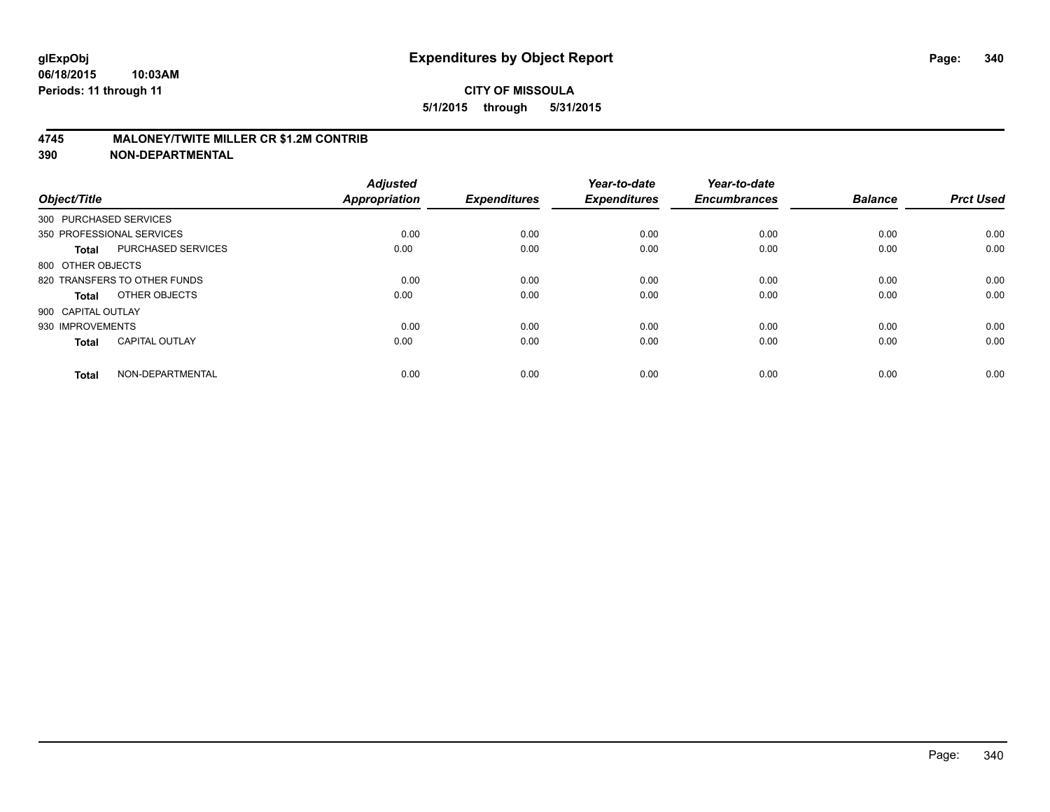**glExpObj** 
**06/18/2015 10:03AM** 
**Periods: 11 through 11**

# Expenditures by Object Report

**CITY OF MISSOULA**

**5/1/2015 through 5/31/2015**

**4745 MALONEY/TWITE MILLER CR $1.2M CONTRIB**

**390 NON-DEPARTMENTAL**

| Object/Title | | Adjusted Appropriation | Expenditures | Year-to-date Expenditures | Year-to-date Encumbrances | Balance | Prct Used |
|---|---|---|---|---|---|---|---|
| 300 PURCHASED SERVICES | | | | | | | |
| 350 PROFESSIONAL SERVICES | | 0.00 | 0.00 | 0.00 | 0.00 | 0.00 | 0.00 |
| **Total** | PURCHASED SERVICES | 0.00 | 0.00 | 0.00 | 0.00 | 0.00 | 0.00 |
| 800 OTHER OBJECTS | | | | | | | |
| 820 TRANSFERS TO OTHER FUNDS | | 0.00 | 0.00 | 0.00 | 0.00 | 0.00 | 0.00 |
| **Total** | OTHER OBJECTS | 0.00 | 0.00 | 0.00 | 0.00 | 0.00 | 0.00 |
| 900 CAPITAL OUTLAY | | | | | | | |
| 930 IMPROVEMENTS | | 0.00 | 0.00 | 0.00 | 0.00 | 0.00 | 0.00 |
| **Total** | CAPITAL OUTLAY | 0.00 | 0.00 | 0.00 | 0.00 | 0.00 | 0.00 |
| **Total** | NON-DEPARTMENTAL | 0.00 | 0.00 | 0.00 | 0.00 | 0.00 | 0.00 |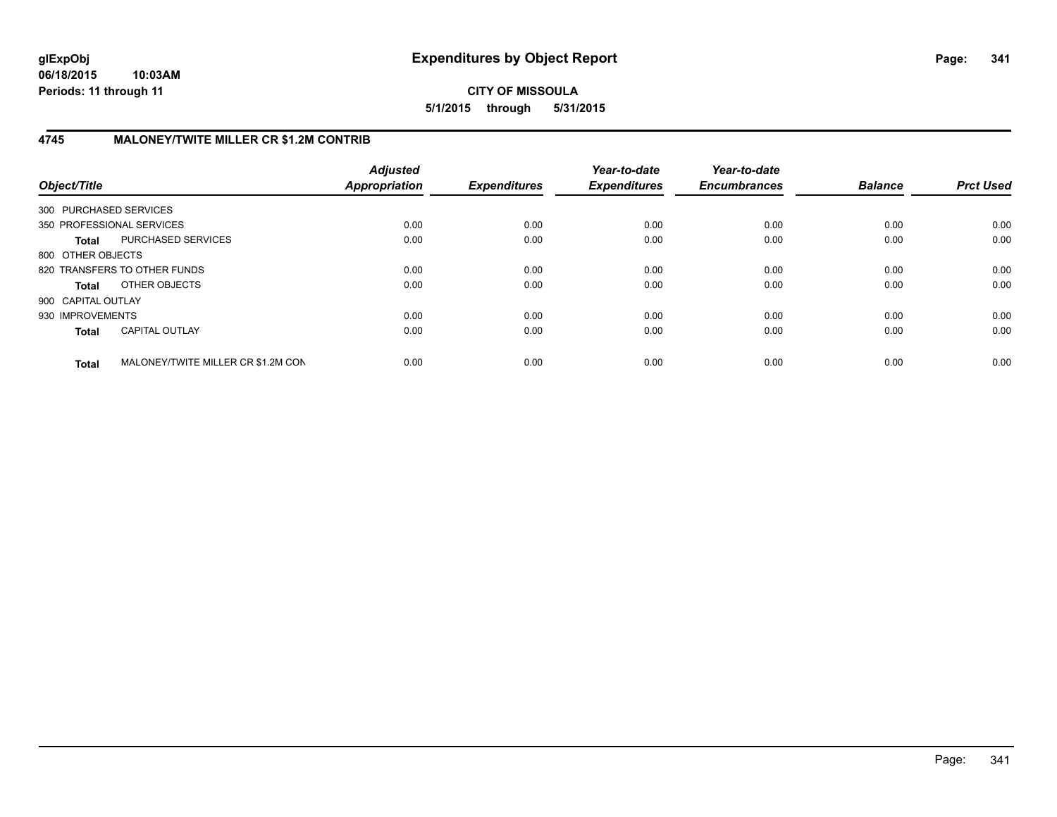# Expenditures by Object Report

glExpObj
06/18/2015 10:03AM
Periods: 11 through 11

**CITY OF MISSOULA**
**5/1/2015 through 5/31/2015**

## 4745 MALONEY/TWITE MILLER CR $1.2M CONTRIB

| Object/Title | | Adjusted Appropriation | Expenditures | Year-to-date Expenditures | Year-to-date Encumbrances | Balance | Prct Used |
|---|---|---|---|---|---|---|---|
| 300 PURCHASED SERVICES | | | | | | | |
| 350 PROFESSIONAL SERVICES | | 0.00 | 0.00 | 0.00 | 0.00 | 0.00 | 0.00 |
| **Total** | PURCHASED SERVICES | 0.00 | 0.00 | 0.00 | 0.00 | 0.00 | 0.00 |
| 800 OTHER OBJECTS | | | | | | | |
| 820 TRANSFERS TO OTHER FUNDS | | 0.00 | 0.00 | 0.00 | 0.00 | 0.00 | 0.00 |
| **Total** | OTHER OBJECTS | 0.00 | 0.00 | 0.00 | 0.00 | 0.00 | 0.00 |
| 900 CAPITAL OUTLAY | | | | | | | |
| 930 IMPROVEMENTS | | 0.00 | 0.00 | 0.00 | 0.00 | 0.00 | 0.00 |
| **Total** | CAPITAL OUTLAY | 0.00 | 0.00 | 0.00 | 0.00 | 0.00 | 0.00 |
| **Total** | MALONEY/TWITE MILLER CR $1.2M CON | 0.00 | 0.00 | 0.00 | 0.00 | 0.00 | 0.00 |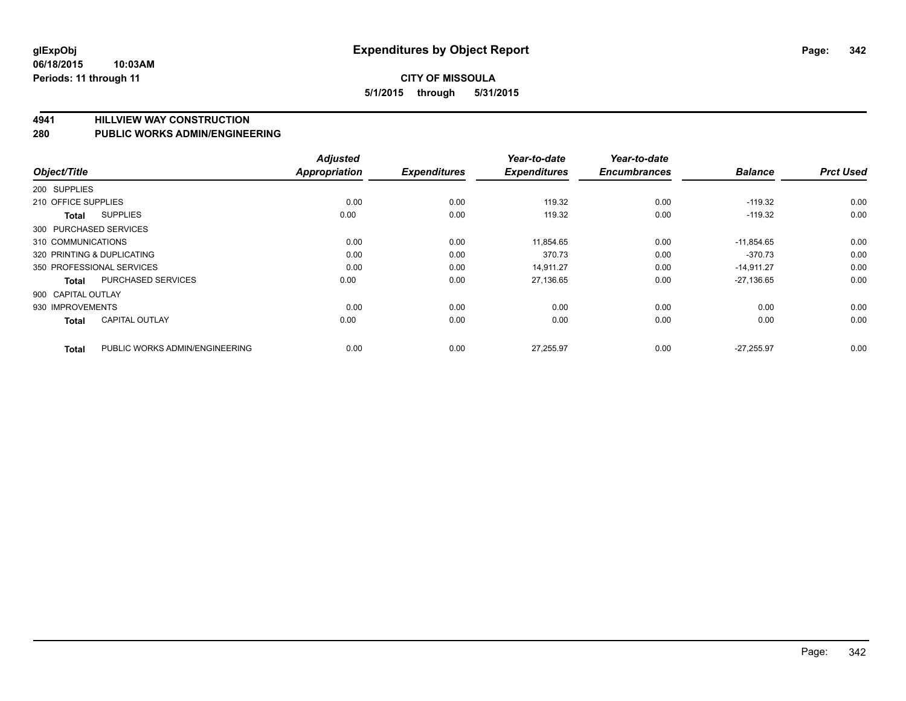**glExpObj**
**06/18/2015 10:03AM**
**Periods: 11 through 11**

# Expenditures by Object Report

**CITY OF MISSOULA**
**5/1/2015 through 5/31/2015**

## 4941 HILLVIEW WAY CONSTRUCTION
## 280 PUBLIC WORKS ADMIN/ENGINEERING

| Object/Title | | Adjusted Appropriation | Expenditures | Year-to-date Expenditures | Year-to-date Encumbrances | Balance | Prct Used |
|---|---|---|---|---|---|---|---|
| 200 SUPPLIES | | | | | | | |
| 210 OFFICE SUPPLIES | | 0.00 | 0.00 | 119.32 | 0.00 | -119.32 | 0.00 |
| **Total** | SUPPLIES | 0.00 | 0.00 | 119.32 | 0.00 | -119.32 | 0.00 |
| 300 PURCHASED SERVICES | | | | | | | |
| 310 COMMUNICATIONS | | 0.00 | 0.00 | 11,854.65 | 0.00 | -11,854.65 | 0.00 |
| 320 PRINTING & DUPLICATING | | 0.00 | 0.00 | 370.73 | 0.00 | -370.73 | 0.00 |
| 350 PROFESSIONAL SERVICES | | 0.00 | 0.00 | 14,911.27 | 0.00 | -14,911.27 | 0.00 |
| **Total** | PURCHASED SERVICES | 0.00 | 0.00 | 27,136.65 | 0.00 | -27,136.65 | 0.00 |
| 900 CAPITAL OUTLAY | | | | | | | |
| 930 IMPROVEMENTS | | 0.00 | 0.00 | 0.00 | 0.00 | 0.00 | 0.00 |
| **Total** | CAPITAL OUTLAY | 0.00 | 0.00 | 0.00 | 0.00 | 0.00 | 0.00 |
| **Total** | PUBLIC WORKS ADMIN/ENGINEERING | 0.00 | 0.00 | 27,255.97 | 0.00 | -27,255.97 | 0.00 |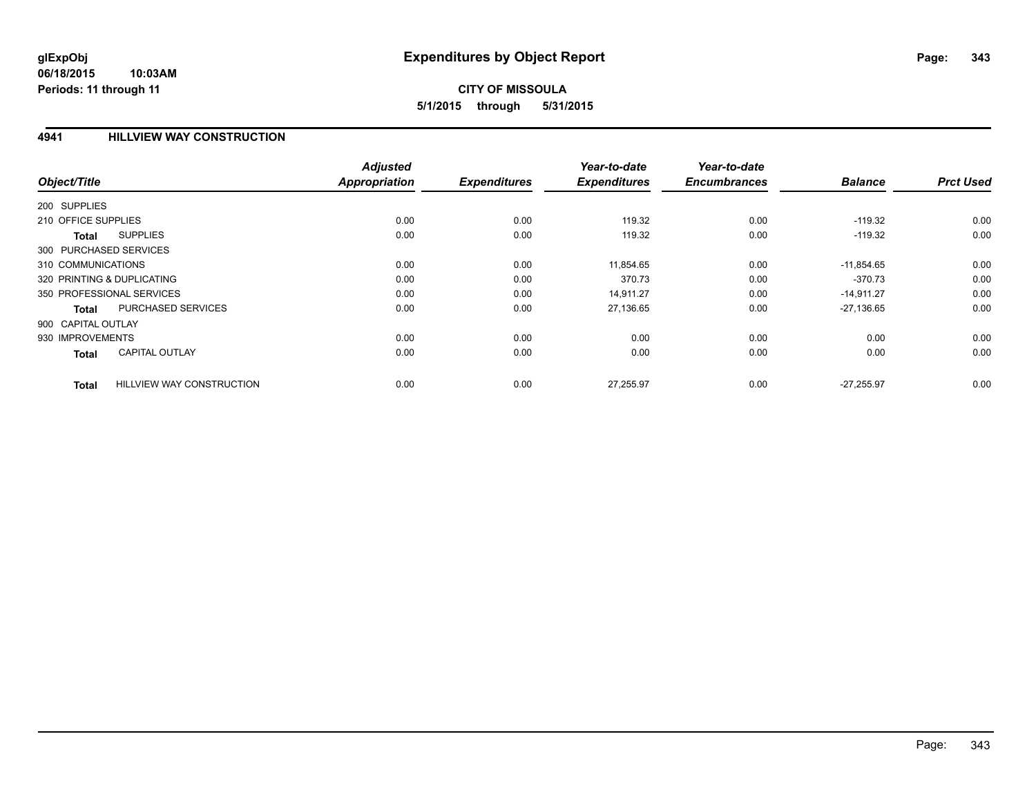# Expenditures by Object Report

glExpObj
06/18/2015 10:03AM
Periods: 11 through 11

**CITY OF MISSOULA**
**5/1/2015 through 5/31/2015**

## 4941 HILLVIEW WAY CONSTRUCTION

| Object/Title | | Adjusted Appropriation | Expenditures | Year-to-date Expenditures | Year-to-date Encumbrances | Balance | Prct Used |
|---|---|---|---|---|---|---|---|
| 200 SUPPLIES | | | | | | | |
| 210 OFFICE SUPPLIES | | 0.00 | 0.00 | 119.32 | 0.00 | -119.32 | 0.00 |
| **Total** | SUPPLIES | 0.00 | 0.00 | 119.32 | 0.00 | -119.32 | 0.00 |
| 300 PURCHASED SERVICES | | | | | | | |
| 310 COMMUNICATIONS | | 0.00 | 0.00 | 11,854.65 | 0.00 | -11,854.65 | 0.00 |
| 320 PRINTING & DUPLICATING | | 0.00 | 0.00 | 370.73 | 0.00 | -370.73 | 0.00 |
| 350 PROFESSIONAL SERVICES | | 0.00 | 0.00 | 14,911.27 | 0.00 | -14,911.27 | 0.00 |
| **Total** | PURCHASED SERVICES | 0.00 | 0.00 | 27,136.65 | 0.00 | -27,136.65 | 0.00 |
| 900 CAPITAL OUTLAY | | | | | | | |
| 930 IMPROVEMENTS | | 0.00 | 0.00 | 0.00 | 0.00 | 0.00 | 0.00 |
| **Total** | CAPITAL OUTLAY | 0.00 | 0.00 | 0.00 | 0.00 | 0.00 | 0.00 |
| **Total** | HILLVIEW WAY CONSTRUCTION | 0.00 | 0.00 | 27,255.97 | 0.00 | -27,255.97 | 0.00 |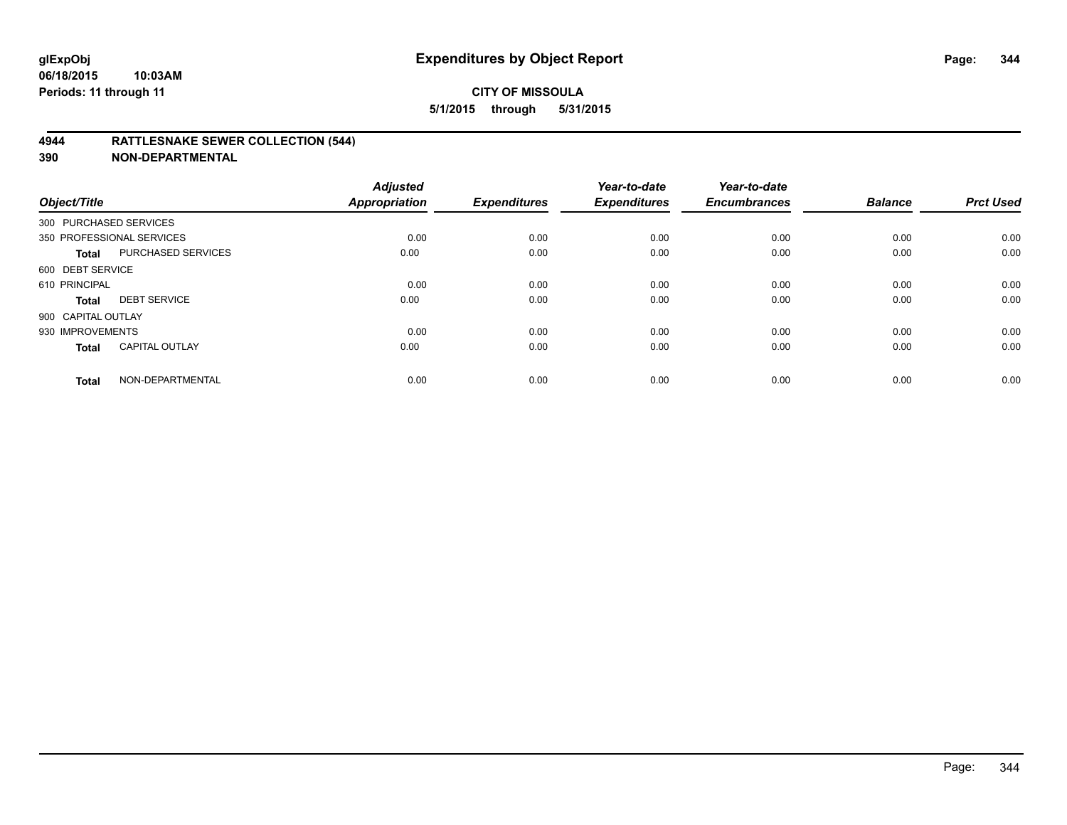**glExpObj**
**06/18/2015 10:03AM**
**Periods: 11 through 11**

# Expenditures by Object Report

**CITY OF MISSOULA**
**5/1/2015 through 5/31/2015**

## 4944 RATTLESNAKE SEWER COLLECTION (544)
## 390 NON-DEPARTMENTAL

| Object/Title | | Adjusted Appropriation | Expenditures | Year-to-date Expenditures | Year-to-date Encumbrances | Balance | Prct Used |
|---|---|---|---|---|---|---|---|
| 300 PURCHASED SERVICES | | | | | | | |
| 350 PROFESSIONAL SERVICES | | 0.00 | 0.00 | 0.00 | 0.00 | 0.00 | 0.00 |
| **Total** | PURCHASED SERVICES | 0.00 | 0.00 | 0.00 | 0.00 | 0.00 | 0.00 |
| 600 DEBT SERVICE | | | | | | | |
| 610 PRINCIPAL | | 0.00 | 0.00 | 0.00 | 0.00 | 0.00 | 0.00 |
| **Total** | DEBT SERVICE | 0.00 | 0.00 | 0.00 | 0.00 | 0.00 | 0.00 |
| 900 CAPITAL OUTLAY | | | | | | | |
| 930 IMPROVEMENTS | | 0.00 | 0.00 | 0.00 | 0.00 | 0.00 | 0.00 |
| **Total** | CAPITAL OUTLAY | 0.00 | 0.00 | 0.00 | 0.00 | 0.00 | 0.00 |
| **Total** | NON-DEPARTMENTAL | 0.00 | 0.00 | 0.00 | 0.00 | 0.00 | 0.00 |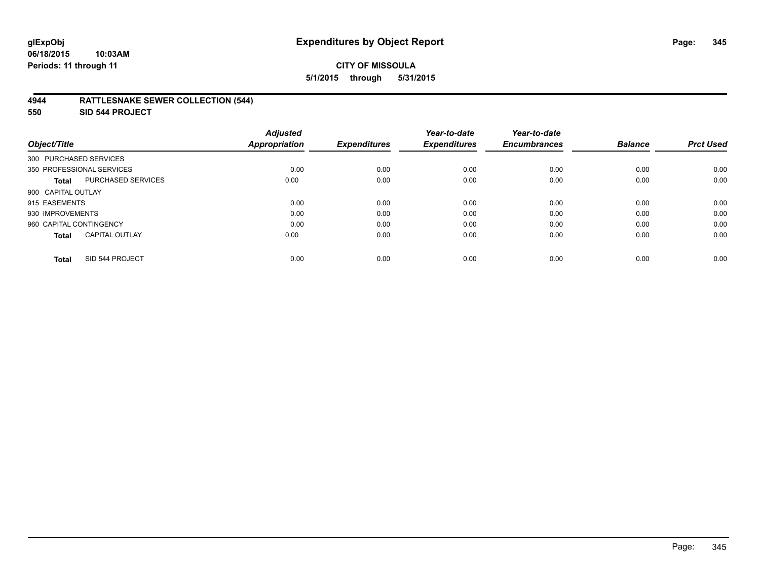# Expenditures by Object Report

glExpObj
06/18/2015 10:03AM
Periods: 11 through 11

**CITY OF MISSOULA**
**5/1/2015 through 5/31/2015**

**4944 RATTLESNAKE SEWER COLLECTION (544)**
**550 SID 544 PROJECT**

| Object/Title | | Adjusted Appropriation | Expenditures | Year-to-date Expenditures | Year-to-date Encumbrances | Balance | Prct Used |
|---|---|---|---|---|---|---|---|
| 300 PURCHASED SERVICES | | | | | | | |
| 350 PROFESSIONAL SERVICES | | 0.00 | 0.00 | 0.00 | 0.00 | 0.00 | 0.00 |
| **Total** | PURCHASED SERVICES | 0.00 | 0.00 | 0.00 | 0.00 | 0.00 | 0.00 |
| 900 CAPITAL OUTLAY | | | | | | | |
| 915 EASEMENTS | | 0.00 | 0.00 | 0.00 | 0.00 | 0.00 | 0.00 |
| 930 IMPROVEMENTS | | 0.00 | 0.00 | 0.00 | 0.00 | 0.00 | 0.00 |
| 960 CAPITAL CONTINGENCY | | 0.00 | 0.00 | 0.00 | 0.00 | 0.00 | 0.00 |
| **Total** | CAPITAL OUTLAY | 0.00 | 0.00 | 0.00 | 0.00 | 0.00 | 0.00 |
| **Total** | SID 544 PROJECT | 0.00 | 0.00 | 0.00 | 0.00 | 0.00 | 0.00 |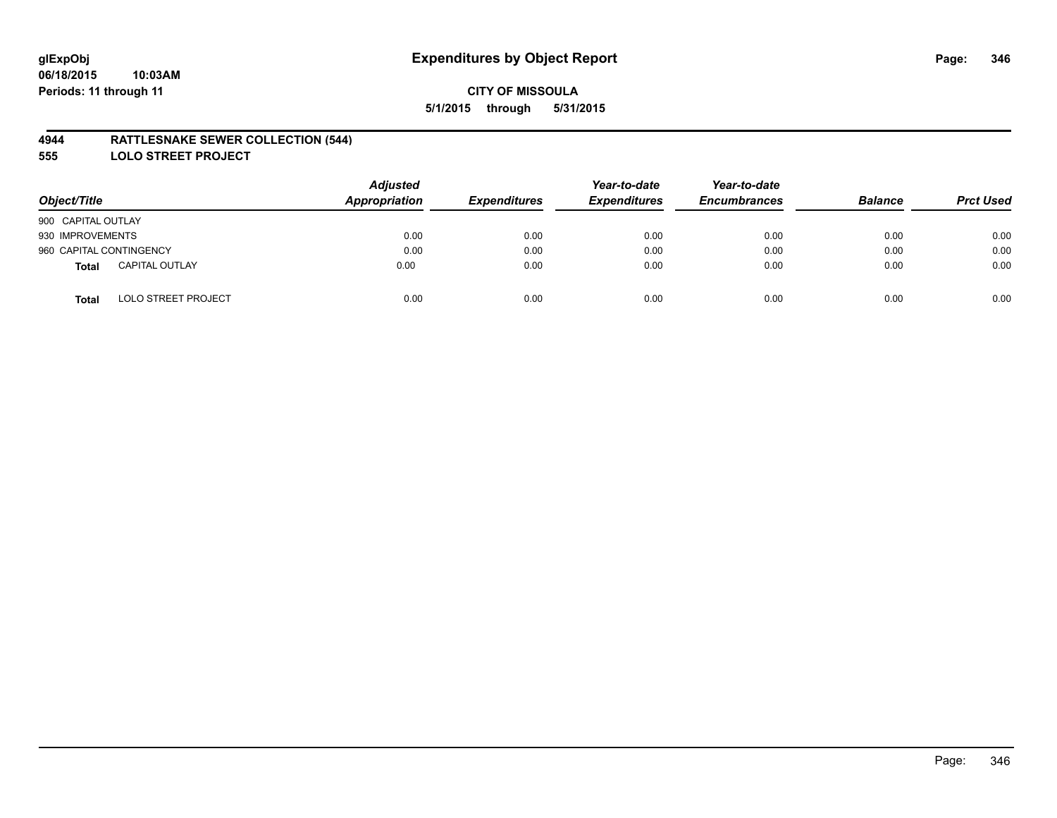glExpObj
06/18/2015 10:03AM
Periods: 11 through 11

# Expenditures by Object Report

**CITY OF MISSOULA**

**5/1/2015 through 5/31/2015**

## 4944 RATTLESNAKE SEWER COLLECTION (544)
## 555 LOLO STREET PROJECT

| Object/Title | Adjusted Appropriation | Expenditures | Year-to-date Expenditures | Year-to-date Encumbrances | Balance | Prct Used |
|---|---|---|---|---|---|---|
| 900 CAPITAL OUTLAY | | | | | | |
| 930 IMPROVEMENTS | 0.00 | 0.00 | 0.00 | 0.00 | 0.00 | 0.00 |
| 960 CAPITAL CONTINGENCY | 0.00 | 0.00 | 0.00 | 0.00 | 0.00 | 0.00 |
| **Total** CAPITAL OUTLAY | 0.00 | 0.00 | 0.00 | 0.00 | 0.00 | 0.00 |
| **Total** LOLO STREET PROJECT | 0.00 | 0.00 | 0.00 | 0.00 | 0.00 | 0.00 |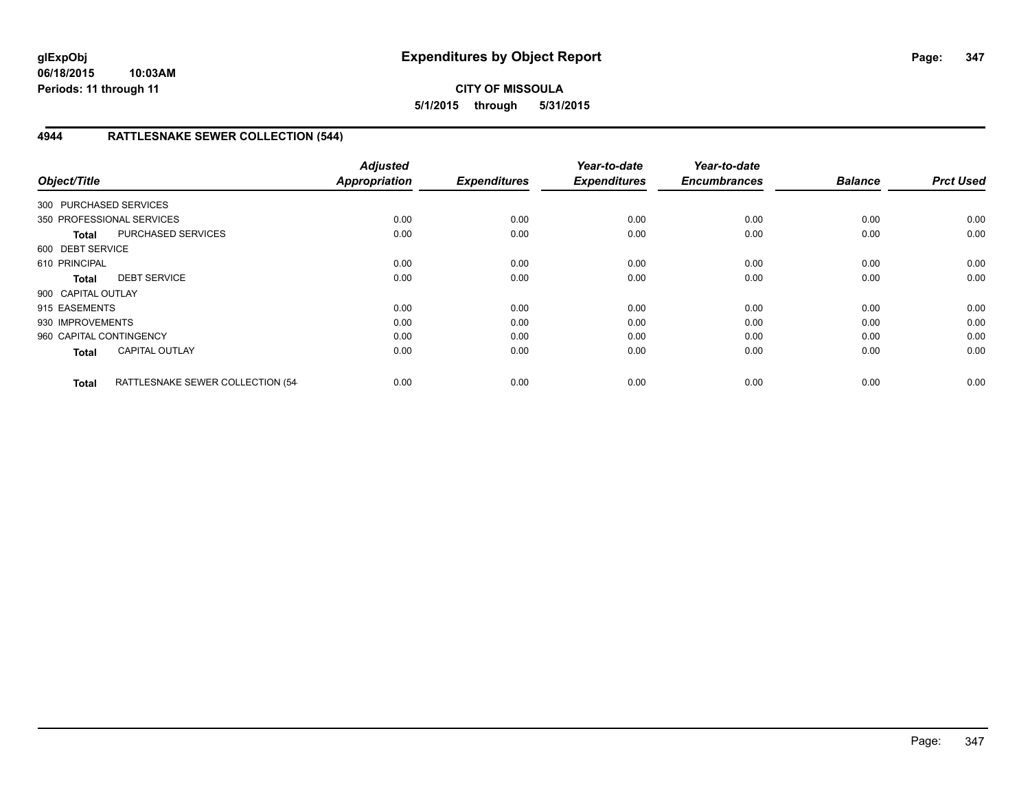# Expenditures by Object Report

glExpObj
06/18/2015 10:03AM
Periods: 11 through 11

**CITY OF MISSOULA**
**5/1/2015 through 5/31/2015**

## 4944 RATTLESNAKE SEWER COLLECTION (544)

| Object/Title | | Adjusted Appropriation | Expenditures | Year-to-date Expenditures | Year-to-date Encumbrances | Balance | Prct Used |
|---|---|---|---|---|---|---|---|
| 300 PURCHASED SERVICES | | | | | | | |
| 350 PROFESSIONAL SERVICES | | 0.00 | 0.00 | 0.00 | 0.00 | 0.00 | 0.00 |
| **Total** | PURCHASED SERVICES | 0.00 | 0.00 | 0.00 | 0.00 | 0.00 | 0.00 |
| 600 DEBT SERVICE | | | | | | | |
| 610 PRINCIPAL | | 0.00 | 0.00 | 0.00 | 0.00 | 0.00 | 0.00 |
| **Total** | DEBT SERVICE | 0.00 | 0.00 | 0.00 | 0.00 | 0.00 | 0.00 |
| 900 CAPITAL OUTLAY | | | | | | | |
| 915 EASEMENTS | | 0.00 | 0.00 | 0.00 | 0.00 | 0.00 | 0.00 |
| 930 IMPROVEMENTS | | 0.00 | 0.00 | 0.00 | 0.00 | 0.00 | 0.00 |
| 960 CAPITAL CONTINGENCY | | 0.00 | 0.00 | 0.00 | 0.00 | 0.00 | 0.00 |
| **Total** | CAPITAL OUTLAY | 0.00 | 0.00 | 0.00 | 0.00 | 0.00 | 0.00 |
| **Total** | RATTLESNAKE SEWER COLLECTION (54 | 0.00 | 0.00 | 0.00 | 0.00 | 0.00 | 0.00 |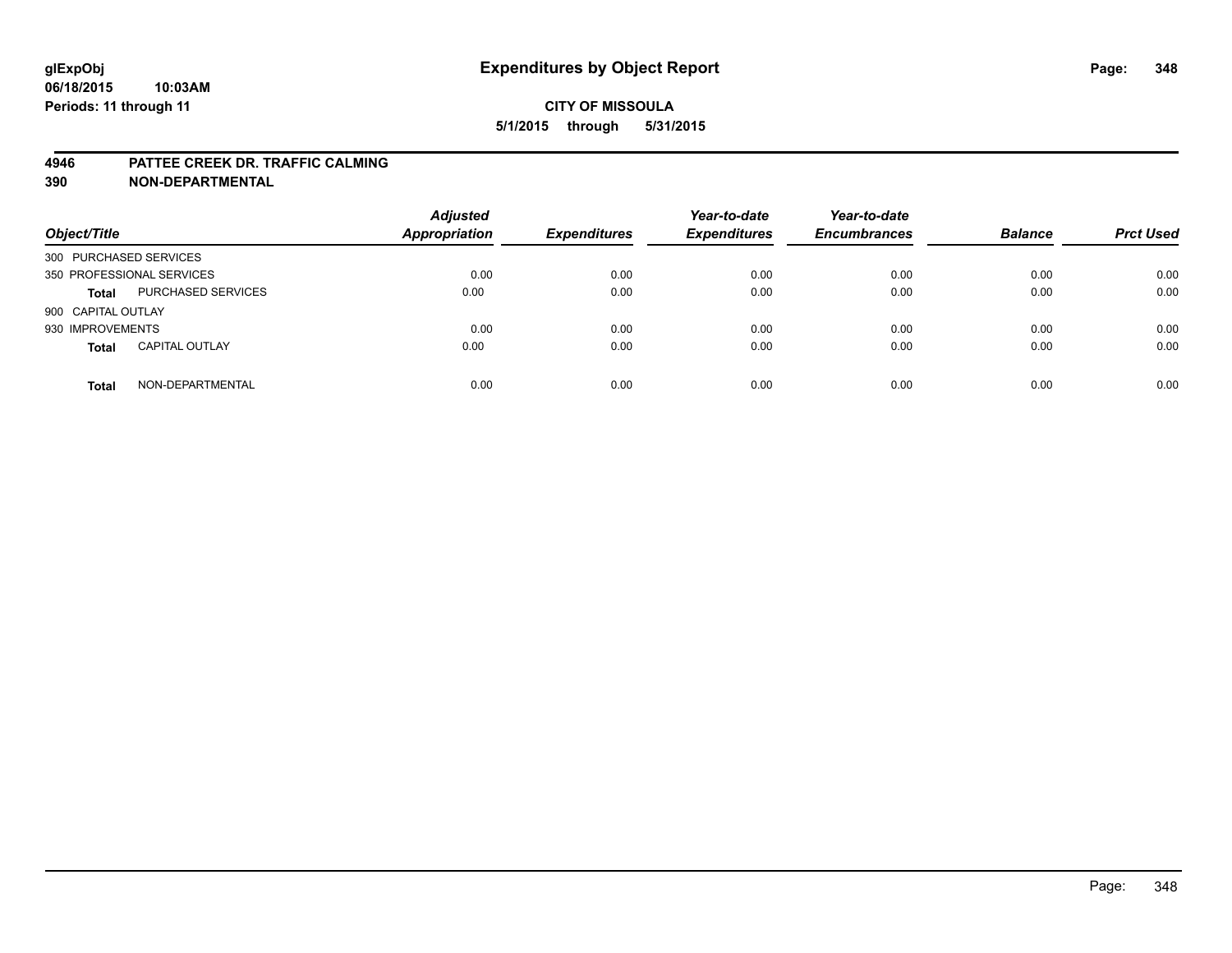**glExpObj** **Expenditures by Object Report**

**06/18/2015 10:03AM**

**Periods: 11 through 11**

**CITY OF MISSOULA**

**5/1/2015 through 5/31/2015**

## 4946 PATTEE CREEK DR. TRAFFIC CALMING
## 390 NON-DEPARTMENTAL

| Object/Title | | Adjusted Appropriation | Expenditures | Year-to-date Expenditures | Year-to-date Encumbrances | Balance | Prct Used |
|---|---|---|---|---|---|---|---|
| 300 PURCHASED SERVICES | | | | | | | |
| 350 PROFESSIONAL SERVICES | | 0.00 | 0.00 | 0.00 | 0.00 | 0.00 | 0.00 |
| **Total** | PURCHASED SERVICES | 0.00 | 0.00 | 0.00 | 0.00 | 0.00 | 0.00 |
| 900 CAPITAL OUTLAY | | | | | | | |
| 930 IMPROVEMENTS | | 0.00 | 0.00 | 0.00 | 0.00 | 0.00 | 0.00 |
| **Total** | CAPITAL OUTLAY | 0.00 | 0.00 | 0.00 | 0.00 | 0.00 | 0.00 |
| **Total** | NON-DEPARTMENTAL | 0.00 | 0.00 | 0.00 | 0.00 | 0.00 | 0.00 |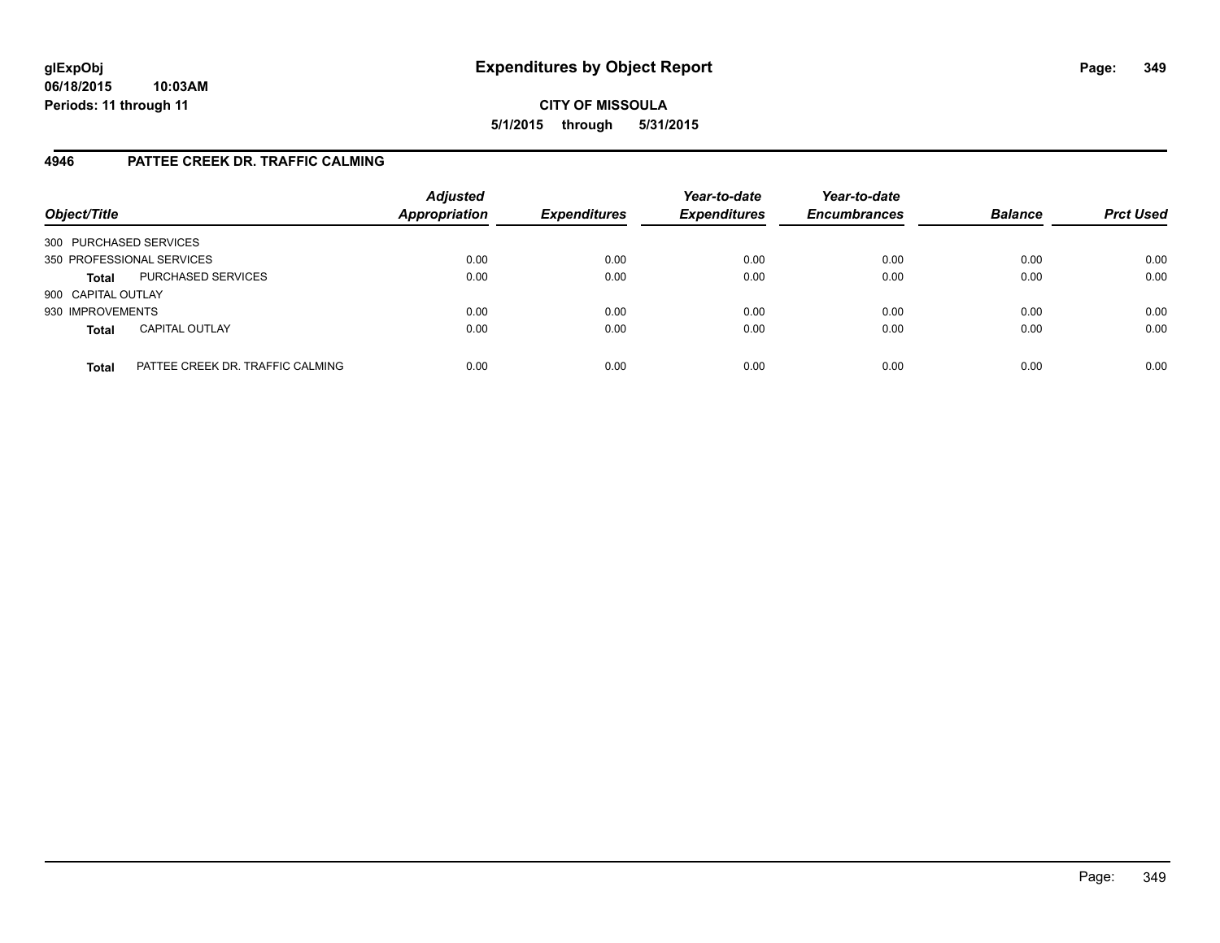# Expenditures by Object Report

glExpObj
06/18/2015 10:03AM
Periods: 11 through 11

**CITY OF MISSOULA**
**5/1/2015 through 5/31/2015**

## 4946 PATTEE CREEK DR. TRAFFIC CALMING

| Object/Title | | Adjusted Appropriation | Expenditures | Year-to-date Expenditures | Year-to-date Encumbrances | Balance | Prct Used |
|---|---|---|---|---|---|---|---|
| 300 PURCHASED SERVICES | | | | | | | |
| 350 PROFESSIONAL SERVICES | | 0.00 | 0.00 | 0.00 | 0.00 | 0.00 | 0.00 |
| **Total** | PURCHASED SERVICES | 0.00 | 0.00 | 0.00 | 0.00 | 0.00 | 0.00 |
| 900 CAPITAL OUTLAY | | | | | | | |
| 930 IMPROVEMENTS | | 0.00 | 0.00 | 0.00 | 0.00 | 0.00 | 0.00 |
| **Total** | CAPITAL OUTLAY | 0.00 | 0.00 | 0.00 | 0.00 | 0.00 | 0.00 |
| **Total** | PATTEE CREEK DR. TRAFFIC CALMING | 0.00 | 0.00 | 0.00 | 0.00 | 0.00 | 0.00 |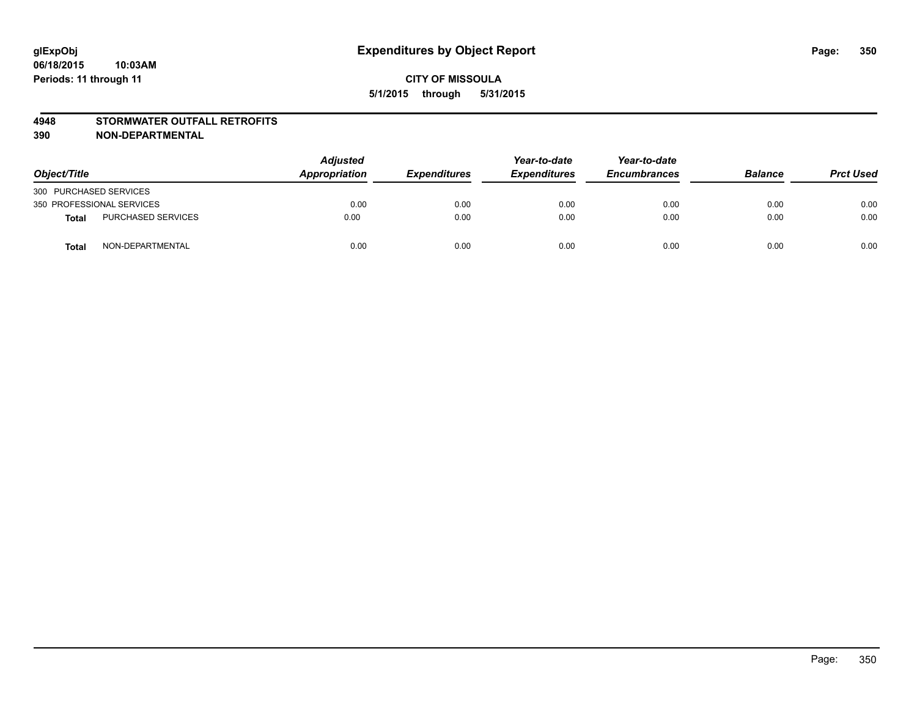# Expenditures by Object Report

**glExpObj**
**06/18/2015 10:03AM**
**Periods: 11 through 11**

**CITY OF MISSOULA**
**5/1/2015 through 5/31/2015**

**4948 STORMWATER OUTFALL RETROFITS**
**390 NON-DEPARTMENTAL**

| Object/Title | | *Adjusted Appropriation* | *Expenditures* | *Year-to-date Expenditures* | *Year-to-date Encumbrances* | *Balance* | *Prct Used* |
|---|---|---|---|---|---|---|---|
| 300 PURCHASED SERVICES | | | | | | | |
| 350 PROFESSIONAL SERVICES | | 0.00 | 0.00 | 0.00 | 0.00 | 0.00 | 0.00 |
| **Total** | PURCHASED SERVICES | 0.00 | 0.00 | 0.00 | 0.00 | 0.00 | 0.00 |
| **Total** | NON-DEPARTMENTAL | 0.00 | 0.00 | 0.00 | 0.00 | 0.00 | 0.00 |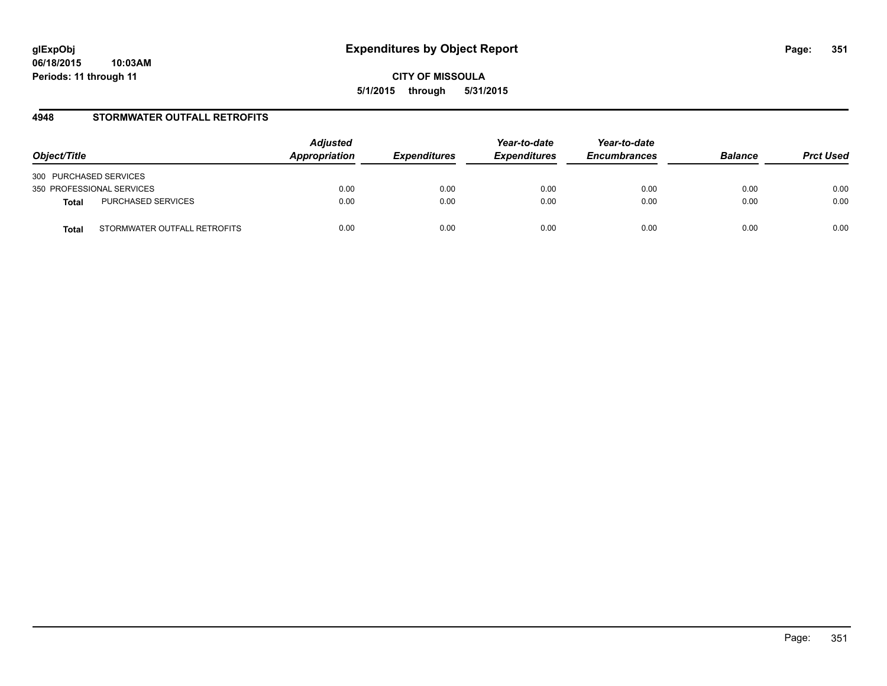glExpObj
06/18/2015 10:03AM
Periods: 11 through 11

# Expenditures by Object Report

**CITY OF MISSOULA**
**5/1/2015 through 5/31/2015**

## 4948 STORMWATER OUTFALL RETROFITS

| Object/Title | | *Adjusted Appropriation* | *Expenditures* | *Year-to-date Expenditures* | *Year-to-date Encumbrances* | *Balance* | *Prct Used* |
|---|---|---|---|---|---|---|---|
| 300 PURCHASED SERVICES | | | | | | | |
| 350 PROFESSIONAL SERVICES | | 0.00 | 0.00 | 0.00 | 0.00 | 0.00 | 0.00 |
| **Total** | PURCHASED SERVICES | 0.00 | 0.00 | 0.00 | 0.00 | 0.00 | 0.00 |
| **Total** | STORMWATER OUTFALL RETROFITS | 0.00 | 0.00 | 0.00 | 0.00 | 0.00 | 0.00 |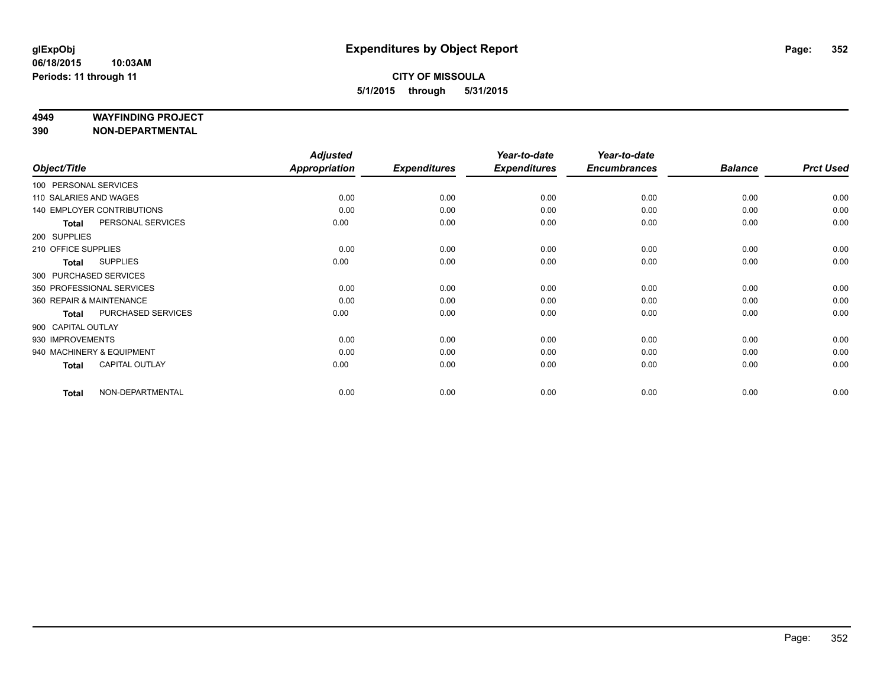**glExpObj**
**06/18/2015 10:03AM**
**Periods: 11 through 11**

# Expenditures by Object Report

**CITY OF MISSOULA**
**5/1/2015 through 5/31/2015**

**4949 WAYFINDING PROJECT**
**390 NON-DEPARTMENTAL**

| Object/Title | Adjusted Appropriation | Expenditures | Year-to-date Expenditures | Year-to-date Encumbrances | Balance | Prct Used |
|---|---|---|---|---|---|---|
| 100 PERSONAL SERVICES | | | | | | |
| 110 SALARIES AND WAGES | 0.00 | 0.00 | 0.00 | 0.00 | 0.00 | 0.00 |
| 140 EMPLOYER CONTRIBUTIONS | 0.00 | 0.00 | 0.00 | 0.00 | 0.00 | 0.00 |
| **Total** PERSONAL SERVICES | 0.00 | 0.00 | 0.00 | 0.00 | 0.00 | 0.00 |
| 200 SUPPLIES | | | | | | |
| 210 OFFICE SUPPLIES | 0.00 | 0.00 | 0.00 | 0.00 | 0.00 | 0.00 |
| **Total** SUPPLIES | 0.00 | 0.00 | 0.00 | 0.00 | 0.00 | 0.00 |
| 300 PURCHASED SERVICES | | | | | | |
| 350 PROFESSIONAL SERVICES | 0.00 | 0.00 | 0.00 | 0.00 | 0.00 | 0.00 |
| 360 REPAIR & MAINTENANCE | 0.00 | 0.00 | 0.00 | 0.00 | 0.00 | 0.00 |
| **Total** PURCHASED SERVICES | 0.00 | 0.00 | 0.00 | 0.00 | 0.00 | 0.00 |
| 900 CAPITAL OUTLAY | | | | | | |
| 930 IMPROVEMENTS | 0.00 | 0.00 | 0.00 | 0.00 | 0.00 | 0.00 |
| 940 MACHINERY & EQUIPMENT | 0.00 | 0.00 | 0.00 | 0.00 | 0.00 | 0.00 |
| **Total** CAPITAL OUTLAY | 0.00 | 0.00 | 0.00 | 0.00 | 0.00 | 0.00 |
| **Total** NON-DEPARTMENTAL | 0.00 | 0.00 | 0.00 | 0.00 | 0.00 | 0.00 |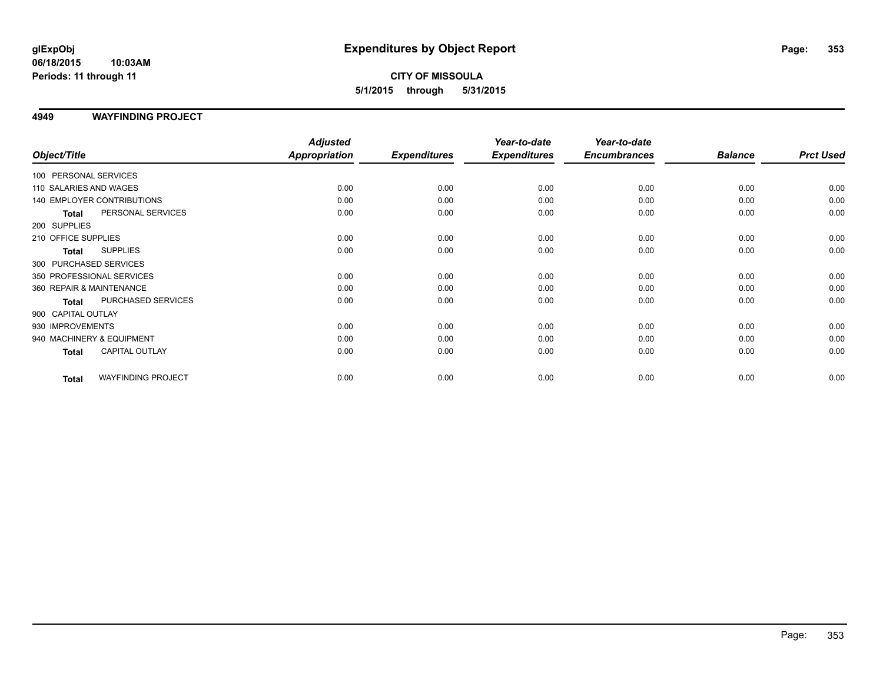**glExpObj**
**06/18/2015 10:03AM**
**Periods: 11 through 11**

# Expenditures by Object Report

**CITY OF MISSOULA**
**5/1/2015 through 5/31/2015**

## 4949 WAYFINDING PROJECT

| Object/Title | Adjusted Appropriation | Expenditures | Year-to-date Expenditures | Year-to-date Encumbrances | Balance | Prct Used |
|---|---|---|---|---|---|---|
| 100 PERSONAL SERVICES | | | | | | |
| 110 SALARIES AND WAGES | 0.00 | 0.00 | 0.00 | 0.00 | 0.00 | 0.00 |
| 140 EMPLOYER CONTRIBUTIONS | 0.00 | 0.00 | 0.00 | 0.00 | 0.00 | 0.00 |
| **Total** PERSONAL SERVICES | 0.00 | 0.00 | 0.00 | 0.00 | 0.00 | 0.00 |
| 200 SUPPLIES | | | | | | |
| 210 OFFICE SUPPLIES | 0.00 | 0.00 | 0.00 | 0.00 | 0.00 | 0.00 |
| **Total** SUPPLIES | 0.00 | 0.00 | 0.00 | 0.00 | 0.00 | 0.00 |
| 300 PURCHASED SERVICES | | | | | | |
| 350 PROFESSIONAL SERVICES | 0.00 | 0.00 | 0.00 | 0.00 | 0.00 | 0.00 |
| 360 REPAIR & MAINTENANCE | 0.00 | 0.00 | 0.00 | 0.00 | 0.00 | 0.00 |
| **Total** PURCHASED SERVICES | 0.00 | 0.00 | 0.00 | 0.00 | 0.00 | 0.00 |
| 900 CAPITAL OUTLAY | | | | | | |
| 930 IMPROVEMENTS | 0.00 | 0.00 | 0.00 | 0.00 | 0.00 | 0.00 |
| 940 MACHINERY & EQUIPMENT | 0.00 | 0.00 | 0.00 | 0.00 | 0.00 | 0.00 |
| **Total** CAPITAL OUTLAY | 0.00 | 0.00 | 0.00 | 0.00 | 0.00 | 0.00 |
| **Total** WAYFINDING PROJECT | 0.00 | 0.00 | 0.00 | 0.00 | 0.00 | 0.00 |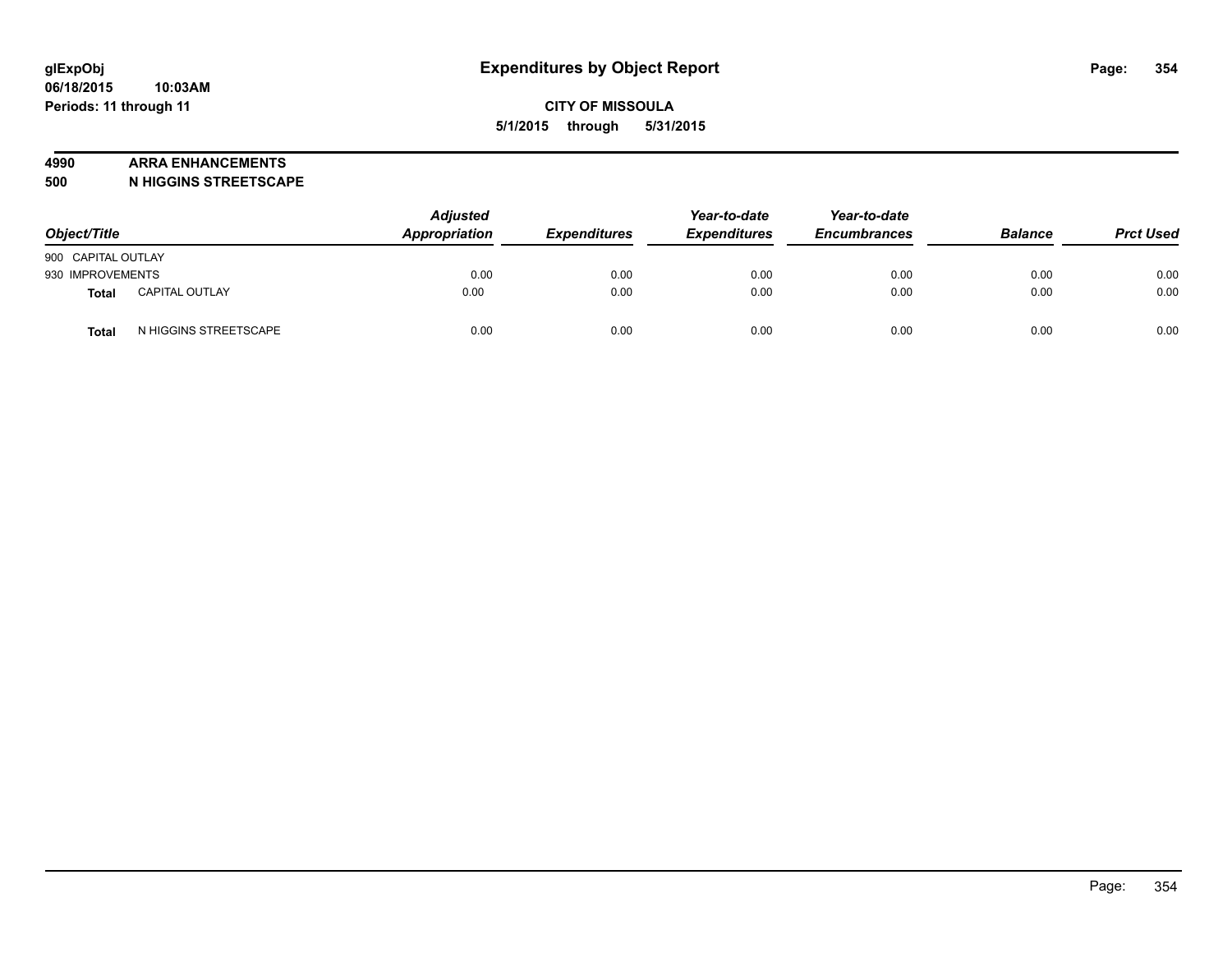glExpObj
06/18/2015 10:03AM
Periods: 11 through 11

# Expenditures by Object Report

**CITY OF MISSOULA**

**5/1/2015 through 5/31/2015**

**4990 ARRA ENHANCEMENTS**

**500 N HIGGINS STREETSCAPE**

| Object/Title | | Adjusted Appropriation | Expenditures | Year-to-date Expenditures | Year-to-date Encumbrances | Balance | Prct Used |
|---|---|---|---|---|---|---|---|
| 900 CAPITAL OUTLAY | | | | | | | |
| 930 IMPROVEMENTS | | 0.00 | 0.00 | 0.00 | 0.00 | 0.00 | 0.00 |
| **Total** | CAPITAL OUTLAY | 0.00 | 0.00 | 0.00 | 0.00 | 0.00 | 0.00 |
| **Total** | N HIGGINS STREETSCAPE | 0.00 | 0.00 | 0.00 | 0.00 | 0.00 | 0.00 |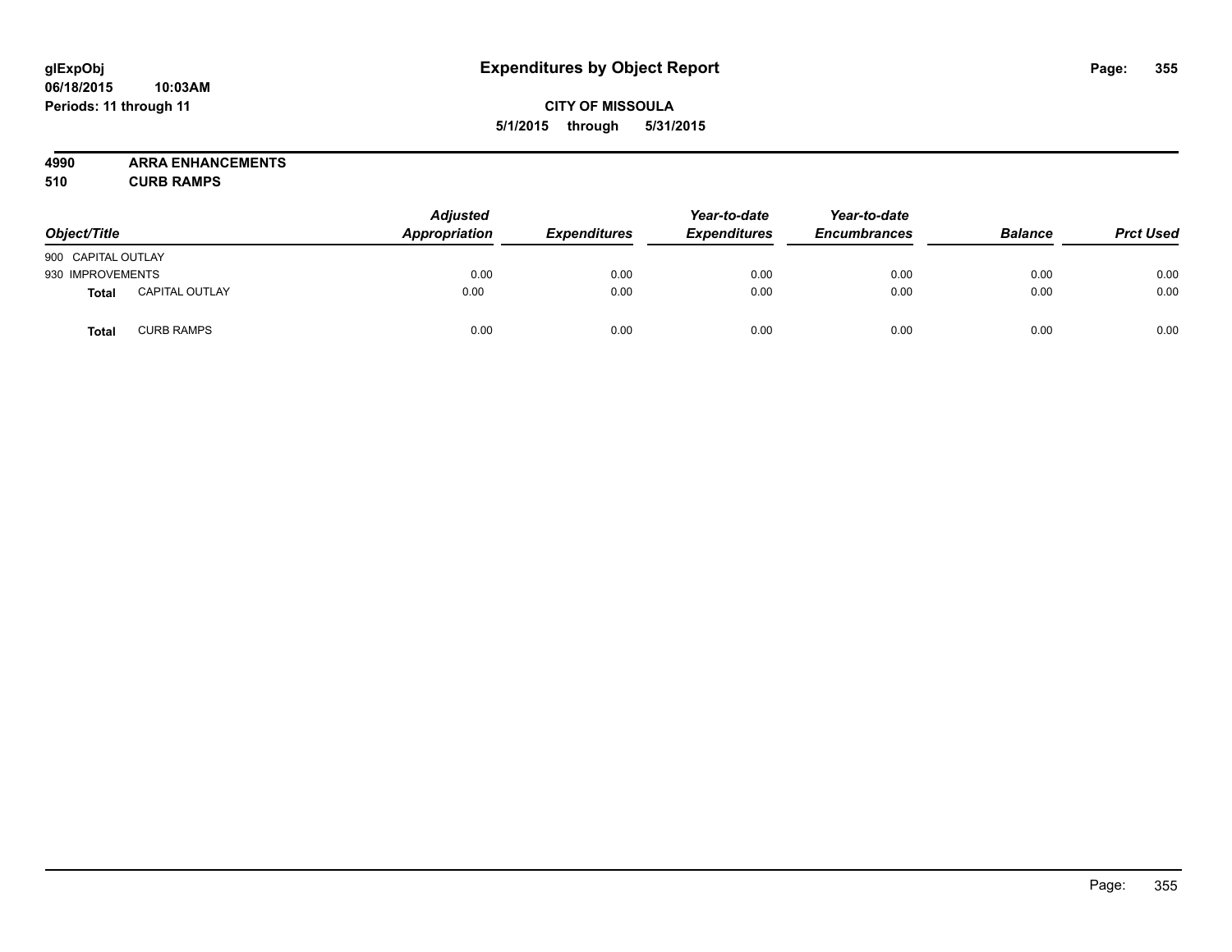**Expenditures by Object Report**

**CITY OF MISSOULA**

**5/1/2015 through 5/31/2015**

glExpObj
06/18/2015 10:03AM
Periods: 11 through 11

**4990 ARRA ENHANCEMENTS**
**510 CURB RAMPS**

| Object/Title | | Adjusted Appropriation | Expenditures | Year-to-date Expenditures | Year-to-date Encumbrances | Balance | Prct Used |
|---|---|---|---|---|---|---|---|
| 900 CAPITAL OUTLAY | | | | | | | |
| 930 IMPROVEMENTS | | 0.00 | 0.00 | 0.00 | 0.00 | 0.00 | 0.00 |
| **Total** | CAPITAL OUTLAY | 0.00 | 0.00 | 0.00 | 0.00 | 0.00 | 0.00 |
| **Total** | CURB RAMPS | 0.00 | 0.00 | 0.00 | 0.00 | 0.00 | 0.00 |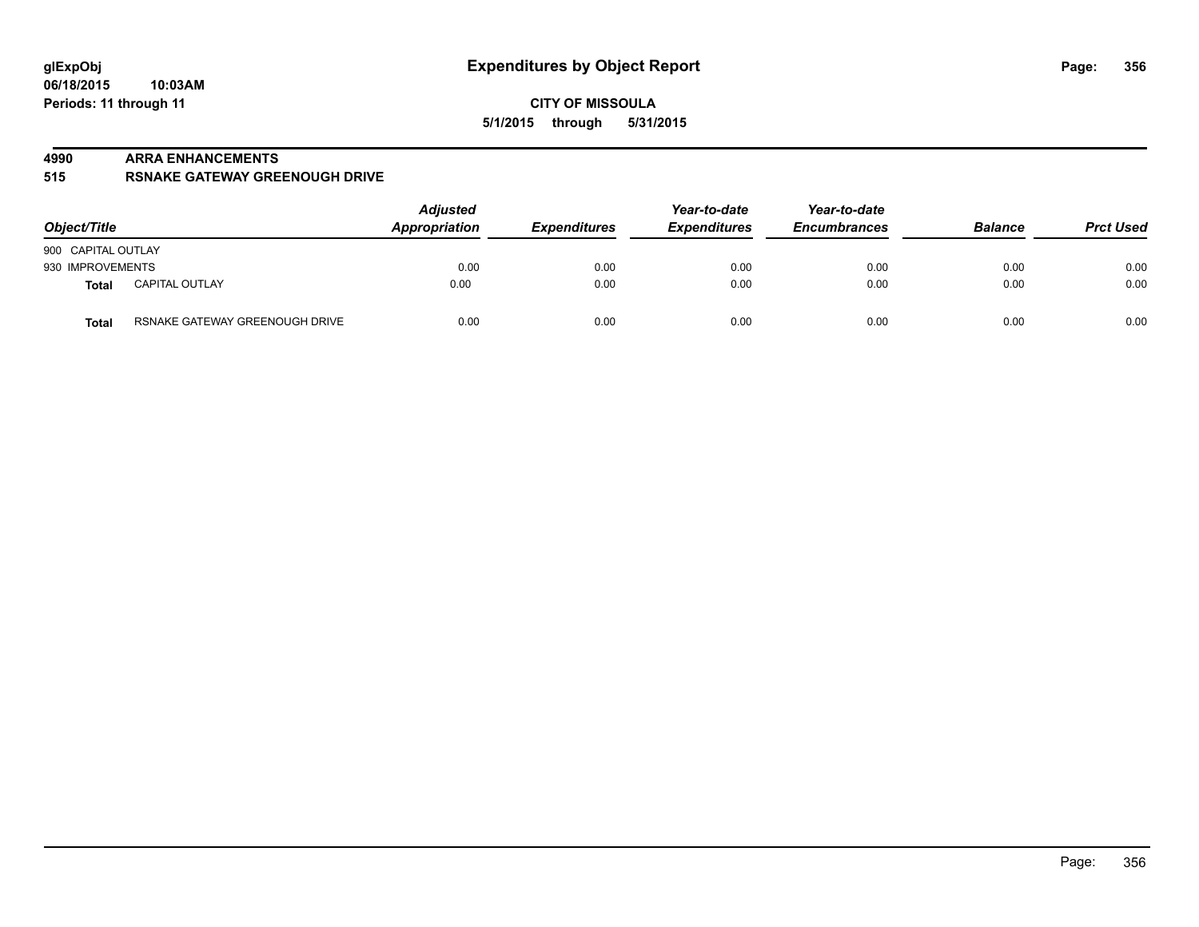**glExpObj**
**06/18/2015 10:03AM**
**Periods: 11 through 11**

# Expenditures by Object Report

**CITY OF MISSOULA**
**5/1/2015 through 5/31/2015**

**4990 ARRA ENHANCEMENTS**
**515 RSNAKE GATEWAY GREENOUGH DRIVE**

| Object/Title | | Adjusted Appropriation | Expenditures | Year-to-date Expenditures | Year-to-date Encumbrances | Balance | Prct Used |
|---|---|---|---|---|---|---|---|
| 900 CAPITAL OUTLAY | | | | | | | |
| 930 IMPROVEMENTS | | 0.00 | 0.00 | 0.00 | 0.00 | 0.00 | 0.00 |
| **Total** | CAPITAL OUTLAY | 0.00 | 0.00 | 0.00 | 0.00 | 0.00 | 0.00 |
| **Total** | RSNAKE GATEWAY GREENOUGH DRIVE | 0.00 | 0.00 | 0.00 | 0.00 | 0.00 | 0.00 |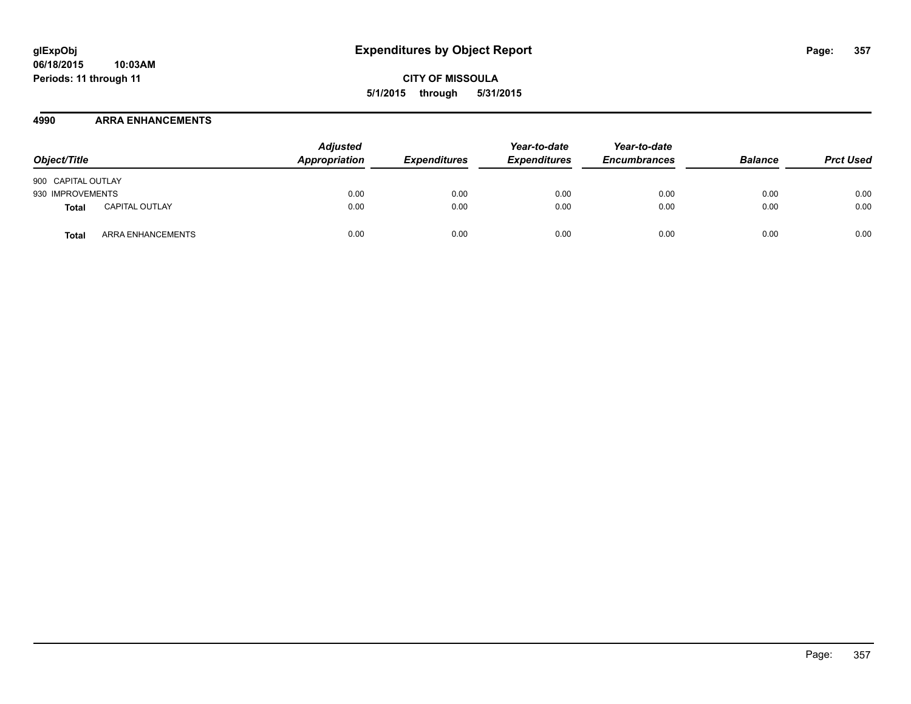**glExpObj** **Expenditures by Object Report**
**06/18/2015 10:03AM**
**Periods: 11 through 11**

**CITY OF MISSOULA**
**5/1/2015 through 5/31/2015**

## 4990 ARRA ENHANCEMENTS

| Object/Title | | Adjusted Appropriation | Expenditures | Year-to-date Expenditures | Year-to-date Encumbrances | Balance | Prct Used |
|---|---|---|---|---|---|---|---|
| 900 CAPITAL OUTLAY | | | | | | | |
| 930 IMPROVEMENTS | | 0.00 | 0.00 | 0.00 | 0.00 | 0.00 | 0.00 |
| **Total** | CAPITAL OUTLAY | 0.00 | 0.00 | 0.00 | 0.00 | 0.00 | 0.00 |
| **Total** | ARRA ENHANCEMENTS | 0.00 | 0.00 | 0.00 | 0.00 | 0.00 | 0.00 |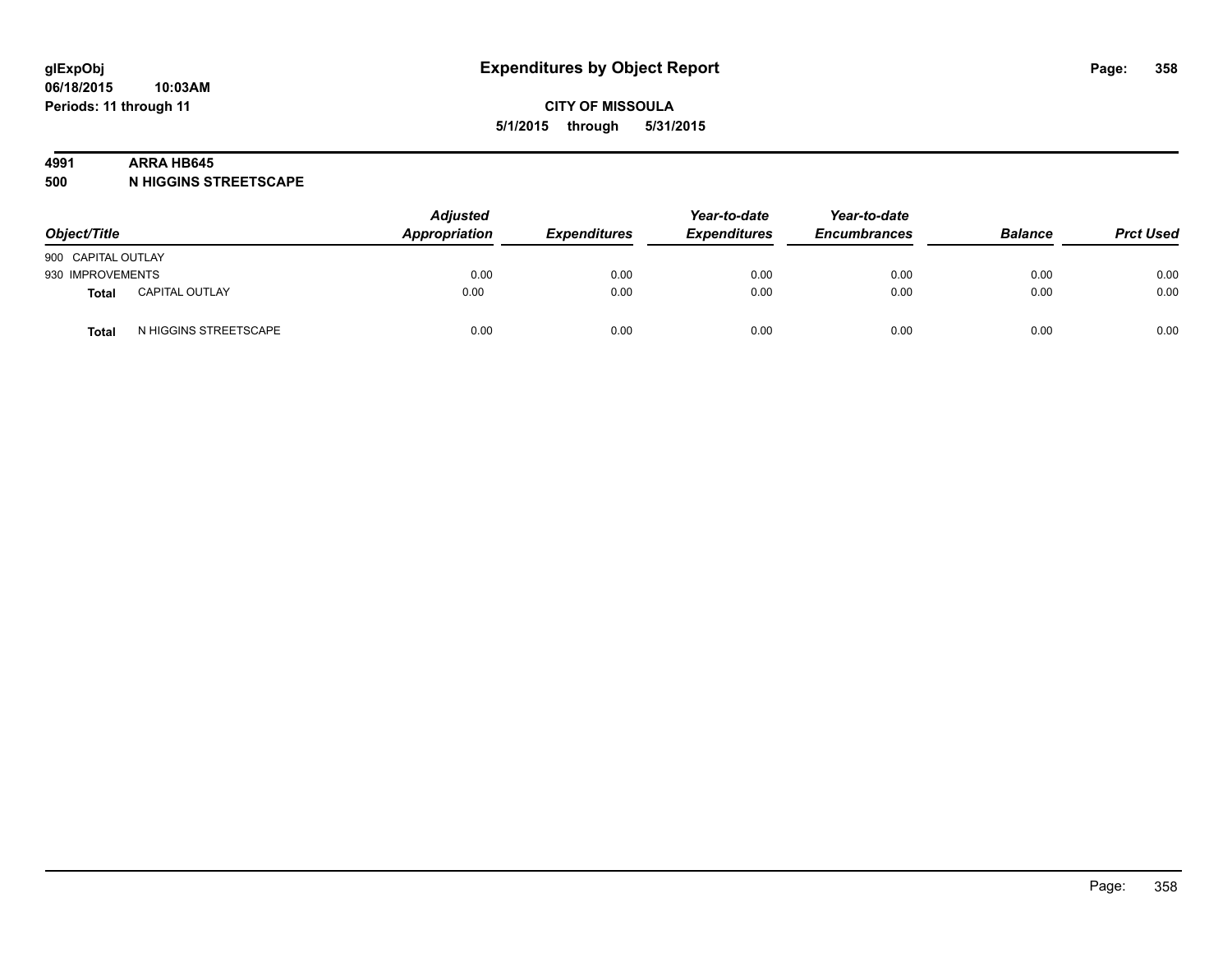# Expenditures by Object Report

glExpObj
06/18/2015 10:03AM
Periods: 11 through 11

**CITY OF MISSOULA**
**5/1/2015 through 5/31/2015**

**4991 ARRA HB645**
**500 N HIGGINS STREETSCAPE**

| Object/Title | | Adjusted Appropriation | Expenditures | Year-to-date Expenditures | Year-to-date Encumbrances | Balance | Prct Used |
|---|---|---|---|---|---|---|---|
| 900 CAPITAL OUTLAY | | | | | | | |
| 930 IMPROVEMENTS | | 0.00 | 0.00 | 0.00 | 0.00 | 0.00 | 0.00 |
| **Total** | CAPITAL OUTLAY | 0.00 | 0.00 | 0.00 | 0.00 | 0.00 | 0.00 |
| **Total** | N HIGGINS STREETSCAPE | 0.00 | 0.00 | 0.00 | 0.00 | 0.00 | 0.00 |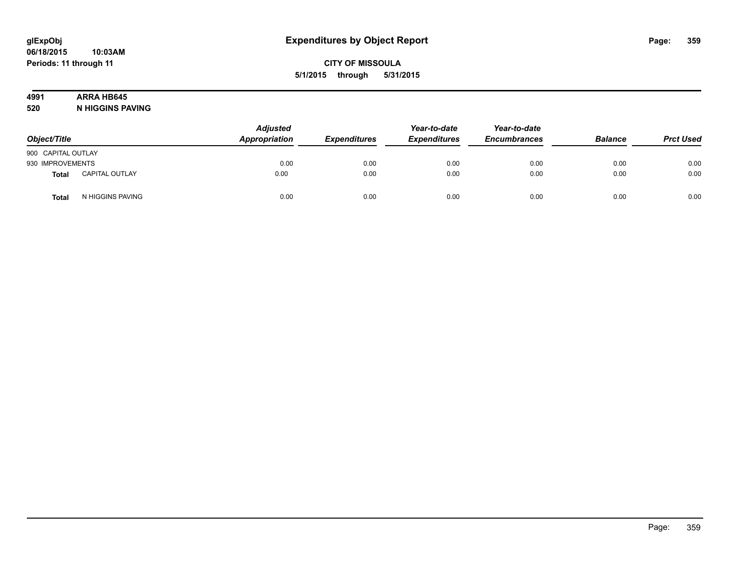glExpObj
06/18/2015 10:03AM
Periods: 11 through 11

# Expenditures by Object Report

**CITY OF MISSOULA**

**5/1/2015 through 5/31/2015**

**4991 ARRA HB645**

**520 N HIGGINS PAVING**

| Object/Title | | Adjusted Appropriation | Expenditures | Year-to-date Expenditures | Year-to-date Encumbrances | Balance | Prct Used |
|---|---|---|---|---|---|---|---|
| 900 CAPITAL OUTLAY | | | | | | | |
| 930 IMPROVEMENTS | | 0.00 | 0.00 | 0.00 | 0.00 | 0.00 | 0.00 |
| **Total** | CAPITAL OUTLAY | 0.00 | 0.00 | 0.00 | 0.00 | 0.00 | 0.00 |
| **Total** | N HIGGINS PAVING | 0.00 | 0.00 | 0.00 | 0.00 | 0.00 | 0.00 |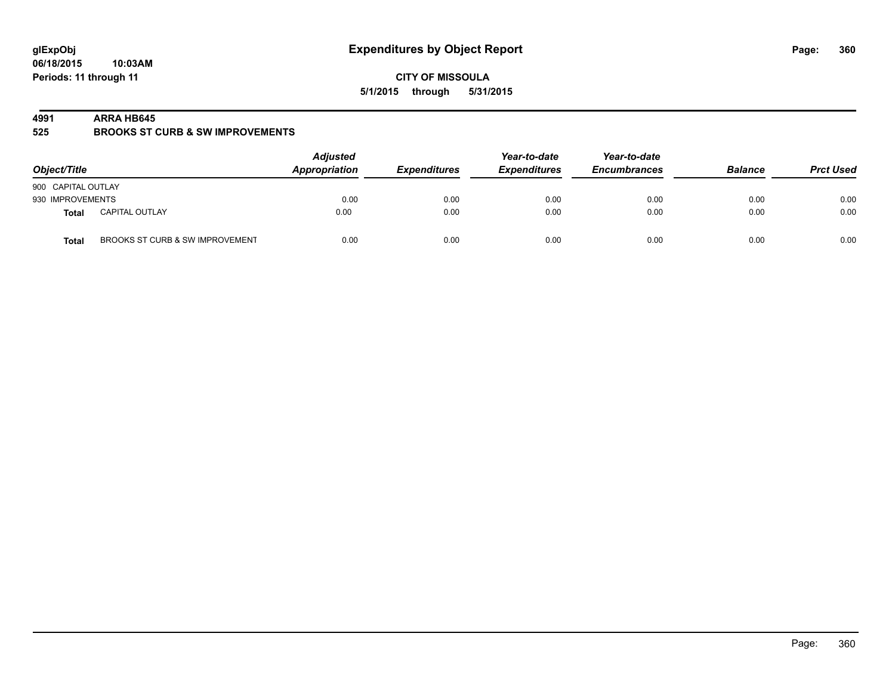**glExpObj**
**06/18/2015 10:03AM**
**Periods: 11 through 11**

# Expenditures by Object Report

**CITY OF MISSOULA**
**5/1/2015 through 5/31/2015**

**4991 ARRA HB645**
**525 BROOKS ST CURB & SW IMPROVEMENTS**

| Object/Title | | Adjusted Appropriation | Expenditures | Year-to-date Expenditures | Year-to-date Encumbrances | Balance | Prct Used |
|---|---|---|---|---|---|---|---|
| 900 CAPITAL OUTLAY | | | | | | | |
| 930 IMPROVEMENTS | | 0.00 | 0.00 | 0.00 | 0.00 | 0.00 | 0.00 |
| **Total** | CAPITAL OUTLAY | 0.00 | 0.00 | 0.00 | 0.00 | 0.00 | 0.00 |
| **Total** | BROOKS ST CURB & SW IMPROVEMENT | 0.00 | 0.00 | 0.00 | 0.00 | 0.00 | 0.00 |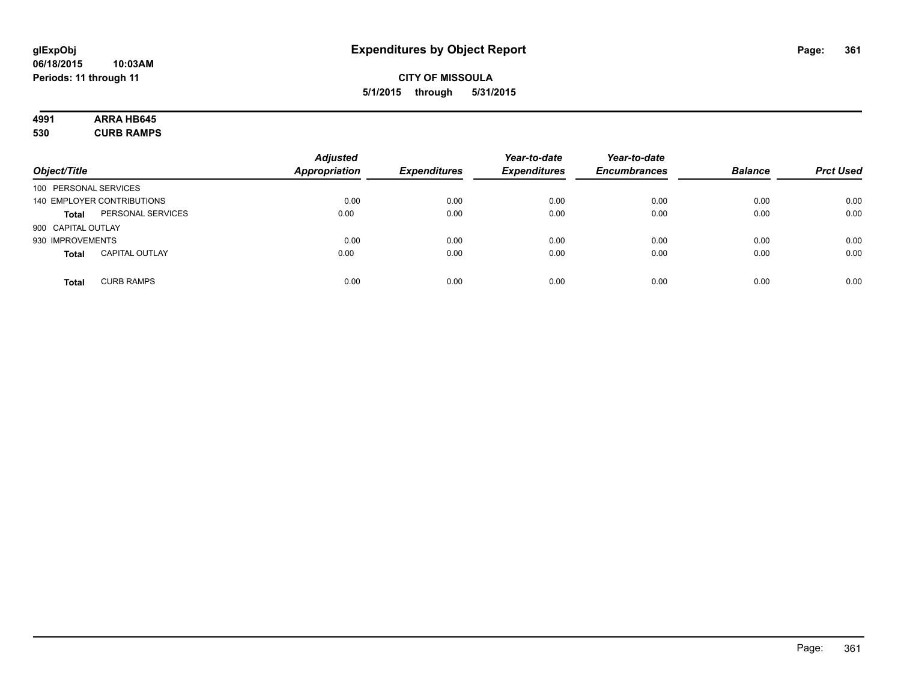# Expenditures by Object Report

glExpObj
06/18/2015 10:03AM
Periods: 11 through 11

**CITY OF MISSOULA**
**5/1/2015 through 5/31/2015**

**4991 ARRA HB645**
**530 CURB RAMPS**

| Object/Title | | Adjusted Appropriation | Expenditures | Year-to-date Expenditures | Year-to-date Encumbrances | Balance | Prct Used |
|---|---|---|---|---|---|---|---|
| 100 PERSONAL SERVICES | | | | | | | |
| 140 EMPLOYER CONTRIBUTIONS | | 0.00 | 0.00 | 0.00 | 0.00 | 0.00 | 0.00 |
| **Total** | PERSONAL SERVICES | 0.00 | 0.00 | 0.00 | 0.00 | 0.00 | 0.00 |
| 900 CAPITAL OUTLAY | | | | | | | |
| 930 IMPROVEMENTS | | 0.00 | 0.00 | 0.00 | 0.00 | 0.00 | 0.00 |
| **Total** | CAPITAL OUTLAY | 0.00 | 0.00 | 0.00 | 0.00 | 0.00 | 0.00 |
| **Total** | CURB RAMPS | 0.00 | 0.00 | 0.00 | 0.00 | 0.00 | 0.00 |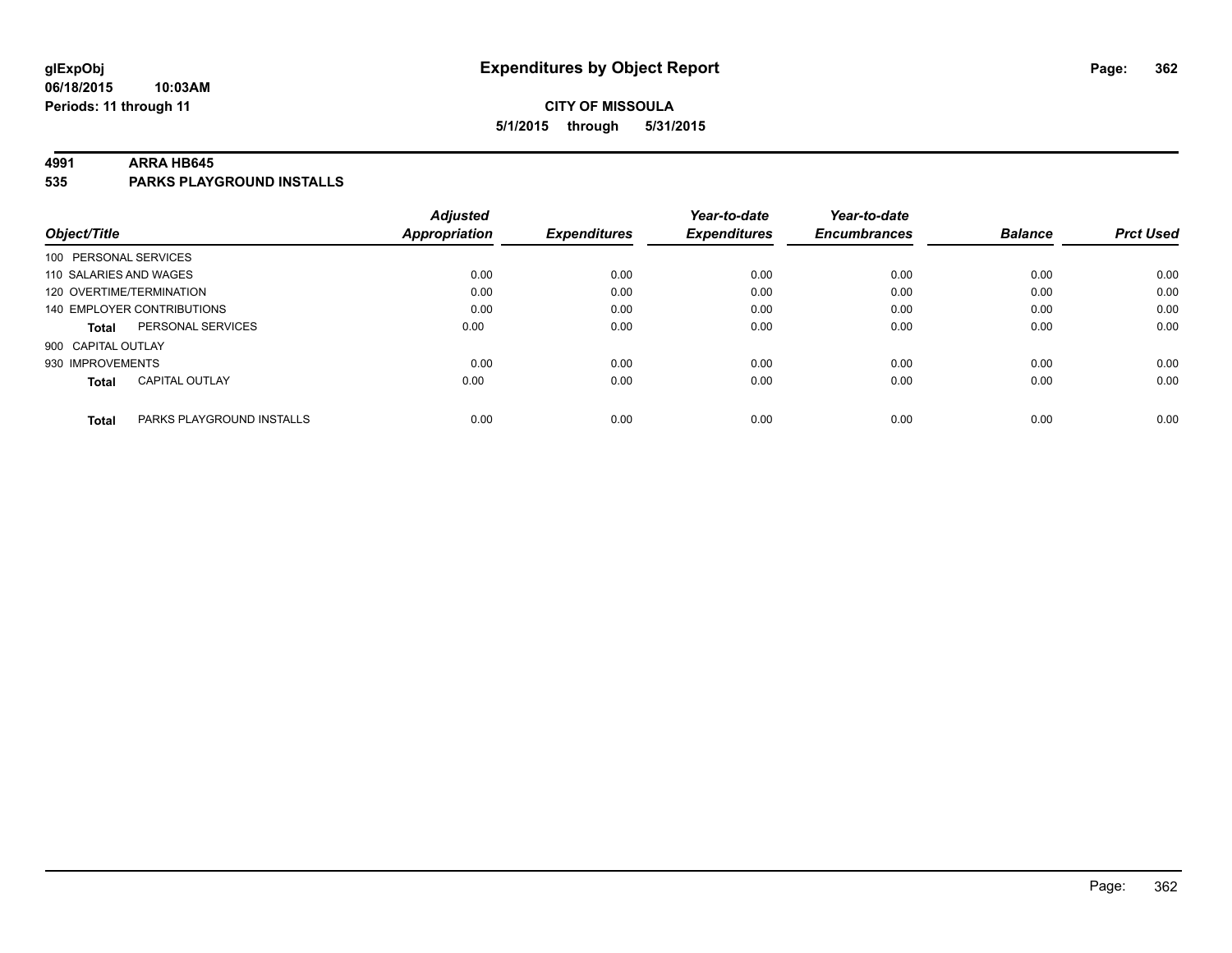**glExpObj**
**06/18/2015 10:03AM**
**Periods: 11 through 11**

# Expenditures by Object Report

**CITY OF MISSOULA**
**5/1/2015 through 5/31/2015**

## 4991 ARRA HB645
## 535 PARKS PLAYGROUND INSTALLS

| Object/Title | Adjusted Appropriation | Expenditures | Year-to-date Expenditures | Year-to-date Encumbrances | Balance | Prct Used |
|---|---|---|---|---|---|---|
| 100 PERSONAL SERVICES | | | | | | |
| 110 SALARIES AND WAGES | 0.00 | 0.00 | 0.00 | 0.00 | 0.00 | 0.00 |
| 120 OVERTIME/TERMINATION | 0.00 | 0.00 | 0.00 | 0.00 | 0.00 | 0.00 |
| 140 EMPLOYER CONTRIBUTIONS | 0.00 | 0.00 | 0.00 | 0.00 | 0.00 | 0.00 |
| **Total** PERSONAL SERVICES | 0.00 | 0.00 | 0.00 | 0.00 | 0.00 | 0.00 |
| 900 CAPITAL OUTLAY | | | | | | |
| 930 IMPROVEMENTS | 0.00 | 0.00 | 0.00 | 0.00 | 0.00 | 0.00 |
| **Total** CAPITAL OUTLAY | 0.00 | 0.00 | 0.00 | 0.00 | 0.00 | 0.00 |
| **Total** PARKS PLAYGROUND INSTALLS | 0.00 | 0.00 | 0.00 | 0.00 | 0.00 | 0.00 |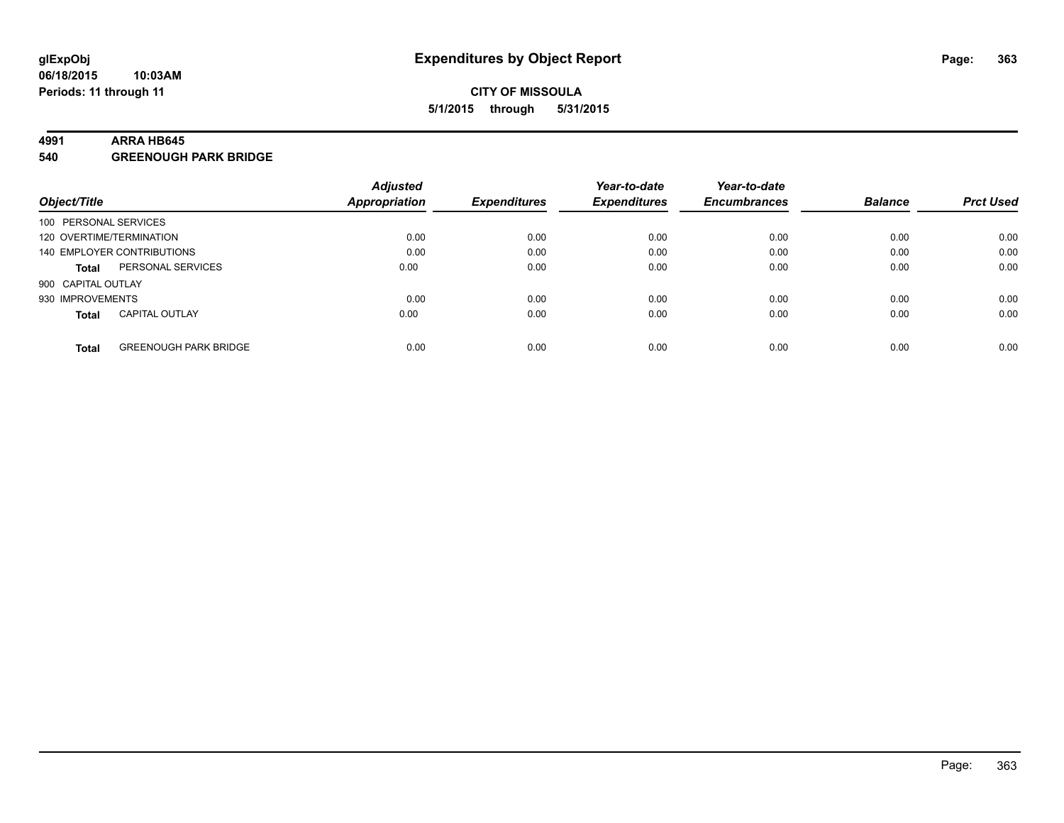# Expenditures by Object Report

glExpObj
06/18/2015 10:03AM
Periods: 11 through 11

**CITY OF MISSOULA**
**5/1/2015 through 5/31/2015**

**4991 ARRA HB645**
**540 GREENOUGH PARK BRIDGE**

| Object/Title | | Adjusted Appropriation | Expenditures | Year-to-date Expenditures | Year-to-date Encumbrances | Balance | Prct Used |
|---|---|---|---|---|---|---|---|
| 100 PERSONAL SERVICES | | | | | | | |
| 120 OVERTIME/TERMINATION | | 0.00 | 0.00 | 0.00 | 0.00 | 0.00 | 0.00 |
| 140 EMPLOYER CONTRIBUTIONS | | 0.00 | 0.00 | 0.00 | 0.00 | 0.00 | 0.00 |
| **Total** | PERSONAL SERVICES | 0.00 | 0.00 | 0.00 | 0.00 | 0.00 | 0.00 |
| 900 CAPITAL OUTLAY | | | | | | | |
| 930 IMPROVEMENTS | | 0.00 | 0.00 | 0.00 | 0.00 | 0.00 | 0.00 |
| **Total** | CAPITAL OUTLAY | 0.00 | 0.00 | 0.00 | 0.00 | 0.00 | 0.00 |
| **Total** | GREENOUGH PARK BRIDGE | 0.00 | 0.00 | 0.00 | 0.00 | 0.00 | 0.00 |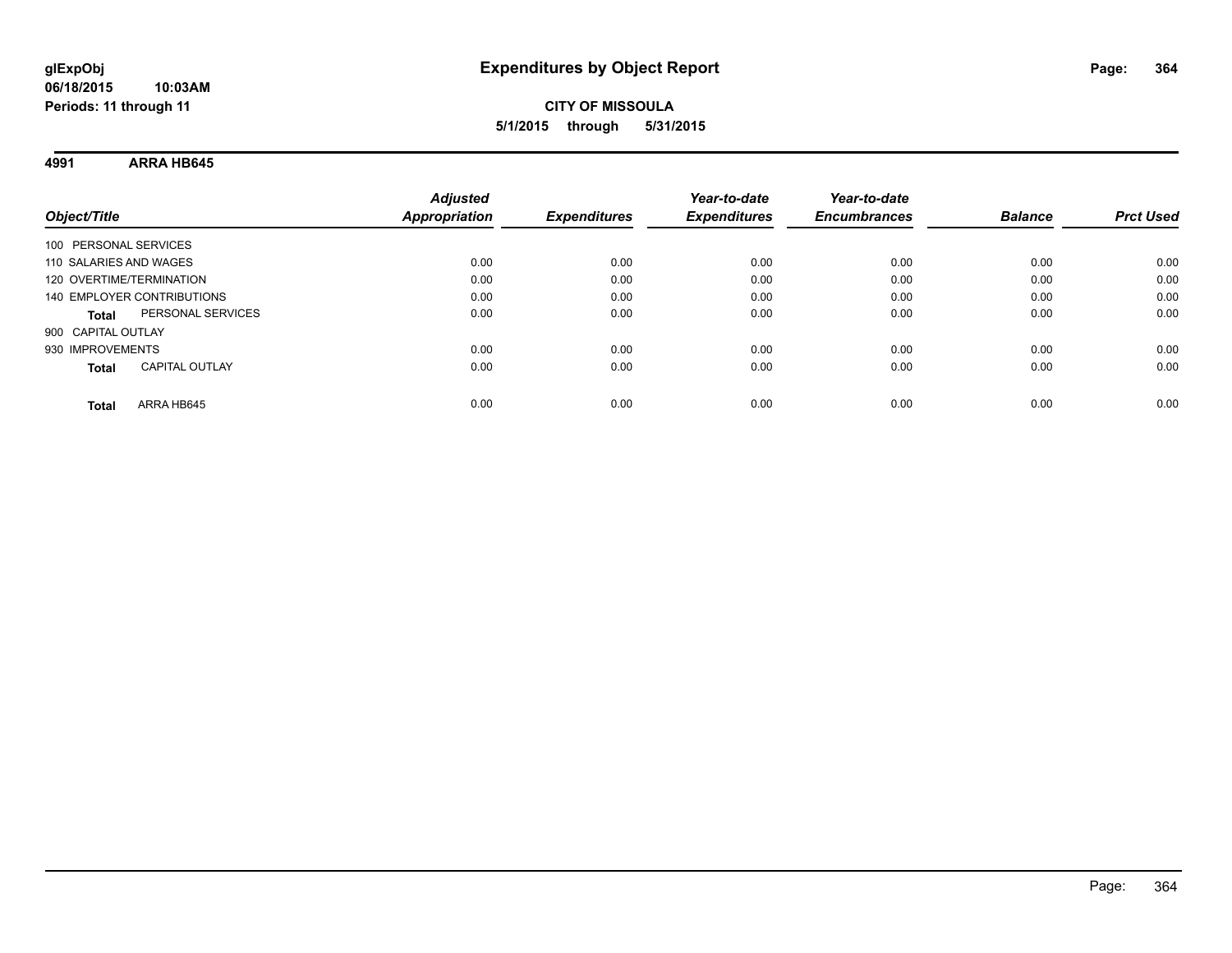**glExpObj** **Expenditures by Object Report**
**06/18/2015 10:03AM**
**Periods: 11 through 11**

**CITY OF MISSOULA**
**5/1/2015 through 5/31/2015**

**4991 ARRA HB645**

| Object/Title | Adjusted Appropriation | Expenditures | Year-to-date Expenditures | Year-to-date Encumbrances | Balance | Prct Used |
|---|---|---|---|---|---|---|
| 100 PERSONAL SERVICES | | | | | | |
| 110 SALARIES AND WAGES | 0.00 | 0.00 | 0.00 | 0.00 | 0.00 | 0.00 |
| 120 OVERTIME/TERMINATION | 0.00 | 0.00 | 0.00 | 0.00 | 0.00 | 0.00 |
| 140 EMPLOYER CONTRIBUTIONS | 0.00 | 0.00 | 0.00 | 0.00 | 0.00 | 0.00 |
| **Total** PERSONAL SERVICES | 0.00 | 0.00 | 0.00 | 0.00 | 0.00 | 0.00 |
| 900 CAPITAL OUTLAY | | | | | | |
| 930 IMPROVEMENTS | 0.00 | 0.00 | 0.00 | 0.00 | 0.00 | 0.00 |
| **Total** CAPITAL OUTLAY | 0.00 | 0.00 | 0.00 | 0.00 | 0.00 | 0.00 |
| **Total** ARRA HB645 | 0.00 | 0.00 | 0.00 | 0.00 | 0.00 | 0.00 |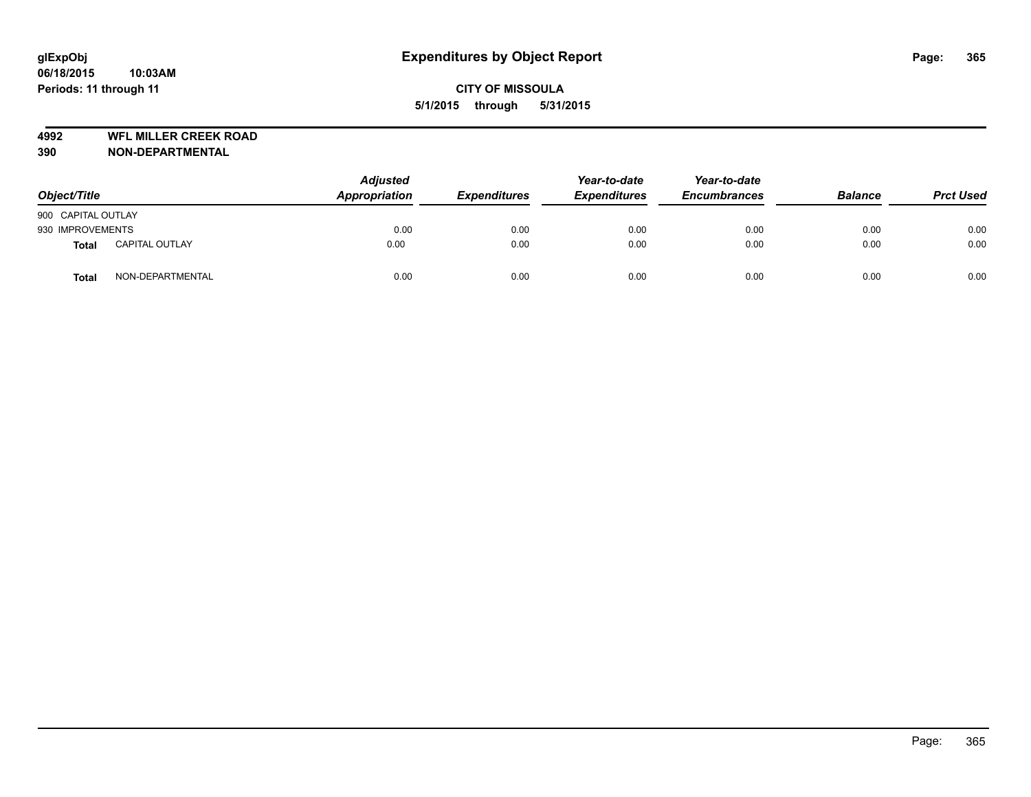glExpObj
06/18/2015 10:03AM
Periods: 11 through 11

# Expenditures by Object Report

CITY OF MISSOULA
5/1/2015 through 5/31/2015

**4992 WFL MILLER CREEK ROAD**
**390 NON-DEPARTMENTAL**

| Object/Title | | Adjusted Appropriation | Expenditures | Year-to-date Expenditures | Year-to-date Encumbrances | Balance | Prct Used |
|---|---|---|---|---|---|---|---|
| 900 CAPITAL OUTLAY | | | | | | | |
| 930 IMPROVEMENTS | | 0.00 | 0.00 | 0.00 | 0.00 | 0.00 | 0.00 |
| **Total** | CAPITAL OUTLAY | 0.00 | 0.00 | 0.00 | 0.00 | 0.00 | 0.00 |
| **Total** | NON-DEPARTMENTAL | 0.00 | 0.00 | 0.00 | 0.00 | 0.00 | 0.00 |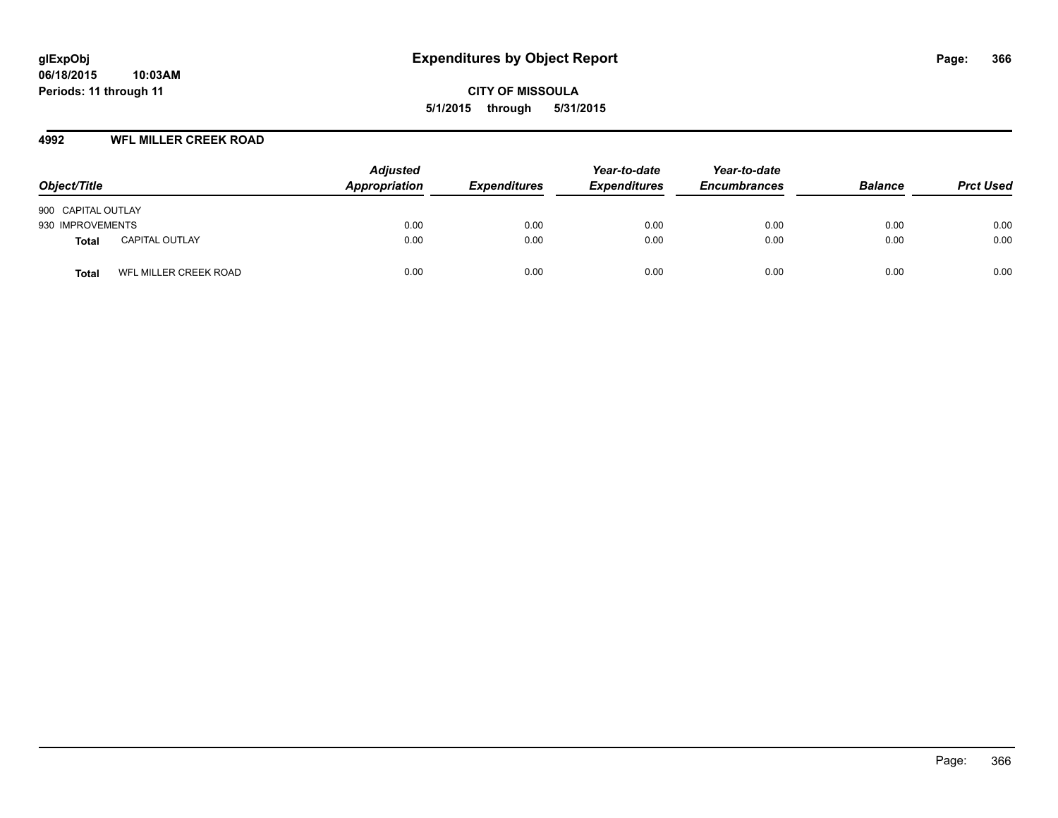# Expenditures by Object Report

glExpObj
06/18/2015 10:03AM
Periods: 11 through 11

**CITY OF MISSOULA**
**5/1/2015 through 5/31/2015**

## 4992 WFL MILLER CREEK ROAD

| Object/Title | | Adjusted Appropriation | Expenditures | Year-to-date Expenditures | Year-to-date Encumbrances | Balance | Prct Used |
|---|---|---|---|---|---|---|---|
| 900 CAPITAL OUTLAY | | | | | | | |
| 930 IMPROVEMENTS | | 0.00 | 0.00 | 0.00 | 0.00 | 0.00 | 0.00 |
| **Total** | CAPITAL OUTLAY | 0.00 | 0.00 | 0.00 | 0.00 | 0.00 | 0.00 |
| **Total** | WFL MILLER CREEK ROAD | 0.00 | 0.00 | 0.00 | 0.00 | 0.00 | 0.00 |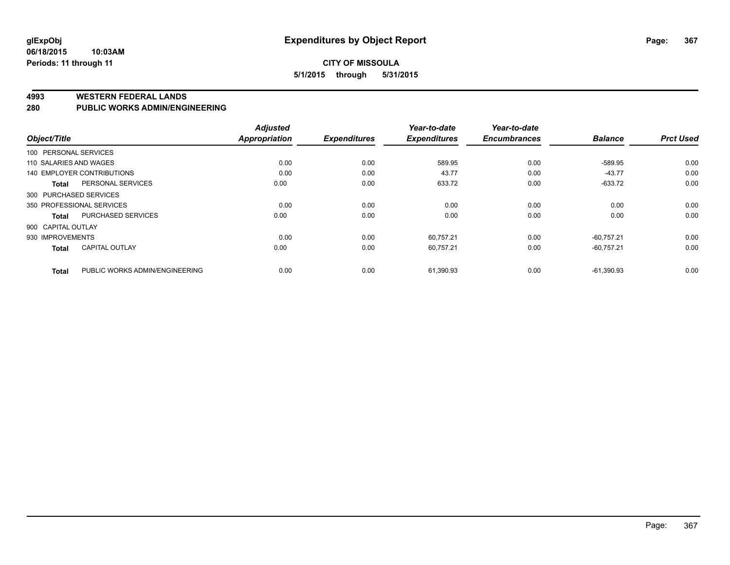**glExpObj** **Expenditures by Object Report**

**06/18/2015 10:03AM**

**Periods: 11 through 11**

**CITY OF MISSOULA**

**5/1/2015 through 5/31/2015**

## 4993 WESTERN FEDERAL LANDS

## 280 PUBLIC WORKS ADMIN/ENGINEERING

| Object/Title | | Adjusted Appropriation | Expenditures | Year-to-date Expenditures | Year-to-date Encumbrances | Balance | Prct Used |
|---|---|---|---|---|---|---|---|
| 100 PERSONAL SERVICES | | | | | | | |
| 110 SALARIES AND WAGES | | 0.00 | 0.00 | 589.95 | 0.00 | -589.95 | 0.00 |
| 140 EMPLOYER CONTRIBUTIONS | | 0.00 | 0.00 | 43.77 | 0.00 | -43.77 | 0.00 |
| **Total** | PERSONAL SERVICES | 0.00 | 0.00 | 633.72 | 0.00 | -633.72 | 0.00 |
| 300 PURCHASED SERVICES | | | | | | | |
| 350 PROFESSIONAL SERVICES | | 0.00 | 0.00 | 0.00 | 0.00 | 0.00 | 0.00 |
| **Total** | PURCHASED SERVICES | 0.00 | 0.00 | 0.00 | 0.00 | 0.00 | 0.00 |
| 900 CAPITAL OUTLAY | | | | | | | |
| 930 IMPROVEMENTS | | 0.00 | 0.00 | 60,757.21 | 0.00 | -60,757.21 | 0.00 |
| **Total** | CAPITAL OUTLAY | 0.00 | 0.00 | 60,757.21 | 0.00 | -60,757.21 | 0.00 |
| **Total** | PUBLIC WORKS ADMIN/ENGINEERING | 0.00 | 0.00 | 61,390.93 | 0.00 | -61,390.93 | 0.00 |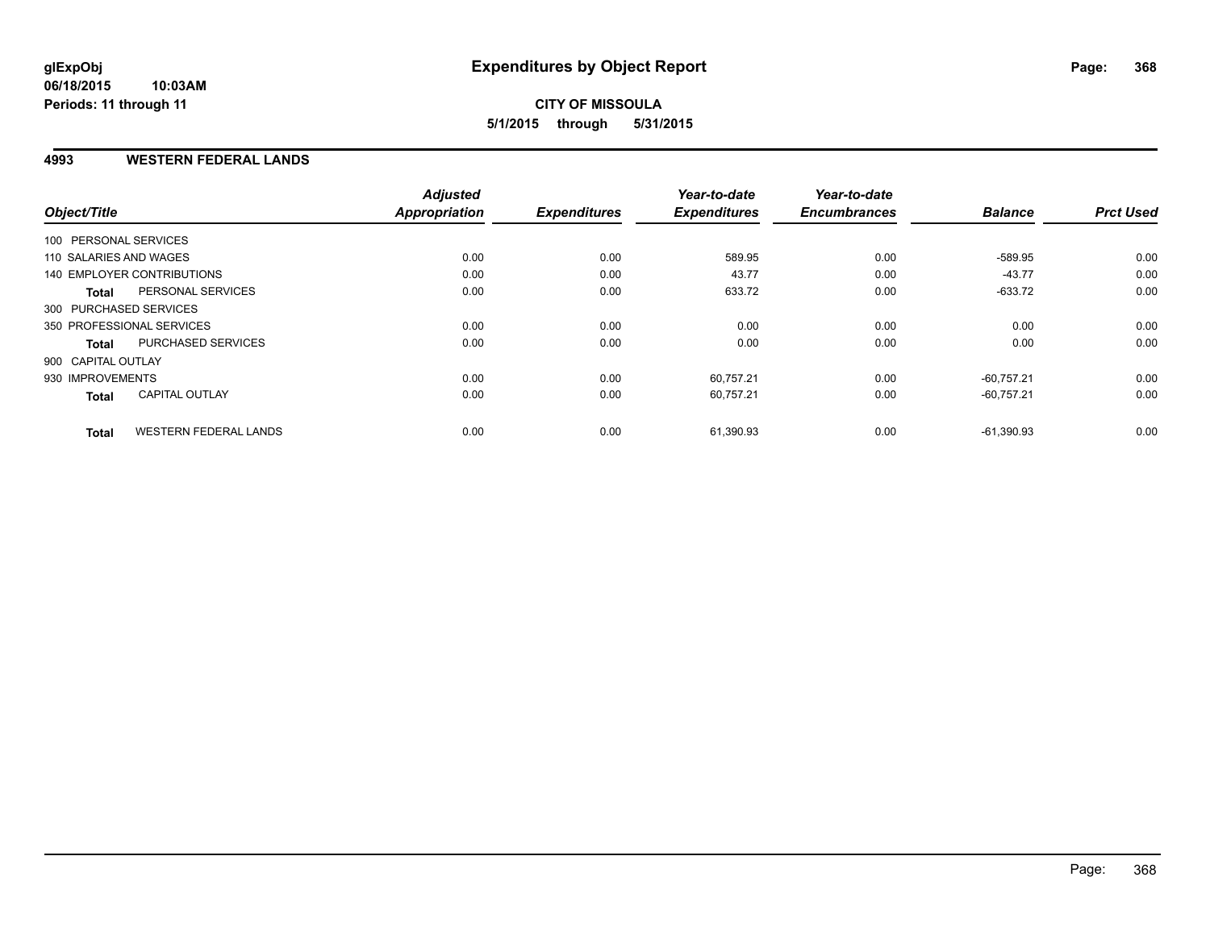# Expenditures by Object Report

glExpObj
06/18/2015 10:03AM
Periods: 11 through 11

**CITY OF MISSOULA**
**5/1/2015 through 5/31/2015**

## 4993 WESTERN FEDERAL LANDS

| Object/Title | | Adjusted Appropriation | Expenditures | Year-to-date Expenditures | Year-to-date Encumbrances | Balance | Prct Used |
|---|---|---|---|---|---|---|---|
| 100 PERSONAL SERVICES | | | | | | | |
| 110 SALARIES AND WAGES | | 0.00 | 0.00 | 589.95 | 0.00 | -589.95 | 0.00 |
| 140 EMPLOYER CONTRIBUTIONS | | 0.00 | 0.00 | 43.77 | 0.00 | -43.77 | 0.00 |
| **Total** | PERSONAL SERVICES | 0.00 | 0.00 | 633.72 | 0.00 | -633.72 | 0.00 |
| 300 PURCHASED SERVICES | | | | | | | |
| 350 PROFESSIONAL SERVICES | | 0.00 | 0.00 | 0.00 | 0.00 | 0.00 | 0.00 |
| **Total** | PURCHASED SERVICES | 0.00 | 0.00 | 0.00 | 0.00 | 0.00 | 0.00 |
| 900 CAPITAL OUTLAY | | | | | | | |
| 930 IMPROVEMENTS | | 0.00 | 0.00 | 60,757.21 | 0.00 | -60,757.21 | 0.00 |
| **Total** | CAPITAL OUTLAY | 0.00 | 0.00 | 60,757.21 | 0.00 | -60,757.21 | 0.00 |
| **Total** | WESTERN FEDERAL LANDS | 0.00 | 0.00 | 61,390.93 | 0.00 | -61,390.93 | 0.00 |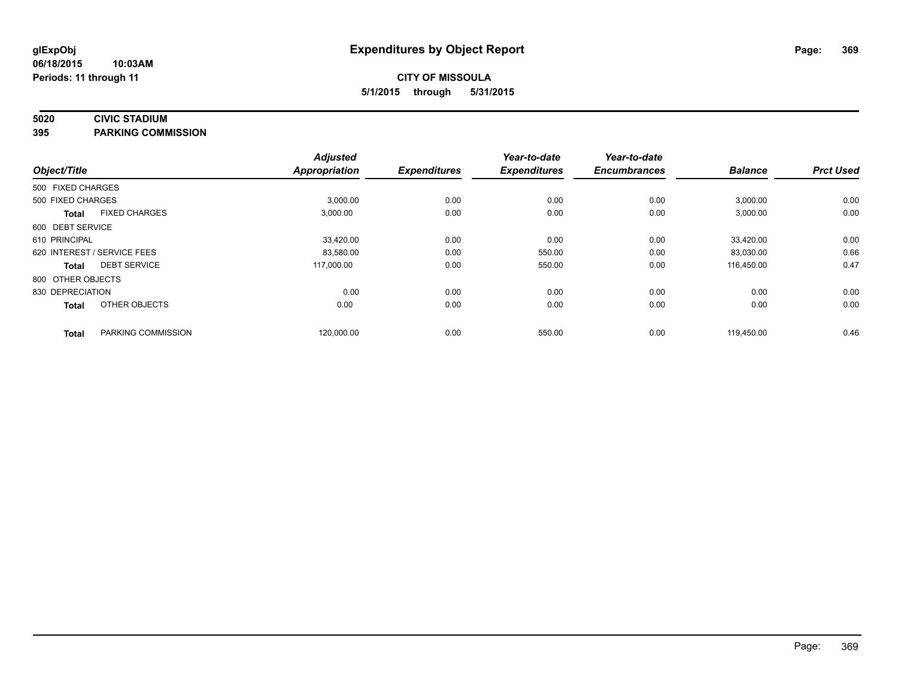**glExpObj**
**06/18/2015 10:03AM**
**Periods: 11 through 11**

# Expenditures by Object Report

**CITY OF MISSOULA**
**5/1/2015 through 5/31/2015**

**5020 CIVIC STADIUM**
**395 PARKING COMMISSION**

| Object/Title | | Adjusted Appropriation | Expenditures | Year-to-date Expenditures | Year-to-date Encumbrances | Balance | Prct Used |
|---|---|---|---|---|---|---|---|
| 500 FIXED CHARGES | | | | | | | |
| 500 FIXED CHARGES | | 3,000.00 | 0.00 | 0.00 | 0.00 | 3,000.00 | 0.00 |
| **Total** | FIXED CHARGES | 3,000.00 | 0.00 | 0.00 | 0.00 | 3,000.00 | 0.00 |
| 600 DEBT SERVICE | | | | | | | |
| 610 PRINCIPAL | | 33,420.00 | 0.00 | 0.00 | 0.00 | 33,420.00 | 0.00 |
| 620 INTEREST / SERVICE FEES | | 83,580.00 | 0.00 | 550.00 | 0.00 | 83,030.00 | 0.66 |
| **Total** | DEBT SERVICE | 117,000.00 | 0.00 | 550.00 | 0.00 | 116,450.00 | 0.47 |
| 800 OTHER OBJECTS | | | | | | | |
| 830 DEPRECIATION | | 0.00 | 0.00 | 0.00 | 0.00 | 0.00 | 0.00 |
| **Total** | OTHER OBJECTS | 0.00 | 0.00 | 0.00 | 0.00 | 0.00 | 0.00 |
| **Total** | PARKING COMMISSION | 120,000.00 | 0.00 | 550.00 | 0.00 | 119,450.00 | 0.46 |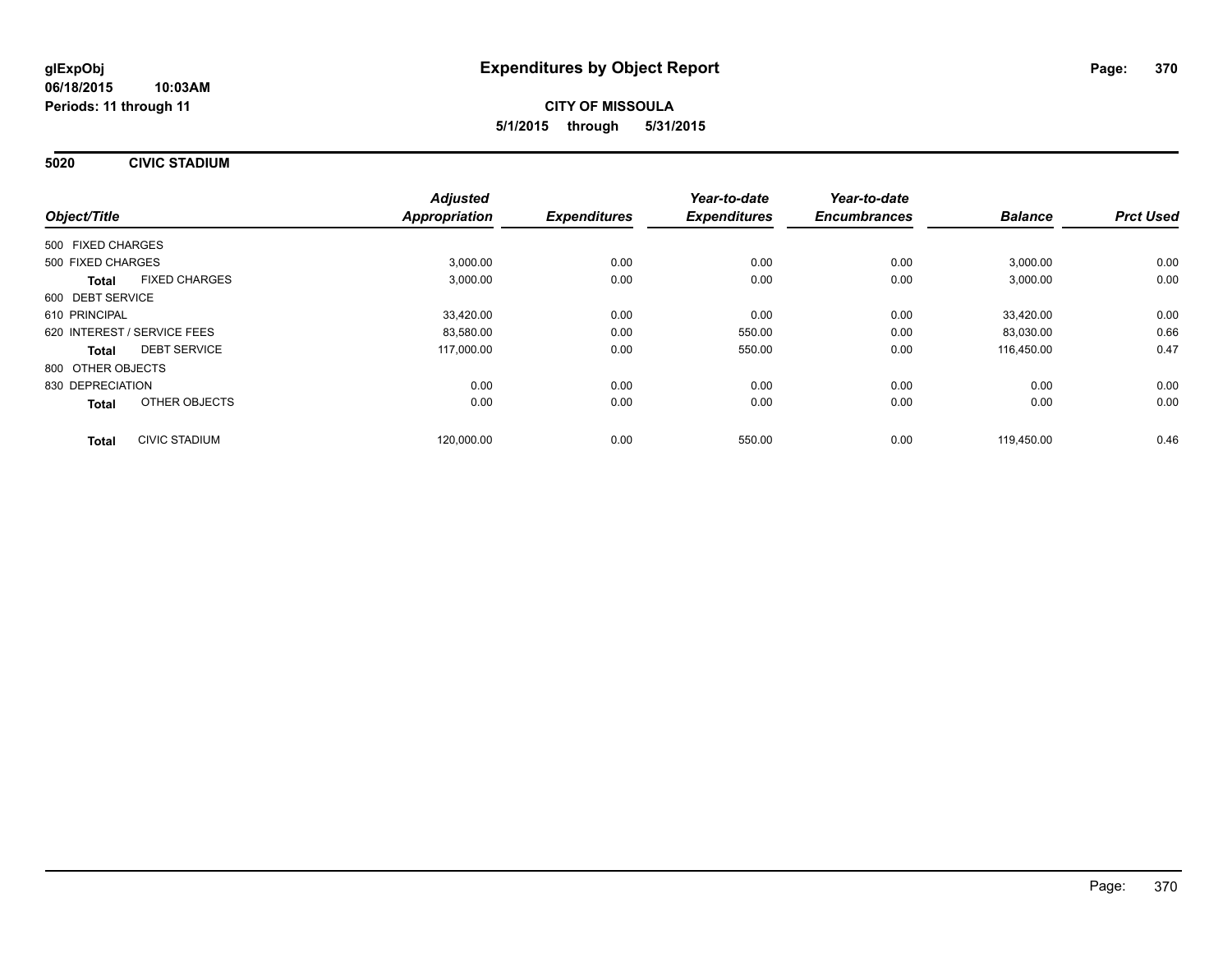**glExpObj** **Expenditures by Object Report**

**06/18/2015 10:03AM**

**Periods: 11 through 11**

**CITY OF MISSOULA**

**5/1/2015 through 5/31/2015**

## 5020 CIVIC STADIUM

| Object/Title | Adjusted Appropriation | Expenditures | Year-to-date Expenditures | Year-to-date Encumbrances | Balance | Prct Used |
|---|---|---|---|---|---|---|
| 500 FIXED CHARGES | | | | | | |
| 500 FIXED CHARGES | 3,000.00 | 0.00 | 0.00 | 0.00 | 3,000.00 | 0.00 |
| **Total** FIXED CHARGES | 3,000.00 | 0.00 | 0.00 | 0.00 | 3,000.00 | 0.00 |
| 600 DEBT SERVICE | | | | | | |
| 610 PRINCIPAL | 33,420.00 | 0.00 | 0.00 | 0.00 | 33,420.00 | 0.00 |
| 620 INTEREST / SERVICE FEES | 83,580.00 | 0.00 | 550.00 | 0.00 | 83,030.00 | 0.66 |
| **Total** DEBT SERVICE | 117,000.00 | 0.00 | 550.00 | 0.00 | 116,450.00 | 0.47 |
| 800 OTHER OBJECTS | | | | | | |
| 830 DEPRECIATION | 0.00 | 0.00 | 0.00 | 0.00 | 0.00 | 0.00 |
| **Total** OTHER OBJECTS | 0.00 | 0.00 | 0.00 | 0.00 | 0.00 | 0.00 |
| **Total** CIVIC STADIUM | 120,000.00 | 0.00 | 550.00 | 0.00 | 119,450.00 | 0.46 |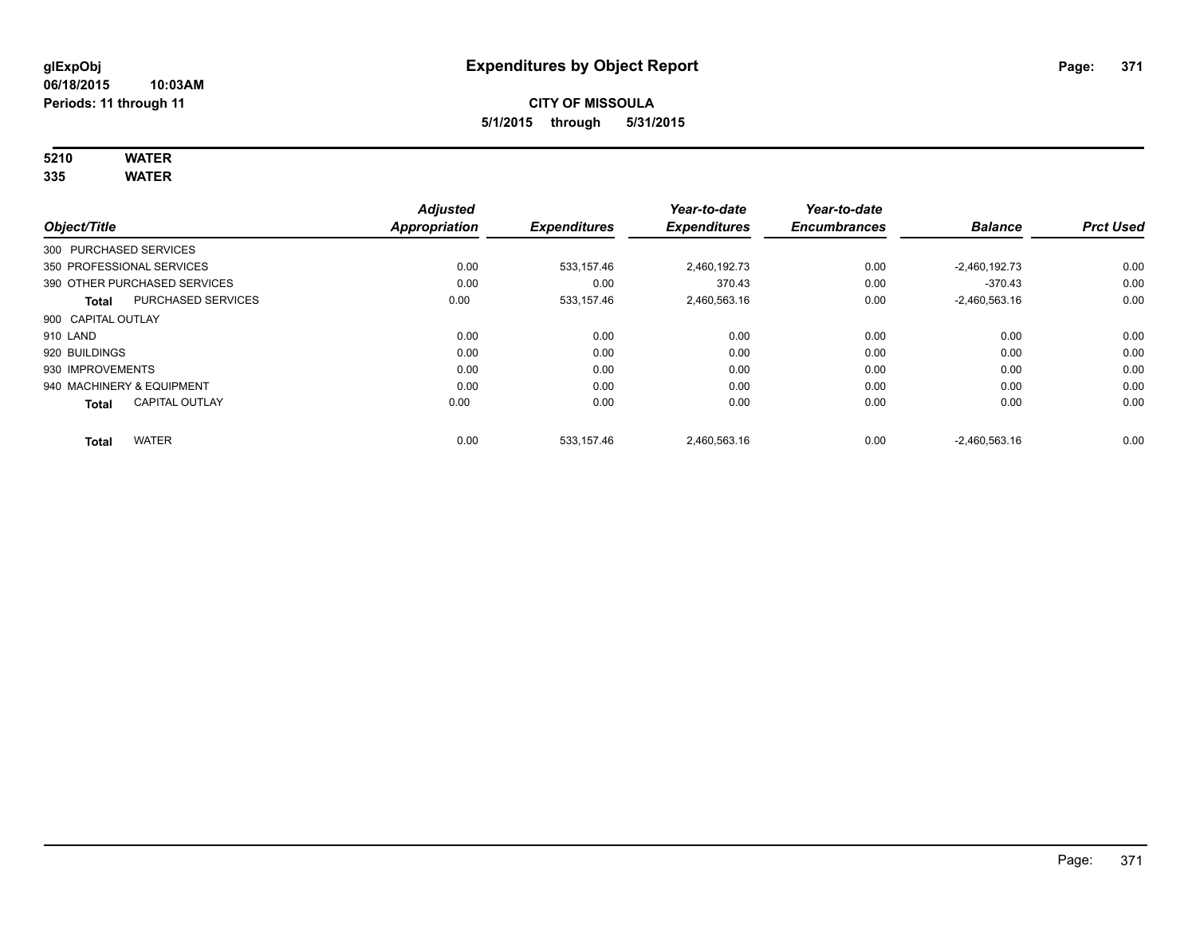# Expenditures by Object Report

glExpObj
06/18/2015 10:03AM
Periods: 11 through 11

**CITY OF MISSOULA**
**5/1/2015 through 5/31/2015**

**5210 WATER**
**335 WATER**

| Object/Title | | Adjusted Appropriation | Expenditures | Year-to-date Expenditures | Year-to-date Encumbrances | Balance | Prct Used |
|---|---|---|---|---|---|---|---|
| 300 PURCHASED SERVICES | | | | | | | |
| 350 PROFESSIONAL SERVICES | | 0.00 | 533,157.46 | 2,460,192.73 | 0.00 | -2,460,192.73 | 0.00 |
| 390 OTHER PURCHASED SERVICES | | 0.00 | 0.00 | 370.43 | 0.00 | -370.43 | 0.00 |
| Total | PURCHASED SERVICES | 0.00 | 533,157.46 | 2,460,563.16 | 0.00 | -2,460,563.16 | 0.00 |
| 900 CAPITAL OUTLAY | | | | | | | |
| 910 LAND | | 0.00 | 0.00 | 0.00 | 0.00 | 0.00 | 0.00 |
| 920 BUILDINGS | | 0.00 | 0.00 | 0.00 | 0.00 | 0.00 | 0.00 |
| 930 IMPROVEMENTS | | 0.00 | 0.00 | 0.00 | 0.00 | 0.00 | 0.00 |
| 940 MACHINERY & EQUIPMENT | | 0.00 | 0.00 | 0.00 | 0.00 | 0.00 | 0.00 |
| Total | CAPITAL OUTLAY | 0.00 | 0.00 | 0.00 | 0.00 | 0.00 | 0.00 |
| Total | WATER | 0.00 | 533,157.46 | 2,460,563.16 | 0.00 | -2,460,563.16 | 0.00 |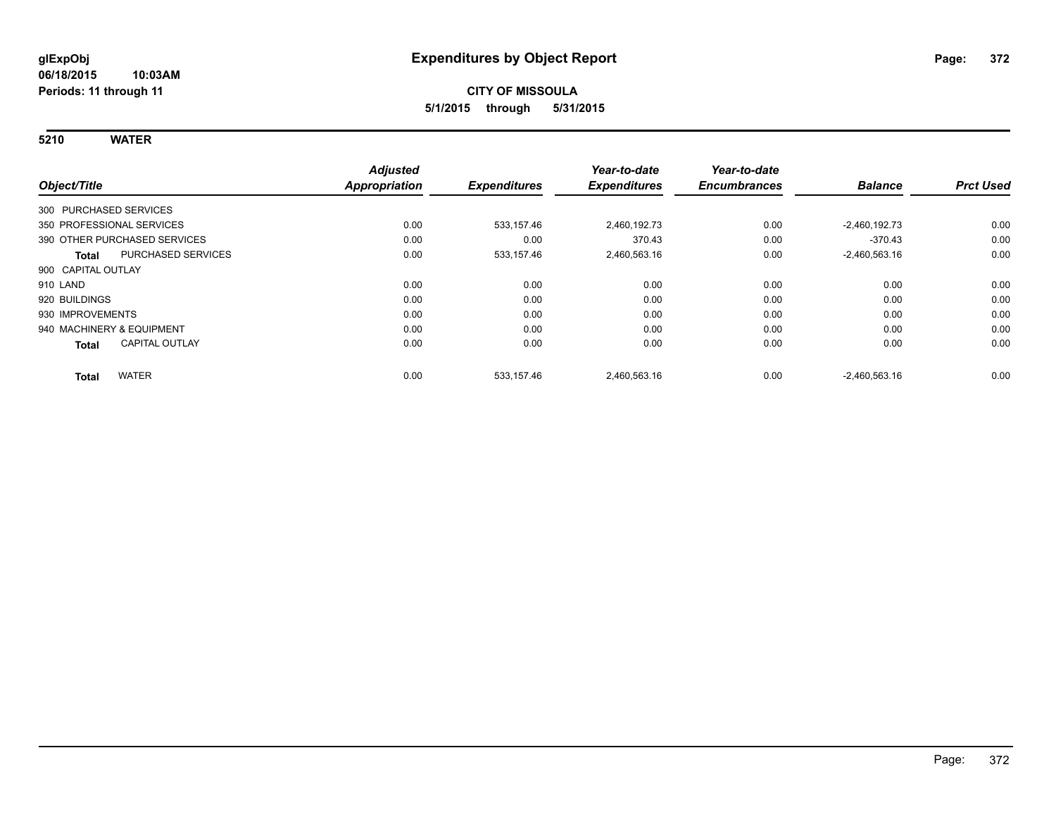# Expenditures by Object Report

glExpObj
06/18/2015 10:03AM
Periods: 11 through 11

**CITY OF MISSOULA**
**5/1/2015 through 5/31/2015**

## 5210 WATER

| Object/Title | Adjusted Appropriation | Expenditures | Year-to-date Expenditures | Year-to-date Encumbrances | Balance | Prct Used |
|---|---|---|---|---|---|---|
| 300 PURCHASED SERVICES | | | | | | |
| 350 PROFESSIONAL SERVICES | 0.00 | 533,157.46 | 2,460,192.73 | 0.00 | -2,460,192.73 | 0.00 |
| 390 OTHER PURCHASED SERVICES | 0.00 | 0.00 | 370.43 | 0.00 | -370.43 | 0.00 |
| **Total** PURCHASED SERVICES | 0.00 | 533,157.46 | 2,460,563.16 | 0.00 | -2,460,563.16 | 0.00 |
| 900 CAPITAL OUTLAY | | | | | | |
| 910 LAND | 0.00 | 0.00 | 0.00 | 0.00 | 0.00 | 0.00 |
| 920 BUILDINGS | 0.00 | 0.00 | 0.00 | 0.00 | 0.00 | 0.00 |
| 930 IMPROVEMENTS | 0.00 | 0.00 | 0.00 | 0.00 | 0.00 | 0.00 |
| 940 MACHINERY & EQUIPMENT | 0.00 | 0.00 | 0.00 | 0.00 | 0.00 | 0.00 |
| **Total** CAPITAL OUTLAY | 0.00 | 0.00 | 0.00 | 0.00 | 0.00 | 0.00 |
| **Total** WATER | 0.00 | 533,157.46 | 2,460,563.16 | 0.00 | -2,460,563.16 | 0.00 |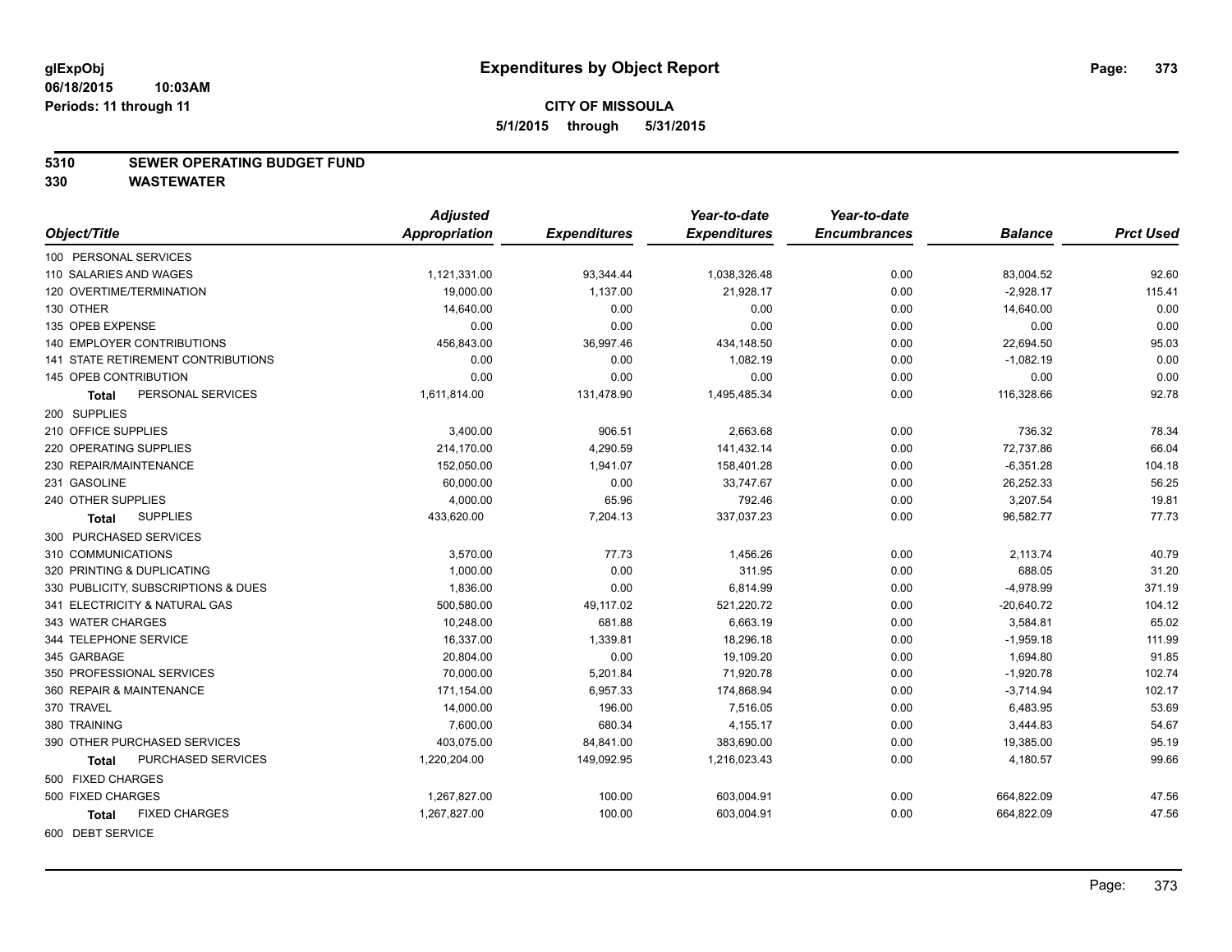**glExpObj**
**06/18/2015 10:03AM**
**Periods: 11 through 11**

# Expenditures by Object Report

**CITY OF MISSOULA**
**5/1/2015 through 5/31/2015**

## 5310 SEWER OPERATING BUDGET FUND
## 330 WASTEWATER

| Object/Title | Adjusted Appropriation | Expenditures | Year-to-date Expenditures | Year-to-date Encumbrances | Balance | Prct Used |
|---|---|---|---|---|---|---|
| 100 PERSONAL SERVICES | | | | | | |
| 110 SALARIES AND WAGES | 1,121,331.00 | 93,344.44 | 1,038,326.48 | 0.00 | 83,004.52 | 92.60 |
| 120 OVERTIME/TERMINATION | 19,000.00 | 1,137.00 | 21,928.17 | 0.00 | -2,928.17 | 115.41 |
| 130 OTHER | 14,640.00 | 0.00 | 0.00 | 0.00 | 14,640.00 | 0.00 |
| 135 OPEB EXPENSE | 0.00 | 0.00 | 0.00 | 0.00 | 0.00 | 0.00 |
| 140 EMPLOYER CONTRIBUTIONS | 456,843.00 | 36,997.46 | 434,148.50 | 0.00 | 22,694.50 | 95.03 |
| 141 STATE RETIREMENT CONTRIBUTIONS | 0.00 | 0.00 | 1,082.19 | 0.00 | -1,082.19 | 0.00 |
| 145 OPEB CONTRIBUTION | 0.00 | 0.00 | 0.00 | 0.00 | 0.00 | 0.00 |
| **Total** PERSONAL SERVICES | 1,611,814.00 | 131,478.90 | 1,495,485.34 | 0.00 | 116,328.66 | 92.78 |
| 200 SUPPLIES | | | | | | |
| 210 OFFICE SUPPLIES | 3,400.00 | 906.51 | 2,663.68 | 0.00 | 736.32 | 78.34 |
| 220 OPERATING SUPPLIES | 214,170.00 | 4,290.59 | 141,432.14 | 0.00 | 72,737.86 | 66.04 |
| 230 REPAIR/MAINTENANCE | 152,050.00 | 1,941.07 | 158,401.28 | 0.00 | -6,351.28 | 104.18 |
| 231 GASOLINE | 60,000.00 | 0.00 | 33,747.67 | 0.00 | 26,252.33 | 56.25 |
| 240 OTHER SUPPLIES | 4,000.00 | 65.96 | 792.46 | 0.00 | 3,207.54 | 19.81 |
| **Total** SUPPLIES | 433,620.00 | 7,204.13 | 337,037.23 | 0.00 | 96,582.77 | 77.73 |
| 300 PURCHASED SERVICES | | | | | | |
| 310 COMMUNICATIONS | 3,570.00 | 77.73 | 1,456.26 | 0.00 | 2,113.74 | 40.79 |
| 320 PRINTING & DUPLICATING | 1,000.00 | 0.00 | 311.95 | 0.00 | 688.05 | 31.20 |
| 330 PUBLICITY, SUBSCRIPTIONS & DUES | 1,836.00 | 0.00 | 6,814.99 | 0.00 | -4,978.99 | 371.19 |
| 341 ELECTRICITY & NATURAL GAS | 500,580.00 | 49,117.02 | 521,220.72 | 0.00 | -20,640.72 | 104.12 |
| 343 WATER CHARGES | 10,248.00 | 681.88 | 6,663.19 | 0.00 | 3,584.81 | 65.02 |
| 344 TELEPHONE SERVICE | 16,337.00 | 1,339.81 | 18,296.18 | 0.00 | -1,959.18 | 111.99 |
| 345 GARBAGE | 20,804.00 | 0.00 | 19,109.20 | 0.00 | 1,694.80 | 91.85 |
| 350 PROFESSIONAL SERVICES | 70,000.00 | 5,201.84 | 71,920.78 | 0.00 | -1,920.78 | 102.74 |
| 360 REPAIR & MAINTENANCE | 171,154.00 | 6,957.33 | 174,868.94 | 0.00 | -3,714.94 | 102.17 |
| 370 TRAVEL | 14,000.00 | 196.00 | 7,516.05 | 0.00 | 6,483.95 | 53.69 |
| 380 TRAINING | 7,600.00 | 680.34 | 4,155.17 | 0.00 | 3,444.83 | 54.67 |
| 390 OTHER PURCHASED SERVICES | 403,075.00 | 84,841.00 | 383,690.00 | 0.00 | 19,385.00 | 95.19 |
| **Total** PURCHASED SERVICES | 1,220,204.00 | 149,092.95 | 1,216,023.43 | 0.00 | 4,180.57 | 99.66 |
| 500 FIXED CHARGES | | | | | | |
| 500 FIXED CHARGES | 1,267,827.00 | 100.00 | 603,004.91 | 0.00 | 664,822.09 | 47.56 |
| **Total** FIXED CHARGES | 1,267,827.00 | 100.00 | 603,004.91 | 0.00 | 664,822.09 | 47.56 |
| 600 DEBT SERVICE | | | | | | |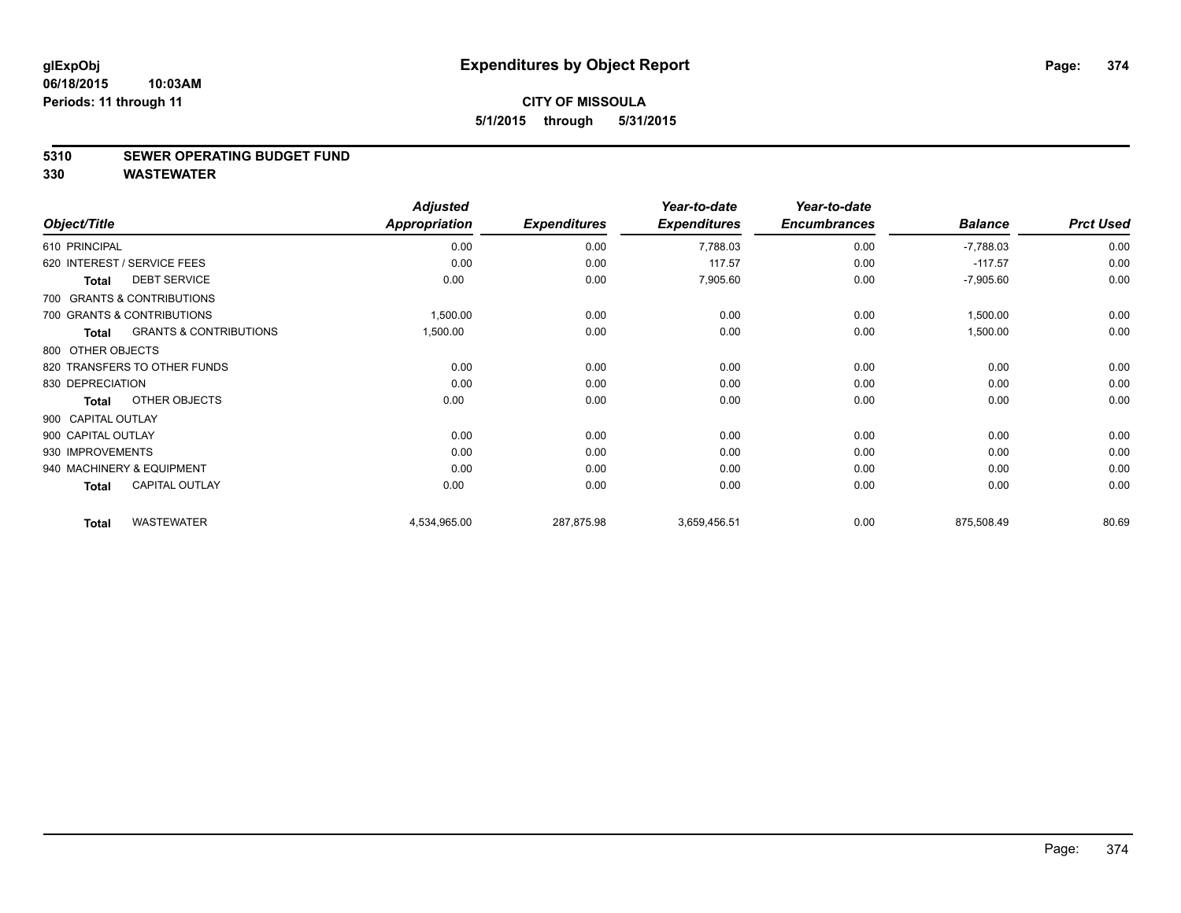**glExpObj**
**06/18/2015 10:03AM**
**Periods: 11 through 11**

# Expenditures by Object Report

**CITY OF MISSOULA**
**5/1/2015 through 5/31/2015**

## 5310 SEWER OPERATING BUDGET FUND
## 330 WASTEWATER

| Object/Title | Adjusted Appropriation | Expenditures | Year-to-date Expenditures | Year-to-date Encumbrances | Balance | Prct Used |
|---|---|---|---|---|---|---|
| 610 PRINCIPAL | 0.00 | 0.00 | 7,788.03 | 0.00 | -7,788.03 | 0.00 |
| 620 INTEREST / SERVICE FEES | 0.00 | 0.00 | 117.57 | 0.00 | -117.57 | 0.00 |
| **Total** DEBT SERVICE | 0.00 | 0.00 | 7,905.60 | 0.00 | -7,905.60 | 0.00 |
| 700 GRANTS & CONTRIBUTIONS | | | | | | |
| 700 GRANTS & CONTRIBUTIONS | 1,500.00 | 0.00 | 0.00 | 0.00 | 1,500.00 | 0.00 |
| **Total** GRANTS & CONTRIBUTIONS | 1,500.00 | 0.00 | 0.00 | 0.00 | 1,500.00 | 0.00 |
| 800 OTHER OBJECTS | | | | | | |
| 820 TRANSFERS TO OTHER FUNDS | 0.00 | 0.00 | 0.00 | 0.00 | 0.00 | 0.00 |
| 830 DEPRECIATION | 0.00 | 0.00 | 0.00 | 0.00 | 0.00 | 0.00 |
| **Total** OTHER OBJECTS | 0.00 | 0.00 | 0.00 | 0.00 | 0.00 | 0.00 |
| 900 CAPITAL OUTLAY | | | | | | |
| 900 CAPITAL OUTLAY | 0.00 | 0.00 | 0.00 | 0.00 | 0.00 | 0.00 |
| 930 IMPROVEMENTS | 0.00 | 0.00 | 0.00 | 0.00 | 0.00 | 0.00 |
| 940 MACHINERY & EQUIPMENT | 0.00 | 0.00 | 0.00 | 0.00 | 0.00 | 0.00 |
| **Total** CAPITAL OUTLAY | 0.00 | 0.00 | 0.00 | 0.00 | 0.00 | 0.00 |
| **Total** WASTEWATER | 4,534,965.00 | 287,875.98 | 3,659,456.51 | 0.00 | 875,508.49 | 80.69 |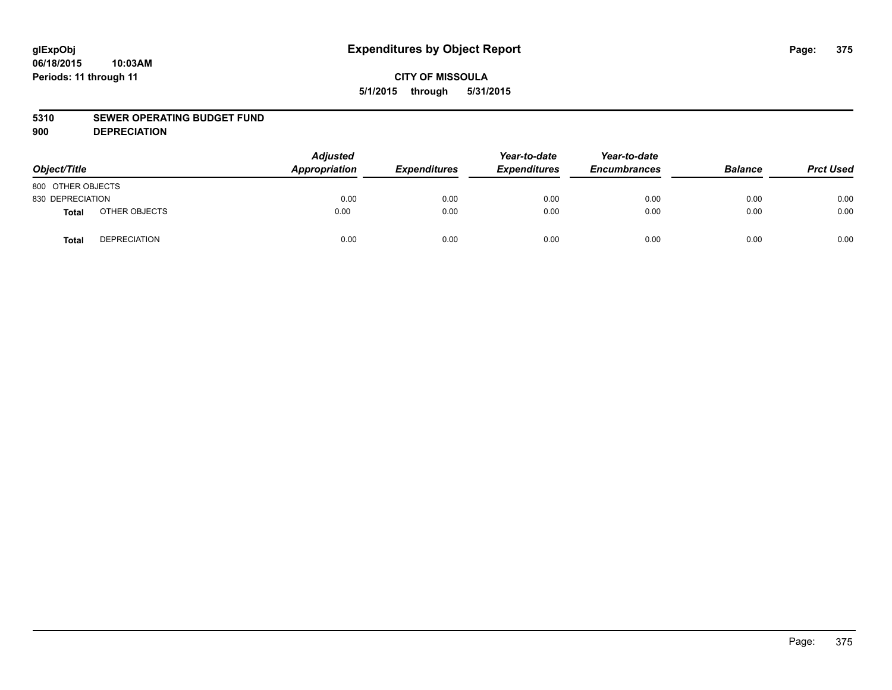glExpObj
06/18/2015 10:03AM
Periods: 11 through 11

# Expenditures by Object Report

**CITY OF MISSOULA**

**5/1/2015 through 5/31/2015**

**5310 SEWER OPERATING BUDGET FUND**

**900 DEPRECIATION**

| Object/Title | | Adjusted Appropriation | Expenditures | Year-to-date Expenditures | Year-to-date Encumbrances | Balance | Prct Used |
|---|---|---|---|---|---|---|---|
| 800 OTHER OBJECTS | | | | | | | |
| 830 DEPRECIATION | | 0.00 | 0.00 | 0.00 | 0.00 | 0.00 | 0.00 |
| **Total** | OTHER OBJECTS | 0.00 | 0.00 | 0.00 | 0.00 | 0.00 | 0.00 |
| **Total** | DEPRECIATION | 0.00 | 0.00 | 0.00 | 0.00 | 0.00 | 0.00 |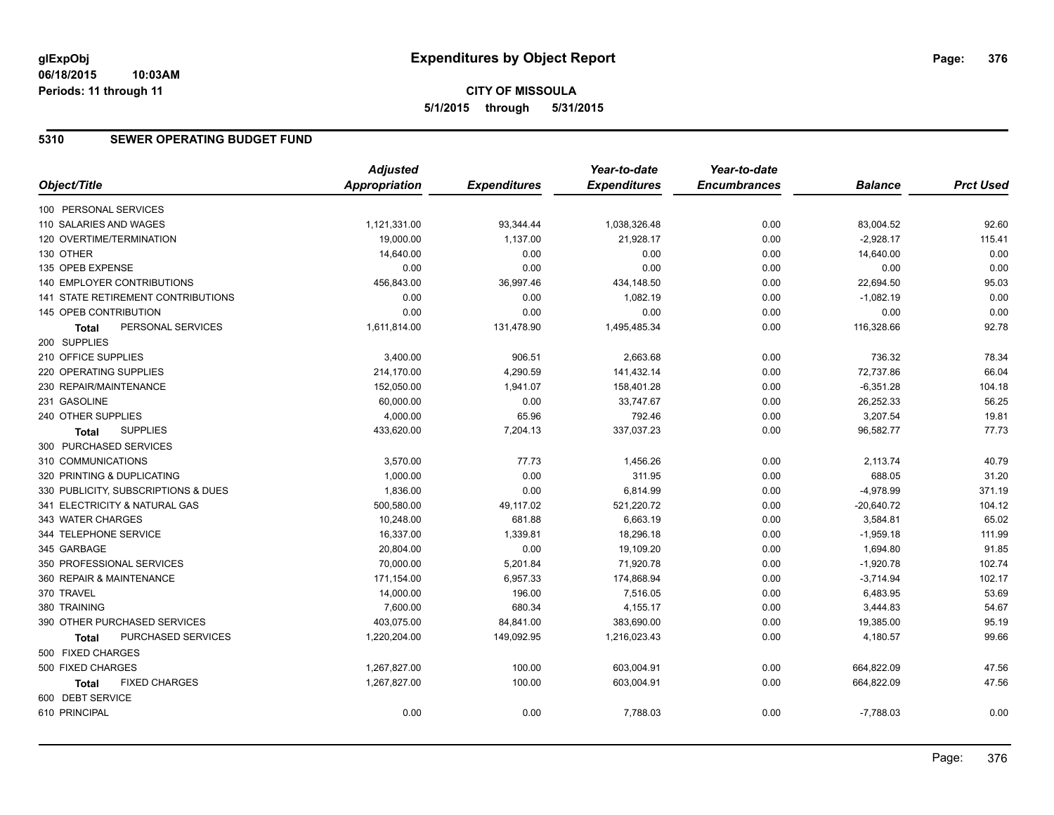**glExpObj** 06/18/2015 10:03AM
Periods: 11 through 11

# Expenditures by Object Report

**CITY OF MISSOULA**
**5/1/2015 through 5/31/2015**

## 5310 SEWER OPERATING BUDGET FUND

| Object/Title | Adjusted Appropriation | Expenditures | Year-to-date Expenditures | Year-to-date Encumbrances | Balance | Prct Used |
|---|---|---|---|---|---|---|
| 100 PERSONAL SERVICES | | | | | | |
| 110 SALARIES AND WAGES | 1,121,331.00 | 93,344.44 | 1,038,326.48 | 0.00 | 83,004.52 | 92.60 |
| 120 OVERTIME/TERMINATION | 19,000.00 | 1,137.00 | 21,928.17 | 0.00 | -2,928.17 | 115.41 |
| 130 OTHER | 14,640.00 | 0.00 | 0.00 | 0.00 | 14,640.00 | 0.00 |
| 135 OPEB EXPENSE | 0.00 | 0.00 | 0.00 | 0.00 | 0.00 | 0.00 |
| 140 EMPLOYER CONTRIBUTIONS | 456,843.00 | 36,997.46 | 434,148.50 | 0.00 | 22,694.50 | 95.03 |
| 141 STATE RETIREMENT CONTRIBUTIONS | 0.00 | 0.00 | 1,082.19 | 0.00 | -1,082.19 | 0.00 |
| 145 OPEB CONTRIBUTION | 0.00 | 0.00 | 0.00 | 0.00 | 0.00 | 0.00 |
| **Total** PERSONAL SERVICES | 1,611,814.00 | 131,478.90 | 1,495,485.34 | 0.00 | 116,328.66 | 92.78 |
| 200 SUPPLIES | | | | | | |
| 210 OFFICE SUPPLIES | 3,400.00 | 906.51 | 2,663.68 | 0.00 | 736.32 | 78.34 |
| 220 OPERATING SUPPLIES | 214,170.00 | 4,290.59 | 141,432.14 | 0.00 | 72,737.86 | 66.04 |
| 230 REPAIR/MAINTENANCE | 152,050.00 | 1,941.07 | 158,401.28 | 0.00 | -6,351.28 | 104.18 |
| 231 GASOLINE | 60,000.00 | 0.00 | 33,747.67 | 0.00 | 26,252.33 | 56.25 |
| 240 OTHER SUPPLIES | 4,000.00 | 65.96 | 792.46 | 0.00 | 3,207.54 | 19.81 |
| **Total** SUPPLIES | 433,620.00 | 7,204.13 | 337,037.23 | 0.00 | 96,582.77 | 77.73 |
| 300 PURCHASED SERVICES | | | | | | |
| 310 COMMUNICATIONS | 3,570.00 | 77.73 | 1,456.26 | 0.00 | 2,113.74 | 40.79 |
| 320 PRINTING & DUPLICATING | 1,000.00 | 0.00 | 311.95 | 0.00 | 688.05 | 31.20 |
| 330 PUBLICITY, SUBSCRIPTIONS & DUES | 1,836.00 | 0.00 | 6,814.99 | 0.00 | -4,978.99 | 371.19 |
| 341 ELECTRICITY & NATURAL GAS | 500,580.00 | 49,117.02 | 521,220.72 | 0.00 | -20,640.72 | 104.12 |
| 343 WATER CHARGES | 10,248.00 | 681.88 | 6,663.19 | 0.00 | 3,584.81 | 65.02 |
| 344 TELEPHONE SERVICE | 16,337.00 | 1,339.81 | 18,296.18 | 0.00 | -1,959.18 | 111.99 |
| 345 GARBAGE | 20,804.00 | 0.00 | 19,109.20 | 0.00 | 1,694.80 | 91.85 |
| 350 PROFESSIONAL SERVICES | 70,000.00 | 5,201.84 | 71,920.78 | 0.00 | -1,920.78 | 102.74 |
| 360 REPAIR & MAINTENANCE | 171,154.00 | 6,957.33 | 174,868.94 | 0.00 | -3,714.94 | 102.17 |
| 370 TRAVEL | 14,000.00 | 196.00 | 7,516.05 | 0.00 | 6,483.95 | 53.69 |
| 380 TRAINING | 7,600.00 | 680.34 | 4,155.17 | 0.00 | 3,444.83 | 54.67 |
| 390 OTHER PURCHASED SERVICES | 403,075.00 | 84,841.00 | 383,690.00 | 0.00 | 19,385.00 | 95.19 |
| **Total** PURCHASED SERVICES | 1,220,204.00 | 149,092.95 | 1,216,023.43 | 0.00 | 4,180.57 | 99.66 |
| 500 FIXED CHARGES | | | | | | |
| 500 FIXED CHARGES | 1,267,827.00 | 100.00 | 603,004.91 | 0.00 | 664,822.09 | 47.56 |
| **Total** FIXED CHARGES | 1,267,827.00 | 100.00 | 603,004.91 | 0.00 | 664,822.09 | 47.56 |
| 600 DEBT SERVICE | | | | | | |
| 610 PRINCIPAL | 0.00 | 0.00 | 7,788.03 | 0.00 | -7,788.03 | 0.00 |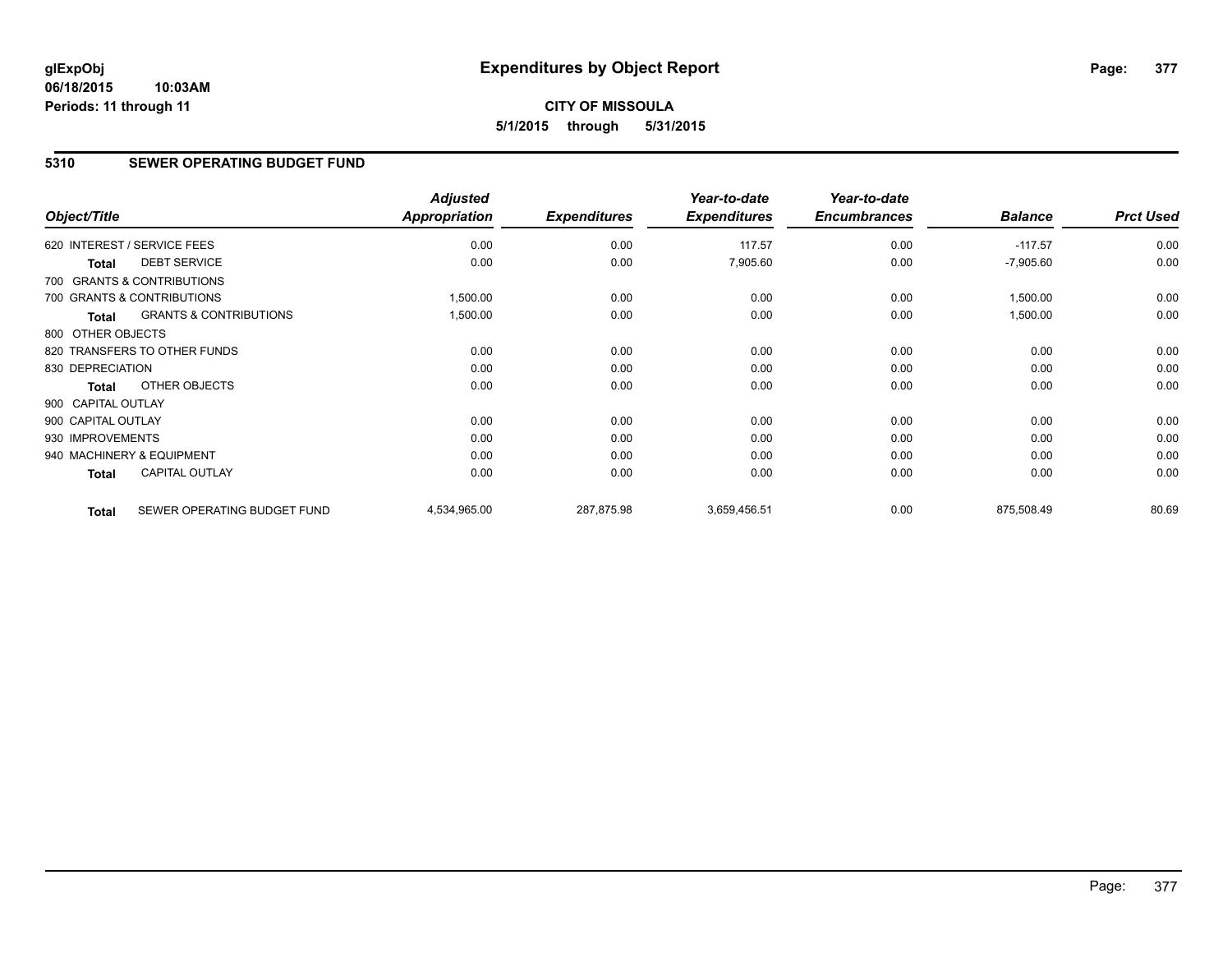**glExpObj** **Expenditures by Object Report**
**06/18/2015 10:03AM**
**Periods: 11 through 11**

**CITY OF MISSOULA**
**5/1/2015 through 5/31/2015**

## 5310 SEWER OPERATING BUDGET FUND

| Object/Title | | Adjusted Appropriation | Expenditures | Year-to-date Expenditures | Year-to-date Encumbrances | Balance | Prct Used |
|---|---|---|---|---|---|---|---|
| 620 INTEREST / SERVICE FEES | | 0.00 | 0.00 | 117.57 | 0.00 | -117.57 | 0.00 |
| **Total** | DEBT SERVICE | 0.00 | 0.00 | 7,905.60 | 0.00 | -7,905.60 | 0.00 |
| 700 GRANTS & CONTRIBUTIONS | | | | | | | |
| 700 GRANTS & CONTRIBUTIONS | | 1,500.00 | 0.00 | 0.00 | 0.00 | 1,500.00 | 0.00 |
| **Total** | GRANTS & CONTRIBUTIONS | 1,500.00 | 0.00 | 0.00 | 0.00 | 1,500.00 | 0.00 |
| 800 OTHER OBJECTS | | | | | | | |
| 820 TRANSFERS TO OTHER FUNDS | | 0.00 | 0.00 | 0.00 | 0.00 | 0.00 | 0.00 |
| 830 DEPRECIATION | | 0.00 | 0.00 | 0.00 | 0.00 | 0.00 | 0.00 |
| **Total** | OTHER OBJECTS | 0.00 | 0.00 | 0.00 | 0.00 | 0.00 | 0.00 |
| 900 CAPITAL OUTLAY | | | | | | | |
| 900 CAPITAL OUTLAY | | 0.00 | 0.00 | 0.00 | 0.00 | 0.00 | 0.00 |
| 930 IMPROVEMENTS | | 0.00 | 0.00 | 0.00 | 0.00 | 0.00 | 0.00 |
| 940 MACHINERY & EQUIPMENT | | 0.00 | 0.00 | 0.00 | 0.00 | 0.00 | 0.00 |
| **Total** | CAPITAL OUTLAY | 0.00 | 0.00 | 0.00 | 0.00 | 0.00 | 0.00 |
| **Total** | SEWER OPERATING BUDGET FUND | 4,534,965.00 | 287,875.98 | 3,659,456.51 | 0.00 | 875,508.49 | 80.69 |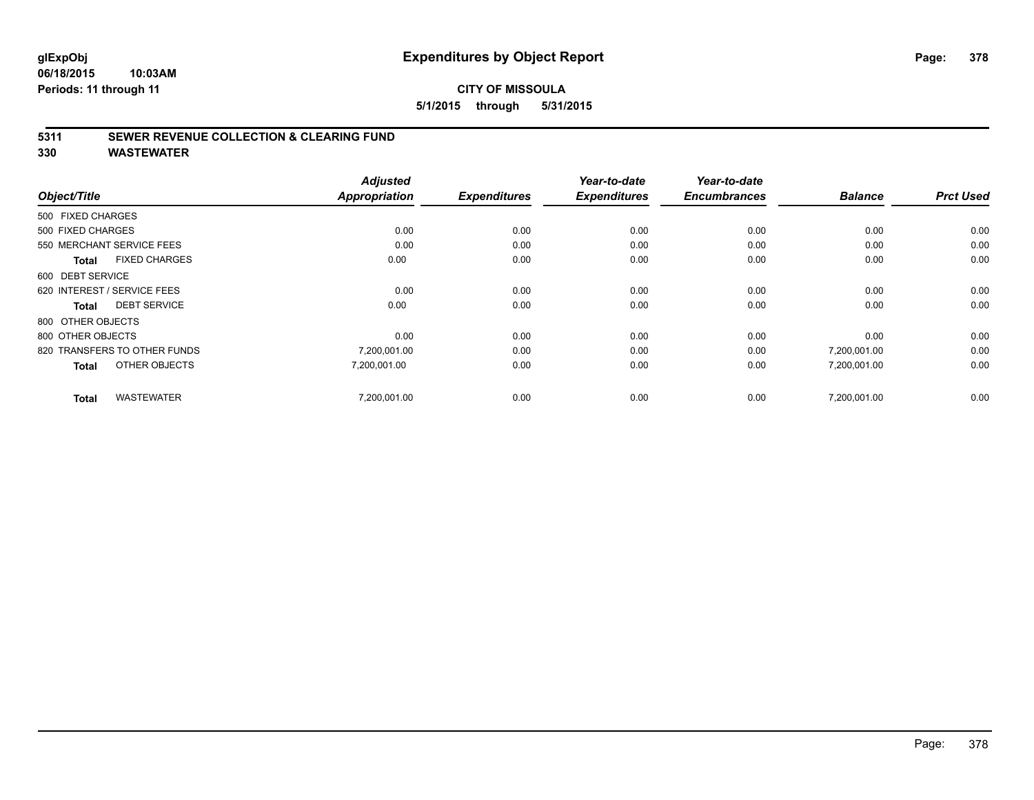**glExpObj**
**06/18/2015 10:03AM**
**Periods: 11 through 11**

# Expenditures by Object Report

**CITY OF MISSOULA**
**5/1/2015 through 5/31/2015**

## 5311 SEWER REVENUE COLLECTION & CLEARING FUND
## 330 WASTEWATER

| Object/Title | Adjusted Appropriation | Expenditures | Year-to-date Expenditures | Year-to-date Encumbrances | Balance | Prct Used |
|---|---|---|---|---|---|---|
| 500 FIXED CHARGES | | | | | | |
| 500 FIXED CHARGES | 0.00 | 0.00 | 0.00 | 0.00 | 0.00 | 0.00 |
| 550 MERCHANT SERVICE FEES | 0.00 | 0.00 | 0.00 | 0.00 | 0.00 | 0.00 |
| **Total** FIXED CHARGES | 0.00 | 0.00 | 0.00 | 0.00 | 0.00 | 0.00 |
| 600 DEBT SERVICE | | | | | | |
| 620 INTEREST / SERVICE FEES | 0.00 | 0.00 | 0.00 | 0.00 | 0.00 | 0.00 |
| **Total** DEBT SERVICE | 0.00 | 0.00 | 0.00 | 0.00 | 0.00 | 0.00 |
| 800 OTHER OBJECTS | | | | | | |
| 800 OTHER OBJECTS | 0.00 | 0.00 | 0.00 | 0.00 | 0.00 | 0.00 |
| 820 TRANSFERS TO OTHER FUNDS | 7,200,001.00 | 0.00 | 0.00 | 0.00 | 7,200,001.00 | 0.00 |
| **Total** OTHER OBJECTS | 7,200,001.00 | 0.00 | 0.00 | 0.00 | 7,200,001.00 | 0.00 |
| **Total** WASTEWATER | 7,200,001.00 | 0.00 | 0.00 | 0.00 | 7,200,001.00 | 0.00 |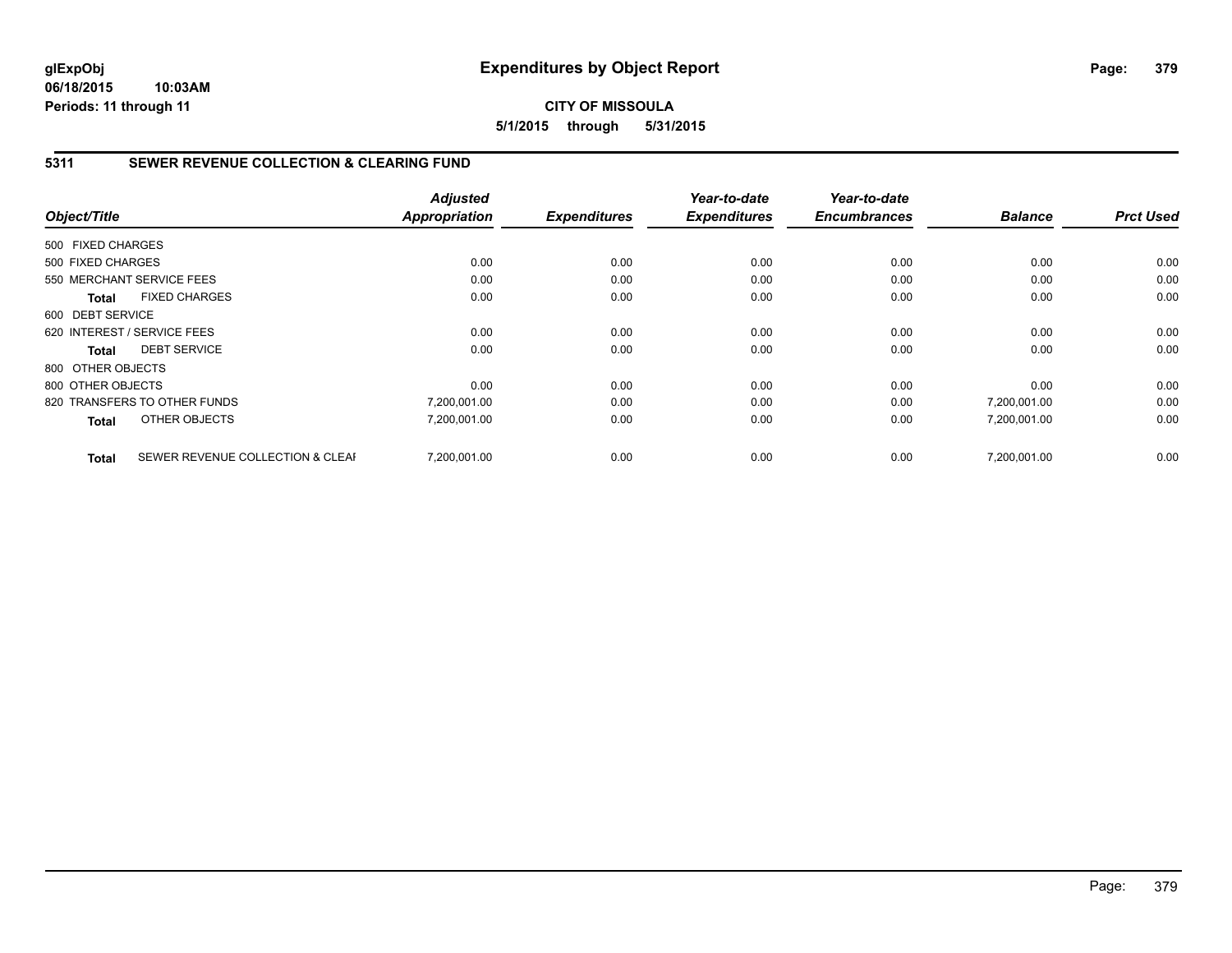**glExpObj**
**06/18/2015 10:03AM**
**Periods: 11 through 11**

# Expenditures by Object Report

**CITY OF MISSOULA**
**5/1/2015 through 5/31/2015**

## 5311 SEWER REVENUE COLLECTION & CLEARING FUND

| Object/Title | | *Adjusted Appropriation* | *Expenditures* | *Year-to-date Expenditures* | *Year-to-date Encumbrances* | *Balance* | *Prct Used* |
|---|---|---|---|---|---|---|---|
| 500 FIXED CHARGES | | | | | | | |
| 500 FIXED CHARGES | | 0.00 | 0.00 | 0.00 | 0.00 | 0.00 | 0.00 |
| 550 MERCHANT SERVICE FEES | | 0.00 | 0.00 | 0.00 | 0.00 | 0.00 | 0.00 |
| **Total** | FIXED CHARGES | 0.00 | 0.00 | 0.00 | 0.00 | 0.00 | 0.00 |
| 600 DEBT SERVICE | | | | | | | |
| 620 INTEREST / SERVICE FEES | | 0.00 | 0.00 | 0.00 | 0.00 | 0.00 | 0.00 |
| **Total** | DEBT SERVICE | 0.00 | 0.00 | 0.00 | 0.00 | 0.00 | 0.00 |
| 800 OTHER OBJECTS | | | | | | | |
| 800 OTHER OBJECTS | | 0.00 | 0.00 | 0.00 | 0.00 | 0.00 | 0.00 |
| 820 TRANSFERS TO OTHER FUNDS | | 7,200,001.00 | 0.00 | 0.00 | 0.00 | 7,200,001.00 | 0.00 |
| **Total** | OTHER OBJECTS | 7,200,001.00 | 0.00 | 0.00 | 0.00 | 7,200,001.00 | 0.00 |
| **Total** | SEWER REVENUE COLLECTION & CLEAI | 7,200,001.00 | 0.00 | 0.00 | 0.00 | 7,200,001.00 | 0.00 |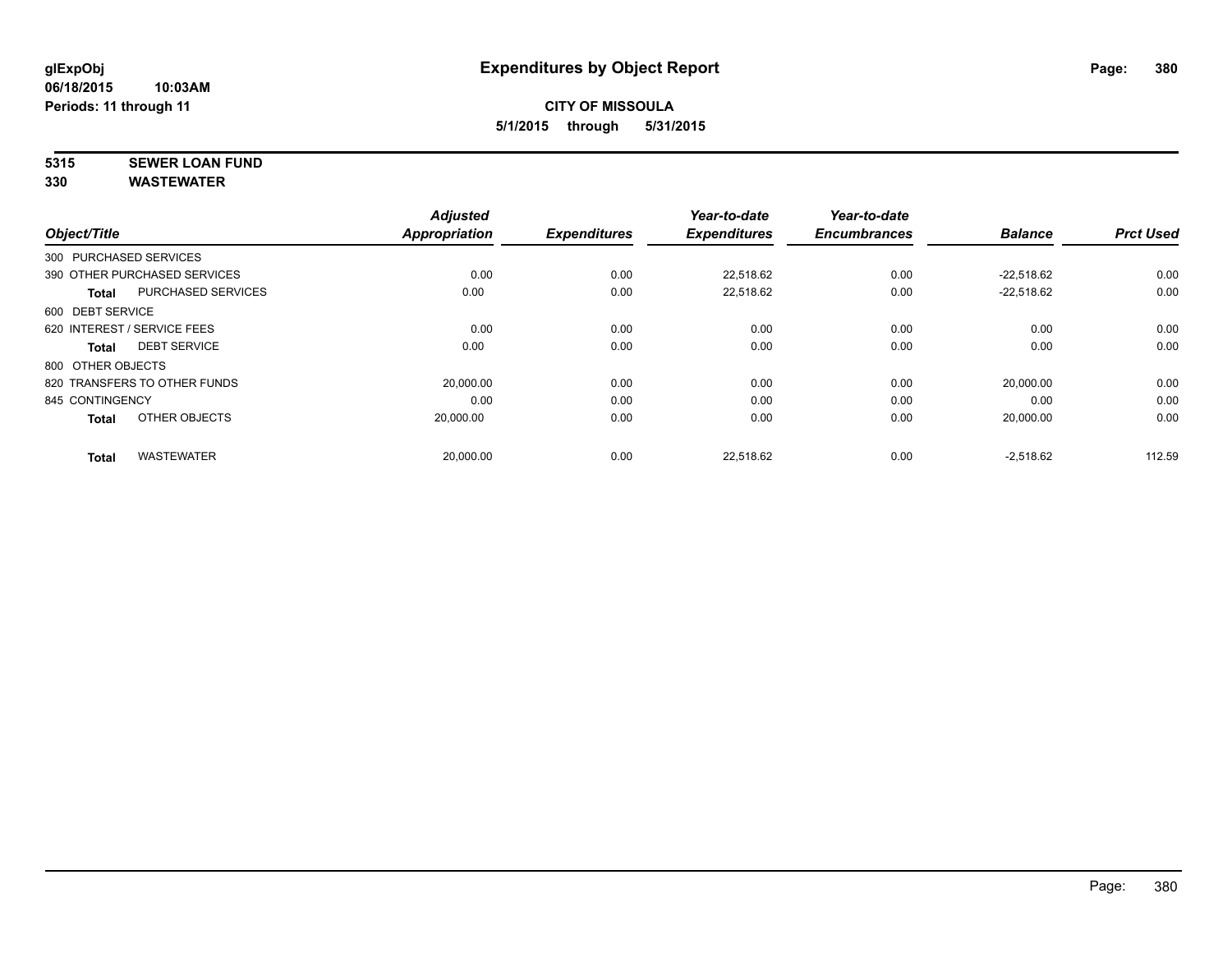glExpObj
06/18/2015 10:03AM
Periods: 11 through 11

# Expenditures by Object Report

**CITY OF MISSOULA**
**5/1/2015 through 5/31/2015**

**5315 SEWER LOAN FUND**
**330 WASTEWATER**

| Object/Title | | Adjusted Appropriation | Expenditures | Year-to-date Expenditures | Year-to-date Encumbrances | Balance | Prct Used |
|---|---|---|---|---|---|---|---|
| 300 PURCHASED SERVICES | | | | | | | |
| 390 OTHER PURCHASED SERVICES | | 0.00 | 0.00 | 22,518.62 | 0.00 | -22,518.62 | 0.00 |
| **Total** | PURCHASED SERVICES | 0.00 | 0.00 | 22,518.62 | 0.00 | -22,518.62 | 0.00 |
| 600 DEBT SERVICE | | | | | | | |
| 620 INTEREST / SERVICE FEES | | 0.00 | 0.00 | 0.00 | 0.00 | 0.00 | 0.00 |
| **Total** | DEBT SERVICE | 0.00 | 0.00 | 0.00 | 0.00 | 0.00 | 0.00 |
| 800 OTHER OBJECTS | | | | | | | |
| 820 TRANSFERS TO OTHER FUNDS | | 20,000.00 | 0.00 | 0.00 | 0.00 | 20,000.00 | 0.00 |
| 845 CONTINGENCY | | 0.00 | 0.00 | 0.00 | 0.00 | 0.00 | 0.00 |
| **Total** | OTHER OBJECTS | 20,000.00 | 0.00 | 0.00 | 0.00 | 20,000.00 | 0.00 |
| **Total** | WASTEWATER | 20,000.00 | 0.00 | 22,518.62 | 0.00 | -2,518.62 | 112.59 |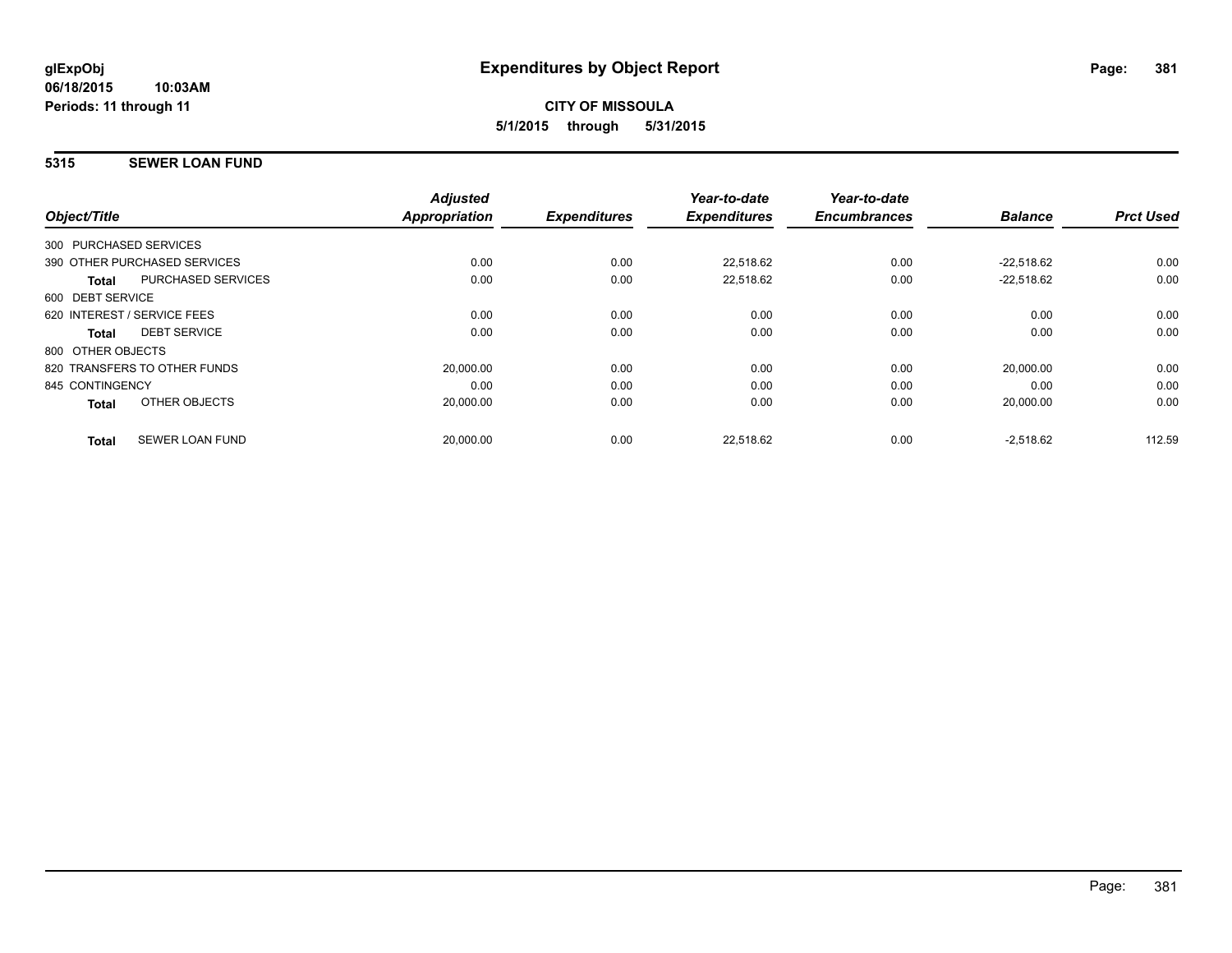**glExpObj**
**06/18/2015 10:03AM**
**Periods: 11 through 11**

# Expenditures by Object Report

**CITY OF MISSOULA**
**5/1/2015 through 5/31/2015**

## 5315 SEWER LOAN FUND

| Object/Title | Adjusted Appropriation | Expenditures | Year-to-date Expenditures | Year-to-date Encumbrances | Balance | Prct Used |
|---|---|---|---|---|---|---|
| 300 PURCHASED SERVICES | | | | | | |
| 390 OTHER PURCHASED SERVICES | 0.00 | 0.00 | 22,518.62 | 0.00 | -22,518.62 | 0.00 |
| **Total** PURCHASED SERVICES | 0.00 | 0.00 | 22,518.62 | 0.00 | -22,518.62 | 0.00 |
| 600 DEBT SERVICE | | | | | | |
| 620 INTEREST / SERVICE FEES | 0.00 | 0.00 | 0.00 | 0.00 | 0.00 | 0.00 |
| **Total** DEBT SERVICE | 0.00 | 0.00 | 0.00 | 0.00 | 0.00 | 0.00 |
| 800 OTHER OBJECTS | | | | | | |
| 820 TRANSFERS TO OTHER FUNDS | 20,000.00 | 0.00 | 0.00 | 0.00 | 20,000.00 | 0.00 |
| 845 CONTINGENCY | 0.00 | 0.00 | 0.00 | 0.00 | 0.00 | 0.00 |
| **Total** OTHER OBJECTS | 20,000.00 | 0.00 | 0.00 | 0.00 | 20,000.00 | 0.00 |
| **Total** SEWER LOAN FUND | 20,000.00 | 0.00 | 22,518.62 | 0.00 | -2,518.62 | 112.59 |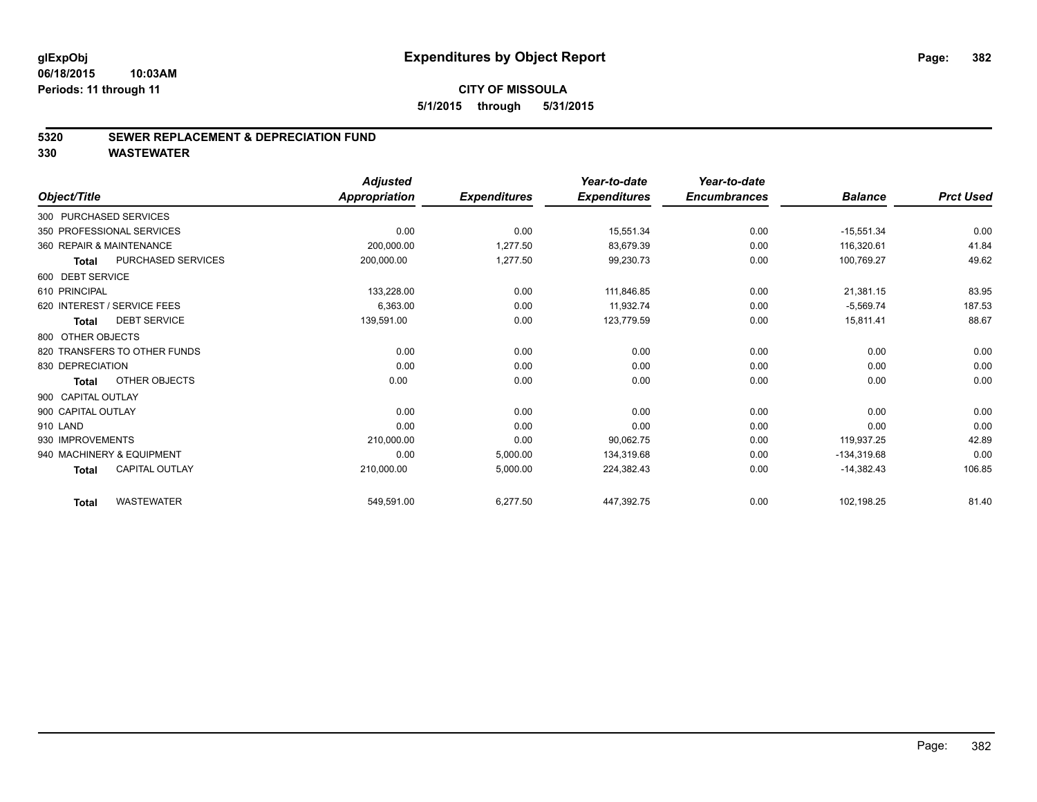# Expenditures by Object Report

glExpObj
06/18/2015 10:03AM
Periods: 11 through 11

**CITY OF MISSOULA**
**5/1/2015 through 5/31/2015**

## 5320 SEWER REPLACEMENT & DEPRECIATION FUND
## 330 WASTEWATER

| Object/Title | Adjusted Appropriation | Expenditures | Year-to-date Expenditures | Year-to-date Encumbrances | Balance | Prct Used |
|---|---|---|---|---|---|---|
| 300 PURCHASED SERVICES | | | | | | |
| 350 PROFESSIONAL SERVICES | 0.00 | 0.00 | 15,551.34 | 0.00 | -15,551.34 | 0.00 |
| 360 REPAIR & MAINTENANCE | 200,000.00 | 1,277.50 | 83,679.39 | 0.00 | 116,320.61 | 41.84 |
| **Total** PURCHASED SERVICES | 200,000.00 | 1,277.50 | 99,230.73 | 0.00 | 100,769.27 | 49.62 |
| 600 DEBT SERVICE | | | | | | |
| 610 PRINCIPAL | 133,228.00 | 0.00 | 111,846.85 | 0.00 | 21,381.15 | 83.95 |
| 620 INTEREST / SERVICE FEES | 6,363.00 | 0.00 | 11,932.74 | 0.00 | -5,569.74 | 187.53 |
| **Total** DEBT SERVICE | 139,591.00 | 0.00 | 123,779.59 | 0.00 | 15,811.41 | 88.67 |
| 800 OTHER OBJECTS | | | | | | |
| 820 TRANSFERS TO OTHER FUNDS | 0.00 | 0.00 | 0.00 | 0.00 | 0.00 | 0.00 |
| 830 DEPRECIATION | 0.00 | 0.00 | 0.00 | 0.00 | 0.00 | 0.00 |
| **Total** OTHER OBJECTS | 0.00 | 0.00 | 0.00 | 0.00 | 0.00 | 0.00 |
| 900 CAPITAL OUTLAY | | | | | | |
| 900 CAPITAL OUTLAY | 0.00 | 0.00 | 0.00 | 0.00 | 0.00 | 0.00 |
| 910 LAND | 0.00 | 0.00 | 0.00 | 0.00 | 0.00 | 0.00 |
| 930 IMPROVEMENTS | 210,000.00 | 0.00 | 90,062.75 | 0.00 | 119,937.25 | 42.89 |
| 940 MACHINERY & EQUIPMENT | 0.00 | 5,000.00 | 134,319.68 | 0.00 | -134,319.68 | 0.00 |
| **Total** CAPITAL OUTLAY | 210,000.00 | 5,000.00 | 224,382.43 | 0.00 | -14,382.43 | 106.85 |
| **Total** WASTEWATER | 549,591.00 | 6,277.50 | 447,392.75 | 0.00 | 102,198.25 | 81.40 |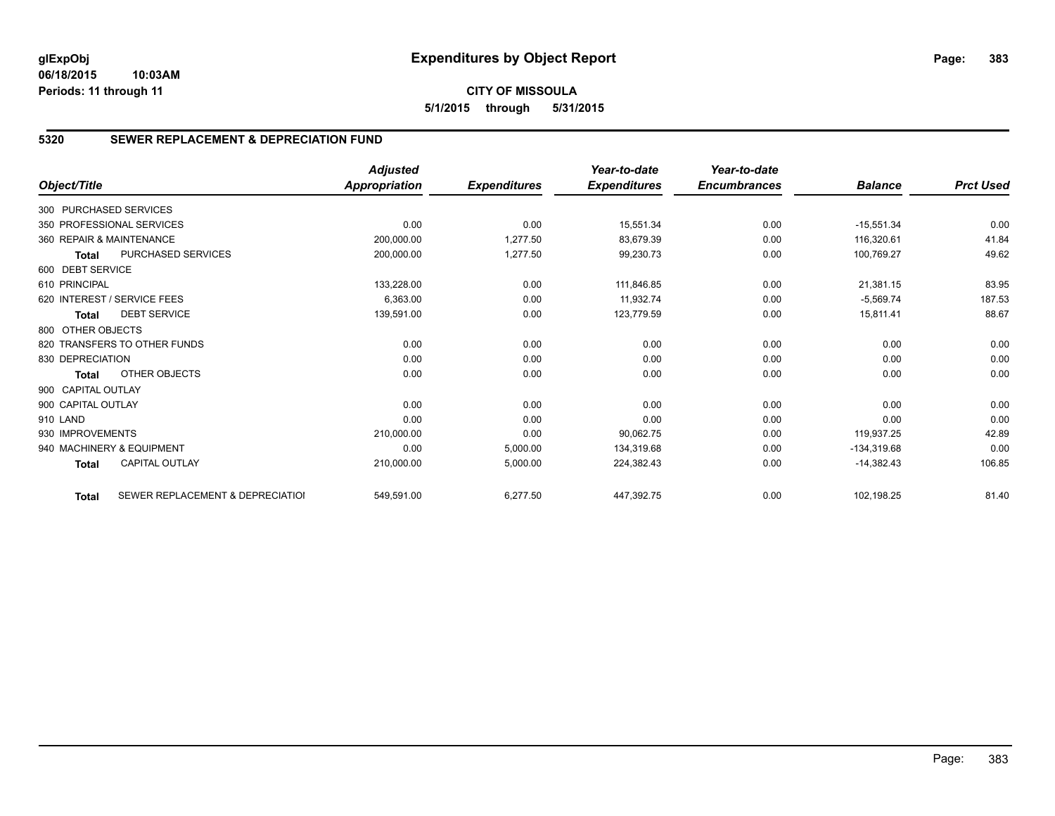**glExpObj** 06/18/2015 10:03AM
**Periods: 11 through 11**

# Expenditures by Object Report

**CITY OF MISSOULA**
**5/1/2015 through 5/31/2015**

## 5320 SEWER REPLACEMENT & DEPRECIATION FUND

| Object/Title | Adjusted Appropriation | Expenditures | Year-to-date Expenditures | Year-to-date Encumbrances | Balance | Prct Used |
|---|---|---|---|---|---|---|
| 300 PURCHASED SERVICES | | | | | | |
| 350 PROFESSIONAL SERVICES | 0.00 | 0.00 | 15,551.34 | 0.00 | -15,551.34 | 0.00 |
| 360 REPAIR & MAINTENANCE | 200,000.00 | 1,277.50 | 83,679.39 | 0.00 | 116,320.61 | 41.84 |
| **Total** PURCHASED SERVICES | 200,000.00 | 1,277.50 | 99,230.73 | 0.00 | 100,769.27 | 49.62 |
| 600 DEBT SERVICE | | | | | | |
| 610 PRINCIPAL | 133,228.00 | 0.00 | 111,846.85 | 0.00 | 21,381.15 | 83.95 |
| 620 INTEREST / SERVICE FEES | 6,363.00 | 0.00 | 11,932.74 | 0.00 | -5,569.74 | 187.53 |
| **Total** DEBT SERVICE | 139,591.00 | 0.00 | 123,779.59 | 0.00 | 15,811.41 | 88.67 |
| 800 OTHER OBJECTS | | | | | | |
| 820 TRANSFERS TO OTHER FUNDS | 0.00 | 0.00 | 0.00 | 0.00 | 0.00 | 0.00 |
| 830 DEPRECIATION | 0.00 | 0.00 | 0.00 | 0.00 | 0.00 | 0.00 |
| **Total** OTHER OBJECTS | 0.00 | 0.00 | 0.00 | 0.00 | 0.00 | 0.00 |
| 900 CAPITAL OUTLAY | | | | | | |
| 900 CAPITAL OUTLAY | 0.00 | 0.00 | 0.00 | 0.00 | 0.00 | 0.00 |
| 910 LAND | 0.00 | 0.00 | 0.00 | 0.00 | 0.00 | 0.00 |
| 930 IMPROVEMENTS | 210,000.00 | 0.00 | 90,062.75 | 0.00 | 119,937.25 | 42.89 |
| 940 MACHINERY & EQUIPMENT | 0.00 | 5,000.00 | 134,319.68 | 0.00 | -134,319.68 | 0.00 |
| **Total** CAPITAL OUTLAY | 210,000.00 | 5,000.00 | 224,382.43 | 0.00 | -14,382.43 | 106.85 |
| **Total** SEWER REPLACEMENT & DEPRECIATIOI | 549,591.00 | 6,277.50 | 447,392.75 | 0.00 | 102,198.25 | 81.40 |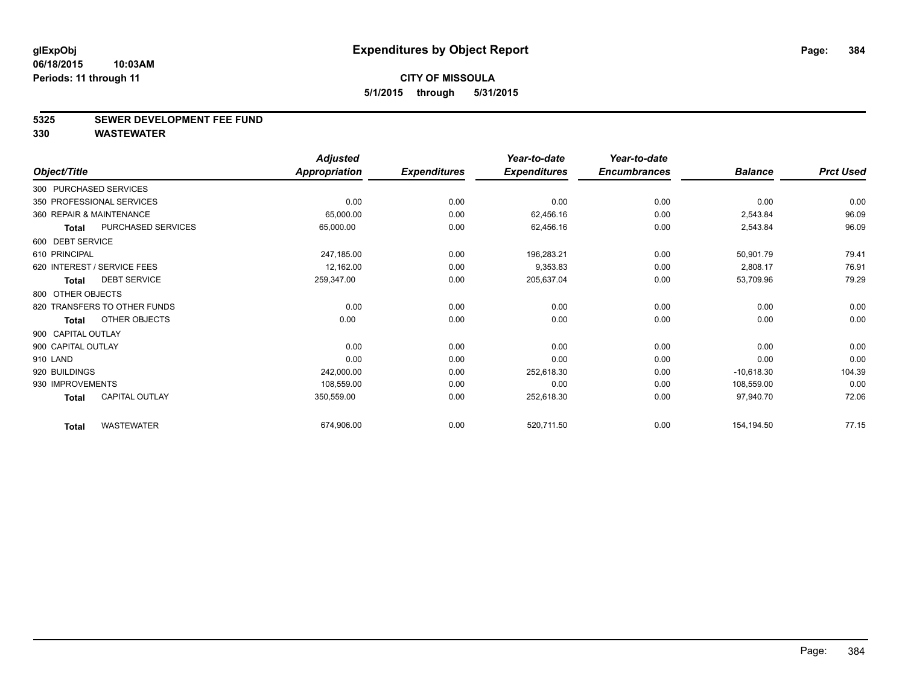# Expenditures by Object Report

glExpObj
06/18/2015 10:03AM
Periods: 11 through 11

**CITY OF MISSOULA**
**5/1/2015 through 5/31/2015**

## 5325 SEWER DEVELOPMENT FEE FUND
## 330 WASTEWATER

| Object/Title | Adjusted Appropriation | Expenditures | Year-to-date Expenditures | Year-to-date Encumbrances | Balance | Prct Used |
|---|---|---|---|---|---|---|
| 300 PURCHASED SERVICES | | | | | | |
| 350 PROFESSIONAL SERVICES | 0.00 | 0.00 | 0.00 | 0.00 | 0.00 | 0.00 |
| 360 REPAIR & MAINTENANCE | 65,000.00 | 0.00 | 62,456.16 | 0.00 | 2,543.84 | 96.09 |
| **Total** PURCHASED SERVICES | 65,000.00 | 0.00 | 62,456.16 | 0.00 | 2,543.84 | 96.09 |
| 600 DEBT SERVICE | | | | | | |
| 610 PRINCIPAL | 247,185.00 | 0.00 | 196,283.21 | 0.00 | 50,901.79 | 79.41 |
| 620 INTEREST / SERVICE FEES | 12,162.00 | 0.00 | 9,353.83 | 0.00 | 2,808.17 | 76.91 |
| **Total** DEBT SERVICE | 259,347.00 | 0.00 | 205,637.04 | 0.00 | 53,709.96 | 79.29 |
| 800 OTHER OBJECTS | | | | | | |
| 820 TRANSFERS TO OTHER FUNDS | 0.00 | 0.00 | 0.00 | 0.00 | 0.00 | 0.00 |
| **Total** OTHER OBJECTS | 0.00 | 0.00 | 0.00 | 0.00 | 0.00 | 0.00 |
| 900 CAPITAL OUTLAY | | | | | | |
| 900 CAPITAL OUTLAY | 0.00 | 0.00 | 0.00 | 0.00 | 0.00 | 0.00 |
| 910 LAND | 0.00 | 0.00 | 0.00 | 0.00 | 0.00 | 0.00 |
| 920 BUILDINGS | 242,000.00 | 0.00 | 252,618.30 | 0.00 | -10,618.30 | 104.39 |
| 930 IMPROVEMENTS | 108,559.00 | 0.00 | 0.00 | 0.00 | 108,559.00 | 0.00 |
| **Total** CAPITAL OUTLAY | 350,559.00 | 0.00 | 252,618.30 | 0.00 | 97,940.70 | 72.06 |
| **Total** WASTEWATER | 674,906.00 | 0.00 | 520,711.50 | 0.00 | 154,194.50 | 77.15 |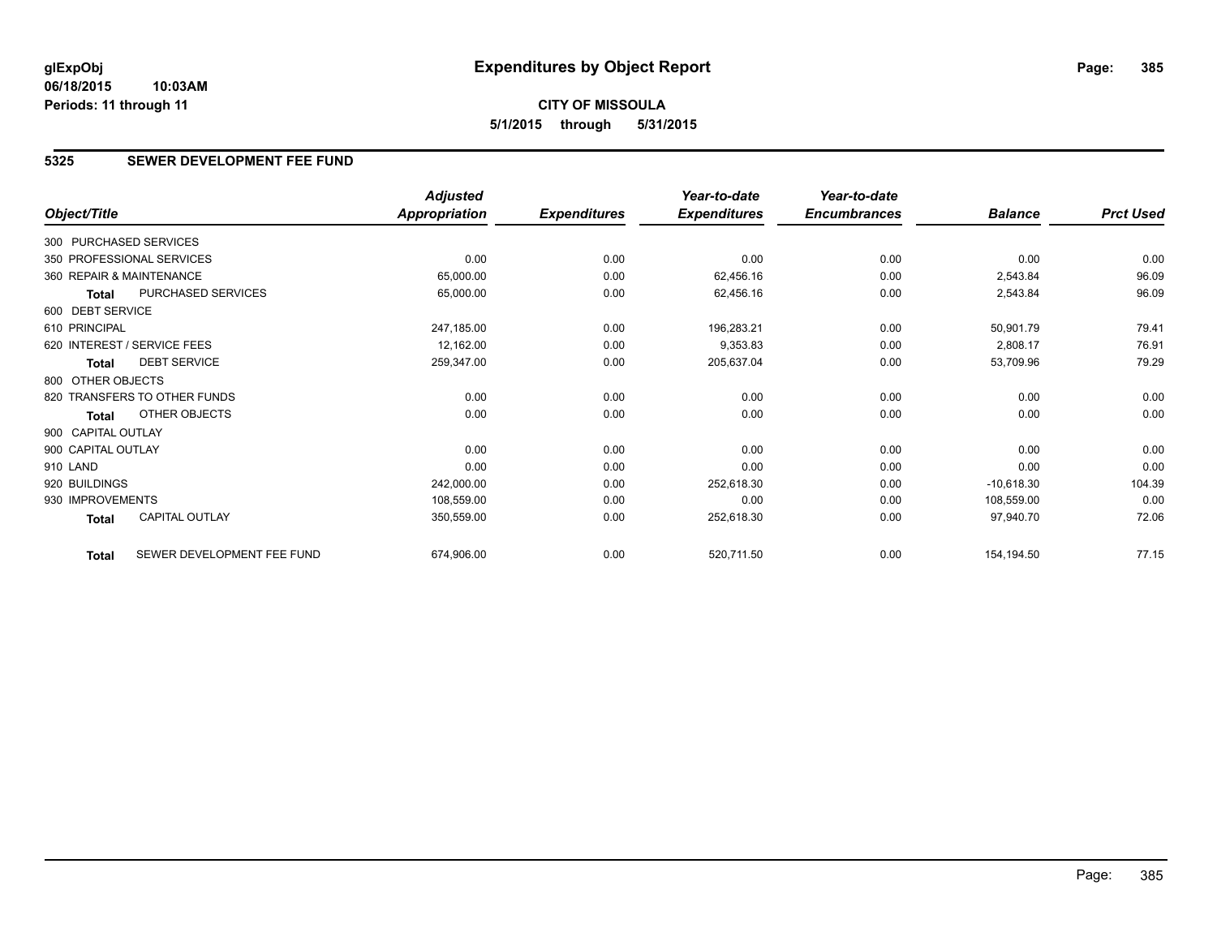# Expenditures by Object Report

glExpObj
06/18/2015 10:03AM
Periods: 11 through 11

**CITY OF MISSOULA**
**5/1/2015 through 5/31/2015**

## 5325 SEWER DEVELOPMENT FEE FUND

| Object/Title | | Adjusted Appropriation | Expenditures | Year-to-date Expenditures | Year-to-date Encumbrances | Balance | Prct Used |
|---|---|---|---|---|---|---|---|
| 300 PURCHASED SERVICES | | | | | | | |
| 350 PROFESSIONAL SERVICES | | 0.00 | 0.00 | 0.00 | 0.00 | 0.00 | 0.00 |
| 360 REPAIR & MAINTENANCE | | 65,000.00 | 0.00 | 62,456.16 | 0.00 | 2,543.84 | 96.09 |
| Total | PURCHASED SERVICES | 65,000.00 | 0.00 | 62,456.16 | 0.00 | 2,543.84 | 96.09 |
| 600 DEBT SERVICE | | | | | | | |
| 610 PRINCIPAL | | 247,185.00 | 0.00 | 196,283.21 | 0.00 | 50,901.79 | 79.41 |
| 620 INTEREST / SERVICE FEES | | 12,162.00 | 0.00 | 9,353.83 | 0.00 | 2,808.17 | 76.91 |
| Total | DEBT SERVICE | 259,347.00 | 0.00 | 205,637.04 | 0.00 | 53,709.96 | 79.29 |
| 800 OTHER OBJECTS | | | | | | | |
| 820 TRANSFERS TO OTHER FUNDS | | 0.00 | 0.00 | 0.00 | 0.00 | 0.00 | 0.00 |
| Total | OTHER OBJECTS | 0.00 | 0.00 | 0.00 | 0.00 | 0.00 | 0.00 |
| 900 CAPITAL OUTLAY | | | | | | | |
| 900 CAPITAL OUTLAY | | 0.00 | 0.00 | 0.00 | 0.00 | 0.00 | 0.00 |
| 910 LAND | | 0.00 | 0.00 | 0.00 | 0.00 | 0.00 | 0.00 |
| 920 BUILDINGS | | 242,000.00 | 0.00 | 252,618.30 | 0.00 | -10,618.30 | 104.39 |
| 930 IMPROVEMENTS | | 108,559.00 | 0.00 | 0.00 | 0.00 | 108,559.00 | 0.00 |
| Total | CAPITAL OUTLAY | 350,559.00 | 0.00 | 252,618.30 | 0.00 | 97,940.70 | 72.06 |
| Total | SEWER DEVELOPMENT FEE FUND | 674,906.00 | 0.00 | 520,711.50 | 0.00 | 154,194.50 | 77.15 |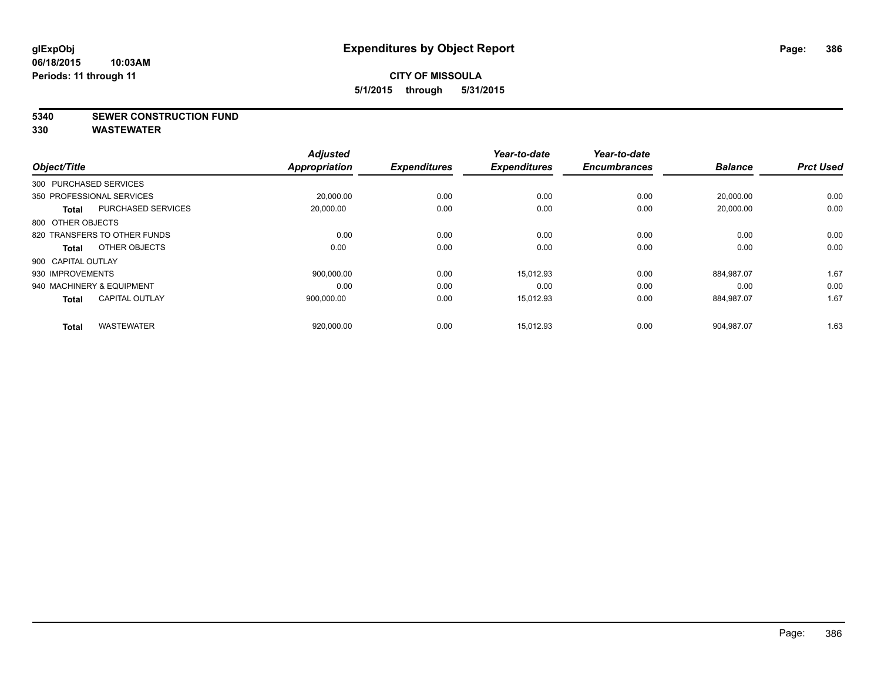**glExpObj**
**06/18/2015 10:03AM**
**Periods: 11 through 11**

# Expenditures by Object Report

**CITY OF MISSOULA**
**5/1/2015 through 5/31/2015**

**5340 SEWER CONSTRUCTION FUND**
**330 WASTEWATER**

| Object/Title | | Adjusted Appropriation | Expenditures | Year-to-date Expenditures | Year-to-date Encumbrances | Balance | Prct Used |
|---|---|---|---|---|---|---|---|
| 300 PURCHASED SERVICES | | | | | | | |
| 350 PROFESSIONAL SERVICES | | 20,000.00 | 0.00 | 0.00 | 0.00 | 20,000.00 | 0.00 |
| **Total** | PURCHASED SERVICES | 20,000.00 | 0.00 | 0.00 | 0.00 | 20,000.00 | 0.00 |
| 800 OTHER OBJECTS | | | | | | | |
| 820 TRANSFERS TO OTHER FUNDS | | 0.00 | 0.00 | 0.00 | 0.00 | 0.00 | 0.00 |
| **Total** | OTHER OBJECTS | 0.00 | 0.00 | 0.00 | 0.00 | 0.00 | 0.00 |
| 900 CAPITAL OUTLAY | | | | | | | |
| 930 IMPROVEMENTS | | 900,000.00 | 0.00 | 15,012.93 | 0.00 | 884,987.07 | 1.67 |
| 940 MACHINERY & EQUIPMENT | | 0.00 | 0.00 | 0.00 | 0.00 | 0.00 | 0.00 |
| **Total** | CAPITAL OUTLAY | 900,000.00 | 0.00 | 15,012.93 | 0.00 | 884,987.07 | 1.67 |
| **Total** | WASTEWATER | 920,000.00 | 0.00 | 15,012.93 | 0.00 | 904,987.07 | 1.63 |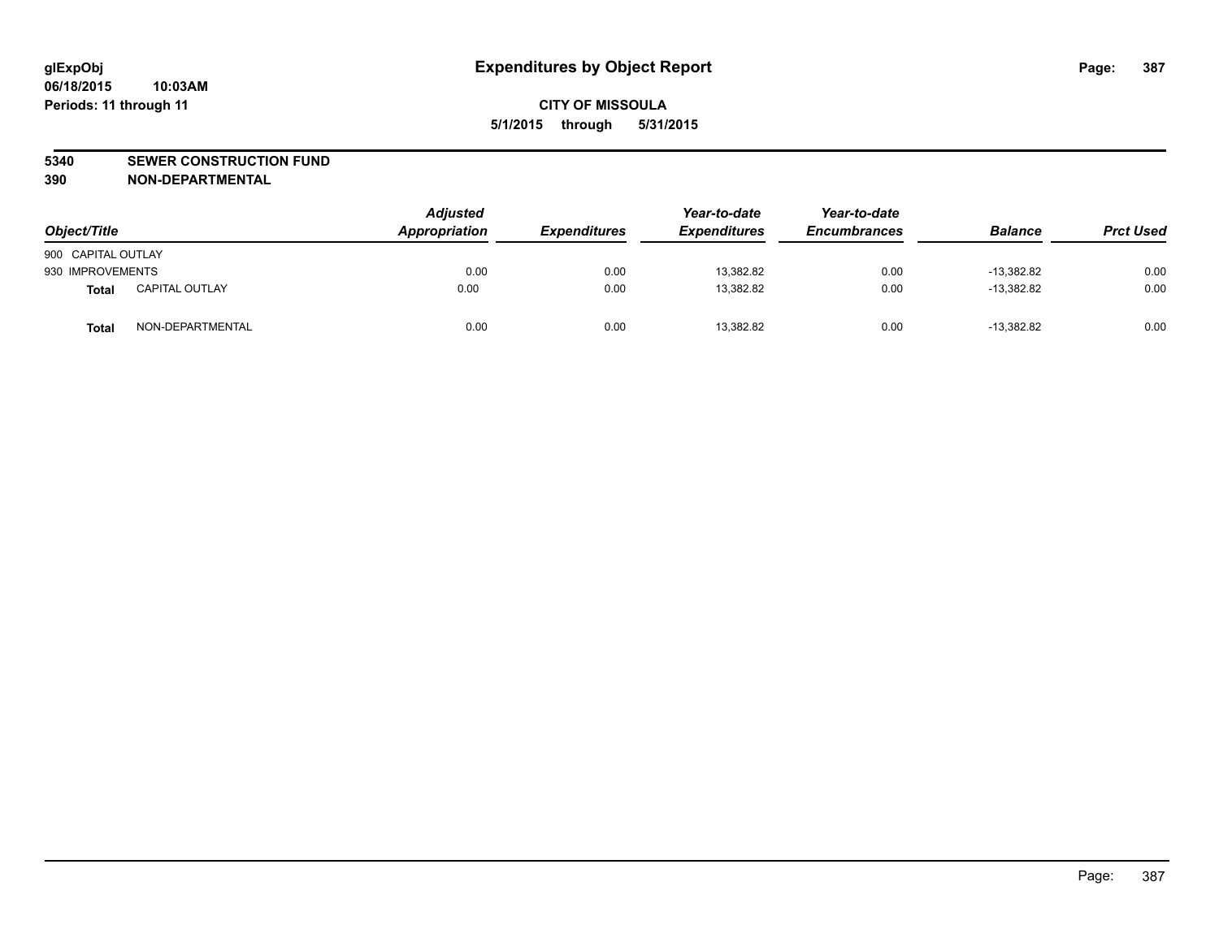# Expenditures by Object Report

glExpObj
06/18/2015 10:03AM
Periods: 11 through 11

**CITY OF MISSOULA**
**5/1/2015 through 5/31/2015**

**5340 SEWER CONSTRUCTION FUND**
**390 NON-DEPARTMENTAL**

| Object/Title | | *Adjusted Appropriation* | *Expenditures* | *Year-to-date Expenditures* | *Year-to-date Encumbrances* | *Balance* | *Prct Used* |
|---|---|---|---|---|---|---|---|
| 900 CAPITAL OUTLAY | | | | | | | |
| 930 IMPROVEMENTS | | 0.00 | 0.00 | 13,382.82 | 0.00 | -13,382.82 | 0.00 |
| **Total** | CAPITAL OUTLAY | 0.00 | 0.00 | 13,382.82 | 0.00 | -13,382.82 | 0.00 |
| **Total** | NON-DEPARTMENTAL | 0.00 | 0.00 | 13,382.82 | 0.00 | -13,382.82 | 0.00 |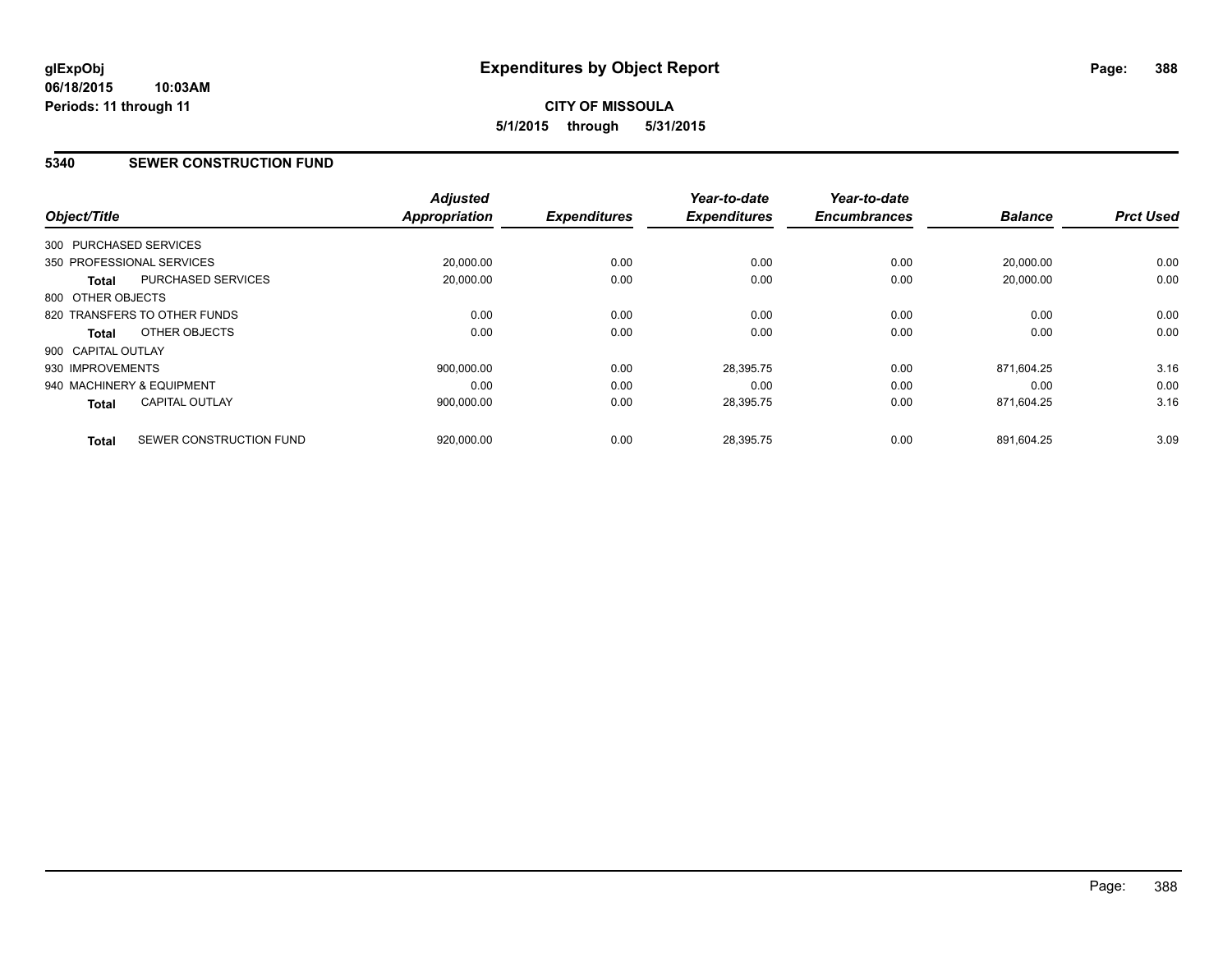# Expenditures by Object Report

glExpObj
06/18/2015 10:03AM
Periods: 11 through 11

**CITY OF MISSOULA**
**5/1/2015 through 5/31/2015**

## 5340 SEWER CONSTRUCTION FUND

| Object/Title | Adjusted Appropriation | Expenditures | Year-to-date Expenditures | Year-to-date Encumbrances | Balance | Prct Used |
|---|---|---|---|---|---|---|
| 300 PURCHASED SERVICES | | | | | | |
| 350 PROFESSIONAL SERVICES | 20,000.00 | 0.00 | 0.00 | 0.00 | 20,000.00 | 0.00 |
| **Total** PURCHASED SERVICES | 20,000.00 | 0.00 | 0.00 | 0.00 | 20,000.00 | 0.00 |
| 800 OTHER OBJECTS | | | | | | |
| 820 TRANSFERS TO OTHER FUNDS | 0.00 | 0.00 | 0.00 | 0.00 | 0.00 | 0.00 |
| **Total** OTHER OBJECTS | 0.00 | 0.00 | 0.00 | 0.00 | 0.00 | 0.00 |
| 900 CAPITAL OUTLAY | | | | | | |
| 930 IMPROVEMENTS | 900,000.00 | 0.00 | 28,395.75 | 0.00 | 871,604.25 | 3.16 |
| 940 MACHINERY & EQUIPMENT | 0.00 | 0.00 | 0.00 | 0.00 | 0.00 | 0.00 |
| **Total** CAPITAL OUTLAY | 900,000.00 | 0.00 | 28,395.75 | 0.00 | 871,604.25 | 3.16 |
| **Total** SEWER CONSTRUCTION FUND | 920,000.00 | 0.00 | 28,395.75 | 0.00 | 891,604.25 | 3.09 |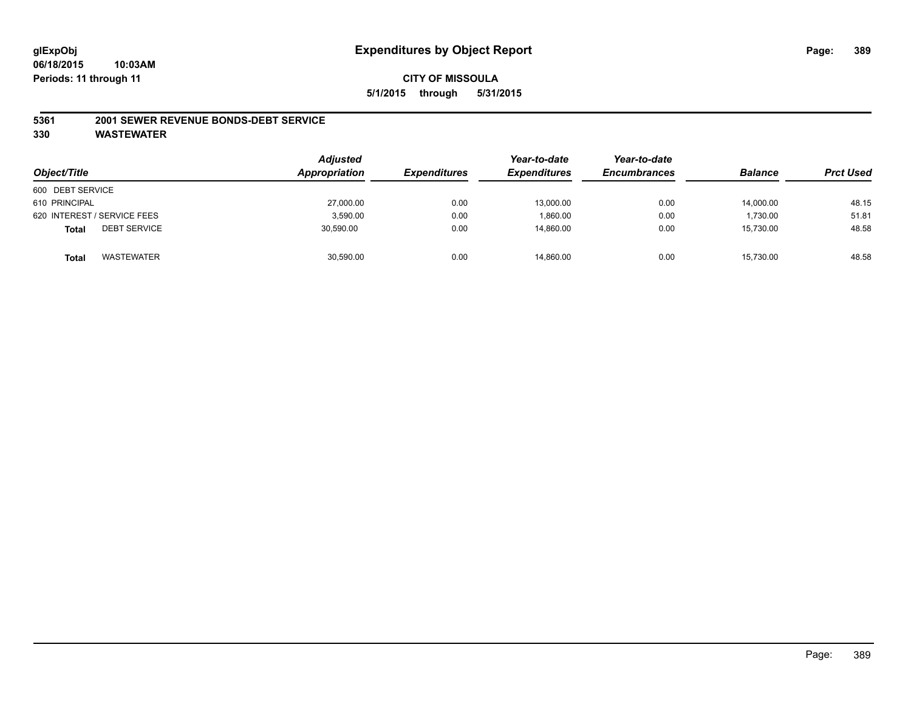glExpObj
06/18/2015 10:03AM
Periods: 11 through 11

# Expenditures by Object Report

**CITY OF MISSOULA**

**5/1/2015 through 5/31/2015**

**5361 2001 SEWER REVENUE BONDS-DEBT SERVICE**

**330 WASTEWATER**

| Object/Title | Adjusted Appropriation | Expenditures | Year-to-date Expenditures | Year-to-date Encumbrances | Balance | Prct Used |
|---|---|---|---|---|---|---|
| 600 DEBT SERVICE | | | | | | |
| 610 PRINCIPAL | 27,000.00 | 0.00 | 13,000.00 | 0.00 | 14,000.00 | 48.15 |
| 620 INTEREST / SERVICE FEES | 3,590.00 | 0.00 | 1,860.00 | 0.00 | 1,730.00 | 51.81 |
| **Total** DEBT SERVICE | 30,590.00 | 0.00 | 14,860.00 | 0.00 | 15,730.00 | 48.58 |
| **Total** WASTEWATER | 30,590.00 | 0.00 | 14,860.00 | 0.00 | 15,730.00 | 48.58 |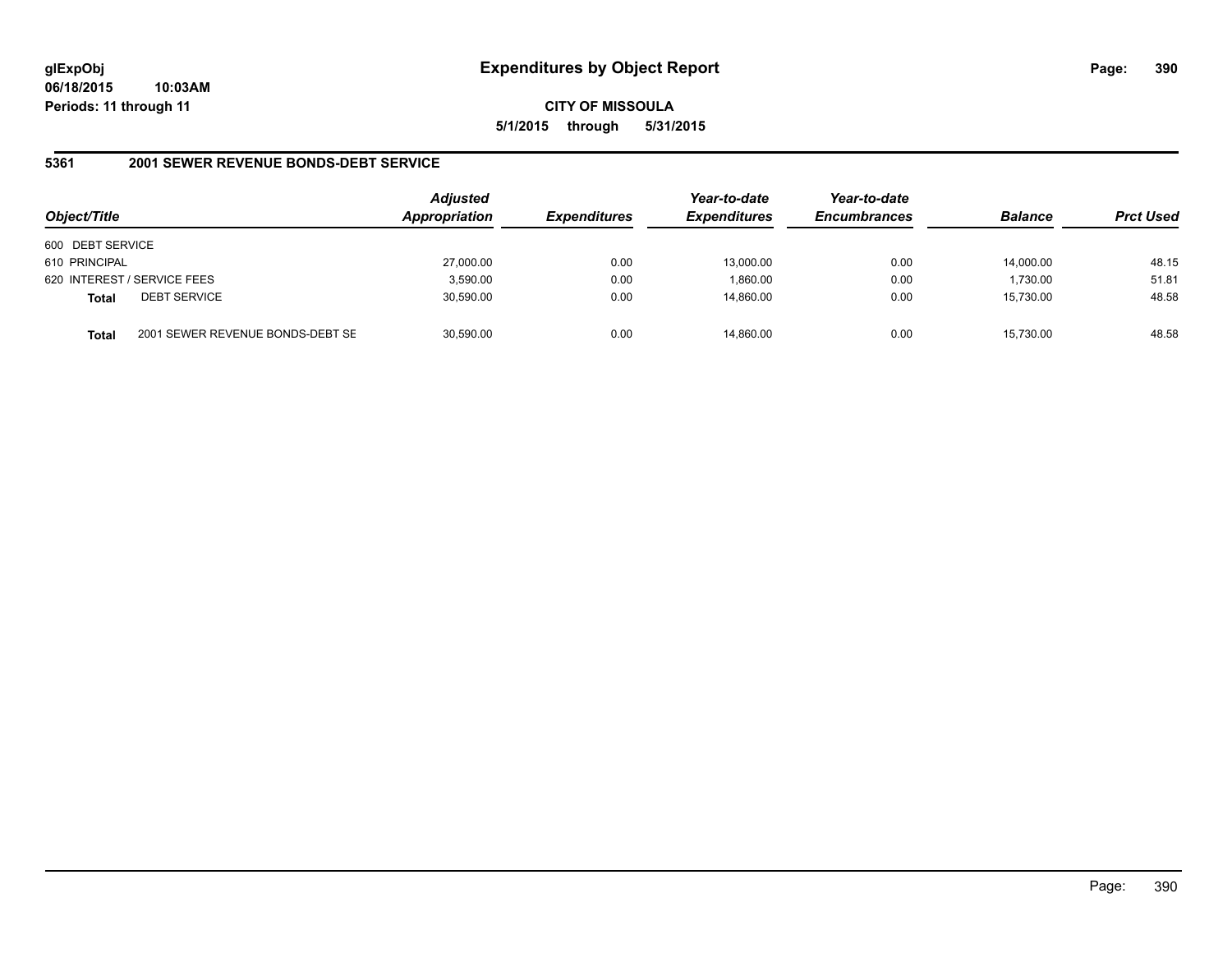**glExpObj** **Expenditures by Object Report**

**06/18/2015 10:03AM**

**Periods: 11 through 11**

**CITY OF MISSOULA**

**5/1/2015 through 5/31/2015**

**5361 2001 SEWER REVENUE BONDS-DEBT SERVICE**

| Object/Title | | Adjusted Appropriation | Expenditures | Year-to-date Expenditures | Year-to-date Encumbrances | Balance | Prct Used |
|---|---|---|---|---|---|---|---|
| 600 DEBT SERVICE | | | | | | | |
| 610 PRINCIPAL | | 27,000.00 | 0.00 | 13,000.00 | 0.00 | 14,000.00 | 48.15 |
| 620 INTEREST / SERVICE FEES | | 3,590.00 | 0.00 | 1,860.00 | 0.00 | 1,730.00 | 51.81 |
| **Total** | DEBT SERVICE | 30,590.00 | 0.00 | 14,860.00 | 0.00 | 15,730.00 | 48.58 |
| **Total** | 2001 SEWER REVENUE BONDS-DEBT SE | 30,590.00 | 0.00 | 14,860.00 | 0.00 | 15,730.00 | 48.58 |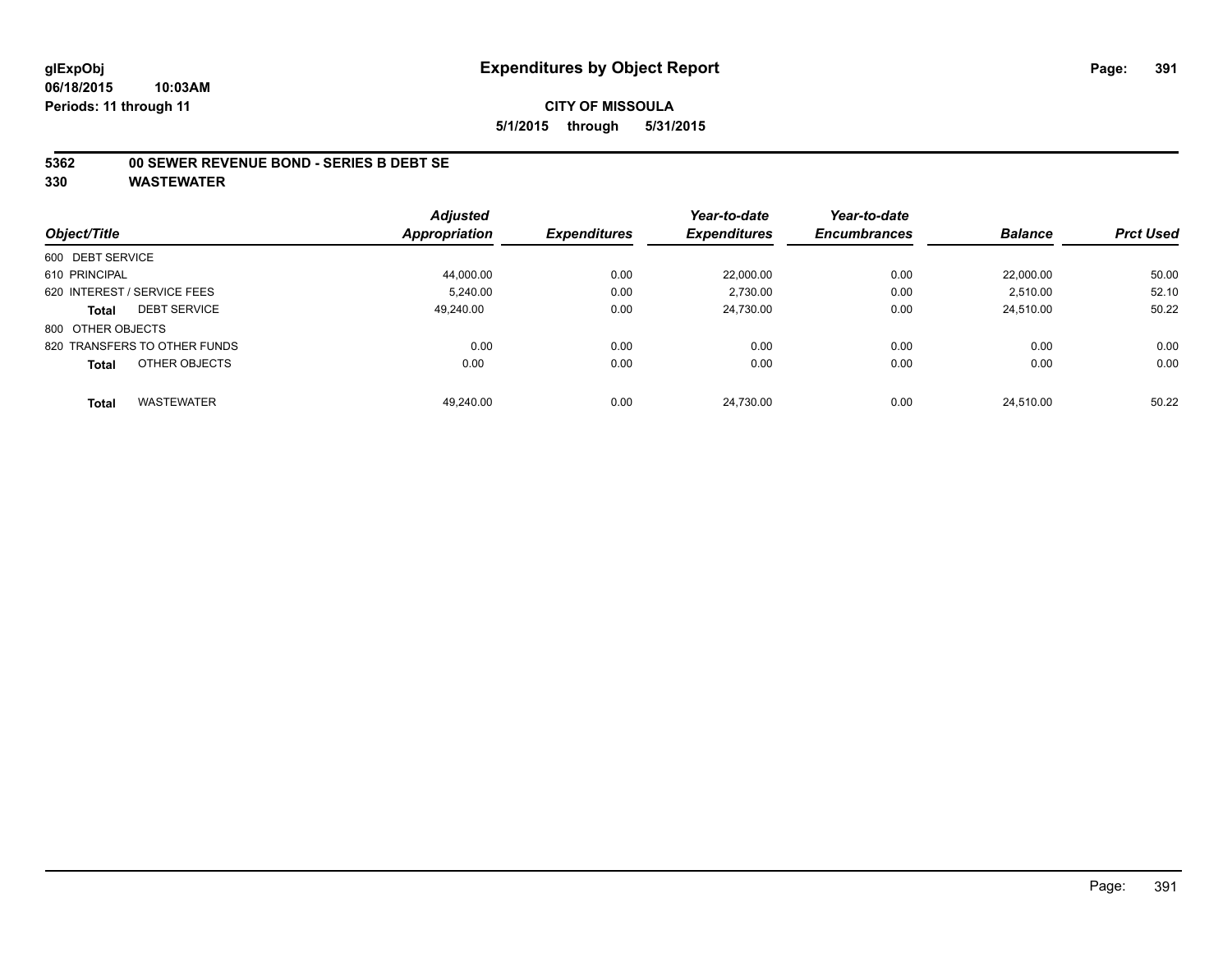**glExpObj**
**06/18/2015 10:03AM**
**Periods: 11 through 11**

# Expenditures by Object Report

**CITY OF MISSOULA**
**5/1/2015 through 5/31/2015**

**5362 00 SEWER REVENUE BOND - SERIES B DEBT SE**
**330 WASTEWATER**

| Object/Title | | Adjusted Appropriation | Expenditures | Year-to-date Expenditures | Year-to-date Encumbrances | Balance | Prct Used |
|---|---|---|---|---|---|---|---|
| 600 DEBT SERVICE | | | | | | | |
| 610 PRINCIPAL | | 44,000.00 | 0.00 | 22,000.00 | 0.00 | 22,000.00 | 50.00 |
| 620 INTEREST / SERVICE FEES | | 5,240.00 | 0.00 | 2,730.00 | 0.00 | 2,510.00 | 52.10 |
| **Total** | DEBT SERVICE | 49,240.00 | 0.00 | 24,730.00 | 0.00 | 24,510.00 | 50.22 |
| 800 OTHER OBJECTS | | | | | | | |
| 820 TRANSFERS TO OTHER FUNDS | | 0.00 | 0.00 | 0.00 | 0.00 | 0.00 | 0.00 |
| **Total** | OTHER OBJECTS | 0.00 | 0.00 | 0.00 | 0.00 | 0.00 | 0.00 |
| **Total** | WASTEWATER | 49,240.00 | 0.00 | 24,730.00 | 0.00 | 24,510.00 | 50.22 |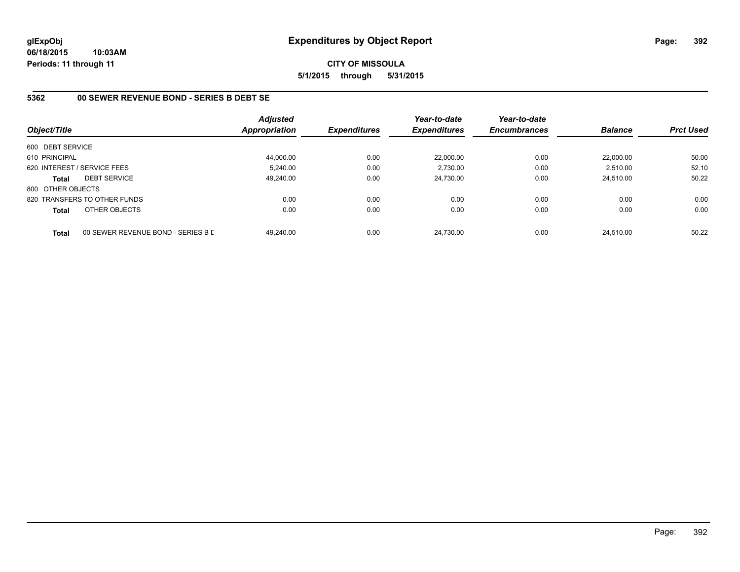**glExpObj**
**06/18/2015 10:03AM**
**Periods: 11 through 11**

# Expenditures by Object Report

**CITY OF MISSOULA**
**5/1/2015 through 5/31/2015**

## 5362 00 SEWER REVENUE BOND - SERIES B DEBT SE

| Object/Title | | Adjusted Appropriation | Expenditures | Year-to-date Expenditures | Year-to-date Encumbrances | Balance | Prct Used |
|---|---|---|---|---|---|---|---|
| 600 DEBT SERVICE | | | | | | | |
| 610 PRINCIPAL | | 44,000.00 | 0.00 | 22,000.00 | 0.00 | 22,000.00 | 50.00 |
| 620 INTEREST / SERVICE FEES | | 5,240.00 | 0.00 | 2,730.00 | 0.00 | 2,510.00 | 52.10 |
| **Total** | DEBT SERVICE | 49,240.00 | 0.00 | 24,730.00 | 0.00 | 24,510.00 | 50.22 |
| 800 OTHER OBJECTS | | | | | | | |
| 820 TRANSFERS TO OTHER FUNDS | | 0.00 | 0.00 | 0.00 | 0.00 | 0.00 | 0.00 |
| **Total** | OTHER OBJECTS | 0.00 | 0.00 | 0.00 | 0.00 | 0.00 | 0.00 |
| **Total** | 00 SEWER REVENUE BOND - SERIES B D | 49,240.00 | 0.00 | 24,730.00 | 0.00 | 24,510.00 | 50.22 |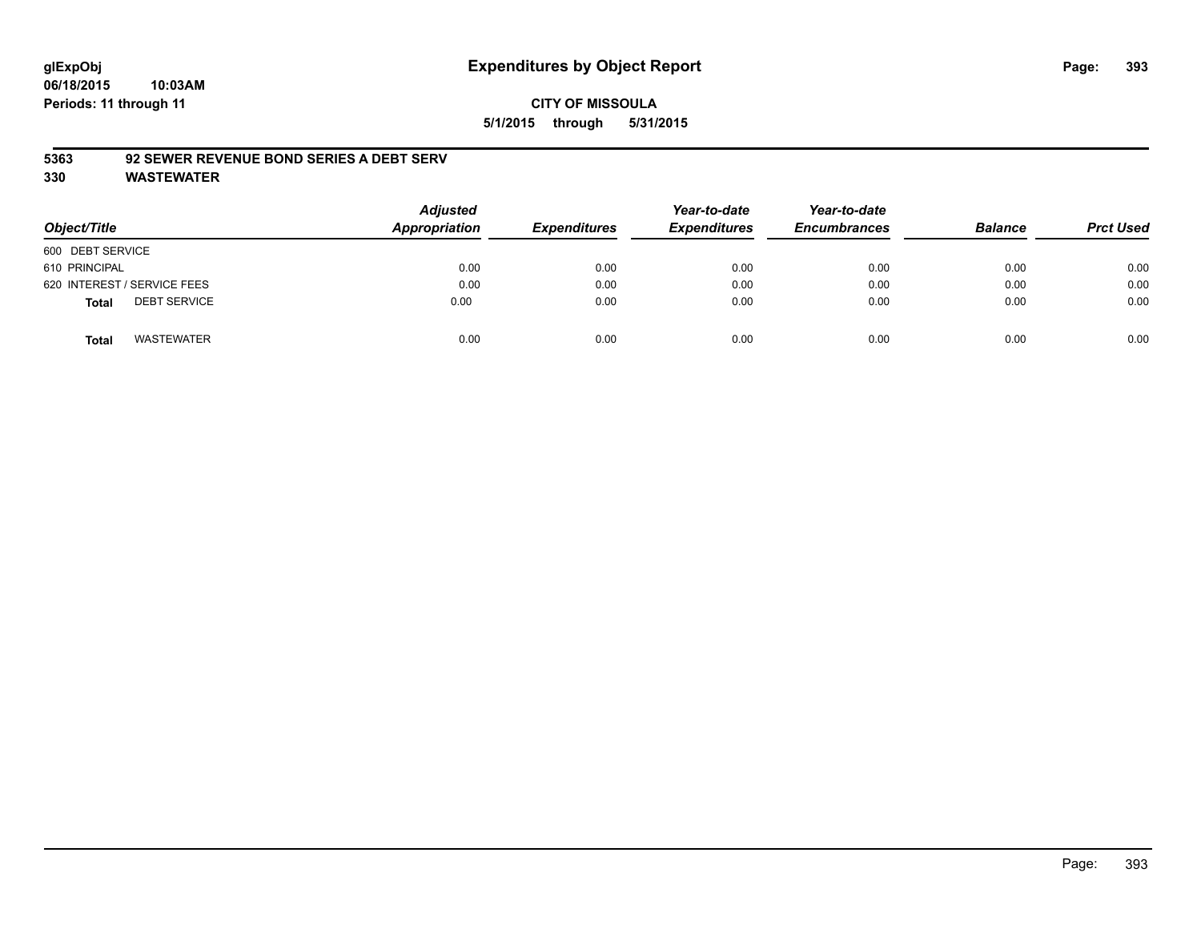**glExpObj**
**06/18/2015 10:03AM**
**Periods: 11 through 11**

# Expenditures by Object Report

**CITY OF MISSOULA**
**5/1/2015 through 5/31/2015**

**5363 92 SEWER REVENUE BOND SERIES A DEBT SERV**
**330 WASTEWATER**

| Object/Title | Adjusted Appropriation | Expenditures | Year-to-date Expenditures | Year-to-date Encumbrances | Balance | Prct Used |
|---|---|---|---|---|---|---|
| 600 DEBT SERVICE | | | | | | |
| 610 PRINCIPAL | 0.00 | 0.00 | 0.00 | 0.00 | 0.00 | 0.00 |
| 620 INTEREST / SERVICE FEES | 0.00 | 0.00 | 0.00 | 0.00 | 0.00 | 0.00 |
| **Total** DEBT SERVICE | 0.00 | 0.00 | 0.00 | 0.00 | 0.00 | 0.00 |
| **Total** WASTEWATER | 0.00 | 0.00 | 0.00 | 0.00 | 0.00 | 0.00 |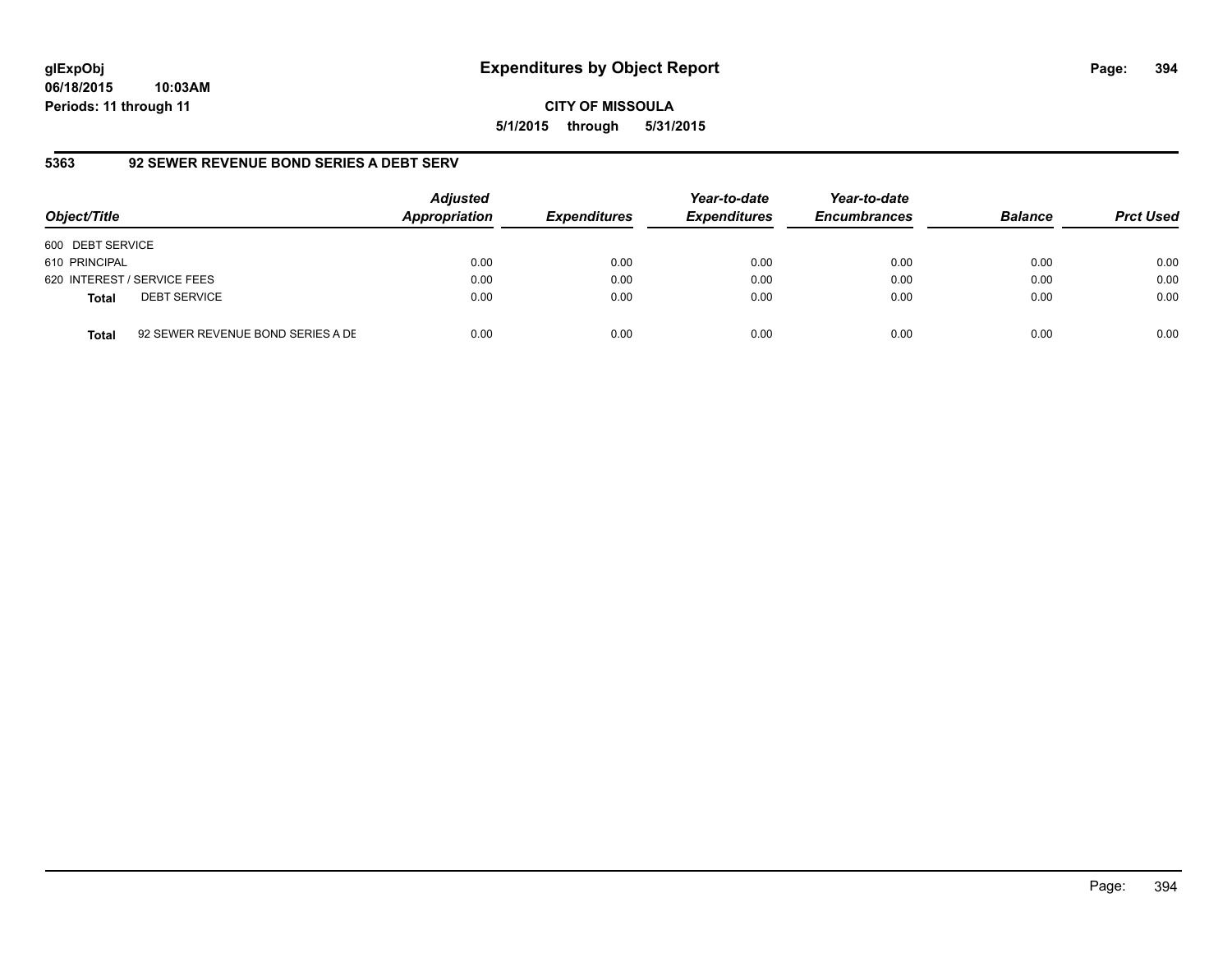# Expenditures by Object Report

glExpObj
06/18/2015 10:03AM
Periods: 11 through 11

**CITY OF MISSOULA**
**5/1/2015 through 5/31/2015**

## 5363 92 SEWER REVENUE BOND SERIES A DEBT SERV

| Object/Title | | Adjusted Appropriation | Expenditures | Year-to-date Expenditures | Year-to-date Encumbrances | Balance | Prct Used |
|---|---|---|---|---|---|---|---|
| 600 DEBT SERVICE | | | | | | | |
| 610 PRINCIPAL | | 0.00 | 0.00 | 0.00 | 0.00 | 0.00 | 0.00 |
| 620 INTEREST / SERVICE FEES | | 0.00 | 0.00 | 0.00 | 0.00 | 0.00 | 0.00 |
| **Total** | DEBT SERVICE | 0.00 | 0.00 | 0.00 | 0.00 | 0.00 | 0.00 |
| **Total** | 92 SEWER REVENUE BOND SERIES A DE | 0.00 | 0.00 | 0.00 | 0.00 | 0.00 | 0.00 |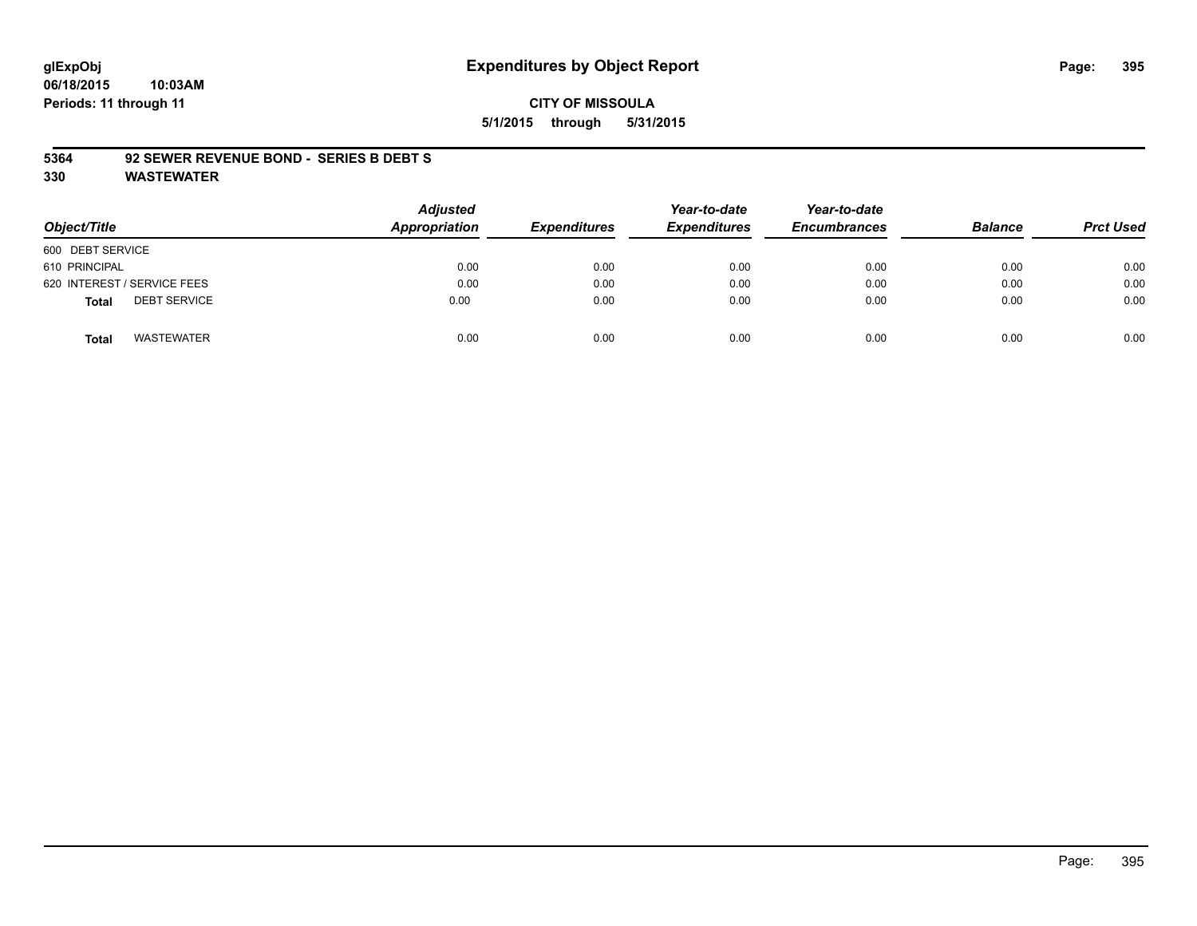**glExpObj**
**06/18/2015 10:03AM**
**Periods: 11 through 11**

# Expenditures by Object Report

**CITY OF MISSOULA**
**5/1/2015 through 5/31/2015**

## 5364 92 SEWER REVENUE BOND - SERIES B DEBT S
## 330 WASTEWATER

| Object/Title | Adjusted Appropriation | Expenditures | Year-to-date Expenditures | Year-to-date Encumbrances | Balance | Prct Used |
|---|---|---|---|---|---|---|
| 600 DEBT SERVICE | | | | | | |
| 610 PRINCIPAL | 0.00 | 0.00 | 0.00 | 0.00 | 0.00 | 0.00 |
| 620 INTEREST / SERVICE FEES | 0.00 | 0.00 | 0.00 | 0.00 | 0.00 | 0.00 |
| **Total** DEBT SERVICE | 0.00 | 0.00 | 0.00 | 0.00 | 0.00 | 0.00 |
| **Total** WASTEWATER | 0.00 | 0.00 | 0.00 | 0.00 | 0.00 | 0.00 |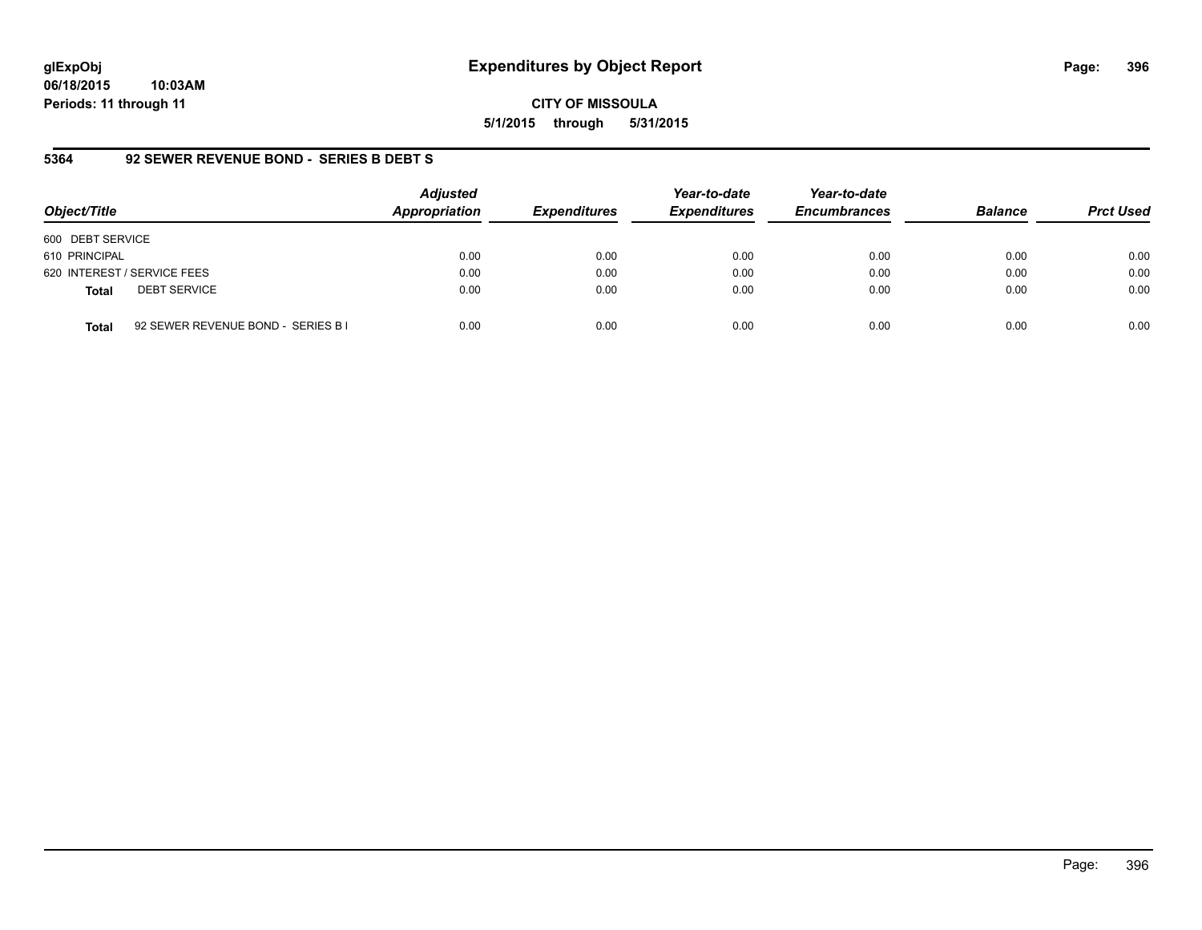# Expenditures by Object Report

glExpObj
06/18/2015 10:03AM
Periods: 11 through 11

**CITY OF MISSOULA**
**5/1/2015 through 5/31/2015**

### 5364 92 SEWER REVENUE BOND - SERIES B DEBT S

| Object/Title | Adjusted Appropriation | Expenditures | Year-to-date Expenditures | Year-to-date Encumbrances | Balance | Prct Used |
|---|---|---|---|---|---|---|
| 600 DEBT SERVICE | | | | | | |
| 610 PRINCIPAL | 0.00 | 0.00 | 0.00 | 0.00 | 0.00 | 0.00 |
| 620 INTEREST / SERVICE FEES | 0.00 | 0.00 | 0.00 | 0.00 | 0.00 | 0.00 |
| **Total** DEBT SERVICE | 0.00 | 0.00 | 0.00 | 0.00 | 0.00 | 0.00 |
| **Total** 92 SEWER REVENUE BOND - SERIES B I | 0.00 | 0.00 | 0.00 | 0.00 | 0.00 | 0.00 |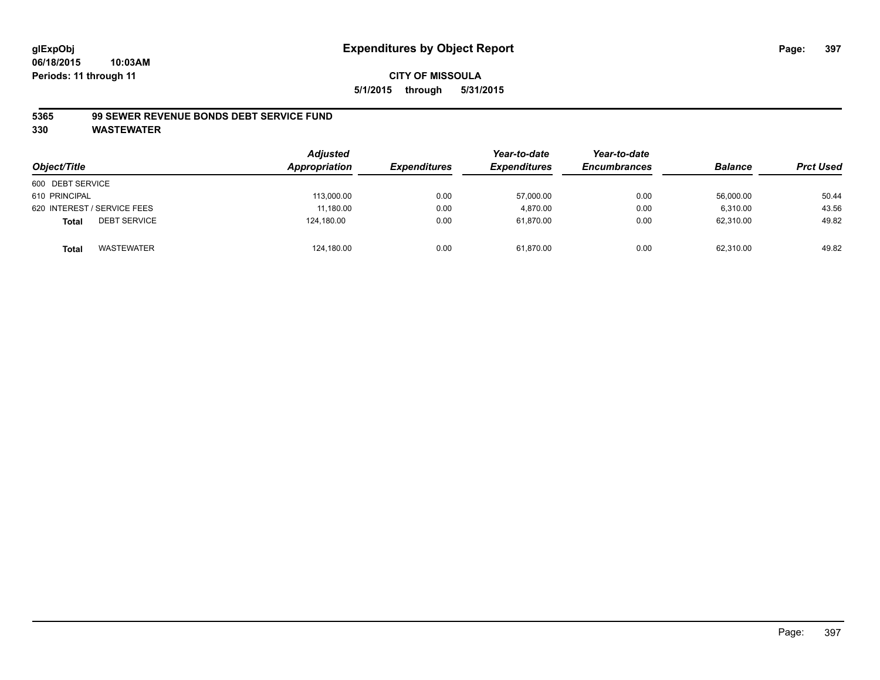glExpObj
06/18/2015 10:03AM
Periods: 11 through 11

# Expenditures by Object Report

**CITY OF MISSOULA**

**5/1/2015 through 5/31/2015**

**5365 99 SEWER REVENUE BONDS DEBT SERVICE FUND**

**330 WASTEWATER**

| Object/Title | Adjusted Appropriation | Expenditures | Year-to-date Expenditures | Year-to-date Encumbrances | Balance | Prct Used |
|---|---|---|---|---|---|---|
| 600 DEBT SERVICE | | | | | | |
| 610 PRINCIPAL | 113,000.00 | 0.00 | 57,000.00 | 0.00 | 56,000.00 | 50.44 |
| 620 INTEREST / SERVICE FEES | 11,180.00 | 0.00 | 4,870.00 | 0.00 | 6,310.00 | 43.56 |
| **Total** DEBT SERVICE | 124,180.00 | 0.00 | 61,870.00 | 0.00 | 62,310.00 | 49.82 |
| **Total** WASTEWATER | 124,180.00 | 0.00 | 61,870.00 | 0.00 | 62,310.00 | 49.82 |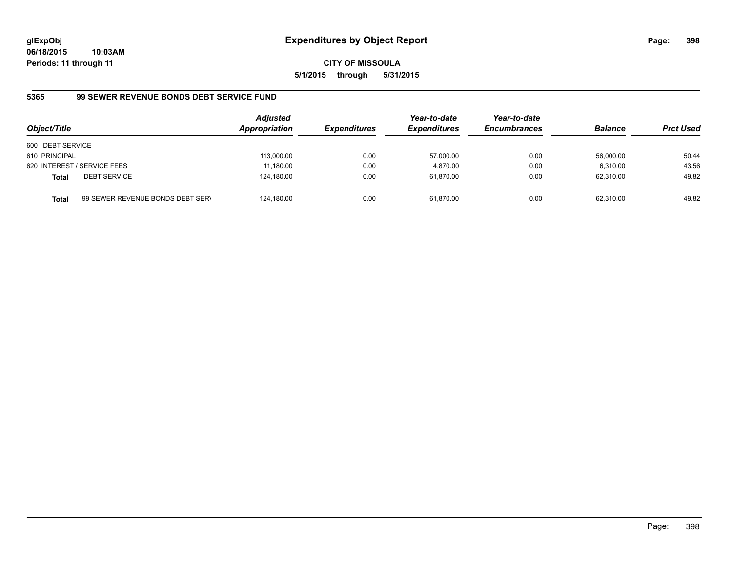# Expenditures by Object Report

glExpObj
06/18/2015 10:03AM
Periods: 11 through 11

**CITY OF MISSOULA**
**5/1/2015 through 5/31/2015**

## 5365 99 SEWER REVENUE BONDS DEBT SERVICE FUND

| Object/Title | | Adjusted Appropriation | Expenditures | Year-to-date Expenditures | Year-to-date Encumbrances | Balance | Prct Used |
|---|---|---|---|---|---|---|---|
| 600 DEBT SERVICE | | | | | | | |
| 610 PRINCIPAL | | 113,000.00 | 0.00 | 57,000.00 | 0.00 | 56,000.00 | 50.44 |
| 620 INTEREST / SERVICE FEES | | 11,180.00 | 0.00 | 4,870.00 | 0.00 | 6,310.00 | 43.56 |
| **Total** | DEBT SERVICE | 124,180.00 | 0.00 | 61,870.00 | 0.00 | 62,310.00 | 49.82 |
| **Total** | 99 SEWER REVENUE BONDS DEBT SERV | 124,180.00 | 0.00 | 61,870.00 | 0.00 | 62,310.00 | 49.82 |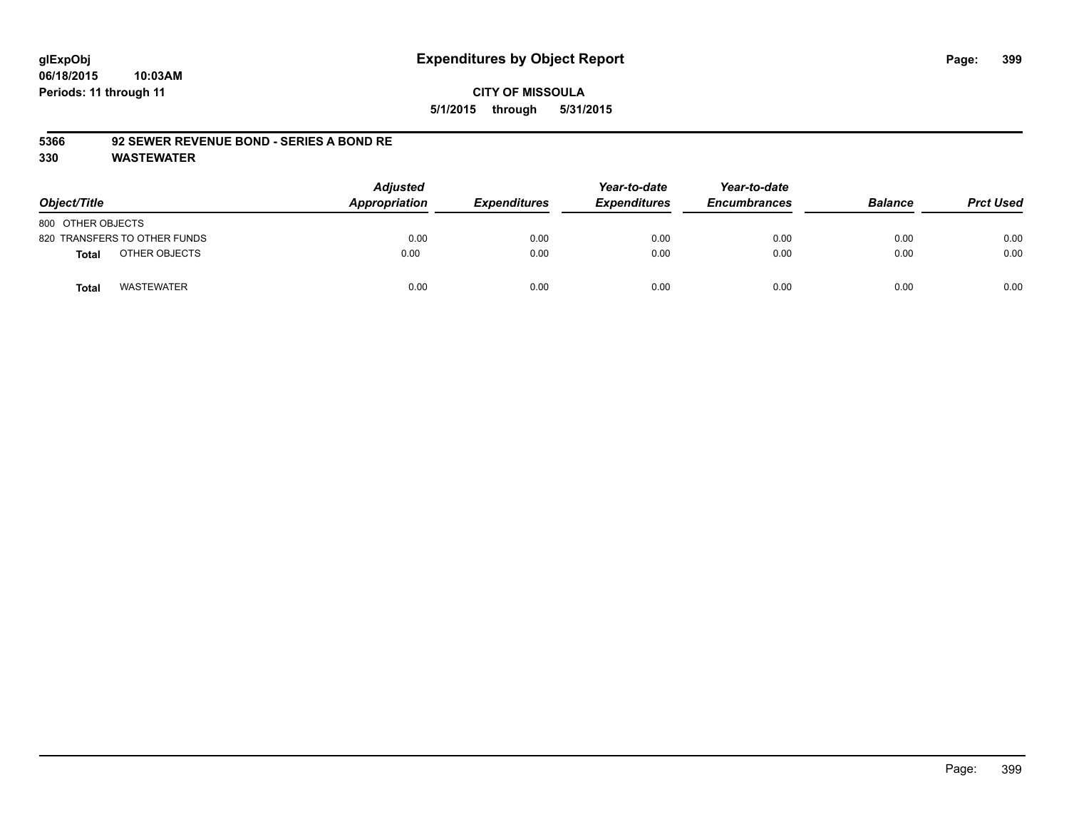# Expenditures by Object Report

glExpObj
06/18/2015 10:03AM
Periods: 11 through 11

**CITY OF MISSOULA**
**5/1/2015 through 5/31/2015**

**5366 92 SEWER REVENUE BOND - SERIES A BOND RE**
**330 WASTEWATER**

| Object/Title | Adjusted Appropriation | Expenditures | Year-to-date Expenditures | Year-to-date Encumbrances | Balance | Prct Used |
|---|---|---|---|---|---|---|
| 800 OTHER OBJECTS | | | | | | |
| 820 TRANSFERS TO OTHER FUNDS | 0.00 | 0.00 | 0.00 | 0.00 | 0.00 | 0.00 |
| **Total** OTHER OBJECTS | 0.00 | 0.00 | 0.00 | 0.00 | 0.00 | 0.00 |
| **Total** WASTEWATER | 0.00 | 0.00 | 0.00 | 0.00 | 0.00 | 0.00 |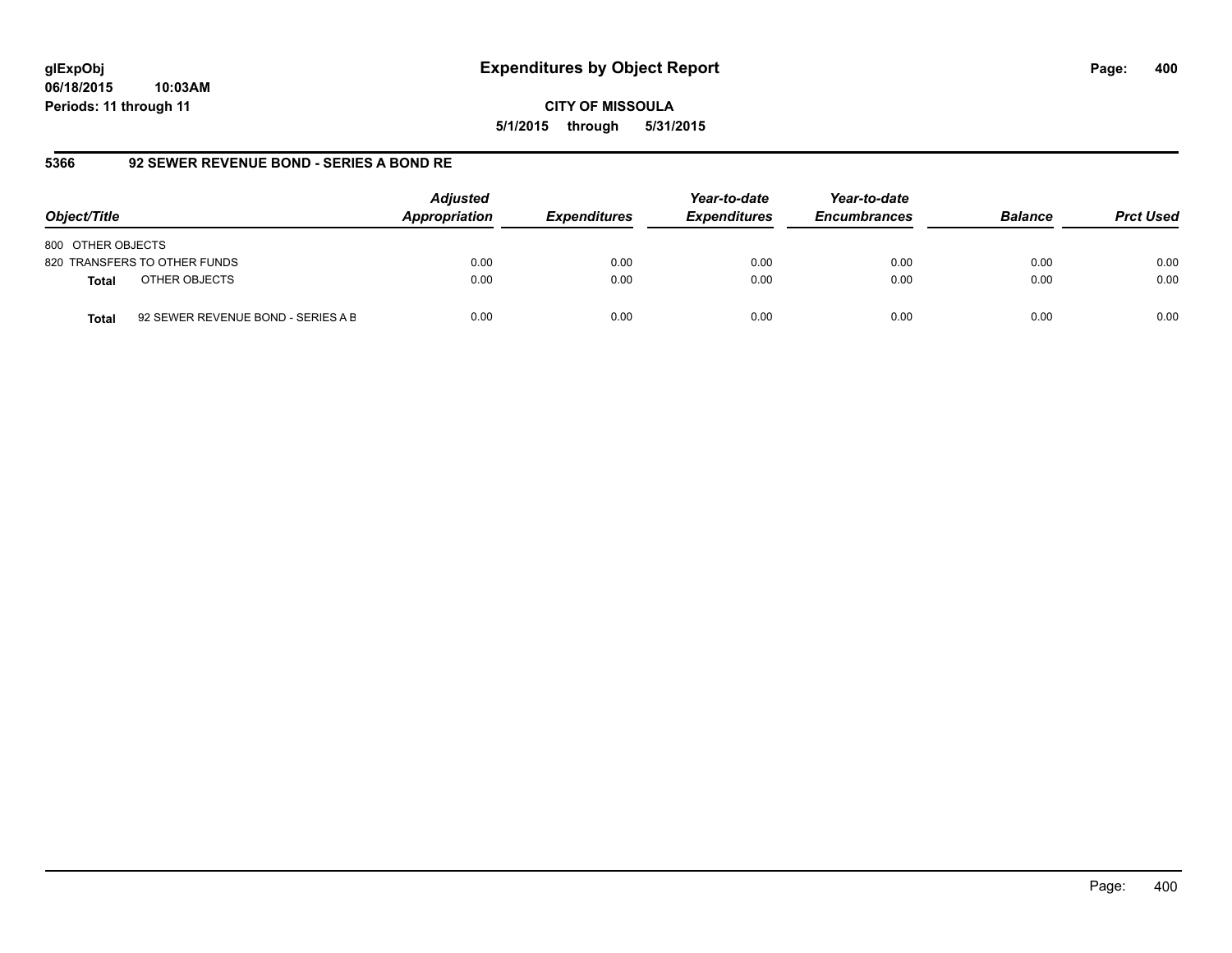# Expenditures by Object Report

glExpObj
06/18/2015 10:03AM
Periods: 11 through 11

**CITY OF MISSOULA**
**5/1/2015 through 5/31/2015**

## 5366 92 SEWER REVENUE BOND - SERIES A BOND RE

| Object/Title | Adjusted Appropriation | Expenditures | Year-to-date Expenditures | Year-to-date Encumbrances | Balance | Prct Used |
|---|---|---|---|---|---|---|
| 800 OTHER OBJECTS | | | | | | |
| 820 TRANSFERS TO OTHER FUNDS | 0.00 | 0.00 | 0.00 | 0.00 | 0.00 | 0.00 |
| **Total** OTHER OBJECTS | 0.00 | 0.00 | 0.00 | 0.00 | 0.00 | 0.00 |
| **Total** 92 SEWER REVENUE BOND - SERIES A B | 0.00 | 0.00 | 0.00 | 0.00 | 0.00 | 0.00 |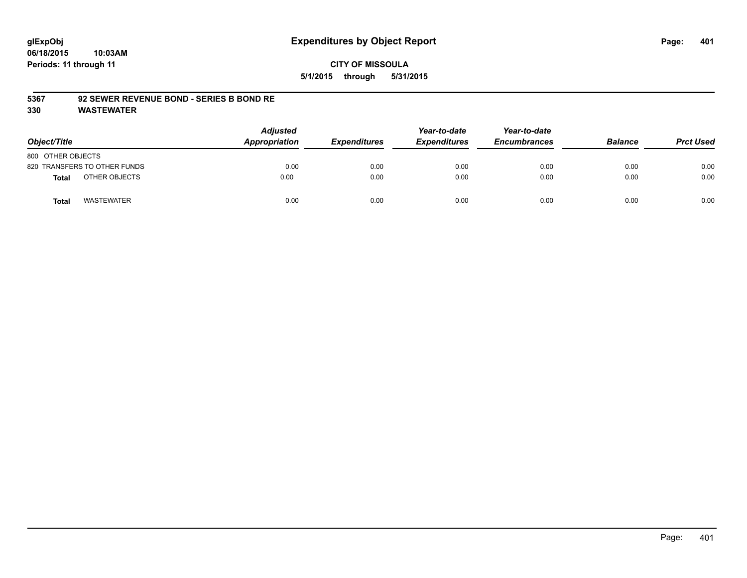glExpObj
06/18/2015 10:03AM
Periods: 11 through 11

# Expenditures by Object Report

**CITY OF MISSOULA**
**5/1/2015 through 5/31/2015**

**5367 92 SEWER REVENUE BOND - SERIES B BOND RE**
**330 WASTEWATER**

| Object/Title | Adjusted Appropriation | Expenditures | Year-to-date Expenditures | Year-to-date Encumbrances | Balance | Prct Used |
|---|---|---|---|---|---|---|
| 800 OTHER OBJECTS | | | | | | |
| 820 TRANSFERS TO OTHER FUNDS | 0.00 | 0.00 | 0.00 | 0.00 | 0.00 | 0.00 |
| **Total** OTHER OBJECTS | 0.00 | 0.00 | 0.00 | 0.00 | 0.00 | 0.00 |
| **Total** WASTEWATER | 0.00 | 0.00 | 0.00 | 0.00 | 0.00 | 0.00 |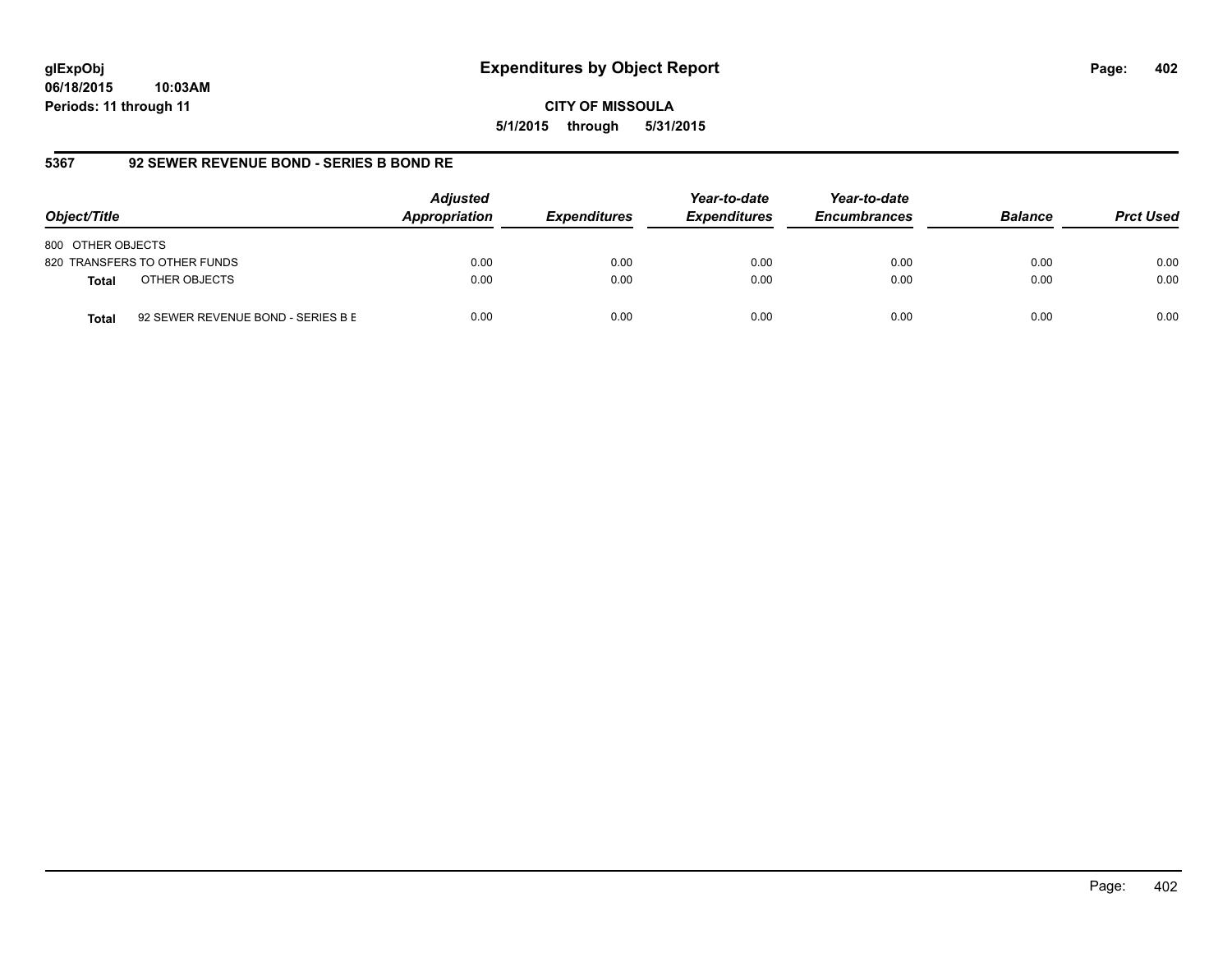# Expenditures by Object Report

glExpObj
06/18/2015 10:03AM
Periods: 11 through 11

**CITY OF MISSOULA**
**5/1/2015 through 5/31/2015**

## 5367 92 SEWER REVENUE BOND - SERIES B BOND RE

| Object/Title | | Adjusted Appropriation | Expenditures | Year-to-date Expenditures | Year-to-date Encumbrances | Balance | Prct Used |
|---|---|---|---|---|---|---|---|
| 800 OTHER OBJECTS | | | | | | | |
| 820 TRANSFERS TO OTHER FUNDS | | 0.00 | 0.00 | 0.00 | 0.00 | 0.00 | 0.00 |
| **Total** | OTHER OBJECTS | 0.00 | 0.00 | 0.00 | 0.00 | 0.00 | 0.00 |
| **Total** | 92 SEWER REVENUE BOND - SERIES B E | 0.00 | 0.00 | 0.00 | 0.00 | 0.00 | 0.00 |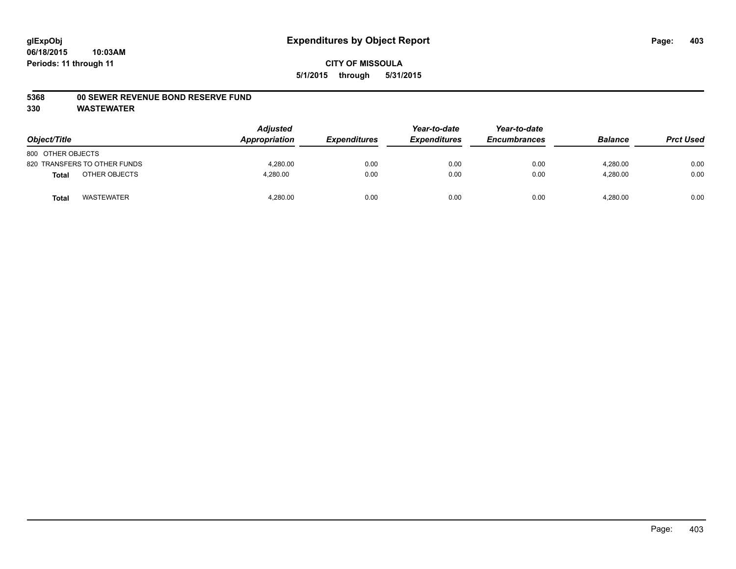# Expenditures by Object Report

**glExpObj**
**06/18/2015 10:03AM**
**Periods: 11 through 11**

**CITY OF MISSOULA**
**5/1/2015 through 5/31/2015**

**5368 00 SEWER REVENUE BOND RESERVE FUND**
**330 WASTEWATER**

| Object/Title | Adjusted Appropriation | Expenditures | Year-to-date Expenditures | Year-to-date Encumbrances | Balance | Prct Used |
|---|---|---|---|---|---|---|
| 800 OTHER OBJECTS | | | | | | |
| 820 TRANSFERS TO OTHER FUNDS | 4,280.00 | 0.00 | 0.00 | 0.00 | 4,280.00 | 0.00 |
| **Total** OTHER OBJECTS | 4,280.00 | 0.00 | 0.00 | 0.00 | 4,280.00 | 0.00 |
| **Total** WASTEWATER | 4,280.00 | 0.00 | 0.00 | 0.00 | 4,280.00 | 0.00 |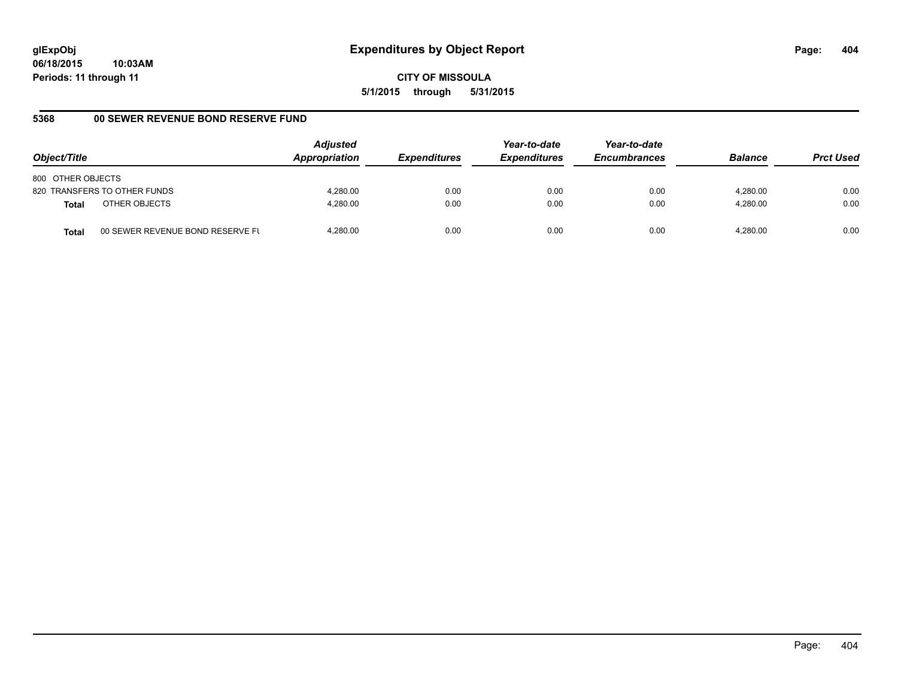**glExpObj**
**06/18/2015 10:03AM**
**Periods: 11 through 11**

# Expenditures by Object Report

**CITY OF MISSOULA**
**5/1/2015 through 5/31/2015**

## 5368 00 SEWER REVENUE BOND RESERVE FUND

| Object/Title | | Adjusted Appropriation | Expenditures | Year-to-date Expenditures | Year-to-date Encumbrances | Balance | Prct Used |
|---|---|---|---|---|---|---|---|
| 800 OTHER OBJECTS | | | | | | | |
| 820 TRANSFERS TO OTHER FUNDS | | 4,280.00 | 0.00 | 0.00 | 0.00 | 4,280.00 | 0.00 |
| **Total** | OTHER OBJECTS | 4,280.00 | 0.00 | 0.00 | 0.00 | 4,280.00 | 0.00 |
| **Total** | 00 SEWER REVENUE BOND RESERVE FU | 4,280.00 | 0.00 | 0.00 | 0.00 | 4,280.00 | 0.00 |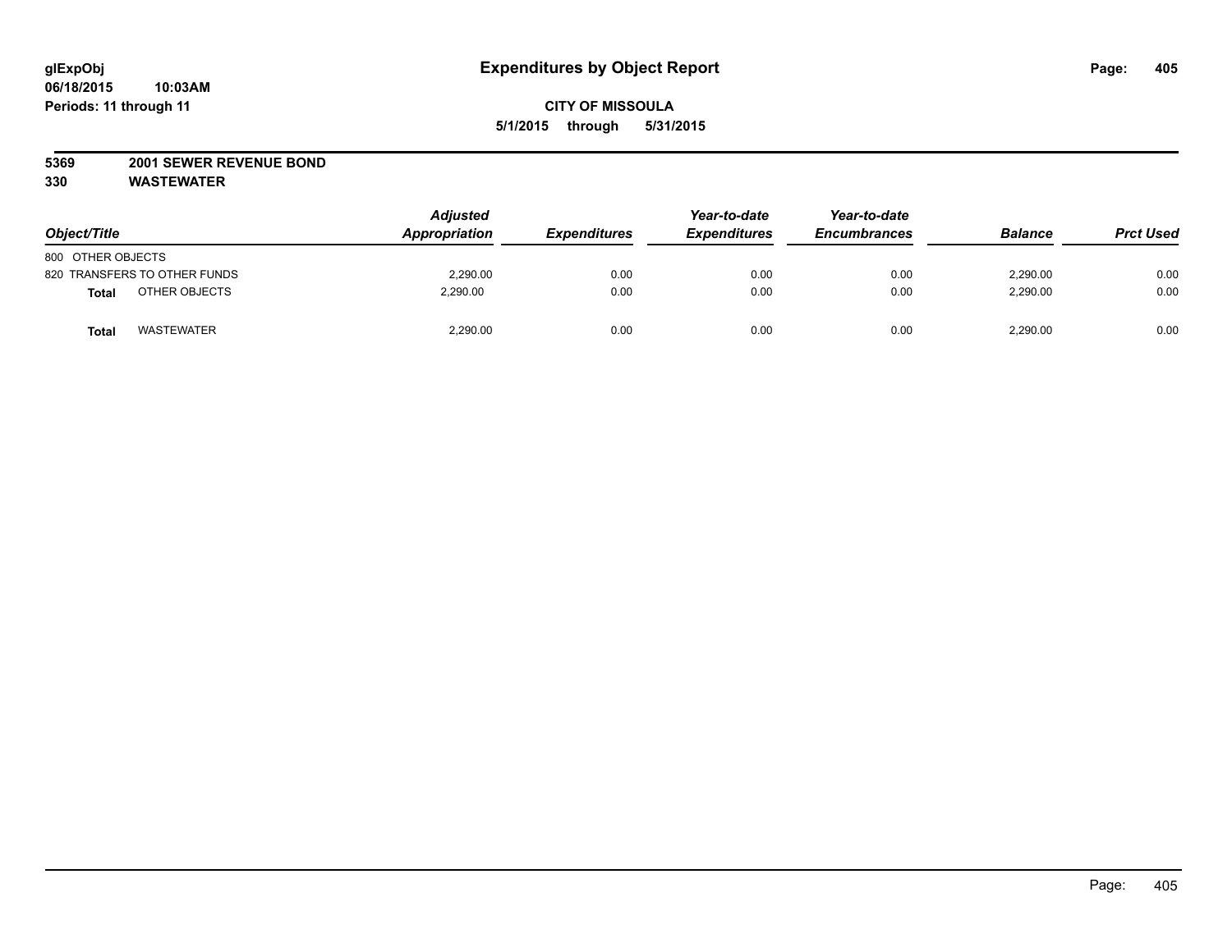**glExpObj**
**06/18/2015 10:03AM**
**Periods: 11 through 11**

# Expenditures by Object Report

**CITY OF MISSOULA**
**5/1/2015 through 5/31/2015**

**5369 2001 SEWER REVENUE BOND**
**330 WASTEWATER**

| Object/Title | Adjusted Appropriation | Expenditures | Year-to-date Expenditures | Year-to-date Encumbrances | Balance | Prct Used |
|---|---|---|---|---|---|---|
| 800 OTHER OBJECTS | | | | | | |
| 820 TRANSFERS TO OTHER FUNDS | 2,290.00 | 0.00 | 0.00 | 0.00 | 2,290.00 | 0.00 |
| **Total** OTHER OBJECTS | 2,290.00 | 0.00 | 0.00 | 0.00 | 2,290.00 | 0.00 |
| **Total** WASTEWATER | 2,290.00 | 0.00 | 0.00 | 0.00 | 2,290.00 | 0.00 |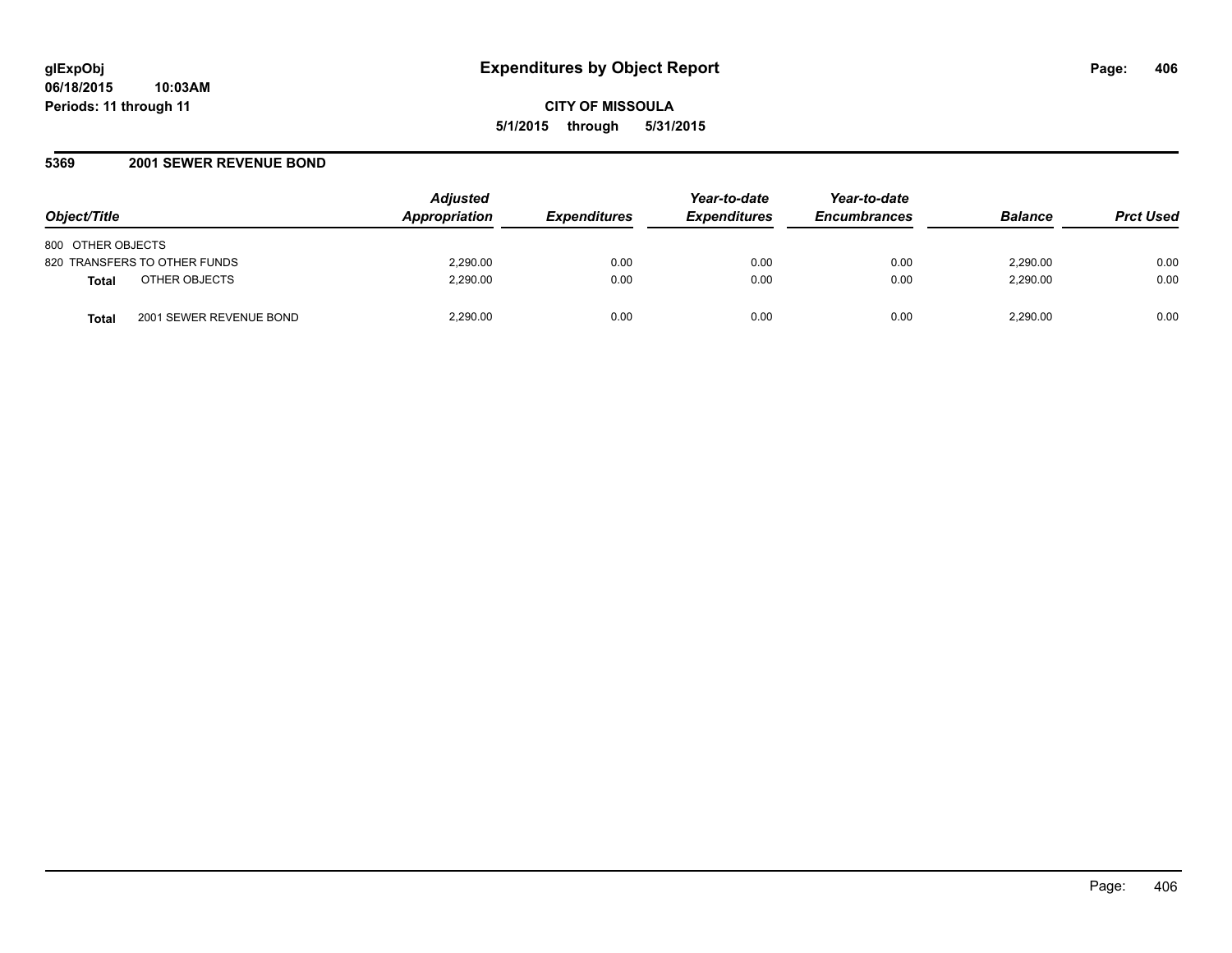glExpObj
06/18/2015 10:03AM
Periods: 11 through 11

# Expenditures by Object Report

**CITY OF MISSOULA**

**5/1/2015 through 5/31/2015**

## 5369 2001 SEWER REVENUE BOND

| Object/Title | | Adjusted Appropriation | Expenditures | Year-to-date Expenditures | Year-to-date Encumbrances | Balance | Prct Used |
|---|---|---|---|---|---|---|---|
| 800 OTHER OBJECTS | | | | | | | |
| 820 TRANSFERS TO OTHER FUNDS | | 2,290.00 | 0.00 | 0.00 | 0.00 | 2,290.00 | 0.00 |
| **Total** | OTHER OBJECTS | 2,290.00 | 0.00 | 0.00 | 0.00 | 2,290.00 | 0.00 |
| **Total** | 2001 SEWER REVENUE BOND | 2,290.00 | 0.00 | 0.00 | 0.00 | 2,290.00 | 0.00 |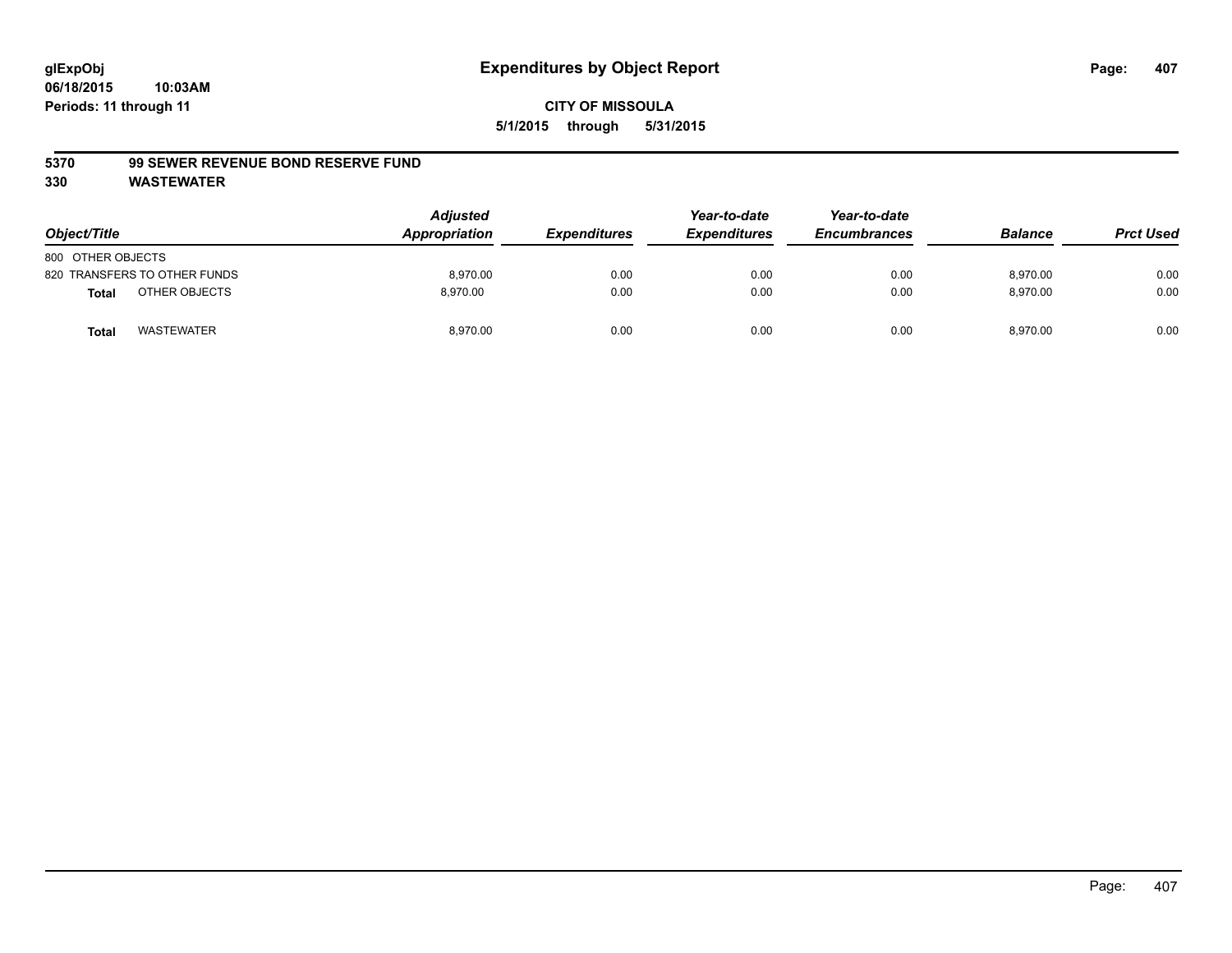glExpObj
06/18/2015 10:03AM
Periods: 11 through 11

# Expenditures by Object Report

CITY OF MISSOULA

5/1/2015 through 5/31/2015

**5370 99 SEWER REVENUE BOND RESERVE FUND**

**330 WASTEWATER**

| Object/Title | | Adjusted Appropriation | Expenditures | Year-to-date Expenditures | Year-to-date Encumbrances | Balance | Prct Used |
|---|---|---|---|---|---|---|---|
| 800 OTHER OBJECTS | | | | | | | |
| 820 TRANSFERS TO OTHER FUNDS | | 8,970.00 | 0.00 | 0.00 | 0.00 | 8,970.00 | 0.00 |
| **Total** | OTHER OBJECTS | 8,970.00 | 0.00 | 0.00 | 0.00 | 8,970.00 | 0.00 |
| **Total** | WASTEWATER | 8,970.00 | 0.00 | 0.00 | 0.00 | 8,970.00 | 0.00 |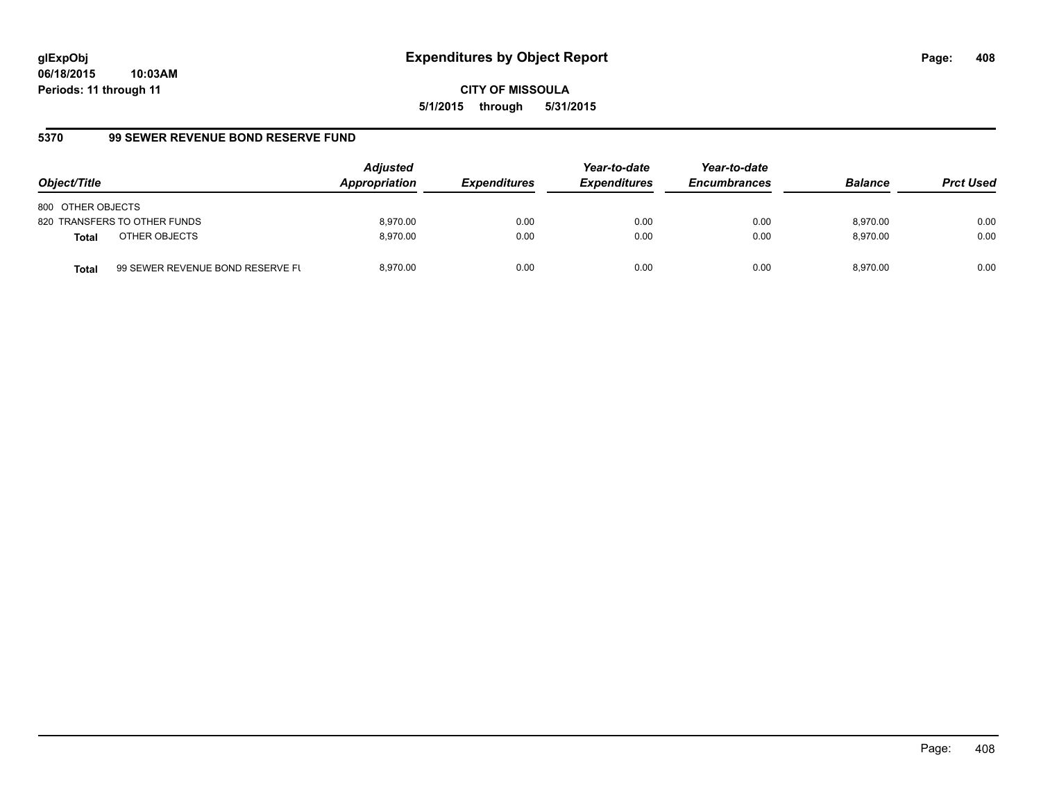# Expenditures by Object Report

**CITY OF MISSOULA**

**5/1/2015 through 5/31/2015**

glExpObj
06/18/2015 10:03AM
Periods: 11 through 11

## 5370 99 SEWER REVENUE BOND RESERVE FUND

| Object/Title | | Adjusted Appropriation | Expenditures | Year-to-date Expenditures | Year-to-date Encumbrances | Balance | Prct Used |
|---|---|---|---|---|---|---|---|
| 800 OTHER OBJECTS | | | | | | | |
| 820 TRANSFERS TO OTHER FUNDS | | 8,970.00 | 0.00 | 0.00 | 0.00 | 8,970.00 | 0.00 |
| **Total** | OTHER OBJECTS | 8,970.00 | 0.00 | 0.00 | 0.00 | 8,970.00 | 0.00 |
| **Total** | 99 SEWER REVENUE BOND RESERVE FU | 8,970.00 | 0.00 | 0.00 | 0.00 | 8,970.00 | 0.00 |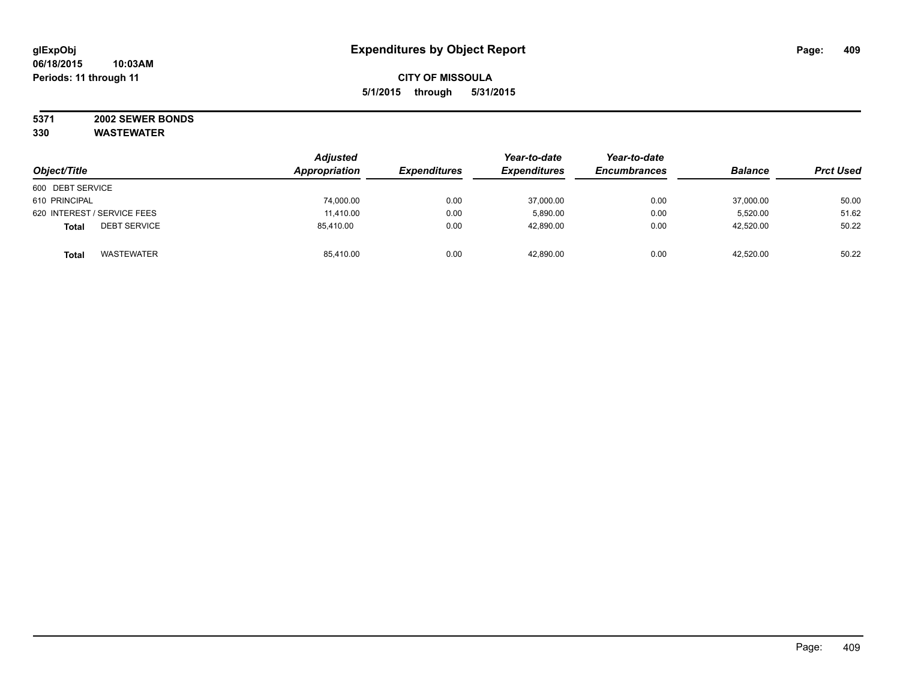glExpObj
06/18/2015 10:03AM
Periods: 11 through 11

# Expenditures by Object Report

CITY OF MISSOULA
5/1/2015 through 5/31/2015

**5371 2002 SEWER BONDS**
**330 WASTEWATER**

| Object/Title | Adjusted Appropriation | Expenditures | Year-to-date Expenditures | Year-to-date Encumbrances | Balance | Prct Used |
|---|---|---|---|---|---|---|
| 600 DEBT SERVICE | | | | | | |
| 610 PRINCIPAL | 74,000.00 | 0.00 | 37,000.00 | 0.00 | 37,000.00 | 50.00 |
| 620 INTEREST / SERVICE FEES | 11,410.00 | 0.00 | 5,890.00 | 0.00 | 5,520.00 | 51.62 |
| **Total** DEBT SERVICE | 85,410.00 | 0.00 | 42,890.00 | 0.00 | 42,520.00 | 50.22 |
| **Total** WASTEWATER | 85,410.00 | 0.00 | 42,890.00 | 0.00 | 42,520.00 | 50.22 |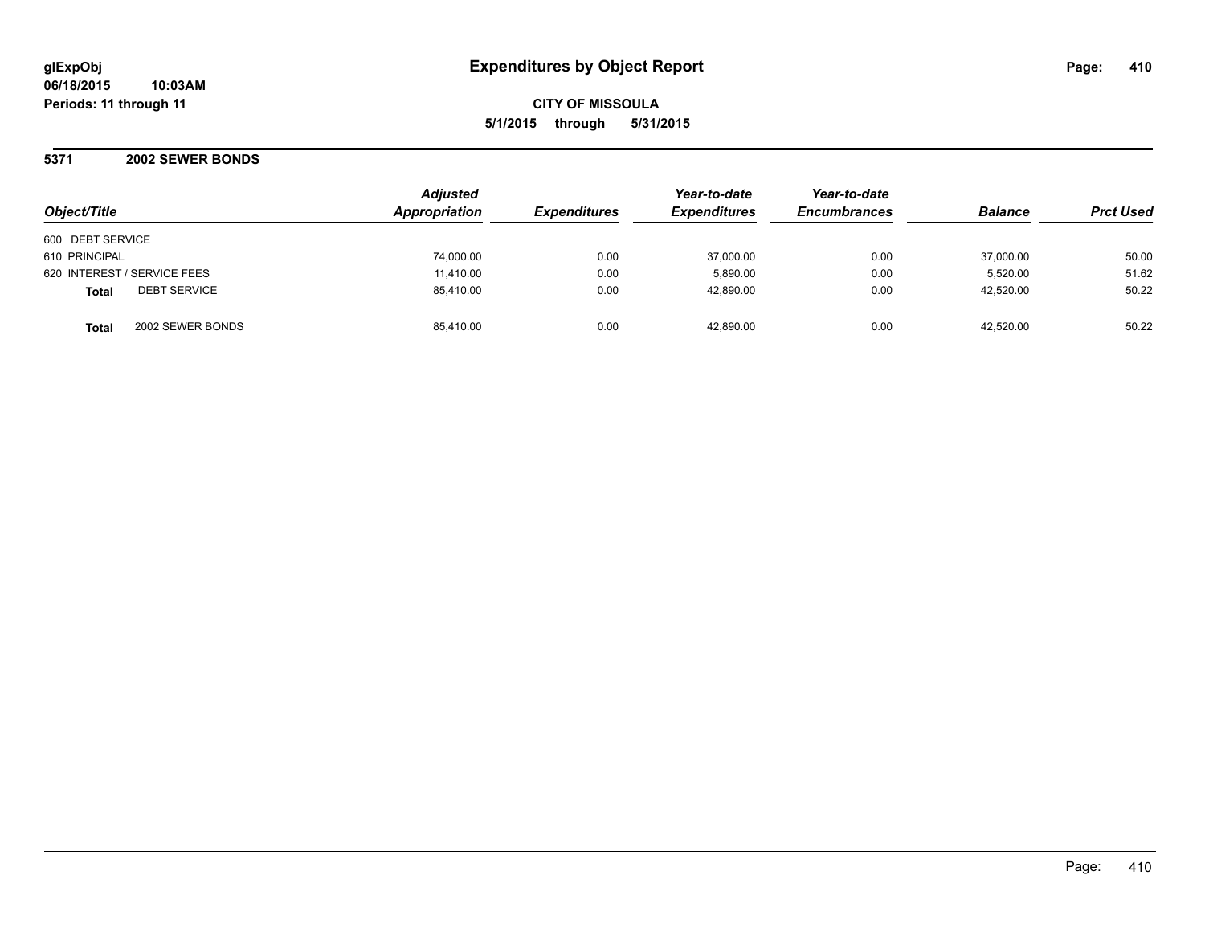**glExpObj**
**06/18/2015 10:03AM**
**Periods: 11 through 11**

# Expenditures by Object Report

**CITY OF MISSOULA**
**5/1/2015 through 5/31/2015**

## 5371 2002 SEWER BONDS

| Object/Title | | Adjusted Appropriation | Expenditures | Year-to-date Expenditures | Year-to-date Encumbrances | Balance | Prct Used |
|---|---|---|---|---|---|---|---|
| 600 DEBT SERVICE | | | | | | | |
| 610 PRINCIPAL | | 74,000.00 | 0.00 | 37,000.00 | 0.00 | 37,000.00 | 50.00 |
| 620 INTEREST / SERVICE FEES | | 11,410.00 | 0.00 | 5,890.00 | 0.00 | 5,520.00 | 51.62 |
| **Total** | DEBT SERVICE | 85,410.00 | 0.00 | 42,890.00 | 0.00 | 42,520.00 | 50.22 |
| **Total** | 2002 SEWER BONDS | 85,410.00 | 0.00 | 42,890.00 | 0.00 | 42,520.00 | 50.22 |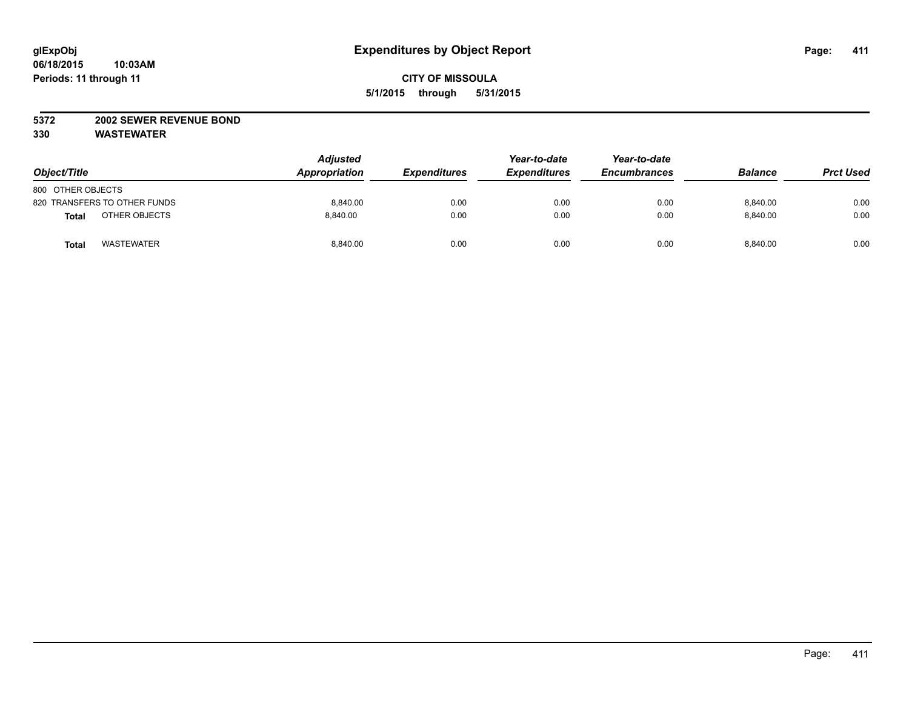glExpObj
06/18/2015 10:03AM
Periods: 11 through 11

# Expenditures by Object Report

**CITY OF MISSOULA**
**5/1/2015 through 5/31/2015**

**5372 2002 SEWER REVENUE BOND**
**330 WASTEWATER**

| Object/Title | | Adjusted Appropriation | Expenditures | Year-to-date Expenditures | Year-to-date Encumbrances | Balance | Prct Used |
|---|---|---|---|---|---|---|---|
| 800 OTHER OBJECTS | | | | | | | |
| 820 TRANSFERS TO OTHER FUNDS | | 8,840.00 | 0.00 | 0.00 | 0.00 | 8,840.00 | 0.00 |
| **Total** | OTHER OBJECTS | 8,840.00 | 0.00 | 0.00 | 0.00 | 8,840.00 | 0.00 |
| **Total** | WASTEWATER | 8,840.00 | 0.00 | 0.00 | 0.00 | 8,840.00 | 0.00 |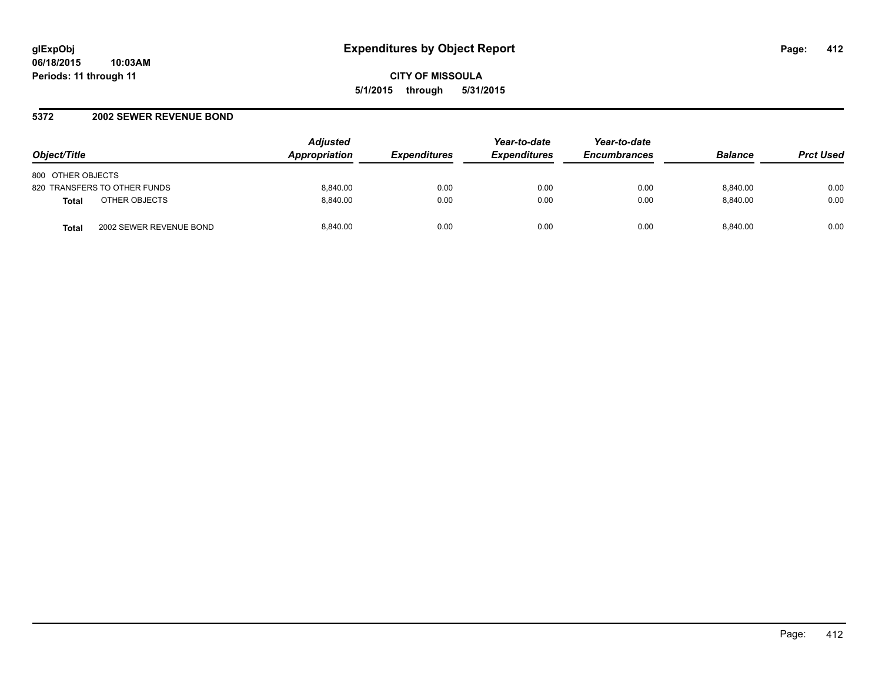**glExpObj**
**06/18/2015 10:03AM**
**Periods: 11 through 11**

# Expenditures by Object Report

**CITY OF MISSOULA**
**5/1/2015 through 5/31/2015**

## 5372 2002 SEWER REVENUE BOND

| Object/Title | | Adjusted Appropriation | Expenditures | Year-to-date Expenditures | Year-to-date Encumbrances | Balance | Prct Used |
|---|---|---|---|---|---|---|---|
| 800 OTHER OBJECTS | | | | | | | |
| 820 TRANSFERS TO OTHER FUNDS | | 8,840.00 | 0.00 | 0.00 | 0.00 | 8,840.00 | 0.00 |
| **Total** | OTHER OBJECTS | 8,840.00 | 0.00 | 0.00 | 0.00 | 8,840.00 | 0.00 |
| **Total** | 2002 SEWER REVENUE BOND | 8,840.00 | 0.00 | 0.00 | 0.00 | 8,840.00 | 0.00 |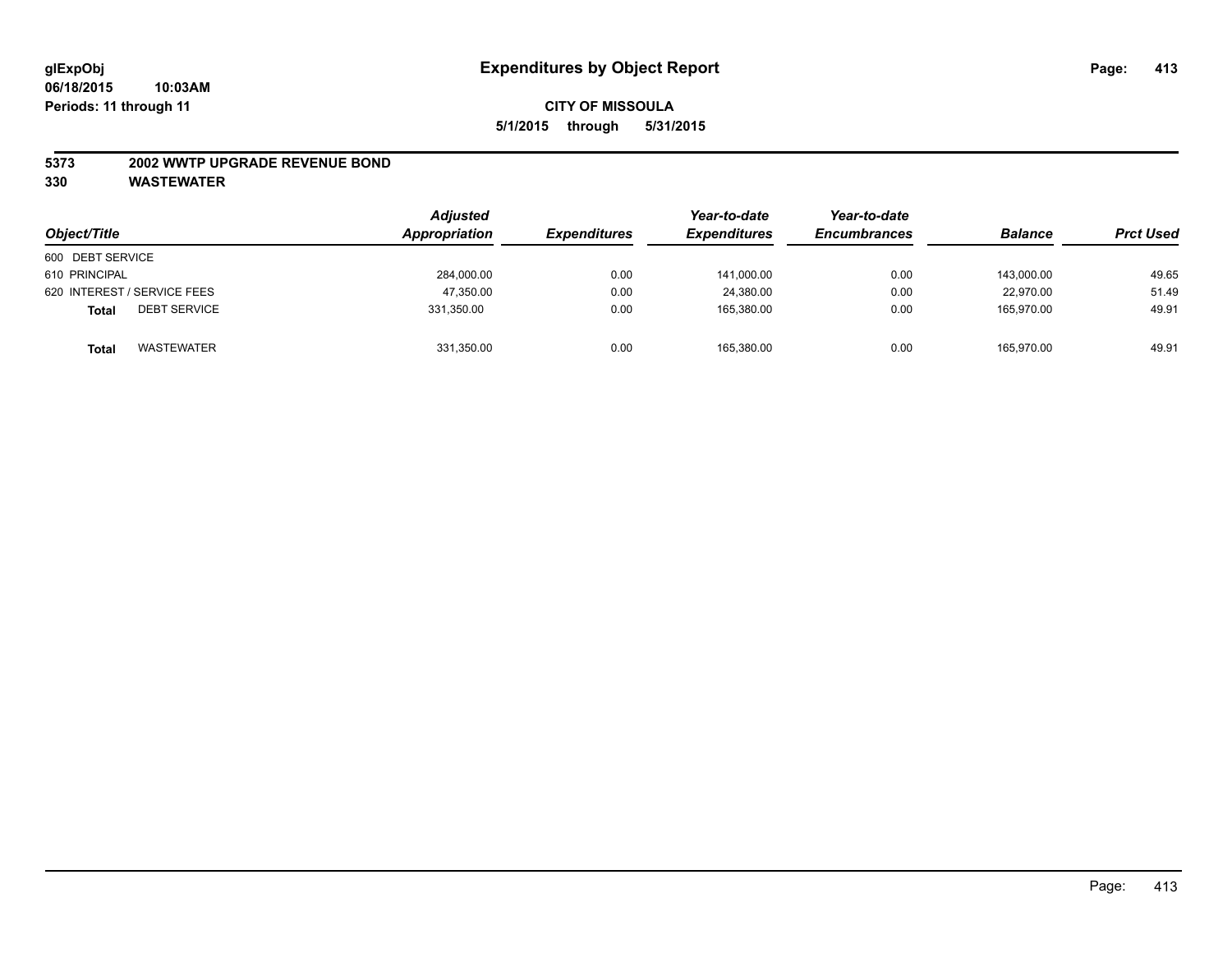**glExpObj**
**06/18/2015 10:03AM**
**Periods: 11 through 11**

# Expenditures by Object Report

**CITY OF MISSOULA**
**5/1/2015 through 5/31/2015**

**5373 2002 WWTP UPGRADE REVENUE BOND**
**330 WASTEWATER**

| Object/Title | | Adjusted Appropriation | Expenditures | Year-to-date Expenditures | Year-to-date Encumbrances | Balance | Prct Used |
|---|---|---|---|---|---|---|---|
| 600 DEBT SERVICE | | | | | | | |
| 610 PRINCIPAL | | 284,000.00 | 0.00 | 141,000.00 | 0.00 | 143,000.00 | 49.65 |
| 620 INTEREST / SERVICE FEES | | 47,350.00 | 0.00 | 24,380.00 | 0.00 | 22,970.00 | 51.49 |
| **Total** | DEBT SERVICE | 331,350.00 | 0.00 | 165,380.00 | 0.00 | 165,970.00 | 49.91 |
| **Total** | WASTEWATER | 331,350.00 | 0.00 | 165,380.00 | 0.00 | 165,970.00 | 49.91 |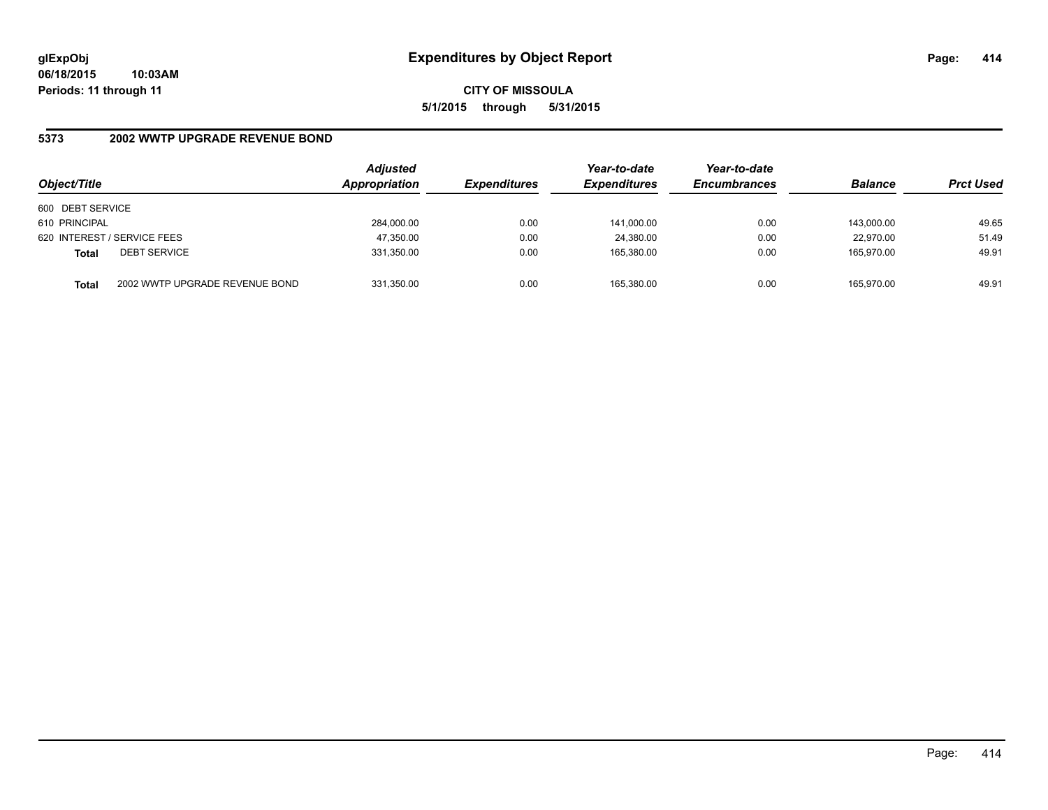glExpObj
06/18/2015 10:03AM
Periods: 11 through 11

# Expenditures by Object Report

CITY OF MISSOULA
5/1/2015 through 5/31/2015

**5373 2002 WWTP UPGRADE REVENUE BOND**

| Object/Title | | Adjusted Appropriation | Expenditures | Year-to-date Expenditures | Year-to-date Encumbrances | Balance | Prct Used |
|---|---|---|---|---|---|---|---|
| 600 DEBT SERVICE | | | | | | | |
| 610 PRINCIPAL | | 284,000.00 | 0.00 | 141,000.00 | 0.00 | 143,000.00 | 49.65 |
| 620 INTEREST / SERVICE FEES | | 47,350.00 | 0.00 | 24,380.00 | 0.00 | 22,970.00 | 51.49 |
| **Total** | DEBT SERVICE | 331,350.00 | 0.00 | 165,380.00 | 0.00 | 165,970.00 | 49.91 |
| **Total** | 2002 WWTP UPGRADE REVENUE BOND | 331,350.00 | 0.00 | 165,380.00 | 0.00 | 165,970.00 | 49.91 |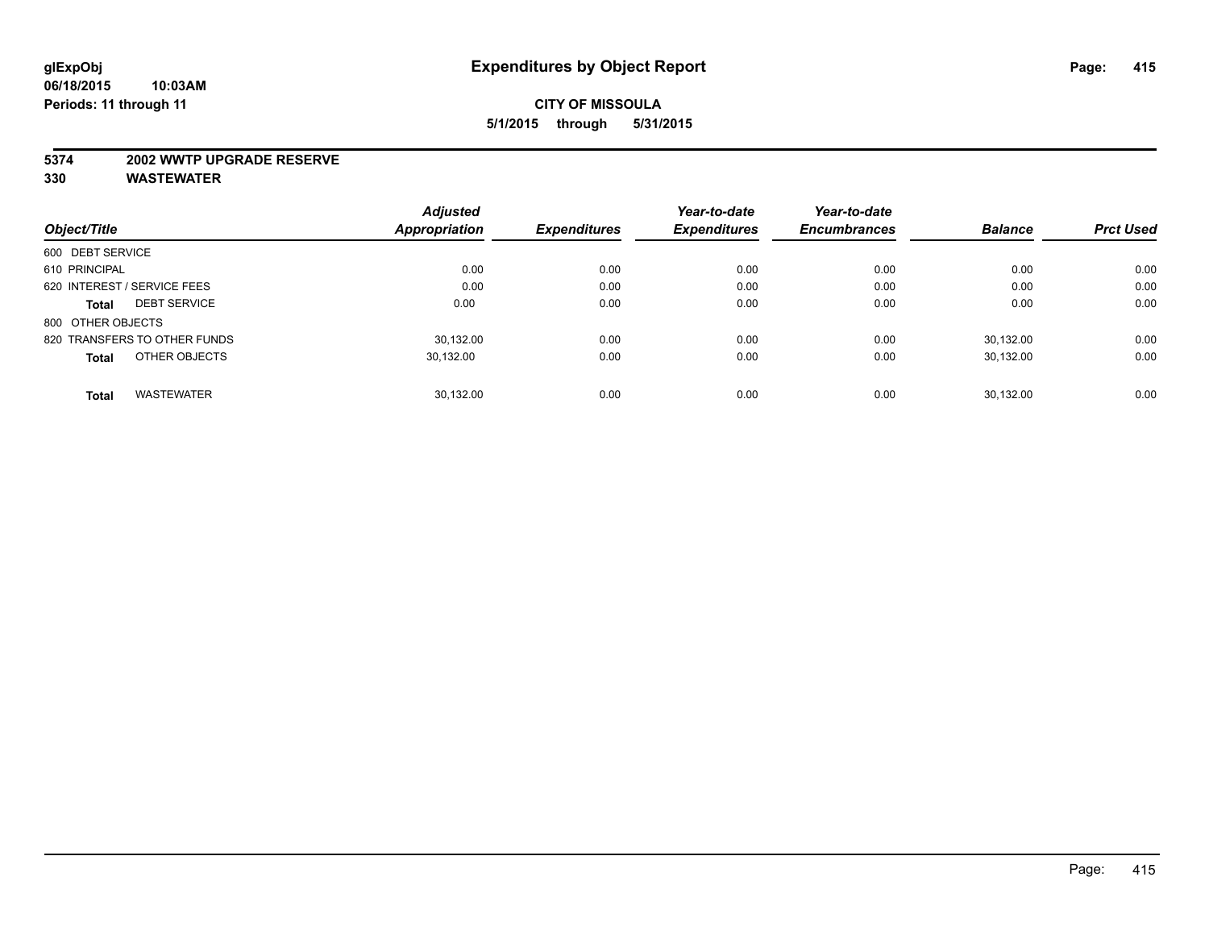**glExpObj**
**06/18/2015 10:03AM**
**Periods: 11 through 11**

# Expenditures by Object Report

**CITY OF MISSOULA**
**5/1/2015 through 5/31/2015**

**5374 2002 WWTP UPGRADE RESERVE**
**330 WASTEWATER**

| Object/Title | Adjusted Appropriation | Expenditures | Year-to-date Expenditures | Year-to-date Encumbrances | Balance | Prct Used |
|---|---|---|---|---|---|---|
| 600 DEBT SERVICE | | | | | | |
| 610 PRINCIPAL | 0.00 | 0.00 | 0.00 | 0.00 | 0.00 | 0.00 |
| 620 INTEREST / SERVICE FEES | 0.00 | 0.00 | 0.00 | 0.00 | 0.00 | 0.00 |
| **Total** DEBT SERVICE | 0.00 | 0.00 | 0.00 | 0.00 | 0.00 | 0.00 |
| 800 OTHER OBJECTS | | | | | | |
| 820 TRANSFERS TO OTHER FUNDS | 30,132.00 | 0.00 | 0.00 | 0.00 | 30,132.00 | 0.00 |
| **Total** OTHER OBJECTS | 30,132.00 | 0.00 | 0.00 | 0.00 | 30,132.00 | 0.00 |
| **Total** WASTEWATER | 30,132.00 | 0.00 | 0.00 | 0.00 | 30,132.00 | 0.00 |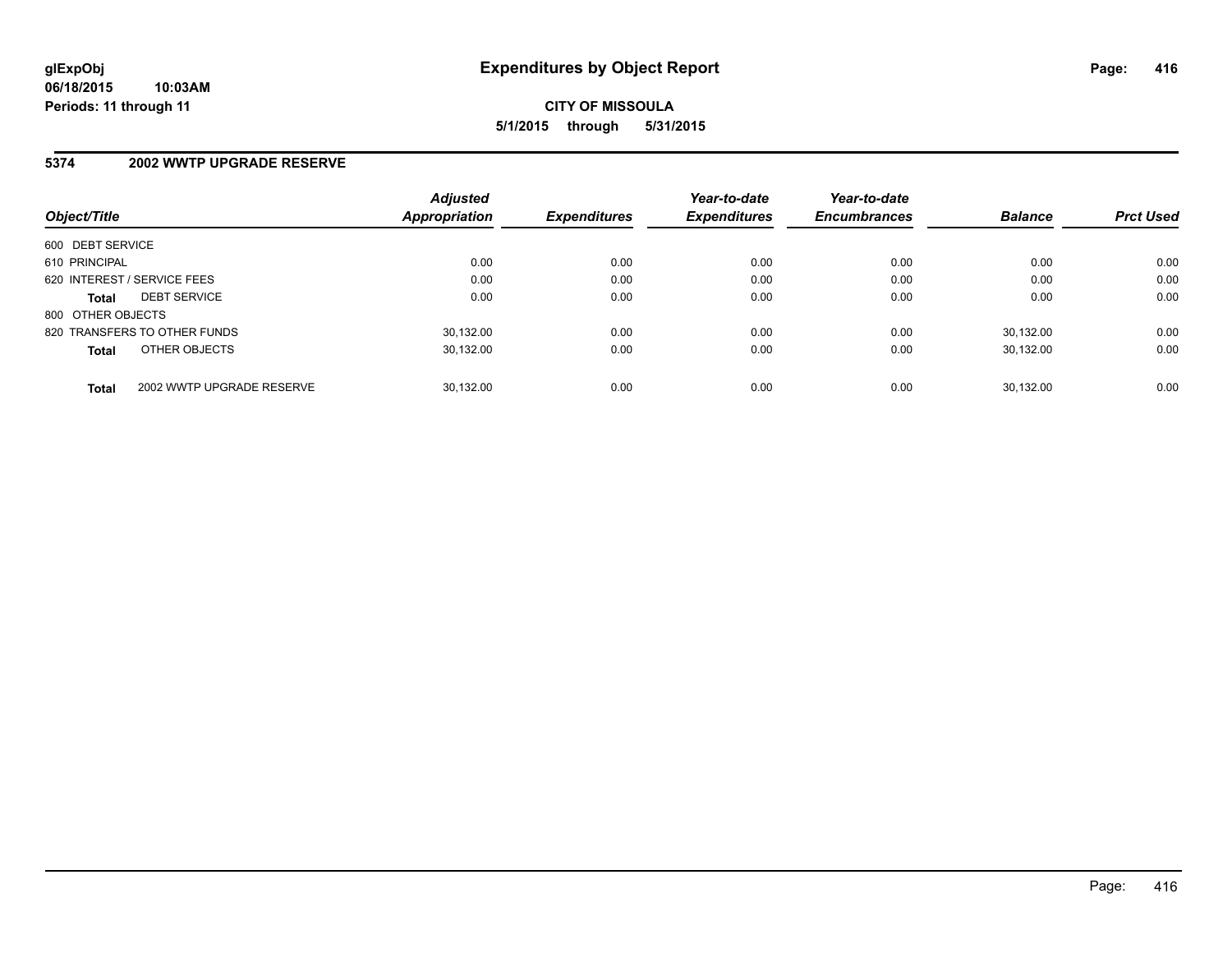**glExpObj**
**06/18/2015 10:03AM**
**Periods: 11 through 11**

# Expenditures by Object Report

**CITY OF MISSOULA**
**5/1/2015 through 5/31/2015**

## 5374 2002 WWTP UPGRADE RESERVE

| Object/Title | | Adjusted Appropriation | Expenditures | Year-to-date Expenditures | Year-to-date Encumbrances | Balance | Prct Used |
|---|---|---|---|---|---|---|---|
| 600 DEBT SERVICE | | | | | | | |
| 610 PRINCIPAL | | 0.00 | 0.00 | 0.00 | 0.00 | 0.00 | 0.00 |
| 620 INTEREST / SERVICE FEES | | 0.00 | 0.00 | 0.00 | 0.00 | 0.00 | 0.00 |
| **Total** | DEBT SERVICE | 0.00 | 0.00 | 0.00 | 0.00 | 0.00 | 0.00 |
| 800 OTHER OBJECTS | | | | | | | |
| 820 TRANSFERS TO OTHER FUNDS | | 30,132.00 | 0.00 | 0.00 | 0.00 | 30,132.00 | 0.00 |
| **Total** | OTHER OBJECTS | 30,132.00 | 0.00 | 0.00 | 0.00 | 30,132.00 | 0.00 |
| **Total** | 2002 WWTP UPGRADE RESERVE | 30,132.00 | 0.00 | 0.00 | 0.00 | 30,132.00 | 0.00 |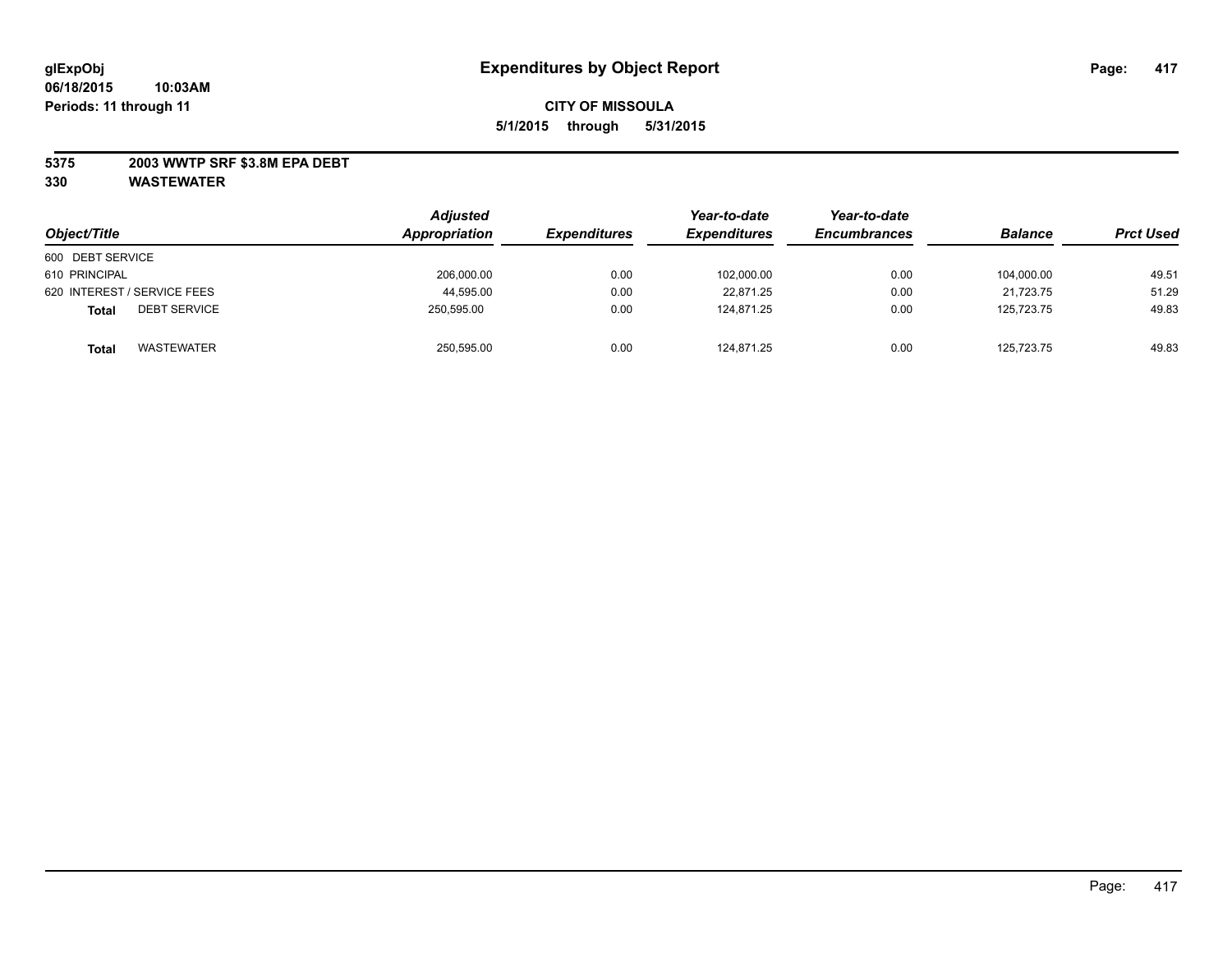# Expenditures by Object Report

glExpObj
06/18/2015 10:03AM
Periods: 11 through 11

**CITY OF MISSOULA**
**5/1/2015 through 5/31/2015**

**5375 2003 WWTP SRF $3.8M EPA DEBT**
**330 WASTEWATER**

| Object/Title | Adjusted Appropriation | Expenditures | Year-to-date Expenditures | Year-to-date Encumbrances | Balance | Prct Used |
|---|---|---|---|---|---|---|
| 600 DEBT SERVICE | | | | | | |
| 610 PRINCIPAL | 206,000.00 | 0.00 | 102,000.00 | 0.00 | 104,000.00 | 49.51 |
| 620 INTEREST / SERVICE FEES | 44,595.00 | 0.00 | 22,871.25 | 0.00 | 21,723.75 | 51.29 |
| **Total** DEBT SERVICE | 250,595.00 | 0.00 | 124,871.25 | 0.00 | 125,723.75 | 49.83 |
| **Total** WASTEWATER | 250,595.00 | 0.00 | 124,871.25 | 0.00 | 125,723.75 | 49.83 |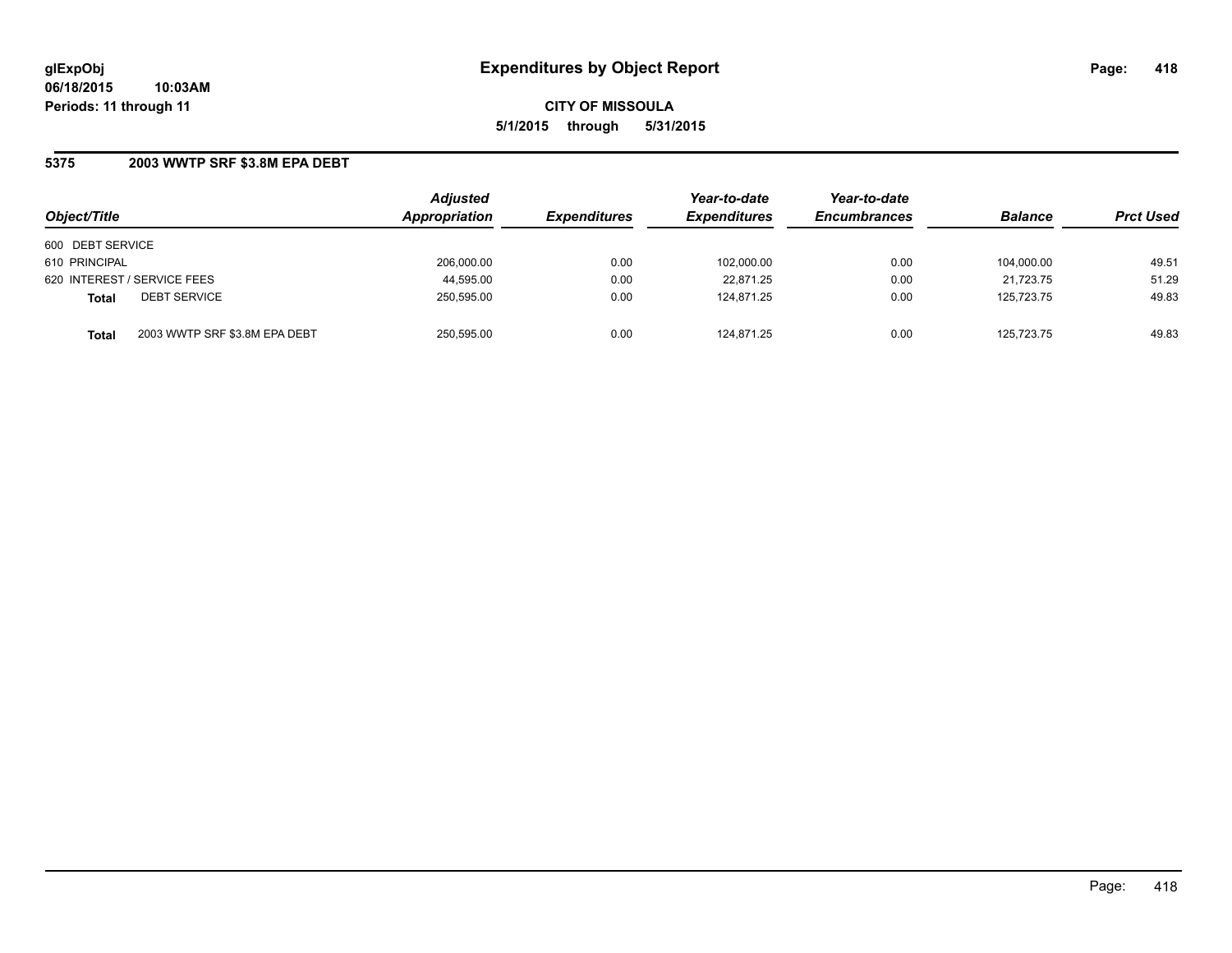**glExpObj**
**06/18/2015 10:03AM**
**Periods: 11 through 11**

# Expenditures by Object Report

**CITY OF MISSOULA**
**5/1/2015 through 5/31/2015**

## 5375 2003 WWTP SRF $3.8M EPA DEBT

| Object/Title | | Adjusted Appropriation | Expenditures | Year-to-date Expenditures | Year-to-date Encumbrances | Balance | Prct Used |
|---|---|---|---|---|---|---|---|
| 600 DEBT SERVICE | | | | | | | |
| 610 PRINCIPAL | | 206,000.00 | 0.00 | 102,000.00 | 0.00 | 104,000.00 | 49.51 |
| 620 INTEREST / SERVICE FEES | | 44,595.00 | 0.00 | 22,871.25 | 0.00 | 21,723.75 | 51.29 |
| **Total** | DEBT SERVICE | 250,595.00 | 0.00 | 124,871.25 | 0.00 | 125,723.75 | 49.83 |
| **Total** | 2003 WWTP SRF $3.8M EPA DEBT | 250,595.00 | 0.00 | 124,871.25 | 0.00 | 125,723.75 | 49.83 |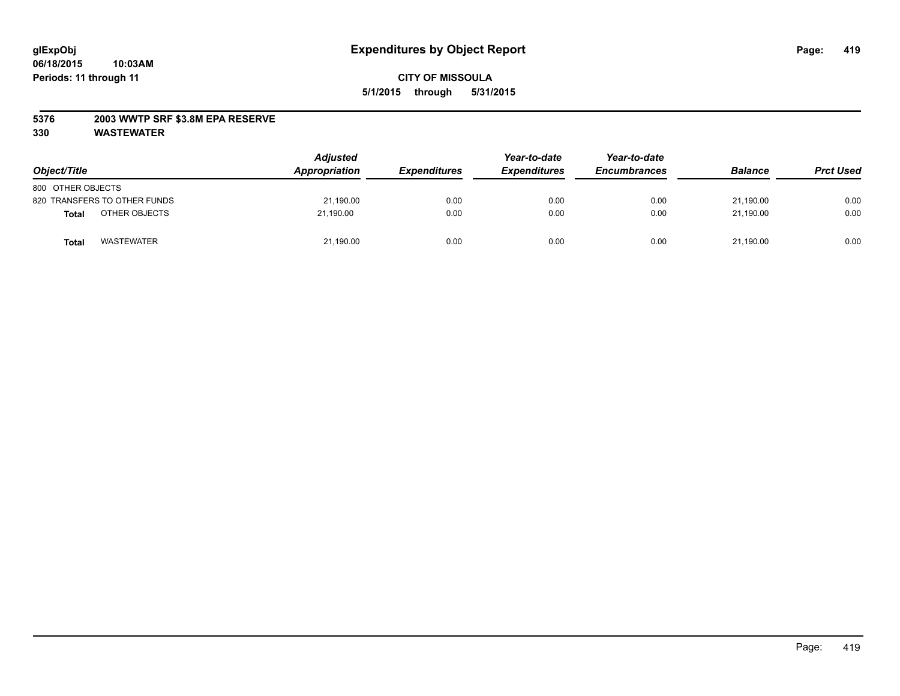glExpObj
06/18/2015 10:03AM
Periods: 11 through 11

# Expenditures by Object Report

**CITY OF MISSOULA**
**5/1/2015 through 5/31/2015**

**5376 2003 WWTP SRF $3.8M EPA RESERVE**
**330 WASTEWATER**

| Object/Title | Adjusted Appropriation | Expenditures | Year-to-date Expenditures | Year-to-date Encumbrances | Balance | Prct Used |
|---|---|---|---|---|---|---|
| 800 OTHER OBJECTS | | | | | | |
| 820 TRANSFERS TO OTHER FUNDS | 21,190.00 | 0.00 | 0.00 | 0.00 | 21,190.00 | 0.00 |
| **Total** OTHER OBJECTS | 21,190.00 | 0.00 | 0.00 | 0.00 | 21,190.00 | 0.00 |
| **Total** WASTEWATER | 21,190.00 | 0.00 | 0.00 | 0.00 | 21,190.00 | 0.00 |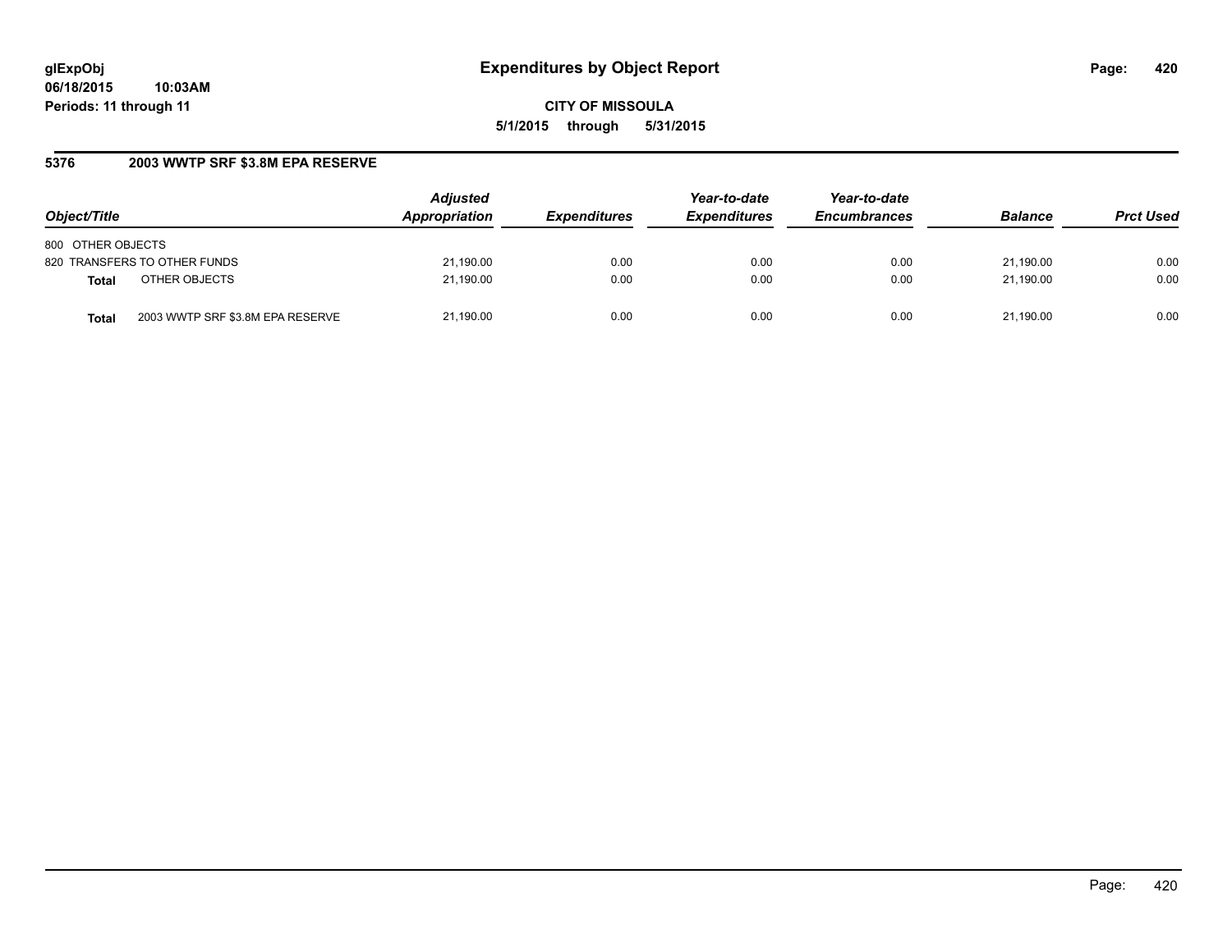# Expenditures by Object Report

glExpObj
06/18/2015 10:03AM
Periods: 11 through 11

**CITY OF MISSOULA**
**5/1/2015 through 5/31/2015**

## 5376 2003 WWTP SRF $3.8M EPA RESERVE

| Object/Title | Adjusted Appropriation | Expenditures | Year-to-date Expenditures | Year-to-date Encumbrances | Balance | Prct Used |
|---|---|---|---|---|---|---|
| 800 OTHER OBJECTS | | | | | | |
| 820 TRANSFERS TO OTHER FUNDS | 21,190.00 | 0.00 | 0.00 | 0.00 | 21,190.00 | 0.00 |
| **Total** OTHER OBJECTS | 21,190.00 | 0.00 | 0.00 | 0.00 | 21,190.00 | 0.00 |
| **Total** 2003 WWTP SRF $3.8M EPA RESERVE | 21,190.00 | 0.00 | 0.00 | 0.00 | 21,190.00 | 0.00 |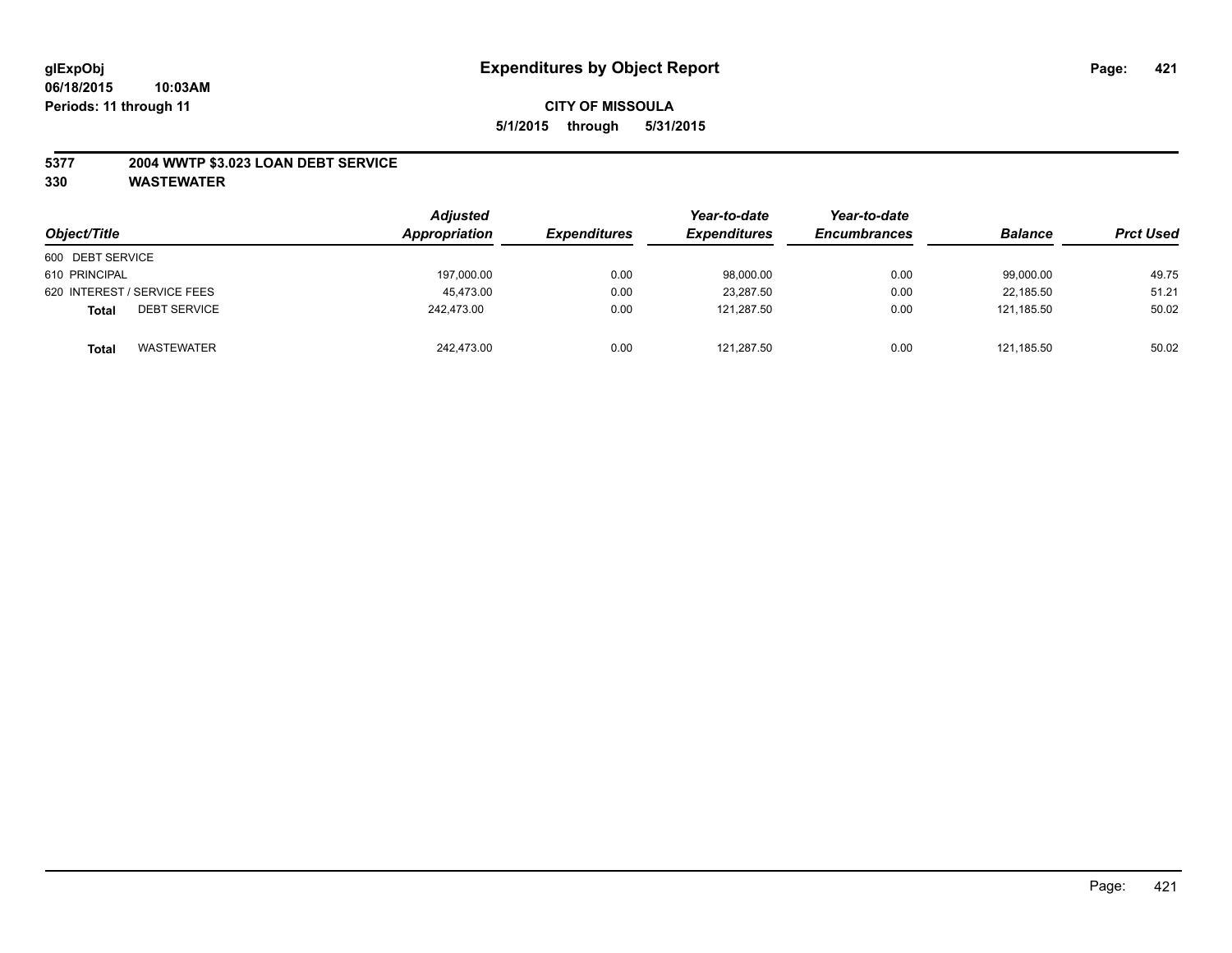glExpObj
06/18/2015 10:03AM
Periods: 11 through 11

# Expenditures by Object Report

**CITY OF MISSOULA**
**5/1/2015 through 5/31/2015**

**5377 2004 WWTP $3.023 LOAN DEBT SERVICE**
**330 WASTEWATER**

| Object/Title | Adjusted Appropriation | Expenditures | Year-to-date Expenditures | Year-to-date Encumbrances | Balance | Prct Used |
|---|---|---|---|---|---|---|
| 600 DEBT SERVICE | | | | | | |
| 610 PRINCIPAL | 197,000.00 | 0.00 | 98,000.00 | 0.00 | 99,000.00 | 49.75 |
| 620 INTEREST / SERVICE FEES | 45,473.00 | 0.00 | 23,287.50 | 0.00 | 22,185.50 | 51.21 |
| **Total** DEBT SERVICE | 242,473.00 | 0.00 | 121,287.50 | 0.00 | 121,185.50 | 50.02 |
| **Total** WASTEWATER | 242,473.00 | 0.00 | 121,287.50 | 0.00 | 121,185.50 | 50.02 |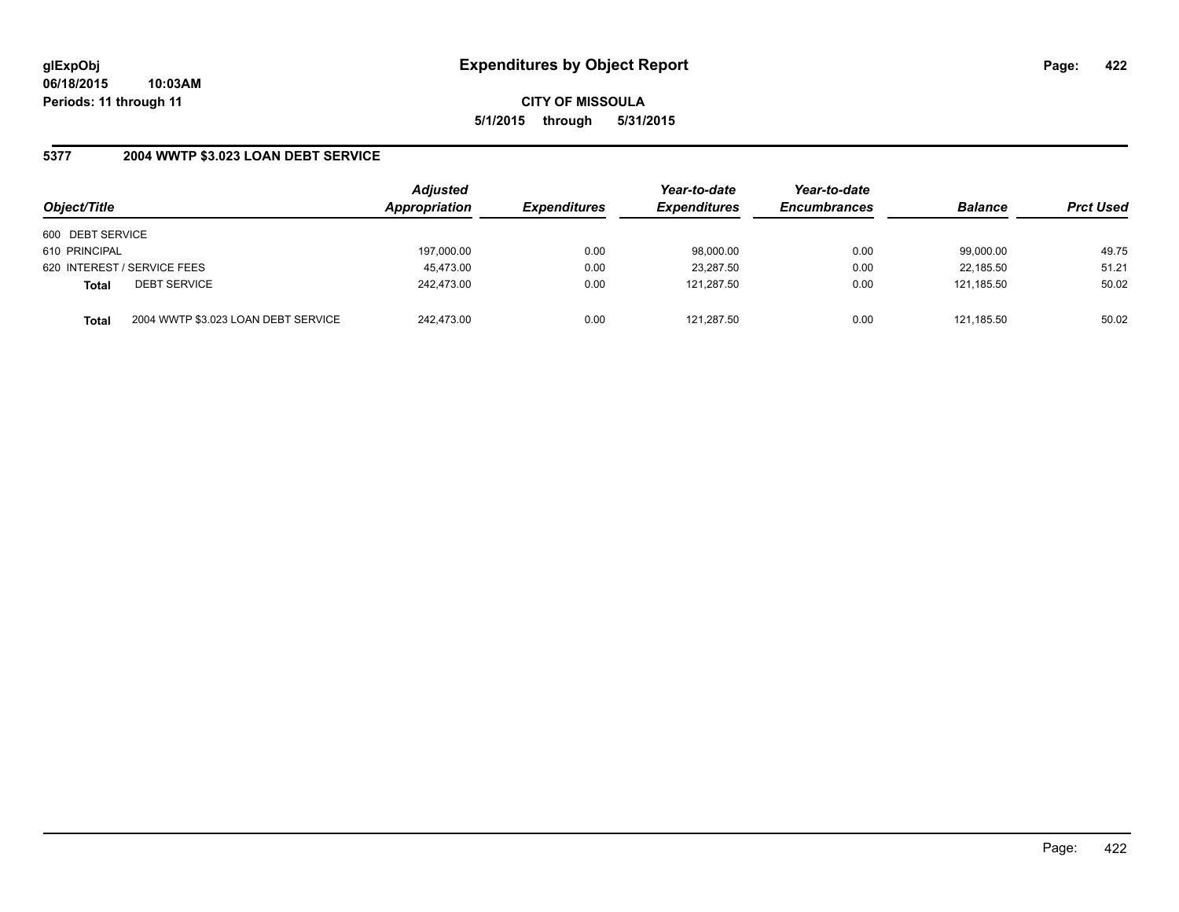glExpObj
06/18/2015 10:03AM
Periods: 11 through 11

# Expenditures by Object Report

**CITY OF MISSOULA**

**5/1/2015 through 5/31/2015**

## 5377 2004 WWTP $3.023 LOAN DEBT SERVICE

| Object/Title | | Adjusted Appropriation | Expenditures | Year-to-date Expenditures | Year-to-date Encumbrances | Balance | Prct Used |
|---|---|---|---|---|---|---|---|
| 600 DEBT SERVICE | | | | | | | |
| 610 PRINCIPAL | | 197,000.00 | 0.00 | 98,000.00 | 0.00 | 99,000.00 | 49.75 |
| 620 INTEREST / SERVICE FEES | | 45,473.00 | 0.00 | 23,287.50 | 0.00 | 22,185.50 | 51.21 |
| **Total** | DEBT SERVICE | 242,473.00 | 0.00 | 121,287.50 | 0.00 | 121,185.50 | 50.02 |
| **Total** | 2004 WWTP $3.023 LOAN DEBT SERVICE | 242,473.00 | 0.00 | 121,287.50 | 0.00 | 121,185.50 | 50.02 |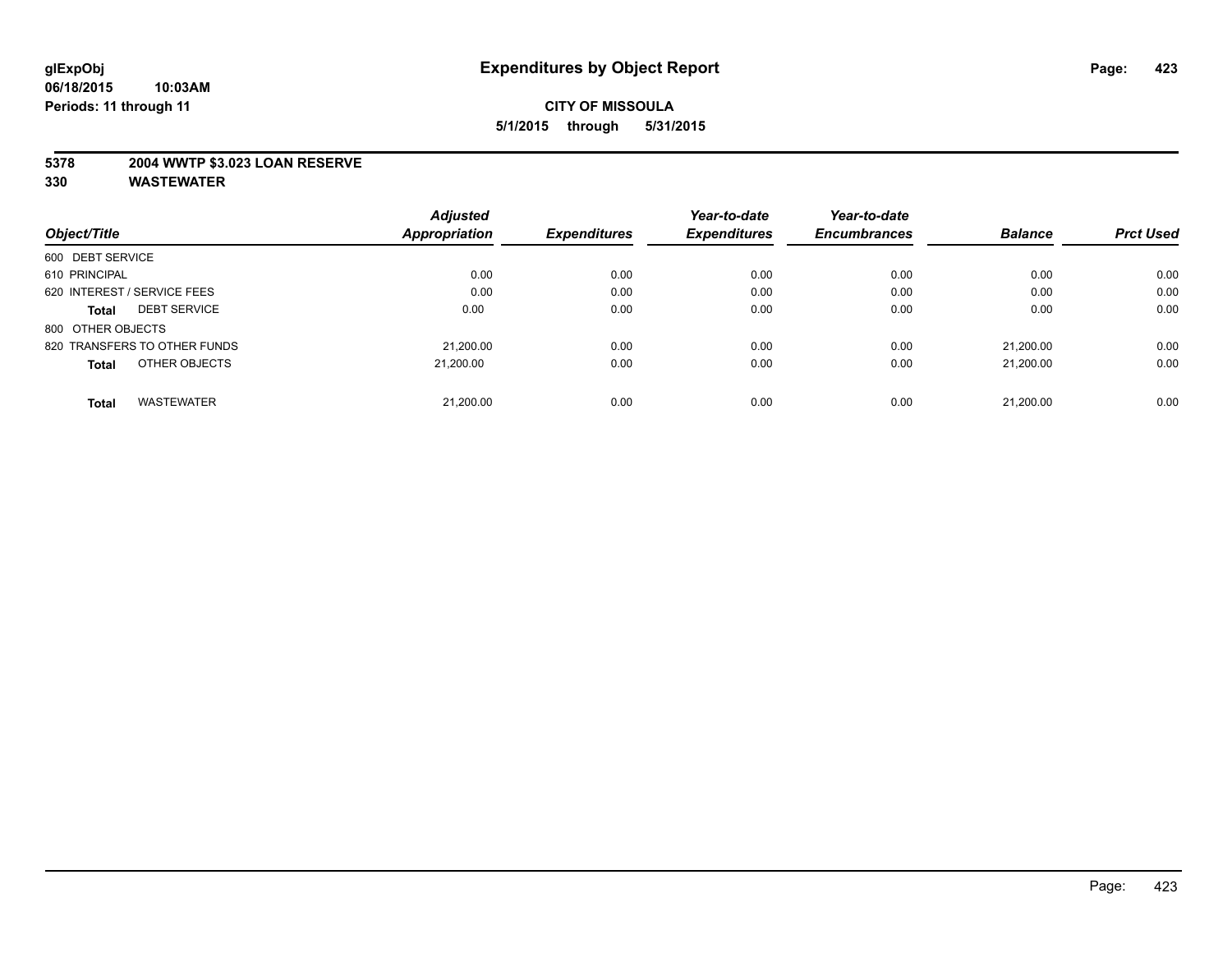**glExpObj**
**06/18/2015 10:03AM**
**Periods: 11 through 11**

# Expenditures by Object Report

**CITY OF MISSOULA**
**5/1/2015 through 5/31/2015**

**5378 2004 WWTP $3.023 LOAN RESERVE**
**330 WASTEWATER**

| Object/Title | Adjusted Appropriation | Expenditures | Year-to-date Expenditures | Year-to-date Encumbrances | Balance | Prct Used |
|---|---|---|---|---|---|---|
| 600 DEBT SERVICE | | | | | | |
| 610 PRINCIPAL | 0.00 | 0.00 | 0.00 | 0.00 | 0.00 | 0.00 |
| 620 INTEREST / SERVICE FEES | 0.00 | 0.00 | 0.00 | 0.00 | 0.00 | 0.00 |
| **Total** DEBT SERVICE | 0.00 | 0.00 | 0.00 | 0.00 | 0.00 | 0.00 |
| 800 OTHER OBJECTS | | | | | | |
| 820 TRANSFERS TO OTHER FUNDS | 21,200.00 | 0.00 | 0.00 | 0.00 | 21,200.00 | 0.00 |
| **Total** OTHER OBJECTS | 21,200.00 | 0.00 | 0.00 | 0.00 | 21,200.00 | 0.00 |
| **Total** WASTEWATER | 21,200.00 | 0.00 | 0.00 | 0.00 | 21,200.00 | 0.00 |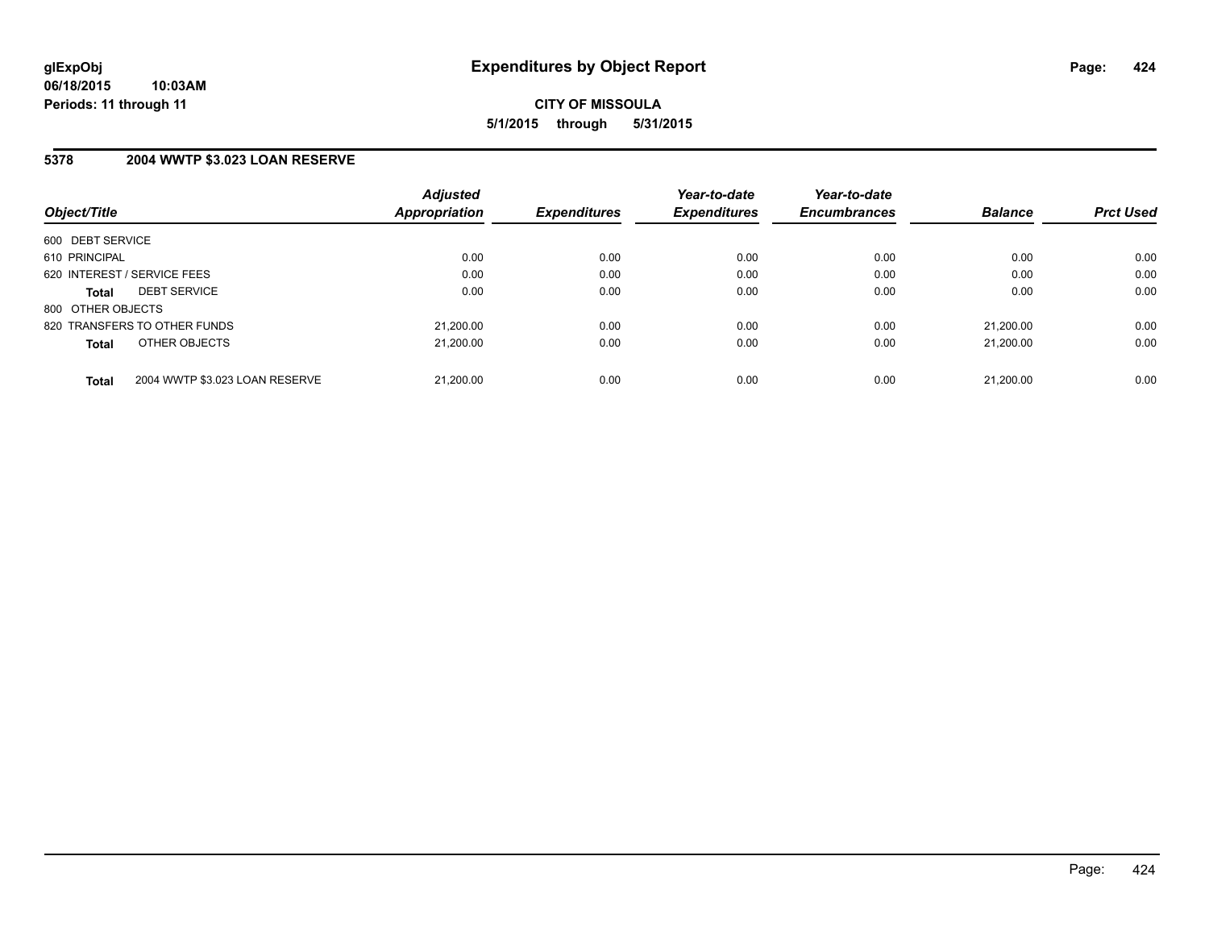**Expenditures by Object Report**

glExpObj
06/18/2015 10:03AM
Periods: 11 through 11

**CITY OF MISSOULA**

**5/1/2015 through 5/31/2015**

## 5378 2004 WWTP $3.023 LOAN RESERVE

| Object/Title | Adjusted Appropriation | Expenditures | Year-to-date Expenditures | Year-to-date Encumbrances | Balance | Prct Used |
|---|---|---|---|---|---|---|
| 600 DEBT SERVICE | | | | | | |
| 610 PRINCIPAL | 0.00 | 0.00 | 0.00 | 0.00 | 0.00 | 0.00 |
| 620 INTEREST / SERVICE FEES | 0.00 | 0.00 | 0.00 | 0.00 | 0.00 | 0.00 |
| **Total** DEBT SERVICE | 0.00 | 0.00 | 0.00 | 0.00 | 0.00 | 0.00 |
| 800 OTHER OBJECTS | | | | | | |
| 820 TRANSFERS TO OTHER FUNDS | 21,200.00 | 0.00 | 0.00 | 0.00 | 21,200.00 | 0.00 |
| **Total** OTHER OBJECTS | 21,200.00 | 0.00 | 0.00 | 0.00 | 21,200.00 | 0.00 |
| **Total** 2004 WWTP $3.023 LOAN RESERVE | 21,200.00 | 0.00 | 0.00 | 0.00 | 21,200.00 | 0.00 |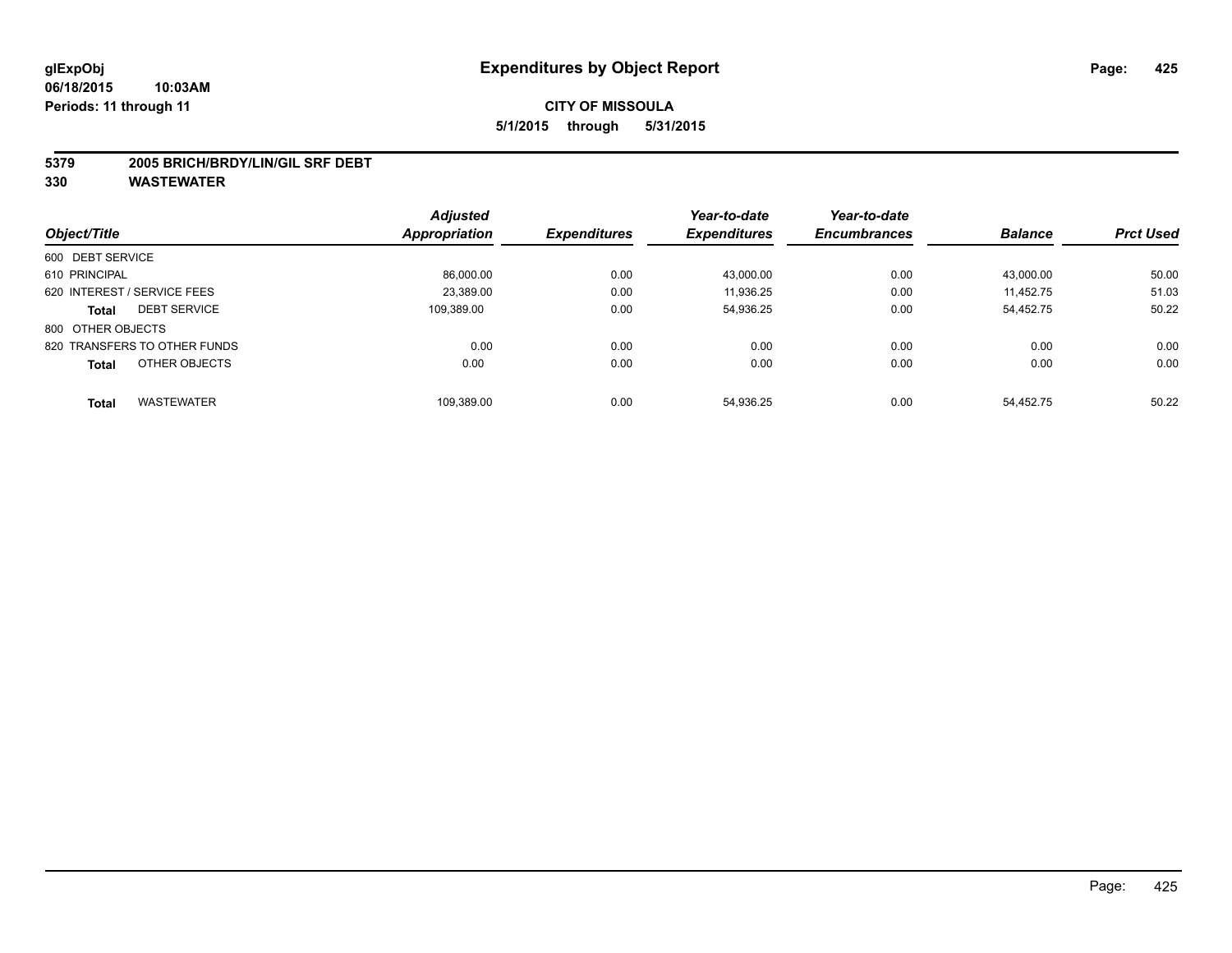# Expenditures by Object Report

glExpObj
06/18/2015 10:03AM
Periods: 11 through 11

**CITY OF MISSOULA**
**5/1/2015 through 5/31/2015**

**5379 2005 BRICH/BRDY/LIN/GIL SRF DEBT**
**330 WASTEWATER**

| Object/Title | Adjusted Appropriation | Expenditures | Year-to-date Expenditures | Year-to-date Encumbrances | Balance | Prct Used |
|---|---|---|---|---|---|---|
| 600 DEBT SERVICE | | | | | | |
| 610 PRINCIPAL | 86,000.00 | 0.00 | 43,000.00 | 0.00 | 43,000.00 | 50.00 |
| 620 INTEREST / SERVICE FEES | 23,389.00 | 0.00 | 11,936.25 | 0.00 | 11,452.75 | 51.03 |
| **Total** DEBT SERVICE | 109,389.00 | 0.00 | 54,936.25 | 0.00 | 54,452.75 | 50.22 |
| 800 OTHER OBJECTS | | | | | | |
| 820 TRANSFERS TO OTHER FUNDS | 0.00 | 0.00 | 0.00 | 0.00 | 0.00 | 0.00 |
| **Total** OTHER OBJECTS | 0.00 | 0.00 | 0.00 | 0.00 | 0.00 | 0.00 |
| **Total** WASTEWATER | 109,389.00 | 0.00 | 54,936.25 | 0.00 | 54,452.75 | 50.22 |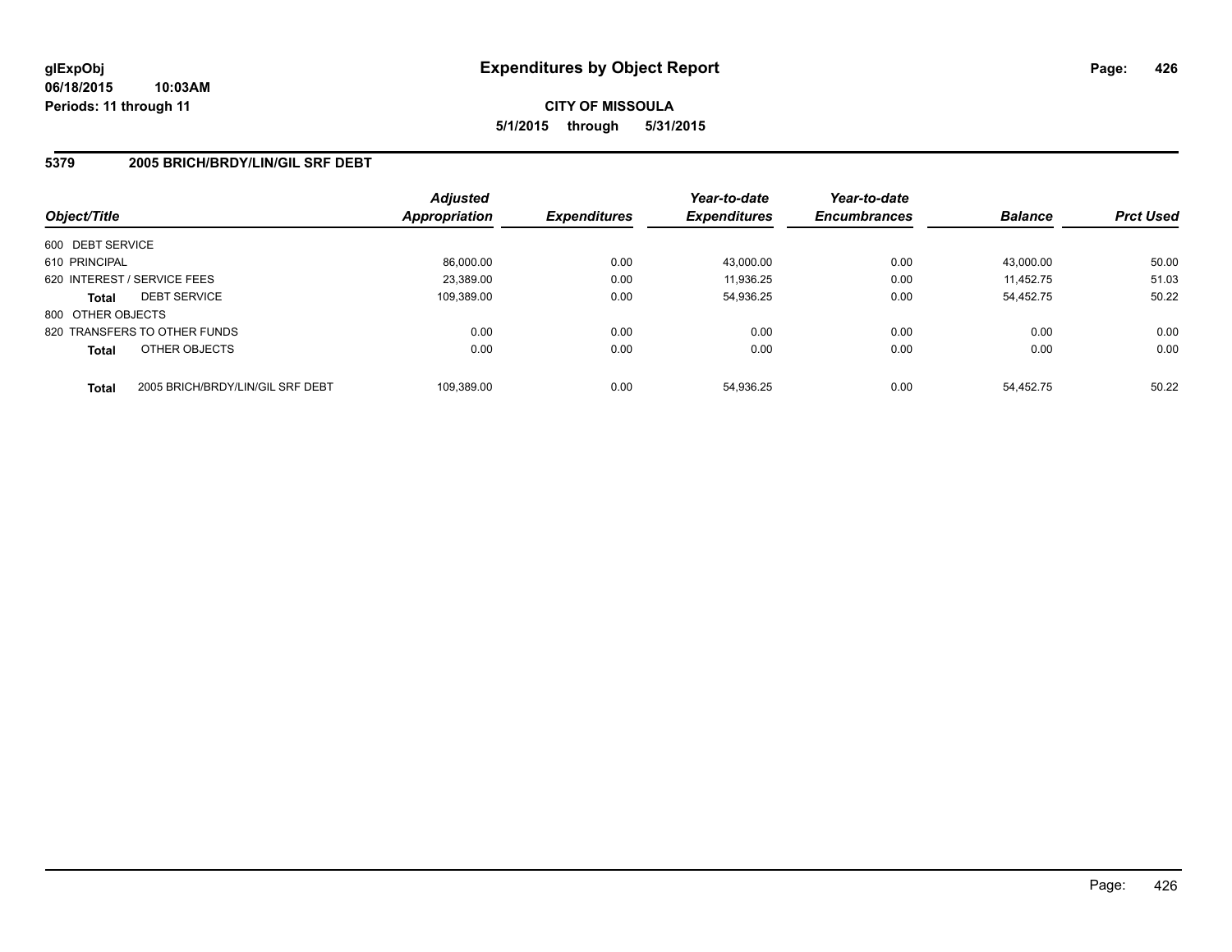**glExpObj**
**06/18/2015 10:03AM**
**Periods: 11 through 11**

# Expenditures by Object Report

**CITY OF MISSOULA**
**5/1/2015 through 5/31/2015**

## 5379 2005 BRICH/BRDY/LIN/GIL SRF DEBT

| Object/Title | | Adjusted Appropriation | Expenditures | Year-to-date Expenditures | Year-to-date Encumbrances | Balance | Prct Used |
|---|---|---|---|---|---|---|---|
| 600 DEBT SERVICE | | | | | | | |
| 610 PRINCIPAL | | 86,000.00 | 0.00 | 43,000.00 | 0.00 | 43,000.00 | 50.00 |
| 620 INTEREST / SERVICE FEES | | 23,389.00 | 0.00 | 11,936.25 | 0.00 | 11,452.75 | 51.03 |
| **Total** | DEBT SERVICE | 109,389.00 | 0.00 | 54,936.25 | 0.00 | 54,452.75 | 50.22 |
| 800 OTHER OBJECTS | | | | | | | |
| 820 TRANSFERS TO OTHER FUNDS | | 0.00 | 0.00 | 0.00 | 0.00 | 0.00 | 0.00 |
| **Total** | OTHER OBJECTS | 0.00 | 0.00 | 0.00 | 0.00 | 0.00 | 0.00 |
| **Total** | 2005 BRICH/BRDY/LIN/GIL SRF DEBT | 109,389.00 | 0.00 | 54,936.25 | 0.00 | 54,452.75 | 50.22 |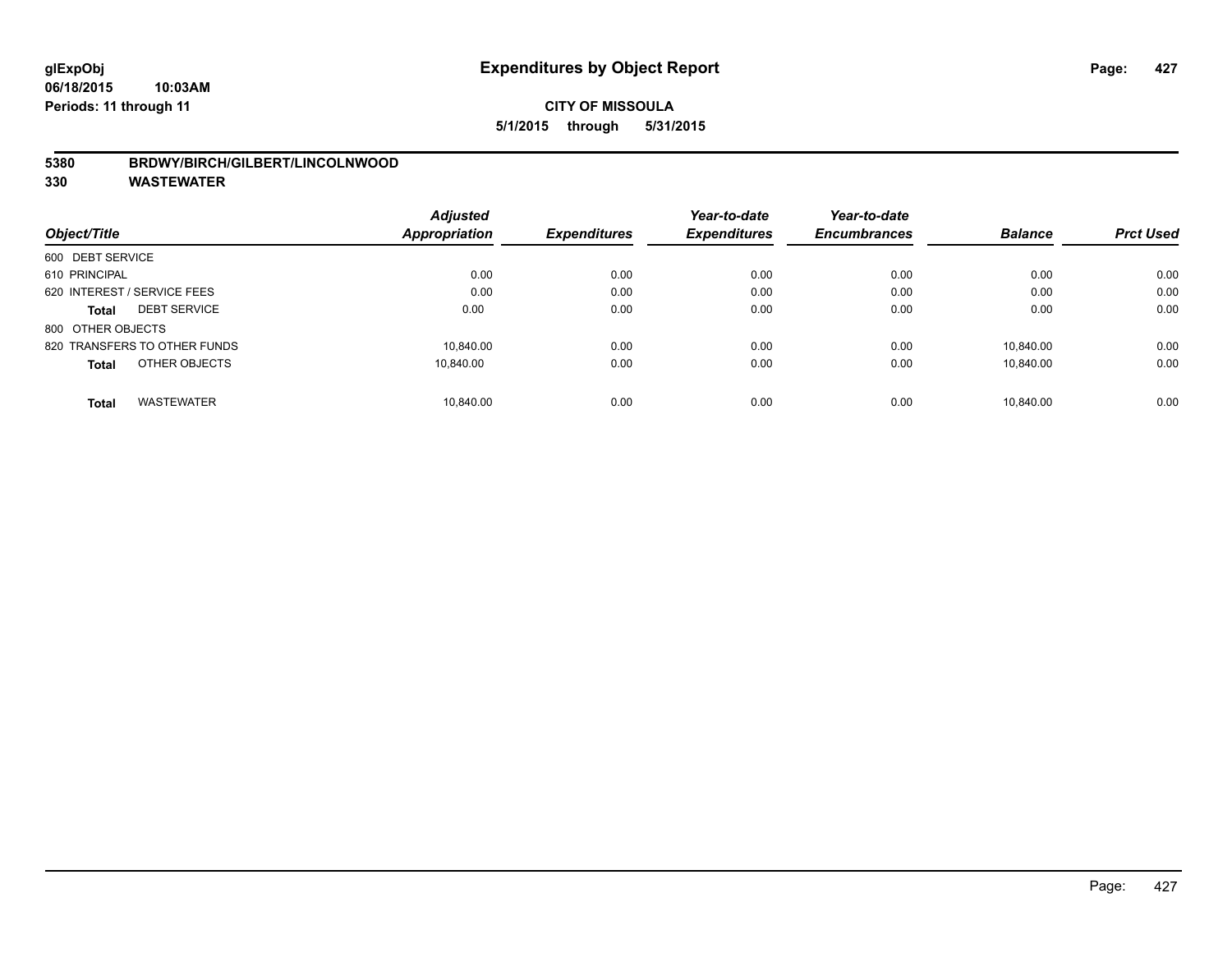**glExpObj**
**06/18/2015 10:03AM**
**Periods: 11 through 11**

# Expenditures by Object Report

**CITY OF MISSOULA**
**5/1/2015 through 5/31/2015**

**5380 BRDWY/BIRCH/GILBERT/LINCOLNWOOD**
**330 WASTEWATER**

| Object/Title | | Adjusted Appropriation | Expenditures | Year-to-date Expenditures | Year-to-date Encumbrances | Balance | Prct Used |
|---|---|---|---|---|---|---|---|
| 600 DEBT SERVICE | | | | | | | |
| 610 PRINCIPAL | | 0.00 | 0.00 | 0.00 | 0.00 | 0.00 | 0.00 |
| 620 INTEREST / SERVICE FEES | | 0.00 | 0.00 | 0.00 | 0.00 | 0.00 | 0.00 |
| **Total** | DEBT SERVICE | 0.00 | 0.00 | 0.00 | 0.00 | 0.00 | 0.00 |
| 800 OTHER OBJECTS | | | | | | | |
| 820 TRANSFERS TO OTHER FUNDS | | 10,840.00 | 0.00 | 0.00 | 0.00 | 10,840.00 | 0.00 |
| **Total** | OTHER OBJECTS | 10,840.00 | 0.00 | 0.00 | 0.00 | 10,840.00 | 0.00 |
| **Total** | WASTEWATER | 10,840.00 | 0.00 | 0.00 | 0.00 | 10,840.00 | 0.00 |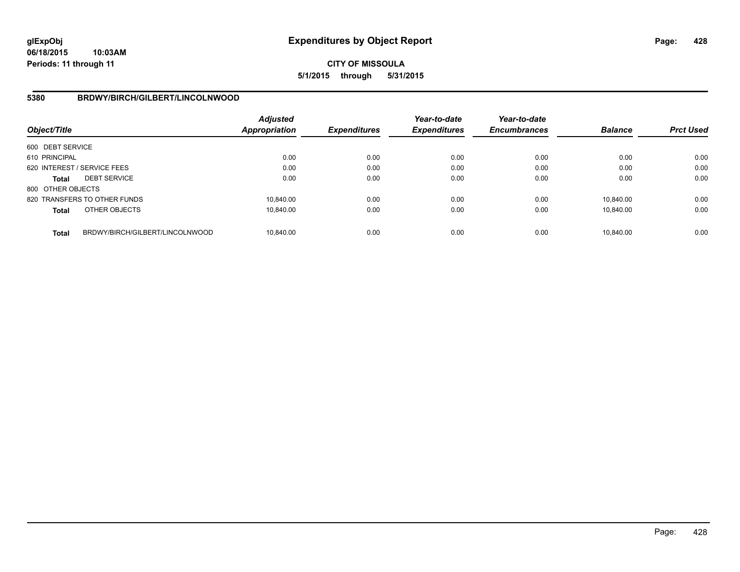**CITY OF MISSOULA**

**5/1/2015 through 5/31/2015**

**5380 BRDWY/BIRCH/GILBERT/LINCOLNWOOD**

| Object/Title | | Adjusted Appropriation | Expenditures | Year-to-date Expenditures | Year-to-date Encumbrances | Balance | Prct Used |
|---|---|---|---|---|---|---|---|
| 600 DEBT SERVICE | | | | | | | |
| 610 PRINCIPAL | | 0.00 | 0.00 | 0.00 | 0.00 | 0.00 | 0.00 |
| 620 INTEREST / SERVICE FEES | | 0.00 | 0.00 | 0.00 | 0.00 | 0.00 | 0.00 |
| **Total** | DEBT SERVICE | 0.00 | 0.00 | 0.00 | 0.00 | 0.00 | 0.00 |
| 800 OTHER OBJECTS | | | | | | | |
| 820 TRANSFERS TO OTHER FUNDS | | 10,840.00 | 0.00 | 0.00 | 0.00 | 10,840.00 | 0.00 |
| **Total** | OTHER OBJECTS | 10,840.00 | 0.00 | 0.00 | 0.00 | 10,840.00 | 0.00 |
| **Total** | BRDWY/BIRCH/GILBERT/LINCOLNWOOD | 10,840.00 | 0.00 | 0.00 | 0.00 | 10,840.00 | 0.00 |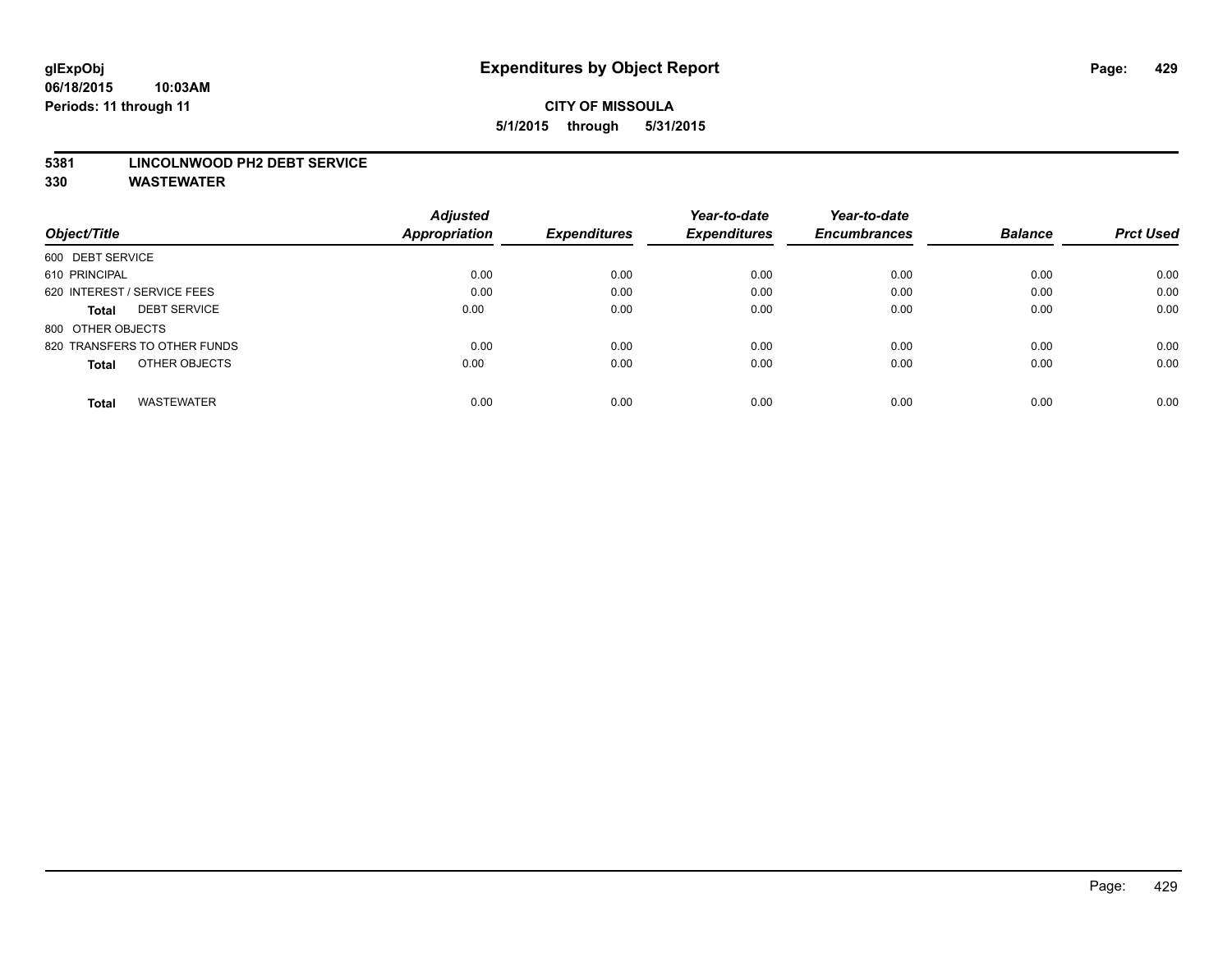**CITY OF MISSOULA**

**5/1/2015 through 5/31/2015**

**5381 LINCOLNWOOD PH2 DEBT SERVICE**

**330 WASTEWATER**

| Object/Title | Adjusted Appropriation | Expenditures | Year-to-date Expenditures | Year-to-date Encumbrances | Balance | Prct Used |
|---|---|---|---|---|---|---|
| 600 DEBT SERVICE | | | | | | |
| 610 PRINCIPAL | 0.00 | 0.00 | 0.00 | 0.00 | 0.00 | 0.00 |
| 620 INTEREST / SERVICE FEES | 0.00 | 0.00 | 0.00 | 0.00 | 0.00 | 0.00 |
| **Total** DEBT SERVICE | 0.00 | 0.00 | 0.00 | 0.00 | 0.00 | 0.00 |
| 800 OTHER OBJECTS | | | | | | |
| 820 TRANSFERS TO OTHER FUNDS | 0.00 | 0.00 | 0.00 | 0.00 | 0.00 | 0.00 |
| **Total** OTHER OBJECTS | 0.00 | 0.00 | 0.00 | 0.00 | 0.00 | 0.00 |
| **Total** WASTEWATER | 0.00 | 0.00 | 0.00 | 0.00 | 0.00 | 0.00 |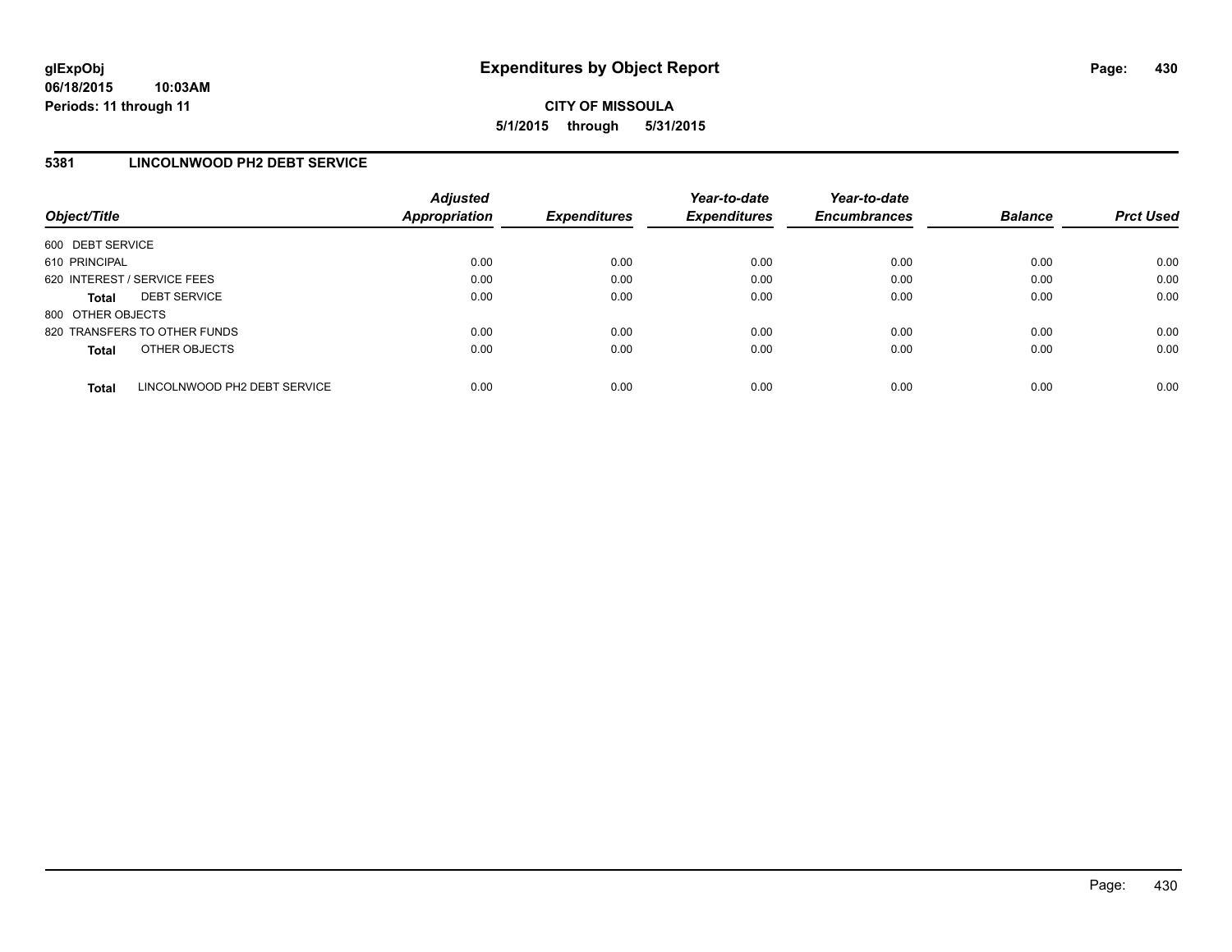glExpObj
06/18/2015 10:03AM
Periods: 11 through 11

# Expenditures by Object Report

**CITY OF MISSOULA**

**5/1/2015 through 5/31/2015**

## 5381 LINCOLNWOOD PH2 DEBT SERVICE

| Object/Title | Adjusted Appropriation | Expenditures | Year-to-date Expenditures | Year-to-date Encumbrances | Balance | Prct Used |
|---|---|---|---|---|---|---|
| 600 DEBT SERVICE | | | | | | |
| 610 PRINCIPAL | 0.00 | 0.00 | 0.00 | 0.00 | 0.00 | 0.00 |
| 620 INTEREST / SERVICE FEES | 0.00 | 0.00 | 0.00 | 0.00 | 0.00 | 0.00 |
| **Total** DEBT SERVICE | 0.00 | 0.00 | 0.00 | 0.00 | 0.00 | 0.00 |
| 800 OTHER OBJECTS | | | | | | |
| 820 TRANSFERS TO OTHER FUNDS | 0.00 | 0.00 | 0.00 | 0.00 | 0.00 | 0.00 |
| **Total** OTHER OBJECTS | 0.00 | 0.00 | 0.00 | 0.00 | 0.00 | 0.00 |
| **Total** LINCOLNWOOD PH2 DEBT SERVICE | 0.00 | 0.00 | 0.00 | 0.00 | 0.00 | 0.00 |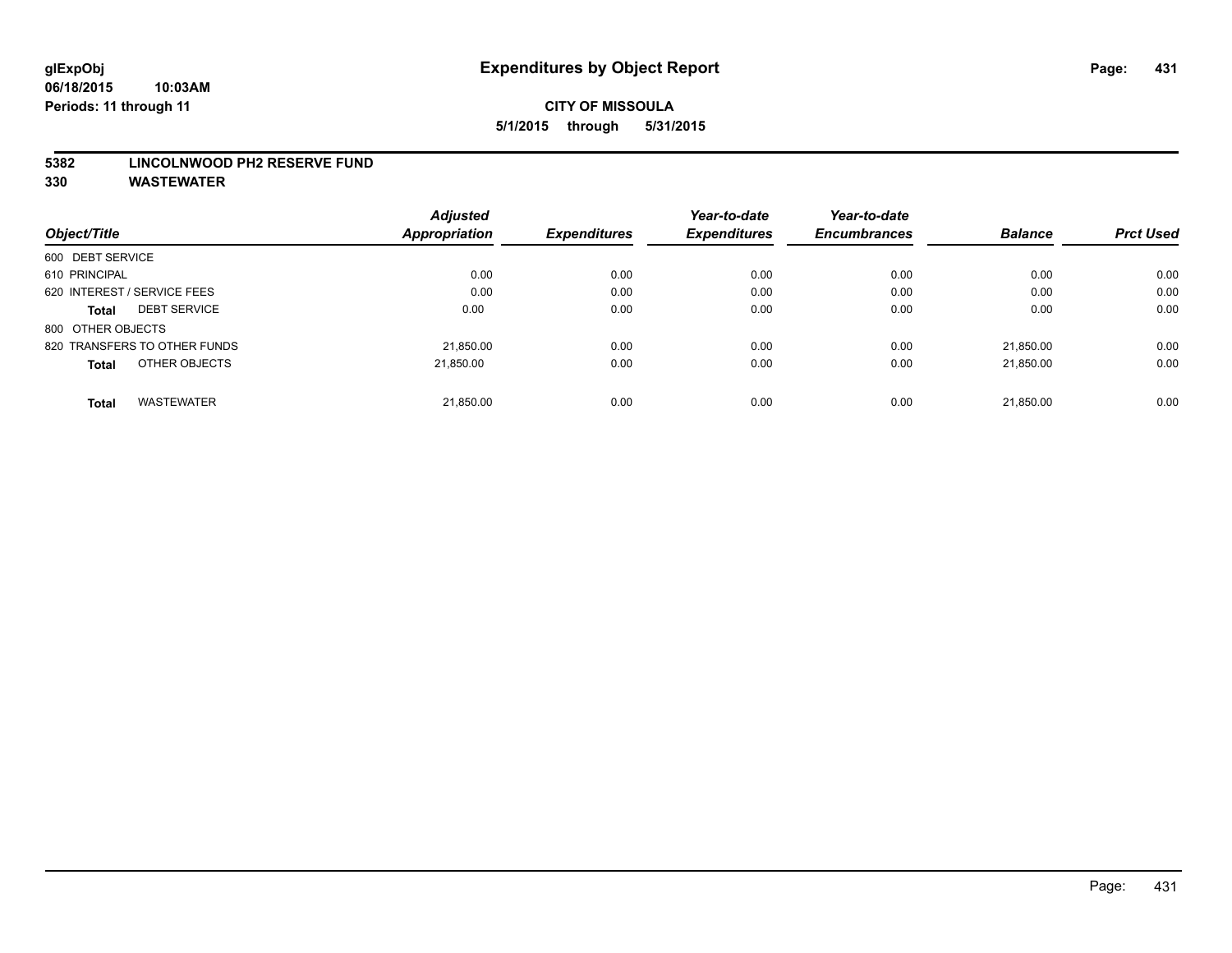**glExpObj**
**06/18/2015 10:03AM**
**Periods: 11 through 11**

# Expenditures by Object Report

**CITY OF MISSOULA**
**5/1/2015 through 5/31/2015**

**5382 LINCOLNWOOD PH2 RESERVE FUND**
**330 WASTEWATER**

| Object/Title | Adjusted Appropriation | Expenditures | Year-to-date Expenditures | Year-to-date Encumbrances | Balance | Prct Used |
|---|---|---|---|---|---|---|
| 600 DEBT SERVICE | | | | | | |
| 610 PRINCIPAL | 0.00 | 0.00 | 0.00 | 0.00 | 0.00 | 0.00 |
| 620 INTEREST / SERVICE FEES | 0.00 | 0.00 | 0.00 | 0.00 | 0.00 | 0.00 |
| **Total** DEBT SERVICE | 0.00 | 0.00 | 0.00 | 0.00 | 0.00 | 0.00 |
| 800 OTHER OBJECTS | | | | | | |
| 820 TRANSFERS TO OTHER FUNDS | 21,850.00 | 0.00 | 0.00 | 0.00 | 21,850.00 | 0.00 |
| **Total** OTHER OBJECTS | 21,850.00 | 0.00 | 0.00 | 0.00 | 21,850.00 | 0.00 |
| **Total** WASTEWATER | 21,850.00 | 0.00 | 0.00 | 0.00 | 21,850.00 | 0.00 |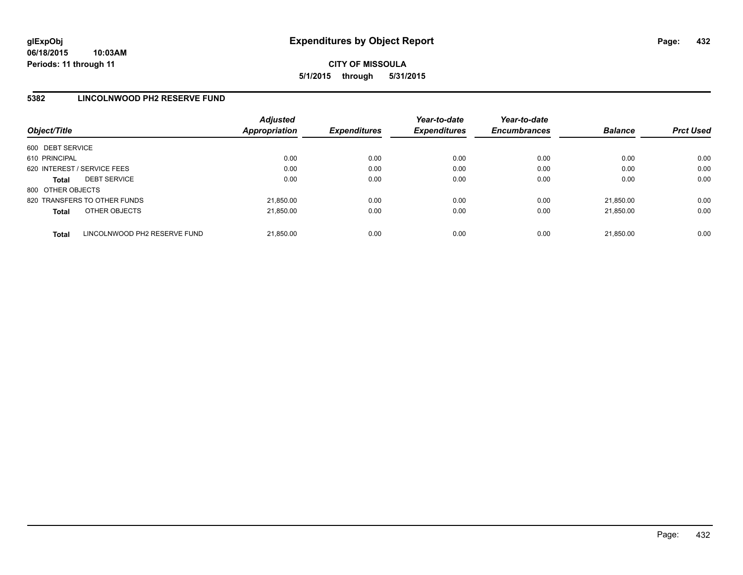**glExpObj**
**06/18/2015 10:03AM**
**Periods: 11 through 11**

# Expenditures by Object Report

**CITY OF MISSOULA**
**5/1/2015 through 5/31/2015**

## 5382 LINCOLNWOOD PH2 RESERVE FUND

| Object/Title | Adjusted Appropriation | Expenditures | Year-to-date Expenditures | Year-to-date Encumbrances | Balance | Prct Used |
|---|---|---|---|---|---|---|
| 600 DEBT SERVICE | | | | | | |
| 610 PRINCIPAL | 0.00 | 0.00 | 0.00 | 0.00 | 0.00 | 0.00 |
| 620 INTEREST / SERVICE FEES | 0.00 | 0.00 | 0.00 | 0.00 | 0.00 | 0.00 |
| **Total** DEBT SERVICE | 0.00 | 0.00 | 0.00 | 0.00 | 0.00 | 0.00 |
| 800 OTHER OBJECTS | | | | | | |
| 820 TRANSFERS TO OTHER FUNDS | 21,850.00 | 0.00 | 0.00 | 0.00 | 21,850.00 | 0.00 |
| **Total** OTHER OBJECTS | 21,850.00 | 0.00 | 0.00 | 0.00 | 21,850.00 | 0.00 |
| **Total** LINCOLNWOOD PH2 RESERVE FUND | 21,850.00 | 0.00 | 0.00 | 0.00 | 21,850.00 | 0.00 |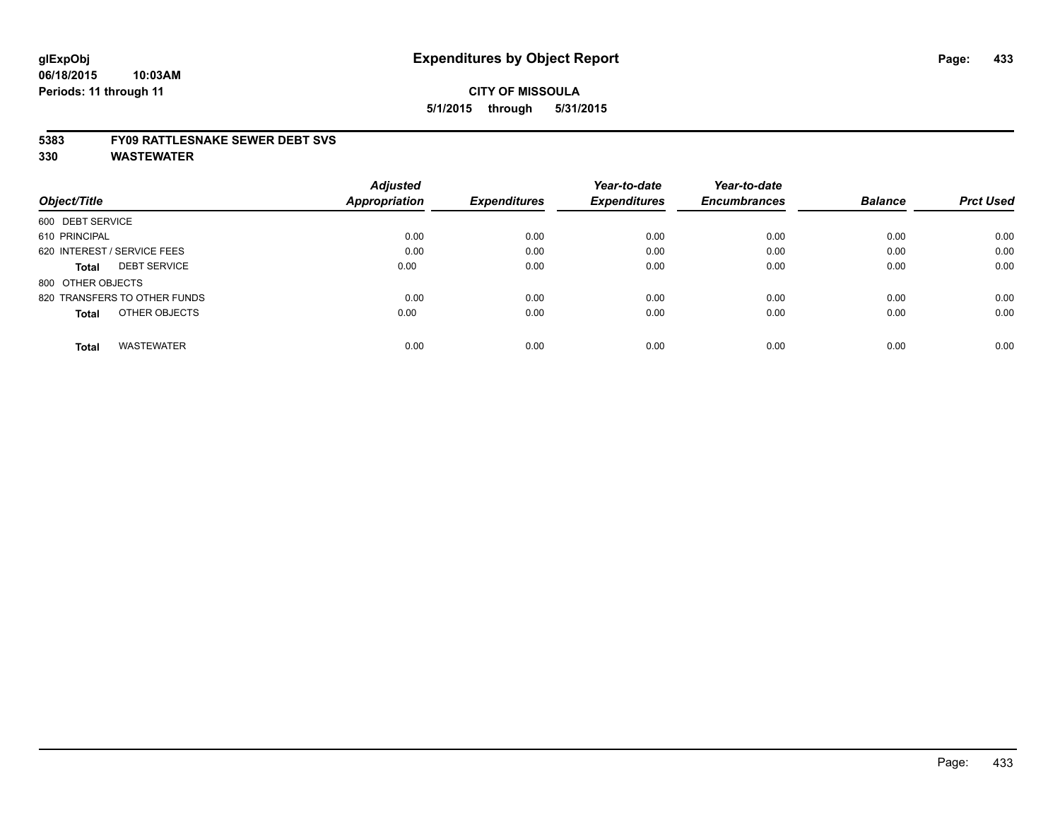# Expenditures by Object Report

glExpObj
06/18/2015 10:03AM
Periods: 11 through 11

**CITY OF MISSOULA**
**5/1/2015 through 5/31/2015**

**5383 FY09 RATTLESNAKE SEWER DEBT SVS**
**330 WASTEWATER**

| Object/Title | Adjusted Appropriation | Expenditures | Year-to-date Expenditures | Year-to-date Encumbrances | Balance | Prct Used |
|---|---|---|---|---|---|---|
| 600 DEBT SERVICE | | | | | | |
| 610 PRINCIPAL | 0.00 | 0.00 | 0.00 | 0.00 | 0.00 | 0.00 |
| 620 INTEREST / SERVICE FEES | 0.00 | 0.00 | 0.00 | 0.00 | 0.00 | 0.00 |
| **Total** DEBT SERVICE | 0.00 | 0.00 | 0.00 | 0.00 | 0.00 | 0.00 |
| 800 OTHER OBJECTS | | | | | | |
| 820 TRANSFERS TO OTHER FUNDS | 0.00 | 0.00 | 0.00 | 0.00 | 0.00 | 0.00 |
| **Total** OTHER OBJECTS | 0.00 | 0.00 | 0.00 | 0.00 | 0.00 | 0.00 |
| **Total** WASTEWATER | 0.00 | 0.00 | 0.00 | 0.00 | 0.00 | 0.00 |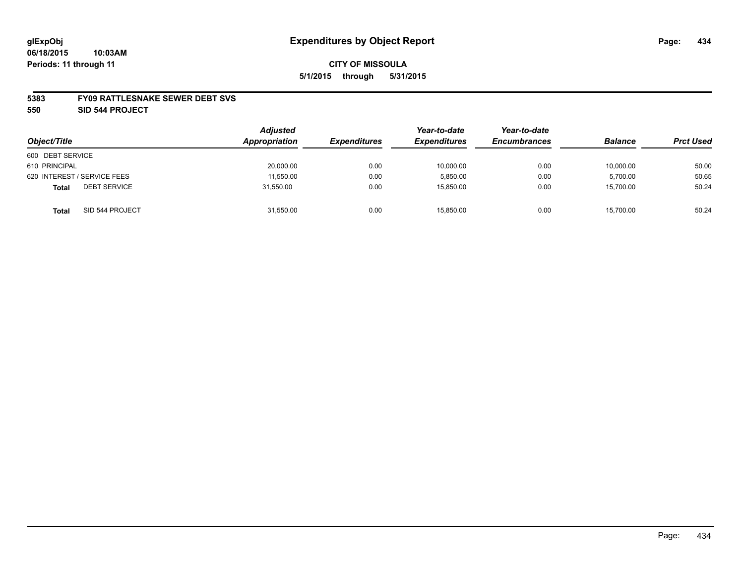**glExpObj**
**06/18/2015 10:03AM**
**Periods: 11 through 11**

# Expenditures by Object Report

**CITY OF MISSOULA**
**5/1/2015 through 5/31/2015**

**5383 FY09 RATTLESNAKE SEWER DEBT SVS**
**550 SID 544 PROJECT**

| Object/Title | Adjusted Appropriation | Expenditures | Year-to-date Expenditures | Year-to-date Encumbrances | Balance | Prct Used |
|---|---|---|---|---|---|---|
| 600 DEBT SERVICE | | | | | | |
| 610 PRINCIPAL | 20,000.00 | 0.00 | 10,000.00 | 0.00 | 10,000.00 | 50.00 |
| 620 INTEREST / SERVICE FEES | 11,550.00 | 0.00 | 5,850.00 | 0.00 | 5,700.00 | 50.65 |
| **Total** DEBT SERVICE | 31,550.00 | 0.00 | 15,850.00 | 0.00 | 15,700.00 | 50.24 |
| **Total** SID 544 PROJECT | 31,550.00 | 0.00 | 15,850.00 | 0.00 | 15,700.00 | 50.24 |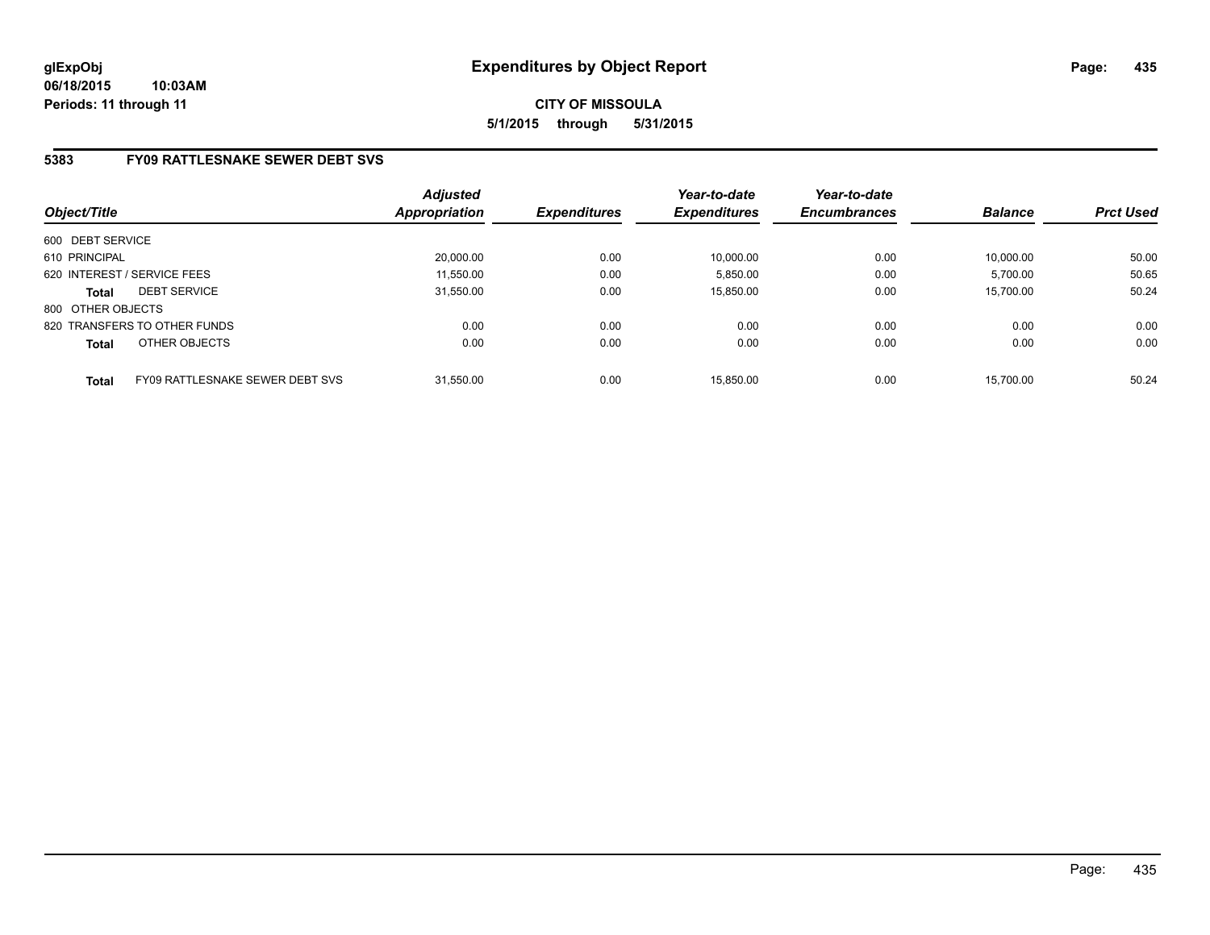# Expenditures by Object Report

glExpObj
06/18/2015 10:03AM
Periods: 11 through 11

**CITY OF MISSOULA**
**5/1/2015 through 5/31/2015**

## 5383 FY09 RATTLESNAKE SEWER DEBT SVS

| Object/Title | Adjusted Appropriation | Expenditures | Year-to-date Expenditures | Year-to-date Encumbrances | Balance | Prct Used |
|---|---|---|---|---|---|---|
| 600 DEBT SERVICE | | | | | | |
| 610 PRINCIPAL | 20,000.00 | 0.00 | 10,000.00 | 0.00 | 10,000.00 | 50.00 |
| 620 INTEREST / SERVICE FEES | 11,550.00 | 0.00 | 5,850.00 | 0.00 | 5,700.00 | 50.65 |
| **Total** DEBT SERVICE | 31,550.00 | 0.00 | 15,850.00 | 0.00 | 15,700.00 | 50.24 |
| 800 OTHER OBJECTS | | | | | | |
| 820 TRANSFERS TO OTHER FUNDS | 0.00 | 0.00 | 0.00 | 0.00 | 0.00 | 0.00 |
| **Total** OTHER OBJECTS | 0.00 | 0.00 | 0.00 | 0.00 | 0.00 | 0.00 |
| **Total** FY09 RATTLESNAKE SEWER DEBT SVS | 31,550.00 | 0.00 | 15,850.00 | 0.00 | 15,700.00 | 50.24 |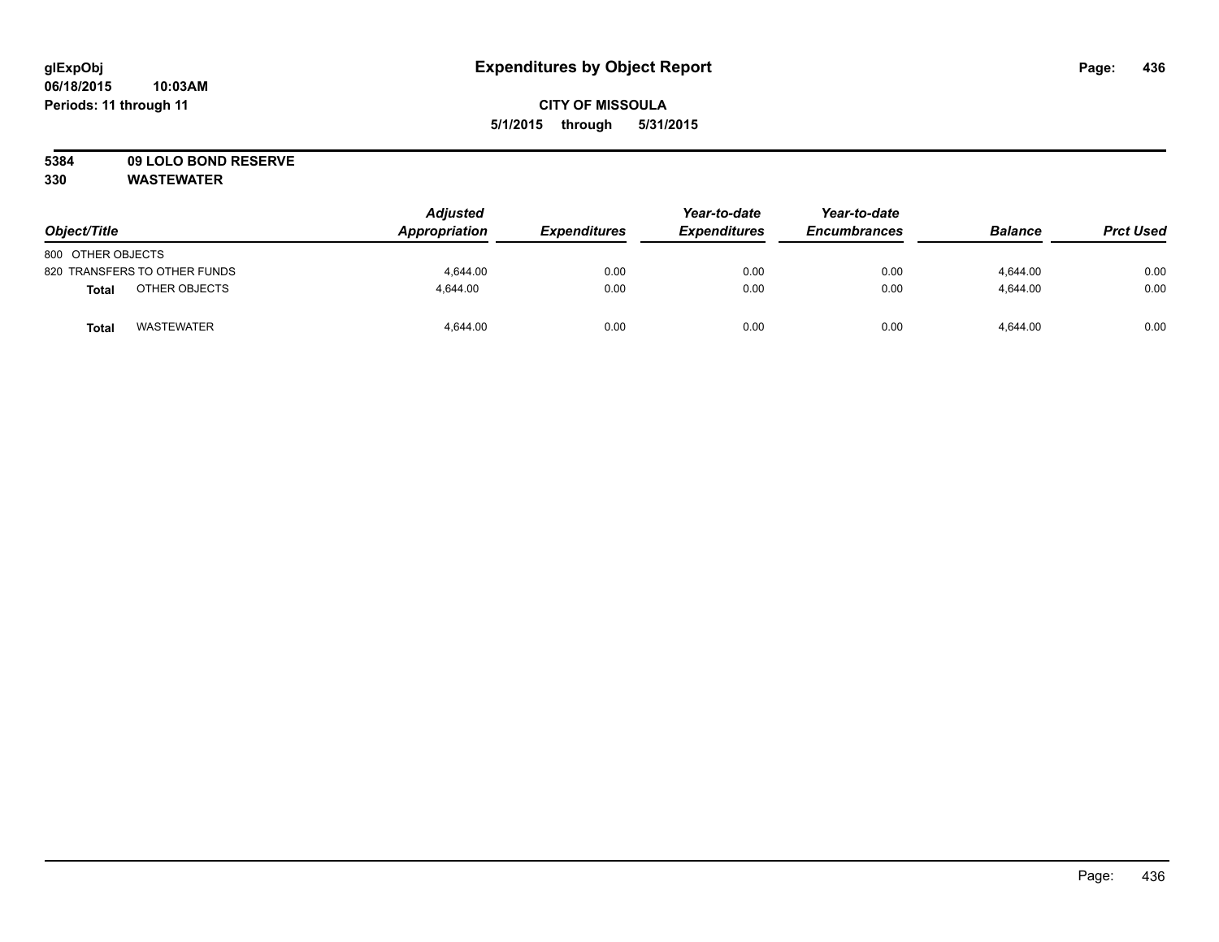# Expenditures by Object Report

glExpObj
06/18/2015 10:03AM
Periods: 11 through 11

**CITY OF MISSOULA**
**5/1/2015 through 5/31/2015**

**5384 09 LOLO BOND RESERVE**
**330 WASTEWATER**

| Object/Title | | Adjusted Appropriation | Expenditures | Year-to-date Expenditures | Year-to-date Encumbrances | Balance | Prct Used |
|---|---|---|---|---|---|---|---|
| 800 OTHER OBJECTS | | | | | | | |
| 820 TRANSFERS TO OTHER FUNDS | | 4,644.00 | 0.00 | 0.00 | 0.00 | 4,644.00 | 0.00 |
| **Total** | OTHER OBJECTS | 4,644.00 | 0.00 | 0.00 | 0.00 | 4,644.00 | 0.00 |
| **Total** | WASTEWATER | 4,644.00 | 0.00 | 0.00 | 0.00 | 4,644.00 | 0.00 |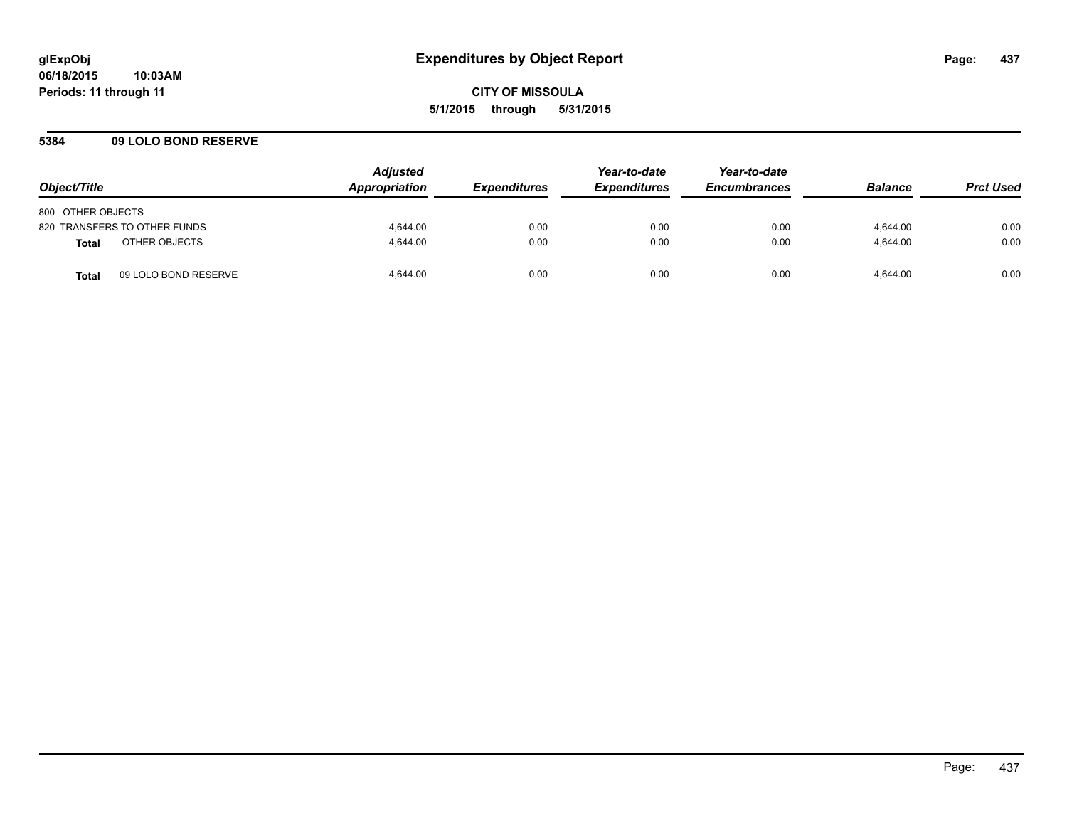**glExpObj**
**06/18/2015 10:03AM**
**Periods: 11 through 11**

# Expenditures by Object Report

**CITY OF MISSOULA**
**5/1/2015 through 5/31/2015**

## 5384 09 LOLO BOND RESERVE

| Object/Title | Adjusted Appropriation | Expenditures | Year-to-date Expenditures | Year-to-date Encumbrances | Balance | Prct Used |
|---|---|---|---|---|---|---|
| 800 OTHER OBJECTS | | | | | | |
| 820 TRANSFERS TO OTHER FUNDS | 4,644.00 | 0.00 | 0.00 | 0.00 | 4,644.00 | 0.00 |
| **Total** OTHER OBJECTS | 4,644.00 | 0.00 | 0.00 | 0.00 | 4,644.00 | 0.00 |
| **Total** 09 LOLO BOND RESERVE | 4,644.00 | 0.00 | 0.00 | 0.00 | 4,644.00 | 0.00 |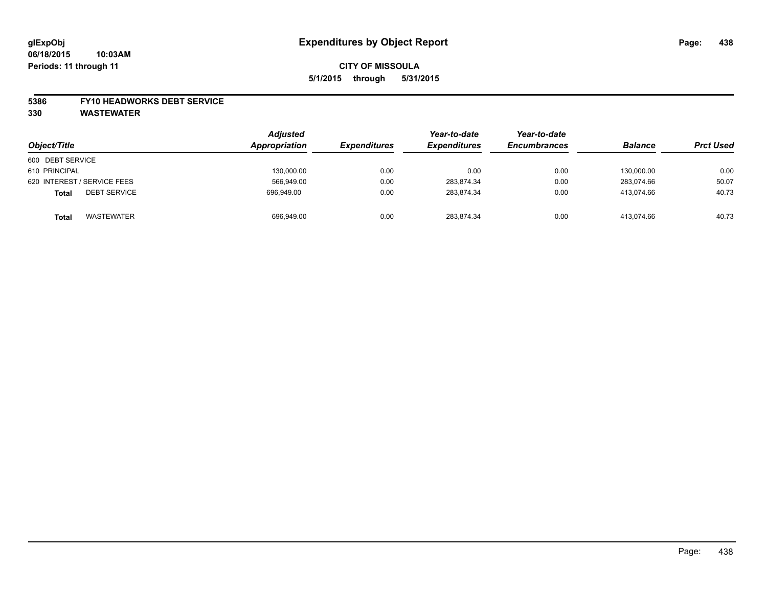# Expenditures by Object Report

glExpObj
06/18/2015 10:03AM
Periods: 11 through 11

**CITY OF MISSOULA**
**5/1/2015 through 5/31/2015**

**5386 FY10 HEADWORKS DEBT SERVICE**
**330 WASTEWATER**

| Object/Title | Adjusted Appropriation | Expenditures | Year-to-date Expenditures | Year-to-date Encumbrances | Balance | Prct Used |
|---|---|---|---|---|---|---|
| 600 DEBT SERVICE | | | | | | |
| 610 PRINCIPAL | 130,000.00 | 0.00 | 0.00 | 0.00 | 130,000.00 | 0.00 |
| 620 INTEREST / SERVICE FEES | 566,949.00 | 0.00 | 283,874.34 | 0.00 | 283,074.66 | 50.07 |
| **Total** DEBT SERVICE | 696,949.00 | 0.00 | 283,874.34 | 0.00 | 413,074.66 | 40.73 |
| **Total** WASTEWATER | 696,949.00 | 0.00 | 283,874.34 | 0.00 | 413,074.66 | 40.73 |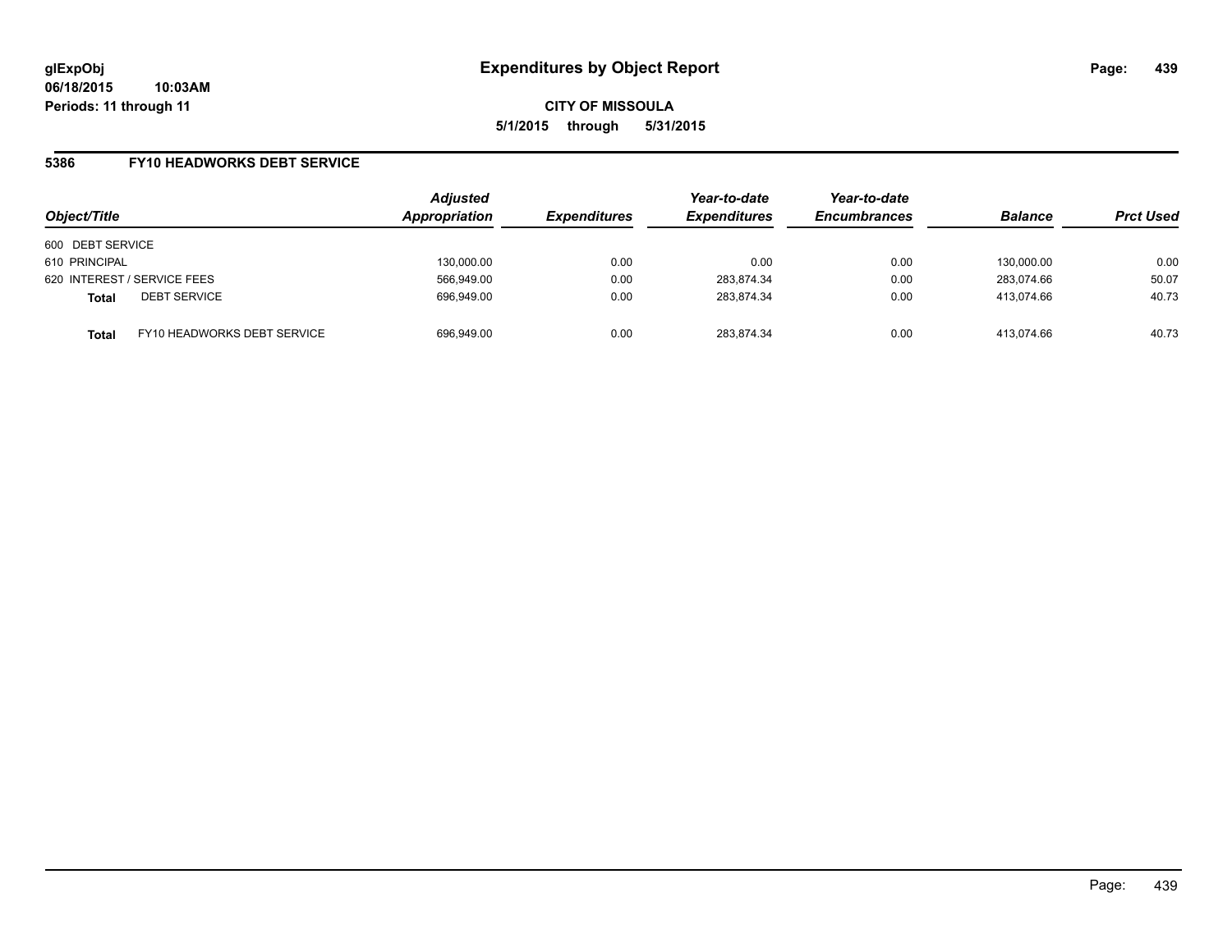**glExpObj**
**06/18/2015 10:03AM**
**Periods: 11 through 11**

# Expenditures by Object Report

**CITY OF MISSOULA**
**5/1/2015 through 5/31/2015**

## 5386 FY10 HEADWORKS DEBT SERVICE

| Object/Title | | Adjusted Appropriation | Expenditures | Year-to-date Expenditures | Year-to-date Encumbrances | Balance | Prct Used |
|---|---|---|---|---|---|---|---|
| 600 DEBT SERVICE | | | | | | | |
| 610 PRINCIPAL | | 130,000.00 | 0.00 | 0.00 | 0.00 | 130,000.00 | 0.00 |
| 620 INTEREST / SERVICE FEES | | 566,949.00 | 0.00 | 283,874.34 | 0.00 | 283,074.66 | 50.07 |
| **Total** | DEBT SERVICE | 696,949.00 | 0.00 | 283,874.34 | 0.00 | 413,074.66 | 40.73 |
| **Total** | FY10 HEADWORKS DEBT SERVICE | 696,949.00 | 0.00 | 283,874.34 | 0.00 | 413,074.66 | 40.73 |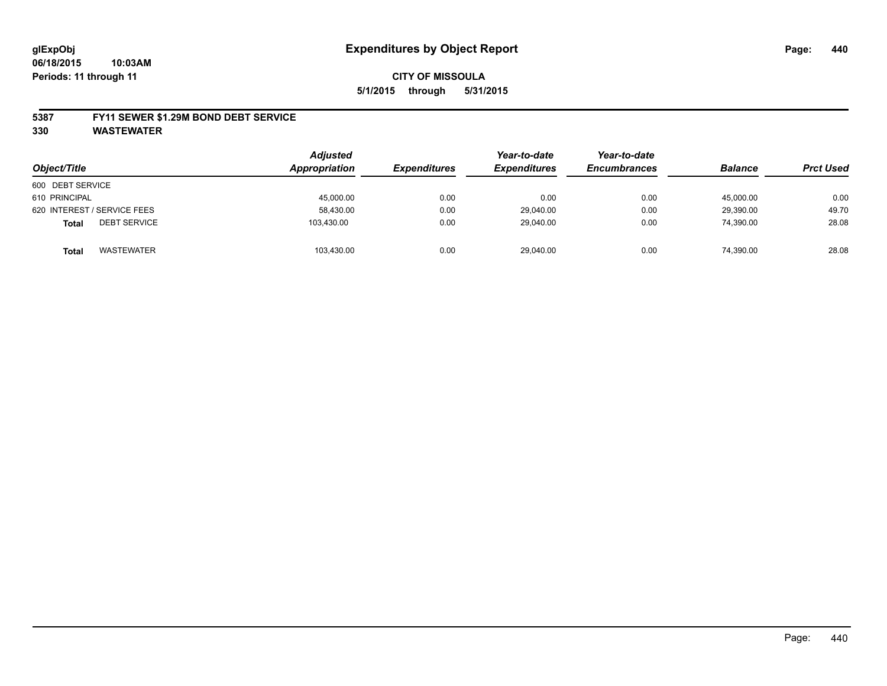# Expenditures by Object Report

**CITY OF MISSOULA**

**5/1/2015 through 5/31/2015**

glExpObj
06/18/2015 10:03AM
Periods: 11 through 11

## 5387 FY11 SEWER $1.29M BOND DEBT SERVICE

## 330 WASTEWATER

| Object/Title | Adjusted Appropriation | Expenditures | Year-to-date Expenditures | Year-to-date Encumbrances | Balance | Prct Used |
|---|---|---|---|---|---|---|
| 600 DEBT SERVICE | | | | | | |
| 610 PRINCIPAL | 45,000.00 | 0.00 | 0.00 | 0.00 | 45,000.00 | 0.00 |
| 620 INTEREST / SERVICE FEES | 58,430.00 | 0.00 | 29,040.00 | 0.00 | 29,390.00 | 49.70 |
| **Total** DEBT SERVICE | 103,430.00 | 0.00 | 29,040.00 | 0.00 | 74,390.00 | 28.08 |
| **Total** WASTEWATER | 103,430.00 | 0.00 | 29,040.00 | 0.00 | 74,390.00 | 28.08 |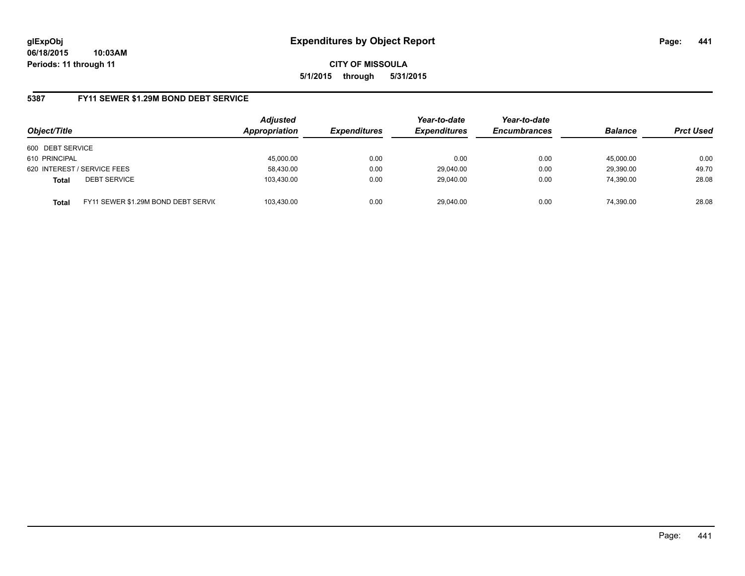glExpObj
06/18/2015 10:03AM
Periods: 11 through 11

# Expenditures by Object Report

**CITY OF MISSOULA**
**5/1/2015 through 5/31/2015**

## 5387 FY11 SEWER $1.29M BOND DEBT SERVICE

| Object/Title | Adjusted Appropriation | Expenditures | Year-to-date Expenditures | Year-to-date Encumbrances | Balance | Prct Used |
|---|---|---|---|---|---|---|
| 600 DEBT SERVICE | | | | | | |
| 610 PRINCIPAL | 45,000.00 | 0.00 | 0.00 | 0.00 | 45,000.00 | 0.00 |
| 620 INTEREST / SERVICE FEES | 58,430.00 | 0.00 | 29,040.00 | 0.00 | 29,390.00 | 49.70 |
| **Total** DEBT SERVICE | 103,430.00 | 0.00 | 29,040.00 | 0.00 | 74,390.00 | 28.08 |
| **Total** FY11 SEWER $1.29M BOND DEBT SERVIC | 103,430.00 | 0.00 | 29,040.00 | 0.00 | 74,390.00 | 28.08 |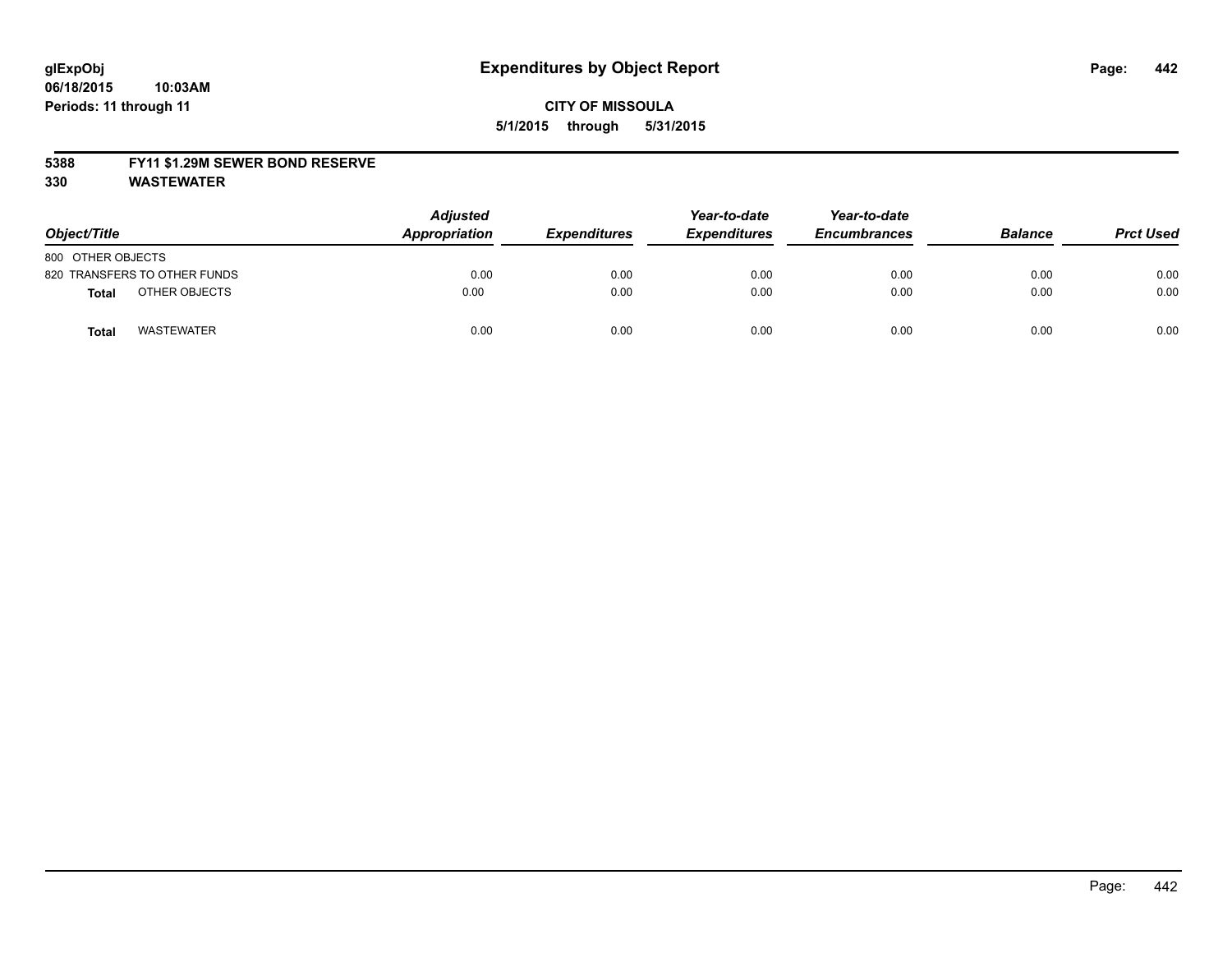# Expenditures by Object Report

glExpObj
06/18/2015 10:03AM
Periods: 11 through 11

**CITY OF MISSOULA**
**5/1/2015 through 5/31/2015**

**5388 FY11 $1.29M SEWER BOND RESERVE**
**330 WASTEWATER**

| Object/Title | Adjusted Appropriation | Expenditures | Year-to-date Expenditures | Year-to-date Encumbrances | Balance | Prct Used |
|---|---|---|---|---|---|---|
| 800 OTHER OBJECTS | | | | | | |
| 820 TRANSFERS TO OTHER FUNDS | 0.00 | 0.00 | 0.00 | 0.00 | 0.00 | 0.00 |
| **Total** OTHER OBJECTS | 0.00 | 0.00 | 0.00 | 0.00 | 0.00 | 0.00 |
| **Total** WASTEWATER | 0.00 | 0.00 | 0.00 | 0.00 | 0.00 | 0.00 |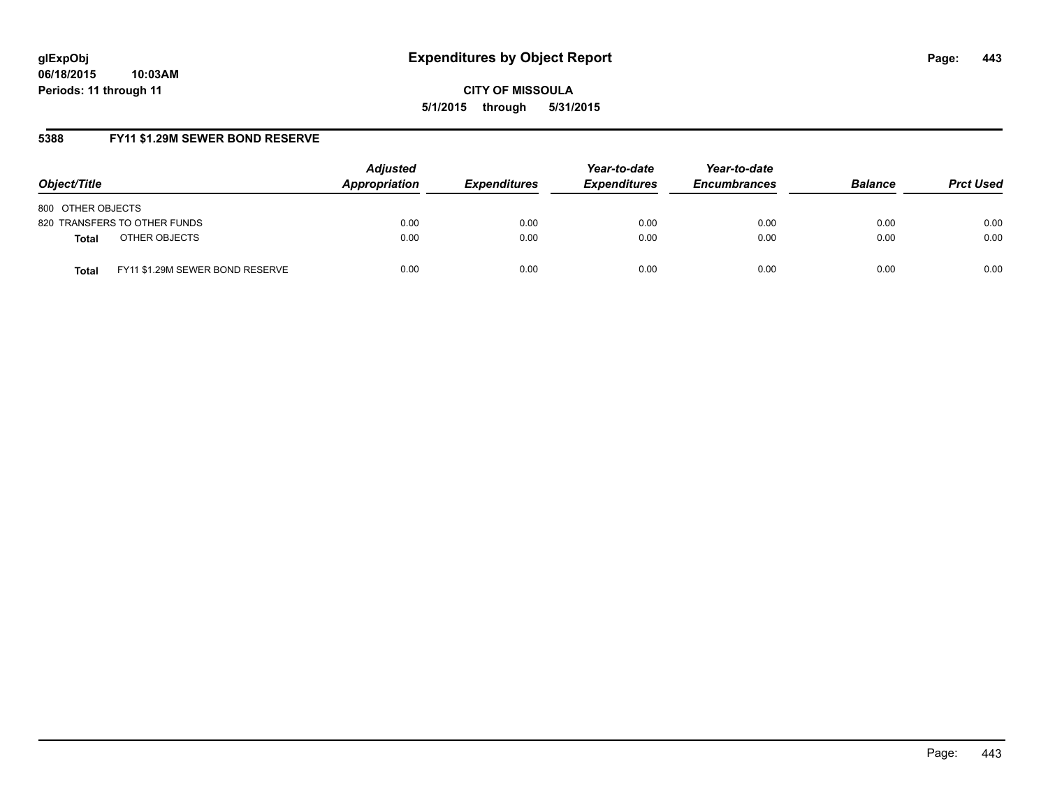# Expenditures by Object Report

glExpObj
06/18/2015 10:03AM
Periods: 11 through 11

**CITY OF MISSOULA**
**5/1/2015 through 5/31/2015**

## 5388 FY11 $1.29M SEWER BOND RESERVE

| Object/Title | | Adjusted Appropriation | Expenditures | Year-to-date Expenditures | Year-to-date Encumbrances | Balance | Prct Used |
|---|---|---|---|---|---|---|---|
| 800 OTHER OBJECTS | | | | | | | |
| 820 TRANSFERS TO OTHER FUNDS | | 0.00 | 0.00 | 0.00 | 0.00 | 0.00 | 0.00 |
| **Total** | OTHER OBJECTS | 0.00 | 0.00 | 0.00 | 0.00 | 0.00 | 0.00 |
| **Total** | FY11 $1.29M SEWER BOND RESERVE | 0.00 | 0.00 | 0.00 | 0.00 | 0.00 | 0.00 |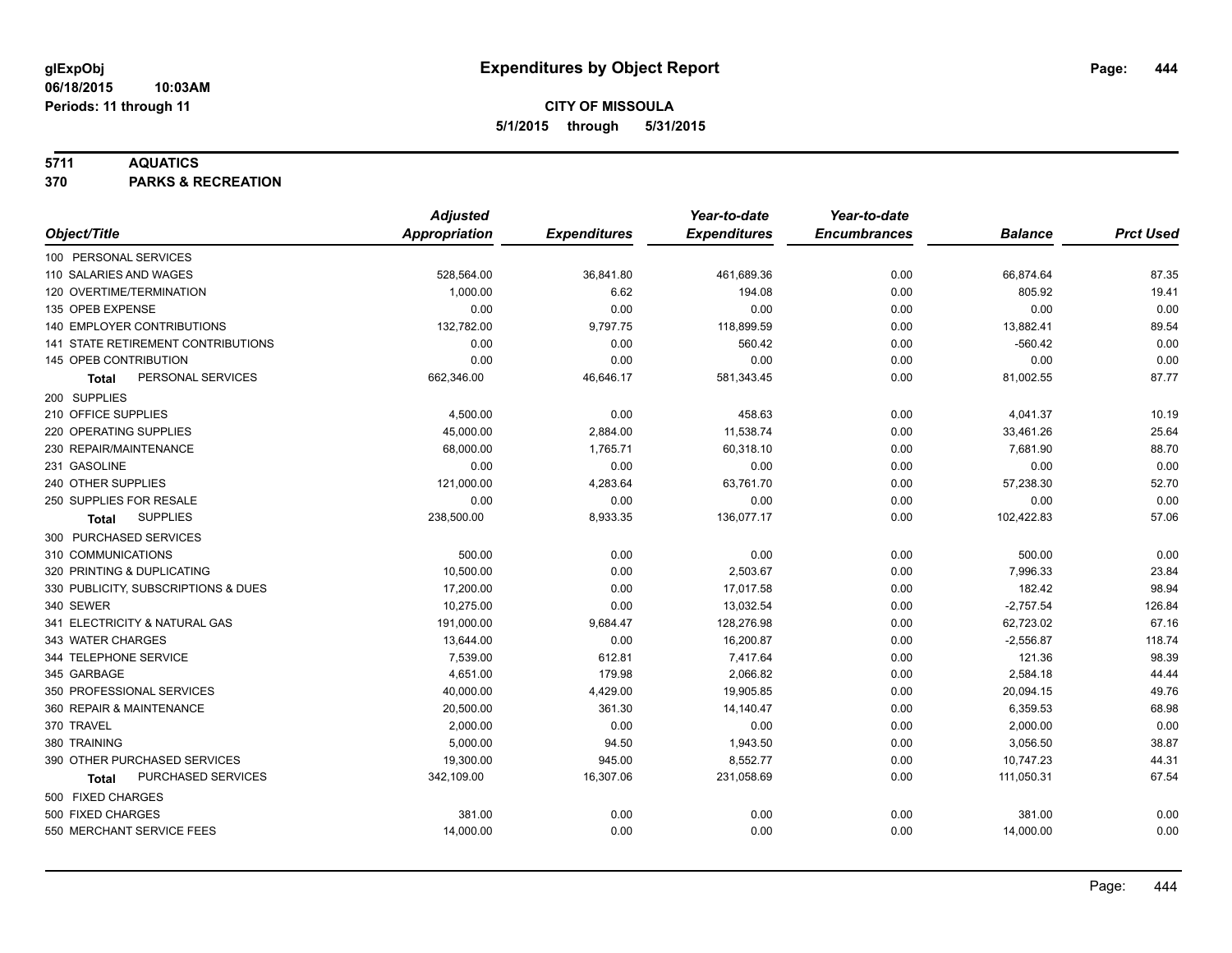# Expenditures by Object Report

glExpObj
06/18/2015 10:03AM
Periods: 11 through 11

**CITY OF MISSOULA**
**5/1/2015 through 5/31/2015**

**5711 AQUATICS**
**370 PARKS & RECREATION**

| Object/Title | Adjusted Appropriation | Expenditures | Year-to-date Expenditures | Year-to-date Encumbrances | Balance | Prct Used |
|---|---|---|---|---|---|---|
| 100 PERSONAL SERVICES | | | | | | |
| 110 SALARIES AND WAGES | 528,564.00 | 36,841.80 | 461,689.36 | 0.00 | 66,874.64 | 87.35 |
| 120 OVERTIME/TERMINATION | 1,000.00 | 6.62 | 194.08 | 0.00 | 805.92 | 19.41 |
| 135 OPEB EXPENSE | 0.00 | 0.00 | 0.00 | 0.00 | 0.00 | 0.00 |
| 140 EMPLOYER CONTRIBUTIONS | 132,782.00 | 9,797.75 | 118,899.59 | 0.00 | 13,882.41 | 89.54 |
| 141 STATE RETIREMENT CONTRIBUTIONS | 0.00 | 0.00 | 560.42 | 0.00 | -560.42 | 0.00 |
| 145 OPEB CONTRIBUTION | 0.00 | 0.00 | 0.00 | 0.00 | 0.00 | 0.00 |
| **Total** PERSONAL SERVICES | 662,346.00 | 46,646.17 | 581,343.45 | 0.00 | 81,002.55 | 87.77 |
| 200 SUPPLIES | | | | | | |
| 210 OFFICE SUPPLIES | 4,500.00 | 0.00 | 458.63 | 0.00 | 4,041.37 | 10.19 |
| 220 OPERATING SUPPLIES | 45,000.00 | 2,884.00 | 11,538.74 | 0.00 | 33,461.26 | 25.64 |
| 230 REPAIR/MAINTENANCE | 68,000.00 | 1,765.71 | 60,318.10 | 0.00 | 7,681.90 | 88.70 |
| 231 GASOLINE | 0.00 | 0.00 | 0.00 | 0.00 | 0.00 | 0.00 |
| 240 OTHER SUPPLIES | 121,000.00 | 4,283.64 | 63,761.70 | 0.00 | 57,238.30 | 52.70 |
| 250 SUPPLIES FOR RESALE | 0.00 | 0.00 | 0.00 | 0.00 | 0.00 | 0.00 |
| **Total** SUPPLIES | 238,500.00 | 8,933.35 | 136,077.17 | 0.00 | 102,422.83 | 57.06 |
| 300 PURCHASED SERVICES | | | | | | |
| 310 COMMUNICATIONS | 500.00 | 0.00 | 0.00 | 0.00 | 500.00 | 0.00 |
| 320 PRINTING & DUPLICATING | 10,500.00 | 0.00 | 2,503.67 | 0.00 | 7,996.33 | 23.84 |
| 330 PUBLICITY, SUBSCRIPTIONS & DUES | 17,200.00 | 0.00 | 17,017.58 | 0.00 | 182.42 | 98.94 |
| 340 SEWER | 10,275.00 | 0.00 | 13,032.54 | 0.00 | -2,757.54 | 126.84 |
| 341 ELECTRICITY & NATURAL GAS | 191,000.00 | 9,684.47 | 128,276.98 | 0.00 | 62,723.02 | 67.16 |
| 343 WATER CHARGES | 13,644.00 | 0.00 | 16,200.87 | 0.00 | -2,556.87 | 118.74 |
| 344 TELEPHONE SERVICE | 7,539.00 | 612.81 | 7,417.64 | 0.00 | 121.36 | 98.39 |
| 345 GARBAGE | 4,651.00 | 179.98 | 2,066.82 | 0.00 | 2,584.18 | 44.44 |
| 350 PROFESSIONAL SERVICES | 40,000.00 | 4,429.00 | 19,905.85 | 0.00 | 20,094.15 | 49.76 |
| 360 REPAIR & MAINTENANCE | 20,500.00 | 361.30 | 14,140.47 | 0.00 | 6,359.53 | 68.98 |
| 370 TRAVEL | 2,000.00 | 0.00 | 0.00 | 0.00 | 2,000.00 | 0.00 |
| 380 TRAINING | 5,000.00 | 94.50 | 1,943.50 | 0.00 | 3,056.50 | 38.87 |
| 390 OTHER PURCHASED SERVICES | 19,300.00 | 945.00 | 8,552.77 | 0.00 | 10,747.23 | 44.31 |
| **Total** PURCHASED SERVICES | 342,109.00 | 16,307.06 | 231,058.69 | 0.00 | 111,050.31 | 67.54 |
| 500 FIXED CHARGES | | | | | | |
| 500 FIXED CHARGES | 381.00 | 0.00 | 0.00 | 0.00 | 381.00 | 0.00 |
| 550 MERCHANT SERVICE FEES | 14,000.00 | 0.00 | 0.00 | 0.00 | 14,000.00 | 0.00 |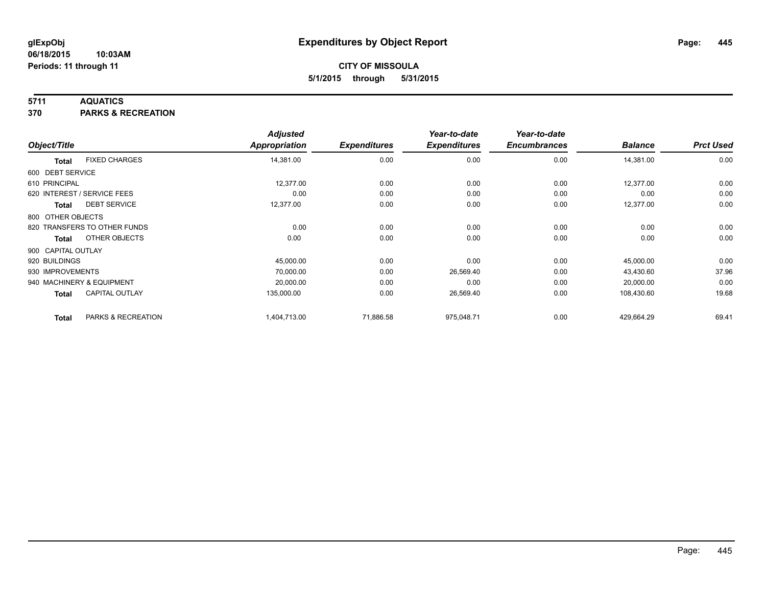**glExpObj**
**06/18/2015 10:03AM**
**Periods: 11 through 11**

# Expenditures by Object Report

**CITY OF MISSOULA**
**5/1/2015 through 5/31/2015**

**5711 AQUATICS**
**370 PARKS & RECREATION**

| Object/Title | Adjusted Appropriation | Expenditures | Year-to-date Expenditures | Year-to-date Encumbrances | Balance | Prct Used |
|---|---|---|---|---|---|---|
| **Total** FIXED CHARGES | 14,381.00 | 0.00 | 0.00 | 0.00 | 14,381.00 | 0.00 |
| 600 DEBT SERVICE | | | | | | |
| 610 PRINCIPAL | 12,377.00 | 0.00 | 0.00 | 0.00 | 12,377.00 | 0.00 |
| 620 INTEREST / SERVICE FEES | 0.00 | 0.00 | 0.00 | 0.00 | 0.00 | 0.00 |
| **Total** DEBT SERVICE | 12,377.00 | 0.00 | 0.00 | 0.00 | 12,377.00 | 0.00 |
| 800 OTHER OBJECTS | | | | | | |
| 820 TRANSFERS TO OTHER FUNDS | 0.00 | 0.00 | 0.00 | 0.00 | 0.00 | 0.00 |
| **Total** OTHER OBJECTS | 0.00 | 0.00 | 0.00 | 0.00 | 0.00 | 0.00 |
| 900 CAPITAL OUTLAY | | | | | | |
| 920 BUILDINGS | 45,000.00 | 0.00 | 0.00 | 0.00 | 45,000.00 | 0.00 |
| 930 IMPROVEMENTS | 70,000.00 | 0.00 | 26,569.40 | 0.00 | 43,430.60 | 37.96 |
| 940 MACHINERY & EQUIPMENT | 20,000.00 | 0.00 | 0.00 | 0.00 | 20,000.00 | 0.00 |
| **Total** CAPITAL OUTLAY | 135,000.00 | 0.00 | 26,569.40 | 0.00 | 108,430.60 | 19.68 |
| **Total** PARKS & RECREATION | 1,404,713.00 | 71,886.58 | 975,048.71 | 0.00 | 429,664.29 | 69.41 |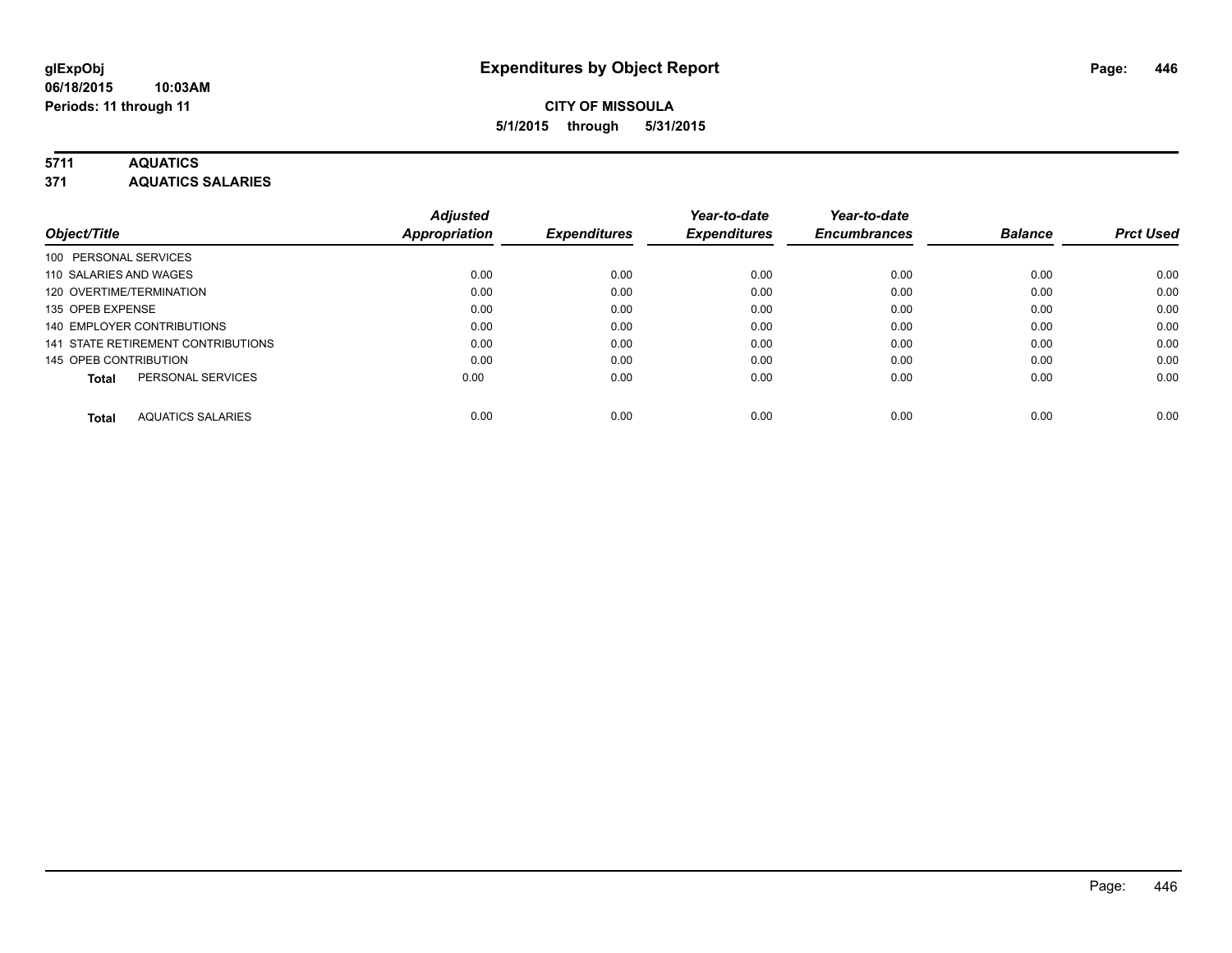# Expenditures by Object Report

glExpObj
06/18/2015 10:03AM
Periods: 11 through 11

**CITY OF MISSOULA**
**5/1/2015 through 5/31/2015**

**5711 AQUATICS**
**371 AQUATICS SALARIES**

| Object/Title | Adjusted Appropriation | Expenditures | Year-to-date Expenditures | Year-to-date Encumbrances | Balance | Prct Used |
|---|---|---|---|---|---|---|
| 100 PERSONAL SERVICES | | | | | | |
| 110 SALARIES AND WAGES | 0.00 | 0.00 | 0.00 | 0.00 | 0.00 | 0.00 |
| 120 OVERTIME/TERMINATION | 0.00 | 0.00 | 0.00 | 0.00 | 0.00 | 0.00 |
| 135 OPEB EXPENSE | 0.00 | 0.00 | 0.00 | 0.00 | 0.00 | 0.00 |
| 140 EMPLOYER CONTRIBUTIONS | 0.00 | 0.00 | 0.00 | 0.00 | 0.00 | 0.00 |
| 141 STATE RETIREMENT CONTRIBUTIONS | 0.00 | 0.00 | 0.00 | 0.00 | 0.00 | 0.00 |
| 145 OPEB CONTRIBUTION | 0.00 | 0.00 | 0.00 | 0.00 | 0.00 | 0.00 |
| **Total** PERSONAL SERVICES | 0.00 | 0.00 | 0.00 | 0.00 | 0.00 | 0.00 |
| **Total** AQUATICS SALARIES | 0.00 | 0.00 | 0.00 | 0.00 | 0.00 | 0.00 |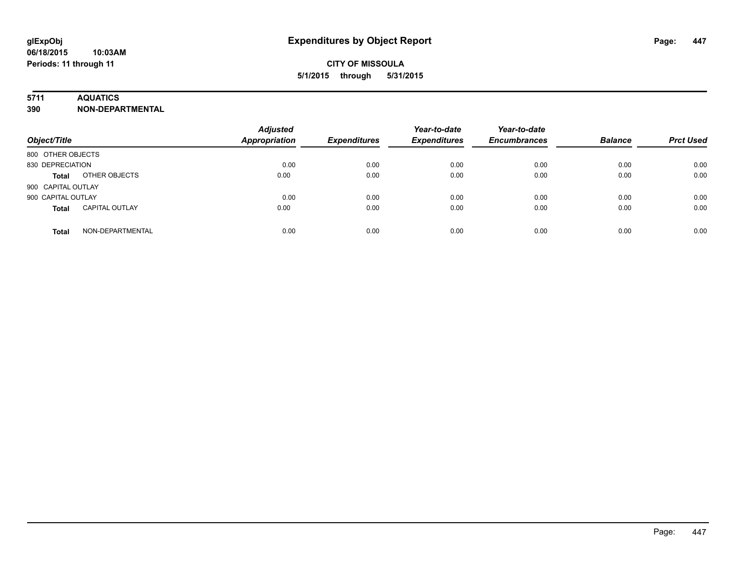# Expenditures by Object Report

glExpObj
06/18/2015 10:03AM
Periods: 11 through 11

**CITY OF MISSOULA**
**5/1/2015 through 5/31/2015**

**5711 AQUATICS**
**390 NON-DEPARTMENTAL**

| Object/Title | | Adjusted Appropriation | Expenditures | Year-to-date Expenditures | Year-to-date Encumbrances | Balance | Prct Used |
|---|---|---|---|---|---|---|---|
| 800 OTHER OBJECTS | | | | | | | |
| 830 DEPRECIATION | | 0.00 | 0.00 | 0.00 | 0.00 | 0.00 | 0.00 |
| **Total** | OTHER OBJECTS | 0.00 | 0.00 | 0.00 | 0.00 | 0.00 | 0.00 |
| 900 CAPITAL OUTLAY | | | | | | | |
| 900 CAPITAL OUTLAY | | 0.00 | 0.00 | 0.00 | 0.00 | 0.00 | 0.00 |
| **Total** | CAPITAL OUTLAY | 0.00 | 0.00 | 0.00 | 0.00 | 0.00 | 0.00 |
| **Total** | NON-DEPARTMENTAL | 0.00 | 0.00 | 0.00 | 0.00 | 0.00 | 0.00 |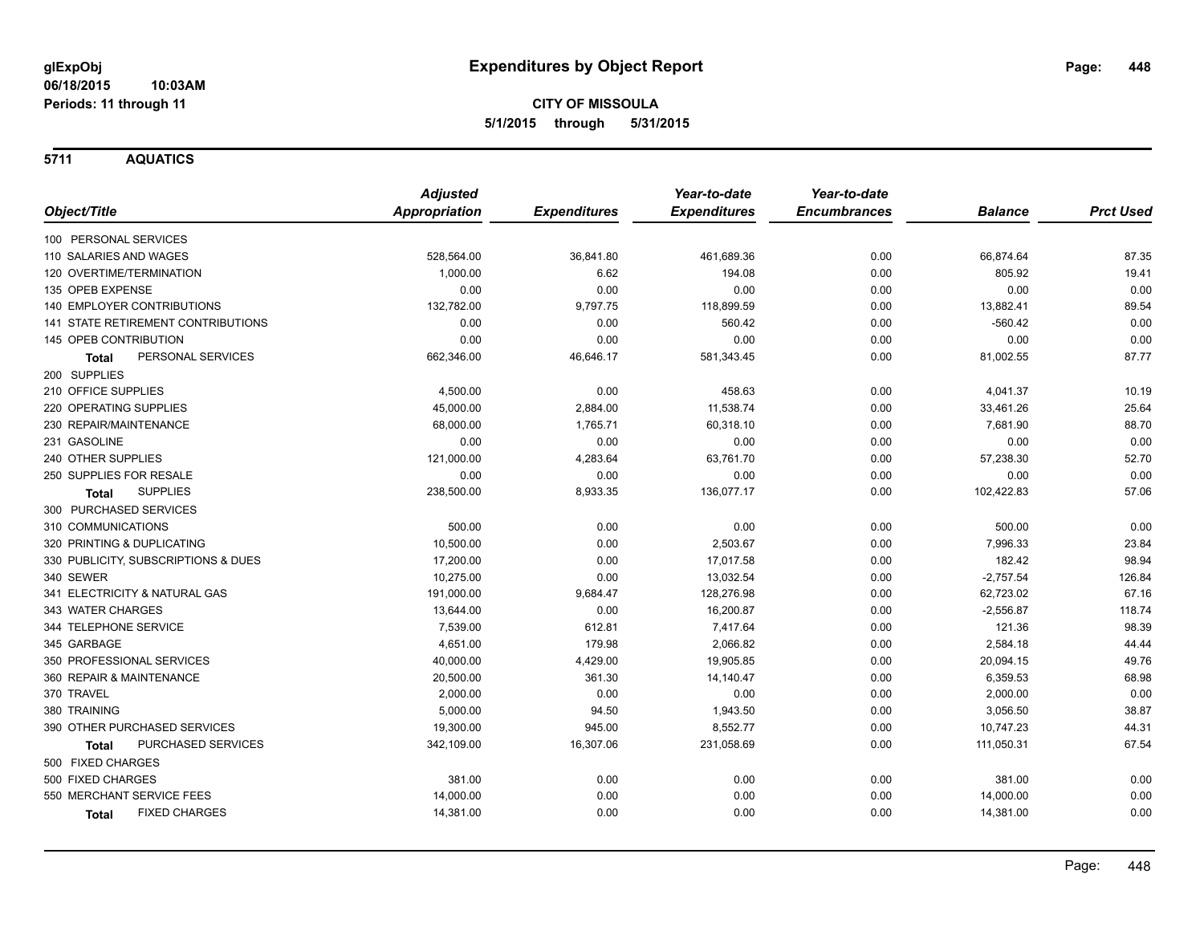glExpObj
06/18/2015 10:03AM
Periods: 11 through 11

# Expenditures by Object Report

**CITY OF MISSOULA**
**5/1/2015 through 5/31/2015**

## 5711 AQUATICS

| Object/Title | Adjusted Appropriation | Expenditures | Year-to-date Expenditures | Year-to-date Encumbrances | Balance | Prct Used |
|---|---|---|---|---|---|---|
| 100 PERSONAL SERVICES | | | | | | |
| 110 SALARIES AND WAGES | 528,564.00 | 36,841.80 | 461,689.36 | 0.00 | 66,874.64 | 87.35 |
| 120 OVERTIME/TERMINATION | 1,000.00 | 6.62 | 194.08 | 0.00 | 805.92 | 19.41 |
| 135 OPEB EXPENSE | 0.00 | 0.00 | 0.00 | 0.00 | 0.00 | 0.00 |
| 140 EMPLOYER CONTRIBUTIONS | 132,782.00 | 9,797.75 | 118,899.59 | 0.00 | 13,882.41 | 89.54 |
| 141 STATE RETIREMENT CONTRIBUTIONS | 0.00 | 0.00 | 560.42 | 0.00 | -560.42 | 0.00 |
| 145 OPEB CONTRIBUTION | 0.00 | 0.00 | 0.00 | 0.00 | 0.00 | 0.00 |
| **Total** PERSONAL SERVICES | 662,346.00 | 46,646.17 | 581,343.45 | 0.00 | 81,002.55 | 87.77 |
| 200 SUPPLIES | | | | | | |
| 210 OFFICE SUPPLIES | 4,500.00 | 0.00 | 458.63 | 0.00 | 4,041.37 | 10.19 |
| 220 OPERATING SUPPLIES | 45,000.00 | 2,884.00 | 11,538.74 | 0.00 | 33,461.26 | 25.64 |
| 230 REPAIR/MAINTENANCE | 68,000.00 | 1,765.71 | 60,318.10 | 0.00 | 7,681.90 | 88.70 |
| 231 GASOLINE | 0.00 | 0.00 | 0.00 | 0.00 | 0.00 | 0.00 |
| 240 OTHER SUPPLIES | 121,000.00 | 4,283.64 | 63,761.70 | 0.00 | 57,238.30 | 52.70 |
| 250 SUPPLIES FOR RESALE | 0.00 | 0.00 | 0.00 | 0.00 | 0.00 | 0.00 |
| **Total** SUPPLIES | 238,500.00 | 8,933.35 | 136,077.17 | 0.00 | 102,422.83 | 57.06 |
| 300 PURCHASED SERVICES | | | | | | |
| 310 COMMUNICATIONS | 500.00 | 0.00 | 0.00 | 0.00 | 500.00 | 0.00 |
| 320 PRINTING & DUPLICATING | 10,500.00 | 0.00 | 2,503.67 | 0.00 | 7,996.33 | 23.84 |
| 330 PUBLICITY, SUBSCRIPTIONS & DUES | 17,200.00 | 0.00 | 17,017.58 | 0.00 | 182.42 | 98.94 |
| 340 SEWER | 10,275.00 | 0.00 | 13,032.54 | 0.00 | -2,757.54 | 126.84 |
| 341 ELECTRICITY & NATURAL GAS | 191,000.00 | 9,684.47 | 128,276.98 | 0.00 | 62,723.02 | 67.16 |
| 343 WATER CHARGES | 13,644.00 | 0.00 | 16,200.87 | 0.00 | -2,556.87 | 118.74 |
| 344 TELEPHONE SERVICE | 7,539.00 | 612.81 | 7,417.64 | 0.00 | 121.36 | 98.39 |
| 345 GARBAGE | 4,651.00 | 179.98 | 2,066.82 | 0.00 | 2,584.18 | 44.44 |
| 350 PROFESSIONAL SERVICES | 40,000.00 | 4,429.00 | 19,905.85 | 0.00 | 20,094.15 | 49.76 |
| 360 REPAIR & MAINTENANCE | 20,500.00 | 361.30 | 14,140.47 | 0.00 | 6,359.53 | 68.98 |
| 370 TRAVEL | 2,000.00 | 0.00 | 0.00 | 0.00 | 2,000.00 | 0.00 |
| 380 TRAINING | 5,000.00 | 94.50 | 1,943.50 | 0.00 | 3,056.50 | 38.87 |
| 390 OTHER PURCHASED SERVICES | 19,300.00 | 945.00 | 8,552.77 | 0.00 | 10,747.23 | 44.31 |
| **Total** PURCHASED SERVICES | 342,109.00 | 16,307.06 | 231,058.69 | 0.00 | 111,050.31 | 67.54 |
| 500 FIXED CHARGES | | | | | | |
| 500 FIXED CHARGES | 381.00 | 0.00 | 0.00 | 0.00 | 381.00 | 0.00 |
| 550 MERCHANT SERVICE FEES | 14,000.00 | 0.00 | 0.00 | 0.00 | 14,000.00 | 0.00 |
| **Total** FIXED CHARGES | 14,381.00 | 0.00 | 0.00 | 0.00 | 14,381.00 | 0.00 |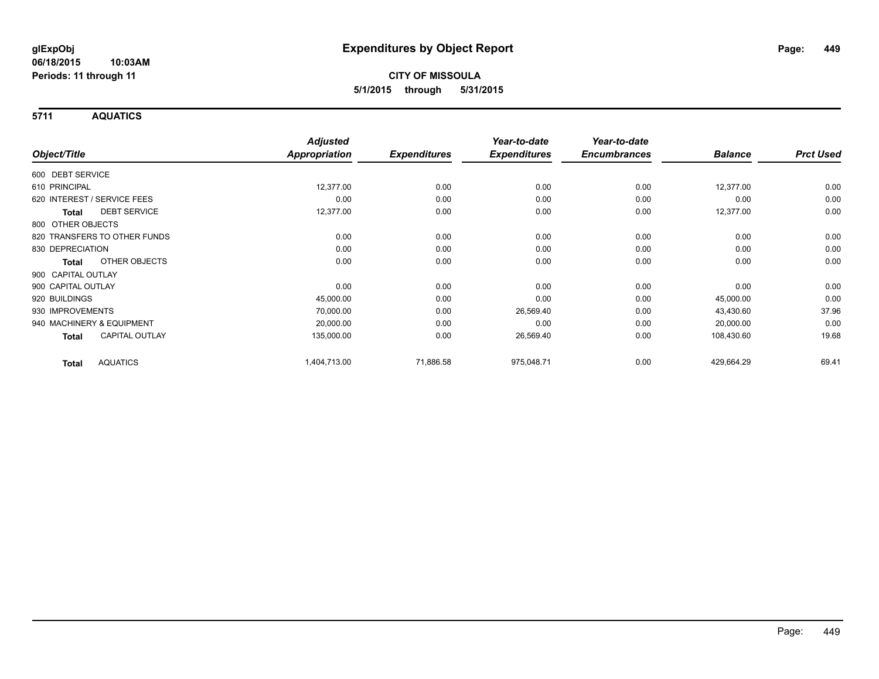**glExpObj**
**06/18/2015 10:03AM**
**Periods: 11 through 11**

# Expenditures by Object Report

**CITY OF MISSOULA**
**5/1/2015 through 5/31/2015**

## 5711 AQUATICS

| Object/Title | Adjusted Appropriation | Expenditures | Year-to-date Expenditures | Year-to-date Encumbrances | Balance | Prct Used |
|---|---|---|---|---|---|---|
| 600 DEBT SERVICE | | | | | | |
| 610 PRINCIPAL | 12,377.00 | 0.00 | 0.00 | 0.00 | 12,377.00 | 0.00 |
| 620 INTEREST / SERVICE FEES | 0.00 | 0.00 | 0.00 | 0.00 | 0.00 | 0.00 |
| **Total** DEBT SERVICE | 12,377.00 | 0.00 | 0.00 | 0.00 | 12,377.00 | 0.00 |
| 800 OTHER OBJECTS | | | | | | |
| 820 TRANSFERS TO OTHER FUNDS | 0.00 | 0.00 | 0.00 | 0.00 | 0.00 | 0.00 |
| 830 DEPRECIATION | 0.00 | 0.00 | 0.00 | 0.00 | 0.00 | 0.00 |
| **Total** OTHER OBJECTS | 0.00 | 0.00 | 0.00 | 0.00 | 0.00 | 0.00 |
| 900 CAPITAL OUTLAY | | | | | | |
| 900 CAPITAL OUTLAY | 0.00 | 0.00 | 0.00 | 0.00 | 0.00 | 0.00 |
| 920 BUILDINGS | 45,000.00 | 0.00 | 0.00 | 0.00 | 45,000.00 | 0.00 |
| 930 IMPROVEMENTS | 70,000.00 | 0.00 | 26,569.40 | 0.00 | 43,430.60 | 37.96 |
| 940 MACHINERY & EQUIPMENT | 20,000.00 | 0.00 | 0.00 | 0.00 | 20,000.00 | 0.00 |
| **Total** CAPITAL OUTLAY | 135,000.00 | 0.00 | 26,569.40 | 0.00 | 108,430.60 | 19.68 |
| **Total** AQUATICS | 1,404,713.00 | 71,886.58 | 975,048.71 | 0.00 | 429,664.29 | 69.41 |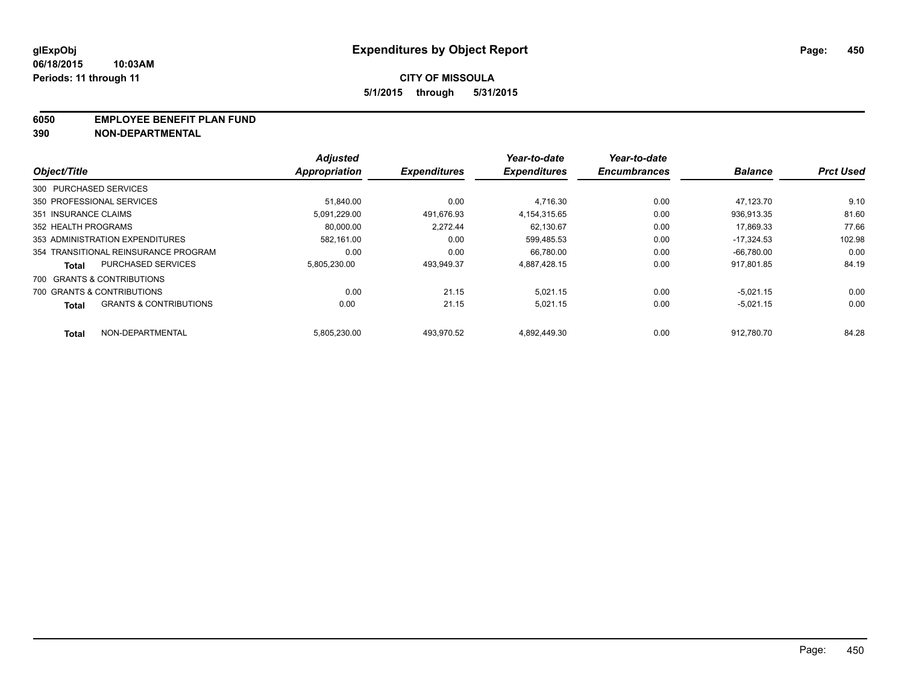# Expenditures by Object Report

glExpObj
06/18/2015 10:03AM
Periods: 11 through 11

**CITY OF MISSOULA**
**5/1/2015 through 5/31/2015**

**6050 EMPLOYEE BENEFIT PLAN FUND**
**390 NON-DEPARTMENTAL**

| Object/Title | Adjusted Appropriation | Expenditures | Year-to-date Expenditures | Year-to-date Encumbrances | Balance | Prct Used |
|---|---|---|---|---|---|---|
| 300 PURCHASED SERVICES | | | | | | |
| 350 PROFESSIONAL SERVICES | 51,840.00 | 0.00 | 4,716.30 | 0.00 | 47,123.70 | 9.10 |
| 351 INSURANCE CLAIMS | 5,091,229.00 | 491,676.93 | 4,154,315.65 | 0.00 | 936,913.35 | 81.60 |
| 352 HEALTH PROGRAMS | 80,000.00 | 2,272.44 | 62,130.67 | 0.00 | 17,869.33 | 77.66 |
| 353 ADMINISTRATION EXPENDITURES | 582,161.00 | 0.00 | 599,485.53 | 0.00 | -17,324.53 | 102.98 |
| 354 TRANSITIONAL REINSURANCE PROGRAM | 0.00 | 0.00 | 66,780.00 | 0.00 | -66,780.00 | 0.00 |
| **Total** PURCHASED SERVICES | 5,805,230.00 | 493,949.37 | 4,887,428.15 | 0.00 | 917,801.85 | 84.19 |
| 700 GRANTS & CONTRIBUTIONS | | | | | | |
| 700 GRANTS & CONTRIBUTIONS | 0.00 | 21.15 | 5,021.15 | 0.00 | -5,021.15 | 0.00 |
| **Total** GRANTS & CONTRIBUTIONS | 0.00 | 21.15 | 5,021.15 | 0.00 | -5,021.15 | 0.00 |
| **Total** NON-DEPARTMENTAL | 5,805,230.00 | 493,970.52 | 4,892,449.30 | 0.00 | 912,780.70 | 84.28 |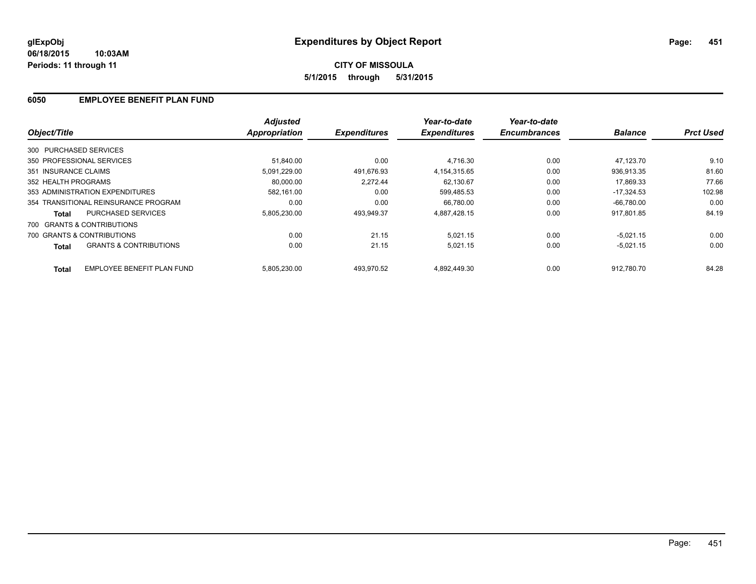**glExpObj**
**06/18/2015 10:03AM**
**Periods: 11 through 11**

# Expenditures by Object Report

**CITY OF MISSOULA**
**5/1/2015 through 5/31/2015**

## 6050 EMPLOYEE BENEFIT PLAN FUND

| Object/Title | | Adjusted Appropriation | Expenditures | Year-to-date Expenditures | Year-to-date Encumbrances | Balance | Prct Used |
|---|---|---|---|---|---|---|---|
| 300 PURCHASED SERVICES | | | | | | | |
| 350 PROFESSIONAL SERVICES | | 51,840.00 | 0.00 | 4,716.30 | 0.00 | 47,123.70 | 9.10 |
| 351 INSURANCE CLAIMS | | 5,091,229.00 | 491,676.93 | 4,154,315.65 | 0.00 | 936,913.35 | 81.60 |
| 352 HEALTH PROGRAMS | | 80,000.00 | 2,272.44 | 62,130.67 | 0.00 | 17,869.33 | 77.66 |
| 353 ADMINISTRATION EXPENDITURES | | 582,161.00 | 0.00 | 599,485.53 | 0.00 | -17,324.53 | 102.98 |
| 354 TRANSITIONAL REINSURANCE PROGRAM | | 0.00 | 0.00 | 66,780.00 | 0.00 | -66,780.00 | 0.00 |
| **Total** | PURCHASED SERVICES | 5,805,230.00 | 493,949.37 | 4,887,428.15 | 0.00 | 917,801.85 | 84.19 |
| 700 GRANTS & CONTRIBUTIONS | | | | | | | |
| 700 GRANTS & CONTRIBUTIONS | | 0.00 | 21.15 | 5,021.15 | 0.00 | -5,021.15 | 0.00 |
| **Total** | GRANTS & CONTRIBUTIONS | 0.00 | 21.15 | 5,021.15 | 0.00 | -5,021.15 | 0.00 |
| **Total** | EMPLOYEE BENEFIT PLAN FUND | 5,805,230.00 | 493,970.52 | 4,892,449.30 | 0.00 | 912,780.70 | 84.28 |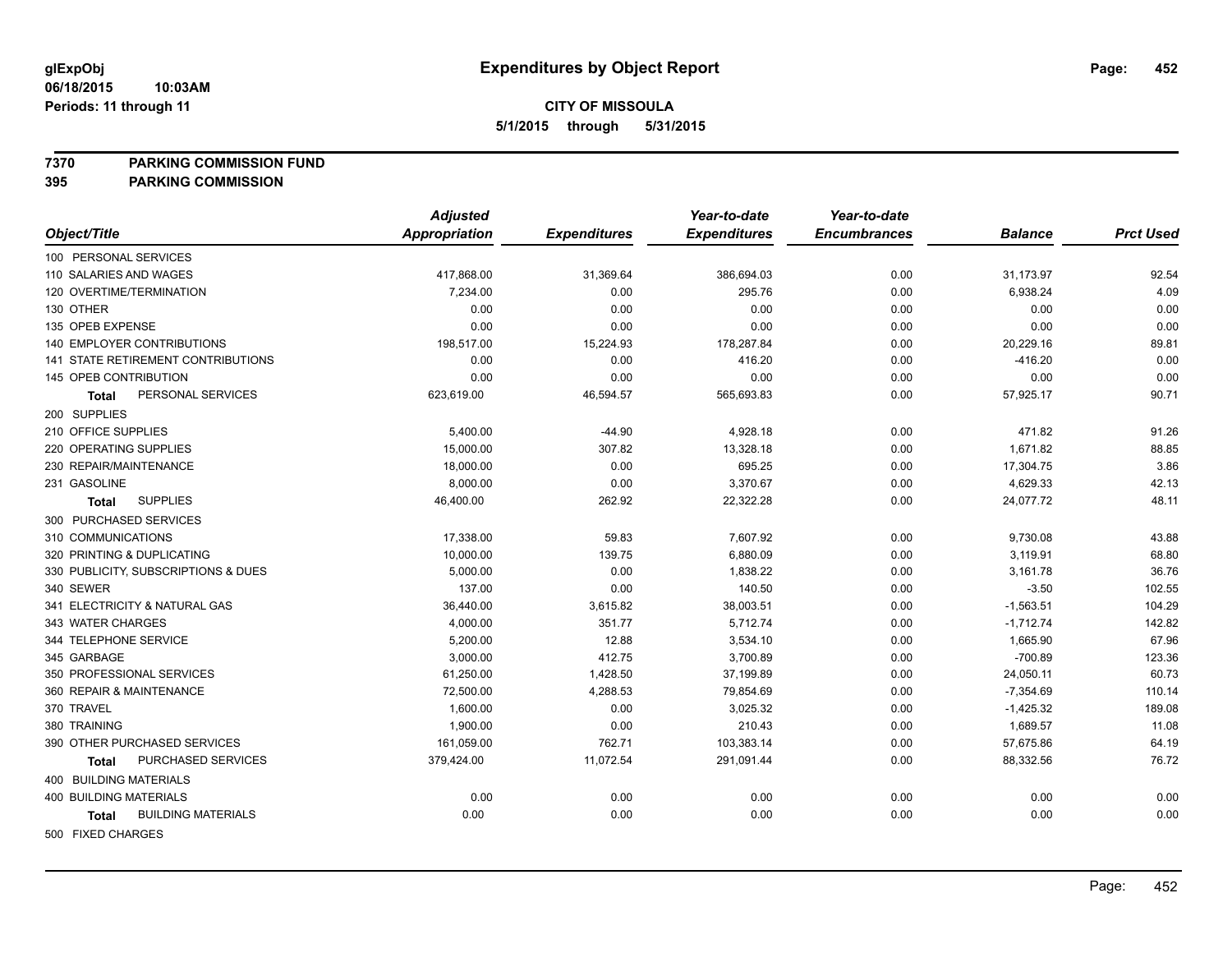glExpObj
06/18/2015 10:03AM
Periods: 11 through 11

# Expenditures by Object Report

**CITY OF MISSOULA**
**5/1/2015 through 5/31/2015**

**7370 PARKING COMMISSION FUND**
**395 PARKING COMMISSION**

| Object/Title | Adjusted Appropriation | Expenditures | Year-to-date Expenditures | Year-to-date Encumbrances | Balance | Prct Used |
|---|---|---|---|---|---|---|
| 100 PERSONAL SERVICES | | | | | | |
| 110 SALARIES AND WAGES | 417,868.00 | 31,369.64 | 386,694.03 | 0.00 | 31,173.97 | 92.54 |
| 120 OVERTIME/TERMINATION | 7,234.00 | 0.00 | 295.76 | 0.00 | 6,938.24 | 4.09 |
| 130 OTHER | 0.00 | 0.00 | 0.00 | 0.00 | 0.00 | 0.00 |
| 135 OPEB EXPENSE | 0.00 | 0.00 | 0.00 | 0.00 | 0.00 | 0.00 |
| 140 EMPLOYER CONTRIBUTIONS | 198,517.00 | 15,224.93 | 178,287.84 | 0.00 | 20,229.16 | 89.81 |
| 141 STATE RETIREMENT CONTRIBUTIONS | 0.00 | 0.00 | 416.20 | 0.00 | -416.20 | 0.00 |
| 145 OPEB CONTRIBUTION | 0.00 | 0.00 | 0.00 | 0.00 | 0.00 | 0.00 |
| **Total** PERSONAL SERVICES | 623,619.00 | 46,594.57 | 565,693.83 | 0.00 | 57,925.17 | 90.71 |
| 200 SUPPLIES | | | | | | |
| 210 OFFICE SUPPLIES | 5,400.00 | -44.90 | 4,928.18 | 0.00 | 471.82 | 91.26 |
| 220 OPERATING SUPPLIES | 15,000.00 | 307.82 | 13,328.18 | 0.00 | 1,671.82 | 88.85 |
| 230 REPAIR/MAINTENANCE | 18,000.00 | 0.00 | 695.25 | 0.00 | 17,304.75 | 3.86 |
| 231 GASOLINE | 8,000.00 | 0.00 | 3,370.67 | 0.00 | 4,629.33 | 42.13 |
| **Total** SUPPLIES | 46,400.00 | 262.92 | 22,322.28 | 0.00 | 24,077.72 | 48.11 |
| 300 PURCHASED SERVICES | | | | | | |
| 310 COMMUNICATIONS | 17,338.00 | 59.83 | 7,607.92 | 0.00 | 9,730.08 | 43.88 |
| 320 PRINTING & DUPLICATING | 10,000.00 | 139.75 | 6,880.09 | 0.00 | 3,119.91 | 68.80 |
| 330 PUBLICITY, SUBSCRIPTIONS & DUES | 5,000.00 | 0.00 | 1,838.22 | 0.00 | 3,161.78 | 36.76 |
| 340 SEWER | 137.00 | 0.00 | 140.50 | 0.00 | -3.50 | 102.55 |
| 341 ELECTRICITY & NATURAL GAS | 36,440.00 | 3,615.82 | 38,003.51 | 0.00 | -1,563.51 | 104.29 |
| 343 WATER CHARGES | 4,000.00 | 351.77 | 5,712.74 | 0.00 | -1,712.74 | 142.82 |
| 344 TELEPHONE SERVICE | 5,200.00 | 12.88 | 3,534.10 | 0.00 | 1,665.90 | 67.96 |
| 345 GARBAGE | 3,000.00 | 412.75 | 3,700.89 | 0.00 | -700.89 | 123.36 |
| 350 PROFESSIONAL SERVICES | 61,250.00 | 1,428.50 | 37,199.89 | 0.00 | 24,050.11 | 60.73 |
| 360 REPAIR & MAINTENANCE | 72,500.00 | 4,288.53 | 79,854.69 | 0.00 | -7,354.69 | 110.14 |
| 370 TRAVEL | 1,600.00 | 0.00 | 3,025.32 | 0.00 | -1,425.32 | 189.08 |
| 380 TRAINING | 1,900.00 | 0.00 | 210.43 | 0.00 | 1,689.57 | 11.08 |
| 390 OTHER PURCHASED SERVICES | 161,059.00 | 762.71 | 103,383.14 | 0.00 | 57,675.86 | 64.19 |
| **Total** PURCHASED SERVICES | 379,424.00 | 11,072.54 | 291,091.44 | 0.00 | 88,332.56 | 76.72 |
| 400 BUILDING MATERIALS | | | | | | |
| 400 BUILDING MATERIALS | 0.00 | 0.00 | 0.00 | 0.00 | 0.00 | 0.00 |
| **Total** BUILDING MATERIALS | 0.00 | 0.00 | 0.00 | 0.00 | 0.00 | 0.00 |
| 500 FIXED CHARGES | | | | | | |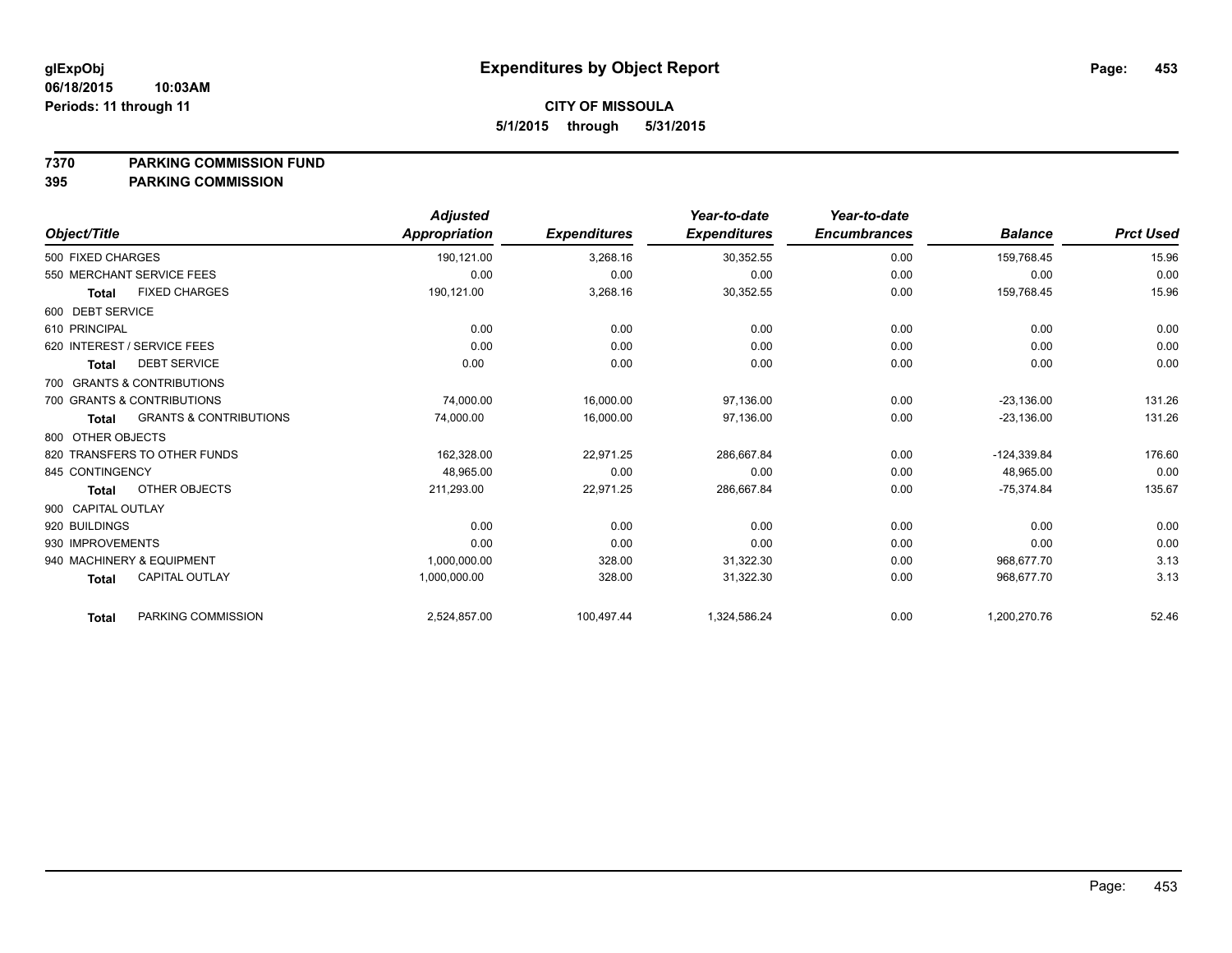# Expenditures by Object Report

glExpObj
06/18/2015 10:03AM
Periods: 11 through 11

**CITY OF MISSOULA**
**5/1/2015 through 5/31/2015**

**7370 PARKING COMMISSION FUND**
**395 PARKING COMMISSION**

| Object/Title | | Adjusted Appropriation | Expenditures | Year-to-date Expenditures | Year-to-date Encumbrances | Balance | Prct Used |
|---|---|---|---|---|---|---|---|
| 500 FIXED CHARGES | | 190,121.00 | 3,268.16 | 30,352.55 | 0.00 | 159,768.45 | 15.96 |
| 550 MERCHANT SERVICE FEES | | 0.00 | 0.00 | 0.00 | 0.00 | 0.00 | 0.00 |
| **Total** | FIXED CHARGES | 190,121.00 | 3,268.16 | 30,352.55 | 0.00 | 159,768.45 | 15.96 |
| 600 DEBT SERVICE | | | | | | | |
| 610 PRINCIPAL | | 0.00 | 0.00 | 0.00 | 0.00 | 0.00 | 0.00 |
| 620 INTEREST / SERVICE FEES | | 0.00 | 0.00 | 0.00 | 0.00 | 0.00 | 0.00 |
| **Total** | DEBT SERVICE | 0.00 | 0.00 | 0.00 | 0.00 | 0.00 | 0.00 |
| 700 GRANTS & CONTRIBUTIONS | | | | | | | |
| 700 GRANTS & CONTRIBUTIONS | | 74,000.00 | 16,000.00 | 97,136.00 | 0.00 | -23,136.00 | 131.26 |
| **Total** | GRANTS & CONTRIBUTIONS | 74,000.00 | 16,000.00 | 97,136.00 | 0.00 | -23,136.00 | 131.26 |
| 800 OTHER OBJECTS | | | | | | | |
| 820 TRANSFERS TO OTHER FUNDS | | 162,328.00 | 22,971.25 | 286,667.84 | 0.00 | -124,339.84 | 176.60 |
| 845 CONTINGENCY | | 48,965.00 | 0.00 | 0.00 | 0.00 | 48,965.00 | 0.00 |
| **Total** | OTHER OBJECTS | 211,293.00 | 22,971.25 | 286,667.84 | 0.00 | -75,374.84 | 135.67 |
| 900 CAPITAL OUTLAY | | | | | | | |
| 920 BUILDINGS | | 0.00 | 0.00 | 0.00 | 0.00 | 0.00 | 0.00 |
| 930 IMPROVEMENTS | | 0.00 | 0.00 | 0.00 | 0.00 | 0.00 | 0.00 |
| 940 MACHINERY & EQUIPMENT | | 1,000,000.00 | 328.00 | 31,322.30 | 0.00 | 968,677.70 | 3.13 |
| **Total** | CAPITAL OUTLAY | 1,000,000.00 | 328.00 | 31,322.30 | 0.00 | 968,677.70 | 3.13 |
| **Total** | PARKING COMMISSION | 2,524,857.00 | 100,497.44 | 1,324,586.24 | 0.00 | 1,200,270.76 | 52.46 |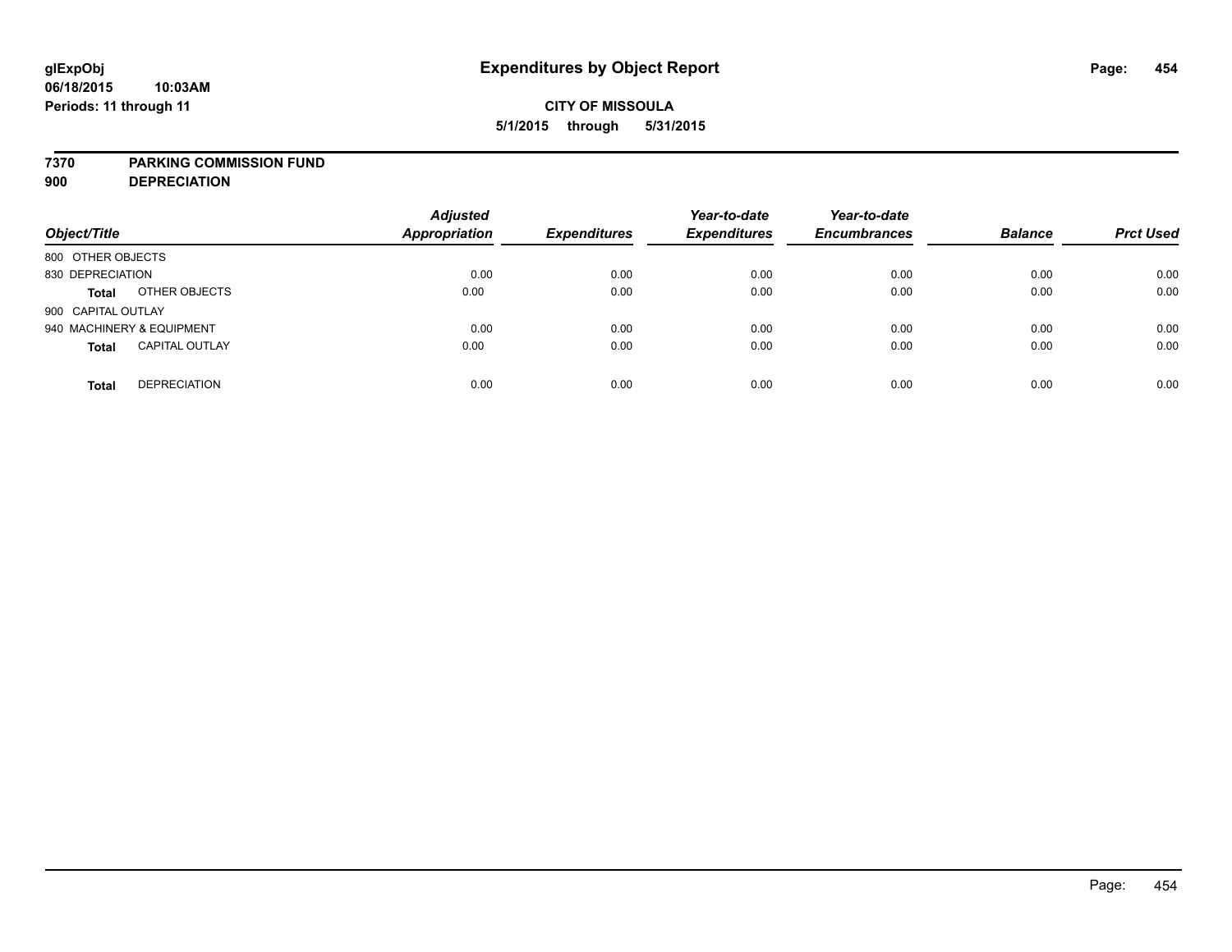# Expenditures by Object Report

glExpObj
06/18/2015 10:03AM
Periods: 11 through 11

**CITY OF MISSOULA**
**5/1/2015 through 5/31/2015**

**7370 PARKING COMMISSION FUND**
**900 DEPRECIATION**

| Object/Title | | Adjusted Appropriation | Expenditures | Year-to-date Expenditures | Year-to-date Encumbrances | Balance | Prct Used |
|---|---|---|---|---|---|---|---|
| 800 OTHER OBJECTS | | | | | | | |
| 830 DEPRECIATION | | 0.00 | 0.00 | 0.00 | 0.00 | 0.00 | 0.00 |
| **Total** | OTHER OBJECTS | 0.00 | 0.00 | 0.00 | 0.00 | 0.00 | 0.00 |
| 900 CAPITAL OUTLAY | | | | | | | |
| 940 MACHINERY & EQUIPMENT | | 0.00 | 0.00 | 0.00 | 0.00 | 0.00 | 0.00 |
| **Total** | CAPITAL OUTLAY | 0.00 | 0.00 | 0.00 | 0.00 | 0.00 | 0.00 |
| **Total** | DEPRECIATION | 0.00 | 0.00 | 0.00 | 0.00 | 0.00 | 0.00 |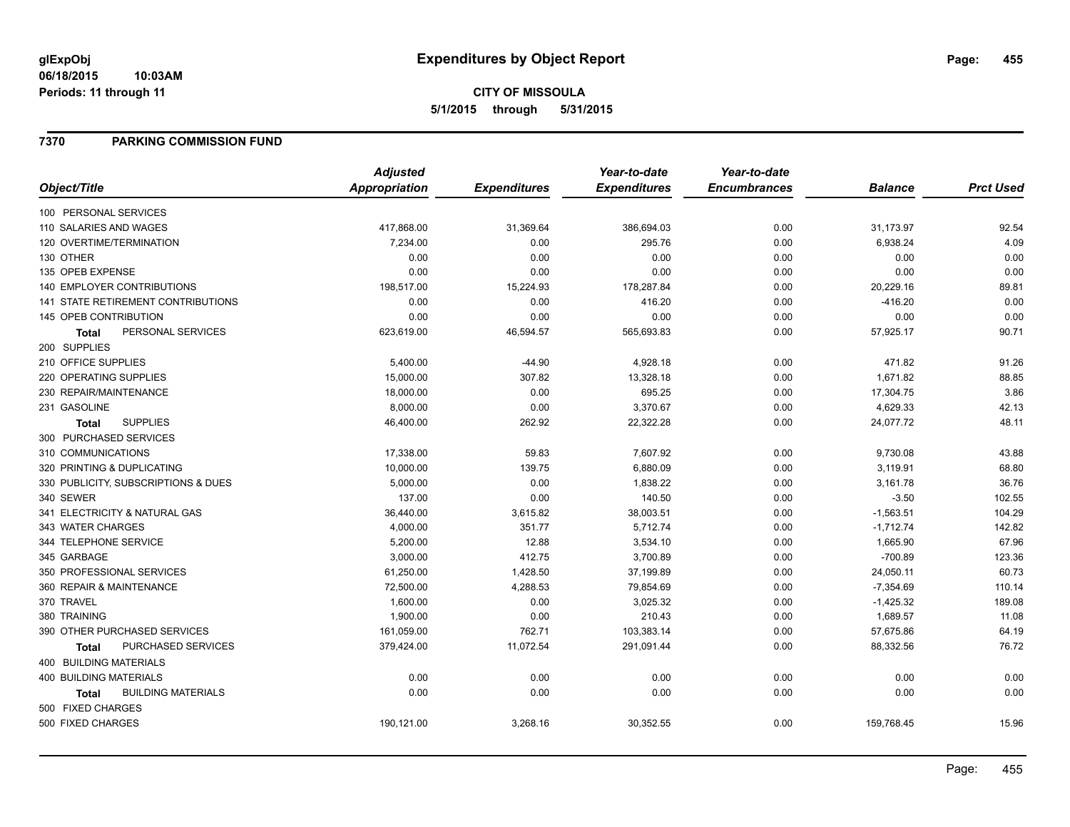**glExpObj**
**06/18/2015 10:03AM**
**Periods: 11 through 11**

# Expenditures by Object Report

**CITY OF MISSOULA**
**5/1/2015 through 5/31/2015**

## 7370 PARKING COMMISSION FUND

| Object/Title | Adjusted Appropriation | Expenditures | Year-to-date Expenditures | Year-to-date Encumbrances | Balance | Prct Used |
|---|---|---|---|---|---|---|
| 100 PERSONAL SERVICES | | | | | | |
| 110 SALARIES AND WAGES | 417,868.00 | 31,369.64 | 386,694.03 | 0.00 | 31,173.97 | 92.54 |
| 120 OVERTIME/TERMINATION | 7,234.00 | 0.00 | 295.76 | 0.00 | 6,938.24 | 4.09 |
| 130 OTHER | 0.00 | 0.00 | 0.00 | 0.00 | 0.00 | 0.00 |
| 135 OPEB EXPENSE | 0.00 | 0.00 | 0.00 | 0.00 | 0.00 | 0.00 |
| 140 EMPLOYER CONTRIBUTIONS | 198,517.00 | 15,224.93 | 178,287.84 | 0.00 | 20,229.16 | 89.81 |
| 141 STATE RETIREMENT CONTRIBUTIONS | 0.00 | 0.00 | 416.20 | 0.00 | -416.20 | 0.00 |
| 145 OPEB CONTRIBUTION | 0.00 | 0.00 | 0.00 | 0.00 | 0.00 | 0.00 |
| **Total** PERSONAL SERVICES | 623,619.00 | 46,594.57 | 565,693.83 | 0.00 | 57,925.17 | 90.71 |
| 200 SUPPLIES | | | | | | |
| 210 OFFICE SUPPLIES | 5,400.00 | -44.90 | 4,928.18 | 0.00 | 471.82 | 91.26 |
| 220 OPERATING SUPPLIES | 15,000.00 | 307.82 | 13,328.18 | 0.00 | 1,671.82 | 88.85 |
| 230 REPAIR/MAINTENANCE | 18,000.00 | 0.00 | 695.25 | 0.00 | 17,304.75 | 3.86 |
| 231 GASOLINE | 8,000.00 | 0.00 | 3,370.67 | 0.00 | 4,629.33 | 42.13 |
| **Total** SUPPLIES | 46,400.00 | 262.92 | 22,322.28 | 0.00 | 24,077.72 | 48.11 |
| 300 PURCHASED SERVICES | | | | | | |
| 310 COMMUNICATIONS | 17,338.00 | 59.83 | 7,607.92 | 0.00 | 9,730.08 | 43.88 |
| 320 PRINTING & DUPLICATING | 10,000.00 | 139.75 | 6,880.09 | 0.00 | 3,119.91 | 68.80 |
| 330 PUBLICITY, SUBSCRIPTIONS & DUES | 5,000.00 | 0.00 | 1,838.22 | 0.00 | 3,161.78 | 36.76 |
| 340 SEWER | 137.00 | 0.00 | 140.50 | 0.00 | -3.50 | 102.55 |
| 341 ELECTRICITY & NATURAL GAS | 36,440.00 | 3,615.82 | 38,003.51 | 0.00 | -1,563.51 | 104.29 |
| 343 WATER CHARGES | 4,000.00 | 351.77 | 5,712.74 | 0.00 | -1,712.74 | 142.82 |
| 344 TELEPHONE SERVICE | 5,200.00 | 12.88 | 3,534.10 | 0.00 | 1,665.90 | 67.96 |
| 345 GARBAGE | 3,000.00 | 412.75 | 3,700.89 | 0.00 | -700.89 | 123.36 |
| 350 PROFESSIONAL SERVICES | 61,250.00 | 1,428.50 | 37,199.89 | 0.00 | 24,050.11 | 60.73 |
| 360 REPAIR & MAINTENANCE | 72,500.00 | 4,288.53 | 79,854.69 | 0.00 | -7,354.69 | 110.14 |
| 370 TRAVEL | 1,600.00 | 0.00 | 3,025.32 | 0.00 | -1,425.32 | 189.08 |
| 380 TRAINING | 1,900.00 | 0.00 | 210.43 | 0.00 | 1,689.57 | 11.08 |
| 390 OTHER PURCHASED SERVICES | 161,059.00 | 762.71 | 103,383.14 | 0.00 | 57,675.86 | 64.19 |
| **Total** PURCHASED SERVICES | 379,424.00 | 11,072.54 | 291,091.44 | 0.00 | 88,332.56 | 76.72 |
| 400 BUILDING MATERIALS | | | | | | |
| 400 BUILDING MATERIALS | 0.00 | 0.00 | 0.00 | 0.00 | 0.00 | 0.00 |
| **Total** BUILDING MATERIALS | 0.00 | 0.00 | 0.00 | 0.00 | 0.00 | 0.00 |
| 500 FIXED CHARGES | | | | | | |
| 500 FIXED CHARGES | 190,121.00 | 3,268.16 | 30,352.55 | 0.00 | 159,768.45 | 15.96 |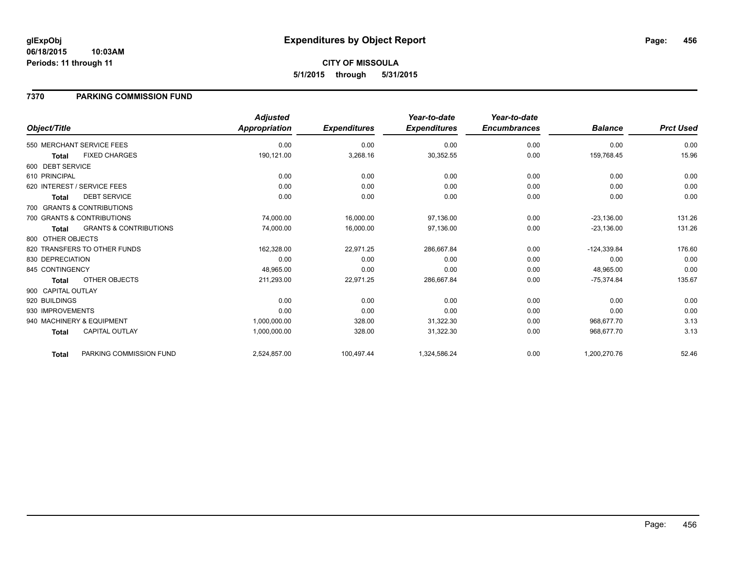glExpObj
06/18/2015 10:03AM
Periods: 11 through 11

# Expenditures by Object Report

**CITY OF MISSOULA**
**5/1/2015 through 5/31/2015**

## 7370 PARKING COMMISSION FUND

| Object/Title | | Adjusted Appropriation | Expenditures | Year-to-date Expenditures | Year-to-date Encumbrances | Balance | Prct Used |
|---|---|---|---|---|---|---|---|
| 550 MERCHANT SERVICE FEES | | 0.00 | 0.00 | 0.00 | 0.00 | 0.00 | 0.00 |
| **Total** | FIXED CHARGES | 190,121.00 | 3,268.16 | 30,352.55 | 0.00 | 159,768.45 | 15.96 |
| 600 DEBT SERVICE | | | | | | | |
| 610 PRINCIPAL | | 0.00 | 0.00 | 0.00 | 0.00 | 0.00 | 0.00 |
| 620 INTEREST / SERVICE FEES | | 0.00 | 0.00 | 0.00 | 0.00 | 0.00 | 0.00 |
| **Total** | DEBT SERVICE | 0.00 | 0.00 | 0.00 | 0.00 | 0.00 | 0.00 |
| 700 GRANTS & CONTRIBUTIONS | | | | | | | |
| 700 GRANTS & CONTRIBUTIONS | | 74,000.00 | 16,000.00 | 97,136.00 | 0.00 | -23,136.00 | 131.26 |
| **Total** | GRANTS & CONTRIBUTIONS | 74,000.00 | 16,000.00 | 97,136.00 | 0.00 | -23,136.00 | 131.26 |
| 800 OTHER OBJECTS | | | | | | | |
| 820 TRANSFERS TO OTHER FUNDS | | 162,328.00 | 22,971.25 | 286,667.84 | 0.00 | -124,339.84 | 176.60 |
| 830 DEPRECIATION | | 0.00 | 0.00 | 0.00 | 0.00 | 0.00 | 0.00 |
| 845 CONTINGENCY | | 48,965.00 | 0.00 | 0.00 | 0.00 | 48,965.00 | 0.00 |
| **Total** | OTHER OBJECTS | 211,293.00 | 22,971.25 | 286,667.84 | 0.00 | -75,374.84 | 135.67 |
| 900 CAPITAL OUTLAY | | | | | | | |
| 920 BUILDINGS | | 0.00 | 0.00 | 0.00 | 0.00 | 0.00 | 0.00 |
| 930 IMPROVEMENTS | | 0.00 | 0.00 | 0.00 | 0.00 | 0.00 | 0.00 |
| 940 MACHINERY & EQUIPMENT | | 1,000,000.00 | 328.00 | 31,322.30 | 0.00 | 968,677.70 | 3.13 |
| **Total** | CAPITAL OUTLAY | 1,000,000.00 | 328.00 | 31,322.30 | 0.00 | 968,677.70 | 3.13 |
| **Total** | PARKING COMMISSION FUND | 2,524,857.00 | 100,497.44 | 1,324,586.24 | 0.00 | 1,200,270.76 | 52.46 |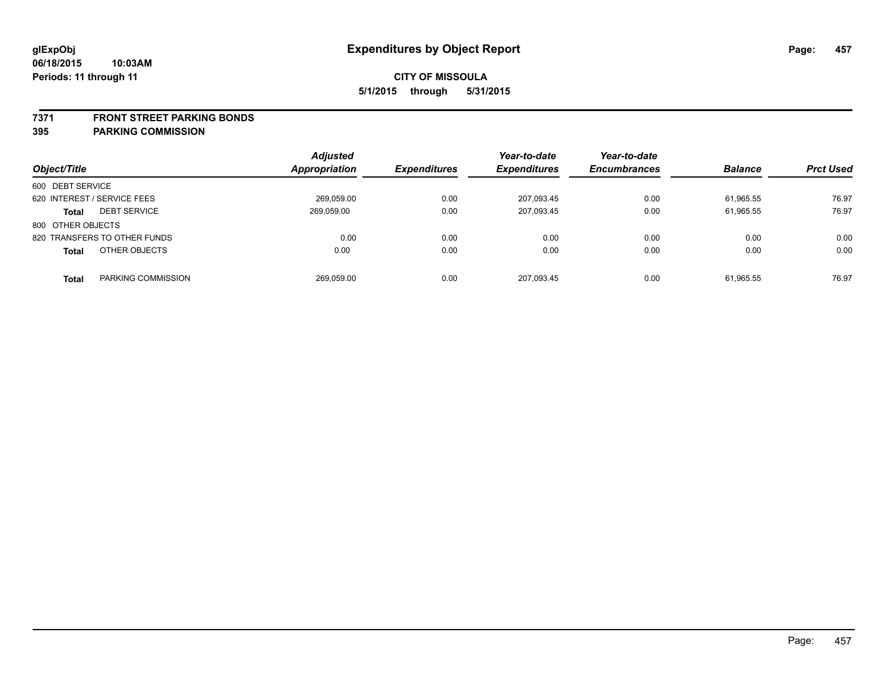glExpObj
06/18/2015 10:03AM
Periods: 11 through 11

# Expenditures by Object Report

**CITY OF MISSOULA**
**5/1/2015 through 5/31/2015**

## 7371 FRONT STREET PARKING BONDS
## 395 PARKING COMMISSION

| Object/Title | | Adjusted Appropriation | Expenditures | Year-to-date Expenditures | Year-to-date Encumbrances | Balance | Prct Used |
|---|---|---|---|---|---|---|---|
| 600 DEBT SERVICE | | | | | | | |
| 620 INTEREST / SERVICE FEES | | 269,059.00 | 0.00 | 207,093.45 | 0.00 | 61,965.55 | 76.97 |
| **Total** | DEBT SERVICE | 269,059.00 | 0.00 | 207,093.45 | 0.00 | 61,965.55 | 76.97 |
| 800 OTHER OBJECTS | | | | | | | |
| 820 TRANSFERS TO OTHER FUNDS | | 0.00 | 0.00 | 0.00 | 0.00 | 0.00 | 0.00 |
| **Total** | OTHER OBJECTS | 0.00 | 0.00 | 0.00 | 0.00 | 0.00 | 0.00 |
| **Total** | PARKING COMMISSION | 269,059.00 | 0.00 | 207,093.45 | 0.00 | 61,965.55 | 76.97 |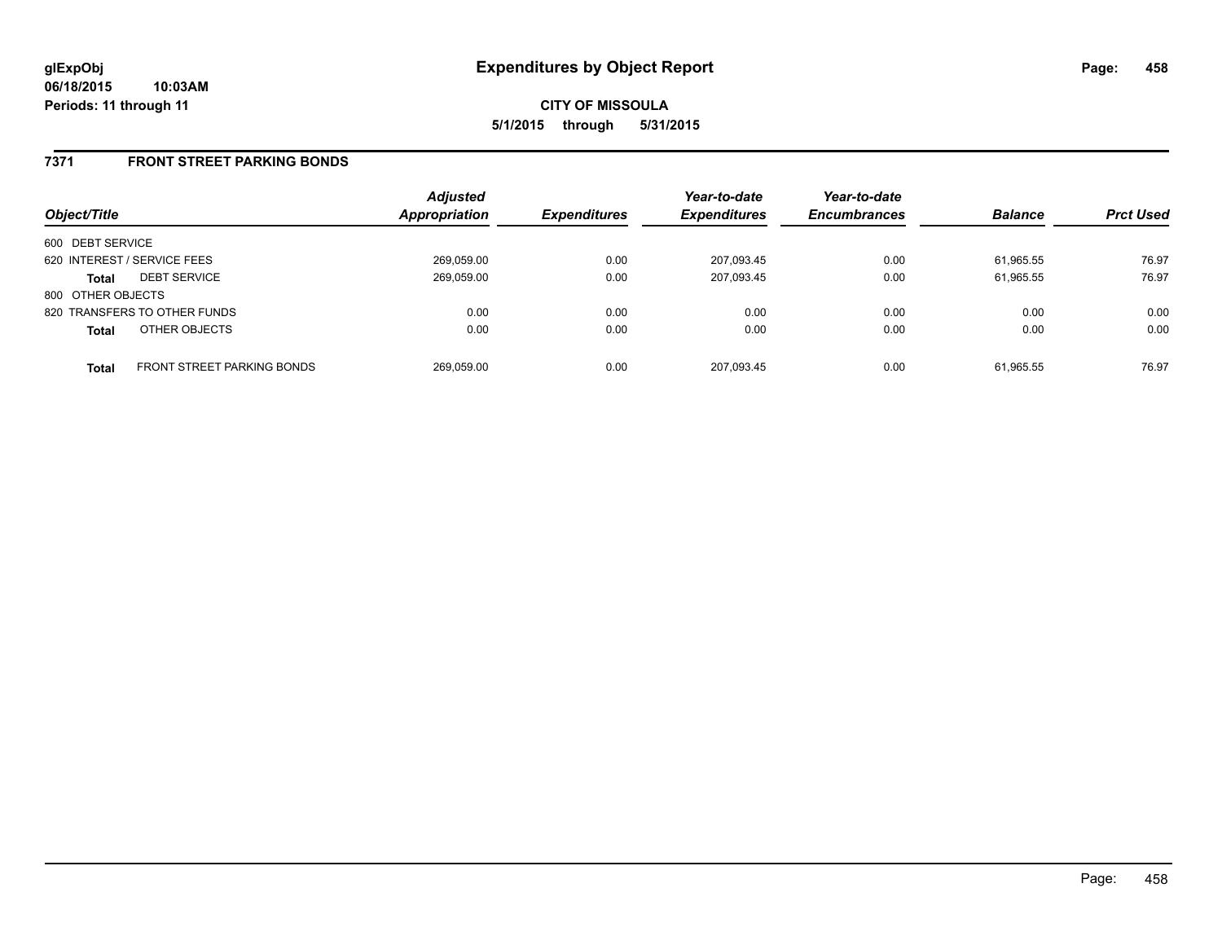# Expenditures by Object Report

glExpObj
06/18/2015 10:03AM
Periods: 11 through 11

**CITY OF MISSOULA**
**5/1/2015 through 5/31/2015**

## 7371 FRONT STREET PARKING BONDS

| Object/Title | | Adjusted Appropriation | Expenditures | Year-to-date Expenditures | Year-to-date Encumbrances | Balance | Prct Used |
|---|---|---|---|---|---|---|---|
| 600 DEBT SERVICE | | | | | | | |
| 620 INTEREST / SERVICE FEES | | 269,059.00 | 0.00 | 207,093.45 | 0.00 | 61,965.55 | 76.97 |
| **Total** | DEBT SERVICE | 269,059.00 | 0.00 | 207,093.45 | 0.00 | 61,965.55 | 76.97 |
| 800 OTHER OBJECTS | | | | | | | |
| 820 TRANSFERS TO OTHER FUNDS | | 0.00 | 0.00 | 0.00 | 0.00 | 0.00 | 0.00 |
| **Total** | OTHER OBJECTS | 0.00 | 0.00 | 0.00 | 0.00 | 0.00 | 0.00 |
| **Total** | FRONT STREET PARKING BONDS | 269,059.00 | 0.00 | 207,093.45 | 0.00 | 61,965.55 | 76.97 |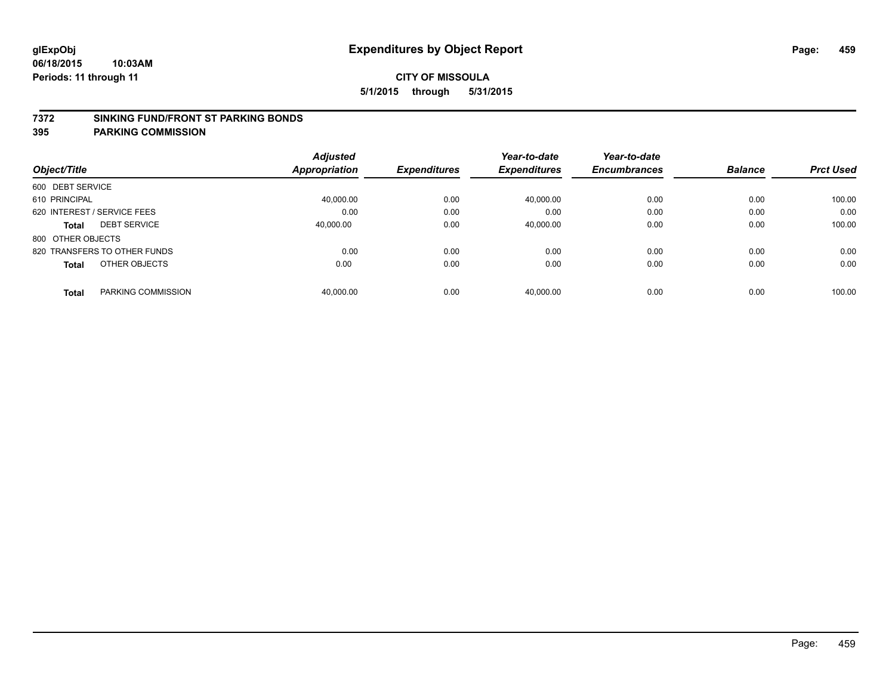glExpObj
06/18/2015 10:03AM
Periods: 11 through 11

# Expenditures by Object Report

**CITY OF MISSOULA**
**5/1/2015 through 5/31/2015**

## 7372 SINKING FUND/FRONT ST PARKING BONDS
## 395 PARKING COMMISSION

| Object/Title | | Adjusted Appropriation | Expenditures | Year-to-date Expenditures | Year-to-date Encumbrances | Balance | Prct Used |
|---|---|---|---|---|---|---|---|
| 600 DEBT SERVICE | | | | | | | |
| 610 PRINCIPAL | | 40,000.00 | 0.00 | 40,000.00 | 0.00 | 0.00 | 100.00 |
| 620 INTEREST / SERVICE FEES | | 0.00 | 0.00 | 0.00 | 0.00 | 0.00 | 0.00 |
| **Total** | DEBT SERVICE | 40,000.00 | 0.00 | 40,000.00 | 0.00 | 0.00 | 100.00 |
| 800 OTHER OBJECTS | | | | | | | |
| 820 TRANSFERS TO OTHER FUNDS | | 0.00 | 0.00 | 0.00 | 0.00 | 0.00 | 0.00 |
| **Total** | OTHER OBJECTS | 0.00 | 0.00 | 0.00 | 0.00 | 0.00 | 0.00 |
| **Total** | PARKING COMMISSION | 40,000.00 | 0.00 | 40,000.00 | 0.00 | 0.00 | 100.00 |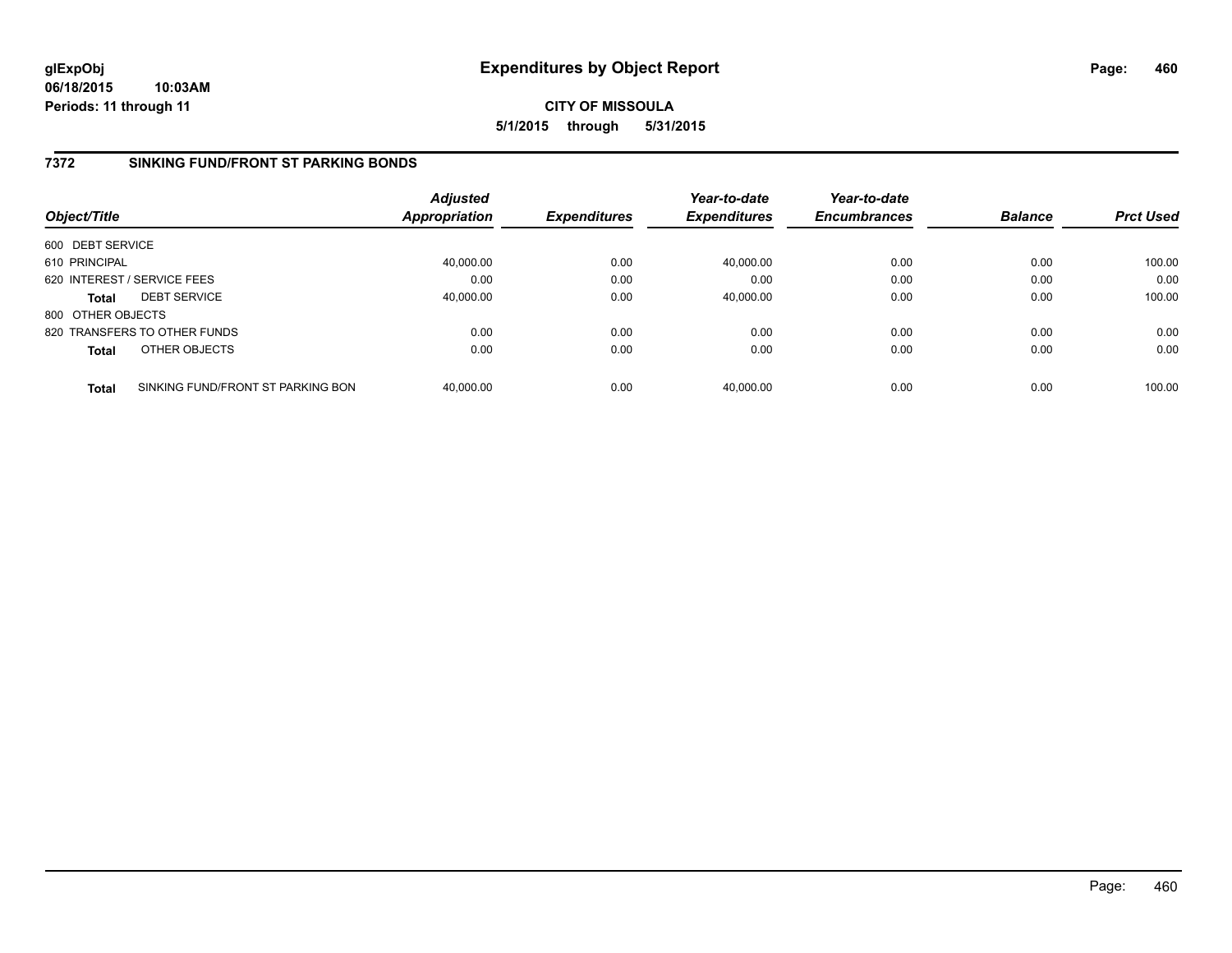# Expenditures by Object Report

glExpObj
06/18/2015 10:03AM
Periods: 11 through 11

**CITY OF MISSOULA**
**5/1/2015 through 5/31/2015**

## 7372 SINKING FUND/FRONT ST PARKING BONDS

| Object/Title | | Adjusted Appropriation | Expenditures | Year-to-date Expenditures | Year-to-date Encumbrances | Balance | Prct Used |
|---|---|---|---|---|---|---|---|
| 600 DEBT SERVICE | | | | | | | |
| 610 PRINCIPAL | | 40,000.00 | 0.00 | 40,000.00 | 0.00 | 0.00 | 100.00 |
| 620 INTEREST / SERVICE FEES | | 0.00 | 0.00 | 0.00 | 0.00 | 0.00 | 0.00 |
| **Total** | DEBT SERVICE | 40,000.00 | 0.00 | 40,000.00 | 0.00 | 0.00 | 100.00 |
| 800 OTHER OBJECTS | | | | | | | |
| 820 TRANSFERS TO OTHER FUNDS | | 0.00 | 0.00 | 0.00 | 0.00 | 0.00 | 0.00 |
| **Total** | OTHER OBJECTS | 0.00 | 0.00 | 0.00 | 0.00 | 0.00 | 0.00 |
| **Total** | SINKING FUND/FRONT ST PARKING BON | 40,000.00 | 0.00 | 40,000.00 | 0.00 | 0.00 | 100.00 |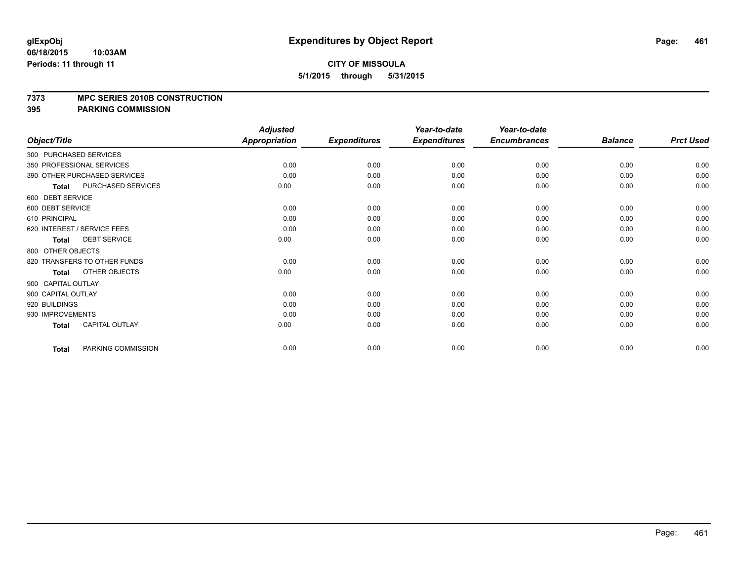# Expenditures by Object Report

glExpObj
06/18/2015 10:03AM
Periods: 11 through 11

**CITY OF MISSOULA**
**5/1/2015 through 5/31/2015**

**7373 MPC SERIES 2010B CONSTRUCTION**
**395 PARKING COMMISSION**

| Object/Title | Adjusted Appropriation | Expenditures | Year-to-date Expenditures | Year-to-date Encumbrances | Balance | Prct Used |
|---|---|---|---|---|---|---|
| 300 PURCHASED SERVICES | | | | | | |
| 350 PROFESSIONAL SERVICES | 0.00 | 0.00 | 0.00 | 0.00 | 0.00 | 0.00 |
| 390 OTHER PURCHASED SERVICES | 0.00 | 0.00 | 0.00 | 0.00 | 0.00 | 0.00 |
| **Total** PURCHASED SERVICES | 0.00 | 0.00 | 0.00 | 0.00 | 0.00 | 0.00 |
| 600 DEBT SERVICE | | | | | | |
| 600 DEBT SERVICE | 0.00 | 0.00 | 0.00 | 0.00 | 0.00 | 0.00 |
| 610 PRINCIPAL | 0.00 | 0.00 | 0.00 | 0.00 | 0.00 | 0.00 |
| 620 INTEREST / SERVICE FEES | 0.00 | 0.00 | 0.00 | 0.00 | 0.00 | 0.00 |
| **Total** DEBT SERVICE | 0.00 | 0.00 | 0.00 | 0.00 | 0.00 | 0.00 |
| 800 OTHER OBJECTS | | | | | | |
| 820 TRANSFERS TO OTHER FUNDS | 0.00 | 0.00 | 0.00 | 0.00 | 0.00 | 0.00 |
| **Total** OTHER OBJECTS | 0.00 | 0.00 | 0.00 | 0.00 | 0.00 | 0.00 |
| 900 CAPITAL OUTLAY | | | | | | |
| 900 CAPITAL OUTLAY | 0.00 | 0.00 | 0.00 | 0.00 | 0.00 | 0.00 |
| 920 BUILDINGS | 0.00 | 0.00 | 0.00 | 0.00 | 0.00 | 0.00 |
| 930 IMPROVEMENTS | 0.00 | 0.00 | 0.00 | 0.00 | 0.00 | 0.00 |
| **Total** CAPITAL OUTLAY | 0.00 | 0.00 | 0.00 | 0.00 | 0.00 | 0.00 |
| **Total** PARKING COMMISSION | 0.00 | 0.00 | 0.00 | 0.00 | 0.00 | 0.00 |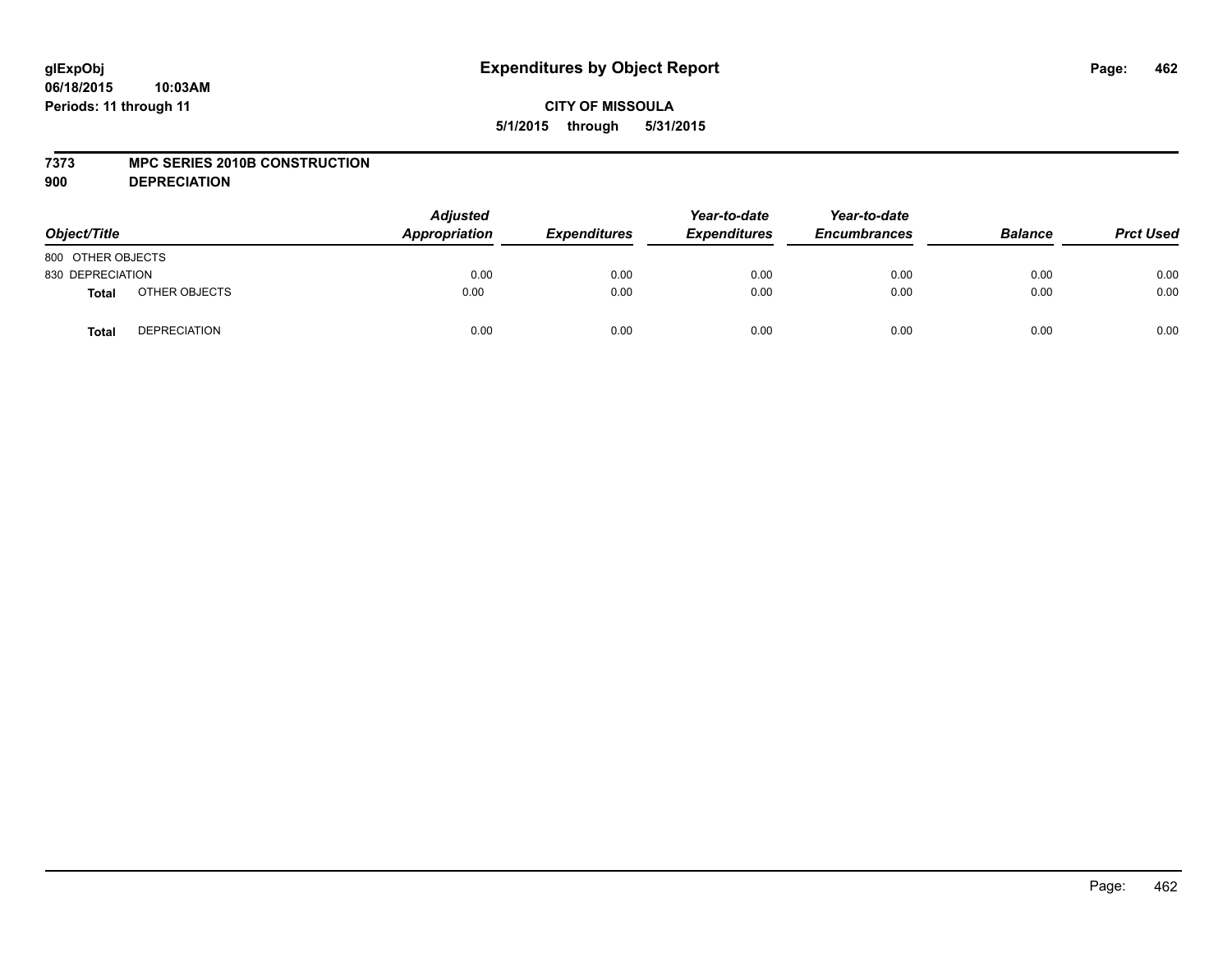# Expenditures by Object Report

glExpObj
06/18/2015 10:03AM
Periods: 11 through 11

**CITY OF MISSOULA**
**5/1/2015 through 5/31/2015**

**7373 MPC SERIES 2010B CONSTRUCTION**
**900 DEPRECIATION**

| Object/Title | | Adjusted Appropriation | Expenditures | Year-to-date Expenditures | Year-to-date Encumbrances | Balance | Prct Used |
|---|---|---|---|---|---|---|---|
| 800 OTHER OBJECTS | | | | | | | |
| 830 DEPRECIATION | | 0.00 | 0.00 | 0.00 | 0.00 | 0.00 | 0.00 |
| **Total** | OTHER OBJECTS | 0.00 | 0.00 | 0.00 | 0.00 | 0.00 | 0.00 |
| **Total** | DEPRECIATION | 0.00 | 0.00 | 0.00 | 0.00 | 0.00 | 0.00 |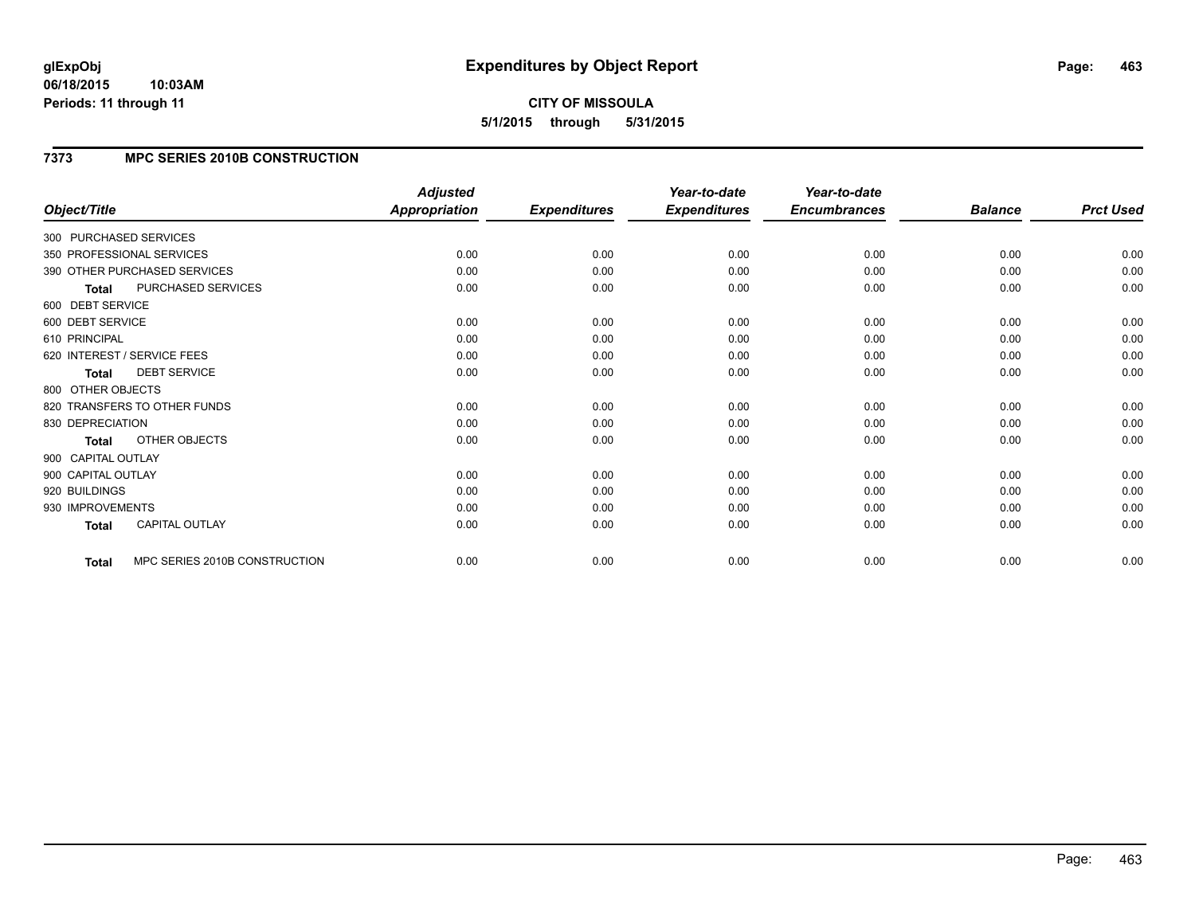# Expenditures by Object Report

glExpObj
06/18/2015 10:03AM
Periods: 11 through 11

**CITY OF MISSOULA**
**5/1/2015 through 5/31/2015**

## 7373 MPC SERIES 2010B CONSTRUCTION

| Object/Title | Adjusted Appropriation | Expenditures | Year-to-date Expenditures | Year-to-date Encumbrances | Balance | Prct Used |
|---|---|---|---|---|---|---|
| 300 PURCHASED SERVICES | | | | | | |
| 350 PROFESSIONAL SERVICES | 0.00 | 0.00 | 0.00 | 0.00 | 0.00 | 0.00 |
| 390 OTHER PURCHASED SERVICES | 0.00 | 0.00 | 0.00 | 0.00 | 0.00 | 0.00 |
| **Total** PURCHASED SERVICES | 0.00 | 0.00 | 0.00 | 0.00 | 0.00 | 0.00 |
| 600 DEBT SERVICE | | | | | | |
| 600 DEBT SERVICE | 0.00 | 0.00 | 0.00 | 0.00 | 0.00 | 0.00 |
| 610 PRINCIPAL | 0.00 | 0.00 | 0.00 | 0.00 | 0.00 | 0.00 |
| 620 INTEREST / SERVICE FEES | 0.00 | 0.00 | 0.00 | 0.00 | 0.00 | 0.00 |
| **Total** DEBT SERVICE | 0.00 | 0.00 | 0.00 | 0.00 | 0.00 | 0.00 |
| 800 OTHER OBJECTS | | | | | | |
| 820 TRANSFERS TO OTHER FUNDS | 0.00 | 0.00 | 0.00 | 0.00 | 0.00 | 0.00 |
| 830 DEPRECIATION | 0.00 | 0.00 | 0.00 | 0.00 | 0.00 | 0.00 |
| **Total** OTHER OBJECTS | 0.00 | 0.00 | 0.00 | 0.00 | 0.00 | 0.00 |
| 900 CAPITAL OUTLAY | | | | | | |
| 900 CAPITAL OUTLAY | 0.00 | 0.00 | 0.00 | 0.00 | 0.00 | 0.00 |
| 920 BUILDINGS | 0.00 | 0.00 | 0.00 | 0.00 | 0.00 | 0.00 |
| 930 IMPROVEMENTS | 0.00 | 0.00 | 0.00 | 0.00 | 0.00 | 0.00 |
| **Total** CAPITAL OUTLAY | 0.00 | 0.00 | 0.00 | 0.00 | 0.00 | 0.00 |
| **Total** MPC SERIES 2010B CONSTRUCTION | 0.00 | 0.00 | 0.00 | 0.00 | 0.00 | 0.00 |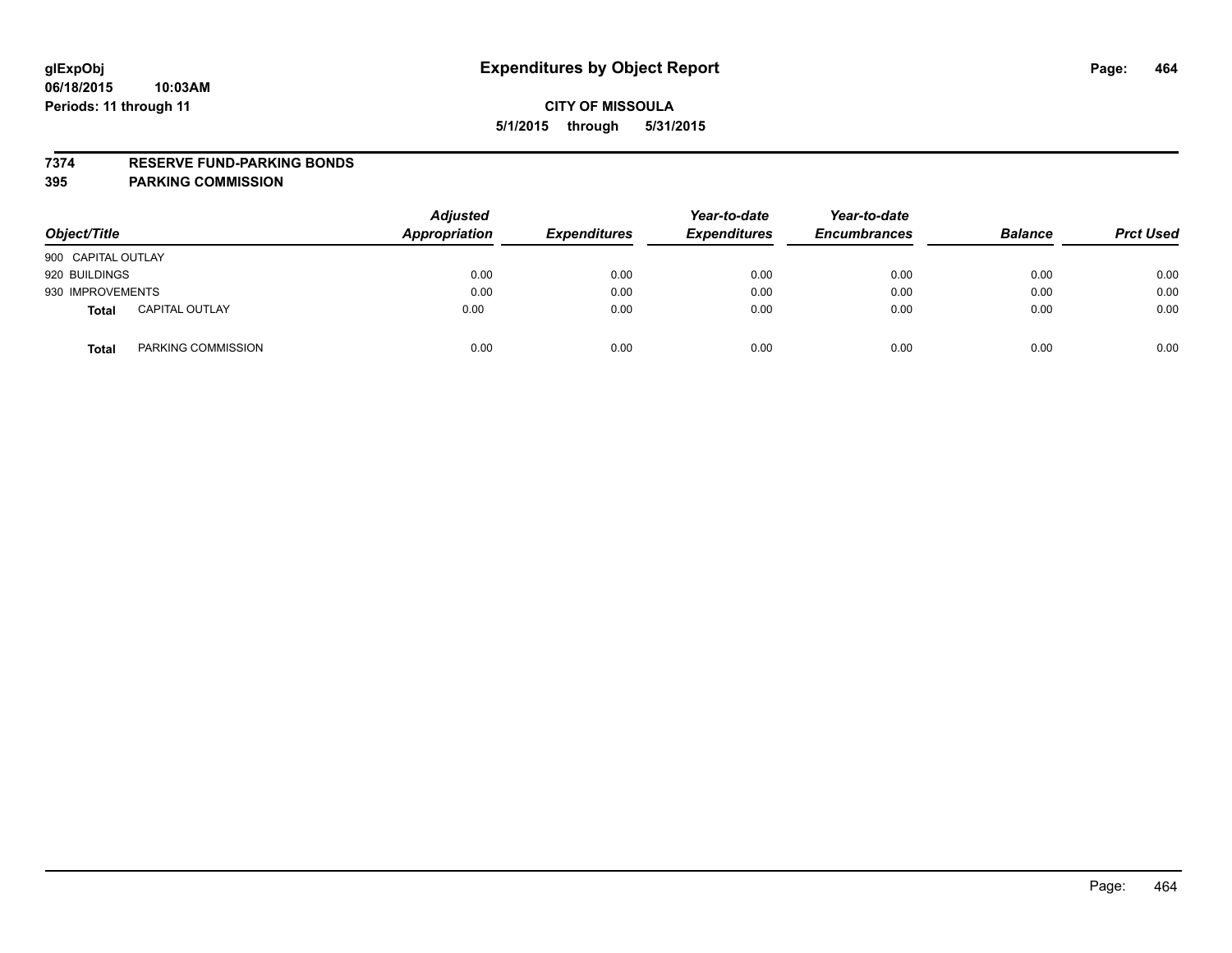# Expenditures by Object Report

glExpObj
06/18/2015 10:03AM
Periods: 11 through 11

**CITY OF MISSOULA**
**5/1/2015 through 5/31/2015**

**7374 RESERVE FUND-PARKING BONDS**
**395 PARKING COMMISSION**

| Object/Title | Adjusted Appropriation | Expenditures | Year-to-date Expenditures | Year-to-date Encumbrances | Balance | Prct Used |
|---|---|---|---|---|---|---|
| 900 CAPITAL OUTLAY | | | | | | |
| 920 BUILDINGS | 0.00 | 0.00 | 0.00 | 0.00 | 0.00 | 0.00 |
| 930 IMPROVEMENTS | 0.00 | 0.00 | 0.00 | 0.00 | 0.00 | 0.00 |
| **Total** CAPITAL OUTLAY | 0.00 | 0.00 | 0.00 | 0.00 | 0.00 | 0.00 |
| **Total** PARKING COMMISSION | 0.00 | 0.00 | 0.00 | 0.00 | 0.00 | 0.00 |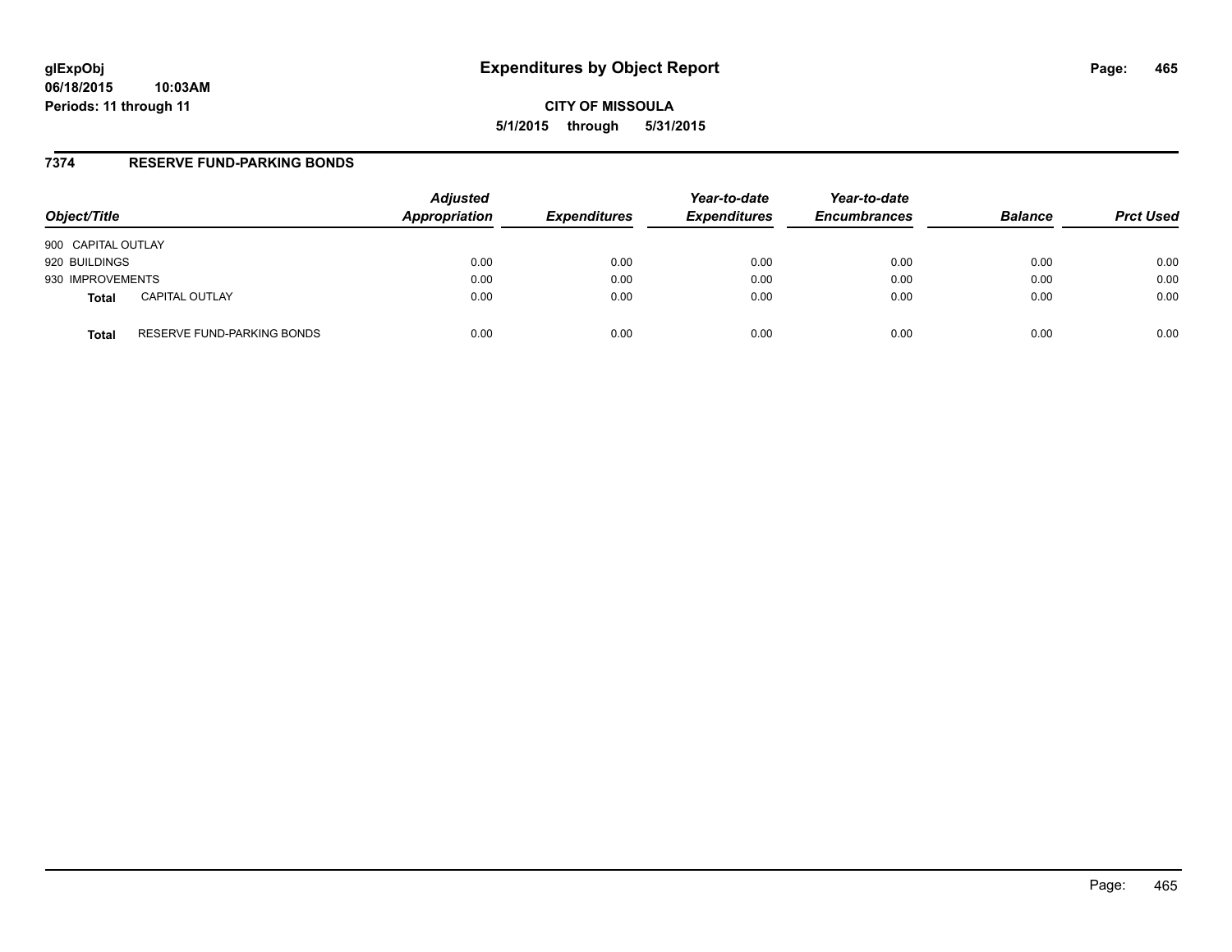# Expenditures by Object Report

glExpObj
06/18/2015 10:03AM
Periods: 11 through 11

CITY OF MISSOULA
5/1/2015 through 5/31/2015

## 7374 RESERVE FUND-PARKING BONDS

| Object/Title | | Adjusted Appropriation | Expenditures | Year-to-date Expenditures | Year-to-date Encumbrances | Balance | Prct Used |
|---|---|---|---|---|---|---|---|
| 900 CAPITAL OUTLAY | | | | | | | |
| 920 BUILDINGS | | 0.00 | 0.00 | 0.00 | 0.00 | 0.00 | 0.00 |
| 930 IMPROVEMENTS | | 0.00 | 0.00 | 0.00 | 0.00 | 0.00 | 0.00 |
| **Total** | CAPITAL OUTLAY | 0.00 | 0.00 | 0.00 | 0.00 | 0.00 | 0.00 |
| **Total** | RESERVE FUND-PARKING BONDS | 0.00 | 0.00 | 0.00 | 0.00 | 0.00 | 0.00 |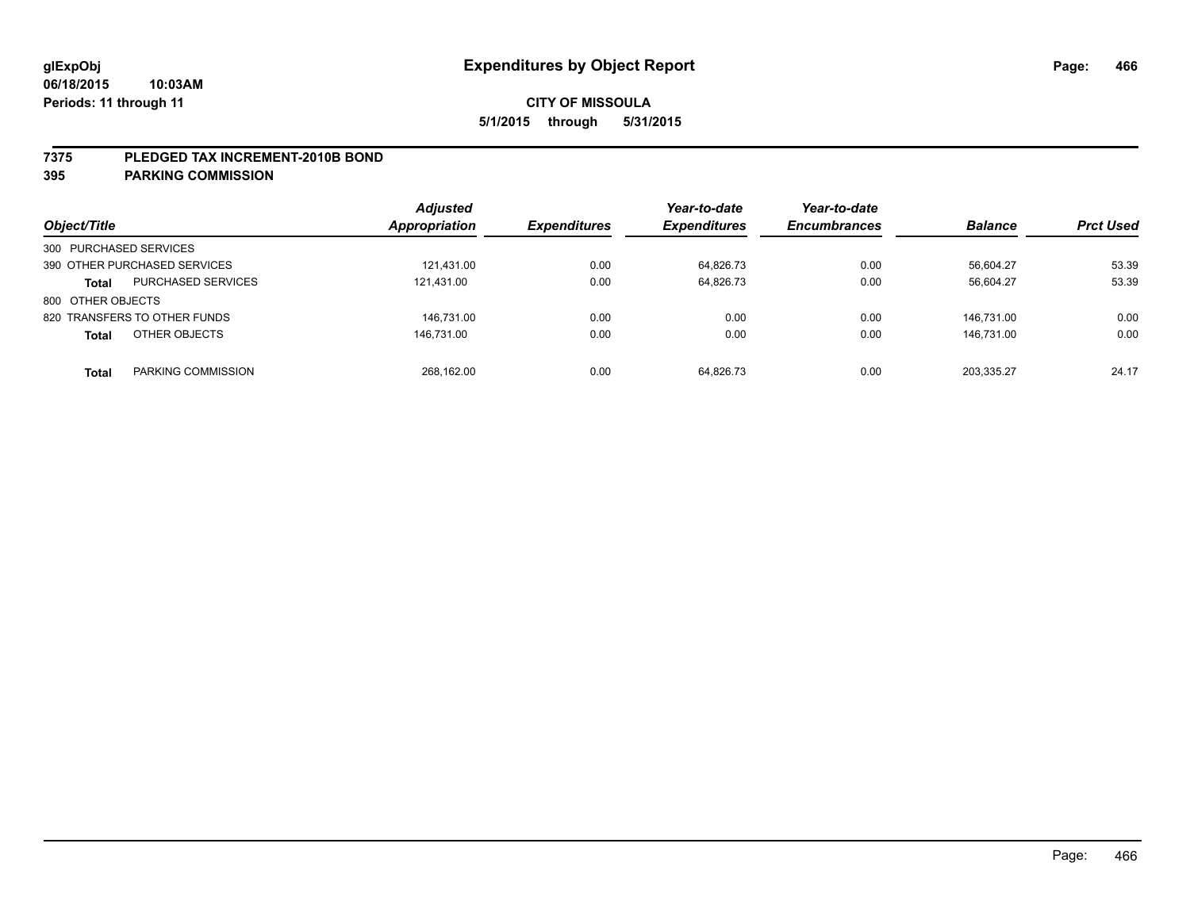# Expenditures by Object Report

glExpObj
06/18/2015 10:03AM
Periods: 11 through 11

**CITY OF MISSOULA**
**5/1/2015 through 5/31/2015**

## 7375 PLEDGED TAX INCREMENT-2010B BOND
## 395 PARKING COMMISSION

| Object/Title | | Adjusted Appropriation | Expenditures | Year-to-date Expenditures | Year-to-date Encumbrances | Balance | Prct Used |
|---|---|---|---|---|---|---|---|
| 300 PURCHASED SERVICES | | | | | | | |
| 390 OTHER PURCHASED SERVICES | | 121,431.00 | 0.00 | 64,826.73 | 0.00 | 56,604.27 | 53.39 |
| **Total** | PURCHASED SERVICES | 121,431.00 | 0.00 | 64,826.73 | 0.00 | 56,604.27 | 53.39 |
| 800 OTHER OBJECTS | | | | | | | |
| 820 TRANSFERS TO OTHER FUNDS | | 146,731.00 | 0.00 | 0.00 | 0.00 | 146,731.00 | 0.00 |
| **Total** | OTHER OBJECTS | 146,731.00 | 0.00 | 0.00 | 0.00 | 146,731.00 | 0.00 |
| **Total** | PARKING COMMISSION | 268,162.00 | 0.00 | 64,826.73 | 0.00 | 203,335.27 | 24.17 |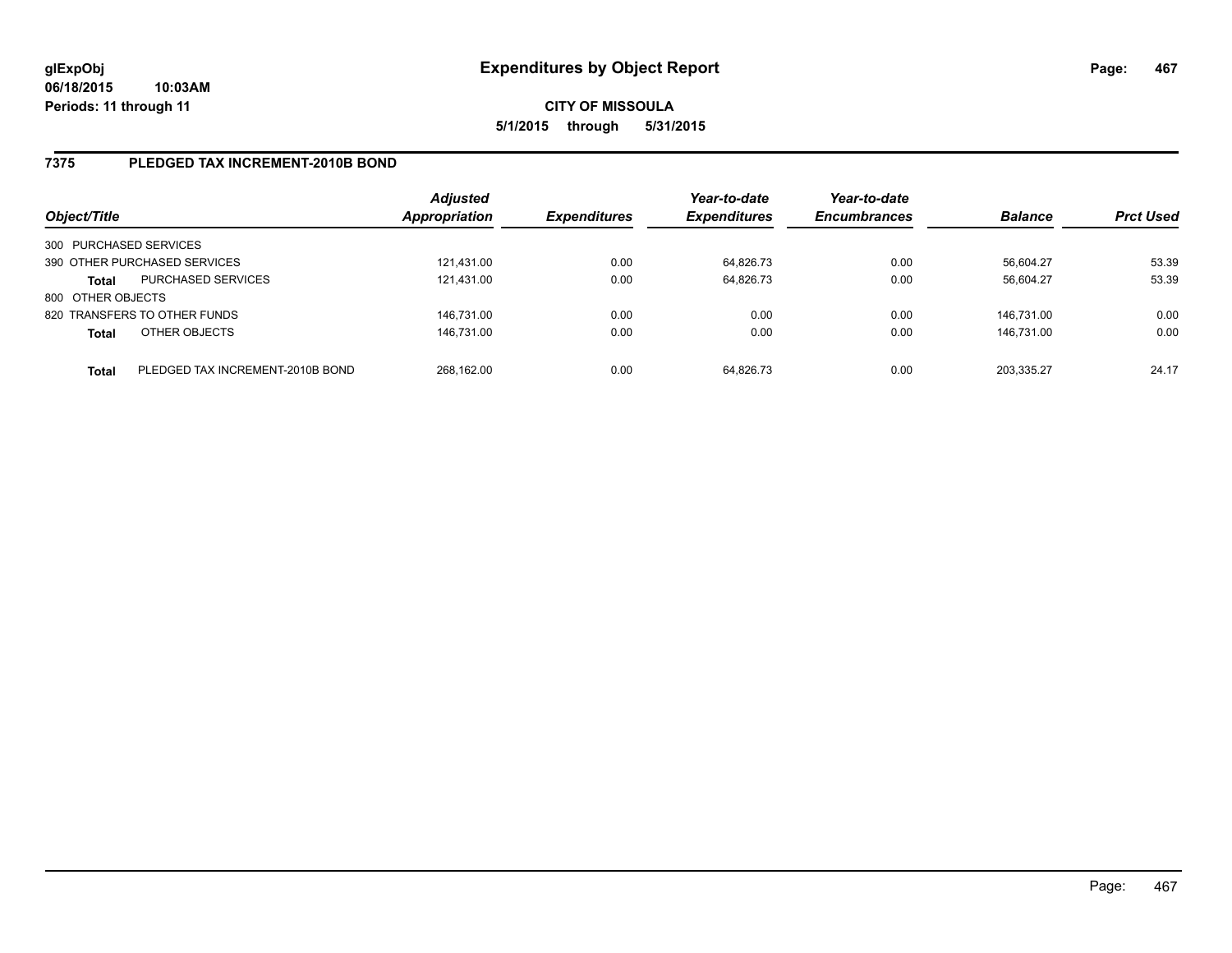# Expenditures by Object Report

glExpObj
06/18/2015 10:03AM
Periods: 11 through 11

**CITY OF MISSOULA**
**5/1/2015 through 5/31/2015**

## 7375 PLEDGED TAX INCREMENT-2010B BOND

| Object/Title | | Adjusted Appropriation | Expenditures | Year-to-date Expenditures | Year-to-date Encumbrances | Balance | Prct Used |
|---|---|---|---|---|---|---|---|
| 300 PURCHASED SERVICES | | | | | | | |
| 390 OTHER PURCHASED SERVICES | | 121,431.00 | 0.00 | 64,826.73 | 0.00 | 56,604.27 | 53.39 |
| **Total** | PURCHASED SERVICES | 121,431.00 | 0.00 | 64,826.73 | 0.00 | 56,604.27 | 53.39 |
| 800 OTHER OBJECTS | | | | | | | |
| 820 TRANSFERS TO OTHER FUNDS | | 146,731.00 | 0.00 | 0.00 | 0.00 | 146,731.00 | 0.00 |
| **Total** | OTHER OBJECTS | 146,731.00 | 0.00 | 0.00 | 0.00 | 146,731.00 | 0.00 |
| **Total** | PLEDGED TAX INCREMENT-2010B BOND | 268,162.00 | 0.00 | 64,826.73 | 0.00 | 203,335.27 | 24.17 |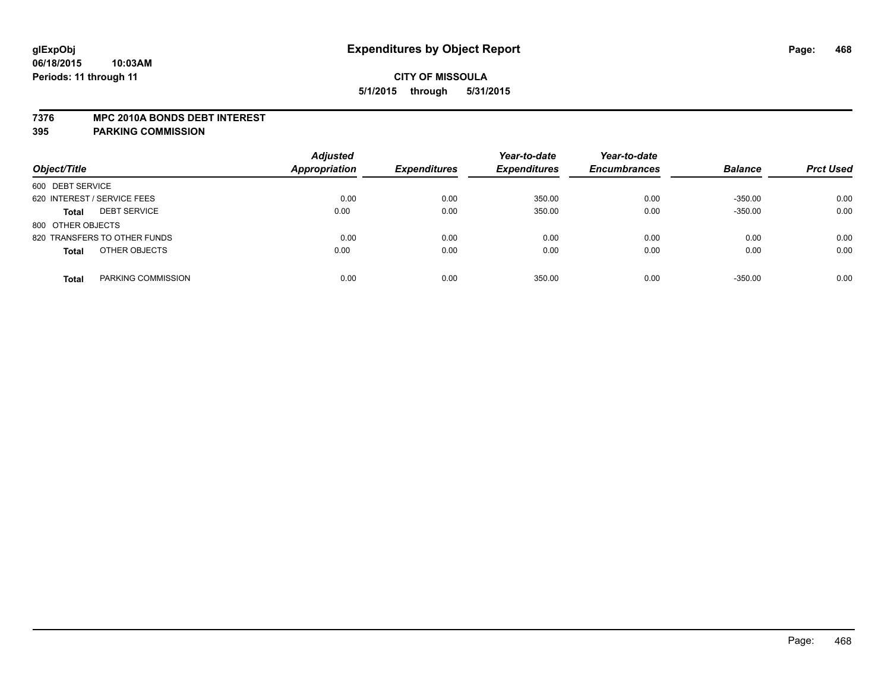**glExpObj**
**06/18/2015 10:03AM**
**Periods: 11 through 11**

# Expenditures by Object Report

**CITY OF MISSOULA**
**5/1/2015 through 5/31/2015**

**7376 MPC 2010A BONDS DEBT INTEREST**
**395 PARKING COMMISSION**

| Object/Title | | Adjusted Appropriation | Expenditures | Year-to-date Expenditures | Year-to-date Encumbrances | Balance | Prct Used |
|---|---|---|---|---|---|---|---|
| 600 DEBT SERVICE | | | | | | | |
| 620 INTEREST / SERVICE FEES | | 0.00 | 0.00 | 350.00 | 0.00 | -350.00 | 0.00 |
| **Total** | DEBT SERVICE | 0.00 | 0.00 | 350.00 | 0.00 | -350.00 | 0.00 |
| 800 OTHER OBJECTS | | | | | | | |
| 820 TRANSFERS TO OTHER FUNDS | | 0.00 | 0.00 | 0.00 | 0.00 | 0.00 | 0.00 |
| **Total** | OTHER OBJECTS | 0.00 | 0.00 | 0.00 | 0.00 | 0.00 | 0.00 |
| **Total** | PARKING COMMISSION | 0.00 | 0.00 | 350.00 | 0.00 | -350.00 | 0.00 |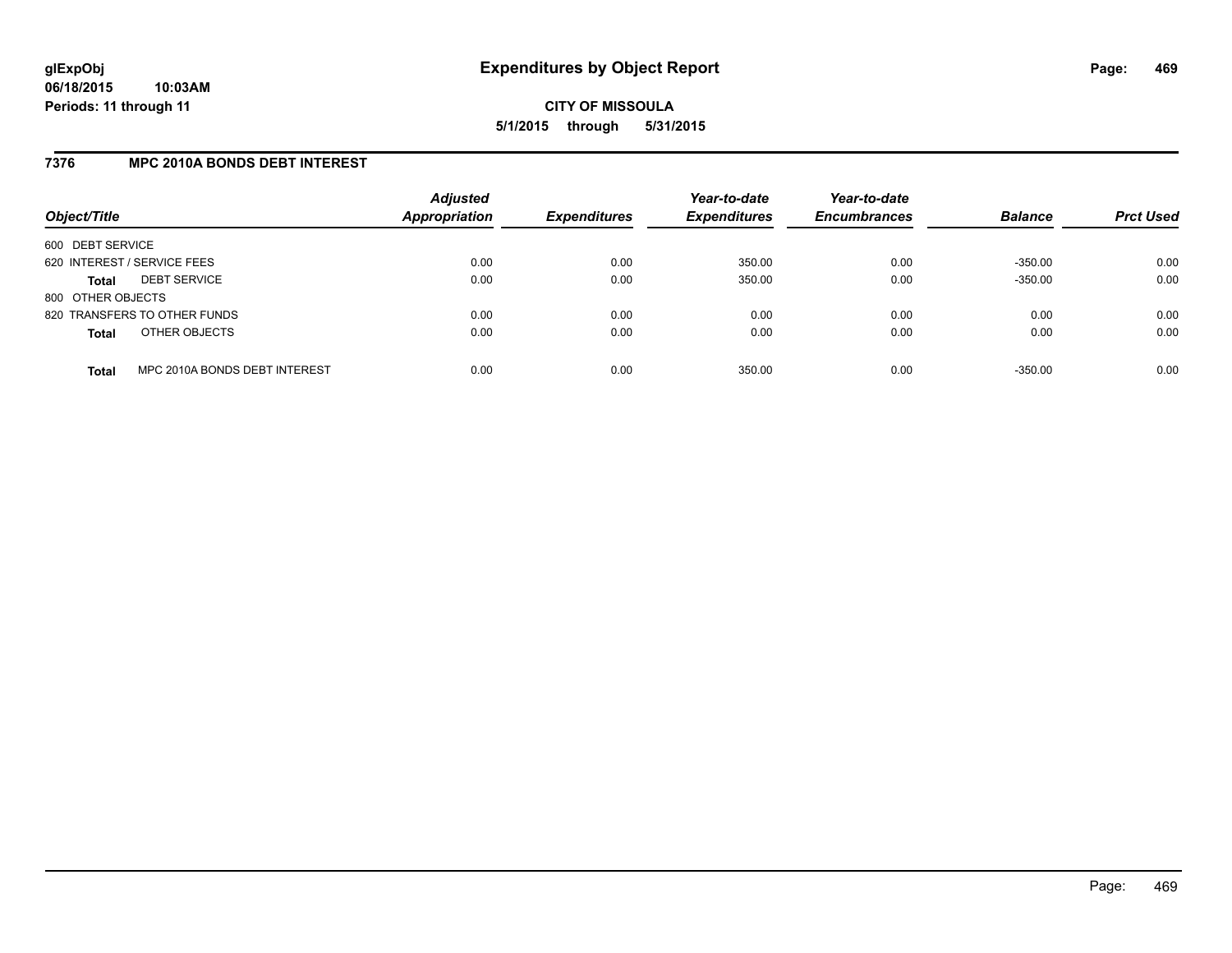# Expenditures by Object Report

glExpObj
06/18/2015 10:03AM
Periods: 11 through 11

**CITY OF MISSOULA**
**5/1/2015 through 5/31/2015**

## 7376 MPC 2010A BONDS DEBT INTEREST

| Object/Title | Adjusted Appropriation | Expenditures | Year-to-date Expenditures | Year-to-date Encumbrances | Balance | Prct Used |
|---|---|---|---|---|---|---|
| 600 DEBT SERVICE | | | | | | |
| 620 INTEREST / SERVICE FEES | 0.00 | 0.00 | 350.00 | 0.00 | -350.00 | 0.00 |
| **Total** DEBT SERVICE | 0.00 | 0.00 | 350.00 | 0.00 | -350.00 | 0.00 |
| 800 OTHER OBJECTS | | | | | | |
| 820 TRANSFERS TO OTHER FUNDS | 0.00 | 0.00 | 0.00 | 0.00 | 0.00 | 0.00 |
| **Total** OTHER OBJECTS | 0.00 | 0.00 | 0.00 | 0.00 | 0.00 | 0.00 |
| **Total** MPC 2010A BONDS DEBT INTEREST | 0.00 | 0.00 | 350.00 | 0.00 | -350.00 | 0.00 |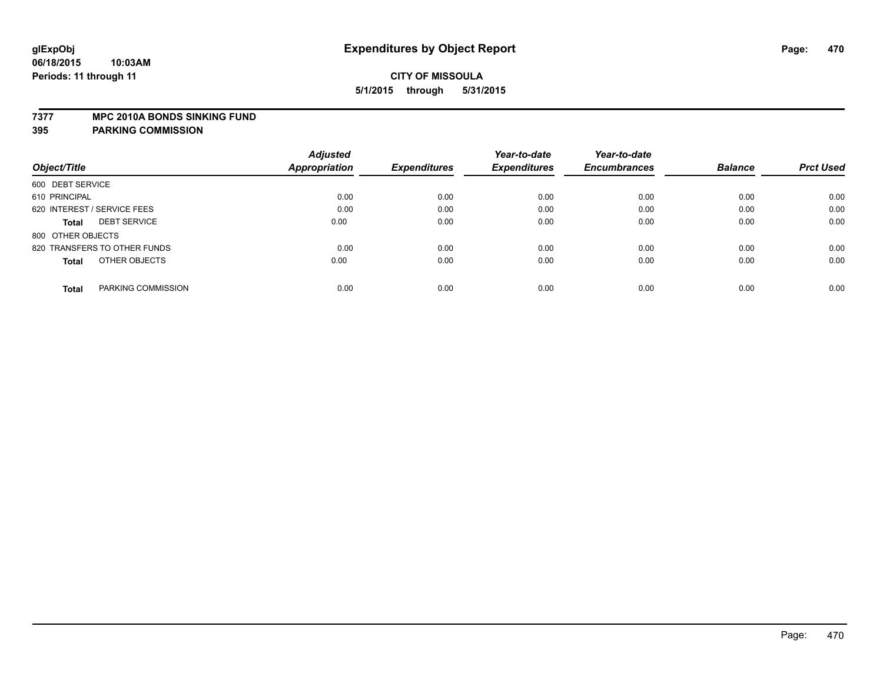# Expenditures by Object Report

glExpObj
06/18/2015 10:03AM
Periods: 11 through 11

**CITY OF MISSOULA**
**5/1/2015 through 5/31/2015**

**7377 MPC 2010A BONDS SINKING FUND**
**395 PARKING COMMISSION**

| Object/Title | Adjusted Appropriation | Expenditures | Year-to-date Expenditures | Year-to-date Encumbrances | Balance | Prct Used |
|---|---|---|---|---|---|---|
| 600 DEBT SERVICE | | | | | | |
| 610 PRINCIPAL | 0.00 | 0.00 | 0.00 | 0.00 | 0.00 | 0.00 |
| 620 INTEREST / SERVICE FEES | 0.00 | 0.00 | 0.00 | 0.00 | 0.00 | 0.00 |
| **Total** DEBT SERVICE | 0.00 | 0.00 | 0.00 | 0.00 | 0.00 | 0.00 |
| 800 OTHER OBJECTS | | | | | | |
| 820 TRANSFERS TO OTHER FUNDS | 0.00 | 0.00 | 0.00 | 0.00 | 0.00 | 0.00 |
| **Total** OTHER OBJECTS | 0.00 | 0.00 | 0.00 | 0.00 | 0.00 | 0.00 |
| **Total** PARKING COMMISSION | 0.00 | 0.00 | 0.00 | 0.00 | 0.00 | 0.00 |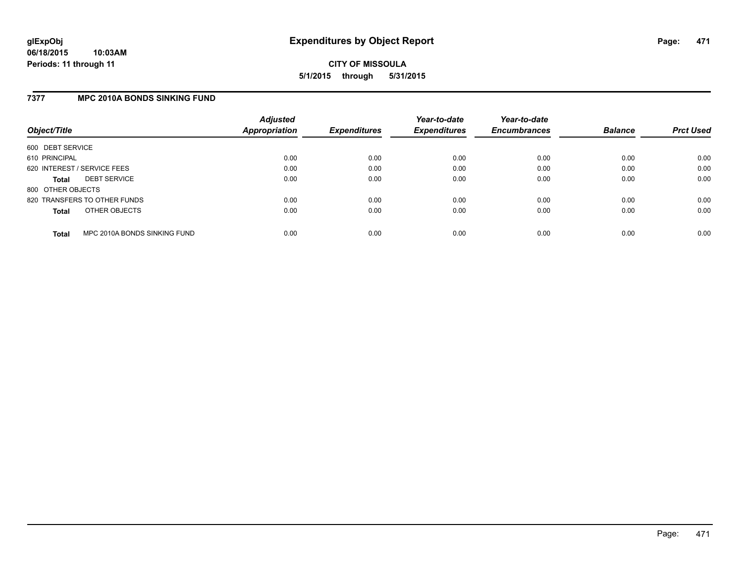**glExpObj**
**06/18/2015 10:03AM**
**Periods: 11 through 11**

# Expenditures by Object Report

**CITY OF MISSOULA**
**5/1/2015 through 5/31/2015**

## 7377 MPC 2010A BONDS SINKING FUND

| Object/Title | Adjusted Appropriation | Expenditures | Year-to-date Expenditures | Year-to-date Encumbrances | Balance | Prct Used |
|---|---|---|---|---|---|---|
| 600 DEBT SERVICE | | | | | | |
| 610 PRINCIPAL | 0.00 | 0.00 | 0.00 | 0.00 | 0.00 | 0.00 |
| 620 INTEREST / SERVICE FEES | 0.00 | 0.00 | 0.00 | 0.00 | 0.00 | 0.00 |
| **Total** DEBT SERVICE | 0.00 | 0.00 | 0.00 | 0.00 | 0.00 | 0.00 |
| 800 OTHER OBJECTS | | | | | | |
| 820 TRANSFERS TO OTHER FUNDS | 0.00 | 0.00 | 0.00 | 0.00 | 0.00 | 0.00 |
| **Total** OTHER OBJECTS | 0.00 | 0.00 | 0.00 | 0.00 | 0.00 | 0.00 |
| **Total** MPC 2010A BONDS SINKING FUND | 0.00 | 0.00 | 0.00 | 0.00 | 0.00 | 0.00 |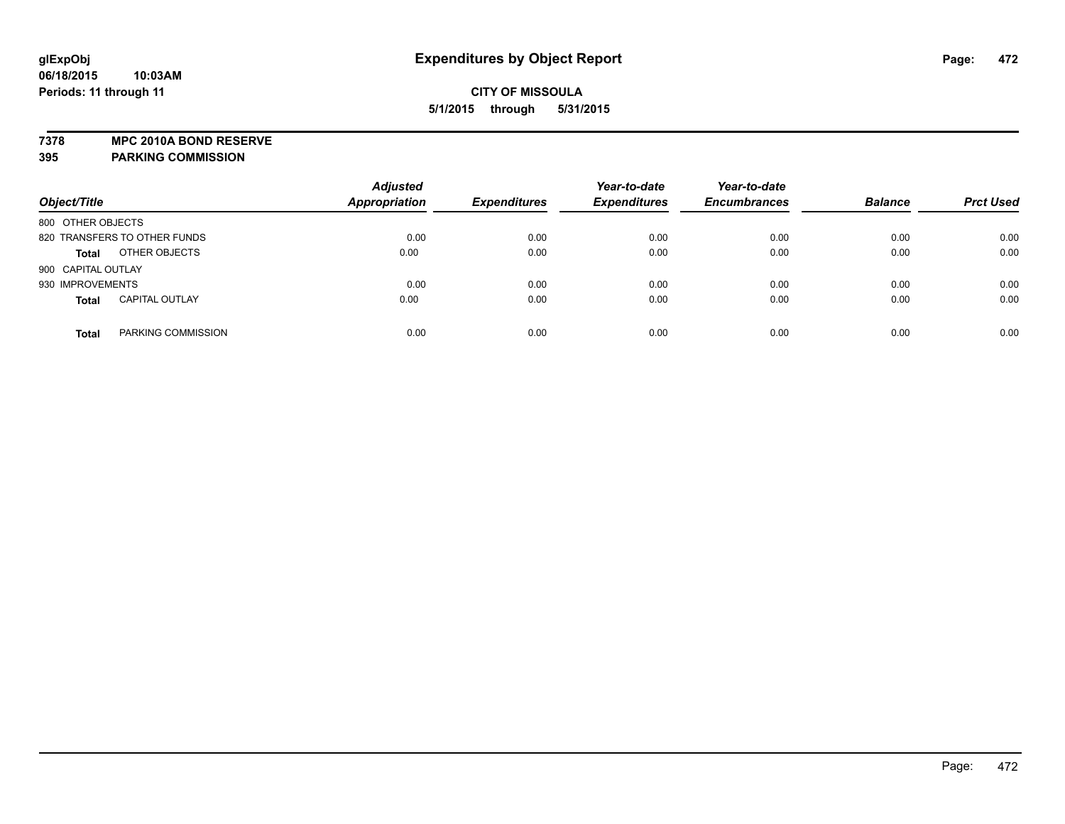**glExpObj**
**06/18/2015 10:03AM**
**Periods: 11 through 11**

# Expenditures by Object Report

**CITY OF MISSOULA**
**5/1/2015 through 5/31/2015**

**7378 MPC 2010A BOND RESERVE**
**395 PARKING COMMISSION**

| Object/Title | | Adjusted Appropriation | Expenditures | Year-to-date Expenditures | Year-to-date Encumbrances | Balance | Prct Used |
|---|---|---|---|---|---|---|---|
| 800 OTHER OBJECTS | | | | | | | |
| 820 TRANSFERS TO OTHER FUNDS | | 0.00 | 0.00 | 0.00 | 0.00 | 0.00 | 0.00 |
| **Total** | OTHER OBJECTS | 0.00 | 0.00 | 0.00 | 0.00 | 0.00 | 0.00 |
| 900 CAPITAL OUTLAY | | | | | | | |
| 930 IMPROVEMENTS | | 0.00 | 0.00 | 0.00 | 0.00 | 0.00 | 0.00 |
| **Total** | CAPITAL OUTLAY | 0.00 | 0.00 | 0.00 | 0.00 | 0.00 | 0.00 |
| **Total** | PARKING COMMISSION | 0.00 | 0.00 | 0.00 | 0.00 | 0.00 | 0.00 |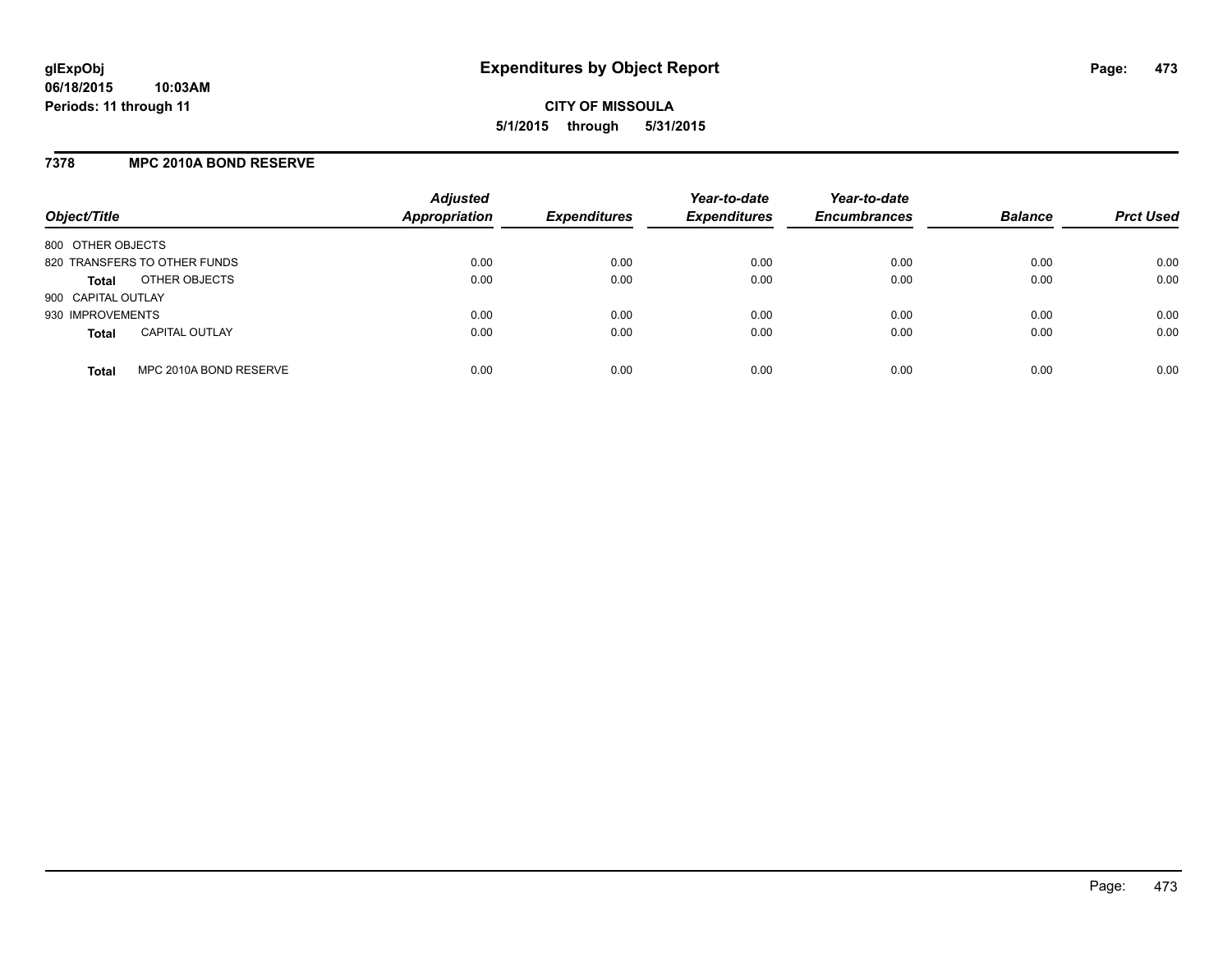# Expenditures by Object Report

glExpObj
06/18/2015 10:03AM
Periods: 11 through 11

**CITY OF MISSOULA**
**5/1/2015 through 5/31/2015**

## 7378 MPC 2010A BOND RESERVE

| Object/Title | | Adjusted Appropriation | Expenditures | Year-to-date Expenditures | Year-to-date Encumbrances | Balance | Prct Used |
|---|---|---|---|---|---|---|---|
| 800 OTHER OBJECTS | | | | | | | |
| 820 TRANSFERS TO OTHER FUNDS | | 0.00 | 0.00 | 0.00 | 0.00 | 0.00 | 0.00 |
| **Total** | OTHER OBJECTS | 0.00 | 0.00 | 0.00 | 0.00 | 0.00 | 0.00 |
| 900 CAPITAL OUTLAY | | | | | | | |
| 930 IMPROVEMENTS | | 0.00 | 0.00 | 0.00 | 0.00 | 0.00 | 0.00 |
| **Total** | CAPITAL OUTLAY | 0.00 | 0.00 | 0.00 | 0.00 | 0.00 | 0.00 |
| **Total** | MPC 2010A BOND RESERVE | 0.00 | 0.00 | 0.00 | 0.00 | 0.00 | 0.00 |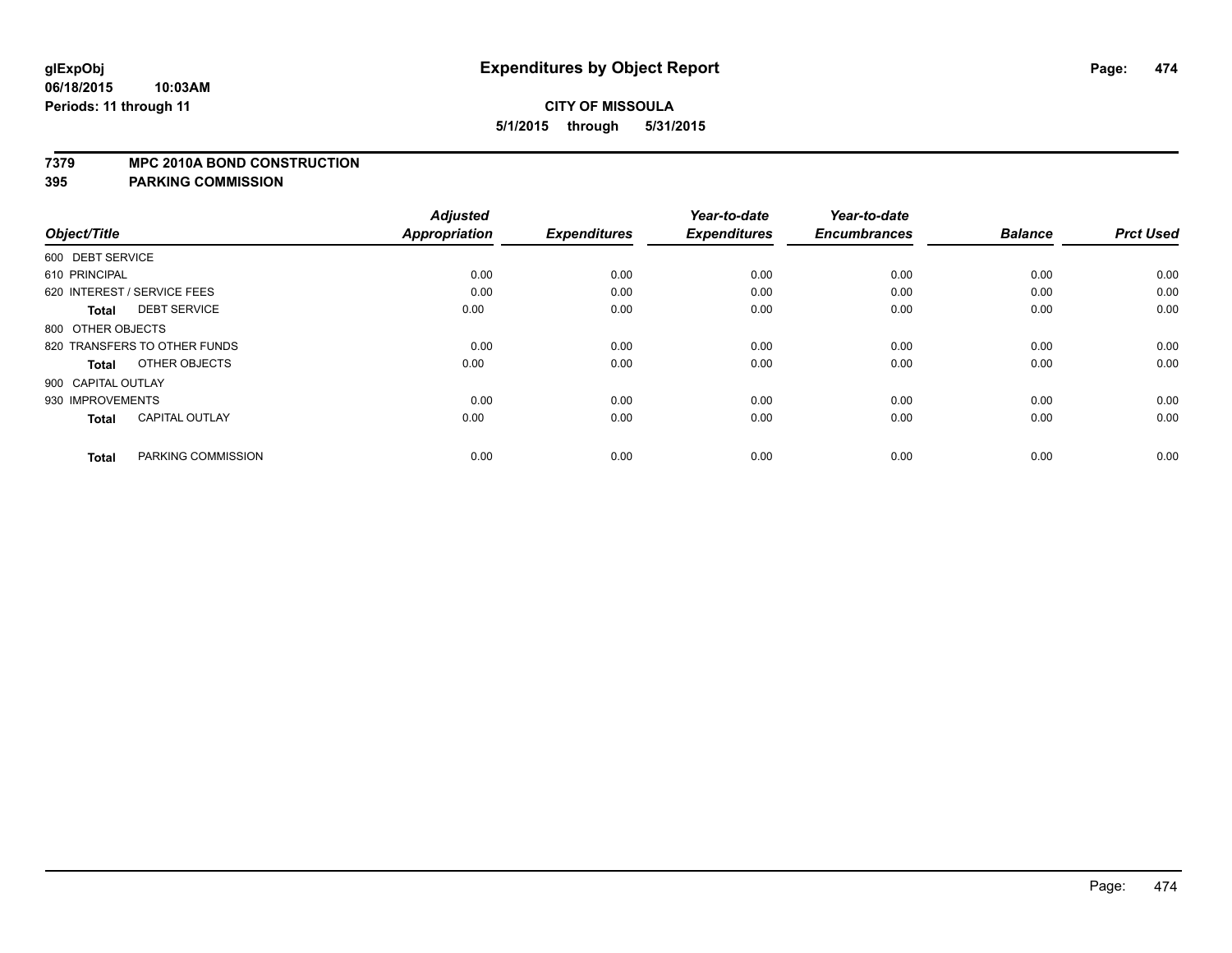# Expenditures by Object Report

glExpObj
06/18/2015 10:03AM
Periods: 11 through 11

**CITY OF MISSOULA**
**5/1/2015 through 5/31/2015**

**7379 MPC 2010A BOND CONSTRUCTION**
**395 PARKING COMMISSION**

| Object/Title | Adjusted Appropriation | Expenditures | Year-to-date Expenditures | Year-to-date Encumbrances | Balance | Prct Used |
|---|---|---|---|---|---|---|
| 600 DEBT SERVICE | | | | | | |
| 610 PRINCIPAL | 0.00 | 0.00 | 0.00 | 0.00 | 0.00 | 0.00 |
| 620 INTEREST / SERVICE FEES | 0.00 | 0.00 | 0.00 | 0.00 | 0.00 | 0.00 |
| **Total** DEBT SERVICE | 0.00 | 0.00 | 0.00 | 0.00 | 0.00 | 0.00 |
| 800 OTHER OBJECTS | | | | | | |
| 820 TRANSFERS TO OTHER FUNDS | 0.00 | 0.00 | 0.00 | 0.00 | 0.00 | 0.00 |
| **Total** OTHER OBJECTS | 0.00 | 0.00 | 0.00 | 0.00 | 0.00 | 0.00 |
| 900 CAPITAL OUTLAY | | | | | | |
| 930 IMPROVEMENTS | 0.00 | 0.00 | 0.00 | 0.00 | 0.00 | 0.00 |
| **Total** CAPITAL OUTLAY | 0.00 | 0.00 | 0.00 | 0.00 | 0.00 | 0.00 |
| **Total** PARKING COMMISSION | 0.00 | 0.00 | 0.00 | 0.00 | 0.00 | 0.00 |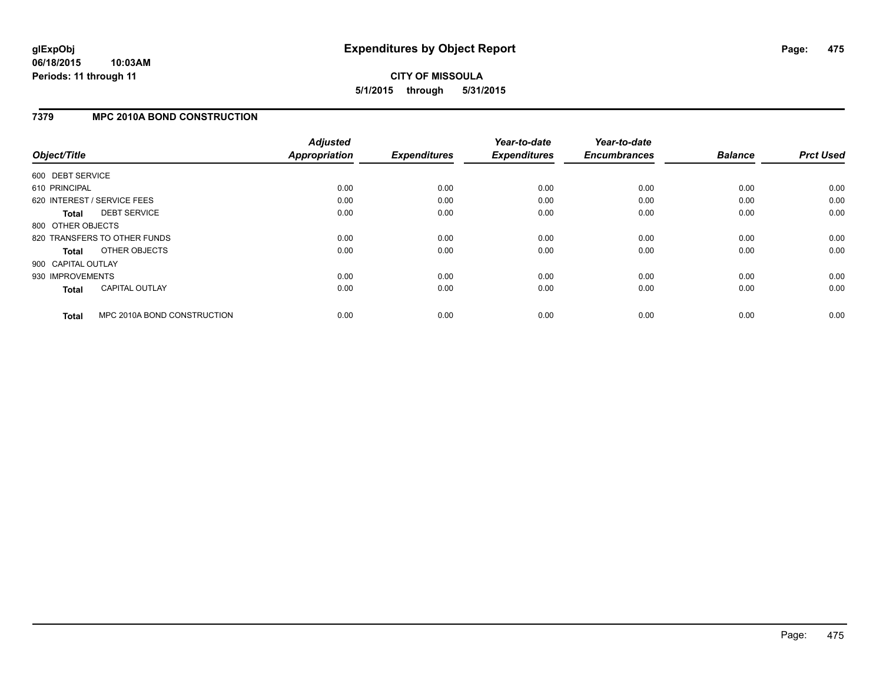# Expenditures by Object Report

glExpObj
06/18/2015 10:03AM
Periods: 11 through 11

**CITY OF MISSOULA**
**5/1/2015 through 5/31/2015**

## 7379 MPC 2010A BOND CONSTRUCTION

| Object/Title | Adjusted Appropriation | Expenditures | Year-to-date Expenditures | Year-to-date Encumbrances | Balance | Prct Used |
|---|---|---|---|---|---|---|
| 600 DEBT SERVICE | | | | | | |
| 610 PRINCIPAL | 0.00 | 0.00 | 0.00 | 0.00 | 0.00 | 0.00 |
| 620 INTEREST / SERVICE FEES | 0.00 | 0.00 | 0.00 | 0.00 | 0.00 | 0.00 |
| **Total** DEBT SERVICE | 0.00 | 0.00 | 0.00 | 0.00 | 0.00 | 0.00 |
| 800 OTHER OBJECTS | | | | | | |
| 820 TRANSFERS TO OTHER FUNDS | 0.00 | 0.00 | 0.00 | 0.00 | 0.00 | 0.00 |
| **Total** OTHER OBJECTS | 0.00 | 0.00 | 0.00 | 0.00 | 0.00 | 0.00 |
| 900 CAPITAL OUTLAY | | | | | | |
| 930 IMPROVEMENTS | 0.00 | 0.00 | 0.00 | 0.00 | 0.00 | 0.00 |
| **Total** CAPITAL OUTLAY | 0.00 | 0.00 | 0.00 | 0.00 | 0.00 | 0.00 |
| **Total** MPC 2010A BOND CONSTRUCTION | 0.00 | 0.00 | 0.00 | 0.00 | 0.00 | 0.00 |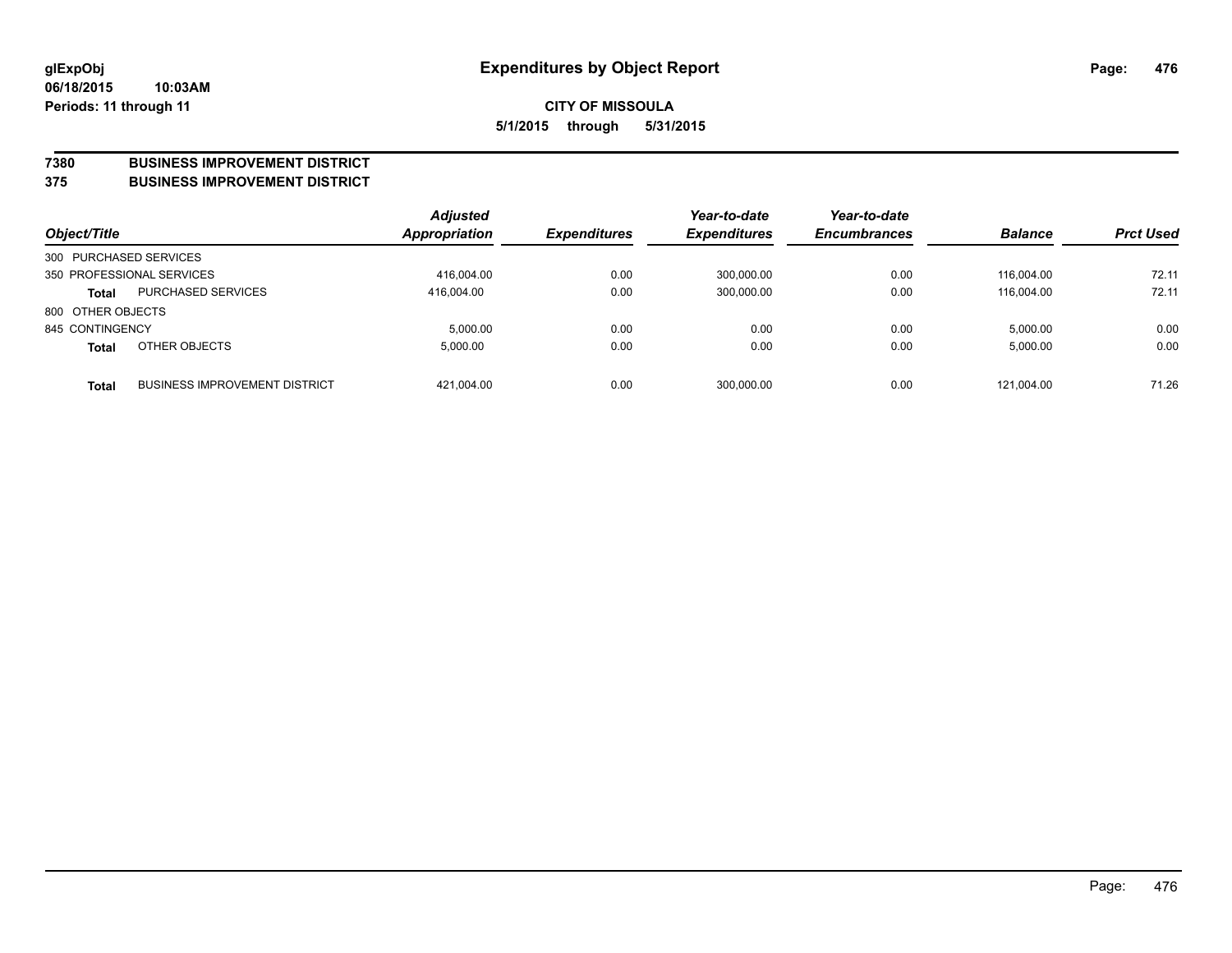# Expenditures by Object Report

glExpObj
06/18/2015 10:03AM
Periods: 11 through 11

**CITY OF MISSOULA**
**5/1/2015 through 5/31/2015**

**7380 BUSINESS IMPROVEMENT DISTRICT**
**375 BUSINESS IMPROVEMENT DISTRICT**

| Object/Title | | Adjusted Appropriation | Expenditures | Year-to-date Expenditures | Year-to-date Encumbrances | Balance | Prct Used |
|---|---|---|---|---|---|---|---|
| 300 PURCHASED SERVICES | | | | | | | |
| 350 PROFESSIONAL SERVICES | | 416,004.00 | 0.00 | 300,000.00 | 0.00 | 116,004.00 | 72.11 |
| **Total** | PURCHASED SERVICES | 416,004.00 | 0.00 | 300,000.00 | 0.00 | 116,004.00 | 72.11 |
| 800 OTHER OBJECTS | | | | | | | |
| 845 CONTINGENCY | | 5,000.00 | 0.00 | 0.00 | 0.00 | 5,000.00 | 0.00 |
| **Total** | OTHER OBJECTS | 5,000.00 | 0.00 | 0.00 | 0.00 | 5,000.00 | 0.00 |
| **Total** | BUSINESS IMPROVEMENT DISTRICT | 421,004.00 | 0.00 | 300,000.00 | 0.00 | 121,004.00 | 71.26 |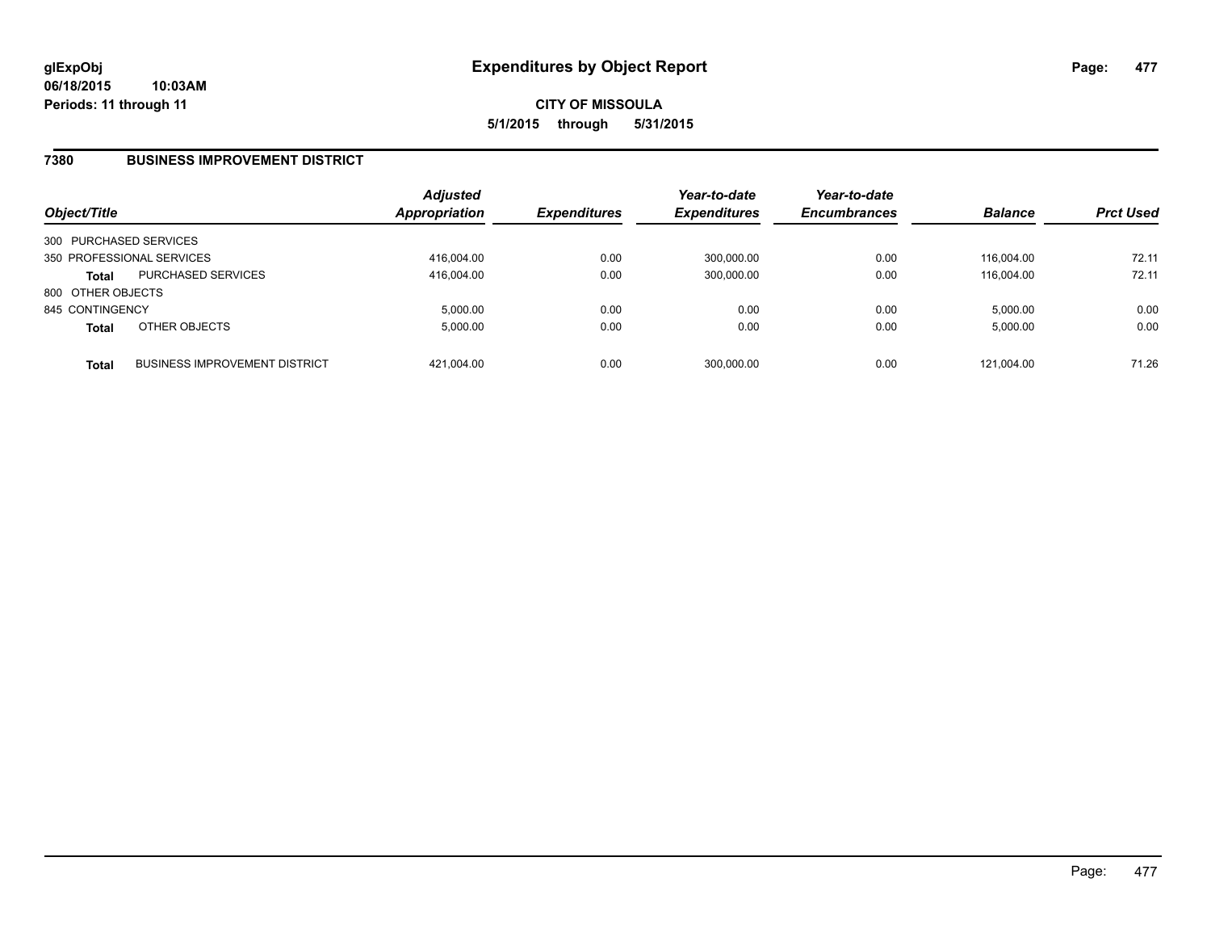**glExpObj**
**06/18/2015 10:03AM**
**Periods: 11 through 11**

# Expenditures by Object Report

**CITY OF MISSOULA**
**5/1/2015 through 5/31/2015**

## 7380 BUSINESS IMPROVEMENT DISTRICT

| Object/Title | | Adjusted Appropriation | Expenditures | Year-to-date Expenditures | Year-to-date Encumbrances | Balance | Prct Used |
|---|---|---|---|---|---|---|---|
| 300 PURCHASED SERVICES | | | | | | | |
| 350 PROFESSIONAL SERVICES | | 416,004.00 | 0.00 | 300,000.00 | 0.00 | 116,004.00 | 72.11 |
| **Total** | PURCHASED SERVICES | 416,004.00 | 0.00 | 300,000.00 | 0.00 | 116,004.00 | 72.11 |
| 800 OTHER OBJECTS | | | | | | | |
| 845 CONTINGENCY | | 5,000.00 | 0.00 | 0.00 | 0.00 | 5,000.00 | 0.00 |
| **Total** | OTHER OBJECTS | 5,000.00 | 0.00 | 0.00 | 0.00 | 5,000.00 | 0.00 |
| **Total** | BUSINESS IMPROVEMENT DISTRICT | 421,004.00 | 0.00 | 300,000.00 | 0.00 | 121,004.00 | 71.26 |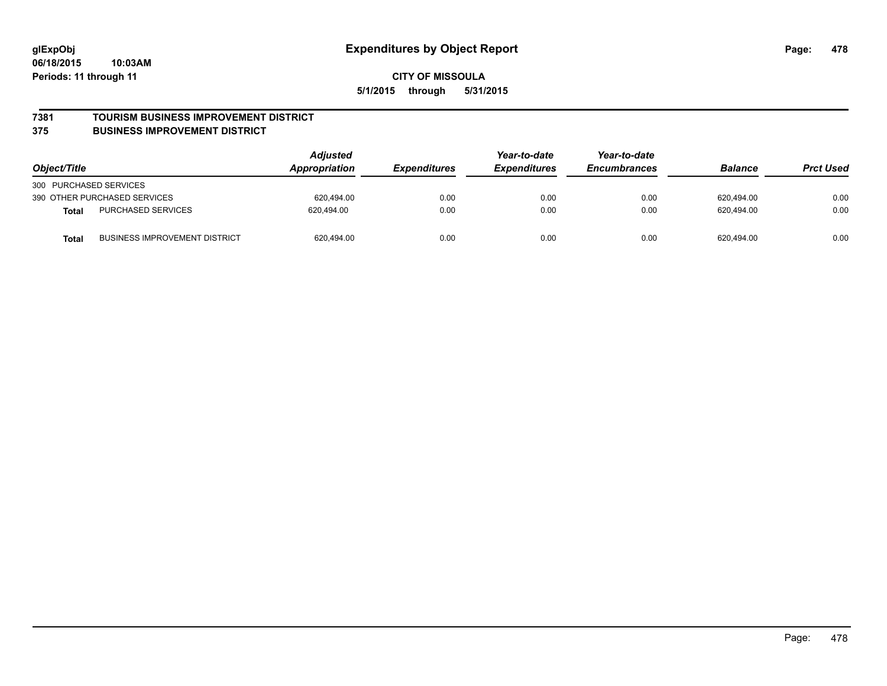# Expenditures by Object Report

glExpObj
06/18/2015 10:03AM
Periods: 11 through 11

**CITY OF MISSOULA**
**5/1/2015 through 5/31/2015**

## 7381 TOURISM BUSINESS IMPROVEMENT DISTRICT
## 375 BUSINESS IMPROVEMENT DISTRICT

| Object/Title | | Adjusted Appropriation | Expenditures | Year-to-date Expenditures | Year-to-date Encumbrances | Balance | Prct Used |
|---|---|---|---|---|---|---|---|
| 300 PURCHASED SERVICES | | | | | | | |
| 390 OTHER PURCHASED SERVICES | | 620,494.00 | 0.00 | 0.00 | 0.00 | 620,494.00 | 0.00 |
| **Total** | PURCHASED SERVICES | 620,494.00 | 0.00 | 0.00 | 0.00 | 620,494.00 | 0.00 |
| **Total** | BUSINESS IMPROVEMENT DISTRICT | 620,494.00 | 0.00 | 0.00 | 0.00 | 620,494.00 | 0.00 |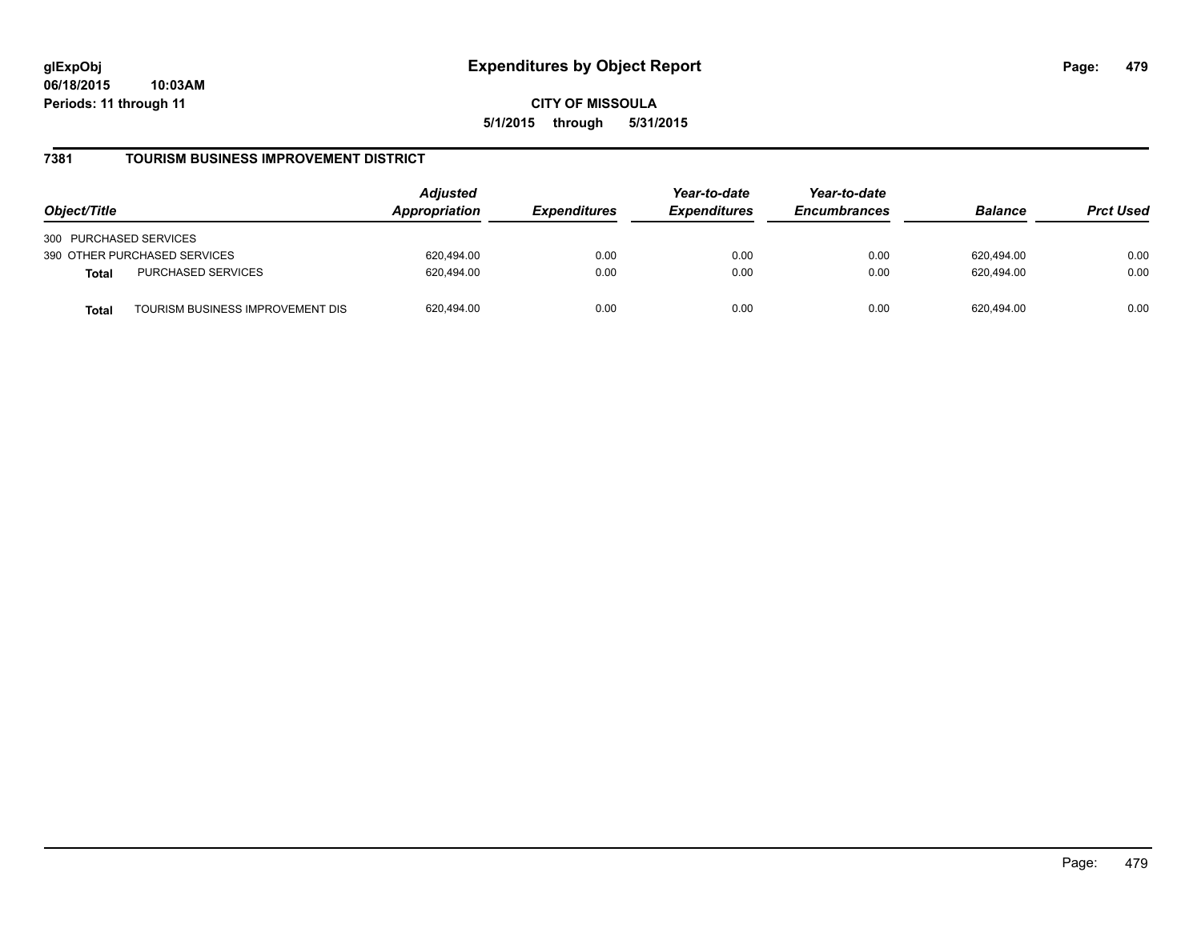**Expenditures by Object Report**

**CITY OF MISSOULA**

**5/1/2015 through 5/31/2015**

glExpObj
06/18/2015 10:03AM
Periods: 11 through 11

## 7381 TOURISM BUSINESS IMPROVEMENT DISTRICT

| Object/Title | | Adjusted Appropriation | Expenditures | Year-to-date Expenditures | Year-to-date Encumbrances | Balance | Prct Used |
|---|---|---|---|---|---|---|---|
| 300 PURCHASED SERVICES | | | | | | | |
| 390 OTHER PURCHASED SERVICES | | 620,494.00 | 0.00 | 0.00 | 0.00 | 620,494.00 | 0.00 |
| **Total** | PURCHASED SERVICES | 620,494.00 | 0.00 | 0.00 | 0.00 | 620,494.00 | 0.00 |
| **Total** | TOURISM BUSINESS IMPROVEMENT DIS | 620,494.00 | 0.00 | 0.00 | 0.00 | 620,494.00 | 0.00 |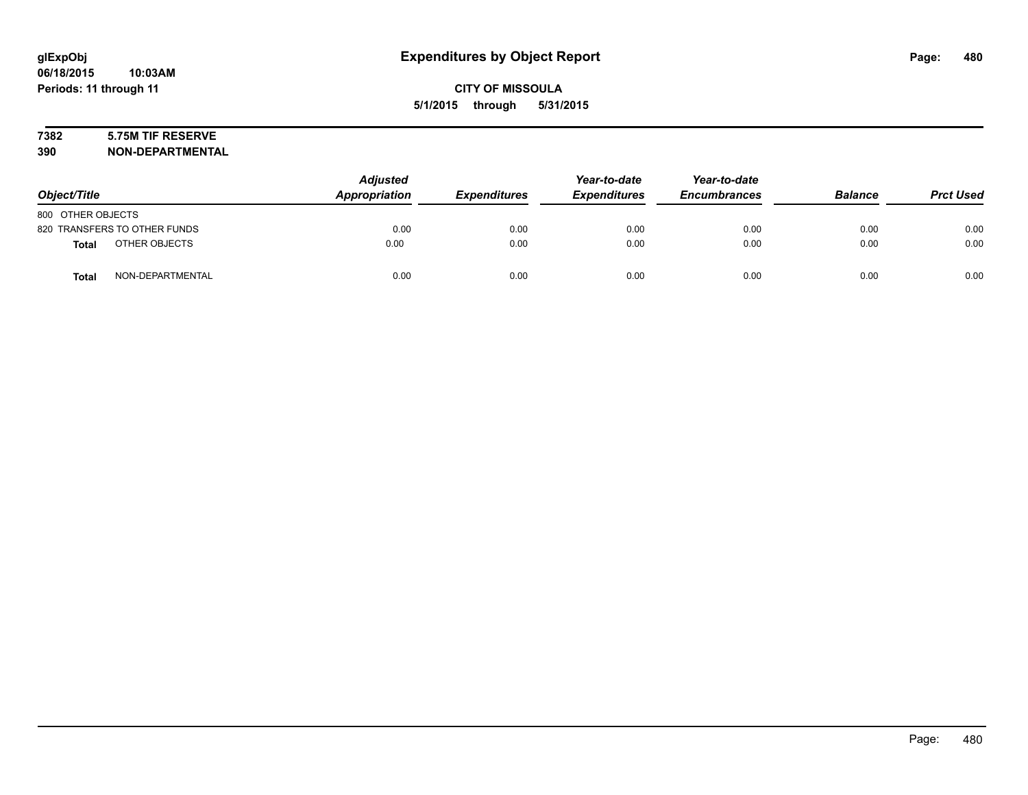glExpObj
06/18/2015 10:03AM
Periods: 11 through 11

# Expenditures by Object Report

**CITY OF MISSOULA**
**5/1/2015 through 5/31/2015**

**7382 5.75M TIF RESERVE**
**390 NON-DEPARTMENTAL**

| Object/Title | | Adjusted Appropriation | Expenditures | Year-to-date Expenditures | Year-to-date Encumbrances | Balance | Prct Used |
|---|---|---|---|---|---|---|---|
| 800 OTHER OBJECTS | | | | | | | |
| 820 TRANSFERS TO OTHER FUNDS | | 0.00 | 0.00 | 0.00 | 0.00 | 0.00 | 0.00 |
| **Total** | OTHER OBJECTS | 0.00 | 0.00 | 0.00 | 0.00 | 0.00 | 0.00 |
| **Total** | NON-DEPARTMENTAL | 0.00 | 0.00 | 0.00 | 0.00 | 0.00 | 0.00 |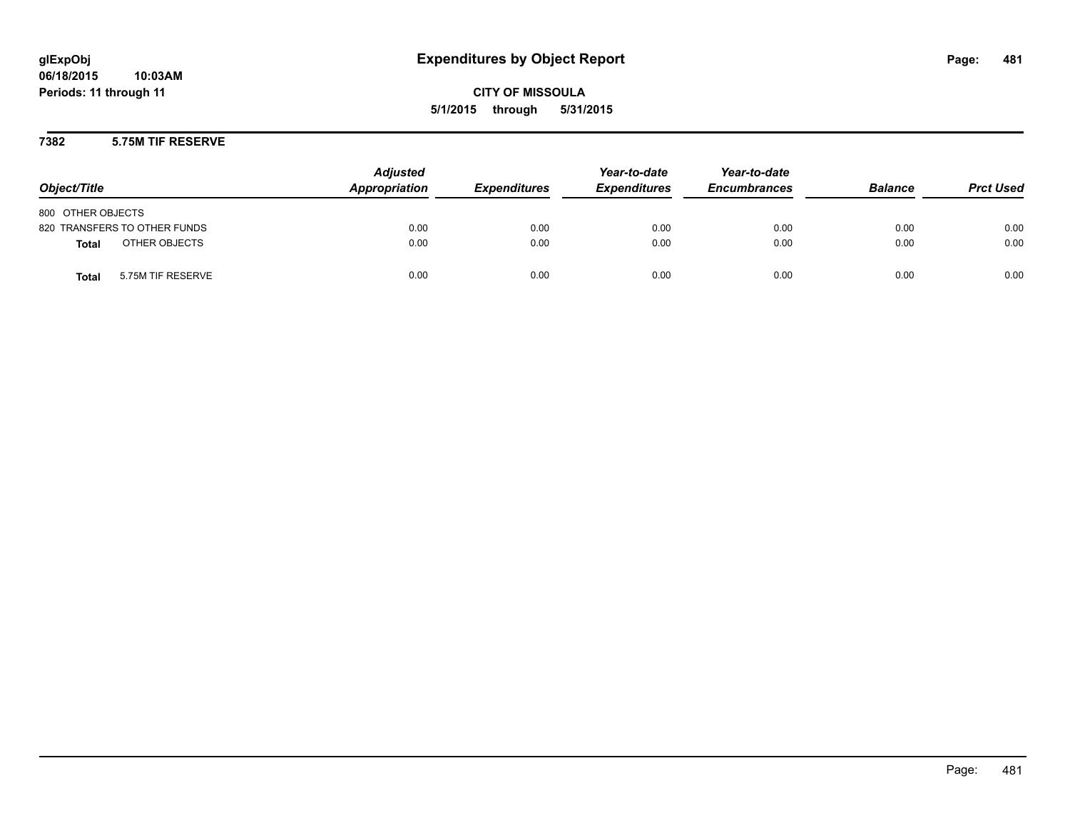glExpObj
06/18/2015 10:03AM
Periods: 11 through 11

# Expenditures by Object Report

CITY OF MISSOULA
5/1/2015 through 5/31/2015

## 7382 5.75M TIF RESERVE

| Object/Title | Adjusted Appropriation | Expenditures | Year-to-date Expenditures | Year-to-date Encumbrances | Balance | Prct Used |
|---|---|---|---|---|---|---|
| 800 OTHER OBJECTS | | | | | | |
| 820 TRANSFERS TO OTHER FUNDS | 0.00 | 0.00 | 0.00 | 0.00 | 0.00 | 0.00 |
| **Total** OTHER OBJECTS | 0.00 | 0.00 | 0.00 | 0.00 | 0.00 | 0.00 |
| **Total** 5.75M TIF RESERVE | 0.00 | 0.00 | 0.00 | 0.00 | 0.00 | 0.00 |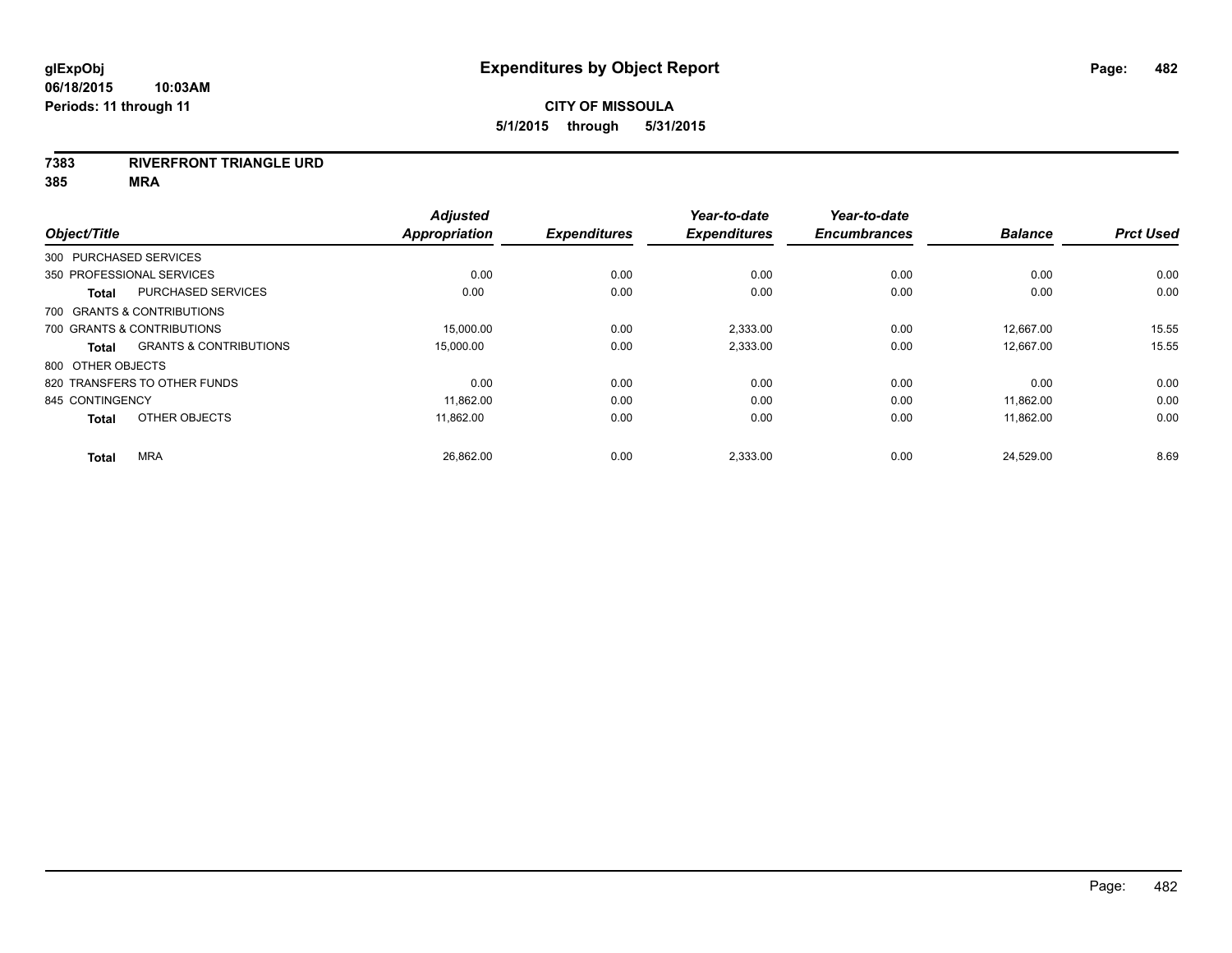**glExpObj**
**06/18/2015 10:03AM**
**Periods: 11 through 11**

# Expenditures by Object Report

**CITY OF MISSOULA**
**5/1/2015 through 5/31/2015**

**7383 RIVERFRONT TRIANGLE URD**
**385 MRA**

| Object/Title | | Adjusted Appropriation | Expenditures | Year-to-date Expenditures | Year-to-date Encumbrances | Balance | Prct Used |
|---|---|---|---|---|---|---|---|
| 300 PURCHASED SERVICES | | | | | | | |
| 350 PROFESSIONAL SERVICES | | 0.00 | 0.00 | 0.00 | 0.00 | 0.00 | 0.00 |
| **Total** | PURCHASED SERVICES | 0.00 | 0.00 | 0.00 | 0.00 | 0.00 | 0.00 |
| 700 GRANTS & CONTRIBUTIONS | | | | | | | |
| 700 GRANTS & CONTRIBUTIONS | | 15,000.00 | 0.00 | 2,333.00 | 0.00 | 12,667.00 | 15.55 |
| **Total** | GRANTS & CONTRIBUTIONS | 15,000.00 | 0.00 | 2,333.00 | 0.00 | 12,667.00 | 15.55 |
| 800 OTHER OBJECTS | | | | | | | |
| 820 TRANSFERS TO OTHER FUNDS | | 0.00 | 0.00 | 0.00 | 0.00 | 0.00 | 0.00 |
| 845 CONTINGENCY | | 11,862.00 | 0.00 | 0.00 | 0.00 | 11,862.00 | 0.00 |
| **Total** | OTHER OBJECTS | 11,862.00 | 0.00 | 0.00 | 0.00 | 11,862.00 | 0.00 |
| **Total** | MRA | 26,862.00 | 0.00 | 2,333.00 | 0.00 | 24,529.00 | 8.69 |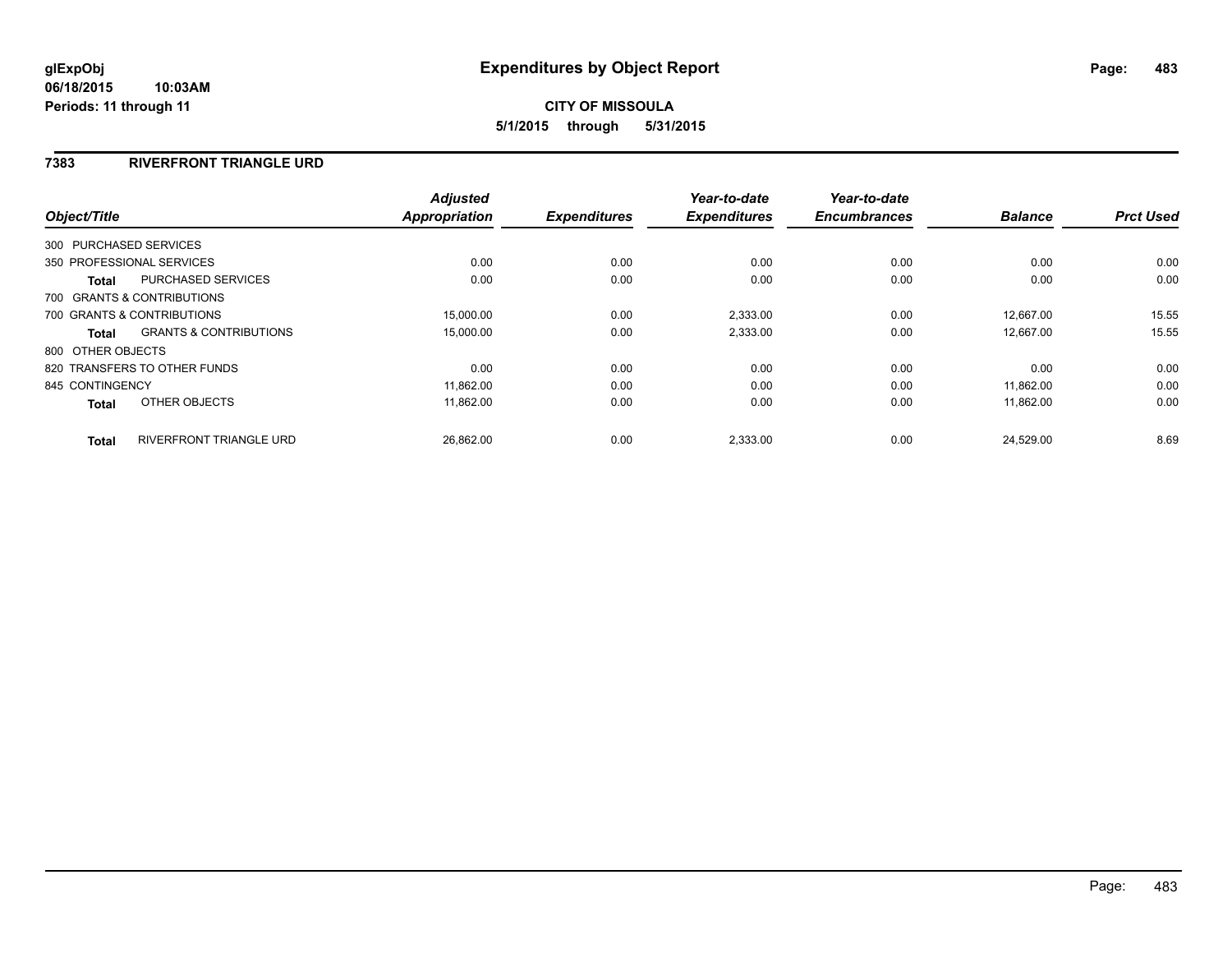**glExpObj** **Expenditures by Object Report**

**06/18/2015 10:03AM**

**Periods: 11 through 11**

**CITY OF MISSOULA**

**5/1/2015 through 5/31/2015**

## 7383 RIVERFRONT TRIANGLE URD

| Object/Title | | Adjusted Appropriation | Expenditures | Year-to-date Expenditures | Year-to-date Encumbrances | Balance | Prct Used |
|---|---|---|---|---|---|---|---|
| 300 PURCHASED SERVICES | | | | | | | |
| 350 PROFESSIONAL SERVICES | | 0.00 | 0.00 | 0.00 | 0.00 | 0.00 | 0.00 |
| **Total** | PURCHASED SERVICES | 0.00 | 0.00 | 0.00 | 0.00 | 0.00 | 0.00 |
| 700 GRANTS & CONTRIBUTIONS | | | | | | | |
| 700 GRANTS & CONTRIBUTIONS | | 15,000.00 | 0.00 | 2,333.00 | 0.00 | 12,667.00 | 15.55 |
| **Total** | GRANTS & CONTRIBUTIONS | 15,000.00 | 0.00 | 2,333.00 | 0.00 | 12,667.00 | 15.55 |
| 800 OTHER OBJECTS | | | | | | | |
| 820 TRANSFERS TO OTHER FUNDS | | 0.00 | 0.00 | 0.00 | 0.00 | 0.00 | 0.00 |
| 845 CONTINGENCY | | 11,862.00 | 0.00 | 0.00 | 0.00 | 11,862.00 | 0.00 |
| **Total** | OTHER OBJECTS | 11,862.00 | 0.00 | 0.00 | 0.00 | 11,862.00 | 0.00 |
| **Total** | RIVERFRONT TRIANGLE URD | 26,862.00 | 0.00 | 2,333.00 | 0.00 | 24,529.00 | 8.69 |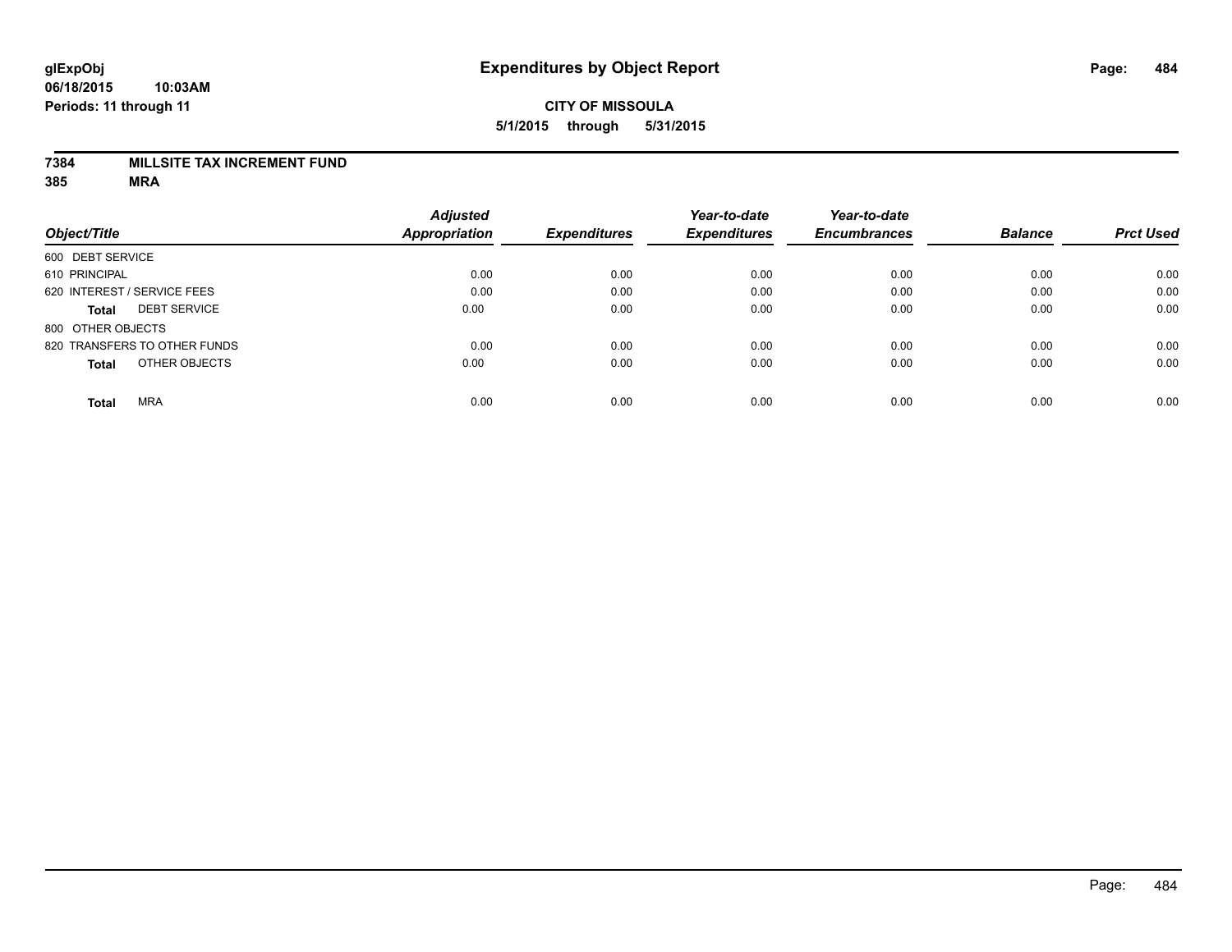**glExpObj**
**06/18/2015 10:03AM**
**Periods: 11 through 11**

# Expenditures by Object Report

**CITY OF MISSOULA**
**5/1/2015 through 5/31/2015**

**7384 MILLSITE TAX INCREMENT FUND**
**385 MRA**

| Object/Title | Adjusted Appropriation | Expenditures | Year-to-date Expenditures | Year-to-date Encumbrances | Balance | Prct Used |
|---|---|---|---|---|---|---|
| 600 DEBT SERVICE | | | | | | |
| 610 PRINCIPAL | 0.00 | 0.00 | 0.00 | 0.00 | 0.00 | 0.00 |
| 620 INTEREST / SERVICE FEES | 0.00 | 0.00 | 0.00 | 0.00 | 0.00 | 0.00 |
| **Total** DEBT SERVICE | 0.00 | 0.00 | 0.00 | 0.00 | 0.00 | 0.00 |
| 800 OTHER OBJECTS | | | | | | |
| 820 TRANSFERS TO OTHER FUNDS | 0.00 | 0.00 | 0.00 | 0.00 | 0.00 | 0.00 |
| **Total** OTHER OBJECTS | 0.00 | 0.00 | 0.00 | 0.00 | 0.00 | 0.00 |
| **Total** MRA | 0.00 | 0.00 | 0.00 | 0.00 | 0.00 | 0.00 |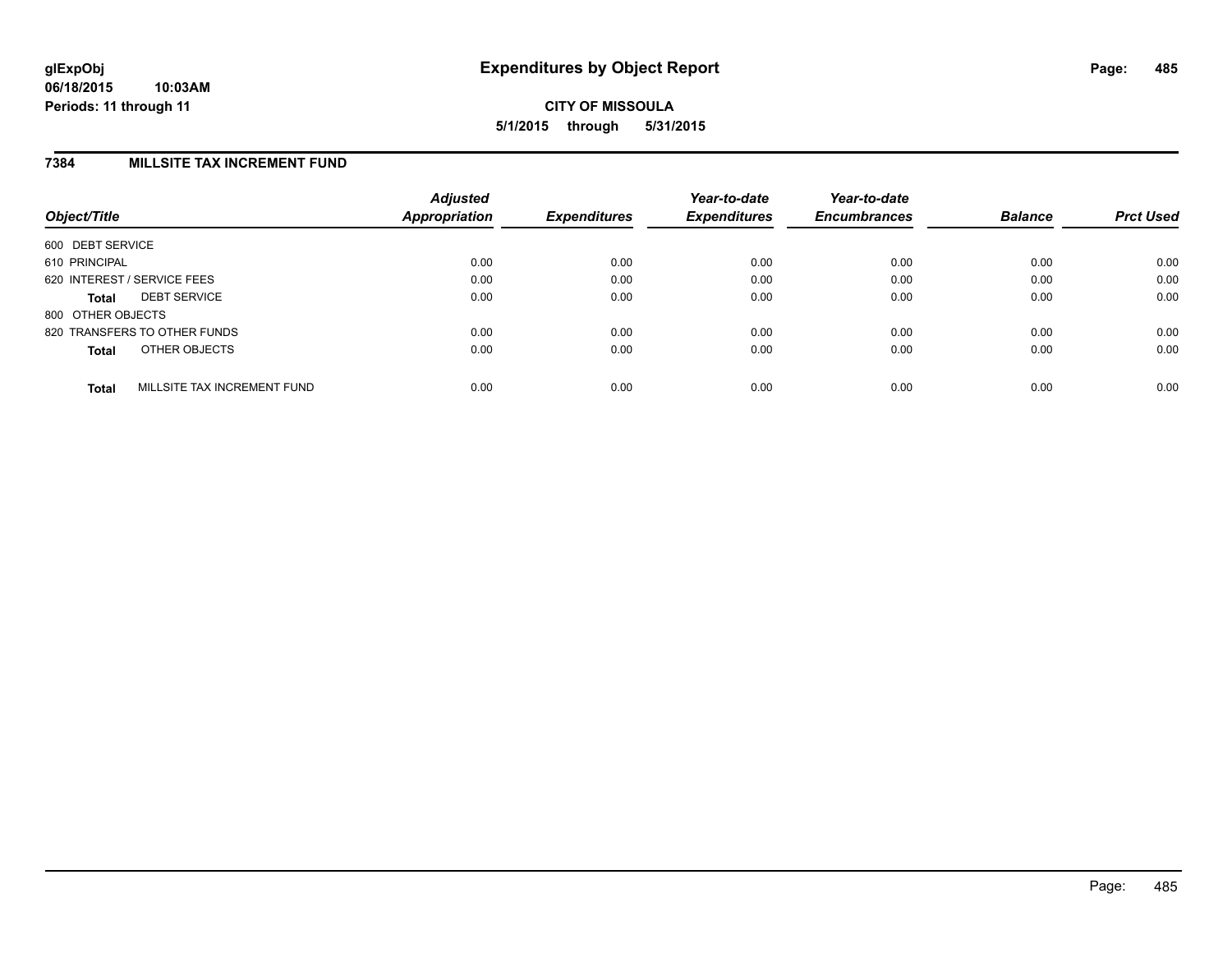# Expenditures by Object Report

glExpObj
06/18/2015 10:03AM
Periods: 11 through 11

CITY OF MISSOULA
5/1/2015 through 5/31/2015

## 7384 MILLSITE TAX INCREMENT FUND

| Object/Title | Adjusted Appropriation | Expenditures | Year-to-date Expenditures | Year-to-date Encumbrances | Balance | Prct Used |
|---|---|---|---|---|---|---|
| 600 DEBT SERVICE | | | | | | |
| 610 PRINCIPAL | 0.00 | 0.00 | 0.00 | 0.00 | 0.00 | 0.00 |
| 620 INTEREST / SERVICE FEES | 0.00 | 0.00 | 0.00 | 0.00 | 0.00 | 0.00 |
| **Total** DEBT SERVICE | 0.00 | 0.00 | 0.00 | 0.00 | 0.00 | 0.00 |
| 800 OTHER OBJECTS | | | | | | |
| 820 TRANSFERS TO OTHER FUNDS | 0.00 | 0.00 | 0.00 | 0.00 | 0.00 | 0.00 |
| **Total** OTHER OBJECTS | 0.00 | 0.00 | 0.00 | 0.00 | 0.00 | 0.00 |
| **Total** MILLSITE TAX INCREMENT FUND | 0.00 | 0.00 | 0.00 | 0.00 | 0.00 | 0.00 |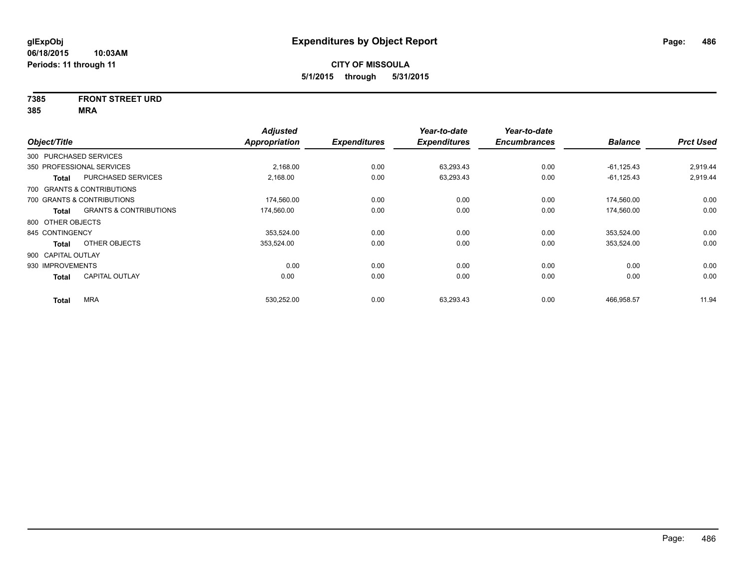**glExpObj**
**06/18/2015 10:03AM**
**Periods: 11 through 11**

# Expenditures by Object Report

**CITY OF MISSOULA**
**5/1/2015 through 5/31/2015**

**7385 FRONT STREET URD**
**385 MRA**

| Object/Title | | Adjusted Appropriation | Expenditures | Year-to-date Expenditures | Year-to-date Encumbrances | Balance | Prct Used |
|---|---|---|---|---|---|---|---|
| 300 PURCHASED SERVICES | | | | | | | |
| 350 PROFESSIONAL SERVICES | | 2,168.00 | 0.00 | 63,293.43 | 0.00 | -61,125.43 | 2,919.44 |
| **Total** | PURCHASED SERVICES | 2,168.00 | 0.00 | 63,293.43 | 0.00 | -61,125.43 | 2,919.44 |
| 700 GRANTS & CONTRIBUTIONS | | | | | | | |
| 700 GRANTS & CONTRIBUTIONS | | 174,560.00 | 0.00 | 0.00 | 0.00 | 174,560.00 | 0.00 |
| **Total** | GRANTS & CONTRIBUTIONS | 174,560.00 | 0.00 | 0.00 | 0.00 | 174,560.00 | 0.00 |
| 800 OTHER OBJECTS | | | | | | | |
| 845 CONTINGENCY | | 353,524.00 | 0.00 | 0.00 | 0.00 | 353,524.00 | 0.00 |
| **Total** | OTHER OBJECTS | 353,524.00 | 0.00 | 0.00 | 0.00 | 353,524.00 | 0.00 |
| 900 CAPITAL OUTLAY | | | | | | | |
| 930 IMPROVEMENTS | | 0.00 | 0.00 | 0.00 | 0.00 | 0.00 | 0.00 |
| **Total** | CAPITAL OUTLAY | 0.00 | 0.00 | 0.00 | 0.00 | 0.00 | 0.00 |
| **Total** | MRA | 530,252.00 | 0.00 | 63,293.43 | 0.00 | 466,958.57 | 11.94 |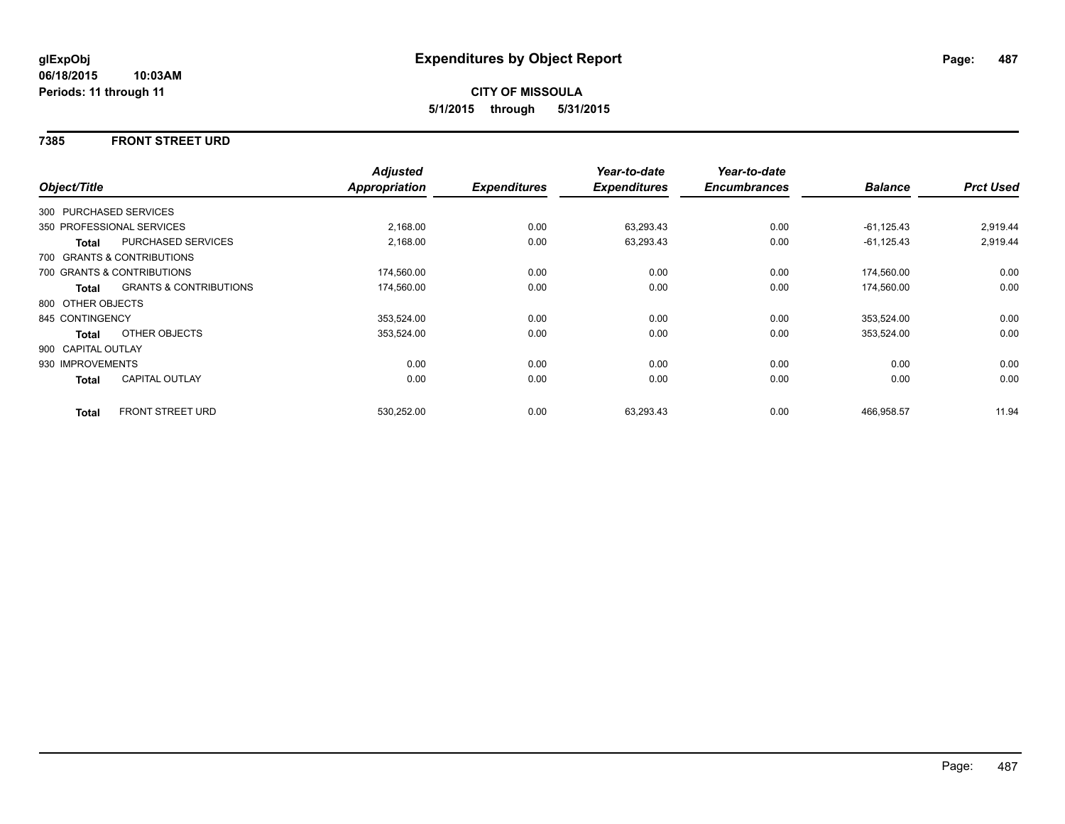**glExpObj**
**06/18/2015 10:03AM**
**Periods: 11 through 11**

# Expenditures by Object Report

**CITY OF MISSOULA**
**5/1/2015 through 5/31/2015**

## 7385 FRONT STREET URD

| Object/Title | | Adjusted Appropriation | Expenditures | Year-to-date Expenditures | Year-to-date Encumbrances | Balance | Prct Used |
|---|---|---|---|---|---|---|---|
| 300 PURCHASED SERVICES | | | | | | | |
| 350 PROFESSIONAL SERVICES | | 2,168.00 | 0.00 | 63,293.43 | 0.00 | -61,125.43 | 2,919.44 |
| **Total** | PURCHASED SERVICES | 2,168.00 | 0.00 | 63,293.43 | 0.00 | -61,125.43 | 2,919.44 |
| 700 GRANTS & CONTRIBUTIONS | | | | | | | |
| 700 GRANTS & CONTRIBUTIONS | | 174,560.00 | 0.00 | 0.00 | 0.00 | 174,560.00 | 0.00 |
| **Total** | GRANTS & CONTRIBUTIONS | 174,560.00 | 0.00 | 0.00 | 0.00 | 174,560.00 | 0.00 |
| 800 OTHER OBJECTS | | | | | | | |
| 845 CONTINGENCY | | 353,524.00 | 0.00 | 0.00 | 0.00 | 353,524.00 | 0.00 |
| **Total** | OTHER OBJECTS | 353,524.00 | 0.00 | 0.00 | 0.00 | 353,524.00 | 0.00 |
| 900 CAPITAL OUTLAY | | | | | | | |
| 930 IMPROVEMENTS | | 0.00 | 0.00 | 0.00 | 0.00 | 0.00 | 0.00 |
| **Total** | CAPITAL OUTLAY | 0.00 | 0.00 | 0.00 | 0.00 | 0.00 | 0.00 |
| **Total** | FRONT STREET URD | 530,252.00 | 0.00 | 63,293.43 | 0.00 | 466,958.57 | 11.94 |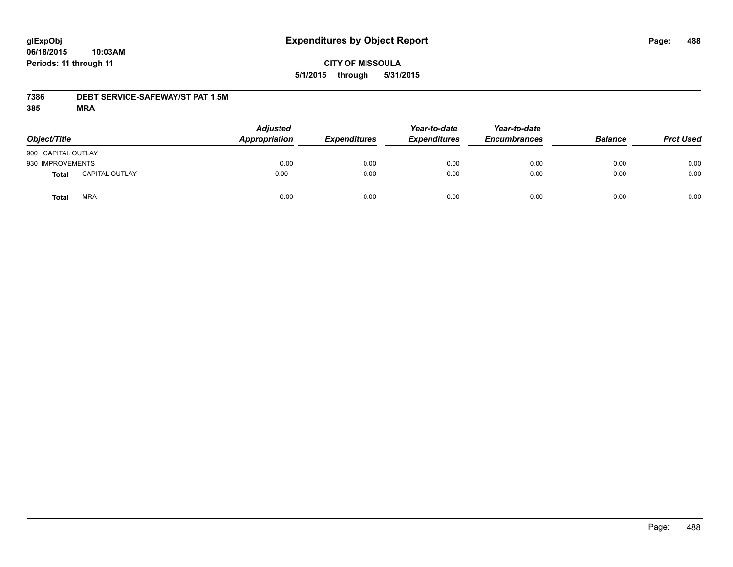# Expenditures by Object Report

glExpObj
06/18/2015 10:03AM
Periods: 11 through 11

**CITY OF MISSOULA**
**5/1/2015 through 5/31/2015**

**7386 DEBT SERVICE-SAFEWAY/ST PAT 1.5M**
**385 MRA**

| Object/Title | | Adjusted Appropriation | Expenditures | Year-to-date Expenditures | Year-to-date Encumbrances | Balance | Prct Used |
|---|---|---|---|---|---|---|---|
| 900 CAPITAL OUTLAY | | | | | | | |
| 930 IMPROVEMENTS | | 0.00 | 0.00 | 0.00 | 0.00 | 0.00 | 0.00 |
| **Total** | CAPITAL OUTLAY | 0.00 | 0.00 | 0.00 | 0.00 | 0.00 | 0.00 |
| **Total** | MRA | 0.00 | 0.00 | 0.00 | 0.00 | 0.00 | 0.00 |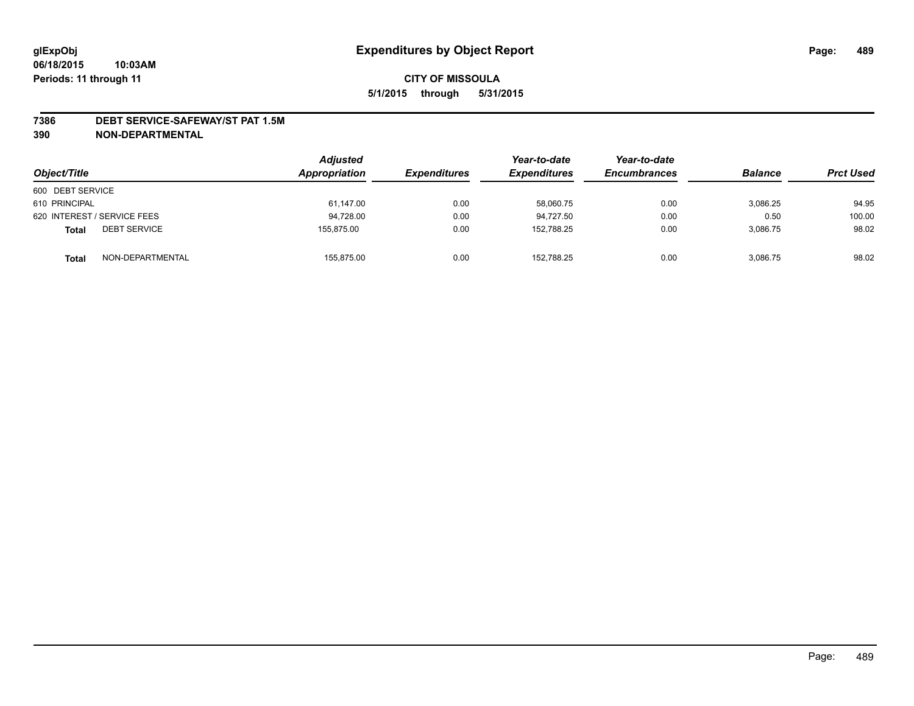# Expenditures by Object Report

glExpObj
06/18/2015 10:03AM
Periods: 11 through 11

**CITY OF MISSOULA**
**5/1/2015 through 5/31/2015**

## 7386 DEBT SERVICE-SAFEWAY/ST PAT 1.5M
## 390 NON-DEPARTMENTAL

| Object/Title | | Adjusted Appropriation | Expenditures | Year-to-date Expenditures | Year-to-date Encumbrances | Balance | Prct Used |
|---|---|---|---|---|---|---|---|
| 600 DEBT SERVICE | | | | | | | |
| 610 PRINCIPAL | | 61,147.00 | 0.00 | 58,060.75 | 0.00 | 3,086.25 | 94.95 |
| 620 INTEREST / SERVICE FEES | | 94,728.00 | 0.00 | 94,727.50 | 0.00 | 0.50 | 100.00 |
| **Total** | DEBT SERVICE | 155,875.00 | 0.00 | 152,788.25 | 0.00 | 3,086.75 | 98.02 |
| **Total** | NON-DEPARTMENTAL | 155,875.00 | 0.00 | 152,788.25 | 0.00 | 3,086.75 | 98.02 |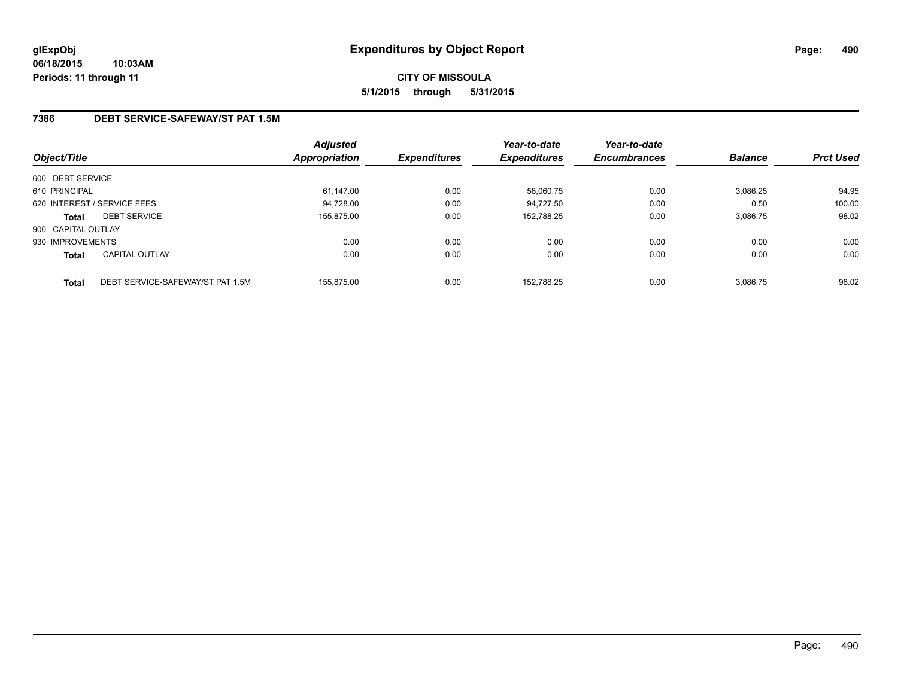# Expenditures by Object Report

glExpObj
06/18/2015 10:03AM
Periods: 11 through 11

CITY OF MISSOULA
5/1/2015 through 5/31/2015

## 7386 DEBT SERVICE-SAFEWAY/ST PAT 1.5M

| Object/Title | | Adjusted Appropriation | Expenditures | Year-to-date Expenditures | Year-to-date Encumbrances | Balance | Prct Used |
|---|---|---|---|---|---|---|---|
| 600 DEBT SERVICE | | | | | | | |
| 610 PRINCIPAL | | 61,147.00 | 0.00 | 58,060.75 | 0.00 | 3,086.25 | 94.95 |
| 620 INTEREST / SERVICE FEES | | 94,728.00 | 0.00 | 94,727.50 | 0.00 | 0.50 | 100.00 |
| **Total** | DEBT SERVICE | 155,875.00 | 0.00 | 152,788.25 | 0.00 | 3,086.75 | 98.02 |
| 900 CAPITAL OUTLAY | | | | | | | |
| 930 IMPROVEMENTS | | 0.00 | 0.00 | 0.00 | 0.00 | 0.00 | 0.00 |
| **Total** | CAPITAL OUTLAY | 0.00 | 0.00 | 0.00 | 0.00 | 0.00 | 0.00 |
| **Total** | DEBT SERVICE-SAFEWAY/ST PAT 1.5M | 155,875.00 | 0.00 | 152,788.25 | 0.00 | 3,086.75 | 98.02 |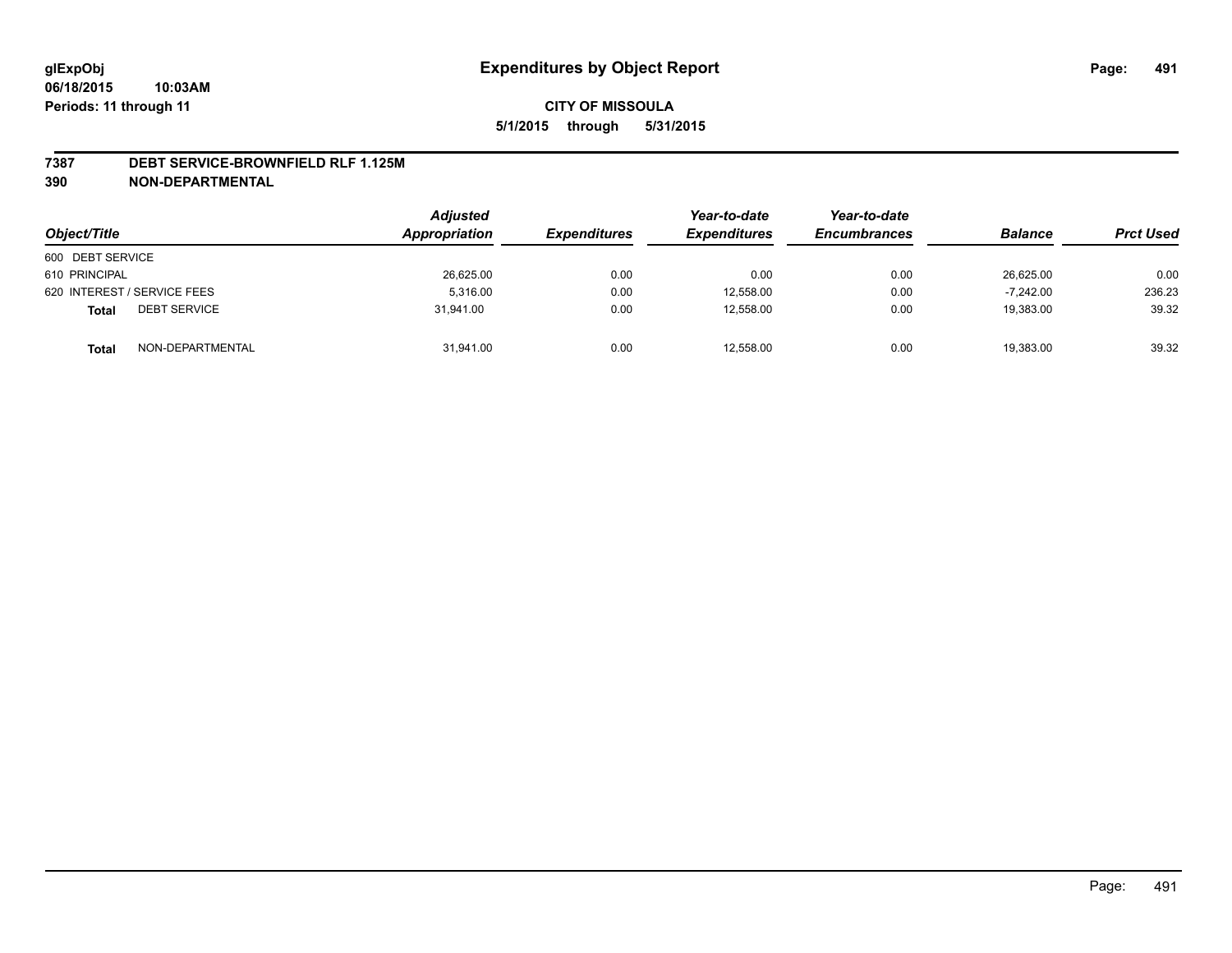**glExpObj**
**06/18/2015 10:03AM**
**Periods: 11 through 11**

# Expenditures by Object Report

**CITY OF MISSOULA**
**5/1/2015 through 5/31/2015**

**7387 DEBT SERVICE-BROWNFIELD RLF 1.125M**
**390 NON-DEPARTMENTAL**

| Object/Title | Adjusted Appropriation | Expenditures | Year-to-date Expenditures | Year-to-date Encumbrances | Balance | Prct Used |
|---|---|---|---|---|---|---|
| 600 DEBT SERVICE | | | | | | |
| 610 PRINCIPAL | 26,625.00 | 0.00 | 0.00 | 0.00 | 26,625.00 | 0.00 |
| 620 INTEREST / SERVICE FEES | 5,316.00 | 0.00 | 12,558.00 | 0.00 | -7,242.00 | 236.23 |
| **Total** DEBT SERVICE | 31,941.00 | 0.00 | 12,558.00 | 0.00 | 19,383.00 | 39.32 |
| **Total** NON-DEPARTMENTAL | 31,941.00 | 0.00 | 12,558.00 | 0.00 | 19,383.00 | 39.32 |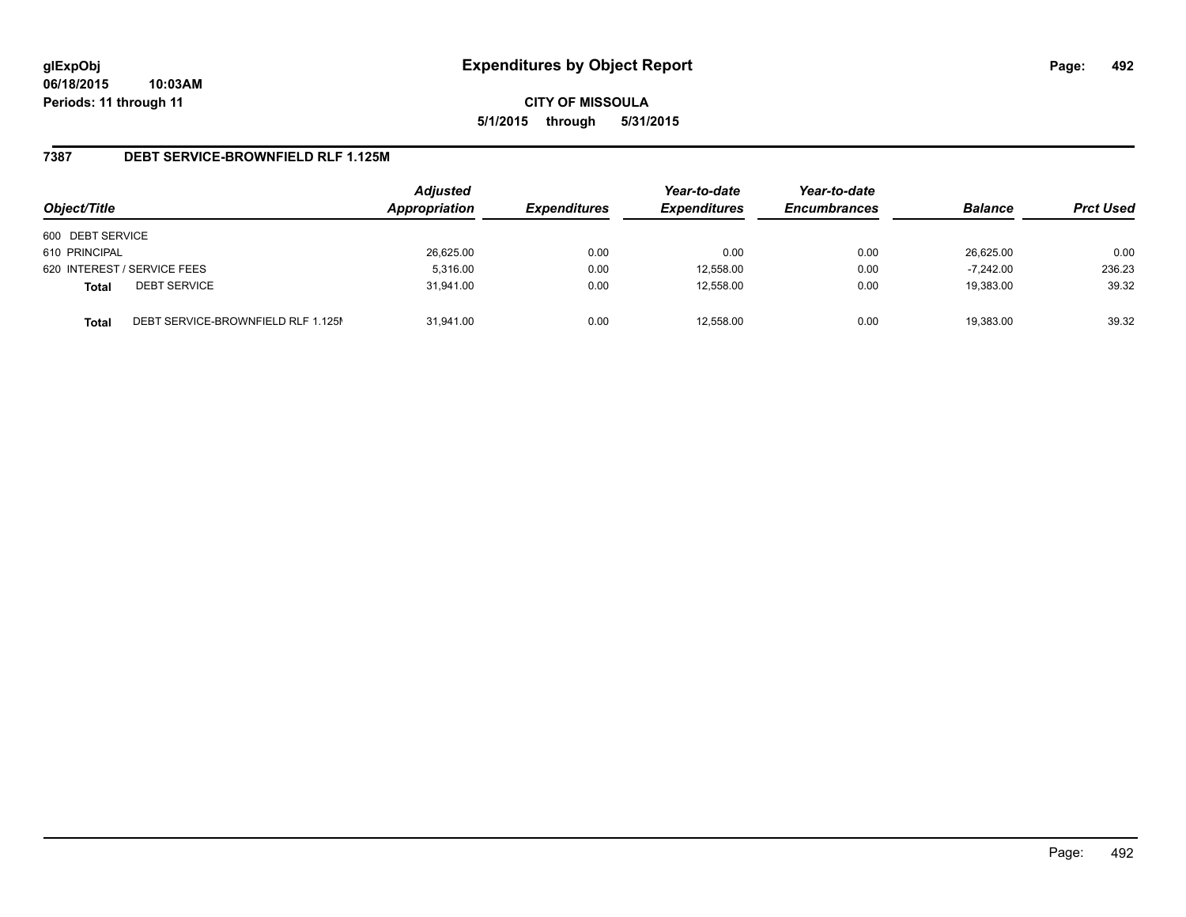# Expenditures by Object Report

glExpObj
06/18/2015 10:03AM
Periods: 11 through 11

**CITY OF MISSOULA**
**5/1/2015 through 5/31/2015**

## 7387 DEBT SERVICE-BROWNFIELD RLF 1.125M

| Object/Title | Adjusted Appropriation | Expenditures | Year-to-date Expenditures | Year-to-date Encumbrances | Balance | Prct Used |
|---|---|---|---|---|---|---|
| 600 DEBT SERVICE | | | | | | |
| 610 PRINCIPAL | 26,625.00 | 0.00 | 0.00 | 0.00 | 26,625.00 | 0.00 |
| 620 INTEREST / SERVICE FEES | 5,316.00 | 0.00 | 12,558.00 | 0.00 | -7,242.00 | 236.23 |
| **Total** DEBT SERVICE | 31,941.00 | 0.00 | 12,558.00 | 0.00 | 19,383.00 | 39.32 |
| **Total** DEBT SERVICE-BROWNFIELD RLF 1.125M | 31,941.00 | 0.00 | 12,558.00 | 0.00 | 19,383.00 | 39.32 |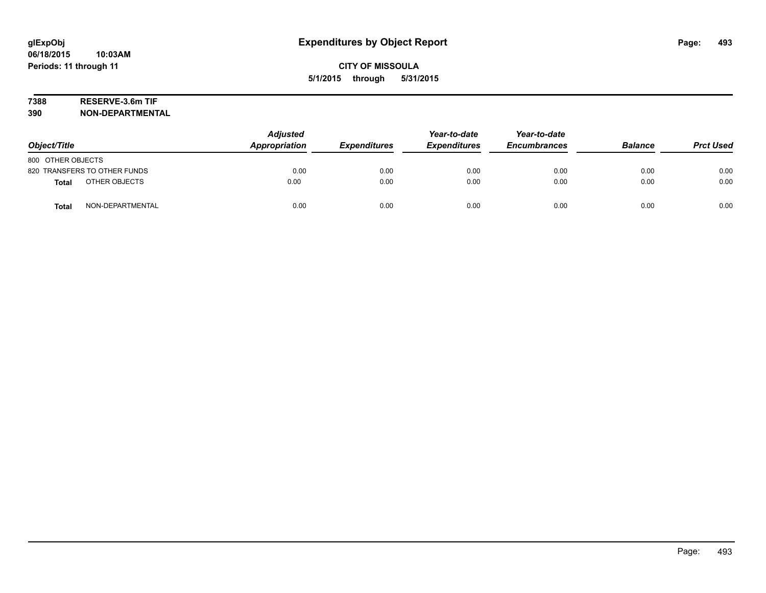glExpObj
06/18/2015 10:03AM
Periods: 11 through 11

# Expenditures by Object Report

**CITY OF MISSOULA**
**5/1/2015 through 5/31/2015**

**7388 RESERVE-3.6m TIF**
**390 NON-DEPARTMENTAL**

| Object/Title | Adjusted Appropriation | Expenditures | Year-to-date Expenditures | Year-to-date Encumbrances | Balance | Prct Used |
|---|---|---|---|---|---|---|
| 800 OTHER OBJECTS | | | | | | |
| 820 TRANSFERS TO OTHER FUNDS | 0.00 | 0.00 | 0.00 | 0.00 | 0.00 | 0.00 |
| **Total** OTHER OBJECTS | 0.00 | 0.00 | 0.00 | 0.00 | 0.00 | 0.00 |
| **Total** NON-DEPARTMENTAL | 0.00 | 0.00 | 0.00 | 0.00 | 0.00 | 0.00 |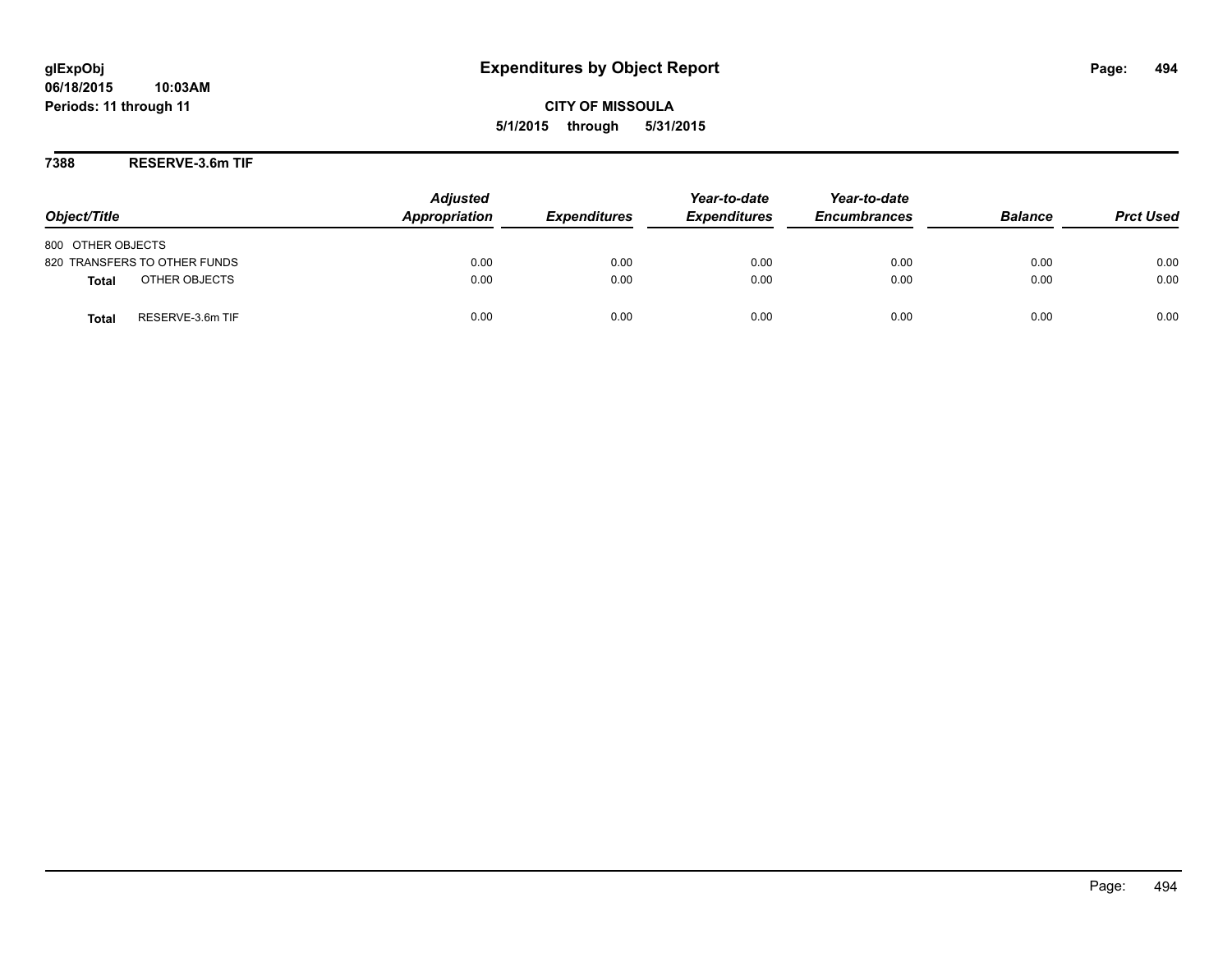**glExpObj**
**06/18/2015 10:03AM**
**Periods: 11 through 11**

# Expenditures by Object Report

**CITY OF MISSOULA**
**5/1/2015 through 5/31/2015**

## 7388 RESERVE-3.6m TIF

| Object/Title | Adjusted Appropriation | Expenditures | Year-to-date Expenditures | Year-to-date Encumbrances | Balance | Prct Used |
|---|---|---|---|---|---|---|
| 800 OTHER OBJECTS | | | | | | |
| 820 TRANSFERS TO OTHER FUNDS | 0.00 | 0.00 | 0.00 | 0.00 | 0.00 | 0.00 |
| **Total** OTHER OBJECTS | 0.00 | 0.00 | 0.00 | 0.00 | 0.00 | 0.00 |
| **Total** RESERVE-3.6m TIF | 0.00 | 0.00 | 0.00 | 0.00 | 0.00 | 0.00 |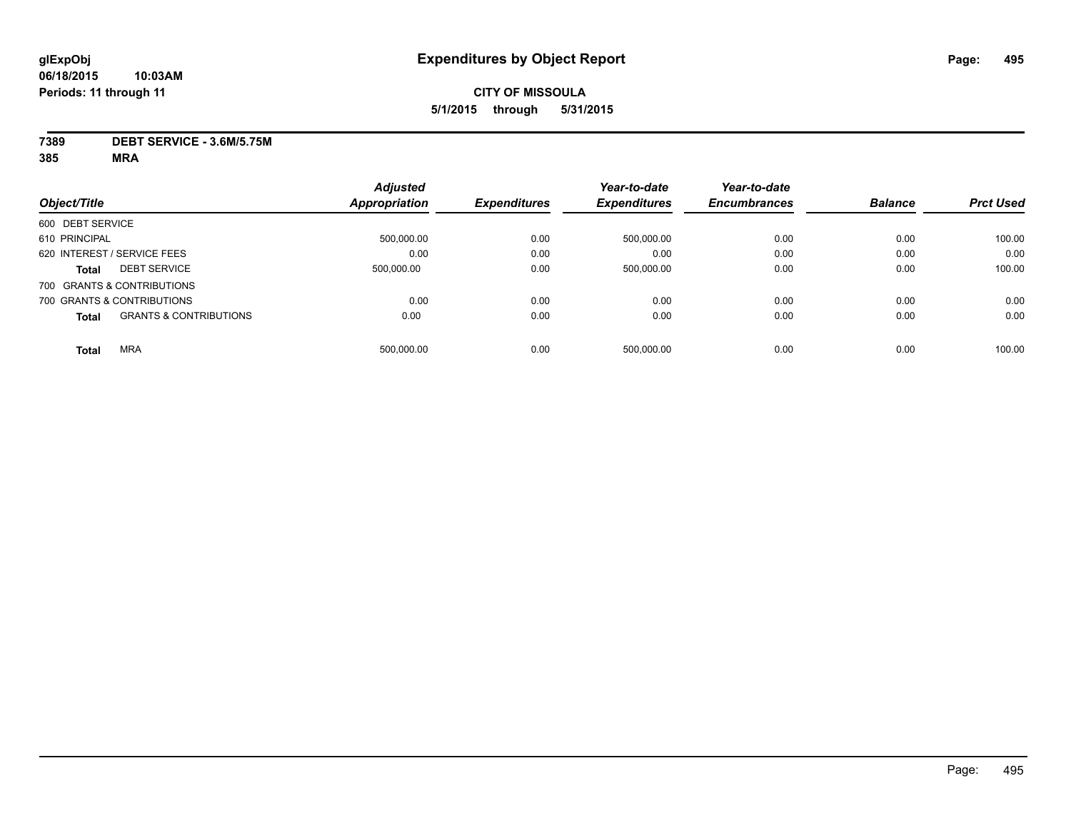# Expenditures by Object Report

glExpObj
06/18/2015 10:03AM
Periods: 11 through 11

**CITY OF MISSOULA**
**5/1/2015 through 5/31/2015**

**7389 DEBT SERVICE - 3.6M/5.75M**
**385 MRA**

| Object/Title | | Adjusted Appropriation | Expenditures | Year-to-date Expenditures | Year-to-date Encumbrances | Balance | Prct Used |
|---|---|---|---|---|---|---|---|
| 600 DEBT SERVICE | | | | | | | |
| 610 PRINCIPAL | | 500,000.00 | 0.00 | 500,000.00 | 0.00 | 0.00 | 100.00 |
| 620 INTEREST / SERVICE FEES | | 0.00 | 0.00 | 0.00 | 0.00 | 0.00 | 0.00 |
| **Total** | DEBT SERVICE | 500,000.00 | 0.00 | 500,000.00 | 0.00 | 0.00 | 100.00 |
| 700 GRANTS & CONTRIBUTIONS | | | | | | | |
| 700 GRANTS & CONTRIBUTIONS | | 0.00 | 0.00 | 0.00 | 0.00 | 0.00 | 0.00 |
| **Total** | GRANTS & CONTRIBUTIONS | 0.00 | 0.00 | 0.00 | 0.00 | 0.00 | 0.00 |
| **Total** | MRA | 500,000.00 | 0.00 | 500,000.00 | 0.00 | 0.00 | 100.00 |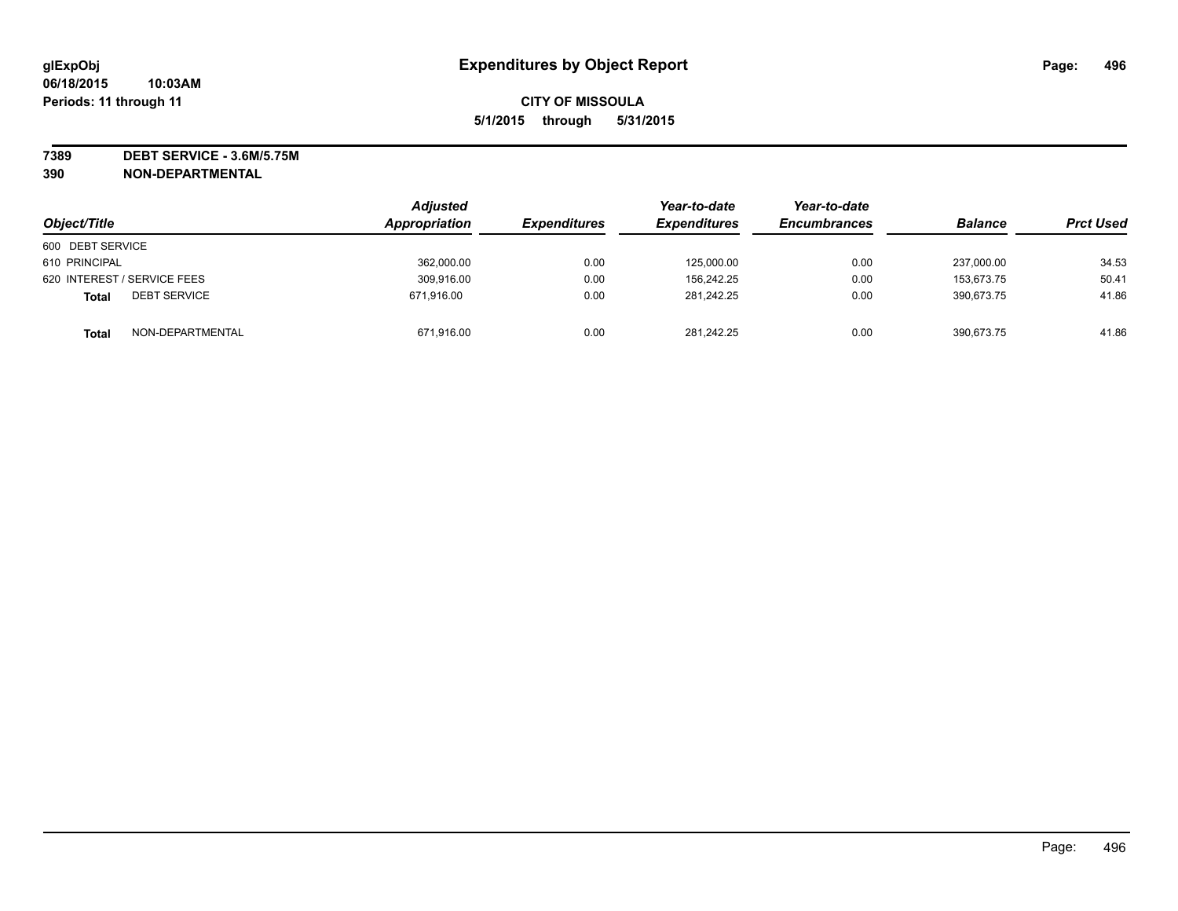# Expenditures by Object Report

glExpObj
06/18/2015 10:03AM
Periods: 11 through 11

**CITY OF MISSOULA**
**5/1/2015 through 5/31/2015**

**7389 DEBT SERVICE - 3.6M/5.75M**
**390 NON-DEPARTMENTAL**

| Object/Title | Adjusted Appropriation | Expenditures | Year-to-date Expenditures | Year-to-date Encumbrances | Balance | Prct Used |
|---|---|---|---|---|---|---|
| 600 DEBT SERVICE | | | | | | |
| 610 PRINCIPAL | 362,000.00 | 0.00 | 125,000.00 | 0.00 | 237,000.00 | 34.53 |
| 620 INTEREST / SERVICE FEES | 309,916.00 | 0.00 | 156,242.25 | 0.00 | 153,673.75 | 50.41 |
| **Total** DEBT SERVICE | 671,916.00 | 0.00 | 281,242.25 | 0.00 | 390,673.75 | 41.86 |
| **Total** NON-DEPARTMENTAL | 671,916.00 | 0.00 | 281,242.25 | 0.00 | 390,673.75 | 41.86 |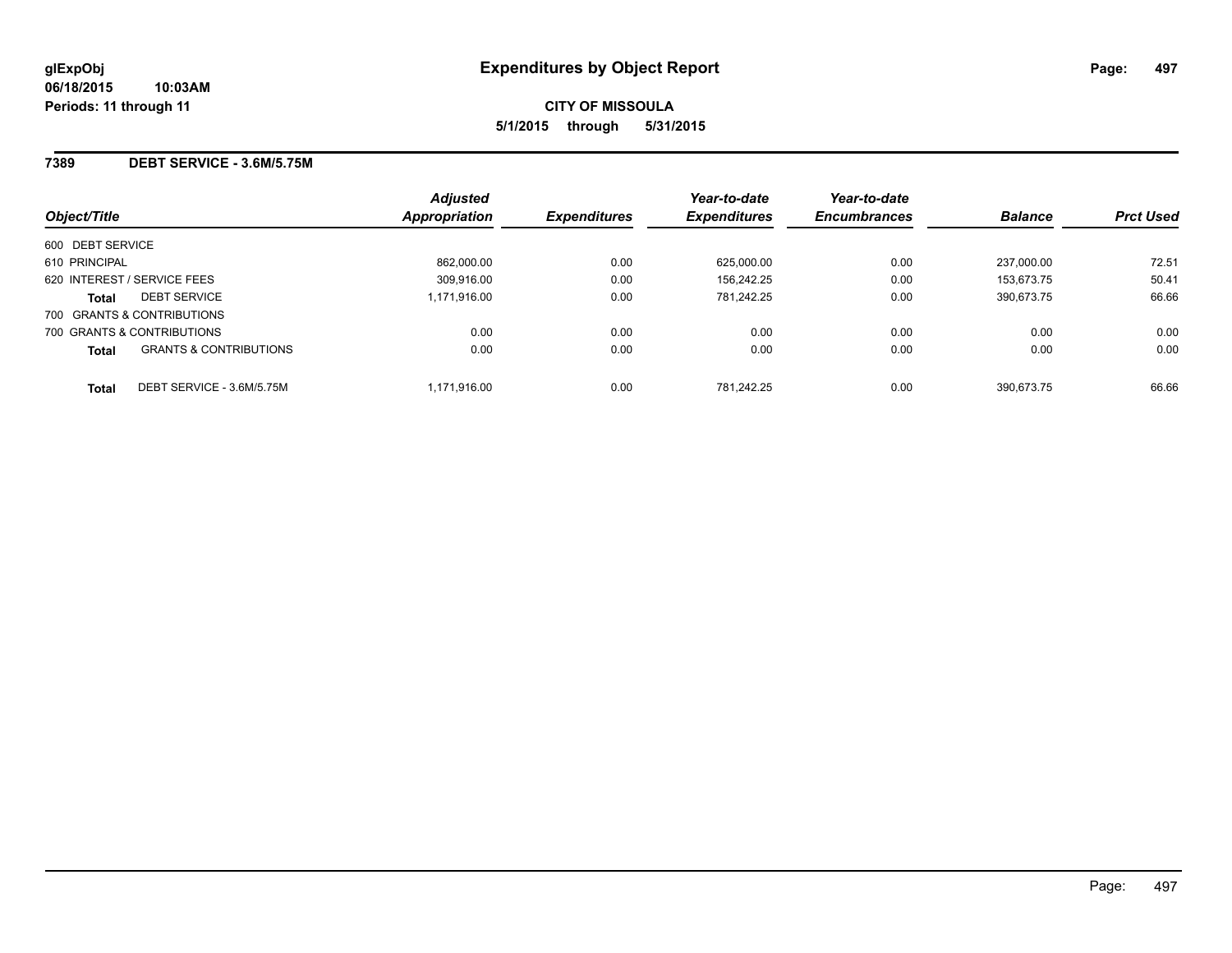**glExpObj**
**06/18/2015 10:03AM**
**Periods: 11 through 11**

# Expenditures by Object Report

**CITY OF MISSOULA**
**5/1/2015 through 5/31/2015**

## 7389 DEBT SERVICE - 3.6M/5.75M

| Object/Title | | Adjusted Appropriation | Expenditures | Year-to-date Expenditures | Year-to-date Encumbrances | Balance | Prct Used |
|---|---|---|---|---|---|---|---|
| 600 DEBT SERVICE | | | | | | | |
| 610 PRINCIPAL | | 862,000.00 | 0.00 | 625,000.00 | 0.00 | 237,000.00 | 72.51 |
| 620 INTEREST / SERVICE FEES | | 309,916.00 | 0.00 | 156,242.25 | 0.00 | 153,673.75 | 50.41 |
| **Total** | DEBT SERVICE | 1,171,916.00 | 0.00 | 781,242.25 | 0.00 | 390,673.75 | 66.66 |
| 700 GRANTS & CONTRIBUTIONS | | | | | | | |
| 700 GRANTS & CONTRIBUTIONS | | 0.00 | 0.00 | 0.00 | 0.00 | 0.00 | 0.00 |
| **Total** | GRANTS & CONTRIBUTIONS | 0.00 | 0.00 | 0.00 | 0.00 | 0.00 | 0.00 |
| **Total** | DEBT SERVICE - 3.6M/5.75M | 1,171,916.00 | 0.00 | 781,242.25 | 0.00 | 390,673.75 | 66.66 |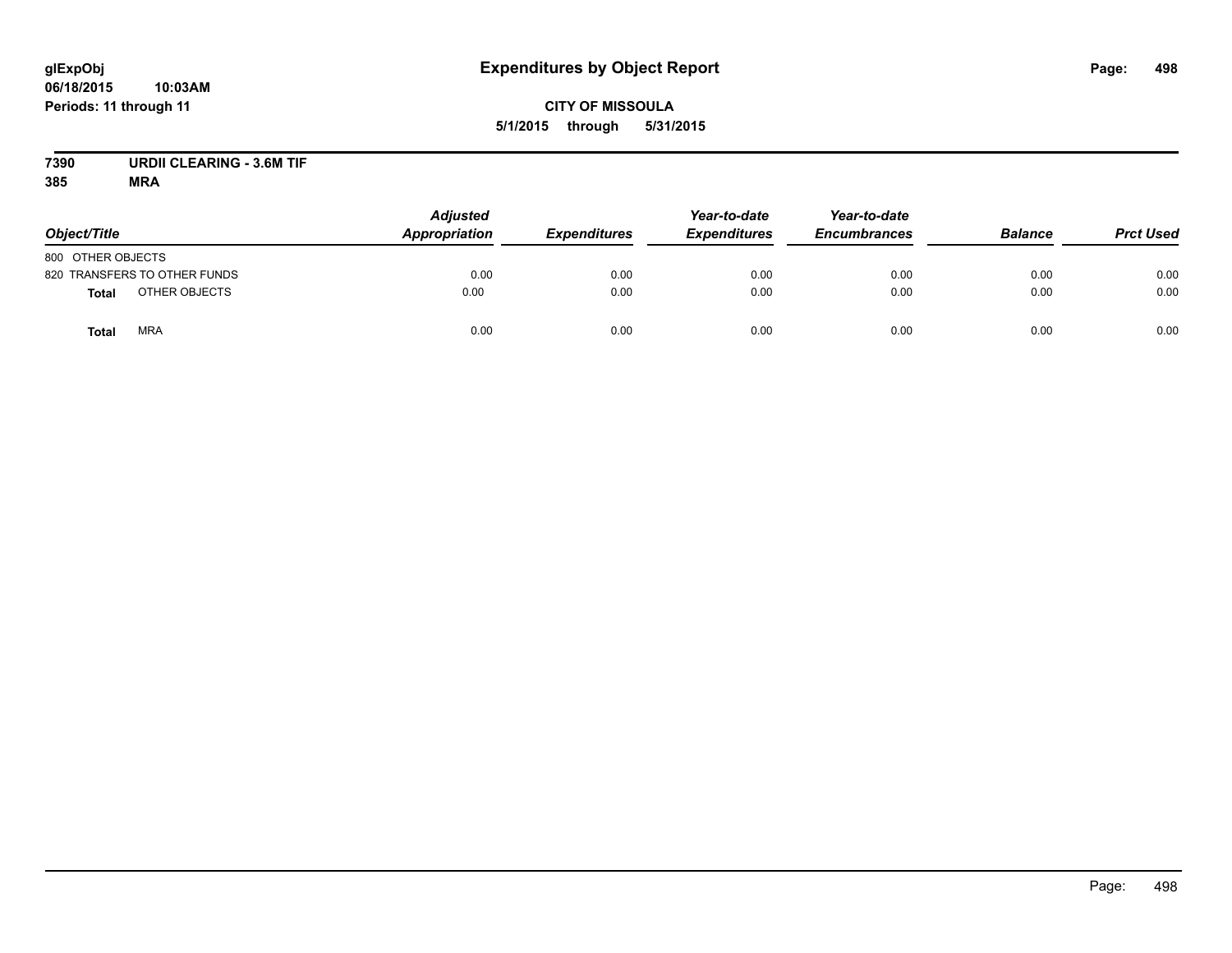# Expenditures by Object Report

glExpObj
06/18/2015 10:03AM
Periods: 11 through 11

**CITY OF MISSOULA**
**5/1/2015 through 5/31/2015**

**7390 URDII CLEARING - 3.6M TIF**
**385 MRA**

| Object/Title | Adjusted Appropriation | Expenditures | Year-to-date Expenditures | Year-to-date Encumbrances | Balance | Prct Used |
|---|---|---|---|---|---|---|
| 800 OTHER OBJECTS | | | | | | |
| 820 TRANSFERS TO OTHER FUNDS | 0.00 | 0.00 | 0.00 | 0.00 | 0.00 | 0.00 |
| **Total** OTHER OBJECTS | 0.00 | 0.00 | 0.00 | 0.00 | 0.00 | 0.00 |
| **Total** MRA | 0.00 | 0.00 | 0.00 | 0.00 | 0.00 | 0.00 |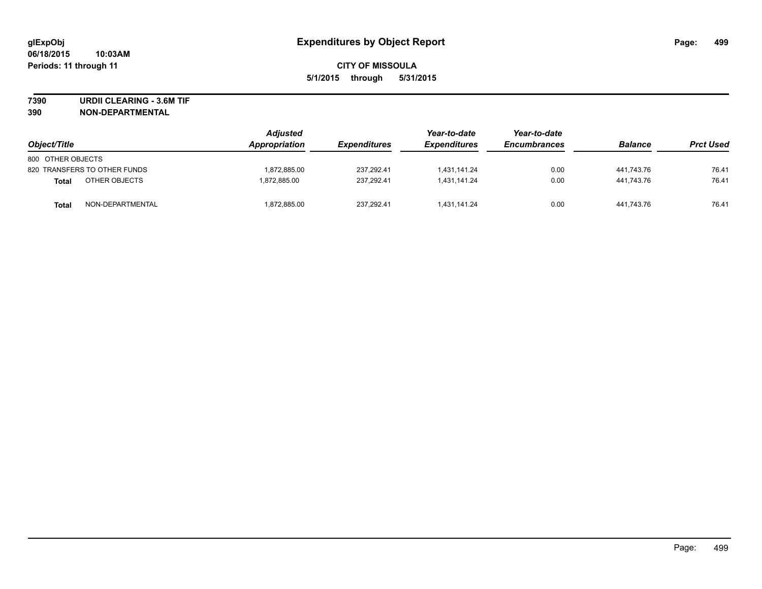glExpObj
06/18/2015 10:03AM
Periods: 11 through 11

# Expenditures by Object Report

**CITY OF MISSOULA**
**5/1/2015 through 5/31/2015**

**7390 URDII CLEARING - 3.6M TIF**
**390 NON-DEPARTMENTAL**

| Object/Title | | Adjusted Appropriation | Expenditures | Year-to-date Expenditures | Year-to-date Encumbrances | Balance | Prct Used |
|---|---|---|---|---|---|---|---|
| 800 OTHER OBJECTS | | | | | | | |
| 820 TRANSFERS TO OTHER FUNDS | | 1,872,885.00 | 237,292.41 | 1,431,141.24 | 0.00 | 441,743.76 | 76.41 |
| **Total** | OTHER OBJECTS | 1,872,885.00 | 237,292.41 | 1,431,141.24 | 0.00 | 441,743.76 | 76.41 |
| **Total** | NON-DEPARTMENTAL | 1,872,885.00 | 237,292.41 | 1,431,141.24 | 0.00 | 441,743.76 | 76.41 |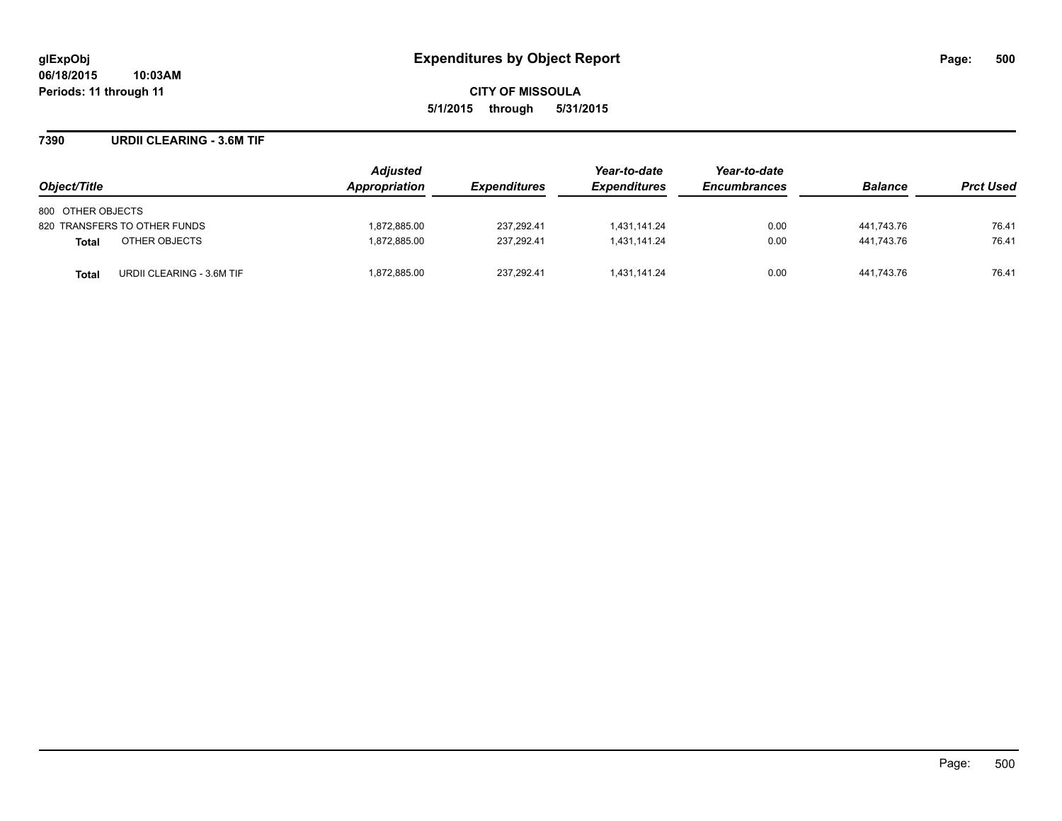# Expenditures by Object Report

glExpObj
06/18/2015 10:03AM
Periods: 11 through 11

**CITY OF MISSOULA**
**5/1/2015 through 5/31/2015**

## 7390 URDII CLEARING - 3.6M TIF

| Object/Title | Adjusted Appropriation | Expenditures | Year-to-date Expenditures | Year-to-date Encumbrances | Balance | Prct Used |
|---|---|---|---|---|---|---|
| 800 OTHER OBJECTS | | | | | | |
| 820 TRANSFERS TO OTHER FUNDS | 1,872,885.00 | 237,292.41 | 1,431,141.24 | 0.00 | 441,743.76 | 76.41 |
| **Total** OTHER OBJECTS | 1,872,885.00 | 237,292.41 | 1,431,141.24 | 0.00 | 441,743.76 | 76.41 |
| **Total** URDII CLEARING - 3.6M TIF | 1,872,885.00 | 237,292.41 | 1,431,141.24 | 0.00 | 441,743.76 | 76.41 |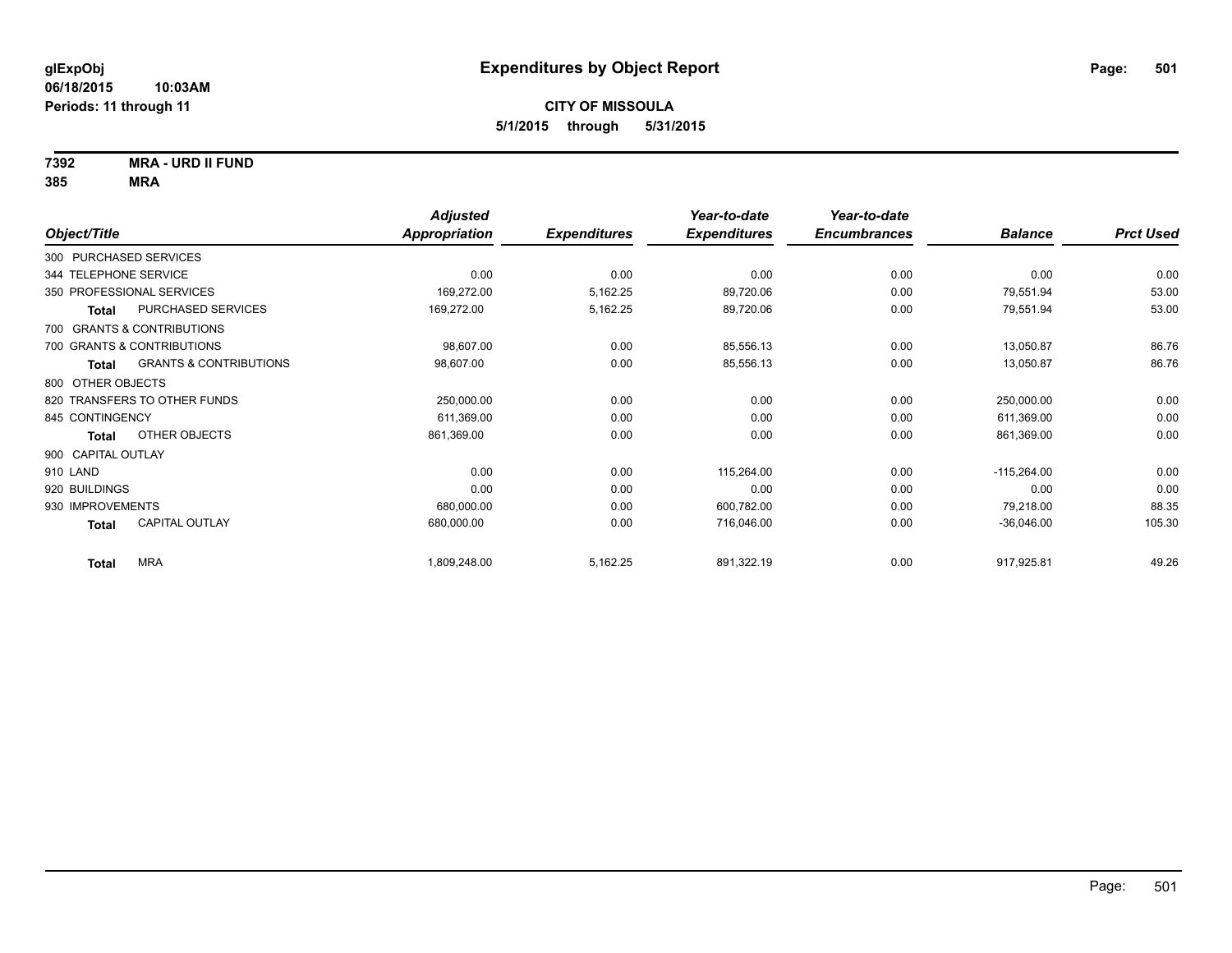**glExpObj**
**06/18/2015 10:03AM**
**Periods: 11 through 11**

# Expenditures by Object Report

**CITY OF MISSOULA**
**5/1/2015 through 5/31/2015**

**7392 MRA - URD II FUND**
**385 MRA**

| Object/Title | Adjusted Appropriation | Expenditures | Year-to-date Expenditures | Year-to-date Encumbrances | Balance | Prct Used |
|---|---|---|---|---|---|---|
| 300 PURCHASED SERVICES | | | | | | |
| 344 TELEPHONE SERVICE | 0.00 | 0.00 | 0.00 | 0.00 | 0.00 | 0.00 |
| 350 PROFESSIONAL SERVICES | 169,272.00 | 5,162.25 | 89,720.06 | 0.00 | 79,551.94 | 53.00 |
| **Total** PURCHASED SERVICES | 169,272.00 | 5,162.25 | 89,720.06 | 0.00 | 79,551.94 | 53.00 |
| 700 GRANTS & CONTRIBUTIONS | | | | | | |
| 700 GRANTS & CONTRIBUTIONS | 98,607.00 | 0.00 | 85,556.13 | 0.00 | 13,050.87 | 86.76 |
| **Total** GRANTS & CONTRIBUTIONS | 98,607.00 | 0.00 | 85,556.13 | 0.00 | 13,050.87 | 86.76 |
| 800 OTHER OBJECTS | | | | | | |
| 820 TRANSFERS TO OTHER FUNDS | 250,000.00 | 0.00 | 0.00 | 0.00 | 250,000.00 | 0.00 |
| 845 CONTINGENCY | 611,369.00 | 0.00 | 0.00 | 0.00 | 611,369.00 | 0.00 |
| **Total** OTHER OBJECTS | 861,369.00 | 0.00 | 0.00 | 0.00 | 861,369.00 | 0.00 |
| 900 CAPITAL OUTLAY | | | | | | |
| 910 LAND | 0.00 | 0.00 | 115,264.00 | 0.00 | -115,264.00 | 0.00 |
| 920 BUILDINGS | 0.00 | 0.00 | 0.00 | 0.00 | 0.00 | 0.00 |
| 930 IMPROVEMENTS | 680,000.00 | 0.00 | 600,782.00 | 0.00 | 79,218.00 | 88.35 |
| **Total** CAPITAL OUTLAY | 680,000.00 | 0.00 | 716,046.00 | 0.00 | -36,046.00 | 105.30 |
| **Total** MRA | 1,809,248.00 | 5,162.25 | 891,322.19 | 0.00 | 917,925.81 | 49.26 |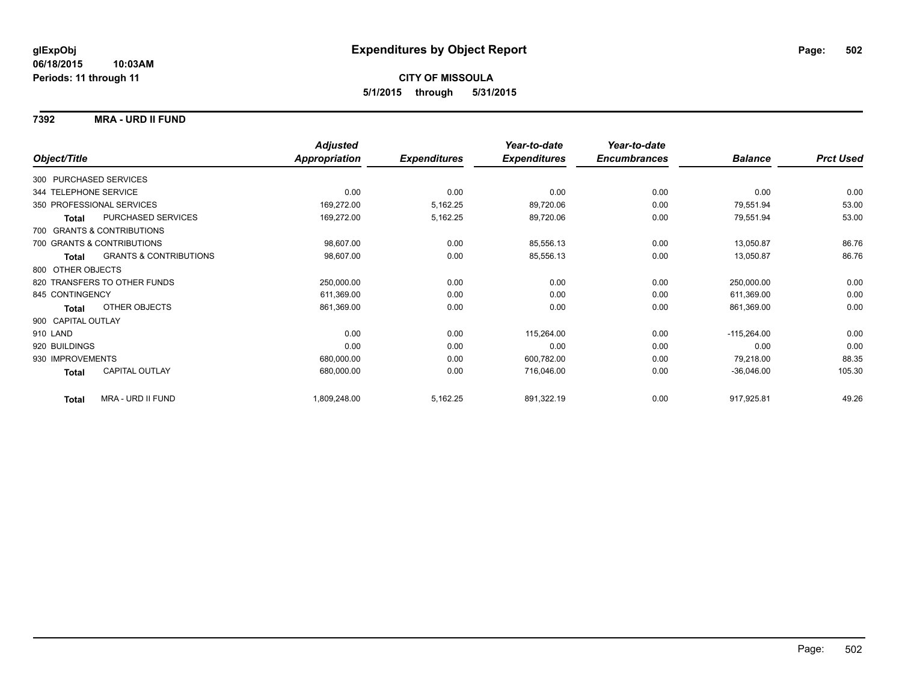**glExpObj**
**06/18/2015 10:03AM**
**Periods: 11 through 11**

# Expenditures by Object Report

**CITY OF MISSOULA**
**5/1/2015 through 5/31/2015**

**7392 MRA - URD II FUND**

| Object/Title | Adjusted Appropriation | Expenditures | Year-to-date Expenditures | Year-to-date Encumbrances | Balance | Prct Used |
|---|---|---|---|---|---|---|
| 300 PURCHASED SERVICES | | | | | | |
| 344 TELEPHONE SERVICE | 0.00 | 0.00 | 0.00 | 0.00 | 0.00 | 0.00 |
| 350 PROFESSIONAL SERVICES | 169,272.00 | 5,162.25 | 89,720.06 | 0.00 | 79,551.94 | 53.00 |
| **Total** PURCHASED SERVICES | 169,272.00 | 5,162.25 | 89,720.06 | 0.00 | 79,551.94 | 53.00 |
| 700 GRANTS & CONTRIBUTIONS | | | | | | |
| 700 GRANTS & CONTRIBUTIONS | 98,607.00 | 0.00 | 85,556.13 | 0.00 | 13,050.87 | 86.76 |
| **Total** GRANTS & CONTRIBUTIONS | 98,607.00 | 0.00 | 85,556.13 | 0.00 | 13,050.87 | 86.76 |
| 800 OTHER OBJECTS | | | | | | |
| 820 TRANSFERS TO OTHER FUNDS | 250,000.00 | 0.00 | 0.00 | 0.00 | 250,000.00 | 0.00 |
| 845 CONTINGENCY | 611,369.00 | 0.00 | 0.00 | 0.00 | 611,369.00 | 0.00 |
| **Total** OTHER OBJECTS | 861,369.00 | 0.00 | 0.00 | 0.00 | 861,369.00 | 0.00 |
| 900 CAPITAL OUTLAY | | | | | | |
| 910 LAND | 0.00 | 0.00 | 115,264.00 | 0.00 | -115,264.00 | 0.00 |
| 920 BUILDINGS | 0.00 | 0.00 | 0.00 | 0.00 | 0.00 | 0.00 |
| 930 IMPROVEMENTS | 680,000.00 | 0.00 | 600,782.00 | 0.00 | 79,218.00 | 88.35 |
| **Total** CAPITAL OUTLAY | 680,000.00 | 0.00 | 716,046.00 | 0.00 | -36,046.00 | 105.30 |
| **Total** MRA - URD II FUND | 1,809,248.00 | 5,162.25 | 891,322.19 | 0.00 | 917,925.81 | 49.26 |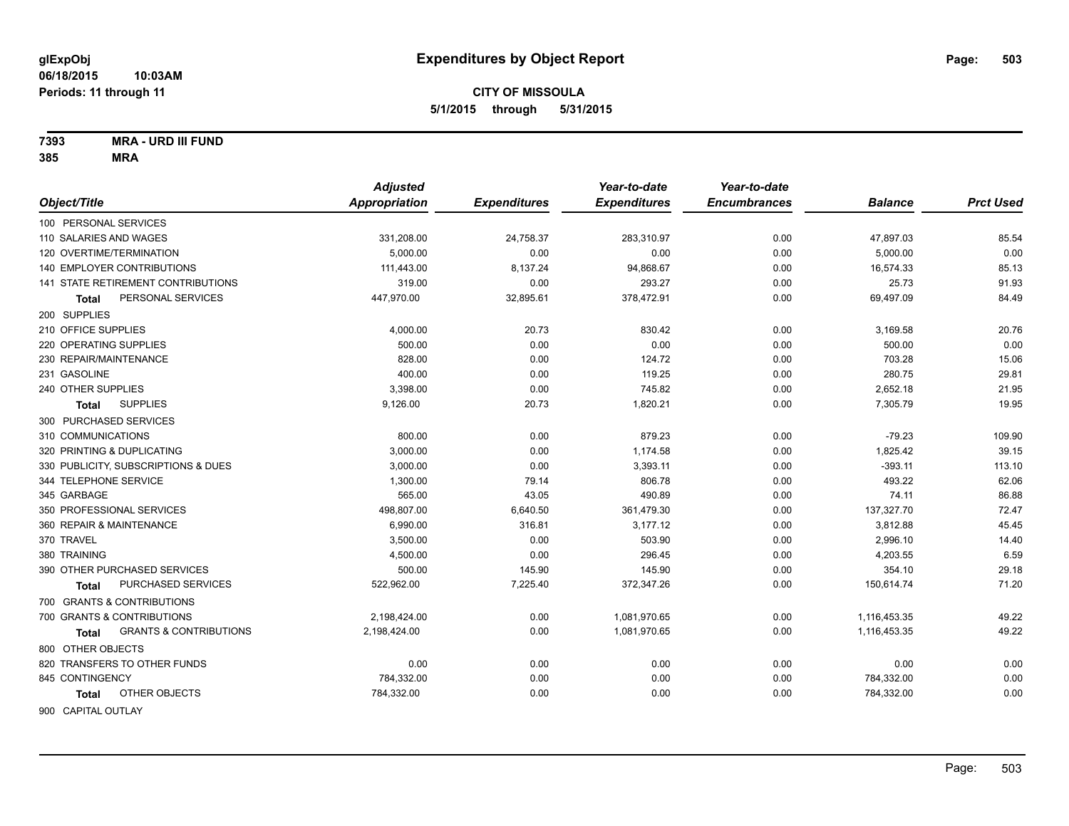glExpObj
06/18/2015 10:03AM
Periods: 11 through 11

# Expenditures by Object Report

**CITY OF MISSOULA**
**5/1/2015 through 5/31/2015**

**7393 MRA - URD III FUND**
**385 MRA**

| Object/Title | Adjusted Appropriation | Expenditures | Year-to-date Expenditures | Year-to-date Encumbrances | Balance | Prct Used |
|---|---|---|---|---|---|---|
| 100 PERSONAL SERVICES | | | | | | |
| 110 SALARIES AND WAGES | 331,208.00 | 24,758.37 | 283,310.97 | 0.00 | 47,897.03 | 85.54 |
| 120 OVERTIME/TERMINATION | 5,000.00 | 0.00 | 0.00 | 0.00 | 5,000.00 | 0.00 |
| 140 EMPLOYER CONTRIBUTIONS | 111,443.00 | 8,137.24 | 94,868.67 | 0.00 | 16,574.33 | 85.13 |
| 141 STATE RETIREMENT CONTRIBUTIONS | 319.00 | 0.00 | 293.27 | 0.00 | 25.73 | 91.93 |
| **Total** PERSONAL SERVICES | 447,970.00 | 32,895.61 | 378,472.91 | 0.00 | 69,497.09 | 84.49 |
| 200 SUPPLIES | | | | | | |
| 210 OFFICE SUPPLIES | 4,000.00 | 20.73 | 830.42 | 0.00 | 3,169.58 | 20.76 |
| 220 OPERATING SUPPLIES | 500.00 | 0.00 | 0.00 | 0.00 | 500.00 | 0.00 |
| 230 REPAIR/MAINTENANCE | 828.00 | 0.00 | 124.72 | 0.00 | 703.28 | 15.06 |
| 231 GASOLINE | 400.00 | 0.00 | 119.25 | 0.00 | 280.75 | 29.81 |
| 240 OTHER SUPPLIES | 3,398.00 | 0.00 | 745.82 | 0.00 | 2,652.18 | 21.95 |
| **Total** SUPPLIES | 9,126.00 | 20.73 | 1,820.21 | 0.00 | 7,305.79 | 19.95 |
| 300 PURCHASED SERVICES | | | | | | |
| 310 COMMUNICATIONS | 800.00 | 0.00 | 879.23 | 0.00 | -79.23 | 109.90 |
| 320 PRINTING & DUPLICATING | 3,000.00 | 0.00 | 1,174.58 | 0.00 | 1,825.42 | 39.15 |
| 330 PUBLICITY, SUBSCRIPTIONS & DUES | 3,000.00 | 0.00 | 3,393.11 | 0.00 | -393.11 | 113.10 |
| 344 TELEPHONE SERVICE | 1,300.00 | 79.14 | 806.78 | 0.00 | 493.22 | 62.06 |
| 345 GARBAGE | 565.00 | 43.05 | 490.89 | 0.00 | 74.11 | 86.88 |
| 350 PROFESSIONAL SERVICES | 498,807.00 | 6,640.50 | 361,479.30 | 0.00 | 137,327.70 | 72.47 |
| 360 REPAIR & MAINTENANCE | 6,990.00 | 316.81 | 3,177.12 | 0.00 | 3,812.88 | 45.45 |
| 370 TRAVEL | 3,500.00 | 0.00 | 503.90 | 0.00 | 2,996.10 | 14.40 |
| 380 TRAINING | 4,500.00 | 0.00 | 296.45 | 0.00 | 4,203.55 | 6.59 |
| 390 OTHER PURCHASED SERVICES | 500.00 | 145.90 | 145.90 | 0.00 | 354.10 | 29.18 |
| **Total** PURCHASED SERVICES | 522,962.00 | 7,225.40 | 372,347.26 | 0.00 | 150,614.74 | 71.20 |
| 700 GRANTS & CONTRIBUTIONS | | | | | | |
| 700 GRANTS & CONTRIBUTIONS | 2,198,424.00 | 0.00 | 1,081,970.65 | 0.00 | 1,116,453.35 | 49.22 |
| **Total** GRANTS & CONTRIBUTIONS | 2,198,424.00 | 0.00 | 1,081,970.65 | 0.00 | 1,116,453.35 | 49.22 |
| 800 OTHER OBJECTS | | | | | | |
| 820 TRANSFERS TO OTHER FUNDS | 0.00 | 0.00 | 0.00 | 0.00 | 0.00 | 0.00 |
| 845 CONTINGENCY | 784,332.00 | 0.00 | 0.00 | 0.00 | 784,332.00 | 0.00 |
| **Total** OTHER OBJECTS | 784,332.00 | 0.00 | 0.00 | 0.00 | 784,332.00 | 0.00 |
| 900 CAPITAL OUTLAY | | | | | | |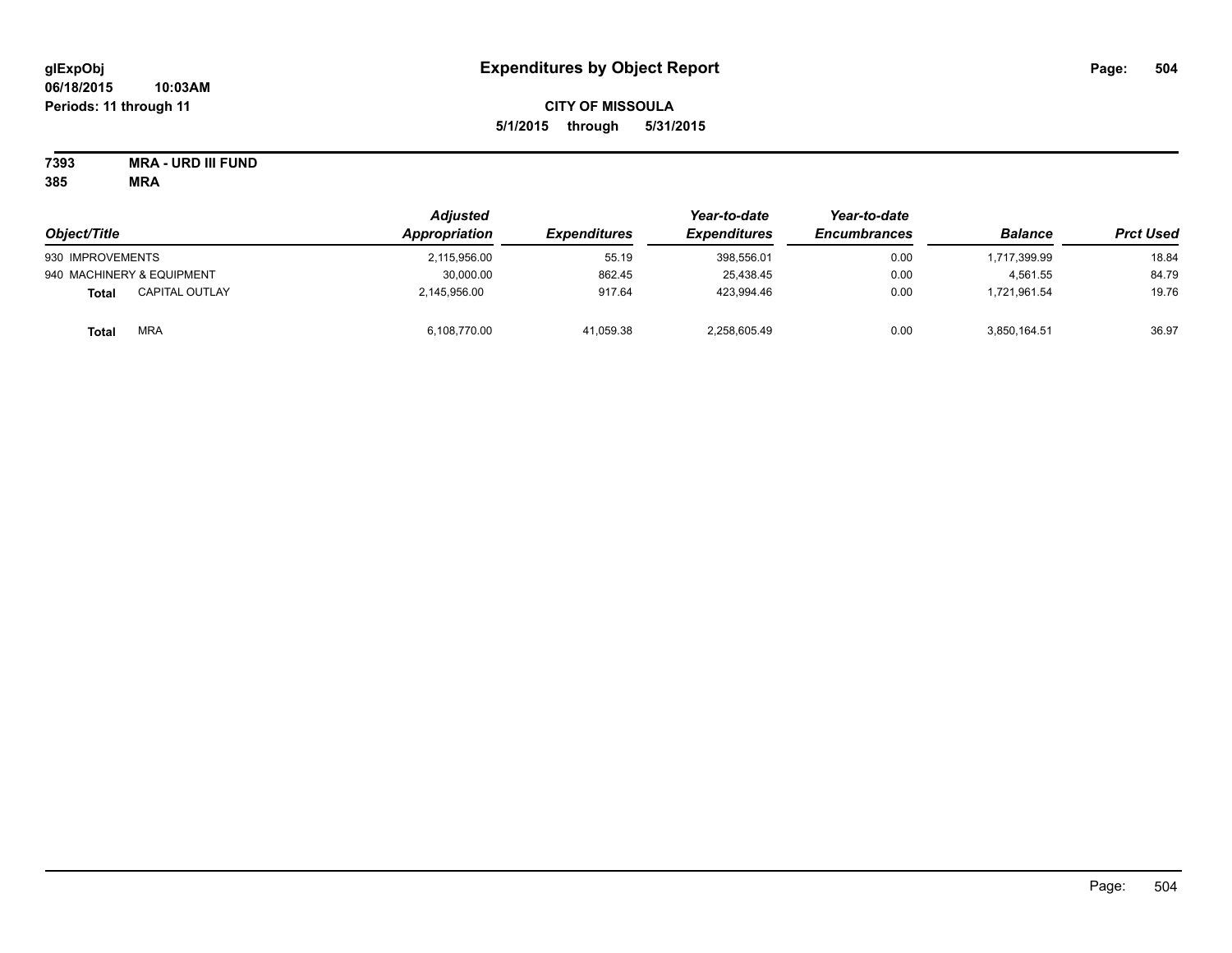**glExpObj**
**06/18/2015 10:03AM**
**Periods: 11 through 11**

# Expenditures by Object Report

**CITY OF MISSOULA**
**5/1/2015 through 5/31/2015**

**7393 MRA - URD III FUND**
**385 MRA**

| Object/Title | | Adjusted Appropriation | Expenditures | Year-to-date Expenditures | Year-to-date Encumbrances | Balance | Prct Used |
|---|---|---|---|---|---|---|---|
| 930 IMPROVEMENTS | | 2,115,956.00 | 55.19 | 398,556.01 | 0.00 | 1,717,399.99 | 18.84 |
| 940 MACHINERY & EQUIPMENT | | 30,000.00 | 862.45 | 25,438.45 | 0.00 | 4,561.55 | 84.79 |
| **Total** | CAPITAL OUTLAY | 2,145,956.00 | 917.64 | 423,994.46 | 0.00 | 1,721,961.54 | 19.76 |
| **Total** | MRA | 6,108,770.00 | 41,059.38 | 2,258,605.49 | 0.00 | 3,850,164.51 | 36.97 |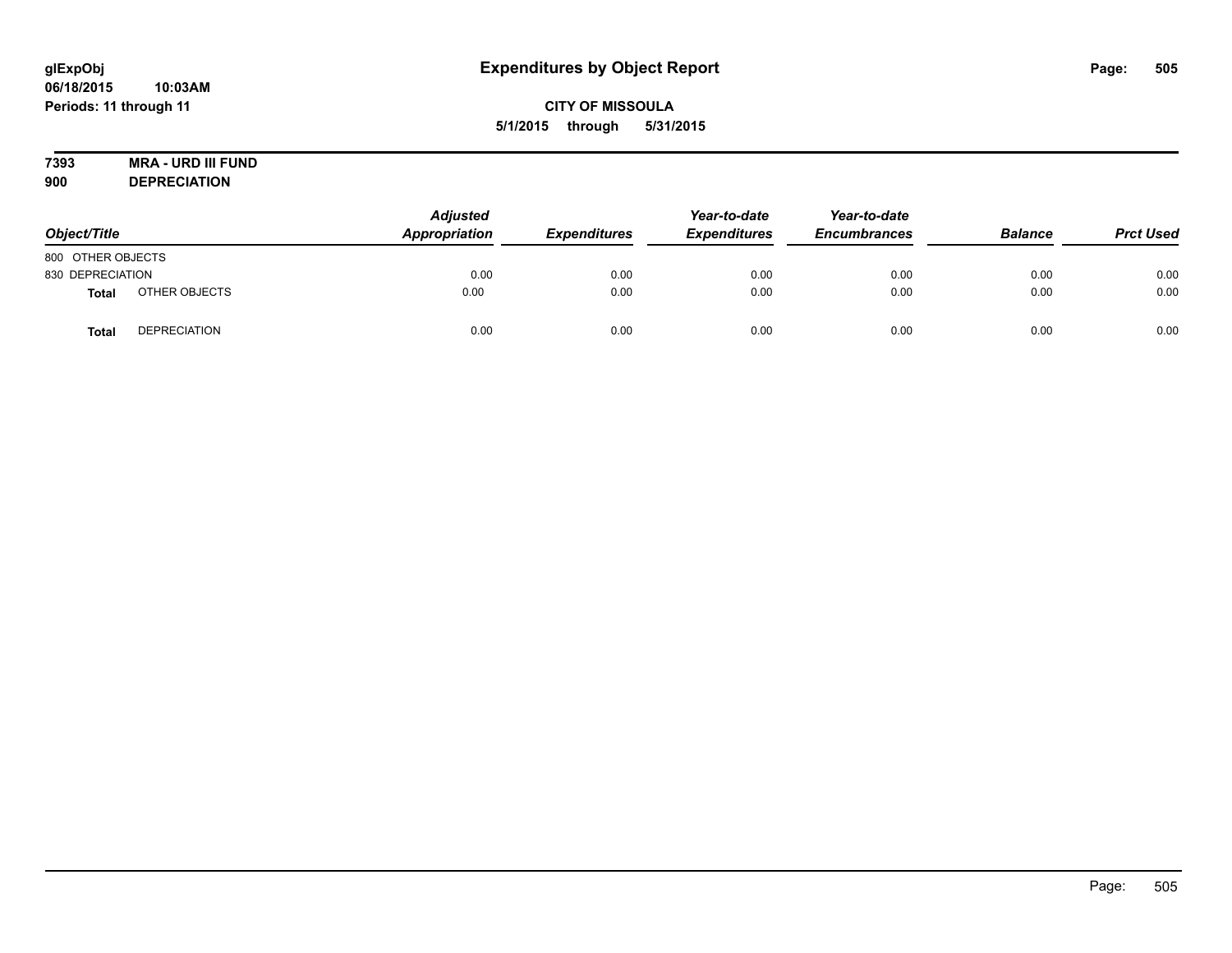glExpObj
06/18/2015 10:03AM
Periods: 11 through 11

# Expenditures by Object Report

**CITY OF MISSOULA**
**5/1/2015 through 5/31/2015**

**7393 MRA - URD III FUND**
**900 DEPRECIATION**

| Object/Title | | Adjusted Appropriation | Expenditures | Year-to-date Expenditures | Year-to-date Encumbrances | Balance | Prct Used |
|---|---|---|---|---|---|---|---|
| 800 OTHER OBJECTS | | | | | | | |
| 830 DEPRECIATION | | 0.00 | 0.00 | 0.00 | 0.00 | 0.00 | 0.00 |
| **Total** | OTHER OBJECTS | 0.00 | 0.00 | 0.00 | 0.00 | 0.00 | 0.00 |
| **Total** | DEPRECIATION | 0.00 | 0.00 | 0.00 | 0.00 | 0.00 | 0.00 |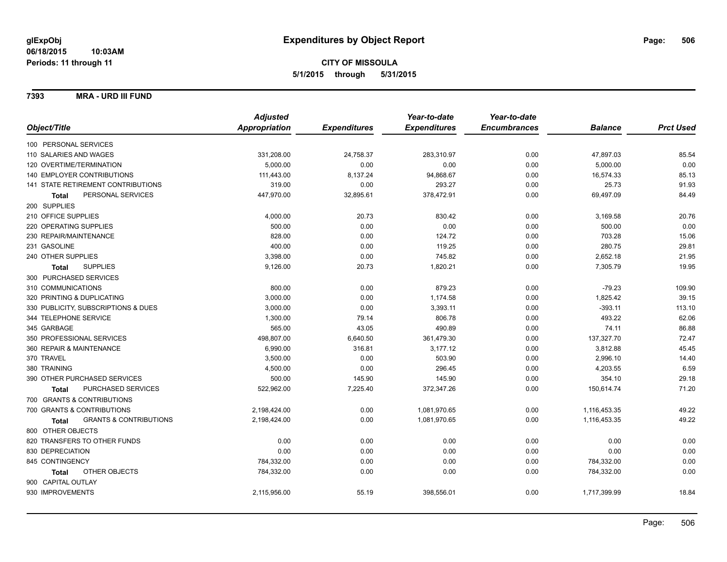# Expenditures by Object Report

glExpObj
06/18/2015 10:03AM
Periods: 11 through 11

**CITY OF MISSOULA**
**5/1/2015 through 5/31/2015**

**7393 MRA - URD III FUND**

| Object/Title | Adjusted Appropriation | Expenditures | Year-to-date Expenditures | Year-to-date Encumbrances | Balance | Prct Used |
|---|---|---|---|---|---|---|
| 100 PERSONAL SERVICES | | | | | | |
| 110 SALARIES AND WAGES | 331,208.00 | 24,758.37 | 283,310.97 | 0.00 | 47,897.03 | 85.54 |
| 120 OVERTIME/TERMINATION | 5,000.00 | 0.00 | 0.00 | 0.00 | 5,000.00 | 0.00 |
| 140 EMPLOYER CONTRIBUTIONS | 111,443.00 | 8,137.24 | 94,868.67 | 0.00 | 16,574.33 | 85.13 |
| 141 STATE RETIREMENT CONTRIBUTIONS | 319.00 | 0.00 | 293.27 | 0.00 | 25.73 | 91.93 |
| **Total** PERSONAL SERVICES | 447,970.00 | 32,895.61 | 378,472.91 | 0.00 | 69,497.09 | 84.49 |
| 200 SUPPLIES | | | | | | |
| 210 OFFICE SUPPLIES | 4,000.00 | 20.73 | 830.42 | 0.00 | 3,169.58 | 20.76 |
| 220 OPERATING SUPPLIES | 500.00 | 0.00 | 0.00 | 0.00 | 500.00 | 0.00 |
| 230 REPAIR/MAINTENANCE | 828.00 | 0.00 | 124.72 | 0.00 | 703.28 | 15.06 |
| 231 GASOLINE | 400.00 | 0.00 | 119.25 | 0.00 | 280.75 | 29.81 |
| 240 OTHER SUPPLIES | 3,398.00 | 0.00 | 745.82 | 0.00 | 2,652.18 | 21.95 |
| **Total** SUPPLIES | 9,126.00 | 20.73 | 1,820.21 | 0.00 | 7,305.79 | 19.95 |
| 300 PURCHASED SERVICES | | | | | | |
| 310 COMMUNICATIONS | 800.00 | 0.00 | 879.23 | 0.00 | -79.23 | 109.90 |
| 320 PRINTING & DUPLICATING | 3,000.00 | 0.00 | 1,174.58 | 0.00 | 1,825.42 | 39.15 |
| 330 PUBLICITY, SUBSCRIPTIONS & DUES | 3,000.00 | 0.00 | 3,393.11 | 0.00 | -393.11 | 113.10 |
| 344 TELEPHONE SERVICE | 1,300.00 | 79.14 | 806.78 | 0.00 | 493.22 | 62.06 |
| 345 GARBAGE | 565.00 | 43.05 | 490.89 | 0.00 | 74.11 | 86.88 |
| 350 PROFESSIONAL SERVICES | 498,807.00 | 6,640.50 | 361,479.30 | 0.00 | 137,327.70 | 72.47 |
| 360 REPAIR & MAINTENANCE | 6,990.00 | 316.81 | 3,177.12 | 0.00 | 3,812.88 | 45.45 |
| 370 TRAVEL | 3,500.00 | 0.00 | 503.90 | 0.00 | 2,996.10 | 14.40 |
| 380 TRAINING | 4,500.00 | 0.00 | 296.45 | 0.00 | 4,203.55 | 6.59 |
| 390 OTHER PURCHASED SERVICES | 500.00 | 145.90 | 145.90 | 0.00 | 354.10 | 29.18 |
| **Total** PURCHASED SERVICES | 522,962.00 | 7,225.40 | 372,347.26 | 0.00 | 150,614.74 | 71.20 |
| 700 GRANTS & CONTRIBUTIONS | | | | | | |
| 700 GRANTS & CONTRIBUTIONS | 2,198,424.00 | 0.00 | 1,081,970.65 | 0.00 | 1,116,453.35 | 49.22 |
| **Total** GRANTS & CONTRIBUTIONS | 2,198,424.00 | 0.00 | 1,081,970.65 | 0.00 | 1,116,453.35 | 49.22 |
| 800 OTHER OBJECTS | | | | | | |
| 820 TRANSFERS TO OTHER FUNDS | 0.00 | 0.00 | 0.00 | 0.00 | 0.00 | 0.00 |
| 830 DEPRECIATION | 0.00 | 0.00 | 0.00 | 0.00 | 0.00 | 0.00 |
| 845 CONTINGENCY | 784,332.00 | 0.00 | 0.00 | 0.00 | 784,332.00 | 0.00 |
| **Total** OTHER OBJECTS | 784,332.00 | 0.00 | 0.00 | 0.00 | 784,332.00 | 0.00 |
| 900 CAPITAL OUTLAY | | | | | | |
| 930 IMPROVEMENTS | 2,115,956.00 | 55.19 | 398,556.01 | 0.00 | 1,717,399.99 | 18.84 |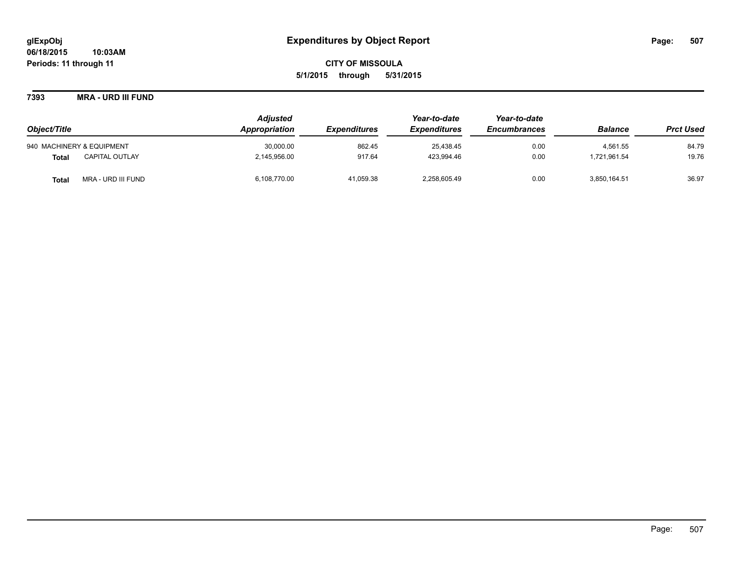# Expenditures by Object Report

glExpObj
06/18/2015 10:03AM
Periods: 11 through 11

**CITY OF MISSOULA**
**5/1/2015 through 5/31/2015**

**7393 MRA - URD III FUND**

| Object/Title | | Adjusted Appropriation | Expenditures | Year-to-date Expenditures | Year-to-date Encumbrances | Balance | Prct Used |
|---|---|---|---|---|---|---|---|
| 940 MACHINERY & EQUIPMENT | | 30,000.00 | 862.45 | 25,438.45 | 0.00 | 4,561.55 | 84.79 |
| **Total** | CAPITAL OUTLAY | 2,145,956.00 | 917.64 | 423,994.46 | 0.00 | 1,721,961.54 | 19.76 |
| **Total** | MRA - URD III FUND | 6,108,770.00 | 41,059.38 | 2,258,605.49 | 0.00 | 3,850,164.51 | 36.97 |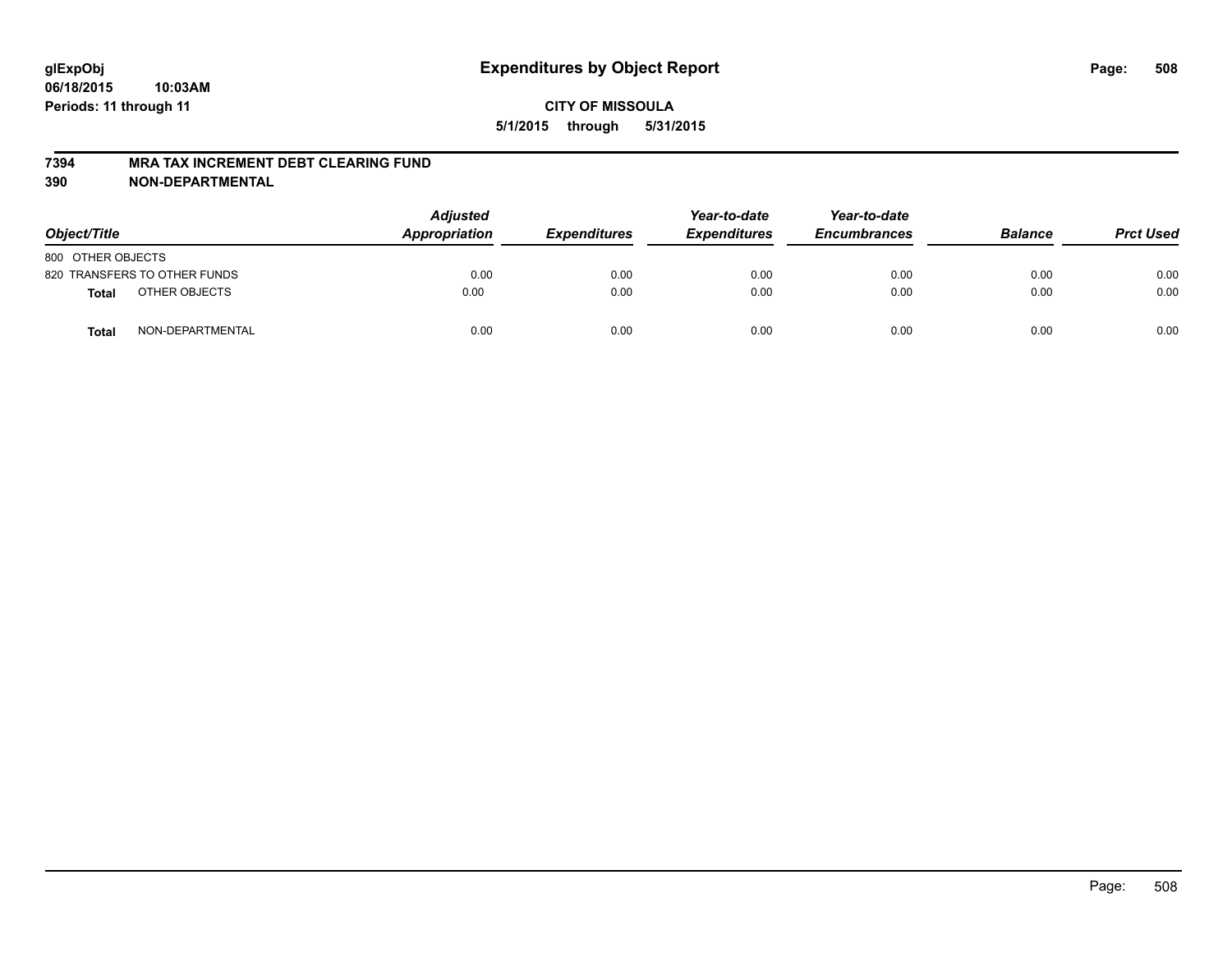**glExpObj**
**06/18/2015 10:03AM**
**Periods: 11 through 11**

# Expenditures by Object Report

**CITY OF MISSOULA**
**5/1/2015 through 5/31/2015**

**7394 MRA TAX INCREMENT DEBT CLEARING FUND**
**390 NON-DEPARTMENTAL**

| Object/Title | | Adjusted Appropriation | Expenditures | Year-to-date Expenditures | Year-to-date Encumbrances | Balance | Prct Used |
|---|---|---|---|---|---|---|---|
| 800 OTHER OBJECTS | | | | | | | |
| 820 TRANSFERS TO OTHER FUNDS | | 0.00 | 0.00 | 0.00 | 0.00 | 0.00 | 0.00 |
| **Total** | OTHER OBJECTS | 0.00 | 0.00 | 0.00 | 0.00 | 0.00 | 0.00 |
| **Total** | NON-DEPARTMENTAL | 0.00 | 0.00 | 0.00 | 0.00 | 0.00 | 0.00 |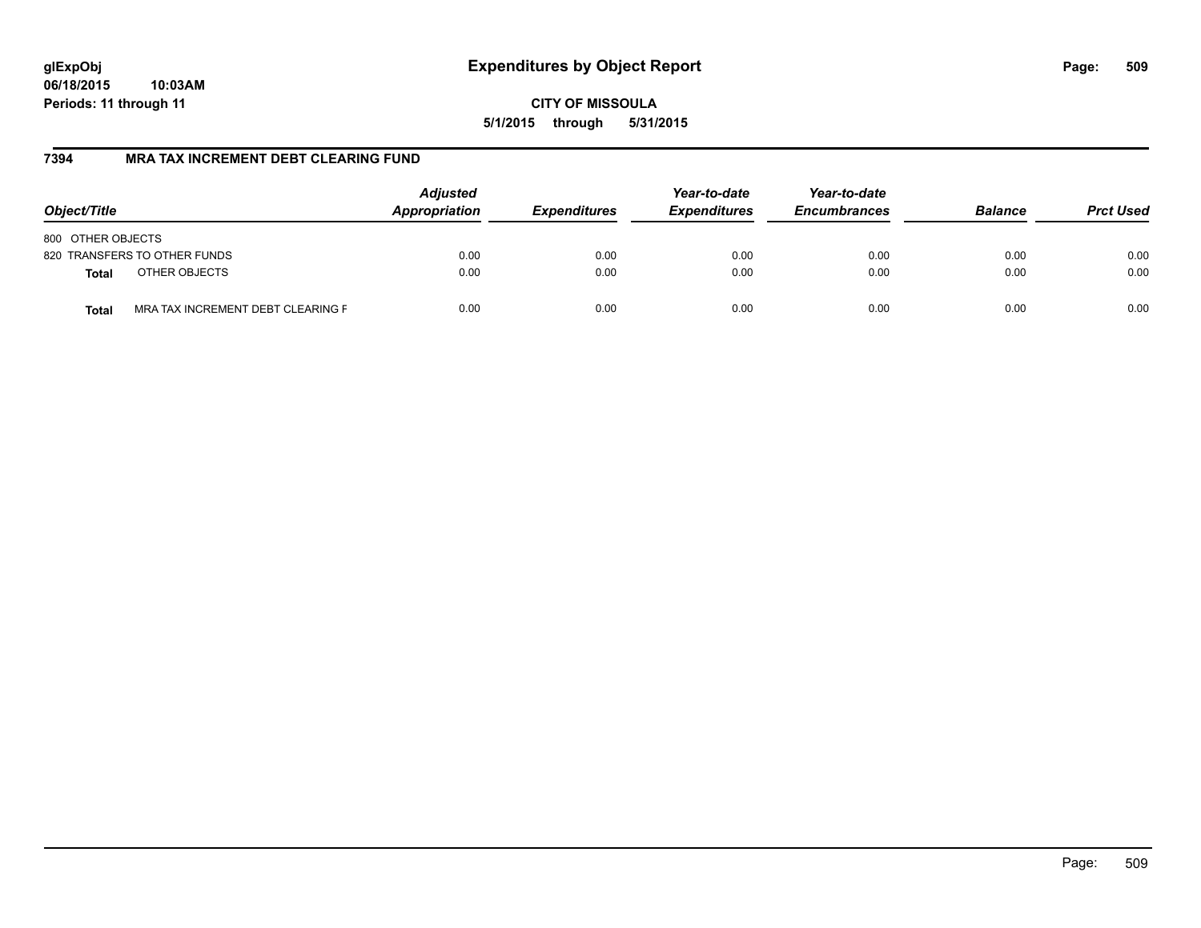glExpObj
06/18/2015 10:03AM
Periods: 11 through 11

# Expenditures by Object Report

CITY OF MISSOULA
5/1/2015 through 5/31/2015

## 7394 MRA TAX INCREMENT DEBT CLEARING FUND

| Object/Title | | Adjusted Appropriation | Expenditures | Year-to-date Expenditures | Year-to-date Encumbrances | Balance | Prct Used |
|---|---|---|---|---|---|---|---|
| 800 OTHER OBJECTS | | | | | | | |
| 820 TRANSFERS TO OTHER FUNDS | | 0.00 | 0.00 | 0.00 | 0.00 | 0.00 | 0.00 |
| **Total** | OTHER OBJECTS | 0.00 | 0.00 | 0.00 | 0.00 | 0.00 | 0.00 |
| **Total** | MRA TAX INCREMENT DEBT CLEARING F | 0.00 | 0.00 | 0.00 | 0.00 | 0.00 | 0.00 |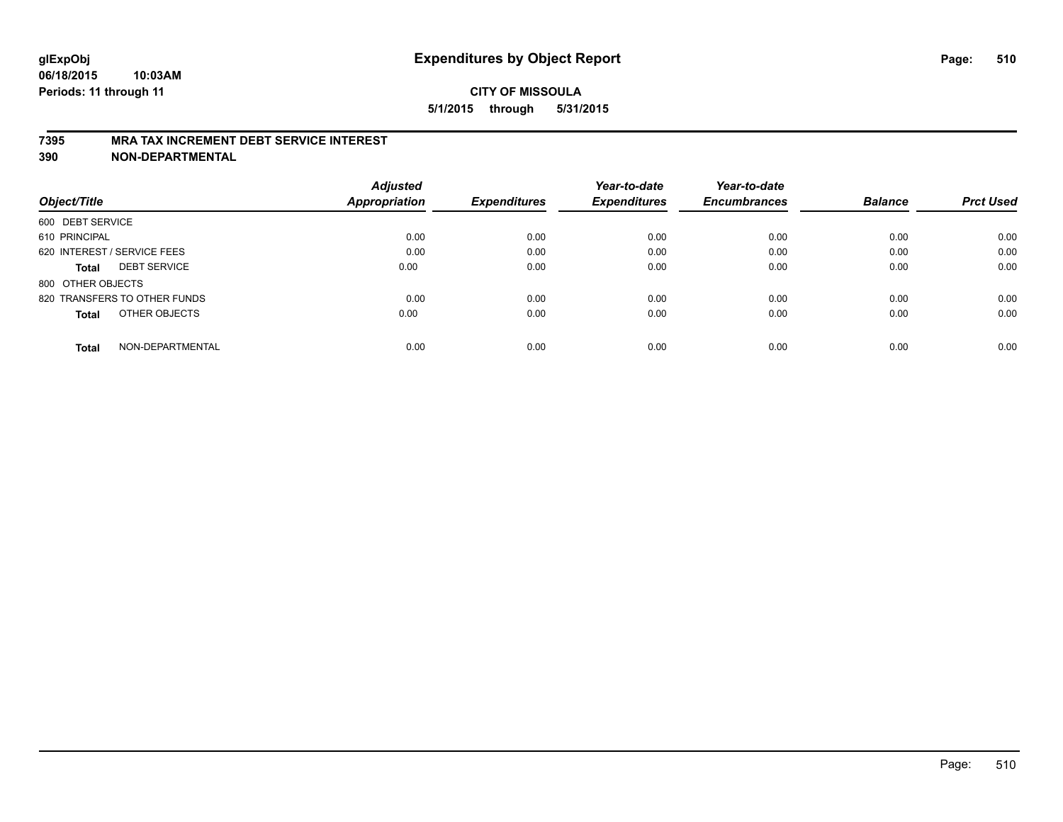glExpObj
06/18/2015 10:03AM
Periods: 11 through 11

# Expenditures by Object Report

**CITY OF MISSOULA**
**5/1/2015 through 5/31/2015**

## 7395 MRA TAX INCREMENT DEBT SERVICE INTEREST
## 390 NON-DEPARTMENTAL

| Object/Title | Adjusted Appropriation | Expenditures | Year-to-date Expenditures | Year-to-date Encumbrances | Balance | Prct Used |
|---|---|---|---|---|---|---|
| 600 DEBT SERVICE | | | | | | |
| 610 PRINCIPAL | 0.00 | 0.00 | 0.00 | 0.00 | 0.00 | 0.00 |
| 620 INTEREST / SERVICE FEES | 0.00 | 0.00 | 0.00 | 0.00 | 0.00 | 0.00 |
| **Total** DEBT SERVICE | 0.00 | 0.00 | 0.00 | 0.00 | 0.00 | 0.00 |
| 800 OTHER OBJECTS | | | | | | |
| 820 TRANSFERS TO OTHER FUNDS | 0.00 | 0.00 | 0.00 | 0.00 | 0.00 | 0.00 |
| **Total** OTHER OBJECTS | 0.00 | 0.00 | 0.00 | 0.00 | 0.00 | 0.00 |
| **Total** NON-DEPARTMENTAL | 0.00 | 0.00 | 0.00 | 0.00 | 0.00 | 0.00 |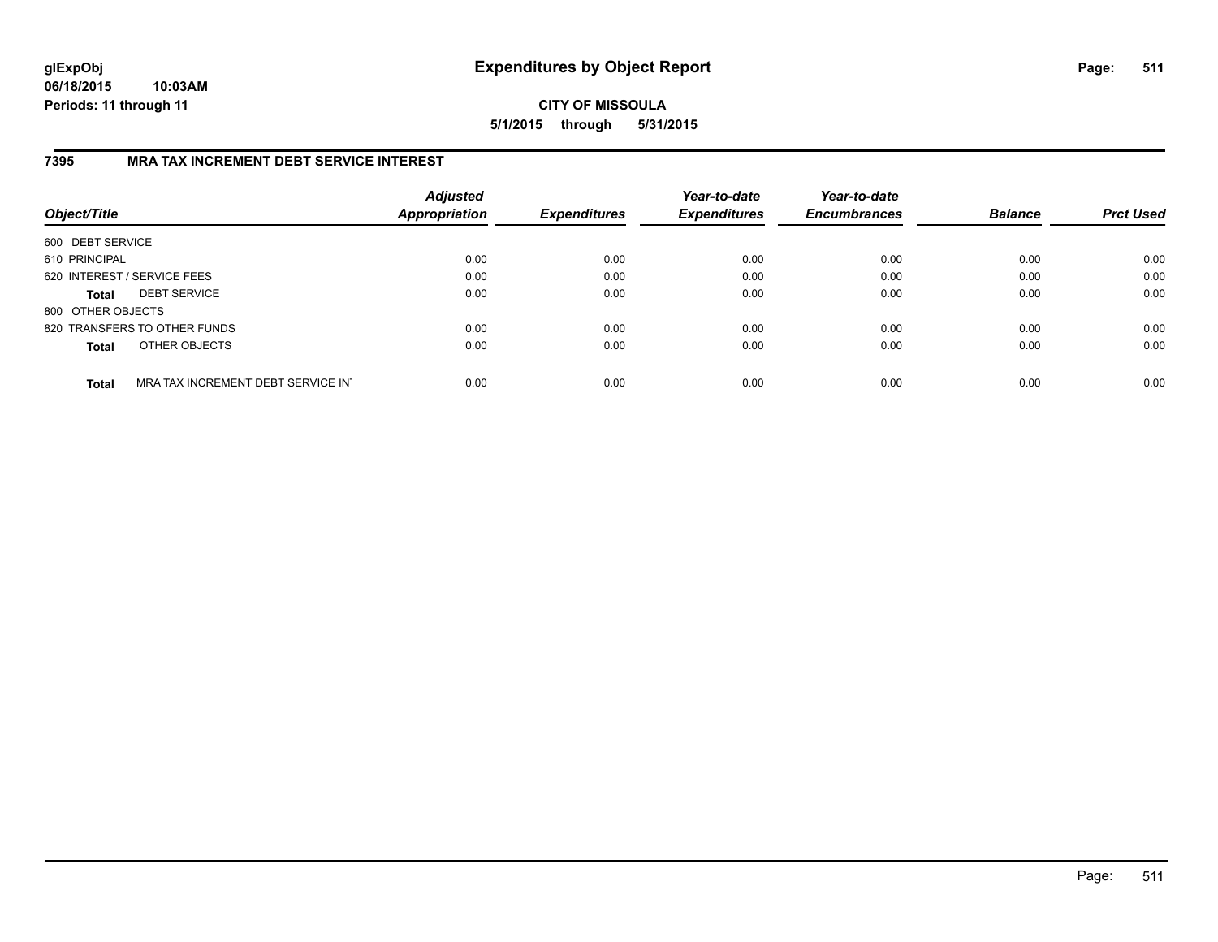# Expenditures by Object Report

glExpObj
06/18/2015 10:03AM
Periods: 11 through 11

**CITY OF MISSOULA**

**5/1/2015 through 5/31/2015**

### 7395 MRA TAX INCREMENT DEBT SERVICE INTEREST

| Object/Title | Adjusted Appropriation | Expenditures | Year-to-date Expenditures | Year-to-date Encumbrances | Balance | Prct Used |
|---|---|---|---|---|---|---|
| 600 DEBT SERVICE | | | | | | |
| 610 PRINCIPAL | 0.00 | 0.00 | 0.00 | 0.00 | 0.00 | 0.00 |
| 620 INTEREST / SERVICE FEES | 0.00 | 0.00 | 0.00 | 0.00 | 0.00 | 0.00 |
| **Total** DEBT SERVICE | 0.00 | 0.00 | 0.00 | 0.00 | 0.00 | 0.00 |
| 800 OTHER OBJECTS | | | | | | |
| 820 TRANSFERS TO OTHER FUNDS | 0.00 | 0.00 | 0.00 | 0.00 | 0.00 | 0.00 |
| **Total** OTHER OBJECTS | 0.00 | 0.00 | 0.00 | 0.00 | 0.00 | 0.00 |
| **Total** MRA TAX INCREMENT DEBT SERVICE IN | 0.00 | 0.00 | 0.00 | 0.00 | 0.00 | 0.00 |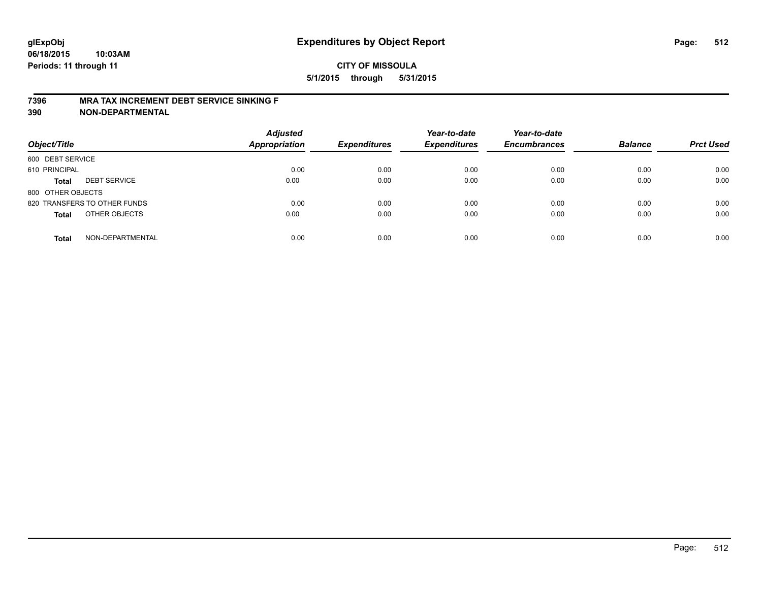# Expenditures by Object Report

glExpObj
06/18/2015 10:03AM
Periods: 11 through 11

**CITY OF MISSOULA**
**5/1/2015 through 5/31/2015**

## 7396 MRA TAX INCREMENT DEBT SERVICE SINKING F
## 390 NON-DEPARTMENTAL

| Object/Title | Adjusted Appropriation | Expenditures | Year-to-date Expenditures | Year-to-date Encumbrances | Balance | Prct Used |
|---|---|---|---|---|---|---|
| 600 DEBT SERVICE | | | | | | |
| 610 PRINCIPAL | 0.00 | 0.00 | 0.00 | 0.00 | 0.00 | 0.00 |
| **Total** DEBT SERVICE | 0.00 | 0.00 | 0.00 | 0.00 | 0.00 | 0.00 |
| 800 OTHER OBJECTS | | | | | | |
| 820 TRANSFERS TO OTHER FUNDS | 0.00 | 0.00 | 0.00 | 0.00 | 0.00 | 0.00 |
| **Total** OTHER OBJECTS | 0.00 | 0.00 | 0.00 | 0.00 | 0.00 | 0.00 |
| **Total** NON-DEPARTMENTAL | 0.00 | 0.00 | 0.00 | 0.00 | 0.00 | 0.00 |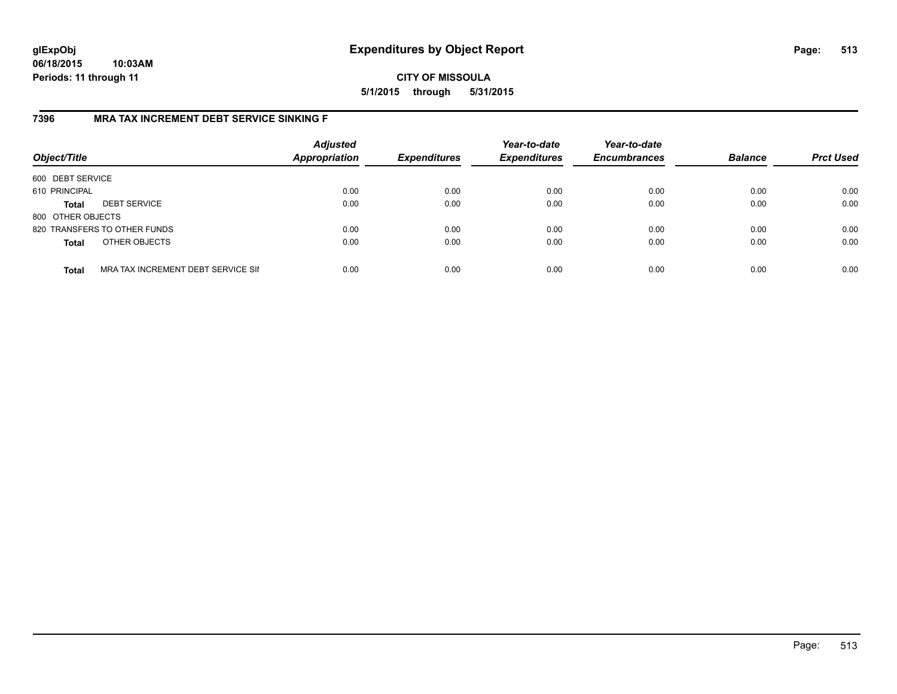# Expenditures by Object Report

**glExpObj**
**06/18/2015 10:03AM**
**Periods: 11 through 11**

**CITY OF MISSOULA**
**5/1/2015 through 5/31/2015**

## 7396 MRA TAX INCREMENT DEBT SERVICE SINKING F

| Object/Title | | Adjusted Appropriation | Expenditures | Year-to-date Expenditures | Year-to-date Encumbrances | Balance | Prct Used |
|---|---|---|---|---|---|---|---|
| 600 DEBT SERVICE | | | | | | | |
| 610 PRINCIPAL | | 0.00 | 0.00 | 0.00 | 0.00 | 0.00 | 0.00 |
| **Total** | DEBT SERVICE | 0.00 | 0.00 | 0.00 | 0.00 | 0.00 | 0.00 |
| 800 OTHER OBJECTS | | | | | | | |
| 820 TRANSFERS TO OTHER FUNDS | | 0.00 | 0.00 | 0.00 | 0.00 | 0.00 | 0.00 |
| **Total** | OTHER OBJECTS | 0.00 | 0.00 | 0.00 | 0.00 | 0.00 | 0.00 |
| **Total** | MRA TAX INCREMENT DEBT SERVICE SII | 0.00 | 0.00 | 0.00 | 0.00 | 0.00 | 0.00 |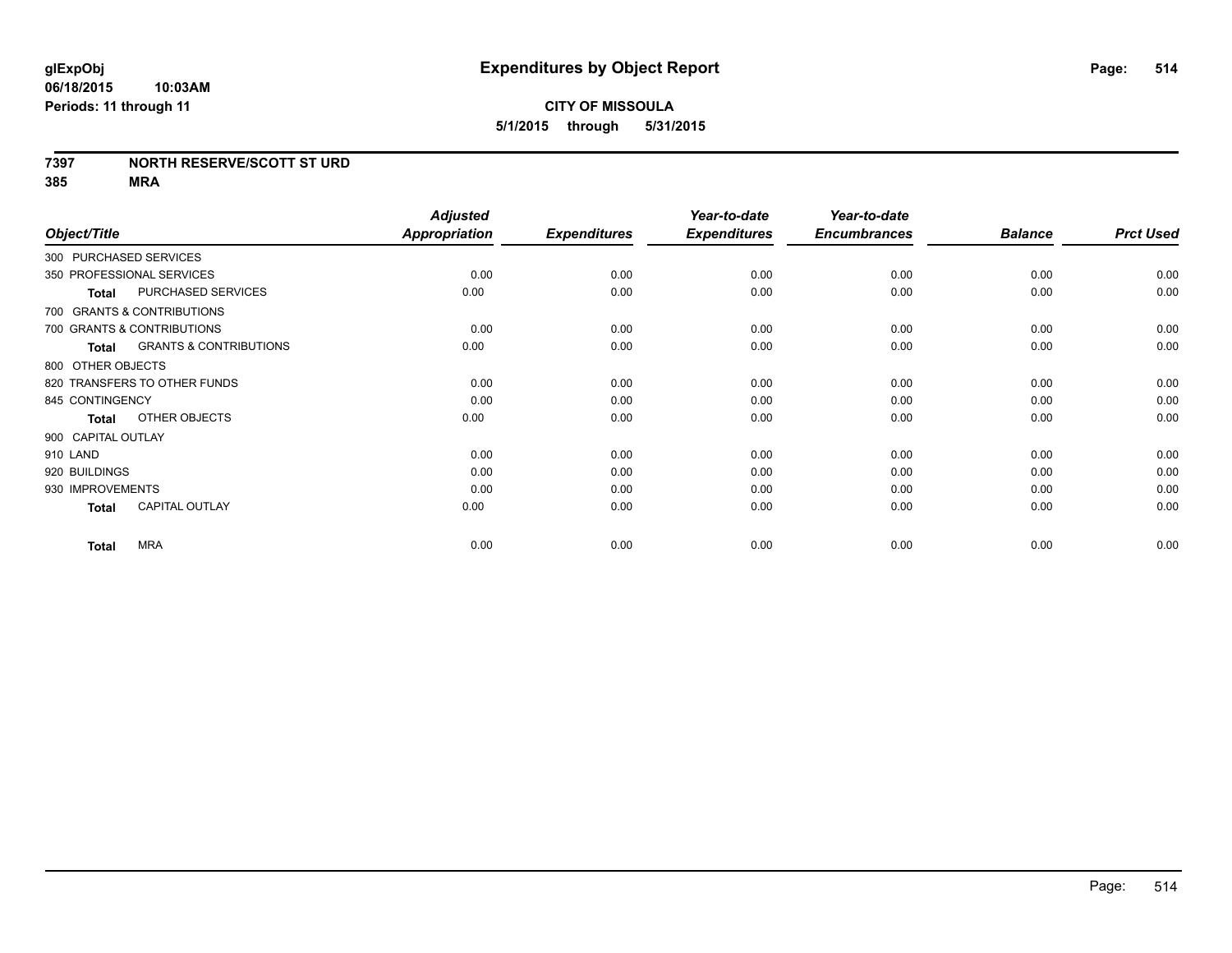**glExpObj**
**06/18/2015 10:03AM**
**Periods: 11 through 11**

# Expenditures by Object Report

**CITY OF MISSOULA**
**5/1/2015 through 5/31/2015**

**7397 NORTH RESERVE/SCOTT ST URD**
**385 MRA**

| Object/Title | Adjusted Appropriation | Expenditures | Year-to-date Expenditures | Year-to-date Encumbrances | Balance | Prct Used |
|---|---|---|---|---|---|---|
| 300 PURCHASED SERVICES | | | | | | |
| 350 PROFESSIONAL SERVICES | 0.00 | 0.00 | 0.00 | 0.00 | 0.00 | 0.00 |
| **Total** PURCHASED SERVICES | 0.00 | 0.00 | 0.00 | 0.00 | 0.00 | 0.00 |
| 700 GRANTS & CONTRIBUTIONS | | | | | | |
| 700 GRANTS & CONTRIBUTIONS | 0.00 | 0.00 | 0.00 | 0.00 | 0.00 | 0.00 |
| **Total** GRANTS & CONTRIBUTIONS | 0.00 | 0.00 | 0.00 | 0.00 | 0.00 | 0.00 |
| 800 OTHER OBJECTS | | | | | | |
| 820 TRANSFERS TO OTHER FUNDS | 0.00 | 0.00 | 0.00 | 0.00 | 0.00 | 0.00 |
| 845 CONTINGENCY | 0.00 | 0.00 | 0.00 | 0.00 | 0.00 | 0.00 |
| **Total** OTHER OBJECTS | 0.00 | 0.00 | 0.00 | 0.00 | 0.00 | 0.00 |
| 900 CAPITAL OUTLAY | | | | | | |
| 910 LAND | 0.00 | 0.00 | 0.00 | 0.00 | 0.00 | 0.00 |
| 920 BUILDINGS | 0.00 | 0.00 | 0.00 | 0.00 | 0.00 | 0.00 |
| 930 IMPROVEMENTS | 0.00 | 0.00 | 0.00 | 0.00 | 0.00 | 0.00 |
| **Total** CAPITAL OUTLAY | 0.00 | 0.00 | 0.00 | 0.00 | 0.00 | 0.00 |
| **Total** MRA | 0.00 | 0.00 | 0.00 | 0.00 | 0.00 | 0.00 |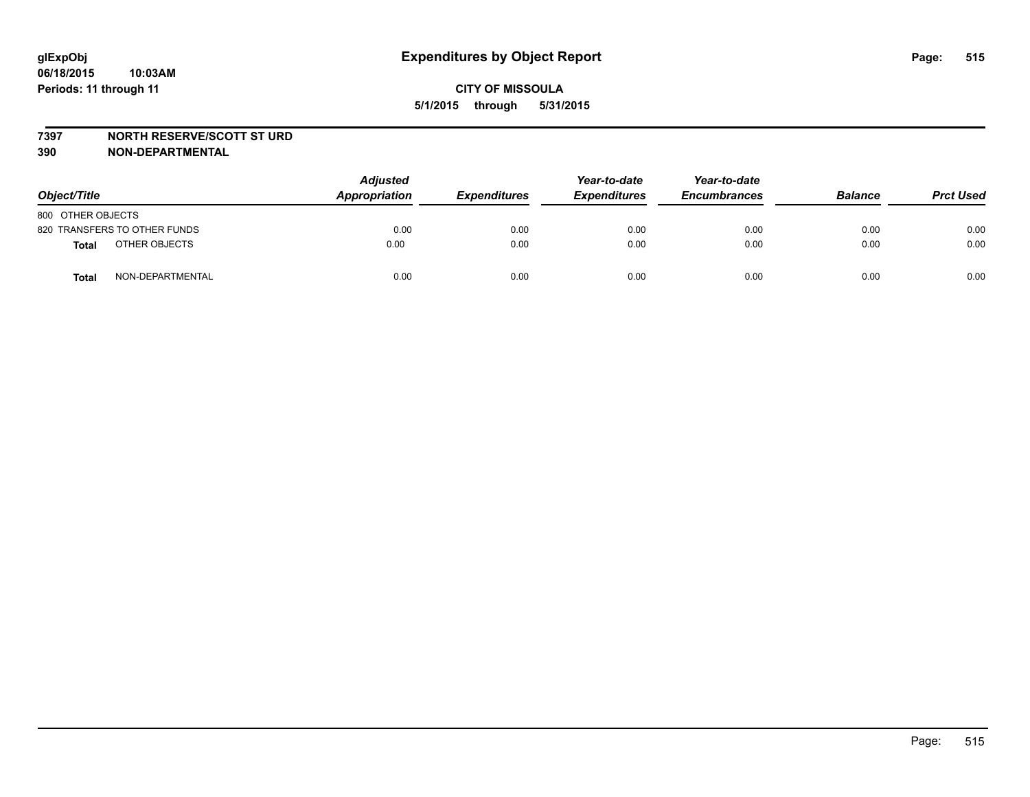**glExpObj**
**06/18/2015 10:03AM**
**Periods: 11 through 11**

# Expenditures by Object Report

**CITY OF MISSOULA**
**5/1/2015 through 5/31/2015**

**7397 NORTH RESERVE/SCOTT ST URD**
**390 NON-DEPARTMENTAL**

| Object/Title | | Adjusted Appropriation | Expenditures | Year-to-date Expenditures | Year-to-date Encumbrances | Balance | Prct Used |
|---|---|---|---|---|---|---|---|
| 800 OTHER OBJECTS | | | | | | | |
| 820 TRANSFERS TO OTHER FUNDS | | 0.00 | 0.00 | 0.00 | 0.00 | 0.00 | 0.00 |
| **Total** | OTHER OBJECTS | 0.00 | 0.00 | 0.00 | 0.00 | 0.00 | 0.00 |
| **Total** | NON-DEPARTMENTAL | 0.00 | 0.00 | 0.00 | 0.00 | 0.00 | 0.00 |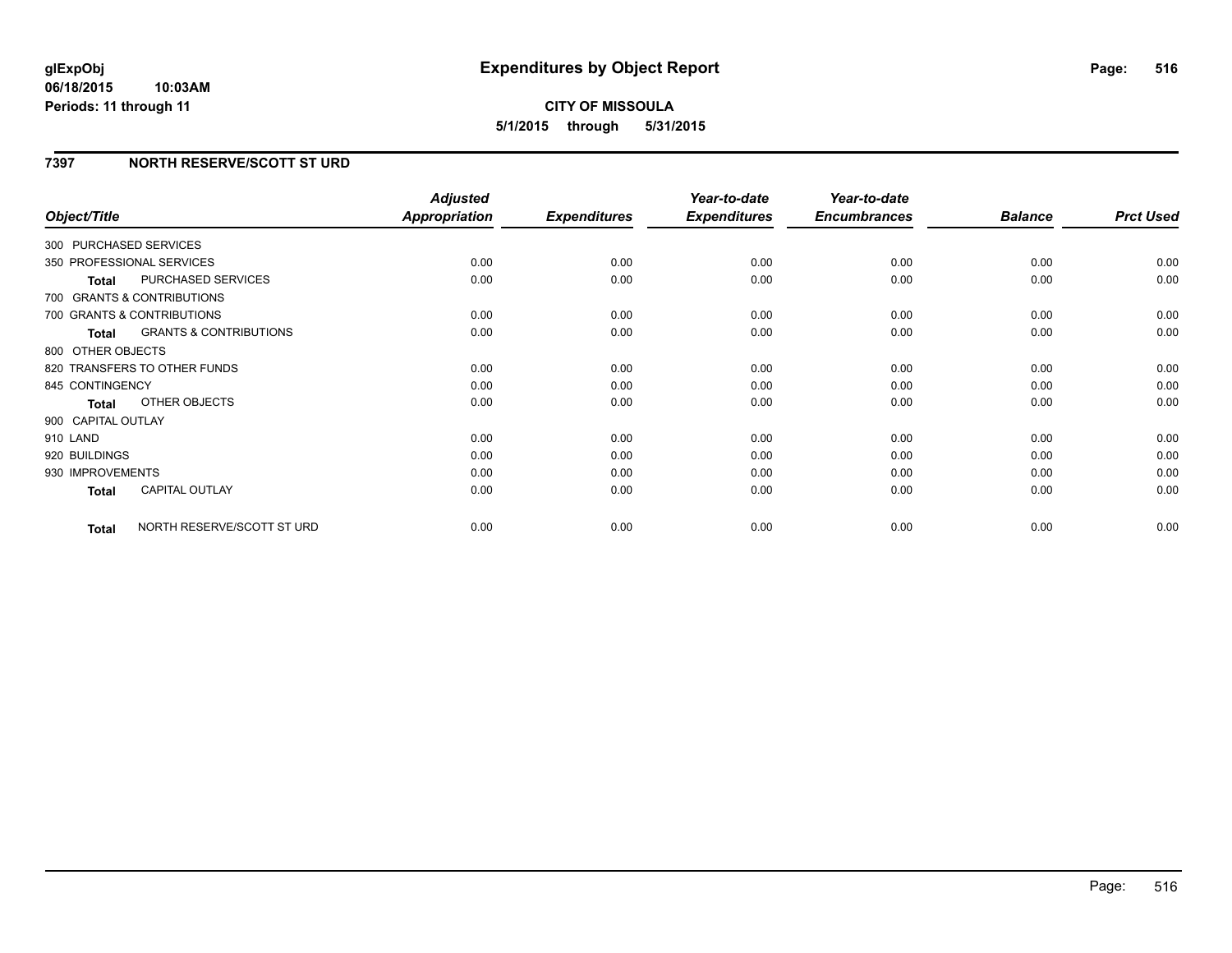**glExpObj** **Expenditures by Object Report**
**06/18/2015 10:03AM**
**Periods: 11 through 11**

**CITY OF MISSOULA**
**5/1/2015 through 5/31/2015**

## 7397 NORTH RESERVE/SCOTT ST URD

| Object/Title | Adjusted Appropriation | Expenditures | Year-to-date Expenditures | Year-to-date Encumbrances | Balance | Prct Used |
|---|---|---|---|---|---|---|
| 300 PURCHASED SERVICES | | | | | | |
| 350 PROFESSIONAL SERVICES | 0.00 | 0.00 | 0.00 | 0.00 | 0.00 | 0.00 |
| **Total** PURCHASED SERVICES | 0.00 | 0.00 | 0.00 | 0.00 | 0.00 | 0.00 |
| 700 GRANTS & CONTRIBUTIONS | | | | | | |
| 700 GRANTS & CONTRIBUTIONS | 0.00 | 0.00 | 0.00 | 0.00 | 0.00 | 0.00 |
| **Total** GRANTS & CONTRIBUTIONS | 0.00 | 0.00 | 0.00 | 0.00 | 0.00 | 0.00 |
| 800 OTHER OBJECTS | | | | | | |
| 820 TRANSFERS TO OTHER FUNDS | 0.00 | 0.00 | 0.00 | 0.00 | 0.00 | 0.00 |
| 845 CONTINGENCY | 0.00 | 0.00 | 0.00 | 0.00 | 0.00 | 0.00 |
| **Total** OTHER OBJECTS | 0.00 | 0.00 | 0.00 | 0.00 | 0.00 | 0.00 |
| 900 CAPITAL OUTLAY | | | | | | |
| 910 LAND | 0.00 | 0.00 | 0.00 | 0.00 | 0.00 | 0.00 |
| 920 BUILDINGS | 0.00 | 0.00 | 0.00 | 0.00 | 0.00 | 0.00 |
| 930 IMPROVEMENTS | 0.00 | 0.00 | 0.00 | 0.00 | 0.00 | 0.00 |
| **Total** CAPITAL OUTLAY | 0.00 | 0.00 | 0.00 | 0.00 | 0.00 | 0.00 |
| **Total** NORTH RESERVE/SCOTT ST URD | 0.00 | 0.00 | 0.00 | 0.00 | 0.00 | 0.00 |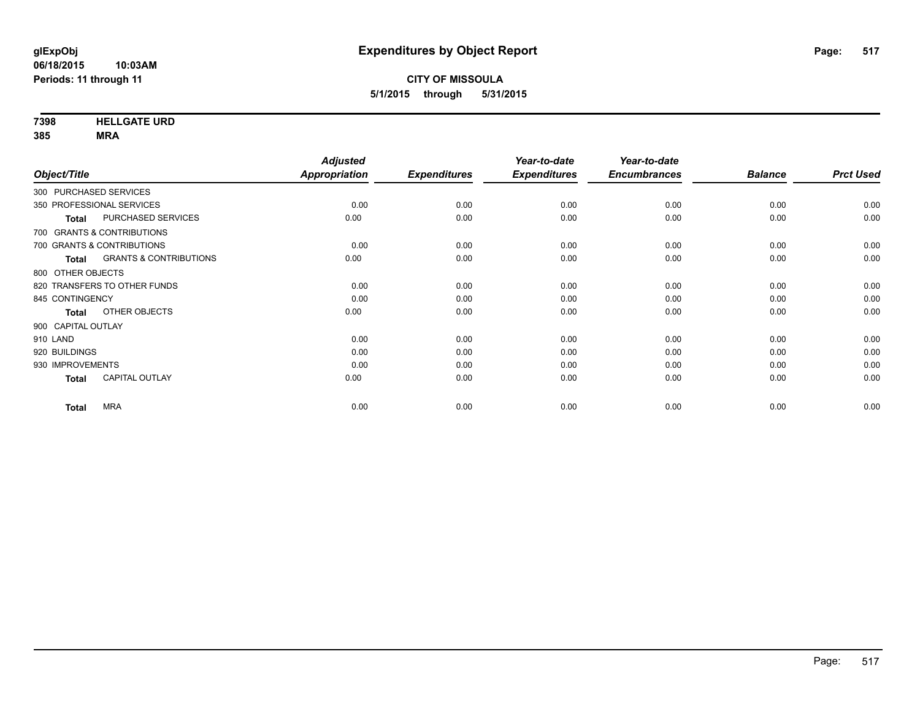glExpObj
06/18/2015 10:03AM
Periods: 11 through 11

# Expenditures by Object Report

**CITY OF MISSOULA**
**5/1/2015 through 5/31/2015**

**7398 HELLGATE URD**
**385 MRA**

| Object/Title | Adjusted Appropriation | Expenditures | Year-to-date Expenditures | Year-to-date Encumbrances | Balance | Prct Used |
|---|---|---|---|---|---|---|
| 300 PURCHASED SERVICES | | | | | | |
| 350 PROFESSIONAL SERVICES | 0.00 | 0.00 | 0.00 | 0.00 | 0.00 | 0.00 |
| **Total** PURCHASED SERVICES | 0.00 | 0.00 | 0.00 | 0.00 | 0.00 | 0.00 |
| 700 GRANTS & CONTRIBUTIONS | | | | | | |
| 700 GRANTS & CONTRIBUTIONS | 0.00 | 0.00 | 0.00 | 0.00 | 0.00 | 0.00 |
| **Total** GRANTS & CONTRIBUTIONS | 0.00 | 0.00 | 0.00 | 0.00 | 0.00 | 0.00 |
| 800 OTHER OBJECTS | | | | | | |
| 820 TRANSFERS TO OTHER FUNDS | 0.00 | 0.00 | 0.00 | 0.00 | 0.00 | 0.00 |
| 845 CONTINGENCY | 0.00 | 0.00 | 0.00 | 0.00 | 0.00 | 0.00 |
| **Total** OTHER OBJECTS | 0.00 | 0.00 | 0.00 | 0.00 | 0.00 | 0.00 |
| 900 CAPITAL OUTLAY | | | | | | |
| 910 LAND | 0.00 | 0.00 | 0.00 | 0.00 | 0.00 | 0.00 |
| 920 BUILDINGS | 0.00 | 0.00 | 0.00 | 0.00 | 0.00 | 0.00 |
| 930 IMPROVEMENTS | 0.00 | 0.00 | 0.00 | 0.00 | 0.00 | 0.00 |
| **Total** CAPITAL OUTLAY | 0.00 | 0.00 | 0.00 | 0.00 | 0.00 | 0.00 |
| **Total** MRA | 0.00 | 0.00 | 0.00 | 0.00 | 0.00 | 0.00 |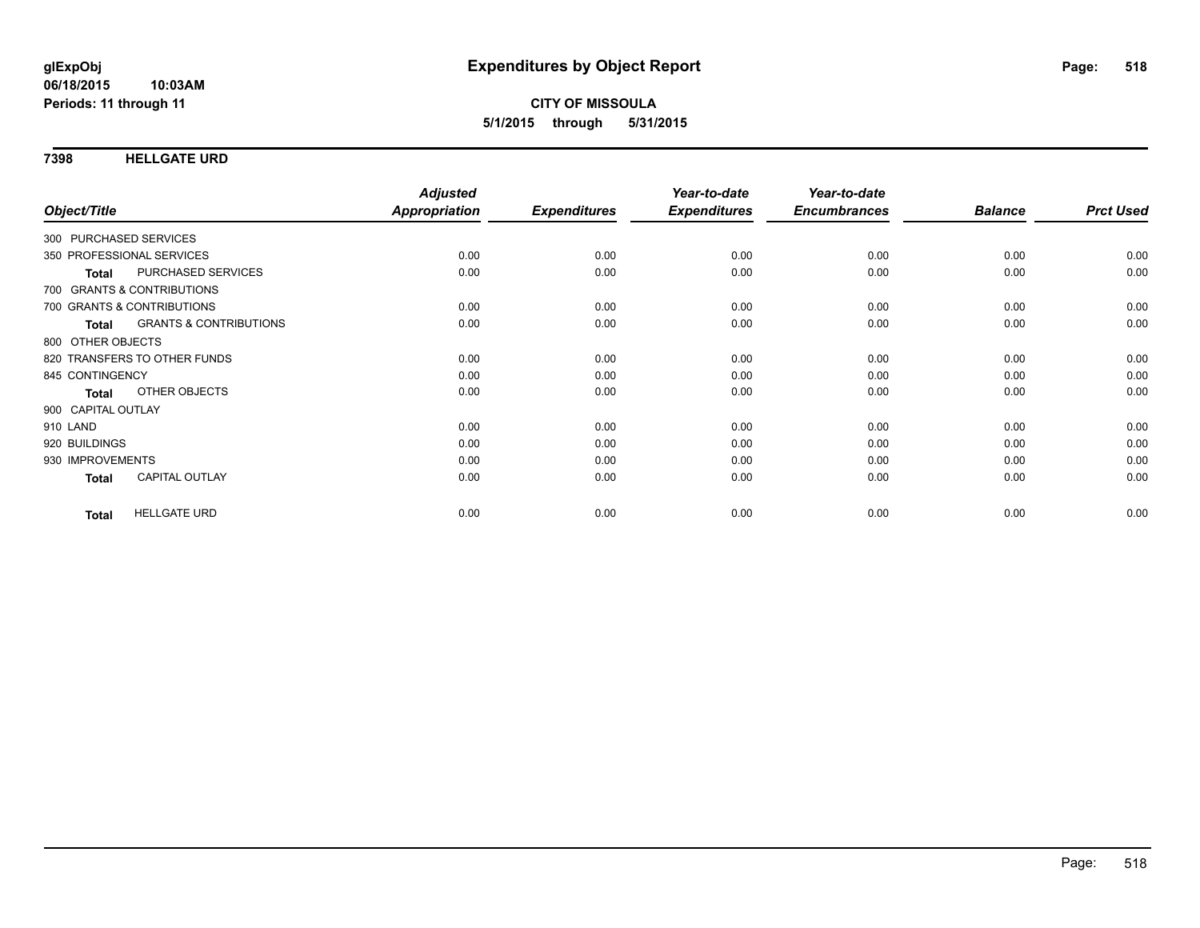**glExpObj**
**06/18/2015 10:03AM**
**Periods: 11 through 11**

# Expenditures by Object Report

**CITY OF MISSOULA**
**5/1/2015 through 5/31/2015**

## 7398 HELLGATE URD

| Object/Title | | Adjusted Appropriation | Expenditures | Year-to-date Expenditures | Year-to-date Encumbrances | Balance | Prct Used |
|---|---|---|---|---|---|---|---|
| 300 PURCHASED SERVICES | | | | | | | |
| 350 PROFESSIONAL SERVICES | | 0.00 | 0.00 | 0.00 | 0.00 | 0.00 | 0.00 |
| **Total** | PURCHASED SERVICES | 0.00 | 0.00 | 0.00 | 0.00 | 0.00 | 0.00 |
| 700 GRANTS & CONTRIBUTIONS | | | | | | | |
| 700 GRANTS & CONTRIBUTIONS | | 0.00 | 0.00 | 0.00 | 0.00 | 0.00 | 0.00 |
| **Total** | GRANTS & CONTRIBUTIONS | 0.00 | 0.00 | 0.00 | 0.00 | 0.00 | 0.00 |
| 800 OTHER OBJECTS | | | | | | | |
| 820 TRANSFERS TO OTHER FUNDS | | 0.00 | 0.00 | 0.00 | 0.00 | 0.00 | 0.00 |
| 845 CONTINGENCY | | 0.00 | 0.00 | 0.00 | 0.00 | 0.00 | 0.00 |
| **Total** | OTHER OBJECTS | 0.00 | 0.00 | 0.00 | 0.00 | 0.00 | 0.00 |
| 900 CAPITAL OUTLAY | | | | | | | |
| 910 LAND | | 0.00 | 0.00 | 0.00 | 0.00 | 0.00 | 0.00 |
| 920 BUILDINGS | | 0.00 | 0.00 | 0.00 | 0.00 | 0.00 | 0.00 |
| 930 IMPROVEMENTS | | 0.00 | 0.00 | 0.00 | 0.00 | 0.00 | 0.00 |
| **Total** | CAPITAL OUTLAY | 0.00 | 0.00 | 0.00 | 0.00 | 0.00 | 0.00 |
| **Total** | HELLGATE URD | 0.00 | 0.00 | 0.00 | 0.00 | 0.00 | 0.00 |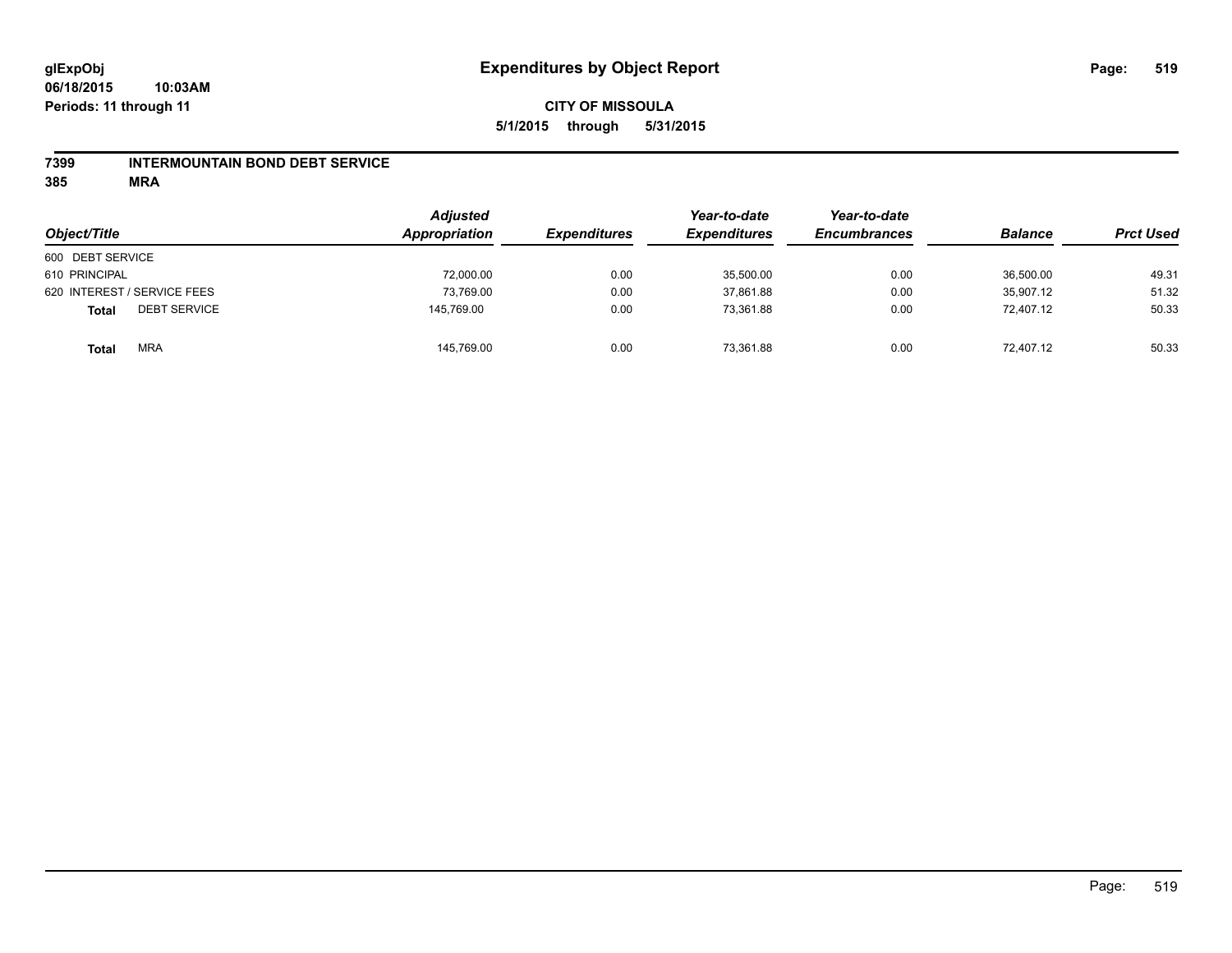glExpObj
06/18/2015 10:03AM
Periods: 11 through 11

# Expenditures by Object Report

**CITY OF MISSOULA**

**5/1/2015 through 5/31/2015**

**7399 INTERMOUNTAIN BOND DEBT SERVICE**
**385 MRA**

| Object/Title | | Adjusted Appropriation | Expenditures | Year-to-date Expenditures | Year-to-date Encumbrances | Balance | Prct Used |
|---|---|---|---|---|---|---|---|
| 600 DEBT SERVICE | | | | | | | |
| 610 PRINCIPAL | | 72,000.00 | 0.00 | 35,500.00 | 0.00 | 36,500.00 | 49.31 |
| 620 INTEREST / SERVICE FEES | | 73,769.00 | 0.00 | 37,861.88 | 0.00 | 35,907.12 | 51.32 |
| **Total** | DEBT SERVICE | 145,769.00 | 0.00 | 73,361.88 | 0.00 | 72,407.12 | 50.33 |
| **Total** | MRA | 145,769.00 | 0.00 | 73,361.88 | 0.00 | 72,407.12 | 50.33 |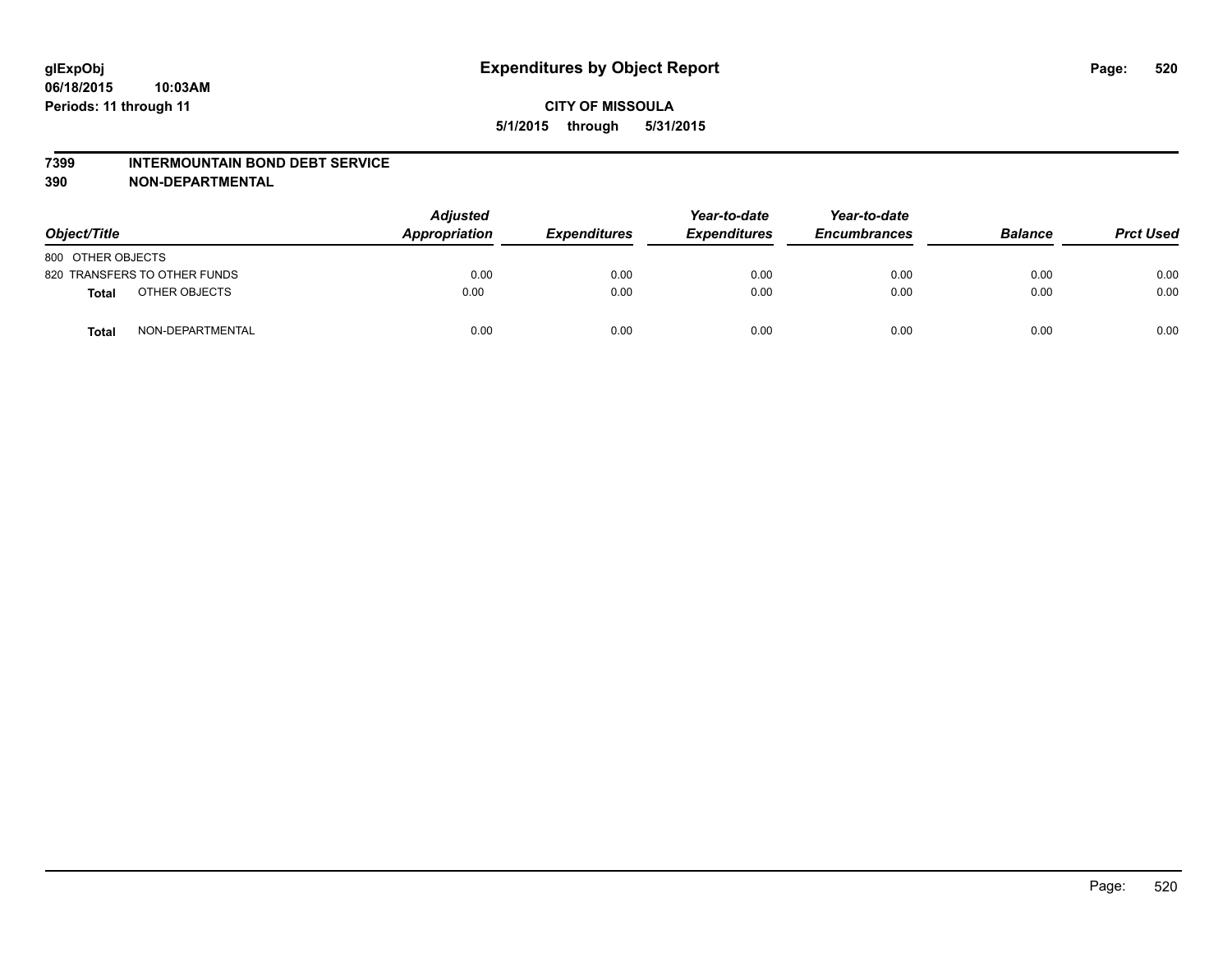glExpObj
06/18/2015 10:03AM
Periods: 11 through 11

# Expenditures by Object Report

**CITY OF MISSOULA**
**5/1/2015 through 5/31/2015**

**7399 INTERMOUNTAIN BOND DEBT SERVICE**
**390 NON-DEPARTMENTAL**

| Object/Title | | Adjusted Appropriation | Expenditures | Year-to-date Expenditures | Year-to-date Encumbrances | Balance | Prct Used |
|---|---|---|---|---|---|---|---|
| 800 OTHER OBJECTS | | | | | | | |
| 820 TRANSFERS TO OTHER FUNDS | | 0.00 | 0.00 | 0.00 | 0.00 | 0.00 | 0.00 |
| **Total** | OTHER OBJECTS | 0.00 | 0.00 | 0.00 | 0.00 | 0.00 | 0.00 |
| **Total** | NON-DEPARTMENTAL | 0.00 | 0.00 | 0.00 | 0.00 | 0.00 | 0.00 |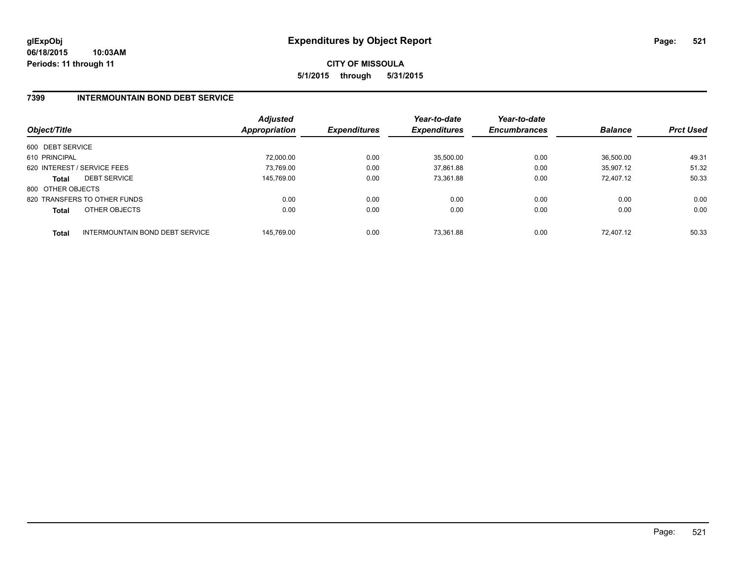glExpObj
06/18/2015 10:03AM
Periods: 11 through 11

# Expenditures by Object Report

**CITY OF MISSOULA**
**5/1/2015 through 5/31/2015**

## 7399 INTERMOUNTAIN BOND DEBT SERVICE

| Object/Title | Adjusted Appropriation | Expenditures | Year-to-date Expenditures | Year-to-date Encumbrances | Balance | Prct Used |
|---|---|---|---|---|---|---|
| 600 DEBT SERVICE | | | | | | |
| 610 PRINCIPAL | 72,000.00 | 0.00 | 35,500.00 | 0.00 | 36,500.00 | 49.31 |
| 620 INTEREST / SERVICE FEES | 73,769.00 | 0.00 | 37,861.88 | 0.00 | 35,907.12 | 51.32 |
| **Total** DEBT SERVICE | 145,769.00 | 0.00 | 73,361.88 | 0.00 | 72,407.12 | 50.33 |
| 800 OTHER OBJECTS | | | | | | |
| 820 TRANSFERS TO OTHER FUNDS | 0.00 | 0.00 | 0.00 | 0.00 | 0.00 | 0.00 |
| **Total** OTHER OBJECTS | 0.00 | 0.00 | 0.00 | 0.00 | 0.00 | 0.00 |
| **Total** INTERMOUNTAIN BOND DEBT SERVICE | 145,769.00 | 0.00 | 73,361.88 | 0.00 | 72,407.12 | 50.33 |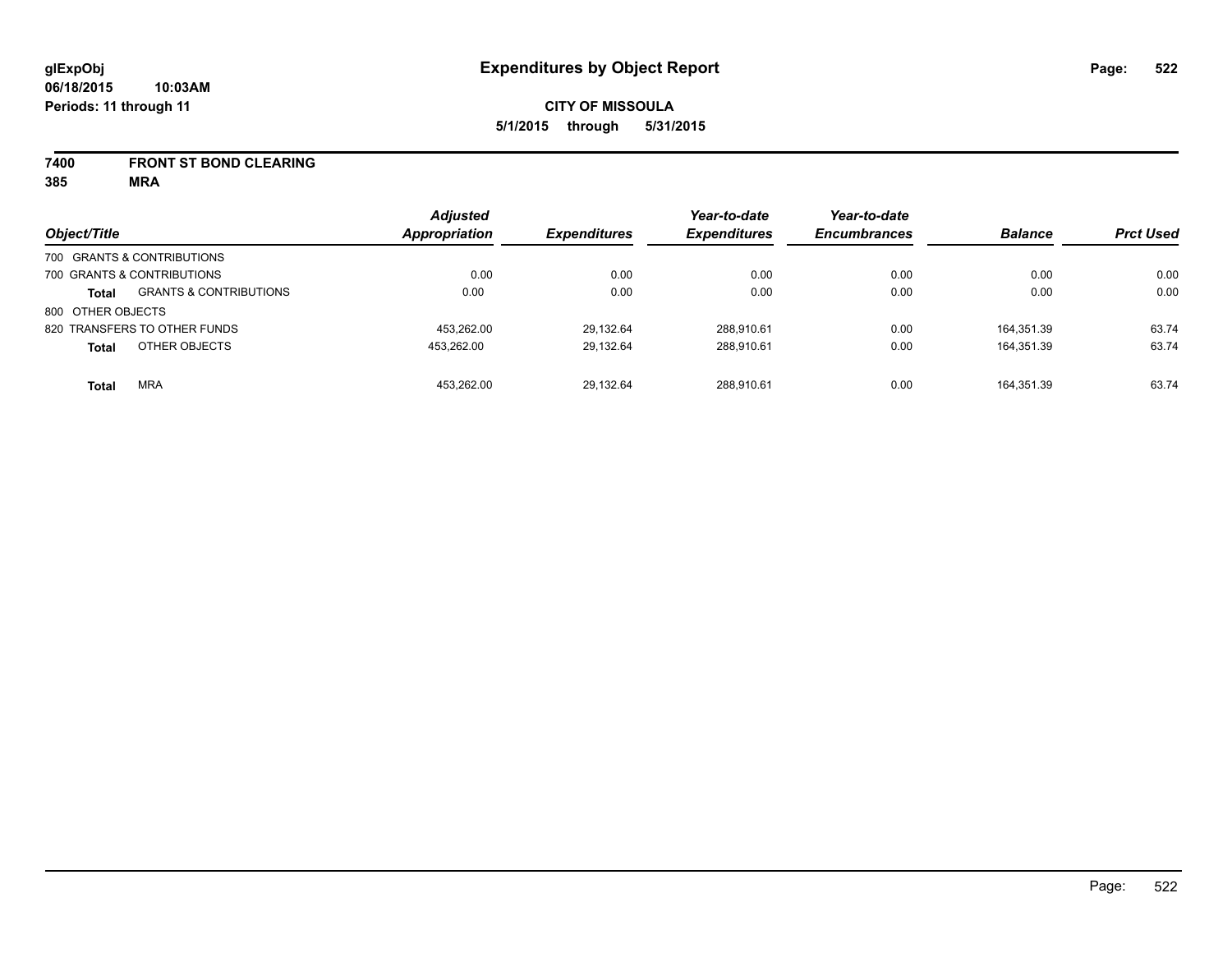**glExpObj**
**06/18/2015 10:03AM**
**Periods: 11 through 11**

# Expenditures by Object Report

**CITY OF MISSOULA**
**5/1/2015 through 5/31/2015**

**7400 FRONT ST BOND CLEARING**
**385 MRA**

| Object/Title | | Adjusted Appropriation | Expenditures | Year-to-date Expenditures | Year-to-date Encumbrances | Balance | Prct Used |
|---|---|---|---|---|---|---|---|
| 700 GRANTS & CONTRIBUTIONS | | | | | | | |
| 700 GRANTS & CONTRIBUTIONS | | 0.00 | 0.00 | 0.00 | 0.00 | 0.00 | 0.00 |
| **Total** | GRANTS & CONTRIBUTIONS | 0.00 | 0.00 | 0.00 | 0.00 | 0.00 | 0.00 |
| 800 OTHER OBJECTS | | | | | | | |
| 820 TRANSFERS TO OTHER FUNDS | | 453,262.00 | 29,132.64 | 288,910.61 | 0.00 | 164,351.39 | 63.74 |
| **Total** | OTHER OBJECTS | 453,262.00 | 29,132.64 | 288,910.61 | 0.00 | 164,351.39 | 63.74 |
| **Total** | MRA | 453,262.00 | 29,132.64 | 288,910.61 | 0.00 | 164,351.39 | 63.74 |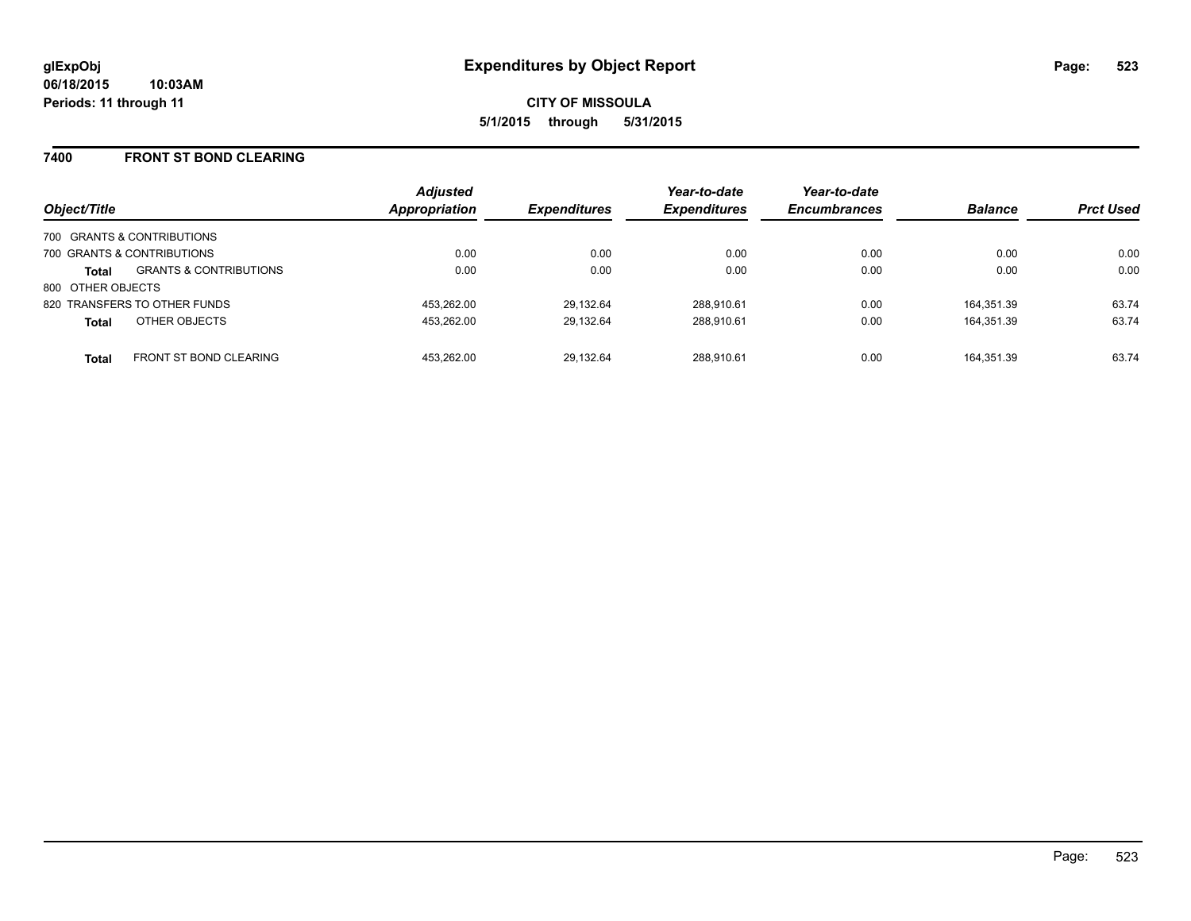# Expenditures by Object Report

**glExpObj**
**06/18/2015 10:03AM**
**Periods: 11 through 11**

**CITY OF MISSOULA**
**5/1/2015 through 5/31/2015**

## 7400 FRONT ST BOND CLEARING

| Object/Title | | Adjusted Appropriation | Expenditures | Year-to-date Expenditures | Year-to-date Encumbrances | Balance | Prct Used |
|---|---|---|---|---|---|---|---|
| 700 GRANTS & CONTRIBUTIONS | | | | | | | |
| 700 GRANTS & CONTRIBUTIONS | | 0.00 | 0.00 | 0.00 | 0.00 | 0.00 | 0.00 |
| **Total** | GRANTS & CONTRIBUTIONS | 0.00 | 0.00 | 0.00 | 0.00 | 0.00 | 0.00 |
| 800 OTHER OBJECTS | | | | | | | |
| 820 TRANSFERS TO OTHER FUNDS | | 453,262.00 | 29,132.64 | 288,910.61 | 0.00 | 164,351.39 | 63.74 |
| **Total** | OTHER OBJECTS | 453,262.00 | 29,132.64 | 288,910.61 | 0.00 | 164,351.39 | 63.74 |
| **Total** | FRONT ST BOND CLEARING | 453,262.00 | 29,132.64 | 288,910.61 | 0.00 | 164,351.39 | 63.74 |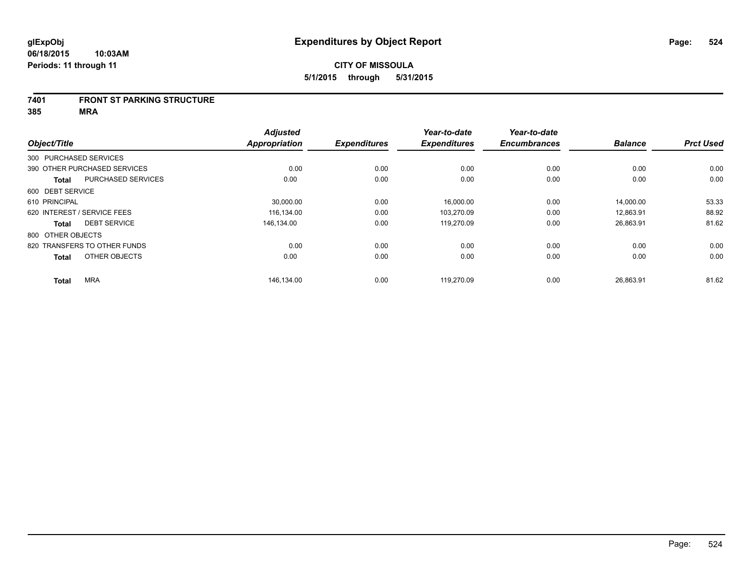**glExpObj**
**06/18/2015 10:03AM**
**Periods: 11 through 11**

# Expenditures by Object Report

**CITY OF MISSOULA**
**5/1/2015 through 5/31/2015**

**7401 FRONT ST PARKING STRUCTURE**
**385 MRA**

| Object/Title | Adjusted Appropriation | Expenditures | Year-to-date Expenditures | Year-to-date Encumbrances | Balance | Prct Used |
|---|---|---|---|---|---|---|
| 300 PURCHASED SERVICES | | | | | | |
| 390 OTHER PURCHASED SERVICES | 0.00 | 0.00 | 0.00 | 0.00 | 0.00 | 0.00 |
| **Total** PURCHASED SERVICES | 0.00 | 0.00 | 0.00 | 0.00 | 0.00 | 0.00 |
| 600 DEBT SERVICE | | | | | | |
| 610 PRINCIPAL | 30,000.00 | 0.00 | 16,000.00 | 0.00 | 14,000.00 | 53.33 |
| 620 INTEREST / SERVICE FEES | 116,134.00 | 0.00 | 103,270.09 | 0.00 | 12,863.91 | 88.92 |
| **Total** DEBT SERVICE | 146,134.00 | 0.00 | 119,270.09 | 0.00 | 26,863.91 | 81.62 |
| 800 OTHER OBJECTS | | | | | | |
| 820 TRANSFERS TO OTHER FUNDS | 0.00 | 0.00 | 0.00 | 0.00 | 0.00 | 0.00 |
| **Total** OTHER OBJECTS | 0.00 | 0.00 | 0.00 | 0.00 | 0.00 | 0.00 |
| **Total** MRA | 146,134.00 | 0.00 | 119,270.09 | 0.00 | 26,863.91 | 81.62 |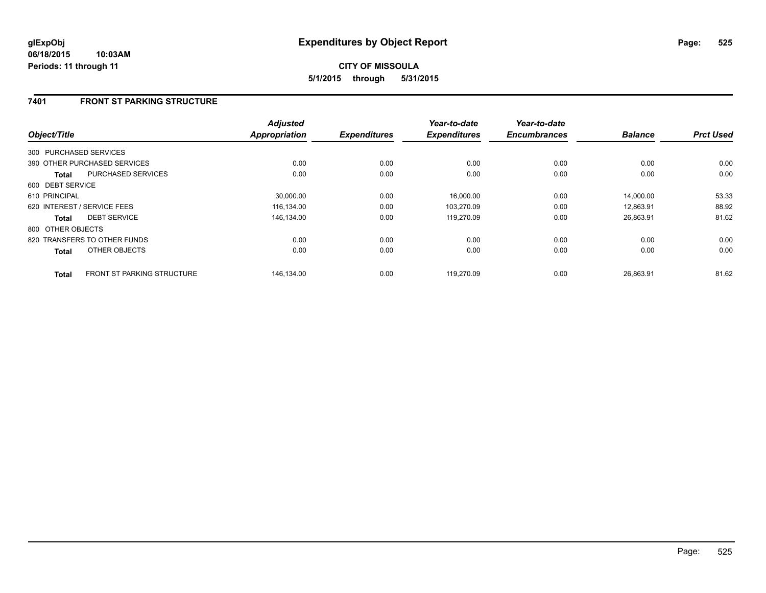**glExpObj**
**06/18/2015 10:03AM**
**Periods: 11 through 11**

# Expenditures by Object Report

**CITY OF MISSOULA**
**5/1/2015 through 5/31/2015**

## 7401 FRONT ST PARKING STRUCTURE

| Object/Title | | Adjusted Appropriation | Expenditures | Year-to-date Expenditures | Year-to-date Encumbrances | Balance | Prct Used |
|---|---|---|---|---|---|---|---|
| 300 PURCHASED SERVICES | | | | | | | |
| 390 OTHER PURCHASED SERVICES | | 0.00 | 0.00 | 0.00 | 0.00 | 0.00 | 0.00 |
| **Total** | PURCHASED SERVICES | 0.00 | 0.00 | 0.00 | 0.00 | 0.00 | 0.00 |
| 600 DEBT SERVICE | | | | | | | |
| 610 PRINCIPAL | | 30,000.00 | 0.00 | 16,000.00 | 0.00 | 14,000.00 | 53.33 |
| 620 INTEREST / SERVICE FEES | | 116,134.00 | 0.00 | 103,270.09 | 0.00 | 12,863.91 | 88.92 |
| **Total** | DEBT SERVICE | 146,134.00 | 0.00 | 119,270.09 | 0.00 | 26,863.91 | 81.62 |
| 800 OTHER OBJECTS | | | | | | | |
| 820 TRANSFERS TO OTHER FUNDS | | 0.00 | 0.00 | 0.00 | 0.00 | 0.00 | 0.00 |
| **Total** | OTHER OBJECTS | 0.00 | 0.00 | 0.00 | 0.00 | 0.00 | 0.00 |
| **Total** | FRONT ST PARKING STRUCTURE | 146,134.00 | 0.00 | 119,270.09 | 0.00 | 26,863.91 | 81.62 |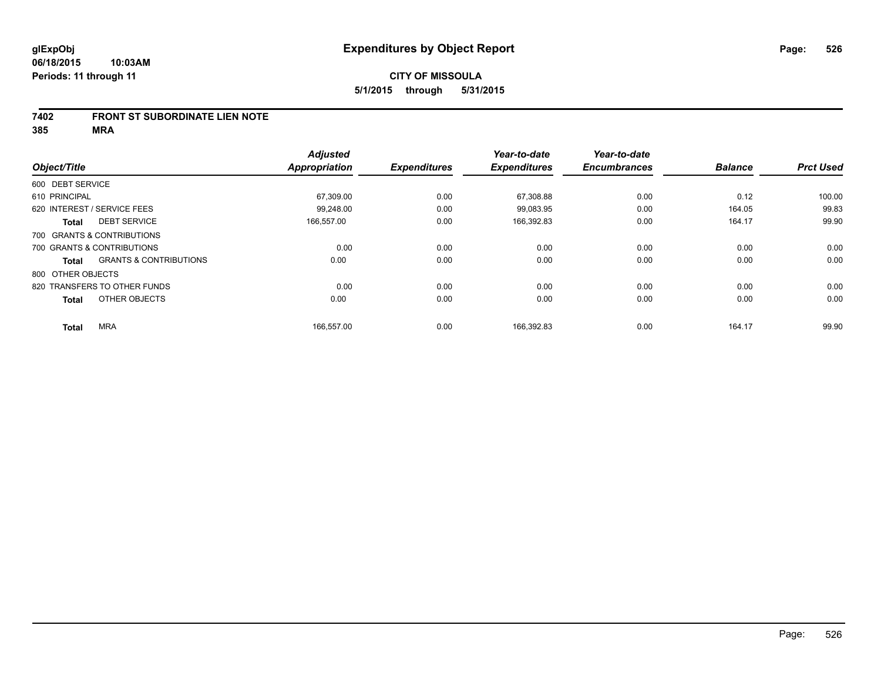glExpObj
06/18/2015 10:03AM
Periods: 11 through 11

# Expenditures by Object Report

**CITY OF MISSOULA**

**5/1/2015 through 5/31/2015**

## 7402 FRONT ST SUBORDINATE LIEN NOTE
## 385 MRA

| Object/Title | | Adjusted Appropriation | Expenditures | Year-to-date Expenditures | Year-to-date Encumbrances | Balance | Prct Used |
|---|---|---|---|---|---|---|---|
| 600 DEBT SERVICE | | | | | | | |
| 610 PRINCIPAL | | 67,309.00 | 0.00 | 67,308.88 | 0.00 | 0.12 | 100.00 |
| 620 INTEREST / SERVICE FEES | | 99,248.00 | 0.00 | 99,083.95 | 0.00 | 164.05 | 99.83 |
| **Total** | DEBT SERVICE | 166,557.00 | 0.00 | 166,392.83 | 0.00 | 164.17 | 99.90 |
| 700 GRANTS & CONTRIBUTIONS | | | | | | | |
| 700 GRANTS & CONTRIBUTIONS | | 0.00 | 0.00 | 0.00 | 0.00 | 0.00 | 0.00 |
| **Total** | GRANTS & CONTRIBUTIONS | 0.00 | 0.00 | 0.00 | 0.00 | 0.00 | 0.00 |
| 800 OTHER OBJECTS | | | | | | | |
| 820 TRANSFERS TO OTHER FUNDS | | 0.00 | 0.00 | 0.00 | 0.00 | 0.00 | 0.00 |
| **Total** | OTHER OBJECTS | 0.00 | 0.00 | 0.00 | 0.00 | 0.00 | 0.00 |
| **Total** | MRA | 166,557.00 | 0.00 | 166,392.83 | 0.00 | 164.17 | 99.90 |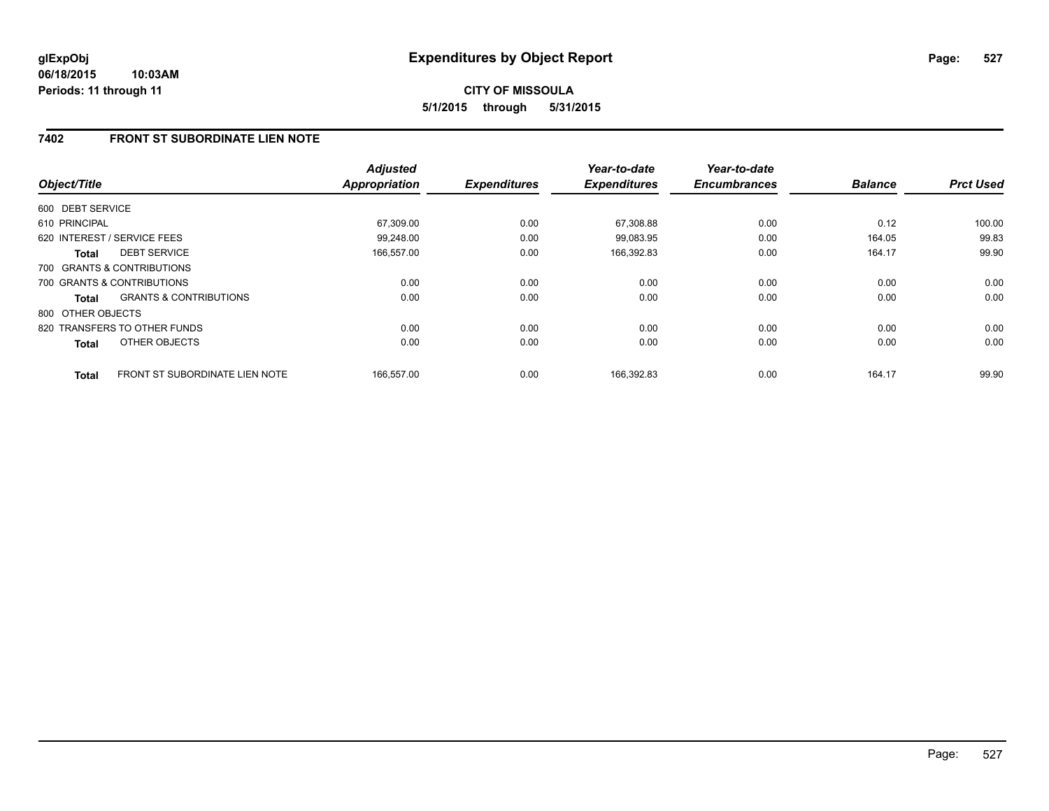**glExpObj**
**06/18/2015 10:03AM**
**Periods: 11 through 11**

# Expenditures by Object Report

**CITY OF MISSOULA**
**5/1/2015 through 5/31/2015**

## 7402 FRONT ST SUBORDINATE LIEN NOTE

| Object/Title | Adjusted Appropriation | Expenditures | Year-to-date Expenditures | Year-to-date Encumbrances | Balance | Prct Used |
|---|---|---|---|---|---|---|
| 600 DEBT SERVICE | | | | | | |
| 610 PRINCIPAL | 67,309.00 | 0.00 | 67,308.88 | 0.00 | 0.12 | 100.00 |
| 620 INTEREST / SERVICE FEES | 99,248.00 | 0.00 | 99,083.95 | 0.00 | 164.05 | 99.83 |
| **Total** DEBT SERVICE | 166,557.00 | 0.00 | 166,392.83 | 0.00 | 164.17 | 99.90 |
| 700 GRANTS & CONTRIBUTIONS | | | | | | |
| 700 GRANTS & CONTRIBUTIONS | 0.00 | 0.00 | 0.00 | 0.00 | 0.00 | 0.00 |
| **Total** GRANTS & CONTRIBUTIONS | 0.00 | 0.00 | 0.00 | 0.00 | 0.00 | 0.00 |
| 800 OTHER OBJECTS | | | | | | |
| 820 TRANSFERS TO OTHER FUNDS | 0.00 | 0.00 | 0.00 | 0.00 | 0.00 | 0.00 |
| **Total** OTHER OBJECTS | 0.00 | 0.00 | 0.00 | 0.00 | 0.00 | 0.00 |
| **Total** FRONT ST SUBORDINATE LIEN NOTE | 166,557.00 | 0.00 | 166,392.83 | 0.00 | 164.17 | 99.90 |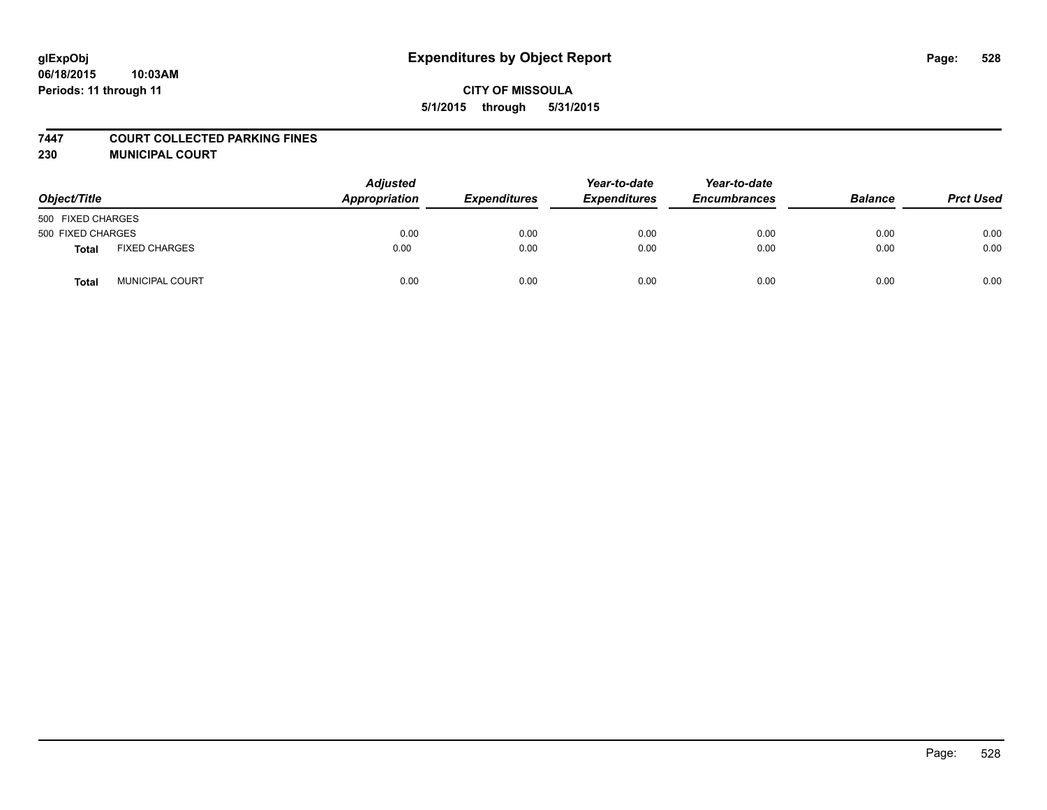# Expenditures by Object Report

glExpObj
06/18/2015 10:03AM
Periods: 11 through 11

**CITY OF MISSOULA**
**5/1/2015 through 5/31/2015**

**7447 COURT COLLECTED PARKING FINES**
**230 MUNICIPAL COURT**

| Object/Title | | Adjusted Appropriation | Expenditures | Year-to-date Expenditures | Year-to-date Encumbrances | Balance | Prct Used |
|---|---|---|---|---|---|---|---|
| 500 FIXED CHARGES | | | | | | | |
| 500 FIXED CHARGES | | 0.00 | 0.00 | 0.00 | 0.00 | 0.00 | 0.00 |
| **Total** | FIXED CHARGES | 0.00 | 0.00 | 0.00 | 0.00 | 0.00 | 0.00 |
| **Total** | MUNICIPAL COURT | 0.00 | 0.00 | 0.00 | 0.00 | 0.00 | 0.00 |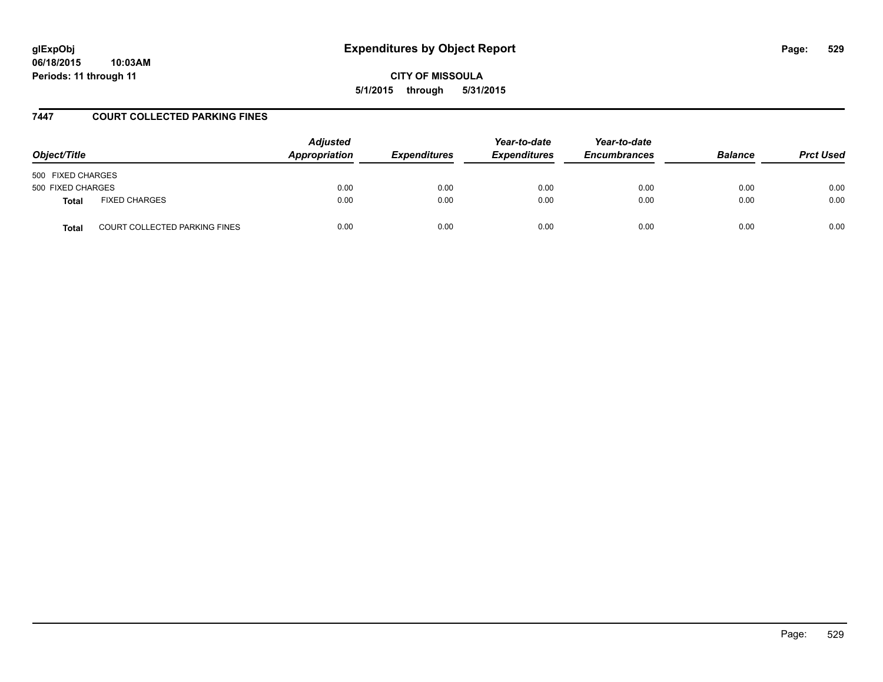**glExpObj**
**06/18/2015 10:03AM**
**Periods: 11 through 11**

# Expenditures by Object Report

**CITY OF MISSOULA**
**5/1/2015 through 5/31/2015**

## 7447 COURT COLLECTED PARKING FINES

| Object/Title | | *Adjusted Appropriation* | *Expenditures* | *Year-to-date Expenditures* | *Year-to-date Encumbrances* | *Balance* | *Prct Used* |
|---|---|---|---|---|---|---|---|
| 500 FIXED CHARGES | | | | | | | |
| 500 FIXED CHARGES | | 0.00 | 0.00 | 0.00 | 0.00 | 0.00 | 0.00 |
| **Total** | FIXED CHARGES | 0.00 | 0.00 | 0.00 | 0.00 | 0.00 | 0.00 |
| **Total** | COURT COLLECTED PARKING FINES | 0.00 | 0.00 | 0.00 | 0.00 | 0.00 | 0.00 |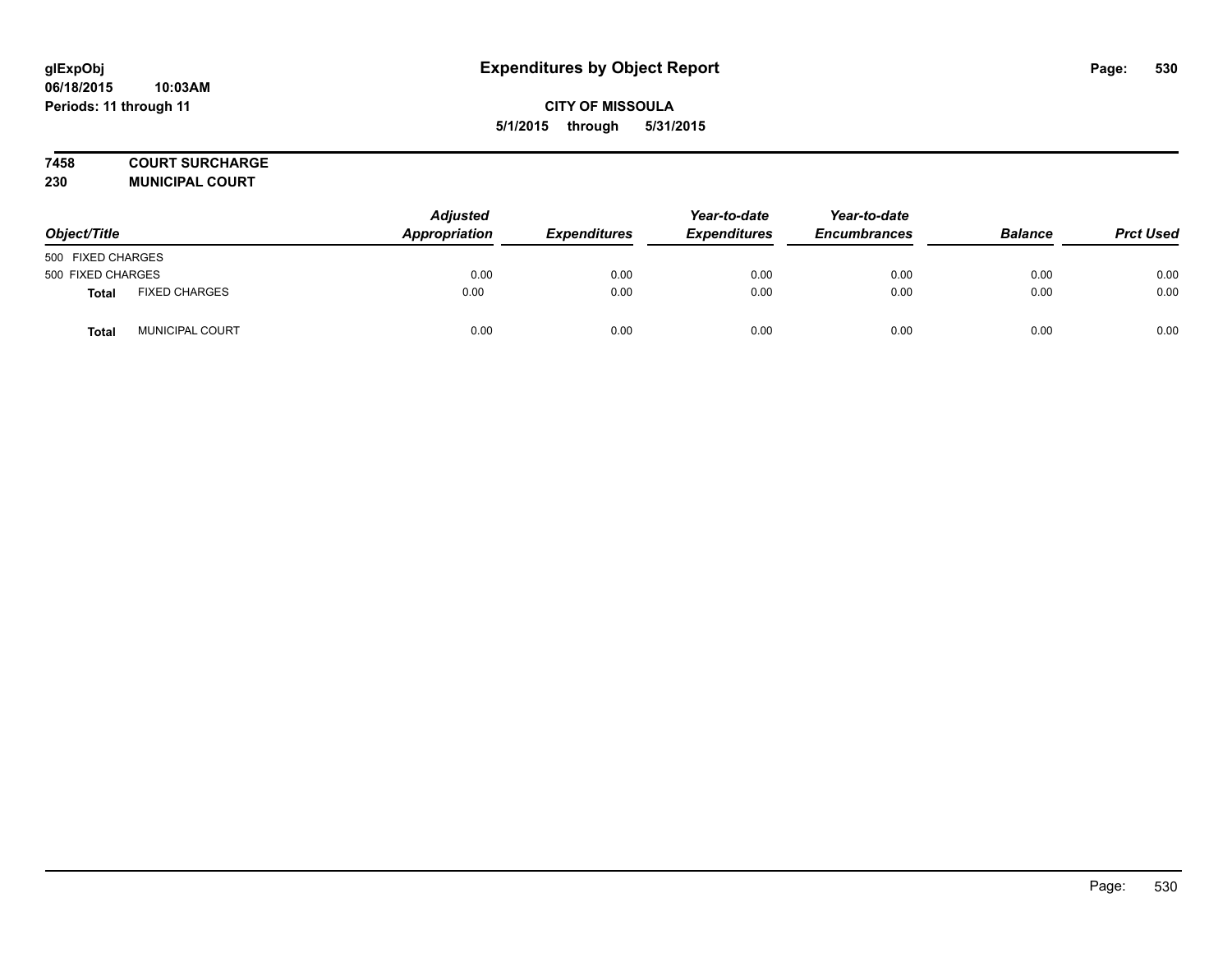glExpObj
06/18/2015 10:03AM
Periods: 11 through 11

# Expenditures by Object Report

CITY OF MISSOULA
5/1/2015 through 5/31/2015

**7458 COURT SURCHARGE**
**230 MUNICIPAL COURT**

| Object/Title | | Adjusted Appropriation | Expenditures | Year-to-date Expenditures | Year-to-date Encumbrances | Balance | Prct Used |
|---|---|---|---|---|---|---|---|
| 500 FIXED CHARGES | | | | | | | |
| 500 FIXED CHARGES | | 0.00 | 0.00 | 0.00 | 0.00 | 0.00 | 0.00 |
| **Total** | FIXED CHARGES | 0.00 | 0.00 | 0.00 | 0.00 | 0.00 | 0.00 |
| **Total** | MUNICIPAL COURT | 0.00 | 0.00 | 0.00 | 0.00 | 0.00 | 0.00 |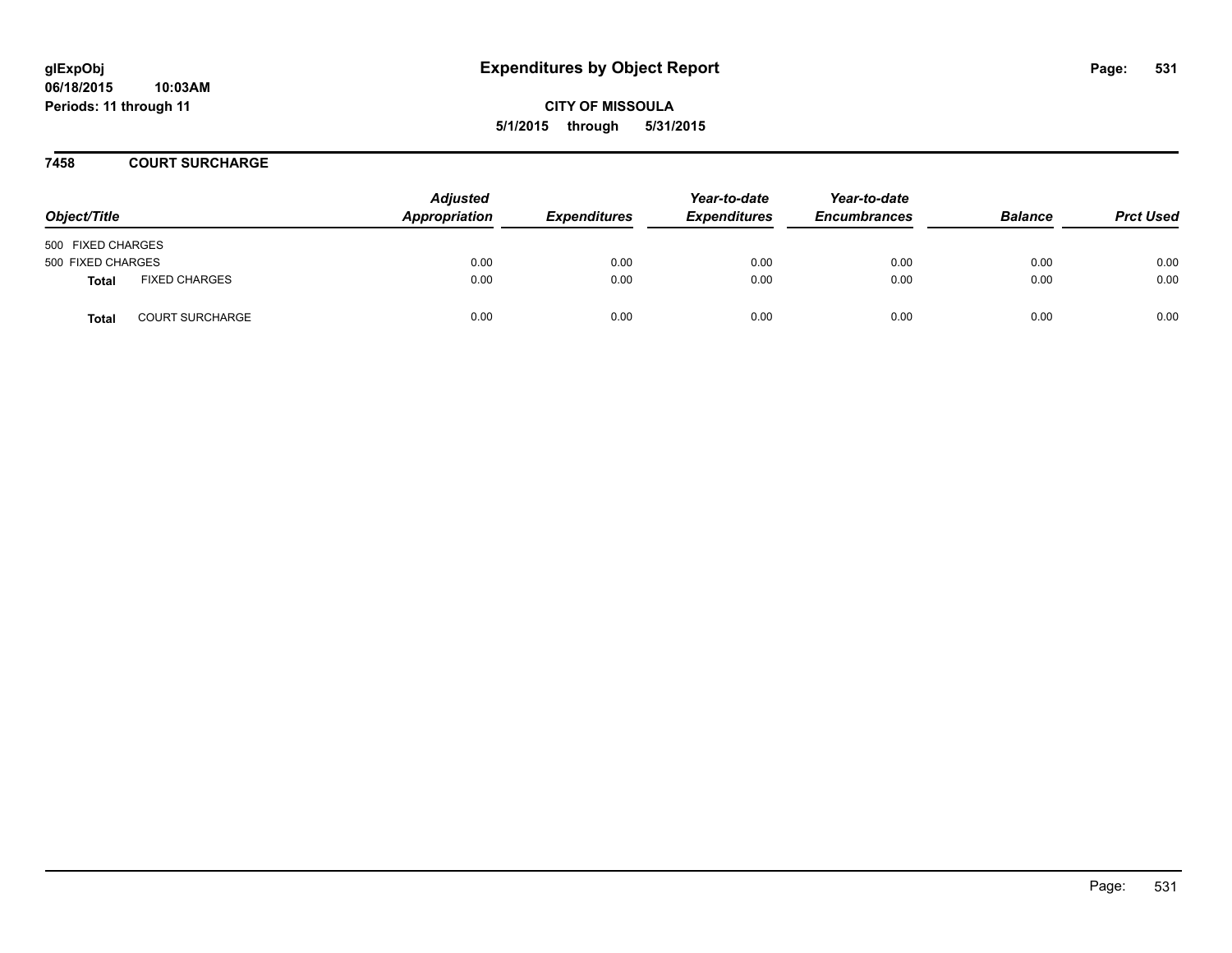# Expenditures by Object Report

glExpObj
06/18/2015 10:03AM
Periods: 11 through 11

CITY OF MISSOULA
5/1/2015 through 5/31/2015

## 7458 COURT SURCHARGE

| Object/Title | | Adjusted Appropriation | Expenditures | Year-to-date Expenditures | Year-to-date Encumbrances | Balance | Prct Used |
|---|---|---|---|---|---|---|---|
| 500 FIXED CHARGES | | | | | | | |
| 500 FIXED CHARGES | | 0.00 | 0.00 | 0.00 | 0.00 | 0.00 | 0.00 |
| **Total** | FIXED CHARGES | 0.00 | 0.00 | 0.00 | 0.00 | 0.00 | 0.00 |
| **Total** | COURT SURCHARGE | 0.00 | 0.00 | 0.00 | 0.00 | 0.00 | 0.00 |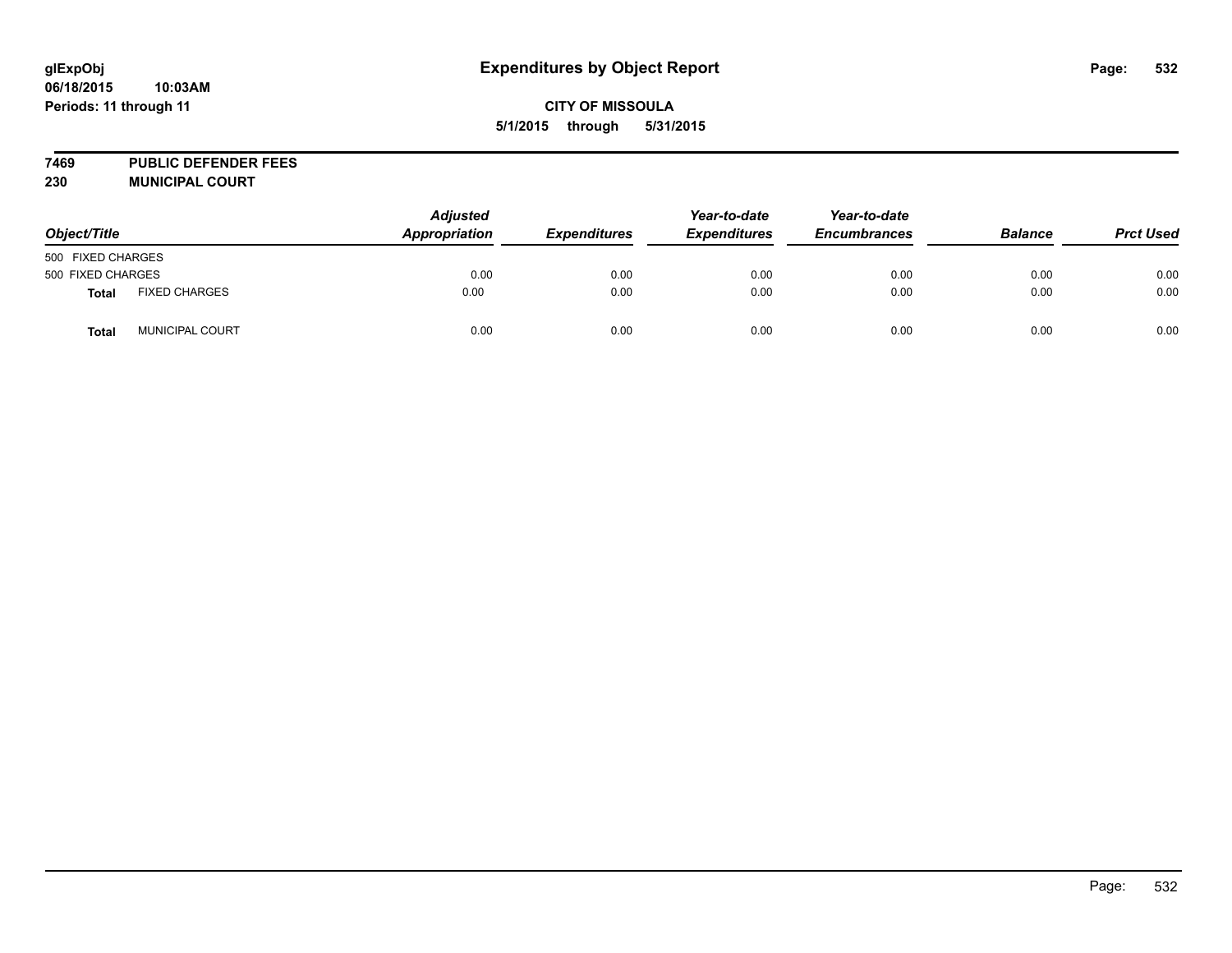glExpObj
06/18/2015 10:03AM
Periods: 11 through 11

# Expenditures by Object Report

**CITY OF MISSOULA**
**5/1/2015 through 5/31/2015**

**7469 PUBLIC DEFENDER FEES**
**230 MUNICIPAL COURT**

| Object/Title | | Adjusted Appropriation | Expenditures | Year-to-date Expenditures | Year-to-date Encumbrances | Balance | Prct Used |
|---|---|---|---|---|---|---|---|
| 500 FIXED CHARGES | | | | | | | |
| 500 FIXED CHARGES | | 0.00 | 0.00 | 0.00 | 0.00 | 0.00 | 0.00 |
| **Total** | FIXED CHARGES | 0.00 | 0.00 | 0.00 | 0.00 | 0.00 | 0.00 |
| **Total** | MUNICIPAL COURT | 0.00 | 0.00 | 0.00 | 0.00 | 0.00 | 0.00 |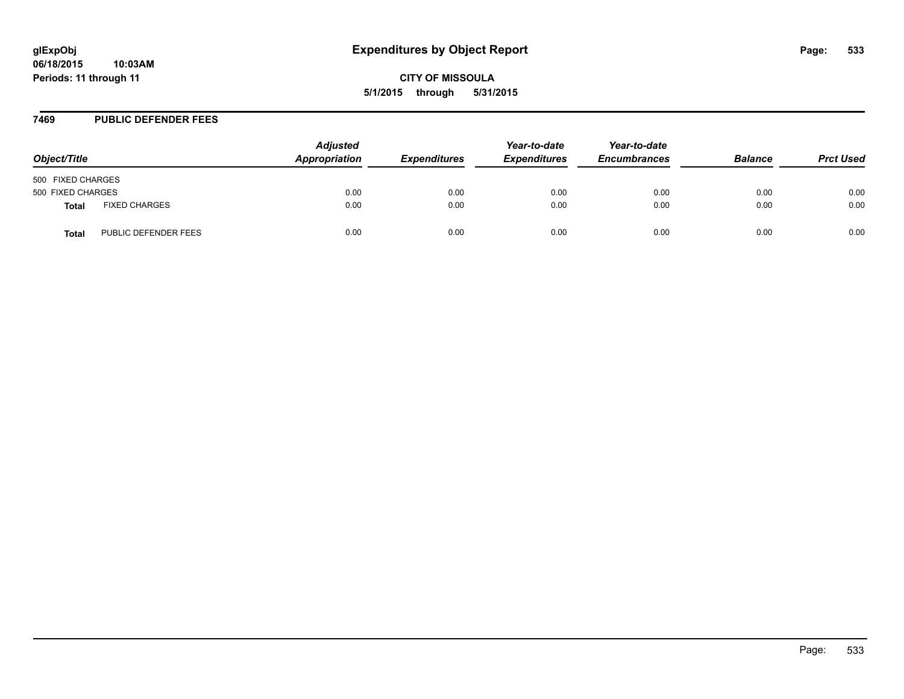# Expenditures by Object Report

**glExpObj**
**06/18/2015 10:03AM**
**Periods: 11 through 11**

**CITY OF MISSOULA**
**5/1/2015 through 5/31/2015**

## 7469 PUBLIC DEFENDER FEES

| Object/Title | | *Adjusted Appropriation* | *Expenditures* | *Year-to-date Expenditures* | *Year-to-date Encumbrances* | *Balance* | *Prct Used* |
|---|---|---|---|---|---|---|---|
| 500 FIXED CHARGES | | | | | | | |
| 500 FIXED CHARGES | | 0.00 | 0.00 | 0.00 | 0.00 | 0.00 | 0.00 |
| **Total** | FIXED CHARGES | 0.00 | 0.00 | 0.00 | 0.00 | 0.00 | 0.00 |
| **Total** | PUBLIC DEFENDER FEES | 0.00 | 0.00 | 0.00 | 0.00 | 0.00 | 0.00 |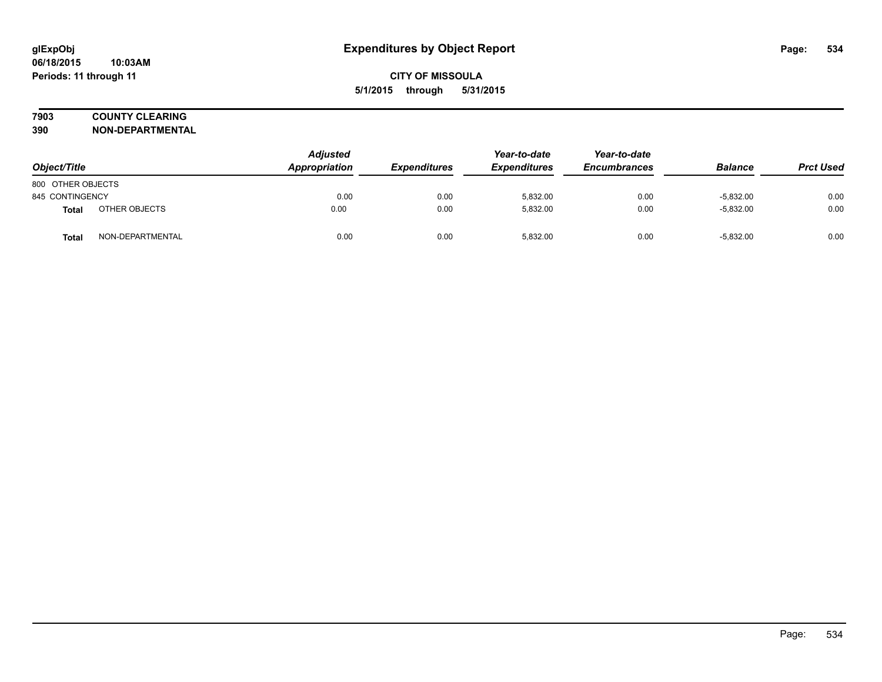# Expenditures by Object Report

**glExpObj**
**06/18/2015 10:03AM**
**Periods: 11 through 11**

**CITY OF MISSOULA**
**5/1/2015 through 5/31/2015**

**7903 COUNTY CLEARING**
**390 NON-DEPARTMENTAL**

| Object/Title | | Adjusted Appropriation | Expenditures | Year-to-date Expenditures | Year-to-date Encumbrances | Balance | Prct Used |
|---|---|---|---|---|---|---|---|
| 800 OTHER OBJECTS | | | | | | | |
| 845 CONTINGENCY | | 0.00 | 0.00 | 5,832.00 | 0.00 | -5,832.00 | 0.00 |
| **Total** | OTHER OBJECTS | 0.00 | 0.00 | 5,832.00 | 0.00 | -5,832.00 | 0.00 |
| **Total** | NON-DEPARTMENTAL | 0.00 | 0.00 | 5,832.00 | 0.00 | -5,832.00 | 0.00 |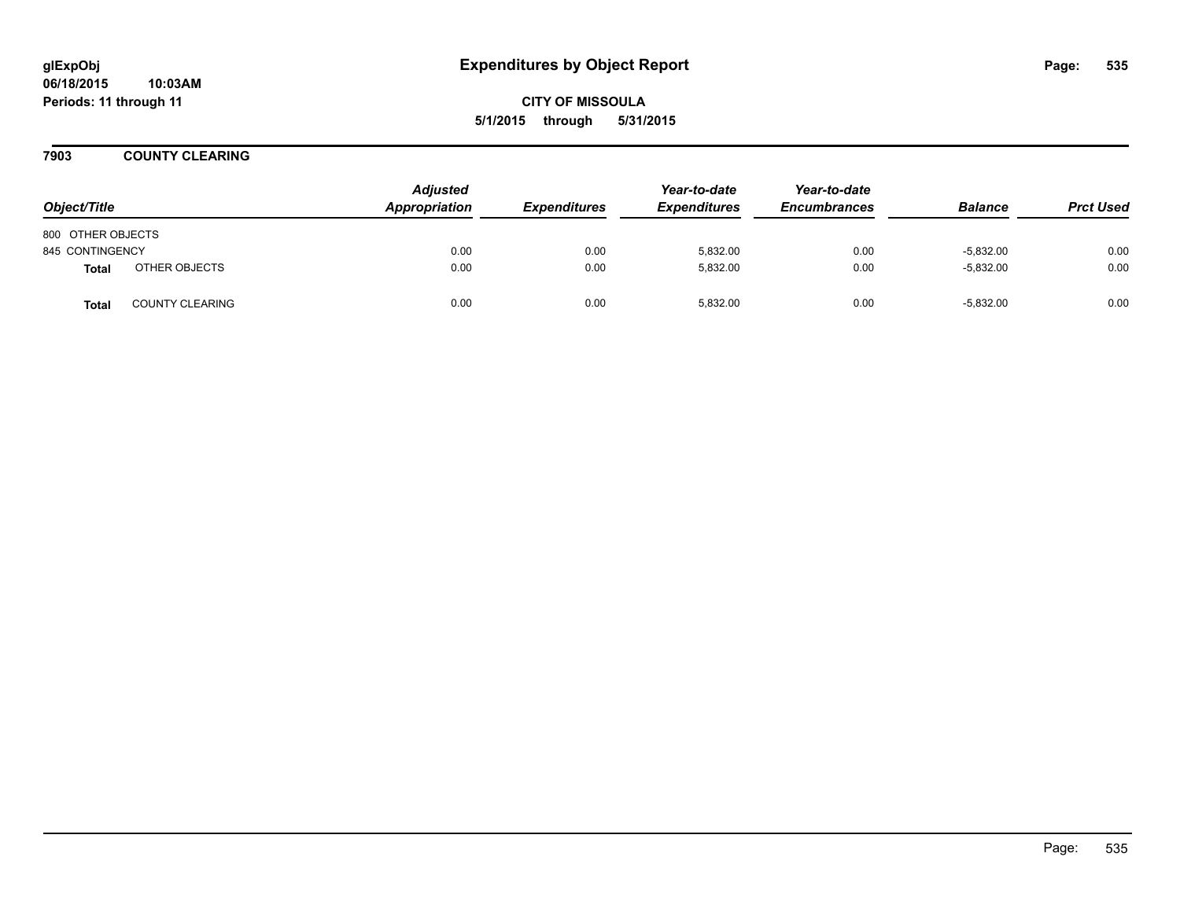glExpObj
06/18/2015 10:03AM
Periods: 11 through 11

# Expenditures by Object Report

CITY OF MISSOULA
5/1/2015 through 5/31/2015

## 7903 COUNTY CLEARING

| Object/Title | | *Adjusted Appropriation* | *Expenditures* | *Year-to-date Expenditures* | *Year-to-date Encumbrances* | *Balance* | *Prct Used* |
|---|---|---|---|---|---|---|---|
| 800 OTHER OBJECTS | | | | | | | |
| 845 CONTINGENCY | | 0.00 | 0.00 | 5,832.00 | 0.00 | -5,832.00 | 0.00 |
| **Total** | OTHER OBJECTS | 0.00 | 0.00 | 5,832.00 | 0.00 | -5,832.00 | 0.00 |
| **Total** | COUNTY CLEARING | 0.00 | 0.00 | 5,832.00 | 0.00 | -5,832.00 | 0.00 |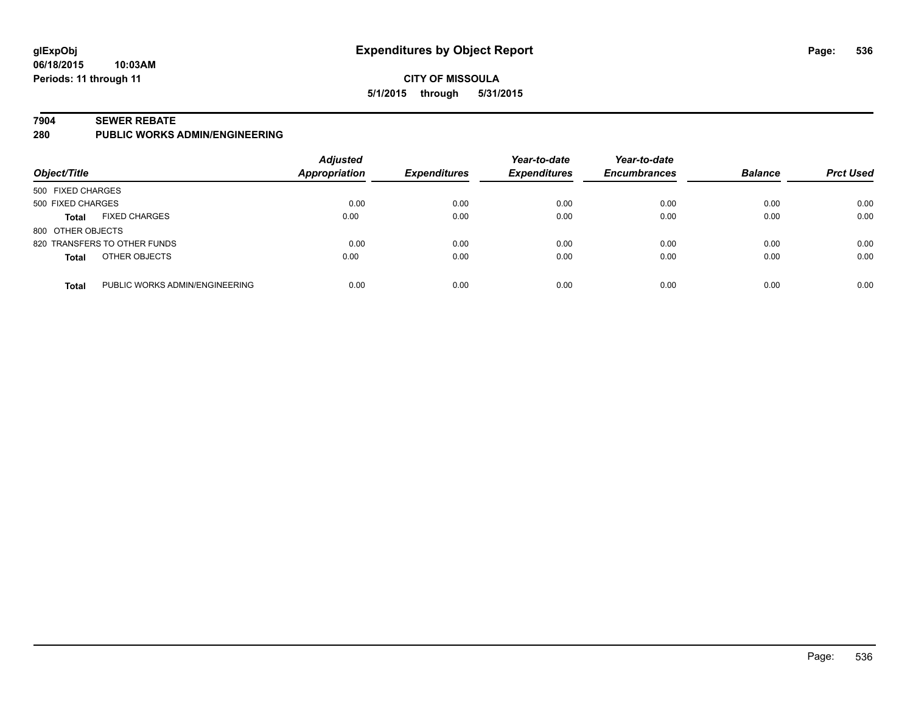**glExpObj**
**06/18/2015 10:03AM**
**Periods: 11 through 11**

# Expenditures by Object Report

**CITY OF MISSOULA**
**5/1/2015 through 5/31/2015**

## 7904 SEWER REBATE
## 280 PUBLIC WORKS ADMIN/ENGINEERING

| Object/Title | | Adjusted Appropriation | Expenditures | Year-to-date Expenditures | Year-to-date Encumbrances | Balance | Prct Used |
|---|---|---|---|---|---|---|---|
| 500 FIXED CHARGES | | | | | | | |
| 500 FIXED CHARGES | | 0.00 | 0.00 | 0.00 | 0.00 | 0.00 | 0.00 |
| **Total** | FIXED CHARGES | 0.00 | 0.00 | 0.00 | 0.00 | 0.00 | 0.00 |
| 800 OTHER OBJECTS | | | | | | | |
| 820 TRANSFERS TO OTHER FUNDS | | 0.00 | 0.00 | 0.00 | 0.00 | 0.00 | 0.00 |
| **Total** | OTHER OBJECTS | 0.00 | 0.00 | 0.00 | 0.00 | 0.00 | 0.00 |
| **Total** | PUBLIC WORKS ADMIN/ENGINEERING | 0.00 | 0.00 | 0.00 | 0.00 | 0.00 | 0.00 |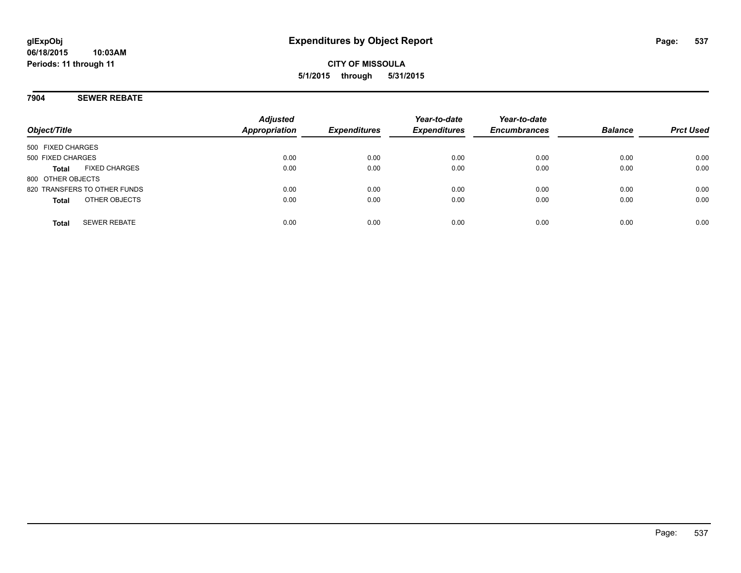**glExpObj**
**06/18/2015 10:03AM**
**Periods: 11 through 11**

# Expenditures by Object Report

**CITY OF MISSOULA**
**5/1/2015 through 5/31/2015**

## 7904 SEWER REBATE

| Object/Title | | Adjusted Appropriation | Expenditures | Year-to-date Expenditures | Year-to-date Encumbrances | Balance | Prct Used |
|---|---|---|---|---|---|---|---|
| 500 FIXED CHARGES | | | | | | | |
| 500 FIXED CHARGES | | 0.00 | 0.00 | 0.00 | 0.00 | 0.00 | 0.00 |
| **Total** | FIXED CHARGES | 0.00 | 0.00 | 0.00 | 0.00 | 0.00 | 0.00 |
| 800 OTHER OBJECTS | | | | | | | |
| 820 TRANSFERS TO OTHER FUNDS | | 0.00 | 0.00 | 0.00 | 0.00 | 0.00 | 0.00 |
| **Total** | OTHER OBJECTS | 0.00 | 0.00 | 0.00 | 0.00 | 0.00 | 0.00 |
| **Total** | SEWER REBATE | 0.00 | 0.00 | 0.00 | 0.00 | 0.00 | 0.00 |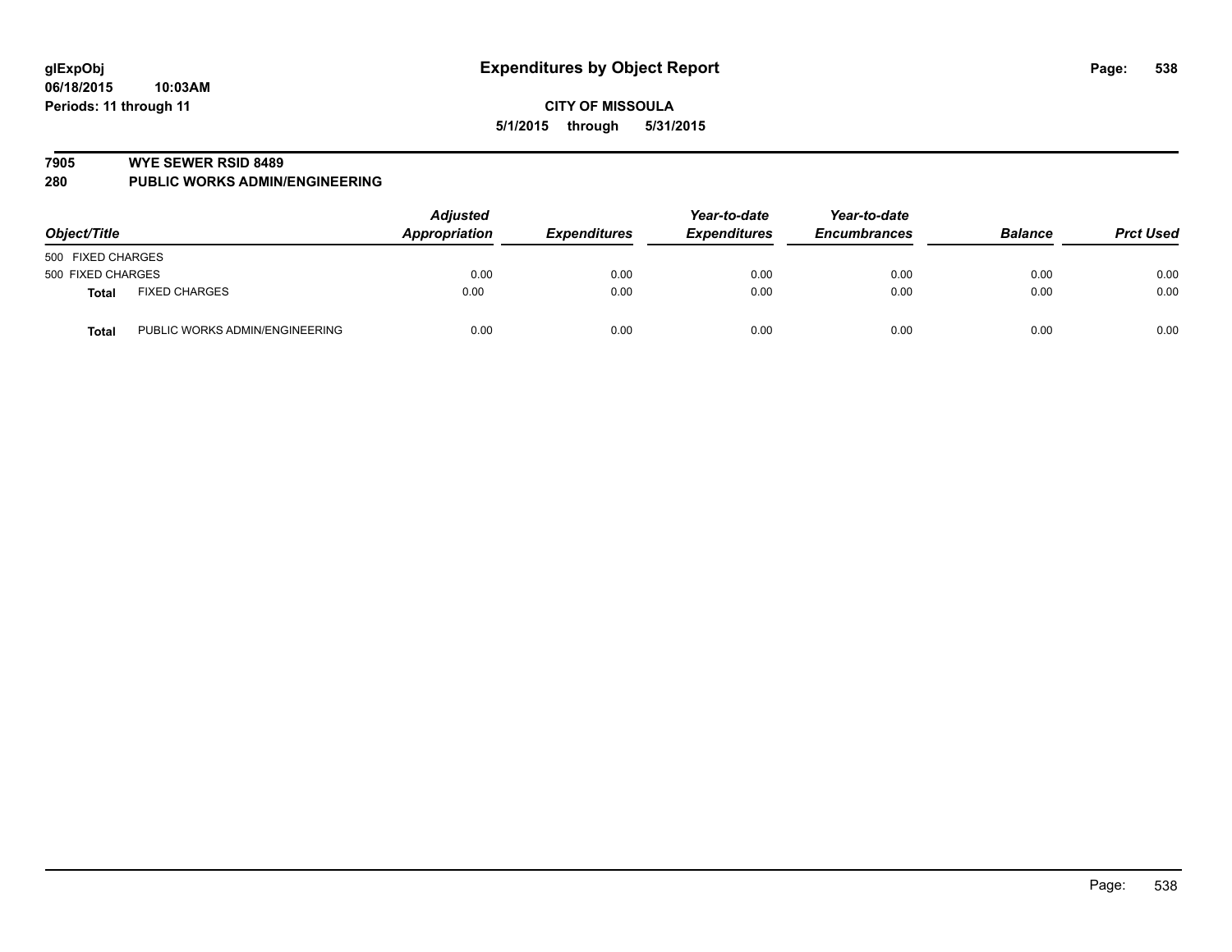glExpObj
06/18/2015 10:03AM
Periods: 11 through 11

# Expenditures by Object Report

**CITY OF MISSOULA**
**5/1/2015 through 5/31/2015**

**7905 WYE SEWER RSID 8489**
**280 PUBLIC WORKS ADMIN/ENGINEERING**

| Object/Title | | Adjusted Appropriation | Expenditures | Year-to-date Expenditures | Year-to-date Encumbrances | Balance | Prct Used |
|---|---|---|---|---|---|---|---|
| 500 FIXED CHARGES | | | | | | | |
| 500 FIXED CHARGES | | 0.00 | 0.00 | 0.00 | 0.00 | 0.00 | 0.00 |
| **Total** | FIXED CHARGES | 0.00 | 0.00 | 0.00 | 0.00 | 0.00 | 0.00 |
| **Total** | PUBLIC WORKS ADMIN/ENGINEERING | 0.00 | 0.00 | 0.00 | 0.00 | 0.00 | 0.00 |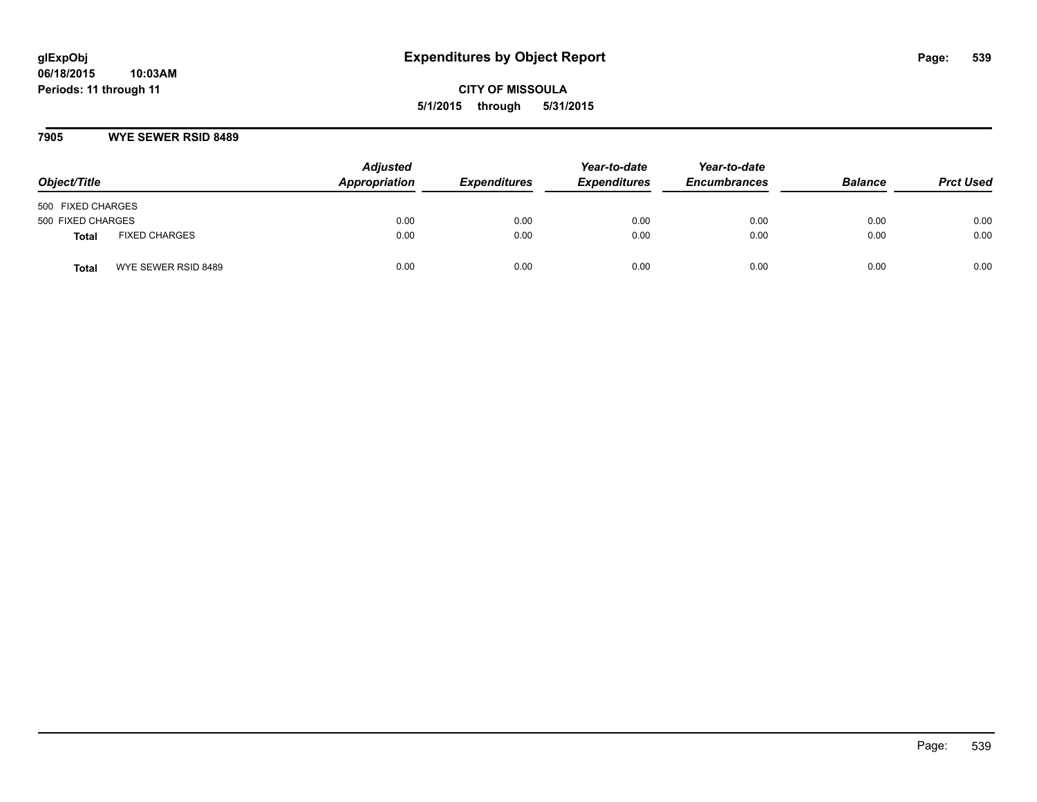# Expenditures by Object Report

glExpObj
06/18/2015 10:03AM
Periods: 11 through 11

**CITY OF MISSOULA**
**5/1/2015 through 5/31/2015**

## 7905 WYE SEWER RSID 8489

| Object/Title | | Adjusted Appropriation | Expenditures | Year-to-date Expenditures | Year-to-date Encumbrances | Balance | Prct Used |
|---|---|---|---|---|---|---|---|
| 500 FIXED CHARGES | | | | | | | |
| 500 FIXED CHARGES | | 0.00 | 0.00 | 0.00 | 0.00 | 0.00 | 0.00 |
| **Total** | FIXED CHARGES | 0.00 | 0.00 | 0.00 | 0.00 | 0.00 | 0.00 |
| **Total** | WYE SEWER RSID 8489 | 0.00 | 0.00 | 0.00 | 0.00 | 0.00 | 0.00 |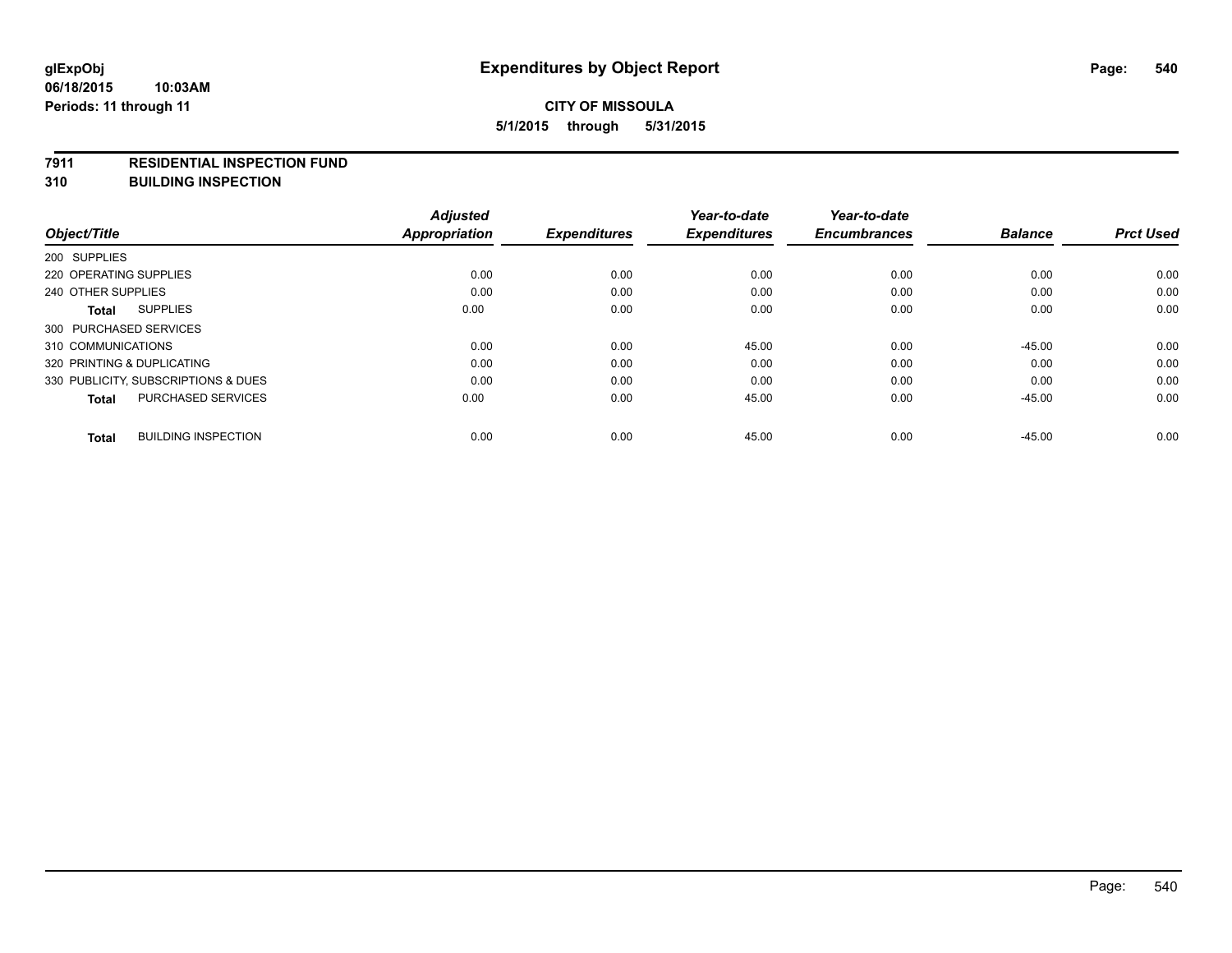**glExpObj**
**06/18/2015 10:03AM**
**Periods: 11 through 11**

# Expenditures by Object Report

**CITY OF MISSOULA**
**5/1/2015 through 5/31/2015**

**7911 RESIDENTIAL INSPECTION FUND**
**310 BUILDING INSPECTION**

| Object/Title | Adjusted Appropriation | Expenditures | Year-to-date Expenditures | Year-to-date Encumbrances | Balance | Prct Used |
|---|---|---|---|---|---|---|
| 200 SUPPLIES | | | | | | |
| 220 OPERATING SUPPLIES | 0.00 | 0.00 | 0.00 | 0.00 | 0.00 | 0.00 |
| 240 OTHER SUPPLIES | 0.00 | 0.00 | 0.00 | 0.00 | 0.00 | 0.00 |
| **Total** SUPPLIES | 0.00 | 0.00 | 0.00 | 0.00 | 0.00 | 0.00 |
| 300 PURCHASED SERVICES | | | | | | |
| 310 COMMUNICATIONS | 0.00 | 0.00 | 45.00 | 0.00 | -45.00 | 0.00 |
| 320 PRINTING & DUPLICATING | 0.00 | 0.00 | 0.00 | 0.00 | 0.00 | 0.00 |
| 330 PUBLICITY, SUBSCRIPTIONS & DUES | 0.00 | 0.00 | 0.00 | 0.00 | 0.00 | 0.00 |
| **Total** PURCHASED SERVICES | 0.00 | 0.00 | 45.00 | 0.00 | -45.00 | 0.00 |
| **Total** BUILDING INSPECTION | 0.00 | 0.00 | 45.00 | 0.00 | -45.00 | 0.00 |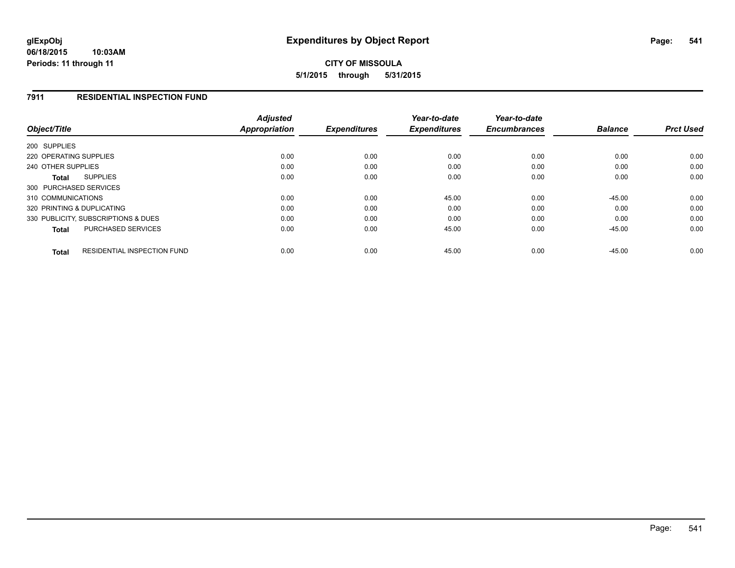**glExpObj**
**06/18/2015 10:03AM**
**Periods: 11 through 11**

# Expenditures by Object Report

**CITY OF MISSOULA**
**5/1/2015 through 5/31/2015**

## 7911 RESIDENTIAL INSPECTION FUND

| Object/Title | Adjusted Appropriation | Expenditures | Year-to-date Expenditures | Year-to-date Encumbrances | Balance | Prct Used |
|---|---|---|---|---|---|---|
| 200 SUPPLIES | | | | | | |
| 220 OPERATING SUPPLIES | 0.00 | 0.00 | 0.00 | 0.00 | 0.00 | 0.00 |
| 240 OTHER SUPPLIES | 0.00 | 0.00 | 0.00 | 0.00 | 0.00 | 0.00 |
| **Total** SUPPLIES | 0.00 | 0.00 | 0.00 | 0.00 | 0.00 | 0.00 |
| 300 PURCHASED SERVICES | | | | | | |
| 310 COMMUNICATIONS | 0.00 | 0.00 | 45.00 | 0.00 | -45.00 | 0.00 |
| 320 PRINTING & DUPLICATING | 0.00 | 0.00 | 0.00 | 0.00 | 0.00 | 0.00 |
| 330 PUBLICITY, SUBSCRIPTIONS & DUES | 0.00 | 0.00 | 0.00 | 0.00 | 0.00 | 0.00 |
| **Total** PURCHASED SERVICES | 0.00 | 0.00 | 45.00 | 0.00 | -45.00 | 0.00 |
| **Total** RESIDENTIAL INSPECTION FUND | 0.00 | 0.00 | 45.00 | 0.00 | -45.00 | 0.00 |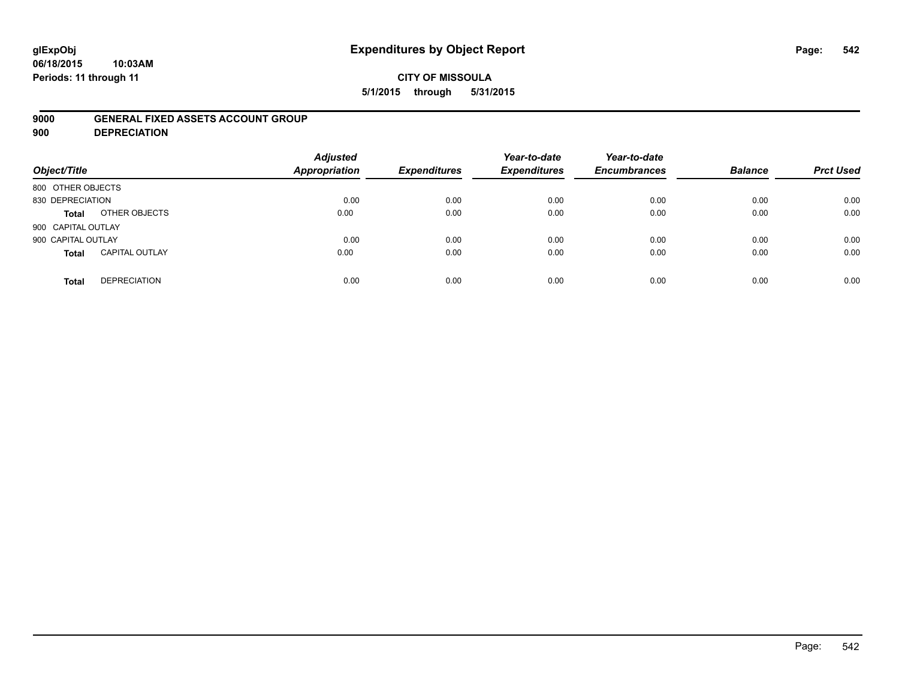**glExpObj**
**06/18/2015 10:03AM**
**Periods: 11 through 11**

# Expenditures by Object Report

**CITY OF MISSOULA**
**5/1/2015 through 5/31/2015**

**9000 GENERAL FIXED ASSETS ACCOUNT GROUP**
**900 DEPRECIATION**

| Object/Title | | Adjusted Appropriation | Expenditures | Year-to-date Expenditures | Year-to-date Encumbrances | Balance | Prct Used |
|---|---|---|---|---|---|---|---|
| 800 OTHER OBJECTS | | | | | | | |
| 830 DEPRECIATION | | 0.00 | 0.00 | 0.00 | 0.00 | 0.00 | 0.00 |
| **Total** | OTHER OBJECTS | 0.00 | 0.00 | 0.00 | 0.00 | 0.00 | 0.00 |
| 900 CAPITAL OUTLAY | | | | | | | |
| 900 CAPITAL OUTLAY | | 0.00 | 0.00 | 0.00 | 0.00 | 0.00 | 0.00 |
| **Total** | CAPITAL OUTLAY | 0.00 | 0.00 | 0.00 | 0.00 | 0.00 | 0.00 |
| **Total** | DEPRECIATION | 0.00 | 0.00 | 0.00 | 0.00 | 0.00 | 0.00 |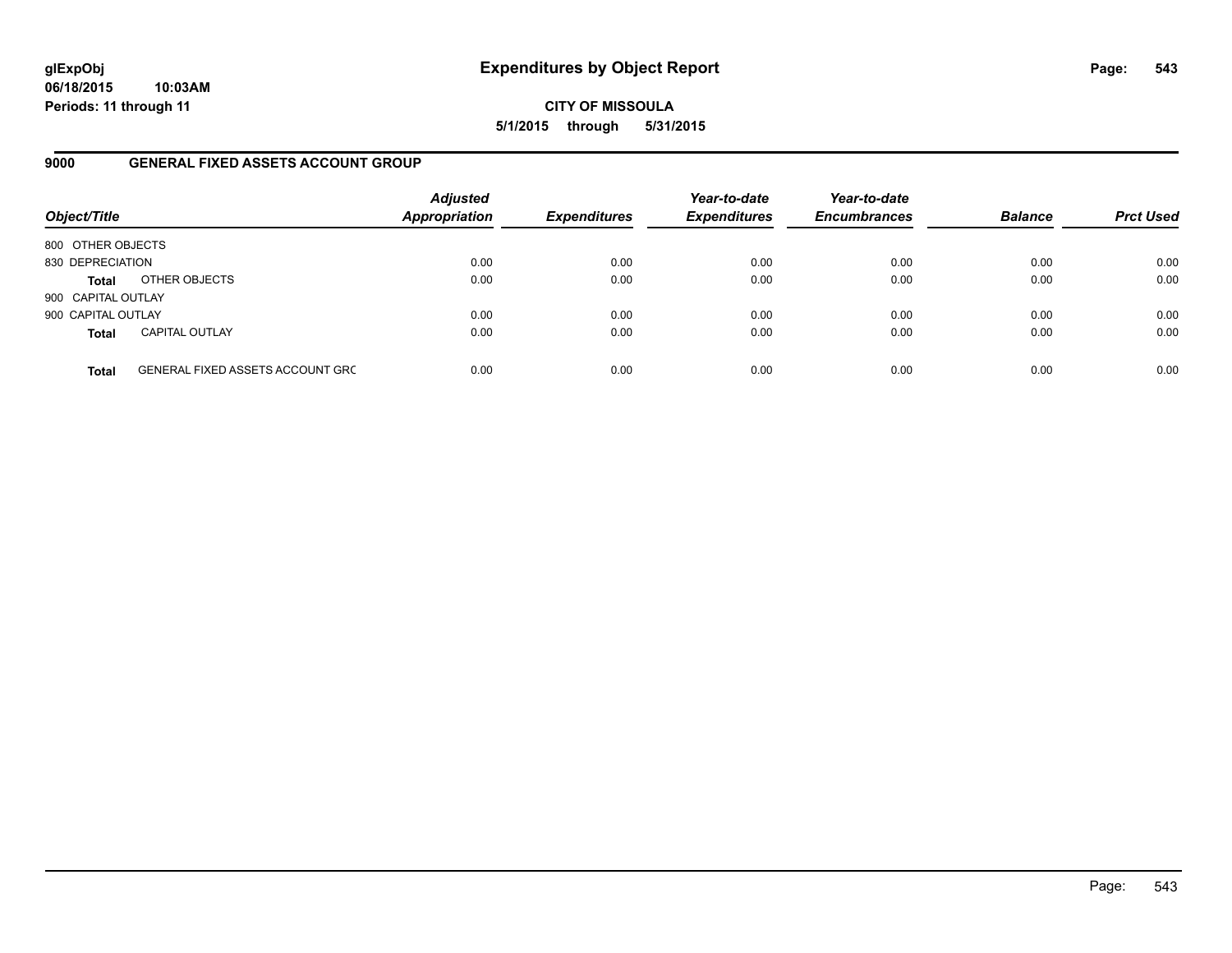**glExpObj**
**06/18/2015 10:03AM**
**Periods: 11 through 11**

# Expenditures by Object Report

**CITY OF MISSOULA**
**5/1/2015 through 5/31/2015**

## 9000 GENERAL FIXED ASSETS ACCOUNT GROUP

| Object/Title | | Adjusted Appropriation | Expenditures | Year-to-date Expenditures | Year-to-date Encumbrances | Balance | Prct Used |
|---|---|---|---|---|---|---|---|
| 800 OTHER OBJECTS | | | | | | | |
| 830 DEPRECIATION | | 0.00 | 0.00 | 0.00 | 0.00 | 0.00 | 0.00 |
| **Total** | OTHER OBJECTS | 0.00 | 0.00 | 0.00 | 0.00 | 0.00 | 0.00 |
| 900 CAPITAL OUTLAY | | | | | | | |
| 900 CAPITAL OUTLAY | | 0.00 | 0.00 | 0.00 | 0.00 | 0.00 | 0.00 |
| **Total** | CAPITAL OUTLAY | 0.00 | 0.00 | 0.00 | 0.00 | 0.00 | 0.00 |
| **Total** | GENERAL FIXED ASSETS ACCOUNT GRC | 0.00 | 0.00 | 0.00 | 0.00 | 0.00 | 0.00 |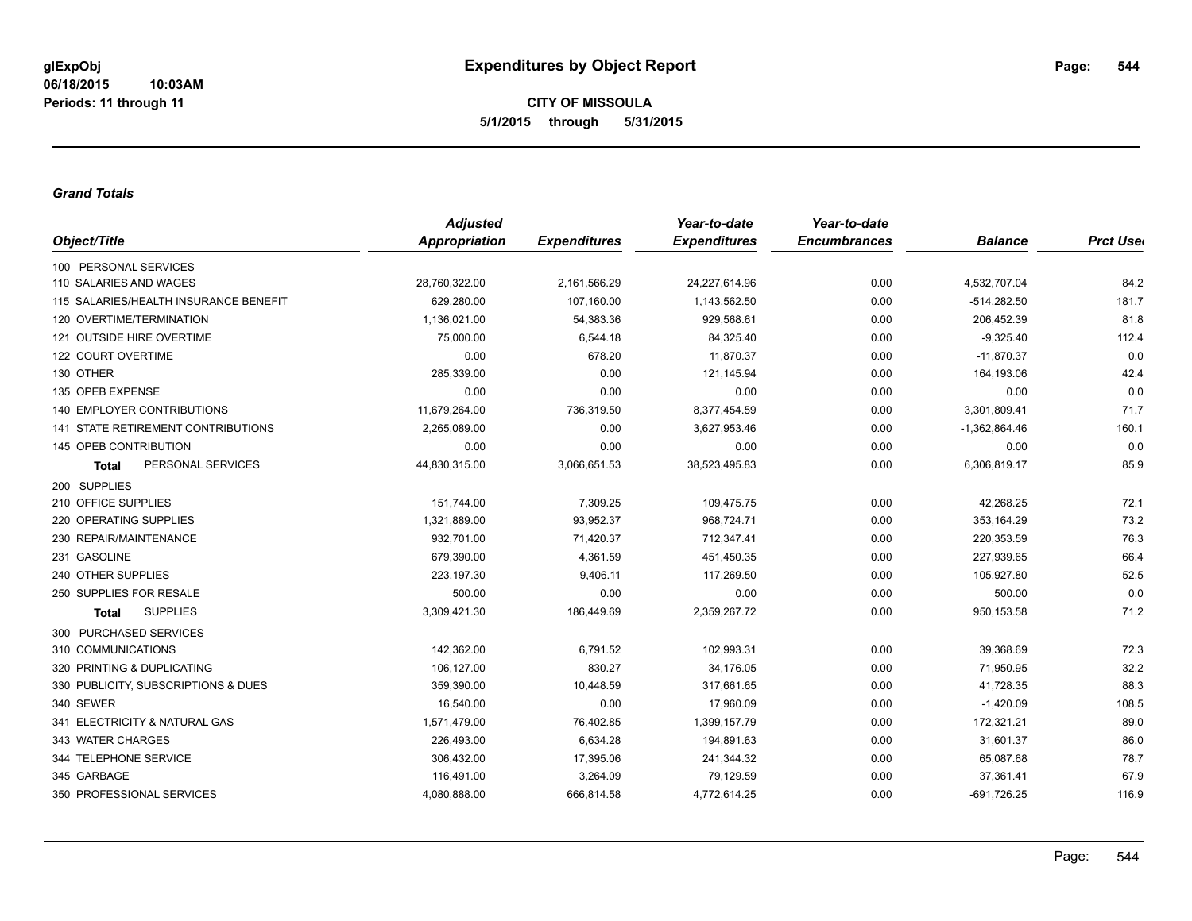glExpObj
06/18/2015 10:03AM
Periods: 11 through 11

# Expenditures by Object Report

**CITY OF MISSOULA**
**5/1/2015 through 5/31/2015**

### *Grand Totals*

| Object/Title | Adjusted Appropriation | Expenditures | Year-to-date Expenditures | Year-to-date Encumbrances | Balance | Prct Used |
|---|---|---|---|---|---|---|
| 100 PERSONAL SERVICES | | | | | | |
| 110 SALARIES AND WAGES | 28,760,322.00 | 2,161,566.29 | 24,227,614.96 | 0.00 | 4,532,707.04 | 84.2 |
| 115 SALARIES/HEALTH INSURANCE BENEFIT | 629,280.00 | 107,160.00 | 1,143,562.50 | 0.00 | -514,282.50 | 181.7 |
| 120 OVERTIME/TERMINATION | 1,136,021.00 | 54,383.36 | 929,568.61 | 0.00 | 206,452.39 | 81.8 |
| 121 OUTSIDE HIRE OVERTIME | 75,000.00 | 6,544.18 | 84,325.40 | 0.00 | -9,325.40 | 112.4 |
| 122 COURT OVERTIME | 0.00 | 678.20 | 11,870.37 | 0.00 | -11,870.37 | 0.0 |
| 130 OTHER | 285,339.00 | 0.00 | 121,145.94 | 0.00 | 164,193.06 | 42.4 |
| 135 OPEB EXPENSE | 0.00 | 0.00 | 0.00 | 0.00 | 0.00 | 0.0 |
| 140 EMPLOYER CONTRIBUTIONS | 11,679,264.00 | 736,319.50 | 8,377,454.59 | 0.00 | 3,301,809.41 | 71.7 |
| 141 STATE RETIREMENT CONTRIBUTIONS | 2,265,089.00 | 0.00 | 3,627,953.46 | 0.00 | -1,362,864.46 | 160.1 |
| 145 OPEB CONTRIBUTION | 0.00 | 0.00 | 0.00 | 0.00 | 0.00 | 0.0 |
| **Total** PERSONAL SERVICES | 44,830,315.00 | 3,066,651.53 | 38,523,495.83 | 0.00 | 6,306,819.17 | 85.9 |
| 200 SUPPLIES | | | | | | |
| 210 OFFICE SUPPLIES | 151,744.00 | 7,309.25 | 109,475.75 | 0.00 | 42,268.25 | 72.1 |
| 220 OPERATING SUPPLIES | 1,321,889.00 | 93,952.37 | 968,724.71 | 0.00 | 353,164.29 | 73.2 |
| 230 REPAIR/MAINTENANCE | 932,701.00 | 71,420.37 | 712,347.41 | 0.00 | 220,353.59 | 76.3 |
| 231 GASOLINE | 679,390.00 | 4,361.59 | 451,450.35 | 0.00 | 227,939.65 | 66.4 |
| 240 OTHER SUPPLIES | 223,197.30 | 9,406.11 | 117,269.50 | 0.00 | 105,927.80 | 52.5 |
| 250 SUPPLIES FOR RESALE | 500.00 | 0.00 | 0.00 | 0.00 | 500.00 | 0.0 |
| **Total** SUPPLIES | 3,309,421.30 | 186,449.69 | 2,359,267.72 | 0.00 | 950,153.58 | 71.2 |
| 300 PURCHASED SERVICES | | | | | | |
| 310 COMMUNICATIONS | 142,362.00 | 6,791.52 | 102,993.31 | 0.00 | 39,368.69 | 72.3 |
| 320 PRINTING & DUPLICATING | 106,127.00 | 830.27 | 34,176.05 | 0.00 | 71,950.95 | 32.2 |
| 330 PUBLICITY, SUBSCRIPTIONS & DUES | 359,390.00 | 10,448.59 | 317,661.65 | 0.00 | 41,728.35 | 88.3 |
| 340 SEWER | 16,540.00 | 0.00 | 17,960.09 | 0.00 | -1,420.09 | 108.5 |
| 341 ELECTRICITY & NATURAL GAS | 1,571,479.00 | 76,402.85 | 1,399,157.79 | 0.00 | 172,321.21 | 89.0 |
| 343 WATER CHARGES | 226,493.00 | 6,634.28 | 194,891.63 | 0.00 | 31,601.37 | 86.0 |
| 344 TELEPHONE SERVICE | 306,432.00 | 17,395.06 | 241,344.32 | 0.00 | 65,087.68 | 78.7 |
| 345 GARBAGE | 116,491.00 | 3,264.09 | 79,129.59 | 0.00 | 37,361.41 | 67.9 |
| 350 PROFESSIONAL SERVICES | 4,080,888.00 | 666,814.58 | 4,772,614.25 | 0.00 | -691,726.25 | 116.9 |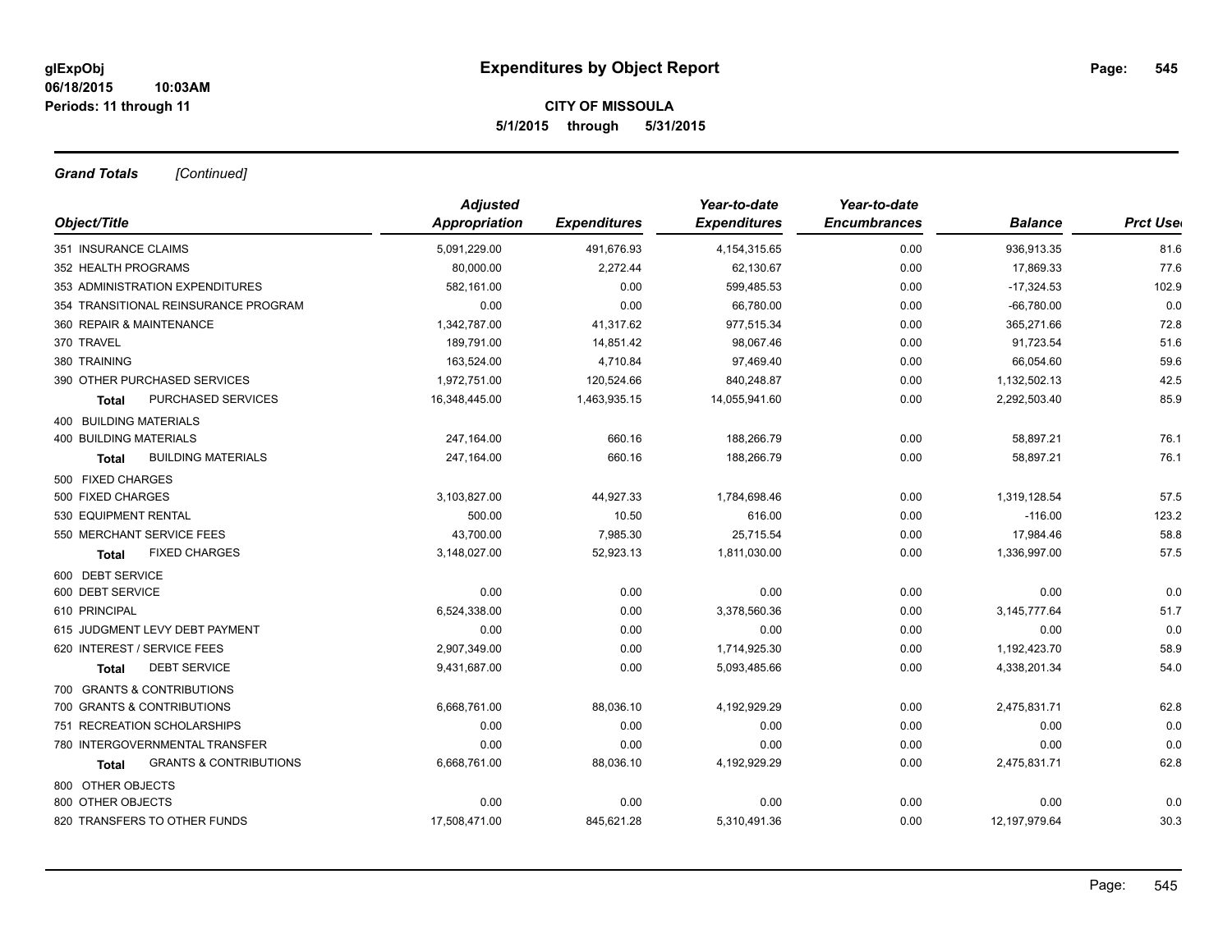**glExpObj** **Expenditures by Object Report**
**06/18/2015 10:03AM**
**Periods: 11 through 11**

**CITY OF MISSOULA**
**5/1/2015 through 5/31/2015**

***Grand Totals*** *[Continued]*

| Object/Title | | *Adjusted Appropriation* | *Expenditures* | *Year-to-date Expenditures* | *Year-to-date Encumbrances* | *Balance* | *Prct Used* |
|---|---|---|---|---|---|---|---|
| 351 INSURANCE CLAIMS | | 5,091,229.00 | 491,676.93 | 4,154,315.65 | 0.00 | 936,913.35 | 81.6 |
| 352 HEALTH PROGRAMS | | 80,000.00 | 2,272.44 | 62,130.67 | 0.00 | 17,869.33 | 77.6 |
| 353 ADMINISTRATION EXPENDITURES | | 582,161.00 | 0.00 | 599,485.53 | 0.00 | -17,324.53 | 102.9 |
| 354 TRANSITIONAL REINSURANCE PROGRAM | | 0.00 | 0.00 | 66,780.00 | 0.00 | -66,780.00 | 0.0 |
| 360 REPAIR & MAINTENANCE | | 1,342,787.00 | 41,317.62 | 977,515.34 | 0.00 | 365,271.66 | 72.8 |
| 370 TRAVEL | | 189,791.00 | 14,851.42 | 98,067.46 | 0.00 | 91,723.54 | 51.6 |
| 380 TRAINING | | 163,524.00 | 4,710.84 | 97,469.40 | 0.00 | 66,054.60 | 59.6 |
| 390 OTHER PURCHASED SERVICES | | 1,972,751.00 | 120,524.66 | 840,248.87 | 0.00 | 1,132,502.13 | 42.5 |
| **Total** | PURCHASED SERVICES | 16,348,445.00 | 1,463,935.15 | 14,055,941.60 | 0.00 | 2,292,503.40 | 85.9 |
| 400 BUILDING MATERIALS | | | | | | | |
| 400 BUILDING MATERIALS | | 247,164.00 | 660.16 | 188,266.79 | 0.00 | 58,897.21 | 76.1 |
| **Total** | BUILDING MATERIALS | 247,164.00 | 660.16 | 188,266.79 | 0.00 | 58,897.21 | 76.1 |
| 500 FIXED CHARGES | | | | | | | |
| 500 FIXED CHARGES | | 3,103,827.00 | 44,927.33 | 1,784,698.46 | 0.00 | 1,319,128.54 | 57.5 |
| 530 EQUIPMENT RENTAL | | 500.00 | 10.50 | 616.00 | 0.00 | -116.00 | 123.2 |
| 550 MERCHANT SERVICE FEES | | 43,700.00 | 7,985.30 | 25,715.54 | 0.00 | 17,984.46 | 58.8 |
| **Total** | FIXED CHARGES | 3,148,027.00 | 52,923.13 | 1,811,030.00 | 0.00 | 1,336,997.00 | 57.5 |
| 600 DEBT SERVICE | | | | | | | |
| 600 DEBT SERVICE | | 0.00 | 0.00 | 0.00 | 0.00 | 0.00 | 0.0 |
| 610 PRINCIPAL | | 6,524,338.00 | 0.00 | 3,378,560.36 | 0.00 | 3,145,777.64 | 51.7 |
| 615 JUDGMENT LEVY DEBT PAYMENT | | 0.00 | 0.00 | 0.00 | 0.00 | 0.00 | 0.0 |
| 620 INTEREST / SERVICE FEES | | 2,907,349.00 | 0.00 | 1,714,925.30 | 0.00 | 1,192,423.70 | 58.9 |
| **Total** | DEBT SERVICE | 9,431,687.00 | 0.00 | 5,093,485.66 | 0.00 | 4,338,201.34 | 54.0 |
| 700 GRANTS & CONTRIBUTIONS | | | | | | | |
| 700 GRANTS & CONTRIBUTIONS | | 6,668,761.00 | 88,036.10 | 4,192,929.29 | 0.00 | 2,475,831.71 | 62.8 |
| 751 RECREATION SCHOLARSHIPS | | 0.00 | 0.00 | 0.00 | 0.00 | 0.00 | 0.0 |
| 780 INTERGOVERNMENTAL TRANSFER | | 0.00 | 0.00 | 0.00 | 0.00 | 0.00 | 0.0 |
| **Total** | GRANTS & CONTRIBUTIONS | 6,668,761.00 | 88,036.10 | 4,192,929.29 | 0.00 | 2,475,831.71 | 62.8 |
| 800 OTHER OBJECTS | | | | | | | |
| 800 OTHER OBJECTS | | 0.00 | 0.00 | 0.00 | 0.00 | 0.00 | 0.0 |
| 820 TRANSFERS TO OTHER FUNDS | | 17,508,471.00 | 845,621.28 | 5,310,491.36 | 0.00 | 12,197,979.64 | 30.3 |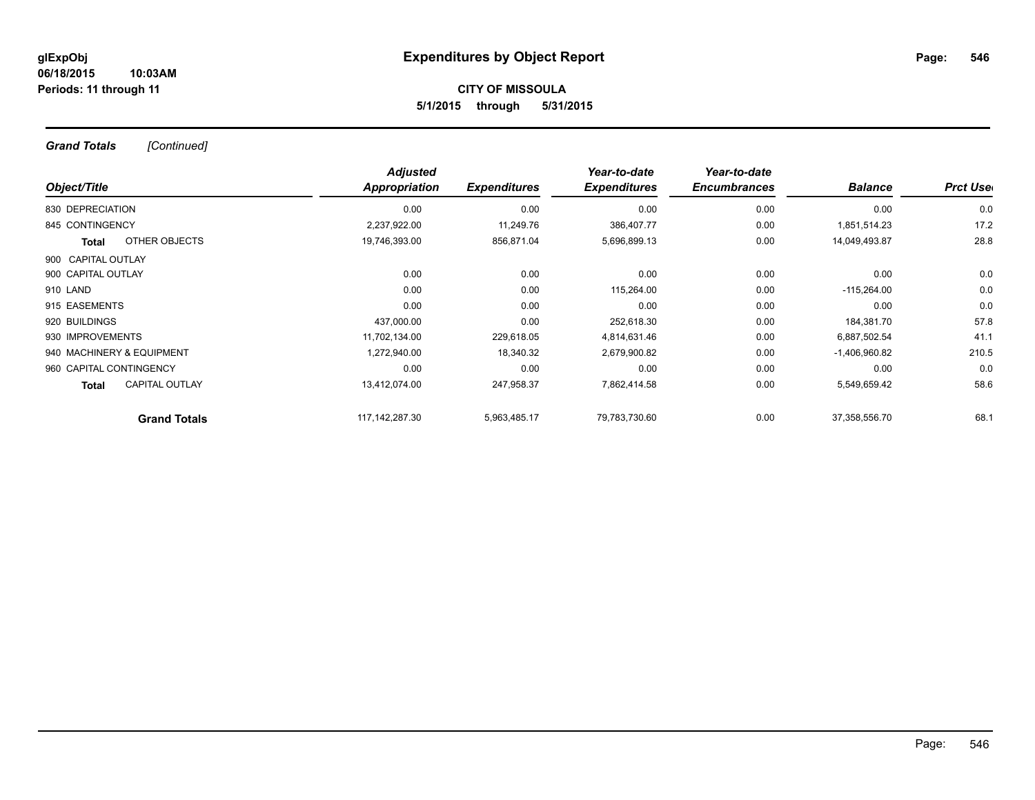**glExpObj**
**06/18/2015 10:03AM**
**Periods: 11 through 11**

# Expenditures by Object Report

**CITY OF MISSOULA**
**5/1/2015 through 5/31/2015**

***Grand Totals*** *[Continued]*

| Object/Title | Adjusted Appropriation | Expenditures | Year-to-date Expenditures | Year-to-date Encumbrances | Balance | Prct Used |
|---|---|---|---|---|---|---|
| 830 DEPRECIATION | 0.00 | 0.00 | 0.00 | 0.00 | 0.00 | 0.0 |
| 845 CONTINGENCY | 2,237,922.00 | 11,249.76 | 386,407.77 | 0.00 | 1,851,514.23 | 17.2 |
| **Total** OTHER OBJECTS | 19,746,393.00 | 856,871.04 | 5,696,899.13 | 0.00 | 14,049,493.87 | 28.8 |
| 900 CAPITAL OUTLAY | | | | | | |
| 900 CAPITAL OUTLAY | 0.00 | 0.00 | 0.00 | 0.00 | 0.00 | 0.0 |
| 910 LAND | 0.00 | 0.00 | 115,264.00 | 0.00 | -115,264.00 | 0.0 |
| 915 EASEMENTS | 0.00 | 0.00 | 0.00 | 0.00 | 0.00 | 0.0 |
| 920 BUILDINGS | 437,000.00 | 0.00 | 252,618.30 | 0.00 | 184,381.70 | 57.8 |
| 930 IMPROVEMENTS | 11,702,134.00 | 229,618.05 | 4,814,631.46 | 0.00 | 6,887,502.54 | 41.1 |
| 940 MACHINERY & EQUIPMENT | 1,272,940.00 | 18,340.32 | 2,679,900.82 | 0.00 | -1,406,960.82 | 210.5 |
| 960 CAPITAL CONTINGENCY | 0.00 | 0.00 | 0.00 | 0.00 | 0.00 | 0.0 |
| **Total** CAPITAL OUTLAY | 13,412,074.00 | 247,958.37 | 7,862,414.58 | 0.00 | 5,549,659.42 | 58.6 |
| **Grand Totals** | 117,142,287.30 | 5,963,485.17 | 79,783,730.60 | 0.00 | 37,358,556.70 | 68.1 |